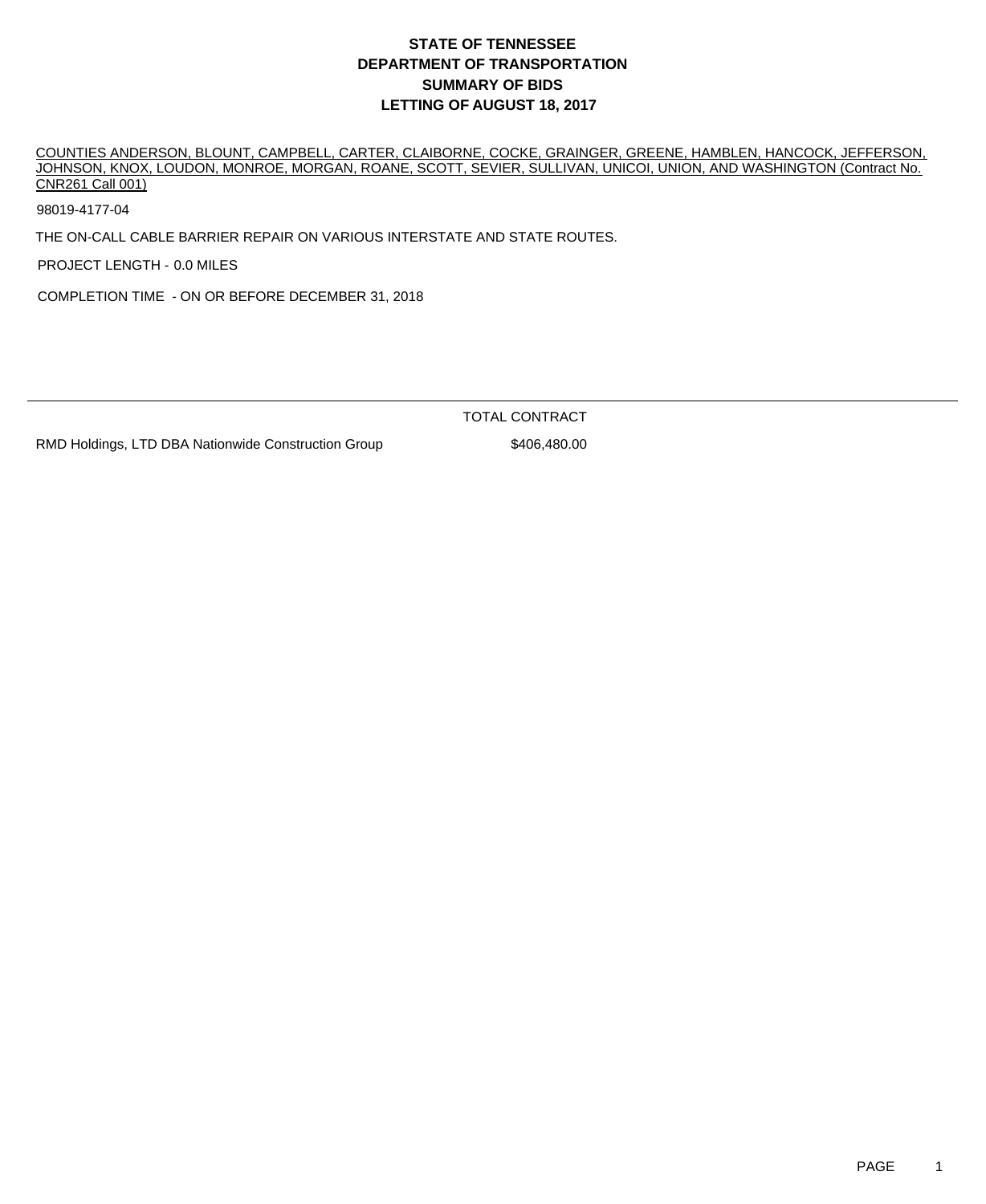# STATE OF TENNESSEE
# DEPARTMENT OF TRANSPORTATION
# SUMMARY OF BIDS
# LETTING OF AUGUST 18, 2017

COUNTIES ANDERSON, BLOUNT, CAMPBELL, CARTER, CLAIBORNE, COCKE, GRAINGER, GREENE, HAMBLEN, HANCOCK, JEFFERSON, JOHNSON, KNOX, LOUDON, MONROE, MORGAN, ROANE, SCOTT, SEVIER, SULLIVAN, UNICOI, UNION, AND WASHINGTON (Contract No. CNR261 Call 001)

98019-4177-04

THE ON-CALL CABLE BARRIER REPAIR ON VARIOUS INTERSTATE AND STATE ROUTES.

PROJECT LENGTH - 0.0 MILES

COMPLETION TIME - ON OR BEFORE DECEMBER 31, 2018

| | TOTAL CONTRACT |
|---|---|
| RMD Holdings, LTD DBA Nationwide Construction Group | $406,480.00 |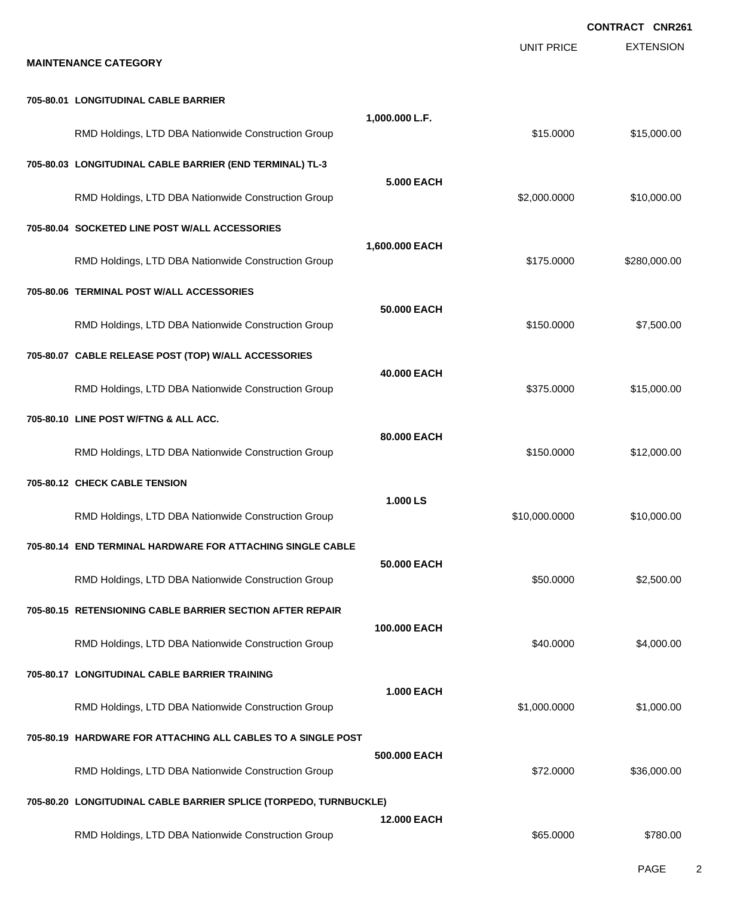**CONTRACT CNR261**

| MAINTENANCE CATEGORY | | UNIT PRICE | EXTENSION |
|---|---|---|---|
| **705-80.01 LONGITUDINAL CABLE BARRIER** | **1,000.000 L.F.** | | |
| RMD Holdings, LTD DBA Nationwide Construction Group | | $15.0000 | $15,000.00 |
| **705-80.03 LONGITUDINAL CABLE BARRIER (END TERMINAL) TL-3** | **5.000 EACH** | | |
| RMD Holdings, LTD DBA Nationwide Construction Group | | $2,000.0000 | $10,000.00 |
| **705-80.04 SOCKETED LINE POST W/ALL ACCESSORIES** | **1,600.000 EACH** | | |
| RMD Holdings, LTD DBA Nationwide Construction Group | | $175.0000 | $280,000.00 |
| **705-80.06 TERMINAL POST W/ALL ACCESSORIES** | **50.000 EACH** | | |
| RMD Holdings, LTD DBA Nationwide Construction Group | | $150.0000 | $7,500.00 |
| **705-80.07 CABLE RELEASE POST (TOP) W/ALL ACCESSORIES** | **40.000 EACH** | | |
| RMD Holdings, LTD DBA Nationwide Construction Group | | $375.0000 | $15,000.00 |
| **705-80.10 LINE POST W/FTNG & ALL ACC.** | **80.000 EACH** | | |
| RMD Holdings, LTD DBA Nationwide Construction Group | | $150.0000 | $12,000.00 |
| **705-80.12 CHECK CABLE TENSION** | **1.000 LS** | | |
| RMD Holdings, LTD DBA Nationwide Construction Group | | $10,000.0000 | $10,000.00 |
| **705-80.14 END TERMINAL HARDWARE FOR ATTACHING SINGLE CABLE** | **50.000 EACH** | | |
| RMD Holdings, LTD DBA Nationwide Construction Group | | $50.0000 | $2,500.00 |
| **705-80.15 RETENSIONING CABLE BARRIER SECTION AFTER REPAIR** | **100.000 EACH** | | |
| RMD Holdings, LTD DBA Nationwide Construction Group | | $40.0000 | $4,000.00 |
| **705-80.17 LONGITUDINAL CABLE BARRIER TRAINING** | **1.000 EACH** | | |
| RMD Holdings, LTD DBA Nationwide Construction Group | | $1,000.0000 | $1,000.00 |
| **705-80.19 HARDWARE FOR ATTACHING ALL CABLES TO A SINGLE POST** | **500.000 EACH** | | |
| RMD Holdings, LTD DBA Nationwide Construction Group | | $72.0000 | $36,000.00 |
| **705-80.20 LONGITUDINAL CABLE BARRIER SPLICE (TORPEDO, TURNBUCKLE)** | **12.000 EACH** | | |
| RMD Holdings, LTD DBA Nationwide Construction Group | | $65.0000 | $780.00 |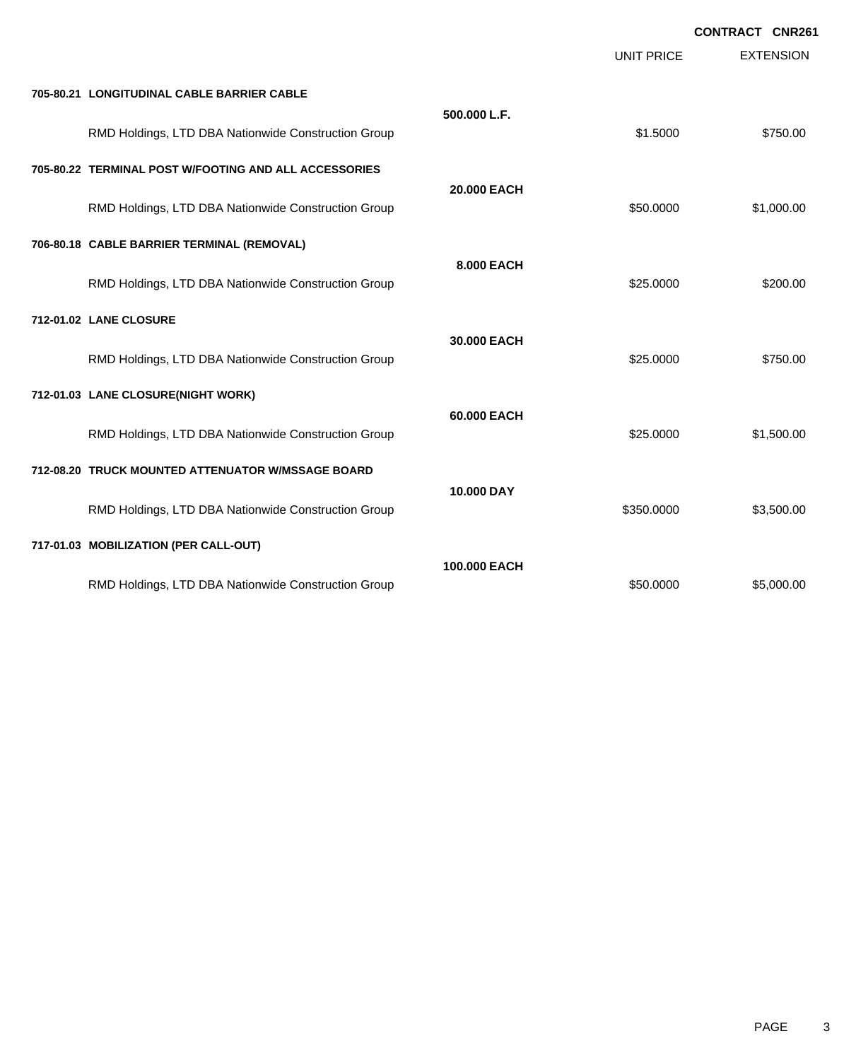**CONTRACT CNR261**

| | | UNIT PRICE | EXTENSION |
|---|---|---|---|
| **705-80.21 LONGITUDINAL CABLE BARRIER CABLE** | | | |
| | **500.000 L.F.** | | |
| RMD Holdings, LTD DBA Nationwide Construction Group | | $1.5000 | $750.00 |
| **705-80.22 TERMINAL POST W/FOOTING AND ALL ACCESSORIES** | | | |
| | **20.000 EACH** | | |
| RMD Holdings, LTD DBA Nationwide Construction Group | | $50.0000 | $1,000.00 |
| **706-80.18 CABLE BARRIER TERMINAL (REMOVAL)** | | | |
| | **8.000 EACH** | | |
| RMD Holdings, LTD DBA Nationwide Construction Group | | $25.0000 | $200.00 |
| **712-01.02 LANE CLOSURE** | | | |
| | **30.000 EACH** | | |
| RMD Holdings, LTD DBA Nationwide Construction Group | | $25.0000 | $750.00 |
| **712-01.03 LANE CLOSURE(NIGHT WORK)** | | | |
| | **60.000 EACH** | | |
| RMD Holdings, LTD DBA Nationwide Construction Group | | $25.0000 | $1,500.00 |
| **712-08.20 TRUCK MOUNTED ATTENUATOR W/MSSAGE BOARD** | | | |
| | **10.000 DAY** | | |
| RMD Holdings, LTD DBA Nationwide Construction Group | | $350.0000 | $3,500.00 |
| **717-01.03 MOBILIZATION (PER CALL-OUT)** | | | |
| | **100.000 EACH** | | |
| RMD Holdings, LTD DBA Nationwide Construction Group | | $50.0000 | $5,000.00 |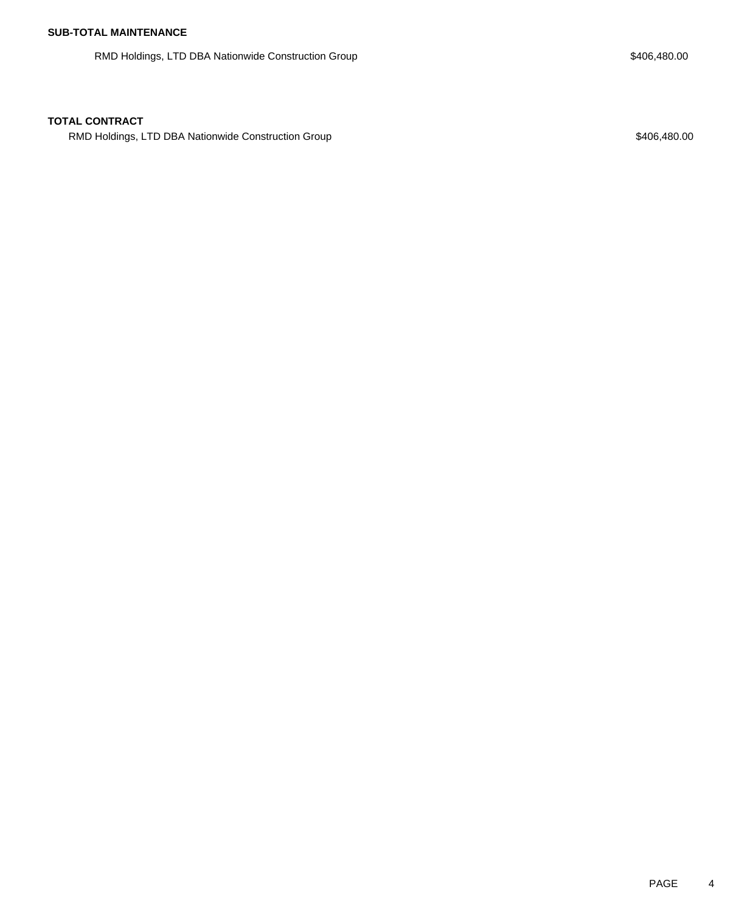**SUB-TOTAL MAINTENANCE**

| | |
|---|---|
| RMD Holdings, LTD DBA Nationwide Construction Group | $406,480.00 |

**TOTAL CONTRACT**

| | |
|---|---|
| RMD Holdings, LTD DBA Nationwide Construction Group | $406,480.00 |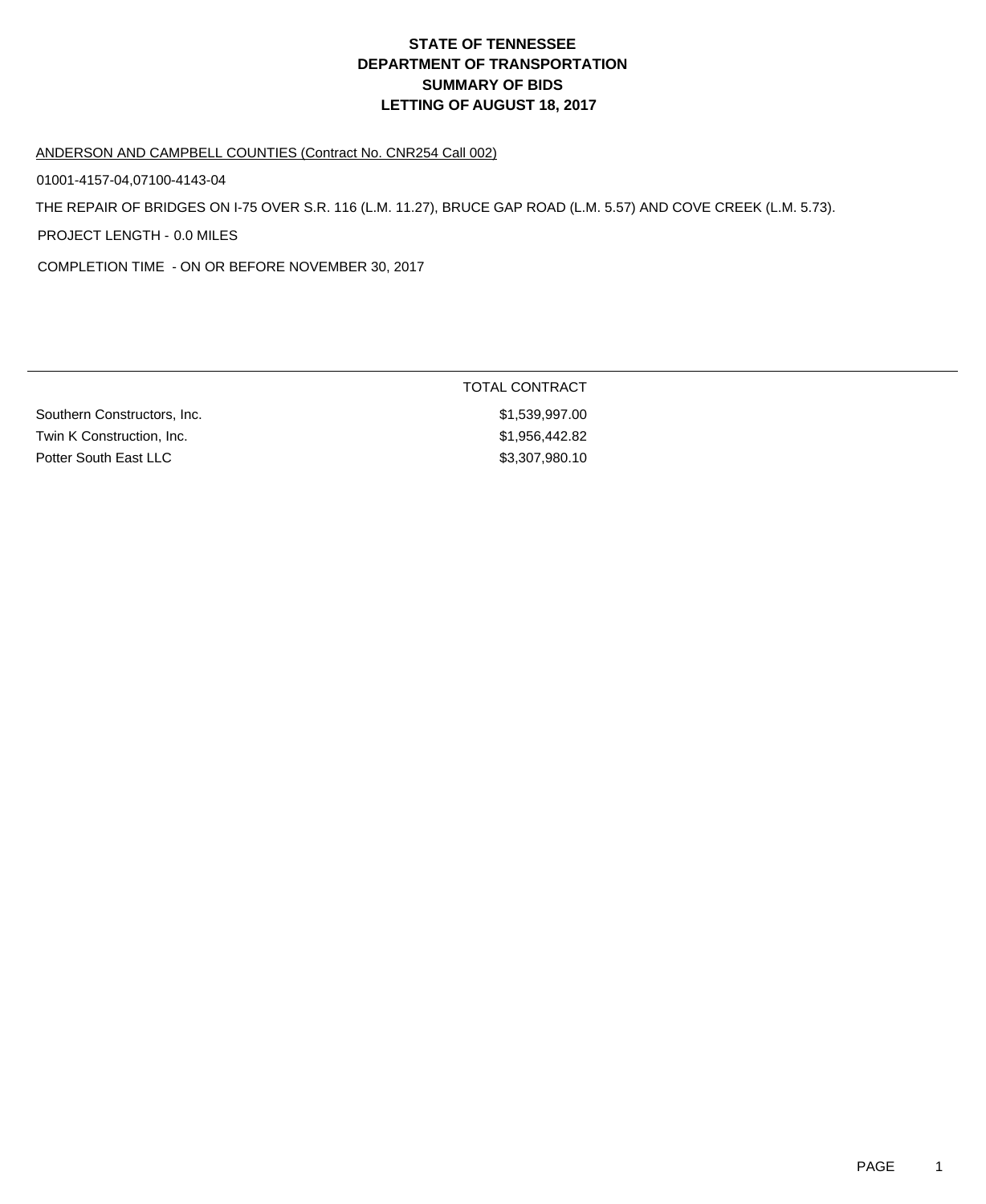# STATE OF TENNESSEE
# DEPARTMENT OF TRANSPORTATION
# SUMMARY OF BIDS
# LETTING OF AUGUST 18, 2017

ANDERSON AND CAMPBELL COUNTIES (Contract No. CNR254 Call 002)

01001-4157-04,07100-4143-04

THE REPAIR OF BRIDGES ON I-75 OVER S.R. 116 (L.M. 11.27), BRUCE GAP ROAD (L.M. 5.57) AND COVE CREEK (L.M. 5.73).

PROJECT LENGTH - 0.0 MILES

COMPLETION TIME - ON OR BEFORE NOVEMBER 30, 2017

| | TOTAL CONTRACT |
|---|---|
| Southern Constructors, Inc. | $1,539,997.00 |
| Twin K Construction, Inc. | $1,956,442.82 |
| Potter South East LLC | $3,307,980.10 |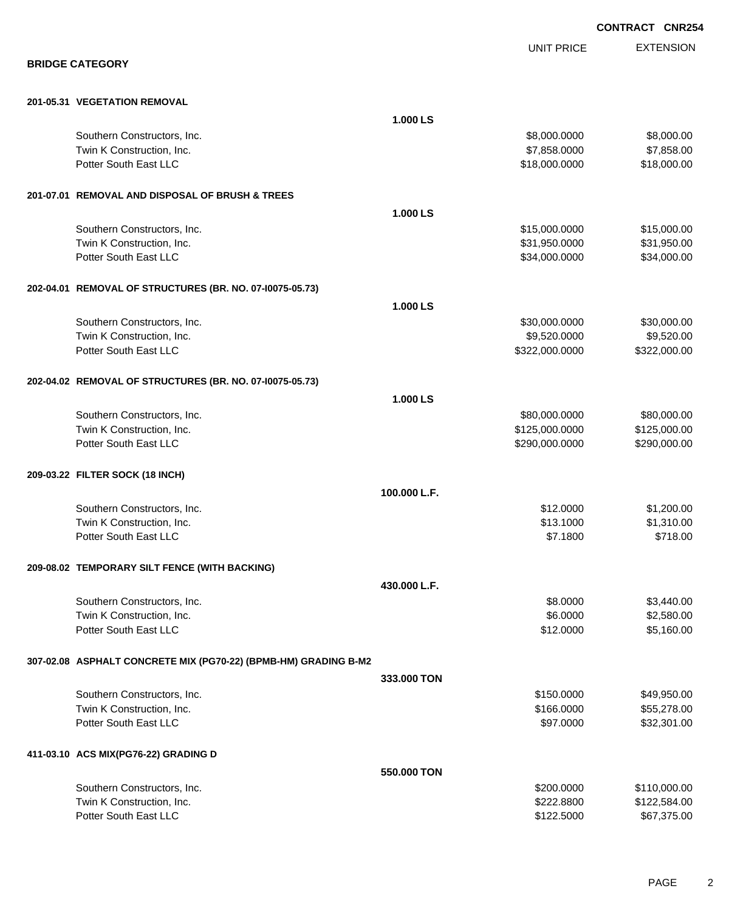**CONTRACT CNR254**

## BRIDGE CATEGORY

| | | UNIT PRICE | EXTENSION |
|---|---|---|---|
| **201-05.31 VEGETATION REMOVAL** | | | |
| | **1.000 LS** | | |
| Southern Constructors, Inc. | | $8,000.0000 | $8,000.00 |
| Twin K Construction, Inc. | | $7,858.0000 | $7,858.00 |
| Potter South East LLC | | $18,000.0000 | $18,000.00 |
| **201-07.01 REMOVAL AND DISPOSAL OF BRUSH & TREES** | | | |
| | **1.000 LS** | | |
| Southern Constructors, Inc. | | $15,000.0000 | $15,000.00 |
| Twin K Construction, Inc. | | $31,950.0000 | $31,950.00 |
| Potter South East LLC | | $34,000.0000 | $34,000.00 |
| **202-04.01 REMOVAL OF STRUCTURES (BR. NO. 07-I0075-05.73)** | | | |
| | **1.000 LS** | | |
| Southern Constructors, Inc. | | $30,000.0000 | $30,000.00 |
| Twin K Construction, Inc. | | $9,520.0000 | $9,520.00 |
| Potter South East LLC | | $322,000.0000 | $322,000.00 |
| **202-04.02 REMOVAL OF STRUCTURES (BR. NO. 07-I0075-05.73)** | | | |
| | **1.000 LS** | | |
| Southern Constructors, Inc. | | $80,000.0000 | $80,000.00 |
| Twin K Construction, Inc. | | $125,000.0000 | $125,000.00 |
| Potter South East LLC | | $290,000.0000 | $290,000.00 |
| **209-03.22 FILTER SOCK (18 INCH)** | | | |
| | **100.000 L.F.** | | |
| Southern Constructors, Inc. | | $12.0000 | $1,200.00 |
| Twin K Construction, Inc. | | $13.1000 | $1,310.00 |
| Potter South East LLC | | $7.1800 | $718.00 |
| **209-08.02 TEMPORARY SILT FENCE (WITH BACKING)** | | | |
| | **430.000 L.F.** | | |
| Southern Constructors, Inc. | | $8.0000 | $3,440.00 |
| Twin K Construction, Inc. | | $6.0000 | $2,580.00 |
| Potter South East LLC | | $12.0000 | $5,160.00 |
| **307-02.08 ASPHALT CONCRETE MIX (PG70-22) (BPMB-HM) GRADING B-M2** | | | |
| | **333.000 TON** | | |
| Southern Constructors, Inc. | | $150.0000 | $49,950.00 |
| Twin K Construction, Inc. | | $166.0000 | $55,278.00 |
| Potter South East LLC | | $97.0000 | $32,301.00 |
| **411-03.10 ACS MIX(PG76-22) GRADING D** | | | |
| | **550.000 TON** | | |
| Southern Constructors, Inc. | | $200.0000 | $110,000.00 |
| Twin K Construction, Inc. | | $222.8800 | $122,584.00 |
| Potter South East LLC | | $122.5000 | $67,375.00 |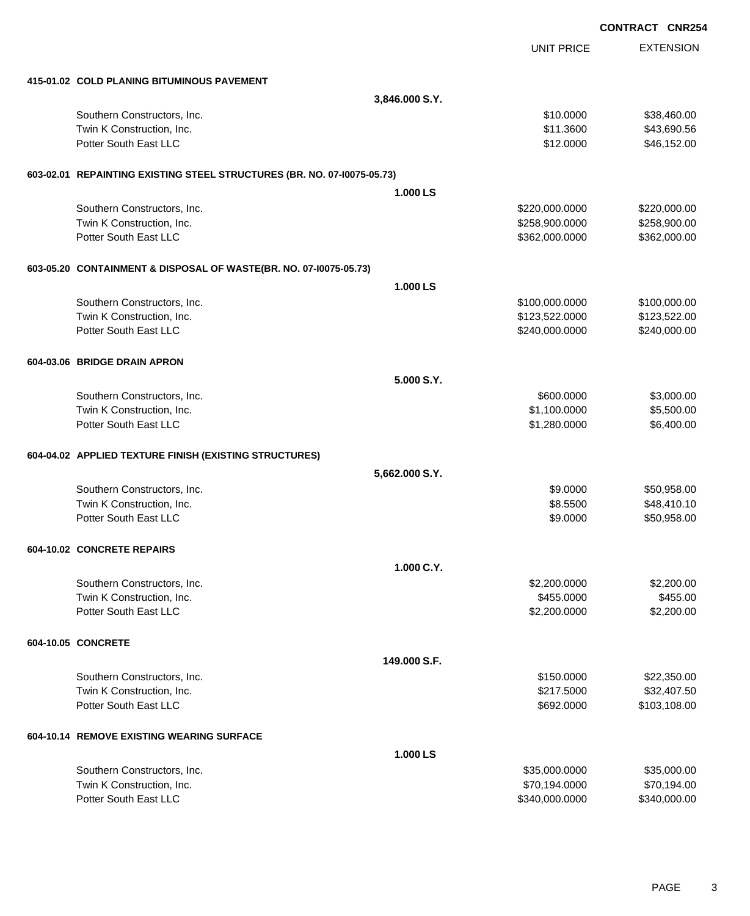**CONTRACT CNR254**

| | | UNIT PRICE | EXTENSION |
|---|---|---|---|
| **415-01.02 COLD PLANING BITUMINOUS PAVEMENT** | | | |
| | **3,846.000 S.Y.** | | |
| Southern Constructors, Inc. | | $10.0000 | $38,460.00 |
| Twin K Construction, Inc. | | $11.3600 | $43,690.56 |
| Potter South East LLC | | $12.0000 | $46,152.00 |
| **603-02.01 REPAINTING EXISTING STEEL STRUCTURES (BR. NO. 07-I0075-05.73)** | | | |
| | **1.000 LS** | | |
| Southern Constructors, Inc. | | $220,000.0000 | $220,000.00 |
| Twin K Construction, Inc. | | $258,900.0000 | $258,900.00 |
| Potter South East LLC | | $362,000.0000 | $362,000.00 |
| **603-05.20 CONTAINMENT & DISPOSAL OF WASTE(BR. NO. 07-I0075-05.73)** | | | |
| | **1.000 LS** | | |
| Southern Constructors, Inc. | | $100,000.0000 | $100,000.00 |
| Twin K Construction, Inc. | | $123,522.0000 | $123,522.00 |
| Potter South East LLC | | $240,000.0000 | $240,000.00 |
| **604-03.06 BRIDGE DRAIN APRON** | | | |
| | **5.000 S.Y.** | | |
| Southern Constructors, Inc. | | $600.0000 | $3,000.00 |
| Twin K Construction, Inc. | | $1,100.0000 | $5,500.00 |
| Potter South East LLC | | $1,280.0000 | $6,400.00 |
| **604-04.02 APPLIED TEXTURE FINISH (EXISTING STRUCTURES)** | | | |
| | **5,662.000 S.Y.** | | |
| Southern Constructors, Inc. | | $9.0000 | $50,958.00 |
| Twin K Construction, Inc. | | $8.5500 | $48,410.10 |
| Potter South East LLC | | $9.0000 | $50,958.00 |
| **604-10.02 CONCRETE REPAIRS** | | | |
| | **1.000 C.Y.** | | |
| Southern Constructors, Inc. | | $2,200.0000 | $2,200.00 |
| Twin K Construction, Inc. | | $455.0000 | $455.00 |
| Potter South East LLC | | $2,200.0000 | $2,200.00 |
| **604-10.05 CONCRETE** | | | |
| | **149.000 S.F.** | | |
| Southern Constructors, Inc. | | $150.0000 | $22,350.00 |
| Twin K Construction, Inc. | | $217.5000 | $32,407.50 |
| Potter South East LLC | | $692.0000 | $103,108.00 |
| **604-10.14 REMOVE EXISTING WEARING SURFACE** | | | |
| | **1.000 LS** | | |
| Southern Constructors, Inc. | | $35,000.0000 | $35,000.00 |
| Twin K Construction, Inc. | | $70,194.0000 | $70,194.00 |
| Potter South East LLC | | $340,000.0000 | $340,000.00 |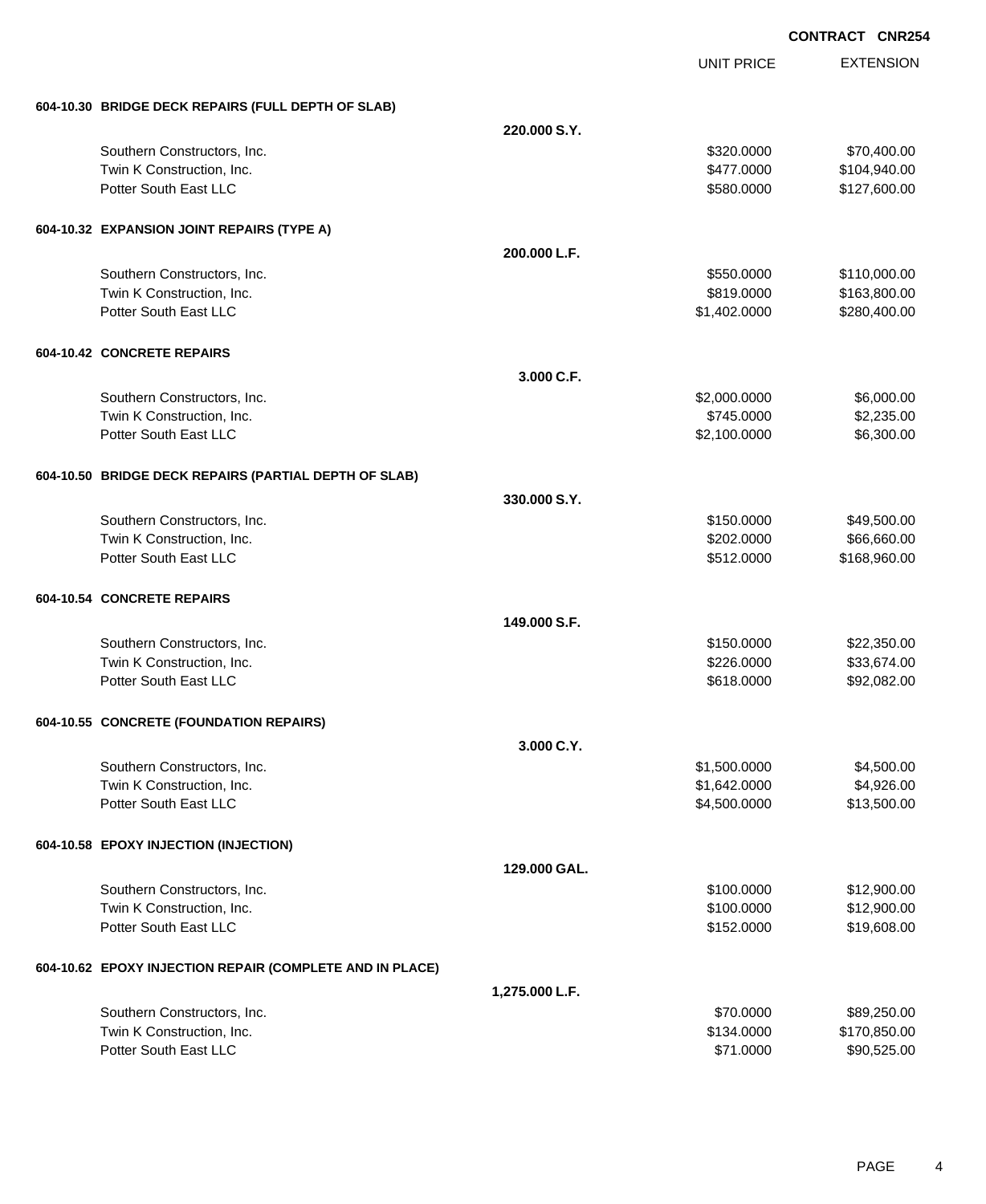**CONTRACT CNR254**

| | | UNIT PRICE | EXTENSION |
|---|---|---|---|
| **604-10.30 BRIDGE DECK REPAIRS (FULL DEPTH OF SLAB)** | | | |
| | **220.000 S.Y.** | | |
| Southern Constructors, Inc. | | $320.0000 | $70,400.00 |
| Twin K Construction, Inc. | | $477.0000 | $104,940.00 |
| Potter South East LLC | | $580.0000 | $127,600.00 |
| **604-10.32 EXPANSION JOINT REPAIRS (TYPE A)** | | | |
| | **200.000 L.F.** | | |
| Southern Constructors, Inc. | | $550.0000 | $110,000.00 |
| Twin K Construction, Inc. | | $819.0000 | $163,800.00 |
| Potter South East LLC | | $1,402.0000 | $280,400.00 |
| **604-10.42 CONCRETE REPAIRS** | | | |
| | **3.000 C.F.** | | |
| Southern Constructors, Inc. | | $2,000.0000 | $6,000.00 |
| Twin K Construction, Inc. | | $745.0000 | $2,235.00 |
| Potter South East LLC | | $2,100.0000 | $6,300.00 |
| **604-10.50 BRIDGE DECK REPAIRS (PARTIAL DEPTH OF SLAB)** | | | |
| | **330.000 S.Y.** | | |
| Southern Constructors, Inc. | | $150.0000 | $49,500.00 |
| Twin K Construction, Inc. | | $202.0000 | $66,660.00 |
| Potter South East LLC | | $512.0000 | $168,960.00 |
| **604-10.54 CONCRETE REPAIRS** | | | |
| | **149.000 S.F.** | | |
| Southern Constructors, Inc. | | $150.0000 | $22,350.00 |
| Twin K Construction, Inc. | | $226.0000 | $33,674.00 |
| Potter South East LLC | | $618.0000 | $92,082.00 |
| **604-10.55 CONCRETE (FOUNDATION REPAIRS)** | | | |
| | **3.000 C.Y.** | | |
| Southern Constructors, Inc. | | $1,500.0000 | $4,500.00 |
| Twin K Construction, Inc. | | $1,642.0000 | $4,926.00 |
| Potter South East LLC | | $4,500.0000 | $13,500.00 |
| **604-10.58 EPOXY INJECTION (INJECTION)** | | | |
| | **129.000 GAL.** | | |
| Southern Constructors, Inc. | | $100.0000 | $12,900.00 |
| Twin K Construction, Inc. | | $100.0000 | $12,900.00 |
| Potter South East LLC | | $152.0000 | $19,608.00 |
| **604-10.62 EPOXY INJECTION REPAIR (COMPLETE AND IN PLACE)** | | | |
| | **1,275.000 L.F.** | | |
| Southern Constructors, Inc. | | $70.0000 | $89,250.00 |
| Twin K Construction, Inc. | | $134.0000 | $170,850.00 |
| Potter South East LLC | | $71.0000 | $90,525.00 |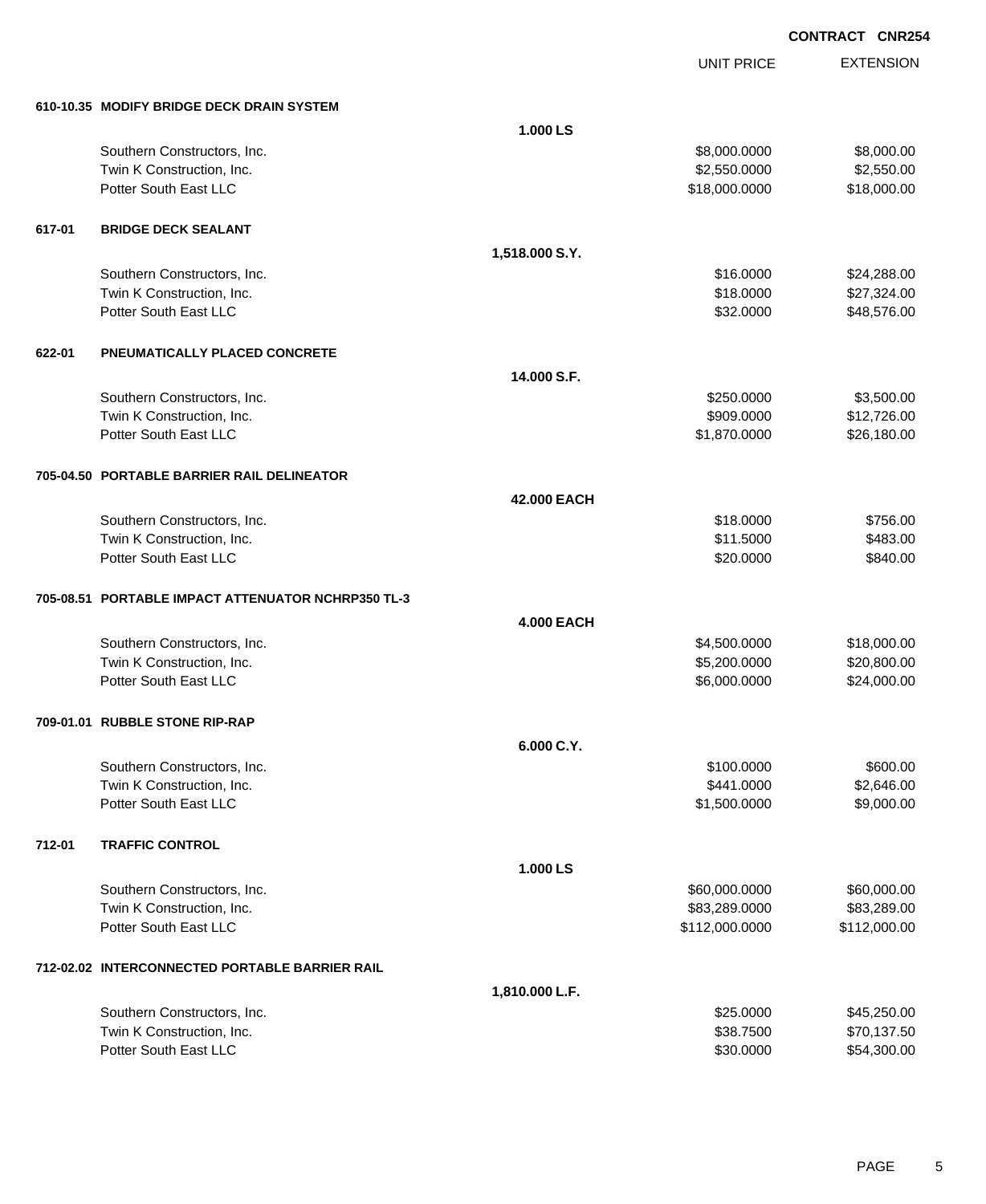**CONTRACT CNR254**

| | | Quantity | UNIT PRICE | EXTENSION |
|---|---|---|---|---|
| **610-10.35** | **MODIFY BRIDGE DECK DRAIN SYSTEM** | | | |
| | | **1.000 LS** | | |
| | Southern Constructors, Inc. | | $8,000.0000 | $8,000.00 |
| | Twin K Construction, Inc. | | $2,550.0000 | $2,550.00 |
| | Potter South East LLC | | $18,000.0000 | $18,000.00 |
| **617-01** | **BRIDGE DECK SEALANT** | | | |
| | | **1,518.000 S.Y.** | | |
| | Southern Constructors, Inc. | | $16.0000 | $24,288.00 |
| | Twin K Construction, Inc. | | $18.0000 | $27,324.00 |
| | Potter South East LLC | | $32.0000 | $48,576.00 |
| **622-01** | **PNEUMATICALLY PLACED CONCRETE** | | | |
| | | **14.000 S.F.** | | |
| | Southern Constructors, Inc. | | $250.0000 | $3,500.00 |
| | Twin K Construction, Inc. | | $909.0000 | $12,726.00 |
| | Potter South East LLC | | $1,870.0000 | $26,180.00 |
| **705-04.50** | **PORTABLE BARRIER RAIL DELINEATOR** | | | |
| | | **42.000 EACH** | | |
| | Southern Constructors, Inc. | | $18.0000 | $756.00 |
| | Twin K Construction, Inc. | | $11.5000 | $483.00 |
| | Potter South East LLC | | $20.0000 | $840.00 |
| **705-08.51** | **PORTABLE IMPACT ATTENUATOR NCHRP350 TL-3** | | | |
| | | **4.000 EACH** | | |
| | Southern Constructors, Inc. | | $4,500.0000 | $18,000.00 |
| | Twin K Construction, Inc. | | $5,200.0000 | $20,800.00 |
| | Potter South East LLC | | $6,000.0000 | $24,000.00 |
| **709-01.01** | **RUBBLE STONE RIP-RAP** | | | |
| | | **6.000 C.Y.** | | |
| | Southern Constructors, Inc. | | $100.0000 | $600.00 |
| | Twin K Construction, Inc. | | $441.0000 | $2,646.00 |
| | Potter South East LLC | | $1,500.0000 | $9,000.00 |
| **712-01** | **TRAFFIC CONTROL** | | | |
| | | **1.000 LS** | | |
| | Southern Constructors, Inc. | | $60,000.0000 | $60,000.00 |
| | Twin K Construction, Inc. | | $83,289.0000 | $83,289.00 |
| | Potter South East LLC | | $112,000.0000 | $112,000.00 |
| **712-02.02** | **INTERCONNECTED PORTABLE BARRIER RAIL** | | | |
| | | **1,810.000 L.F.** | | |
| | Southern Constructors, Inc. | | $25.0000 | $45,250.00 |
| | Twin K Construction, Inc. | | $38.7500 | $70,137.50 |
| | Potter South East LLC | | $30.0000 | $54,300.00 |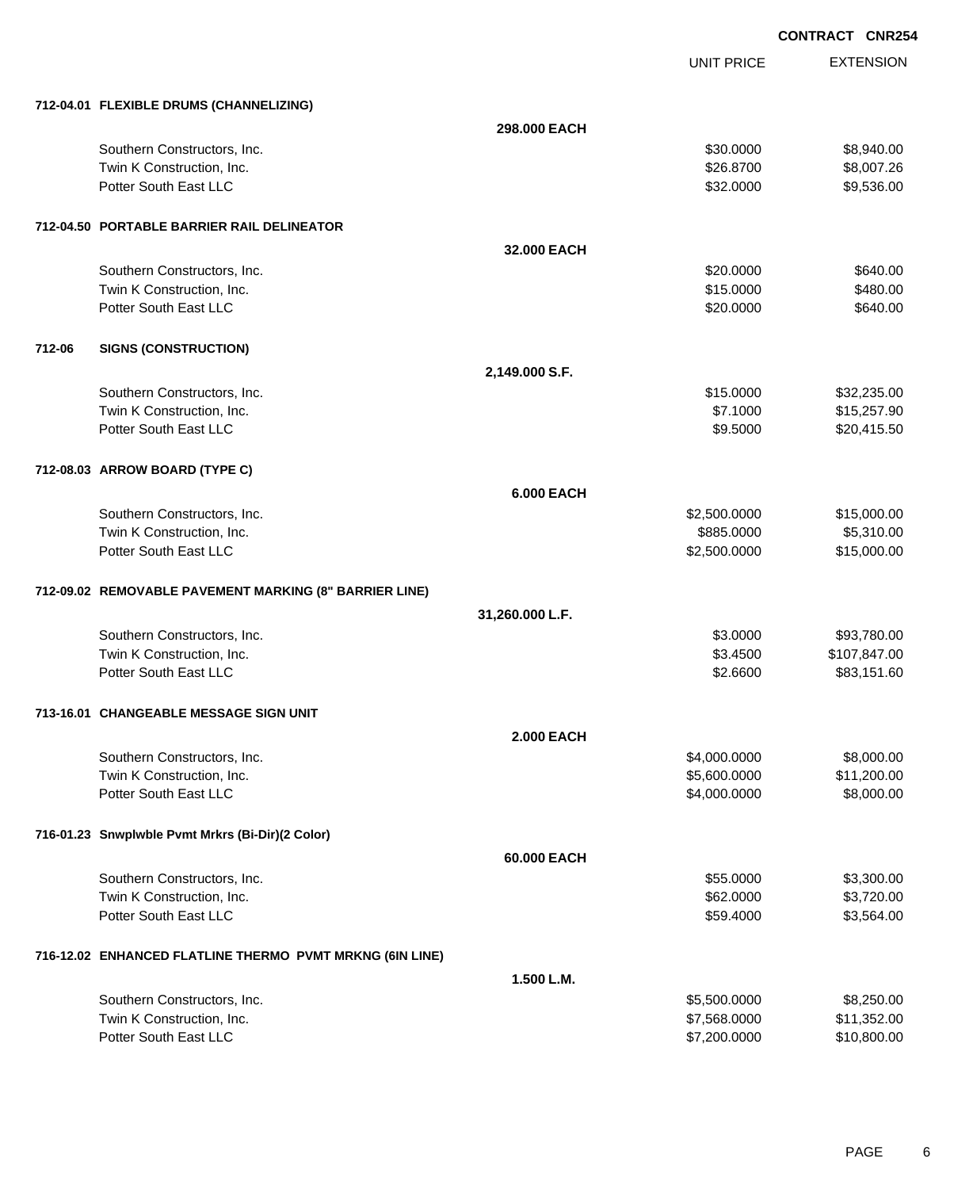**CONTRACT CNR254**

| | | UNIT PRICE | EXTENSION |
|---|---|---|---|
| **712-04.01 FLEXIBLE DRUMS (CHANNELIZING)** | | | |
| | **298.000 EACH** | | |
| Southern Constructors, Inc. | | $30.0000 | $8,940.00 |
| Twin K Construction, Inc. | | $26.8700 | $8,007.26 |
| Potter South East LLC | | $32.0000 | $9,536.00 |
| **712-04.50 PORTABLE BARRIER RAIL DELINEATOR** | | | |
| | **32.000 EACH** | | |
| Southern Constructors, Inc. | | $20.0000 | $640.00 |
| Twin K Construction, Inc. | | $15.0000 | $480.00 |
| Potter South East LLC | | $20.0000 | $640.00 |
| **712-06 SIGNS (CONSTRUCTION)** | | | |
| | **2,149.000 S.F.** | | |
| Southern Constructors, Inc. | | $15.0000 | $32,235.00 |
| Twin K Construction, Inc. | | $7.1000 | $15,257.90 |
| Potter South East LLC | | $9.5000 | $20,415.50 |
| **712-08.03 ARROW BOARD (TYPE C)** | | | |
| | **6.000 EACH** | | |
| Southern Constructors, Inc. | | $2,500.0000 | $15,000.00 |
| Twin K Construction, Inc. | | $885.0000 | $5,310.00 |
| Potter South East LLC | | $2,500.0000 | $15,000.00 |
| **712-09.02 REMOVABLE PAVEMENT MARKING (8" BARRIER LINE)** | | | |
| | **31,260.000 L.F.** | | |
| Southern Constructors, Inc. | | $3.0000 | $93,780.00 |
| Twin K Construction, Inc. | | $3.4500 | $107,847.00 |
| Potter South East LLC | | $2.6600 | $83,151.60 |
| **713-16.01 CHANGEABLE MESSAGE SIGN UNIT** | | | |
| | **2.000 EACH** | | |
| Southern Constructors, Inc. | | $4,000.0000 | $8,000.00 |
| Twin K Construction, Inc. | | $5,600.0000 | $11,200.00 |
| Potter South East LLC | | $4,000.0000 | $8,000.00 |
| **716-01.23 Snwplwble Pvmt Mrkrs (Bi-Dir)(2 Color)** | | | |
| | **60.000 EACH** | | |
| Southern Constructors, Inc. | | $55.0000 | $3,300.00 |
| Twin K Construction, Inc. | | $62.0000 | $3,720.00 |
| Potter South East LLC | | $59.4000 | $3,564.00 |
| **716-12.02 ENHANCED FLATLINE THERMO PVMT MRKNG (6IN LINE)** | | | |
| | **1.500 L.M.** | | |
| Southern Constructors, Inc. | | $5,500.0000 | $8,250.00 |
| Twin K Construction, Inc. | | $7,568.0000 | $11,352.00 |
| Potter South East LLC | | $7,200.0000 | $10,800.00 |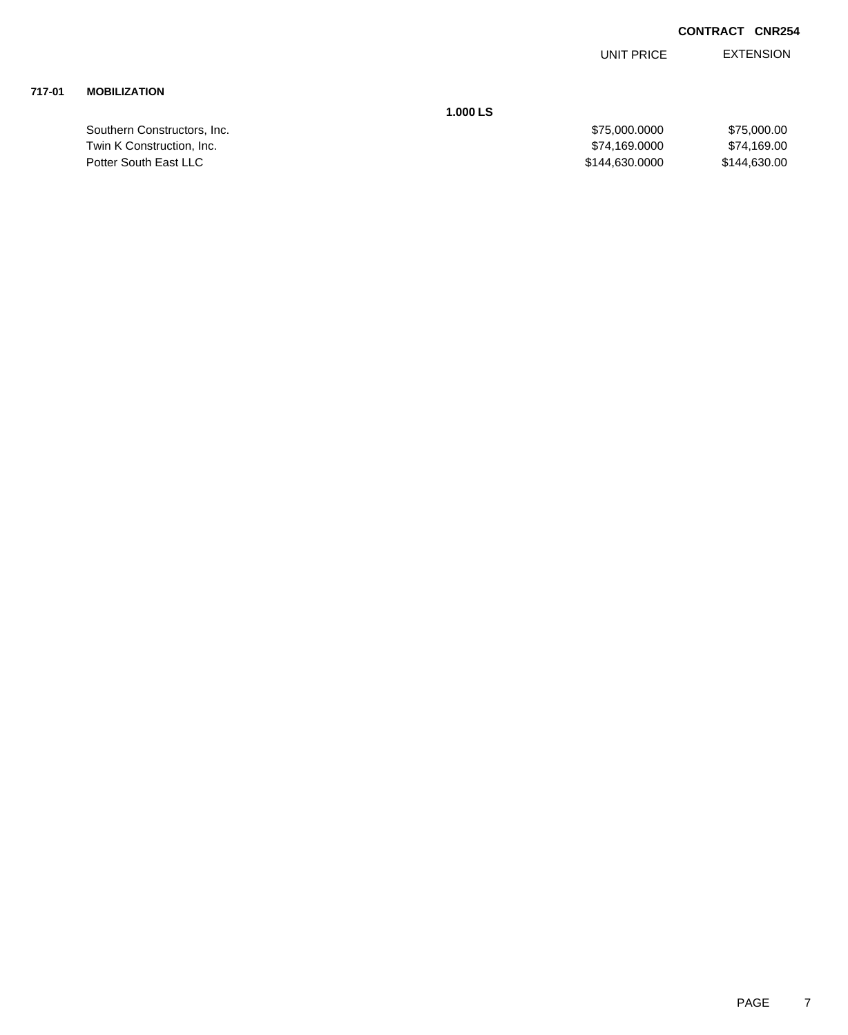**CONTRACT CNR254**

| | | UNIT PRICE | EXTENSION |
|---|---|---|---|
| **717-01** | **MOBILIZATION** | | |
| | **1.000 LS** | | |
| | Southern Constructors, Inc. | $75,000.0000 | $75,000.00 |
| | Twin K Construction, Inc. | $74,169.0000 | $74,169.00 |
| | Potter South East LLC | $144,630.0000 | $144,630.00 |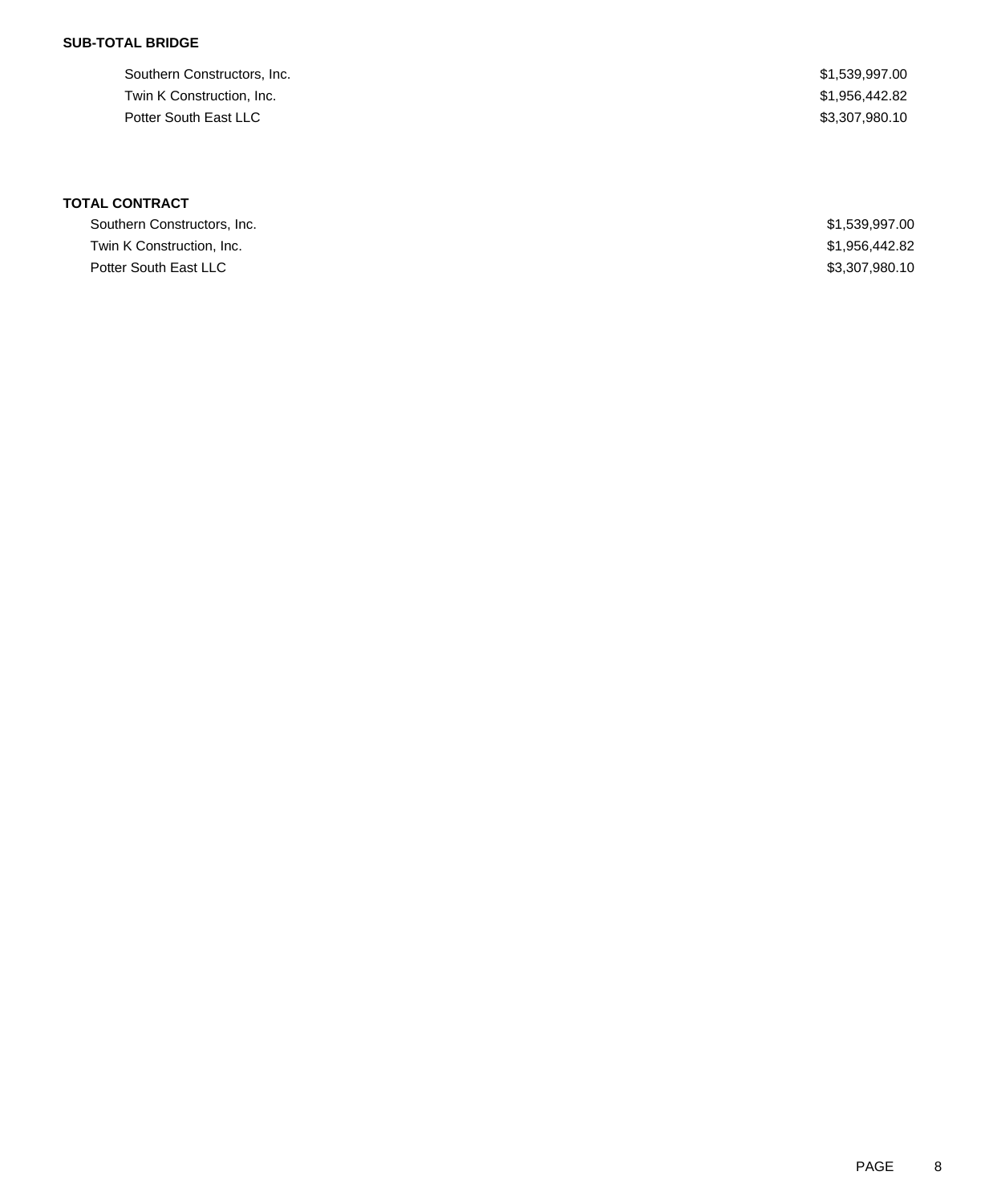**SUB-TOTAL BRIDGE**

| | |
|---|---|
| Southern Constructors, Inc. | $1,539,997.00 |
| Twin K Construction, Inc. | $1,956,442.82 |
| Potter South East LLC | $3,307,980.10 |

**TOTAL CONTRACT**

| | |
|---|---|
| Southern Constructors, Inc. | $1,539,997.00 |
| Twin K Construction, Inc. | $1,956,442.82 |
| Potter South East LLC | $3,307,980.10 |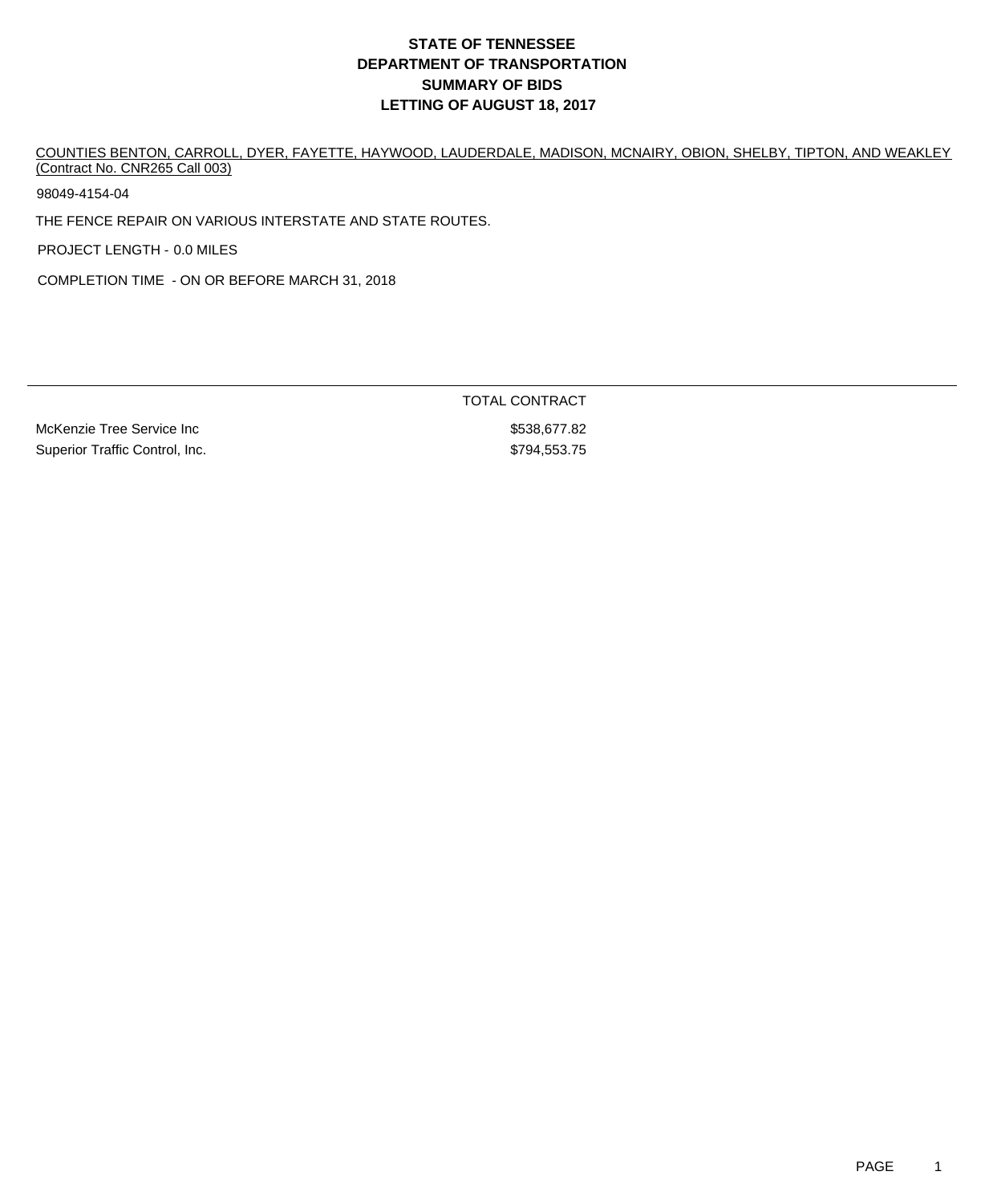# STATE OF TENNESSEE
# DEPARTMENT OF TRANSPORTATION
# SUMMARY OF BIDS
# LETTING OF AUGUST 18, 2017

COUNTIES BENTON, CARROLL, DYER, FAYETTE, HAYWOOD, LAUDERDALE, MADISON, MCNAIRY, OBION, SHELBY, TIPTON, AND WEAKLEY (Contract No. CNR265 Call 003)

98049-4154-04

THE FENCE REPAIR ON VARIOUS INTERSTATE AND STATE ROUTES.

PROJECT LENGTH - 0.0 MILES

COMPLETION TIME - ON OR BEFORE MARCH 31, 2018

| | TOTAL CONTRACT |
|---|---|
| McKenzie Tree Service Inc | $538,677.82 |
| Superior Traffic Control, Inc. | $794,553.75 |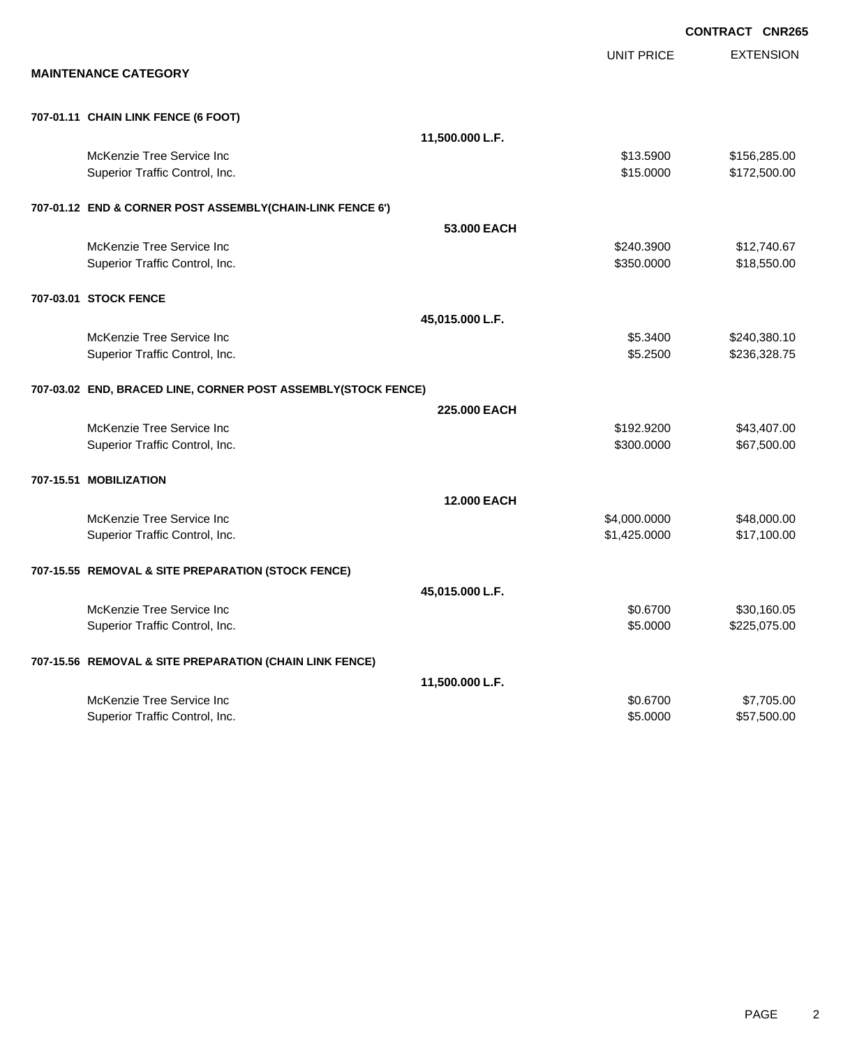**CONTRACT CNR265**

## MAINTENANCE CATEGORY

| | | UNIT PRICE | EXTENSION |
|---|---|---|---|
| **707-01.11 CHAIN LINK FENCE (6 FOOT)** | | | |
| | **11,500.000 L.F.** | | |
| McKenzie Tree Service Inc | | $13.5900 | $156,285.00 |
| Superior Traffic Control, Inc. | | $15.0000 | $172,500.00 |
| **707-01.12 END & CORNER POST ASSEMBLY(CHAIN-LINK FENCE 6')** | | | |
| | **53.000 EACH** | | |
| McKenzie Tree Service Inc | | $240.3900 | $12,740.67 |
| Superior Traffic Control, Inc. | | $350.0000 | $18,550.00 |
| **707-03.01 STOCK FENCE** | | | |
| | **45,015.000 L.F.** | | |
| McKenzie Tree Service Inc | | $5.3400 | $240,380.10 |
| Superior Traffic Control, Inc. | | $5.2500 | $236,328.75 |
| **707-03.02 END, BRACED LINE, CORNER POST ASSEMBLY(STOCK FENCE)** | | | |
| | **225.000 EACH** | | |
| McKenzie Tree Service Inc | | $192.9200 | $43,407.00 |
| Superior Traffic Control, Inc. | | $300.0000 | $67,500.00 |
| **707-15.51 MOBILIZATION** | | | |
| | **12.000 EACH** | | |
| McKenzie Tree Service Inc | | $4,000.0000 | $48,000.00 |
| Superior Traffic Control, Inc. | | $1,425.0000 | $17,100.00 |
| **707-15.55 REMOVAL & SITE PREPARATION (STOCK FENCE)** | | | |
| | **45,015.000 L.F.** | | |
| McKenzie Tree Service Inc | | $0.6700 | $30,160.05 |
| Superior Traffic Control, Inc. | | $5.0000 | $225,075.00 |
| **707-15.56 REMOVAL & SITE PREPARATION (CHAIN LINK FENCE)** | | | |
| | **11,500.000 L.F.** | | |
| McKenzie Tree Service Inc | | $0.6700 | $7,705.00 |
| Superior Traffic Control, Inc. | | $5.0000 | $57,500.00 |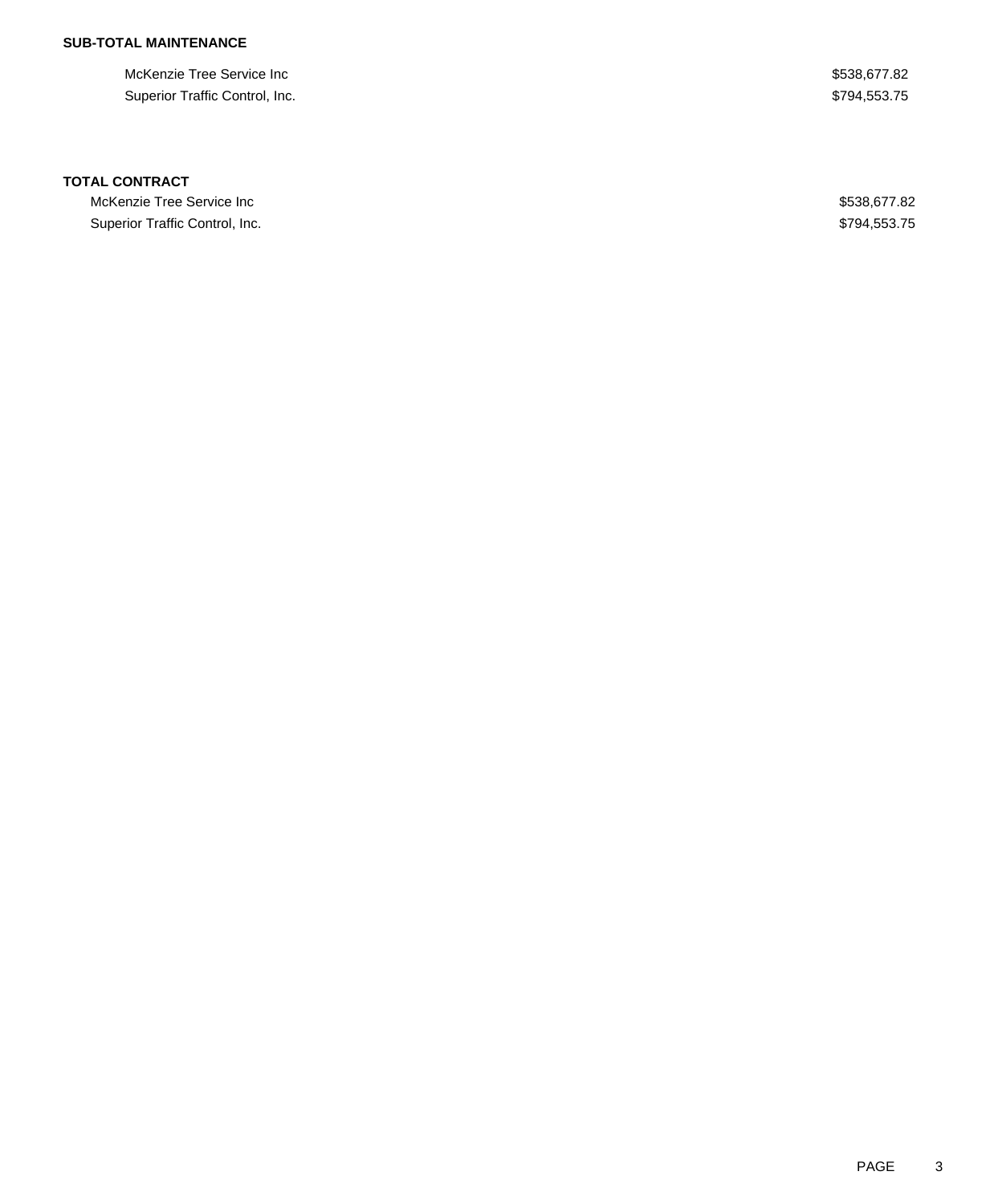**SUB-TOTAL MAINTENANCE**

| | |
|---|---|
| McKenzie Tree Service Inc | $538,677.82 |
| Superior Traffic Control, Inc. | $794,553.75 |

**TOTAL CONTRACT**

| | |
|---|---|
| McKenzie Tree Service Inc | $538,677.82 |
| Superior Traffic Control, Inc. | $794,553.75 |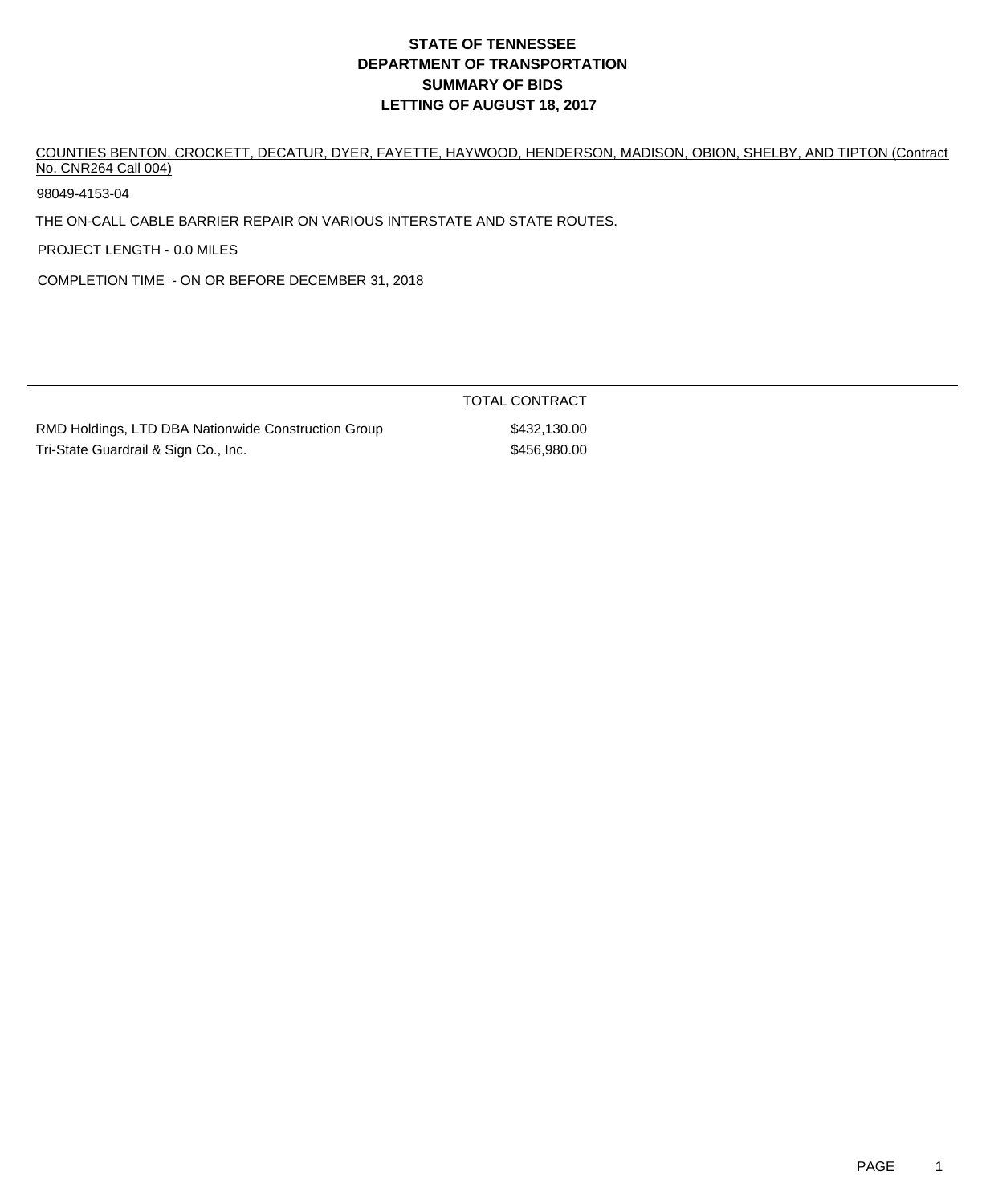# STATE OF TENNESSEE
# DEPARTMENT OF TRANSPORTATION
# SUMMARY OF BIDS
# LETTING OF AUGUST 18, 2017

COUNTIES BENTON, CROCKETT, DECATUR, DYER, FAYETTE, HAYWOOD, HENDERSON, MADISON, OBION, SHELBY, AND TIPTON (Contract No. CNR264 Call 004)

98049-4153-04

THE ON-CALL CABLE BARRIER REPAIR ON VARIOUS INTERSTATE AND STATE ROUTES.

PROJECT LENGTH - 0.0 MILES

COMPLETION TIME - ON OR BEFORE DECEMBER 31, 2018

| | TOTAL CONTRACT |
|---|---|
| RMD Holdings, LTD DBA Nationwide Construction Group | $432,130.00 |
| Tri-State Guardrail & Sign Co., Inc. | $456,980.00 |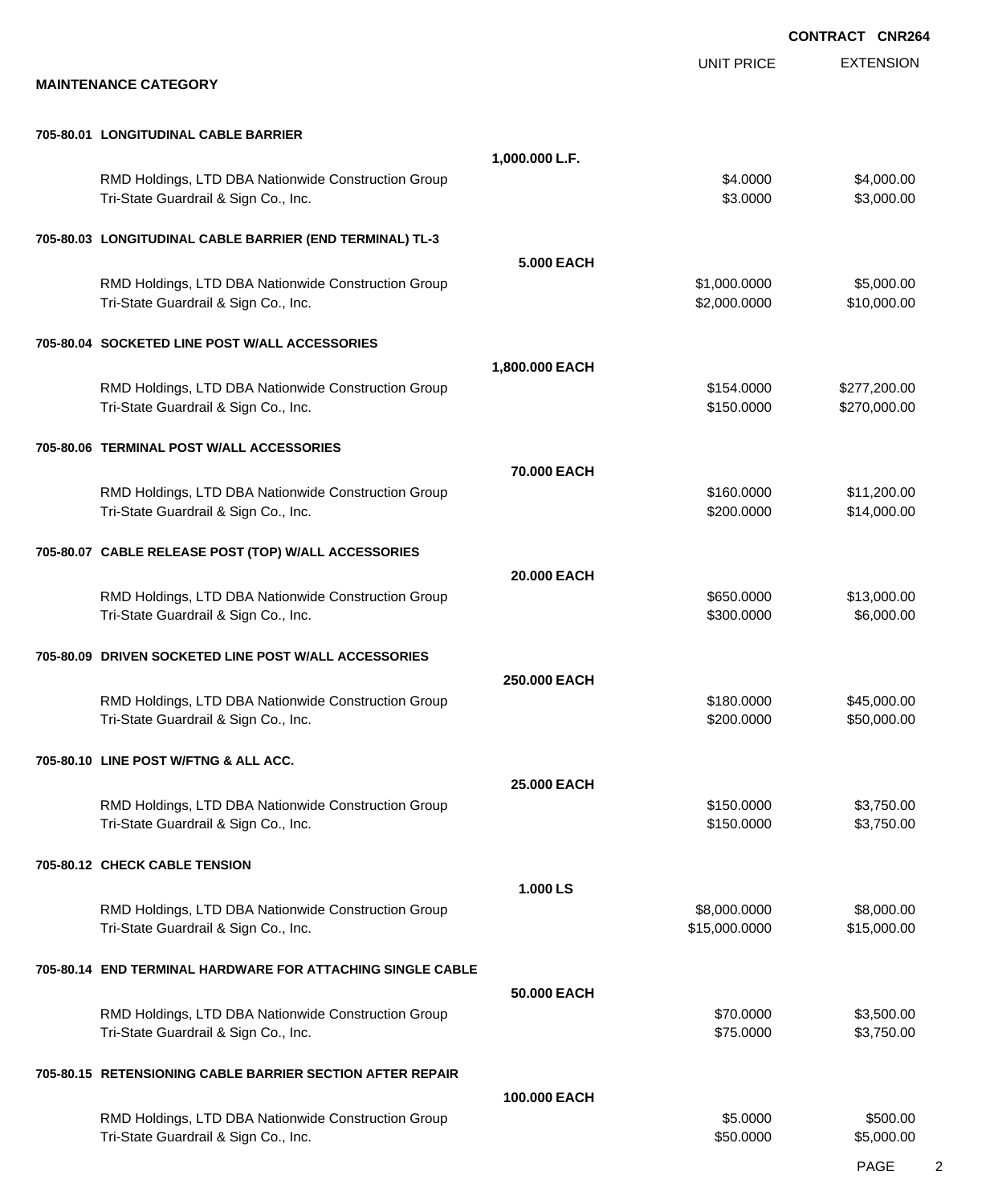**CONTRACT CNR264**

## MAINTENANCE CATEGORY

| | | UNIT PRICE | EXTENSION |
|---|---|---|---|
| **705-80.01 LONGITUDINAL CABLE BARRIER** | | | |
| | **1,000.000 L.F.** | | |
| RMD Holdings, LTD DBA Nationwide Construction Group | | $4.0000 | $4,000.00 |
| Tri-State Guardrail & Sign Co., Inc. | | $3.0000 | $3,000.00 |
| **705-80.03 LONGITUDINAL CABLE BARRIER (END TERMINAL) TL-3** | | | |
| | **5.000 EACH** | | |
| RMD Holdings, LTD DBA Nationwide Construction Group | | $1,000.0000 | $5,000.00 |
| Tri-State Guardrail & Sign Co., Inc. | | $2,000.0000 | $10,000.00 |
| **705-80.04 SOCKETED LINE POST W/ALL ACCESSORIES** | | | |
| | **1,800.000 EACH** | | |
| RMD Holdings, LTD DBA Nationwide Construction Group | | $154.0000 | $277,200.00 |
| Tri-State Guardrail & Sign Co., Inc. | | $150.0000 | $270,000.00 |
| **705-80.06 TERMINAL POST W/ALL ACCESSORIES** | | | |
| | **70.000 EACH** | | |
| RMD Holdings, LTD DBA Nationwide Construction Group | | $160.0000 | $11,200.00 |
| Tri-State Guardrail & Sign Co., Inc. | | $200.0000 | $14,000.00 |
| **705-80.07 CABLE RELEASE POST (TOP) W/ALL ACCESSORIES** | | | |
| | **20.000 EACH** | | |
| RMD Holdings, LTD DBA Nationwide Construction Group | | $650.0000 | $13,000.00 |
| Tri-State Guardrail & Sign Co., Inc. | | $300.0000 | $6,000.00 |
| **705-80.09 DRIVEN SOCKETED LINE POST W/ALL ACCESSORIES** | | | |
| | **250.000 EACH** | | |
| RMD Holdings, LTD DBA Nationwide Construction Group | | $180.0000 | $45,000.00 |
| Tri-State Guardrail & Sign Co., Inc. | | $200.0000 | $50,000.00 |
| **705-80.10 LINE POST W/FTNG & ALL ACC.** | | | |
| | **25.000 EACH** | | |
| RMD Holdings, LTD DBA Nationwide Construction Group | | $150.0000 | $3,750.00 |
| Tri-State Guardrail & Sign Co., Inc. | | $150.0000 | $3,750.00 |
| **705-80.12 CHECK CABLE TENSION** | | | |
| | **1.000 LS** | | |
| RMD Holdings, LTD DBA Nationwide Construction Group | | $8,000.0000 | $8,000.00 |
| Tri-State Guardrail & Sign Co., Inc. | | $15,000.0000 | $15,000.00 |
| **705-80.14 END TERMINAL HARDWARE FOR ATTACHING SINGLE CABLE** | | | |
| | **50.000 EACH** | | |
| RMD Holdings, LTD DBA Nationwide Construction Group | | $70.0000 | $3,500.00 |
| Tri-State Guardrail & Sign Co., Inc. | | $75.0000 | $3,750.00 |
| **705-80.15 RETENSIONING CABLE BARRIER SECTION AFTER REPAIR** | | | |
| | **100.000 EACH** | | |
| RMD Holdings, LTD DBA Nationwide Construction Group | | $5.0000 | $500.00 |
| Tri-State Guardrail & Sign Co., Inc. | | $50.0000 | $5,000.00 |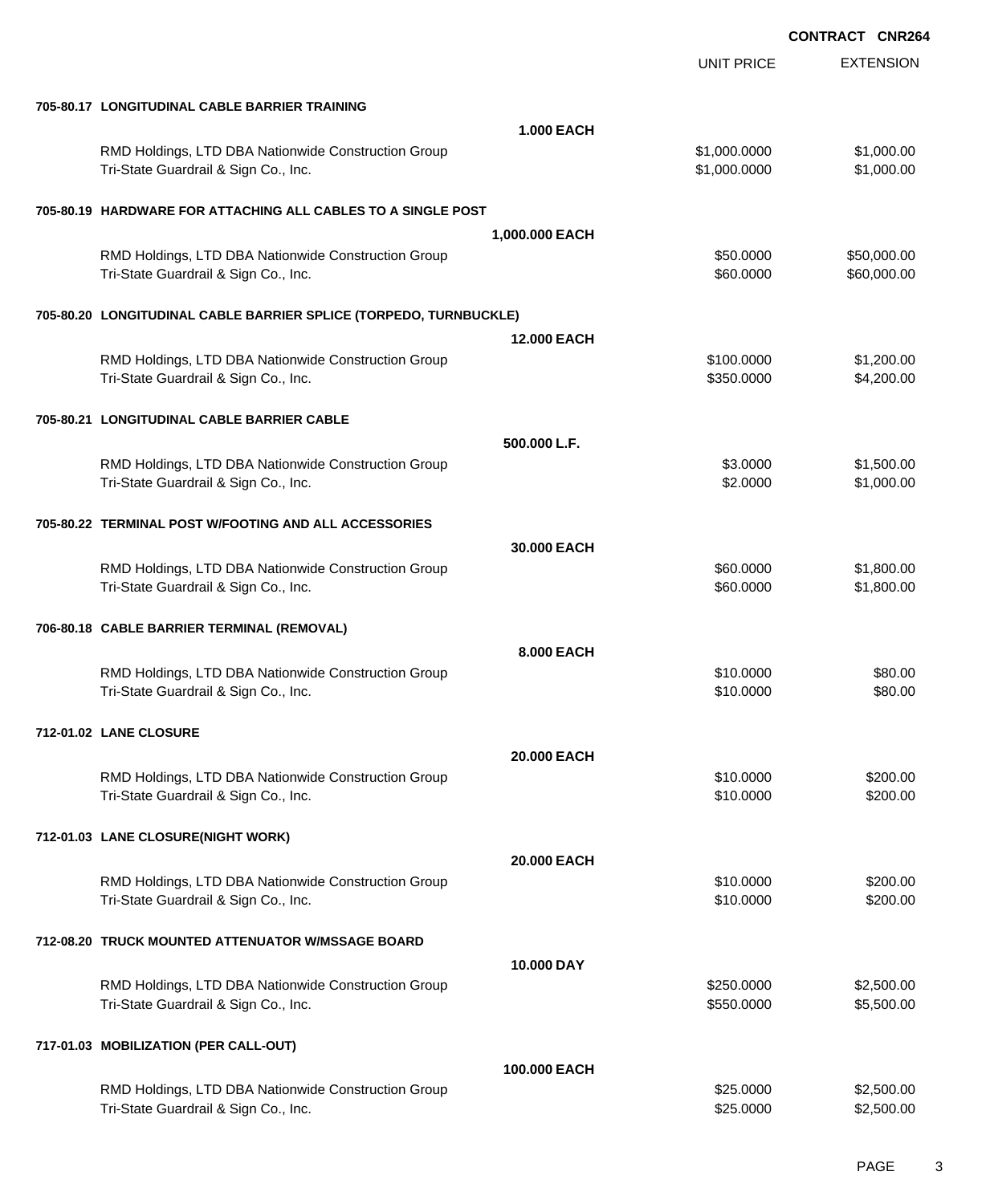**CONTRACT CNR264**

| | | UNIT PRICE | EXTENSION |
|---|---|---|---|
| **705-80.17 LONGITUDINAL CABLE BARRIER TRAINING** | | | |
| | **1.000 EACH** | | |
| RMD Holdings, LTD DBA Nationwide Construction Group | | $1,000.0000 | $1,000.00 |
| Tri-State Guardrail & Sign Co., Inc. | | $1,000.0000 | $1,000.00 |
| **705-80.19 HARDWARE FOR ATTACHING ALL CABLES TO A SINGLE POST** | | | |
| | **1,000.000 EACH** | | |
| RMD Holdings, LTD DBA Nationwide Construction Group | | $50.0000 | $50,000.00 |
| Tri-State Guardrail & Sign Co., Inc. | | $60.0000 | $60,000.00 |
| **705-80.20 LONGITUDINAL CABLE BARRIER SPLICE (TORPEDO, TURNBUCKLE)** | | | |
| | **12.000 EACH** | | |
| RMD Holdings, LTD DBA Nationwide Construction Group | | $100.0000 | $1,200.00 |
| Tri-State Guardrail & Sign Co., Inc. | | $350.0000 | $4,200.00 |
| **705-80.21 LONGITUDINAL CABLE BARRIER CABLE** | | | |
| | **500.000 L.F.** | | |
| RMD Holdings, LTD DBA Nationwide Construction Group | | $3.0000 | $1,500.00 |
| Tri-State Guardrail & Sign Co., Inc. | | $2.0000 | $1,000.00 |
| **705-80.22 TERMINAL POST W/FOOTING AND ALL ACCESSORIES** | | | |
| | **30.000 EACH** | | |
| RMD Holdings, LTD DBA Nationwide Construction Group | | $60.0000 | $1,800.00 |
| Tri-State Guardrail & Sign Co., Inc. | | $60.0000 | $1,800.00 |
| **706-80.18 CABLE BARRIER TERMINAL (REMOVAL)** | | | |
| | **8.000 EACH** | | |
| RMD Holdings, LTD DBA Nationwide Construction Group | | $10.0000 | $80.00 |
| Tri-State Guardrail & Sign Co., Inc. | | $10.0000 | $80.00 |
| **712-01.02 LANE CLOSURE** | | | |
| | **20.000 EACH** | | |
| RMD Holdings, LTD DBA Nationwide Construction Group | | $10.0000 | $200.00 |
| Tri-State Guardrail & Sign Co., Inc. | | $10.0000 | $200.00 |
| **712-01.03 LANE CLOSURE(NIGHT WORK)** | | | |
| | **20.000 EACH** | | |
| RMD Holdings, LTD DBA Nationwide Construction Group | | $10.0000 | $200.00 |
| Tri-State Guardrail & Sign Co., Inc. | | $10.0000 | $200.00 |
| **712-08.20 TRUCK MOUNTED ATTENUATOR W/MSSAGE BOARD** | | | |
| | **10.000 DAY** | | |
| RMD Holdings, LTD DBA Nationwide Construction Group | | $250.0000 | $2,500.00 |
| Tri-State Guardrail & Sign Co., Inc. | | $550.0000 | $5,500.00 |
| **717-01.03 MOBILIZATION (PER CALL-OUT)** | | | |
| | **100.000 EACH** | | |
| RMD Holdings, LTD DBA Nationwide Construction Group | | $25.0000 | $2,500.00 |
| Tri-State Guardrail & Sign Co., Inc. | | $25.0000 | $2,500.00 |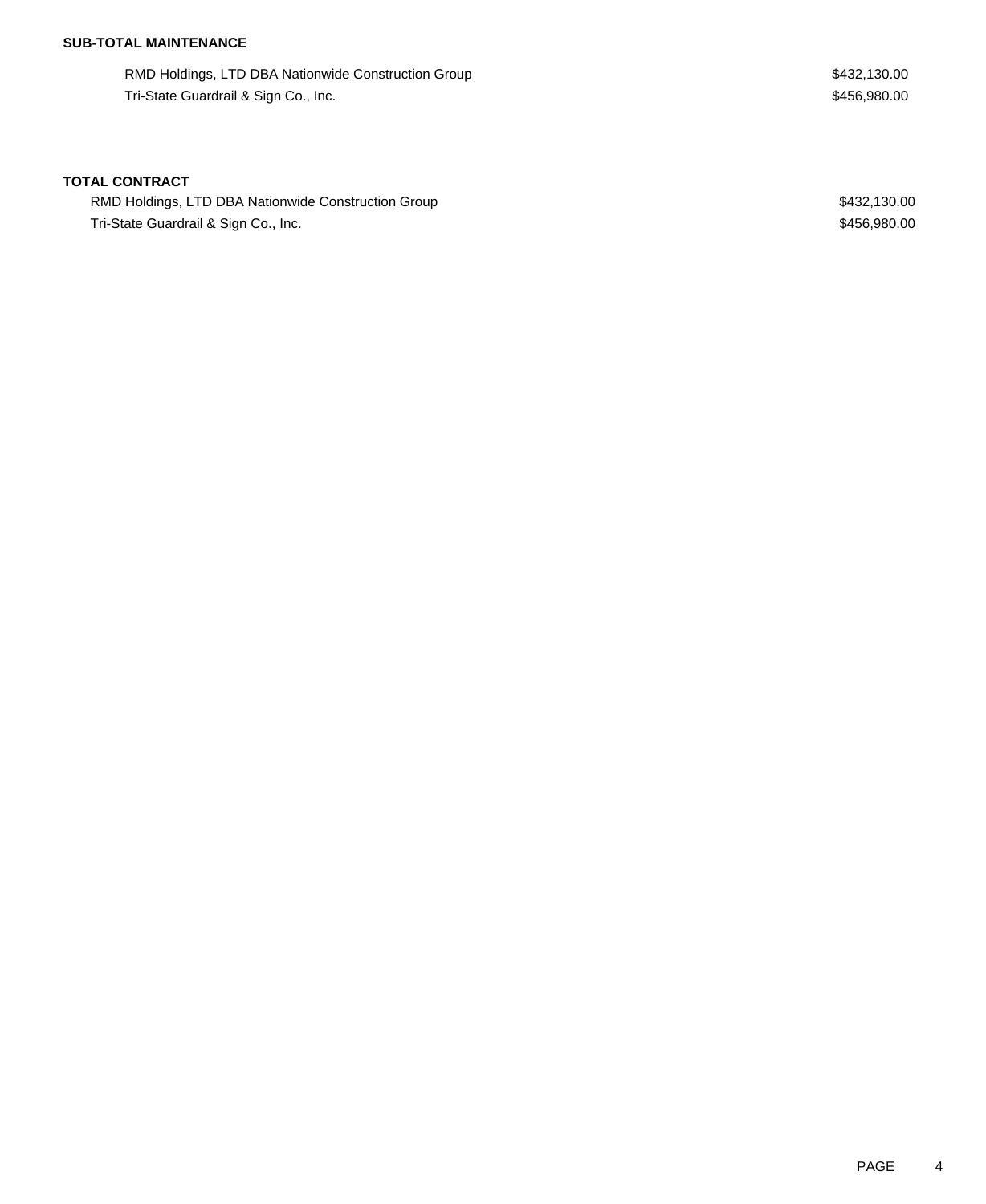**SUB-TOTAL MAINTENANCE**

| | |
|---|---|
| RMD Holdings, LTD DBA Nationwide Construction Group | $432,130.00 |
| Tri-State Guardrail & Sign Co., Inc. | $456,980.00 |

**TOTAL CONTRACT**

| | |
|---|---|
| RMD Holdings, LTD DBA Nationwide Construction Group | $432,130.00 |
| Tri-State Guardrail & Sign Co., Inc. | $456,980.00 |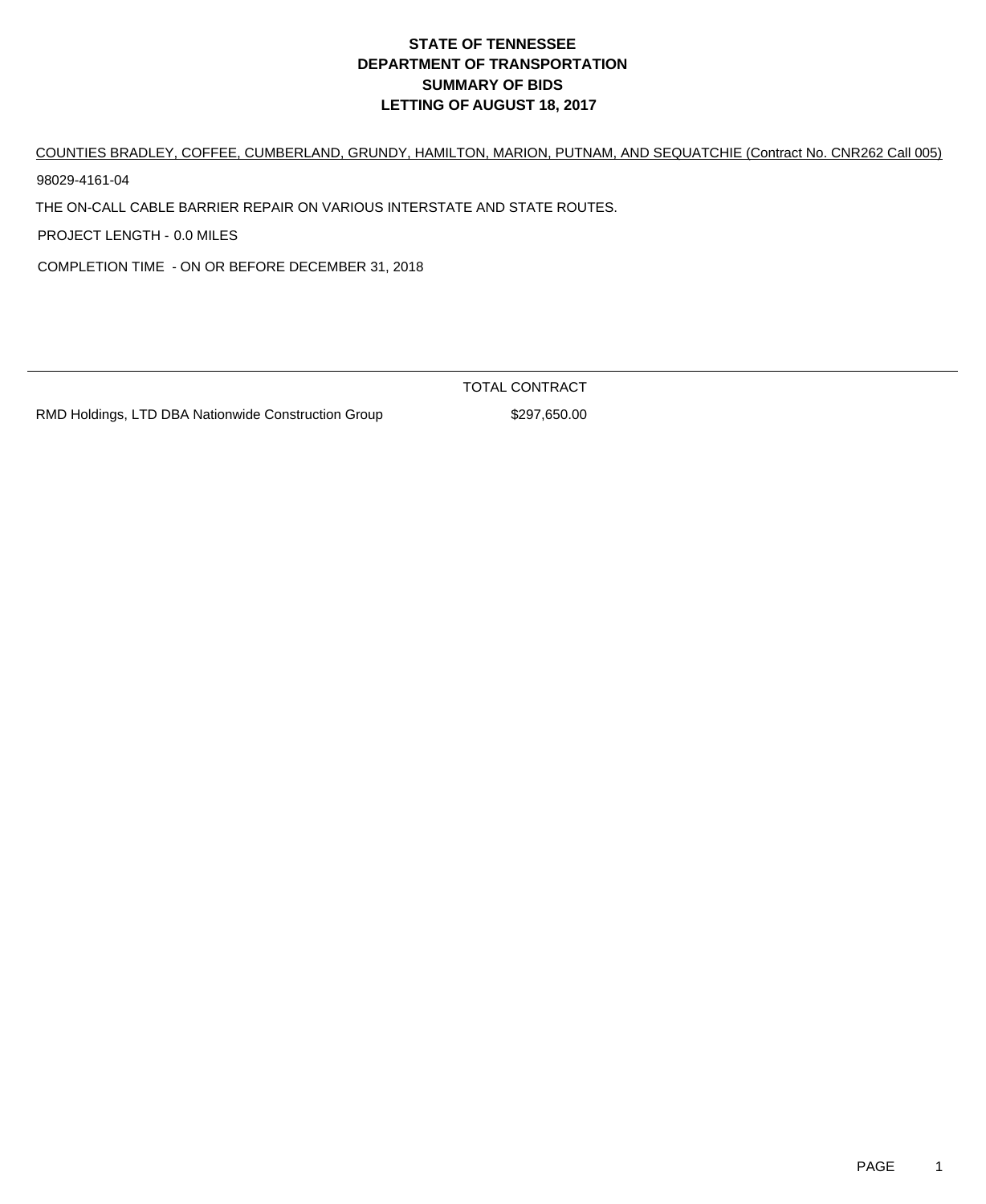# STATE OF TENNESSEE
# DEPARTMENT OF TRANSPORTATION
# SUMMARY OF BIDS
# LETTING OF AUGUST 18, 2017

COUNTIES BRADLEY, COFFEE, CUMBERLAND, GRUNDY, HAMILTON, MARION, PUTNAM, AND SEQUATCHIE (Contract No. CNR262 Call 005)

98029-4161-04

THE ON-CALL CABLE BARRIER REPAIR ON VARIOUS INTERSTATE AND STATE ROUTES.

PROJECT LENGTH - 0.0 MILES

COMPLETION TIME - ON OR BEFORE DECEMBER 31, 2018

| | TOTAL CONTRACT |
|---|---|
| RMD Holdings, LTD DBA Nationwide Construction Group | $297,650.00 |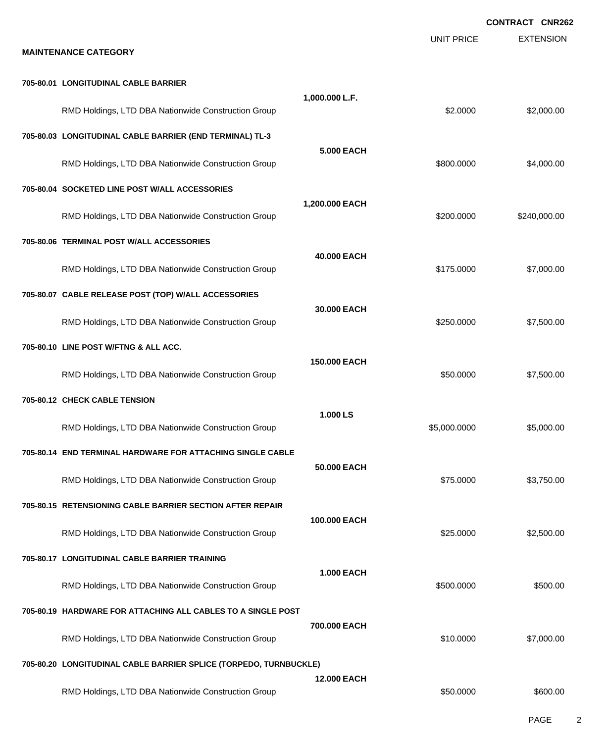**CONTRACT CNR262**

**MAINTENANCE CATEGORY**

| Item | Quantity | UNIT PRICE | EXTENSION |
|---|---|---|---|
| **705-80.01 LONGITUDINAL CABLE BARRIER** | **1,000.000 L.F.** | | |
| RMD Holdings, LTD DBA Nationwide Construction Group | | $2.0000 | $2,000.00 |
| **705-80.03 LONGITUDINAL CABLE BARRIER (END TERMINAL) TL-3** | **5.000 EACH** | | |
| RMD Holdings, LTD DBA Nationwide Construction Group | | $800.0000 | $4,000.00 |
| **705-80.04 SOCKETED LINE POST W/ALL ACCESSORIES** | **1,200.000 EACH** | | |
| RMD Holdings, LTD DBA Nationwide Construction Group | | $200.0000 | $240,000.00 |
| **705-80.06 TERMINAL POST W/ALL ACCESSORIES** | **40.000 EACH** | | |
| RMD Holdings, LTD DBA Nationwide Construction Group | | $175.0000 | $7,000.00 |
| **705-80.07 CABLE RELEASE POST (TOP) W/ALL ACCESSORIES** | **30.000 EACH** | | |
| RMD Holdings, LTD DBA Nationwide Construction Group | | $250.0000 | $7,500.00 |
| **705-80.10 LINE POST W/FTNG & ALL ACC.** | **150.000 EACH** | | |
| RMD Holdings, LTD DBA Nationwide Construction Group | | $50.0000 | $7,500.00 |
| **705-80.12 CHECK CABLE TENSION** | **1.000 LS** | | |
| RMD Holdings, LTD DBA Nationwide Construction Group | | $5,000.0000 | $5,000.00 |
| **705-80.14 END TERMINAL HARDWARE FOR ATTACHING SINGLE CABLE** | **50.000 EACH** | | |
| RMD Holdings, LTD DBA Nationwide Construction Group | | $75.0000 | $3,750.00 |
| **705-80.15 RETENSIONING CABLE BARRIER SECTION AFTER REPAIR** | **100.000 EACH** | | |
| RMD Holdings, LTD DBA Nationwide Construction Group | | $25.0000 | $2,500.00 |
| **705-80.17 LONGITUDINAL CABLE BARRIER TRAINING** | **1.000 EACH** | | |
| RMD Holdings, LTD DBA Nationwide Construction Group | | $500.0000 | $500.00 |
| **705-80.19 HARDWARE FOR ATTACHING ALL CABLES TO A SINGLE POST** | **700.000 EACH** | | |
| RMD Holdings, LTD DBA Nationwide Construction Group | | $10.0000 | $7,000.00 |
| **705-80.20 LONGITUDINAL CABLE BARRIER SPLICE (TORPEDO, TURNBUCKLE)** | **12.000 EACH** | | |
| RMD Holdings, LTD DBA Nationwide Construction Group | | $50.0000 | $600.00 |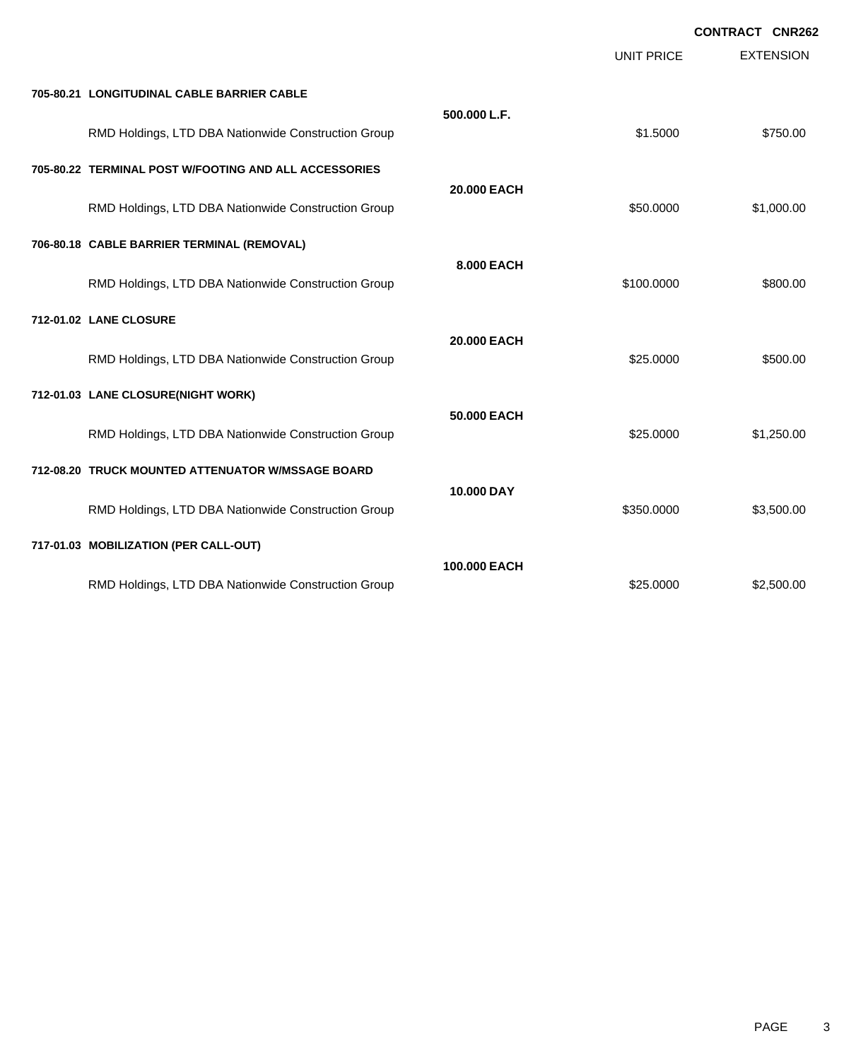**CONTRACT CNR262**

| | | UNIT PRICE | EXTENSION |
|---|---|---|---|
| **705-80.21 LONGITUDINAL CABLE BARRIER CABLE** | | | |
| | **500.000 L.F.** | | |
| RMD Holdings, LTD DBA Nationwide Construction Group | | $1.5000 | $750.00 |
| **705-80.22 TERMINAL POST W/FOOTING AND ALL ACCESSORIES** | | | |
| | **20.000 EACH** | | |
| RMD Holdings, LTD DBA Nationwide Construction Group | | $50.0000 | $1,000.00 |
| **706-80.18 CABLE BARRIER TERMINAL (REMOVAL)** | | | |
| | **8.000 EACH** | | |
| RMD Holdings, LTD DBA Nationwide Construction Group | | $100.0000 | $800.00 |
| **712-01.02 LANE CLOSURE** | | | |
| | **20.000 EACH** | | |
| RMD Holdings, LTD DBA Nationwide Construction Group | | $25.0000 | $500.00 |
| **712-01.03 LANE CLOSURE(NIGHT WORK)** | | | |
| | **50.000 EACH** | | |
| RMD Holdings, LTD DBA Nationwide Construction Group | | $25.0000 | $1,250.00 |
| **712-08.20 TRUCK MOUNTED ATTENUATOR W/MSSAGE BOARD** | | | |
| | **10.000 DAY** | | |
| RMD Holdings, LTD DBA Nationwide Construction Group | | $350.0000 | $3,500.00 |
| **717-01.03 MOBILIZATION (PER CALL-OUT)** | | | |
| | **100.000 EACH** | | |
| RMD Holdings, LTD DBA Nationwide Construction Group | | $25.0000 | $2,500.00 |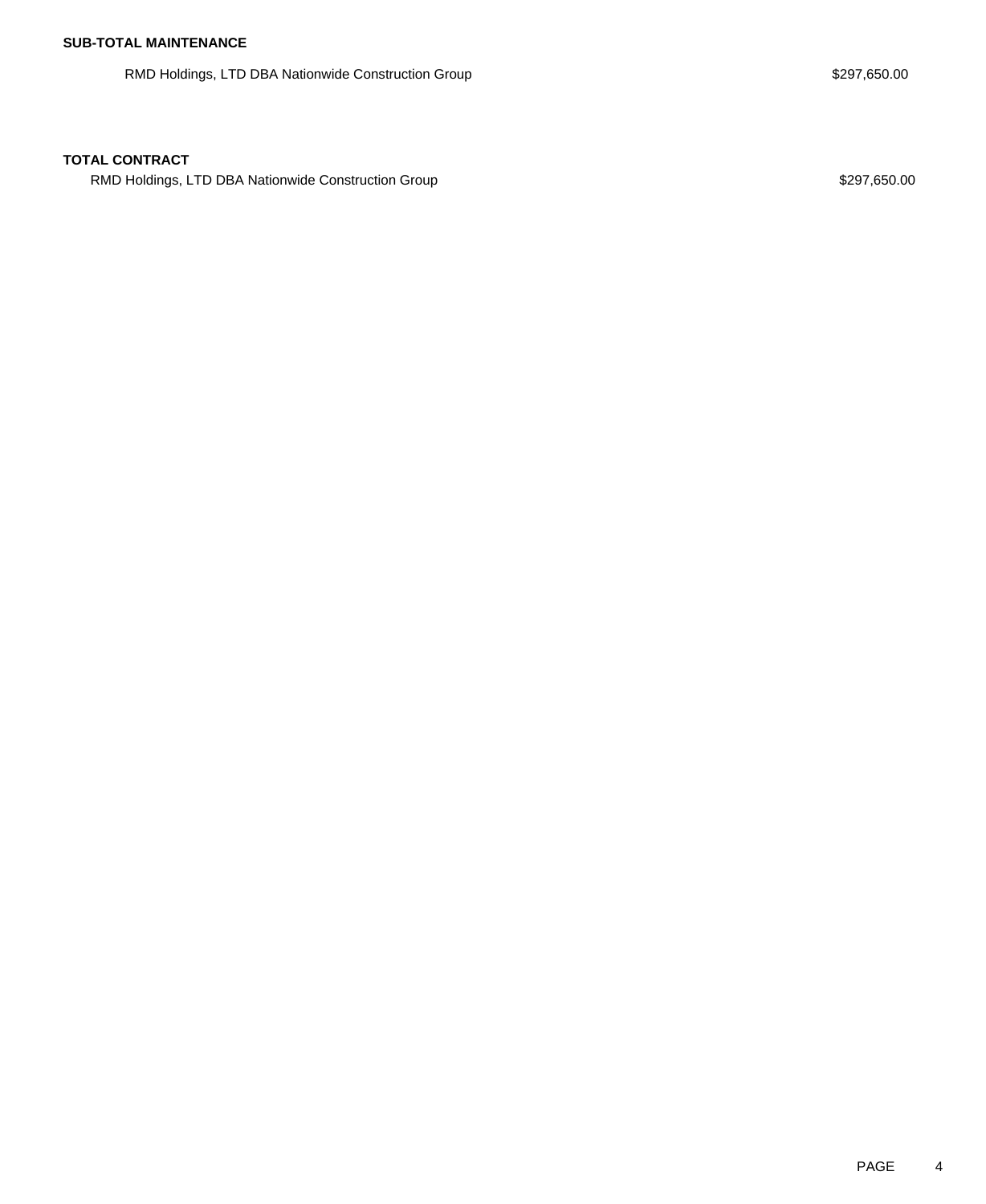**SUB-TOTAL MAINTENANCE**

| | |
|---|---|
| RMD Holdings, LTD DBA Nationwide Construction Group | $297,650.00 |

**TOTAL CONTRACT**

| | |
|---|---|
| RMD Holdings, LTD DBA Nationwide Construction Group | $297,650.00 |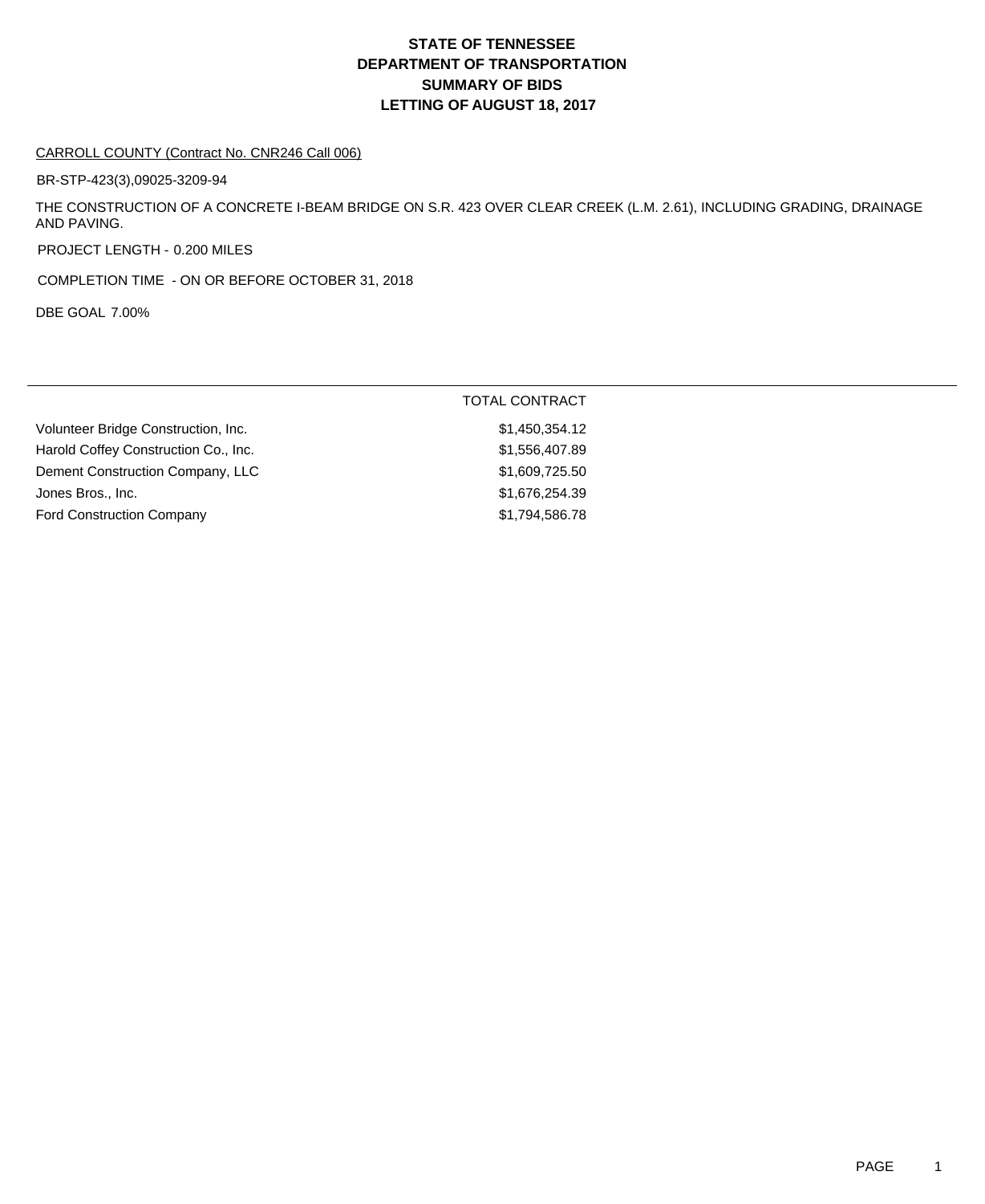# STATE OF TENNESSEE
# DEPARTMENT OF TRANSPORTATION
# SUMMARY OF BIDS
# LETTING OF AUGUST 18, 2017

CARROLL COUNTY (Contract No. CNR246 Call 006)

BR-STP-423(3),09025-3209-94

THE CONSTRUCTION OF A CONCRETE I-BEAM BRIDGE ON S.R. 423 OVER CLEAR CREEK (L.M. 2.61), INCLUDING GRADING, DRAINAGE AND PAVING.

PROJECT LENGTH - 0.200 MILES

COMPLETION TIME - ON OR BEFORE OCTOBER 31, 2018

DBE GOAL 7.00%

| | TOTAL CONTRACT |
|---|---|
| Volunteer Bridge Construction, Inc. | $1,450,354.12 |
| Harold Coffey Construction Co., Inc. | $1,556,407.89 |
| Dement Construction Company, LLC | $1,609,725.50 |
| Jones Bros., Inc. | $1,676,254.39 |
| Ford Construction Company | $1,794,586.78 |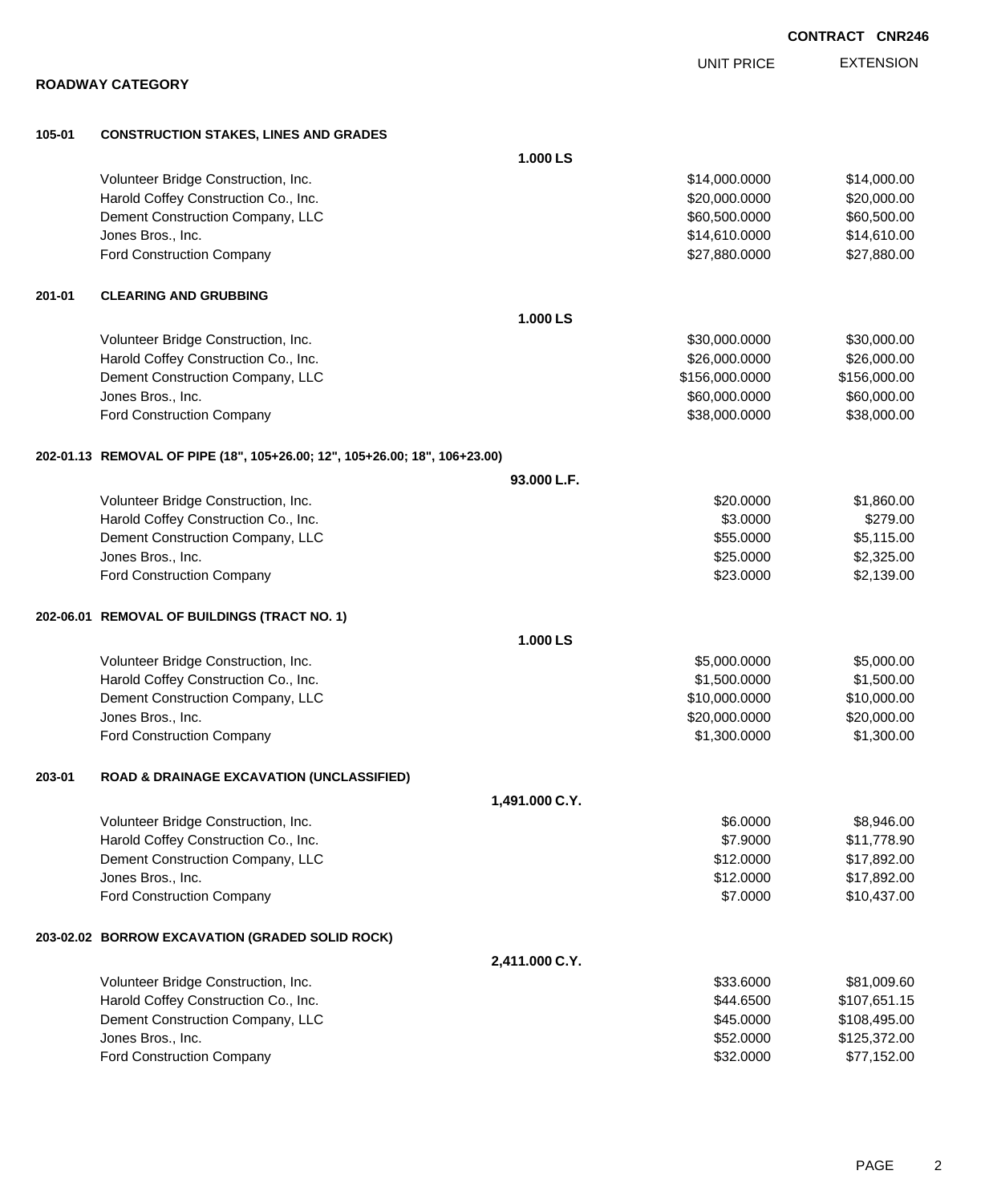**CONTRACT CNR246**

## ROADWAY CATEGORY

| | | UNIT PRICE | EXTENSION |
|---|---|---|---|
| **105-01** | **CONSTRUCTION STAKES, LINES AND GRADES** | | |
| | **1.000 LS** | | |
| | Volunteer Bridge Construction, Inc. | $14,000.0000 | $14,000.00 |
| | Harold Coffey Construction Co., Inc. | $20,000.0000 | $20,000.00 |
| | Dement Construction Company, LLC | $60,500.0000 | $60,500.00 |
| | Jones Bros., Inc. | $14,610.0000 | $14,610.00 |
| | Ford Construction Company | $27,880.0000 | $27,880.00 |
| **201-01** | **CLEARING AND GRUBBING** | | |
| | **1.000 LS** | | |
| | Volunteer Bridge Construction, Inc. | $30,000.0000 | $30,000.00 |
| | Harold Coffey Construction Co., Inc. | $26,000.0000 | $26,000.00 |
| | Dement Construction Company, LLC | $156,000.0000 | $156,000.00 |
| | Jones Bros., Inc. | $60,000.0000 | $60,000.00 |
| | Ford Construction Company | $38,000.0000 | $38,000.00 |
| **202-01.13** | **REMOVAL OF PIPE (18", 105+26.00; 12", 105+26.00; 18", 106+23.00)** | | |
| | **93.000 L.F.** | | |
| | Volunteer Bridge Construction, Inc. | $20.0000 | $1,860.00 |
| | Harold Coffey Construction Co., Inc. | $3.0000 | $279.00 |
| | Dement Construction Company, LLC | $55.0000 | $5,115.00 |
| | Jones Bros., Inc. | $25.0000 | $2,325.00 |
| | Ford Construction Company | $23.0000 | $2,139.00 |
| **202-06.01** | **REMOVAL OF BUILDINGS (TRACT NO. 1)** | | |
| | **1.000 LS** | | |
| | Volunteer Bridge Construction, Inc. | $5,000.0000 | $5,000.00 |
| | Harold Coffey Construction Co., Inc. | $1,500.0000 | $1,500.00 |
| | Dement Construction Company, LLC | $10,000.0000 | $10,000.00 |
| | Jones Bros., Inc. | $20,000.0000 | $20,000.00 |
| | Ford Construction Company | $1,300.0000 | $1,300.00 |
| **203-01** | **ROAD & DRAINAGE EXCAVATION (UNCLASSIFIED)** | | |
| | **1,491.000 C.Y.** | | |
| | Volunteer Bridge Construction, Inc. | $6.0000 | $8,946.00 |
| | Harold Coffey Construction Co., Inc. | $7.9000 | $11,778.90 |
| | Dement Construction Company, LLC | $12.0000 | $17,892.00 |
| | Jones Bros., Inc. | $12.0000 | $17,892.00 |
| | Ford Construction Company | $7.0000 | $10,437.00 |
| **203-02.02** | **BORROW EXCAVATION (GRADED SOLID ROCK)** | | |
| | **2,411.000 C.Y.** | | |
| | Volunteer Bridge Construction, Inc. | $33.6000 | $81,009.60 |
| | Harold Coffey Construction Co., Inc. | $44.6500 | $107,651.15 |
| | Dement Construction Company, LLC | $45.0000 | $108,495.00 |
| | Jones Bros., Inc. | $52.0000 | $125,372.00 |
| | Ford Construction Company | $32.0000 | $77,152.00 |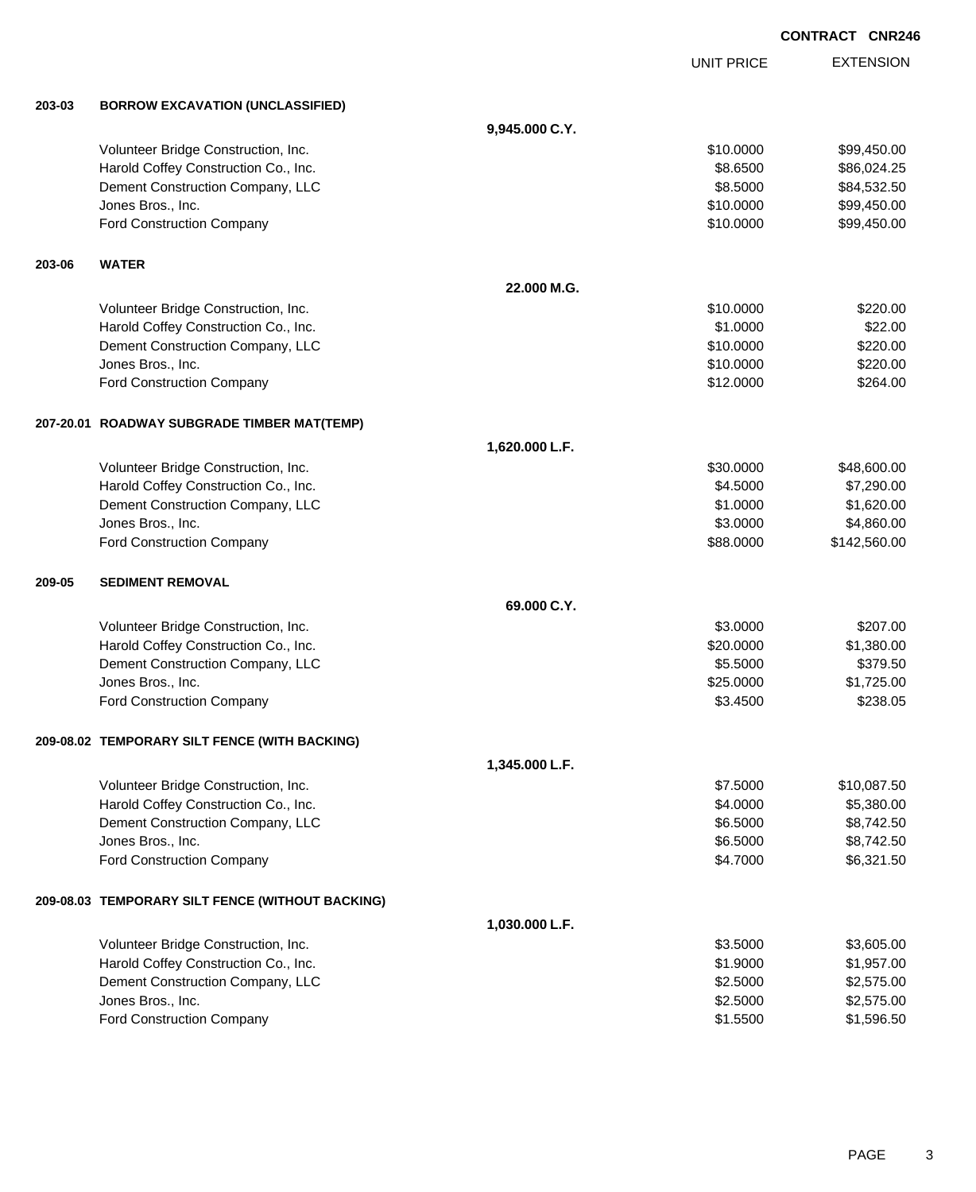**CONTRACT CNR246**

| | | | UNIT PRICE | EXTENSION |
|---|---|---|---|---|
| **203-03** | **BORROW EXCAVATION (UNCLASSIFIED)** | | | |
| | | **9,945.000 C.Y.** | | |
| | Volunteer Bridge Construction, Inc. | | $10.0000 | $99,450.00 |
| | Harold Coffey Construction Co., Inc. | | $8.6500 | $86,024.25 |
| | Dement Construction Company, LLC | | $8.5000 | $84,532.50 |
| | Jones Bros., Inc. | | $10.0000 | $99,450.00 |
| | Ford Construction Company | | $10.0000 | $99,450.00 |
| **203-06** | **WATER** | | | |
| | | **22.000 M.G.** | | |
| | Volunteer Bridge Construction, Inc. | | $10.0000 | $220.00 |
| | Harold Coffey Construction Co., Inc. | | $1.0000 | $22.00 |
| | Dement Construction Company, LLC | | $10.0000 | $220.00 |
| | Jones Bros., Inc. | | $10.0000 | $220.00 |
| | Ford Construction Company | | $12.0000 | $264.00 |
| **207-20.01** | **ROADWAY SUBGRADE TIMBER MAT(TEMP)** | | | |
| | | **1,620.000 L.F.** | | |
| | Volunteer Bridge Construction, Inc. | | $30.0000 | $48,600.00 |
| | Harold Coffey Construction Co., Inc. | | $4.5000 | $7,290.00 |
| | Dement Construction Company, LLC | | $1.0000 | $1,620.00 |
| | Jones Bros., Inc. | | $3.0000 | $4,860.00 |
| | Ford Construction Company | | $88.0000 | $142,560.00 |
| **209-05** | **SEDIMENT REMOVAL** | | | |
| | | **69.000 C.Y.** | | |
| | Volunteer Bridge Construction, Inc. | | $3.0000 | $207.00 |
| | Harold Coffey Construction Co., Inc. | | $20.0000 | $1,380.00 |
| | Dement Construction Company, LLC | | $5.5000 | $379.50 |
| | Jones Bros., Inc. | | $25.0000 | $1,725.00 |
| | Ford Construction Company | | $3.4500 | $238.05 |
| **209-08.02** | **TEMPORARY SILT FENCE (WITH BACKING)** | | | |
| | | **1,345.000 L.F.** | | |
| | Volunteer Bridge Construction, Inc. | | $7.5000 | $10,087.50 |
| | Harold Coffey Construction Co., Inc. | | $4.0000 | $5,380.00 |
| | Dement Construction Company, LLC | | $6.5000 | $8,742.50 |
| | Jones Bros., Inc. | | $6.5000 | $8,742.50 |
| | Ford Construction Company | | $4.7000 | $6,321.50 |
| **209-08.03** | **TEMPORARY SILT FENCE (WITHOUT BACKING)** | | | |
| | | **1,030.000 L.F.** | | |
| | Volunteer Bridge Construction, Inc. | | $3.5000 | $3,605.00 |
| | Harold Coffey Construction Co., Inc. | | $1.9000 | $1,957.00 |
| | Dement Construction Company, LLC | | $2.5000 | $2,575.00 |
| | Jones Bros., Inc. | | $2.5000 | $2,575.00 |
| | Ford Construction Company | | $1.5500 | $1,596.50 |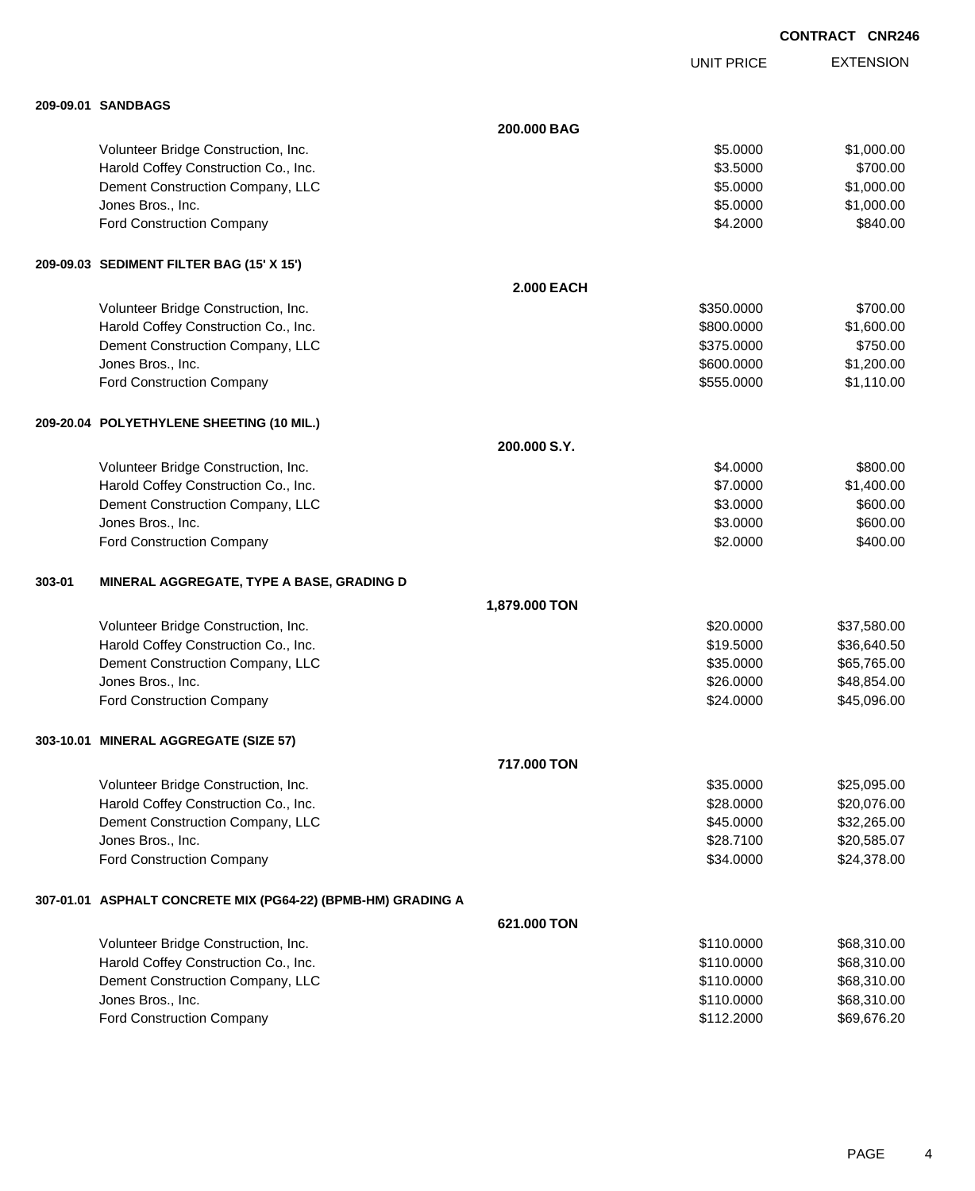**CONTRACT CNR246**

| | | UNIT PRICE | EXTENSION |
|---|---|---|---|
| **209-09.01 SANDBAGS** | | | |
| | **200.000 BAG** | | |
| Volunteer Bridge Construction, Inc. | | $5.0000 | $1,000.00 |
| Harold Coffey Construction Co., Inc. | | $3.5000 | $700.00 |
| Dement Construction Company, LLC | | $5.0000 | $1,000.00 |
| Jones Bros., Inc. | | $5.0000 | $1,000.00 |
| Ford Construction Company | | $4.2000 | $840.00 |
| **209-09.03 SEDIMENT FILTER BAG (15' X 15')** | | | |
| | **2.000 EACH** | | |
| Volunteer Bridge Construction, Inc. | | $350.0000 | $700.00 |
| Harold Coffey Construction Co., Inc. | | $800.0000 | $1,600.00 |
| Dement Construction Company, LLC | | $375.0000 | $750.00 |
| Jones Bros., Inc. | | $600.0000 | $1,200.00 |
| Ford Construction Company | | $555.0000 | $1,110.00 |
| **209-20.04 POLYETHYLENE SHEETING (10 MIL.)** | | | |
| | **200.000 S.Y.** | | |
| Volunteer Bridge Construction, Inc. | | $4.0000 | $800.00 |
| Harold Coffey Construction Co., Inc. | | $7.0000 | $1,400.00 |
| Dement Construction Company, LLC | | $3.0000 | $600.00 |
| Jones Bros., Inc. | | $3.0000 | $600.00 |
| Ford Construction Company | | $2.0000 | $400.00 |
| **303-01 MINERAL AGGREGATE, TYPE A BASE, GRADING D** | | | |
| | **1,879.000 TON** | | |
| Volunteer Bridge Construction, Inc. | | $20.0000 | $37,580.00 |
| Harold Coffey Construction Co., Inc. | | $19.5000 | $36,640.50 |
| Dement Construction Company, LLC | | $35.0000 | $65,765.00 |
| Jones Bros., Inc. | | $26.0000 | $48,854.00 |
| Ford Construction Company | | $24.0000 | $45,096.00 |
| **303-10.01 MINERAL AGGREGATE (SIZE 57)** | | | |
| | **717.000 TON** | | |
| Volunteer Bridge Construction, Inc. | | $35.0000 | $25,095.00 |
| Harold Coffey Construction Co., Inc. | | $28.0000 | $20,076.00 |
| Dement Construction Company, LLC | | $45.0000 | $32,265.00 |
| Jones Bros., Inc. | | $28.7100 | $20,585.07 |
| Ford Construction Company | | $34.0000 | $24,378.00 |
| **307-01.01 ASPHALT CONCRETE MIX (PG64-22) (BPMB-HM) GRADING A** | | | |
| | **621.000 TON** | | |
| Volunteer Bridge Construction, Inc. | | $110.0000 | $68,310.00 |
| Harold Coffey Construction Co., Inc. | | $110.0000 | $68,310.00 |
| Dement Construction Company, LLC | | $110.0000 | $68,310.00 |
| Jones Bros., Inc. | | $110.0000 | $68,310.00 |
| Ford Construction Company | | $112.2000 | $69,676.20 |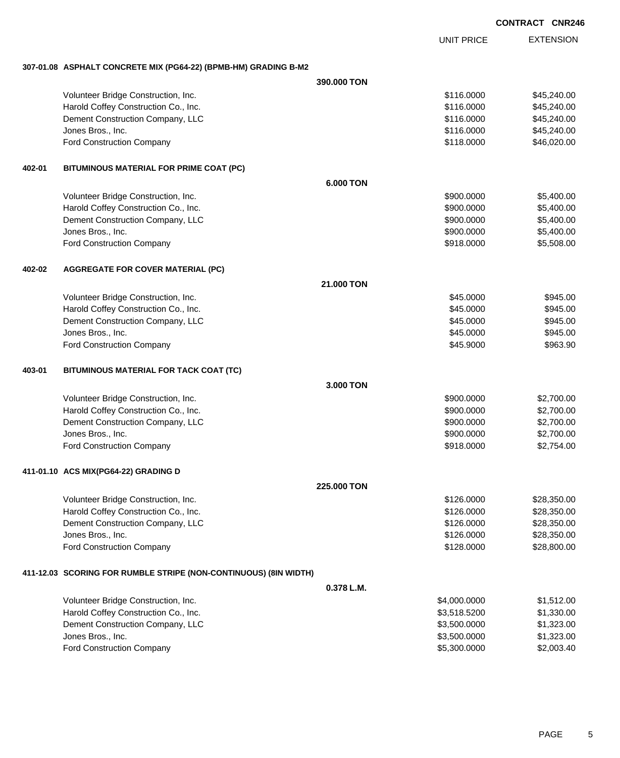**CONTRACT CNR246**

| | | UNIT PRICE | EXTENSION |
|---|---|---|---|
| **307-01.08 ASPHALT CONCRETE MIX (PG64-22) (BPMB-HM) GRADING B-M2** | | | |
| | **390.000 TON** | | |
| Volunteer Bridge Construction, Inc. | | $116.0000 | $45,240.00 |
| Harold Coffey Construction Co., Inc. | | $116.0000 | $45,240.00 |
| Dement Construction Company, LLC | | $116.0000 | $45,240.00 |
| Jones Bros., Inc. | | $116.0000 | $45,240.00 |
| Ford Construction Company | | $118.0000 | $46,020.00 |
| **402-01 BITUMINOUS MATERIAL FOR PRIME COAT (PC)** | | | |
| | **6.000 TON** | | |
| Volunteer Bridge Construction, Inc. | | $900.0000 | $5,400.00 |
| Harold Coffey Construction Co., Inc. | | $900.0000 | $5,400.00 |
| Dement Construction Company, LLC | | $900.0000 | $5,400.00 |
| Jones Bros., Inc. | | $900.0000 | $5,400.00 |
| Ford Construction Company | | $918.0000 | $5,508.00 |
| **402-02 AGGREGATE FOR COVER MATERIAL (PC)** | | | |
| | **21.000 TON** | | |
| Volunteer Bridge Construction, Inc. | | $45.0000 | $945.00 |
| Harold Coffey Construction Co., Inc. | | $45.0000 | $945.00 |
| Dement Construction Company, LLC | | $45.0000 | $945.00 |
| Jones Bros., Inc. | | $45.0000 | $945.00 |
| Ford Construction Company | | $45.9000 | $963.90 |
| **403-01 BITUMINOUS MATERIAL FOR TACK COAT (TC)** | | | |
| | **3.000 TON** | | |
| Volunteer Bridge Construction, Inc. | | $900.0000 | $2,700.00 |
| Harold Coffey Construction Co., Inc. | | $900.0000 | $2,700.00 |
| Dement Construction Company, LLC | | $900.0000 | $2,700.00 |
| Jones Bros., Inc. | | $900.0000 | $2,700.00 |
| Ford Construction Company | | $918.0000 | $2,754.00 |
| **411-01.10 ACS MIX(PG64-22) GRADING D** | | | |
| | **225.000 TON** | | |
| Volunteer Bridge Construction, Inc. | | $126.0000 | $28,350.00 |
| Harold Coffey Construction Co., Inc. | | $126.0000 | $28,350.00 |
| Dement Construction Company, LLC | | $126.0000 | $28,350.00 |
| Jones Bros., Inc. | | $126.0000 | $28,350.00 |
| Ford Construction Company | | $128.0000 | $28,800.00 |
| **411-12.03 SCORING FOR RUMBLE STRIPE (NON-CONTINUOUS) (8IN WIDTH)** | | | |
| | **0.378 L.M.** | | |
| Volunteer Bridge Construction, Inc. | | $4,000.0000 | $1,512.00 |
| Harold Coffey Construction Co., Inc. | | $3,518.5200 | $1,330.00 |
| Dement Construction Company, LLC | | $3,500.0000 | $1,323.00 |
| Jones Bros., Inc. | | $3,500.0000 | $1,323.00 |
| Ford Construction Company | | $5,300.0000 | $2,003.40 |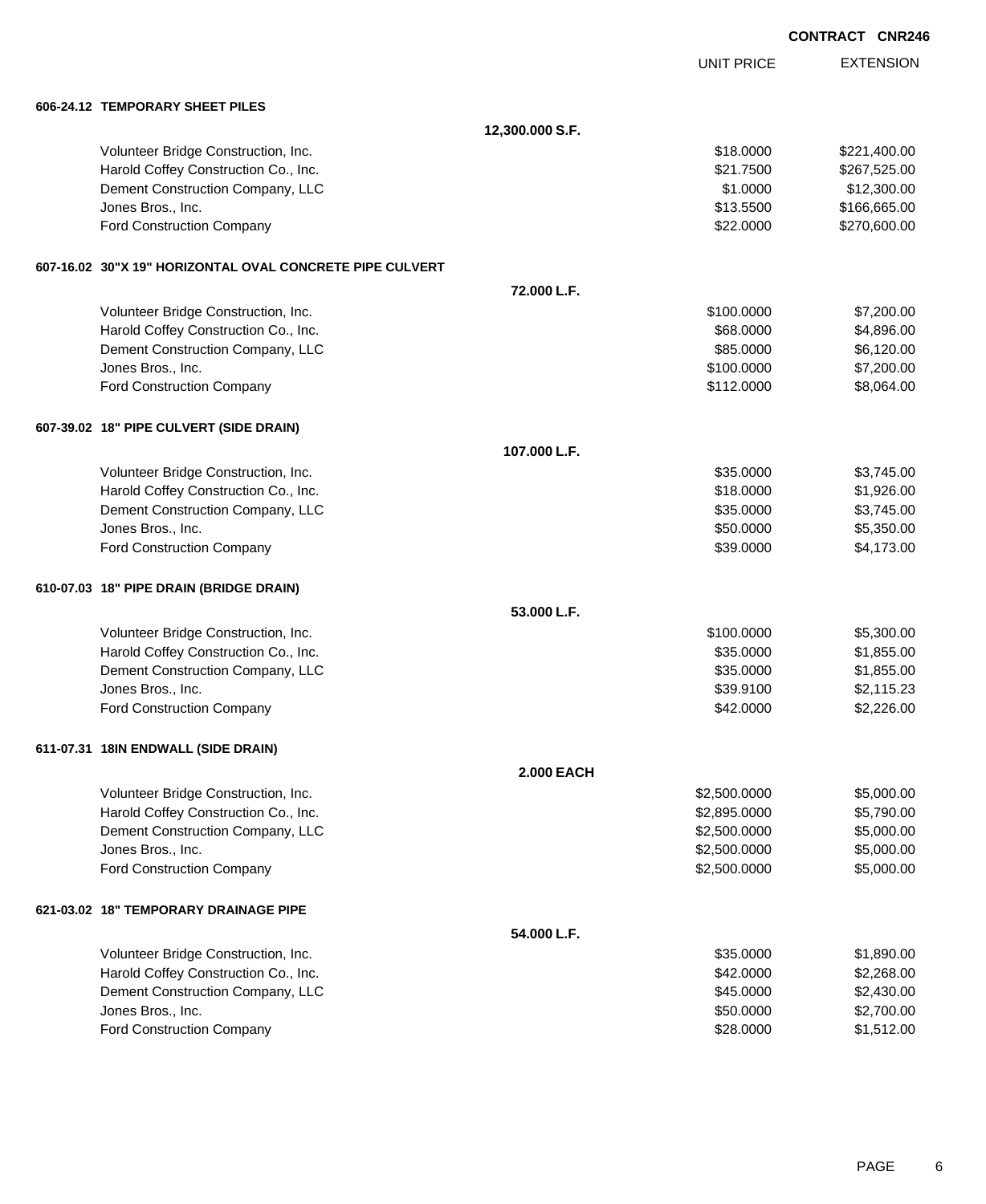CONTRACT CNR246

| | UNIT PRICE | EXTENSION |
|---|---|---|
| **606-24.12 TEMPORARY SHEET PILES** | | |
| **12,300.000 S.F.** | | |
| Volunteer Bridge Construction, Inc. | $18.0000 | $221,400.00 |
| Harold Coffey Construction Co., Inc. | $21.7500 | $267,525.00 |
| Dement Construction Company, LLC | $1.0000 | $12,300.00 |
| Jones Bros., Inc. | $13.5500 | $166,665.00 |
| Ford Construction Company | $22.0000 | $270,600.00 |
| **607-16.02 30"X 19" HORIZONTAL OVAL CONCRETE PIPE CULVERT** | | |
| **72.000 L.F.** | | |
| Volunteer Bridge Construction, Inc. | $100.0000 | $7,200.00 |
| Harold Coffey Construction Co., Inc. | $68.0000 | $4,896.00 |
| Dement Construction Company, LLC | $85.0000 | $6,120.00 |
| Jones Bros., Inc. | $100.0000 | $7,200.00 |
| Ford Construction Company | $112.0000 | $8,064.00 |
| **607-39.02 18" PIPE CULVERT (SIDE DRAIN)** | | |
| **107.000 L.F.** | | |
| Volunteer Bridge Construction, Inc. | $35.0000 | $3,745.00 |
| Harold Coffey Construction Co., Inc. | $18.0000 | $1,926.00 |
| Dement Construction Company, LLC | $35.0000 | $3,745.00 |
| Jones Bros., Inc. | $50.0000 | $5,350.00 |
| Ford Construction Company | $39.0000 | $4,173.00 |
| **610-07.03 18" PIPE DRAIN (BRIDGE DRAIN)** | | |
| **53.000 L.F.** | | |
| Volunteer Bridge Construction, Inc. | $100.0000 | $5,300.00 |
| Harold Coffey Construction Co., Inc. | $35.0000 | $1,855.00 |
| Dement Construction Company, LLC | $35.0000 | $1,855.00 |
| Jones Bros., Inc. | $39.9100 | $2,115.23 |
| Ford Construction Company | $42.0000 | $2,226.00 |
| **611-07.31 18IN ENDWALL (SIDE DRAIN)** | | |
| **2.000 EACH** | | |
| Volunteer Bridge Construction, Inc. | $2,500.0000 | $5,000.00 |
| Harold Coffey Construction Co., Inc. | $2,895.0000 | $5,790.00 |
| Dement Construction Company, LLC | $2,500.0000 | $5,000.00 |
| Jones Bros., Inc. | $2,500.0000 | $5,000.00 |
| Ford Construction Company | $2,500.0000 | $5,000.00 |
| **621-03.02 18" TEMPORARY DRAINAGE PIPE** | | |
| **54.000 L.F.** | | |
| Volunteer Bridge Construction, Inc. | $35.0000 | $1,890.00 |
| Harold Coffey Construction Co., Inc. | $42.0000 | $2,268.00 |
| Dement Construction Company, LLC | $45.0000 | $2,430.00 |
| Jones Bros., Inc. | $50.0000 | $2,700.00 |
| Ford Construction Company | $28.0000 | $1,512.00 |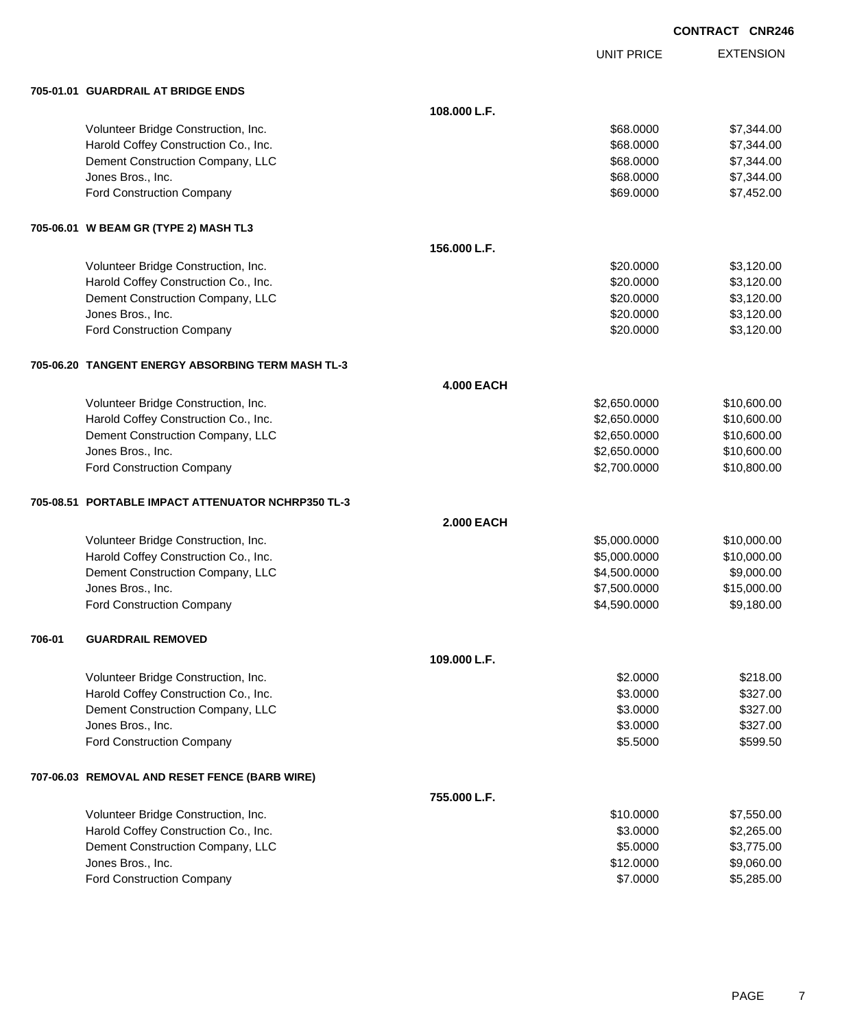**CONTRACT CNR246**

| | | UNIT PRICE | EXTENSION |
|---|---|---|---|
| **705-01.01 GUARDRAIL AT BRIDGE ENDS** | | | |
| | **108.000 L.F.** | | |
| Volunteer Bridge Construction, Inc. | | $68.0000 | $7,344.00 |
| Harold Coffey Construction Co., Inc. | | $68.0000 | $7,344.00 |
| Dement Construction Company, LLC | | $68.0000 | $7,344.00 |
| Jones Bros., Inc. | | $68.0000 | $7,344.00 |
| Ford Construction Company | | $69.0000 | $7,452.00 |
| **705-06.01 W BEAM GR (TYPE 2) MASH TL3** | | | |
| | **156.000 L.F.** | | |
| Volunteer Bridge Construction, Inc. | | $20.0000 | $3,120.00 |
| Harold Coffey Construction Co., Inc. | | $20.0000 | $3,120.00 |
| Dement Construction Company, LLC | | $20.0000 | $3,120.00 |
| Jones Bros., Inc. | | $20.0000 | $3,120.00 |
| Ford Construction Company | | $20.0000 | $3,120.00 |
| **705-06.20 TANGENT ENERGY ABSORBING TERM MASH TL-3** | | | |
| | **4.000 EACH** | | |
| Volunteer Bridge Construction, Inc. | | $2,650.0000 | $10,600.00 |
| Harold Coffey Construction Co., Inc. | | $2,650.0000 | $10,600.00 |
| Dement Construction Company, LLC | | $2,650.0000 | $10,600.00 |
| Jones Bros., Inc. | | $2,650.0000 | $10,600.00 |
| Ford Construction Company | | $2,700.0000 | $10,800.00 |
| **705-08.51 PORTABLE IMPACT ATTENUATOR NCHRP350 TL-3** | | | |
| | **2.000 EACH** | | |
| Volunteer Bridge Construction, Inc. | | $5,000.0000 | $10,000.00 |
| Harold Coffey Construction Co., Inc. | | $5,000.0000 | $10,000.00 |
| Dement Construction Company, LLC | | $4,500.0000 | $9,000.00 |
| Jones Bros., Inc. | | $7,500.0000 | $15,000.00 |
| Ford Construction Company | | $4,590.0000 | $9,180.00 |
| **706-01 GUARDRAIL REMOVED** | | | |
| | **109.000 L.F.** | | |
| Volunteer Bridge Construction, Inc. | | $2.0000 | $218.00 |
| Harold Coffey Construction Co., Inc. | | $3.0000 | $327.00 |
| Dement Construction Company, LLC | | $3.0000 | $327.00 |
| Jones Bros., Inc. | | $3.0000 | $327.00 |
| Ford Construction Company | | $5.5000 | $599.50 |
| **707-06.03 REMOVAL AND RESET FENCE (BARB WIRE)** | | | |
| | **755.000 L.F.** | | |
| Volunteer Bridge Construction, Inc. | | $10.0000 | $7,550.00 |
| Harold Coffey Construction Co., Inc. | | $3.0000 | $2,265.00 |
| Dement Construction Company, LLC | | $5.0000 | $3,775.00 |
| Jones Bros., Inc. | | $12.0000 | $9,060.00 |
| Ford Construction Company | | $7.0000 | $5,285.00 |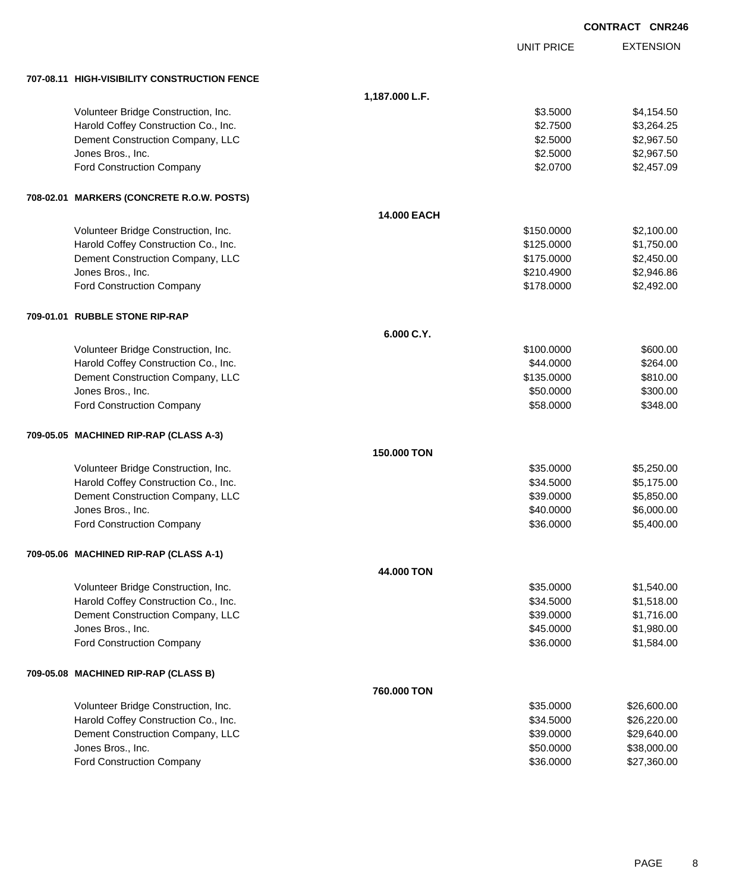**CONTRACT CNR246**

| | | UNIT PRICE | EXTENSION |
|---|---|---|---|
| **707-08.11 HIGH-VISIBILITY CONSTRUCTION FENCE** | | | |
| | **1,187.000 L.F.** | | |
| Volunteer Bridge Construction, Inc. | | $3.5000 | $4,154.50 |
| Harold Coffey Construction Co., Inc. | | $2.7500 | $3,264.25 |
| Dement Construction Company, LLC | | $2.5000 | $2,967.50 |
| Jones Bros., Inc. | | $2.5000 | $2,967.50 |
| Ford Construction Company | | $2.0700 | $2,457.09 |
| **708-02.01 MARKERS (CONCRETE R.O.W. POSTS)** | | | |
| | **14.000 EACH** | | |
| Volunteer Bridge Construction, Inc. | | $150.0000 | $2,100.00 |
| Harold Coffey Construction Co., Inc. | | $125.0000 | $1,750.00 |
| Dement Construction Company, LLC | | $175.0000 | $2,450.00 |
| Jones Bros., Inc. | | $210.4900 | $2,946.86 |
| Ford Construction Company | | $178.0000 | $2,492.00 |
| **709-01.01 RUBBLE STONE RIP-RAP** | | | |
| | **6.000 C.Y.** | | |
| Volunteer Bridge Construction, Inc. | | $100.0000 | $600.00 |
| Harold Coffey Construction Co., Inc. | | $44.0000 | $264.00 |
| Dement Construction Company, LLC | | $135.0000 | $810.00 |
| Jones Bros., Inc. | | $50.0000 | $300.00 |
| Ford Construction Company | | $58.0000 | $348.00 |
| **709-05.05 MACHINED RIP-RAP (CLASS A-3)** | | | |
| | **150.000 TON** | | |
| Volunteer Bridge Construction, Inc. | | $35.0000 | $5,250.00 |
| Harold Coffey Construction Co., Inc. | | $34.5000 | $5,175.00 |
| Dement Construction Company, LLC | | $39.0000 | $5,850.00 |
| Jones Bros., Inc. | | $40.0000 | $6,000.00 |
| Ford Construction Company | | $36.0000 | $5,400.00 |
| **709-05.06 MACHINED RIP-RAP (CLASS A-1)** | | | |
| | **44.000 TON** | | |
| Volunteer Bridge Construction, Inc. | | $35.0000 | $1,540.00 |
| Harold Coffey Construction Co., Inc. | | $34.5000 | $1,518.00 |
| Dement Construction Company, LLC | | $39.0000 | $1,716.00 |
| Jones Bros., Inc. | | $45.0000 | $1,980.00 |
| Ford Construction Company | | $36.0000 | $1,584.00 |
| **709-05.08 MACHINED RIP-RAP (CLASS B)** | | | |
| | **760.000 TON** | | |
| Volunteer Bridge Construction, Inc. | | $35.0000 | $26,600.00 |
| Harold Coffey Construction Co., Inc. | | $34.5000 | $26,220.00 |
| Dement Construction Company, LLC | | $39.0000 | $29,640.00 |
| Jones Bros., Inc. | | $50.0000 | $38,000.00 |
| Ford Construction Company | | $36.0000 | $27,360.00 |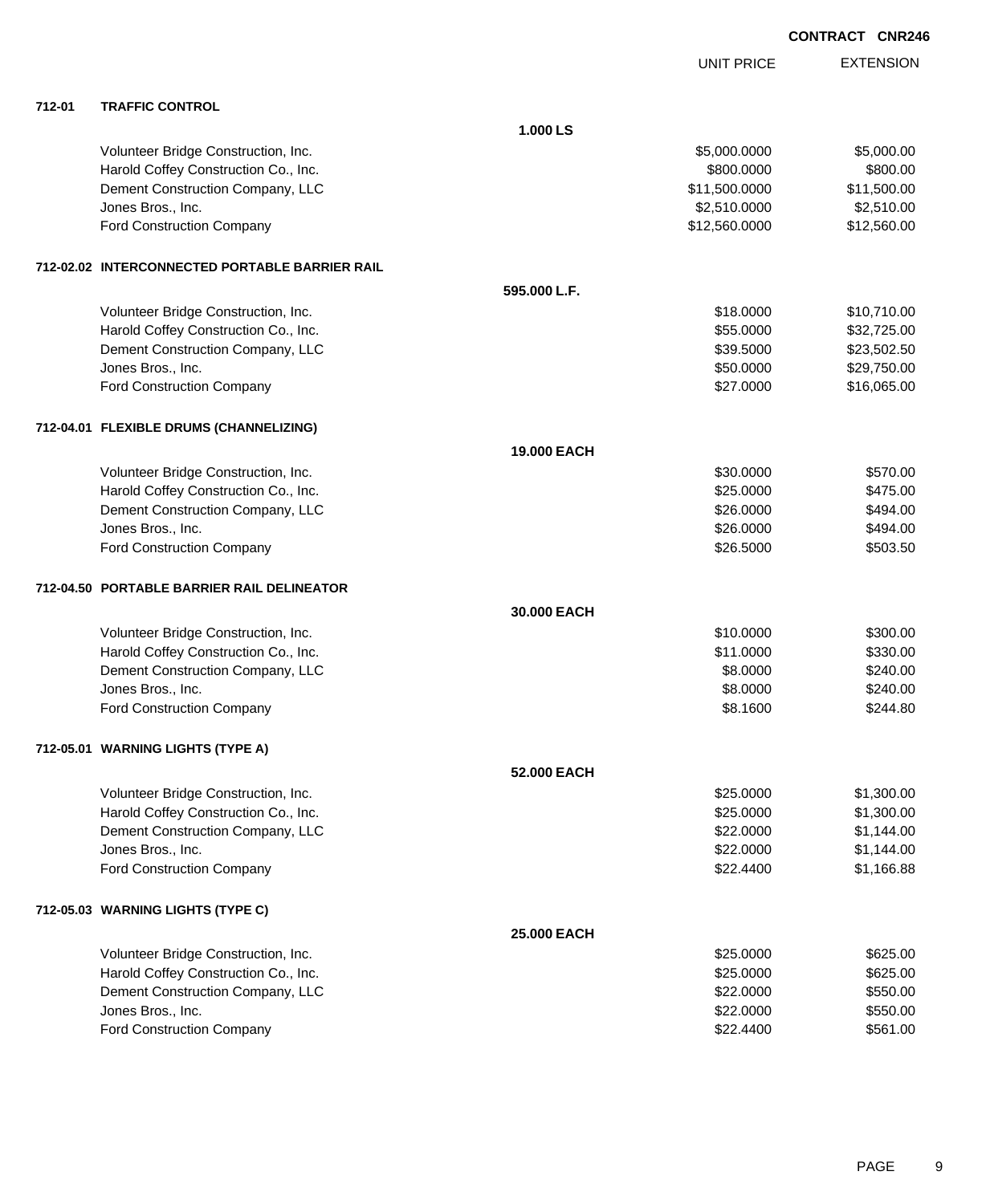**CONTRACT CNR246**

| | | UNIT PRICE | EXTENSION |
|---|---|---|---|
| **712-01** | **TRAFFIC CONTROL** | | |
| | **1.000 LS** | | |
| | Volunteer Bridge Construction, Inc. | $5,000.0000 | $5,000.00 |
| | Harold Coffey Construction Co., Inc. | $800.0000 | $800.00 |
| | Dement Construction Company, LLC | $11,500.0000 | $11,500.00 |
| | Jones Bros., Inc. | $2,510.0000 | $2,510.00 |
| | Ford Construction Company | $12,560.0000 | $12,560.00 |
| **712-02.02** | **INTERCONNECTED PORTABLE BARRIER RAIL** | | |
| | **595.000 L.F.** | | |
| | Volunteer Bridge Construction, Inc. | $18.0000 | $10,710.00 |
| | Harold Coffey Construction Co., Inc. | $55.0000 | $32,725.00 |
| | Dement Construction Company, LLC | $39.5000 | $23,502.50 |
| | Jones Bros., Inc. | $50.0000 | $29,750.00 |
| | Ford Construction Company | $27.0000 | $16,065.00 |
| **712-04.01** | **FLEXIBLE DRUMS (CHANNELIZING)** | | |
| | **19.000 EACH** | | |
| | Volunteer Bridge Construction, Inc. | $30.0000 | $570.00 |
| | Harold Coffey Construction Co., Inc. | $25.0000 | $475.00 |
| | Dement Construction Company, LLC | $26.0000 | $494.00 |
| | Jones Bros., Inc. | $26.0000 | $494.00 |
| | Ford Construction Company | $26.5000 | $503.50 |
| **712-04.50** | **PORTABLE BARRIER RAIL DELINEATOR** | | |
| | **30.000 EACH** | | |
| | Volunteer Bridge Construction, Inc. | $10.0000 | $300.00 |
| | Harold Coffey Construction Co., Inc. | $11.0000 | $330.00 |
| | Dement Construction Company, LLC | $8.0000 | $240.00 |
| | Jones Bros., Inc. | $8.0000 | $240.00 |
| | Ford Construction Company | $8.1600 | $244.80 |
| **712-05.01** | **WARNING LIGHTS (TYPE A)** | | |
| | **52.000 EACH** | | |
| | Volunteer Bridge Construction, Inc. | $25.0000 | $1,300.00 |
| | Harold Coffey Construction Co., Inc. | $25.0000 | $1,300.00 |
| | Dement Construction Company, LLC | $22.0000 | $1,144.00 |
| | Jones Bros., Inc. | $22.0000 | $1,144.00 |
| | Ford Construction Company | $22.4400 | $1,166.88 |
| **712-05.03** | **WARNING LIGHTS (TYPE C)** | | |
| | **25.000 EACH** | | |
| | Volunteer Bridge Construction, Inc. | $25.0000 | $625.00 |
| | Harold Coffey Construction Co., Inc. | $25.0000 | $625.00 |
| | Dement Construction Company, LLC | $22.0000 | $550.00 |
| | Jones Bros., Inc. | $22.0000 | $550.00 |
| | Ford Construction Company | $22.4400 | $561.00 |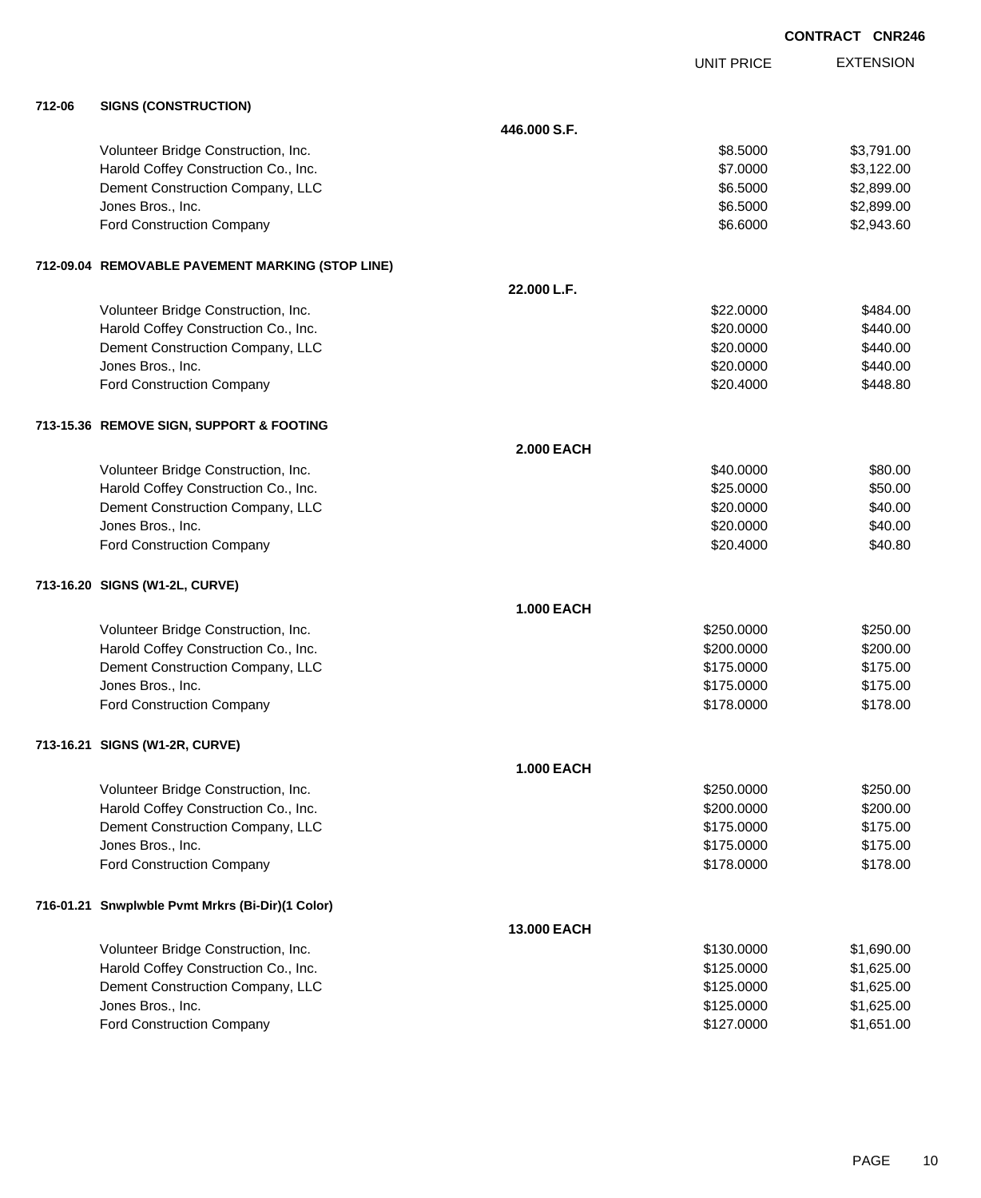**CONTRACT CNR246**

| | | UNIT PRICE | EXTENSION |
|---|---|---|---|
| **712-06** | **SIGNS (CONSTRUCTION)** | | |
| | **446.000 S.F.** | | |
| | Volunteer Bridge Construction, Inc. | $8.5000 | $3,791.00 |
| | Harold Coffey Construction Co., Inc. | $7.0000 | $3,122.00 |
| | Dement Construction Company, LLC | $6.5000 | $2,899.00 |
| | Jones Bros., Inc. | $6.5000 | $2,899.00 |
| | Ford Construction Company | $6.6000 | $2,943.60 |
| **712-09.04** | **REMOVABLE PAVEMENT MARKING (STOP LINE)** | | |
| | **22.000 L.F.** | | |
| | Volunteer Bridge Construction, Inc. | $22.0000 | $484.00 |
| | Harold Coffey Construction Co., Inc. | $20.0000 | $440.00 |
| | Dement Construction Company, LLC | $20.0000 | $440.00 |
| | Jones Bros., Inc. | $20.0000 | $440.00 |
| | Ford Construction Company | $20.4000 | $448.80 |
| **713-15.36** | **REMOVE SIGN, SUPPORT & FOOTING** | | |
| | **2.000 EACH** | | |
| | Volunteer Bridge Construction, Inc. | $40.0000 | $80.00 |
| | Harold Coffey Construction Co., Inc. | $25.0000 | $50.00 |
| | Dement Construction Company, LLC | $20.0000 | $40.00 |
| | Jones Bros., Inc. | $20.0000 | $40.00 |
| | Ford Construction Company | $20.4000 | $40.80 |
| **713-16.20** | **SIGNS (W1-2L, CURVE)** | | |
| | **1.000 EACH** | | |
| | Volunteer Bridge Construction, Inc. | $250.0000 | $250.00 |
| | Harold Coffey Construction Co., Inc. | $200.0000 | $200.00 |
| | Dement Construction Company, LLC | $175.0000 | $175.00 |
| | Jones Bros., Inc. | $175.0000 | $175.00 |
| | Ford Construction Company | $178.0000 | $178.00 |
| **713-16.21** | **SIGNS (W1-2R, CURVE)** | | |
| | **1.000 EACH** | | |
| | Volunteer Bridge Construction, Inc. | $250.0000 | $250.00 |
| | Harold Coffey Construction Co., Inc. | $200.0000 | $200.00 |
| | Dement Construction Company, LLC | $175.0000 | $175.00 |
| | Jones Bros., Inc. | $175.0000 | $175.00 |
| | Ford Construction Company | $178.0000 | $178.00 |
| **716-01.21** | **Snwplwble Pvmt Mrkrs (Bi-Dir)(1 Color)** | | |
| | **13.000 EACH** | | |
| | Volunteer Bridge Construction, Inc. | $130.0000 | $1,690.00 |
| | Harold Coffey Construction Co., Inc. | $125.0000 | $1,625.00 |
| | Dement Construction Company, LLC | $125.0000 | $1,625.00 |
| | Jones Bros., Inc. | $125.0000 | $1,625.00 |
| | Ford Construction Company | $127.0000 | $1,651.00 |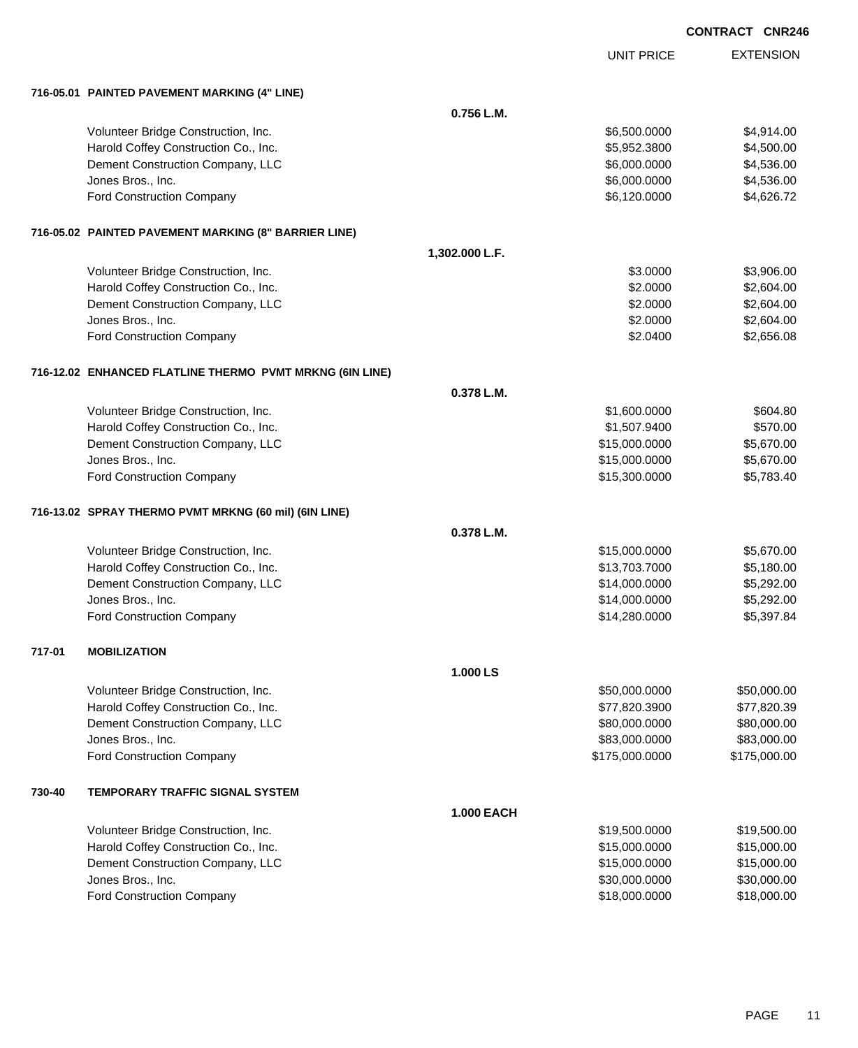**CONTRACT CNR246**

| | UNIT PRICE | EXTENSION |
|---|---|---|
| **716-05.01 PAINTED PAVEMENT MARKING (4" LINE)** | | |
| **0.756 L.M.** | | |
| Volunteer Bridge Construction, Inc. | $6,500.0000 | $4,914.00 |
| Harold Coffey Construction Co., Inc. | $5,952.3800 | $4,500.00 |
| Dement Construction Company, LLC | $6,000.0000 | $4,536.00 |
| Jones Bros., Inc. | $6,000.0000 | $4,536.00 |
| Ford Construction Company | $6,120.0000 | $4,626.72 |
| **716-05.02 PAINTED PAVEMENT MARKING (8" BARRIER LINE)** | | |
| **1,302.000 L.F.** | | |
| Volunteer Bridge Construction, Inc. | $3.0000 | $3,906.00 |
| Harold Coffey Construction Co., Inc. | $2.0000 | $2,604.00 |
| Dement Construction Company, LLC | $2.0000 | $2,604.00 |
| Jones Bros., Inc. | $2.0000 | $2,604.00 |
| Ford Construction Company | $2.0400 | $2,656.08 |
| **716-12.02 ENHANCED FLATLINE THERMO PVMT MRKNG (6IN LINE)** | | |
| **0.378 L.M.** | | |
| Volunteer Bridge Construction, Inc. | $1,600.0000 | $604.80 |
| Harold Coffey Construction Co., Inc. | $1,507.9400 | $570.00 |
| Dement Construction Company, LLC | $15,000.0000 | $5,670.00 |
| Jones Bros., Inc. | $15,000.0000 | $5,670.00 |
| Ford Construction Company | $15,300.0000 | $5,783.40 |
| **716-13.02 SPRAY THERMO PVMT MRKNG (60 mil) (6IN LINE)** | | |
| **0.378 L.M.** | | |
| Volunteer Bridge Construction, Inc. | $15,000.0000 | $5,670.00 |
| Harold Coffey Construction Co., Inc. | $13,703.7000 | $5,180.00 |
| Dement Construction Company, LLC | $14,000.0000 | $5,292.00 |
| Jones Bros., Inc. | $14,000.0000 | $5,292.00 |
| Ford Construction Company | $14,280.0000 | $5,397.84 |
| **717-01 MOBILIZATION** | | |
| **1.000 LS** | | |
| Volunteer Bridge Construction, Inc. | $50,000.0000 | $50,000.00 |
| Harold Coffey Construction Co., Inc. | $77,820.3900 | $77,820.39 |
| Dement Construction Company, LLC | $80,000.0000 | $80,000.00 |
| Jones Bros., Inc. | $83,000.0000 | $83,000.00 |
| Ford Construction Company | $175,000.0000 | $175,000.00 |
| **730-40 TEMPORARY TRAFFIC SIGNAL SYSTEM** | | |
| **1.000 EACH** | | |
| Volunteer Bridge Construction, Inc. | $19,500.0000 | $19,500.00 |
| Harold Coffey Construction Co., Inc. | $15,000.0000 | $15,000.00 |
| Dement Construction Company, LLC | $15,000.0000 | $15,000.00 |
| Jones Bros., Inc. | $30,000.0000 | $30,000.00 |
| Ford Construction Company | $18,000.0000 | $18,000.00 |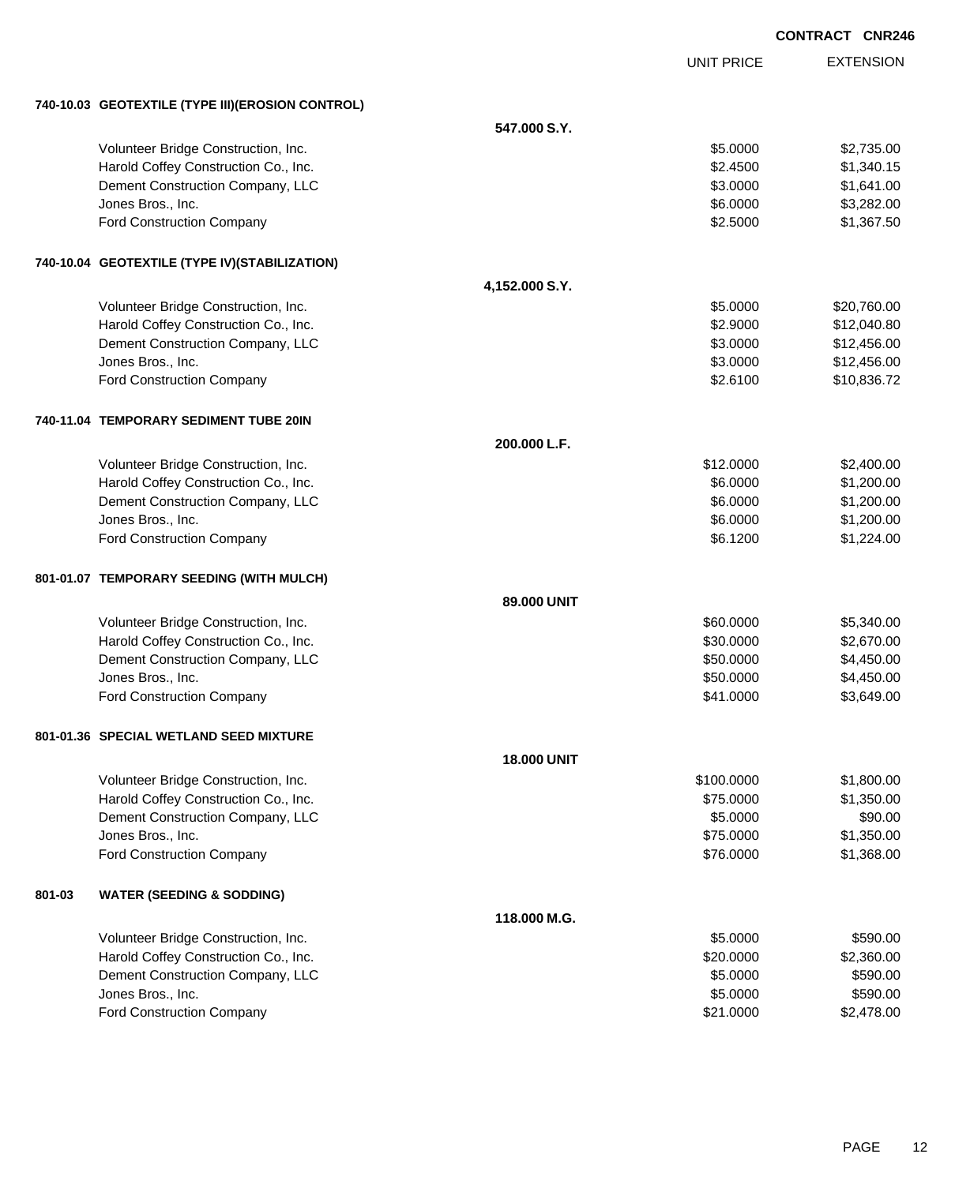**CONTRACT CNR246**

| | UNIT PRICE | EXTENSION |
|---|---|---|
| **740-10.03 GEOTEXTILE (TYPE III)(EROSION CONTROL)** | | |
| **547.000 S.Y.** | | |
| Volunteer Bridge Construction, Inc. | $5.0000 | $2,735.00 |
| Harold Coffey Construction Co., Inc. | $2.4500 | $1,340.15 |
| Dement Construction Company, LLC | $3.0000 | $1,641.00 |
| Jones Bros., Inc. | $6.0000 | $3,282.00 |
| Ford Construction Company | $2.5000 | $1,367.50 |
| **740-10.04 GEOTEXTILE (TYPE IV)(STABILIZATION)** | | |
| **4,152.000 S.Y.** | | |
| Volunteer Bridge Construction, Inc. | $5.0000 | $20,760.00 |
| Harold Coffey Construction Co., Inc. | $2.9000 | $12,040.80 |
| Dement Construction Company, LLC | $3.0000 | $12,456.00 |
| Jones Bros., Inc. | $3.0000 | $12,456.00 |
| Ford Construction Company | $2.6100 | $10,836.72 |
| **740-11.04 TEMPORARY SEDIMENT TUBE 20IN** | | |
| **200.000 L.F.** | | |
| Volunteer Bridge Construction, Inc. | $12.0000 | $2,400.00 |
| Harold Coffey Construction Co., Inc. | $6.0000 | $1,200.00 |
| Dement Construction Company, LLC | $6.0000 | $1,200.00 |
| Jones Bros., Inc. | $6.0000 | $1,200.00 |
| Ford Construction Company | $6.1200 | $1,224.00 |
| **801-01.07 TEMPORARY SEEDING (WITH MULCH)** | | |
| **89.000 UNIT** | | |
| Volunteer Bridge Construction, Inc. | $60.0000 | $5,340.00 |
| Harold Coffey Construction Co., Inc. | $30.0000 | $2,670.00 |
| Dement Construction Company, LLC | $50.0000 | $4,450.00 |
| Jones Bros., Inc. | $50.0000 | $4,450.00 |
| Ford Construction Company | $41.0000 | $3,649.00 |
| **801-01.36 SPECIAL WETLAND SEED MIXTURE** | | |
| **18.000 UNIT** | | |
| Volunteer Bridge Construction, Inc. | $100.0000 | $1,800.00 |
| Harold Coffey Construction Co., Inc. | $75.0000 | $1,350.00 |
| Dement Construction Company, LLC | $5.0000 | $90.00 |
| Jones Bros., Inc. | $75.0000 | $1,350.00 |
| Ford Construction Company | $76.0000 | $1,368.00 |
| **801-03 WATER (SEEDING & SODDING)** | | |
| **118.000 M.G.** | | |
| Volunteer Bridge Construction, Inc. | $5.0000 | $590.00 |
| Harold Coffey Construction Co., Inc. | $20.0000 | $2,360.00 |
| Dement Construction Company, LLC | $5.0000 | $590.00 |
| Jones Bros., Inc. | $5.0000 | $590.00 |
| Ford Construction Company | $21.0000 | $2,478.00 |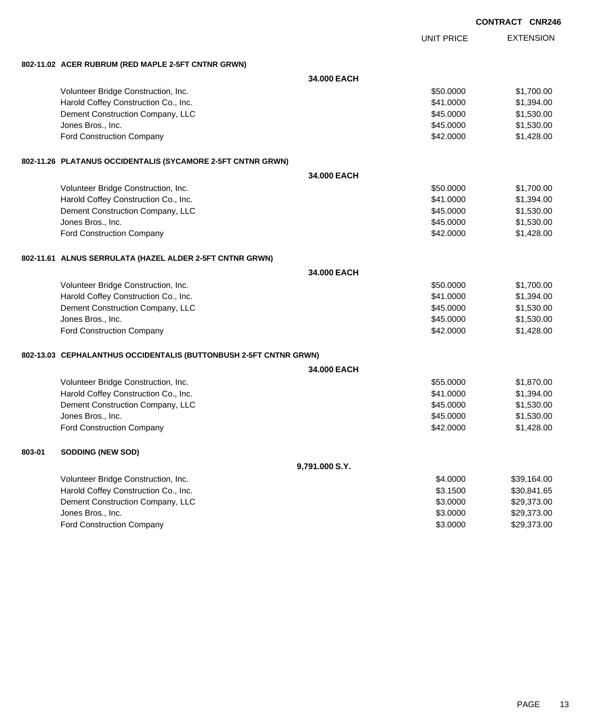**CONTRACT CNR246**

| | UNIT PRICE | EXTENSION |
|---|---|---|
| **802-11.02 ACER RUBRUM (RED MAPLE 2-5FT CNTNR GRWN)** | | |
| **34.000 EACH** | | |
| Volunteer Bridge Construction, Inc. | $50.0000 | $1,700.00 |
| Harold Coffey Construction Co., Inc. | $41.0000 | $1,394.00 |
| Dement Construction Company, LLC | $45.0000 | $1,530.00 |
| Jones Bros., Inc. | $45.0000 | $1,530.00 |
| Ford Construction Company | $42.0000 | $1,428.00 |
| **802-11.26 PLATANUS OCCIDENTALIS (SYCAMORE 2-5FT CNTNR GRWN)** | | |
| **34.000 EACH** | | |
| Volunteer Bridge Construction, Inc. | $50.0000 | $1,700.00 |
| Harold Coffey Construction Co., Inc. | $41.0000 | $1,394.00 |
| Dement Construction Company, LLC | $45.0000 | $1,530.00 |
| Jones Bros., Inc. | $45.0000 | $1,530.00 |
| Ford Construction Company | $42.0000 | $1,428.00 |
| **802-11.61 ALNUS SERRULATA (HAZEL ALDER 2-5FT CNTNR GRWN)** | | |
| **34.000 EACH** | | |
| Volunteer Bridge Construction, Inc. | $50.0000 | $1,700.00 |
| Harold Coffey Construction Co., Inc. | $41.0000 | $1,394.00 |
| Dement Construction Company, LLC | $45.0000 | $1,530.00 |
| Jones Bros., Inc. | $45.0000 | $1,530.00 |
| Ford Construction Company | $42.0000 | $1,428.00 |
| **802-13.03 CEPHALANTHUS OCCIDENTALIS (BUTTONBUSH 2-5FT CNTNR GRWN)** | | |
| **34.000 EACH** | | |
| Volunteer Bridge Construction, Inc. | $55.0000 | $1,870.00 |
| Harold Coffey Construction Co., Inc. | $41.0000 | $1,394.00 |
| Dement Construction Company, LLC | $45.0000 | $1,530.00 |
| Jones Bros., Inc. | $45.0000 | $1,530.00 |
| Ford Construction Company | $42.0000 | $1,428.00 |
| **803-01 SODDING (NEW SOD)** | | |
| **9,791.000 S.Y.** | | |
| Volunteer Bridge Construction, Inc. | $4.0000 | $39,164.00 |
| Harold Coffey Construction Co., Inc. | $3.1500 | $30,841.65 |
| Dement Construction Company, LLC | $3.0000 | $29,373.00 |
| Jones Bros., Inc. | $3.0000 | $29,373.00 |
| Ford Construction Company | $3.0000 | $29,373.00 |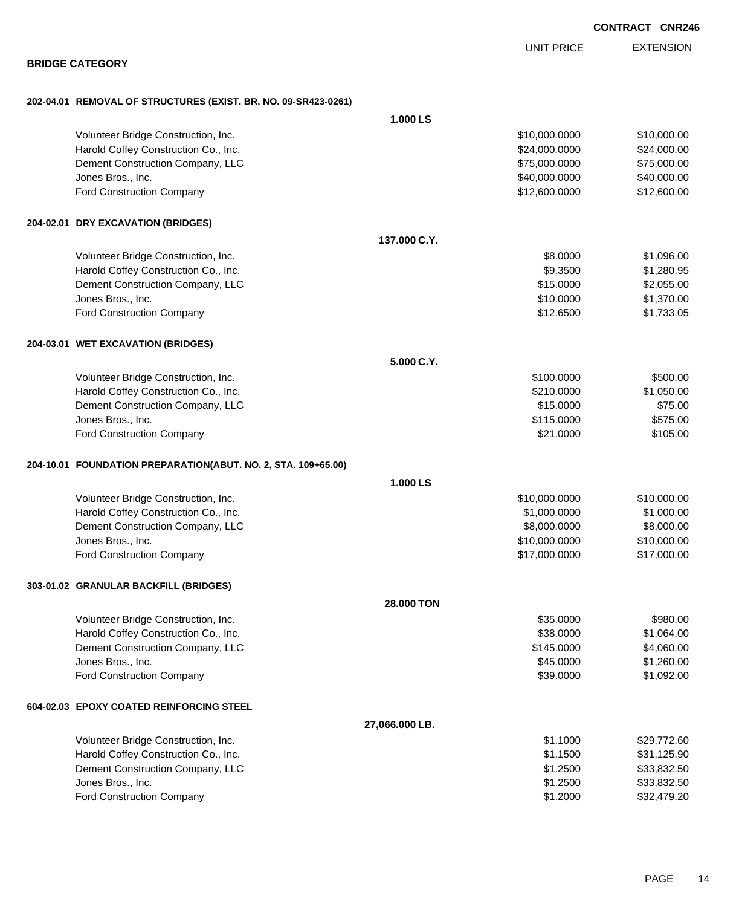**CONTRACT CNR246**

## BRIDGE CATEGORY

| | UNIT PRICE | EXTENSION |
|---|---|---|
| **202-04.01 REMOVAL OF STRUCTURES (EXIST. BR. NO. 09-SR423-0261)** | | |
| **1.000 LS** | | |
| Volunteer Bridge Construction, Inc. | $10,000.0000 | $10,000.00 |
| Harold Coffey Construction Co., Inc. | $24,000.0000 | $24,000.00 |
| Dement Construction Company, LLC | $75,000.0000 | $75,000.00 |
| Jones Bros., Inc. | $40,000.0000 | $40,000.00 |
| Ford Construction Company | $12,600.0000 | $12,600.00 |
| **204-02.01 DRY EXCAVATION (BRIDGES)** | | |
| **137.000 C.Y.** | | |
| Volunteer Bridge Construction, Inc. | $8.0000 | $1,096.00 |
| Harold Coffey Construction Co., Inc. | $9.3500 | $1,280.95 |
| Dement Construction Company, LLC | $15.0000 | $2,055.00 |
| Jones Bros., Inc. | $10.0000 | $1,370.00 |
| Ford Construction Company | $12.6500 | $1,733.05 |
| **204-03.01 WET EXCAVATION (BRIDGES)** | | |
| **5.000 C.Y.** | | |
| Volunteer Bridge Construction, Inc. | $100.0000 | $500.00 |
| Harold Coffey Construction Co., Inc. | $210.0000 | $1,050.00 |
| Dement Construction Company, LLC | $15.0000 | $75.00 |
| Jones Bros., Inc. | $115.0000 | $575.00 |
| Ford Construction Company | $21.0000 | $105.00 |
| **204-10.01 FOUNDATION PREPARATION(ABUT. NO. 2, STA. 109+65.00)** | | |
| **1.000 LS** | | |
| Volunteer Bridge Construction, Inc. | $10,000.0000 | $10,000.00 |
| Harold Coffey Construction Co., Inc. | $1,000.0000 | $1,000.00 |
| Dement Construction Company, LLC | $8,000.0000 | $8,000.00 |
| Jones Bros., Inc. | $10,000.0000 | $10,000.00 |
| Ford Construction Company | $17,000.0000 | $17,000.00 |
| **303-01.02 GRANULAR BACKFILL (BRIDGES)** | | |
| **28.000 TON** | | |
| Volunteer Bridge Construction, Inc. | $35.0000 | $980.00 |
| Harold Coffey Construction Co., Inc. | $38.0000 | $1,064.00 |
| Dement Construction Company, LLC | $145.0000 | $4,060.00 |
| Jones Bros., Inc. | $45.0000 | $1,260.00 |
| Ford Construction Company | $39.0000 | $1,092.00 |
| **604-02.03 EPOXY COATED REINFORCING STEEL** | | |
| **27,066.000 LB.** | | |
| Volunteer Bridge Construction, Inc. | $1.1000 | $29,772.60 |
| Harold Coffey Construction Co., Inc. | $1.1500 | $31,125.90 |
| Dement Construction Company, LLC | $1.2500 | $33,832.50 |
| Jones Bros., Inc. | $1.2500 | $33,832.50 |
| Ford Construction Company | $1.2000 | $32,479.20 |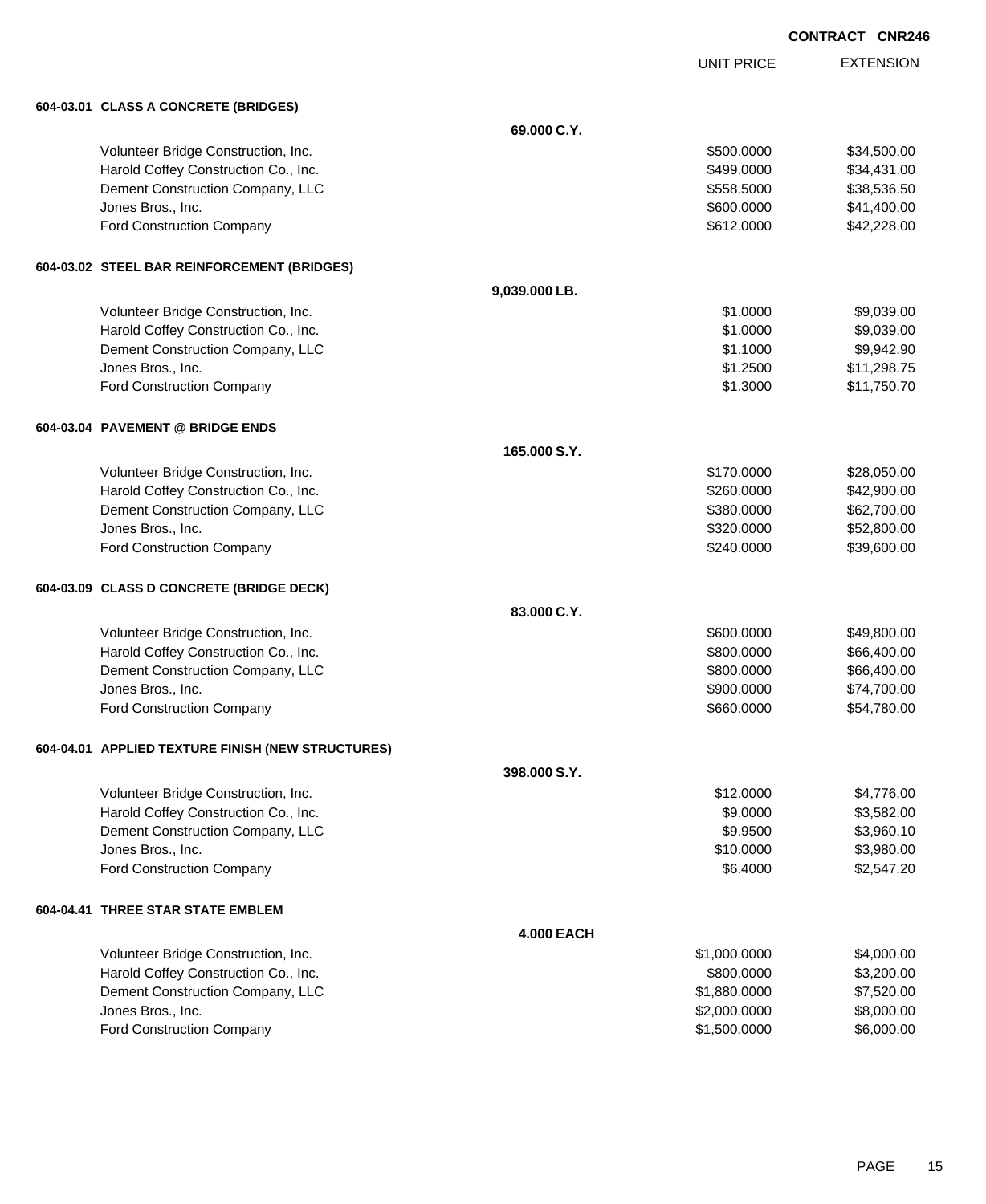**CONTRACT CNR246**

| | | UNIT PRICE | EXTENSION |
|---|---|---|---|
| **604-03.01 CLASS A CONCRETE (BRIDGES)** | | | |
| | **69.000 C.Y.** | | |
| Volunteer Bridge Construction, Inc. | | $500.0000 | $34,500.00 |
| Harold Coffey Construction Co., Inc. | | $499.0000 | $34,431.00 |
| Dement Construction Company, LLC | | $558.5000 | $38,536.50 |
| Jones Bros., Inc. | | $600.0000 | $41,400.00 |
| Ford Construction Company | | $612.0000 | $42,228.00 |
| **604-03.02 STEEL BAR REINFORCEMENT (BRIDGES)** | | | |
| | **9,039.000 LB.** | | |
| Volunteer Bridge Construction, Inc. | | $1.0000 | $9,039.00 |
| Harold Coffey Construction Co., Inc. | | $1.0000 | $9,039.00 |
| Dement Construction Company, LLC | | $1.1000 | $9,942.90 |
| Jones Bros., Inc. | | $1.2500 | $11,298.75 |
| Ford Construction Company | | $1.3000 | $11,750.70 |
| **604-03.04 PAVEMENT @ BRIDGE ENDS** | | | |
| | **165.000 S.Y.** | | |
| Volunteer Bridge Construction, Inc. | | $170.0000 | $28,050.00 |
| Harold Coffey Construction Co., Inc. | | $260.0000 | $42,900.00 |
| Dement Construction Company, LLC | | $380.0000 | $62,700.00 |
| Jones Bros., Inc. | | $320.0000 | $52,800.00 |
| Ford Construction Company | | $240.0000 | $39,600.00 |
| **604-03.09 CLASS D CONCRETE (BRIDGE DECK)** | | | |
| | **83.000 C.Y.** | | |
| Volunteer Bridge Construction, Inc. | | $600.0000 | $49,800.00 |
| Harold Coffey Construction Co., Inc. | | $800.0000 | $66,400.00 |
| Dement Construction Company, LLC | | $800.0000 | $66,400.00 |
| Jones Bros., Inc. | | $900.0000 | $74,700.00 |
| Ford Construction Company | | $660.0000 | $54,780.00 |
| **604-04.01 APPLIED TEXTURE FINISH (NEW STRUCTURES)** | | | |
| | **398.000 S.Y.** | | |
| Volunteer Bridge Construction, Inc. | | $12.0000 | $4,776.00 |
| Harold Coffey Construction Co., Inc. | | $9.0000 | $3,582.00 |
| Dement Construction Company, LLC | | $9.9500 | $3,960.10 |
| Jones Bros., Inc. | | $10.0000 | $3,980.00 |
| Ford Construction Company | | $6.4000 | $2,547.20 |
| **604-04.41 THREE STAR STATE EMBLEM** | | | |
| | **4.000 EACH** | | |
| Volunteer Bridge Construction, Inc. | | $1,000.0000 | $4,000.00 |
| Harold Coffey Construction Co., Inc. | | $800.0000 | $3,200.00 |
| Dement Construction Company, LLC | | $1,880.0000 | $7,520.00 |
| Jones Bros., Inc. | | $2,000.0000 | $8,000.00 |
| Ford Construction Company | | $1,500.0000 | $6,000.00 |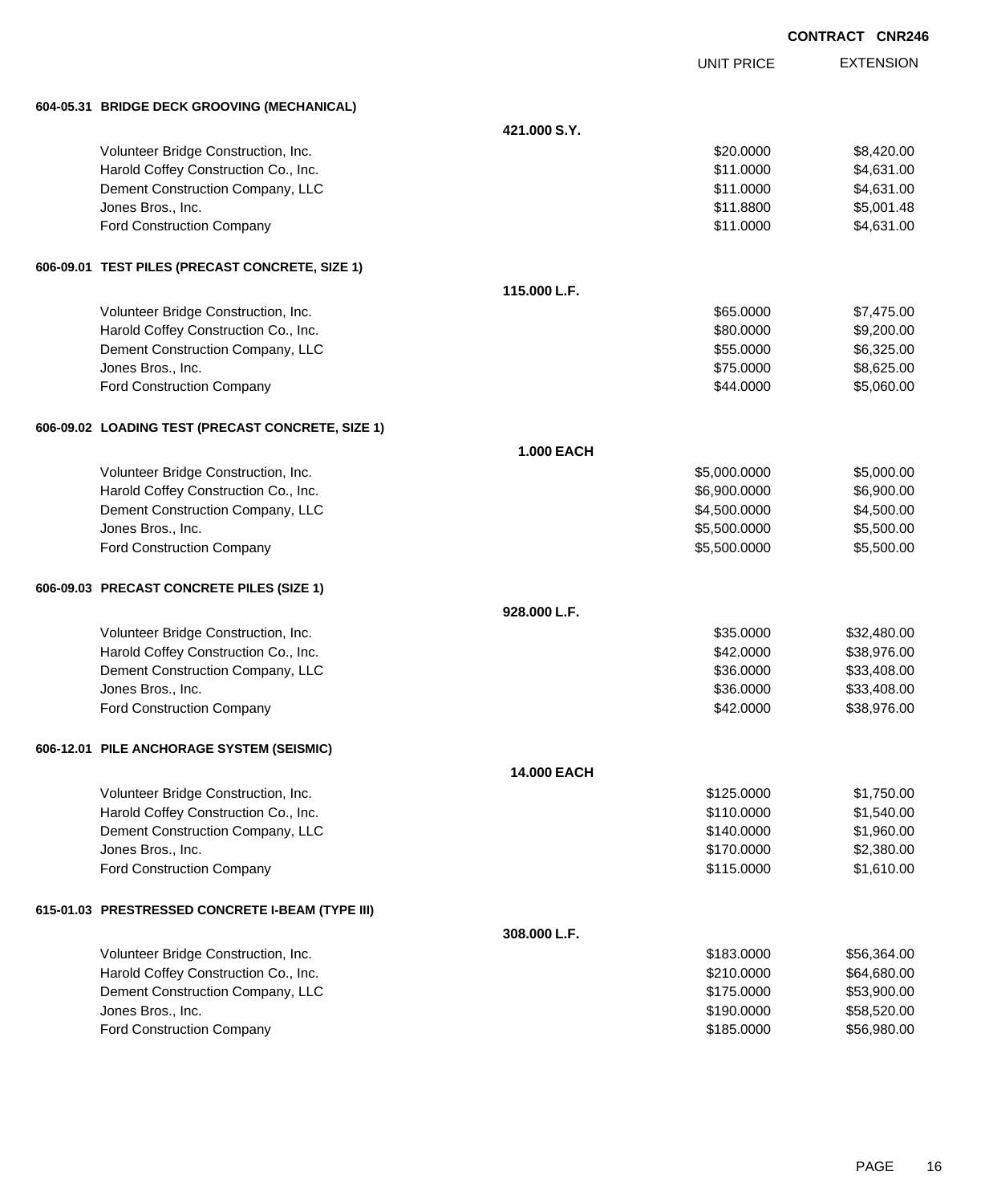**CONTRACT CNR246**

| | | UNIT PRICE | EXTENSION |
|---|---|---|---|
| **604-05.31 BRIDGE DECK GROOVING (MECHANICAL)** | | | |
| | **421.000 S.Y.** | | |
| Volunteer Bridge Construction, Inc. | | $20.0000 | $8,420.00 |
| Harold Coffey Construction Co., Inc. | | $11.0000 | $4,631.00 |
| Dement Construction Company, LLC | | $11.0000 | $4,631.00 |
| Jones Bros., Inc. | | $11.8800 | $5,001.48 |
| Ford Construction Company | | $11.0000 | $4,631.00 |
| **606-09.01 TEST PILES (PRECAST CONCRETE, SIZE 1)** | | | |
| | **115.000 L.F.** | | |
| Volunteer Bridge Construction, Inc. | | $65.0000 | $7,475.00 |
| Harold Coffey Construction Co., Inc. | | $80.0000 | $9,200.00 |
| Dement Construction Company, LLC | | $55.0000 | $6,325.00 |
| Jones Bros., Inc. | | $75.0000 | $8,625.00 |
| Ford Construction Company | | $44.0000 | $5,060.00 |
| **606-09.02 LOADING TEST (PRECAST CONCRETE, SIZE 1)** | | | |
| | **1.000 EACH** | | |
| Volunteer Bridge Construction, Inc. | | $5,000.0000 | $5,000.00 |
| Harold Coffey Construction Co., Inc. | | $6,900.0000 | $6,900.00 |
| Dement Construction Company, LLC | | $4,500.0000 | $4,500.00 |
| Jones Bros., Inc. | | $5,500.0000 | $5,500.00 |
| Ford Construction Company | | $5,500.0000 | $5,500.00 |
| **606-09.03 PRECAST CONCRETE PILES (SIZE 1)** | | | |
| | **928.000 L.F.** | | |
| Volunteer Bridge Construction, Inc. | | $35.0000 | $32,480.00 |
| Harold Coffey Construction Co., Inc. | | $42.0000 | $38,976.00 |
| Dement Construction Company, LLC | | $36.0000 | $33,408.00 |
| Jones Bros., Inc. | | $36.0000 | $33,408.00 |
| Ford Construction Company | | $42.0000 | $38,976.00 |
| **606-12.01 PILE ANCHORAGE SYSTEM (SEISMIC)** | | | |
| | **14.000 EACH** | | |
| Volunteer Bridge Construction, Inc. | | $125.0000 | $1,750.00 |
| Harold Coffey Construction Co., Inc. | | $110.0000 | $1,540.00 |
| Dement Construction Company, LLC | | $140.0000 | $1,960.00 |
| Jones Bros., Inc. | | $170.0000 | $2,380.00 |
| Ford Construction Company | | $115.0000 | $1,610.00 |
| **615-01.03 PRESTRESSED CONCRETE I-BEAM (TYPE III)** | | | |
| | **308.000 L.F.** | | |
| Volunteer Bridge Construction, Inc. | | $183.0000 | $56,364.00 |
| Harold Coffey Construction Co., Inc. | | $210.0000 | $64,680.00 |
| Dement Construction Company, LLC | | $175.0000 | $53,900.00 |
| Jones Bros., Inc. | | $190.0000 | $58,520.00 |
| Ford Construction Company | | $185.0000 | $56,980.00 |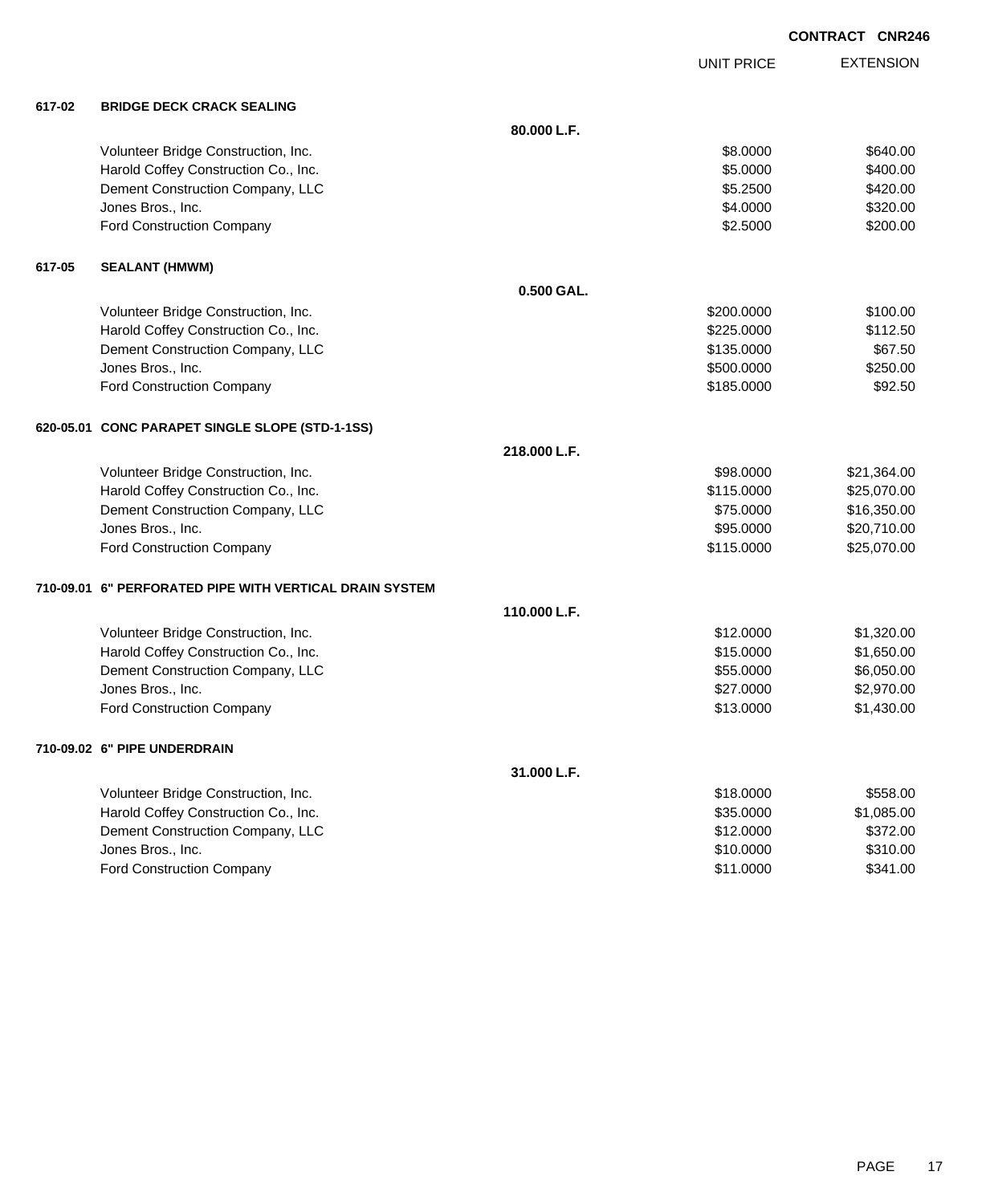**CONTRACT CNR246**

| | | UNIT PRICE | EXTENSION |
|---|---|---|---|
| **617-02** | **BRIDGE DECK CRACK SEALING** | | |
| | **80.000 L.F.** | | |
| | Volunteer Bridge Construction, Inc. | $8.0000 | $640.00 |
| | Harold Coffey Construction Co., Inc. | $5.0000 | $400.00 |
| | Dement Construction Company, LLC | $5.2500 | $420.00 |
| | Jones Bros., Inc. | $4.0000 | $320.00 |
| | Ford Construction Company | $2.5000 | $200.00 |
| **617-05** | **SEALANT (HMWM)** | | |
| | **0.500 GAL.** | | |
| | Volunteer Bridge Construction, Inc. | $200.0000 | $100.00 |
| | Harold Coffey Construction Co., Inc. | $225.0000 | $112.50 |
| | Dement Construction Company, LLC | $135.0000 | $67.50 |
| | Jones Bros., Inc. | $500.0000 | $250.00 |
| | Ford Construction Company | $185.0000 | $92.50 |
| **620-05.01** | **CONC PARAPET SINGLE SLOPE (STD-1-1SS)** | | |
| | **218.000 L.F.** | | |
| | Volunteer Bridge Construction, Inc. | $98.0000 | $21,364.00 |
| | Harold Coffey Construction Co., Inc. | $115.0000 | $25,070.00 |
| | Dement Construction Company, LLC | $75.0000 | $16,350.00 |
| | Jones Bros., Inc. | $95.0000 | $20,710.00 |
| | Ford Construction Company | $115.0000 | $25,070.00 |
| **710-09.01** | **6" PERFORATED PIPE WITH VERTICAL DRAIN SYSTEM** | | |
| | **110.000 L.F.** | | |
| | Volunteer Bridge Construction, Inc. | $12.0000 | $1,320.00 |
| | Harold Coffey Construction Co., Inc. | $15.0000 | $1,650.00 |
| | Dement Construction Company, LLC | $55.0000 | $6,050.00 |
| | Jones Bros., Inc. | $27.0000 | $2,970.00 |
| | Ford Construction Company | $13.0000 | $1,430.00 |
| **710-09.02** | **6" PIPE UNDERDRAIN** | | |
| | **31.000 L.F.** | | |
| | Volunteer Bridge Construction, Inc. | $18.0000 | $558.00 |
| | Harold Coffey Construction Co., Inc. | $35.0000 | $1,085.00 |
| | Dement Construction Company, LLC | $12.0000 | $372.00 |
| | Jones Bros., Inc. | $10.0000 | $310.00 |
| | Ford Construction Company | $11.0000 | $341.00 |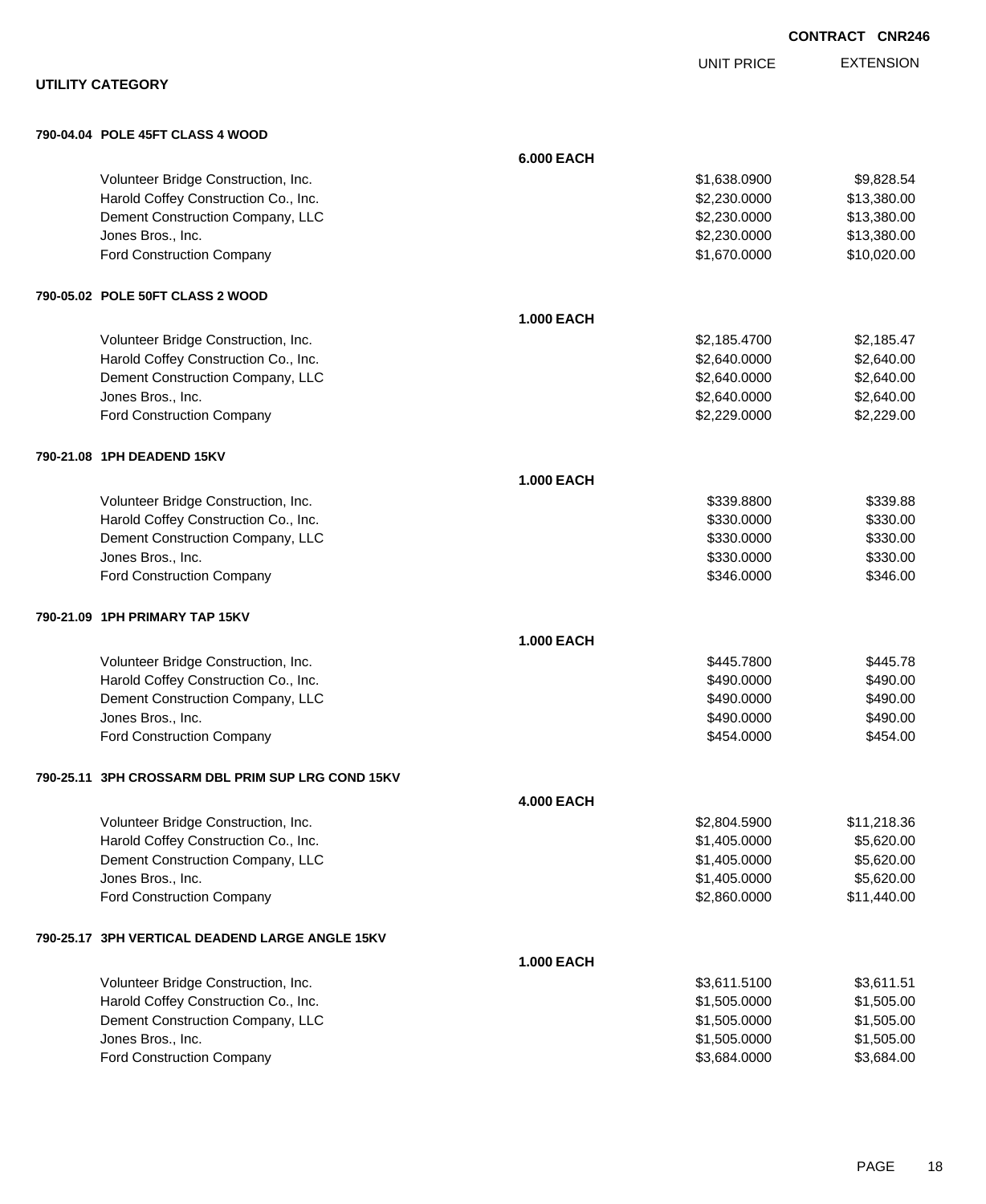**CONTRACT CNR246**

## UTILITY CATEGORY

### 790-04.04 POLE 45FT CLASS 4 WOOD

**6.000 EACH**

| | UNIT PRICE | EXTENSION |
|---|---|---|
| Volunteer Bridge Construction, Inc. | $1,638.0900 | $9,828.54 |
| Harold Coffey Construction Co., Inc. | $2,230.0000 | $13,380.00 |
| Dement Construction Company, LLC | $2,230.0000 | $13,380.00 |
| Jones Bros., Inc. | $2,230.0000 | $13,380.00 |
| Ford Construction Company | $1,670.0000 | $10,020.00 |

### 790-05.02 POLE 50FT CLASS 2 WOOD

**1.000 EACH**

| | UNIT PRICE | EXTENSION |
|---|---|---|
| Volunteer Bridge Construction, Inc. | $2,185.4700 | $2,185.47 |
| Harold Coffey Construction Co., Inc. | $2,640.0000 | $2,640.00 |
| Dement Construction Company, LLC | $2,640.0000 | $2,640.00 |
| Jones Bros., Inc. | $2,640.0000 | $2,640.00 |
| Ford Construction Company | $2,229.0000 | $2,229.00 |

### 790-21.08 1PH DEADEND 15KV

**1.000 EACH**

| | UNIT PRICE | EXTENSION |
|---|---|---|
| Volunteer Bridge Construction, Inc. | $339.8800 | $339.88 |
| Harold Coffey Construction Co., Inc. | $330.0000 | $330.00 |
| Dement Construction Company, LLC | $330.0000 | $330.00 |
| Jones Bros., Inc. | $330.0000 | $330.00 |
| Ford Construction Company | $346.0000 | $346.00 |

### 790-21.09 1PH PRIMARY TAP 15KV

**1.000 EACH**

| | UNIT PRICE | EXTENSION |
|---|---|---|
| Volunteer Bridge Construction, Inc. | $445.7800 | $445.78 |
| Harold Coffey Construction Co., Inc. | $490.0000 | $490.00 |
| Dement Construction Company, LLC | $490.0000 | $490.00 |
| Jones Bros., Inc. | $490.0000 | $490.00 |
| Ford Construction Company | $454.0000 | $454.00 |

### 790-25.11 3PH CROSSARM DBL PRIM SUP LRG COND 15KV

**4.000 EACH**

| | UNIT PRICE | EXTENSION |
|---|---|---|
| Volunteer Bridge Construction, Inc. | $2,804.5900 | $11,218.36 |
| Harold Coffey Construction Co., Inc. | $1,405.0000 | $5,620.00 |
| Dement Construction Company, LLC | $1,405.0000 | $5,620.00 |
| Jones Bros., Inc. | $1,405.0000 | $5,620.00 |
| Ford Construction Company | $2,860.0000 | $11,440.00 |

### 790-25.17 3PH VERTICAL DEADEND LARGE ANGLE 15KV

**1.000 EACH**

| | UNIT PRICE | EXTENSION |
|---|---|---|
| Volunteer Bridge Construction, Inc. | $3,611.5100 | $3,611.51 |
| Harold Coffey Construction Co., Inc. | $1,505.0000 | $1,505.00 |
| Dement Construction Company, LLC | $1,505.0000 | $1,505.00 |
| Jones Bros., Inc. | $1,505.0000 | $1,505.00 |
| Ford Construction Company | $3,684.0000 | $3,684.00 |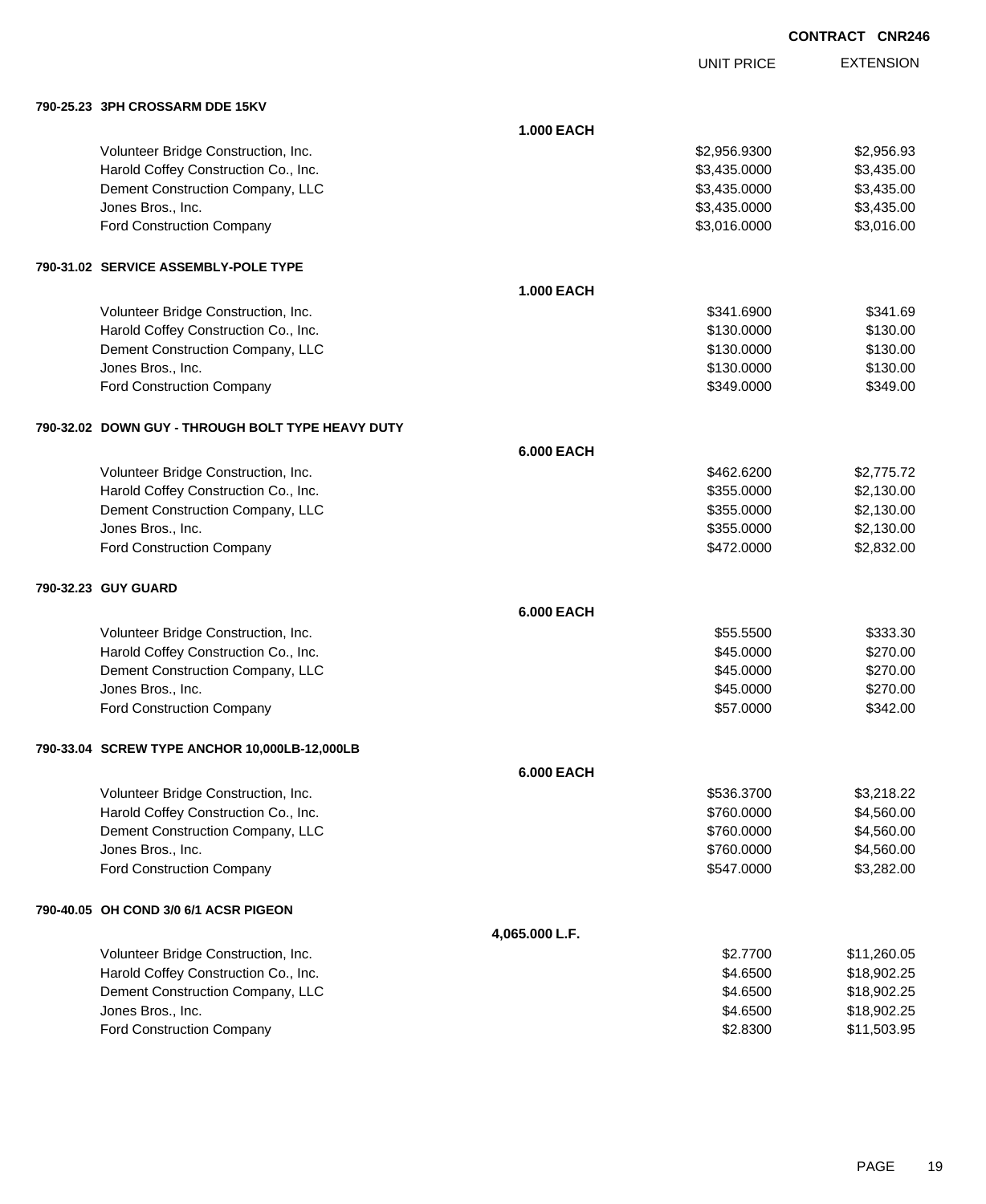**CONTRACT CNR246**

| | UNIT PRICE | EXTENSION |
|---|---|---|

**790-25.23 3PH CROSSARM DDE 15KV**

**1.000 EACH**

| Bidder | UNIT PRICE | EXTENSION |
|---|---|---|
| Volunteer Bridge Construction, Inc. | $2,956.9300 | $2,956.93 |
| Harold Coffey Construction Co., Inc. | $3,435.0000 | $3,435.00 |
| Dement Construction Company, LLC | $3,435.0000 | $3,435.00 |
| Jones Bros., Inc. | $3,435.0000 | $3,435.00 |
| Ford Construction Company | $3,016.0000 | $3,016.00 |

**790-31.02 SERVICE ASSEMBLY-POLE TYPE**

**1.000 EACH**

| Bidder | UNIT PRICE | EXTENSION |
|---|---|---|
| Volunteer Bridge Construction, Inc. | $341.6900 | $341.69 |
| Harold Coffey Construction Co., Inc. | $130.0000 | $130.00 |
| Dement Construction Company, LLC | $130.0000 | $130.00 |
| Jones Bros., Inc. | $130.0000 | $130.00 |
| Ford Construction Company | $349.0000 | $349.00 |

**790-32.02 DOWN GUY - THROUGH BOLT TYPE HEAVY DUTY**

**6.000 EACH**

| Bidder | UNIT PRICE | EXTENSION |
|---|---|---|
| Volunteer Bridge Construction, Inc. | $462.6200 | $2,775.72 |
| Harold Coffey Construction Co., Inc. | $355.0000 | $2,130.00 |
| Dement Construction Company, LLC | $355.0000 | $2,130.00 |
| Jones Bros., Inc. | $355.0000 | $2,130.00 |
| Ford Construction Company | $472.0000 | $2,832.00 |

**790-32.23 GUY GUARD**

**6.000 EACH**

| Bidder | UNIT PRICE | EXTENSION |
|---|---|---|
| Volunteer Bridge Construction, Inc. | $55.5500 | $333.30 |
| Harold Coffey Construction Co., Inc. | $45.0000 | $270.00 |
| Dement Construction Company, LLC | $45.0000 | $270.00 |
| Jones Bros., Inc. | $45.0000 | $270.00 |
| Ford Construction Company | $57.0000 | $342.00 |

**790-33.04 SCREW TYPE ANCHOR 10,000LB-12,000LB**

**6.000 EACH**

| Bidder | UNIT PRICE | EXTENSION |
|---|---|---|
| Volunteer Bridge Construction, Inc. | $536.3700 | $3,218.22 |
| Harold Coffey Construction Co., Inc. | $760.0000 | $4,560.00 |
| Dement Construction Company, LLC | $760.0000 | $4,560.00 |
| Jones Bros., Inc. | $760.0000 | $4,560.00 |
| Ford Construction Company | $547.0000 | $3,282.00 |

**790-40.05 OH COND 3/0 6/1 ACSR PIGEON**

**4,065.000 L.F.**

| Bidder | UNIT PRICE | EXTENSION |
|---|---|---|
| Volunteer Bridge Construction, Inc. | $2.7700 | $11,260.05 |
| Harold Coffey Construction Co., Inc. | $4.6500 | $18,902.25 |
| Dement Construction Company, LLC | $4.6500 | $18,902.25 |
| Jones Bros., Inc. | $4.6500 | $18,902.25 |
| Ford Construction Company | $2.8300 | $11,503.95 |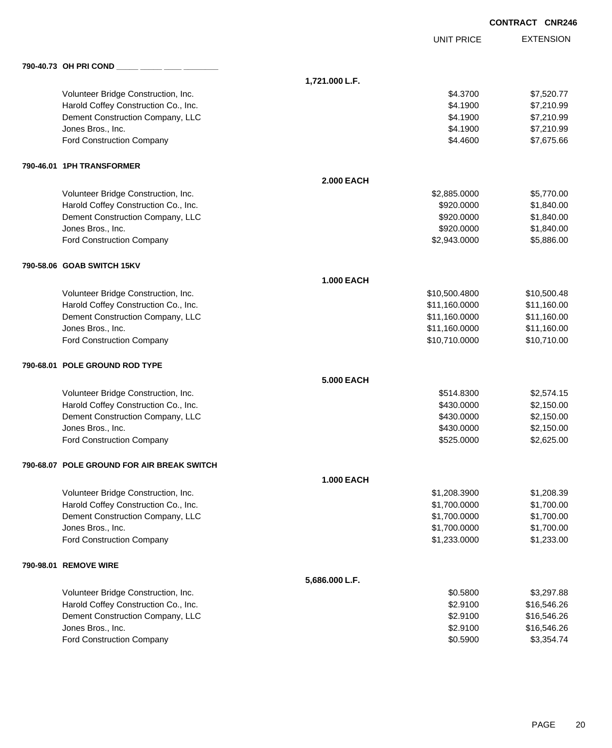**CONTRACT CNR246**

| | | UNIT PRICE | EXTENSION |
|---|---|---|---|
| **790-40.73 OH PRI COND _____ _____ ____ ________** | | | |
| | **1,721.000 L.F.** | | |
| Volunteer Bridge Construction, Inc. | | $4.3700 | $7,520.77 |
| Harold Coffey Construction Co., Inc. | | $4.1900 | $7,210.99 |
| Dement Construction Company, LLC | | $4.1900 | $7,210.99 |
| Jones Bros., Inc. | | $4.1900 | $7,210.99 |
| Ford Construction Company | | $4.4600 | $7,675.66 |
| **790-46.01 1PH TRANSFORMER** | | | |
| | **2.000 EACH** | | |
| Volunteer Bridge Construction, Inc. | | $2,885.0000 | $5,770.00 |
| Harold Coffey Construction Co., Inc. | | $920.0000 | $1,840.00 |
| Dement Construction Company, LLC | | $920.0000 | $1,840.00 |
| Jones Bros., Inc. | | $920.0000 | $1,840.00 |
| Ford Construction Company | | $2,943.0000 | $5,886.00 |
| **790-58.06 GOAB SWITCH 15KV** | | | |
| | **1.000 EACH** | | |
| Volunteer Bridge Construction, Inc. | | $10,500.4800 | $10,500.48 |
| Harold Coffey Construction Co., Inc. | | $11,160.0000 | $11,160.00 |
| Dement Construction Company, LLC | | $11,160.0000 | $11,160.00 |
| Jones Bros., Inc. | | $11,160.0000 | $11,160.00 |
| Ford Construction Company | | $10,710.0000 | $10,710.00 |
| **790-68.01 POLE GROUND ROD TYPE** | | | |
| | **5.000 EACH** | | |
| Volunteer Bridge Construction, Inc. | | $514.8300 | $2,574.15 |
| Harold Coffey Construction Co., Inc. | | $430.0000 | $2,150.00 |
| Dement Construction Company, LLC | | $430.0000 | $2,150.00 |
| Jones Bros., Inc. | | $430.0000 | $2,150.00 |
| Ford Construction Company | | $525.0000 | $2,625.00 |
| **790-68.07 POLE GROUND FOR AIR BREAK SWITCH** | | | |
| | **1.000 EACH** | | |
| Volunteer Bridge Construction, Inc. | | $1,208.3900 | $1,208.39 |
| Harold Coffey Construction Co., Inc. | | $1,700.0000 | $1,700.00 |
| Dement Construction Company, LLC | | $1,700.0000 | $1,700.00 |
| Jones Bros., Inc. | | $1,700.0000 | $1,700.00 |
| Ford Construction Company | | $1,233.0000 | $1,233.00 |
| **790-98.01 REMOVE WIRE** | | | |
| | **5,686.000 L.F.** | | |
| Volunteer Bridge Construction, Inc. | | $0.5800 | $3,297.88 |
| Harold Coffey Construction Co., Inc. | | $2.9100 | $16,546.26 |
| Dement Construction Company, LLC | | $2.9100 | $16,546.26 |
| Jones Bros., Inc. | | $2.9100 | $16,546.26 |
| Ford Construction Company | | $0.5900 | $3,354.74 |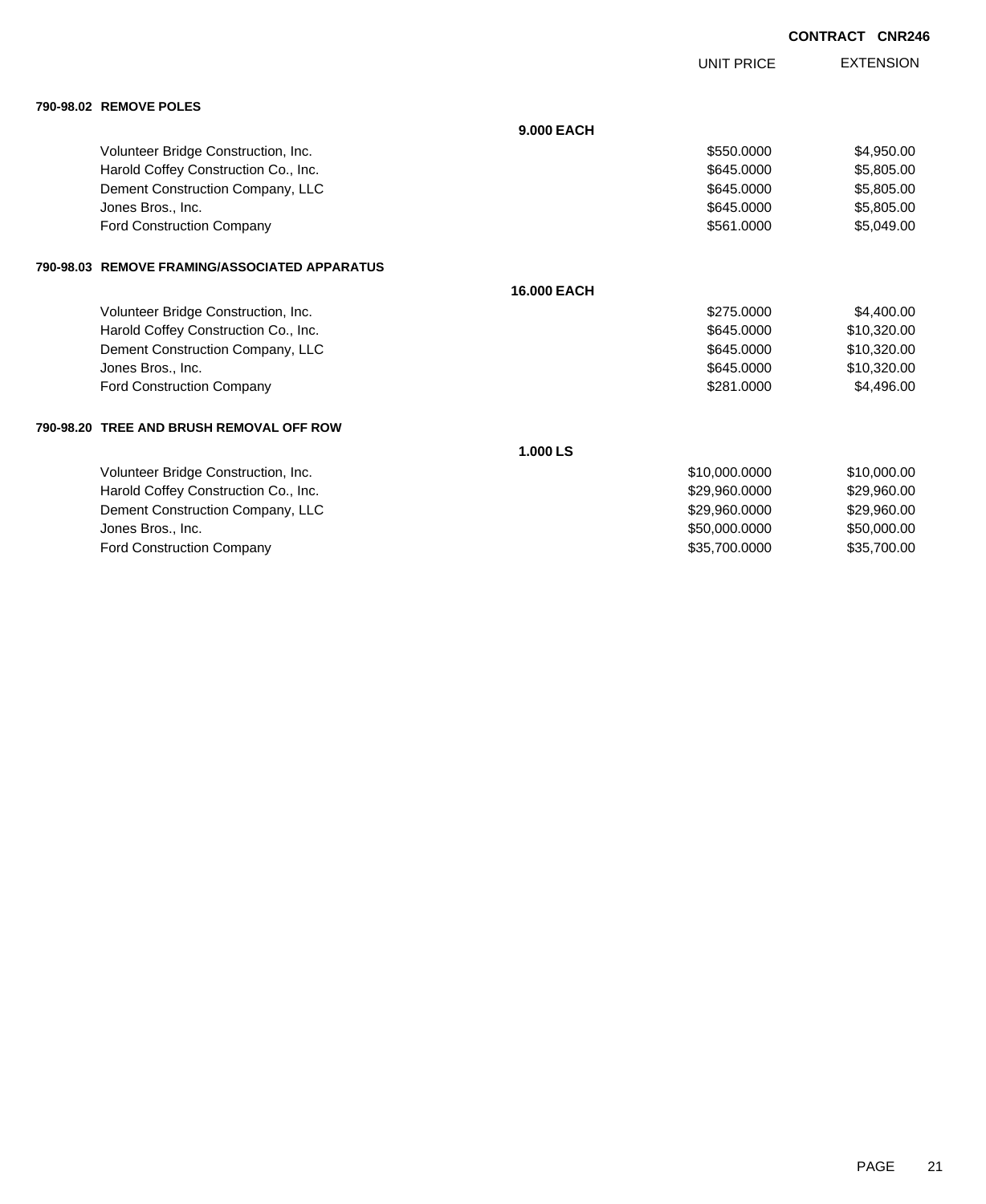**CONTRACT CNR246**

| | | UNIT PRICE | EXTENSION |
|---|---|---|---|
| **790-98.02 REMOVE POLES** | | | |
| | **9.000 EACH** | | |
| Volunteer Bridge Construction, Inc. | | $550.0000 | $4,950.00 |
| Harold Coffey Construction Co., Inc. | | $645.0000 | $5,805.00 |
| Dement Construction Company, LLC | | $645.0000 | $5,805.00 |
| Jones Bros., Inc. | | $645.0000 | $5,805.00 |
| Ford Construction Company | | $561.0000 | $5,049.00 |
| **790-98.03 REMOVE FRAMING/ASSOCIATED APPARATUS** | | | |
| | **16.000 EACH** | | |
| Volunteer Bridge Construction, Inc. | | $275.0000 | $4,400.00 |
| Harold Coffey Construction Co., Inc. | | $645.0000 | $10,320.00 |
| Dement Construction Company, LLC | | $645.0000 | $10,320.00 |
| Jones Bros., Inc. | | $645.0000 | $10,320.00 |
| Ford Construction Company | | $281.0000 | $4,496.00 |
| **790-98.20 TREE AND BRUSH REMOVAL OFF ROW** | | | |
| | **1.000 LS** | | |
| Volunteer Bridge Construction, Inc. | | $10,000.0000 | $10,000.00 |
| Harold Coffey Construction Co., Inc. | | $29,960.0000 | $29,960.00 |
| Dement Construction Company, LLC | | $29,960.0000 | $29,960.00 |
| Jones Bros., Inc. | | $50,000.0000 | $50,000.00 |
| Ford Construction Company | | $35,700.0000 | $35,700.00 |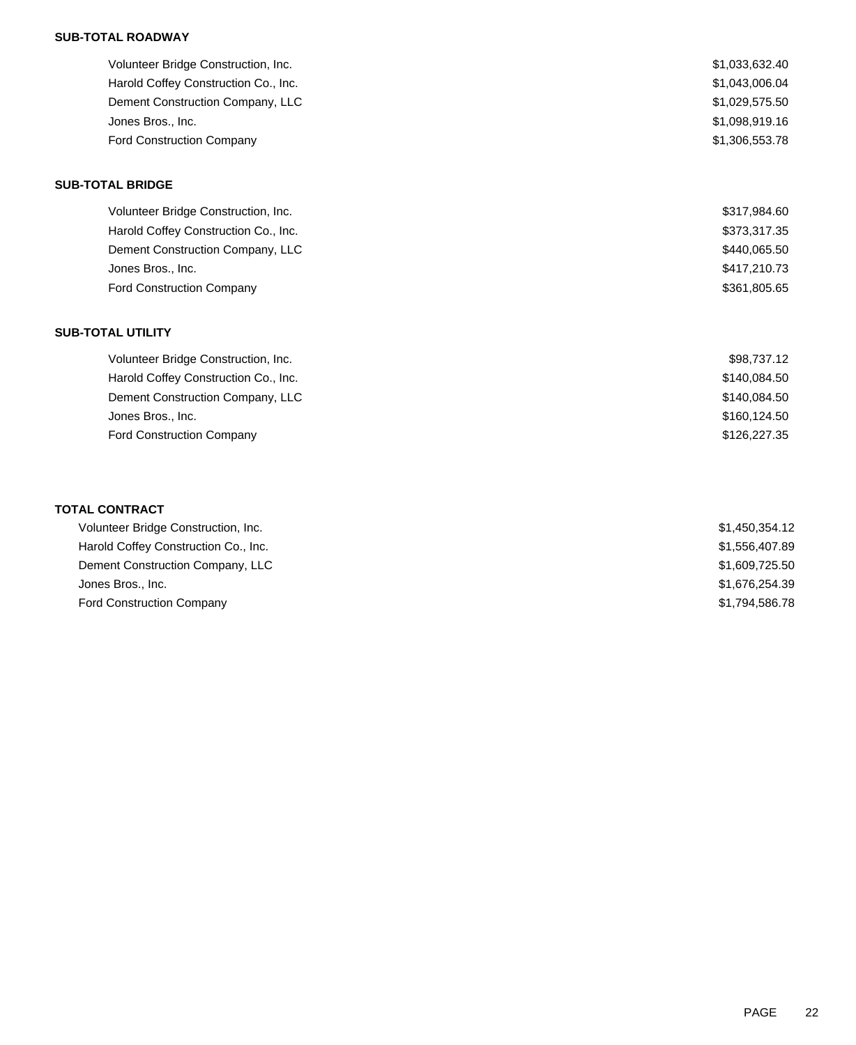**SUB-TOTAL ROADWAY**

| | |
|---|---|
| Volunteer Bridge Construction, Inc. | $1,033,632.40 |
| Harold Coffey Construction Co., Inc. | $1,043,006.04 |
| Dement Construction Company, LLC | $1,029,575.50 |
| Jones Bros., Inc. | $1,098,919.16 |
| Ford Construction Company | $1,306,553.78 |

**SUB-TOTAL BRIDGE**

| | |
|---|---|
| Volunteer Bridge Construction, Inc. | $317,984.60 |
| Harold Coffey Construction Co., Inc. | $373,317.35 |
| Dement Construction Company, LLC | $440,065.50 |
| Jones Bros., Inc. | $417,210.73 |
| Ford Construction Company | $361,805.65 |

**SUB-TOTAL UTILITY**

| | |
|---|---|
| Volunteer Bridge Construction, Inc. | $98,737.12 |
| Harold Coffey Construction Co., Inc. | $140,084.50 |
| Dement Construction Company, LLC | $140,084.50 |
| Jones Bros., Inc. | $160,124.50 |
| Ford Construction Company | $126,227.35 |

**TOTAL CONTRACT**

| | |
|---|---|
| Volunteer Bridge Construction, Inc. | $1,450,354.12 |
| Harold Coffey Construction Co., Inc. | $1,556,407.89 |
| Dement Construction Company, LLC | $1,609,725.50 |
| Jones Bros., Inc. | $1,676,254.39 |
| Ford Construction Company | $1,794,586.78 |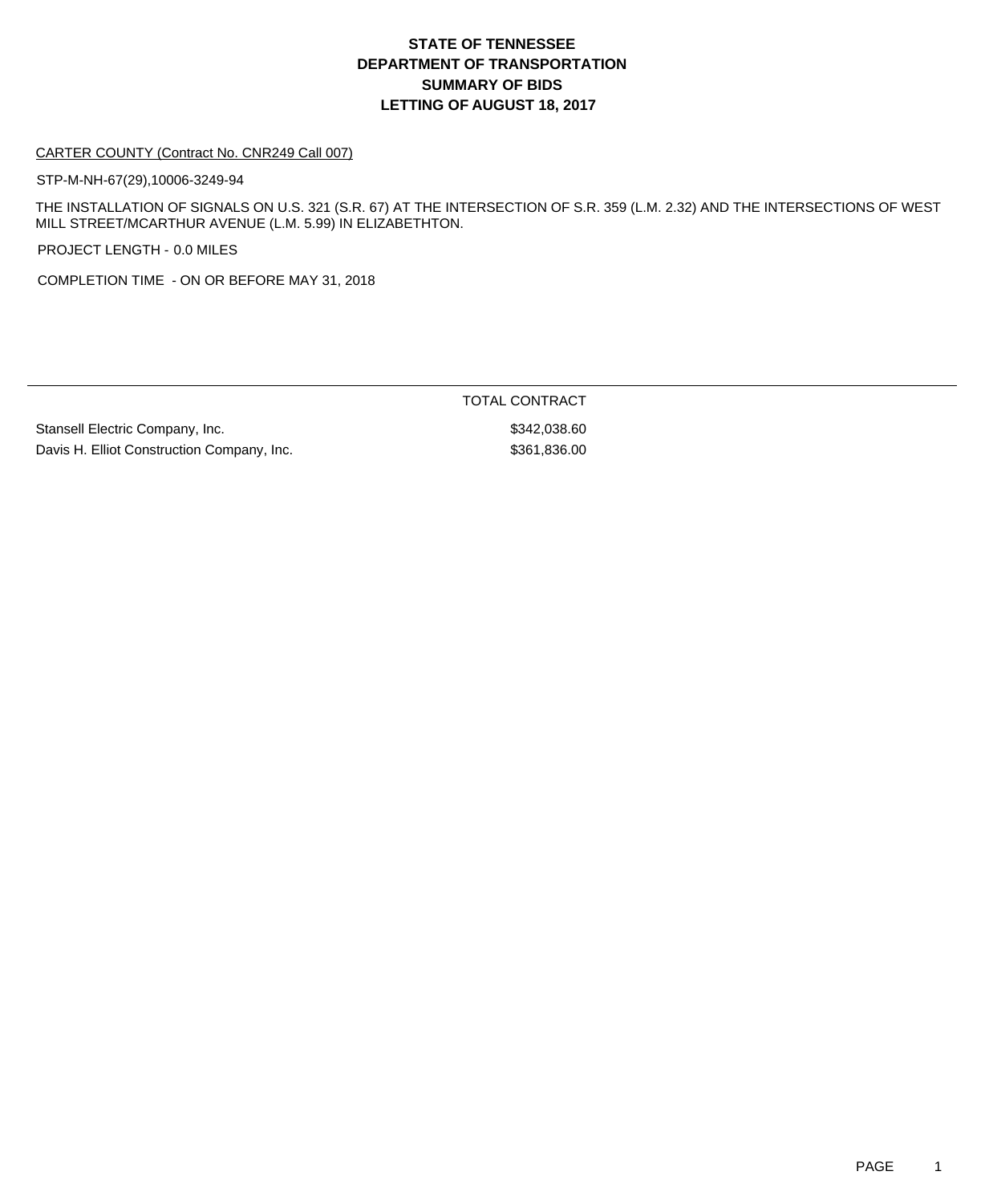# STATE OF TENNESSEE
# DEPARTMENT OF TRANSPORTATION
# SUMMARY OF BIDS
# LETTING OF AUGUST 18, 2017

CARTER COUNTY (Contract No. CNR249 Call 007)

STP-M-NH-67(29),10006-3249-94

THE INSTALLATION OF SIGNALS ON U.S. 321 (S.R. 67) AT THE INTERSECTION OF S.R. 359 (L.M. 2.32) AND THE INTERSECTIONS OF WEST MILL STREET/MCARTHUR AVENUE (L.M. 5.99) IN ELIZABETHTON.

PROJECT LENGTH - 0.0 MILES

COMPLETION TIME - ON OR BEFORE MAY 31, 2018

| | TOTAL CONTRACT |
|---|---|
| Stansell Electric Company, Inc. | $342,038.60 |
| Davis H. Elliot Construction Company, Inc. | $361,836.00 |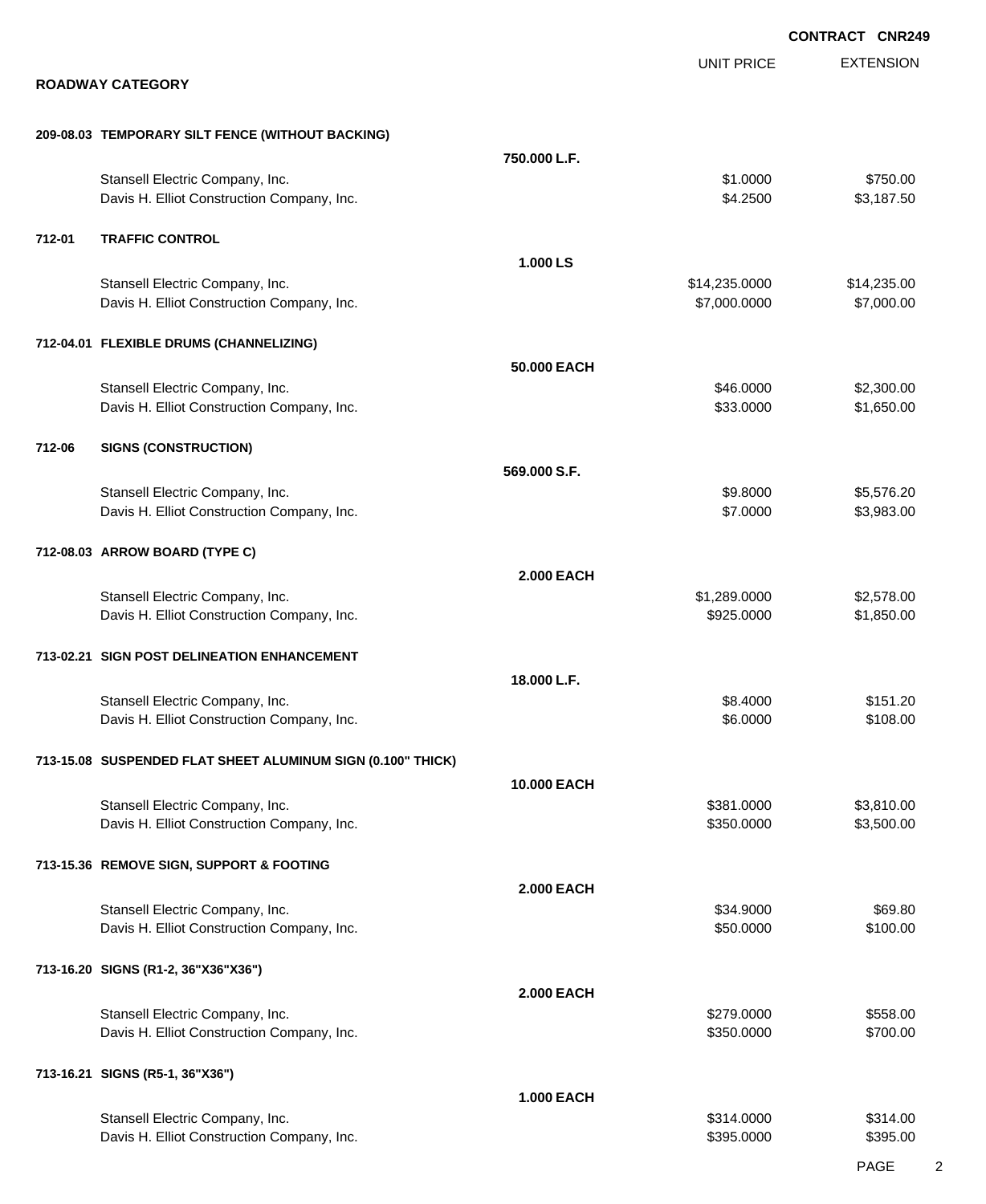**CONTRACT CNR249**

## ROADWAY CATEGORY

| | | | UNIT PRICE | EXTENSION |
|---|---|---|---|---|
| **209-08.03** | **TEMPORARY SILT FENCE (WITHOUT BACKING)** | | | |
| | | **750.000 L.F.** | | |
| | Stansell Electric Company, Inc. | | $1.0000 | $750.00 |
| | Davis H. Elliot Construction Company, Inc. | | $4.2500 | $3,187.50 |
| **712-01** | **TRAFFIC CONTROL** | | | |
| | | **1.000 LS** | | |
| | Stansell Electric Company, Inc. | | $14,235.0000 | $14,235.00 |
| | Davis H. Elliot Construction Company, Inc. | | $7,000.0000 | $7,000.00 |
| **712-04.01** | **FLEXIBLE DRUMS (CHANNELIZING)** | | | |
| | | **50.000 EACH** | | |
| | Stansell Electric Company, Inc. | | $46.0000 | $2,300.00 |
| | Davis H. Elliot Construction Company, Inc. | | $33.0000 | $1,650.00 |
| **712-06** | **SIGNS (CONSTRUCTION)** | | | |
| | | **569.000 S.F.** | | |
| | Stansell Electric Company, Inc. | | $9.8000 | $5,576.20 |
| | Davis H. Elliot Construction Company, Inc. | | $7.0000 | $3,983.00 |
| **712-08.03** | **ARROW BOARD (TYPE C)** | | | |
| | | **2.000 EACH** | | |
| | Stansell Electric Company, Inc. | | $1,289.0000 | $2,578.00 |
| | Davis H. Elliot Construction Company, Inc. | | $925.0000 | $1,850.00 |
| **713-02.21** | **SIGN POST DELINEATION ENHANCEMENT** | | | |
| | | **18.000 L.F.** | | |
| | Stansell Electric Company, Inc. | | $8.4000 | $151.20 |
| | Davis H. Elliot Construction Company, Inc. | | $6.0000 | $108.00 |
| **713-15.08** | **SUSPENDED FLAT SHEET ALUMINUM SIGN (0.100" THICK)** | | | |
| | | **10.000 EACH** | | |
| | Stansell Electric Company, Inc. | | $381.0000 | $3,810.00 |
| | Davis H. Elliot Construction Company, Inc. | | $350.0000 | $3,500.00 |
| **713-15.36** | **REMOVE SIGN, SUPPORT & FOOTING** | | | |
| | | **2.000 EACH** | | |
| | Stansell Electric Company, Inc. | | $34.9000 | $69.80 |
| | Davis H. Elliot Construction Company, Inc. | | $50.0000 | $100.00 |
| **713-16.20** | **SIGNS (R1-2, 36"X36"X36")** | | | |
| | | **2.000 EACH** | | |
| | Stansell Electric Company, Inc. | | $279.0000 | $558.00 |
| | Davis H. Elliot Construction Company, Inc. | | $350.0000 | $700.00 |
| **713-16.21** | **SIGNS (R5-1, 36"X36")** | | | |
| | | **1.000 EACH** | | |
| | Stansell Electric Company, Inc. | | $314.0000 | $314.00 |
| | Davis H. Elliot Construction Company, Inc. | | $395.0000 | $395.00 |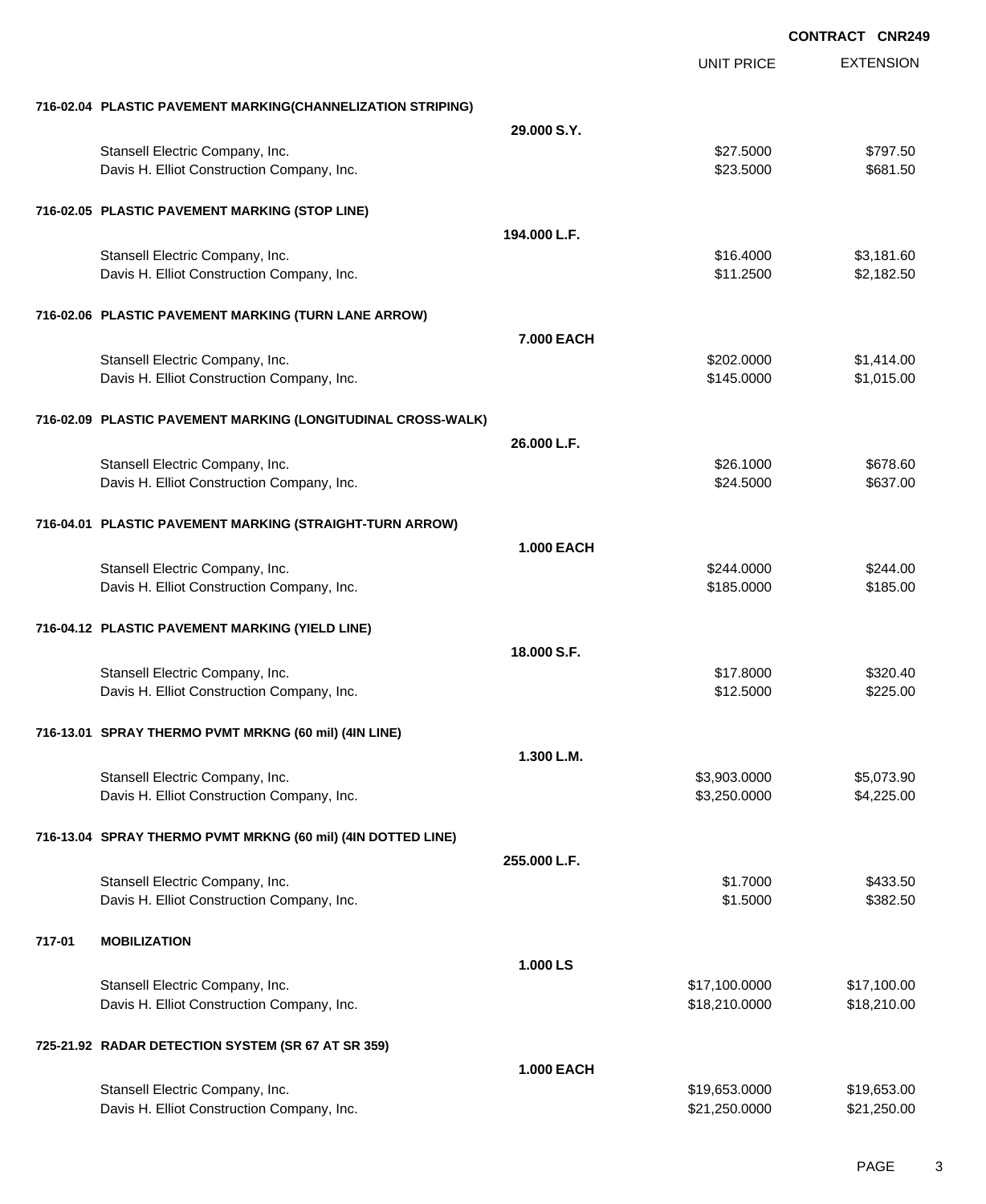**CONTRACT CNR249**

| | | UNIT PRICE | EXTENSION |
|---|---|---|---|
| **716-02.04 PLASTIC PAVEMENT MARKING(CHANNELIZATION STRIPING)** | | | |
| | **29.000 S.Y.** | | |
| Stansell Electric Company, Inc. | | $27.5000 | $797.50 |
| Davis H. Elliot Construction Company, Inc. | | $23.5000 | $681.50 |
| **716-02.05 PLASTIC PAVEMENT MARKING (STOP LINE)** | | | |
| | **194.000 L.F.** | | |
| Stansell Electric Company, Inc. | | $16.4000 | $3,181.60 |
| Davis H. Elliot Construction Company, Inc. | | $11.2500 | $2,182.50 |
| **716-02.06 PLASTIC PAVEMENT MARKING (TURN LANE ARROW)** | | | |
| | **7.000 EACH** | | |
| Stansell Electric Company, Inc. | | $202.0000 | $1,414.00 |
| Davis H. Elliot Construction Company, Inc. | | $145.0000 | $1,015.00 |
| **716-02.09 PLASTIC PAVEMENT MARKING (LONGITUDINAL CROSS-WALK)** | | | |
| | **26.000 L.F.** | | |
| Stansell Electric Company, Inc. | | $26.1000 | $678.60 |
| Davis H. Elliot Construction Company, Inc. | | $24.5000 | $637.00 |
| **716-04.01 PLASTIC PAVEMENT MARKING (STRAIGHT-TURN ARROW)** | | | |
| | **1.000 EACH** | | |
| Stansell Electric Company, Inc. | | $244.0000 | $244.00 |
| Davis H. Elliot Construction Company, Inc. | | $185.0000 | $185.00 |
| **716-04.12 PLASTIC PAVEMENT MARKING (YIELD LINE)** | | | |
| | **18.000 S.F.** | | |
| Stansell Electric Company, Inc. | | $17.8000 | $320.40 |
| Davis H. Elliot Construction Company, Inc. | | $12.5000 | $225.00 |
| **716-13.01 SPRAY THERMO PVMT MRKNG (60 mil) (4IN LINE)** | | | |
| | **1.300 L.M.** | | |
| Stansell Electric Company, Inc. | | $3,903.0000 | $5,073.90 |
| Davis H. Elliot Construction Company, Inc. | | $3,250.0000 | $4,225.00 |
| **716-13.04 SPRAY THERMO PVMT MRKNG (60 mil) (4IN DOTTED LINE)** | | | |
| | **255.000 L.F.** | | |
| Stansell Electric Company, Inc. | | $1.7000 | $433.50 |
| Davis H. Elliot Construction Company, Inc. | | $1.5000 | $382.50 |
| **717-01 MOBILIZATION** | | | |
| | **1.000 LS** | | |
| Stansell Electric Company, Inc. | | $17,100.0000 | $17,100.00 |
| Davis H. Elliot Construction Company, Inc. | | $18,210.0000 | $18,210.00 |
| **725-21.92 RADAR DETECTION SYSTEM (SR 67 AT SR 359)** | | | |
| | **1.000 EACH** | | |
| Stansell Electric Company, Inc. | | $19,653.0000 | $19,653.00 |
| Davis H. Elliot Construction Company, Inc. | | $21,250.0000 | $21,250.00 |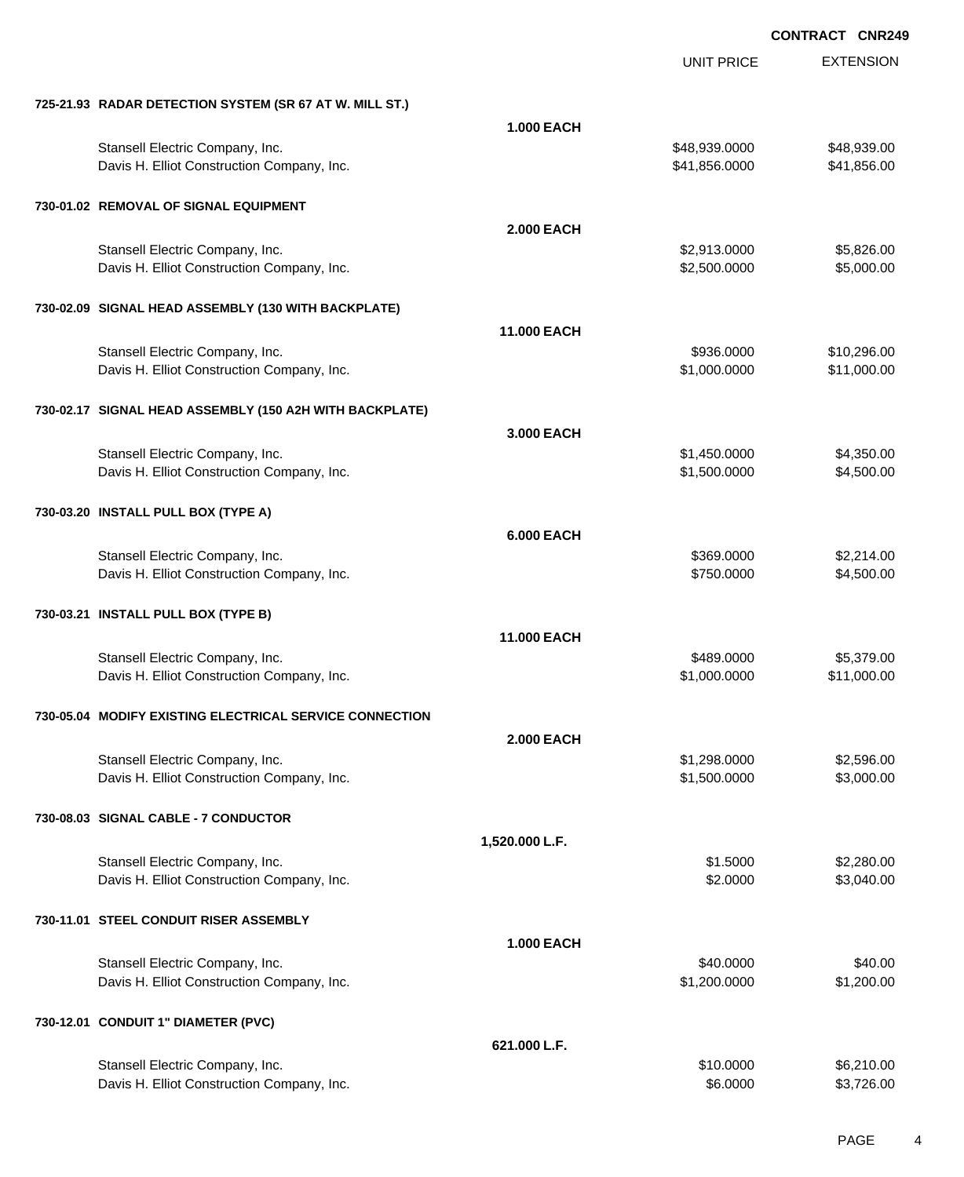**CONTRACT CNR249**

| | | UNIT PRICE | EXTENSION |
|---|---|---|---|
| **725-21.93 RADAR DETECTION SYSTEM (SR 67 AT W. MILL ST.)** | | | |
| | **1.000 EACH** | | |
| Stansell Electric Company, Inc. | | $48,939.0000 | $48,939.00 |
| Davis H. Elliot Construction Company, Inc. | | $41,856.0000 | $41,856.00 |
| **730-01.02 REMOVAL OF SIGNAL EQUIPMENT** | | | |
| | **2.000 EACH** | | |
| Stansell Electric Company, Inc. | | $2,913.0000 | $5,826.00 |
| Davis H. Elliot Construction Company, Inc. | | $2,500.0000 | $5,000.00 |
| **730-02.09 SIGNAL HEAD ASSEMBLY (130 WITH BACKPLATE)** | | | |
| | **11.000 EACH** | | |
| Stansell Electric Company, Inc. | | $936.0000 | $10,296.00 |
| Davis H. Elliot Construction Company, Inc. | | $1,000.0000 | $11,000.00 |
| **730-02.17 SIGNAL HEAD ASSEMBLY (150 A2H WITH BACKPLATE)** | | | |
| | **3.000 EACH** | | |
| Stansell Electric Company, Inc. | | $1,450.0000 | $4,350.00 |
| Davis H. Elliot Construction Company, Inc. | | $1,500.0000 | $4,500.00 |
| **730-03.20 INSTALL PULL BOX (TYPE A)** | | | |
| | **6.000 EACH** | | |
| Stansell Electric Company, Inc. | | $369.0000 | $2,214.00 |
| Davis H. Elliot Construction Company, Inc. | | $750.0000 | $4,500.00 |
| **730-03.21 INSTALL PULL BOX (TYPE B)** | | | |
| | **11.000 EACH** | | |
| Stansell Electric Company, Inc. | | $489.0000 | $5,379.00 |
| Davis H. Elliot Construction Company, Inc. | | $1,000.0000 | $11,000.00 |
| **730-05.04 MODIFY EXISTING ELECTRICAL SERVICE CONNECTION** | | | |
| | **2.000 EACH** | | |
| Stansell Electric Company, Inc. | | $1,298.0000 | $2,596.00 |
| Davis H. Elliot Construction Company, Inc. | | $1,500.0000 | $3,000.00 |
| **730-08.03 SIGNAL CABLE - 7 CONDUCTOR** | | | |
| | **1,520.000 L.F.** | | |
| Stansell Electric Company, Inc. | | $1.5000 | $2,280.00 |
| Davis H. Elliot Construction Company, Inc. | | $2.0000 | $3,040.00 |
| **730-11.01 STEEL CONDUIT RISER ASSEMBLY** | | | |
| | **1.000 EACH** | | |
| Stansell Electric Company, Inc. | | $40.0000 | $40.00 |
| Davis H. Elliot Construction Company, Inc. | | $1,200.0000 | $1,200.00 |
| **730-12.01 CONDUIT 1" DIAMETER (PVC)** | | | |
| | **621.000 L.F.** | | |
| Stansell Electric Company, Inc. | | $10.0000 | $6,210.00 |
| Davis H. Elliot Construction Company, Inc. | | $6.0000 | $3,726.00 |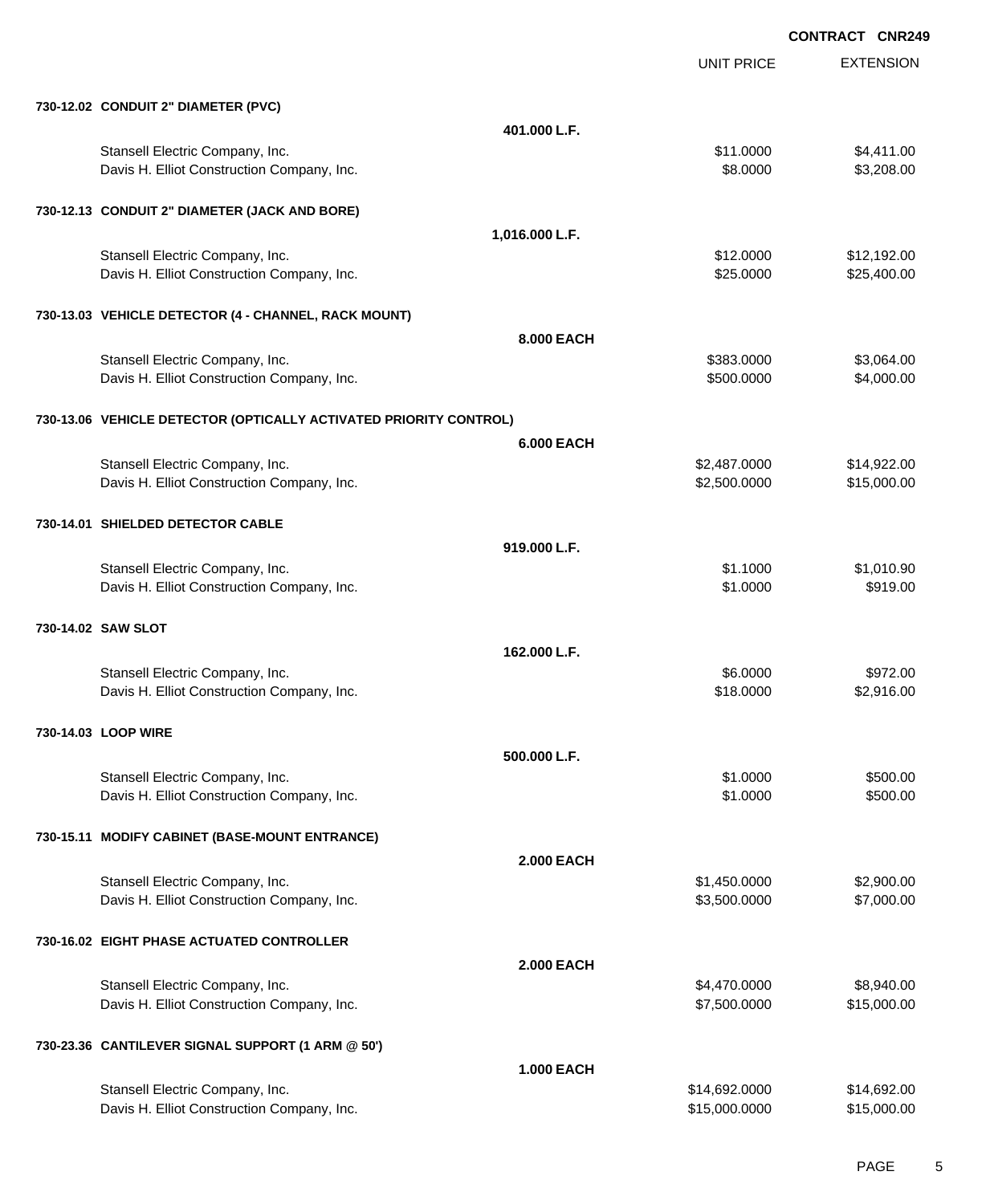**CONTRACT CNR249**

| | | UNIT PRICE | EXTENSION |
|---|---|---|---|
| **730-12.02 CONDUIT 2" DIAMETER (PVC)** | | | |
| | **401.000 L.F.** | | |
| Stansell Electric Company, Inc. | | $11.0000 | $4,411.00 |
| Davis H. Elliot Construction Company, Inc. | | $8.0000 | $3,208.00 |
| **730-12.13 CONDUIT 2" DIAMETER (JACK AND BORE)** | | | |
| | **1,016.000 L.F.** | | |
| Stansell Electric Company, Inc. | | $12.0000 | $12,192.00 |
| Davis H. Elliot Construction Company, Inc. | | $25.0000 | $25,400.00 |
| **730-13.03 VEHICLE DETECTOR (4 - CHANNEL, RACK MOUNT)** | | | |
| | **8.000 EACH** | | |
| Stansell Electric Company, Inc. | | $383.0000 | $3,064.00 |
| Davis H. Elliot Construction Company, Inc. | | $500.0000 | $4,000.00 |
| **730-13.06 VEHICLE DETECTOR (OPTICALLY ACTIVATED PRIORITY CONTROL)** | | | |
| | **6.000 EACH** | | |
| Stansell Electric Company, Inc. | | $2,487.0000 | $14,922.00 |
| Davis H. Elliot Construction Company, Inc. | | $2,500.0000 | $15,000.00 |
| **730-14.01 SHIELDED DETECTOR CABLE** | | | |
| | **919.000 L.F.** | | |
| Stansell Electric Company, Inc. | | $1.1000 | $1,010.90 |
| Davis H. Elliot Construction Company, Inc. | | $1.0000 | $919.00 |
| **730-14.02 SAW SLOT** | | | |
| | **162.000 L.F.** | | |
| Stansell Electric Company, Inc. | | $6.0000 | $972.00 |
| Davis H. Elliot Construction Company, Inc. | | $18.0000 | $2,916.00 |
| **730-14.03 LOOP WIRE** | | | |
| | **500.000 L.F.** | | |
| Stansell Electric Company, Inc. | | $1.0000 | $500.00 |
| Davis H. Elliot Construction Company, Inc. | | $1.0000 | $500.00 |
| **730-15.11 MODIFY CABINET (BASE-MOUNT ENTRANCE)** | | | |
| | **2.000 EACH** | | |
| Stansell Electric Company, Inc. | | $1,450.0000 | $2,900.00 |
| Davis H. Elliot Construction Company, Inc. | | $3,500.0000 | $7,000.00 |
| **730-16.02 EIGHT PHASE ACTUATED CONTROLLER** | | | |
| | **2.000 EACH** | | |
| Stansell Electric Company, Inc. | | $4,470.0000 | $8,940.00 |
| Davis H. Elliot Construction Company, Inc. | | $7,500.0000 | $15,000.00 |
| **730-23.36 CANTILEVER SIGNAL SUPPORT (1 ARM @ 50')** | | | |
| | **1.000 EACH** | | |
| Stansell Electric Company, Inc. | | $14,692.0000 | $14,692.00 |
| Davis H. Elliot Construction Company, Inc. | | $15,000.0000 | $15,000.00 |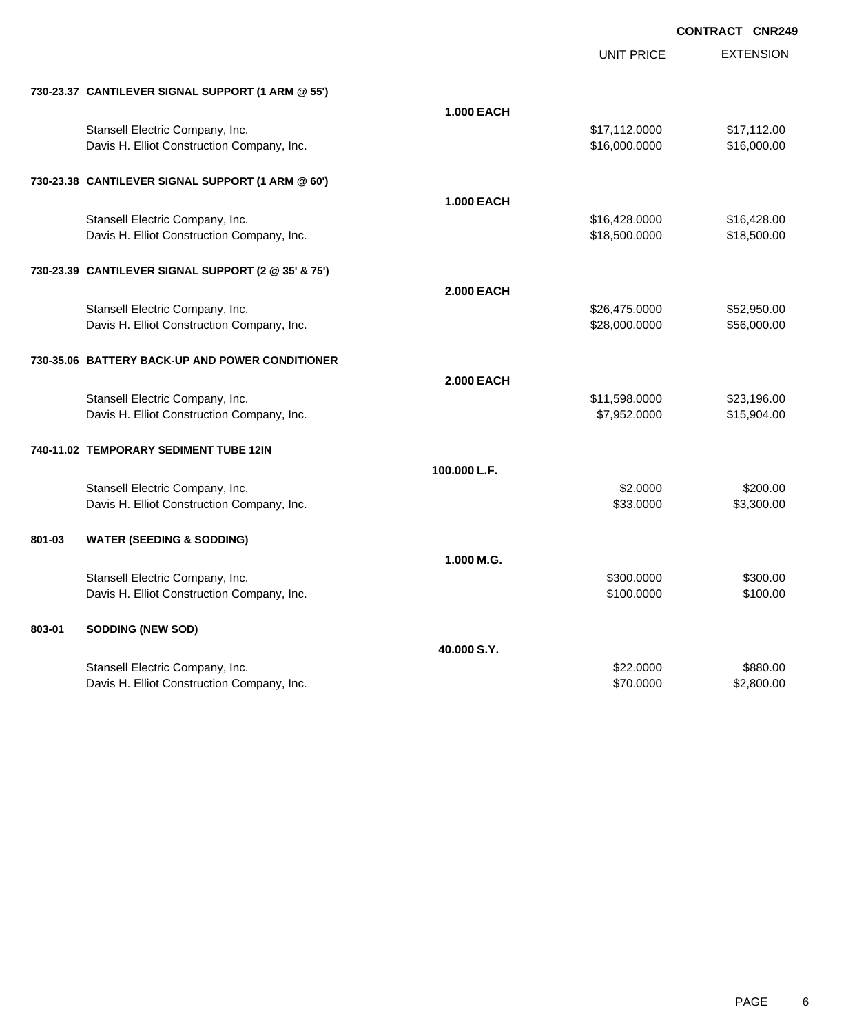**CONTRACT CNR249**

| | | | UNIT PRICE | EXTENSION |
|---|---|---|---|---|
| **730-23.37** | **CANTILEVER SIGNAL SUPPORT (1 ARM @ 55')** | | | |
| | | **1.000 EACH** | | |
| | Stansell Electric Company, Inc. | | $17,112.0000 | $17,112.00 |
| | Davis H. Elliot Construction Company, Inc. | | $16,000.0000 | $16,000.00 |
| **730-23.38** | **CANTILEVER SIGNAL SUPPORT (1 ARM @ 60')** | | | |
| | | **1.000 EACH** | | |
| | Stansell Electric Company, Inc. | | $16,428.0000 | $16,428.00 |
| | Davis H. Elliot Construction Company, Inc. | | $18,500.0000 | $18,500.00 |
| **730-23.39** | **CANTILEVER SIGNAL SUPPORT (2 @ 35' & 75')** | | | |
| | | **2.000 EACH** | | |
| | Stansell Electric Company, Inc. | | $26,475.0000 | $52,950.00 |
| | Davis H. Elliot Construction Company, Inc. | | $28,000.0000 | $56,000.00 |
| **730-35.06** | **BATTERY BACK-UP AND POWER CONDITIONER** | | | |
| | | **2.000 EACH** | | |
| | Stansell Electric Company, Inc. | | $11,598.0000 | $23,196.00 |
| | Davis H. Elliot Construction Company, Inc. | | $7,952.0000 | $15,904.00 |
| **740-11.02** | **TEMPORARY SEDIMENT TUBE 12IN** | | | |
| | | **100.000 L.F.** | | |
| | Stansell Electric Company, Inc. | | $2.0000 | $200.00 |
| | Davis H. Elliot Construction Company, Inc. | | $33.0000 | $3,300.00 |
| **801-03** | **WATER (SEEDING & SODDING)** | | | |
| | | **1.000 M.G.** | | |
| | Stansell Electric Company, Inc. | | $300.0000 | $300.00 |
| | Davis H. Elliot Construction Company, Inc. | | $100.0000 | $100.00 |
| **803-01** | **SODDING (NEW SOD)** | | | |
| | | **40.000 S.Y.** | | |
| | Stansell Electric Company, Inc. | | $22.0000 | $880.00 |
| | Davis H. Elliot Construction Company, Inc. | | $70.0000 | $2,800.00 |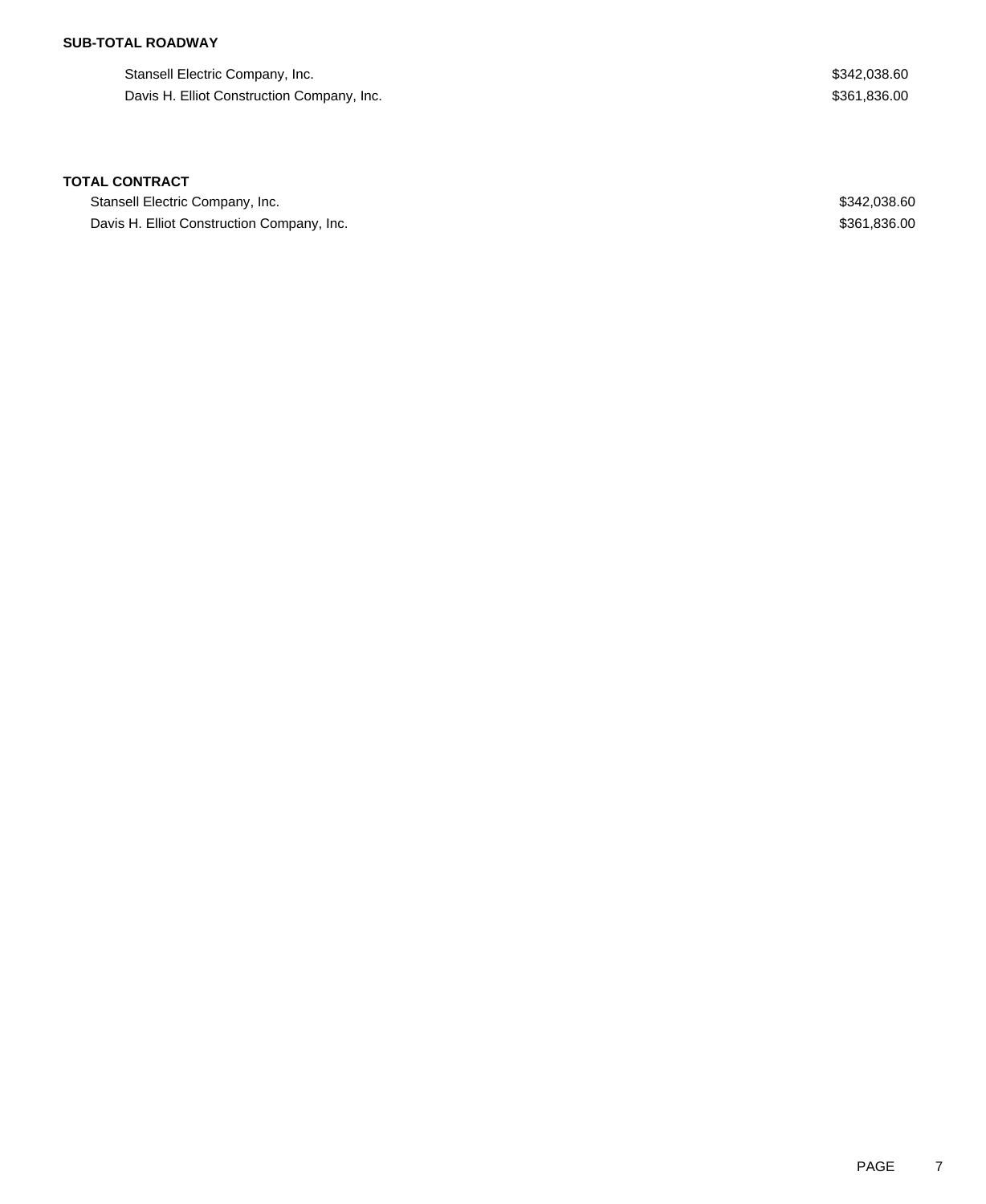**SUB-TOTAL ROADWAY**

| | |
|---|---|
| Stansell Electric Company, Inc. | $342,038.60 |
| Davis H. Elliot Construction Company, Inc. | $361,836.00 |

**TOTAL CONTRACT**

| | |
|---|---|
| Stansell Electric Company, Inc. | $342,038.60 |
| Davis H. Elliot Construction Company, Inc. | $361,836.00 |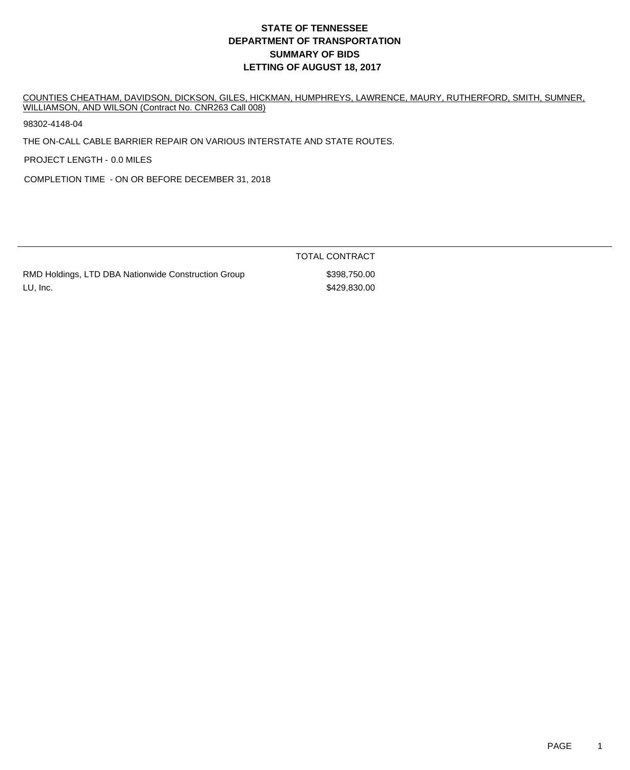# STATE OF TENNESSEE
# DEPARTMENT OF TRANSPORTATION
# SUMMARY OF BIDS
# LETTING OF AUGUST 18, 2017

COUNTIES CHEATHAM, DAVIDSON, DICKSON, GILES, HICKMAN, HUMPHREYS, LAWRENCE, MAURY, RUTHERFORD, SMITH, SUMNER, WILLIAMSON, AND WILSON (Contract No. CNR263 Call 008)

98302-4148-04

THE ON-CALL CABLE BARRIER REPAIR ON VARIOUS INTERSTATE AND STATE ROUTES.

PROJECT LENGTH - 0.0 MILES

COMPLETION TIME - ON OR BEFORE DECEMBER 31, 2018

| | TOTAL CONTRACT |
|---|---|
| RMD Holdings, LTD DBA Nationwide Construction Group | $398,750.00 |
| LU, Inc. | $429,830.00 |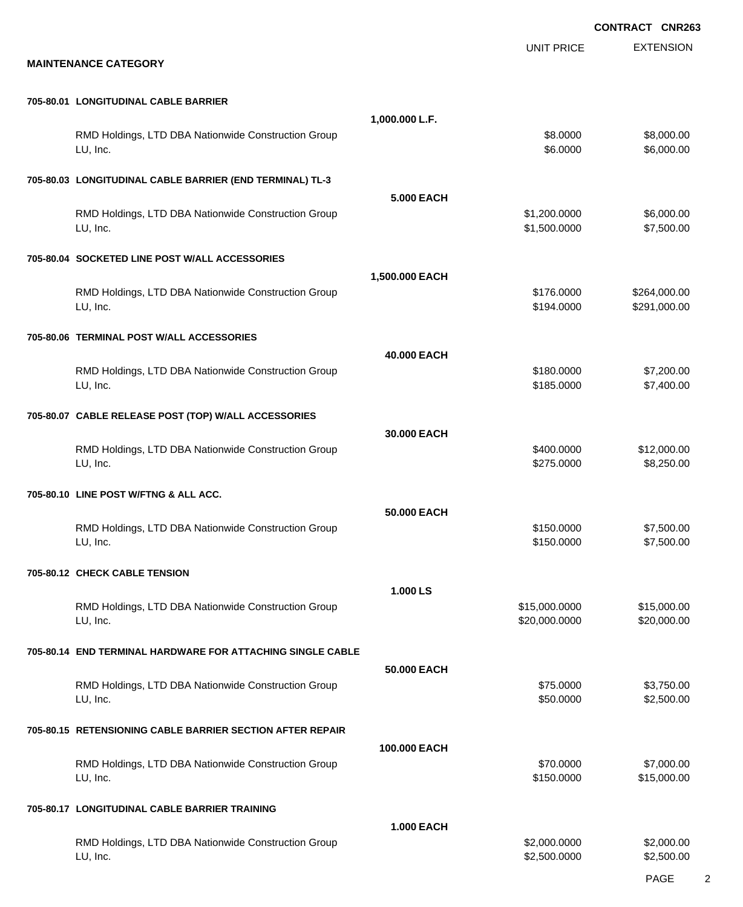**CONTRACT CNR263**

## MAINTENANCE CATEGORY

| Item | Quantity | Unit Price | Extension |
|---|---|---|---|
| **705-80.01 LONGITUDINAL CABLE BARRIER** | **1,000.000 L.F.** | | |
| RMD Holdings, LTD DBA Nationwide Construction Group | | $8.0000 | $8,000.00 |
| LU, Inc. | | $6.0000 | $6,000.00 |
| **705-80.03 LONGITUDINAL CABLE BARRIER (END TERMINAL) TL-3** | **5.000 EACH** | | |
| RMD Holdings, LTD DBA Nationwide Construction Group | | $1,200.0000 | $6,000.00 |
| LU, Inc. | | $1,500.0000 | $7,500.00 |
| **705-80.04 SOCKETED LINE POST W/ALL ACCESSORIES** | **1,500.000 EACH** | | |
| RMD Holdings, LTD DBA Nationwide Construction Group | | $176.0000 | $264,000.00 |
| LU, Inc. | | $194.0000 | $291,000.00 |
| **705-80.06 TERMINAL POST W/ALL ACCESSORIES** | **40.000 EACH** | | |
| RMD Holdings, LTD DBA Nationwide Construction Group | | $180.0000 | $7,200.00 |
| LU, Inc. | | $185.0000 | $7,400.00 |
| **705-80.07 CABLE RELEASE POST (TOP) W/ALL ACCESSORIES** | **30.000 EACH** | | |
| RMD Holdings, LTD DBA Nationwide Construction Group | | $400.0000 | $12,000.00 |
| LU, Inc. | | $275.0000 | $8,250.00 |
| **705-80.10 LINE POST W/FTNG & ALL ACC.** | **50.000 EACH** | | |
| RMD Holdings, LTD DBA Nationwide Construction Group | | $150.0000 | $7,500.00 |
| LU, Inc. | | $150.0000 | $7,500.00 |
| **705-80.12 CHECK CABLE TENSION** | **1.000 LS** | | |
| RMD Holdings, LTD DBA Nationwide Construction Group | | $15,000.0000 | $15,000.00 |
| LU, Inc. | | $20,000.0000 | $20,000.00 |
| **705-80.14 END TERMINAL HARDWARE FOR ATTACHING SINGLE CABLE** | **50.000 EACH** | | |
| RMD Holdings, LTD DBA Nationwide Construction Group | | $75.0000 | $3,750.00 |
| LU, Inc. | | $50.0000 | $2,500.00 |
| **705-80.15 RETENSIONING CABLE BARRIER SECTION AFTER REPAIR** | **100.000 EACH** | | |
| RMD Holdings, LTD DBA Nationwide Construction Group | | $70.0000 | $7,000.00 |
| LU, Inc. | | $150.0000 | $15,000.00 |
| **705-80.17 LONGITUDINAL CABLE BARRIER TRAINING** | **1.000 EACH** | | |
| RMD Holdings, LTD DBA Nationwide Construction Group | | $2,000.0000 | $2,000.00 |
| LU, Inc. | | $2,500.0000 | $2,500.00 |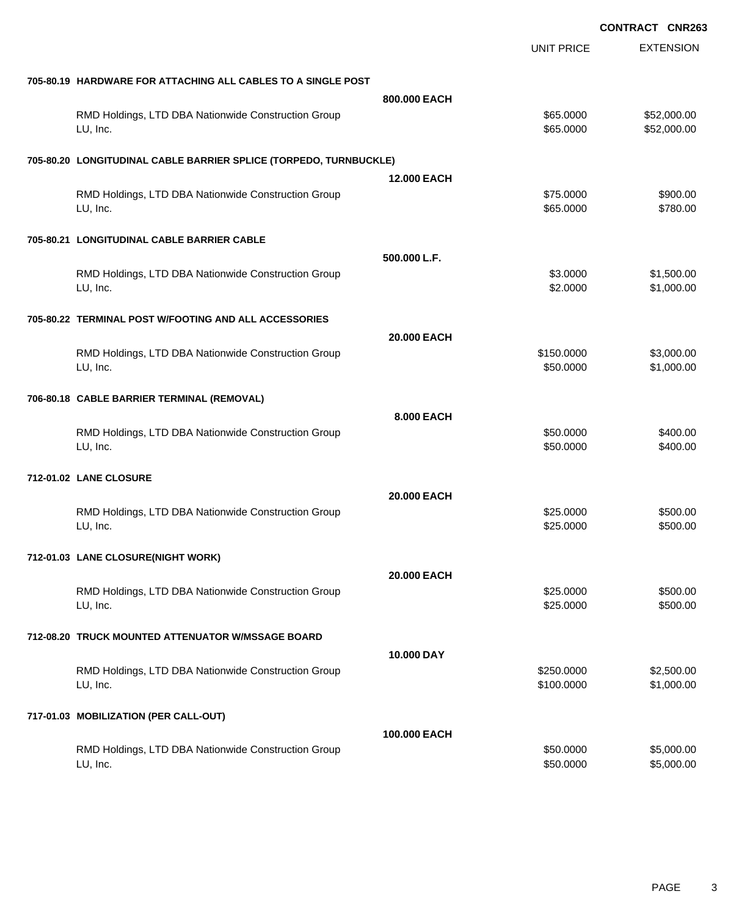**CONTRACT CNR263**

| | | UNIT PRICE | EXTENSION |
|---|---|---|---|
| **705-80.19 HARDWARE FOR ATTACHING ALL CABLES TO A SINGLE POST** | | | |
| | **800.000 EACH** | | |
| RMD Holdings, LTD DBA Nationwide Construction Group | | $65.0000 | $52,000.00 |
| LU, Inc. | | $65.0000 | $52,000.00 |
| **705-80.20 LONGITUDINAL CABLE BARRIER SPLICE (TORPEDO, TURNBUCKLE)** | | | |
| | **12.000 EACH** | | |
| RMD Holdings, LTD DBA Nationwide Construction Group | | $75.0000 | $900.00 |
| LU, Inc. | | $65.0000 | $780.00 |
| **705-80.21 LONGITUDINAL CABLE BARRIER CABLE** | | | |
| | **500.000 L.F.** | | |
| RMD Holdings, LTD DBA Nationwide Construction Group | | $3.0000 | $1,500.00 |
| LU, Inc. | | $2.0000 | $1,000.00 |
| **705-80.22 TERMINAL POST W/FOOTING AND ALL ACCESSORIES** | | | |
| | **20.000 EACH** | | |
| RMD Holdings, LTD DBA Nationwide Construction Group | | $150.0000 | $3,000.00 |
| LU, Inc. | | $50.0000 | $1,000.00 |
| **706-80.18 CABLE BARRIER TERMINAL (REMOVAL)** | | | |
| | **8.000 EACH** | | |
| RMD Holdings, LTD DBA Nationwide Construction Group | | $50.0000 | $400.00 |
| LU, Inc. | | $50.0000 | $400.00 |
| **712-01.02 LANE CLOSURE** | | | |
| | **20.000 EACH** | | |
| RMD Holdings, LTD DBA Nationwide Construction Group | | $25.0000 | $500.00 |
| LU, Inc. | | $25.0000 | $500.00 |
| **712-01.03 LANE CLOSURE(NIGHT WORK)** | | | |
| | **20.000 EACH** | | |
| RMD Holdings, LTD DBA Nationwide Construction Group | | $25.0000 | $500.00 |
| LU, Inc. | | $25.0000 | $500.00 |
| **712-08.20 TRUCK MOUNTED ATTENUATOR W/MSSAGE BOARD** | | | |
| | **10.000 DAY** | | |
| RMD Holdings, LTD DBA Nationwide Construction Group | | $250.0000 | $2,500.00 |
| LU, Inc. | | $100.0000 | $1,000.00 |
| **717-01.03 MOBILIZATION (PER CALL-OUT)** | | | |
| | **100.000 EACH** | | |
| RMD Holdings, LTD DBA Nationwide Construction Group | | $50.0000 | $5,000.00 |
| LU, Inc. | | $50.0000 | $5,000.00 |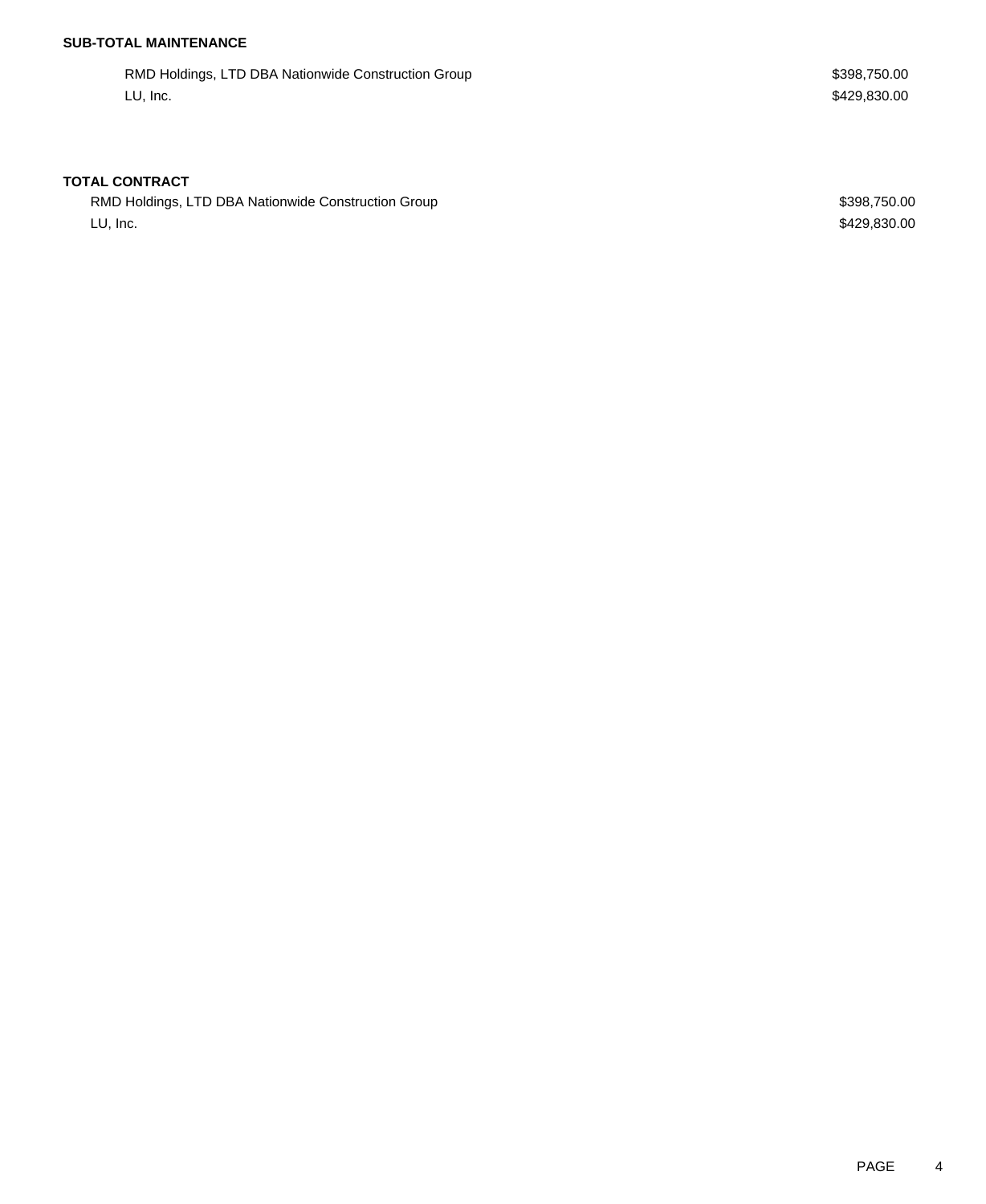**SUB-TOTAL MAINTENANCE**

| | |
|---|---|
| RMD Holdings, LTD DBA Nationwide Construction Group | $398,750.00 |
| LU, Inc. | $429,830.00 |

**TOTAL CONTRACT**

| | |
|---|---|
| RMD Holdings, LTD DBA Nationwide Construction Group | $398,750.00 |
| LU, Inc. | $429,830.00 |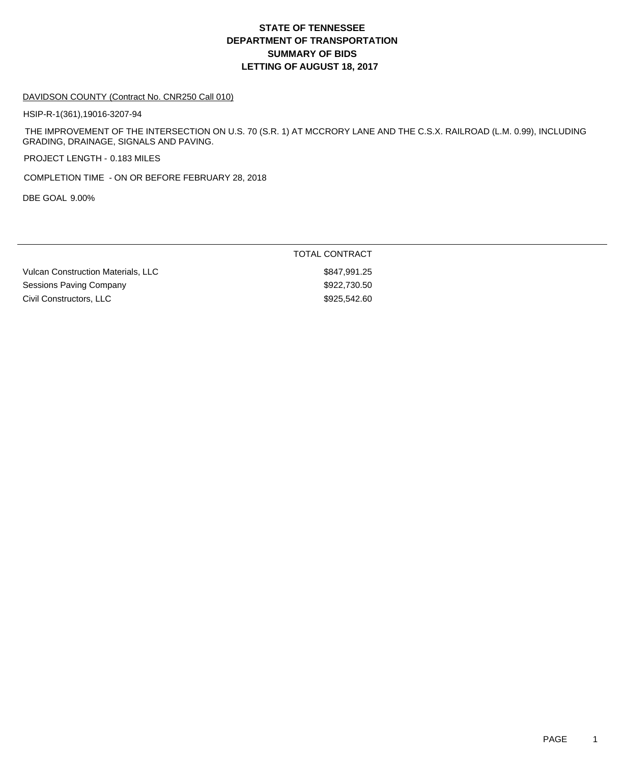# STATE OF TENNESSEE
# DEPARTMENT OF TRANSPORTATION
# SUMMARY OF BIDS
# LETTING OF AUGUST 18, 2017

DAVIDSON COUNTY (Contract No. CNR250 Call 010)

HSIP-R-1(361),19016-3207-94

THE IMPROVEMENT OF THE INTERSECTION ON U.S. 70 (S.R. 1) AT MCCRORY LANE AND THE C.S.X. RAILROAD (L.M. 0.99), INCLUDING GRADING, DRAINAGE, SIGNALS AND PAVING.

PROJECT LENGTH - 0.183 MILES

COMPLETION TIME - ON OR BEFORE FEBRUARY 28, 2018

DBE GOAL 9.00%

| | TOTAL CONTRACT |
|---|---|
| Vulcan Construction Materials, LLC | $847,991.25 |
| Sessions Paving Company | $922,730.50 |
| Civil Constructors, LLC | $925,542.60 |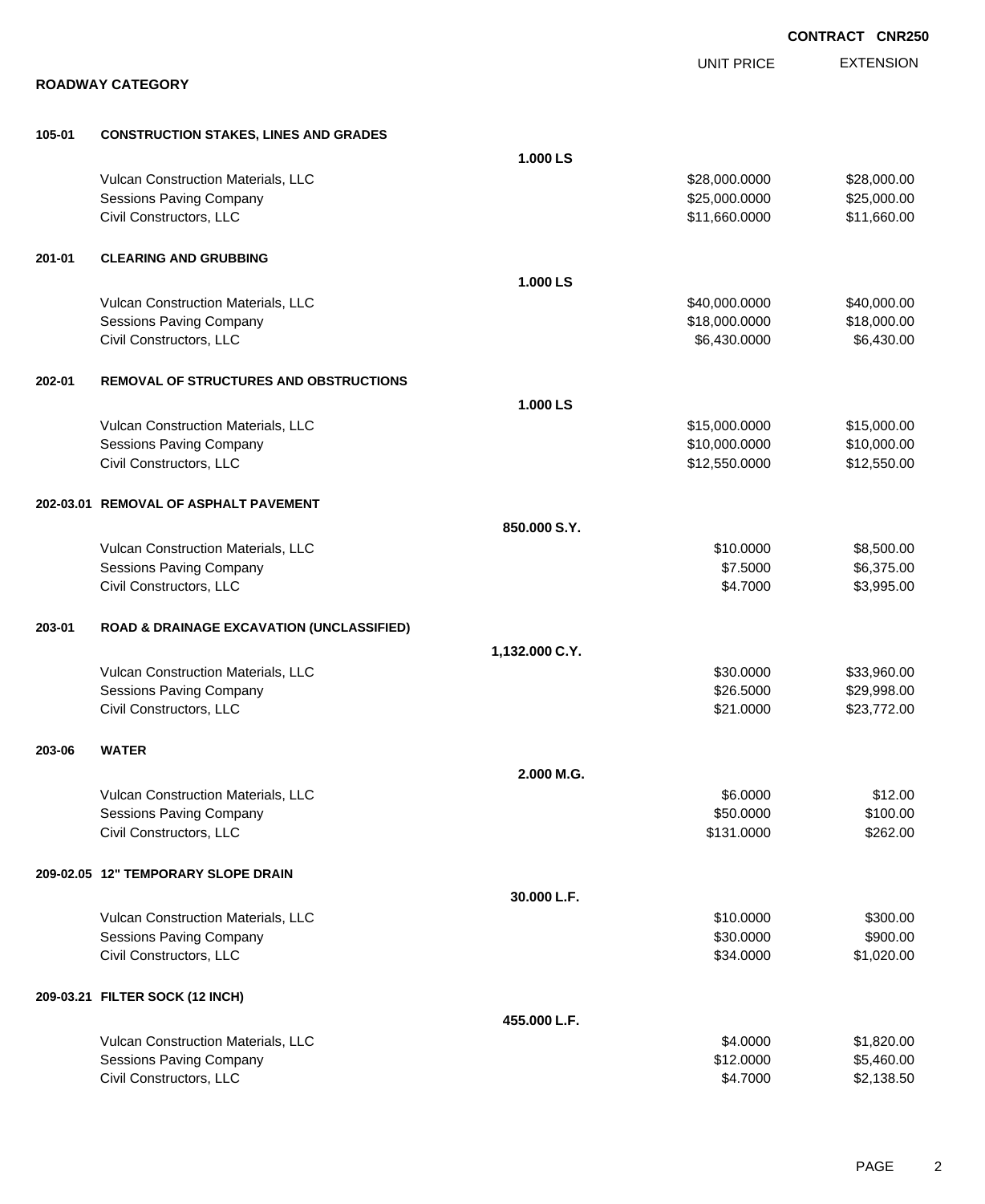**CONTRACT CNR250**

## ROADWAY CATEGORY

| | | | UNIT PRICE | EXTENSION |
|---|---|---|---|---|
| **105-01** | **CONSTRUCTION STAKES, LINES AND GRADES** | | | |
| | | **1.000 LS** | | |
| | Vulcan Construction Materials, LLC | | $28,000.0000 | $28,000.00 |
| | Sessions Paving Company | | $25,000.0000 | $25,000.00 |
| | Civil Constructors, LLC | | $11,660.0000 | $11,660.00 |
| **201-01** | **CLEARING AND GRUBBING** | | | |
| | | **1.000 LS** | | |
| | Vulcan Construction Materials, LLC | | $40,000.0000 | $40,000.00 |
| | Sessions Paving Company | | $18,000.0000 | $18,000.00 |
| | Civil Constructors, LLC | | $6,430.0000 | $6,430.00 |
| **202-01** | **REMOVAL OF STRUCTURES AND OBSTRUCTIONS** | | | |
| | | **1.000 LS** | | |
| | Vulcan Construction Materials, LLC | | $15,000.0000 | $15,000.00 |
| | Sessions Paving Company | | $10,000.0000 | $10,000.00 |
| | Civil Constructors, LLC | | $12,550.0000 | $12,550.00 |
| **202-03.01** | **REMOVAL OF ASPHALT PAVEMENT** | | | |
| | | **850.000 S.Y.** | | |
| | Vulcan Construction Materials, LLC | | $10.0000 | $8,500.00 |
| | Sessions Paving Company | | $7.5000 | $6,375.00 |
| | Civil Constructors, LLC | | $4.7000 | $3,995.00 |
| **203-01** | **ROAD & DRAINAGE EXCAVATION (UNCLASSIFIED)** | | | |
| | | **1,132.000 C.Y.** | | |
| | Vulcan Construction Materials, LLC | | $30.0000 | $33,960.00 |
| | Sessions Paving Company | | $26.5000 | $29,998.00 |
| | Civil Constructors, LLC | | $21.0000 | $23,772.00 |
| **203-06** | **WATER** | | | |
| | | **2.000 M.G.** | | |
| | Vulcan Construction Materials, LLC | | $6.0000 | $12.00 |
| | Sessions Paving Company | | $50.0000 | $100.00 |
| | Civil Constructors, LLC | | $131.0000 | $262.00 |
| **209-02.05** | **12" TEMPORARY SLOPE DRAIN** | | | |
| | | **30.000 L.F.** | | |
| | Vulcan Construction Materials, LLC | | $10.0000 | $300.00 |
| | Sessions Paving Company | | $30.0000 | $900.00 |
| | Civil Constructors, LLC | | $34.0000 | $1,020.00 |
| **209-03.21** | **FILTER SOCK (12 INCH)** | | | |
| | | **455.000 L.F.** | | |
| | Vulcan Construction Materials, LLC | | $4.0000 | $1,820.00 |
| | Sessions Paving Company | | $12.0000 | $5,460.00 |
| | Civil Constructors, LLC | | $4.7000 | $2,138.50 |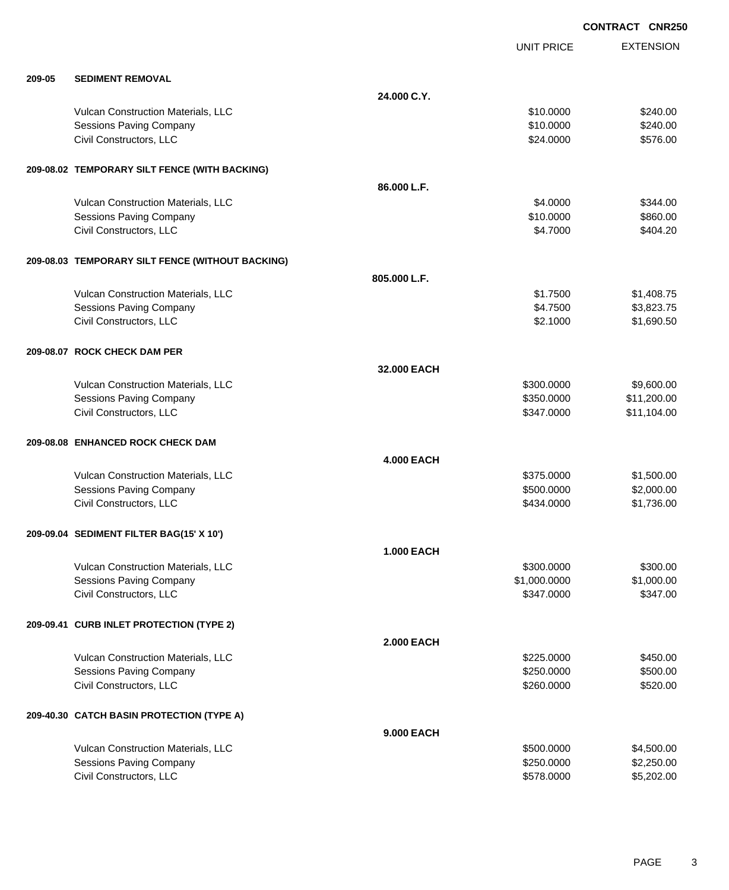**CONTRACT CNR250**

| | | | UNIT PRICE | EXTENSION |
|---|---|---|---|---|
| **209-05** | **SEDIMENT REMOVAL** | | | |
| | | **24.000 C.Y.** | | |
| | Vulcan Construction Materials, LLC | | $10.0000 | $240.00 |
| | Sessions Paving Company | | $10.0000 | $240.00 |
| | Civil Constructors, LLC | | $24.0000 | $576.00 |
| **209-08.02** | **TEMPORARY SILT FENCE (WITH BACKING)** | | | |
| | | **86.000 L.F.** | | |
| | Vulcan Construction Materials, LLC | | $4.0000 | $344.00 |
| | Sessions Paving Company | | $10.0000 | $860.00 |
| | Civil Constructors, LLC | | $4.7000 | $404.20 |
| **209-08.03** | **TEMPORARY SILT FENCE (WITHOUT BACKING)** | | | |
| | | **805.000 L.F.** | | |
| | Vulcan Construction Materials, LLC | | $1.7500 | $1,408.75 |
| | Sessions Paving Company | | $4.7500 | $3,823.75 |
| | Civil Constructors, LLC | | $2.1000 | $1,690.50 |
| **209-08.07** | **ROCK CHECK DAM PER** | | | |
| | | **32.000 EACH** | | |
| | Vulcan Construction Materials, LLC | | $300.0000 | $9,600.00 |
| | Sessions Paving Company | | $350.0000 | $11,200.00 |
| | Civil Constructors, LLC | | $347.0000 | $11,104.00 |
| **209-08.08** | **ENHANCED ROCK CHECK DAM** | | | |
| | | **4.000 EACH** | | |
| | Vulcan Construction Materials, LLC | | $375.0000 | $1,500.00 |
| | Sessions Paving Company | | $500.0000 | $2,000.00 |
| | Civil Constructors, LLC | | $434.0000 | $1,736.00 |
| **209-09.04** | **SEDIMENT FILTER BAG(15' X 10')** | | | |
| | | **1.000 EACH** | | |
| | Vulcan Construction Materials, LLC | | $300.0000 | $300.00 |
| | Sessions Paving Company | | $1,000.0000 | $1,000.00 |
| | Civil Constructors, LLC | | $347.0000 | $347.00 |
| **209-09.41** | **CURB INLET PROTECTION (TYPE 2)** | | | |
| | | **2.000 EACH** | | |
| | Vulcan Construction Materials, LLC | | $225.0000 | $450.00 |
| | Sessions Paving Company | | $250.0000 | $500.00 |
| | Civil Constructors, LLC | | $260.0000 | $520.00 |
| **209-40.30** | **CATCH BASIN PROTECTION (TYPE A)** | | | |
| | | **9.000 EACH** | | |
| | Vulcan Construction Materials, LLC | | $500.0000 | $4,500.00 |
| | Sessions Paving Company | | $250.0000 | $2,250.00 |
| | Civil Constructors, LLC | | $578.0000 | $5,202.00 |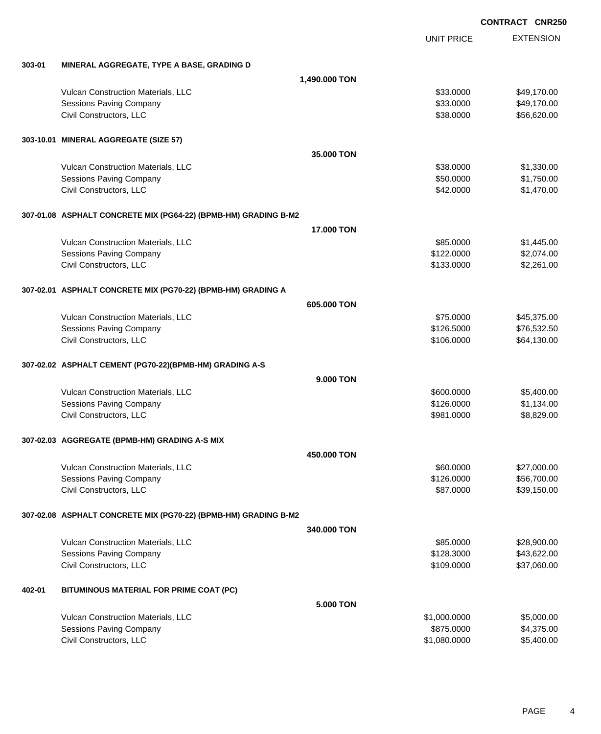**CONTRACT CNR250**

| | | | UNIT PRICE | EXTENSION |
|---|---|---|---|---|
| **303-01** | **MINERAL AGGREGATE, TYPE A BASE, GRADING D** | | | |
| | | **1,490.000 TON** | | |
| | Vulcan Construction Materials, LLC | | $33.0000 | $49,170.00 |
| | Sessions Paving Company | | $33.0000 | $49,170.00 |
| | Civil Constructors, LLC | | $38.0000 | $56,620.00 |
| **303-10.01** | **MINERAL AGGREGATE (SIZE 57)** | | | |
| | | **35.000 TON** | | |
| | Vulcan Construction Materials, LLC | | $38.0000 | $1,330.00 |
| | Sessions Paving Company | | $50.0000 | $1,750.00 |
| | Civil Constructors, LLC | | $42.0000 | $1,470.00 |
| **307-01.08** | **ASPHALT CONCRETE MIX (PG64-22) (BPMB-HM) GRADING B-M2** | | | |
| | | **17.000 TON** | | |
| | Vulcan Construction Materials, LLC | | $85.0000 | $1,445.00 |
| | Sessions Paving Company | | $122.0000 | $2,074.00 |
| | Civil Constructors, LLC | | $133.0000 | $2,261.00 |
| **307-02.01** | **ASPHALT CONCRETE MIX (PG70-22) (BPMB-HM) GRADING A** | | | |
| | | **605.000 TON** | | |
| | Vulcan Construction Materials, LLC | | $75.0000 | $45,375.00 |
| | Sessions Paving Company | | $126.5000 | $76,532.50 |
| | Civil Constructors, LLC | | $106.0000 | $64,130.00 |
| **307-02.02** | **ASPHALT CEMENT (PG70-22)(BPMB-HM) GRADING A-S** | | | |
| | | **9.000 TON** | | |
| | Vulcan Construction Materials, LLC | | $600.0000 | $5,400.00 |
| | Sessions Paving Company | | $126.0000 | $1,134.00 |
| | Civil Constructors, LLC | | $981.0000 | $8,829.00 |
| **307-02.03** | **AGGREGATE (BPMB-HM) GRADING A-S MIX** | | | |
| | | **450.000 TON** | | |
| | Vulcan Construction Materials, LLC | | $60.0000 | $27,000.00 |
| | Sessions Paving Company | | $126.0000 | $56,700.00 |
| | Civil Constructors, LLC | | $87.0000 | $39,150.00 |
| **307-02.08** | **ASPHALT CONCRETE MIX (PG70-22) (BPMB-HM) GRADING B-M2** | | | |
| | | **340.000 TON** | | |
| | Vulcan Construction Materials, LLC | | $85.0000 | $28,900.00 |
| | Sessions Paving Company | | $128.3000 | $43,622.00 |
| | Civil Constructors, LLC | | $109.0000 | $37,060.00 |
| **402-01** | **BITUMINOUS MATERIAL FOR PRIME COAT (PC)** | | | |
| | | **5.000 TON** | | |
| | Vulcan Construction Materials, LLC | | $1,000.0000 | $5,000.00 |
| | Sessions Paving Company | | $875.0000 | $4,375.00 |
| | Civil Constructors, LLC | | $1,080.0000 | $5,400.00 |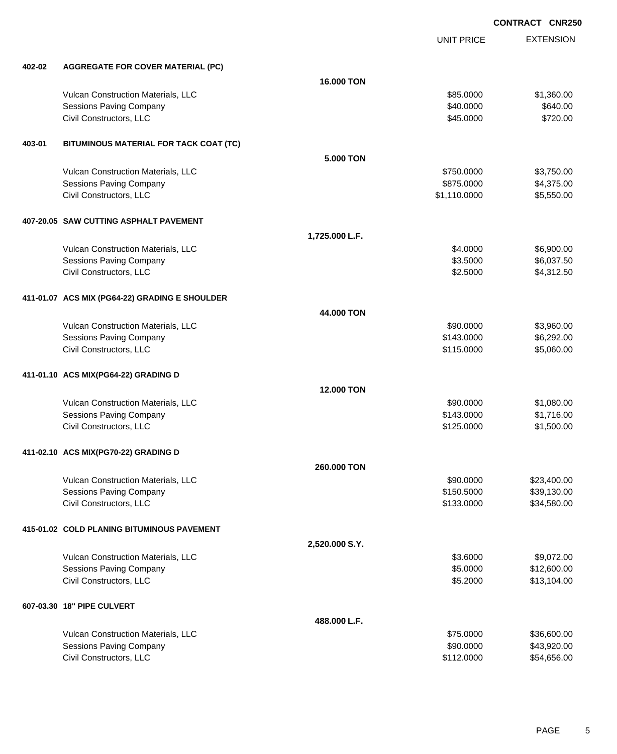**CONTRACT CNR250**

| | | | UNIT PRICE | EXTENSION |
|---|---|---|---|---|
| **402-02** | **AGGREGATE FOR COVER MATERIAL (PC)** | | | |
| | | **16.000 TON** | | |
| | Vulcan Construction Materials, LLC | | $85.0000 | $1,360.00 |
| | Sessions Paving Company | | $40.0000 | $640.00 |
| | Civil Constructors, LLC | | $45.0000 | $720.00 |
| **403-01** | **BITUMINOUS MATERIAL FOR TACK COAT (TC)** | | | |
| | | **5.000 TON** | | |
| | Vulcan Construction Materials, LLC | | $750.0000 | $3,750.00 |
| | Sessions Paving Company | | $875.0000 | $4,375.00 |
| | Civil Constructors, LLC | | $1,110.0000 | $5,550.00 |
| **407-20.05** | **SAW CUTTING ASPHALT PAVEMENT** | | | |
| | | **1,725.000 L.F.** | | |
| | Vulcan Construction Materials, LLC | | $4.0000 | $6,900.00 |
| | Sessions Paving Company | | $3.5000 | $6,037.50 |
| | Civil Constructors, LLC | | $2.5000 | $4,312.50 |
| **411-01.07** | **ACS MIX (PG64-22) GRADING E SHOULDER** | | | |
| | | **44.000 TON** | | |
| | Vulcan Construction Materials, LLC | | $90.0000 | $3,960.00 |
| | Sessions Paving Company | | $143.0000 | $6,292.00 |
| | Civil Constructors, LLC | | $115.0000 | $5,060.00 |
| **411-01.10** | **ACS MIX(PG64-22) GRADING D** | | | |
| | | **12.000 TON** | | |
| | Vulcan Construction Materials, LLC | | $90.0000 | $1,080.00 |
| | Sessions Paving Company | | $143.0000 | $1,716.00 |
| | Civil Constructors, LLC | | $125.0000 | $1,500.00 |
| **411-02.10** | **ACS MIX(PG70-22) GRADING D** | | | |
| | | **260.000 TON** | | |
| | Vulcan Construction Materials, LLC | | $90.0000 | $23,400.00 |
| | Sessions Paving Company | | $150.5000 | $39,130.00 |
| | Civil Constructors, LLC | | $133.0000 | $34,580.00 |
| **415-01.02** | **COLD PLANING BITUMINOUS PAVEMENT** | | | |
| | | **2,520.000 S.Y.** | | |
| | Vulcan Construction Materials, LLC | | $3.6000 | $9,072.00 |
| | Sessions Paving Company | | $5.0000 | $12,600.00 |
| | Civil Constructors, LLC | | $5.2000 | $13,104.00 |
| **607-03.30** | **18" PIPE CULVERT** | | | |
| | | **488.000 L.F.** | | |
| | Vulcan Construction Materials, LLC | | $75.0000 | $36,600.00 |
| | Sessions Paving Company | | $90.0000 | $43,920.00 |
| | Civil Constructors, LLC | | $112.0000 | $54,656.00 |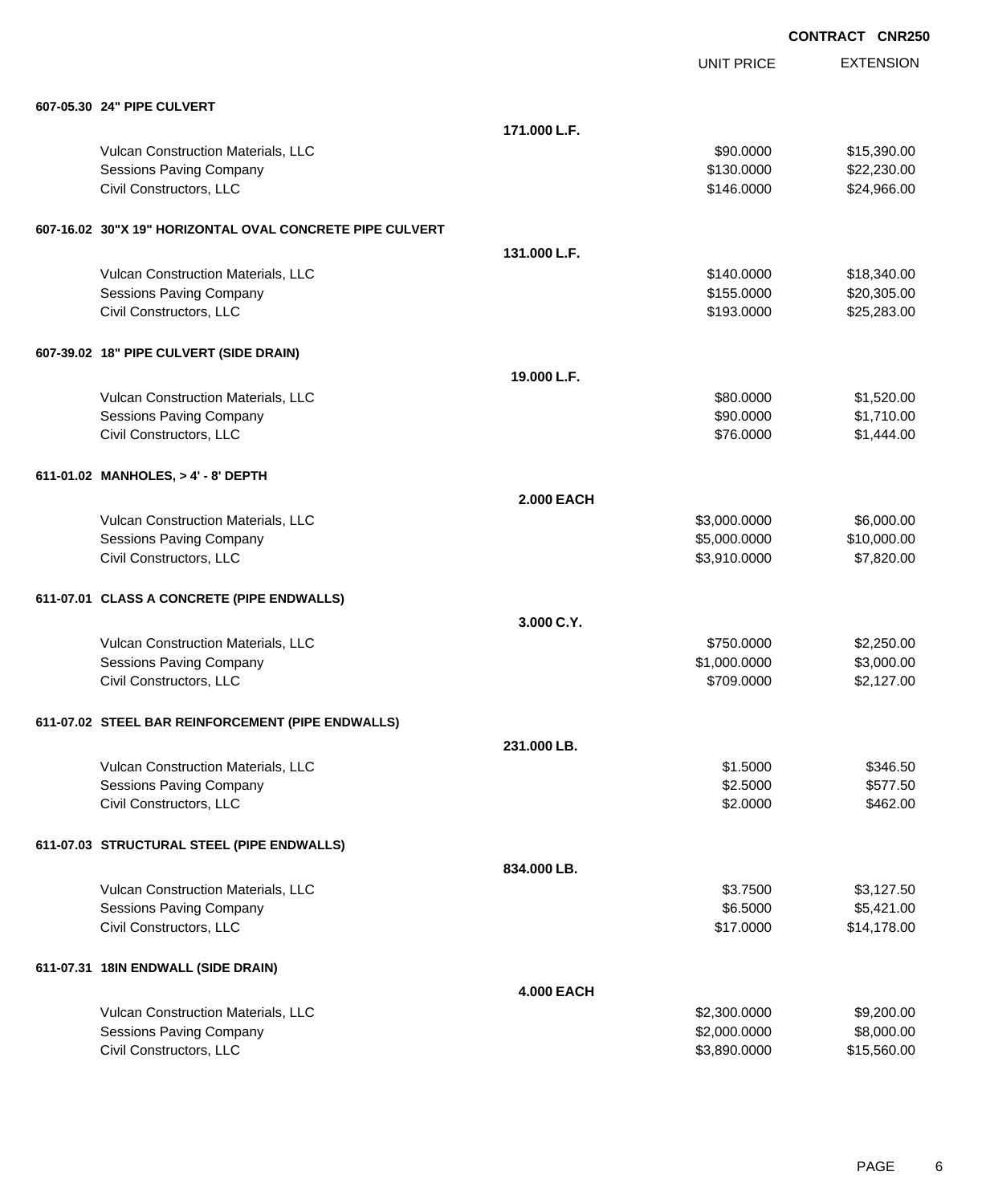**CONTRACT CNR250**

| | | UNIT PRICE | EXTENSION |
|---|---|---|---|
| **607-05.30 24" PIPE CULVERT** | | | |
| | **171.000 L.F.** | | |
| Vulcan Construction Materials, LLC | | $90.0000 | $15,390.00 |
| Sessions Paving Company | | $130.0000 | $22,230.00 |
| Civil Constructors, LLC | | $146.0000 | $24,966.00 |
| **607-16.02 30"X 19" HORIZONTAL OVAL CONCRETE PIPE CULVERT** | | | |
| | **131.000 L.F.** | | |
| Vulcan Construction Materials, LLC | | $140.0000 | $18,340.00 |
| Sessions Paving Company | | $155.0000 | $20,305.00 |
| Civil Constructors, LLC | | $193.0000 | $25,283.00 |
| **607-39.02 18" PIPE CULVERT (SIDE DRAIN)** | | | |
| | **19.000 L.F.** | | |
| Vulcan Construction Materials, LLC | | $80.0000 | $1,520.00 |
| Sessions Paving Company | | $90.0000 | $1,710.00 |
| Civil Constructors, LLC | | $76.0000 | $1,444.00 |
| **611-01.02 MANHOLES, > 4' - 8' DEPTH** | | | |
| | **2.000 EACH** | | |
| Vulcan Construction Materials, LLC | | $3,000.0000 | $6,000.00 |
| Sessions Paving Company | | $5,000.0000 | $10,000.00 |
| Civil Constructors, LLC | | $3,910.0000 | $7,820.00 |
| **611-07.01 CLASS A CONCRETE (PIPE ENDWALLS)** | | | |
| | **3.000 C.Y.** | | |
| Vulcan Construction Materials, LLC | | $750.0000 | $2,250.00 |
| Sessions Paving Company | | $1,000.0000 | $3,000.00 |
| Civil Constructors, LLC | | $709.0000 | $2,127.00 |
| **611-07.02 STEEL BAR REINFORCEMENT (PIPE ENDWALLS)** | | | |
| | **231.000 LB.** | | |
| Vulcan Construction Materials, LLC | | $1.5000 | $346.50 |
| Sessions Paving Company | | $2.5000 | $577.50 |
| Civil Constructors, LLC | | $2.0000 | $462.00 |
| **611-07.03 STRUCTURAL STEEL (PIPE ENDWALLS)** | | | |
| | **834.000 LB.** | | |
| Vulcan Construction Materials, LLC | | $3.7500 | $3,127.50 |
| Sessions Paving Company | | $6.5000 | $5,421.00 |
| Civil Constructors, LLC | | $17.0000 | $14,178.00 |
| **611-07.31 18IN ENDWALL (SIDE DRAIN)** | | | |
| | **4.000 EACH** | | |
| Vulcan Construction Materials, LLC | | $2,300.0000 | $9,200.00 |
| Sessions Paving Company | | $2,000.0000 | $8,000.00 |
| Civil Constructors, LLC | | $3,890.0000 | $15,560.00 |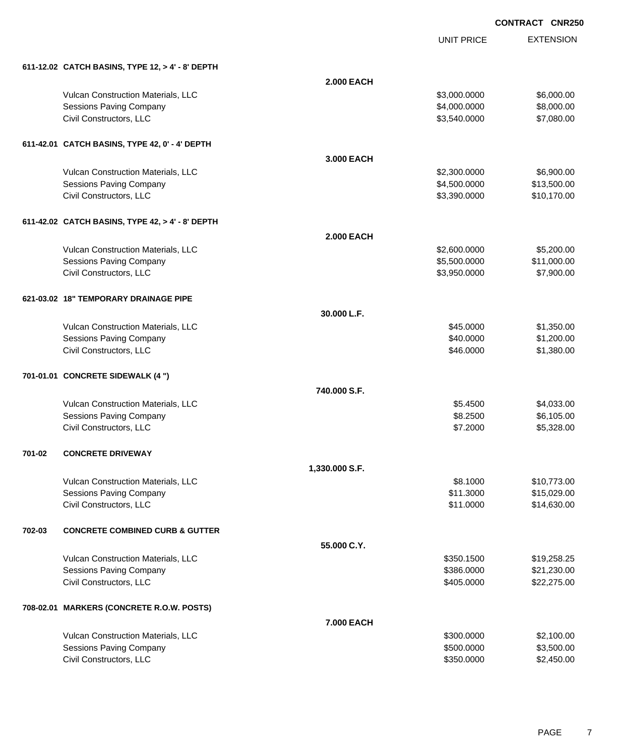**CONTRACT CNR250**

| | | UNIT PRICE | EXTENSION |
|---|---|---|---|
| **611-12.02 CATCH BASINS, TYPE 12, > 4' - 8' DEPTH** | | | |
| | **2.000 EACH** | | |
| Vulcan Construction Materials, LLC | | $3,000.0000 | $6,000.00 |
| Sessions Paving Company | | $4,000.0000 | $8,000.00 |
| Civil Constructors, LLC | | $3,540.0000 | $7,080.00 |
| **611-42.01 CATCH BASINS, TYPE 42, 0' - 4' DEPTH** | | | |
| | **3.000 EACH** | | |
| Vulcan Construction Materials, LLC | | $2,300.0000 | $6,900.00 |
| Sessions Paving Company | | $4,500.0000 | $13,500.00 |
| Civil Constructors, LLC | | $3,390.0000 | $10,170.00 |
| **611-42.02 CATCH BASINS, TYPE 42, > 4' - 8' DEPTH** | | | |
| | **2.000 EACH** | | |
| Vulcan Construction Materials, LLC | | $2,600.0000 | $5,200.00 |
| Sessions Paving Company | | $5,500.0000 | $11,000.00 |
| Civil Constructors, LLC | | $3,950.0000 | $7,900.00 |
| **621-03.02 18" TEMPORARY DRAINAGE PIPE** | | | |
| | **30.000 L.F.** | | |
| Vulcan Construction Materials, LLC | | $45.0000 | $1,350.00 |
| Sessions Paving Company | | $40.0000 | $1,200.00 |
| Civil Constructors, LLC | | $46.0000 | $1,380.00 |
| **701-01.01 CONCRETE SIDEWALK (4 ")** | | | |
| | **740.000 S.F.** | | |
| Vulcan Construction Materials, LLC | | $5.4500 | $4,033.00 |
| Sessions Paving Company | | $8.2500 | $6,105.00 |
| Civil Constructors, LLC | | $7.2000 | $5,328.00 |
| **701-02 CONCRETE DRIVEWAY** | | | |
| | **1,330.000 S.F.** | | |
| Vulcan Construction Materials, LLC | | $8.1000 | $10,773.00 |
| Sessions Paving Company | | $11.3000 | $15,029.00 |
| Civil Constructors, LLC | | $11.0000 | $14,630.00 |
| **702-03 CONCRETE COMBINED CURB & GUTTER** | | | |
| | **55.000 C.Y.** | | |
| Vulcan Construction Materials, LLC | | $350.1500 | $19,258.25 |
| Sessions Paving Company | | $386.0000 | $21,230.00 |
| Civil Constructors, LLC | | $405.0000 | $22,275.00 |
| **708-02.01 MARKERS (CONCRETE R.O.W. POSTS)** | | | |
| | **7.000 EACH** | | |
| Vulcan Construction Materials, LLC | | $300.0000 | $2,100.00 |
| Sessions Paving Company | | $500.0000 | $3,500.00 |
| Civil Constructors, LLC | | $350.0000 | $2,450.00 |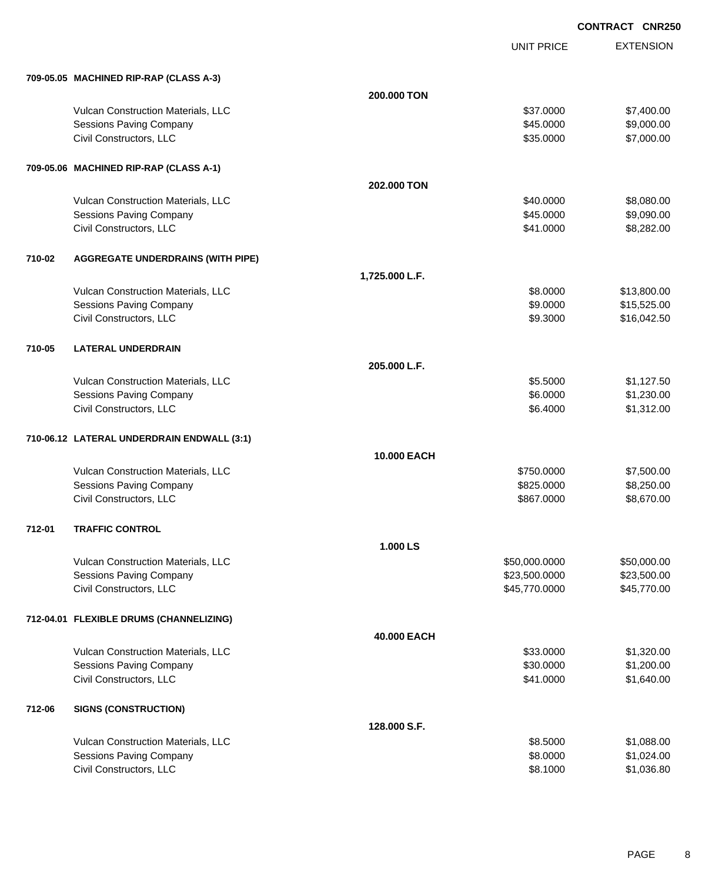**CONTRACT CNR250**

| | | UNIT PRICE | EXTENSION |
|---|---|---|---|
| **709-05.05 MACHINED RIP-RAP (CLASS A-3)** | | | |
| | **200.000 TON** | | |
| Vulcan Construction Materials, LLC | | $37.0000 | $7,400.00 |
| Sessions Paving Company | | $45.0000 | $9,000.00 |
| Civil Constructors, LLC | | $35.0000 | $7,000.00 |
| **709-05.06 MACHINED RIP-RAP (CLASS A-1)** | | | |
| | **202.000 TON** | | |
| Vulcan Construction Materials, LLC | | $40.0000 | $8,080.00 |
| Sessions Paving Company | | $45.0000 | $9,090.00 |
| Civil Constructors, LLC | | $41.0000 | $8,282.00 |
| **710-02 AGGREGATE UNDERDRAINS (WITH PIPE)** | | | |
| | **1,725.000 L.F.** | | |
| Vulcan Construction Materials, LLC | | $8.0000 | $13,800.00 |
| Sessions Paving Company | | $9.0000 | $15,525.00 |
| Civil Constructors, LLC | | $9.3000 | $16,042.50 |
| **710-05 LATERAL UNDERDRAIN** | | | |
| | **205.000 L.F.** | | |
| Vulcan Construction Materials, LLC | | $5.5000 | $1,127.50 |
| Sessions Paving Company | | $6.0000 | $1,230.00 |
| Civil Constructors, LLC | | $6.4000 | $1,312.00 |
| **710-06.12 LATERAL UNDERDRAIN ENDWALL (3:1)** | | | |
| | **10.000 EACH** | | |
| Vulcan Construction Materials, LLC | | $750.0000 | $7,500.00 |
| Sessions Paving Company | | $825.0000 | $8,250.00 |
| Civil Constructors, LLC | | $867.0000 | $8,670.00 |
| **712-01 TRAFFIC CONTROL** | | | |
| | **1.000 LS** | | |
| Vulcan Construction Materials, LLC | | $50,000.0000 | $50,000.00 |
| Sessions Paving Company | | $23,500.0000 | $23,500.00 |
| Civil Constructors, LLC | | $45,770.0000 | $45,770.00 |
| **712-04.01 FLEXIBLE DRUMS (CHANNELIZING)** | | | |
| | **40.000 EACH** | | |
| Vulcan Construction Materials, LLC | | $33.0000 | $1,320.00 |
| Sessions Paving Company | | $30.0000 | $1,200.00 |
| Civil Constructors, LLC | | $41.0000 | $1,640.00 |
| **712-06 SIGNS (CONSTRUCTION)** | | | |
| | **128.000 S.F.** | | |
| Vulcan Construction Materials, LLC | | $8.5000 | $1,088.00 |
| Sessions Paving Company | | $8.0000 | $1,024.00 |
| Civil Constructors, LLC | | $8.1000 | $1,036.80 |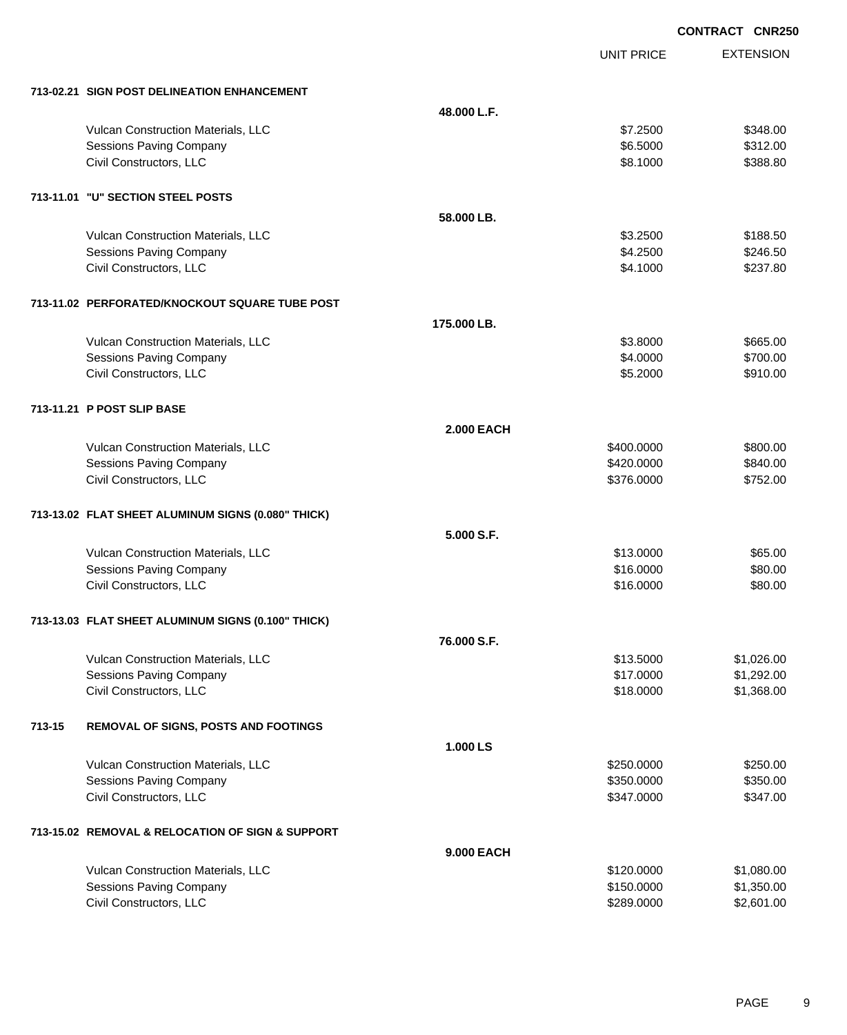**CONTRACT CNR250**

| | | UNIT PRICE | EXTENSION |
|---|---|---|---|
| **713-02.21 SIGN POST DELINEATION ENHANCEMENT** | | | |
| | **48.000 L.F.** | | |
| Vulcan Construction Materials, LLC | | $7.2500 | $348.00 |
| Sessions Paving Company | | $6.5000 | $312.00 |
| Civil Constructors, LLC | | $8.1000 | $388.80 |
| **713-11.01 "U" SECTION STEEL POSTS** | | | |
| | **58.000 LB.** | | |
| Vulcan Construction Materials, LLC | | $3.2500 | $188.50 |
| Sessions Paving Company | | $4.2500 | $246.50 |
| Civil Constructors, LLC | | $4.1000 | $237.80 |
| **713-11.02 PERFORATED/KNOCKOUT SQUARE TUBE POST** | | | |
| | **175.000 LB.** | | |
| Vulcan Construction Materials, LLC | | $3.8000 | $665.00 |
| Sessions Paving Company | | $4.0000 | $700.00 |
| Civil Constructors, LLC | | $5.2000 | $910.00 |
| **713-11.21 P POST SLIP BASE** | | | |
| | **2.000 EACH** | | |
| Vulcan Construction Materials, LLC | | $400.0000 | $800.00 |
| Sessions Paving Company | | $420.0000 | $840.00 |
| Civil Constructors, LLC | | $376.0000 | $752.00 |
| **713-13.02 FLAT SHEET ALUMINUM SIGNS (0.080" THICK)** | | | |
| | **5.000 S.F.** | | |
| Vulcan Construction Materials, LLC | | $13.0000 | $65.00 |
| Sessions Paving Company | | $16.0000 | $80.00 |
| Civil Constructors, LLC | | $16.0000 | $80.00 |
| **713-13.03 FLAT SHEET ALUMINUM SIGNS (0.100" THICK)** | | | |
| | **76.000 S.F.** | | |
| Vulcan Construction Materials, LLC | | $13.5000 | $1,026.00 |
| Sessions Paving Company | | $17.0000 | $1,292.00 |
| Civil Constructors, LLC | | $18.0000 | $1,368.00 |
| **713-15 REMOVAL OF SIGNS, POSTS AND FOOTINGS** | | | |
| | **1.000 LS** | | |
| Vulcan Construction Materials, LLC | | $250.0000 | $250.00 |
| Sessions Paving Company | | $350.0000 | $350.00 |
| Civil Constructors, LLC | | $347.0000 | $347.00 |
| **713-15.02 REMOVAL & RELOCATION OF SIGN & SUPPORT** | | | |
| | **9.000 EACH** | | |
| Vulcan Construction Materials, LLC | | $120.0000 | $1,080.00 |
| Sessions Paving Company | | $150.0000 | $1,350.00 |
| Civil Constructors, LLC | | $289.0000 | $2,601.00 |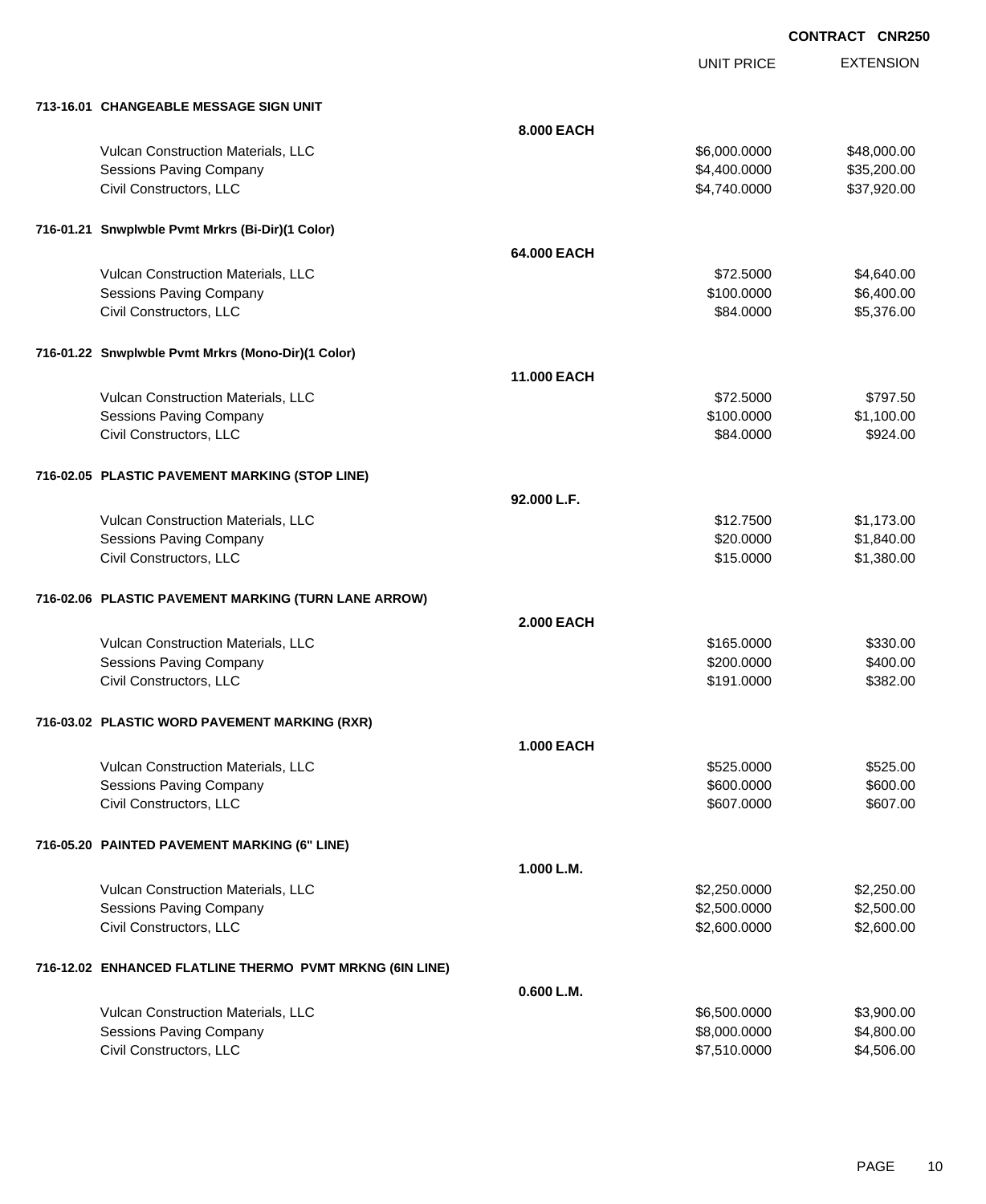**CONTRACT CNR250**

| | | UNIT PRICE | EXTENSION |
|---|---|---|---|
| **713-16.01 CHANGEABLE MESSAGE SIGN UNIT** | | | |
| | **8.000 EACH** | | |
| Vulcan Construction Materials, LLC | | $6,000.0000 | $48,000.00 |
| Sessions Paving Company | | $4,400.0000 | $35,200.00 |
| Civil Constructors, LLC | | $4,740.0000 | $37,920.00 |
| **716-01.21 Snwplwble Pvmt Mrkrs (Bi-Dir)(1 Color)** | | | |
| | **64.000 EACH** | | |
| Vulcan Construction Materials, LLC | | $72.5000 | $4,640.00 |
| Sessions Paving Company | | $100.0000 | $6,400.00 |
| Civil Constructors, LLC | | $84.0000 | $5,376.00 |
| **716-01.22 Snwplwble Pvmt Mrkrs (Mono-Dir)(1 Color)** | | | |
| | **11.000 EACH** | | |
| Vulcan Construction Materials, LLC | | $72.5000 | $797.50 |
| Sessions Paving Company | | $100.0000 | $1,100.00 |
| Civil Constructors, LLC | | $84.0000 | $924.00 |
| **716-02.05 PLASTIC PAVEMENT MARKING (STOP LINE)** | | | |
| | **92.000 L.F.** | | |
| Vulcan Construction Materials, LLC | | $12.7500 | $1,173.00 |
| Sessions Paving Company | | $20.0000 | $1,840.00 |
| Civil Constructors, LLC | | $15.0000 | $1,380.00 |
| **716-02.06 PLASTIC PAVEMENT MARKING (TURN LANE ARROW)** | | | |
| | **2.000 EACH** | | |
| Vulcan Construction Materials, LLC | | $165.0000 | $330.00 |
| Sessions Paving Company | | $200.0000 | $400.00 |
| Civil Constructors, LLC | | $191.0000 | $382.00 |
| **716-03.02 PLASTIC WORD PAVEMENT MARKING (RXR)** | | | |
| | **1.000 EACH** | | |
| Vulcan Construction Materials, LLC | | $525.0000 | $525.00 |
| Sessions Paving Company | | $600.0000 | $600.00 |
| Civil Constructors, LLC | | $607.0000 | $607.00 |
| **716-05.20 PAINTED PAVEMENT MARKING (6" LINE)** | | | |
| | **1.000 L.M.** | | |
| Vulcan Construction Materials, LLC | | $2,250.0000 | $2,250.00 |
| Sessions Paving Company | | $2,500.0000 | $2,500.00 |
| Civil Constructors, LLC | | $2,600.0000 | $2,600.00 |
| **716-12.02 ENHANCED FLATLINE THERMO PVMT MRKNG (6IN LINE)** | | | |
| | **0.600 L.M.** | | |
| Vulcan Construction Materials, LLC | | $6,500.0000 | $3,900.00 |
| Sessions Paving Company | | $8,000.0000 | $4,800.00 |
| Civil Constructors, LLC | | $7,510.0000 | $4,506.00 |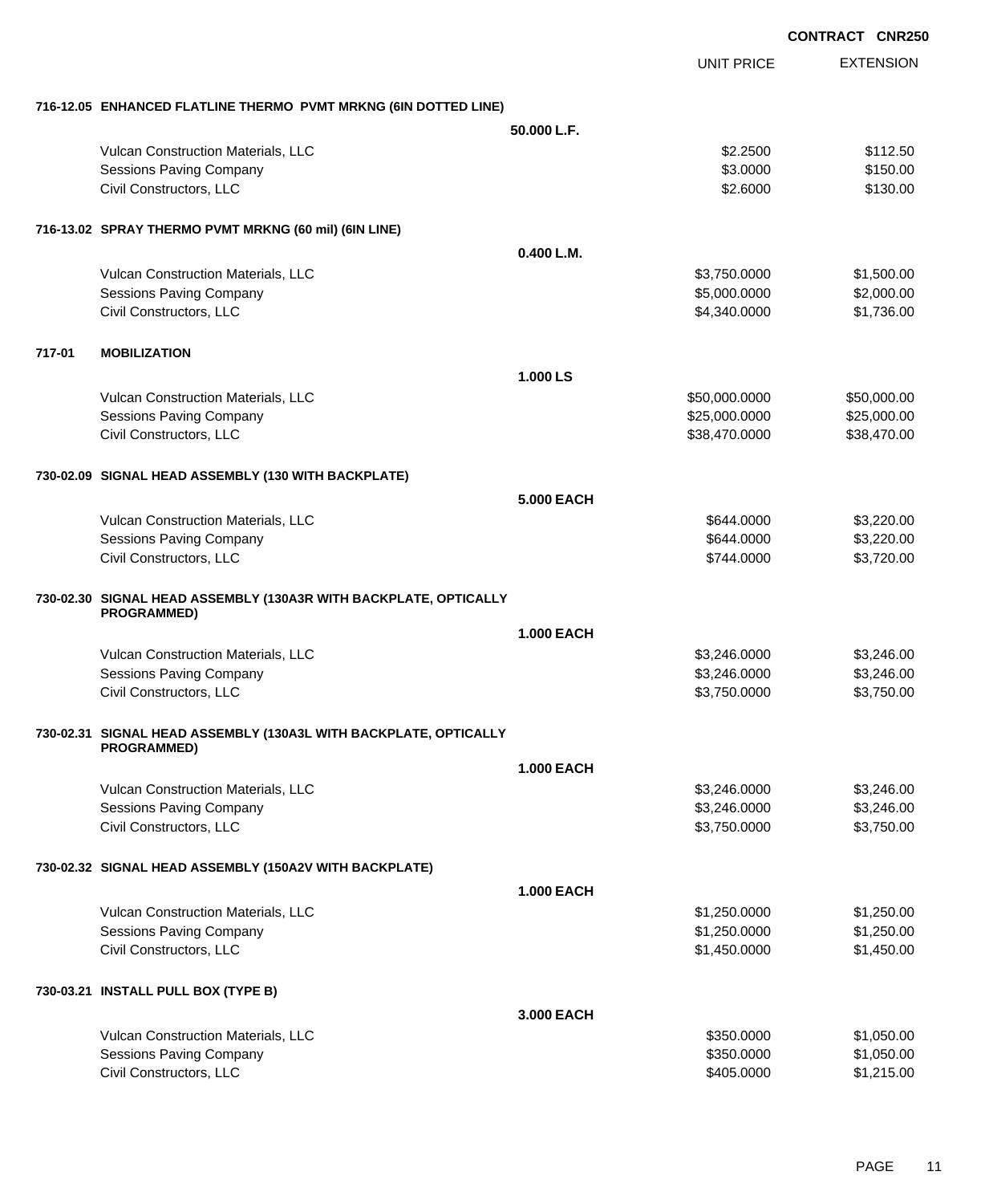**CONTRACT CNR250**

| | | UNIT PRICE | EXTENSION |
|---|---|---|---|
| **716-12.05 ENHANCED FLATLINE THERMO PVMT MRKNG (6IN DOTTED LINE)** | | | |
| | **50.000 L.F.** | | |
| Vulcan Construction Materials, LLC | | $2.2500 | $112.50 |
| Sessions Paving Company | | $3.0000 | $150.00 |
| Civil Constructors, LLC | | $2.6000 | $130.00 |
| **716-13.02 SPRAY THERMO PVMT MRKNG (60 mil) (6IN LINE)** | | | |
| | **0.400 L.M.** | | |
| Vulcan Construction Materials, LLC | | $3,750.0000 | $1,500.00 |
| Sessions Paving Company | | $5,000.0000 | $2,000.00 |
| Civil Constructors, LLC | | $4,340.0000 | $1,736.00 |
| **717-01 MOBILIZATION** | | | |
| | **1.000 LS** | | |
| Vulcan Construction Materials, LLC | | $50,000.0000 | $50,000.00 |
| Sessions Paving Company | | $25,000.0000 | $25,000.00 |
| Civil Constructors, LLC | | $38,470.0000 | $38,470.00 |
| **730-02.09 SIGNAL HEAD ASSEMBLY (130 WITH BACKPLATE)** | | | |
| | **5.000 EACH** | | |
| Vulcan Construction Materials, LLC | | $644.0000 | $3,220.00 |
| Sessions Paving Company | | $644.0000 | $3,220.00 |
| Civil Constructors, LLC | | $744.0000 | $3,720.00 |
| **730-02.30 SIGNAL HEAD ASSEMBLY (130A3R WITH BACKPLATE, OPTICALLY PROGRAMMED)** | | | |
| | **1.000 EACH** | | |
| Vulcan Construction Materials, LLC | | $3,246.0000 | $3,246.00 |
| Sessions Paving Company | | $3,246.0000 | $3,246.00 |
| Civil Constructors, LLC | | $3,750.0000 | $3,750.00 |
| **730-02.31 SIGNAL HEAD ASSEMBLY (130A3L WITH BACKPLATE, OPTICALLY PROGRAMMED)** | | | |
| | **1.000 EACH** | | |
| Vulcan Construction Materials, LLC | | $3,246.0000 | $3,246.00 |
| Sessions Paving Company | | $3,246.0000 | $3,246.00 |
| Civil Constructors, LLC | | $3,750.0000 | $3,750.00 |
| **730-02.32 SIGNAL HEAD ASSEMBLY (150A2V WITH BACKPLATE)** | | | |
| | **1.000 EACH** | | |
| Vulcan Construction Materials, LLC | | $1,250.0000 | $1,250.00 |
| Sessions Paving Company | | $1,250.0000 | $1,250.00 |
| Civil Constructors, LLC | | $1,450.0000 | $1,450.00 |
| **730-03.21 INSTALL PULL BOX (TYPE B)** | | | |
| | **3.000 EACH** | | |
| Vulcan Construction Materials, LLC | | $350.0000 | $1,050.00 |
| Sessions Paving Company | | $350.0000 | $1,050.00 |
| Civil Constructors, LLC | | $405.0000 | $1,215.00 |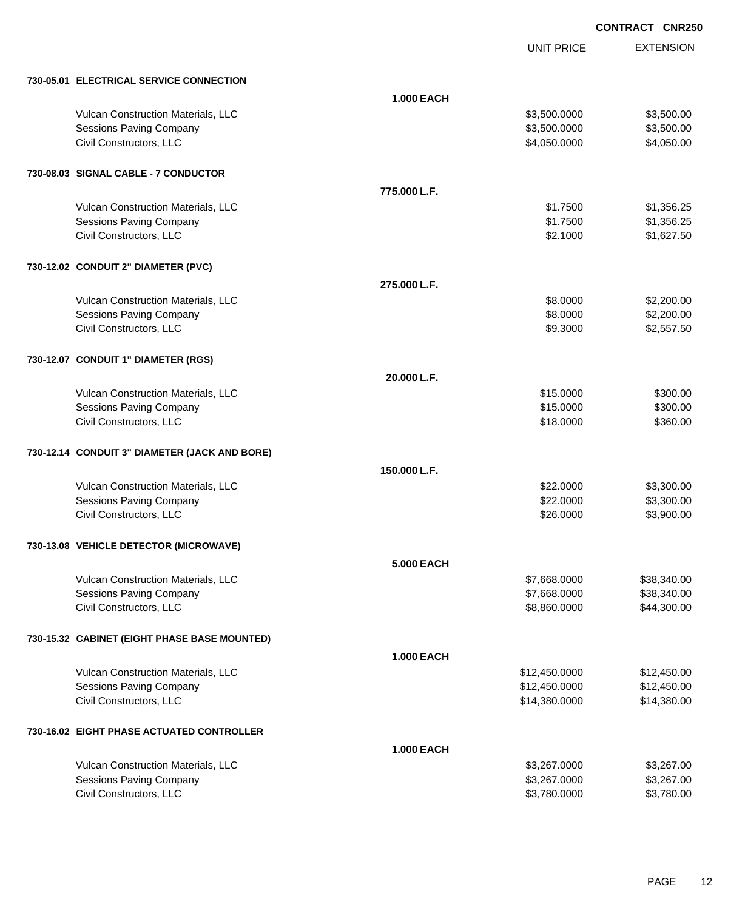**CONTRACT CNR250**

| | | UNIT PRICE | EXTENSION |
|---|---|---|---|
| **730-05.01 ELECTRICAL SERVICE CONNECTION** | | | |
| | **1.000 EACH** | | |
| Vulcan Construction Materials, LLC | | $3,500.0000 | $3,500.00 |
| Sessions Paving Company | | $3,500.0000 | $3,500.00 |
| Civil Constructors, LLC | | $4,050.0000 | $4,050.00 |
| **730-08.03 SIGNAL CABLE - 7 CONDUCTOR** | | | |
| | **775.000 L.F.** | | |
| Vulcan Construction Materials, LLC | | $1.7500 | $1,356.25 |
| Sessions Paving Company | | $1.7500 | $1,356.25 |
| Civil Constructors, LLC | | $2.1000 | $1,627.50 |
| **730-12.02 CONDUIT 2" DIAMETER (PVC)** | | | |
| | **275.000 L.F.** | | |
| Vulcan Construction Materials, LLC | | $8.0000 | $2,200.00 |
| Sessions Paving Company | | $8.0000 | $2,200.00 |
| Civil Constructors, LLC | | $9.3000 | $2,557.50 |
| **730-12.07 CONDUIT 1" DIAMETER (RGS)** | | | |
| | **20.000 L.F.** | | |
| Vulcan Construction Materials, LLC | | $15.0000 | $300.00 |
| Sessions Paving Company | | $15.0000 | $300.00 |
| Civil Constructors, LLC | | $18.0000 | $360.00 |
| **730-12.14 CONDUIT 3" DIAMETER (JACK AND BORE)** | | | |
| | **150.000 L.F.** | | |
| Vulcan Construction Materials, LLC | | $22.0000 | $3,300.00 |
| Sessions Paving Company | | $22.0000 | $3,300.00 |
| Civil Constructors, LLC | | $26.0000 | $3,900.00 |
| **730-13.08 VEHICLE DETECTOR (MICROWAVE)** | | | |
| | **5.000 EACH** | | |
| Vulcan Construction Materials, LLC | | $7,668.0000 | $38,340.00 |
| Sessions Paving Company | | $7,668.0000 | $38,340.00 |
| Civil Constructors, LLC | | $8,860.0000 | $44,300.00 |
| **730-15.32 CABINET (EIGHT PHASE BASE MOUNTED)** | | | |
| | **1.000 EACH** | | |
| Vulcan Construction Materials, LLC | | $12,450.0000 | $12,450.00 |
| Sessions Paving Company | | $12,450.0000 | $12,450.00 |
| Civil Constructors, LLC | | $14,380.0000 | $14,380.00 |
| **730-16.02 EIGHT PHASE ACTUATED CONTROLLER** | | | |
| | **1.000 EACH** | | |
| Vulcan Construction Materials, LLC | | $3,267.0000 | $3,267.00 |
| Sessions Paving Company | | $3,267.0000 | $3,267.00 |
| Civil Constructors, LLC | | $3,780.0000 | $3,780.00 |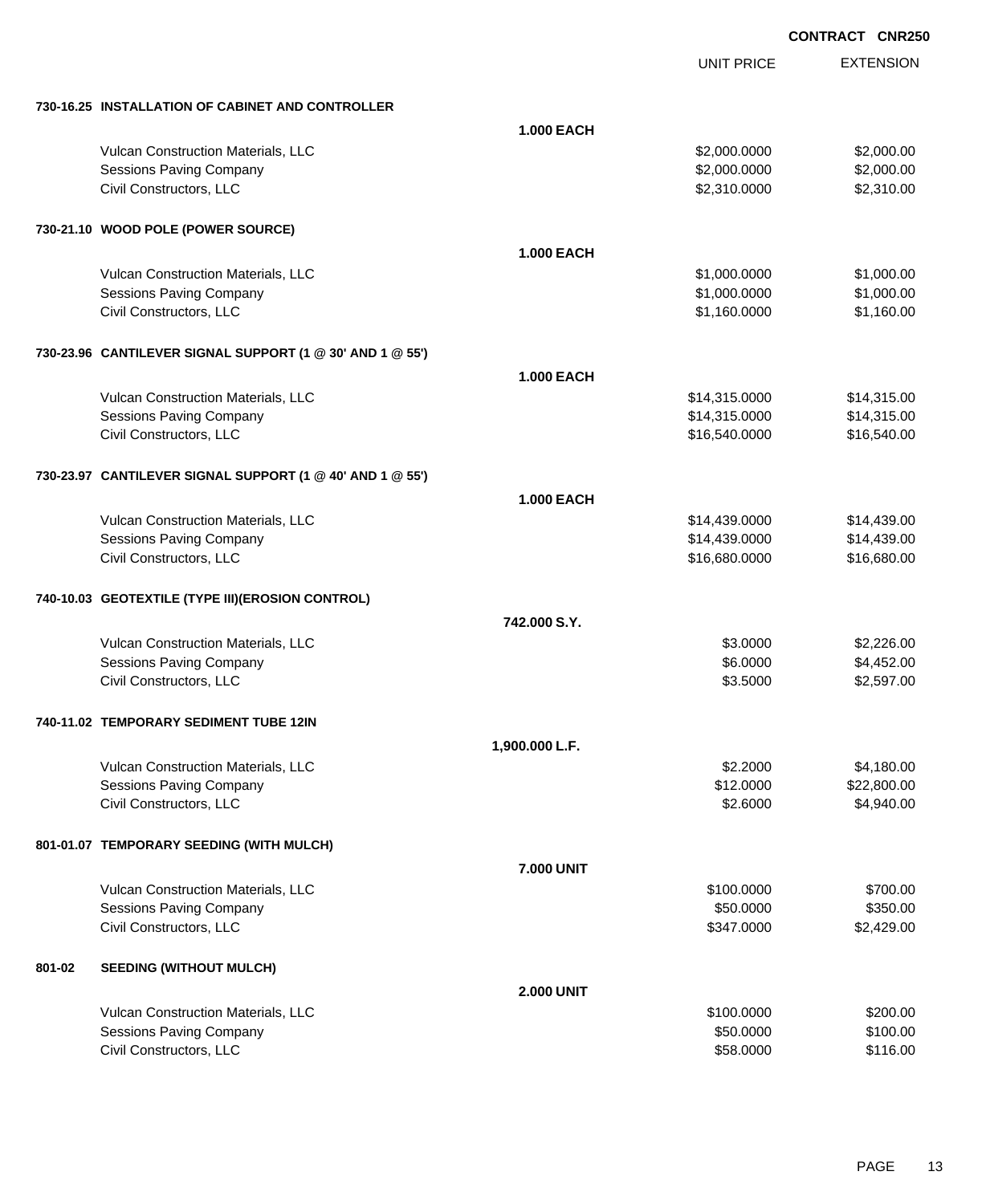**CONTRACT CNR250**

| | | UNIT PRICE | EXTENSION |
|---|---|---|---|
| **730-16.25 INSTALLATION OF CABINET AND CONTROLLER** | | | |
| | **1.000 EACH** | | |
| Vulcan Construction Materials, LLC | | $2,000.0000 | $2,000.00 |
| Sessions Paving Company | | $2,000.0000 | $2,000.00 |
| Civil Constructors, LLC | | $2,310.0000 | $2,310.00 |
| **730-21.10 WOOD POLE (POWER SOURCE)** | | | |
| | **1.000 EACH** | | |
| Vulcan Construction Materials, LLC | | $1,000.0000 | $1,000.00 |
| Sessions Paving Company | | $1,000.0000 | $1,000.00 |
| Civil Constructors, LLC | | $1,160.0000 | $1,160.00 |
| **730-23.96 CANTILEVER SIGNAL SUPPORT (1 @ 30' AND 1 @ 55')** | | | |
| | **1.000 EACH** | | |
| Vulcan Construction Materials, LLC | | $14,315.0000 | $14,315.00 |
| Sessions Paving Company | | $14,315.0000 | $14,315.00 |
| Civil Constructors, LLC | | $16,540.0000 | $16,540.00 |
| **730-23.97 CANTILEVER SIGNAL SUPPORT (1 @ 40' AND 1 @ 55')** | | | |
| | **1.000 EACH** | | |
| Vulcan Construction Materials, LLC | | $14,439.0000 | $14,439.00 |
| Sessions Paving Company | | $14,439.0000 | $14,439.00 |
| Civil Constructors, LLC | | $16,680.0000 | $16,680.00 |
| **740-10.03 GEOTEXTILE (TYPE III)(EROSION CONTROL)** | | | |
| | **742.000 S.Y.** | | |
| Vulcan Construction Materials, LLC | | $3.0000 | $2,226.00 |
| Sessions Paving Company | | $6.0000 | $4,452.00 |
| Civil Constructors, LLC | | $3.5000 | $2,597.00 |
| **740-11.02 TEMPORARY SEDIMENT TUBE 12IN** | | | |
| | **1,900.000 L.F.** | | |
| Vulcan Construction Materials, LLC | | $2.2000 | $4,180.00 |
| Sessions Paving Company | | $12.0000 | $22,800.00 |
| Civil Constructors, LLC | | $2.6000 | $4,940.00 |
| **801-01.07 TEMPORARY SEEDING (WITH MULCH)** | | | |
| | **7.000 UNIT** | | |
| Vulcan Construction Materials, LLC | | $100.0000 | $700.00 |
| Sessions Paving Company | | $50.0000 | $350.00 |
| Civil Constructors, LLC | | $347.0000 | $2,429.00 |
| **801-02 SEEDING (WITHOUT MULCH)** | | | |
| | **2.000 UNIT** | | |
| Vulcan Construction Materials, LLC | | $100.0000 | $200.00 |
| Sessions Paving Company | | $50.0000 | $100.00 |
| Civil Constructors, LLC | | $58.0000 | $116.00 |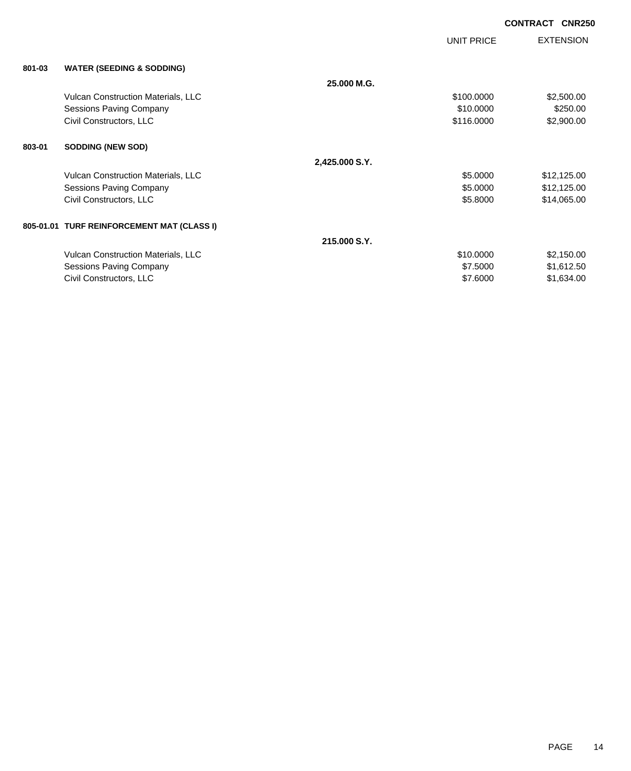**CONTRACT CNR250**

| | | | UNIT PRICE | EXTENSION |
|---|---|---|---|---|
| **801-03** | **WATER (SEEDING & SODDING)** | | | |
| | | **25.000 M.G.** | | |
| | Vulcan Construction Materials, LLC | | $100.0000 | $2,500.00 |
| | Sessions Paving Company | | $10.0000 | $250.00 |
| | Civil Constructors, LLC | | $116.0000 | $2,900.00 |
| **803-01** | **SODDING (NEW SOD)** | | | |
| | | **2,425.000 S.Y.** | | |
| | Vulcan Construction Materials, LLC | | $5.0000 | $12,125.00 |
| | Sessions Paving Company | | $5.0000 | $12,125.00 |
| | Civil Constructors, LLC | | $5.8000 | $14,065.00 |
| **805-01.01** | **TURF REINFORCEMENT MAT (CLASS I)** | | | |
| | | **215.000 S.Y.** | | |
| | Vulcan Construction Materials, LLC | | $10.0000 | $2,150.00 |
| | Sessions Paving Company | | $7.5000 | $1,612.50 |
| | Civil Constructors, LLC | | $7.6000 | $1,634.00 |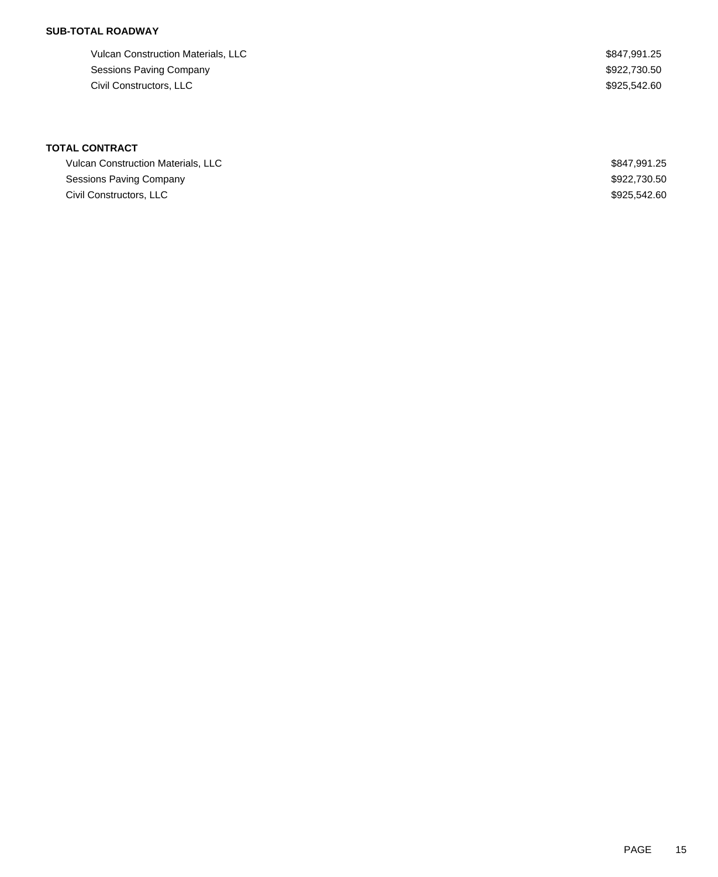**SUB-TOTAL ROADWAY**

| | |
|---|---|
| Vulcan Construction Materials, LLC | $847,991.25 |
| Sessions Paving Company | $922,730.50 |
| Civil Constructors, LLC | $925,542.60 |

**TOTAL CONTRACT**

| | |
|---|---|
| Vulcan Construction Materials, LLC | $847,991.25 |
| Sessions Paving Company | $922,730.50 |
| Civil Constructors, LLC | $925,542.60 |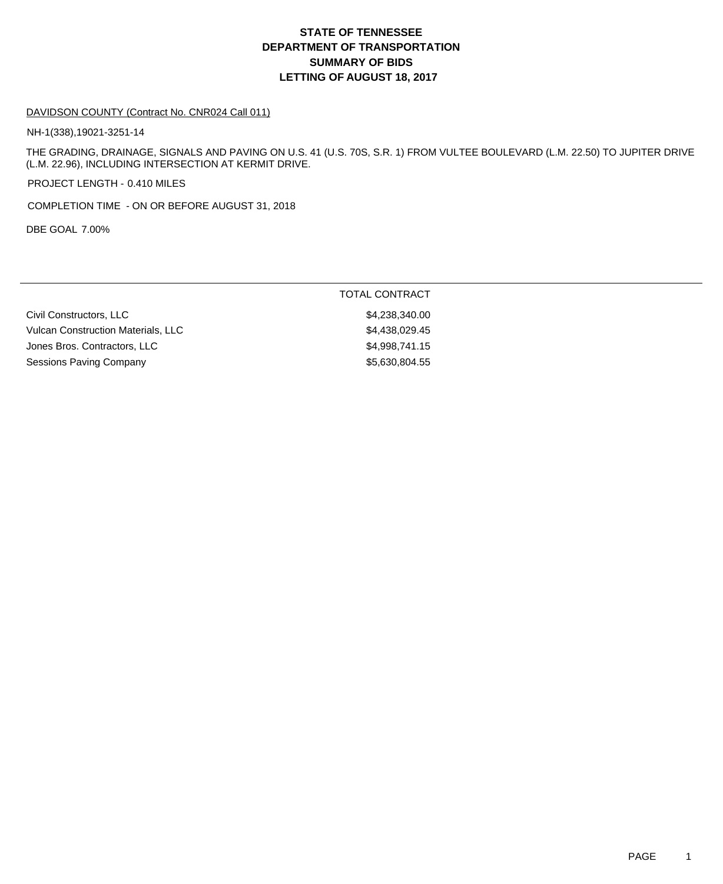# STATE OF TENNESSEE
# DEPARTMENT OF TRANSPORTATION
# SUMMARY OF BIDS
# LETTING OF AUGUST 18, 2017

DAVIDSON COUNTY (Contract No. CNR024 Call 011)

NH-1(338),19021-3251-14

THE GRADING, DRAINAGE, SIGNALS AND PAVING ON U.S. 41 (U.S. 70S, S.R. 1) FROM VULTEE BOULEVARD (L.M. 22.50) TO JUPITER DRIVE (L.M. 22.96), INCLUDING INTERSECTION AT KERMIT DRIVE.

PROJECT LENGTH - 0.410 MILES

COMPLETION TIME - ON OR BEFORE AUGUST 31, 2018

DBE GOAL 7.00%

| | TOTAL CONTRACT |
|---|---|
| Civil Constructors, LLC | $4,238,340.00 |
| Vulcan Construction Materials, LLC | $4,438,029.45 |
| Jones Bros. Contractors, LLC | $4,998,741.15 |
| Sessions Paving Company | $5,630,804.55 |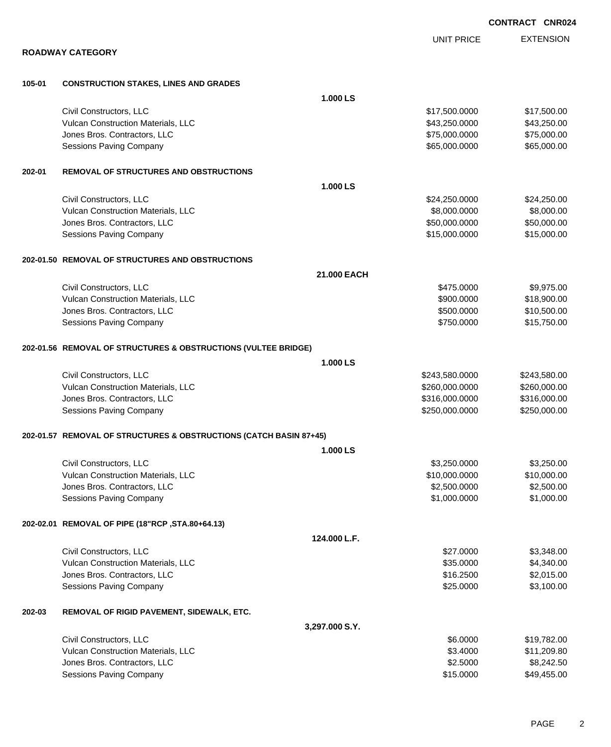**CONTRACT CNR024**

## ROADWAY CATEGORY

| | | UNIT PRICE | EXTENSION |
|---|---|---|---|
| **105-01** | **CONSTRUCTION STAKES, LINES AND GRADES** | | |
| | **1.000 LS** | | |
| | Civil Constructors, LLC | $17,500.0000 | $17,500.00 |
| | Vulcan Construction Materials, LLC | $43,250.0000 | $43,250.00 |
| | Jones Bros. Contractors, LLC | $75,000.0000 | $75,000.00 |
| | Sessions Paving Company | $65,000.0000 | $65,000.00 |
| **202-01** | **REMOVAL OF STRUCTURES AND OBSTRUCTIONS** | | |
| | **1.000 LS** | | |
| | Civil Constructors, LLC | $24,250.0000 | $24,250.00 |
| | Vulcan Construction Materials, LLC | $8,000.0000 | $8,000.00 |
| | Jones Bros. Contractors, LLC | $50,000.0000 | $50,000.00 |
| | Sessions Paving Company | $15,000.0000 | $15,000.00 |
| **202-01.50** | **REMOVAL OF STRUCTURES AND OBSTRUCTIONS** | | |
| | **21.000 EACH** | | |
| | Civil Constructors, LLC | $475.0000 | $9,975.00 |
| | Vulcan Construction Materials, LLC | $900.0000 | $18,900.00 |
| | Jones Bros. Contractors, LLC | $500.0000 | $10,500.00 |
| | Sessions Paving Company | $750.0000 | $15,750.00 |
| **202-01.56** | **REMOVAL OF STRUCTURES & OBSTRUCTIONS (VULTEE BRIDGE)** | | |
| | **1.000 LS** | | |
| | Civil Constructors, LLC | $243,580.0000 | $243,580.00 |
| | Vulcan Construction Materials, LLC | $260,000.0000 | $260,000.00 |
| | Jones Bros. Contractors, LLC | $316,000.0000 | $316,000.00 |
| | Sessions Paving Company | $250,000.0000 | $250,000.00 |
| **202-01.57** | **REMOVAL OF STRUCTURES & OBSTRUCTIONS (CATCH BASIN 87+45)** | | |
| | **1.000 LS** | | |
| | Civil Constructors, LLC | $3,250.0000 | $3,250.00 |
| | Vulcan Construction Materials, LLC | $10,000.0000 | $10,000.00 |
| | Jones Bros. Contractors, LLC | $2,500.0000 | $2,500.00 |
| | Sessions Paving Company | $1,000.0000 | $1,000.00 |
| **202-02.01** | **REMOVAL OF PIPE (18"RCP ,STA.80+64.13)** | | |
| | **124.000 L.F.** | | |
| | Civil Constructors, LLC | $27.0000 | $3,348.00 |
| | Vulcan Construction Materials, LLC | $35.0000 | $4,340.00 |
| | Jones Bros. Contractors, LLC | $16.2500 | $2,015.00 |
| | Sessions Paving Company | $25.0000 | $3,100.00 |
| **202-03** | **REMOVAL OF RIGID PAVEMENT, SIDEWALK, ETC.** | | |
| | **3,297.000 S.Y.** | | |
| | Civil Constructors, LLC | $6.0000 | $19,782.00 |
| | Vulcan Construction Materials, LLC | $3.4000 | $11,209.80 |
| | Jones Bros. Contractors, LLC | $2.5000 | $8,242.50 |
| | Sessions Paving Company | $15.0000 | $49,455.00 |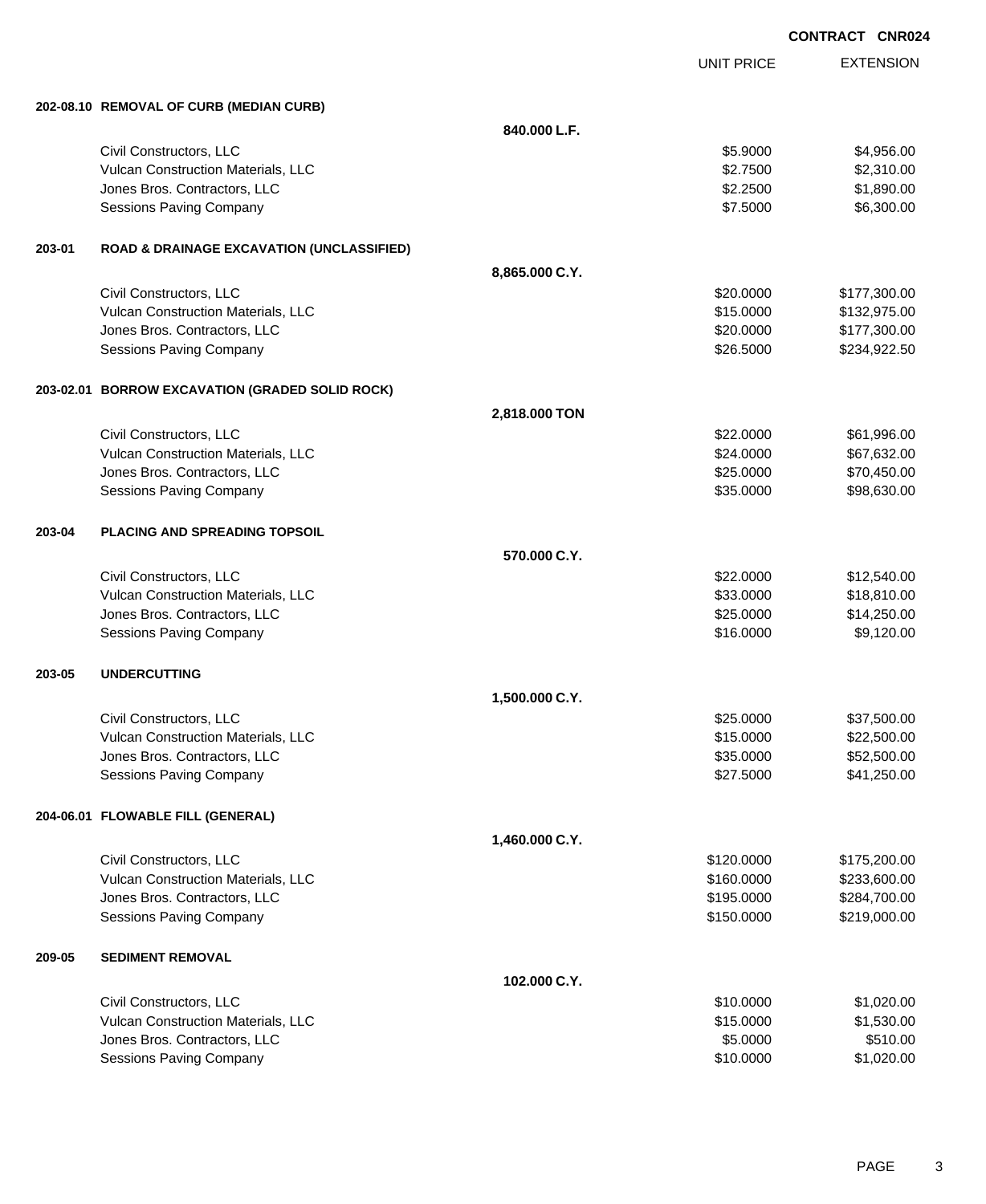**CONTRACT CNR024**

| | | | UNIT PRICE | EXTENSION |
|---|---|---|---|---|
| **202-08.10** | **REMOVAL OF CURB (MEDIAN CURB)** | | | |
| | | **840.000 L.F.** | | |
| | Civil Constructors, LLC | | $5.9000 | $4,956.00 |
| | Vulcan Construction Materials, LLC | | $2.7500 | $2,310.00 |
| | Jones Bros. Contractors, LLC | | $2.2500 | $1,890.00 |
| | Sessions Paving Company | | $7.5000 | $6,300.00 |
| **203-01** | **ROAD & DRAINAGE EXCAVATION (UNCLASSIFIED)** | | | |
| | | **8,865.000 C.Y.** | | |
| | Civil Constructors, LLC | | $20.0000 | $177,300.00 |
| | Vulcan Construction Materials, LLC | | $15.0000 | $132,975.00 |
| | Jones Bros. Contractors, LLC | | $20.0000 | $177,300.00 |
| | Sessions Paving Company | | $26.5000 | $234,922.50 |
| **203-02.01** | **BORROW EXCAVATION (GRADED SOLID ROCK)** | | | |
| | | **2,818.000 TON** | | |
| | Civil Constructors, LLC | | $22.0000 | $61,996.00 |
| | Vulcan Construction Materials, LLC | | $24.0000 | $67,632.00 |
| | Jones Bros. Contractors, LLC | | $25.0000 | $70,450.00 |
| | Sessions Paving Company | | $35.0000 | $98,630.00 |
| **203-04** | **PLACING AND SPREADING TOPSOIL** | | | |
| | | **570.000 C.Y.** | | |
| | Civil Constructors, LLC | | $22.0000 | $12,540.00 |
| | Vulcan Construction Materials, LLC | | $33.0000 | $18,810.00 |
| | Jones Bros. Contractors, LLC | | $25.0000 | $14,250.00 |
| | Sessions Paving Company | | $16.0000 | $9,120.00 |
| **203-05** | **UNDERCUTTING** | | | |
| | | **1,500.000 C.Y.** | | |
| | Civil Constructors, LLC | | $25.0000 | $37,500.00 |
| | Vulcan Construction Materials, LLC | | $15.0000 | $22,500.00 |
| | Jones Bros. Contractors, LLC | | $35.0000 | $52,500.00 |
| | Sessions Paving Company | | $27.5000 | $41,250.00 |
| **204-06.01** | **FLOWABLE FILL (GENERAL)** | | | |
| | | **1,460.000 C.Y.** | | |
| | Civil Constructors, LLC | | $120.0000 | $175,200.00 |
| | Vulcan Construction Materials, LLC | | $160.0000 | $233,600.00 |
| | Jones Bros. Contractors, LLC | | $195.0000 | $284,700.00 |
| | Sessions Paving Company | | $150.0000 | $219,000.00 |
| **209-05** | **SEDIMENT REMOVAL** | | | |
| | | **102.000 C.Y.** | | |
| | Civil Constructors, LLC | | $10.0000 | $1,020.00 |
| | Vulcan Construction Materials, LLC | | $15.0000 | $1,530.00 |
| | Jones Bros. Contractors, LLC | | $5.0000 | $510.00 |
| | Sessions Paving Company | | $10.0000 | $1,020.00 |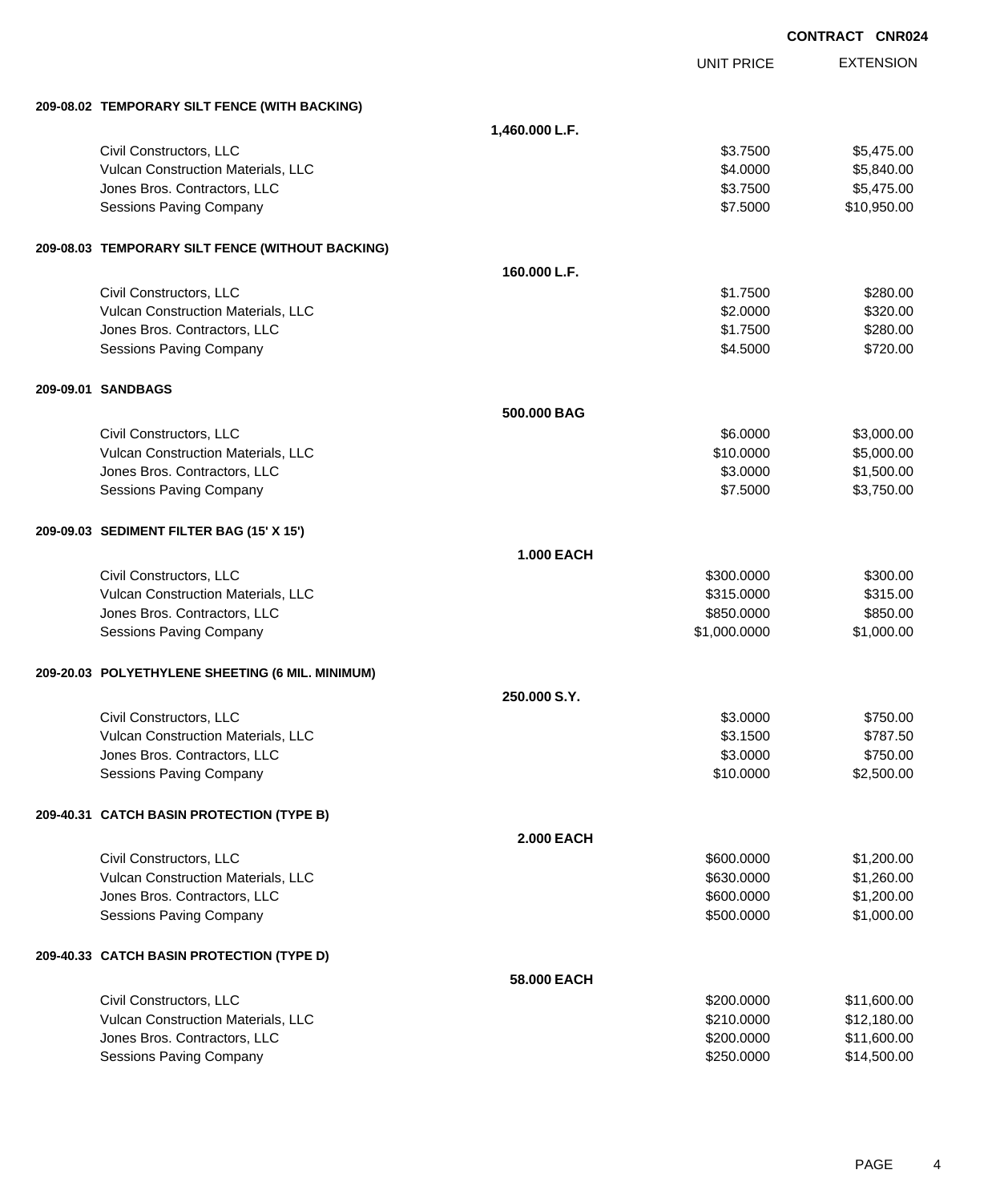CONTRACT CNR024

| | | UNIT PRICE | EXTENSION |
|---|---|---|---|
| **209-08.02 TEMPORARY SILT FENCE (WITH BACKING)** | | | |
| | **1,460.000 L.F.** | | |
| Civil Constructors, LLC | | $3.7500 | $5,475.00 |
| Vulcan Construction Materials, LLC | | $4.0000 | $5,840.00 |
| Jones Bros. Contractors, LLC | | $3.7500 | $5,475.00 |
| Sessions Paving Company | | $7.5000 | $10,950.00 |
| **209-08.03 TEMPORARY SILT FENCE (WITHOUT BACKING)** | | | |
| | **160.000 L.F.** | | |
| Civil Constructors, LLC | | $1.7500 | $280.00 |
| Vulcan Construction Materials, LLC | | $2.0000 | $320.00 |
| Jones Bros. Contractors, LLC | | $1.7500 | $280.00 |
| Sessions Paving Company | | $4.5000 | $720.00 |
| **209-09.01 SANDBAGS** | | | |
| | **500.000 BAG** | | |
| Civil Constructors, LLC | | $6.0000 | $3,000.00 |
| Vulcan Construction Materials, LLC | | $10.0000 | $5,000.00 |
| Jones Bros. Contractors, LLC | | $3.0000 | $1,500.00 |
| Sessions Paving Company | | $7.5000 | $3,750.00 |
| **209-09.03 SEDIMENT FILTER BAG (15' X 15')** | | | |
| | **1.000 EACH** | | |
| Civil Constructors, LLC | | $300.0000 | $300.00 |
| Vulcan Construction Materials, LLC | | $315.0000 | $315.00 |
| Jones Bros. Contractors, LLC | | $850.0000 | $850.00 |
| Sessions Paving Company | | $1,000.0000 | $1,000.00 |
| **209-20.03 POLYETHYLENE SHEETING (6 MIL. MINIMUM)** | | | |
| | **250.000 S.Y.** | | |
| Civil Constructors, LLC | | $3.0000 | $750.00 |
| Vulcan Construction Materials, LLC | | $3.1500 | $787.50 |
| Jones Bros. Contractors, LLC | | $3.0000 | $750.00 |
| Sessions Paving Company | | $10.0000 | $2,500.00 |
| **209-40.31 CATCH BASIN PROTECTION (TYPE B)** | | | |
| | **2.000 EACH** | | |
| Civil Constructors, LLC | | $600.0000 | $1,200.00 |
| Vulcan Construction Materials, LLC | | $630.0000 | $1,260.00 |
| Jones Bros. Contractors, LLC | | $600.0000 | $1,200.00 |
| Sessions Paving Company | | $500.0000 | $1,000.00 |
| **209-40.33 CATCH BASIN PROTECTION (TYPE D)** | | | |
| | **58.000 EACH** | | |
| Civil Constructors, LLC | | $200.0000 | $11,600.00 |
| Vulcan Construction Materials, LLC | | $210.0000 | $12,180.00 |
| Jones Bros. Contractors, LLC | | $200.0000 | $11,600.00 |
| Sessions Paving Company | | $250.0000 | $14,500.00 |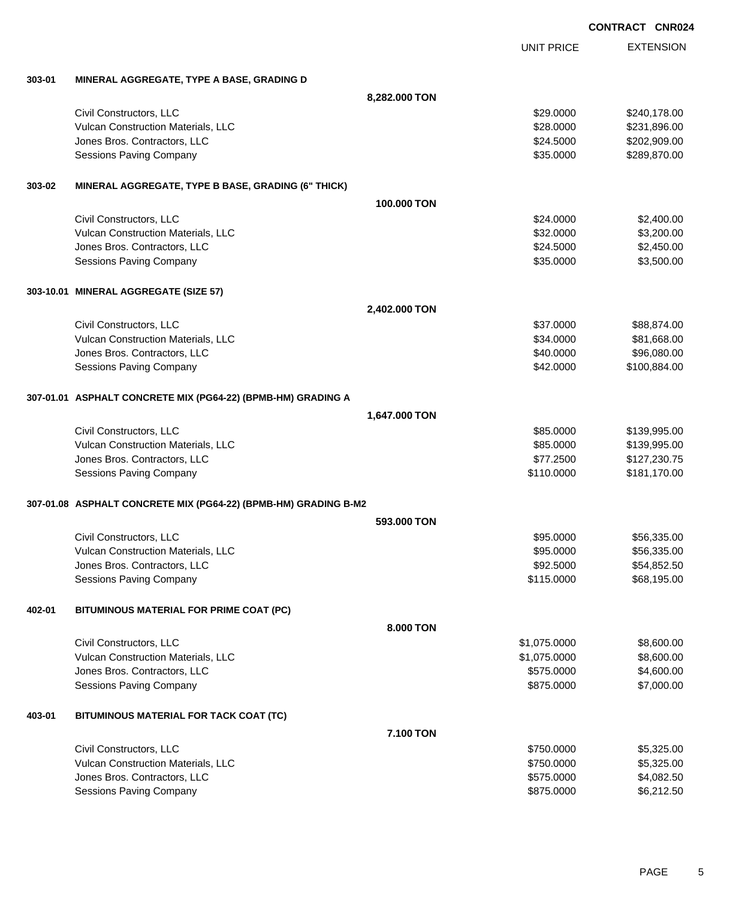**CONTRACT CNR024**

| | | | UNIT PRICE | EXTENSION |
|---|---|---|---|---|
| **303-01** | **MINERAL AGGREGATE, TYPE A BASE, GRADING D** | | | |
| | | **8,282.000 TON** | | |
| | Civil Constructors, LLC | | $29.0000 | $240,178.00 |
| | Vulcan Construction Materials, LLC | | $28.0000 | $231,896.00 |
| | Jones Bros. Contractors, LLC | | $24.5000 | $202,909.00 |
| | Sessions Paving Company | | $35.0000 | $289,870.00 |
| **303-02** | **MINERAL AGGREGATE, TYPE B BASE, GRADING (6" THICK)** | | | |
| | | **100.000 TON** | | |
| | Civil Constructors, LLC | | $24.0000 | $2,400.00 |
| | Vulcan Construction Materials, LLC | | $32.0000 | $3,200.00 |
| | Jones Bros. Contractors, LLC | | $24.5000 | $2,450.00 |
| | Sessions Paving Company | | $35.0000 | $3,500.00 |
| **303-10.01** | **MINERAL AGGREGATE (SIZE 57)** | | | |
| | | **2,402.000 TON** | | |
| | Civil Constructors, LLC | | $37.0000 | $88,874.00 |
| | Vulcan Construction Materials, LLC | | $34.0000 | $81,668.00 |
| | Jones Bros. Contractors, LLC | | $40.0000 | $96,080.00 |
| | Sessions Paving Company | | $42.0000 | $100,884.00 |
| **307-01.01** | **ASPHALT CONCRETE MIX (PG64-22) (BPMB-HM) GRADING A** | | | |
| | | **1,647.000 TON** | | |
| | Civil Constructors, LLC | | $85.0000 | $139,995.00 |
| | Vulcan Construction Materials, LLC | | $85.0000 | $139,995.00 |
| | Jones Bros. Contractors, LLC | | $77.2500 | $127,230.75 |
| | Sessions Paving Company | | $110.0000 | $181,170.00 |
| **307-01.08** | **ASPHALT CONCRETE MIX (PG64-22) (BPMB-HM) GRADING B-M2** | | | |
| | | **593.000 TON** | | |
| | Civil Constructors, LLC | | $95.0000 | $56,335.00 |
| | Vulcan Construction Materials, LLC | | $95.0000 | $56,335.00 |
| | Jones Bros. Contractors, LLC | | $92.5000 | $54,852.50 |
| | Sessions Paving Company | | $115.0000 | $68,195.00 |
| **402-01** | **BITUMINOUS MATERIAL FOR PRIME COAT (PC)** | | | |
| | | **8.000 TON** | | |
| | Civil Constructors, LLC | | $1,075.0000 | $8,600.00 |
| | Vulcan Construction Materials, LLC | | $1,075.0000 | $8,600.00 |
| | Jones Bros. Contractors, LLC | | $575.0000 | $4,600.00 |
| | Sessions Paving Company | | $875.0000 | $7,000.00 |
| **403-01** | **BITUMINOUS MATERIAL FOR TACK COAT (TC)** | | | |
| | | **7.100 TON** | | |
| | Civil Constructors, LLC | | $750.0000 | $5,325.00 |
| | Vulcan Construction Materials, LLC | | $750.0000 | $5,325.00 |
| | Jones Bros. Contractors, LLC | | $575.0000 | $4,082.50 |
| | Sessions Paving Company | | $875.0000 | $6,212.50 |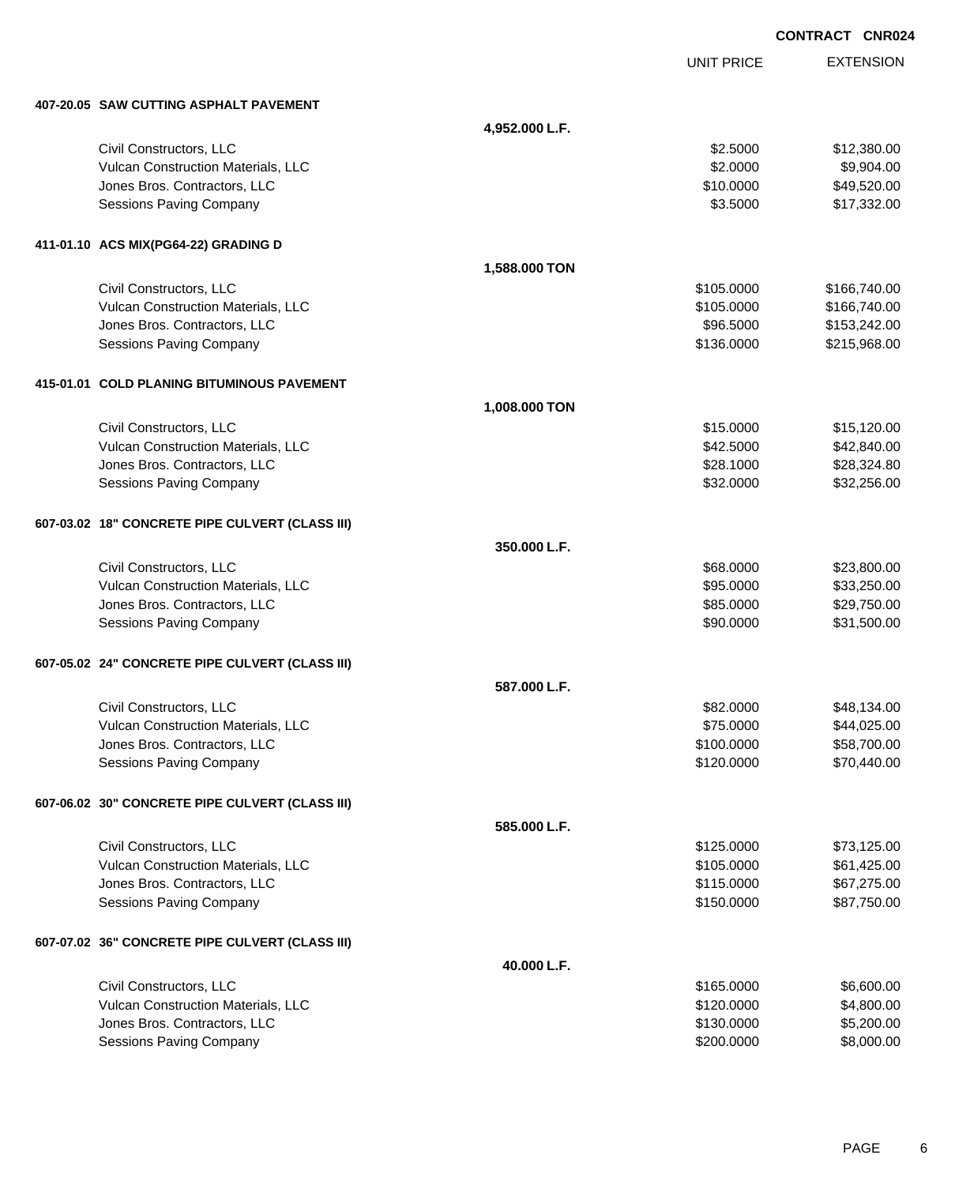**CONTRACT CNR024**

| | | UNIT PRICE | EXTENSION |
|---|---|---|---|
| **407-20.05 SAW CUTTING ASPHALT PAVEMENT** | | | |
| | **4,952.000 L.F.** | | |
| Civil Constructors, LLC | | $2.5000 | $12,380.00 |
| Vulcan Construction Materials, LLC | | $2.0000 | $9,904.00 |
| Jones Bros. Contractors, LLC | | $10.0000 | $49,520.00 |
| Sessions Paving Company | | $3.5000 | $17,332.00 |
| **411-01.10 ACS MIX(PG64-22) GRADING D** | | | |
| | **1,588.000 TON** | | |
| Civil Constructors, LLC | | $105.0000 | $166,740.00 |
| Vulcan Construction Materials, LLC | | $105.0000 | $166,740.00 |
| Jones Bros. Contractors, LLC | | $96.5000 | $153,242.00 |
| Sessions Paving Company | | $136.0000 | $215,968.00 |
| **415-01.01 COLD PLANING BITUMINOUS PAVEMENT** | | | |
| | **1,008.000 TON** | | |
| Civil Constructors, LLC | | $15.0000 | $15,120.00 |
| Vulcan Construction Materials, LLC | | $42.5000 | $42,840.00 |
| Jones Bros. Contractors, LLC | | $28.1000 | $28,324.80 |
| Sessions Paving Company | | $32.0000 | $32,256.00 |
| **607-03.02 18" CONCRETE PIPE CULVERT (CLASS III)** | | | |
| | **350.000 L.F.** | | |
| Civil Constructors, LLC | | $68.0000 | $23,800.00 |
| Vulcan Construction Materials, LLC | | $95.0000 | $33,250.00 |
| Jones Bros. Contractors, LLC | | $85.0000 | $29,750.00 |
| Sessions Paving Company | | $90.0000 | $31,500.00 |
| **607-05.02 24" CONCRETE PIPE CULVERT (CLASS III)** | | | |
| | **587.000 L.F.** | | |
| Civil Constructors, LLC | | $82.0000 | $48,134.00 |
| Vulcan Construction Materials, LLC | | $75.0000 | $44,025.00 |
| Jones Bros. Contractors, LLC | | $100.0000 | $58,700.00 |
| Sessions Paving Company | | $120.0000 | $70,440.00 |
| **607-06.02 30" CONCRETE PIPE CULVERT (CLASS III)** | | | |
| | **585.000 L.F.** | | |
| Civil Constructors, LLC | | $125.0000 | $73,125.00 |
| Vulcan Construction Materials, LLC | | $105.0000 | $61,425.00 |
| Jones Bros. Contractors, LLC | | $115.0000 | $67,275.00 |
| Sessions Paving Company | | $150.0000 | $87,750.00 |
| **607-07.02 36" CONCRETE PIPE CULVERT (CLASS III)** | | | |
| | **40.000 L.F.** | | |
| Civil Constructors, LLC | | $165.0000 | $6,600.00 |
| Vulcan Construction Materials, LLC | | $120.0000 | $4,800.00 |
| Jones Bros. Contractors, LLC | | $130.0000 | $5,200.00 |
| Sessions Paving Company | | $200.0000 | $8,000.00 |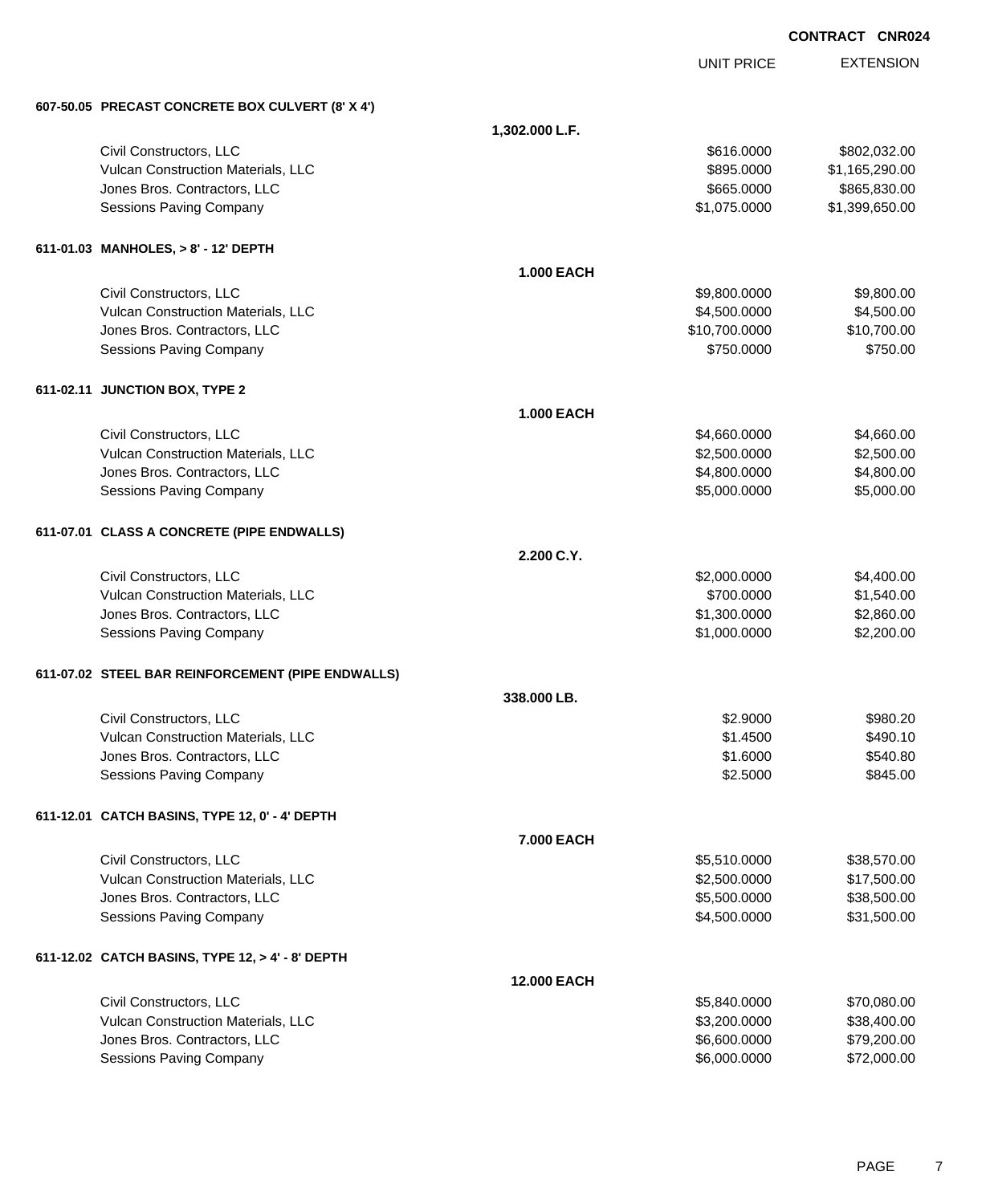**CONTRACT CNR024**

| | | UNIT PRICE | EXTENSION |
|---|---|---|---|
| **607-50.05 PRECAST CONCRETE BOX CULVERT (8' X 4')** | | | |
| | **1,302.000 L.F.** | | |
| Civil Constructors, LLC | | $616.0000 | $802,032.00 |
| Vulcan Construction Materials, LLC | | $895.0000 | $1,165,290.00 |
| Jones Bros. Contractors, LLC | | $665.0000 | $865,830.00 |
| Sessions Paving Company | | $1,075.0000 | $1,399,650.00 |
| **611-01.03 MANHOLES, > 8' - 12' DEPTH** | | | |
| | **1.000 EACH** | | |
| Civil Constructors, LLC | | $9,800.0000 | $9,800.00 |
| Vulcan Construction Materials, LLC | | $4,500.0000 | $4,500.00 |
| Jones Bros. Contractors, LLC | | $10,700.0000 | $10,700.00 |
| Sessions Paving Company | | $750.0000 | $750.00 |
| **611-02.11 JUNCTION BOX, TYPE 2** | | | |
| | **1.000 EACH** | | |
| Civil Constructors, LLC | | $4,660.0000 | $4,660.00 |
| Vulcan Construction Materials, LLC | | $2,500.0000 | $2,500.00 |
| Jones Bros. Contractors, LLC | | $4,800.0000 | $4,800.00 |
| Sessions Paving Company | | $5,000.0000 | $5,000.00 |
| **611-07.01 CLASS A CONCRETE (PIPE ENDWALLS)** | | | |
| | **2.200 C.Y.** | | |
| Civil Constructors, LLC | | $2,000.0000 | $4,400.00 |
| Vulcan Construction Materials, LLC | | $700.0000 | $1,540.00 |
| Jones Bros. Contractors, LLC | | $1,300.0000 | $2,860.00 |
| Sessions Paving Company | | $1,000.0000 | $2,200.00 |
| **611-07.02 STEEL BAR REINFORCEMENT (PIPE ENDWALLS)** | | | |
| | **338.000 LB.** | | |
| Civil Constructors, LLC | | $2.9000 | $980.20 |
| Vulcan Construction Materials, LLC | | $1.4500 | $490.10 |
| Jones Bros. Contractors, LLC | | $1.6000 | $540.80 |
| Sessions Paving Company | | $2.5000 | $845.00 |
| **611-12.01 CATCH BASINS, TYPE 12, 0' - 4' DEPTH** | | | |
| | **7.000 EACH** | | |
| Civil Constructors, LLC | | $5,510.0000 | $38,570.00 |
| Vulcan Construction Materials, LLC | | $2,500.0000 | $17,500.00 |
| Jones Bros. Contractors, LLC | | $5,500.0000 | $38,500.00 |
| Sessions Paving Company | | $4,500.0000 | $31,500.00 |
| **611-12.02 CATCH BASINS, TYPE 12, > 4' - 8' DEPTH** | | | |
| | **12.000 EACH** | | |
| Civil Constructors, LLC | | $5,840.0000 | $70,080.00 |
| Vulcan Construction Materials, LLC | | $3,200.0000 | $38,400.00 |
| Jones Bros. Contractors, LLC | | $6,600.0000 | $79,200.00 |
| Sessions Paving Company | | $6,000.0000 | $72,000.00 |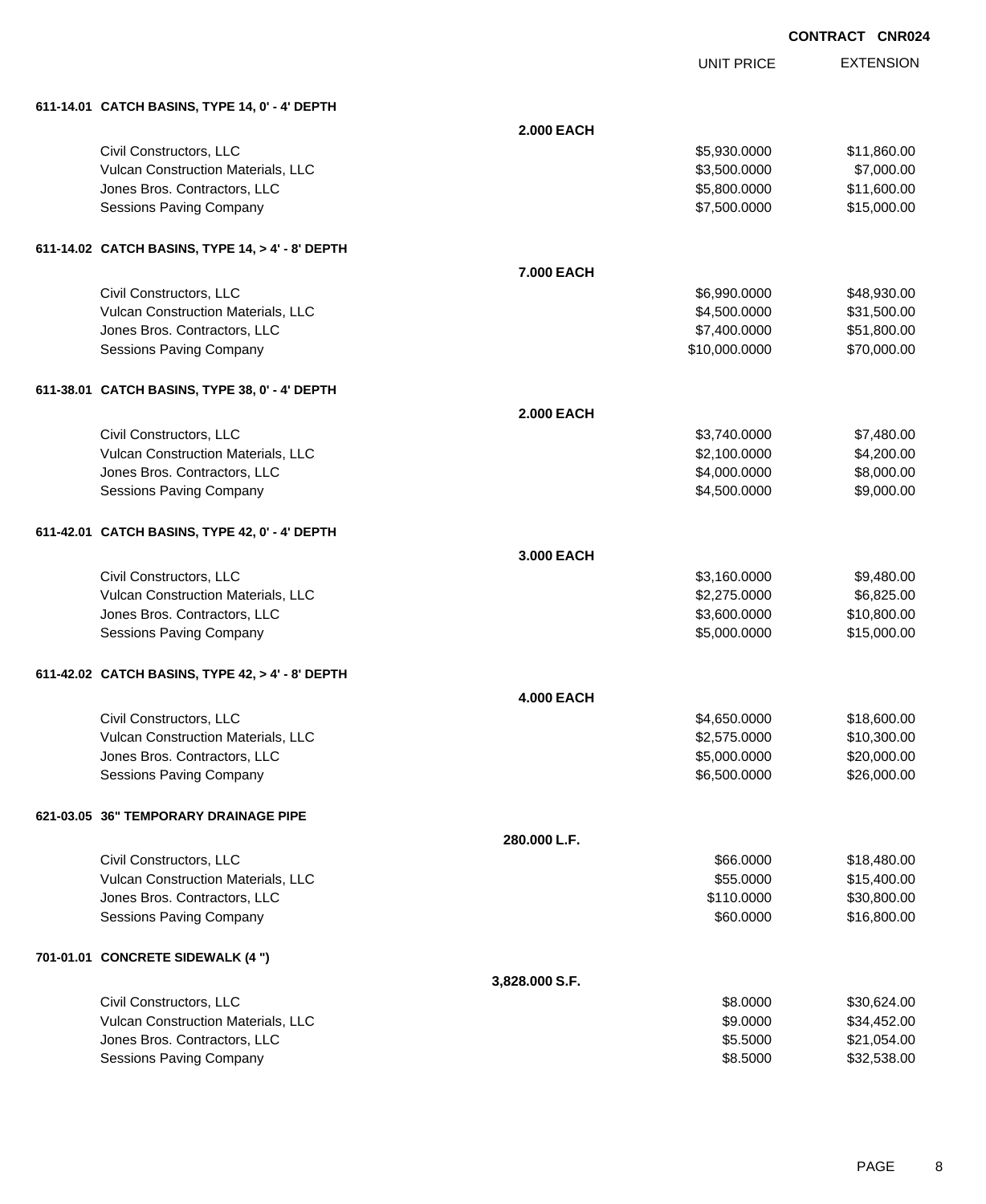**CONTRACT CNR024**

| | | UNIT PRICE | EXTENSION |
|---|---|---|---|
| **611-14.01 CATCH BASINS, TYPE 14, 0' - 4' DEPTH** | | | |
| | **2.000 EACH** | | |
| Civil Constructors, LLC | | $5,930.0000 | $11,860.00 |
| Vulcan Construction Materials, LLC | | $3,500.0000 | $7,000.00 |
| Jones Bros. Contractors, LLC | | $5,800.0000 | $11,600.00 |
| Sessions Paving Company | | $7,500.0000 | $15,000.00 |
| **611-14.02 CATCH BASINS, TYPE 14, > 4' - 8' DEPTH** | | | |
| | **7.000 EACH** | | |
| Civil Constructors, LLC | | $6,990.0000 | $48,930.00 |
| Vulcan Construction Materials, LLC | | $4,500.0000 | $31,500.00 |
| Jones Bros. Contractors, LLC | | $7,400.0000 | $51,800.00 |
| Sessions Paving Company | | $10,000.0000 | $70,000.00 |
| **611-38.01 CATCH BASINS, TYPE 38, 0' - 4' DEPTH** | | | |
| | **2.000 EACH** | | |
| Civil Constructors, LLC | | $3,740.0000 | $7,480.00 |
| Vulcan Construction Materials, LLC | | $2,100.0000 | $4,200.00 |
| Jones Bros. Contractors, LLC | | $4,000.0000 | $8,000.00 |
| Sessions Paving Company | | $4,500.0000 | $9,000.00 |
| **611-42.01 CATCH BASINS, TYPE 42, 0' - 4' DEPTH** | | | |
| | **3.000 EACH** | | |
| Civil Constructors, LLC | | $3,160.0000 | $9,480.00 |
| Vulcan Construction Materials, LLC | | $2,275.0000 | $6,825.00 |
| Jones Bros. Contractors, LLC | | $3,600.0000 | $10,800.00 |
| Sessions Paving Company | | $5,000.0000 | $15,000.00 |
| **611-42.02 CATCH BASINS, TYPE 42, > 4' - 8' DEPTH** | | | |
| | **4.000 EACH** | | |
| Civil Constructors, LLC | | $4,650.0000 | $18,600.00 |
| Vulcan Construction Materials, LLC | | $2,575.0000 | $10,300.00 |
| Jones Bros. Contractors, LLC | | $5,000.0000 | $20,000.00 |
| Sessions Paving Company | | $6,500.0000 | $26,000.00 |
| **621-03.05 36" TEMPORARY DRAINAGE PIPE** | | | |
| | **280.000 L.F.** | | |
| Civil Constructors, LLC | | $66.0000 | $18,480.00 |
| Vulcan Construction Materials, LLC | | $55.0000 | $15,400.00 |
| Jones Bros. Contractors, LLC | | $110.0000 | $30,800.00 |
| Sessions Paving Company | | $60.0000 | $16,800.00 |
| **701-01.01 CONCRETE SIDEWALK (4 ")** | | | |
| | **3,828.000 S.F.** | | |
| Civil Constructors, LLC | | $8.0000 | $30,624.00 |
| Vulcan Construction Materials, LLC | | $9.0000 | $34,452.00 |
| Jones Bros. Contractors, LLC | | $5.5000 | $21,054.00 |
| Sessions Paving Company | | $8.5000 | $32,538.00 |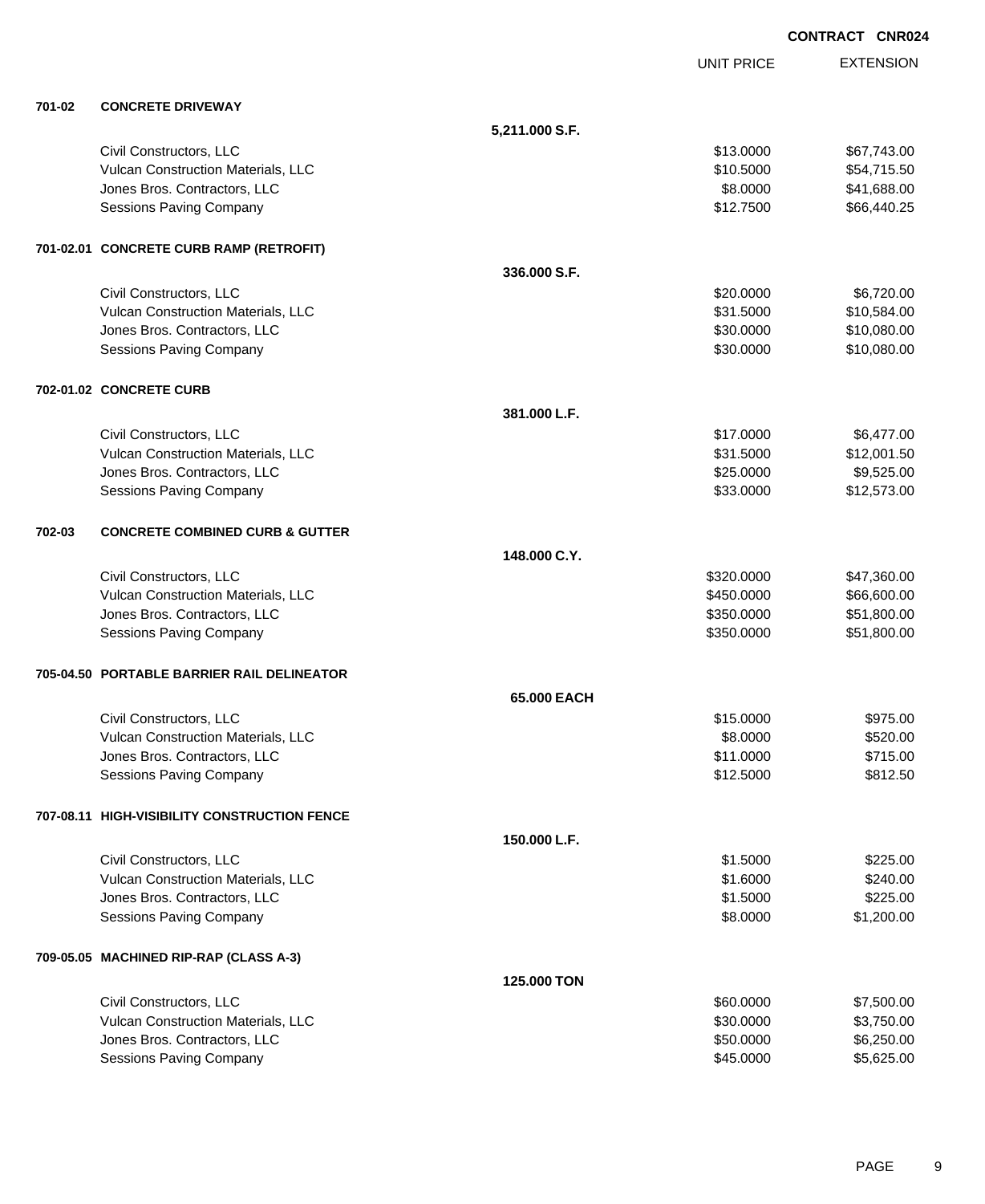**CONTRACT CNR024**

| | | | UNIT PRICE | EXTENSION |
|---|---|---|---|---|
| **701-02** | **CONCRETE DRIVEWAY** | | | |
| | | **5,211.000 S.F.** | | |
| | Civil Constructors, LLC | | $13.0000 | $67,743.00 |
| | Vulcan Construction Materials, LLC | | $10.5000 | $54,715.50 |
| | Jones Bros. Contractors, LLC | | $8.0000 | $41,688.00 |
| | Sessions Paving Company | | $12.7500 | $66,440.25 |
| **701-02.01** | **CONCRETE CURB RAMP (RETROFIT)** | | | |
| | | **336.000 S.F.** | | |
| | Civil Constructors, LLC | | $20.0000 | $6,720.00 |
| | Vulcan Construction Materials, LLC | | $31.5000 | $10,584.00 |
| | Jones Bros. Contractors, LLC | | $30.0000 | $10,080.00 |
| | Sessions Paving Company | | $30.0000 | $10,080.00 |
| **702-01.02** | **CONCRETE CURB** | | | |
| | | **381.000 L.F.** | | |
| | Civil Constructors, LLC | | $17.0000 | $6,477.00 |
| | Vulcan Construction Materials, LLC | | $31.5000 | $12,001.50 |
| | Jones Bros. Contractors, LLC | | $25.0000 | $9,525.00 |
| | Sessions Paving Company | | $33.0000 | $12,573.00 |
| **702-03** | **CONCRETE COMBINED CURB & GUTTER** | | | |
| | | **148.000 C.Y.** | | |
| | Civil Constructors, LLC | | $320.0000 | $47,360.00 |
| | Vulcan Construction Materials, LLC | | $450.0000 | $66,600.00 |
| | Jones Bros. Contractors, LLC | | $350.0000 | $51,800.00 |
| | Sessions Paving Company | | $350.0000 | $51,800.00 |
| **705-04.50** | **PORTABLE BARRIER RAIL DELINEATOR** | | | |
| | | **65.000 EACH** | | |
| | Civil Constructors, LLC | | $15.0000 | $975.00 |
| | Vulcan Construction Materials, LLC | | $8.0000 | $520.00 |
| | Jones Bros. Contractors, LLC | | $11.0000 | $715.00 |
| | Sessions Paving Company | | $12.5000 | $812.50 |
| **707-08.11** | **HIGH-VISIBILITY CONSTRUCTION FENCE** | | | |
| | | **150.000 L.F.** | | |
| | Civil Constructors, LLC | | $1.5000 | $225.00 |
| | Vulcan Construction Materials, LLC | | $1.6000 | $240.00 |
| | Jones Bros. Contractors, LLC | | $1.5000 | $225.00 |
| | Sessions Paving Company | | $8.0000 | $1,200.00 |
| **709-05.05** | **MACHINED RIP-RAP (CLASS A-3)** | | | |
| | | **125.000 TON** | | |
| | Civil Constructors, LLC | | $60.0000 | $7,500.00 |
| | Vulcan Construction Materials, LLC | | $30.0000 | $3,750.00 |
| | Jones Bros. Contractors, LLC | | $50.0000 | $6,250.00 |
| | Sessions Paving Company | | $45.0000 | $5,625.00 |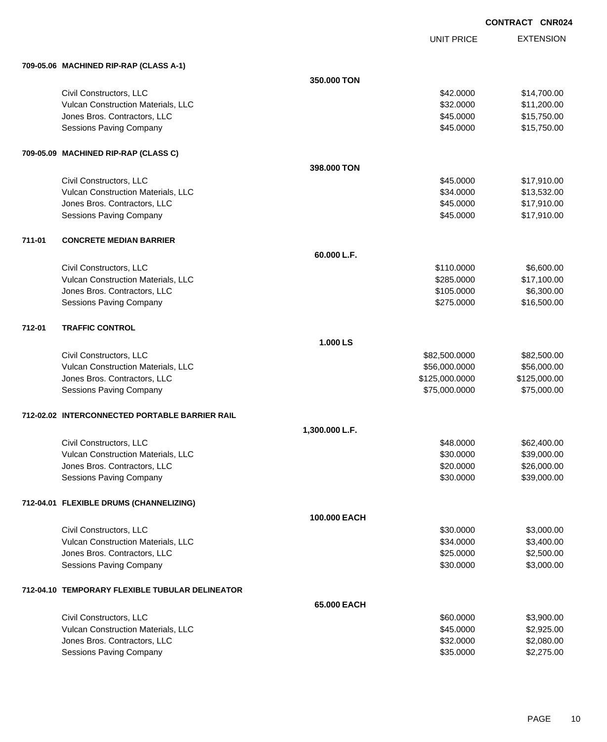**CONTRACT CNR024**

| | | UNIT PRICE | EXTENSION |
|---|---|---|---|
| **709-05.06 MACHINED RIP-RAP (CLASS A-1)** | | | |
| | **350.000 TON** | | |
| Civil Constructors, LLC | | $42.0000 | $14,700.00 |
| Vulcan Construction Materials, LLC | | $32.0000 | $11,200.00 |
| Jones Bros. Contractors, LLC | | $45.0000 | $15,750.00 |
| Sessions Paving Company | | $45.0000 | $15,750.00 |
| **709-05.09 MACHINED RIP-RAP (CLASS C)** | | | |
| | **398.000 TON** | | |
| Civil Constructors, LLC | | $45.0000 | $17,910.00 |
| Vulcan Construction Materials, LLC | | $34.0000 | $13,532.00 |
| Jones Bros. Contractors, LLC | | $45.0000 | $17,910.00 |
| Sessions Paving Company | | $45.0000 | $17,910.00 |
| **711-01 CONCRETE MEDIAN BARRIER** | | | |
| | **60.000 L.F.** | | |
| Civil Constructors, LLC | | $110.0000 | $6,600.00 |
| Vulcan Construction Materials, LLC | | $285.0000 | $17,100.00 |
| Jones Bros. Contractors, LLC | | $105.0000 | $6,300.00 |
| Sessions Paving Company | | $275.0000 | $16,500.00 |
| **712-01 TRAFFIC CONTROL** | | | |
| | **1.000 LS** | | |
| Civil Constructors, LLC | | $82,500.0000 | $82,500.00 |
| Vulcan Construction Materials, LLC | | $56,000.0000 | $56,000.00 |
| Jones Bros. Contractors, LLC | | $125,000.0000 | $125,000.00 |
| Sessions Paving Company | | $75,000.0000 | $75,000.00 |
| **712-02.02 INTERCONNECTED PORTABLE BARRIER RAIL** | | | |
| | **1,300.000 L.F.** | | |
| Civil Constructors, LLC | | $48.0000 | $62,400.00 |
| Vulcan Construction Materials, LLC | | $30.0000 | $39,000.00 |
| Jones Bros. Contractors, LLC | | $20.0000 | $26,000.00 |
| Sessions Paving Company | | $30.0000 | $39,000.00 |
| **712-04.01 FLEXIBLE DRUMS (CHANNELIZING)** | | | |
| | **100.000 EACH** | | |
| Civil Constructors, LLC | | $30.0000 | $3,000.00 |
| Vulcan Construction Materials, LLC | | $34.0000 | $3,400.00 |
| Jones Bros. Contractors, LLC | | $25.0000 | $2,500.00 |
| Sessions Paving Company | | $30.0000 | $3,000.00 |
| **712-04.10 TEMPORARY FLEXIBLE TUBULAR DELINEATOR** | | | |
| | **65.000 EACH** | | |
| Civil Constructors, LLC | | $60.0000 | $3,900.00 |
| Vulcan Construction Materials, LLC | | $45.0000 | $2,925.00 |
| Jones Bros. Contractors, LLC | | $32.0000 | $2,080.00 |
| Sessions Paving Company | | $35.0000 | $2,275.00 |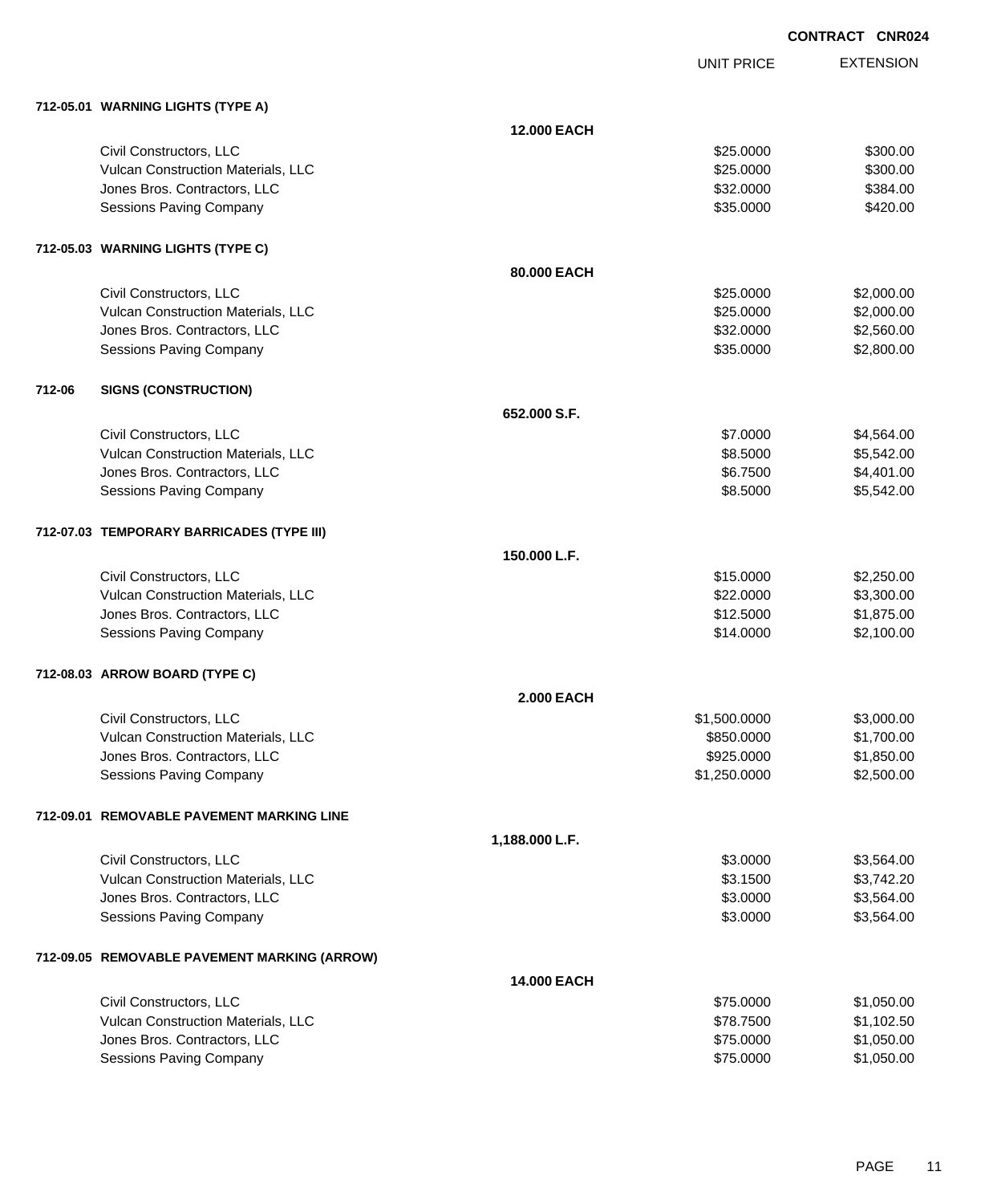**CONTRACT CNR024**

| | | UNIT PRICE | EXTENSION |
|---|---|---|---|
| **712-05.01 WARNING LIGHTS (TYPE A)** | | | |
| | **12.000 EACH** | | |
| Civil Constructors, LLC | | $25.0000 | $300.00 |
| Vulcan Construction Materials, LLC | | $25.0000 | $300.00 |
| Jones Bros. Contractors, LLC | | $32.0000 | $384.00 |
| Sessions Paving Company | | $35.0000 | $420.00 |
| **712-05.03 WARNING LIGHTS (TYPE C)** | | | |
| | **80.000 EACH** | | |
| Civil Constructors, LLC | | $25.0000 | $2,000.00 |
| Vulcan Construction Materials, LLC | | $25.0000 | $2,000.00 |
| Jones Bros. Contractors, LLC | | $32.0000 | $2,560.00 |
| Sessions Paving Company | | $35.0000 | $2,800.00 |
| **712-06 SIGNS (CONSTRUCTION)** | | | |
| | **652.000 S.F.** | | |
| Civil Constructors, LLC | | $7.0000 | $4,564.00 |
| Vulcan Construction Materials, LLC | | $8.5000 | $5,542.00 |
| Jones Bros. Contractors, LLC | | $6.7500 | $4,401.00 |
| Sessions Paving Company | | $8.5000 | $5,542.00 |
| **712-07.03 TEMPORARY BARRICADES (TYPE III)** | | | |
| | **150.000 L.F.** | | |
| Civil Constructors, LLC | | $15.0000 | $2,250.00 |
| Vulcan Construction Materials, LLC | | $22.0000 | $3,300.00 |
| Jones Bros. Contractors, LLC | | $12.5000 | $1,875.00 |
| Sessions Paving Company | | $14.0000 | $2,100.00 |
| **712-08.03 ARROW BOARD (TYPE C)** | | | |
| | **2.000 EACH** | | |
| Civil Constructors, LLC | | $1,500.0000 | $3,000.00 |
| Vulcan Construction Materials, LLC | | $850.0000 | $1,700.00 |
| Jones Bros. Contractors, LLC | | $925.0000 | $1,850.00 |
| Sessions Paving Company | | $1,250.0000 | $2,500.00 |
| **712-09.01 REMOVABLE PAVEMENT MARKING LINE** | | | |
| | **1,188.000 L.F.** | | |
| Civil Constructors, LLC | | $3.0000 | $3,564.00 |
| Vulcan Construction Materials, LLC | | $3.1500 | $3,742.20 |
| Jones Bros. Contractors, LLC | | $3.0000 | $3,564.00 |
| Sessions Paving Company | | $3.0000 | $3,564.00 |
| **712-09.05 REMOVABLE PAVEMENT MARKING (ARROW)** | | | |
| | **14.000 EACH** | | |
| Civil Constructors, LLC | | $75.0000 | $1,050.00 |
| Vulcan Construction Materials, LLC | | $78.7500 | $1,102.50 |
| Jones Bros. Contractors, LLC | | $75.0000 | $1,050.00 |
| Sessions Paving Company | | $75.0000 | $1,050.00 |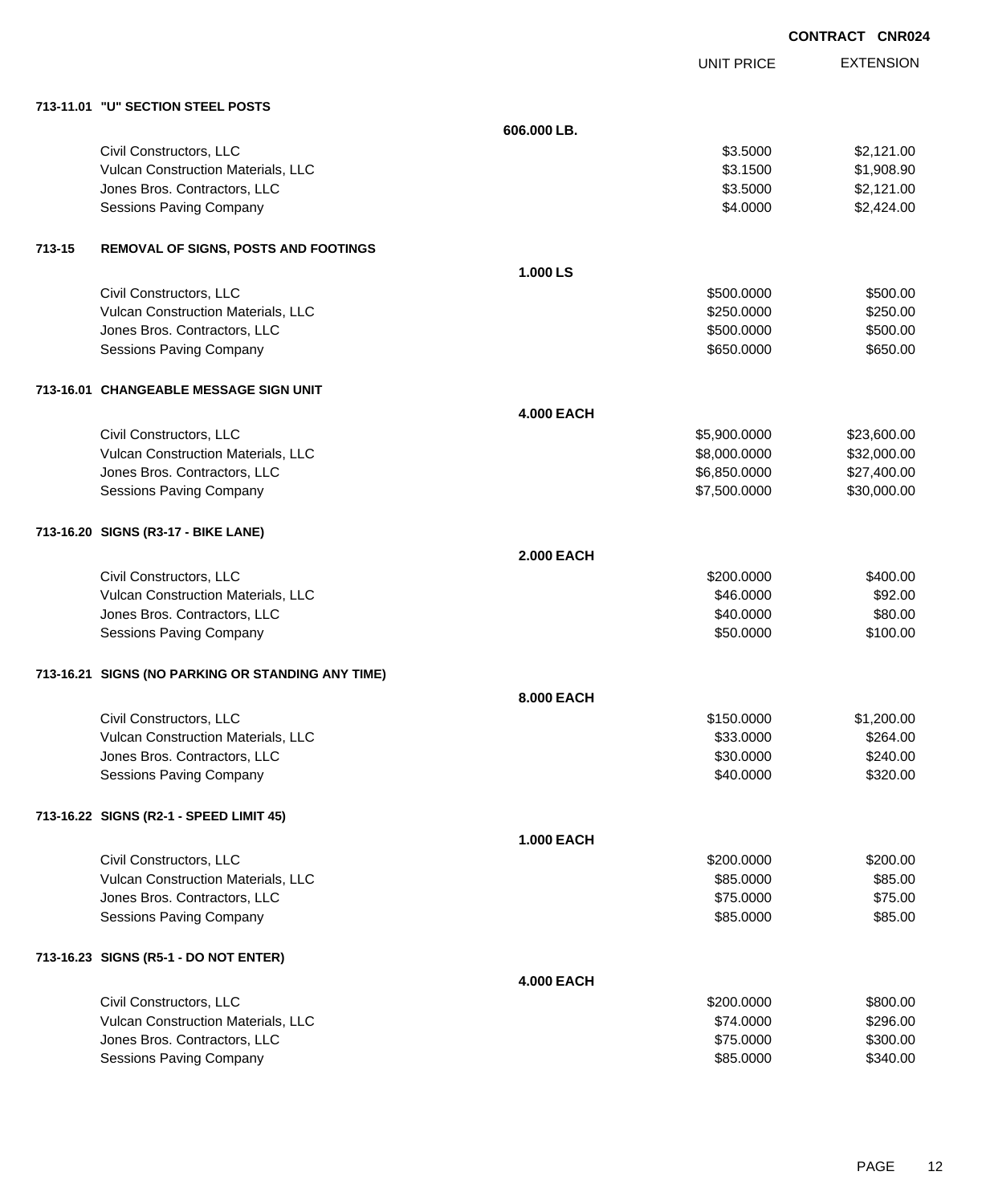**CONTRACT CNR024**

| | | UNIT PRICE | EXTENSION |
|---|---|---|---|
| **713-11.01 "U" SECTION STEEL POSTS** | | | |
| | **606.000 LB.** | | |
| Civil Constructors, LLC | | $3.5000 | $2,121.00 |
| Vulcan Construction Materials, LLC | | $3.1500 | $1,908.90 |
| Jones Bros. Contractors, LLC | | $3.5000 | $2,121.00 |
| Sessions Paving Company | | $4.0000 | $2,424.00 |
| **713-15 REMOVAL OF SIGNS, POSTS AND FOOTINGS** | | | |
| | **1.000 LS** | | |
| Civil Constructors, LLC | | $500.0000 | $500.00 |
| Vulcan Construction Materials, LLC | | $250.0000 | $250.00 |
| Jones Bros. Contractors, LLC | | $500.0000 | $500.00 |
| Sessions Paving Company | | $650.0000 | $650.00 |
| **713-16.01 CHANGEABLE MESSAGE SIGN UNIT** | | | |
| | **4.000 EACH** | | |
| Civil Constructors, LLC | | $5,900.0000 | $23,600.00 |
| Vulcan Construction Materials, LLC | | $8,000.0000 | $32,000.00 |
| Jones Bros. Contractors, LLC | | $6,850.0000 | $27,400.00 |
| Sessions Paving Company | | $7,500.0000 | $30,000.00 |
| **713-16.20 SIGNS (R3-17 - BIKE LANE)** | | | |
| | **2.000 EACH** | | |
| Civil Constructors, LLC | | $200.0000 | $400.00 |
| Vulcan Construction Materials, LLC | | $46.0000 | $92.00 |
| Jones Bros. Contractors, LLC | | $40.0000 | $80.00 |
| Sessions Paving Company | | $50.0000 | $100.00 |
| **713-16.21 SIGNS (NO PARKING OR STANDING ANY TIME)** | | | |
| | **8.000 EACH** | | |
| Civil Constructors, LLC | | $150.0000 | $1,200.00 |
| Vulcan Construction Materials, LLC | | $33.0000 | $264.00 |
| Jones Bros. Contractors, LLC | | $30.0000 | $240.00 |
| Sessions Paving Company | | $40.0000 | $320.00 |
| **713-16.22 SIGNS (R2-1 - SPEED LIMIT 45)** | | | |
| | **1.000 EACH** | | |
| Civil Constructors, LLC | | $200.0000 | $200.00 |
| Vulcan Construction Materials, LLC | | $85.0000 | $85.00 |
| Jones Bros. Contractors, LLC | | $75.0000 | $75.00 |
| Sessions Paving Company | | $85.0000 | $85.00 |
| **713-16.23 SIGNS (R5-1 - DO NOT ENTER)** | | | |
| | **4.000 EACH** | | |
| Civil Constructors, LLC | | $200.0000 | $800.00 |
| Vulcan Construction Materials, LLC | | $74.0000 | $296.00 |
| Jones Bros. Contractors, LLC | | $75.0000 | $300.00 |
| Sessions Paving Company | | $85.0000 | $340.00 |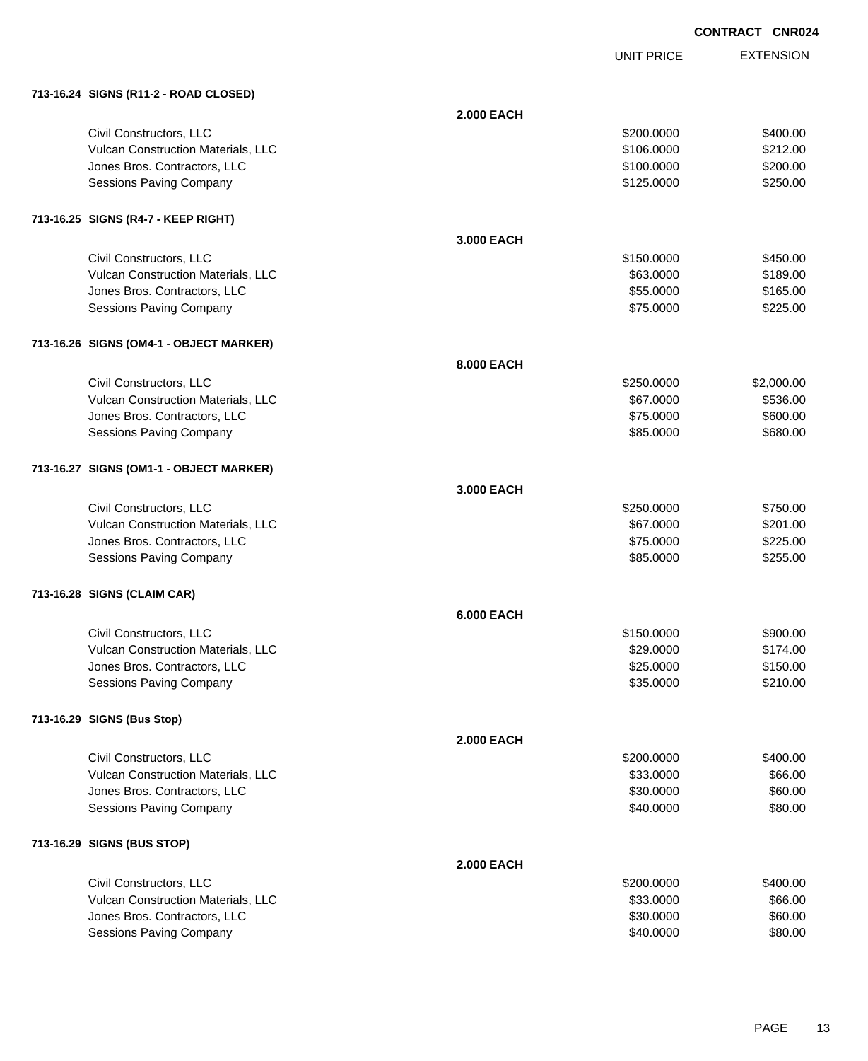**CONTRACT CNR024**

| | | UNIT PRICE | EXTENSION |
|---|---|---|---|
| **713-16.24 SIGNS (R11-2 - ROAD CLOSED)** | | | |
| | **2.000 EACH** | | |
| Civil Constructors, LLC | | $200.0000 | $400.00 |
| Vulcan Construction Materials, LLC | | $106.0000 | $212.00 |
| Jones Bros. Contractors, LLC | | $100.0000 | $200.00 |
| Sessions Paving Company | | $125.0000 | $250.00 |
| **713-16.25 SIGNS (R4-7 - KEEP RIGHT)** | | | |
| | **3.000 EACH** | | |
| Civil Constructors, LLC | | $150.0000 | $450.00 |
| Vulcan Construction Materials, LLC | | $63.0000 | $189.00 |
| Jones Bros. Contractors, LLC | | $55.0000 | $165.00 |
| Sessions Paving Company | | $75.0000 | $225.00 |
| **713-16.26 SIGNS (OM4-1 - OBJECT MARKER)** | | | |
| | **8.000 EACH** | | |
| Civil Constructors, LLC | | $250.0000 | $2,000.00 |
| Vulcan Construction Materials, LLC | | $67.0000 | $536.00 |
| Jones Bros. Contractors, LLC | | $75.0000 | $600.00 |
| Sessions Paving Company | | $85.0000 | $680.00 |
| **713-16.27 SIGNS (OM1-1 - OBJECT MARKER)** | | | |
| | **3.000 EACH** | | |
| Civil Constructors, LLC | | $250.0000 | $750.00 |
| Vulcan Construction Materials, LLC | | $67.0000 | $201.00 |
| Jones Bros. Contractors, LLC | | $75.0000 | $225.00 |
| Sessions Paving Company | | $85.0000 | $255.00 |
| **713-16.28 SIGNS (CLAIM CAR)** | | | |
| | **6.000 EACH** | | |
| Civil Constructors, LLC | | $150.0000 | $900.00 |
| Vulcan Construction Materials, LLC | | $29.0000 | $174.00 |
| Jones Bros. Contractors, LLC | | $25.0000 | $150.00 |
| Sessions Paving Company | | $35.0000 | $210.00 |
| **713-16.29 SIGNS (Bus Stop)** | | | |
| | **2.000 EACH** | | |
| Civil Constructors, LLC | | $200.0000 | $400.00 |
| Vulcan Construction Materials, LLC | | $33.0000 | $66.00 |
| Jones Bros. Contractors, LLC | | $30.0000 | $60.00 |
| Sessions Paving Company | | $40.0000 | $80.00 |
| **713-16.29 SIGNS (BUS STOP)** | | | |
| | **2.000 EACH** | | |
| Civil Constructors, LLC | | $200.0000 | $400.00 |
| Vulcan Construction Materials, LLC | | $33.0000 | $66.00 |
| Jones Bros. Contractors, LLC | | $30.0000 | $60.00 |
| Sessions Paving Company | | $40.0000 | $80.00 |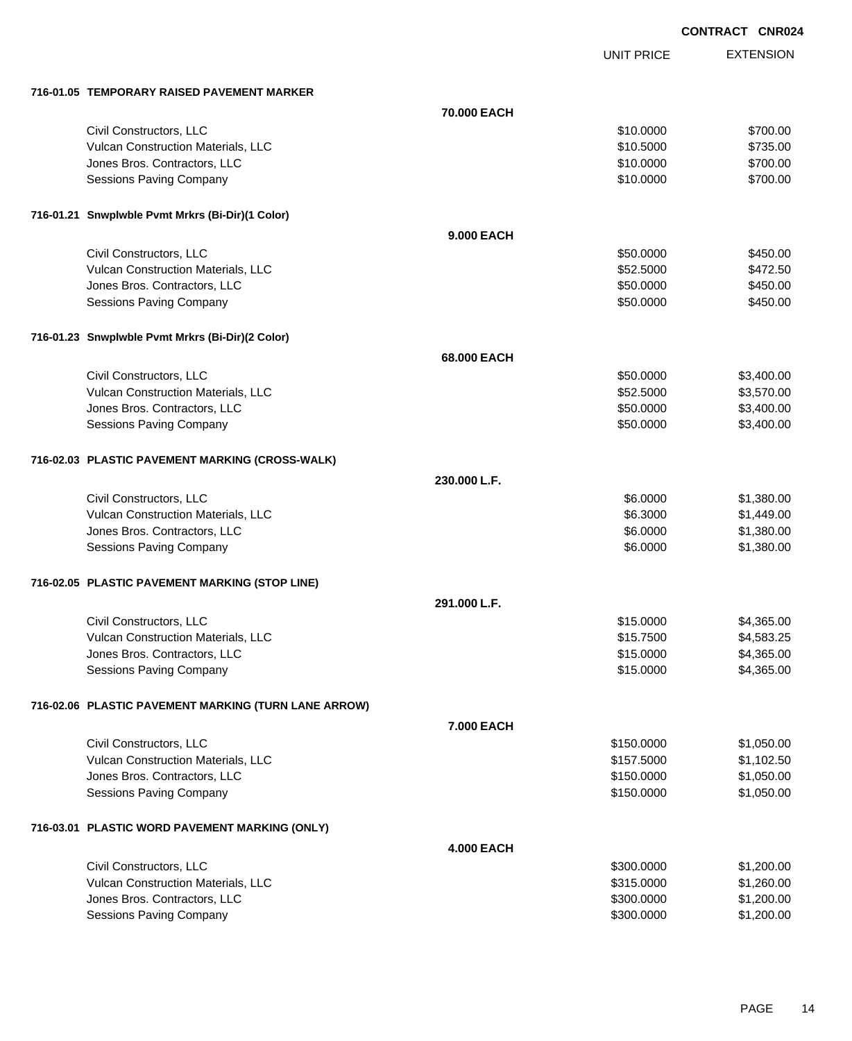CONTRACT CNR024

| | | UNIT PRICE | EXTENSION |
|---|---|---|---|
| **716-01.05 TEMPORARY RAISED PAVEMENT MARKER** | | | |
| | **70.000 EACH** | | |
| Civil Constructors, LLC | | $10.0000 | $700.00 |
| Vulcan Construction Materials, LLC | | $10.5000 | $735.00 |
| Jones Bros. Contractors, LLC | | $10.0000 | $700.00 |
| Sessions Paving Company | | $10.0000 | $700.00 |
| **716-01.21 Snwplwble Pvmt Mrkrs (Bi-Dir)(1 Color)** | | | |
| | **9.000 EACH** | | |
| Civil Constructors, LLC | | $50.0000 | $450.00 |
| Vulcan Construction Materials, LLC | | $52.5000 | $472.50 |
| Jones Bros. Contractors, LLC | | $50.0000 | $450.00 |
| Sessions Paving Company | | $50.0000 | $450.00 |
| **716-01.23 Snwplwble Pvmt Mrkrs (Bi-Dir)(2 Color)** | | | |
| | **68.000 EACH** | | |
| Civil Constructors, LLC | | $50.0000 | $3,400.00 |
| Vulcan Construction Materials, LLC | | $52.5000 | $3,570.00 |
| Jones Bros. Contractors, LLC | | $50.0000 | $3,400.00 |
| Sessions Paving Company | | $50.0000 | $3,400.00 |
| **716-02.03 PLASTIC PAVEMENT MARKING (CROSS-WALK)** | | | |
| | **230.000 L.F.** | | |
| Civil Constructors, LLC | | $6.0000 | $1,380.00 |
| Vulcan Construction Materials, LLC | | $6.3000 | $1,449.00 |
| Jones Bros. Contractors, LLC | | $6.0000 | $1,380.00 |
| Sessions Paving Company | | $6.0000 | $1,380.00 |
| **716-02.05 PLASTIC PAVEMENT MARKING (STOP LINE)** | | | |
| | **291.000 L.F.** | | |
| Civil Constructors, LLC | | $15.0000 | $4,365.00 |
| Vulcan Construction Materials, LLC | | $15.7500 | $4,583.25 |
| Jones Bros. Contractors, LLC | | $15.0000 | $4,365.00 |
| Sessions Paving Company | | $15.0000 | $4,365.00 |
| **716-02.06 PLASTIC PAVEMENT MARKING (TURN LANE ARROW)** | | | |
| | **7.000 EACH** | | |
| Civil Constructors, LLC | | $150.0000 | $1,050.00 |
| Vulcan Construction Materials, LLC | | $157.5000 | $1,102.50 |
| Jones Bros. Contractors, LLC | | $150.0000 | $1,050.00 |
| Sessions Paving Company | | $150.0000 | $1,050.00 |
| **716-03.01 PLASTIC WORD PAVEMENT MARKING (ONLY)** | | | |
| | **4.000 EACH** | | |
| Civil Constructors, LLC | | $300.0000 | $1,200.00 |
| Vulcan Construction Materials, LLC | | $315.0000 | $1,260.00 |
| Jones Bros. Contractors, LLC | | $300.0000 | $1,200.00 |
| Sessions Paving Company | | $300.0000 | $1,200.00 |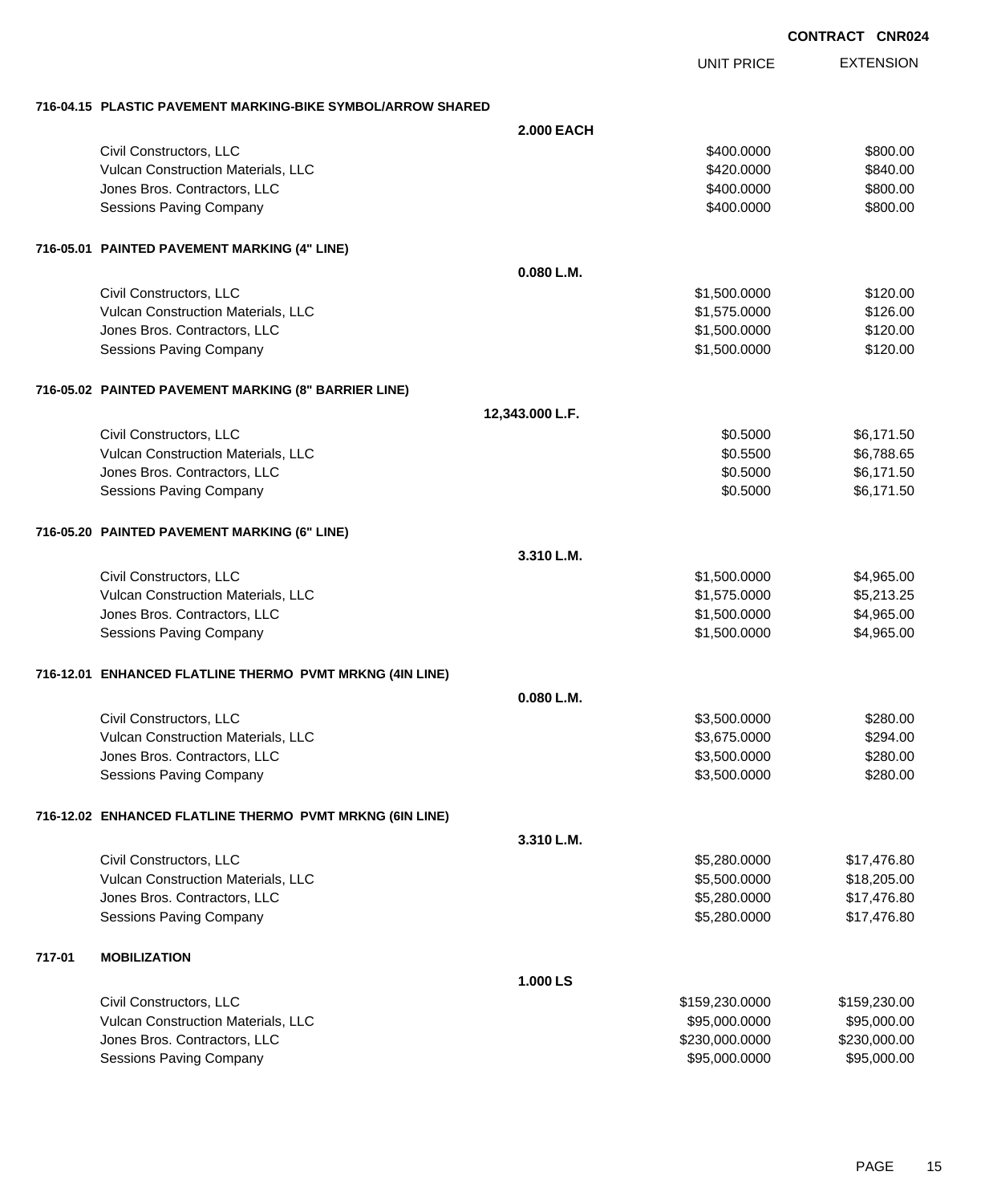**CONTRACT CNR024**

| | | UNIT PRICE | EXTENSION |
|---|---|---|---|
| **716-04.15 PLASTIC PAVEMENT MARKING-BIKE SYMBOL/ARROW SHARED** | | | |
| | **2.000 EACH** | | |
| Civil Constructors, LLC | | $400.0000 | $800.00 |
| Vulcan Construction Materials, LLC | | $420.0000 | $840.00 |
| Jones Bros. Contractors, LLC | | $400.0000 | $800.00 |
| Sessions Paving Company | | $400.0000 | $800.00 |
| **716-05.01 PAINTED PAVEMENT MARKING (4" LINE)** | | | |
| | **0.080 L.M.** | | |
| Civil Constructors, LLC | | $1,500.0000 | $120.00 |
| Vulcan Construction Materials, LLC | | $1,575.0000 | $126.00 |
| Jones Bros. Contractors, LLC | | $1,500.0000 | $120.00 |
| Sessions Paving Company | | $1,500.0000 | $120.00 |
| **716-05.02 PAINTED PAVEMENT MARKING (8" BARRIER LINE)** | | | |
| | **12,343.000 L.F.** | | |
| Civil Constructors, LLC | | $0.5000 | $6,171.50 |
| Vulcan Construction Materials, LLC | | $0.5500 | $6,788.65 |
| Jones Bros. Contractors, LLC | | $0.5000 | $6,171.50 |
| Sessions Paving Company | | $0.5000 | $6,171.50 |
| **716-05.20 PAINTED PAVEMENT MARKING (6" LINE)** | | | |
| | **3.310 L.M.** | | |
| Civil Constructors, LLC | | $1,500.0000 | $4,965.00 |
| Vulcan Construction Materials, LLC | | $1,575.0000 | $5,213.25 |
| Jones Bros. Contractors, LLC | | $1,500.0000 | $4,965.00 |
| Sessions Paving Company | | $1,500.0000 | $4,965.00 |
| **716-12.01 ENHANCED FLATLINE THERMO PVMT MRKNG (4IN LINE)** | | | |
| | **0.080 L.M.** | | |
| Civil Constructors, LLC | | $3,500.0000 | $280.00 |
| Vulcan Construction Materials, LLC | | $3,675.0000 | $294.00 |
| Jones Bros. Contractors, LLC | | $3,500.0000 | $280.00 |
| Sessions Paving Company | | $3,500.0000 | $280.00 |
| **716-12.02 ENHANCED FLATLINE THERMO PVMT MRKNG (6IN LINE)** | | | |
| | **3.310 L.M.** | | |
| Civil Constructors, LLC | | $5,280.0000 | $17,476.80 |
| Vulcan Construction Materials, LLC | | $5,500.0000 | $18,205.00 |
| Jones Bros. Contractors, LLC | | $5,280.0000 | $17,476.80 |
| Sessions Paving Company | | $5,280.0000 | $17,476.80 |
| **717-01 MOBILIZATION** | | | |
| | **1.000 LS** | | |
| Civil Constructors, LLC | | $159,230.0000 | $159,230.00 |
| Vulcan Construction Materials, LLC | | $95,000.0000 | $95,000.00 |
| Jones Bros. Contractors, LLC | | $230,000.0000 | $230,000.00 |
| Sessions Paving Company | | $95,000.0000 | $95,000.00 |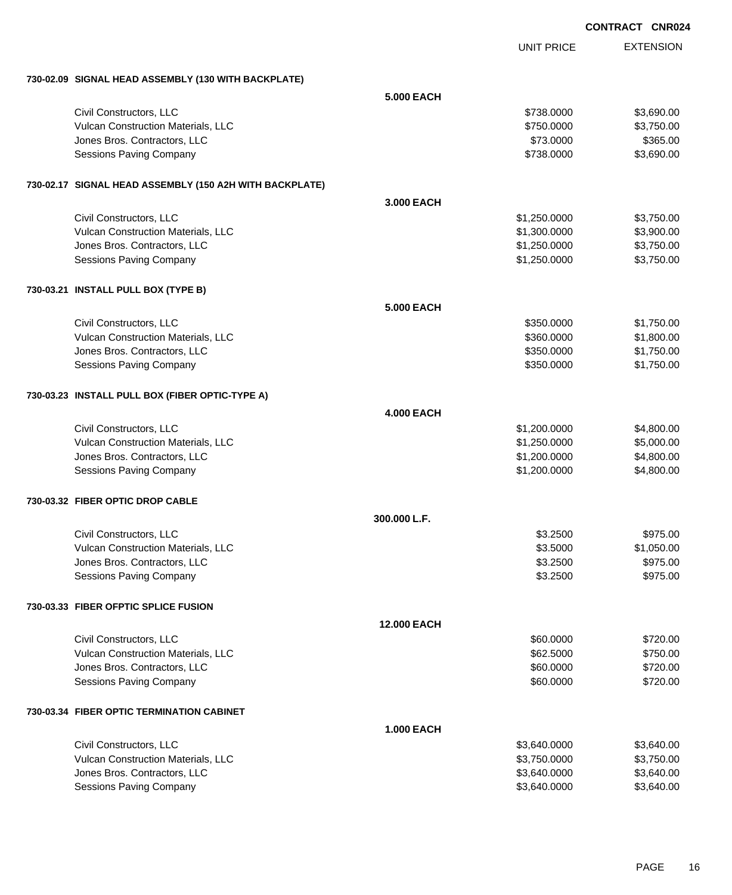CONTRACT CNR024

| | | UNIT PRICE | EXTENSION |
|---|---|---|---|
| **730-02.09 SIGNAL HEAD ASSEMBLY (130 WITH BACKPLATE)** | | | |
| | **5.000 EACH** | | |
| Civil Constructors, LLC | | $738.0000 | $3,690.00 |
| Vulcan Construction Materials, LLC | | $750.0000 | $3,750.00 |
| Jones Bros. Contractors, LLC | | $73.0000 | $365.00 |
| Sessions Paving Company | | $738.0000 | $3,690.00 |
| **730-02.17 SIGNAL HEAD ASSEMBLY (150 A2H WITH BACKPLATE)** | | | |
| | **3.000 EACH** | | |
| Civil Constructors, LLC | | $1,250.0000 | $3,750.00 |
| Vulcan Construction Materials, LLC | | $1,300.0000 | $3,900.00 |
| Jones Bros. Contractors, LLC | | $1,250.0000 | $3,750.00 |
| Sessions Paving Company | | $1,250.0000 | $3,750.00 |
| **730-03.21 INSTALL PULL BOX (TYPE B)** | | | |
| | **5.000 EACH** | | |
| Civil Constructors, LLC | | $350.0000 | $1,750.00 |
| Vulcan Construction Materials, LLC | | $360.0000 | $1,800.00 |
| Jones Bros. Contractors, LLC | | $350.0000 | $1,750.00 |
| Sessions Paving Company | | $350.0000 | $1,750.00 |
| **730-03.23 INSTALL PULL BOX (FIBER OPTIC-TYPE A)** | | | |
| | **4.000 EACH** | | |
| Civil Constructors, LLC | | $1,200.0000 | $4,800.00 |
| Vulcan Construction Materials, LLC | | $1,250.0000 | $5,000.00 |
| Jones Bros. Contractors, LLC | | $1,200.0000 | $4,800.00 |
| Sessions Paving Company | | $1,200.0000 | $4,800.00 |
| **730-03.32 FIBER OPTIC DROP CABLE** | | | |
| | **300.000 L.F.** | | |
| Civil Constructors, LLC | | $3.2500 | $975.00 |
| Vulcan Construction Materials, LLC | | $3.5000 | $1,050.00 |
| Jones Bros. Contractors, LLC | | $3.2500 | $975.00 |
| Sessions Paving Company | | $3.2500 | $975.00 |
| **730-03.33 FIBER OFPTIC SPLICE FUSION** | | | |
| | **12.000 EACH** | | |
| Civil Constructors, LLC | | $60.0000 | $720.00 |
| Vulcan Construction Materials, LLC | | $62.5000 | $750.00 |
| Jones Bros. Contractors, LLC | | $60.0000 | $720.00 |
| Sessions Paving Company | | $60.0000 | $720.00 |
| **730-03.34 FIBER OPTIC TERMINATION CABINET** | | | |
| | **1.000 EACH** | | |
| Civil Constructors, LLC | | $3,640.0000 | $3,640.00 |
| Vulcan Construction Materials, LLC | | $3,750.0000 | $3,750.00 |
| Jones Bros. Contractors, LLC | | $3,640.0000 | $3,640.00 |
| Sessions Paving Company | | $3,640.0000 | $3,640.00 |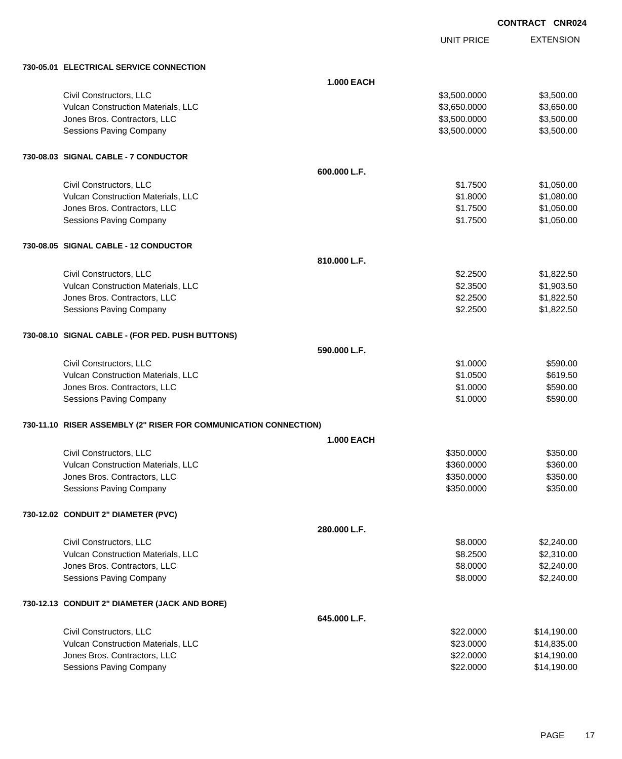**CONTRACT CNR024**

| | | UNIT PRICE | EXTENSION |
|---|---|---|---|
| **730-05.01 ELECTRICAL SERVICE CONNECTION** | | | |
| | **1.000 EACH** | | |
| Civil Constructors, LLC | | $3,500.0000 | $3,500.00 |
| Vulcan Construction Materials, LLC | | $3,650.0000 | $3,650.00 |
| Jones Bros. Contractors, LLC | | $3,500.0000 | $3,500.00 |
| Sessions Paving Company | | $3,500.0000 | $3,500.00 |
| **730-08.03 SIGNAL CABLE - 7 CONDUCTOR** | | | |
| | **600.000 L.F.** | | |
| Civil Constructors, LLC | | $1.7500 | $1,050.00 |
| Vulcan Construction Materials, LLC | | $1.8000 | $1,080.00 |
| Jones Bros. Contractors, LLC | | $1.7500 | $1,050.00 |
| Sessions Paving Company | | $1.7500 | $1,050.00 |
| **730-08.05 SIGNAL CABLE - 12 CONDUCTOR** | | | |
| | **810.000 L.F.** | | |
| Civil Constructors, LLC | | $2.2500 | $1,822.50 |
| Vulcan Construction Materials, LLC | | $2.3500 | $1,903.50 |
| Jones Bros. Contractors, LLC | | $2.2500 | $1,822.50 |
| Sessions Paving Company | | $2.2500 | $1,822.50 |
| **730-08.10 SIGNAL CABLE - (FOR PED. PUSH BUTTONS)** | | | |
| | **590.000 L.F.** | | |
| Civil Constructors, LLC | | $1.0000 | $590.00 |
| Vulcan Construction Materials, LLC | | $1.0500 | $619.50 |
| Jones Bros. Contractors, LLC | | $1.0000 | $590.00 |
| Sessions Paving Company | | $1.0000 | $590.00 |
| **730-11.10 RISER ASSEMBLY (2" RISER FOR COMMUNICATION CONNECTION)** | | | |
| | **1.000 EACH** | | |
| Civil Constructors, LLC | | $350.0000 | $350.00 |
| Vulcan Construction Materials, LLC | | $360.0000 | $360.00 |
| Jones Bros. Contractors, LLC | | $350.0000 | $350.00 |
| Sessions Paving Company | | $350.0000 | $350.00 |
| **730-12.02 CONDUIT 2" DIAMETER (PVC)** | | | |
| | **280.000 L.F.** | | |
| Civil Constructors, LLC | | $8.0000 | $2,240.00 |
| Vulcan Construction Materials, LLC | | $8.2500 | $2,310.00 |
| Jones Bros. Contractors, LLC | | $8.0000 | $2,240.00 |
| Sessions Paving Company | | $8.0000 | $2,240.00 |
| **730-12.13 CONDUIT 2" DIAMETER (JACK AND BORE)** | | | |
| | **645.000 L.F.** | | |
| Civil Constructors, LLC | | $22.0000 | $14,190.00 |
| Vulcan Construction Materials, LLC | | $23.0000 | $14,835.00 |
| Jones Bros. Contractors, LLC | | $22.0000 | $14,190.00 |
| Sessions Paving Company | | $22.0000 | $14,190.00 |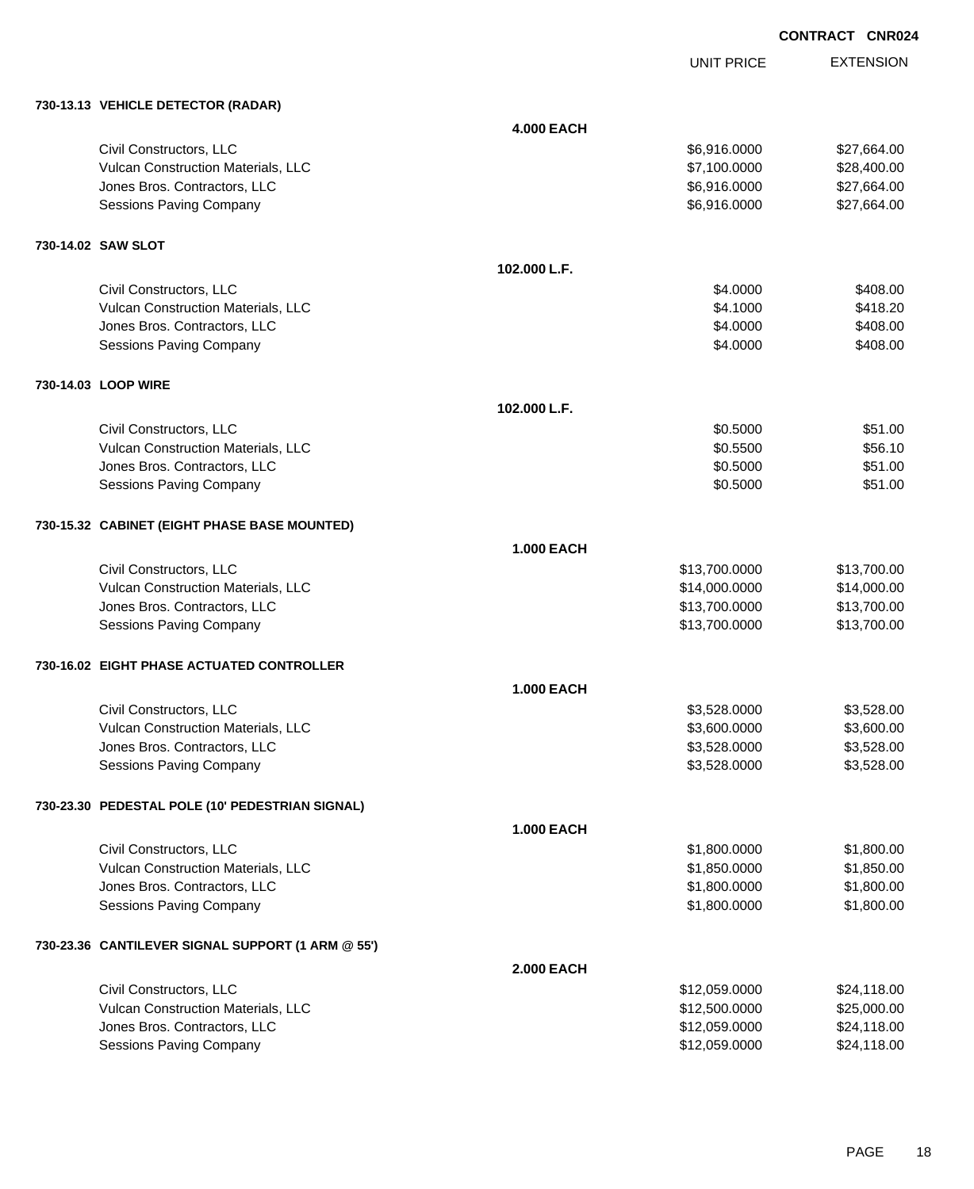**CONTRACT CNR024**

| | | UNIT PRICE | EXTENSION |
|---|---|---|---|
| **730-13.13 VEHICLE DETECTOR (RADAR)** | | | |
| | **4.000 EACH** | | |
| Civil Constructors, LLC | | $6,916.0000 | $27,664.00 |
| Vulcan Construction Materials, LLC | | $7,100.0000 | $28,400.00 |
| Jones Bros. Contractors, LLC | | $6,916.0000 | $27,664.00 |
| Sessions Paving Company | | $6,916.0000 | $27,664.00 |
| **730-14.02 SAW SLOT** | | | |
| | **102.000 L.F.** | | |
| Civil Constructors, LLC | | $4.0000 | $408.00 |
| Vulcan Construction Materials, LLC | | $4.1000 | $418.20 |
| Jones Bros. Contractors, LLC | | $4.0000 | $408.00 |
| Sessions Paving Company | | $4.0000 | $408.00 |
| **730-14.03 LOOP WIRE** | | | |
| | **102.000 L.F.** | | |
| Civil Constructors, LLC | | $0.5000 | $51.00 |
| Vulcan Construction Materials, LLC | | $0.5500 | $56.10 |
| Jones Bros. Contractors, LLC | | $0.5000 | $51.00 |
| Sessions Paving Company | | $0.5000 | $51.00 |
| **730-15.32 CABINET (EIGHT PHASE BASE MOUNTED)** | | | |
| | **1.000 EACH** | | |
| Civil Constructors, LLC | | $13,700.0000 | $13,700.00 |
| Vulcan Construction Materials, LLC | | $14,000.0000 | $14,000.00 |
| Jones Bros. Contractors, LLC | | $13,700.0000 | $13,700.00 |
| Sessions Paving Company | | $13,700.0000 | $13,700.00 |
| **730-16.02 EIGHT PHASE ACTUATED CONTROLLER** | | | |
| | **1.000 EACH** | | |
| Civil Constructors, LLC | | $3,528.0000 | $3,528.00 |
| Vulcan Construction Materials, LLC | | $3,600.0000 | $3,600.00 |
| Jones Bros. Contractors, LLC | | $3,528.0000 | $3,528.00 |
| Sessions Paving Company | | $3,528.0000 | $3,528.00 |
| **730-23.30 PEDESTAL POLE (10' PEDESTRIAN SIGNAL)** | | | |
| | **1.000 EACH** | | |
| Civil Constructors, LLC | | $1,800.0000 | $1,800.00 |
| Vulcan Construction Materials, LLC | | $1,850.0000 | $1,850.00 |
| Jones Bros. Contractors, LLC | | $1,800.0000 | $1,800.00 |
| Sessions Paving Company | | $1,800.0000 | $1,800.00 |
| **730-23.36 CANTILEVER SIGNAL SUPPORT (1 ARM @ 55')** | | | |
| | **2.000 EACH** | | |
| Civil Constructors, LLC | | $12,059.0000 | $24,118.00 |
| Vulcan Construction Materials, LLC | | $12,500.0000 | $25,000.00 |
| Jones Bros. Contractors, LLC | | $12,059.0000 | $24,118.00 |
| Sessions Paving Company | | $12,059.0000 | $24,118.00 |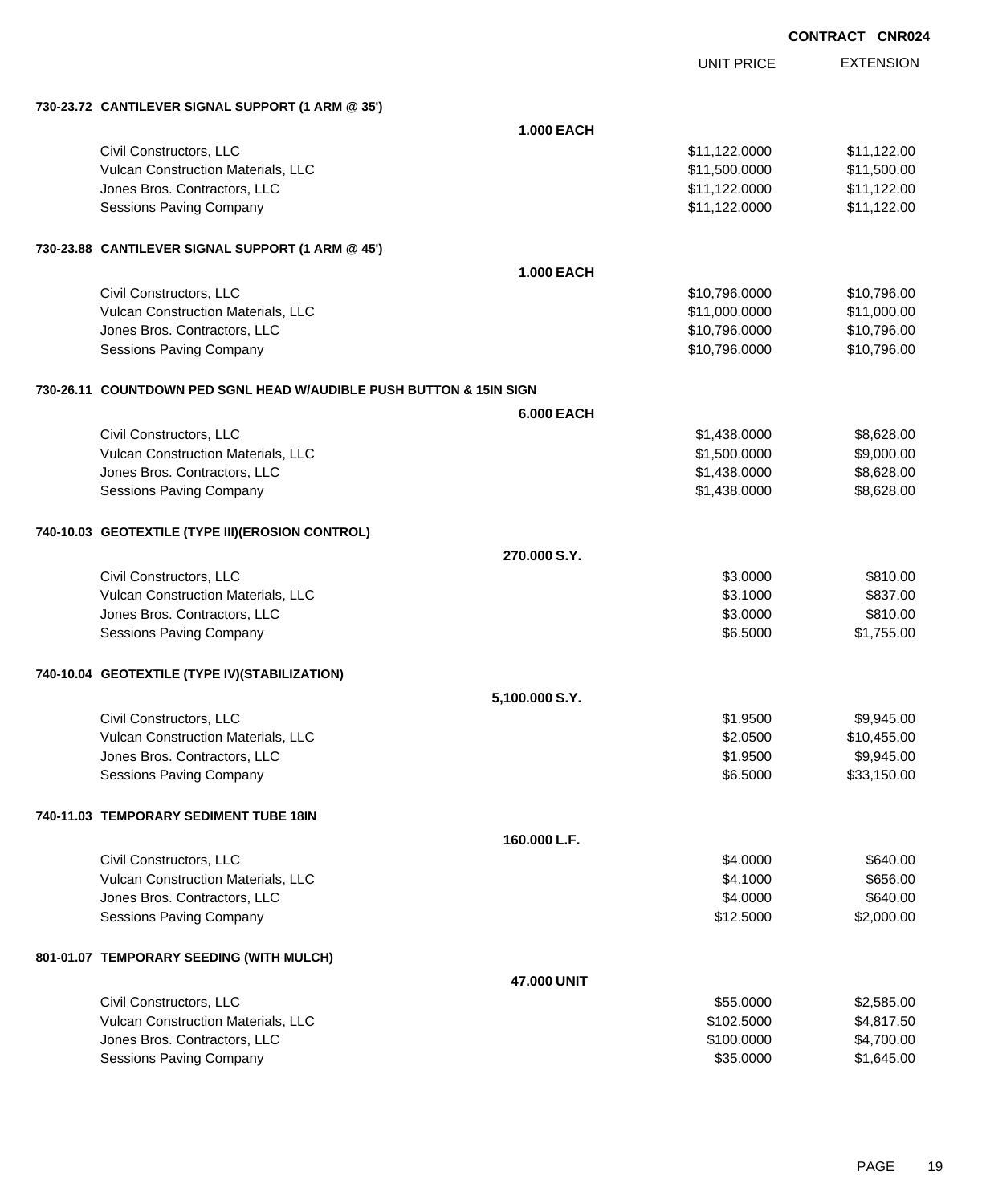**CONTRACT CNR024**

| | | UNIT PRICE | EXTENSION |
|---|---|---|---|
| **730-23.72 CANTILEVER SIGNAL SUPPORT (1 ARM @ 35')** | | | |
| | **1.000 EACH** | | |
| Civil Constructors, LLC | | $11,122.0000 | $11,122.00 |
| Vulcan Construction Materials, LLC | | $11,500.0000 | $11,500.00 |
| Jones Bros. Contractors, LLC | | $11,122.0000 | $11,122.00 |
| Sessions Paving Company | | $11,122.0000 | $11,122.00 |
| **730-23.88 CANTILEVER SIGNAL SUPPORT (1 ARM @ 45')** | | | |
| | **1.000 EACH** | | |
| Civil Constructors, LLC | | $10,796.0000 | $10,796.00 |
| Vulcan Construction Materials, LLC | | $11,000.0000 | $11,000.00 |
| Jones Bros. Contractors, LLC | | $10,796.0000 | $10,796.00 |
| Sessions Paving Company | | $10,796.0000 | $10,796.00 |
| **730-26.11 COUNTDOWN PED SGNL HEAD W/AUDIBLE PUSH BUTTON & 15IN SIGN** | | | |
| | **6.000 EACH** | | |
| Civil Constructors, LLC | | $1,438.0000 | $8,628.00 |
| Vulcan Construction Materials, LLC | | $1,500.0000 | $9,000.00 |
| Jones Bros. Contractors, LLC | | $1,438.0000 | $8,628.00 |
| Sessions Paving Company | | $1,438.0000 | $8,628.00 |
| **740-10.03 GEOTEXTILE (TYPE III)(EROSION CONTROL)** | | | |
| | **270.000 S.Y.** | | |
| Civil Constructors, LLC | | $3.0000 | $810.00 |
| Vulcan Construction Materials, LLC | | $3.1000 | $837.00 |
| Jones Bros. Contractors, LLC | | $3.0000 | $810.00 |
| Sessions Paving Company | | $6.5000 | $1,755.00 |
| **740-10.04 GEOTEXTILE (TYPE IV)(STABILIZATION)** | | | |
| | **5,100.000 S.Y.** | | |
| Civil Constructors, LLC | | $1.9500 | $9,945.00 |
| Vulcan Construction Materials, LLC | | $2.0500 | $10,455.00 |
| Jones Bros. Contractors, LLC | | $1.9500 | $9,945.00 |
| Sessions Paving Company | | $6.5000 | $33,150.00 |
| **740-11.03 TEMPORARY SEDIMENT TUBE 18IN** | | | |
| | **160.000 L.F.** | | |
| Civil Constructors, LLC | | $4.0000 | $640.00 |
| Vulcan Construction Materials, LLC | | $4.1000 | $656.00 |
| Jones Bros. Contractors, LLC | | $4.0000 | $640.00 |
| Sessions Paving Company | | $12.5000 | $2,000.00 |
| **801-01.07 TEMPORARY SEEDING (WITH MULCH)** | | | |
| | **47.000 UNIT** | | |
| Civil Constructors, LLC | | $55.0000 | $2,585.00 |
| Vulcan Construction Materials, LLC | | $102.5000 | $4,817.50 |
| Jones Bros. Contractors, LLC | | $100.0000 | $4,700.00 |
| Sessions Paving Company | | $35.0000 | $1,645.00 |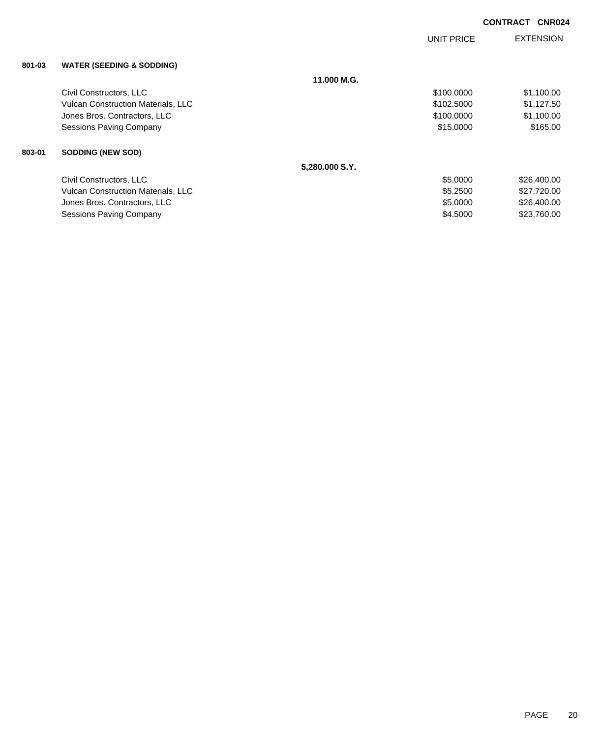**CONTRACT CNR024**

| | | | UNIT PRICE | EXTENSION |
|---|---|---|---|---|
| **801-03** | **WATER (SEEDING & SODDING)** | | | |
| | | **11.000 M.G.** | | |
| | Civil Constructors, LLC | | $100.0000 | $1,100.00 |
| | Vulcan Construction Materials, LLC | | $102.5000 | $1,127.50 |
| | Jones Bros. Contractors, LLC | | $100.0000 | $1,100.00 |
| | Sessions Paving Company | | $15.0000 | $165.00 |
| **803-01** | **SODDING (NEW SOD)** | | | |
| | | **5,280.000 S.Y.** | | |
| | Civil Constructors, LLC | | $5.0000 | $26,400.00 |
| | Vulcan Construction Materials, LLC | | $5.2500 | $27,720.00 |
| | Jones Bros. Contractors, LLC | | $5.0000 | $26,400.00 |
| | Sessions Paving Company | | $4.5000 | $23,760.00 |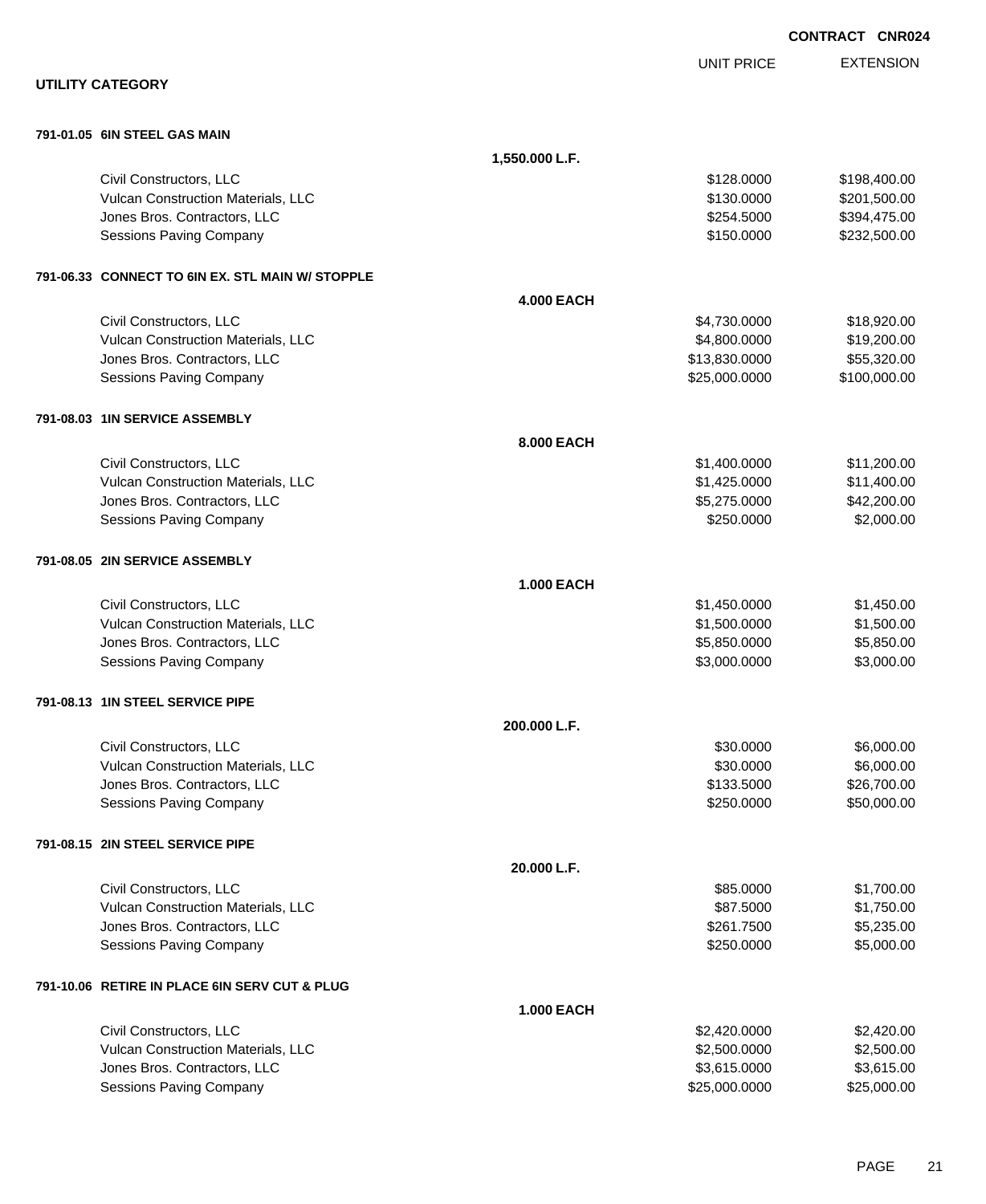**CONTRACT CNR024**

## UTILITY CATEGORY

| | | UNIT PRICE | EXTENSION |
|---|---|---|---|
| **791-01.05 6IN STEEL GAS MAIN** | | | |
| | **1,550.000 L.F.** | | |
| Civil Constructors, LLC | | $128.0000 | $198,400.00 |
| Vulcan Construction Materials, LLC | | $130.0000 | $201,500.00 |
| Jones Bros. Contractors, LLC | | $254.5000 | $394,475.00 |
| Sessions Paving Company | | $150.0000 | $232,500.00 |
| **791-06.33 CONNECT TO 6IN EX. STL MAIN W/ STOPPLE** | | | |
| | **4.000 EACH** | | |
| Civil Constructors, LLC | | $4,730.0000 | $18,920.00 |
| Vulcan Construction Materials, LLC | | $4,800.0000 | $19,200.00 |
| Jones Bros. Contractors, LLC | | $13,830.0000 | $55,320.00 |
| Sessions Paving Company | | $25,000.0000 | $100,000.00 |
| **791-08.03 1IN SERVICE ASSEMBLY** | | | |
| | **8.000 EACH** | | |
| Civil Constructors, LLC | | $1,400.0000 | $11,200.00 |
| Vulcan Construction Materials, LLC | | $1,425.0000 | $11,400.00 |
| Jones Bros. Contractors, LLC | | $5,275.0000 | $42,200.00 |
| Sessions Paving Company | | $250.0000 | $2,000.00 |
| **791-08.05 2IN SERVICE ASSEMBLY** | | | |
| | **1.000 EACH** | | |
| Civil Constructors, LLC | | $1,450.0000 | $1,450.00 |
| Vulcan Construction Materials, LLC | | $1,500.0000 | $1,500.00 |
| Jones Bros. Contractors, LLC | | $5,850.0000 | $5,850.00 |
| Sessions Paving Company | | $3,000.0000 | $3,000.00 |
| **791-08.13 1IN STEEL SERVICE PIPE** | | | |
| | **200.000 L.F.** | | |
| Civil Constructors, LLC | | $30.0000 | $6,000.00 |
| Vulcan Construction Materials, LLC | | $30.0000 | $6,000.00 |
| Jones Bros. Contractors, LLC | | $133.5000 | $26,700.00 |
| Sessions Paving Company | | $250.0000 | $50,000.00 |
| **791-08.15 2IN STEEL SERVICE PIPE** | | | |
| | **20.000 L.F.** | | |
| Civil Constructors, LLC | | $85.0000 | $1,700.00 |
| Vulcan Construction Materials, LLC | | $87.5000 | $1,750.00 |
| Jones Bros. Contractors, LLC | | $261.7500 | $5,235.00 |
| Sessions Paving Company | | $250.0000 | $5,000.00 |
| **791-10.06 RETIRE IN PLACE 6IN SERV CUT & PLUG** | | | |
| | **1.000 EACH** | | |
| Civil Constructors, LLC | | $2,420.0000 | $2,420.00 |
| Vulcan Construction Materials, LLC | | $2,500.0000 | $2,500.00 |
| Jones Bros. Contractors, LLC | | $3,615.0000 | $3,615.00 |
| Sessions Paving Company | | $25,000.0000 | $25,000.00 |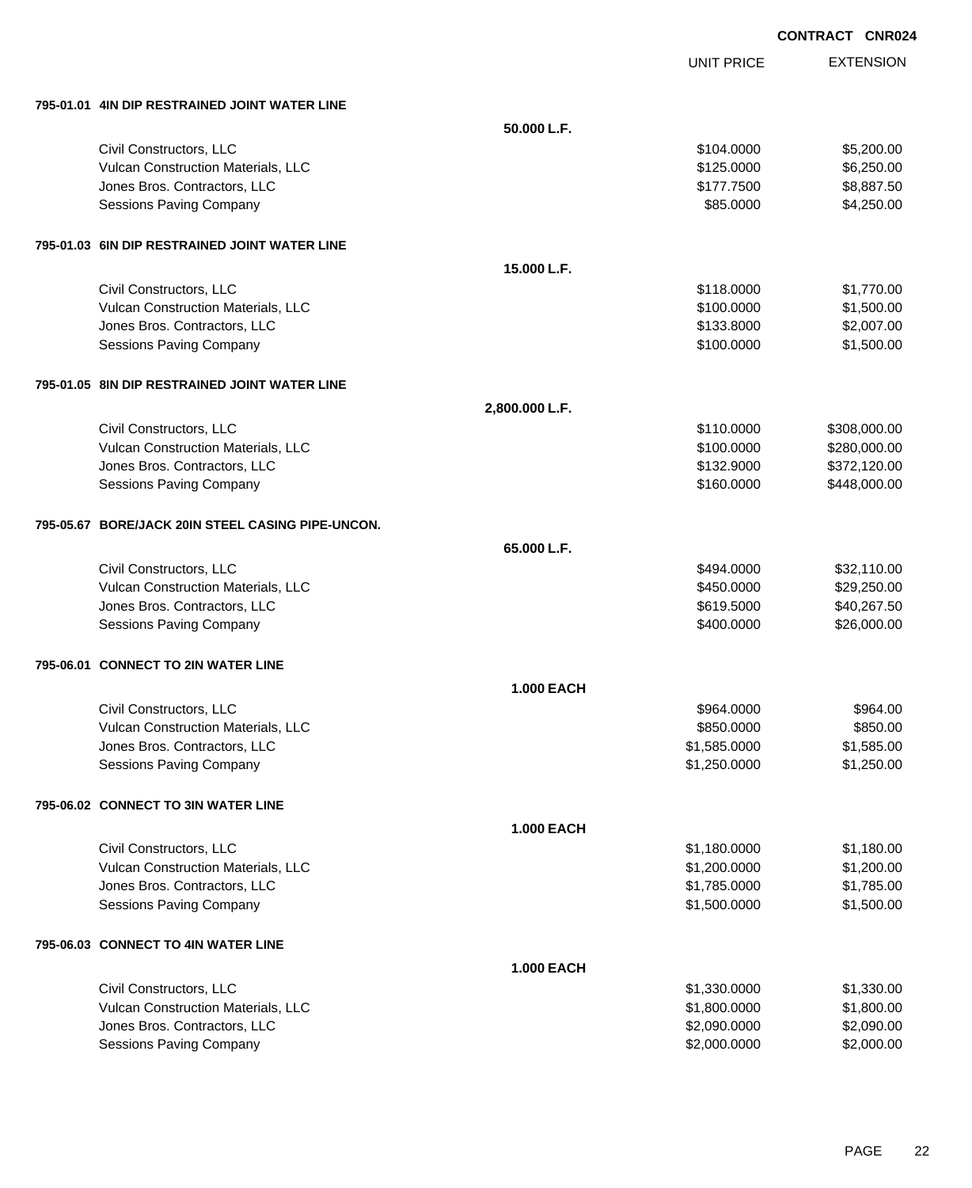**CONTRACT CNR024**

| | | UNIT PRICE | EXTENSION |
|---|---|---|---|
| **795-01.01 4IN DIP RESTRAINED JOINT WATER LINE** | | | |
| | **50.000 L.F.** | | |
| Civil Constructors, LLC | | $104.0000 | $5,200.00 |
| Vulcan Construction Materials, LLC | | $125.0000 | $6,250.00 |
| Jones Bros. Contractors, LLC | | $177.7500 | $8,887.50 |
| Sessions Paving Company | | $85.0000 | $4,250.00 |
| **795-01.03 6IN DIP RESTRAINED JOINT WATER LINE** | | | |
| | **15.000 L.F.** | | |
| Civil Constructors, LLC | | $118.0000 | $1,770.00 |
| Vulcan Construction Materials, LLC | | $100.0000 | $1,500.00 |
| Jones Bros. Contractors, LLC | | $133.8000 | $2,007.00 |
| Sessions Paving Company | | $100.0000 | $1,500.00 |
| **795-01.05 8IN DIP RESTRAINED JOINT WATER LINE** | | | |
| | **2,800.000 L.F.** | | |
| Civil Constructors, LLC | | $110.0000 | $308,000.00 |
| Vulcan Construction Materials, LLC | | $100.0000 | $280,000.00 |
| Jones Bros. Contractors, LLC | | $132.9000 | $372,120.00 |
| Sessions Paving Company | | $160.0000 | $448,000.00 |
| **795-05.67 BORE/JACK 20IN STEEL CASING PIPE-UNCON.** | | | |
| | **65.000 L.F.** | | |
| Civil Constructors, LLC | | $494.0000 | $32,110.00 |
| Vulcan Construction Materials, LLC | | $450.0000 | $29,250.00 |
| Jones Bros. Contractors, LLC | | $619.5000 | $40,267.50 |
| Sessions Paving Company | | $400.0000 | $26,000.00 |
| **795-06.01 CONNECT TO 2IN WATER LINE** | | | |
| | **1.000 EACH** | | |
| Civil Constructors, LLC | | $964.0000 | $964.00 |
| Vulcan Construction Materials, LLC | | $850.0000 | $850.00 |
| Jones Bros. Contractors, LLC | | $1,585.0000 | $1,585.00 |
| Sessions Paving Company | | $1,250.0000 | $1,250.00 |
| **795-06.02 CONNECT TO 3IN WATER LINE** | | | |
| | **1.000 EACH** | | |
| Civil Constructors, LLC | | $1,180.0000 | $1,180.00 |
| Vulcan Construction Materials, LLC | | $1,200.0000 | $1,200.00 |
| Jones Bros. Contractors, LLC | | $1,785.0000 | $1,785.00 |
| Sessions Paving Company | | $1,500.0000 | $1,500.00 |
| **795-06.03 CONNECT TO 4IN WATER LINE** | | | |
| | **1.000 EACH** | | |
| Civil Constructors, LLC | | $1,330.0000 | $1,330.00 |
| Vulcan Construction Materials, LLC | | $1,800.0000 | $1,800.00 |
| Jones Bros. Contractors, LLC | | $2,090.0000 | $2,090.00 |
| Sessions Paving Company | | $2,000.0000 | $2,000.00 |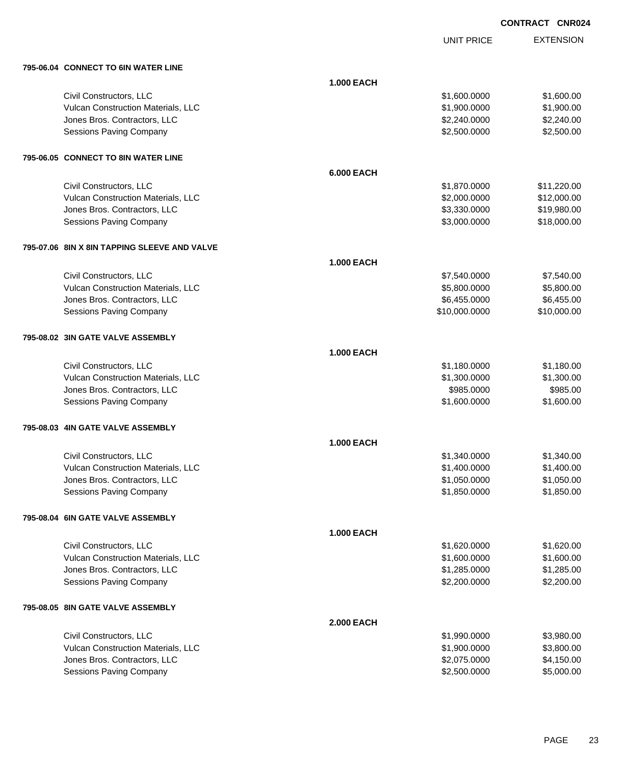**CONTRACT CNR024**

| | | UNIT PRICE | EXTENSION |
|---|---|---|---|
| **795-06.04 CONNECT TO 6IN WATER LINE** | | | |
| | **1.000 EACH** | | |
| Civil Constructors, LLC | | $1,600.0000 | $1,600.00 |
| Vulcan Construction Materials, LLC | | $1,900.0000 | $1,900.00 |
| Jones Bros. Contractors, LLC | | $2,240.0000 | $2,240.00 |
| Sessions Paving Company | | $2,500.0000 | $2,500.00 |
| **795-06.05 CONNECT TO 8IN WATER LINE** | | | |
| | **6.000 EACH** | | |
| Civil Constructors, LLC | | $1,870.0000 | $11,220.00 |
| Vulcan Construction Materials, LLC | | $2,000.0000 | $12,000.00 |
| Jones Bros. Contractors, LLC | | $3,330.0000 | $19,980.00 |
| Sessions Paving Company | | $3,000.0000 | $18,000.00 |
| **795-07.06 8IN X 8IN TAPPING SLEEVE AND VALVE** | | | |
| | **1.000 EACH** | | |
| Civil Constructors, LLC | | $7,540.0000 | $7,540.00 |
| Vulcan Construction Materials, LLC | | $5,800.0000 | $5,800.00 |
| Jones Bros. Contractors, LLC | | $6,455.0000 | $6,455.00 |
| Sessions Paving Company | | $10,000.0000 | $10,000.00 |
| **795-08.02 3IN GATE VALVE ASSEMBLY** | | | |
| | **1.000 EACH** | | |
| Civil Constructors, LLC | | $1,180.0000 | $1,180.00 |
| Vulcan Construction Materials, LLC | | $1,300.0000 | $1,300.00 |
| Jones Bros. Contractors, LLC | | $985.0000 | $985.00 |
| Sessions Paving Company | | $1,600.0000 | $1,600.00 |
| **795-08.03 4IN GATE VALVE ASSEMBLY** | | | |
| | **1.000 EACH** | | |
| Civil Constructors, LLC | | $1,340.0000 | $1,340.00 |
| Vulcan Construction Materials, LLC | | $1,400.0000 | $1,400.00 |
| Jones Bros. Contractors, LLC | | $1,050.0000 | $1,050.00 |
| Sessions Paving Company | | $1,850.0000 | $1,850.00 |
| **795-08.04 6IN GATE VALVE ASSEMBLY** | | | |
| | **1.000 EACH** | | |
| Civil Constructors, LLC | | $1,620.0000 | $1,620.00 |
| Vulcan Construction Materials, LLC | | $1,600.0000 | $1,600.00 |
| Jones Bros. Contractors, LLC | | $1,285.0000 | $1,285.00 |
| Sessions Paving Company | | $2,200.0000 | $2,200.00 |
| **795-08.05 8IN GATE VALVE ASSEMBLY** | | | |
| | **2.000 EACH** | | |
| Civil Constructors, LLC | | $1,990.0000 | $3,980.00 |
| Vulcan Construction Materials, LLC | | $1,900.0000 | $3,800.00 |
| Jones Bros. Contractors, LLC | | $2,075.0000 | $4,150.00 |
| Sessions Paving Company | | $2,500.0000 | $5,000.00 |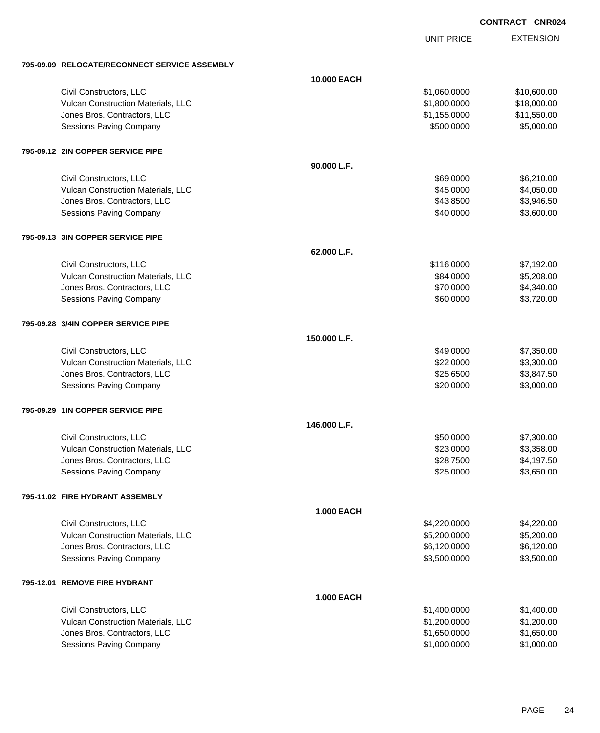CONTRACT CNR024

| | | UNIT PRICE | EXTENSION |
|---|---|---|---|
| **795-09.09 RELOCATE/RECONNECT SERVICE ASSEMBLY** | | | |
| | **10.000 EACH** | | |
| Civil Constructors, LLC | | $1,060.0000 | $10,600.00 |
| Vulcan Construction Materials, LLC | | $1,800.0000 | $18,000.00 |
| Jones Bros. Contractors, LLC | | $1,155.0000 | $11,550.00 |
| Sessions Paving Company | | $500.0000 | $5,000.00 |
| **795-09.12 2IN COPPER SERVICE PIPE** | | | |
| | **90.000 L.F.** | | |
| Civil Constructors, LLC | | $69.0000 | $6,210.00 |
| Vulcan Construction Materials, LLC | | $45.0000 | $4,050.00 |
| Jones Bros. Contractors, LLC | | $43.8500 | $3,946.50 |
| Sessions Paving Company | | $40.0000 | $3,600.00 |
| **795-09.13 3IN COPPER SERVICE PIPE** | | | |
| | **62.000 L.F.** | | |
| Civil Constructors, LLC | | $116.0000 | $7,192.00 |
| Vulcan Construction Materials, LLC | | $84.0000 | $5,208.00 |
| Jones Bros. Contractors, LLC | | $70.0000 | $4,340.00 |
| Sessions Paving Company | | $60.0000 | $3,720.00 |
| **795-09.28 3/4IN COPPER SERVICE PIPE** | | | |
| | **150.000 L.F.** | | |
| Civil Constructors, LLC | | $49.0000 | $7,350.00 |
| Vulcan Construction Materials, LLC | | $22.0000 | $3,300.00 |
| Jones Bros. Contractors, LLC | | $25.6500 | $3,847.50 |
| Sessions Paving Company | | $20.0000 | $3,000.00 |
| **795-09.29 1IN COPPER SERVICE PIPE** | | | |
| | **146.000 L.F.** | | |
| Civil Constructors, LLC | | $50.0000 | $7,300.00 |
| Vulcan Construction Materials, LLC | | $23.0000 | $3,358.00 |
| Jones Bros. Contractors, LLC | | $28.7500 | $4,197.50 |
| Sessions Paving Company | | $25.0000 | $3,650.00 |
| **795-11.02 FIRE HYDRANT ASSEMBLY** | | | |
| | **1.000 EACH** | | |
| Civil Constructors, LLC | | $4,220.0000 | $4,220.00 |
| Vulcan Construction Materials, LLC | | $5,200.0000 | $5,200.00 |
| Jones Bros. Contractors, LLC | | $6,120.0000 | $6,120.00 |
| Sessions Paving Company | | $3,500.0000 | $3,500.00 |
| **795-12.01 REMOVE FIRE HYDRANT** | | | |
| | **1.000 EACH** | | |
| Civil Constructors, LLC | | $1,400.0000 | $1,400.00 |
| Vulcan Construction Materials, LLC | | $1,200.0000 | $1,200.00 |
| Jones Bros. Contractors, LLC | | $1,650.0000 | $1,650.00 |
| Sessions Paving Company | | $1,000.0000 | $1,000.00 |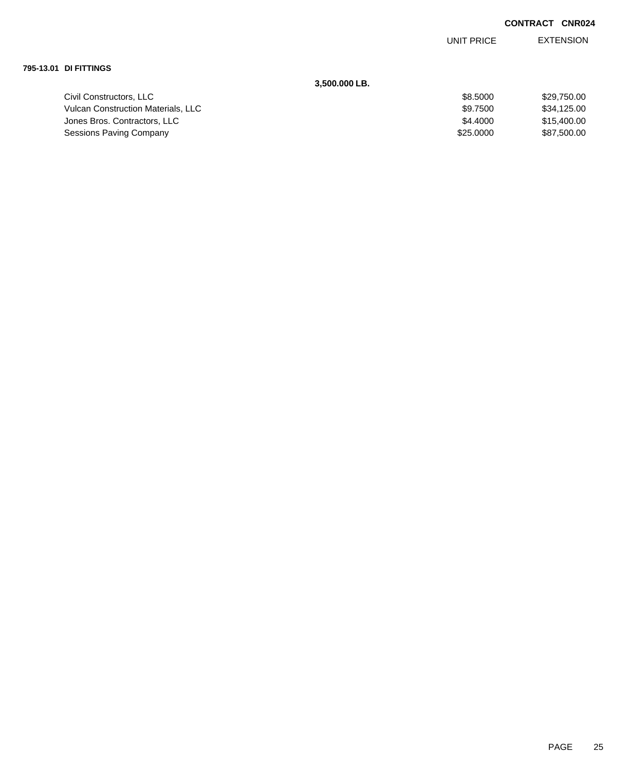**CONTRACT CNR024**

| | | UNIT PRICE | EXTENSION |
|---|---|---|---|
| **795-13.01 DI FITTINGS** | | | |
| | **3,500.000 LB.** | | |
| Civil Constructors, LLC | | $8.5000 | $29,750.00 |
| Vulcan Construction Materials, LLC | | $9.7500 | $34,125.00 |
| Jones Bros. Contractors, LLC | | $4.4000 | $15,400.00 |
| Sessions Paving Company | | $25.0000 | $87,500.00 |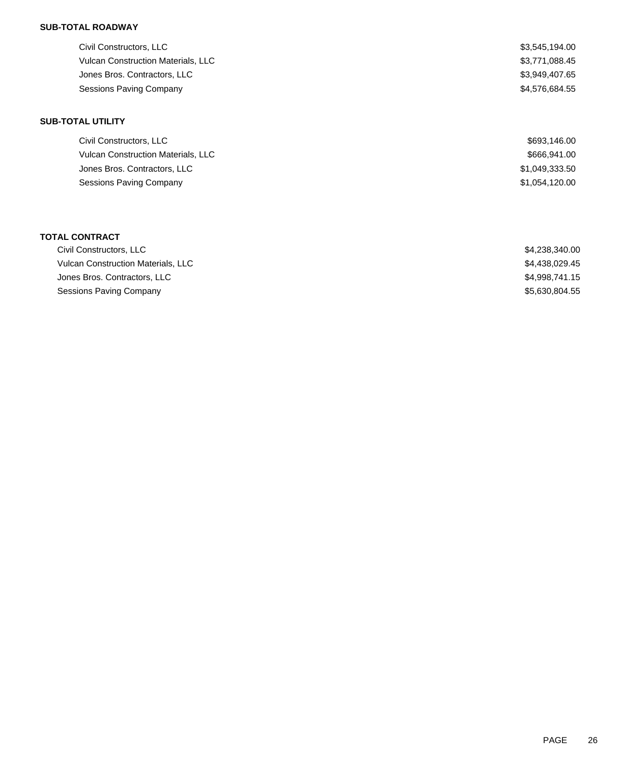**SUB-TOTAL ROADWAY**

| | |
|---|---|
| Civil Constructors, LLC | $3,545,194.00 |
| Vulcan Construction Materials, LLC | $3,771,088.45 |
| Jones Bros. Contractors, LLC | $3,949,407.65 |
| Sessions Paving Company | $4,576,684.55 |

**SUB-TOTAL UTILITY**

| | |
|---|---|
| Civil Constructors, LLC | $693,146.00 |
| Vulcan Construction Materials, LLC | $666,941.00 |
| Jones Bros. Contractors, LLC | $1,049,333.50 |
| Sessions Paving Company | $1,054,120.00 |

**TOTAL CONTRACT**

| | |
|---|---|
| Civil Constructors, LLC | $4,238,340.00 |
| Vulcan Construction Materials, LLC | $4,438,029.45 |
| Jones Bros. Contractors, LLC | $4,998,741.15 |
| Sessions Paving Company | $5,630,804.55 |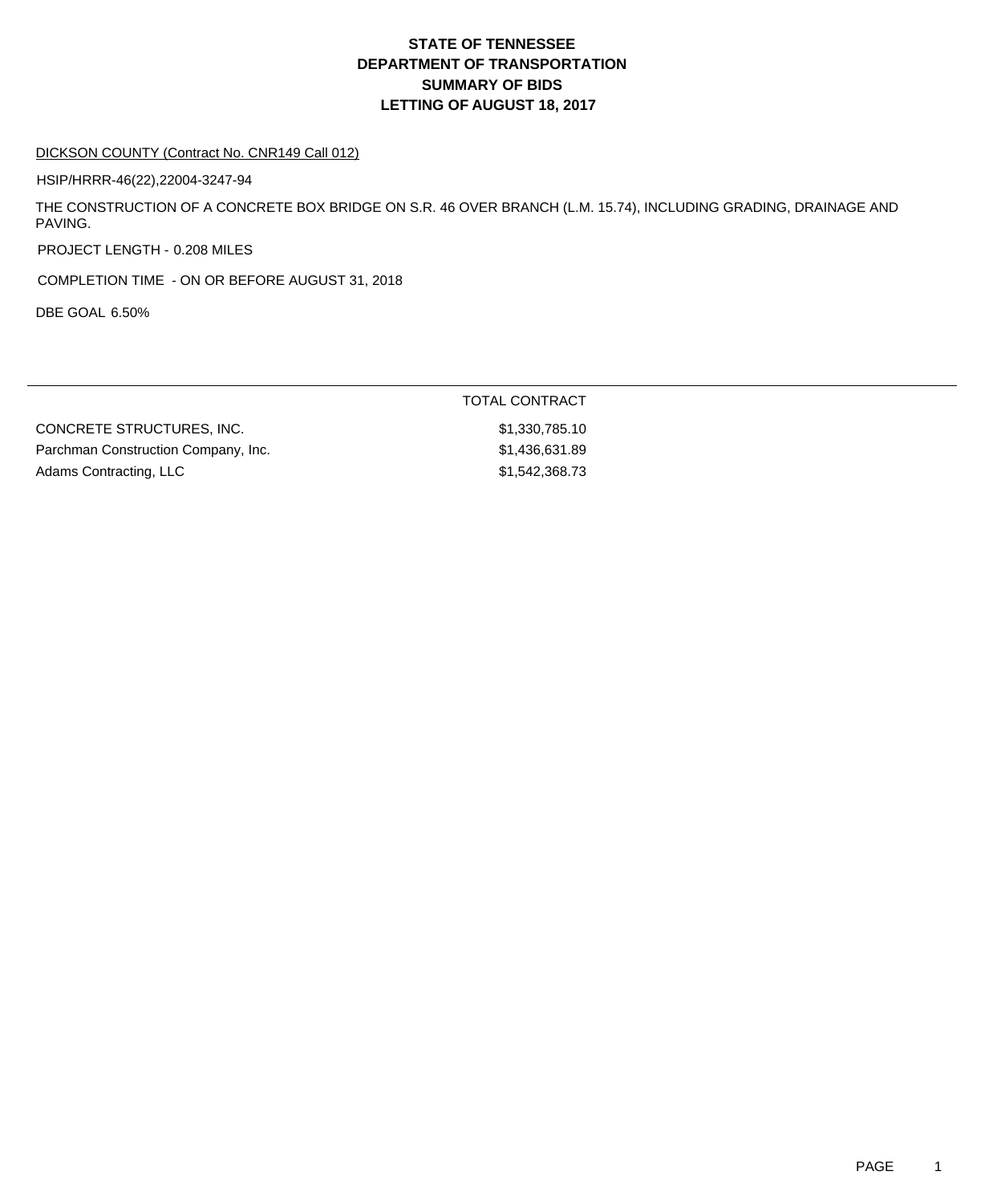# STATE OF TENNESSEE
# DEPARTMENT OF TRANSPORTATION
# SUMMARY OF BIDS
# LETTING OF AUGUST 18, 2017

DICKSON COUNTY (Contract No. CNR149 Call 012)

HSIP/HRRR-46(22),22004-3247-94

THE CONSTRUCTION OF A CONCRETE BOX BRIDGE ON S.R. 46 OVER BRANCH (L.M. 15.74), INCLUDING GRADING, DRAINAGE AND PAVING.

PROJECT LENGTH - 0.208 MILES

COMPLETION TIME - ON OR BEFORE AUGUST 31, 2018

DBE GOAL 6.50%

| | TOTAL CONTRACT |
|---|---|
| CONCRETE STRUCTURES, INC. | $1,330,785.10 |
| Parchman Construction Company, Inc. | $1,436,631.89 |
| Adams Contracting, LLC | $1,542,368.73 |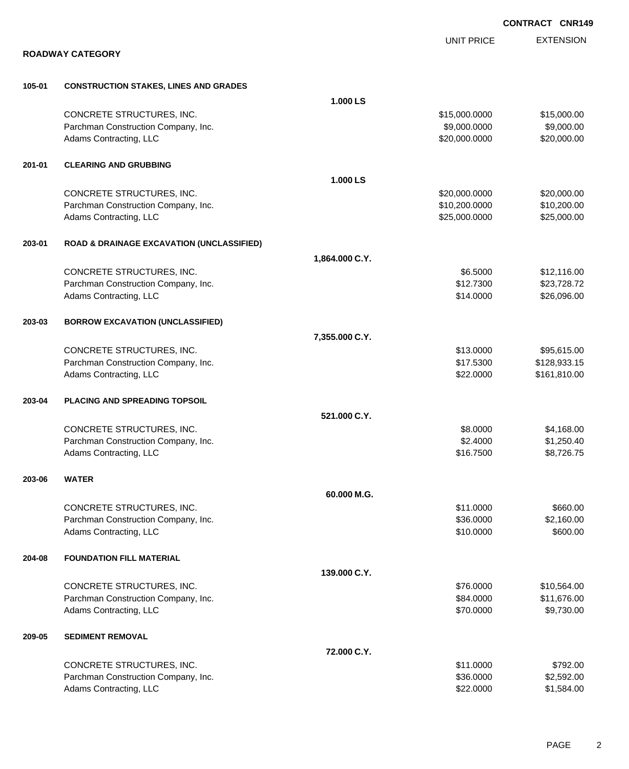**CONTRACT CNR149**

**ROADWAY CATEGORY**

| | | | UNIT PRICE | EXTENSION |
|---|---|---|---|---|
| **105-01** | **CONSTRUCTION STAKES, LINES AND GRADES** | | | |
| | | **1.000 LS** | | |
| | CONCRETE STRUCTURES, INC. | | $15,000.0000 | $15,000.00 |
| | Parchman Construction Company, Inc. | | $9,000.0000 | $9,000.00 |
| | Adams Contracting, LLC | | $20,000.0000 | $20,000.00 |
| **201-01** | **CLEARING AND GRUBBING** | | | |
| | | **1.000 LS** | | |
| | CONCRETE STRUCTURES, INC. | | $20,000.0000 | $20,000.00 |
| | Parchman Construction Company, Inc. | | $10,200.0000 | $10,200.00 |
| | Adams Contracting, LLC | | $25,000.0000 | $25,000.00 |
| **203-01** | **ROAD & DRAINAGE EXCAVATION (UNCLASSIFIED)** | | | |
| | | **1,864.000 C.Y.** | | |
| | CONCRETE STRUCTURES, INC. | | $6.5000 | $12,116.00 |
| | Parchman Construction Company, Inc. | | $12.7300 | $23,728.72 |
| | Adams Contracting, LLC | | $14.0000 | $26,096.00 |
| **203-03** | **BORROW EXCAVATION (UNCLASSIFIED)** | | | |
| | | **7,355.000 C.Y.** | | |
| | CONCRETE STRUCTURES, INC. | | $13.0000 | $95,615.00 |
| | Parchman Construction Company, Inc. | | $17.5300 | $128,933.15 |
| | Adams Contracting, LLC | | $22.0000 | $161,810.00 |
| **203-04** | **PLACING AND SPREADING TOPSOIL** | | | |
| | | **521.000 C.Y.** | | |
| | CONCRETE STRUCTURES, INC. | | $8.0000 | $4,168.00 |
| | Parchman Construction Company, Inc. | | $2.4000 | $1,250.40 |
| | Adams Contracting, LLC | | $16.7500 | $8,726.75 |
| **203-06** | **WATER** | | | |
| | | **60.000 M.G.** | | |
| | CONCRETE STRUCTURES, INC. | | $11.0000 | $660.00 |
| | Parchman Construction Company, Inc. | | $36.0000 | $2,160.00 |
| | Adams Contracting, LLC | | $10.0000 | $600.00 |
| **204-08** | **FOUNDATION FILL MATERIAL** | | | |
| | | **139.000 C.Y.** | | |
| | CONCRETE STRUCTURES, INC. | | $76.0000 | $10,564.00 |
| | Parchman Construction Company, Inc. | | $84.0000 | $11,676.00 |
| | Adams Contracting, LLC | | $70.0000 | $9,730.00 |
| **209-05** | **SEDIMENT REMOVAL** | | | |
| | | **72.000 C.Y.** | | |
| | CONCRETE STRUCTURES, INC. | | $11.0000 | $792.00 |
| | Parchman Construction Company, Inc. | | $36.0000 | $2,592.00 |
| | Adams Contracting, LLC | | $22.0000 | $1,584.00 |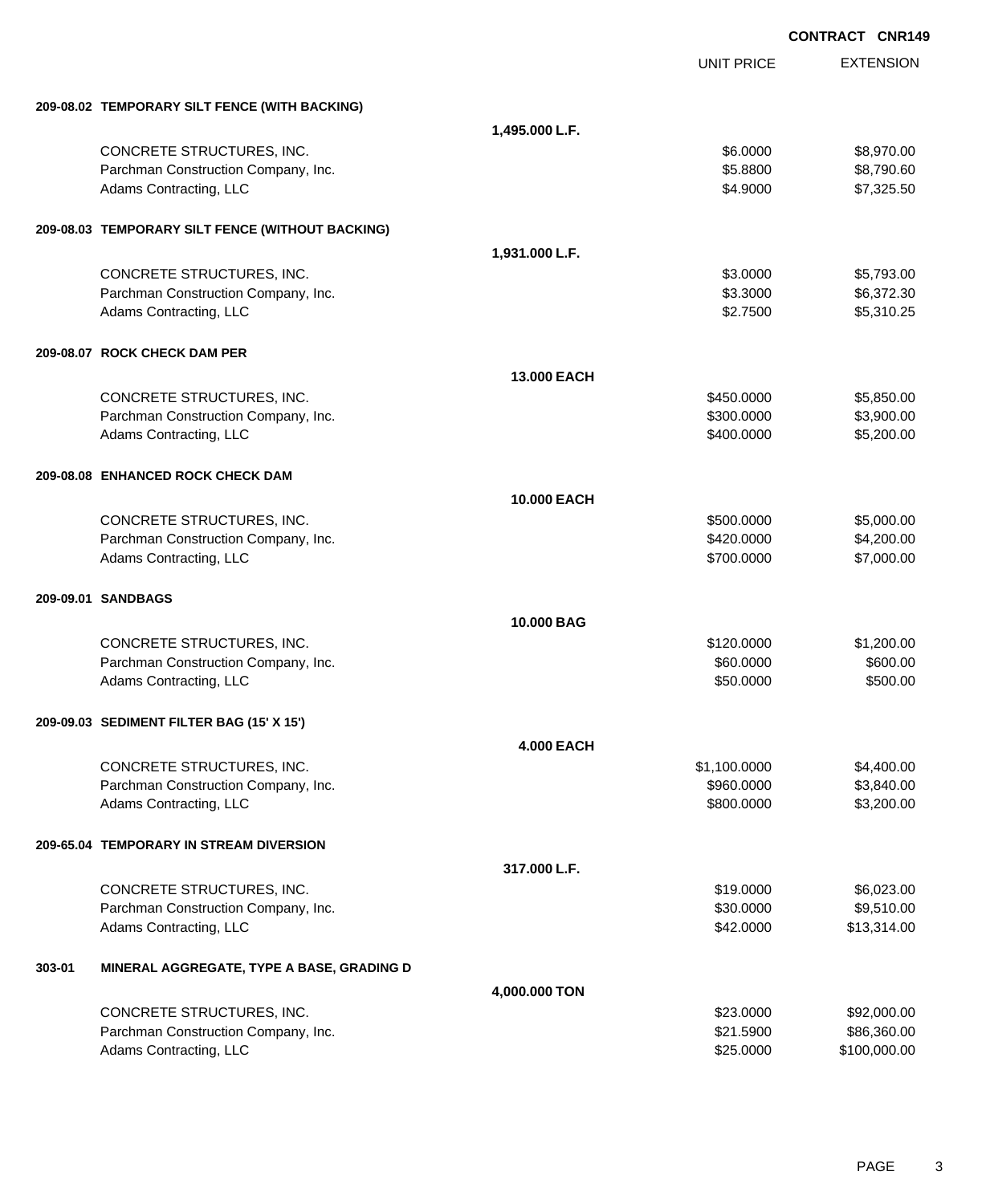**CONTRACT CNR149**

| | | UNIT PRICE | EXTENSION |
|---|---|---|---|
| **209-08.02 TEMPORARY SILT FENCE (WITH BACKING)** | | | |
| | **1,495.000 L.F.** | | |
| CONCRETE STRUCTURES, INC. | | $6.0000 | $8,970.00 |
| Parchman Construction Company, Inc. | | $5.8800 | $8,790.60 |
| Adams Contracting, LLC | | $4.9000 | $7,325.50 |
| **209-08.03 TEMPORARY SILT FENCE (WITHOUT BACKING)** | | | |
| | **1,931.000 L.F.** | | |
| CONCRETE STRUCTURES, INC. | | $3.0000 | $5,793.00 |
| Parchman Construction Company, Inc. | | $3.3000 | $6,372.30 |
| Adams Contracting, LLC | | $2.7500 | $5,310.25 |
| **209-08.07 ROCK CHECK DAM PER** | | | |
| | **13.000 EACH** | | |
| CONCRETE STRUCTURES, INC. | | $450.0000 | $5,850.00 |
| Parchman Construction Company, Inc. | | $300.0000 | $3,900.00 |
| Adams Contracting, LLC | | $400.0000 | $5,200.00 |
| **209-08.08 ENHANCED ROCK CHECK DAM** | | | |
| | **10.000 EACH** | | |
| CONCRETE STRUCTURES, INC. | | $500.0000 | $5,000.00 |
| Parchman Construction Company, Inc. | | $420.0000 | $4,200.00 |
| Adams Contracting, LLC | | $700.0000 | $7,000.00 |
| **209-09.01 SANDBAGS** | | | |
| | **10.000 BAG** | | |
| CONCRETE STRUCTURES, INC. | | $120.0000 | $1,200.00 |
| Parchman Construction Company, Inc. | | $60.0000 | $600.00 |
| Adams Contracting, LLC | | $50.0000 | $500.00 |
| **209-09.03 SEDIMENT FILTER BAG (15' X 15')** | | | |
| | **4.000 EACH** | | |
| CONCRETE STRUCTURES, INC. | | $1,100.0000 | $4,400.00 |
| Parchman Construction Company, Inc. | | $960.0000 | $3,840.00 |
| Adams Contracting, LLC | | $800.0000 | $3,200.00 |
| **209-65.04 TEMPORARY IN STREAM DIVERSION** | | | |
| | **317.000 L.F.** | | |
| CONCRETE STRUCTURES, INC. | | $19.0000 | $6,023.00 |
| Parchman Construction Company, Inc. | | $30.0000 | $9,510.00 |
| Adams Contracting, LLC | | $42.0000 | $13,314.00 |
| **303-01 MINERAL AGGREGATE, TYPE A BASE, GRADING D** | | | |
| | **4,000.000 TON** | | |
| CONCRETE STRUCTURES, INC. | | $23.0000 | $92,000.00 |
| Parchman Construction Company, Inc. | | $21.5900 | $86,360.00 |
| Adams Contracting, LLC | | $25.0000 | $100,000.00 |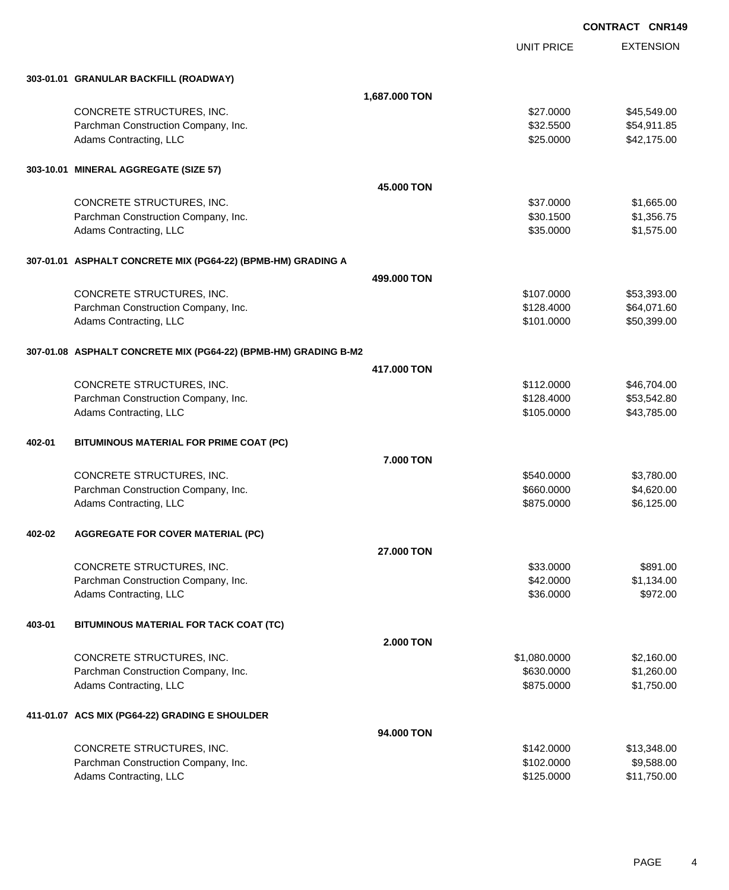**CONTRACT CNR149**

| | | UNIT PRICE | EXTENSION |
|---|---|---|---|
| **303-01.01 GRANULAR BACKFILL (ROADWAY)** | | | |
| | **1,687.000 TON** | | |
| CONCRETE STRUCTURES, INC. | | $27.0000 | $45,549.00 |
| Parchman Construction Company, Inc. | | $32.5500 | $54,911.85 |
| Adams Contracting, LLC | | $25.0000 | $42,175.00 |
| **303-10.01 MINERAL AGGREGATE (SIZE 57)** | | | |
| | **45.000 TON** | | |
| CONCRETE STRUCTURES, INC. | | $37.0000 | $1,665.00 |
| Parchman Construction Company, Inc. | | $30.1500 | $1,356.75 |
| Adams Contracting, LLC | | $35.0000 | $1,575.00 |
| **307-01.01 ASPHALT CONCRETE MIX (PG64-22) (BPMB-HM) GRADING A** | | | |
| | **499.000 TON** | | |
| CONCRETE STRUCTURES, INC. | | $107.0000 | $53,393.00 |
| Parchman Construction Company, Inc. | | $128.4000 | $64,071.60 |
| Adams Contracting, LLC | | $101.0000 | $50,399.00 |
| **307-01.08 ASPHALT CONCRETE MIX (PG64-22) (BPMB-HM) GRADING B-M2** | | | |
| | **417.000 TON** | | |
| CONCRETE STRUCTURES, INC. | | $112.0000 | $46,704.00 |
| Parchman Construction Company, Inc. | | $128.4000 | $53,542.80 |
| Adams Contracting, LLC | | $105.0000 | $43,785.00 |
| **402-01 BITUMINOUS MATERIAL FOR PRIME COAT (PC)** | | | |
| | **7.000 TON** | | |
| CONCRETE STRUCTURES, INC. | | $540.0000 | $3,780.00 |
| Parchman Construction Company, Inc. | | $660.0000 | $4,620.00 |
| Adams Contracting, LLC | | $875.0000 | $6,125.00 |
| **402-02 AGGREGATE FOR COVER MATERIAL (PC)** | | | |
| | **27.000 TON** | | |
| CONCRETE STRUCTURES, INC. | | $33.0000 | $891.00 |
| Parchman Construction Company, Inc. | | $42.0000 | $1,134.00 |
| Adams Contracting, LLC | | $36.0000 | $972.00 |
| **403-01 BITUMINOUS MATERIAL FOR TACK COAT (TC)** | | | |
| | **2.000 TON** | | |
| CONCRETE STRUCTURES, INC. | | $1,080.0000 | $2,160.00 |
| Parchman Construction Company, Inc. | | $630.0000 | $1,260.00 |
| Adams Contracting, LLC | | $875.0000 | $1,750.00 |
| **411-01.07 ACS MIX (PG64-22) GRADING E SHOULDER** | | | |
| | **94.000 TON** | | |
| CONCRETE STRUCTURES, INC. | | $142.0000 | $13,348.00 |
| Parchman Construction Company, Inc. | | $102.0000 | $9,588.00 |
| Adams Contracting, LLC | | $125.0000 | $11,750.00 |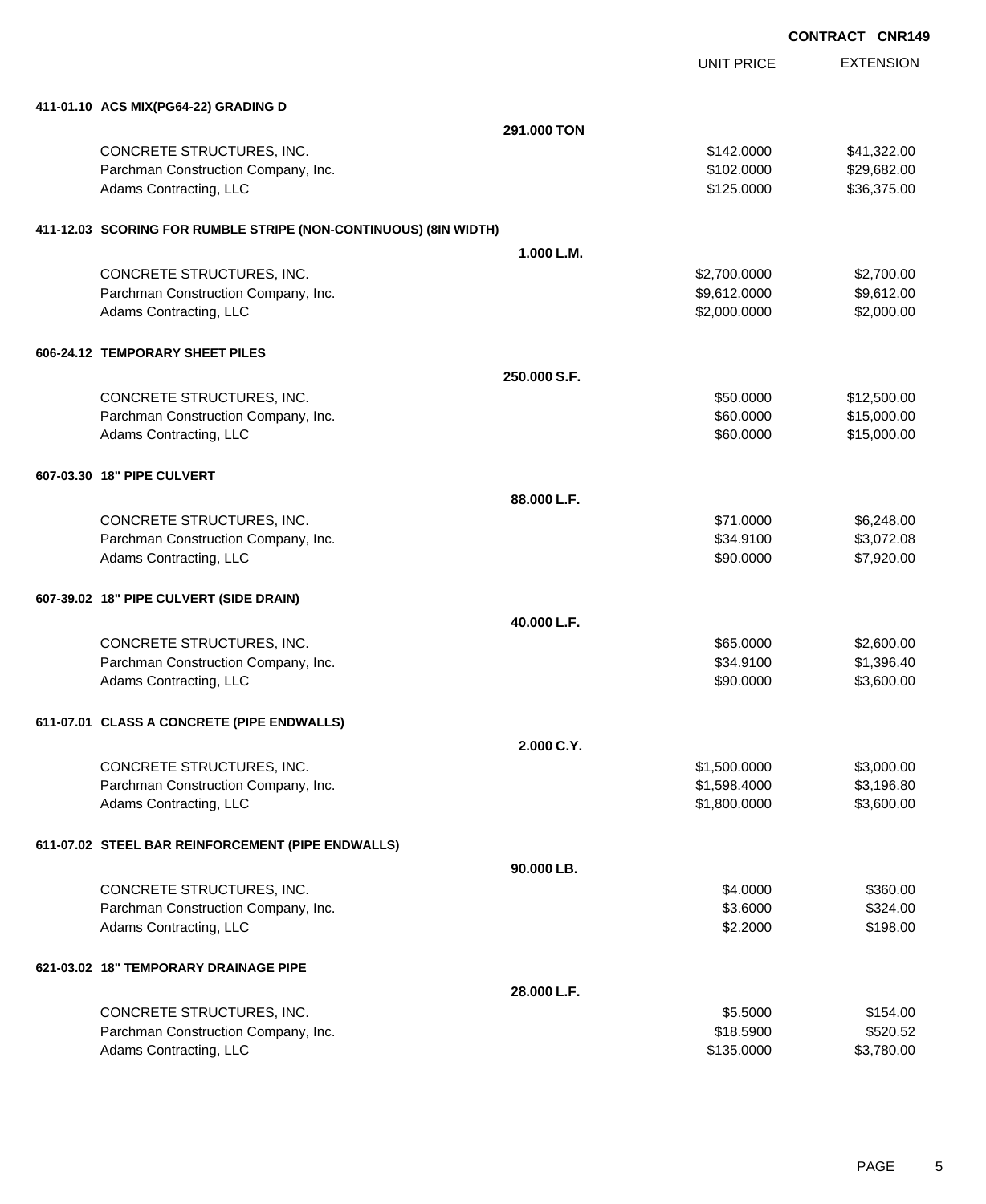**CONTRACT CNR149**

| | UNIT PRICE | EXTENSION |
|---|---|---|
| **411-01.10 ACS MIX(PG64-22) GRADING D** | | |
| **291.000 TON** | | |
| CONCRETE STRUCTURES, INC. | $142.0000 | $41,322.00 |
| Parchman Construction Company, Inc. | $102.0000 | $29,682.00 |
| Adams Contracting, LLC | $125.0000 | $36,375.00 |
| **411-12.03 SCORING FOR RUMBLE STRIPE (NON-CONTINUOUS) (8IN WIDTH)** | | |
| **1.000 L.M.** | | |
| CONCRETE STRUCTURES, INC. | $2,700.0000 | $2,700.00 |
| Parchman Construction Company, Inc. | $9,612.0000 | $9,612.00 |
| Adams Contracting, LLC | $2,000.0000 | $2,000.00 |
| **606-24.12 TEMPORARY SHEET PILES** | | |
| **250.000 S.F.** | | |
| CONCRETE STRUCTURES, INC. | $50.0000 | $12,500.00 |
| Parchman Construction Company, Inc. | $60.0000 | $15,000.00 |
| Adams Contracting, LLC | $60.0000 | $15,000.00 |
| **607-03.30 18" PIPE CULVERT** | | |
| **88.000 L.F.** | | |
| CONCRETE STRUCTURES, INC. | $71.0000 | $6,248.00 |
| Parchman Construction Company, Inc. | $34.9100 | $3,072.08 |
| Adams Contracting, LLC | $90.0000 | $7,920.00 |
| **607-39.02 18" PIPE CULVERT (SIDE DRAIN)** | | |
| **40.000 L.F.** | | |
| CONCRETE STRUCTURES, INC. | $65.0000 | $2,600.00 |
| Parchman Construction Company, Inc. | $34.9100 | $1,396.40 |
| Adams Contracting, LLC | $90.0000 | $3,600.00 |
| **611-07.01 CLASS A CONCRETE (PIPE ENDWALLS)** | | |
| **2.000 C.Y.** | | |
| CONCRETE STRUCTURES, INC. | $1,500.0000 | $3,000.00 |
| Parchman Construction Company, Inc. | $1,598.4000 | $3,196.80 |
| Adams Contracting, LLC | $1,800.0000 | $3,600.00 |
| **611-07.02 STEEL BAR REINFORCEMENT (PIPE ENDWALLS)** | | |
| **90.000 LB.** | | |
| CONCRETE STRUCTURES, INC. | $4.0000 | $360.00 |
| Parchman Construction Company, Inc. | $3.6000 | $324.00 |
| Adams Contracting, LLC | $2.2000 | $198.00 |
| **621-03.02 18" TEMPORARY DRAINAGE PIPE** | | |
| **28.000 L.F.** | | |
| CONCRETE STRUCTURES, INC. | $5.5000 | $154.00 |
| Parchman Construction Company, Inc. | $18.5900 | $520.52 |
| Adams Contracting, LLC | $135.0000 | $3,780.00 |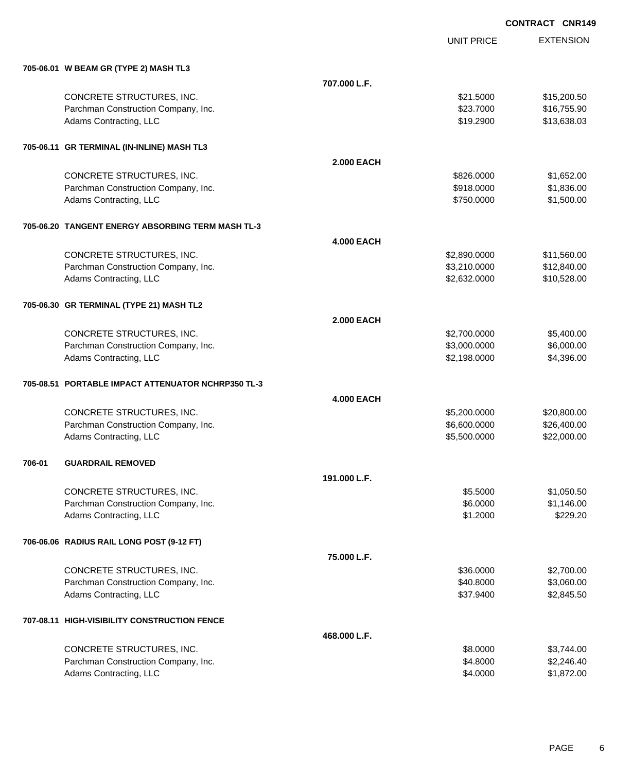**CONTRACT CNR149**

| | UNIT PRICE | EXTENSION |
|---|---|---|
| **705-06.01 W BEAM GR (TYPE 2) MASH TL3** | | |
| **707.000 L.F.** | | |
| CONCRETE STRUCTURES, INC. | $21.5000 | $15,200.50 |
| Parchman Construction Company, Inc. | $23.7000 | $16,755.90 |
| Adams Contracting, LLC | $19.2900 | $13,638.03 |
| **705-06.11 GR TERMINAL (IN-INLINE) MASH TL3** | | |
| **2.000 EACH** | | |
| CONCRETE STRUCTURES, INC. | $826.0000 | $1,652.00 |
| Parchman Construction Company, Inc. | $918.0000 | $1,836.00 |
| Adams Contracting, LLC | $750.0000 | $1,500.00 |
| **705-06.20 TANGENT ENERGY ABSORBING TERM MASH TL-3** | | |
| **4.000 EACH** | | |
| CONCRETE STRUCTURES, INC. | $2,890.0000 | $11,560.00 |
| Parchman Construction Company, Inc. | $3,210.0000 | $12,840.00 |
| Adams Contracting, LLC | $2,632.0000 | $10,528.00 |
| **705-06.30 GR TERMINAL (TYPE 21) MASH TL2** | | |
| **2.000 EACH** | | |
| CONCRETE STRUCTURES, INC. | $2,700.0000 | $5,400.00 |
| Parchman Construction Company, Inc. | $3,000.0000 | $6,000.00 |
| Adams Contracting, LLC | $2,198.0000 | $4,396.00 |
| **705-08.51 PORTABLE IMPACT ATTENUATOR NCHRP350 TL-3** | | |
| **4.000 EACH** | | |
| CONCRETE STRUCTURES, INC. | $5,200.0000 | $20,800.00 |
| Parchman Construction Company, Inc. | $6,600.0000 | $26,400.00 |
| Adams Contracting, LLC | $5,500.0000 | $22,000.00 |
| **706-01 GUARDRAIL REMOVED** | | |
| **191.000 L.F.** | | |
| CONCRETE STRUCTURES, INC. | $5.5000 | $1,050.50 |
| Parchman Construction Company, Inc. | $6.0000 | $1,146.00 |
| Adams Contracting, LLC | $1.2000 | $229.20 |
| **706-06.06 RADIUS RAIL LONG POST (9-12 FT)** | | |
| **75.000 L.F.** | | |
| CONCRETE STRUCTURES, INC. | $36.0000 | $2,700.00 |
| Parchman Construction Company, Inc. | $40.8000 | $3,060.00 |
| Adams Contracting, LLC | $37.9400 | $2,845.50 |
| **707-08.11 HIGH-VISIBILITY CONSTRUCTION FENCE** | | |
| **468.000 L.F.** | | |
| CONCRETE STRUCTURES, INC. | $8.0000 | $3,744.00 |
| Parchman Construction Company, Inc. | $4.8000 | $2,246.40 |
| Adams Contracting, LLC | $4.0000 | $1,872.00 |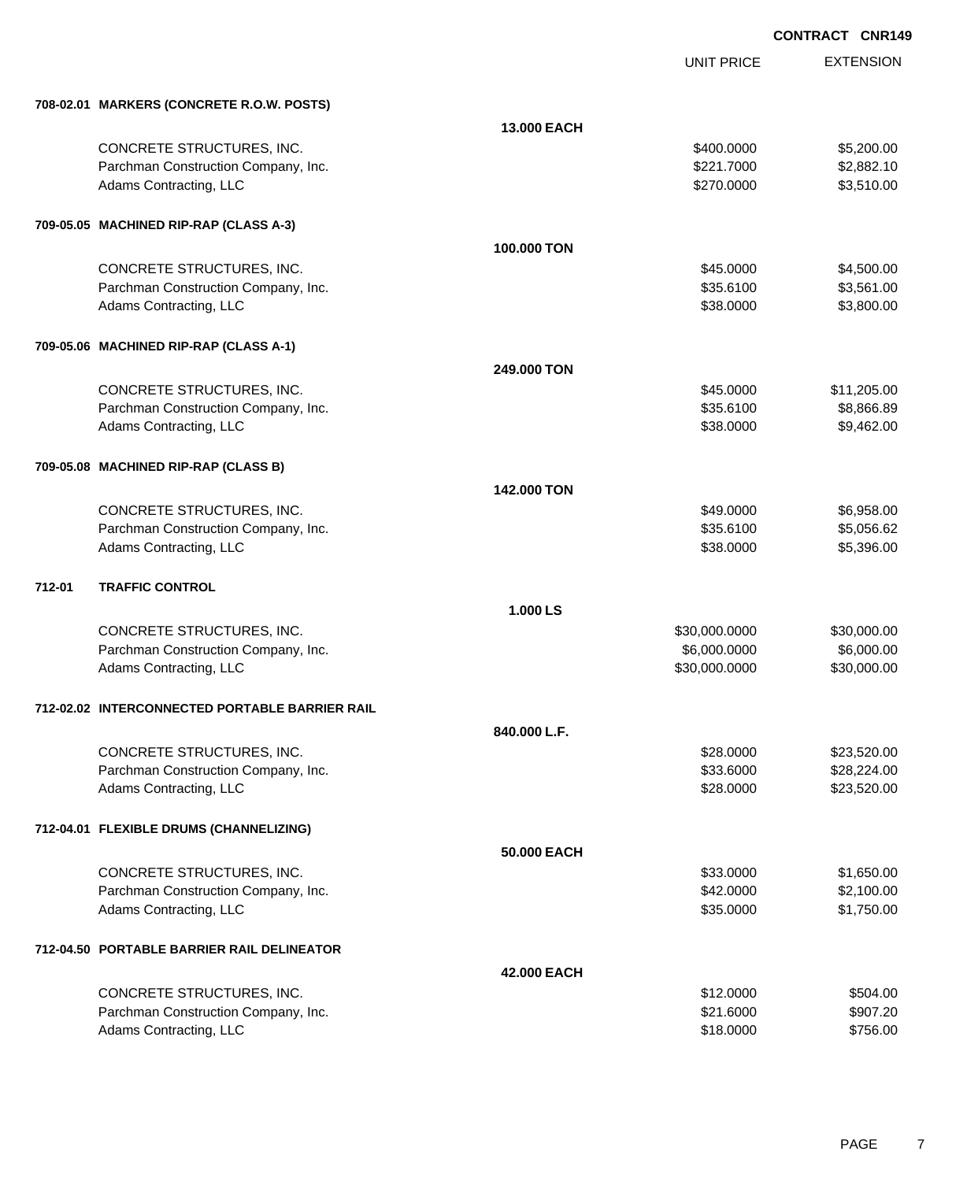**CONTRACT CNR149**

| | | UNIT PRICE | EXTENSION |
|---|---|---|---|
| **708-02.01 MARKERS (CONCRETE R.O.W. POSTS)** | | | |
| | **13.000 EACH** | | |
| CONCRETE STRUCTURES, INC. | | $400.0000 | $5,200.00 |
| Parchman Construction Company, Inc. | | $221.7000 | $2,882.10 |
| Adams Contracting, LLC | | $270.0000 | $3,510.00 |
| **709-05.05 MACHINED RIP-RAP (CLASS A-3)** | | | |
| | **100.000 TON** | | |
| CONCRETE STRUCTURES, INC. | | $45.0000 | $4,500.00 |
| Parchman Construction Company, Inc. | | $35.6100 | $3,561.00 |
| Adams Contracting, LLC | | $38.0000 | $3,800.00 |
| **709-05.06 MACHINED RIP-RAP (CLASS A-1)** | | | |
| | **249.000 TON** | | |
| CONCRETE STRUCTURES, INC. | | $45.0000 | $11,205.00 |
| Parchman Construction Company, Inc. | | $35.6100 | $8,866.89 |
| Adams Contracting, LLC | | $38.0000 | $9,462.00 |
| **709-05.08 MACHINED RIP-RAP (CLASS B)** | | | |
| | **142.000 TON** | | |
| CONCRETE STRUCTURES, INC. | | $49.0000 | $6,958.00 |
| Parchman Construction Company, Inc. | | $35.6100 | $5,056.62 |
| Adams Contracting, LLC | | $38.0000 | $5,396.00 |
| **712-01 TRAFFIC CONTROL** | | | |
| | **1.000 LS** | | |
| CONCRETE STRUCTURES, INC. | | $30,000.0000 | $30,000.00 |
| Parchman Construction Company, Inc. | | $6,000.0000 | $6,000.00 |
| Adams Contracting, LLC | | $30,000.0000 | $30,000.00 |
| **712-02.02 INTERCONNECTED PORTABLE BARRIER RAIL** | | | |
| | **840.000 L.F.** | | |
| CONCRETE STRUCTURES, INC. | | $28.0000 | $23,520.00 |
| Parchman Construction Company, Inc. | | $33.6000 | $28,224.00 |
| Adams Contracting, LLC | | $28.0000 | $23,520.00 |
| **712-04.01 FLEXIBLE DRUMS (CHANNELIZING)** | | | |
| | **50.000 EACH** | | |
| CONCRETE STRUCTURES, INC. | | $33.0000 | $1,650.00 |
| Parchman Construction Company, Inc. | | $42.0000 | $2,100.00 |
| Adams Contracting, LLC | | $35.0000 | $1,750.00 |
| **712-04.50 PORTABLE BARRIER RAIL DELINEATOR** | | | |
| | **42.000 EACH** | | |
| CONCRETE STRUCTURES, INC. | | $12.0000 | $504.00 |
| Parchman Construction Company, Inc. | | $21.6000 | $907.20 |
| Adams Contracting, LLC | | $18.0000 | $756.00 |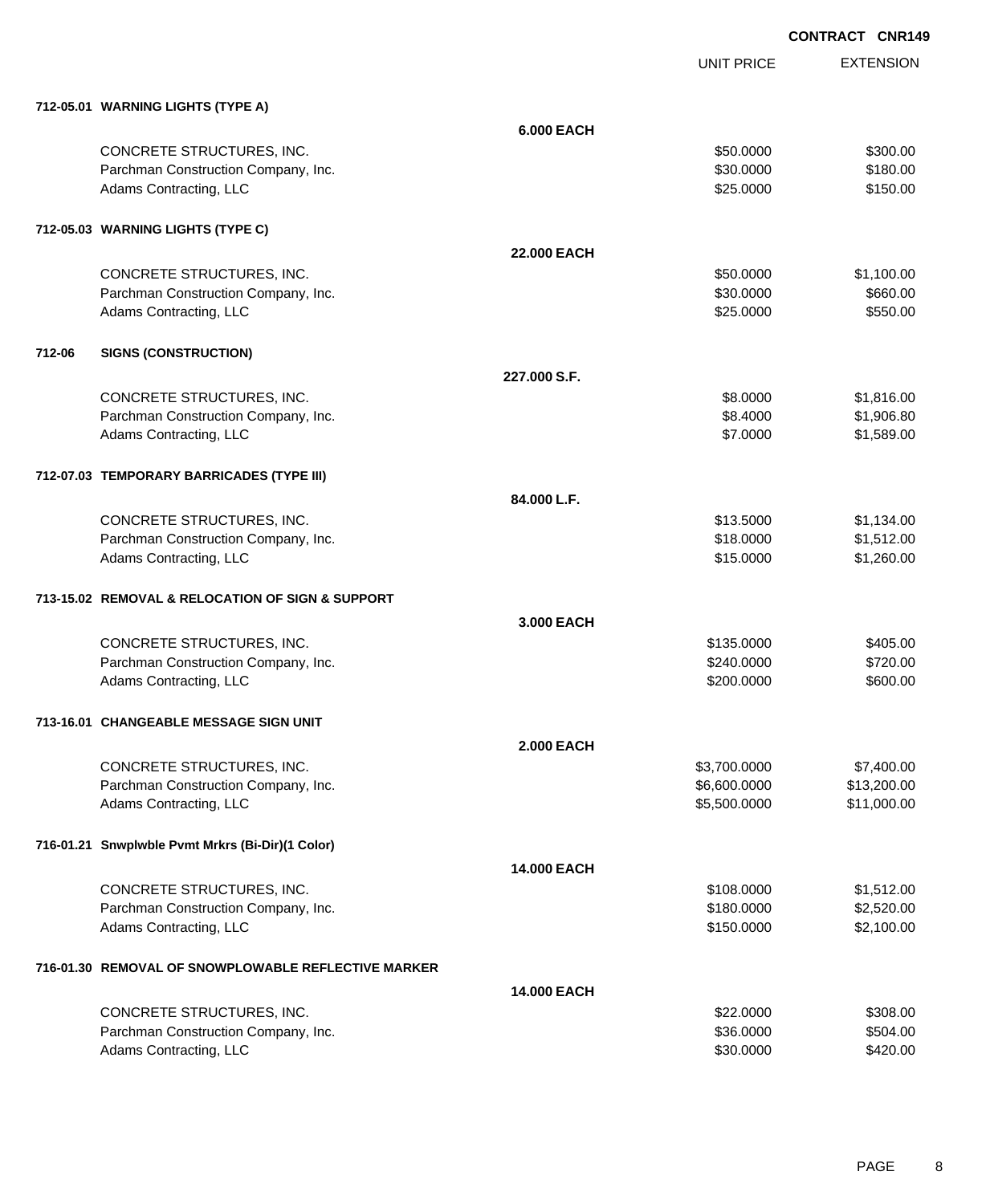**CONTRACT CNR149**

| | | UNIT PRICE | EXTENSION |
|---|---|---|---|
| **712-05.01 WARNING LIGHTS (TYPE A)** | | | |
| | **6.000 EACH** | | |
| CONCRETE STRUCTURES, INC. | | $50.0000 | $300.00 |
| Parchman Construction Company, Inc. | | $30.0000 | $180.00 |
| Adams Contracting, LLC | | $25.0000 | $150.00 |
| **712-05.03 WARNING LIGHTS (TYPE C)** | | | |
| | **22.000 EACH** | | |
| CONCRETE STRUCTURES, INC. | | $50.0000 | $1,100.00 |
| Parchman Construction Company, Inc. | | $30.0000 | $660.00 |
| Adams Contracting, LLC | | $25.0000 | $550.00 |
| **712-06 SIGNS (CONSTRUCTION)** | | | |
| | **227.000 S.F.** | | |
| CONCRETE STRUCTURES, INC. | | $8.0000 | $1,816.00 |
| Parchman Construction Company, Inc. | | $8.4000 | $1,906.80 |
| Adams Contracting, LLC | | $7.0000 | $1,589.00 |
| **712-07.03 TEMPORARY BARRICADES (TYPE III)** | | | |
| | **84.000 L.F.** | | |
| CONCRETE STRUCTURES, INC. | | $13.5000 | $1,134.00 |
| Parchman Construction Company, Inc. | | $18.0000 | $1,512.00 |
| Adams Contracting, LLC | | $15.0000 | $1,260.00 |
| **713-15.02 REMOVAL & RELOCATION OF SIGN & SUPPORT** | | | |
| | **3.000 EACH** | | |
| CONCRETE STRUCTURES, INC. | | $135.0000 | $405.00 |
| Parchman Construction Company, Inc. | | $240.0000 | $720.00 |
| Adams Contracting, LLC | | $200.0000 | $600.00 |
| **713-16.01 CHANGEABLE MESSAGE SIGN UNIT** | | | |
| | **2.000 EACH** | | |
| CONCRETE STRUCTURES, INC. | | $3,700.0000 | $7,400.00 |
| Parchman Construction Company, Inc. | | $6,600.0000 | $13,200.00 |
| Adams Contracting, LLC | | $5,500.0000 | $11,000.00 |
| **716-01.21 Snwplwble Pvmt Mrkrs (Bi-Dir)(1 Color)** | | | |
| | **14.000 EACH** | | |
| CONCRETE STRUCTURES, INC. | | $108.0000 | $1,512.00 |
| Parchman Construction Company, Inc. | | $180.0000 | $2,520.00 |
| Adams Contracting, LLC | | $150.0000 | $2,100.00 |
| **716-01.30 REMOVAL OF SNOWPLOWABLE REFLECTIVE MARKER** | | | |
| | **14.000 EACH** | | |
| CONCRETE STRUCTURES, INC. | | $22.0000 | $308.00 |
| Parchman Construction Company, Inc. | | $36.0000 | $504.00 |
| Adams Contracting, LLC | | $30.0000 | $420.00 |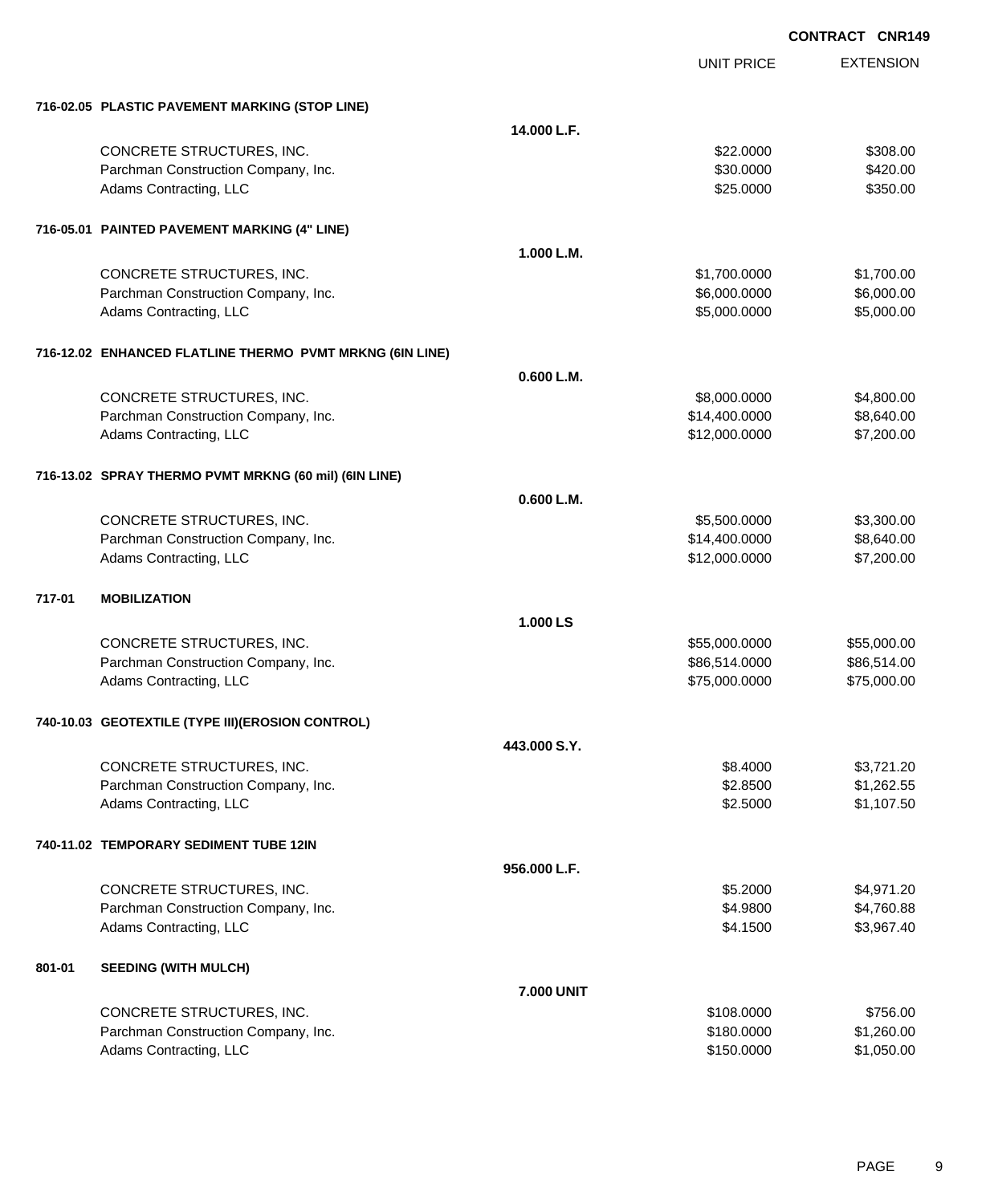**CONTRACT CNR149**

| | | UNIT PRICE | EXTENSION |
|---|---|---|---|
| **716-02.05 PLASTIC PAVEMENT MARKING (STOP LINE)** | | | |
| | **14.000 L.F.** | | |
| CONCRETE STRUCTURES, INC. | | $22.0000 | $308.00 |
| Parchman Construction Company, Inc. | | $30.0000 | $420.00 |
| Adams Contracting, LLC | | $25.0000 | $350.00 |
| **716-05.01 PAINTED PAVEMENT MARKING (4" LINE)** | | | |
| | **1.000 L.M.** | | |
| CONCRETE STRUCTURES, INC. | | $1,700.0000 | $1,700.00 |
| Parchman Construction Company, Inc. | | $6,000.0000 | $6,000.00 |
| Adams Contracting, LLC | | $5,000.0000 | $5,000.00 |
| **716-12.02 ENHANCED FLATLINE THERMO PVMT MRKNG (6IN LINE)** | | | |
| | **0.600 L.M.** | | |
| CONCRETE STRUCTURES, INC. | | $8,000.0000 | $4,800.00 |
| Parchman Construction Company, Inc. | | $14,400.0000 | $8,640.00 |
| Adams Contracting, LLC | | $12,000.0000 | $7,200.00 |
| **716-13.02 SPRAY THERMO PVMT MRKNG (60 mil) (6IN LINE)** | | | |
| | **0.600 L.M.** | | |
| CONCRETE STRUCTURES, INC. | | $5,500.0000 | $3,300.00 |
| Parchman Construction Company, Inc. | | $14,400.0000 | $8,640.00 |
| Adams Contracting, LLC | | $12,000.0000 | $7,200.00 |
| **717-01 MOBILIZATION** | | | |
| | **1.000 LS** | | |
| CONCRETE STRUCTURES, INC. | | $55,000.0000 | $55,000.00 |
| Parchman Construction Company, Inc. | | $86,514.0000 | $86,514.00 |
| Adams Contracting, LLC | | $75,000.0000 | $75,000.00 |
| **740-10.03 GEOTEXTILE (TYPE III)(EROSION CONTROL)** | | | |
| | **443.000 S.Y.** | | |
| CONCRETE STRUCTURES, INC. | | $8.4000 | $3,721.20 |
| Parchman Construction Company, Inc. | | $2.8500 | $1,262.55 |
| Adams Contracting, LLC | | $2.5000 | $1,107.50 |
| **740-11.02 TEMPORARY SEDIMENT TUBE 12IN** | | | |
| | **956.000 L.F.** | | |
| CONCRETE STRUCTURES, INC. | | $5.2000 | $4,971.20 |
| Parchman Construction Company, Inc. | | $4.9800 | $4,760.88 |
| Adams Contracting, LLC | | $4.1500 | $3,967.40 |
| **801-01 SEEDING (WITH MULCH)** | | | |
| | **7.000 UNIT** | | |
| CONCRETE STRUCTURES, INC. | | $108.0000 | $756.00 |
| Parchman Construction Company, Inc. | | $180.0000 | $1,260.00 |
| Adams Contracting, LLC | | $150.0000 | $1,050.00 |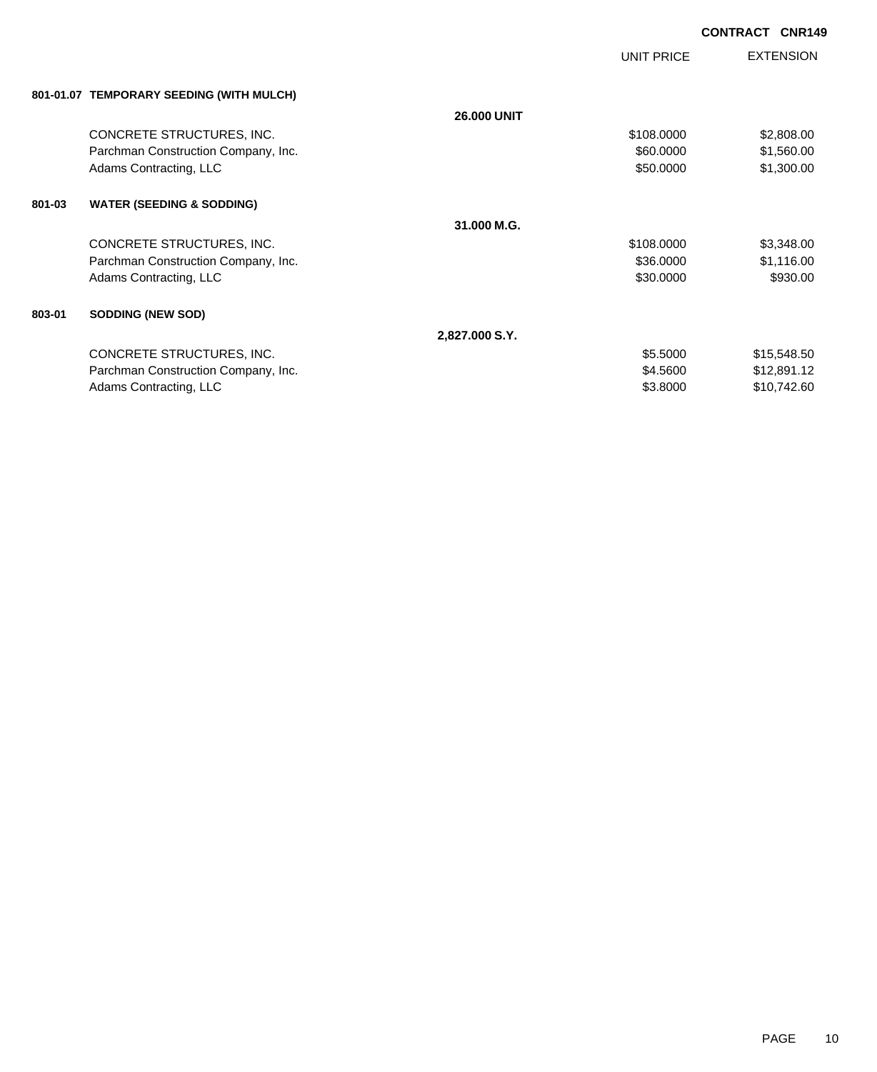CONTRACT CNR149

| | | | UNIT PRICE | EXTENSION |
|---|---|---|---|---|
| **801-01.07** | **TEMPORARY SEEDING (WITH MULCH)** | | | |
| | | **26.000 UNIT** | | |
| | CONCRETE STRUCTURES, INC. | | $108.0000 | $2,808.00 |
| | Parchman Construction Company, Inc. | | $60.0000 | $1,560.00 |
| | Adams Contracting, LLC | | $50.0000 | $1,300.00 |
| **801-03** | **WATER (SEEDING & SODDING)** | | | |
| | | **31.000 M.G.** | | |
| | CONCRETE STRUCTURES, INC. | | $108.0000 | $3,348.00 |
| | Parchman Construction Company, Inc. | | $36.0000 | $1,116.00 |
| | Adams Contracting, LLC | | $30.0000 | $930.00 |
| **803-01** | **SODDING (NEW SOD)** | | | |
| | | **2,827.000 S.Y.** | | |
| | CONCRETE STRUCTURES, INC. | | $5.5000 | $15,548.50 |
| | Parchman Construction Company, Inc. | | $4.5600 | $12,891.12 |
| | Adams Contracting, LLC | | $3.8000 | $10,742.60 |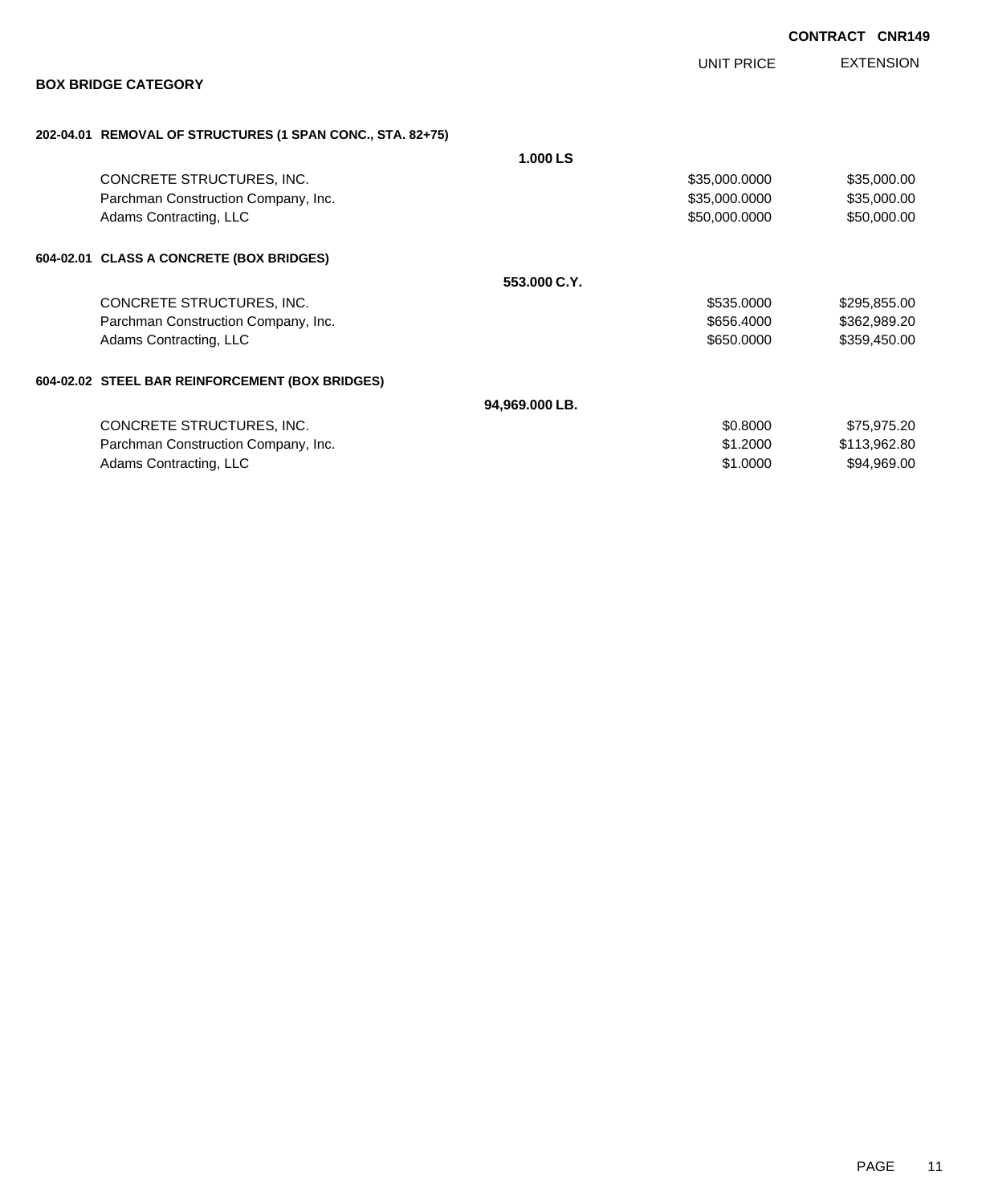**CONTRACT CNR149**

## BOX BRIDGE CATEGORY

| | UNIT PRICE | EXTENSION |
|---|---|---|
| **202-04.01 REMOVAL OF STRUCTURES (1 SPAN CONC., STA. 82+75)** | | |
| **1.000 LS** | | |
| CONCRETE STRUCTURES, INC. | $35,000.0000 | $35,000.00 |
| Parchman Construction Company, Inc. | $35,000.0000 | $35,000.00 |
| Adams Contracting, LLC | $50,000.0000 | $50,000.00 |
| **604-02.01 CLASS A CONCRETE (BOX BRIDGES)** | | |
| **553.000 C.Y.** | | |
| CONCRETE STRUCTURES, INC. | $535.0000 | $295,855.00 |
| Parchman Construction Company, Inc. | $656.4000 | $362,989.20 |
| Adams Contracting, LLC | $650.0000 | $359,450.00 |
| **604-02.02 STEEL BAR REINFORCEMENT (BOX BRIDGES)** | | |
| **94,969.000 LB.** | | |
| CONCRETE STRUCTURES, INC. | $0.8000 | $75,975.20 |
| Parchman Construction Company, Inc. | $1.2000 | $113,962.80 |
| Adams Contracting, LLC | $1.0000 | $94,969.00 |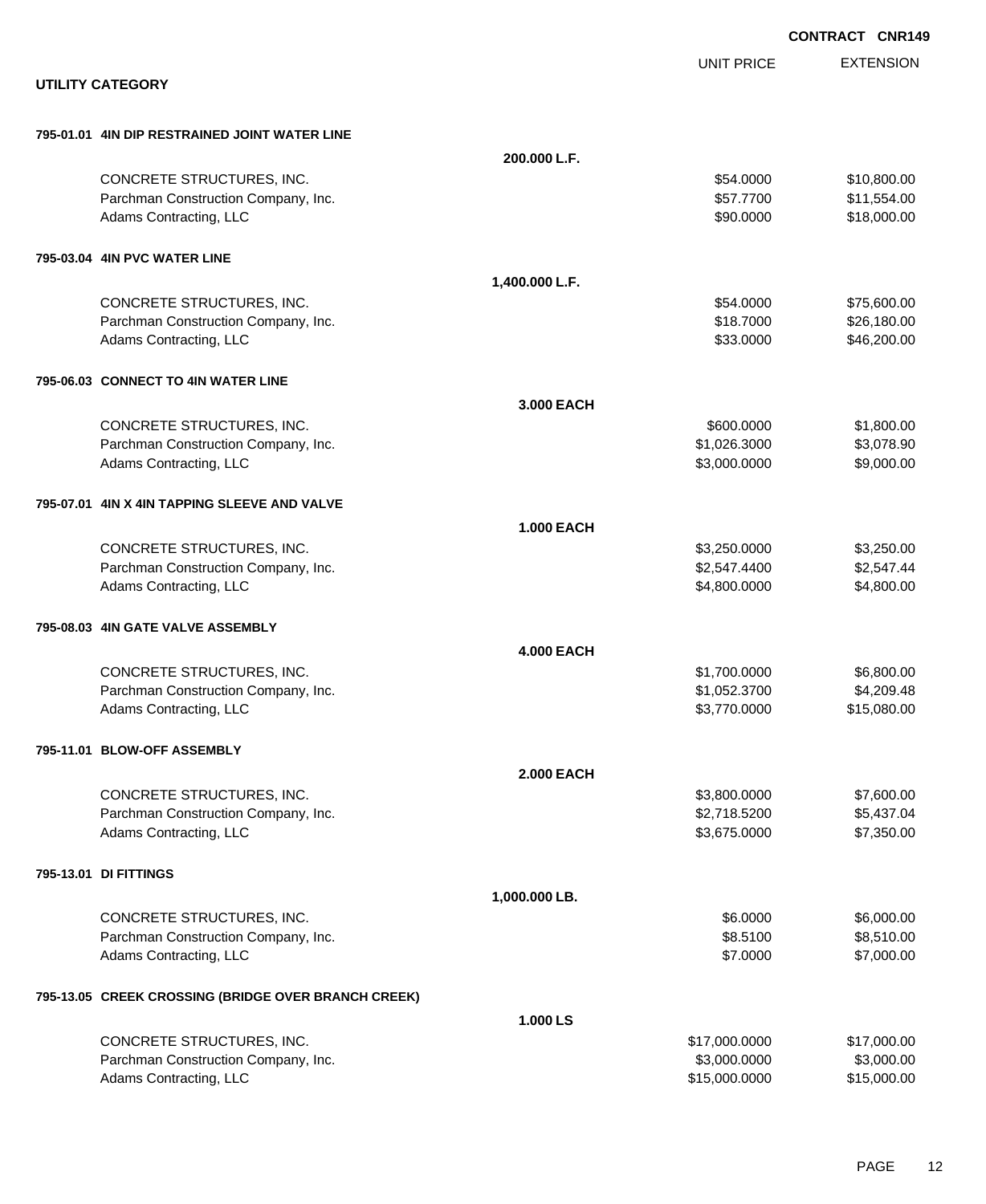**CONTRACT CNR149**

## UTILITY CATEGORY

| | | UNIT PRICE | EXTENSION |
|---|---|---|---|
| **795-01.01 4IN DIP RESTRAINED JOINT WATER LINE** | **200.000 L.F.** | | |
| CONCRETE STRUCTURES, INC. | | $54.0000 | $10,800.00 |
| Parchman Construction Company, Inc. | | $57.7700 | $11,554.00 |
| Adams Contracting, LLC | | $90.0000 | $18,000.00 |
| **795-03.04 4IN PVC WATER LINE** | **1,400.000 L.F.** | | |
| CONCRETE STRUCTURES, INC. | | $54.0000 | $75,600.00 |
| Parchman Construction Company, Inc. | | $18.7000 | $26,180.00 |
| Adams Contracting, LLC | | $33.0000 | $46,200.00 |
| **795-06.03 CONNECT TO 4IN WATER LINE** | **3.000 EACH** | | |
| CONCRETE STRUCTURES, INC. | | $600.0000 | $1,800.00 |
| Parchman Construction Company, Inc. | | $1,026.3000 | $3,078.90 |
| Adams Contracting, LLC | | $3,000.0000 | $9,000.00 |
| **795-07.01 4IN X 4IN TAPPING SLEEVE AND VALVE** | **1.000 EACH** | | |
| CONCRETE STRUCTURES, INC. | | $3,250.0000 | $3,250.00 |
| Parchman Construction Company, Inc. | | $2,547.4400 | $2,547.44 |
| Adams Contracting, LLC | | $4,800.0000 | $4,800.00 |
| **795-08.03 4IN GATE VALVE ASSEMBLY** | **4.000 EACH** | | |
| CONCRETE STRUCTURES, INC. | | $1,700.0000 | $6,800.00 |
| Parchman Construction Company, Inc. | | $1,052.3700 | $4,209.48 |
| Adams Contracting, LLC | | $3,770.0000 | $15,080.00 |
| **795-11.01 BLOW-OFF ASSEMBLY** | **2.000 EACH** | | |
| CONCRETE STRUCTURES, INC. | | $3,800.0000 | $7,600.00 |
| Parchman Construction Company, Inc. | | $2,718.5200 | $5,437.04 |
| Adams Contracting, LLC | | $3,675.0000 | $7,350.00 |
| **795-13.01 DI FITTINGS** | **1,000.000 LB.** | | |
| CONCRETE STRUCTURES, INC. | | $6.0000 | $6,000.00 |
| Parchman Construction Company, Inc. | | $8.5100 | $8,510.00 |
| Adams Contracting, LLC | | $7.0000 | $7,000.00 |
| **795-13.05 CREEK CROSSING (BRIDGE OVER BRANCH CREEK)** | **1.000 LS** | | |
| CONCRETE STRUCTURES, INC. | | $17,000.0000 | $17,000.00 |
| Parchman Construction Company, Inc. | | $3,000.0000 | $3,000.00 |
| Adams Contracting, LLC | | $15,000.0000 | $15,000.00 |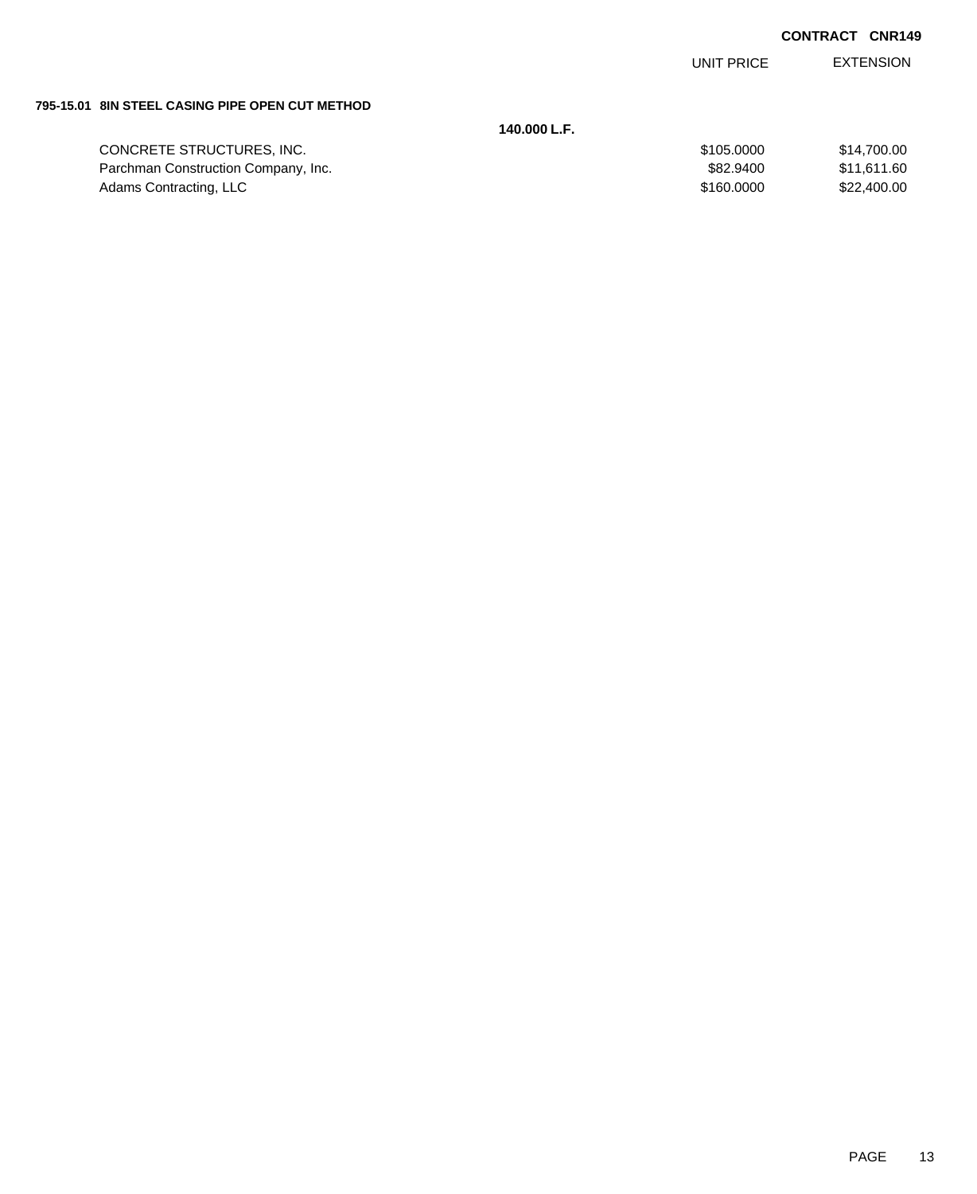**CONTRACT CNR149**

| | | UNIT PRICE | EXTENSION |
|---|---|---|---|
| **795-15.01 8IN STEEL CASING PIPE OPEN CUT METHOD** | | | |
| | **140.000 L.F.** | | |
| CONCRETE STRUCTURES, INC. | | $105.0000 | $14,700.00 |
| Parchman Construction Company, Inc. | | $82.9400 | $11,611.60 |
| Adams Contracting, LLC | | $160.0000 | $22,400.00 |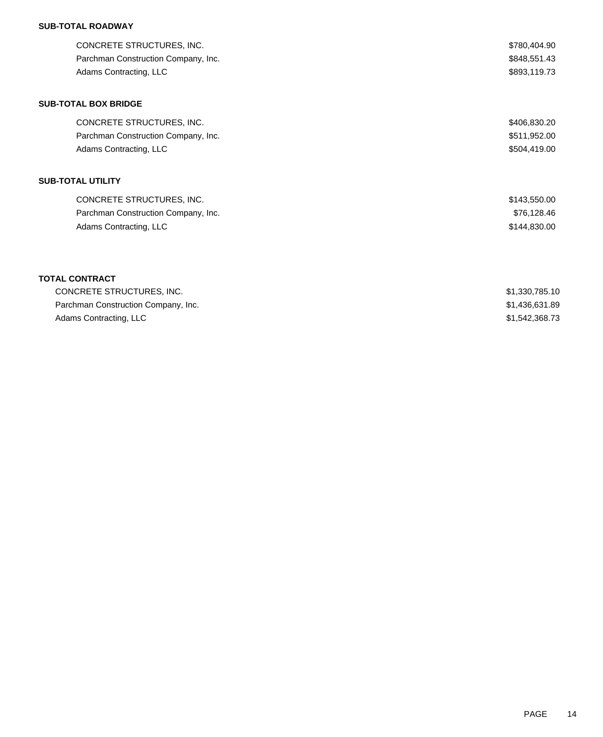**SUB-TOTAL ROADWAY**

| | |
|---|---|
| CONCRETE STRUCTURES, INC. | $780,404.90 |
| Parchman Construction Company, Inc. | $848,551.43 |
| Adams Contracting, LLC | $893,119.73 |

**SUB-TOTAL BOX BRIDGE**

| | |
|---|---|
| CONCRETE STRUCTURES, INC. | $406,830.20 |
| Parchman Construction Company, Inc. | $511,952.00 |
| Adams Contracting, LLC | $504,419.00 |

**SUB-TOTAL UTILITY**

| | |
|---|---|
| CONCRETE STRUCTURES, INC. | $143,550.00 |
| Parchman Construction Company, Inc. | $76,128.46 |
| Adams Contracting, LLC | $144,830.00 |

**TOTAL CONTRACT**

| | |
|---|---|
| CONCRETE STRUCTURES, INC. | $1,330,785.10 |
| Parchman Construction Company, Inc. | $1,436,631.89 |
| Adams Contracting, LLC | $1,542,368.73 |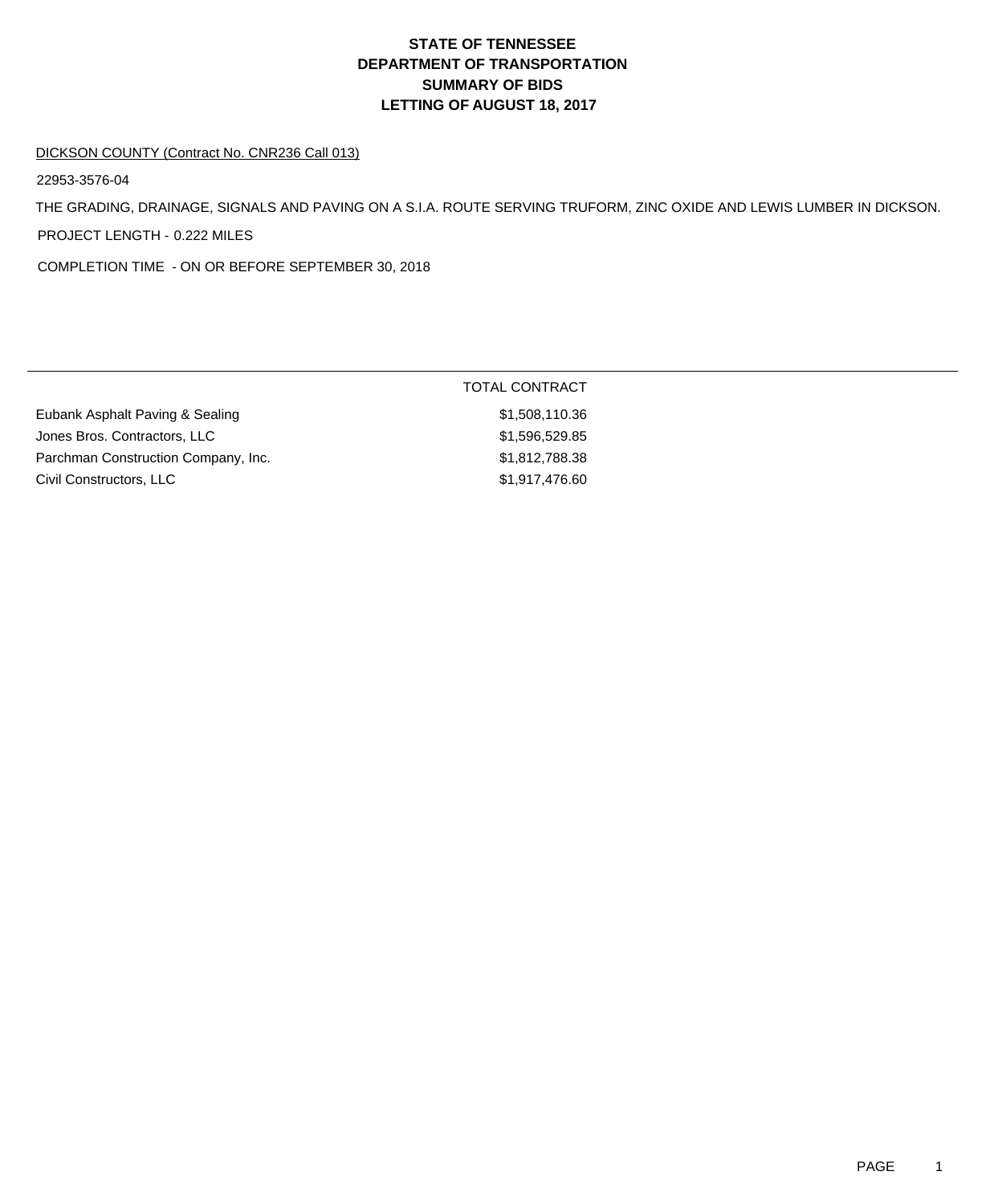# STATE OF TENNESSEE
# DEPARTMENT OF TRANSPORTATION
# SUMMARY OF BIDS
# LETTING OF AUGUST 18, 2017

DICKSON COUNTY (Contract No. CNR236 Call 013)

22953-3576-04

THE GRADING, DRAINAGE, SIGNALS AND PAVING ON A S.I.A. ROUTE SERVING TRUFORM, ZINC OXIDE AND LEWIS LUMBER IN DICKSON.

PROJECT LENGTH - 0.222 MILES

COMPLETION TIME - ON OR BEFORE SEPTEMBER 30, 2018

| | TOTAL CONTRACT |
|---|---|
| Eubank Asphalt Paving & Sealing | $1,508,110.36 |
| Jones Bros. Contractors, LLC | $1,596,529.85 |
| Parchman Construction Company, Inc. | $1,812,788.38 |
| Civil Constructors, LLC | $1,917,476.60 |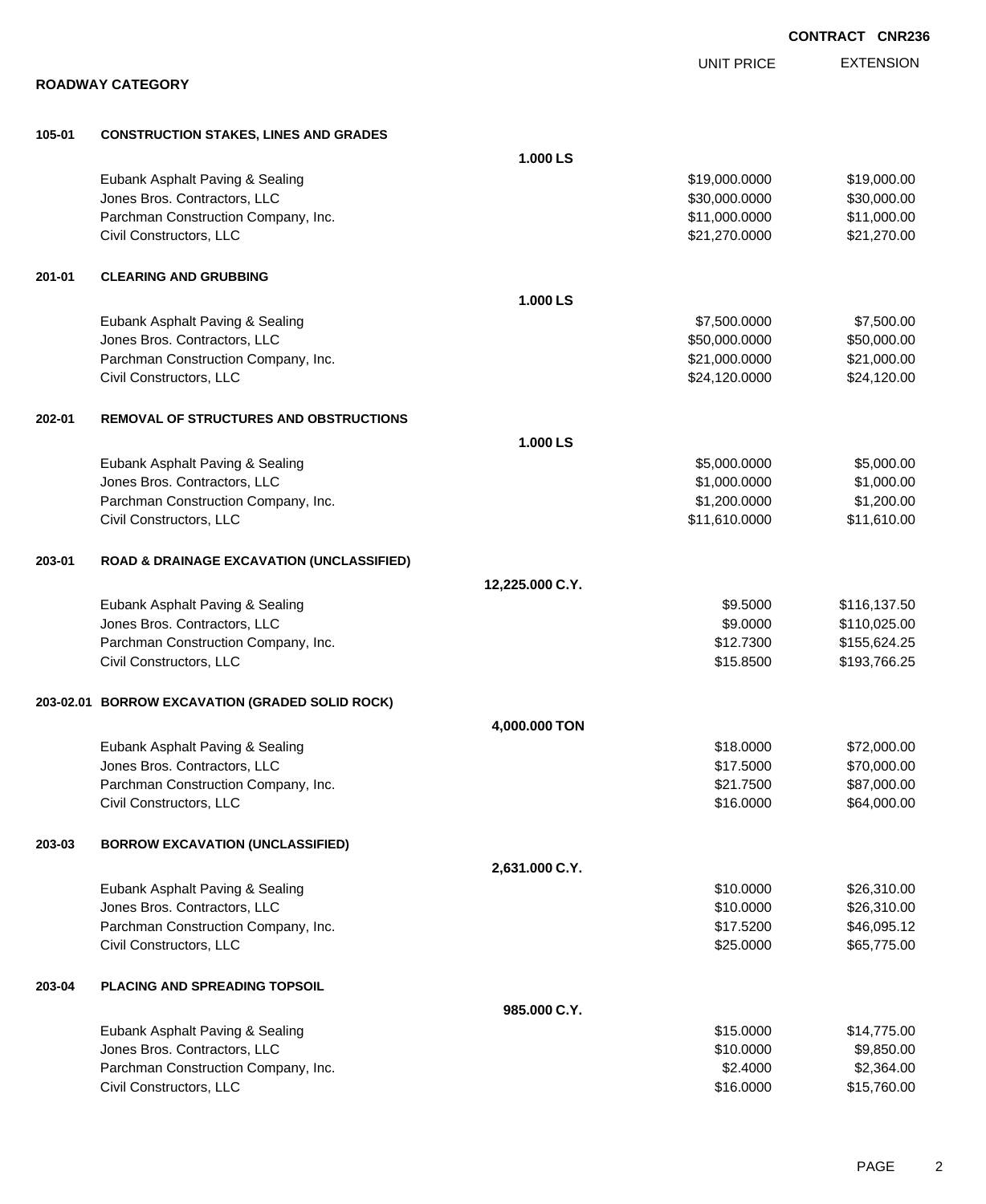**CONTRACT CNR236**

## ROADWAY CATEGORY

### 105-01 CONSTRUCTION STAKES, LINES AND GRADES

1.000 LS

| Bidder | UNIT PRICE | EXTENSION |
|---|---|---|
| Eubank Asphalt Paving & Sealing | $19,000.0000 | $19,000.00 |
| Jones Bros. Contractors, LLC | $30,000.0000 | $30,000.00 |
| Parchman Construction Company, Inc. | $11,000.0000 | $11,000.00 |
| Civil Constructors, LLC | $21,270.0000 | $21,270.00 |

### 201-01 CLEARING AND GRUBBING

1.000 LS

| Bidder | UNIT PRICE | EXTENSION |
|---|---|---|
| Eubank Asphalt Paving & Sealing | $7,500.0000 | $7,500.00 |
| Jones Bros. Contractors, LLC | $50,000.0000 | $50,000.00 |
| Parchman Construction Company, Inc. | $21,000.0000 | $21,000.00 |
| Civil Constructors, LLC | $24,120.0000 | $24,120.00 |

### 202-01 REMOVAL OF STRUCTURES AND OBSTRUCTIONS

1.000 LS

| Bidder | UNIT PRICE | EXTENSION |
|---|---|---|
| Eubank Asphalt Paving & Sealing | $5,000.0000 | $5,000.00 |
| Jones Bros. Contractors, LLC | $1,000.0000 | $1,000.00 |
| Parchman Construction Company, Inc. | $1,200.0000 | $1,200.00 |
| Civil Constructors, LLC | $11,610.0000 | $11,610.00 |

### 203-01 ROAD & DRAINAGE EXCAVATION (UNCLASSIFIED)

12,225.000 C.Y.

| Bidder | UNIT PRICE | EXTENSION |
|---|---|---|
| Eubank Asphalt Paving & Sealing | $9.5000 | $116,137.50 |
| Jones Bros. Contractors, LLC | $9.0000 | $110,025.00 |
| Parchman Construction Company, Inc. | $12.7300 | $155,624.25 |
| Civil Constructors, LLC | $15.8500 | $193,766.25 |

### 203-02.01 BORROW EXCAVATION (GRADED SOLID ROCK)

4,000.000 TON

| Bidder | UNIT PRICE | EXTENSION |
|---|---|---|
| Eubank Asphalt Paving & Sealing | $18.0000 | $72,000.00 |
| Jones Bros. Contractors, LLC | $17.5000 | $70,000.00 |
| Parchman Construction Company, Inc. | $21.7500 | $87,000.00 |
| Civil Constructors, LLC | $16.0000 | $64,000.00 |

### 203-03 BORROW EXCAVATION (UNCLASSIFIED)

2,631.000 C.Y.

| Bidder | UNIT PRICE | EXTENSION |
|---|---|---|
| Eubank Asphalt Paving & Sealing | $10.0000 | $26,310.00 |
| Jones Bros. Contractors, LLC | $10.0000 | $26,310.00 |
| Parchman Construction Company, Inc. | $17.5200 | $46,095.12 |
| Civil Constructors, LLC | $25.0000 | $65,775.00 |

### 203-04 PLACING AND SPREADING TOPSOIL

985.000 C.Y.

| Bidder | UNIT PRICE | EXTENSION |
|---|---|---|
| Eubank Asphalt Paving & Sealing | $15.0000 | $14,775.00 |
| Jones Bros. Contractors, LLC | $10.0000 | $9,850.00 |
| Parchman Construction Company, Inc. | $2.4000 | $2,364.00 |
| Civil Constructors, LLC | $16.0000 | $15,760.00 |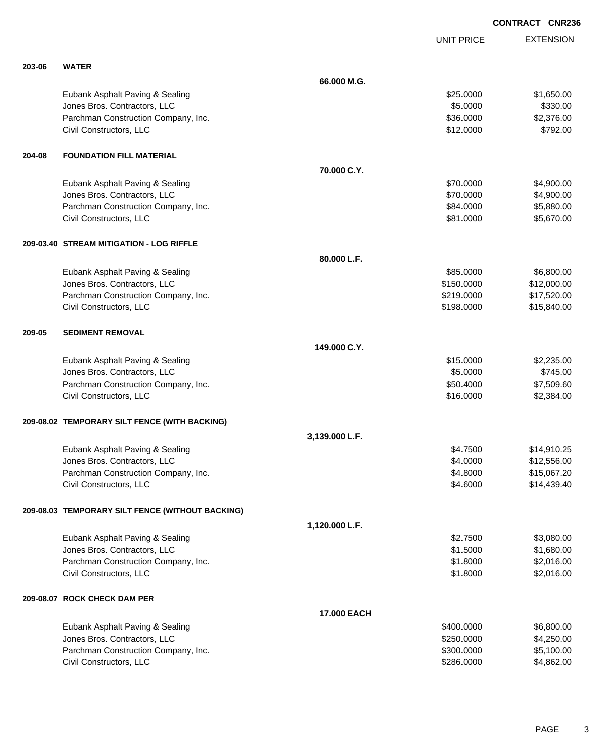**CONTRACT CNR236**

| | | | UNIT PRICE | EXTENSION |
|---|---|---|---|---|
| **203-06** | **WATER** | | | |
| | | **66.000 M.G.** | | |
| | Eubank Asphalt Paving & Sealing | | $25.0000 | $1,650.00 |
| | Jones Bros. Contractors, LLC | | $5.0000 | $330.00 |
| | Parchman Construction Company, Inc. | | $36.0000 | $2,376.00 |
| | Civil Constructors, LLC | | $12.0000 | $792.00 |
| **204-08** | **FOUNDATION FILL MATERIAL** | | | |
| | | **70.000 C.Y.** | | |
| | Eubank Asphalt Paving & Sealing | | $70.0000 | $4,900.00 |
| | Jones Bros. Contractors, LLC | | $70.0000 | $4,900.00 |
| | Parchman Construction Company, Inc. | | $84.0000 | $5,880.00 |
| | Civil Constructors, LLC | | $81.0000 | $5,670.00 |
| **209-03.40** | **STREAM MITIGATION - LOG RIFFLE** | | | |
| | | **80.000 L.F.** | | |
| | Eubank Asphalt Paving & Sealing | | $85.0000 | $6,800.00 |
| | Jones Bros. Contractors, LLC | | $150.0000 | $12,000.00 |
| | Parchman Construction Company, Inc. | | $219.0000 | $17,520.00 |
| | Civil Constructors, LLC | | $198.0000 | $15,840.00 |
| **209-05** | **SEDIMENT REMOVAL** | | | |
| | | **149.000 C.Y.** | | |
| | Eubank Asphalt Paving & Sealing | | $15.0000 | $2,235.00 |
| | Jones Bros. Contractors, LLC | | $5.0000 | $745.00 |
| | Parchman Construction Company, Inc. | | $50.4000 | $7,509.60 |
| | Civil Constructors, LLC | | $16.0000 | $2,384.00 |
| **209-08.02** | **TEMPORARY SILT FENCE (WITH BACKING)** | | | |
| | | **3,139.000 L.F.** | | |
| | Eubank Asphalt Paving & Sealing | | $4.7500 | $14,910.25 |
| | Jones Bros. Contractors, LLC | | $4.0000 | $12,556.00 |
| | Parchman Construction Company, Inc. | | $4.8000 | $15,067.20 |
| | Civil Constructors, LLC | | $4.6000 | $14,439.40 |
| **209-08.03** | **TEMPORARY SILT FENCE (WITHOUT BACKING)** | | | |
| | | **1,120.000 L.F.** | | |
| | Eubank Asphalt Paving & Sealing | | $2.7500 | $3,080.00 |
| | Jones Bros. Contractors, LLC | | $1.5000 | $1,680.00 |
| | Parchman Construction Company, Inc. | | $1.8000 | $2,016.00 |
| | Civil Constructors, LLC | | $1.8000 | $2,016.00 |
| **209-08.07** | **ROCK CHECK DAM PER** | | | |
| | | **17.000 EACH** | | |
| | Eubank Asphalt Paving & Sealing | | $400.0000 | $6,800.00 |
| | Jones Bros. Contractors, LLC | | $250.0000 | $4,250.00 |
| | Parchman Construction Company, Inc. | | $300.0000 | $5,100.00 |
| | Civil Constructors, LLC | | $286.0000 | $4,862.00 |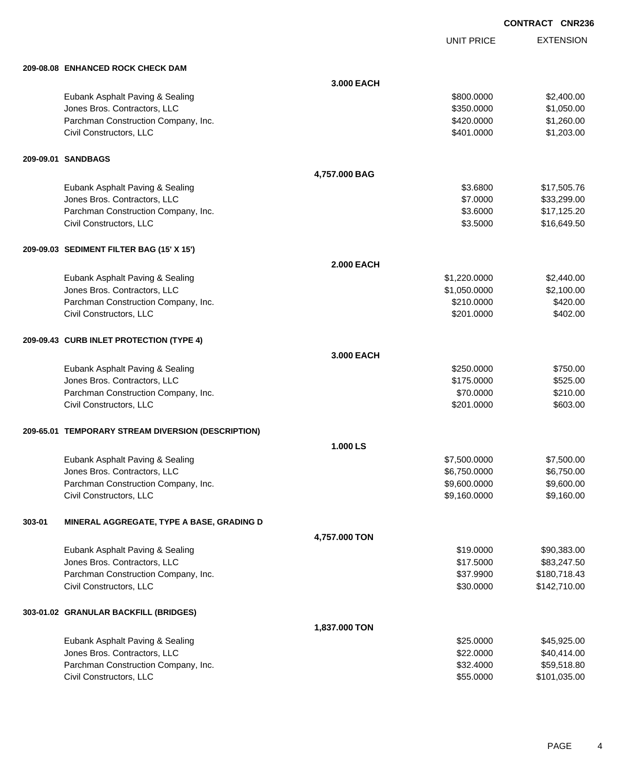**CONTRACT CNR236**

| | | UNIT PRICE | EXTENSION |
|---|---|---|---|
| **209-08.08 ENHANCED ROCK CHECK DAM** | | | |
| | **3.000 EACH** | | |
| Eubank Asphalt Paving & Sealing | | $800.0000 | $2,400.00 |
| Jones Bros. Contractors, LLC | | $350.0000 | $1,050.00 |
| Parchman Construction Company, Inc. | | $420.0000 | $1,260.00 |
| Civil Constructors, LLC | | $401.0000 | $1,203.00 |
| **209-09.01 SANDBAGS** | | | |
| | **4,757.000 BAG** | | |
| Eubank Asphalt Paving & Sealing | | $3.6800 | $17,505.76 |
| Jones Bros. Contractors, LLC | | $7.0000 | $33,299.00 |
| Parchman Construction Company, Inc. | | $3.6000 | $17,125.20 |
| Civil Constructors, LLC | | $3.5000 | $16,649.50 |
| **209-09.03 SEDIMENT FILTER BAG (15' X 15')** | | | |
| | **2.000 EACH** | | |
| Eubank Asphalt Paving & Sealing | | $1,220.0000 | $2,440.00 |
| Jones Bros. Contractors, LLC | | $1,050.0000 | $2,100.00 |
| Parchman Construction Company, Inc. | | $210.0000 | $420.00 |
| Civil Constructors, LLC | | $201.0000 | $402.00 |
| **209-09.43 CURB INLET PROTECTION (TYPE 4)** | | | |
| | **3.000 EACH** | | |
| Eubank Asphalt Paving & Sealing | | $250.0000 | $750.00 |
| Jones Bros. Contractors, LLC | | $175.0000 | $525.00 |
| Parchman Construction Company, Inc. | | $70.0000 | $210.00 |
| Civil Constructors, LLC | | $201.0000 | $603.00 |
| **209-65.01 TEMPORARY STREAM DIVERSION (DESCRIPTION)** | | | |
| | **1.000 LS** | | |
| Eubank Asphalt Paving & Sealing | | $7,500.0000 | $7,500.00 |
| Jones Bros. Contractors, LLC | | $6,750.0000 | $6,750.00 |
| Parchman Construction Company, Inc. | | $9,600.0000 | $9,600.00 |
| Civil Constructors, LLC | | $9,160.0000 | $9,160.00 |
| **303-01 MINERAL AGGREGATE, TYPE A BASE, GRADING D** | | | |
| | **4,757.000 TON** | | |
| Eubank Asphalt Paving & Sealing | | $19.0000 | $90,383.00 |
| Jones Bros. Contractors, LLC | | $17.5000 | $83,247.50 |
| Parchman Construction Company, Inc. | | $37.9900 | $180,718.43 |
| Civil Constructors, LLC | | $30.0000 | $142,710.00 |
| **303-01.02 GRANULAR BACKFILL (BRIDGES)** | | | |
| | **1,837.000 TON** | | |
| Eubank Asphalt Paving & Sealing | | $25.0000 | $45,925.00 |
| Jones Bros. Contractors, LLC | | $22.0000 | $40,414.00 |
| Parchman Construction Company, Inc. | | $32.4000 | $59,518.80 |
| Civil Constructors, LLC | | $55.0000 | $101,035.00 |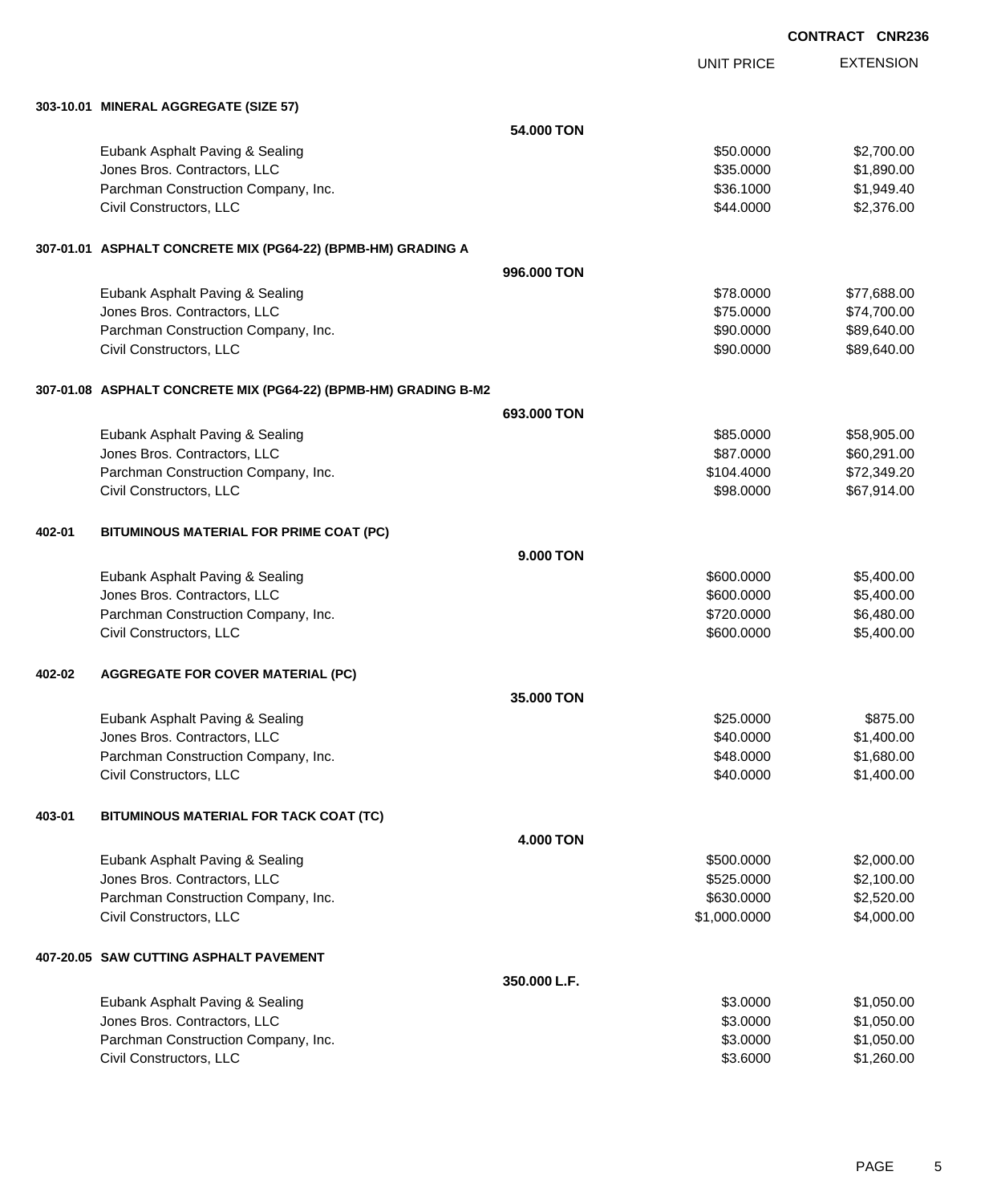CONTRACT CNR236

| | | UNIT PRICE | EXTENSION |
|---|---|---|---|
| **303-10.01 MINERAL AGGREGATE (SIZE 57)** | | | |
| | **54.000 TON** | | |
| Eubank Asphalt Paving & Sealing | | $50.0000 | $2,700.00 |
| Jones Bros. Contractors, LLC | | $35.0000 | $1,890.00 |
| Parchman Construction Company, Inc. | | $36.1000 | $1,949.40 |
| Civil Constructors, LLC | | $44.0000 | $2,376.00 |
| **307-01.01 ASPHALT CONCRETE MIX (PG64-22) (BPMB-HM) GRADING A** | | | |
| | **996.000 TON** | | |
| Eubank Asphalt Paving & Sealing | | $78.0000 | $77,688.00 |
| Jones Bros. Contractors, LLC | | $75.0000 | $74,700.00 |
| Parchman Construction Company, Inc. | | $90.0000 | $89,640.00 |
| Civil Constructors, LLC | | $90.0000 | $89,640.00 |
| **307-01.08 ASPHALT CONCRETE MIX (PG64-22) (BPMB-HM) GRADING B-M2** | | | |
| | **693.000 TON** | | |
| Eubank Asphalt Paving & Sealing | | $85.0000 | $58,905.00 |
| Jones Bros. Contractors, LLC | | $87.0000 | $60,291.00 |
| Parchman Construction Company, Inc. | | $104.4000 | $72,349.20 |
| Civil Constructors, LLC | | $98.0000 | $67,914.00 |
| **402-01 BITUMINOUS MATERIAL FOR PRIME COAT (PC)** | | | |
| | **9.000 TON** | | |
| Eubank Asphalt Paving & Sealing | | $600.0000 | $5,400.00 |
| Jones Bros. Contractors, LLC | | $600.0000 | $5,400.00 |
| Parchman Construction Company, Inc. | | $720.0000 | $6,480.00 |
| Civil Constructors, LLC | | $600.0000 | $5,400.00 |
| **402-02 AGGREGATE FOR COVER MATERIAL (PC)** | | | |
| | **35.000 TON** | | |
| Eubank Asphalt Paving & Sealing | | $25.0000 | $875.00 |
| Jones Bros. Contractors, LLC | | $40.0000 | $1,400.00 |
| Parchman Construction Company, Inc. | | $48.0000 | $1,680.00 |
| Civil Constructors, LLC | | $40.0000 | $1,400.00 |
| **403-01 BITUMINOUS MATERIAL FOR TACK COAT (TC)** | | | |
| | **4.000 TON** | | |
| Eubank Asphalt Paving & Sealing | | $500.0000 | $2,000.00 |
| Jones Bros. Contractors, LLC | | $525.0000 | $2,100.00 |
| Parchman Construction Company, Inc. | | $630.0000 | $2,520.00 |
| Civil Constructors, LLC | | $1,000.0000 | $4,000.00 |
| **407-20.05 SAW CUTTING ASPHALT PAVEMENT** | | | |
| | **350.000 L.F.** | | |
| Eubank Asphalt Paving & Sealing | | $3.0000 | $1,050.00 |
| Jones Bros. Contractors, LLC | | $3.0000 | $1,050.00 |
| Parchman Construction Company, Inc. | | $3.0000 | $1,050.00 |
| Civil Constructors, LLC | | $3.6000 | $1,260.00 |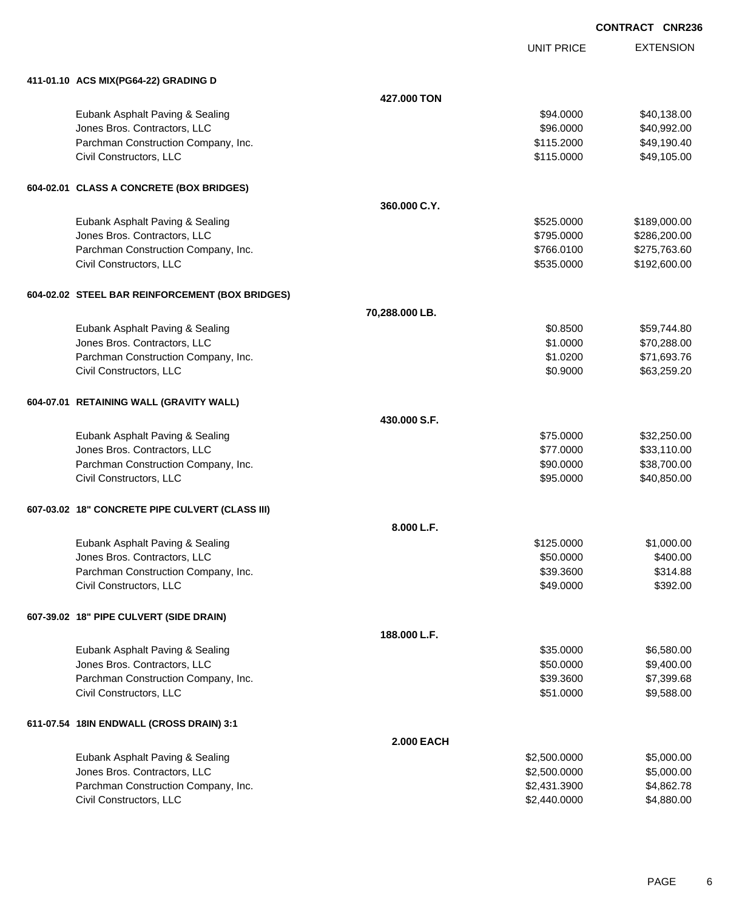**CONTRACT CNR236**

| | UNIT PRICE | EXTENSION |
|---|---|---|
| **411-01.10 ACS MIX(PG64-22) GRADING D** | | |
| **427.000 TON** | | |
| Eubank Asphalt Paving & Sealing | $94.0000 | $40,138.00 |
| Jones Bros. Contractors, LLC | $96.0000 | $40,992.00 |
| Parchman Construction Company, Inc. | $115.2000 | $49,190.40 |
| Civil Constructors, LLC | $115.0000 | $49,105.00 |
| **604-02.01 CLASS A CONCRETE (BOX BRIDGES)** | | |
| **360.000 C.Y.** | | |
| Eubank Asphalt Paving & Sealing | $525.0000 | $189,000.00 |
| Jones Bros. Contractors, LLC | $795.0000 | $286,200.00 |
| Parchman Construction Company, Inc. | $766.0100 | $275,763.60 |
| Civil Constructors, LLC | $535.0000 | $192,600.00 |
| **604-02.02 STEEL BAR REINFORCEMENT (BOX BRIDGES)** | | |
| **70,288.000 LB.** | | |
| Eubank Asphalt Paving & Sealing | $0.8500 | $59,744.80 |
| Jones Bros. Contractors, LLC | $1.0000 | $70,288.00 |
| Parchman Construction Company, Inc. | $1.0200 | $71,693.76 |
| Civil Constructors, LLC | $0.9000 | $63,259.20 |
| **604-07.01 RETAINING WALL (GRAVITY WALL)** | | |
| **430.000 S.F.** | | |
| Eubank Asphalt Paving & Sealing | $75.0000 | $32,250.00 |
| Jones Bros. Contractors, LLC | $77.0000 | $33,110.00 |
| Parchman Construction Company, Inc. | $90.0000 | $38,700.00 |
| Civil Constructors, LLC | $95.0000 | $40,850.00 |
| **607-03.02 18" CONCRETE PIPE CULVERT (CLASS III)** | | |
| **8.000 L.F.** | | |
| Eubank Asphalt Paving & Sealing | $125.0000 | $1,000.00 |
| Jones Bros. Contractors, LLC | $50.0000 | $400.00 |
| Parchman Construction Company, Inc. | $39.3600 | $314.88 |
| Civil Constructors, LLC | $49.0000 | $392.00 |
| **607-39.02 18" PIPE CULVERT (SIDE DRAIN)** | | |
| **188.000 L.F.** | | |
| Eubank Asphalt Paving & Sealing | $35.0000 | $6,580.00 |
| Jones Bros. Contractors, LLC | $50.0000 | $9,400.00 |
| Parchman Construction Company, Inc. | $39.3600 | $7,399.68 |
| Civil Constructors, LLC | $51.0000 | $9,588.00 |
| **611-07.54 18IN ENDWALL (CROSS DRAIN) 3:1** | | |
| **2.000 EACH** | | |
| Eubank Asphalt Paving & Sealing | $2,500.0000 | $5,000.00 |
| Jones Bros. Contractors, LLC | $2,500.0000 | $5,000.00 |
| Parchman Construction Company, Inc. | $2,431.3900 | $4,862.78 |
| Civil Constructors, LLC | $2,440.0000 | $4,880.00 |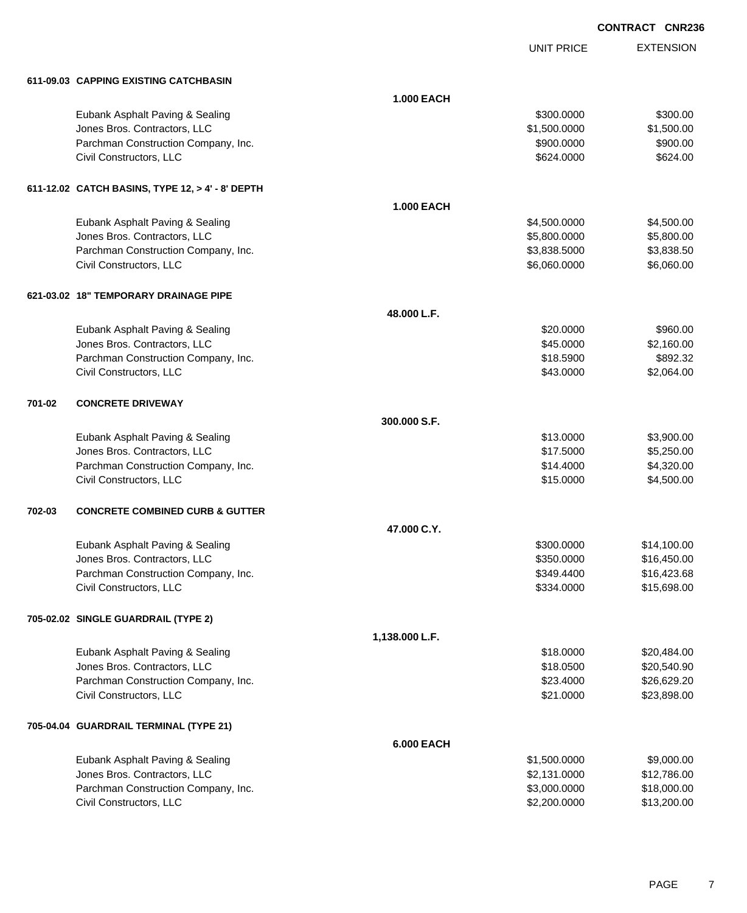**CONTRACT CNR236**

| | | UNIT PRICE | EXTENSION |
|---|---|---|---|
| **611-09.03** | **CAPPING EXISTING CATCHBASIN** | | |
| | **1.000 EACH** | | |
| | Eubank Asphalt Paving & Sealing | $300.0000 | $300.00 |
| | Jones Bros. Contractors, LLC | $1,500.0000 | $1,500.00 |
| | Parchman Construction Company, Inc. | $900.0000 | $900.00 |
| | Civil Constructors, LLC | $624.0000 | $624.00 |
| **611-12.02** | **CATCH BASINS, TYPE 12, > 4' - 8' DEPTH** | | |
| | **1.000 EACH** | | |
| | Eubank Asphalt Paving & Sealing | $4,500.0000 | $4,500.00 |
| | Jones Bros. Contractors, LLC | $5,800.0000 | $5,800.00 |
| | Parchman Construction Company, Inc. | $3,838.5000 | $3,838.50 |
| | Civil Constructors, LLC | $6,060.0000 | $6,060.00 |
| **621-03.02** | **18" TEMPORARY DRAINAGE PIPE** | | |
| | **48.000 L.F.** | | |
| | Eubank Asphalt Paving & Sealing | $20.0000 | $960.00 |
| | Jones Bros. Contractors, LLC | $45.0000 | $2,160.00 |
| | Parchman Construction Company, Inc. | $18.5900 | $892.32 |
| | Civil Constructors, LLC | $43.0000 | $2,064.00 |
| **701-02** | **CONCRETE DRIVEWAY** | | |
| | **300.000 S.F.** | | |
| | Eubank Asphalt Paving & Sealing | $13.0000 | $3,900.00 |
| | Jones Bros. Contractors, LLC | $17.5000 | $5,250.00 |
| | Parchman Construction Company, Inc. | $14.4000 | $4,320.00 |
| | Civil Constructors, LLC | $15.0000 | $4,500.00 |
| **702-03** | **CONCRETE COMBINED CURB & GUTTER** | | |
| | **47.000 C.Y.** | | |
| | Eubank Asphalt Paving & Sealing | $300.0000 | $14,100.00 |
| | Jones Bros. Contractors, LLC | $350.0000 | $16,450.00 |
| | Parchman Construction Company, Inc. | $349.4400 | $16,423.68 |
| | Civil Constructors, LLC | $334.0000 | $15,698.00 |
| **705-02.02** | **SINGLE GUARDRAIL (TYPE 2)** | | |
| | **1,138.000 L.F.** | | |
| | Eubank Asphalt Paving & Sealing | $18.0000 | $20,484.00 |
| | Jones Bros. Contractors, LLC | $18.0500 | $20,540.90 |
| | Parchman Construction Company, Inc. | $23.4000 | $26,629.20 |
| | Civil Constructors, LLC | $21.0000 | $23,898.00 |
| **705-04.04** | **GUARDRAIL TERMINAL (TYPE 21)** | | |
| | **6.000 EACH** | | |
| | Eubank Asphalt Paving & Sealing | $1,500.0000 | $9,000.00 |
| | Jones Bros. Contractors, LLC | $2,131.0000 | $12,786.00 |
| | Parchman Construction Company, Inc. | $3,000.0000 | $18,000.00 |
| | Civil Constructors, LLC | $2,200.0000 | $13,200.00 |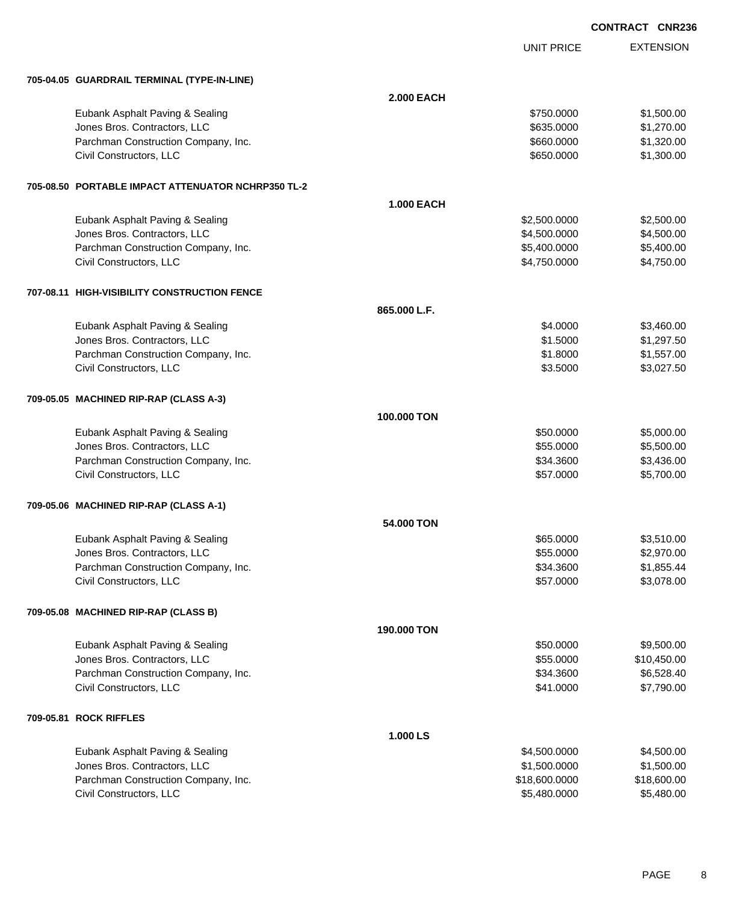CONTRACT CNR236

| | UNIT PRICE | EXTENSION |
|---|---|---|
| **705-04.05 GUARDRAIL TERMINAL (TYPE-IN-LINE)** | | |
| **2.000 EACH** | | |
| Eubank Asphalt Paving & Sealing | $750.0000 | $1,500.00 |
| Jones Bros. Contractors, LLC | $635.0000 | $1,270.00 |
| Parchman Construction Company, Inc. | $660.0000 | $1,320.00 |
| Civil Constructors, LLC | $650.0000 | $1,300.00 |
| **705-08.50 PORTABLE IMPACT ATTENUATOR NCHRP350 TL-2** | | |
| **1.000 EACH** | | |
| Eubank Asphalt Paving & Sealing | $2,500.0000 | $2,500.00 |
| Jones Bros. Contractors, LLC | $4,500.0000 | $4,500.00 |
| Parchman Construction Company, Inc. | $5,400.0000 | $5,400.00 |
| Civil Constructors, LLC | $4,750.0000 | $4,750.00 |
| **707-08.11 HIGH-VISIBILITY CONSTRUCTION FENCE** | | |
| **865.000 L.F.** | | |
| Eubank Asphalt Paving & Sealing | $4.0000 | $3,460.00 |
| Jones Bros. Contractors, LLC | $1.5000 | $1,297.50 |
| Parchman Construction Company, Inc. | $1.8000 | $1,557.00 |
| Civil Constructors, LLC | $3.5000 | $3,027.50 |
| **709-05.05 MACHINED RIP-RAP (CLASS A-3)** | | |
| **100.000 TON** | | |
| Eubank Asphalt Paving & Sealing | $50.0000 | $5,000.00 |
| Jones Bros. Contractors, LLC | $55.0000 | $5,500.00 |
| Parchman Construction Company, Inc. | $34.3600 | $3,436.00 |
| Civil Constructors, LLC | $57.0000 | $5,700.00 |
| **709-05.06 MACHINED RIP-RAP (CLASS A-1)** | | |
| **54.000 TON** | | |
| Eubank Asphalt Paving & Sealing | $65.0000 | $3,510.00 |
| Jones Bros. Contractors, LLC | $55.0000 | $2,970.00 |
| Parchman Construction Company, Inc. | $34.3600 | $1,855.44 |
| Civil Constructors, LLC | $57.0000 | $3,078.00 |
| **709-05.08 MACHINED RIP-RAP (CLASS B)** | | |
| **190.000 TON** | | |
| Eubank Asphalt Paving & Sealing | $50.0000 | $9,500.00 |
| Jones Bros. Contractors, LLC | $55.0000 | $10,450.00 |
| Parchman Construction Company, Inc. | $34.3600 | $6,528.40 |
| Civil Constructors, LLC | $41.0000 | $7,790.00 |
| **709-05.81 ROCK RIFFLES** | | |
| **1.000 LS** | | |
| Eubank Asphalt Paving & Sealing | $4,500.0000 | $4,500.00 |
| Jones Bros. Contractors, LLC | $1,500.0000 | $1,500.00 |
| Parchman Construction Company, Inc. | $18,600.0000 | $18,600.00 |
| Civil Constructors, LLC | $5,480.0000 | $5,480.00 |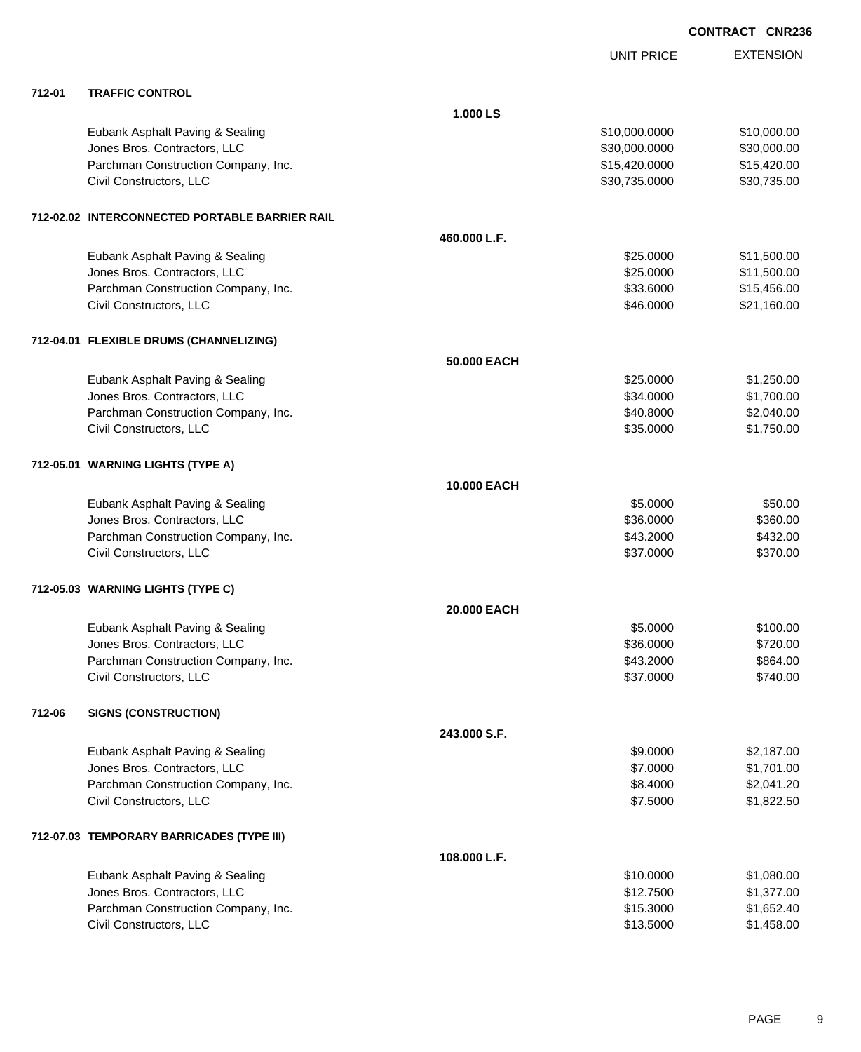**CONTRACT CNR236**

| | | | UNIT PRICE | EXTENSION |
|---|---|---|---|---|
| **712-01** | **TRAFFIC CONTROL** | | | |
| | | **1.000 LS** | | |
| | Eubank Asphalt Paving & Sealing | | $10,000.0000 | $10,000.00 |
| | Jones Bros. Contractors, LLC | | $30,000.0000 | $30,000.00 |
| | Parchman Construction Company, Inc. | | $15,420.0000 | $15,420.00 |
| | Civil Constructors, LLC | | $30,735.0000 | $30,735.00 |
| **712-02.02** | **INTERCONNECTED PORTABLE BARRIER RAIL** | | | |
| | | **460.000 L.F.** | | |
| | Eubank Asphalt Paving & Sealing | | $25.0000 | $11,500.00 |
| | Jones Bros. Contractors, LLC | | $25.0000 | $11,500.00 |
| | Parchman Construction Company, Inc. | | $33.6000 | $15,456.00 |
| | Civil Constructors, LLC | | $46.0000 | $21,160.00 |
| **712-04.01** | **FLEXIBLE DRUMS (CHANNELIZING)** | | | |
| | | **50.000 EACH** | | |
| | Eubank Asphalt Paving & Sealing | | $25.0000 | $1,250.00 |
| | Jones Bros. Contractors, LLC | | $34.0000 | $1,700.00 |
| | Parchman Construction Company, Inc. | | $40.8000 | $2,040.00 |
| | Civil Constructors, LLC | | $35.0000 | $1,750.00 |
| **712-05.01** | **WARNING LIGHTS (TYPE A)** | | | |
| | | **10.000 EACH** | | |
| | Eubank Asphalt Paving & Sealing | | $5.0000 | $50.00 |
| | Jones Bros. Contractors, LLC | | $36.0000 | $360.00 |
| | Parchman Construction Company, Inc. | | $43.2000 | $432.00 |
| | Civil Constructors, LLC | | $37.0000 | $370.00 |
| **712-05.03** | **WARNING LIGHTS (TYPE C)** | | | |
| | | **20.000 EACH** | | |
| | Eubank Asphalt Paving & Sealing | | $5.0000 | $100.00 |
| | Jones Bros. Contractors, LLC | | $36.0000 | $720.00 |
| | Parchman Construction Company, Inc. | | $43.2000 | $864.00 |
| | Civil Constructors, LLC | | $37.0000 | $740.00 |
| **712-06** | **SIGNS (CONSTRUCTION)** | | | |
| | | **243.000 S.F.** | | |
| | Eubank Asphalt Paving & Sealing | | $9.0000 | $2,187.00 |
| | Jones Bros. Contractors, LLC | | $7.0000 | $1,701.00 |
| | Parchman Construction Company, Inc. | | $8.4000 | $2,041.20 |
| | Civil Constructors, LLC | | $7.5000 | $1,822.50 |
| **712-07.03** | **TEMPORARY BARRICADES (TYPE III)** | | | |
| | | **108.000 L.F.** | | |
| | Eubank Asphalt Paving & Sealing | | $10.0000 | $1,080.00 |
| | Jones Bros. Contractors, LLC | | $12.7500 | $1,377.00 |
| | Parchman Construction Company, Inc. | | $15.3000 | $1,652.40 |
| | Civil Constructors, LLC | | $13.5000 | $1,458.00 |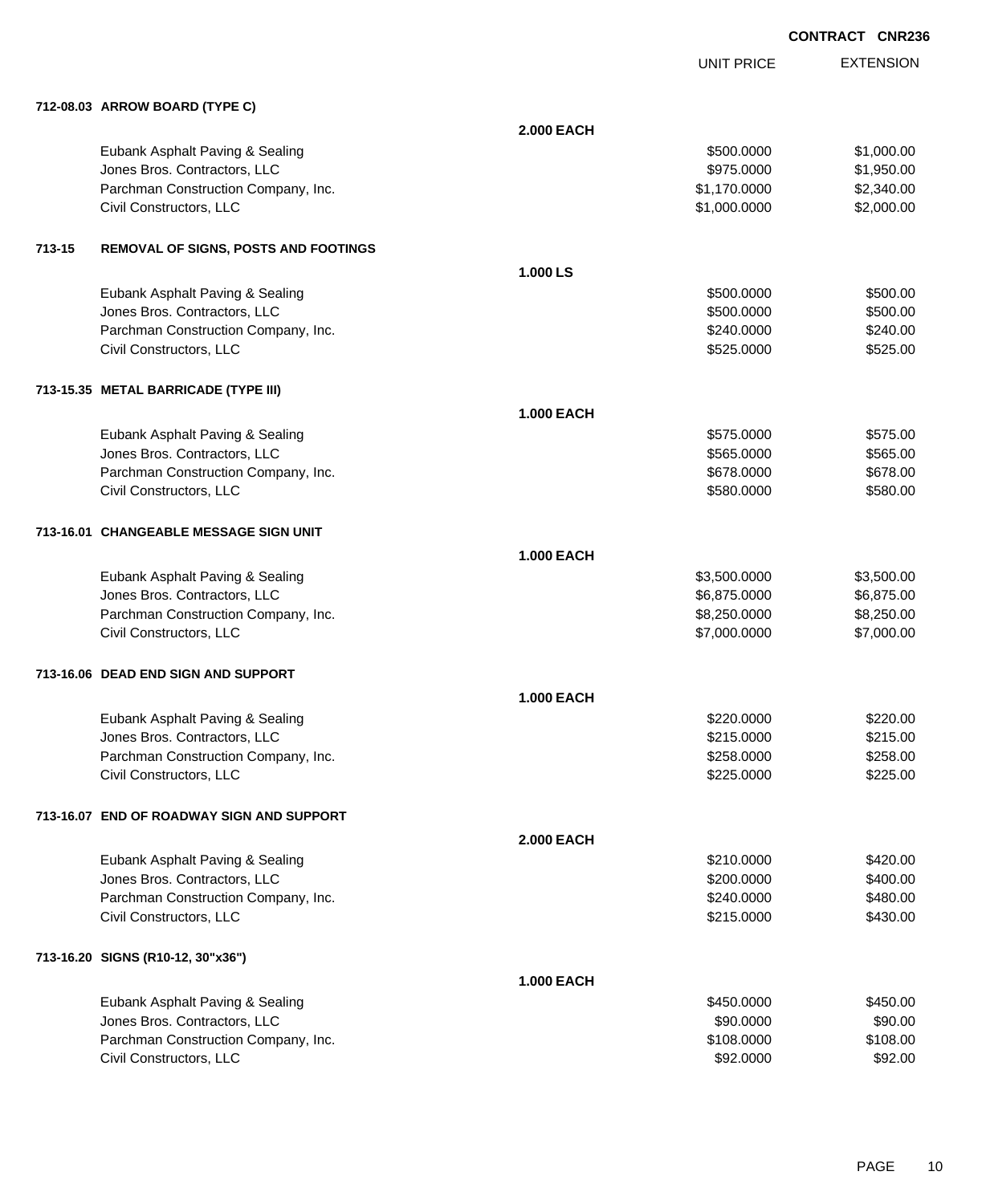**CONTRACT CNR236**

| | | UNIT PRICE | EXTENSION |
|---|---|---|---|
| **712-08.03 ARROW BOARD (TYPE C)** | | | |
| | **2.000 EACH** | | |
| Eubank Asphalt Paving & Sealing | | $500.0000 | $1,000.00 |
| Jones Bros. Contractors, LLC | | $975.0000 | $1,950.00 |
| Parchman Construction Company, Inc. | | $1,170.0000 | $2,340.00 |
| Civil Constructors, LLC | | $1,000.0000 | $2,000.00 |
| **713-15 REMOVAL OF SIGNS, POSTS AND FOOTINGS** | | | |
| | **1.000 LS** | | |
| Eubank Asphalt Paving & Sealing | | $500.0000 | $500.00 |
| Jones Bros. Contractors, LLC | | $500.0000 | $500.00 |
| Parchman Construction Company, Inc. | | $240.0000 | $240.00 |
| Civil Constructors, LLC | | $525.0000 | $525.00 |
| **713-15.35 METAL BARRICADE (TYPE III)** | | | |
| | **1.000 EACH** | | |
| Eubank Asphalt Paving & Sealing | | $575.0000 | $575.00 |
| Jones Bros. Contractors, LLC | | $565.0000 | $565.00 |
| Parchman Construction Company, Inc. | | $678.0000 | $678.00 |
| Civil Constructors, LLC | | $580.0000 | $580.00 |
| **713-16.01 CHANGEABLE MESSAGE SIGN UNIT** | | | |
| | **1.000 EACH** | | |
| Eubank Asphalt Paving & Sealing | | $3,500.0000 | $3,500.00 |
| Jones Bros. Contractors, LLC | | $6,875.0000 | $6,875.00 |
| Parchman Construction Company, Inc. | | $8,250.0000 | $8,250.00 |
| Civil Constructors, LLC | | $7,000.0000 | $7,000.00 |
| **713-16.06 DEAD END SIGN AND SUPPORT** | | | |
| | **1.000 EACH** | | |
| Eubank Asphalt Paving & Sealing | | $220.0000 | $220.00 |
| Jones Bros. Contractors, LLC | | $215.0000 | $215.00 |
| Parchman Construction Company, Inc. | | $258.0000 | $258.00 |
| Civil Constructors, LLC | | $225.0000 | $225.00 |
| **713-16.07 END OF ROADWAY SIGN AND SUPPORT** | | | |
| | **2.000 EACH** | | |
| Eubank Asphalt Paving & Sealing | | $210.0000 | $420.00 |
| Jones Bros. Contractors, LLC | | $200.0000 | $400.00 |
| Parchman Construction Company, Inc. | | $240.0000 | $480.00 |
| Civil Constructors, LLC | | $215.0000 | $430.00 |
| **713-16.20 SIGNS (R10-12, 30"x36")** | | | |
| | **1.000 EACH** | | |
| Eubank Asphalt Paving & Sealing | | $450.0000 | $450.00 |
| Jones Bros. Contractors, LLC | | $90.0000 | $90.00 |
| Parchman Construction Company, Inc. | | $108.0000 | $108.00 |
| Civil Constructors, LLC | | $92.0000 | $92.00 |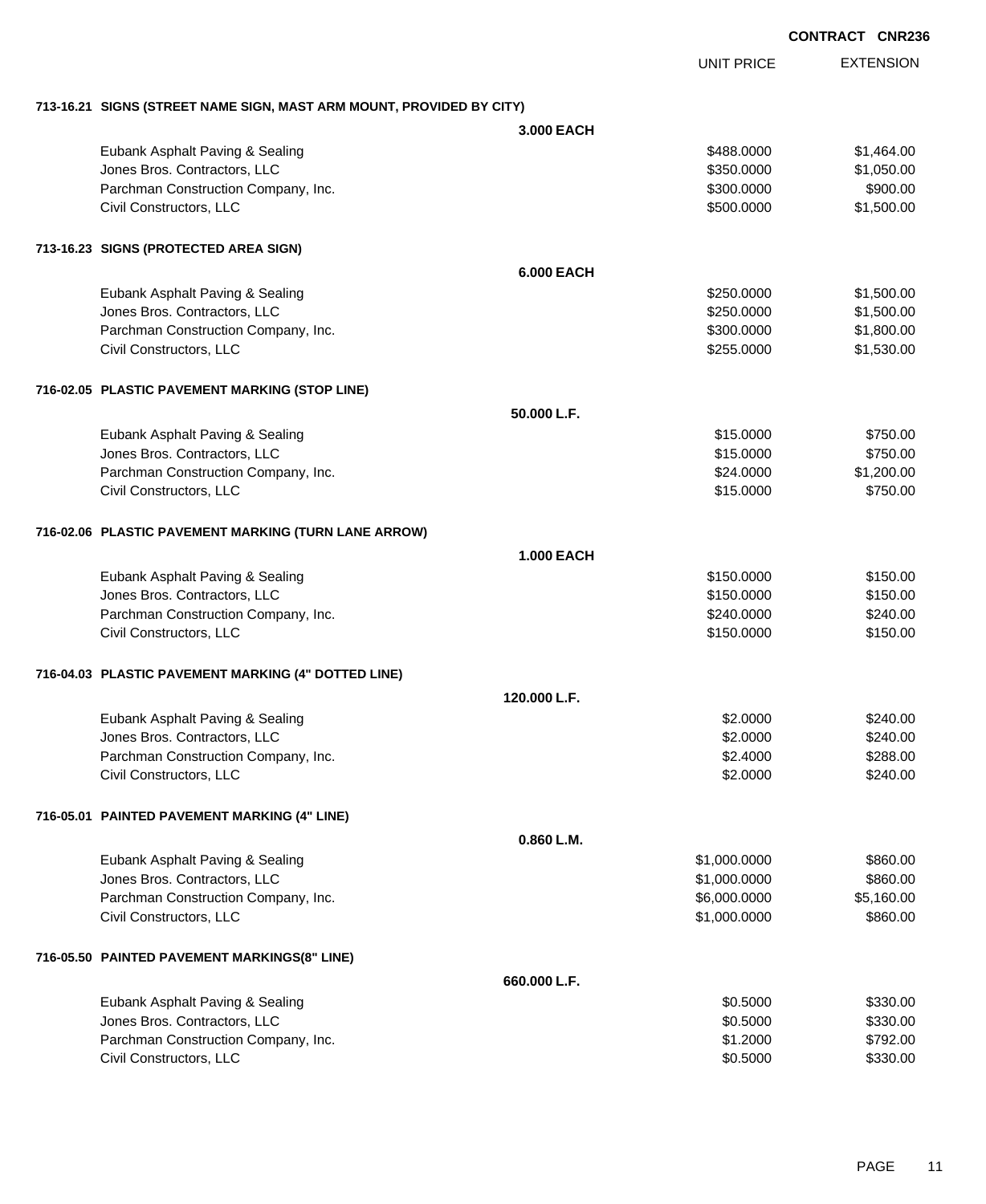**CONTRACT CNR236**

| | | UNIT PRICE | EXTENSION |
|---|---|---|---|
| **713-16.21 SIGNS (STREET NAME SIGN, MAST ARM MOUNT, PROVIDED BY CITY)** | | | |
| | **3.000 EACH** | | |
| Eubank Asphalt Paving & Sealing | | $488.0000 | $1,464.00 |
| Jones Bros. Contractors, LLC | | $350.0000 | $1,050.00 |
| Parchman Construction Company, Inc. | | $300.0000 | $900.00 |
| Civil Constructors, LLC | | $500.0000 | $1,500.00 |
| **713-16.23 SIGNS (PROTECTED AREA SIGN)** | | | |
| | **6.000 EACH** | | |
| Eubank Asphalt Paving & Sealing | | $250.0000 | $1,500.00 |
| Jones Bros. Contractors, LLC | | $250.0000 | $1,500.00 |
| Parchman Construction Company, Inc. | | $300.0000 | $1,800.00 |
| Civil Constructors, LLC | | $255.0000 | $1,530.00 |
| **716-02.05 PLASTIC PAVEMENT MARKING (STOP LINE)** | | | |
| | **50.000 L.F.** | | |
| Eubank Asphalt Paving & Sealing | | $15.0000 | $750.00 |
| Jones Bros. Contractors, LLC | | $15.0000 | $750.00 |
| Parchman Construction Company, Inc. | | $24.0000 | $1,200.00 |
| Civil Constructors, LLC | | $15.0000 | $750.00 |
| **716-02.06 PLASTIC PAVEMENT MARKING (TURN LANE ARROW)** | | | |
| | **1.000 EACH** | | |
| Eubank Asphalt Paving & Sealing | | $150.0000 | $150.00 |
| Jones Bros. Contractors, LLC | | $150.0000 | $150.00 |
| Parchman Construction Company, Inc. | | $240.0000 | $240.00 |
| Civil Constructors, LLC | | $150.0000 | $150.00 |
| **716-04.03 PLASTIC PAVEMENT MARKING (4" DOTTED LINE)** | | | |
| | **120.000 L.F.** | | |
| Eubank Asphalt Paving & Sealing | | $2.0000 | $240.00 |
| Jones Bros. Contractors, LLC | | $2.0000 | $240.00 |
| Parchman Construction Company, Inc. | | $2.4000 | $288.00 |
| Civil Constructors, LLC | | $2.0000 | $240.00 |
| **716-05.01 PAINTED PAVEMENT MARKING (4" LINE)** | | | |
| | **0.860 L.M.** | | |
| Eubank Asphalt Paving & Sealing | | $1,000.0000 | $860.00 |
| Jones Bros. Contractors, LLC | | $1,000.0000 | $860.00 |
| Parchman Construction Company, Inc. | | $6,000.0000 | $5,160.00 |
| Civil Constructors, LLC | | $1,000.0000 | $860.00 |
| **716-05.50 PAINTED PAVEMENT MARKINGS(8" LINE)** | | | |
| | **660.000 L.F.** | | |
| Eubank Asphalt Paving & Sealing | | $0.5000 | $330.00 |
| Jones Bros. Contractors, LLC | | $0.5000 | $330.00 |
| Parchman Construction Company, Inc. | | $1.2000 | $792.00 |
| Civil Constructors, LLC | | $0.5000 | $330.00 |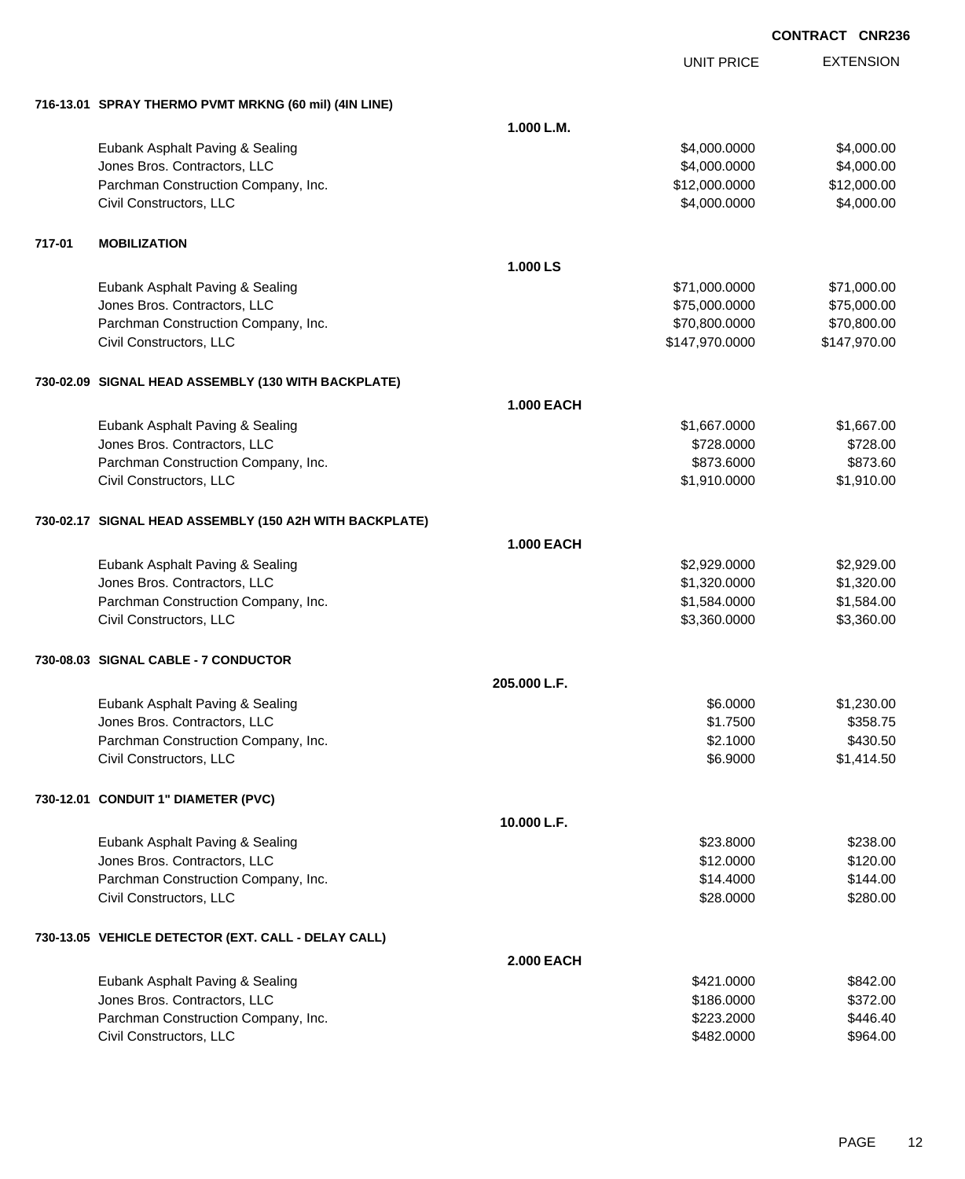**CONTRACT CNR236**

| | | | UNIT PRICE | EXTENSION |
|---|---|---|---|---|
| **716-13.01** | **SPRAY THERMO PVMT MRKNG (60 mil) (4IN LINE)** | | | |
| | | **1.000 L.M.** | | |
| | Eubank Asphalt Paving & Sealing | | $4,000.0000 | $4,000.00 |
| | Jones Bros. Contractors, LLC | | $4,000.0000 | $4,000.00 |
| | Parchman Construction Company, Inc. | | $12,000.0000 | $12,000.00 |
| | Civil Constructors, LLC | | $4,000.0000 | $4,000.00 |
| **717-01** | **MOBILIZATION** | | | |
| | | **1.000 LS** | | |
| | Eubank Asphalt Paving & Sealing | | $71,000.0000 | $71,000.00 |
| | Jones Bros. Contractors, LLC | | $75,000.0000 | $75,000.00 |
| | Parchman Construction Company, Inc. | | $70,800.0000 | $70,800.00 |
| | Civil Constructors, LLC | | $147,970.0000 | $147,970.00 |
| **730-02.09** | **SIGNAL HEAD ASSEMBLY (130 WITH BACKPLATE)** | | | |
| | | **1.000 EACH** | | |
| | Eubank Asphalt Paving & Sealing | | $1,667.0000 | $1,667.00 |
| | Jones Bros. Contractors, LLC | | $728.0000 | $728.00 |
| | Parchman Construction Company, Inc. | | $873.6000 | $873.60 |
| | Civil Constructors, LLC | | $1,910.0000 | $1,910.00 |
| **730-02.17** | **SIGNAL HEAD ASSEMBLY (150 A2H WITH BACKPLATE)** | | | |
| | | **1.000 EACH** | | |
| | Eubank Asphalt Paving & Sealing | | $2,929.0000 | $2,929.00 |
| | Jones Bros. Contractors, LLC | | $1,320.0000 | $1,320.00 |
| | Parchman Construction Company, Inc. | | $1,584.0000 | $1,584.00 |
| | Civil Constructors, LLC | | $3,360.0000 | $3,360.00 |
| **730-08.03** | **SIGNAL CABLE - 7 CONDUCTOR** | | | |
| | | **205.000 L.F.** | | |
| | Eubank Asphalt Paving & Sealing | | $6.0000 | $1,230.00 |
| | Jones Bros. Contractors, LLC | | $1.7500 | $358.75 |
| | Parchman Construction Company, Inc. | | $2.1000 | $430.50 |
| | Civil Constructors, LLC | | $6.9000 | $1,414.50 |
| **730-12.01** | **CONDUIT 1" DIAMETER (PVC)** | | | |
| | | **10.000 L.F.** | | |
| | Eubank Asphalt Paving & Sealing | | $23.8000 | $238.00 |
| | Jones Bros. Contractors, LLC | | $12.0000 | $120.00 |
| | Parchman Construction Company, Inc. | | $14.4000 | $144.00 |
| | Civil Constructors, LLC | | $28.0000 | $280.00 |
| **730-13.05** | **VEHICLE DETECTOR (EXT. CALL - DELAY CALL)** | | | |
| | | **2.000 EACH** | | |
| | Eubank Asphalt Paving & Sealing | | $421.0000 | $842.00 |
| | Jones Bros. Contractors, LLC | | $186.0000 | $372.00 |
| | Parchman Construction Company, Inc. | | $223.2000 | $446.40 |
| | Civil Constructors, LLC | | $482.0000 | $964.00 |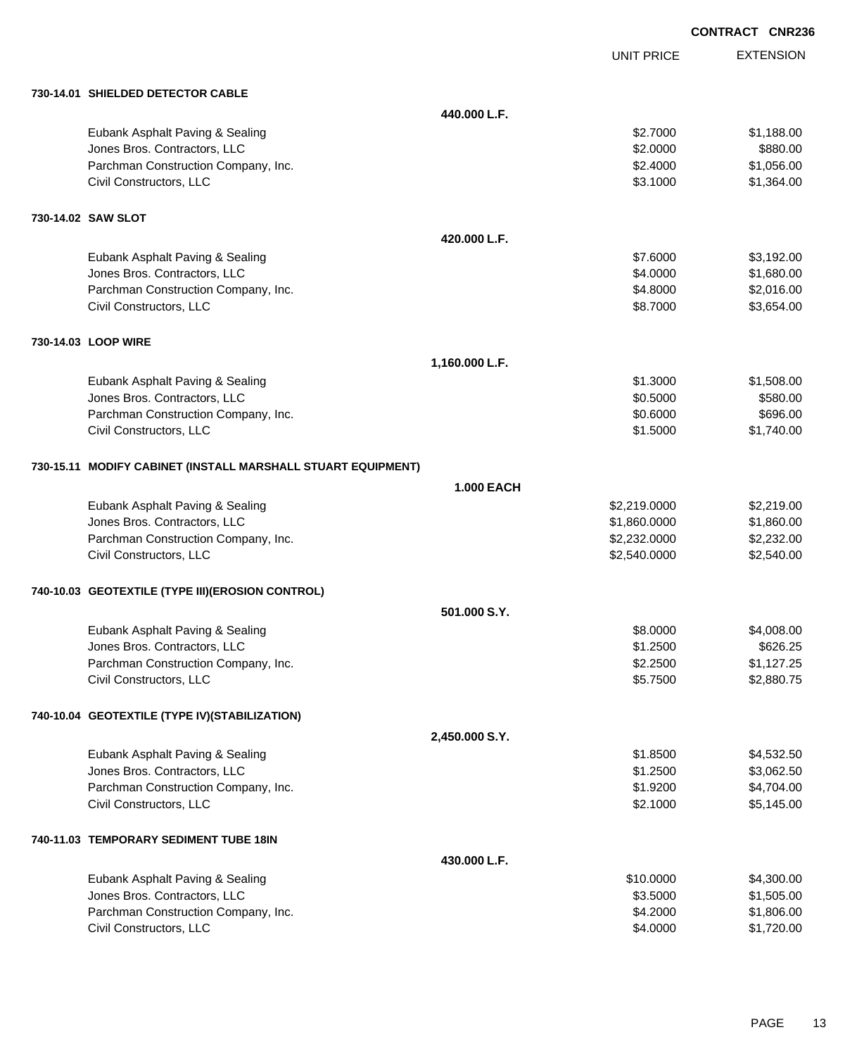**CONTRACT CNR236**

| | | UNIT PRICE | EXTENSION |
|---|---|---|---|
| **730-14.01 SHIELDED DETECTOR CABLE** | | | |
| | **440.000 L.F.** | | |
| Eubank Asphalt Paving & Sealing | | $2.7000 | $1,188.00 |
| Jones Bros. Contractors, LLC | | $2.0000 | $880.00 |
| Parchman Construction Company, Inc. | | $2.4000 | $1,056.00 |
| Civil Constructors, LLC | | $3.1000 | $1,364.00 |
| **730-14.02 SAW SLOT** | | | |
| | **420.000 L.F.** | | |
| Eubank Asphalt Paving & Sealing | | $7.6000 | $3,192.00 |
| Jones Bros. Contractors, LLC | | $4.0000 | $1,680.00 |
| Parchman Construction Company, Inc. | | $4.8000 | $2,016.00 |
| Civil Constructors, LLC | | $8.7000 | $3,654.00 |
| **730-14.03 LOOP WIRE** | | | |
| | **1,160.000 L.F.** | | |
| Eubank Asphalt Paving & Sealing | | $1.3000 | $1,508.00 |
| Jones Bros. Contractors, LLC | | $0.5000 | $580.00 |
| Parchman Construction Company, Inc. | | $0.6000 | $696.00 |
| Civil Constructors, LLC | | $1.5000 | $1,740.00 |
| **730-15.11 MODIFY CABINET (INSTALL MARSHALL STUART EQUIPMENT)** | | | |
| | **1.000 EACH** | | |
| Eubank Asphalt Paving & Sealing | | $2,219.0000 | $2,219.00 |
| Jones Bros. Contractors, LLC | | $1,860.0000 | $1,860.00 |
| Parchman Construction Company, Inc. | | $2,232.0000 | $2,232.00 |
| Civil Constructors, LLC | | $2,540.0000 | $2,540.00 |
| **740-10.03 GEOTEXTILE (TYPE III)(EROSION CONTROL)** | | | |
| | **501.000 S.Y.** | | |
| Eubank Asphalt Paving & Sealing | | $8.0000 | $4,008.00 |
| Jones Bros. Contractors, LLC | | $1.2500 | $626.25 |
| Parchman Construction Company, Inc. | | $2.2500 | $1,127.25 |
| Civil Constructors, LLC | | $5.7500 | $2,880.75 |
| **740-10.04 GEOTEXTILE (TYPE IV)(STABILIZATION)** | | | |
| | **2,450.000 S.Y.** | | |
| Eubank Asphalt Paving & Sealing | | $1.8500 | $4,532.50 |
| Jones Bros. Contractors, LLC | | $1.2500 | $3,062.50 |
| Parchman Construction Company, Inc. | | $1.9200 | $4,704.00 |
| Civil Constructors, LLC | | $2.1000 | $5,145.00 |
| **740-11.03 TEMPORARY SEDIMENT TUBE 18IN** | | | |
| | **430.000 L.F.** | | |
| Eubank Asphalt Paving & Sealing | | $10.0000 | $4,300.00 |
| Jones Bros. Contractors, LLC | | $3.5000 | $1,505.00 |
| Parchman Construction Company, Inc. | | $4.2000 | $1,806.00 |
| Civil Constructors, LLC | | $4.0000 | $1,720.00 |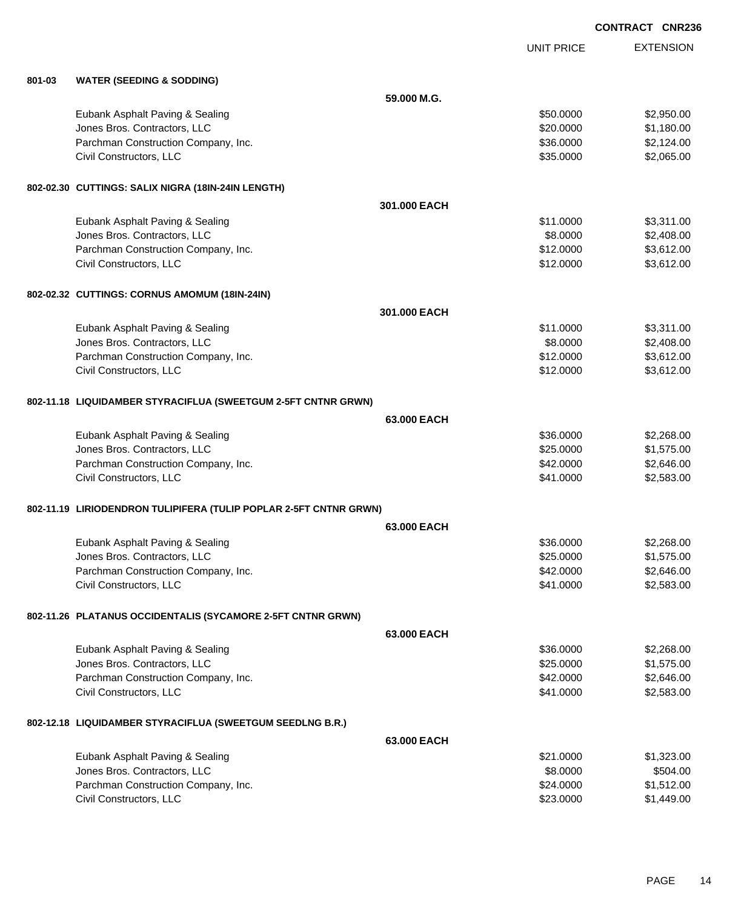CONTRACT CNR236

| | | UNIT PRICE | EXTENSION |
|---|---|---|---|
| **801-03** | **WATER (SEEDING & SODDING)** | | |
| | **59.000 M.G.** | | |
| | Eubank Asphalt Paving & Sealing | $50.0000 | $2,950.00 |
| | Jones Bros. Contractors, LLC | $20.0000 | $1,180.00 |
| | Parchman Construction Company, Inc. | $36.0000 | $2,124.00 |
| | Civil Constructors, LLC | $35.0000 | $2,065.00 |
| **802-02.30** | **CUTTINGS: SALIX NIGRA (18IN-24IN LENGTH)** | | |
| | **301.000 EACH** | | |
| | Eubank Asphalt Paving & Sealing | $11.0000 | $3,311.00 |
| | Jones Bros. Contractors, LLC | $8.0000 | $2,408.00 |
| | Parchman Construction Company, Inc. | $12.0000 | $3,612.00 |
| | Civil Constructors, LLC | $12.0000 | $3,612.00 |
| **802-02.32** | **CUTTINGS: CORNUS AMOMUM (18IN-24IN)** | | |
| | **301.000 EACH** | | |
| | Eubank Asphalt Paving & Sealing | $11.0000 | $3,311.00 |
| | Jones Bros. Contractors, LLC | $8.0000 | $2,408.00 |
| | Parchman Construction Company, Inc. | $12.0000 | $3,612.00 |
| | Civil Constructors, LLC | $12.0000 | $3,612.00 |
| **802-11.18** | **LIQUIDAMBER STYRACIFLUA (SWEETGUM 2-5FT CNTNR GRWN)** | | |
| | **63.000 EACH** | | |
| | Eubank Asphalt Paving & Sealing | $36.0000 | $2,268.00 |
| | Jones Bros. Contractors, LLC | $25.0000 | $1,575.00 |
| | Parchman Construction Company, Inc. | $42.0000 | $2,646.00 |
| | Civil Constructors, LLC | $41.0000 | $2,583.00 |
| **802-11.19** | **LIRIODENDRON TULIPIFERA (TULIP POPLAR 2-5FT CNTNR GRWN)** | | |
| | **63.000 EACH** | | |
| | Eubank Asphalt Paving & Sealing | $36.0000 | $2,268.00 |
| | Jones Bros. Contractors, LLC | $25.0000 | $1,575.00 |
| | Parchman Construction Company, Inc. | $42.0000 | $2,646.00 |
| | Civil Constructors, LLC | $41.0000 | $2,583.00 |
| **802-11.26** | **PLATANUS OCCIDENTALIS (SYCAMORE 2-5FT CNTNR GRWN)** | | |
| | **63.000 EACH** | | |
| | Eubank Asphalt Paving & Sealing | $36.0000 | $2,268.00 |
| | Jones Bros. Contractors, LLC | $25.0000 | $1,575.00 |
| | Parchman Construction Company, Inc. | $42.0000 | $2,646.00 |
| | Civil Constructors, LLC | $41.0000 | $2,583.00 |
| **802-12.18** | **LIQUIDAMBER STYRACIFLUA (SWEETGUM SEEDLNG B.R.)** | | |
| | **63.000 EACH** | | |
| | Eubank Asphalt Paving & Sealing | $21.0000 | $1,323.00 |
| | Jones Bros. Contractors, LLC | $8.0000 | $504.00 |
| | Parchman Construction Company, Inc. | $24.0000 | $1,512.00 |
| | Civil Constructors, LLC | $23.0000 | $1,449.00 |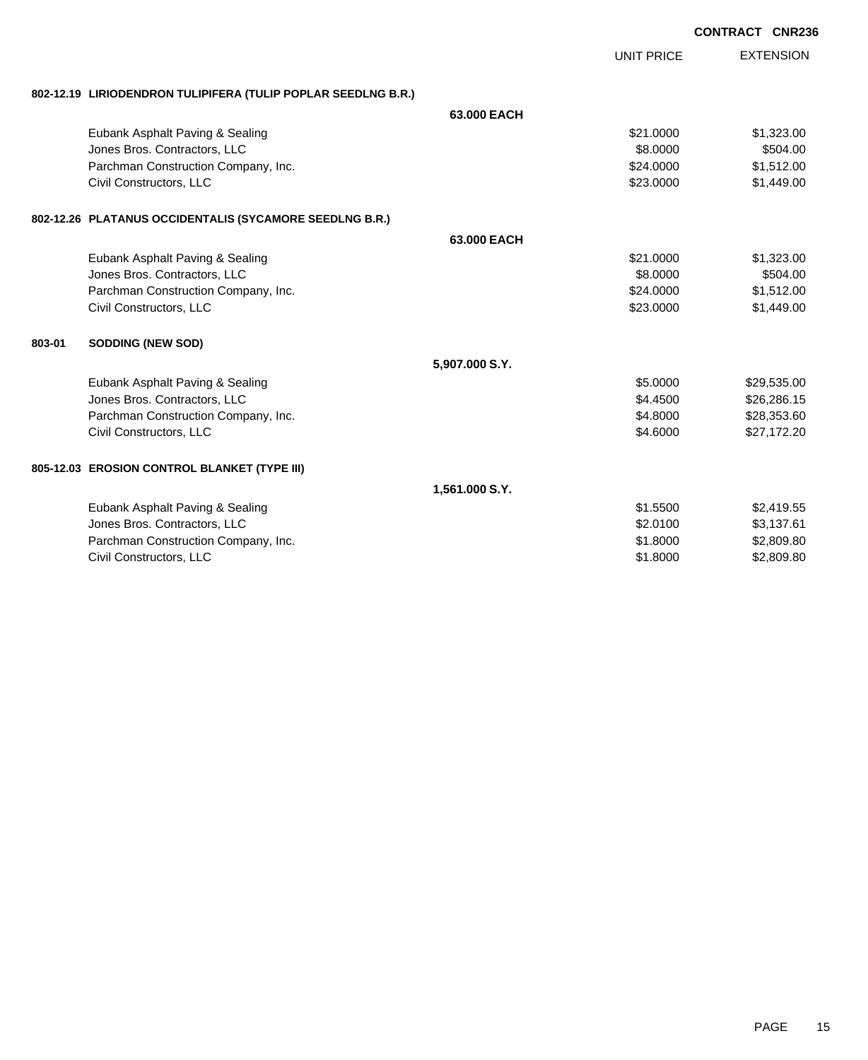**CONTRACT CNR236**

| | | UNIT PRICE | EXTENSION |
|---|---|---|---|
| **802-12.19 LIRIODENDRON TULIPIFERA (TULIP POPLAR SEEDLNG B.R.)** | | | |
| | **63.000 EACH** | | |
| Eubank Asphalt Paving & Sealing | | $21.0000 | $1,323.00 |
| Jones Bros. Contractors, LLC | | $8.0000 | $504.00 |
| Parchman Construction Company, Inc. | | $24.0000 | $1,512.00 |
| Civil Constructors, LLC | | $23.0000 | $1,449.00 |
| **802-12.26 PLATANUS OCCIDENTALIS (SYCAMORE SEEDLNG B.R.)** | | | |
| | **63.000 EACH** | | |
| Eubank Asphalt Paving & Sealing | | $21.0000 | $1,323.00 |
| Jones Bros. Contractors, LLC | | $8.0000 | $504.00 |
| Parchman Construction Company, Inc. | | $24.0000 | $1,512.00 |
| Civil Constructors, LLC | | $23.0000 | $1,449.00 |
| **803-01 SODDING (NEW SOD)** | | | |
| | **5,907.000 S.Y.** | | |
| Eubank Asphalt Paving & Sealing | | $5.0000 | $29,535.00 |
| Jones Bros. Contractors, LLC | | $4.4500 | $26,286.15 |
| Parchman Construction Company, Inc. | | $4.8000 | $28,353.60 |
| Civil Constructors, LLC | | $4.6000 | $27,172.20 |
| **805-12.03 EROSION CONTROL BLANKET (TYPE III)** | | | |
| | **1,561.000 S.Y.** | | |
| Eubank Asphalt Paving & Sealing | | $1.5500 | $2,419.55 |
| Jones Bros. Contractors, LLC | | $2.0100 | $3,137.61 |
| Parchman Construction Company, Inc. | | $1.8000 | $2,809.80 |
| Civil Constructors, LLC | | $1.8000 | $2,809.80 |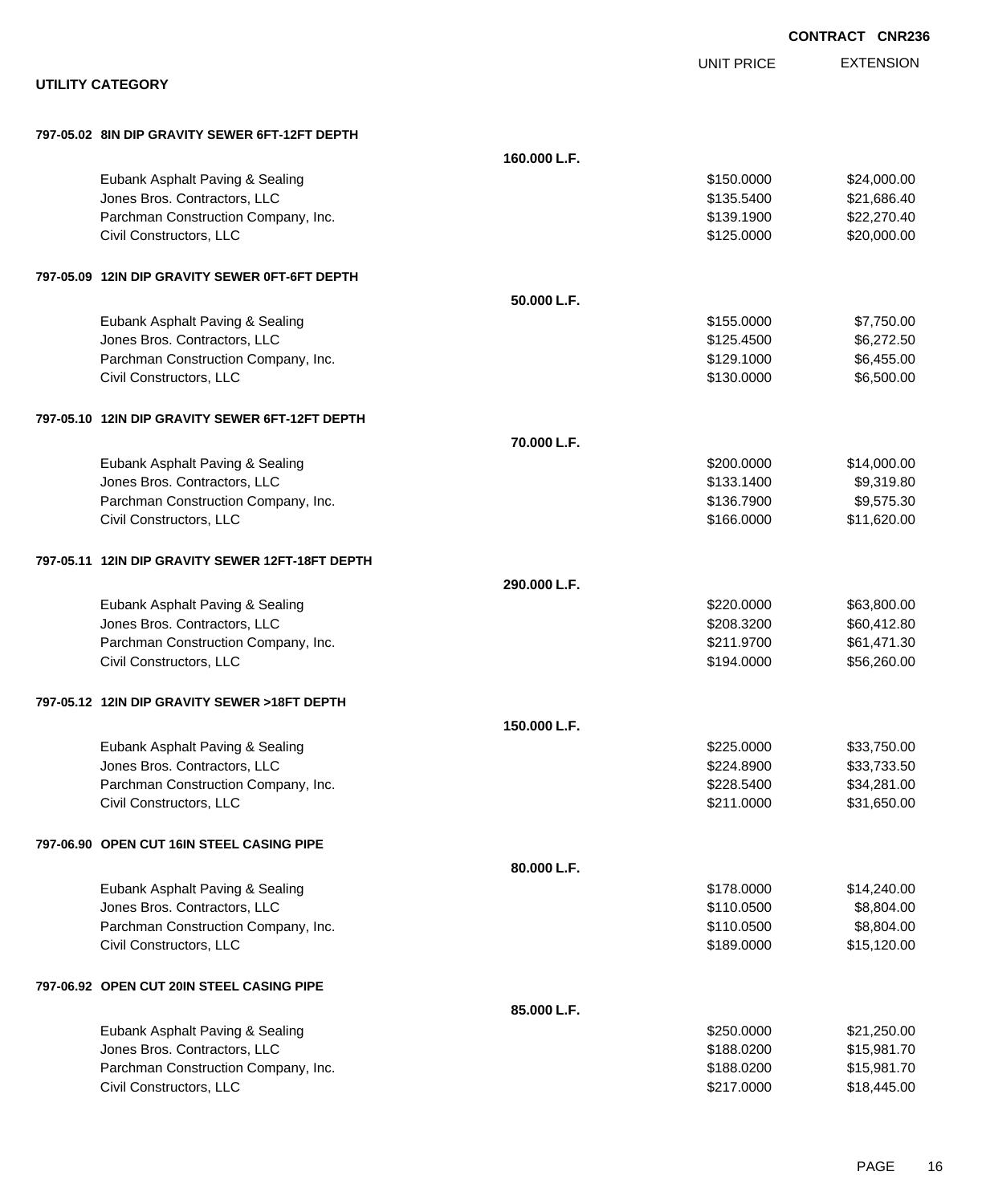CONTRACT CNR236

## UTILITY CATEGORY

| | | UNIT PRICE | EXTENSION |
|---|---|---|---|
| **797-05.02 8IN DIP GRAVITY SEWER 6FT-12FT DEPTH** | | | |
| | **160.000 L.F.** | | |
| Eubank Asphalt Paving & Sealing | | $150.0000 | $24,000.00 |
| Jones Bros. Contractors, LLC | | $135.5400 | $21,686.40 |
| Parchman Construction Company, Inc. | | $139.1900 | $22,270.40 |
| Civil Constructors, LLC | | $125.0000 | $20,000.00 |
| **797-05.09 12IN DIP GRAVITY SEWER 0FT-6FT DEPTH** | | | |
| | **50.000 L.F.** | | |
| Eubank Asphalt Paving & Sealing | | $155.0000 | $7,750.00 |
| Jones Bros. Contractors, LLC | | $125.4500 | $6,272.50 |
| Parchman Construction Company, Inc. | | $129.1000 | $6,455.00 |
| Civil Constructors, LLC | | $130.0000 | $6,500.00 |
| **797-05.10 12IN DIP GRAVITY SEWER 6FT-12FT DEPTH** | | | |
| | **70.000 L.F.** | | |
| Eubank Asphalt Paving & Sealing | | $200.0000 | $14,000.00 |
| Jones Bros. Contractors, LLC | | $133.1400 | $9,319.80 |
| Parchman Construction Company, Inc. | | $136.7900 | $9,575.30 |
| Civil Constructors, LLC | | $166.0000 | $11,620.00 |
| **797-05.11 12IN DIP GRAVITY SEWER 12FT-18FT DEPTH** | | | |
| | **290.000 L.F.** | | |
| Eubank Asphalt Paving & Sealing | | $220.0000 | $63,800.00 |
| Jones Bros. Contractors, LLC | | $208.3200 | $60,412.80 |
| Parchman Construction Company, Inc. | | $211.9700 | $61,471.30 |
| Civil Constructors, LLC | | $194.0000 | $56,260.00 |
| **797-05.12 12IN DIP GRAVITY SEWER >18FT DEPTH** | | | |
| | **150.000 L.F.** | | |
| Eubank Asphalt Paving & Sealing | | $225.0000 | $33,750.00 |
| Jones Bros. Contractors, LLC | | $224.8900 | $33,733.50 |
| Parchman Construction Company, Inc. | | $228.5400 | $34,281.00 |
| Civil Constructors, LLC | | $211.0000 | $31,650.00 |
| **797-06.90 OPEN CUT 16IN STEEL CASING PIPE** | | | |
| | **80.000 L.F.** | | |
| Eubank Asphalt Paving & Sealing | | $178.0000 | $14,240.00 |
| Jones Bros. Contractors, LLC | | $110.0500 | $8,804.00 |
| Parchman Construction Company, Inc. | | $110.0500 | $8,804.00 |
| Civil Constructors, LLC | | $189.0000 | $15,120.00 |
| **797-06.92 OPEN CUT 20IN STEEL CASING PIPE** | | | |
| | **85.000 L.F.** | | |
| Eubank Asphalt Paving & Sealing | | $250.0000 | $21,250.00 |
| Jones Bros. Contractors, LLC | | $188.0200 | $15,981.70 |
| Parchman Construction Company, Inc. | | $188.0200 | $15,981.70 |
| Civil Constructors, LLC | | $217.0000 | $18,445.00 |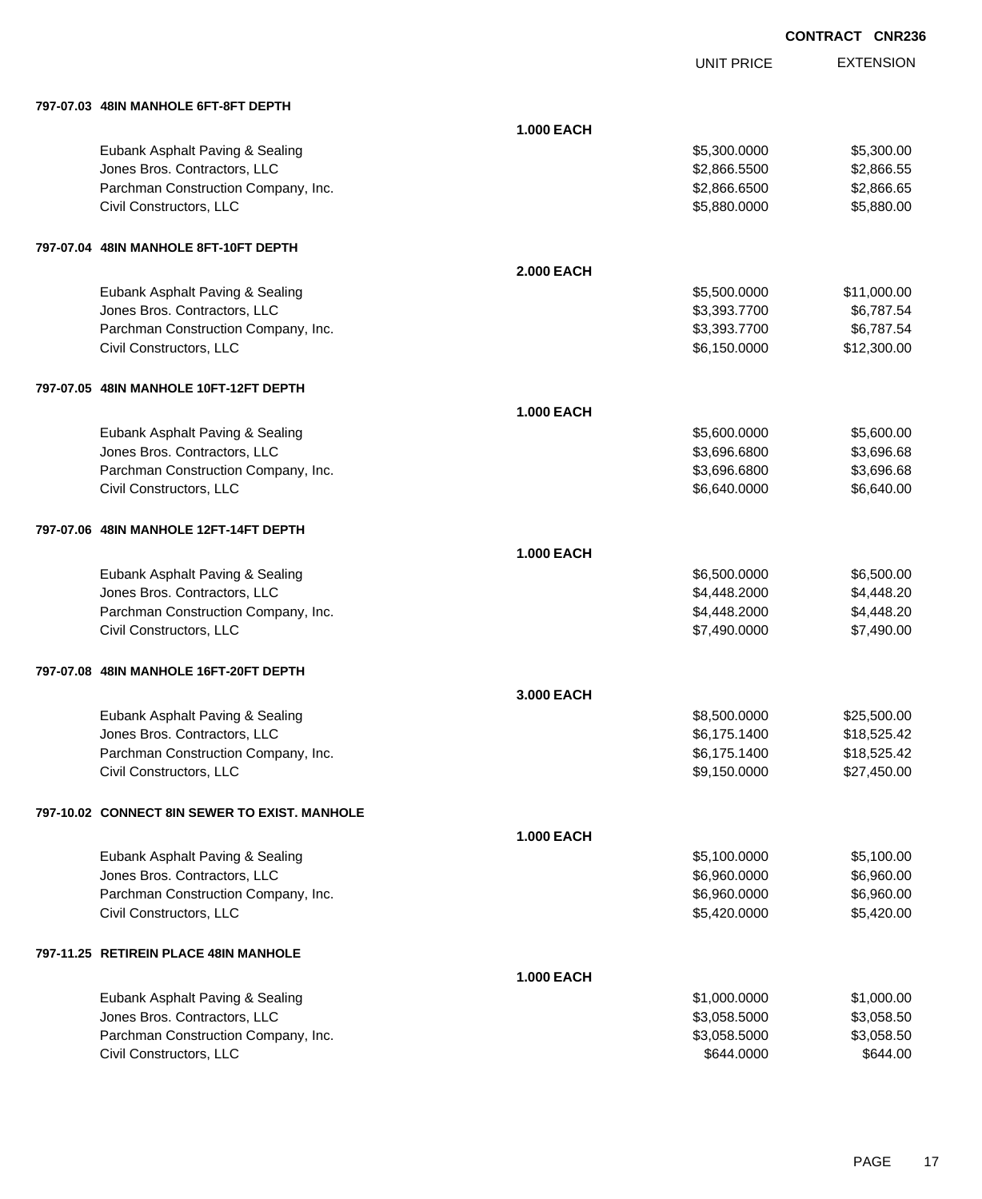**CONTRACT CNR236**

| | | UNIT PRICE | EXTENSION |
|---|---|---|---|
| **797-07.03 48IN MANHOLE 6FT-8FT DEPTH** | | | |
| | **1.000 EACH** | | |
| Eubank Asphalt Paving & Sealing | | $5,300.0000 | $5,300.00 |
| Jones Bros. Contractors, LLC | | $2,866.5500 | $2,866.55 |
| Parchman Construction Company, Inc. | | $2,866.6500 | $2,866.65 |
| Civil Constructors, LLC | | $5,880.0000 | $5,880.00 |
| **797-07.04 48IN MANHOLE 8FT-10FT DEPTH** | | | |
| | **2.000 EACH** | | |
| Eubank Asphalt Paving & Sealing | | $5,500.0000 | $11,000.00 |
| Jones Bros. Contractors, LLC | | $3,393.7700 | $6,787.54 |
| Parchman Construction Company, Inc. | | $3,393.7700 | $6,787.54 |
| Civil Constructors, LLC | | $6,150.0000 | $12,300.00 |
| **797-07.05 48IN MANHOLE 10FT-12FT DEPTH** | | | |
| | **1.000 EACH** | | |
| Eubank Asphalt Paving & Sealing | | $5,600.0000 | $5,600.00 |
| Jones Bros. Contractors, LLC | | $3,696.6800 | $3,696.68 |
| Parchman Construction Company, Inc. | | $3,696.6800 | $3,696.68 |
| Civil Constructors, LLC | | $6,640.0000 | $6,640.00 |
| **797-07.06 48IN MANHOLE 12FT-14FT DEPTH** | | | |
| | **1.000 EACH** | | |
| Eubank Asphalt Paving & Sealing | | $6,500.0000 | $6,500.00 |
| Jones Bros. Contractors, LLC | | $4,448.2000 | $4,448.20 |
| Parchman Construction Company, Inc. | | $4,448.2000 | $4,448.20 |
| Civil Constructors, LLC | | $7,490.0000 | $7,490.00 |
| **797-07.08 48IN MANHOLE 16FT-20FT DEPTH** | | | |
| | **3.000 EACH** | | |
| Eubank Asphalt Paving & Sealing | | $8,500.0000 | $25,500.00 |
| Jones Bros. Contractors, LLC | | $6,175.1400 | $18,525.42 |
| Parchman Construction Company, Inc. | | $6,175.1400 | $18,525.42 |
| Civil Constructors, LLC | | $9,150.0000 | $27,450.00 |
| **797-10.02 CONNECT 8IN SEWER TO EXIST. MANHOLE** | | | |
| | **1.000 EACH** | | |
| Eubank Asphalt Paving & Sealing | | $5,100.0000 | $5,100.00 |
| Jones Bros. Contractors, LLC | | $6,960.0000 | $6,960.00 |
| Parchman Construction Company, Inc. | | $6,960.0000 | $6,960.00 |
| Civil Constructors, LLC | | $5,420.0000 | $5,420.00 |
| **797-11.25 RETIREIN PLACE 48IN MANHOLE** | | | |
| | **1.000 EACH** | | |
| Eubank Asphalt Paving & Sealing | | $1,000.0000 | $1,000.00 |
| Jones Bros. Contractors, LLC | | $3,058.5000 | $3,058.50 |
| Parchman Construction Company, Inc. | | $3,058.5000 | $3,058.50 |
| Civil Constructors, LLC | | $644.0000 | $644.00 |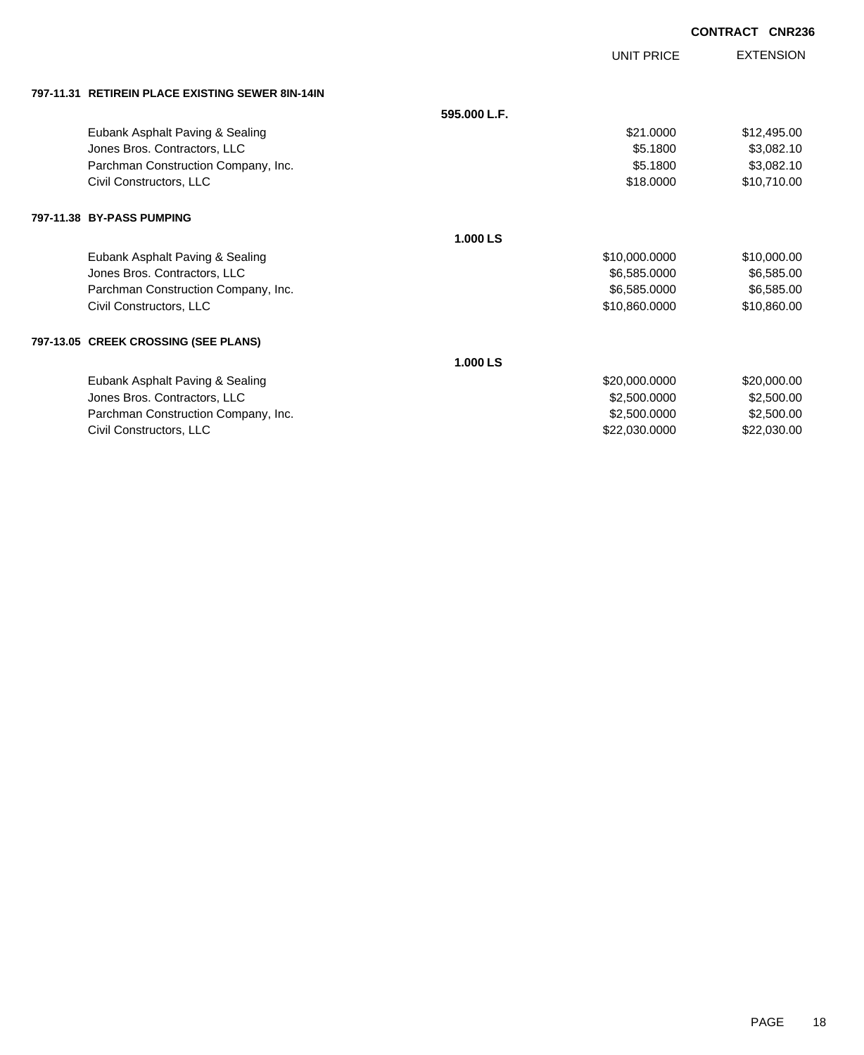**CONTRACT CNR236**

| | | UNIT PRICE | EXTENSION |
|---|---|---|---|
| **797-11.31 RETIREIN PLACE EXISTING SEWER 8IN-14IN** | | | |
| | **595.000 L.F.** | | |
| Eubank Asphalt Paving & Sealing | | $21.0000 | $12,495.00 |
| Jones Bros. Contractors, LLC | | $5.1800 | $3,082.10 |
| Parchman Construction Company, Inc. | | $5.1800 | $3,082.10 |
| Civil Constructors, LLC | | $18.0000 | $10,710.00 |
| **797-11.38 BY-PASS PUMPING** | | | |
| | **1.000 LS** | | |
| Eubank Asphalt Paving & Sealing | | $10,000.0000 | $10,000.00 |
| Jones Bros. Contractors, LLC | | $6,585.0000 | $6,585.00 |
| Parchman Construction Company, Inc. | | $6,585.0000 | $6,585.00 |
| Civil Constructors, LLC | | $10,860.0000 | $10,860.00 |
| **797-13.05 CREEK CROSSING (SEE PLANS)** | | | |
| | **1.000 LS** | | |
| Eubank Asphalt Paving & Sealing | | $20,000.0000 | $20,000.00 |
| Jones Bros. Contractors, LLC | | $2,500.0000 | $2,500.00 |
| Parchman Construction Company, Inc. | | $2,500.0000 | $2,500.00 |
| Civil Constructors, LLC | | $22,030.0000 | $22,030.00 |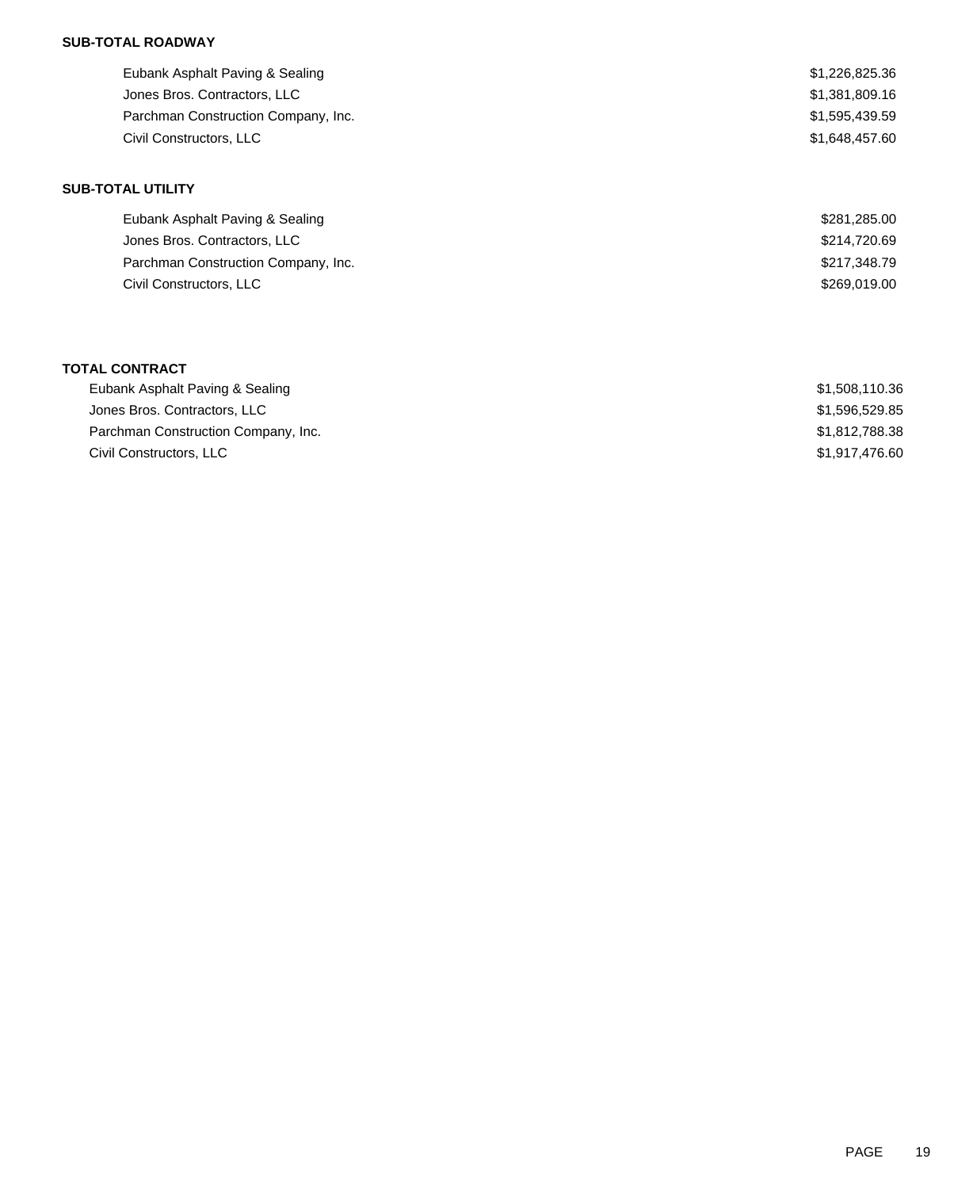**SUB-TOTAL ROADWAY**

| | |
|---|---|
| Eubank Asphalt Paving & Sealing | $1,226,825.36 |
| Jones Bros. Contractors, LLC | $1,381,809.16 |
| Parchman Construction Company, Inc. | $1,595,439.59 |
| Civil Constructors, LLC | $1,648,457.60 |

**SUB-TOTAL UTILITY**

| | |
|---|---|
| Eubank Asphalt Paving & Sealing | $281,285.00 |
| Jones Bros. Contractors, LLC | $214,720.69 |
| Parchman Construction Company, Inc. | $217,348.79 |
| Civil Constructors, LLC | $269,019.00 |

**TOTAL CONTRACT**

| | |
|---|---|
| Eubank Asphalt Paving & Sealing | $1,508,110.36 |
| Jones Bros. Contractors, LLC | $1,596,529.85 |
| Parchman Construction Company, Inc. | $1,812,788.38 |
| Civil Constructors, LLC | $1,917,476.60 |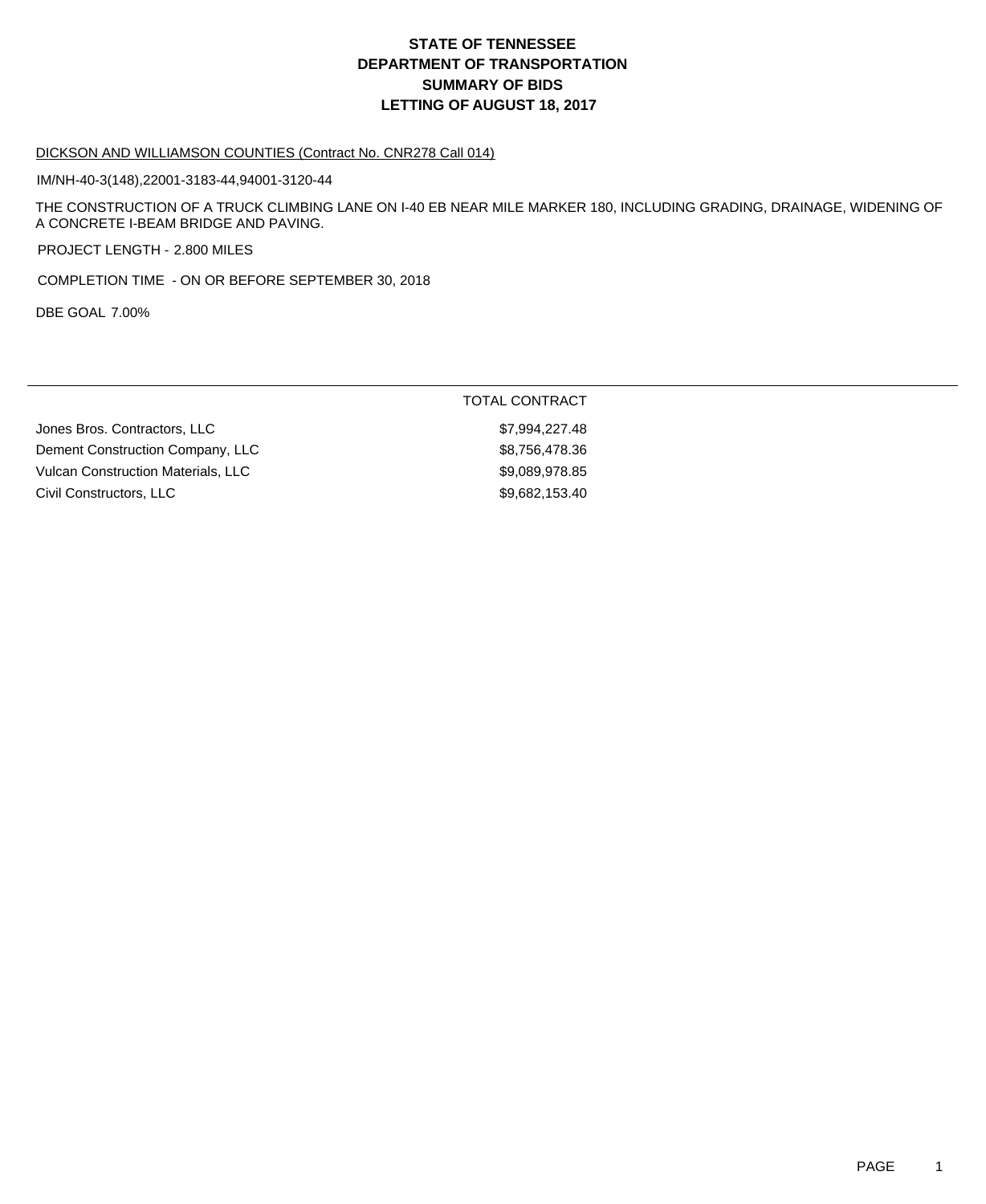# STATE OF TENNESSEE
# DEPARTMENT OF TRANSPORTATION
# SUMMARY OF BIDS
# LETTING OF AUGUST 18, 2017

DICKSON AND WILLIAMSON COUNTIES (Contract No. CNR278 Call 014)

IM/NH-40-3(148),22001-3183-44,94001-3120-44

THE CONSTRUCTION OF A TRUCK CLIMBING LANE ON I-40 EB NEAR MILE MARKER 180, INCLUDING GRADING, DRAINAGE, WIDENING OF A CONCRETE I-BEAM BRIDGE AND PAVING.

PROJECT LENGTH - 2.800 MILES

COMPLETION TIME - ON OR BEFORE SEPTEMBER 30, 2018

DBE GOAL 7.00%

| | TOTAL CONTRACT |
|---|---|
| Jones Bros. Contractors, LLC | $7,994,227.48 |
| Dement Construction Company, LLC | $8,756,478.36 |
| Vulcan Construction Materials, LLC | $9,089,978.85 |
| Civil Constructors, LLC | $9,682,153.40 |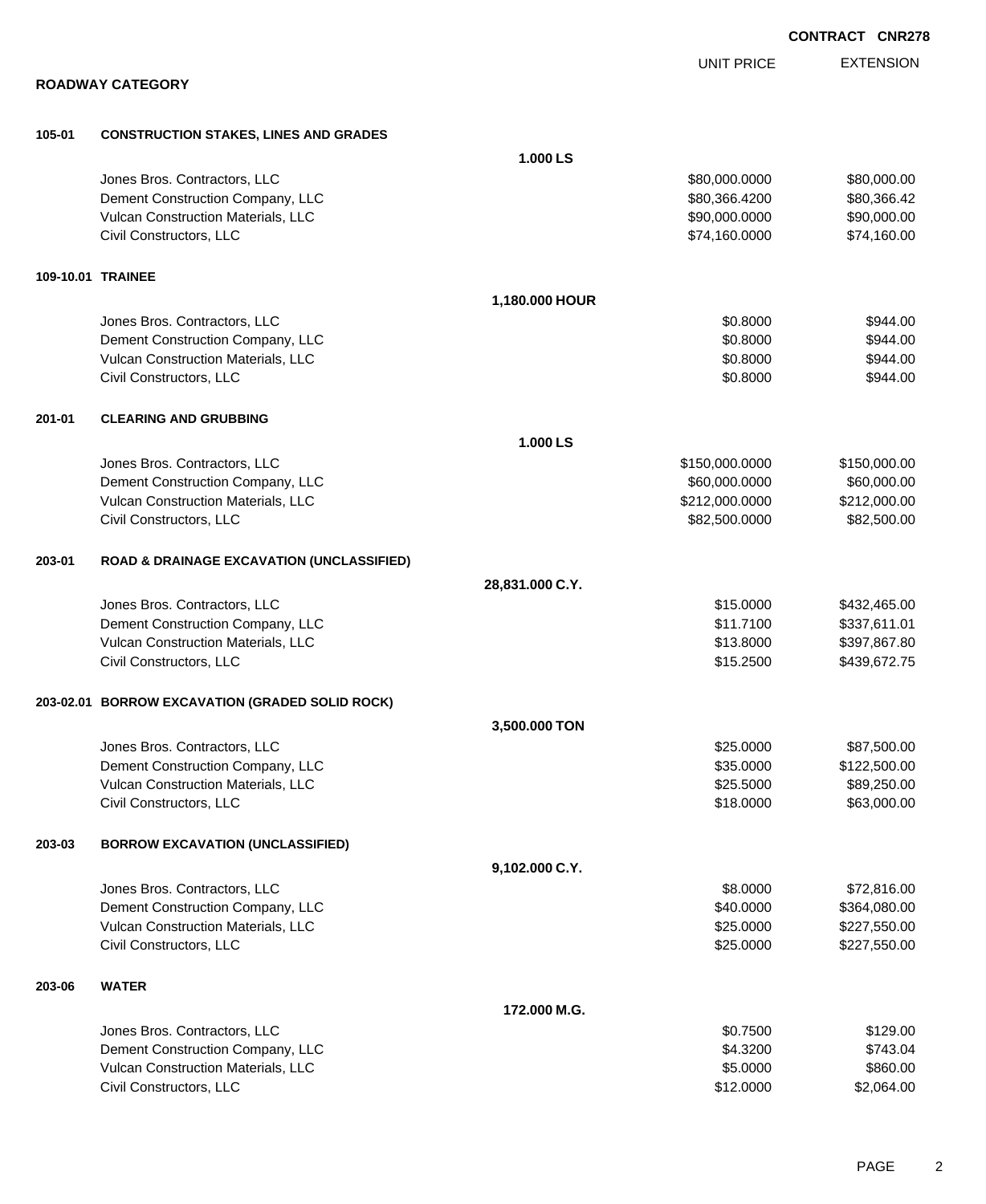**CONTRACT CNR278**

**ROADWAY CATEGORY**

| | | UNIT PRICE | EXTENSION |
|---|---|---|---|
| **105-01** | **CONSTRUCTION STAKES, LINES AND GRADES** | | |
| | **1.000 LS** | | |
| | Jones Bros. Contractors, LLC | $80,000.0000 | $80,000.00 |
| | Dement Construction Company, LLC | $80,366.4200 | $80,366.42 |
| | Vulcan Construction Materials, LLC | $90,000.0000 | $90,000.00 |
| | Civil Constructors, LLC | $74,160.0000 | $74,160.00 |
| **109-10.01** | **TRAINEE** | | |
| | **1,180.000 HOUR** | | |
| | Jones Bros. Contractors, LLC | $0.8000 | $944.00 |
| | Dement Construction Company, LLC | $0.8000 | $944.00 |
| | Vulcan Construction Materials, LLC | $0.8000 | $944.00 |
| | Civil Constructors, LLC | $0.8000 | $944.00 |
| **201-01** | **CLEARING AND GRUBBING** | | |
| | **1.000 LS** | | |
| | Jones Bros. Contractors, LLC | $150,000.0000 | $150,000.00 |
| | Dement Construction Company, LLC | $60,000.0000 | $60,000.00 |
| | Vulcan Construction Materials, LLC | $212,000.0000 | $212,000.00 |
| | Civil Constructors, LLC | $82,500.0000 | $82,500.00 |
| **203-01** | **ROAD & DRAINAGE EXCAVATION (UNCLASSIFIED)** | | |
| | **28,831.000 C.Y.** | | |
| | Jones Bros. Contractors, LLC | $15.0000 | $432,465.00 |
| | Dement Construction Company, LLC | $11.7100 | $337,611.01 |
| | Vulcan Construction Materials, LLC | $13.8000 | $397,867.80 |
| | Civil Constructors, LLC | $15.2500 | $439,672.75 |
| **203-02.01** | **BORROW EXCAVATION (GRADED SOLID ROCK)** | | |
| | **3,500.000 TON** | | |
| | Jones Bros. Contractors, LLC | $25.0000 | $87,500.00 |
| | Dement Construction Company, LLC | $35.0000 | $122,500.00 |
| | Vulcan Construction Materials, LLC | $25.5000 | $89,250.00 |
| | Civil Constructors, LLC | $18.0000 | $63,000.00 |
| **203-03** | **BORROW EXCAVATION (UNCLASSIFIED)** | | |
| | **9,102.000 C.Y.** | | |
| | Jones Bros. Contractors, LLC | $8.0000 | $72,816.00 |
| | Dement Construction Company, LLC | $40.0000 | $364,080.00 |
| | Vulcan Construction Materials, LLC | $25.0000 | $227,550.00 |
| | Civil Constructors, LLC | $25.0000 | $227,550.00 |
| **203-06** | **WATER** | | |
| | **172.000 M.G.** | | |
| | Jones Bros. Contractors, LLC | $0.7500 | $129.00 |
| | Dement Construction Company, LLC | $4.3200 | $743.04 |
| | Vulcan Construction Materials, LLC | $5.0000 | $860.00 |
| | Civil Constructors, LLC | $12.0000 | $2,064.00 |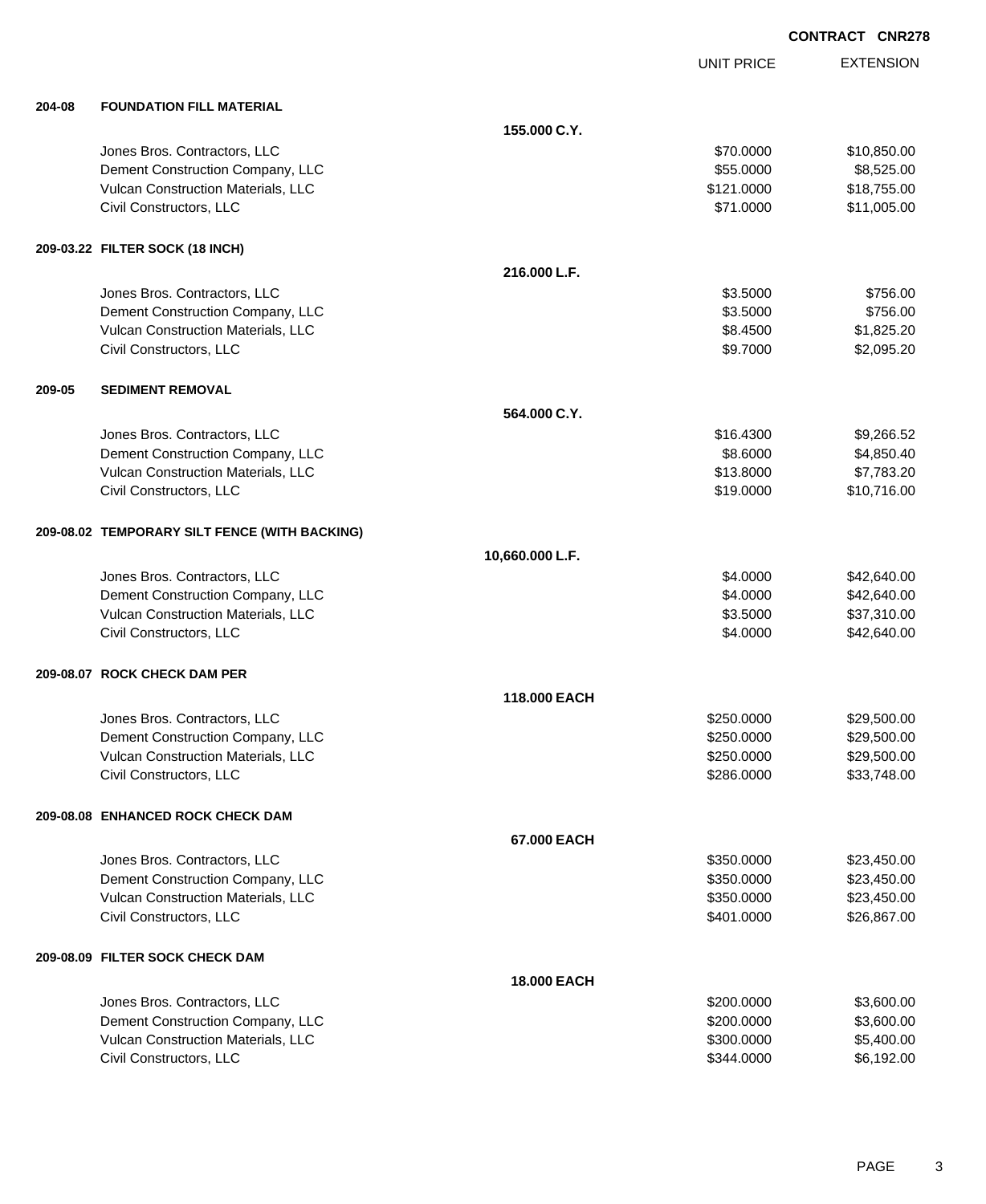**CONTRACT CNR278**

| | | | UNIT PRICE | EXTENSION |
|---|---|---|---|---|
| **204-08** | **FOUNDATION FILL MATERIAL** | | | |
| | | **155.000 C.Y.** | | |
| | Jones Bros. Contractors, LLC | | $70.0000 | $10,850.00 |
| | Dement Construction Company, LLC | | $55.0000 | $8,525.00 |
| | Vulcan Construction Materials, LLC | | $121.0000 | $18,755.00 |
| | Civil Constructors, LLC | | $71.0000 | $11,005.00 |
| **209-03.22** | **FILTER SOCK (18 INCH)** | | | |
| | | **216.000 L.F.** | | |
| | Jones Bros. Contractors, LLC | | $3.5000 | $756.00 |
| | Dement Construction Company, LLC | | $3.5000 | $756.00 |
| | Vulcan Construction Materials, LLC | | $8.4500 | $1,825.20 |
| | Civil Constructors, LLC | | $9.7000 | $2,095.20 |
| **209-05** | **SEDIMENT REMOVAL** | | | |
| | | **564.000 C.Y.** | | |
| | Jones Bros. Contractors, LLC | | $16.4300 | $9,266.52 |
| | Dement Construction Company, LLC | | $8.6000 | $4,850.40 |
| | Vulcan Construction Materials, LLC | | $13.8000 | $7,783.20 |
| | Civil Constructors, LLC | | $19.0000 | $10,716.00 |
| **209-08.02** | **TEMPORARY SILT FENCE (WITH BACKING)** | | | |
| | | **10,660.000 L.F.** | | |
| | Jones Bros. Contractors, LLC | | $4.0000 | $42,640.00 |
| | Dement Construction Company, LLC | | $4.0000 | $42,640.00 |
| | Vulcan Construction Materials, LLC | | $3.5000 | $37,310.00 |
| | Civil Constructors, LLC | | $4.0000 | $42,640.00 |
| **209-08.07** | **ROCK CHECK DAM PER** | | | |
| | | **118.000 EACH** | | |
| | Jones Bros. Contractors, LLC | | $250.0000 | $29,500.00 |
| | Dement Construction Company, LLC | | $250.0000 | $29,500.00 |
| | Vulcan Construction Materials, LLC | | $250.0000 | $29,500.00 |
| | Civil Constructors, LLC | | $286.0000 | $33,748.00 |
| **209-08.08** | **ENHANCED ROCK CHECK DAM** | | | |
| | | **67.000 EACH** | | |
| | Jones Bros. Contractors, LLC | | $350.0000 | $23,450.00 |
| | Dement Construction Company, LLC | | $350.0000 | $23,450.00 |
| | Vulcan Construction Materials, LLC | | $350.0000 | $23,450.00 |
| | Civil Constructors, LLC | | $401.0000 | $26,867.00 |
| **209-08.09** | **FILTER SOCK CHECK DAM** | | | |
| | | **18.000 EACH** | | |
| | Jones Bros. Contractors, LLC | | $200.0000 | $3,600.00 |
| | Dement Construction Company, LLC | | $200.0000 | $3,600.00 |
| | Vulcan Construction Materials, LLC | | $300.0000 | $5,400.00 |
| | Civil Constructors, LLC | | $344.0000 | $6,192.00 |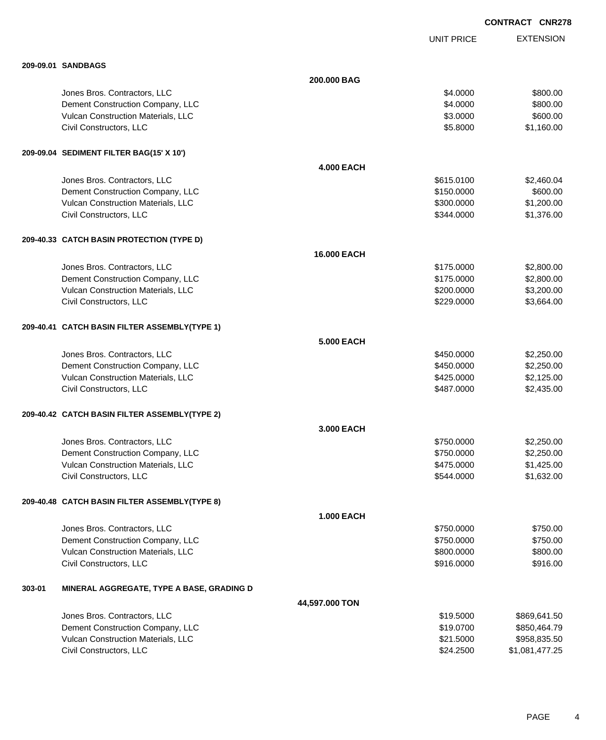CONTRACT CNR278

| | UNIT PRICE | EXTENSION |
|---|---|---|
| **209-09.01 SANDBAGS** | | |
| **200.000 BAG** | | |
| Jones Bros. Contractors, LLC | $4.0000 | $800.00 |
| Dement Construction Company, LLC | $4.0000 | $800.00 |
| Vulcan Construction Materials, LLC | $3.0000 | $600.00 |
| Civil Constructors, LLC | $5.8000 | $1,160.00 |
| **209-09.04 SEDIMENT FILTER BAG(15' X 10')** | | |
| **4.000 EACH** | | |
| Jones Bros. Contractors, LLC | $615.0100 | $2,460.04 |
| Dement Construction Company, LLC | $150.0000 | $600.00 |
| Vulcan Construction Materials, LLC | $300.0000 | $1,200.00 |
| Civil Constructors, LLC | $344.0000 | $1,376.00 |
| **209-40.33 CATCH BASIN PROTECTION (TYPE D)** | | |
| **16.000 EACH** | | |
| Jones Bros. Contractors, LLC | $175.0000 | $2,800.00 |
| Dement Construction Company, LLC | $175.0000 | $2,800.00 |
| Vulcan Construction Materials, LLC | $200.0000 | $3,200.00 |
| Civil Constructors, LLC | $229.0000 | $3,664.00 |
| **209-40.41 CATCH BASIN FILTER ASSEMBLY(TYPE 1)** | | |
| **5.000 EACH** | | |
| Jones Bros. Contractors, LLC | $450.0000 | $2,250.00 |
| Dement Construction Company, LLC | $450.0000 | $2,250.00 |
| Vulcan Construction Materials, LLC | $425.0000 | $2,125.00 |
| Civil Constructors, LLC | $487.0000 | $2,435.00 |
| **209-40.42 CATCH BASIN FILTER ASSEMBLY(TYPE 2)** | | |
| **3.000 EACH** | | |
| Jones Bros. Contractors, LLC | $750.0000 | $2,250.00 |
| Dement Construction Company, LLC | $750.0000 | $2,250.00 |
| Vulcan Construction Materials, LLC | $475.0000 | $1,425.00 |
| Civil Constructors, LLC | $544.0000 | $1,632.00 |
| **209-40.48 CATCH BASIN FILTER ASSEMBLY(TYPE 8)** | | |
| **1.000 EACH** | | |
| Jones Bros. Contractors, LLC | $750.0000 | $750.00 |
| Dement Construction Company, LLC | $750.0000 | $750.00 |
| Vulcan Construction Materials, LLC | $800.0000 | $800.00 |
| Civil Constructors, LLC | $916.0000 | $916.00 |
| **303-01 MINERAL AGGREGATE, TYPE A BASE, GRADING D** | | |
| **44,597.000 TON** | | |
| Jones Bros. Contractors, LLC | $19.5000 | $869,641.50 |
| Dement Construction Company, LLC | $19.0700 | $850,464.79 |
| Vulcan Construction Materials, LLC | $21.5000 | $958,835.50 |
| Civil Constructors, LLC | $24.2500 | $1,081,477.25 |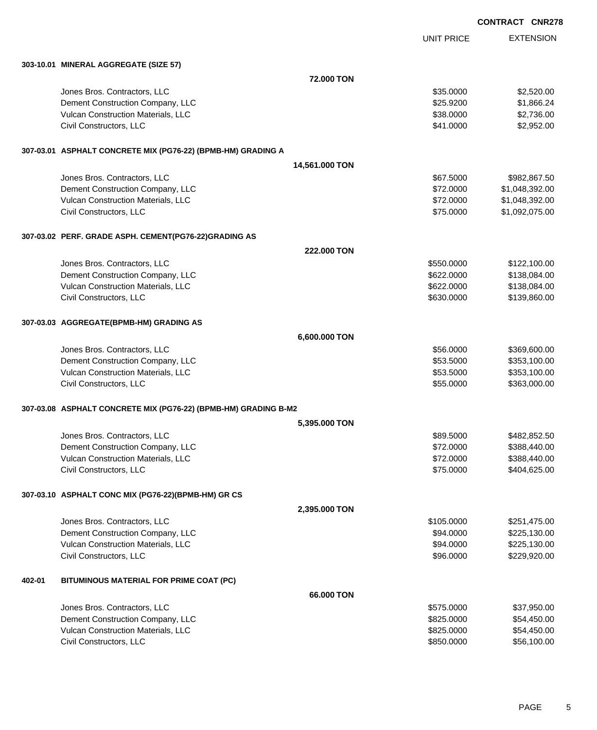CONTRACT CNR278

| | UNIT PRICE | EXTENSION |
|---|---|---|
| **303-10.01 MINERAL AGGREGATE (SIZE 57)** | | |
| **72.000 TON** | | |
| Jones Bros. Contractors, LLC | $35.0000 | $2,520.00 |
| Dement Construction Company, LLC | $25.9200 | $1,866.24 |
| Vulcan Construction Materials, LLC | $38.0000 | $2,736.00 |
| Civil Constructors, LLC | $41.0000 | $2,952.00 |
| **307-03.01 ASPHALT CONCRETE MIX (PG76-22) (BPMB-HM) GRADING A** | | |
| **14,561.000 TON** | | |
| Jones Bros. Contractors, LLC | $67.5000 | $982,867.50 |
| Dement Construction Company, LLC | $72.0000 | $1,048,392.00 |
| Vulcan Construction Materials, LLC | $72.0000 | $1,048,392.00 |
| Civil Constructors, LLC | $75.0000 | $1,092,075.00 |
| **307-03.02 PERF. GRADE ASPH. CEMENT(PG76-22)GRADING AS** | | |
| **222.000 TON** | | |
| Jones Bros. Contractors, LLC | $550.0000 | $122,100.00 |
| Dement Construction Company, LLC | $622.0000 | $138,084.00 |
| Vulcan Construction Materials, LLC | $622.0000 | $138,084.00 |
| Civil Constructors, LLC | $630.0000 | $139,860.00 |
| **307-03.03 AGGREGATE(BPMB-HM) GRADING AS** | | |
| **6,600.000 TON** | | |
| Jones Bros. Contractors, LLC | $56.0000 | $369,600.00 |
| Dement Construction Company, LLC | $53.5000 | $353,100.00 |
| Vulcan Construction Materials, LLC | $53.5000 | $353,100.00 |
| Civil Constructors, LLC | $55.0000 | $363,000.00 |
| **307-03.08 ASPHALT CONCRETE MIX (PG76-22) (BPMB-HM) GRADING B-M2** | | |
| **5,395.000 TON** | | |
| Jones Bros. Contractors, LLC | $89.5000 | $482,852.50 |
| Dement Construction Company, LLC | $72.0000 | $388,440.00 |
| Vulcan Construction Materials, LLC | $72.0000 | $388,440.00 |
| Civil Constructors, LLC | $75.0000 | $404,625.00 |
| **307-03.10 ASPHALT CONC MIX (PG76-22)(BPMB-HM) GR CS** | | |
| **2,395.000 TON** | | |
| Jones Bros. Contractors, LLC | $105.0000 | $251,475.00 |
| Dement Construction Company, LLC | $94.0000 | $225,130.00 |
| Vulcan Construction Materials, LLC | $94.0000 | $225,130.00 |
| Civil Constructors, LLC | $96.0000 | $229,920.00 |
| **402-01 BITUMINOUS MATERIAL FOR PRIME COAT (PC)** | | |
| **66.000 TON** | | |
| Jones Bros. Contractors, LLC | $575.0000 | $37,950.00 |
| Dement Construction Company, LLC | $825.0000 | $54,450.00 |
| Vulcan Construction Materials, LLC | $825.0000 | $54,450.00 |
| Civil Constructors, LLC | $850.0000 | $56,100.00 |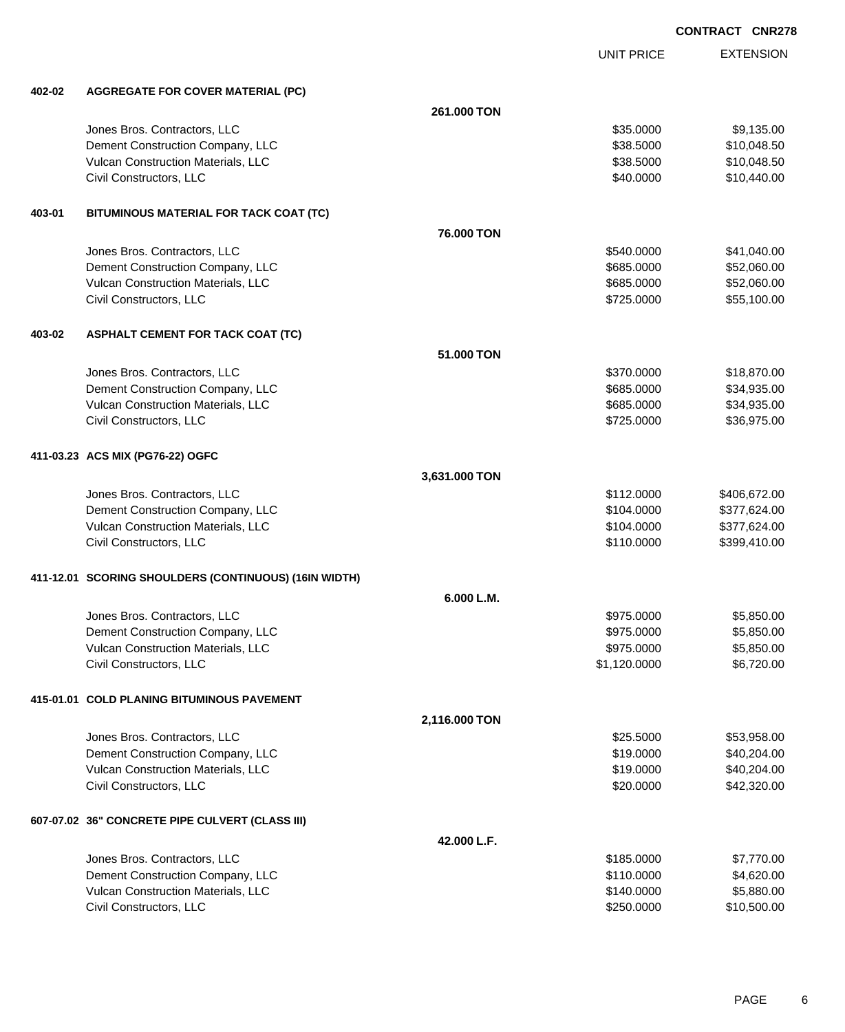**CONTRACT CNR278**

| | | | UNIT PRICE | EXTENSION |
|---|---|---|---|---|
| **402-02** | **AGGREGATE FOR COVER MATERIAL (PC)** | | | |
| | | **261.000 TON** | | |
| | Jones Bros. Contractors, LLC | | $35.0000 | $9,135.00 |
| | Dement Construction Company, LLC | | $38.5000 | $10,048.50 |
| | Vulcan Construction Materials, LLC | | $38.5000 | $10,048.50 |
| | Civil Constructors, LLC | | $40.0000 | $10,440.00 |
| **403-01** | **BITUMINOUS MATERIAL FOR TACK COAT (TC)** | | | |
| | | **76.000 TON** | | |
| | Jones Bros. Contractors, LLC | | $540.0000 | $41,040.00 |
| | Dement Construction Company, LLC | | $685.0000 | $52,060.00 |
| | Vulcan Construction Materials, LLC | | $685.0000 | $52,060.00 |
| | Civil Constructors, LLC | | $725.0000 | $55,100.00 |
| **403-02** | **ASPHALT CEMENT FOR TACK COAT (TC)** | | | |
| | | **51.000 TON** | | |
| | Jones Bros. Contractors, LLC | | $370.0000 | $18,870.00 |
| | Dement Construction Company, LLC | | $685.0000 | $34,935.00 |
| | Vulcan Construction Materials, LLC | | $685.0000 | $34,935.00 |
| | Civil Constructors, LLC | | $725.0000 | $36,975.00 |
| **411-03.23** | **ACS MIX (PG76-22) OGFC** | | | |
| | | **3,631.000 TON** | | |
| | Jones Bros. Contractors, LLC | | $112.0000 | $406,672.00 |
| | Dement Construction Company, LLC | | $104.0000 | $377,624.00 |
| | Vulcan Construction Materials, LLC | | $104.0000 | $377,624.00 |
| | Civil Constructors, LLC | | $110.0000 | $399,410.00 |
| **411-12.01** | **SCORING SHOULDERS (CONTINUOUS) (16IN WIDTH)** | | | |
| | | **6.000 L.M.** | | |
| | Jones Bros. Contractors, LLC | | $975.0000 | $5,850.00 |
| | Dement Construction Company, LLC | | $975.0000 | $5,850.00 |
| | Vulcan Construction Materials, LLC | | $975.0000 | $5,850.00 |
| | Civil Constructors, LLC | | $1,120.0000 | $6,720.00 |
| **415-01.01** | **COLD PLANING BITUMINOUS PAVEMENT** | | | |
| | | **2,116.000 TON** | | |
| | Jones Bros. Contractors, LLC | | $25.5000 | $53,958.00 |
| | Dement Construction Company, LLC | | $19.0000 | $40,204.00 |
| | Vulcan Construction Materials, LLC | | $19.0000 | $40,204.00 |
| | Civil Constructors, LLC | | $20.0000 | $42,320.00 |
| **607-07.02** | **36" CONCRETE PIPE CULVERT (CLASS III)** | | | |
| | | **42.000 L.F.** | | |
| | Jones Bros. Contractors, LLC | | $185.0000 | $7,770.00 |
| | Dement Construction Company, LLC | | $110.0000 | $4,620.00 |
| | Vulcan Construction Materials, LLC | | $140.0000 | $5,880.00 |
| | Civil Constructors, LLC | | $250.0000 | $10,500.00 |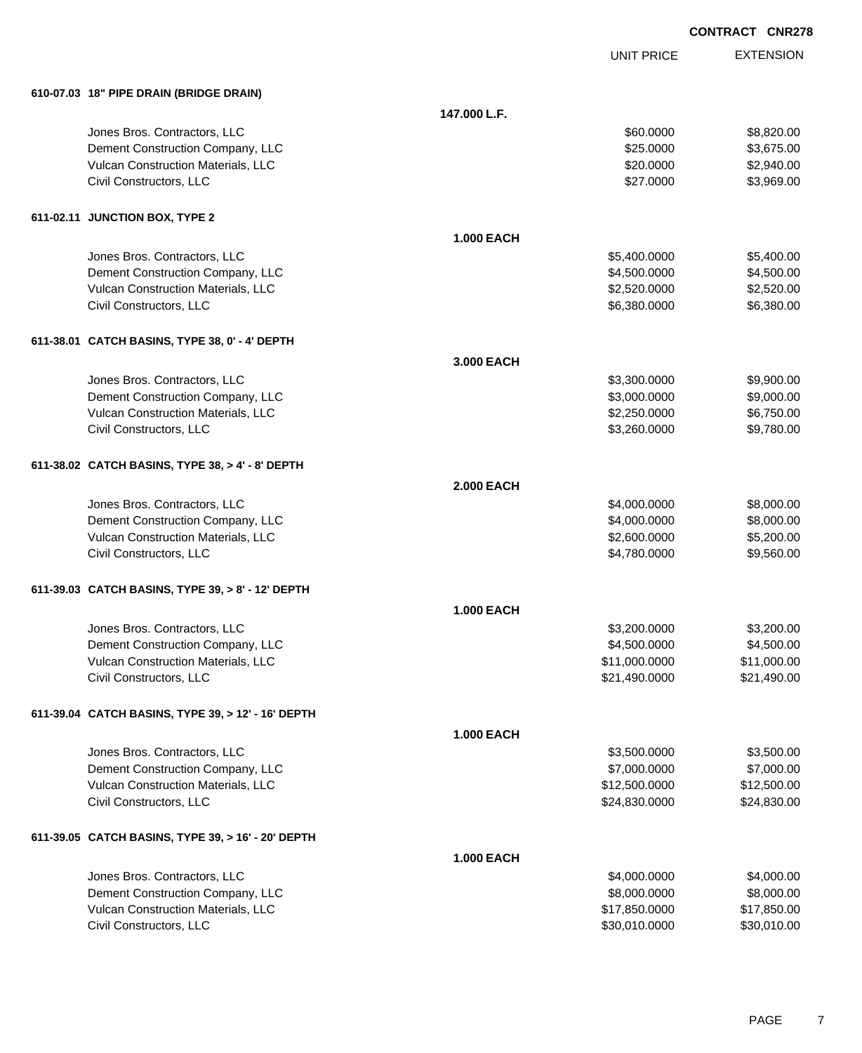**CONTRACT CNR278**

| | | UNIT PRICE | EXTENSION |
|---|---|---|---|
| **610-07.03 18" PIPE DRAIN (BRIDGE DRAIN)** | | | |
| | **147.000 L.F.** | | |
| Jones Bros. Contractors, LLC | | $60.0000 | $8,820.00 |
| Dement Construction Company, LLC | | $25.0000 | $3,675.00 |
| Vulcan Construction Materials, LLC | | $20.0000 | $2,940.00 |
| Civil Constructors, LLC | | $27.0000 | $3,969.00 |
| **611-02.11 JUNCTION BOX, TYPE 2** | | | |
| | **1.000 EACH** | | |
| Jones Bros. Contractors, LLC | | $5,400.0000 | $5,400.00 |
| Dement Construction Company, LLC | | $4,500.0000 | $4,500.00 |
| Vulcan Construction Materials, LLC | | $2,520.0000 | $2,520.00 |
| Civil Constructors, LLC | | $6,380.0000 | $6,380.00 |
| **611-38.01 CATCH BASINS, TYPE 38, 0' - 4' DEPTH** | | | |
| | **3.000 EACH** | | |
| Jones Bros. Contractors, LLC | | $3,300.0000 | $9,900.00 |
| Dement Construction Company, LLC | | $3,000.0000 | $9,000.00 |
| Vulcan Construction Materials, LLC | | $2,250.0000 | $6,750.00 |
| Civil Constructors, LLC | | $3,260.0000 | $9,780.00 |
| **611-38.02 CATCH BASINS, TYPE 38, > 4' - 8' DEPTH** | | | |
| | **2.000 EACH** | | |
| Jones Bros. Contractors, LLC | | $4,000.0000 | $8,000.00 |
| Dement Construction Company, LLC | | $4,000.0000 | $8,000.00 |
| Vulcan Construction Materials, LLC | | $2,600.0000 | $5,200.00 |
| Civil Constructors, LLC | | $4,780.0000 | $9,560.00 |
| **611-39.03 CATCH BASINS, TYPE 39, > 8' - 12' DEPTH** | | | |
| | **1.000 EACH** | | |
| Jones Bros. Contractors, LLC | | $3,200.0000 | $3,200.00 |
| Dement Construction Company, LLC | | $4,500.0000 | $4,500.00 |
| Vulcan Construction Materials, LLC | | $11,000.0000 | $11,000.00 |
| Civil Constructors, LLC | | $21,490.0000 | $21,490.00 |
| **611-39.04 CATCH BASINS, TYPE 39, > 12' - 16' DEPTH** | | | |
| | **1.000 EACH** | | |
| Jones Bros. Contractors, LLC | | $3,500.0000 | $3,500.00 |
| Dement Construction Company, LLC | | $7,000.0000 | $7,000.00 |
| Vulcan Construction Materials, LLC | | $12,500.0000 | $12,500.00 |
| Civil Constructors, LLC | | $24,830.0000 | $24,830.00 |
| **611-39.05 CATCH BASINS, TYPE 39, > 16' - 20' DEPTH** | | | |
| | **1.000 EACH** | | |
| Jones Bros. Contractors, LLC | | $4,000.0000 | $4,000.00 |
| Dement Construction Company, LLC | | $8,000.0000 | $8,000.00 |
| Vulcan Construction Materials, LLC | | $17,850.0000 | $17,850.00 |
| Civil Constructors, LLC | | $30,010.0000 | $30,010.00 |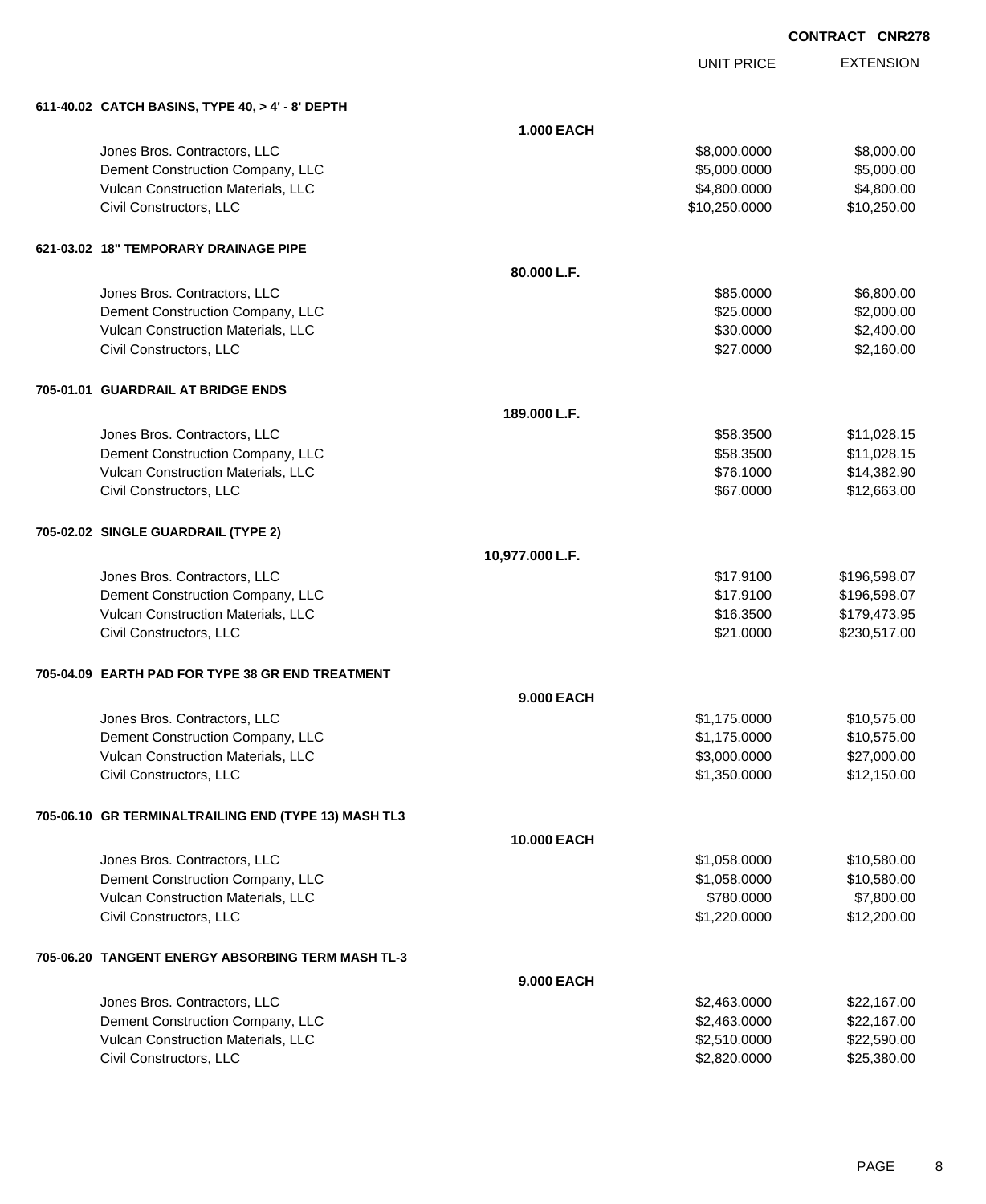CONTRACT CNR278

| | UNIT PRICE | EXTENSION |
|---|---|---|
| **611-40.02 CATCH BASINS, TYPE 40, > 4' - 8' DEPTH** | | |
| **1.000 EACH** | | |
| Jones Bros. Contractors, LLC | $8,000.0000 | $8,000.00 |
| Dement Construction Company, LLC | $5,000.0000 | $5,000.00 |
| Vulcan Construction Materials, LLC | $4,800.0000 | $4,800.00 |
| Civil Constructors, LLC | $10,250.0000 | $10,250.00 |
| **621-03.02 18" TEMPORARY DRAINAGE PIPE** | | |
| **80.000 L.F.** | | |
| Jones Bros. Contractors, LLC | $85.0000 | $6,800.00 |
| Dement Construction Company, LLC | $25.0000 | $2,000.00 |
| Vulcan Construction Materials, LLC | $30.0000 | $2,400.00 |
| Civil Constructors, LLC | $27.0000 | $2,160.00 |
| **705-01.01 GUARDRAIL AT BRIDGE ENDS** | | |
| **189.000 L.F.** | | |
| Jones Bros. Contractors, LLC | $58.3500 | $11,028.15 |
| Dement Construction Company, LLC | $58.3500 | $11,028.15 |
| Vulcan Construction Materials, LLC | $76.1000 | $14,382.90 |
| Civil Constructors, LLC | $67.0000 | $12,663.00 |
| **705-02.02 SINGLE GUARDRAIL (TYPE 2)** | | |
| **10,977.000 L.F.** | | |
| Jones Bros. Contractors, LLC | $17.9100 | $196,598.07 |
| Dement Construction Company, LLC | $17.9100 | $196,598.07 |
| Vulcan Construction Materials, LLC | $16.3500 | $179,473.95 |
| Civil Constructors, LLC | $21.0000 | $230,517.00 |
| **705-04.09 EARTH PAD FOR TYPE 38 GR END TREATMENT** | | |
| **9.000 EACH** | | |
| Jones Bros. Contractors, LLC | $1,175.0000 | $10,575.00 |
| Dement Construction Company, LLC | $1,175.0000 | $10,575.00 |
| Vulcan Construction Materials, LLC | $3,000.0000 | $27,000.00 |
| Civil Constructors, LLC | $1,350.0000 | $12,150.00 |
| **705-06.10 GR TERMINALTRAILING END (TYPE 13) MASH TL3** | | |
| **10.000 EACH** | | |
| Jones Bros. Contractors, LLC | $1,058.0000 | $10,580.00 |
| Dement Construction Company, LLC | $1,058.0000 | $10,580.00 |
| Vulcan Construction Materials, LLC | $780.0000 | $7,800.00 |
| Civil Constructors, LLC | $1,220.0000 | $12,200.00 |
| **705-06.20 TANGENT ENERGY ABSORBING TERM MASH TL-3** | | |
| **9.000 EACH** | | |
| Jones Bros. Contractors, LLC | $2,463.0000 | $22,167.00 |
| Dement Construction Company, LLC | $2,463.0000 | $22,167.00 |
| Vulcan Construction Materials, LLC | $2,510.0000 | $22,590.00 |
| Civil Constructors, LLC | $2,820.0000 | $25,380.00 |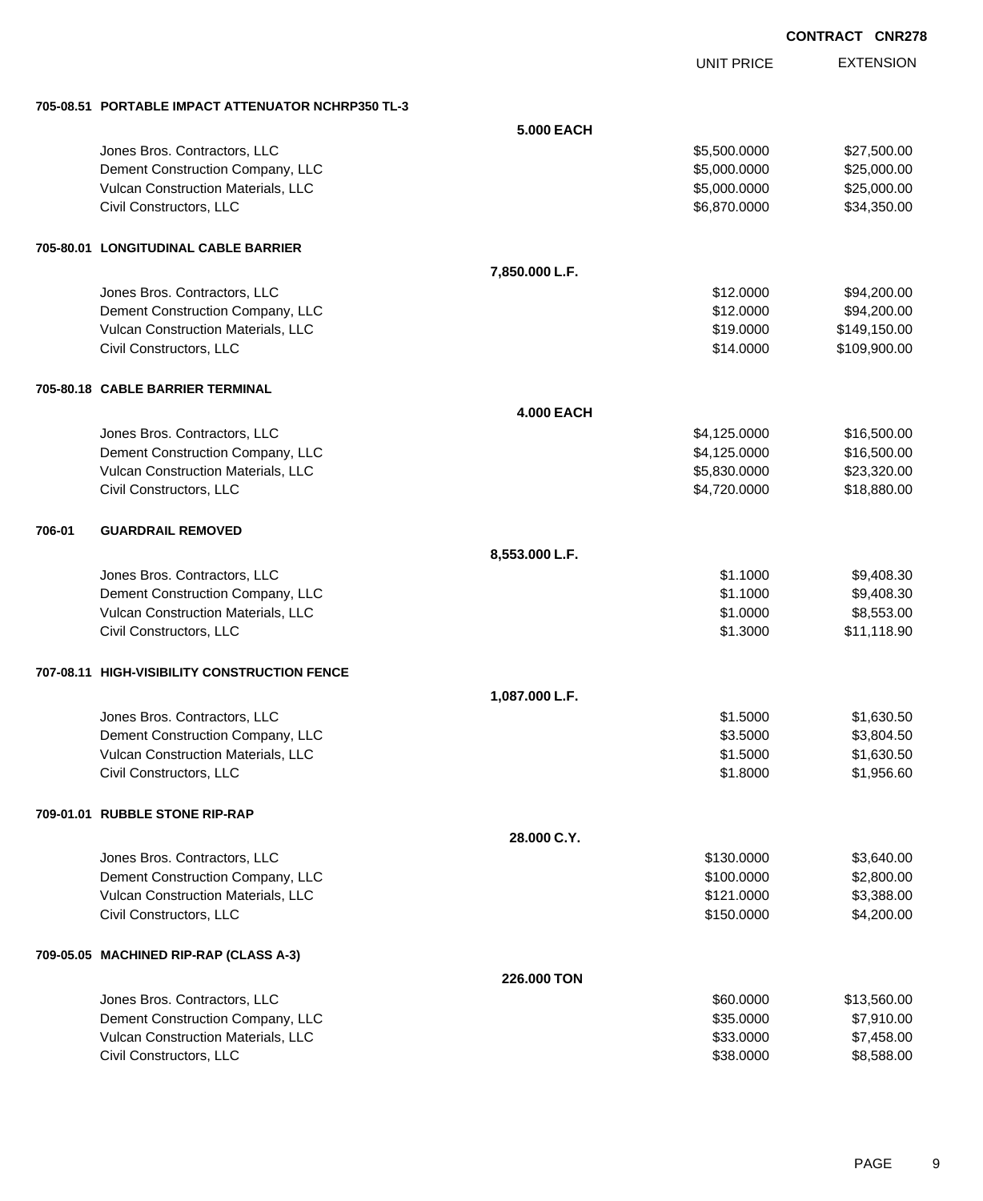**CONTRACT CNR278**

| | | UNIT PRICE | EXTENSION |
|---|---|---|---|
| **705-08.51 PORTABLE IMPACT ATTENUATOR NCHRP350 TL-3** | | | |
| | **5.000 EACH** | | |
| Jones Bros. Contractors, LLC | | $5,500.0000 | $27,500.00 |
| Dement Construction Company, LLC | | $5,000.0000 | $25,000.00 |
| Vulcan Construction Materials, LLC | | $5,000.0000 | $25,000.00 |
| Civil Constructors, LLC | | $6,870.0000 | $34,350.00 |
| **705-80.01 LONGITUDINAL CABLE BARRIER** | | | |
| | **7,850.000 L.F.** | | |
| Jones Bros. Contractors, LLC | | $12.0000 | $94,200.00 |
| Dement Construction Company, LLC | | $12.0000 | $94,200.00 |
| Vulcan Construction Materials, LLC | | $19.0000 | $149,150.00 |
| Civil Constructors, LLC | | $14.0000 | $109,900.00 |
| **705-80.18 CABLE BARRIER TERMINAL** | | | |
| | **4.000 EACH** | | |
| Jones Bros. Contractors, LLC | | $4,125.0000 | $16,500.00 |
| Dement Construction Company, LLC | | $4,125.0000 | $16,500.00 |
| Vulcan Construction Materials, LLC | | $5,830.0000 | $23,320.00 |
| Civil Constructors, LLC | | $4,720.0000 | $18,880.00 |
| **706-01 GUARDRAIL REMOVED** | | | |
| | **8,553.000 L.F.** | | |
| Jones Bros. Contractors, LLC | | $1.1000 | $9,408.30 |
| Dement Construction Company, LLC | | $1.1000 | $9,408.30 |
| Vulcan Construction Materials, LLC | | $1.0000 | $8,553.00 |
| Civil Constructors, LLC | | $1.3000 | $11,118.90 |
| **707-08.11 HIGH-VISIBILITY CONSTRUCTION FENCE** | | | |
| | **1,087.000 L.F.** | | |
| Jones Bros. Contractors, LLC | | $1.5000 | $1,630.50 |
| Dement Construction Company, LLC | | $3.5000 | $3,804.50 |
| Vulcan Construction Materials, LLC | | $1.5000 | $1,630.50 |
| Civil Constructors, LLC | | $1.8000 | $1,956.60 |
| **709-01.01 RUBBLE STONE RIP-RAP** | | | |
| | **28.000 C.Y.** | | |
| Jones Bros. Contractors, LLC | | $130.0000 | $3,640.00 |
| Dement Construction Company, LLC | | $100.0000 | $2,800.00 |
| Vulcan Construction Materials, LLC | | $121.0000 | $3,388.00 |
| Civil Constructors, LLC | | $150.0000 | $4,200.00 |
| **709-05.05 MACHINED RIP-RAP (CLASS A-3)** | | | |
| | **226.000 TON** | | |
| Jones Bros. Contractors, LLC | | $60.0000 | $13,560.00 |
| Dement Construction Company, LLC | | $35.0000 | $7,910.00 |
| Vulcan Construction Materials, LLC | | $33.0000 | $7,458.00 |
| Civil Constructors, LLC | | $38.0000 | $8,588.00 |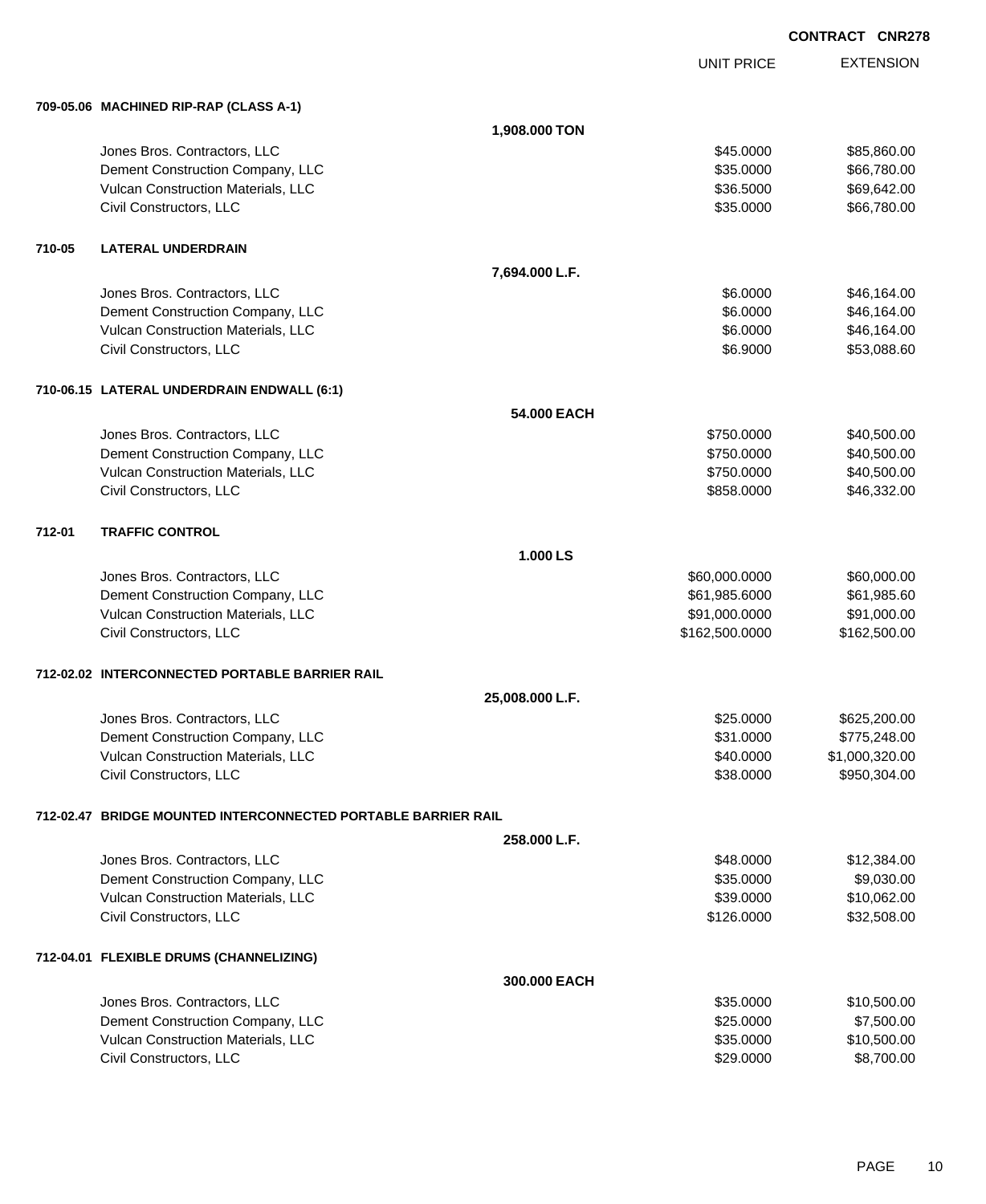**CONTRACT CNR278**

| | | UNIT PRICE | EXTENSION |
|---|---|---|---|
| **709-05.06** | **MACHINED RIP-RAP (CLASS A-1)** | | |
| | **1,908.000 TON** | | |
| | Jones Bros. Contractors, LLC | $45.0000 | $85,860.00 |
| | Dement Construction Company, LLC | $35.0000 | $66,780.00 |
| | Vulcan Construction Materials, LLC | $36.5000 | $69,642.00 |
| | Civil Constructors, LLC | $35.0000 | $66,780.00 |
| **710-05** | **LATERAL UNDERDRAIN** | | |
| | **7,694.000 L.F.** | | |
| | Jones Bros. Contractors, LLC | $6.0000 | $46,164.00 |
| | Dement Construction Company, LLC | $6.0000 | $46,164.00 |
| | Vulcan Construction Materials, LLC | $6.0000 | $46,164.00 |
| | Civil Constructors, LLC | $6.9000 | $53,088.60 |
| **710-06.15** | **LATERAL UNDERDRAIN ENDWALL (6:1)** | | |
| | **54.000 EACH** | | |
| | Jones Bros. Contractors, LLC | $750.0000 | $40,500.00 |
| | Dement Construction Company, LLC | $750.0000 | $40,500.00 |
| | Vulcan Construction Materials, LLC | $750.0000 | $40,500.00 |
| | Civil Constructors, LLC | $858.0000 | $46,332.00 |
| **712-01** | **TRAFFIC CONTROL** | | |
| | **1.000 LS** | | |
| | Jones Bros. Contractors, LLC | $60,000.0000 | $60,000.00 |
| | Dement Construction Company, LLC | $61,985.6000 | $61,985.60 |
| | Vulcan Construction Materials, LLC | $91,000.0000 | $91,000.00 |
| | Civil Constructors, LLC | $162,500.0000 | $162,500.00 |
| **712-02.02** | **INTERCONNECTED PORTABLE BARRIER RAIL** | | |
| | **25,008.000 L.F.** | | |
| | Jones Bros. Contractors, LLC | $25.0000 | $625,200.00 |
| | Dement Construction Company, LLC | $31.0000 | $775,248.00 |
| | Vulcan Construction Materials, LLC | $40.0000 | $1,000,320.00 |
| | Civil Constructors, LLC | $38.0000 | $950,304.00 |
| **712-02.47** | **BRIDGE MOUNTED INTERCONNECTED PORTABLE BARRIER RAIL** | | |
| | **258.000 L.F.** | | |
| | Jones Bros. Contractors, LLC | $48.0000 | $12,384.00 |
| | Dement Construction Company, LLC | $35.0000 | $9,030.00 |
| | Vulcan Construction Materials, LLC | $39.0000 | $10,062.00 |
| | Civil Constructors, LLC | $126.0000 | $32,508.00 |
| **712-04.01** | **FLEXIBLE DRUMS (CHANNELIZING)** | | |
| | **300.000 EACH** | | |
| | Jones Bros. Contractors, LLC | $35.0000 | $10,500.00 |
| | Dement Construction Company, LLC | $25.0000 | $7,500.00 |
| | Vulcan Construction Materials, LLC | $35.0000 | $10,500.00 |
| | Civil Constructors, LLC | $29.0000 | $8,700.00 |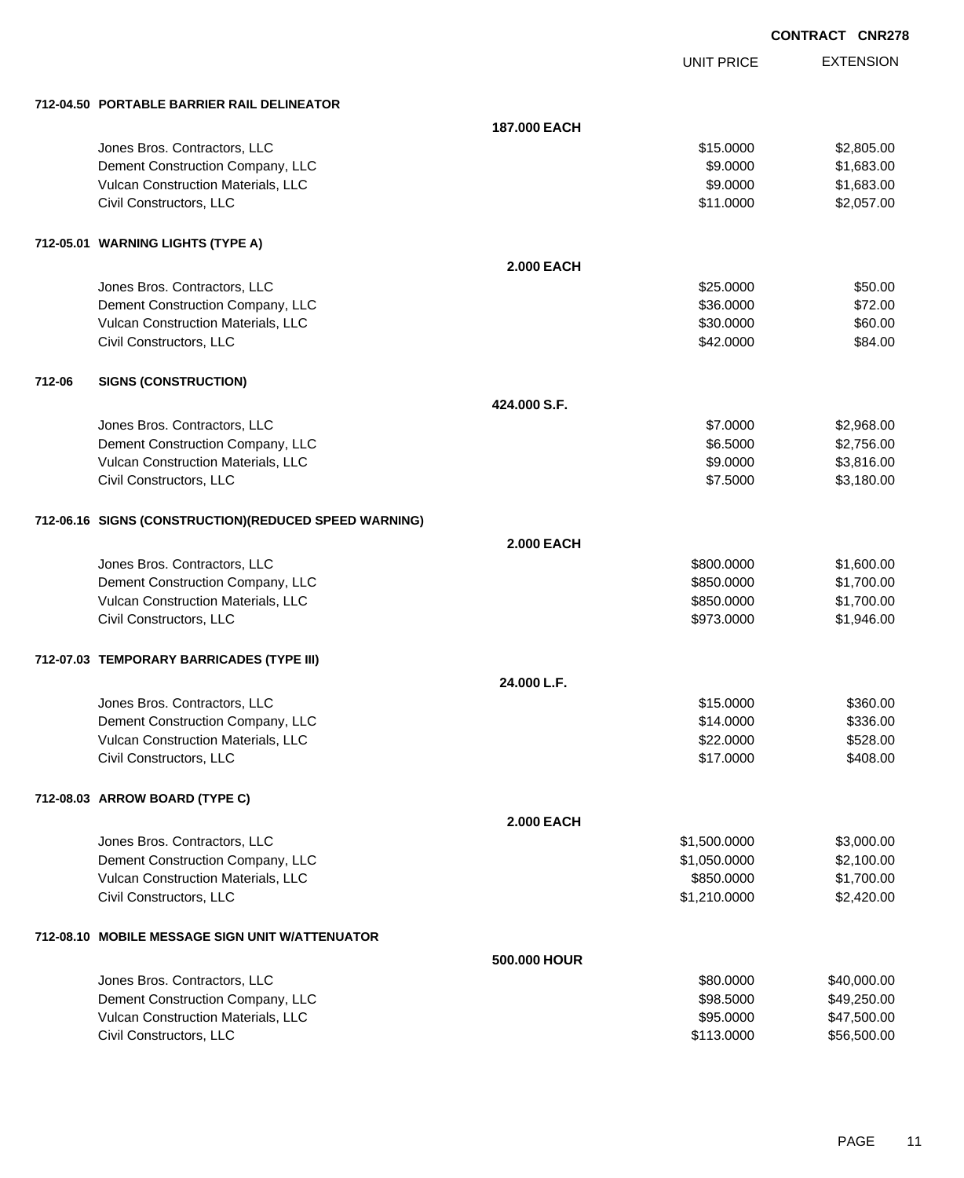**CONTRACT CNR278**

| | | UNIT PRICE | EXTENSION |
|---|---|---|---|
| **712-04.50 PORTABLE BARRIER RAIL DELINEATOR** | | | |
| | **187.000 EACH** | | |
| Jones Bros. Contractors, LLC | | $15.0000 | $2,805.00 |
| Dement Construction Company, LLC | | $9.0000 | $1,683.00 |
| Vulcan Construction Materials, LLC | | $9.0000 | $1,683.00 |
| Civil Constructors, LLC | | $11.0000 | $2,057.00 |
| **712-05.01 WARNING LIGHTS (TYPE A)** | | | |
| | **2.000 EACH** | | |
| Jones Bros. Contractors, LLC | | $25.0000 | $50.00 |
| Dement Construction Company, LLC | | $36.0000 | $72.00 |
| Vulcan Construction Materials, LLC | | $30.0000 | $60.00 |
| Civil Constructors, LLC | | $42.0000 | $84.00 |
| **712-06 SIGNS (CONSTRUCTION)** | | | |
| | **424.000 S.F.** | | |
| Jones Bros. Contractors, LLC | | $7.0000 | $2,968.00 |
| Dement Construction Company, LLC | | $6.5000 | $2,756.00 |
| Vulcan Construction Materials, LLC | | $9.0000 | $3,816.00 |
| Civil Constructors, LLC | | $7.5000 | $3,180.00 |
| **712-06.16 SIGNS (CONSTRUCTION)(REDUCED SPEED WARNING)** | | | |
| | **2.000 EACH** | | |
| Jones Bros. Contractors, LLC | | $800.0000 | $1,600.00 |
| Dement Construction Company, LLC | | $850.0000 | $1,700.00 |
| Vulcan Construction Materials, LLC | | $850.0000 | $1,700.00 |
| Civil Constructors, LLC | | $973.0000 | $1,946.00 |
| **712-07.03 TEMPORARY BARRICADES (TYPE III)** | | | |
| | **24.000 L.F.** | | |
| Jones Bros. Contractors, LLC | | $15.0000 | $360.00 |
| Dement Construction Company, LLC | | $14.0000 | $336.00 |
| Vulcan Construction Materials, LLC | | $22.0000 | $528.00 |
| Civil Constructors, LLC | | $17.0000 | $408.00 |
| **712-08.03 ARROW BOARD (TYPE C)** | | | |
| | **2.000 EACH** | | |
| Jones Bros. Contractors, LLC | | $1,500.0000 | $3,000.00 |
| Dement Construction Company, LLC | | $1,050.0000 | $2,100.00 |
| Vulcan Construction Materials, LLC | | $850.0000 | $1,700.00 |
| Civil Constructors, LLC | | $1,210.0000 | $2,420.00 |
| **712-08.10 MOBILE MESSAGE SIGN UNIT W/ATTENUATOR** | | | |
| | **500.000 HOUR** | | |
| Jones Bros. Contractors, LLC | | $80.0000 | $40,000.00 |
| Dement Construction Company, LLC | | $98.5000 | $49,250.00 |
| Vulcan Construction Materials, LLC | | $95.0000 | $47,500.00 |
| Civil Constructors, LLC | | $113.0000 | $56,500.00 |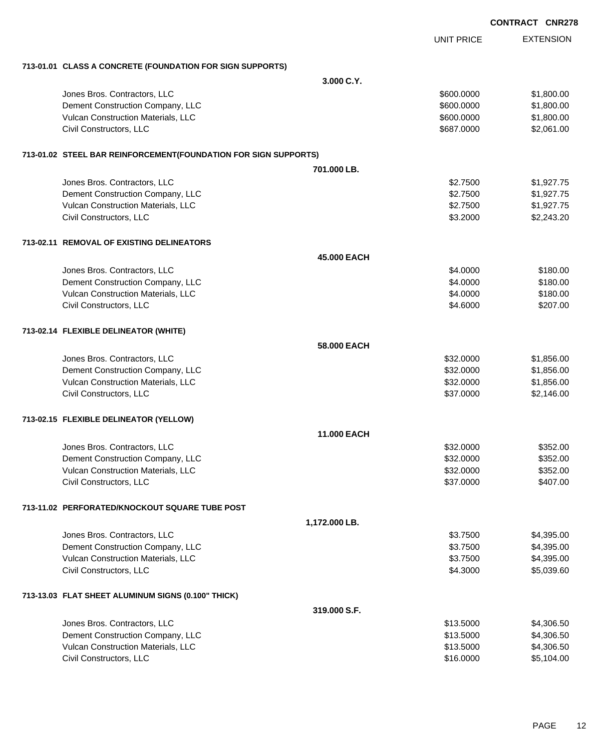**CONTRACT CNR278**

| | UNIT PRICE | EXTENSION |
|---|---|---|
| **713-01.01 CLASS A CONCRETE (FOUNDATION FOR SIGN SUPPORTS)** | | |
| **3.000 C.Y.** | | |
| Jones Bros. Contractors, LLC | $600.0000 | $1,800.00 |
| Dement Construction Company, LLC | $600.0000 | $1,800.00 |
| Vulcan Construction Materials, LLC | $600.0000 | $1,800.00 |
| Civil Constructors, LLC | $687.0000 | $2,061.00 |
| **713-01.02 STEEL BAR REINFORCEMENT(FOUNDATION FOR SIGN SUPPORTS)** | | |
| **701.000 LB.** | | |
| Jones Bros. Contractors, LLC | $2.7500 | $1,927.75 |
| Dement Construction Company, LLC | $2.7500 | $1,927.75 |
| Vulcan Construction Materials, LLC | $2.7500 | $1,927.75 |
| Civil Constructors, LLC | $3.2000 | $2,243.20 |
| **713-02.11 REMOVAL OF EXISTING DELINEATORS** | | |
| **45.000 EACH** | | |
| Jones Bros. Contractors, LLC | $4.0000 | $180.00 |
| Dement Construction Company, LLC | $4.0000 | $180.00 |
| Vulcan Construction Materials, LLC | $4.0000 | $180.00 |
| Civil Constructors, LLC | $4.6000 | $207.00 |
| **713-02.14 FLEXIBLE DELINEATOR (WHITE)** | | |
| **58.000 EACH** | | |
| Jones Bros. Contractors, LLC | $32.0000 | $1,856.00 |
| Dement Construction Company, LLC | $32.0000 | $1,856.00 |
| Vulcan Construction Materials, LLC | $32.0000 | $1,856.00 |
| Civil Constructors, LLC | $37.0000 | $2,146.00 |
| **713-02.15 FLEXIBLE DELINEATOR (YELLOW)** | | |
| **11.000 EACH** | | |
| Jones Bros. Contractors, LLC | $32.0000 | $352.00 |
| Dement Construction Company, LLC | $32.0000 | $352.00 |
| Vulcan Construction Materials, LLC | $32.0000 | $352.00 |
| Civil Constructors, LLC | $37.0000 | $407.00 |
| **713-11.02 PERFORATED/KNOCKOUT SQUARE TUBE POST** | | |
| **1,172.000 LB.** | | |
| Jones Bros. Contractors, LLC | $3.7500 | $4,395.00 |
| Dement Construction Company, LLC | $3.7500 | $4,395.00 |
| Vulcan Construction Materials, LLC | $3.7500 | $4,395.00 |
| Civil Constructors, LLC | $4.3000 | $5,039.60 |
| **713-13.03 FLAT SHEET ALUMINUM SIGNS (0.100" THICK)** | | |
| **319.000 S.F.** | | |
| Jones Bros. Contractors, LLC | $13.5000 | $4,306.50 |
| Dement Construction Company, LLC | $13.5000 | $4,306.50 |
| Vulcan Construction Materials, LLC | $13.5000 | $4,306.50 |
| Civil Constructors, LLC | $16.0000 | $5,104.00 |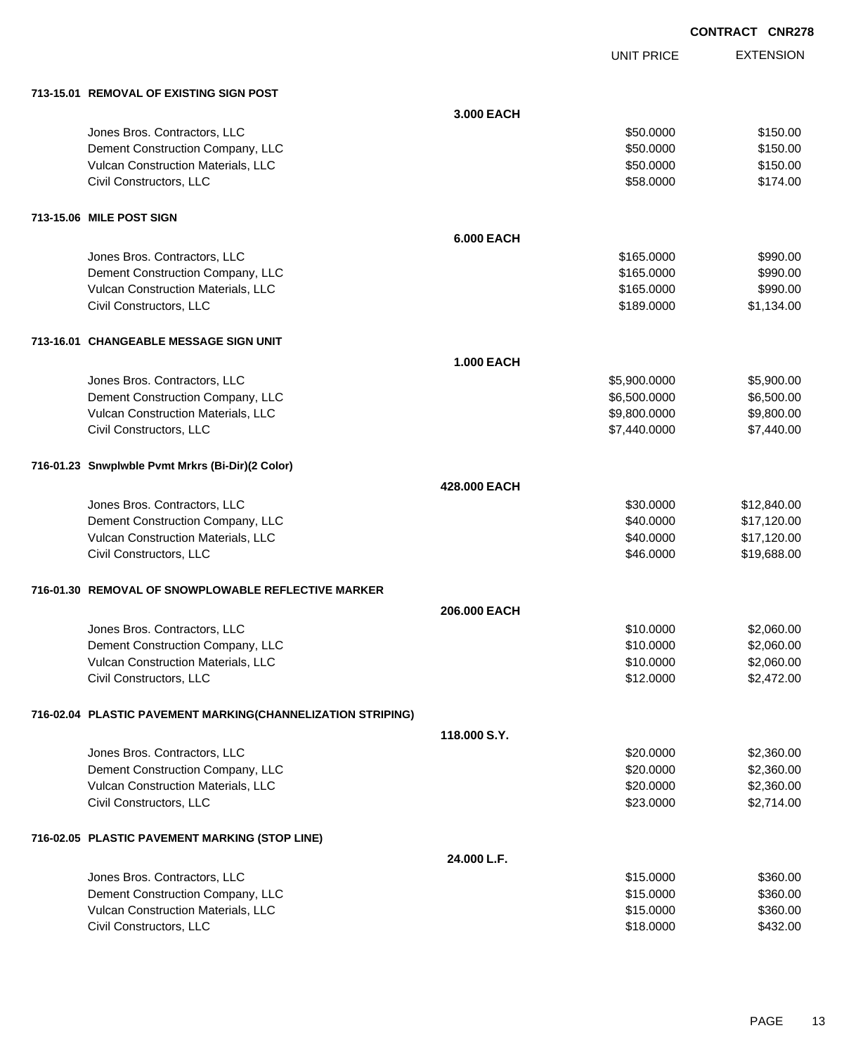CONTRACT CNR278

| | UNIT PRICE | EXTENSION |
|---|---|---|
| **713-15.01 REMOVAL OF EXISTING SIGN POST** | | |
| **3.000 EACH** | | |
| Jones Bros. Contractors, LLC | $50.0000 | $150.00 |
| Dement Construction Company, LLC | $50.0000 | $150.00 |
| Vulcan Construction Materials, LLC | $50.0000 | $150.00 |
| Civil Constructors, LLC | $58.0000 | $174.00 |
| **713-15.06 MILE POST SIGN** | | |
| **6.000 EACH** | | |
| Jones Bros. Contractors, LLC | $165.0000 | $990.00 |
| Dement Construction Company, LLC | $165.0000 | $990.00 |
| Vulcan Construction Materials, LLC | $165.0000 | $990.00 |
| Civil Constructors, LLC | $189.0000 | $1,134.00 |
| **713-16.01 CHANGEABLE MESSAGE SIGN UNIT** | | |
| **1.000 EACH** | | |
| Jones Bros. Contractors, LLC | $5,900.0000 | $5,900.00 |
| Dement Construction Company, LLC | $6,500.0000 | $6,500.00 |
| Vulcan Construction Materials, LLC | $9,800.0000 | $9,800.00 |
| Civil Constructors, LLC | $7,440.0000 | $7,440.00 |
| **716-01.23 Snwplwble Pvmt Mrkrs (Bi-Dir)(2 Color)** | | |
| **428.000 EACH** | | |
| Jones Bros. Contractors, LLC | $30.0000 | $12,840.00 |
| Dement Construction Company, LLC | $40.0000 | $17,120.00 |
| Vulcan Construction Materials, LLC | $40.0000 | $17,120.00 |
| Civil Constructors, LLC | $46.0000 | $19,688.00 |
| **716-01.30 REMOVAL OF SNOWPLOWABLE REFLECTIVE MARKER** | | |
| **206.000 EACH** | | |
| Jones Bros. Contractors, LLC | $10.0000 | $2,060.00 |
| Dement Construction Company, LLC | $10.0000 | $2,060.00 |
| Vulcan Construction Materials, LLC | $10.0000 | $2,060.00 |
| Civil Constructors, LLC | $12.0000 | $2,472.00 |
| **716-02.04 PLASTIC PAVEMENT MARKING(CHANNELIZATION STRIPING)** | | |
| **118.000 S.Y.** | | |
| Jones Bros. Contractors, LLC | $20.0000 | $2,360.00 |
| Dement Construction Company, LLC | $20.0000 | $2,360.00 |
| Vulcan Construction Materials, LLC | $20.0000 | $2,360.00 |
| Civil Constructors, LLC | $23.0000 | $2,714.00 |
| **716-02.05 PLASTIC PAVEMENT MARKING (STOP LINE)** | | |
| **24.000 L.F.** | | |
| Jones Bros. Contractors, LLC | $15.0000 | $360.00 |
| Dement Construction Company, LLC | $15.0000 | $360.00 |
| Vulcan Construction Materials, LLC | $15.0000 | $360.00 |
| Civil Constructors, LLC | $18.0000 | $432.00 |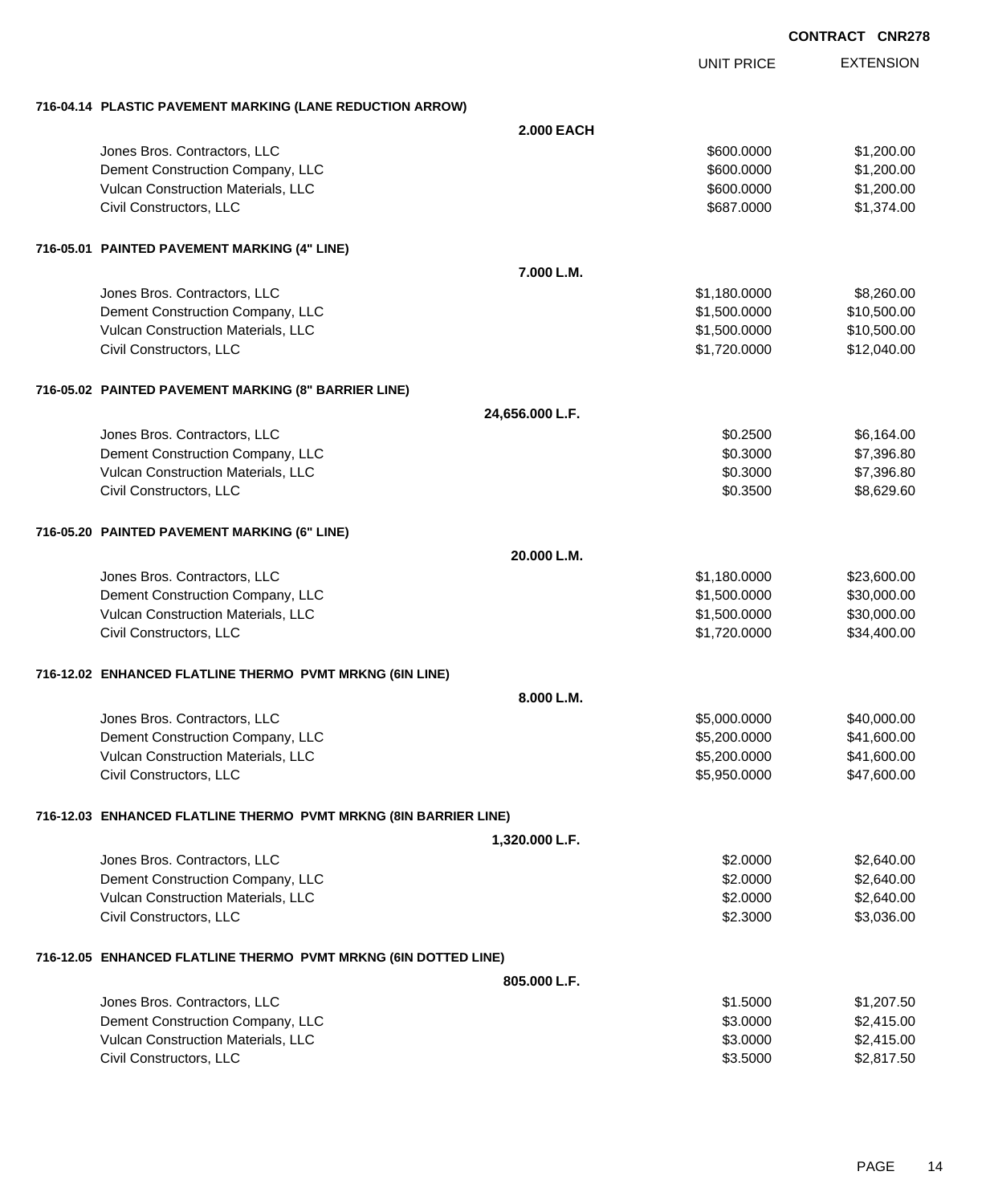**CONTRACT CNR278**

| | UNIT PRICE | EXTENSION |
|---|---|---|
| **716-04.14 PLASTIC PAVEMENT MARKING (LANE REDUCTION ARROW)** | | |
| **2.000 EACH** | | |
| Jones Bros. Contractors, LLC | $600.0000 | $1,200.00 |
| Dement Construction Company, LLC | $600.0000 | $1,200.00 |
| Vulcan Construction Materials, LLC | $600.0000 | $1,200.00 |
| Civil Constructors, LLC | $687.0000 | $1,374.00 |
| **716-05.01 PAINTED PAVEMENT MARKING (4" LINE)** | | |
| **7.000 L.M.** | | |
| Jones Bros. Contractors, LLC | $1,180.0000 | $8,260.00 |
| Dement Construction Company, LLC | $1,500.0000 | $10,500.00 |
| Vulcan Construction Materials, LLC | $1,500.0000 | $10,500.00 |
| Civil Constructors, LLC | $1,720.0000 | $12,040.00 |
| **716-05.02 PAINTED PAVEMENT MARKING (8" BARRIER LINE)** | | |
| **24,656.000 L.F.** | | |
| Jones Bros. Contractors, LLC | $0.2500 | $6,164.00 |
| Dement Construction Company, LLC | $0.3000 | $7,396.80 |
| Vulcan Construction Materials, LLC | $0.3000 | $7,396.80 |
| Civil Constructors, LLC | $0.3500 | $8,629.60 |
| **716-05.20 PAINTED PAVEMENT MARKING (6" LINE)** | | |
| **20.000 L.M.** | | |
| Jones Bros. Contractors, LLC | $1,180.0000 | $23,600.00 |
| Dement Construction Company, LLC | $1,500.0000 | $30,000.00 |
| Vulcan Construction Materials, LLC | $1,500.0000 | $30,000.00 |
| Civil Constructors, LLC | $1,720.0000 | $34,400.00 |
| **716-12.02 ENHANCED FLATLINE THERMO PVMT MRKNG (6IN LINE)** | | |
| **8.000 L.M.** | | |
| Jones Bros. Contractors, LLC | $5,000.0000 | $40,000.00 |
| Dement Construction Company, LLC | $5,200.0000 | $41,600.00 |
| Vulcan Construction Materials, LLC | $5,200.0000 | $41,600.00 |
| Civil Constructors, LLC | $5,950.0000 | $47,600.00 |
| **716-12.03 ENHANCED FLATLINE THERMO PVMT MRKNG (8IN BARRIER LINE)** | | |
| **1,320.000 L.F.** | | |
| Jones Bros. Contractors, LLC | $2.0000 | $2,640.00 |
| Dement Construction Company, LLC | $2.0000 | $2,640.00 |
| Vulcan Construction Materials, LLC | $2.0000 | $2,640.00 |
| Civil Constructors, LLC | $2.3000 | $3,036.00 |
| **716-12.05 ENHANCED FLATLINE THERMO PVMT MRKNG (6IN DOTTED LINE)** | | |
| **805.000 L.F.** | | |
| Jones Bros. Contractors, LLC | $1.5000 | $1,207.50 |
| Dement Construction Company, LLC | $3.0000 | $2,415.00 |
| Vulcan Construction Materials, LLC | $3.0000 | $2,415.00 |
| Civil Constructors, LLC | $3.5000 | $2,817.50 |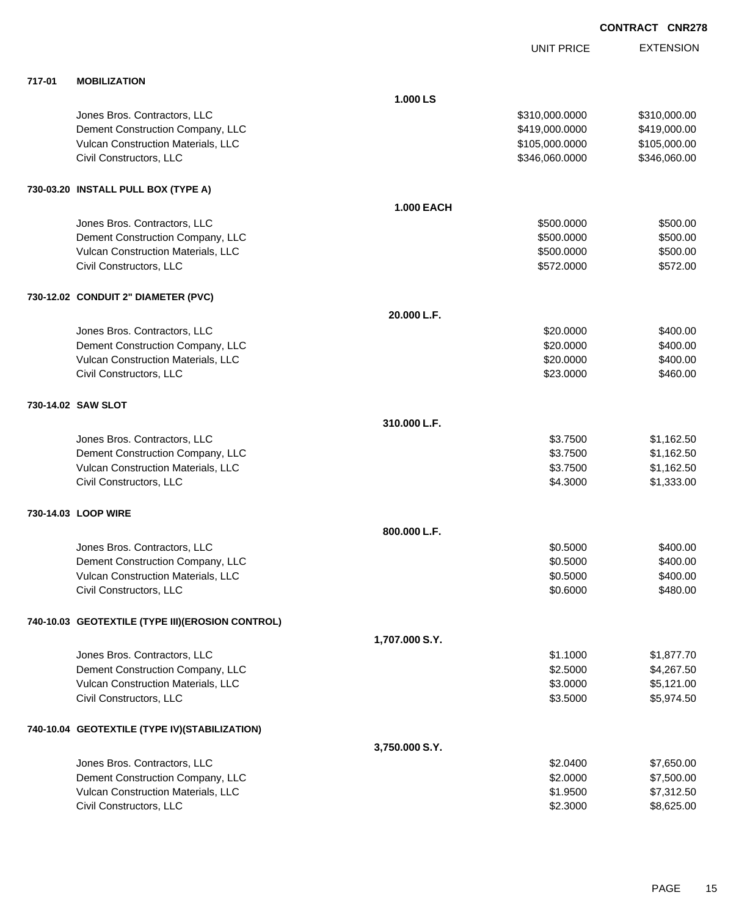**CONTRACT CNR278**

| | | | UNIT PRICE | EXTENSION |
|---|---|---|---|---|
| **717-01** | **MOBILIZATION** | | | |
| | | **1.000 LS** | | |
| | Jones Bros. Contractors, LLC | | $310,000.0000 | $310,000.00 |
| | Dement Construction Company, LLC | | $419,000.0000 | $419,000.00 |
| | Vulcan Construction Materials, LLC | | $105,000.0000 | $105,000.00 |
| | Civil Constructors, LLC | | $346,060.0000 | $346,060.00 |
| **730-03.20** | **INSTALL PULL BOX (TYPE A)** | | | |
| | | **1.000 EACH** | | |
| | Jones Bros. Contractors, LLC | | $500.0000 | $500.00 |
| | Dement Construction Company, LLC | | $500.0000 | $500.00 |
| | Vulcan Construction Materials, LLC | | $500.0000 | $500.00 |
| | Civil Constructors, LLC | | $572.0000 | $572.00 |
| **730-12.02** | **CONDUIT 2" DIAMETER (PVC)** | | | |
| | | **20.000 L.F.** | | |
| | Jones Bros. Contractors, LLC | | $20.0000 | $400.00 |
| | Dement Construction Company, LLC | | $20.0000 | $400.00 |
| | Vulcan Construction Materials, LLC | | $20.0000 | $400.00 |
| | Civil Constructors, LLC | | $23.0000 | $460.00 |
| **730-14.02** | **SAW SLOT** | | | |
| | | **310.000 L.F.** | | |
| | Jones Bros. Contractors, LLC | | $3.7500 | $1,162.50 |
| | Dement Construction Company, LLC | | $3.7500 | $1,162.50 |
| | Vulcan Construction Materials, LLC | | $3.7500 | $1,162.50 |
| | Civil Constructors, LLC | | $4.3000 | $1,333.00 |
| **730-14.03** | **LOOP WIRE** | | | |
| | | **800.000 L.F.** | | |
| | Jones Bros. Contractors, LLC | | $0.5000 | $400.00 |
| | Dement Construction Company, LLC | | $0.5000 | $400.00 |
| | Vulcan Construction Materials, LLC | | $0.5000 | $400.00 |
| | Civil Constructors, LLC | | $0.6000 | $480.00 |
| **740-10.03** | **GEOTEXTILE (TYPE III)(EROSION CONTROL)** | | | |
| | | **1,707.000 S.Y.** | | |
| | Jones Bros. Contractors, LLC | | $1.1000 | $1,877.70 |
| | Dement Construction Company, LLC | | $2.5000 | $4,267.50 |
| | Vulcan Construction Materials, LLC | | $3.0000 | $5,121.00 |
| | Civil Constructors, LLC | | $3.5000 | $5,974.50 |
| **740-10.04** | **GEOTEXTILE (TYPE IV)(STABILIZATION)** | | | |
| | | **3,750.000 S.Y.** | | |
| | Jones Bros. Contractors, LLC | | $2.0400 | $7,650.00 |
| | Dement Construction Company, LLC | | $2.0000 | $7,500.00 |
| | Vulcan Construction Materials, LLC | | $1.9500 | $7,312.50 |
| | Civil Constructors, LLC | | $2.3000 | $8,625.00 |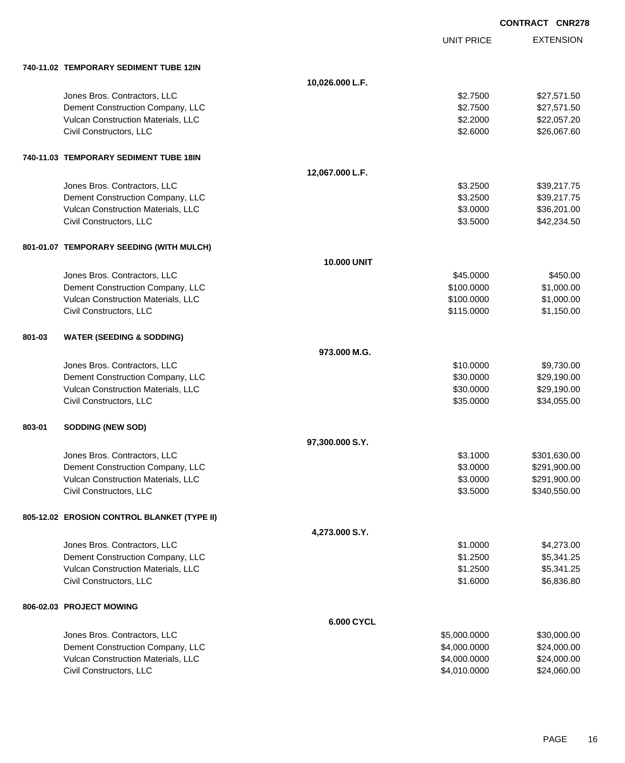**CONTRACT CNR278**

| | | UNIT PRICE | EXTENSION |
|---|---|---|---|
| **740-11.02 TEMPORARY SEDIMENT TUBE 12IN** | | | |
| | **10,026.000 L.F.** | | |
| Jones Bros. Contractors, LLC | | $2.7500 | $27,571.50 |
| Dement Construction Company, LLC | | $2.7500 | $27,571.50 |
| Vulcan Construction Materials, LLC | | $2.2000 | $22,057.20 |
| Civil Constructors, LLC | | $2.6000 | $26,067.60 |
| **740-11.03 TEMPORARY SEDIMENT TUBE 18IN** | | | |
| | **12,067.000 L.F.** | | |
| Jones Bros. Contractors, LLC | | $3.2500 | $39,217.75 |
| Dement Construction Company, LLC | | $3.2500 | $39,217.75 |
| Vulcan Construction Materials, LLC | | $3.0000 | $36,201.00 |
| Civil Constructors, LLC | | $3.5000 | $42,234.50 |
| **801-01.07 TEMPORARY SEEDING (WITH MULCH)** | | | |
| | **10.000 UNIT** | | |
| Jones Bros. Contractors, LLC | | $45.0000 | $450.00 |
| Dement Construction Company, LLC | | $100.0000 | $1,000.00 |
| Vulcan Construction Materials, LLC | | $100.0000 | $1,000.00 |
| Civil Constructors, LLC | | $115.0000 | $1,150.00 |
| **801-03 WATER (SEEDING & SODDING)** | | | |
| | **973.000 M.G.** | | |
| Jones Bros. Contractors, LLC | | $10.0000 | $9,730.00 |
| Dement Construction Company, LLC | | $30.0000 | $29,190.00 |
| Vulcan Construction Materials, LLC | | $30.0000 | $29,190.00 |
| Civil Constructors, LLC | | $35.0000 | $34,055.00 |
| **803-01 SODDING (NEW SOD)** | | | |
| | **97,300.000 S.Y.** | | |
| Jones Bros. Contractors, LLC | | $3.1000 | $301,630.00 |
| Dement Construction Company, LLC | | $3.0000 | $291,900.00 |
| Vulcan Construction Materials, LLC | | $3.0000 | $291,900.00 |
| Civil Constructors, LLC | | $3.5000 | $340,550.00 |
| **805-12.02 EROSION CONTROL BLANKET (TYPE II)** | | | |
| | **4,273.000 S.Y.** | | |
| Jones Bros. Contractors, LLC | | $1.0000 | $4,273.00 |
| Dement Construction Company, LLC | | $1.2500 | $5,341.25 |
| Vulcan Construction Materials, LLC | | $1.2500 | $5,341.25 |
| Civil Constructors, LLC | | $1.6000 | $6,836.80 |
| **806-02.03 PROJECT MOWING** | | | |
| | **6.000 CYCL** | | |
| Jones Bros. Contractors, LLC | | $5,000.0000 | $30,000.00 |
| Dement Construction Company, LLC | | $4,000.0000 | $24,000.00 |
| Vulcan Construction Materials, LLC | | $4,000.0000 | $24,000.00 |
| Civil Constructors, LLC | | $4,010.0000 | $24,060.00 |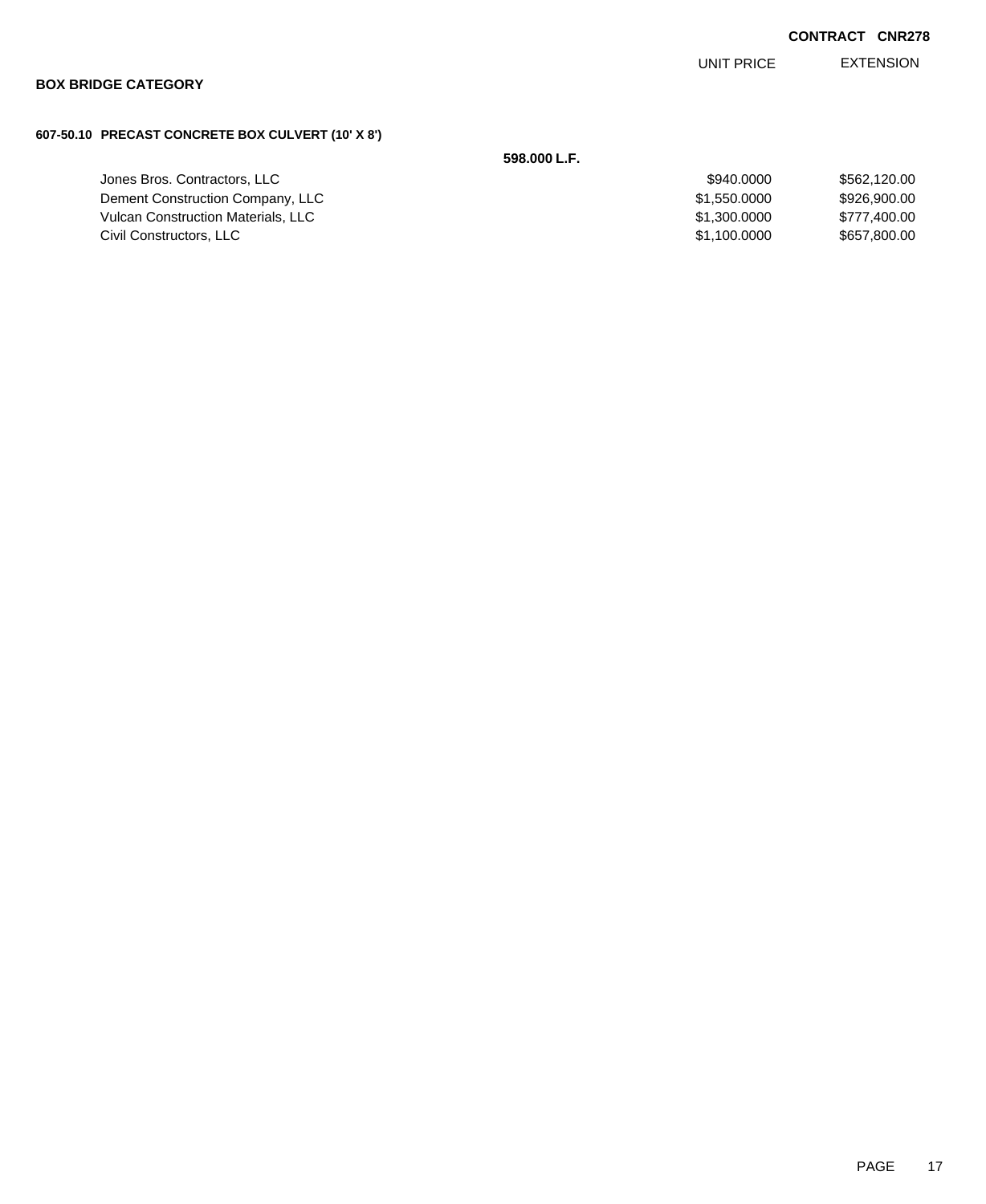**CONTRACT CNR278**

## BOX BRIDGE CATEGORY

### 607-50.10 PRECAST CONCRETE BOX CULVERT (10' X 8')

**598.000 L.F.**

| | UNIT PRICE | EXTENSION |
|---|---|---|
| Jones Bros. Contractors, LLC | $940.0000 | $562,120.00 |
| Dement Construction Company, LLC | $1,550.0000 | $926,900.00 |
| Vulcan Construction Materials, LLC | $1,300.0000 | $777,400.00 |
| Civil Constructors, LLC | $1,100.0000 | $657,800.00 |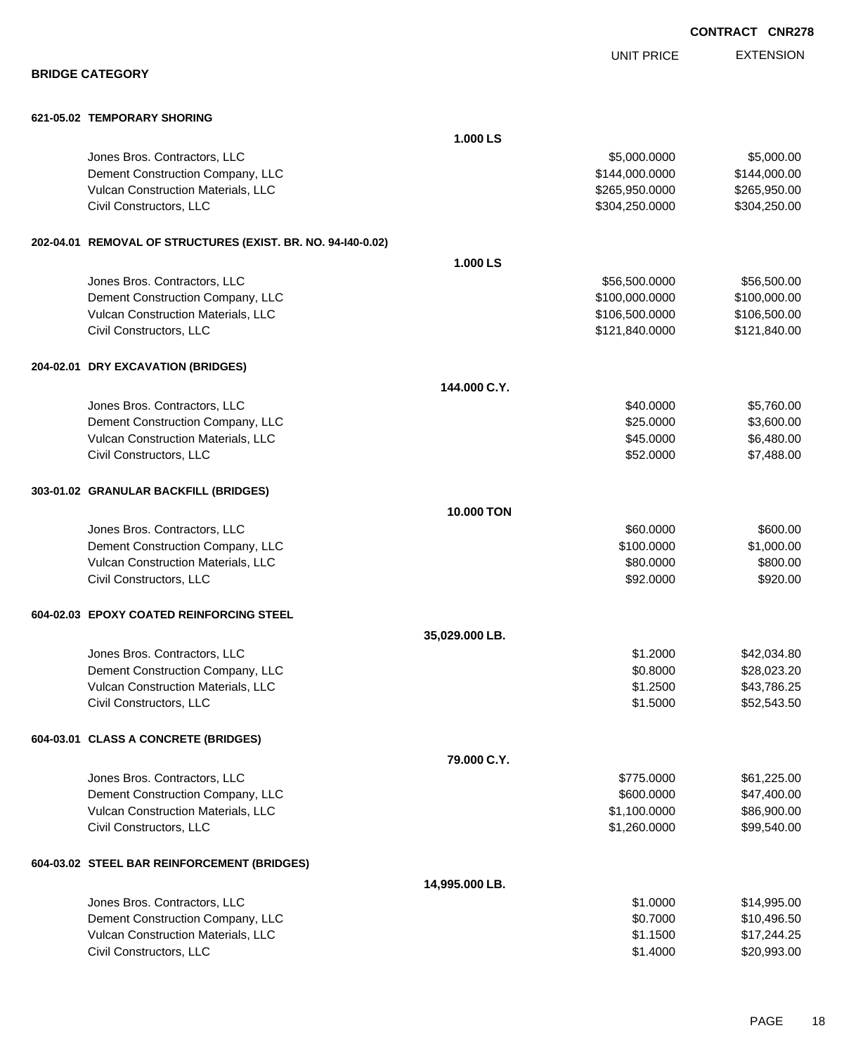**CONTRACT CNR278**

## BRIDGE CATEGORY

| | UNIT PRICE | EXTENSION |
|---|---|---|
| **621-05.02 TEMPORARY SHORING** | | |
| **1.000 LS** | | |
| Jones Bros. Contractors, LLC | $5,000.0000 | $5,000.00 |
| Dement Construction Company, LLC | $144,000.0000 | $144,000.00 |
| Vulcan Construction Materials, LLC | $265,950.0000 | $265,950.00 |
| Civil Constructors, LLC | $304,250.0000 | $304,250.00 |
| **202-04.01 REMOVAL OF STRUCTURES (EXIST. BR. NO. 94-I40-0.02)** | | |
| **1.000 LS** | | |
| Jones Bros. Contractors, LLC | $56,500.0000 | $56,500.00 |
| Dement Construction Company, LLC | $100,000.0000 | $100,000.00 |
| Vulcan Construction Materials, LLC | $106,500.0000 | $106,500.00 |
| Civil Constructors, LLC | $121,840.0000 | $121,840.00 |
| **204-02.01 DRY EXCAVATION (BRIDGES)** | | |
| **144.000 C.Y.** | | |
| Jones Bros. Contractors, LLC | $40.0000 | $5,760.00 |
| Dement Construction Company, LLC | $25.0000 | $3,600.00 |
| Vulcan Construction Materials, LLC | $45.0000 | $6,480.00 |
| Civil Constructors, LLC | $52.0000 | $7,488.00 |
| **303-01.02 GRANULAR BACKFILL (BRIDGES)** | | |
| **10.000 TON** | | |
| Jones Bros. Contractors, LLC | $60.0000 | $600.00 |
| Dement Construction Company, LLC | $100.0000 | $1,000.00 |
| Vulcan Construction Materials, LLC | $80.0000 | $800.00 |
| Civil Constructors, LLC | $92.0000 | $920.00 |
| **604-02.03 EPOXY COATED REINFORCING STEEL** | | |
| **35,029.000 LB.** | | |
| Jones Bros. Contractors, LLC | $1.2000 | $42,034.80 |
| Dement Construction Company, LLC | $0.8000 | $28,023.20 |
| Vulcan Construction Materials, LLC | $1.2500 | $43,786.25 |
| Civil Constructors, LLC | $1.5000 | $52,543.50 |
| **604-03.01 CLASS A CONCRETE (BRIDGES)** | | |
| **79.000 C.Y.** | | |
| Jones Bros. Contractors, LLC | $775.0000 | $61,225.00 |
| Dement Construction Company, LLC | $600.0000 | $47,400.00 |
| Vulcan Construction Materials, LLC | $1,100.0000 | $86,900.00 |
| Civil Constructors, LLC | $1,260.0000 | $99,540.00 |
| **604-03.02 STEEL BAR REINFORCEMENT (BRIDGES)** | | |
| **14,995.000 LB.** | | |
| Jones Bros. Contractors, LLC | $1.0000 | $14,995.00 |
| Dement Construction Company, LLC | $0.7000 | $10,496.50 |
| Vulcan Construction Materials, LLC | $1.1500 | $17,244.25 |
| Civil Constructors, LLC | $1.4000 | $20,993.00 |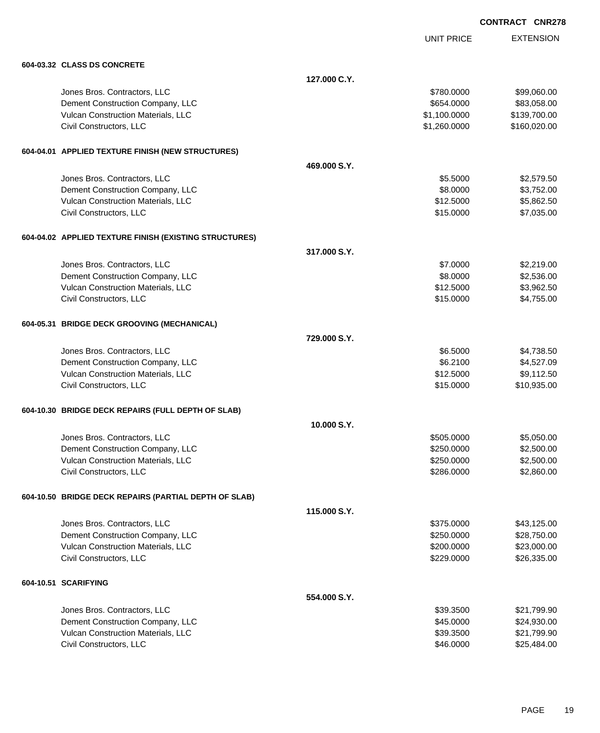CONTRACT CNR278

| | | UNIT PRICE | EXTENSION |
|---|---|---|---|
| **604-03.32 CLASS DS CONCRETE** | | | |
| | **127.000 C.Y.** | | |
| Jones Bros. Contractors, LLC | | $780.0000 | $99,060.00 |
| Dement Construction Company, LLC | | $654.0000 | $83,058.00 |
| Vulcan Construction Materials, LLC | | $1,100.0000 | $139,700.00 |
| Civil Constructors, LLC | | $1,260.0000 | $160,020.00 |
| **604-04.01 APPLIED TEXTURE FINISH (NEW STRUCTURES)** | | | |
| | **469.000 S.Y.** | | |
| Jones Bros. Contractors, LLC | | $5.5000 | $2,579.50 |
| Dement Construction Company, LLC | | $8.0000 | $3,752.00 |
| Vulcan Construction Materials, LLC | | $12.5000 | $5,862.50 |
| Civil Constructors, LLC | | $15.0000 | $7,035.00 |
| **604-04.02 APPLIED TEXTURE FINISH (EXISTING STRUCTURES)** | | | |
| | **317.000 S.Y.** | | |
| Jones Bros. Contractors, LLC | | $7.0000 | $2,219.00 |
| Dement Construction Company, LLC | | $8.0000 | $2,536.00 |
| Vulcan Construction Materials, LLC | | $12.5000 | $3,962.50 |
| Civil Constructors, LLC | | $15.0000 | $4,755.00 |
| **604-05.31 BRIDGE DECK GROOVING (MECHANICAL)** | | | |
| | **729.000 S.Y.** | | |
| Jones Bros. Contractors, LLC | | $6.5000 | $4,738.50 |
| Dement Construction Company, LLC | | $6.2100 | $4,527.09 |
| Vulcan Construction Materials, LLC | | $12.5000 | $9,112.50 |
| Civil Constructors, LLC | | $15.0000 | $10,935.00 |
| **604-10.30 BRIDGE DECK REPAIRS (FULL DEPTH OF SLAB)** | | | |
| | **10.000 S.Y.** | | |
| Jones Bros. Contractors, LLC | | $505.0000 | $5,050.00 |
| Dement Construction Company, LLC | | $250.0000 | $2,500.00 |
| Vulcan Construction Materials, LLC | | $250.0000 | $2,500.00 |
| Civil Constructors, LLC | | $286.0000 | $2,860.00 |
| **604-10.50 BRIDGE DECK REPAIRS (PARTIAL DEPTH OF SLAB)** | | | |
| | **115.000 S.Y.** | | |
| Jones Bros. Contractors, LLC | | $375.0000 | $43,125.00 |
| Dement Construction Company, LLC | | $250.0000 | $28,750.00 |
| Vulcan Construction Materials, LLC | | $200.0000 | $23,000.00 |
| Civil Constructors, LLC | | $229.0000 | $26,335.00 |
| **604-10.51 SCARIFYING** | | | |
| | **554.000 S.Y.** | | |
| Jones Bros. Contractors, LLC | | $39.3500 | $21,799.90 |
| Dement Construction Company, LLC | | $45.0000 | $24,930.00 |
| Vulcan Construction Materials, LLC | | $39.3500 | $21,799.90 |
| Civil Constructors, LLC | | $46.0000 | $25,484.00 |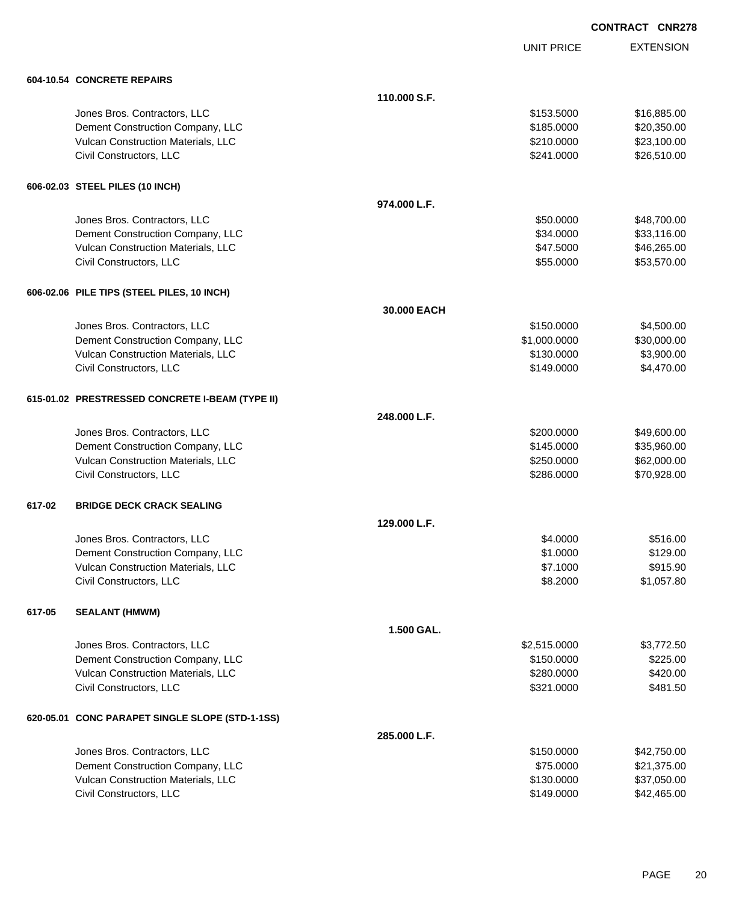**CONTRACT CNR278**

| | | | UNIT PRICE | EXTENSION |
|---|---|---|---|---|
| **604-10.54** | **CONCRETE REPAIRS** | | | |
| | | **110.000 S.F.** | | |
| | Jones Bros. Contractors, LLC | | $153.5000 | $16,885.00 |
| | Dement Construction Company, LLC | | $185.0000 | $20,350.00 |
| | Vulcan Construction Materials, LLC | | $210.0000 | $23,100.00 |
| | Civil Constructors, LLC | | $241.0000 | $26,510.00 |
| **606-02.03** | **STEEL PILES (10 INCH)** | | | |
| | | **974.000 L.F.** | | |
| | Jones Bros. Contractors, LLC | | $50.0000 | $48,700.00 |
| | Dement Construction Company, LLC | | $34.0000 | $33,116.00 |
| | Vulcan Construction Materials, LLC | | $47.5000 | $46,265.00 |
| | Civil Constructors, LLC | | $55.0000 | $53,570.00 |
| **606-02.06** | **PILE TIPS (STEEL PILES, 10 INCH)** | | | |
| | | **30.000 EACH** | | |
| | Jones Bros. Contractors, LLC | | $150.0000 | $4,500.00 |
| | Dement Construction Company, LLC | | $1,000.0000 | $30,000.00 |
| | Vulcan Construction Materials, LLC | | $130.0000 | $3,900.00 |
| | Civil Constructors, LLC | | $149.0000 | $4,470.00 |
| **615-01.02** | **PRESTRESSED CONCRETE I-BEAM (TYPE II)** | | | |
| | | **248.000 L.F.** | | |
| | Jones Bros. Contractors, LLC | | $200.0000 | $49,600.00 |
| | Dement Construction Company, LLC | | $145.0000 | $35,960.00 |
| | Vulcan Construction Materials, LLC | | $250.0000 | $62,000.00 |
| | Civil Constructors, LLC | | $286.0000 | $70,928.00 |
| **617-02** | **BRIDGE DECK CRACK SEALING** | | | |
| | | **129.000 L.F.** | | |
| | Jones Bros. Contractors, LLC | | $4.0000 | $516.00 |
| | Dement Construction Company, LLC | | $1.0000 | $129.00 |
| | Vulcan Construction Materials, LLC | | $7.1000 | $915.90 |
| | Civil Constructors, LLC | | $8.2000 | $1,057.80 |
| **617-05** | **SEALANT (HMWM)** | | | |
| | | **1.500 GAL.** | | |
| | Jones Bros. Contractors, LLC | | $2,515.0000 | $3,772.50 |
| | Dement Construction Company, LLC | | $150.0000 | $225.00 |
| | Vulcan Construction Materials, LLC | | $280.0000 | $420.00 |
| | Civil Constructors, LLC | | $321.0000 | $481.50 |
| **620-05.01** | **CONC PARAPET SINGLE SLOPE (STD-1-1SS)** | | | |
| | | **285.000 L.F.** | | |
| | Jones Bros. Contractors, LLC | | $150.0000 | $42,750.00 |
| | Dement Construction Company, LLC | | $75.0000 | $21,375.00 |
| | Vulcan Construction Materials, LLC | | $130.0000 | $37,050.00 |
| | Civil Constructors, LLC | | $149.0000 | $42,465.00 |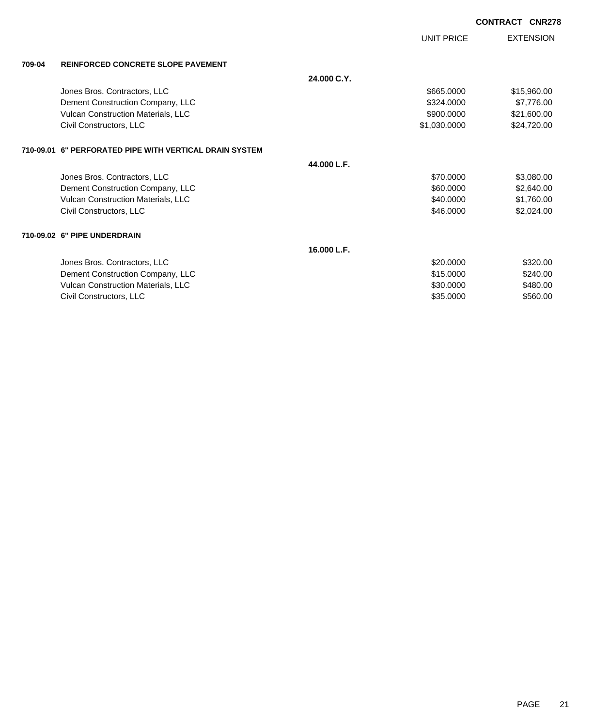**CONTRACT CNR278**

| | | | UNIT PRICE | EXTENSION |
|---|---|---|---|---|
| **709-04** | **REINFORCED CONCRETE SLOPE PAVEMENT** | | | |
| | | **24.000 C.Y.** | | |
| | Jones Bros. Contractors, LLC | | $665.0000 | $15,960.00 |
| | Dement Construction Company, LLC | | $324.0000 | $7,776.00 |
| | Vulcan Construction Materials, LLC | | $900.0000 | $21,600.00 |
| | Civil Constructors, LLC | | $1,030.0000 | $24,720.00 |
| **710-09.01** | **6" PERFORATED PIPE WITH VERTICAL DRAIN SYSTEM** | | | |
| | | **44.000 L.F.** | | |
| | Jones Bros. Contractors, LLC | | $70.0000 | $3,080.00 |
| | Dement Construction Company, LLC | | $60.0000 | $2,640.00 |
| | Vulcan Construction Materials, LLC | | $40.0000 | $1,760.00 |
| | Civil Constructors, LLC | | $46.0000 | $2,024.00 |
| **710-09.02** | **6" PIPE UNDERDRAIN** | | | |
| | | **16.000 L.F.** | | |
| | Jones Bros. Contractors, LLC | | $20.0000 | $320.00 |
| | Dement Construction Company, LLC | | $15.0000 | $240.00 |
| | Vulcan Construction Materials, LLC | | $30.0000 | $480.00 |
| | Civil Constructors, LLC | | $35.0000 | $560.00 |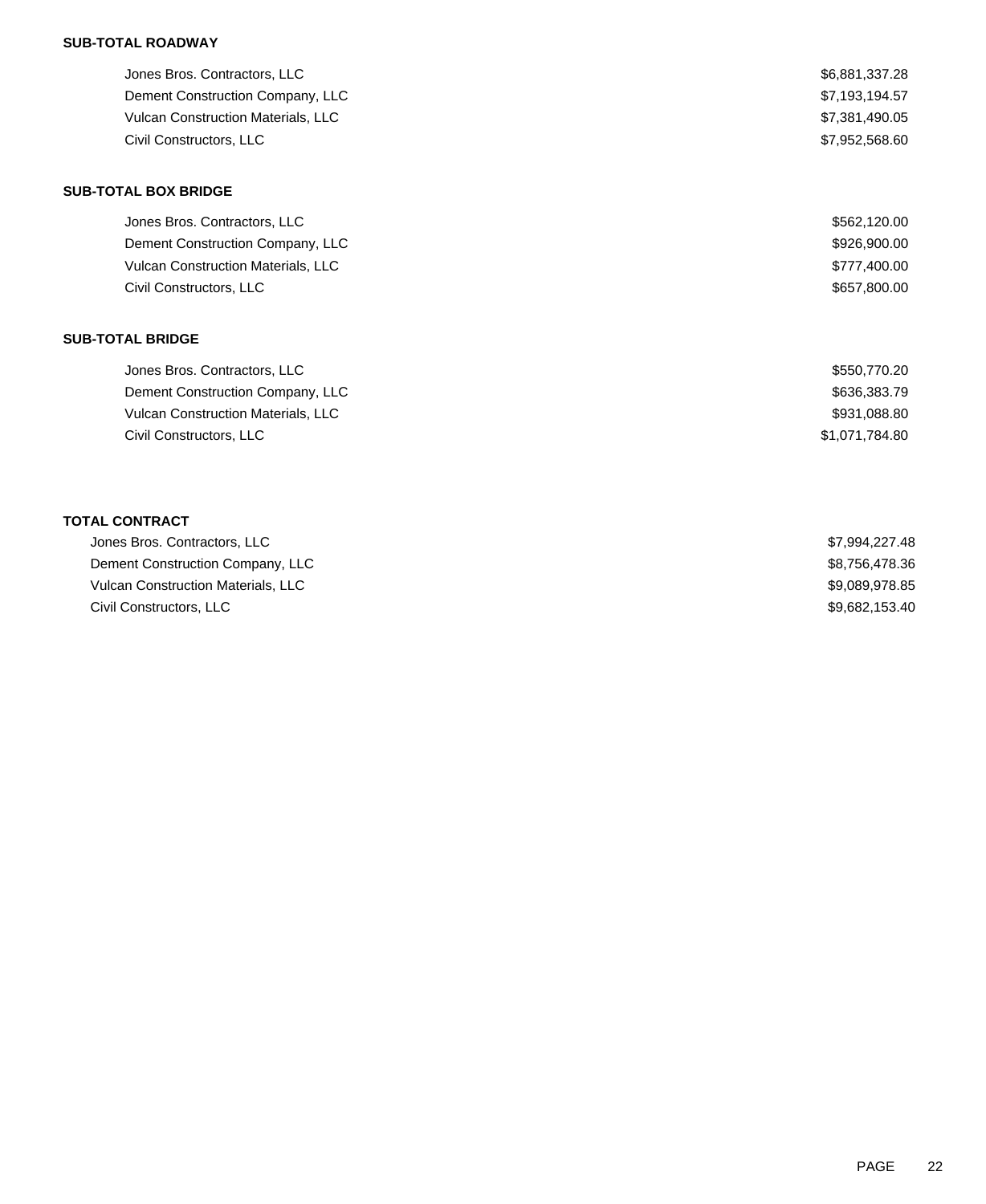**SUB-TOTAL ROADWAY**

| | |
|---|---|
| Jones Bros. Contractors, LLC | $6,881,337.28 |
| Dement Construction Company, LLC | $7,193,194.57 |
| Vulcan Construction Materials, LLC | $7,381,490.05 |
| Civil Constructors, LLC | $7,952,568.60 |

**SUB-TOTAL BOX BRIDGE**

| | |
|---|---|
| Jones Bros. Contractors, LLC | $562,120.00 |
| Dement Construction Company, LLC | $926,900.00 |
| Vulcan Construction Materials, LLC | $777,400.00 |
| Civil Constructors, LLC | $657,800.00 |

**SUB-TOTAL BRIDGE**

| | |
|---|---|
| Jones Bros. Contractors, LLC | $550,770.20 |
| Dement Construction Company, LLC | $636,383.79 |
| Vulcan Construction Materials, LLC | $931,088.80 |
| Civil Constructors, LLC | $1,071,784.80 |

**TOTAL CONTRACT**

| | |
|---|---|
| Jones Bros. Contractors, LLC | $7,994,227.48 |
| Dement Construction Company, LLC | $8,756,478.36 |
| Vulcan Construction Materials, LLC | $9,089,978.85 |
| Civil Constructors, LLC | $9,682,153.40 |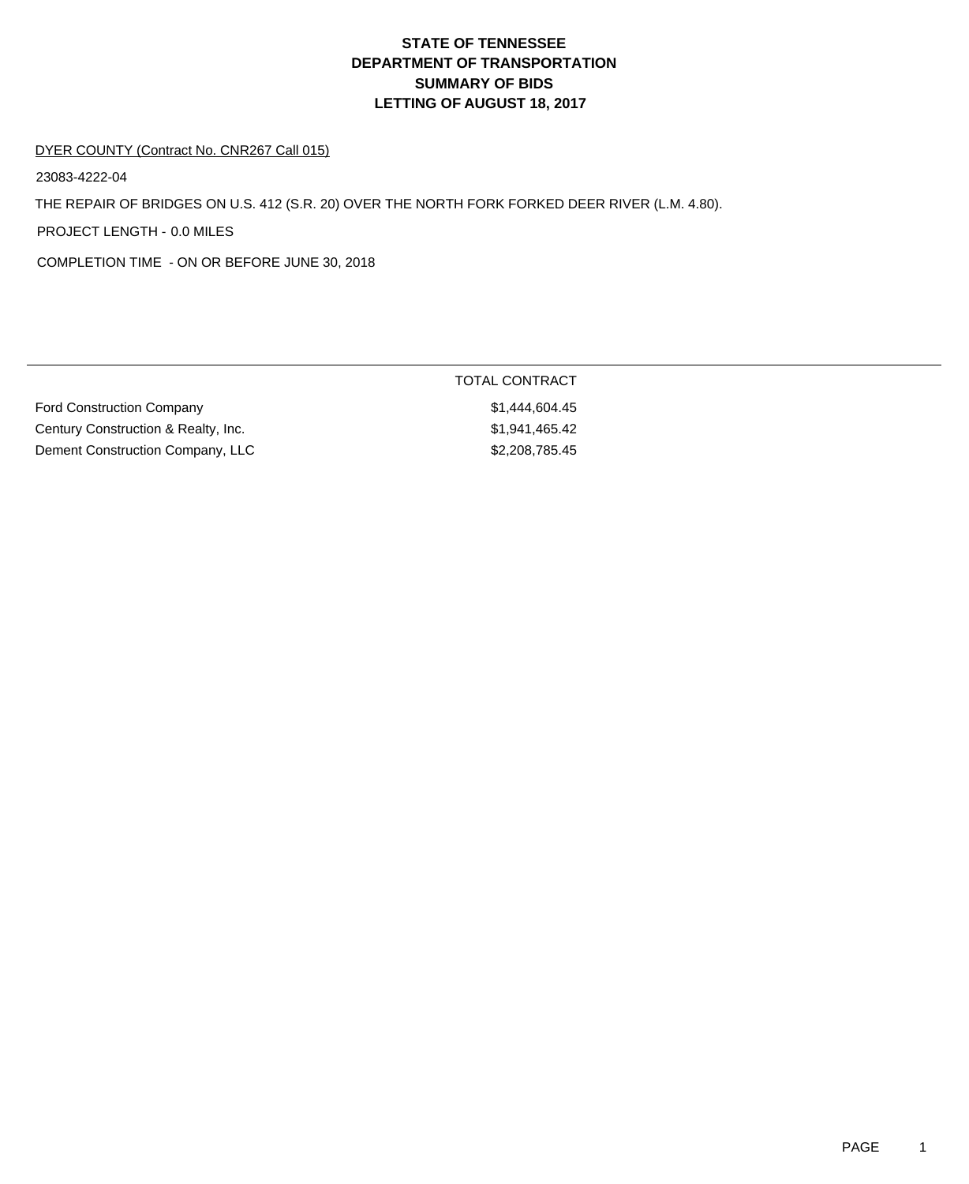# STATE OF TENNESSEE
# DEPARTMENT OF TRANSPORTATION
# SUMMARY OF BIDS
# LETTING OF AUGUST 18, 2017

DYER COUNTY (Contract No. CNR267 Call 015)

23083-4222-04

THE REPAIR OF BRIDGES ON U.S. 412 (S.R. 20) OVER THE NORTH FORK FORKED DEER RIVER (L.M. 4.80).

PROJECT LENGTH - 0.0 MILES

COMPLETION TIME - ON OR BEFORE JUNE 30, 2018

| | TOTAL CONTRACT |
|---|---|
| Ford Construction Company | $1,444,604.45 |
| Century Construction & Realty, Inc. | $1,941,465.42 |
| Dement Construction Company, LLC | $2,208,785.45 |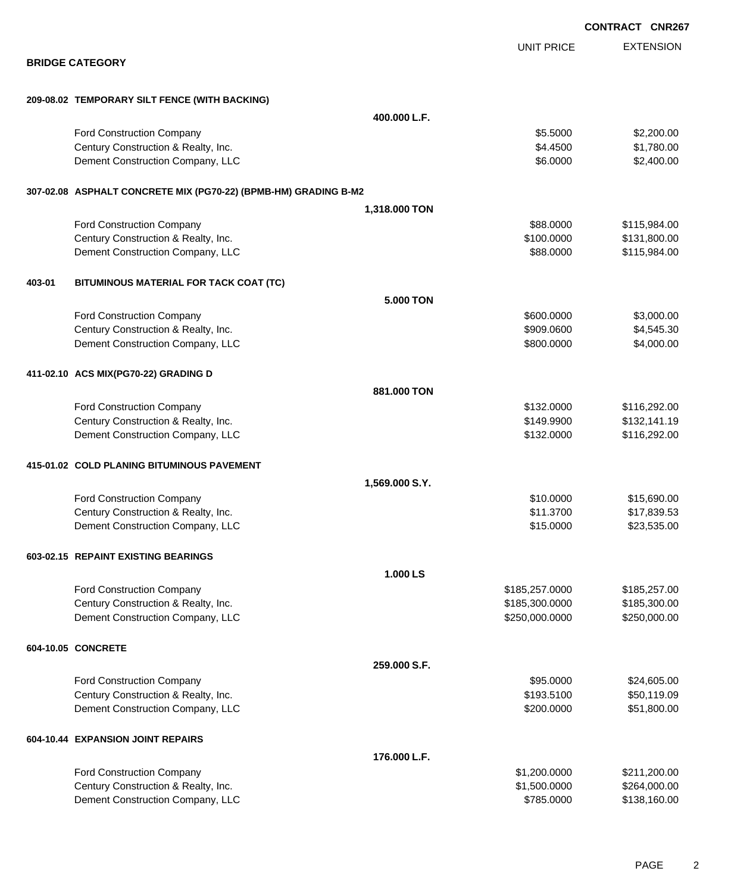**CONTRACT CNR267**

## BRIDGE CATEGORY

| | | UNIT PRICE | EXTENSION |
|---|---|---|---|
| **209-08.02 TEMPORARY SILT FENCE (WITH BACKING)** | | | |
| | **400.000 L.F.** | | |
| Ford Construction Company | | $5.5000 | $2,200.00 |
| Century Construction & Realty, Inc. | | $4.4500 | $1,780.00 |
| Dement Construction Company, LLC | | $6.0000 | $2,400.00 |
| **307-02.08 ASPHALT CONCRETE MIX (PG70-22) (BPMB-HM) GRADING B-M2** | | | |
| | **1,318.000 TON** | | |
| Ford Construction Company | | $88.0000 | $115,984.00 |
| Century Construction & Realty, Inc. | | $100.0000 | $131,800.00 |
| Dement Construction Company, LLC | | $88.0000 | $115,984.00 |
| **403-01 BITUMINOUS MATERIAL FOR TACK COAT (TC)** | | | |
| | **5.000 TON** | | |
| Ford Construction Company | | $600.0000 | $3,000.00 |
| Century Construction & Realty, Inc. | | $909.0600 | $4,545.30 |
| Dement Construction Company, LLC | | $800.0000 | $4,000.00 |
| **411-02.10 ACS MIX(PG70-22) GRADING D** | | | |
| | **881.000 TON** | | |
| Ford Construction Company | | $132.0000 | $116,292.00 |
| Century Construction & Realty, Inc. | | $149.9900 | $132,141.19 |
| Dement Construction Company, LLC | | $132.0000 | $116,292.00 |
| **415-01.02 COLD PLANING BITUMINOUS PAVEMENT** | | | |
| | **1,569.000 S.Y.** | | |
| Ford Construction Company | | $10.0000 | $15,690.00 |
| Century Construction & Realty, Inc. | | $11.3700 | $17,839.53 |
| Dement Construction Company, LLC | | $15.0000 | $23,535.00 |
| **603-02.15 REPAINT EXISTING BEARINGS** | | | |
| | **1.000 LS** | | |
| Ford Construction Company | | $185,257.0000 | $185,257.00 |
| Century Construction & Realty, Inc. | | $185,300.0000 | $185,300.00 |
| Dement Construction Company, LLC | | $250,000.0000 | $250,000.00 |
| **604-10.05 CONCRETE** | | | |
| | **259.000 S.F.** | | |
| Ford Construction Company | | $95.0000 | $24,605.00 |
| Century Construction & Realty, Inc. | | $193.5100 | $50,119.09 |
| Dement Construction Company, LLC | | $200.0000 | $51,800.00 |
| **604-10.44 EXPANSION JOINT REPAIRS** | | | |
| | **176.000 L.F.** | | |
| Ford Construction Company | | $1,200.0000 | $211,200.00 |
| Century Construction & Realty, Inc. | | $1,500.0000 | $264,000.00 |
| Dement Construction Company, LLC | | $785.0000 | $138,160.00 |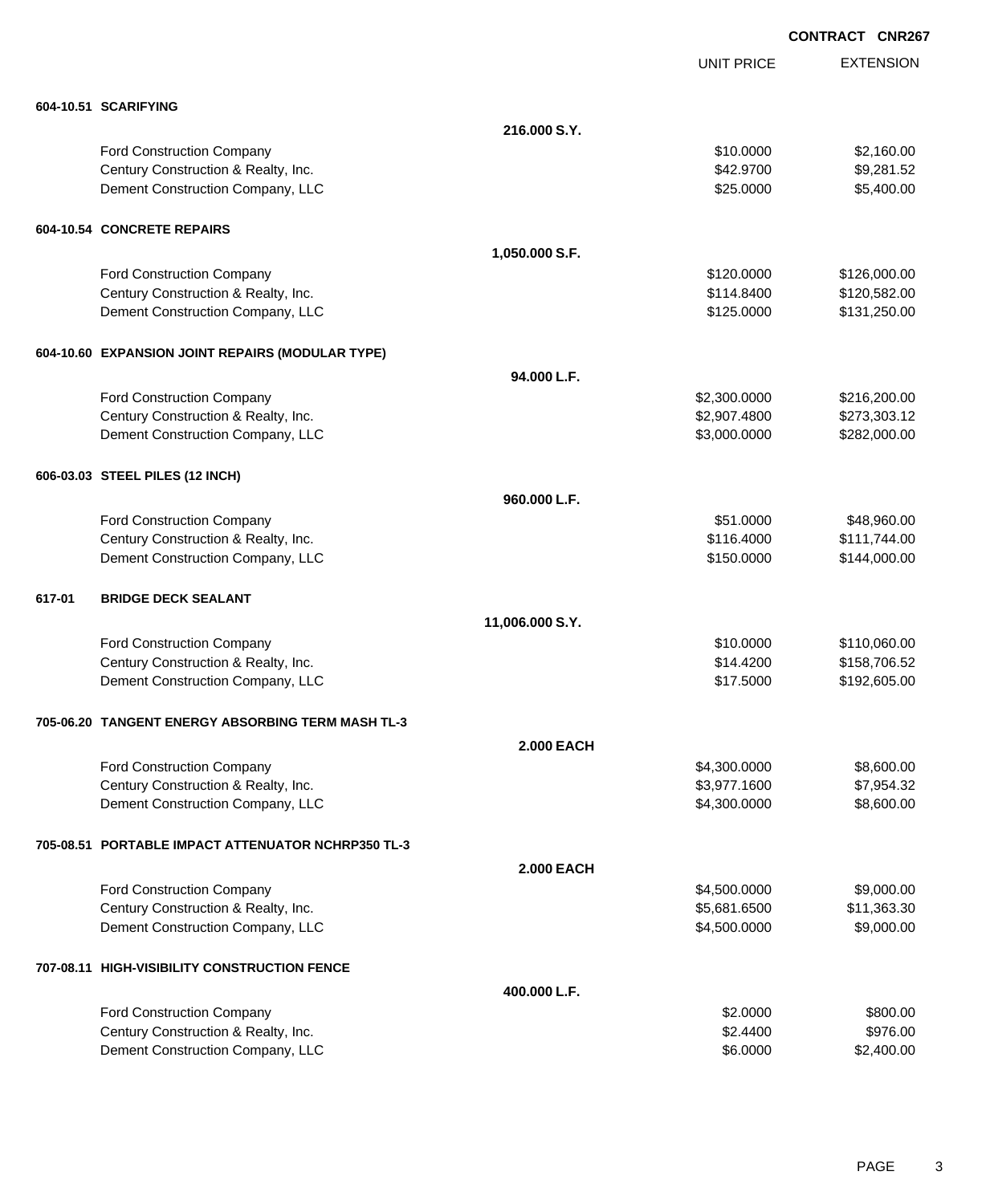**CONTRACT CNR267**

| | | UNIT PRICE | EXTENSION |
|---|---|---|---|
| **604-10.51 SCARIFYING** | | | |
| | **216.000 S.Y.** | | |
| Ford Construction Company | | $10.0000 | $2,160.00 |
| Century Construction & Realty, Inc. | | $42.9700 | $9,281.52 |
| Dement Construction Company, LLC | | $25.0000 | $5,400.00 |
| **604-10.54 CONCRETE REPAIRS** | | | |
| | **1,050.000 S.F.** | | |
| Ford Construction Company | | $120.0000 | $126,000.00 |
| Century Construction & Realty, Inc. | | $114.8400 | $120,582.00 |
| Dement Construction Company, LLC | | $125.0000 | $131,250.00 |
| **604-10.60 EXPANSION JOINT REPAIRS (MODULAR TYPE)** | | | |
| | **94.000 L.F.** | | |
| Ford Construction Company | | $2,300.0000 | $216,200.00 |
| Century Construction & Realty, Inc. | | $2,907.4800 | $273,303.12 |
| Dement Construction Company, LLC | | $3,000.0000 | $282,000.00 |
| **606-03.03 STEEL PILES (12 INCH)** | | | |
| | **960.000 L.F.** | | |
| Ford Construction Company | | $51.0000 | $48,960.00 |
| Century Construction & Realty, Inc. | | $116.4000 | $111,744.00 |
| Dement Construction Company, LLC | | $150.0000 | $144,000.00 |
| **617-01 BRIDGE DECK SEALANT** | | | |
| | **11,006.000 S.Y.** | | |
| Ford Construction Company | | $10.0000 | $110,060.00 |
| Century Construction & Realty, Inc. | | $14.4200 | $158,706.52 |
| Dement Construction Company, LLC | | $17.5000 | $192,605.00 |
| **705-06.20 TANGENT ENERGY ABSORBING TERM MASH TL-3** | | | |
| | **2.000 EACH** | | |
| Ford Construction Company | | $4,300.0000 | $8,600.00 |
| Century Construction & Realty, Inc. | | $3,977.1600 | $7,954.32 |
| Dement Construction Company, LLC | | $4,300.0000 | $8,600.00 |
| **705-08.51 PORTABLE IMPACT ATTENUATOR NCHRP350 TL-3** | | | |
| | **2.000 EACH** | | |
| Ford Construction Company | | $4,500.0000 | $9,000.00 |
| Century Construction & Realty, Inc. | | $5,681.6500 | $11,363.30 |
| Dement Construction Company, LLC | | $4,500.0000 | $9,000.00 |
| **707-08.11 HIGH-VISIBILITY CONSTRUCTION FENCE** | | | |
| | **400.000 L.F.** | | |
| Ford Construction Company | | $2.0000 | $800.00 |
| Century Construction & Realty, Inc. | | $2.4400 | $976.00 |
| Dement Construction Company, LLC | | $6.0000 | $2,400.00 |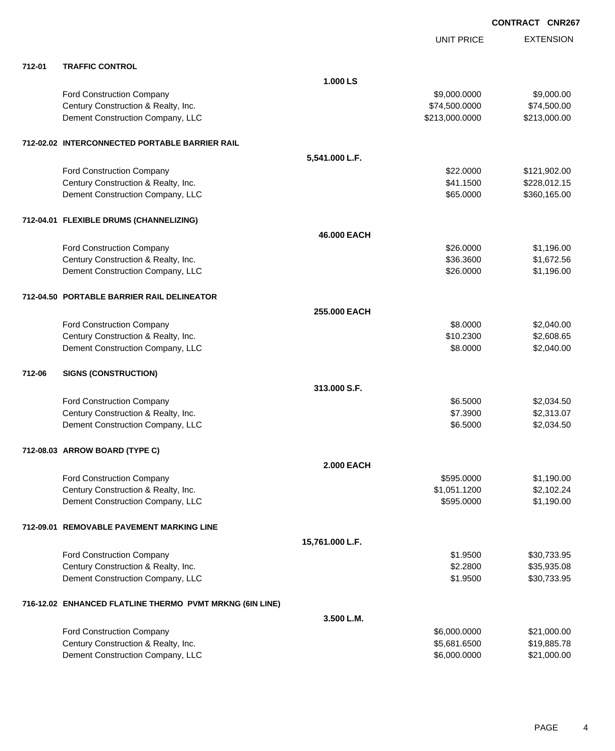**CONTRACT CNR267**

| | | | UNIT PRICE | EXTENSION |
|---|---|---|---|---|
| **712-01** | **TRAFFIC CONTROL** | | | |
| | | **1.000 LS** | | |
| | Ford Construction Company | | $9,000.0000 | $9,000.00 |
| | Century Construction & Realty, Inc. | | $74,500.0000 | $74,500.00 |
| | Dement Construction Company, LLC | | $213,000.0000 | $213,000.00 |
| **712-02.02** | **INTERCONNECTED PORTABLE BARRIER RAIL** | | | |
| | | **5,541.000 L.F.** | | |
| | Ford Construction Company | | $22.0000 | $121,902.00 |
| | Century Construction & Realty, Inc. | | $41.1500 | $228,012.15 |
| | Dement Construction Company, LLC | | $65.0000 | $360,165.00 |
| **712-04.01** | **FLEXIBLE DRUMS (CHANNELIZING)** | | | |
| | | **46.000 EACH** | | |
| | Ford Construction Company | | $26.0000 | $1,196.00 |
| | Century Construction & Realty, Inc. | | $36.3600 | $1,672.56 |
| | Dement Construction Company, LLC | | $26.0000 | $1,196.00 |
| **712-04.50** | **PORTABLE BARRIER RAIL DELINEATOR** | | | |
| | | **255.000 EACH** | | |
| | Ford Construction Company | | $8.0000 | $2,040.00 |
| | Century Construction & Realty, Inc. | | $10.2300 | $2,608.65 |
| | Dement Construction Company, LLC | | $8.0000 | $2,040.00 |
| **712-06** | **SIGNS (CONSTRUCTION)** | | | |
| | | **313.000 S.F.** | | |
| | Ford Construction Company | | $6.5000 | $2,034.50 |
| | Century Construction & Realty, Inc. | | $7.3900 | $2,313.07 |
| | Dement Construction Company, LLC | | $6.5000 | $2,034.50 |
| **712-08.03** | **ARROW BOARD (TYPE C)** | | | |
| | | **2.000 EACH** | | |
| | Ford Construction Company | | $595.0000 | $1,190.00 |
| | Century Construction & Realty, Inc. | | $1,051.1200 | $2,102.24 |
| | Dement Construction Company, LLC | | $595.0000 | $1,190.00 |
| **712-09.01** | **REMOVABLE PAVEMENT MARKING LINE** | | | |
| | | **15,761.000 L.F.** | | |
| | Ford Construction Company | | $1.9500 | $30,733.95 |
| | Century Construction & Realty, Inc. | | $2.2800 | $35,935.08 |
| | Dement Construction Company, LLC | | $1.9500 | $30,733.95 |
| **716-12.02** | **ENHANCED FLATLINE THERMO PVMT MRKNG (6IN LINE)** | | | |
| | | **3.500 L.M.** | | |
| | Ford Construction Company | | $6,000.0000 | $21,000.00 |
| | Century Construction & Realty, Inc. | | $5,681.6500 | $19,885.78 |
| | Dement Construction Company, LLC | | $6,000.0000 | $21,000.00 |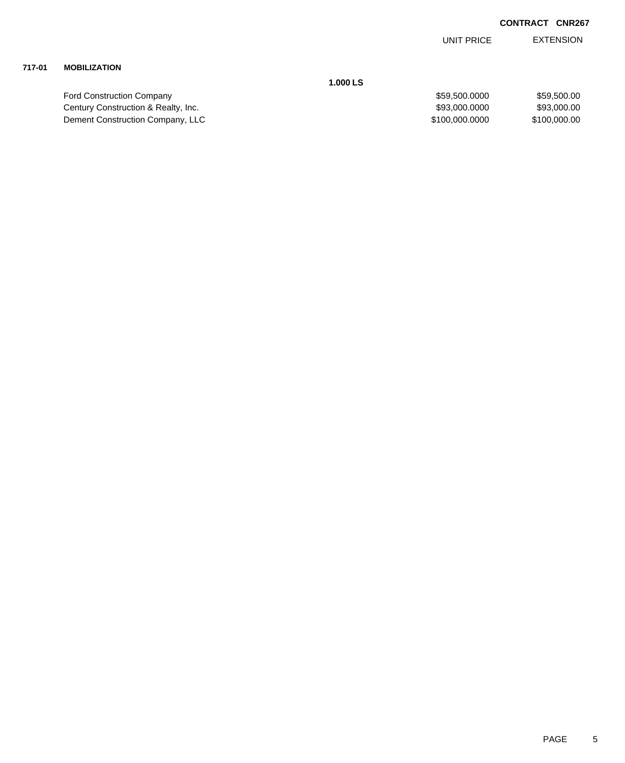**CONTRACT CNR267**

| | | UNIT PRICE | EXTENSION |
|---|---|---|---|
| **717-01** | **MOBILIZATION** | | |
| | **1.000 LS** | | |
| | Ford Construction Company | $59,500.0000 | $59,500.00 |
| | Century Construction & Realty, Inc. | $93,000.0000 | $93,000.00 |
| | Dement Construction Company, LLC | $100,000.0000 | $100,000.00 |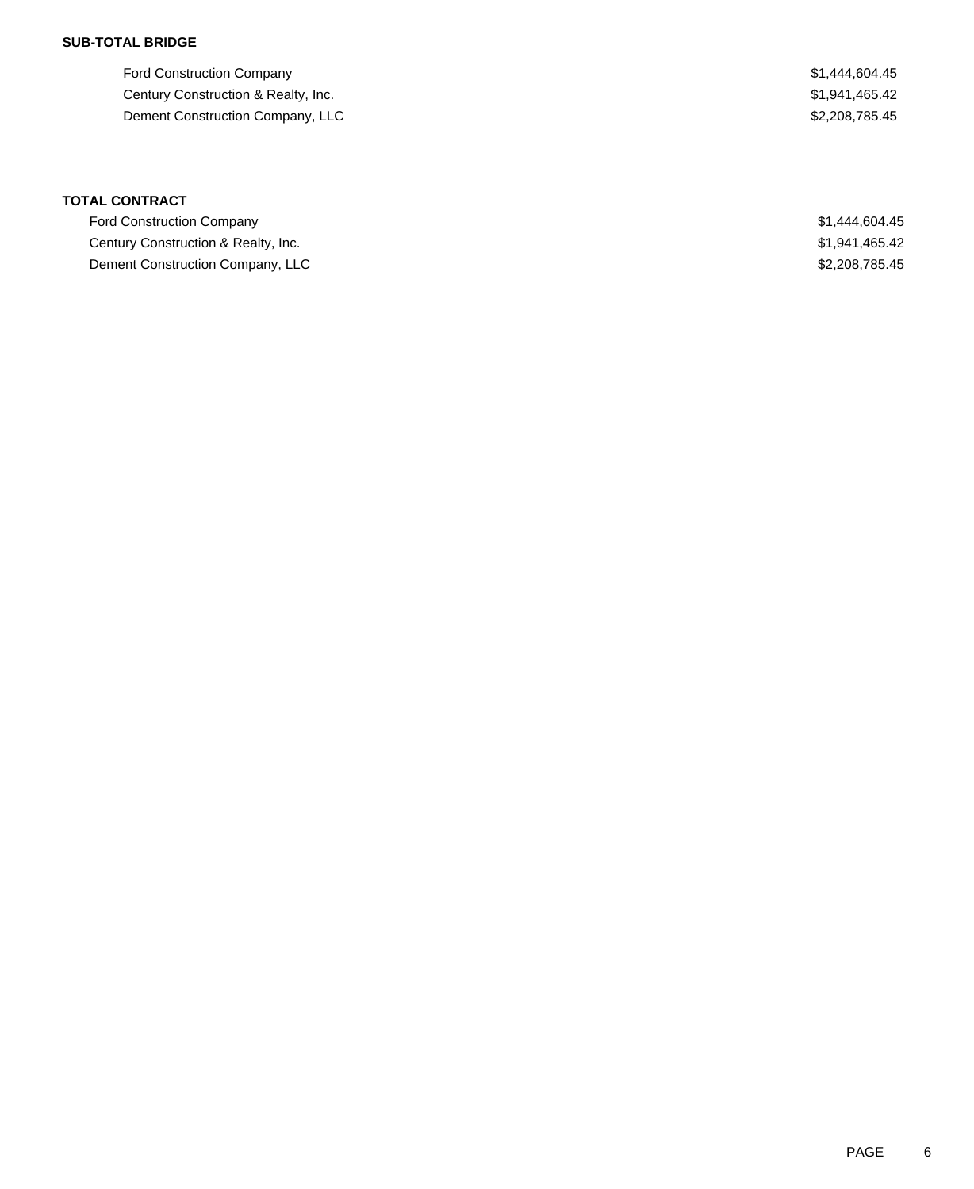**SUB-TOTAL BRIDGE**

| | |
|---|---|
| Ford Construction Company | $1,444,604.45 |
| Century Construction & Realty, Inc. | $1,941,465.42 |
| Dement Construction Company, LLC | $2,208,785.45 |

**TOTAL CONTRACT**

| | |
|---|---|
| Ford Construction Company | $1,444,604.45 |
| Century Construction & Realty, Inc. | $1,941,465.42 |
| Dement Construction Company, LLC | $2,208,785.45 |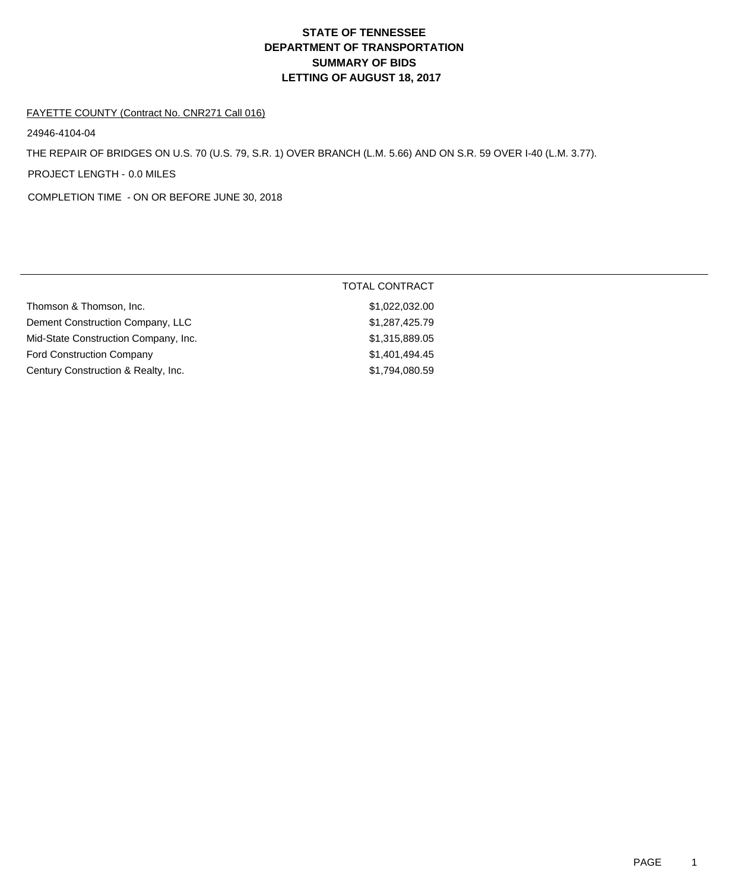# STATE OF TENNESSEE
# DEPARTMENT OF TRANSPORTATION
# SUMMARY OF BIDS
# LETTING OF AUGUST 18, 2017

FAYETTE COUNTY (Contract No. CNR271 Call 016)

24946-4104-04

THE REPAIR OF BRIDGES ON U.S. 70 (U.S. 79, S.R. 1) OVER BRANCH (L.M. 5.66) AND ON S.R. 59 OVER I-40 (L.M. 3.77).

PROJECT LENGTH - 0.0 MILES

COMPLETION TIME - ON OR BEFORE JUNE 30, 2018

| | TOTAL CONTRACT |
|---|---|
| Thomson & Thomson, Inc. | $1,022,032.00 |
| Dement Construction Company, LLC | $1,287,425.79 |
| Mid-State Construction Company, Inc. | $1,315,889.05 |
| Ford Construction Company | $1,401,494.45 |
| Century Construction & Realty, Inc. | $1,794,080.59 |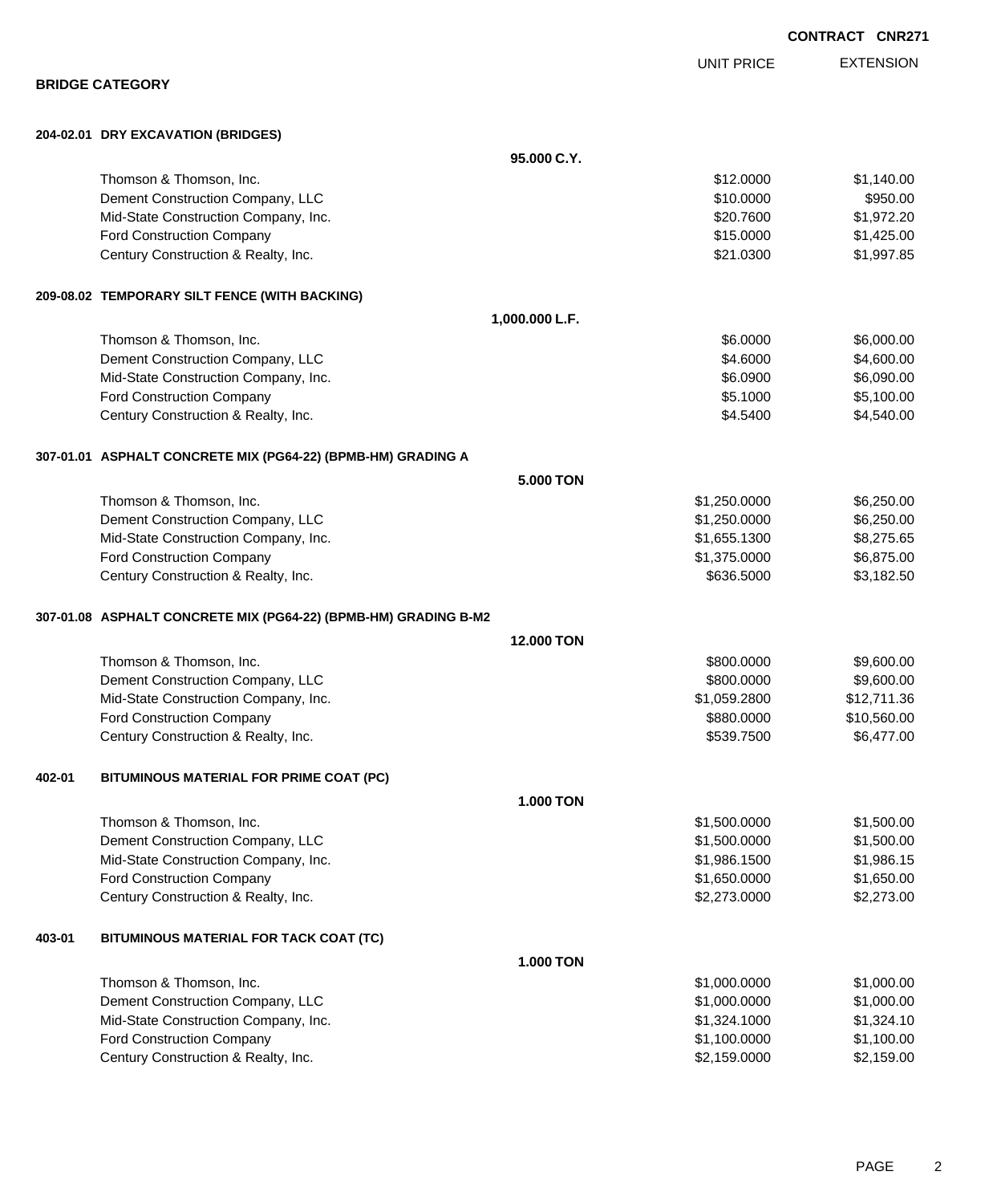**CONTRACT CNR271**

## BRIDGE CATEGORY

### 204-02.01 DRY EXCAVATION (BRIDGES)

95.000 C.Y.

| | UNIT PRICE | EXTENSION |
|---|---|---|
| Thomson & Thomson, Inc. | $12.0000 | $1,140.00 |
| Dement Construction Company, LLC | $10.0000 | $950.00 |
| Mid-State Construction Company, Inc. | $20.7600 | $1,972.20 |
| Ford Construction Company | $15.0000 | $1,425.00 |
| Century Construction & Realty, Inc. | $21.0300 | $1,997.85 |

### 209-08.02 TEMPORARY SILT FENCE (WITH BACKING)

1,000.000 L.F.

| | UNIT PRICE | EXTENSION |
|---|---|---|
| Thomson & Thomson, Inc. | $6.0000 | $6,000.00 |
| Dement Construction Company, LLC | $4.6000 | $4,600.00 |
| Mid-State Construction Company, Inc. | $6.0900 | $6,090.00 |
| Ford Construction Company | $5.1000 | $5,100.00 |
| Century Construction & Realty, Inc. | $4.5400 | $4,540.00 |

### 307-01.01 ASPHALT CONCRETE MIX (PG64-22) (BPMB-HM) GRADING A

5.000 TON

| | UNIT PRICE | EXTENSION |
|---|---|---|
| Thomson & Thomson, Inc. | $1,250.0000 | $6,250.00 |
| Dement Construction Company, LLC | $1,250.0000 | $6,250.00 |
| Mid-State Construction Company, Inc. | $1,655.1300 | $8,275.65 |
| Ford Construction Company | $1,375.0000 | $6,875.00 |
| Century Construction & Realty, Inc. | $636.5000 | $3,182.50 |

### 307-01.08 ASPHALT CONCRETE MIX (PG64-22) (BPMB-HM) GRADING B-M2

12.000 TON

| | UNIT PRICE | EXTENSION |
|---|---|---|
| Thomson & Thomson, Inc. | $800.0000 | $9,600.00 |
| Dement Construction Company, LLC | $800.0000 | $9,600.00 |
| Mid-State Construction Company, Inc. | $1,059.2800 | $12,711.36 |
| Ford Construction Company | $880.0000 | $10,560.00 |
| Century Construction & Realty, Inc. | $539.7500 | $6,477.00 |

### 402-01 BITUMINOUS MATERIAL FOR PRIME COAT (PC)

1.000 TON

| | UNIT PRICE | EXTENSION |
|---|---|---|
| Thomson & Thomson, Inc. | $1,500.0000 | $1,500.00 |
| Dement Construction Company, LLC | $1,500.0000 | $1,500.00 |
| Mid-State Construction Company, Inc. | $1,986.1500 | $1,986.15 |
| Ford Construction Company | $1,650.0000 | $1,650.00 |
| Century Construction & Realty, Inc. | $2,273.0000 | $2,273.00 |

### 403-01 BITUMINOUS MATERIAL FOR TACK COAT (TC)

1.000 TON

| | UNIT PRICE | EXTENSION |
|---|---|---|
| Thomson & Thomson, Inc. | $1,000.0000 | $1,000.00 |
| Dement Construction Company, LLC | $1,000.0000 | $1,000.00 |
| Mid-State Construction Company, Inc. | $1,324.1000 | $1,324.10 |
| Ford Construction Company | $1,100.0000 | $1,100.00 |
| Century Construction & Realty, Inc. | $2,159.0000 | $2,159.00 |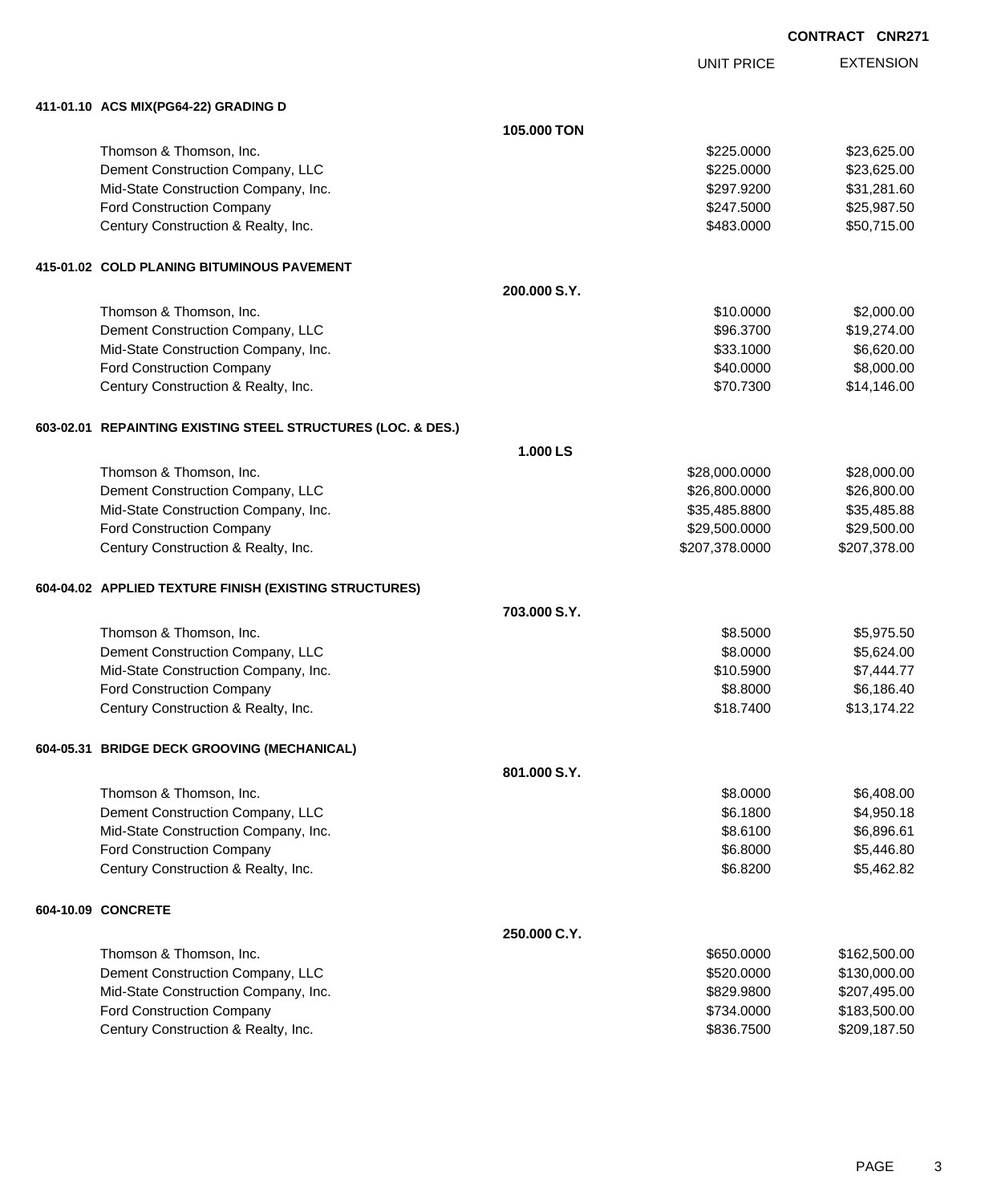**CONTRACT CNR271**

| | | UNIT PRICE | EXTENSION |
|---|---|---|---|
| **411-01.10 ACS MIX(PG64-22) GRADING D** | | | |
| | **105.000 TON** | | |
| Thomson & Thomson, Inc. | | $225.0000 | $23,625.00 |
| Dement Construction Company, LLC | | $225.0000 | $23,625.00 |
| Mid-State Construction Company, Inc. | | $297.9200 | $31,281.60 |
| Ford Construction Company | | $247.5000 | $25,987.50 |
| Century Construction & Realty, Inc. | | $483.0000 | $50,715.00 |
| **415-01.02 COLD PLANING BITUMINOUS PAVEMENT** | | | |
| | **200.000 S.Y.** | | |
| Thomson & Thomson, Inc. | | $10.0000 | $2,000.00 |
| Dement Construction Company, LLC | | $96.3700 | $19,274.00 |
| Mid-State Construction Company, Inc. | | $33.1000 | $6,620.00 |
| Ford Construction Company | | $40.0000 | $8,000.00 |
| Century Construction & Realty, Inc. | | $70.7300 | $14,146.00 |
| **603-02.01 REPAINTING EXISTING STEEL STRUCTURES (LOC. & DES.)** | | | |
| | **1.000 LS** | | |
| Thomson & Thomson, Inc. | | $28,000.0000 | $28,000.00 |
| Dement Construction Company, LLC | | $26,800.0000 | $26,800.00 |
| Mid-State Construction Company, Inc. | | $35,485.8800 | $35,485.88 |
| Ford Construction Company | | $29,500.0000 | $29,500.00 |
| Century Construction & Realty, Inc. | | $207,378.0000 | $207,378.00 |
| **604-04.02 APPLIED TEXTURE FINISH (EXISTING STRUCTURES)** | | | |
| | **703.000 S.Y.** | | |
| Thomson & Thomson, Inc. | | $8.5000 | $5,975.50 |
| Dement Construction Company, LLC | | $8.0000 | $5,624.00 |
| Mid-State Construction Company, Inc. | | $10.5900 | $7,444.77 |
| Ford Construction Company | | $8.8000 | $6,186.40 |
| Century Construction & Realty, Inc. | | $18.7400 | $13,174.22 |
| **604-05.31 BRIDGE DECK GROOVING (MECHANICAL)** | | | |
| | **801.000 S.Y.** | | |
| Thomson & Thomson, Inc. | | $8.0000 | $6,408.00 |
| Dement Construction Company, LLC | | $6.1800 | $4,950.18 |
| Mid-State Construction Company, Inc. | | $8.6100 | $6,896.61 |
| Ford Construction Company | | $6.8000 | $5,446.80 |
| Century Construction & Realty, Inc. | | $6.8200 | $5,462.82 |
| **604-10.09 CONCRETE** | | | |
| | **250.000 C.Y.** | | |
| Thomson & Thomson, Inc. | | $650.0000 | $162,500.00 |
| Dement Construction Company, LLC | | $520.0000 | $130,000.00 |
| Mid-State Construction Company, Inc. | | $829.9800 | $207,495.00 |
| Ford Construction Company | | $734.0000 | $183,500.00 |
| Century Construction & Realty, Inc. | | $836.7500 | $209,187.50 |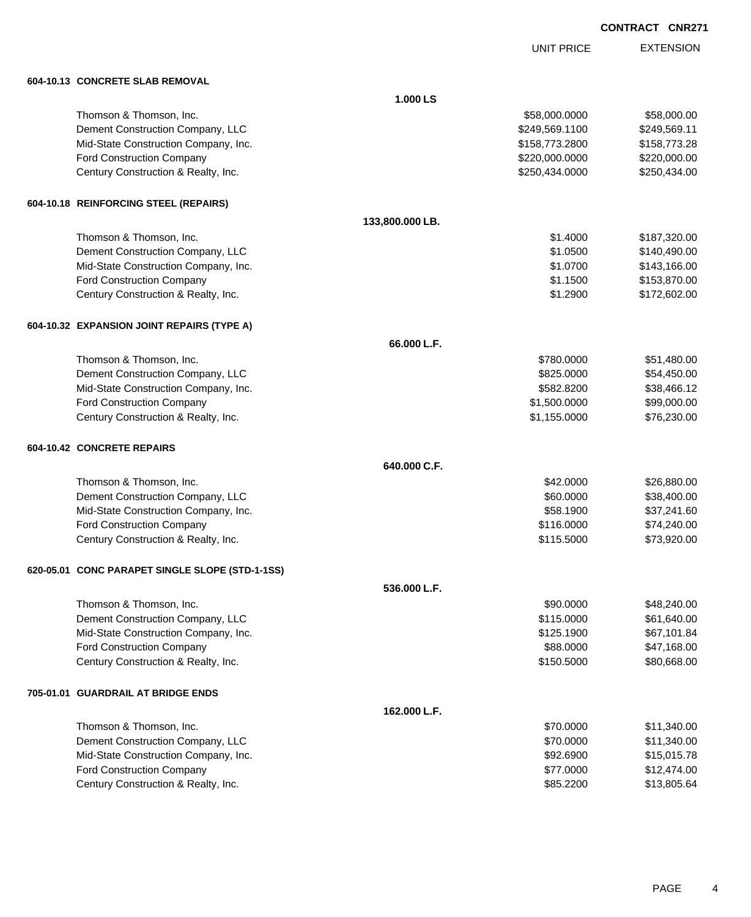**CONTRACT CNR271**

| | UNIT PRICE | EXTENSION |
|---|---|---|
| **604-10.13 CONCRETE SLAB REMOVAL** | | |
| **1.000 LS** | | |
| Thomson & Thomson, Inc. | $58,000.0000 | $58,000.00 |
| Dement Construction Company, LLC | $249,569.1100 | $249,569.11 |
| Mid-State Construction Company, Inc. | $158,773.2800 | $158,773.28 |
| Ford Construction Company | $220,000.0000 | $220,000.00 |
| Century Construction & Realty, Inc. | $250,434.0000 | $250,434.00 |
| **604-10.18 REINFORCING STEEL (REPAIRS)** | | |
| **133,800.000 LB.** | | |
| Thomson & Thomson, Inc. | $1.4000 | $187,320.00 |
| Dement Construction Company, LLC | $1.0500 | $140,490.00 |
| Mid-State Construction Company, Inc. | $1.0700 | $143,166.00 |
| Ford Construction Company | $1.1500 | $153,870.00 |
| Century Construction & Realty, Inc. | $1.2900 | $172,602.00 |
| **604-10.32 EXPANSION JOINT REPAIRS (TYPE A)** | | |
| **66.000 L.F.** | | |
| Thomson & Thomson, Inc. | $780.0000 | $51,480.00 |
| Dement Construction Company, LLC | $825.0000 | $54,450.00 |
| Mid-State Construction Company, Inc. | $582.8200 | $38,466.12 |
| Ford Construction Company | $1,500.0000 | $99,000.00 |
| Century Construction & Realty, Inc. | $1,155.0000 | $76,230.00 |
| **604-10.42 CONCRETE REPAIRS** | | |
| **640.000 C.F.** | | |
| Thomson & Thomson, Inc. | $42.0000 | $26,880.00 |
| Dement Construction Company, LLC | $60.0000 | $38,400.00 |
| Mid-State Construction Company, Inc. | $58.1900 | $37,241.60 |
| Ford Construction Company | $116.0000 | $74,240.00 |
| Century Construction & Realty, Inc. | $115.5000 | $73,920.00 |
| **620-05.01 CONC PARAPET SINGLE SLOPE (STD-1-1SS)** | | |
| **536.000 L.F.** | | |
| Thomson & Thomson, Inc. | $90.0000 | $48,240.00 |
| Dement Construction Company, LLC | $115.0000 | $61,640.00 |
| Mid-State Construction Company, Inc. | $125.1900 | $67,101.84 |
| Ford Construction Company | $88.0000 | $47,168.00 |
| Century Construction & Realty, Inc. | $150.5000 | $80,668.00 |
| **705-01.01 GUARDRAIL AT BRIDGE ENDS** | | |
| **162.000 L.F.** | | |
| Thomson & Thomson, Inc. | $70.0000 | $11,340.00 |
| Dement Construction Company, LLC | $70.0000 | $11,340.00 |
| Mid-State Construction Company, Inc. | $92.6900 | $15,015.78 |
| Ford Construction Company | $77.0000 | $12,474.00 |
| Century Construction & Realty, Inc. | $85.2200 | $13,805.64 |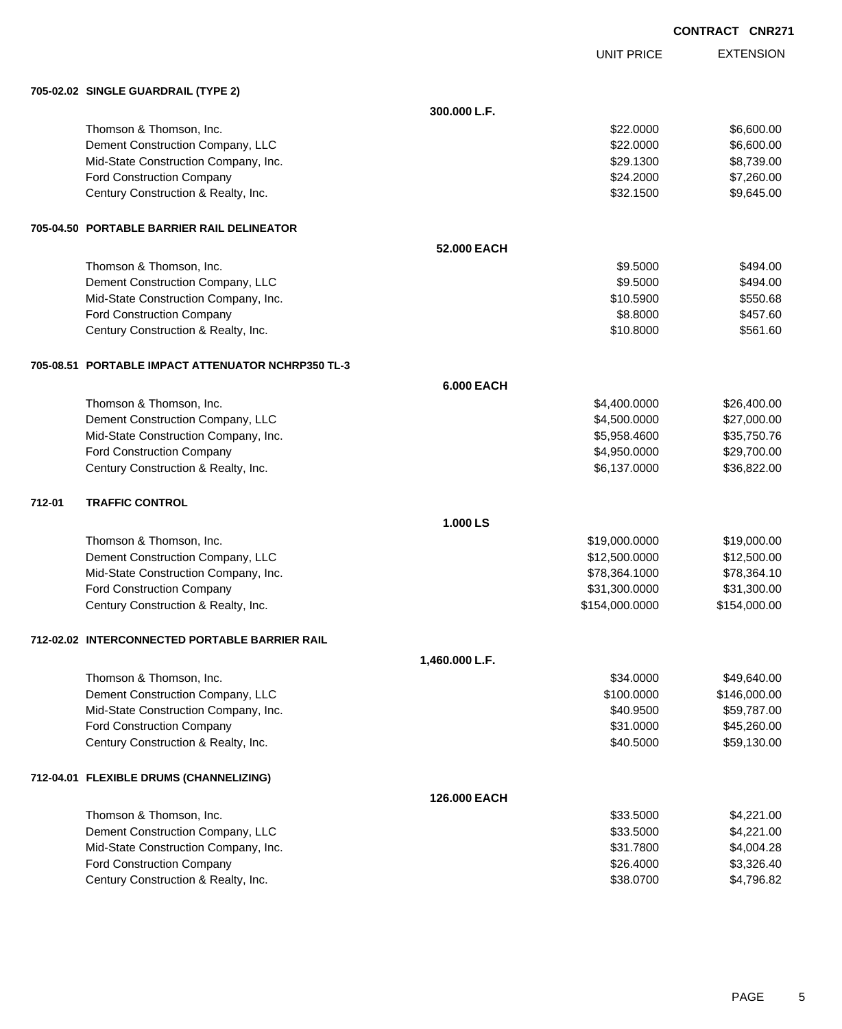**CONTRACT CNR271**

| | | UNIT PRICE | EXTENSION |
|---|---|---|---|
| **705-02.02 SINGLE GUARDRAIL (TYPE 2)** | | | |
| | **300.000 L.F.** | | |
| Thomson & Thomson, Inc. | | $22.0000 | $6,600.00 |
| Dement Construction Company, LLC | | $22.0000 | $6,600.00 |
| Mid-State Construction Company, Inc. | | $29.1300 | $8,739.00 |
| Ford Construction Company | | $24.2000 | $7,260.00 |
| Century Construction & Realty, Inc. | | $32.1500 | $9,645.00 |
| **705-04.50 PORTABLE BARRIER RAIL DELINEATOR** | | | |
| | **52.000 EACH** | | |
| Thomson & Thomson, Inc. | | $9.5000 | $494.00 |
| Dement Construction Company, LLC | | $9.5000 | $494.00 |
| Mid-State Construction Company, Inc. | | $10.5900 | $550.68 |
| Ford Construction Company | | $8.8000 | $457.60 |
| Century Construction & Realty, Inc. | | $10.8000 | $561.60 |
| **705-08.51 PORTABLE IMPACT ATTENUATOR NCHRP350 TL-3** | | | |
| | **6.000 EACH** | | |
| Thomson & Thomson, Inc. | | $4,400.0000 | $26,400.00 |
| Dement Construction Company, LLC | | $4,500.0000 | $27,000.00 |
| Mid-State Construction Company, Inc. | | $5,958.4600 | $35,750.76 |
| Ford Construction Company | | $4,950.0000 | $29,700.00 |
| Century Construction & Realty, Inc. | | $6,137.0000 | $36,822.00 |
| **712-01 TRAFFIC CONTROL** | | | |
| | **1.000 LS** | | |
| Thomson & Thomson, Inc. | | $19,000.0000 | $19,000.00 |
| Dement Construction Company, LLC | | $12,500.0000 | $12,500.00 |
| Mid-State Construction Company, Inc. | | $78,364.1000 | $78,364.10 |
| Ford Construction Company | | $31,300.0000 | $31,300.00 |
| Century Construction & Realty, Inc. | | $154,000.0000 | $154,000.00 |
| **712-02.02 INTERCONNECTED PORTABLE BARRIER RAIL** | | | |
| | **1,460.000 L.F.** | | |
| Thomson & Thomson, Inc. | | $34.0000 | $49,640.00 |
| Dement Construction Company, LLC | | $100.0000 | $146,000.00 |
| Mid-State Construction Company, Inc. | | $40.9500 | $59,787.00 |
| Ford Construction Company | | $31.0000 | $45,260.00 |
| Century Construction & Realty, Inc. | | $40.5000 | $59,130.00 |
| **712-04.01 FLEXIBLE DRUMS (CHANNELIZING)** | | | |
| | **126.000 EACH** | | |
| Thomson & Thomson, Inc. | | $33.5000 | $4,221.00 |
| Dement Construction Company, LLC | | $33.5000 | $4,221.00 |
| Mid-State Construction Company, Inc. | | $31.7800 | $4,004.28 |
| Ford Construction Company | | $26.4000 | $3,326.40 |
| Century Construction & Realty, Inc. | | $38.0700 | $4,796.82 |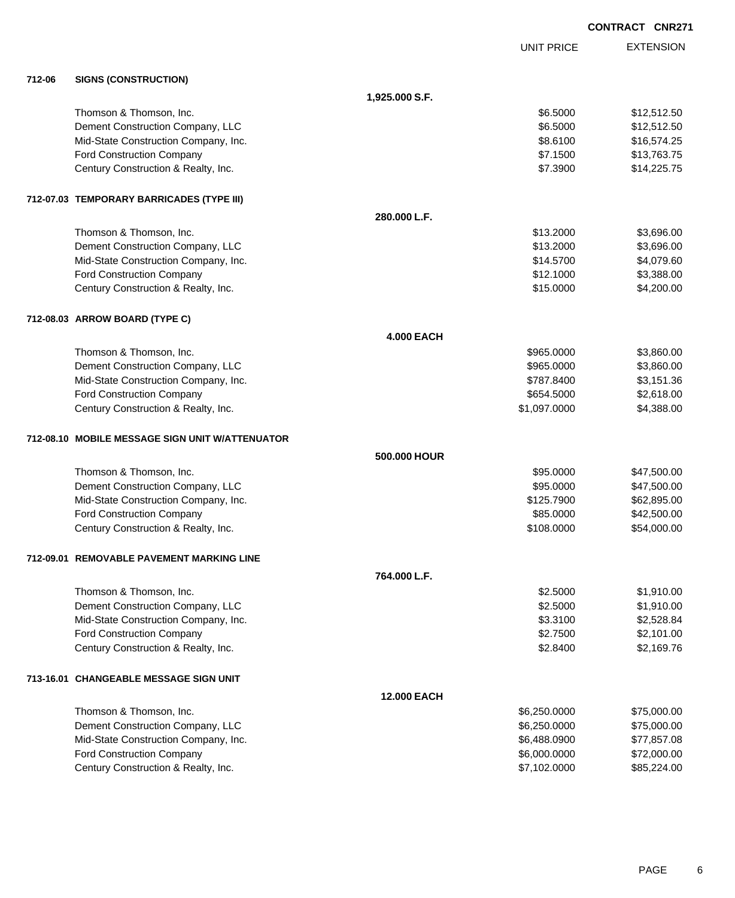**CONTRACT CNR271**

| | | UNIT PRICE | EXTENSION |
|---|---|---|---|
| **712-06** | **SIGNS (CONSTRUCTION)** | | |
| | **1,925.000 S.F.** | | |
| | Thomson & Thomson, Inc. | $6.5000 | $12,512.50 |
| | Dement Construction Company, LLC | $6.5000 | $12,512.50 |
| | Mid-State Construction Company, Inc. | $8.6100 | $16,574.25 |
| | Ford Construction Company | $7.1500 | $13,763.75 |
| | Century Construction & Realty, Inc. | $7.3900 | $14,225.75 |
| **712-07.03** | **TEMPORARY BARRICADES (TYPE III)** | | |
| | **280.000 L.F.** | | |
| | Thomson & Thomson, Inc. | $13.2000 | $3,696.00 |
| | Dement Construction Company, LLC | $13.2000 | $3,696.00 |
| | Mid-State Construction Company, Inc. | $14.5700 | $4,079.60 |
| | Ford Construction Company | $12.1000 | $3,388.00 |
| | Century Construction & Realty, Inc. | $15.0000 | $4,200.00 |
| **712-08.03** | **ARROW BOARD (TYPE C)** | | |
| | **4.000 EACH** | | |
| | Thomson & Thomson, Inc. | $965.0000 | $3,860.00 |
| | Dement Construction Company, LLC | $965.0000 | $3,860.00 |
| | Mid-State Construction Company, Inc. | $787.8400 | $3,151.36 |
| | Ford Construction Company | $654.5000 | $2,618.00 |
| | Century Construction & Realty, Inc. | $1,097.0000 | $4,388.00 |
| **712-08.10** | **MOBILE MESSAGE SIGN UNIT W/ATTENUATOR** | | |
| | **500.000 HOUR** | | |
| | Thomson & Thomson, Inc. | $95.0000 | $47,500.00 |
| | Dement Construction Company, LLC | $95.0000 | $47,500.00 |
| | Mid-State Construction Company, Inc. | $125.7900 | $62,895.00 |
| | Ford Construction Company | $85.0000 | $42,500.00 |
| | Century Construction & Realty, Inc. | $108.0000 | $54,000.00 |
| **712-09.01** | **REMOVABLE PAVEMENT MARKING LINE** | | |
| | **764.000 L.F.** | | |
| | Thomson & Thomson, Inc. | $2.5000 | $1,910.00 |
| | Dement Construction Company, LLC | $2.5000 | $1,910.00 |
| | Mid-State Construction Company, Inc. | $3.3100 | $2,528.84 |
| | Ford Construction Company | $2.7500 | $2,101.00 |
| | Century Construction & Realty, Inc. | $2.8400 | $2,169.76 |
| **713-16.01** | **CHANGEABLE MESSAGE SIGN UNIT** | | |
| | **12.000 EACH** | | |
| | Thomson & Thomson, Inc. | $6,250.0000 | $75,000.00 |
| | Dement Construction Company, LLC | $6,250.0000 | $75,000.00 |
| | Mid-State Construction Company, Inc. | $6,488.0900 | $77,857.08 |
| | Ford Construction Company | $6,000.0000 | $72,000.00 |
| | Century Construction & Realty, Inc. | $7,102.0000 | $85,224.00 |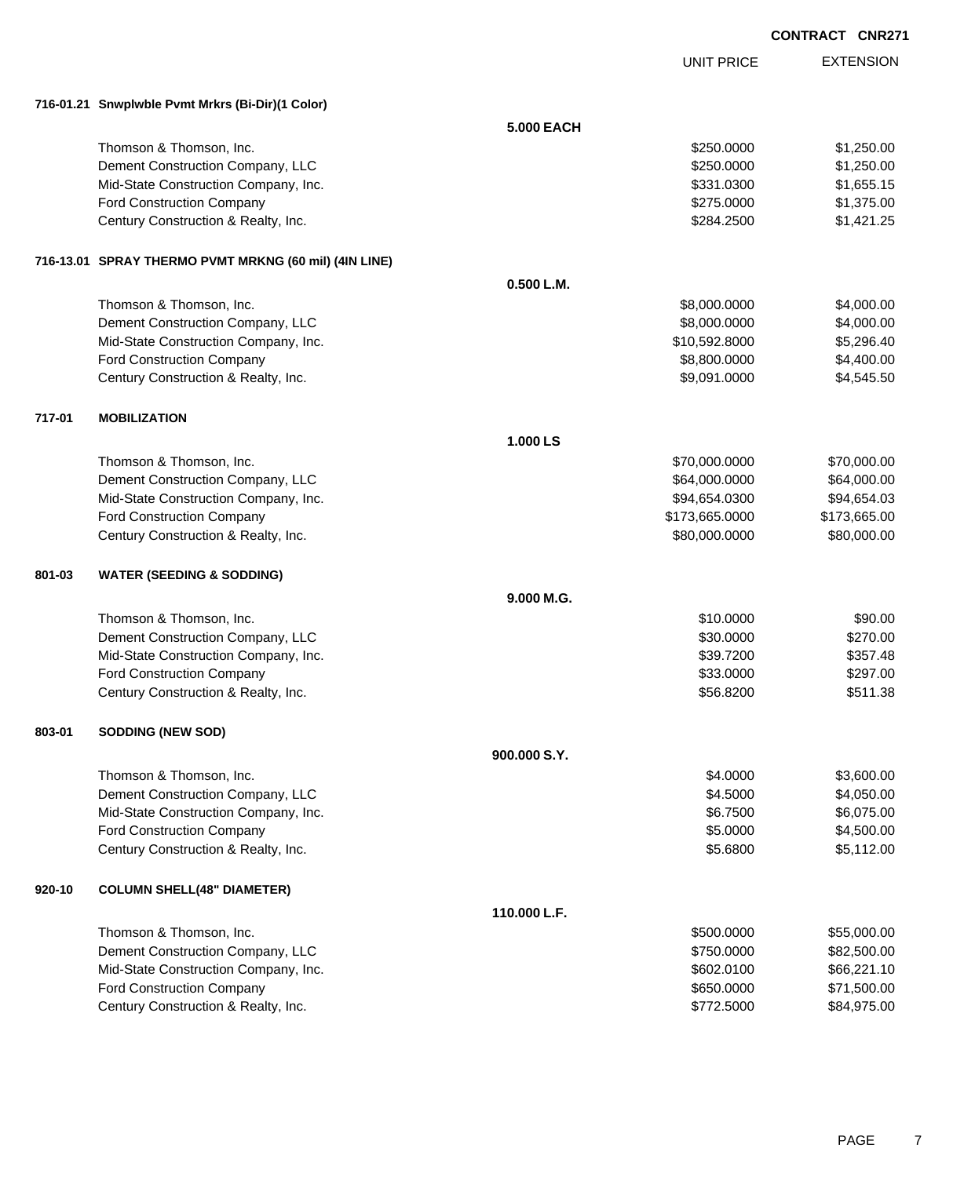**CONTRACT CNR271**

| | | UNIT PRICE | EXTENSION |
|---|---|---|---|
| **716-01.21 Snwplwble Pvmt Mrkrs (Bi-Dir)(1 Color)** | | | |
| | **5.000 EACH** | | |
| Thomson & Thomson, Inc. | | $250.0000 | $1,250.00 |
| Dement Construction Company, LLC | | $250.0000 | $1,250.00 |
| Mid-State Construction Company, Inc. | | $331.0300 | $1,655.15 |
| Ford Construction Company | | $275.0000 | $1,375.00 |
| Century Construction & Realty, Inc. | | $284.2500 | $1,421.25 |
| **716-13.01 SPRAY THERMO PVMT MRKNG (60 mil) (4IN LINE)** | | | |
| | **0.500 L.M.** | | |
| Thomson & Thomson, Inc. | | $8,000.0000 | $4,000.00 |
| Dement Construction Company, LLC | | $8,000.0000 | $4,000.00 |
| Mid-State Construction Company, Inc. | | $10,592.8000 | $5,296.40 |
| Ford Construction Company | | $8,800.0000 | $4,400.00 |
| Century Construction & Realty, Inc. | | $9,091.0000 | $4,545.50 |
| **717-01 MOBILIZATION** | | | |
| | **1.000 LS** | | |
| Thomson & Thomson, Inc. | | $70,000.0000 | $70,000.00 |
| Dement Construction Company, LLC | | $64,000.0000 | $64,000.00 |
| Mid-State Construction Company, Inc. | | $94,654.0300 | $94,654.03 |
| Ford Construction Company | | $173,665.0000 | $173,665.00 |
| Century Construction & Realty, Inc. | | $80,000.0000 | $80,000.00 |
| **801-03 WATER (SEEDING & SODDING)** | | | |
| | **9.000 M.G.** | | |
| Thomson & Thomson, Inc. | | $10.0000 | $90.00 |
| Dement Construction Company, LLC | | $30.0000 | $270.00 |
| Mid-State Construction Company, Inc. | | $39.7200 | $357.48 |
| Ford Construction Company | | $33.0000 | $297.00 |
| Century Construction & Realty, Inc. | | $56.8200 | $511.38 |
| **803-01 SODDING (NEW SOD)** | | | |
| | **900.000 S.Y.** | | |
| Thomson & Thomson, Inc. | | $4.0000 | $3,600.00 |
| Dement Construction Company, LLC | | $4.5000 | $4,050.00 |
| Mid-State Construction Company, Inc. | | $6.7500 | $6,075.00 |
| Ford Construction Company | | $5.0000 | $4,500.00 |
| Century Construction & Realty, Inc. | | $5.6800 | $5,112.00 |
| **920-10 COLUMN SHELL(48" DIAMETER)** | | | |
| | **110.000 L.F.** | | |
| Thomson & Thomson, Inc. | | $500.0000 | $55,000.00 |
| Dement Construction Company, LLC | | $750.0000 | $82,500.00 |
| Mid-State Construction Company, Inc. | | $602.0100 | $66,221.10 |
| Ford Construction Company | | $650.0000 | $71,500.00 |
| Century Construction & Realty, Inc. | | $772.5000 | $84,975.00 |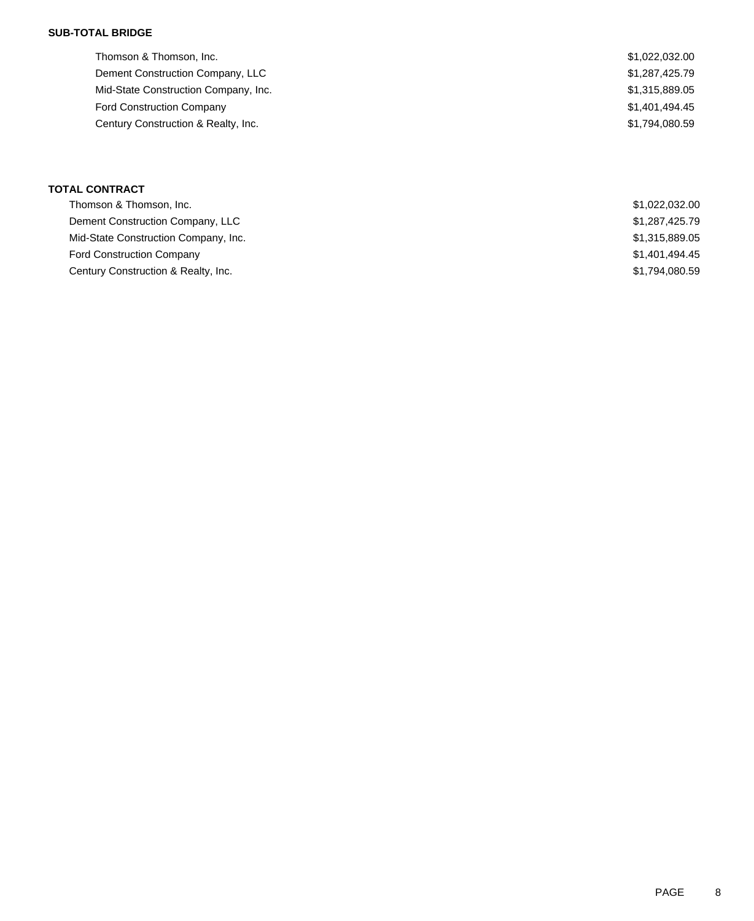**SUB-TOTAL BRIDGE**

| | |
|---|---|
| Thomson & Thomson, Inc. | $1,022,032.00 |
| Dement Construction Company, LLC | $1,287,425.79 |
| Mid-State Construction Company, Inc. | $1,315,889.05 |
| Ford Construction Company | $1,401,494.45 |
| Century Construction & Realty, Inc. | $1,794,080.59 |

**TOTAL CONTRACT**

| | |
|---|---|
| Thomson & Thomson, Inc. | $1,022,032.00 |
| Dement Construction Company, LLC | $1,287,425.79 |
| Mid-State Construction Company, Inc. | $1,315,889.05 |
| Ford Construction Company | $1,401,494.45 |
| Century Construction & Realty, Inc. | $1,794,080.59 |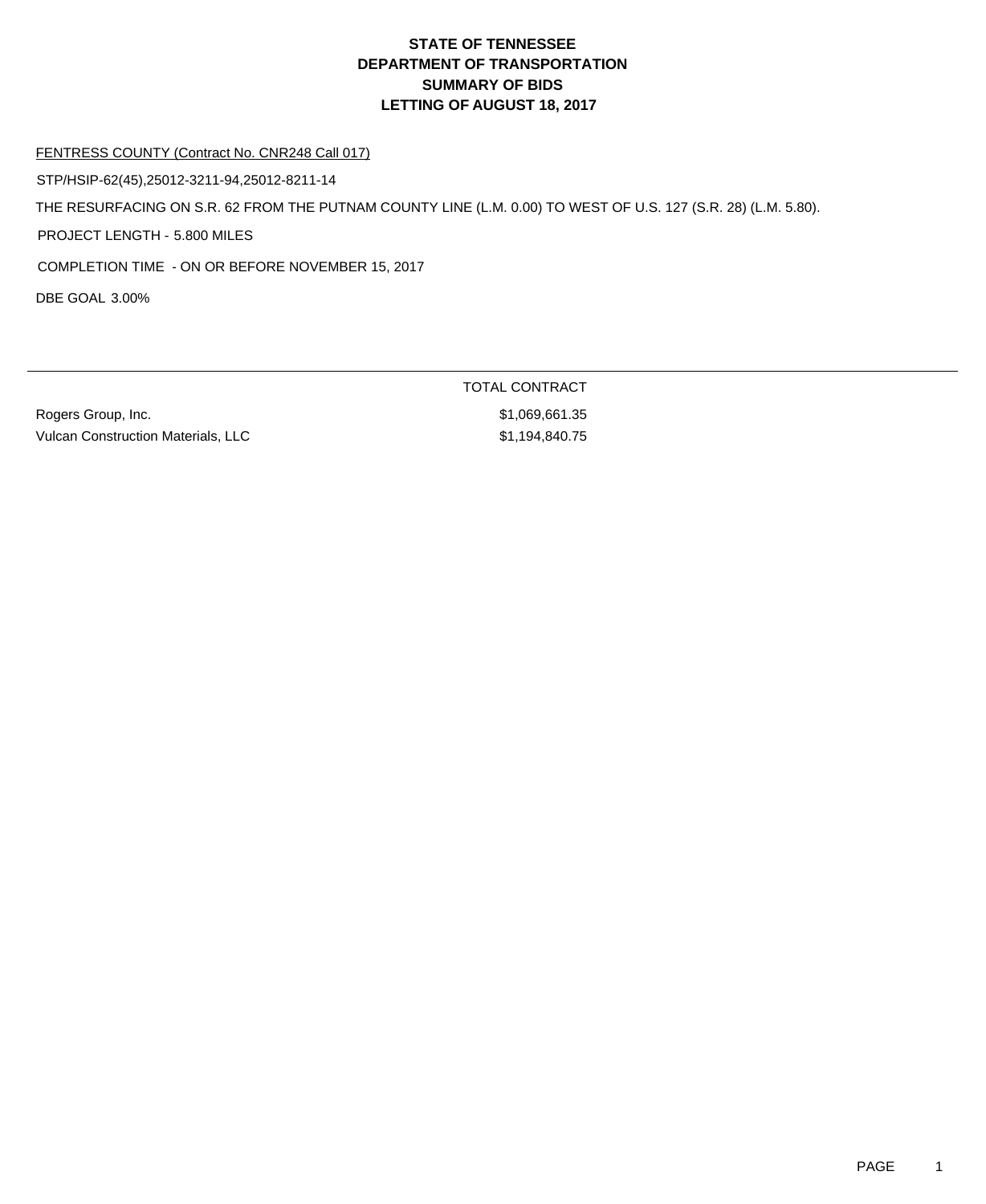# STATE OF TENNESSEE
# DEPARTMENT OF TRANSPORTATION
# SUMMARY OF BIDS
# LETTING OF AUGUST 18, 2017

FENTRESS COUNTY (Contract No. CNR248 Call 017)

STP/HSIP-62(45),25012-3211-94,25012-8211-14

THE RESURFACING ON S.R. 62 FROM THE PUTNAM COUNTY LINE (L.M. 0.00) TO WEST OF U.S. 127 (S.R. 28) (L.M. 5.80).

PROJECT LENGTH - 5.800 MILES

COMPLETION TIME - ON OR BEFORE NOVEMBER 15, 2017

DBE GOAL 3.00%

| | TOTAL CONTRACT |
|---|---|
| Rogers Group, Inc. | $1,069,661.35 |
| Vulcan Construction Materials, LLC | $1,194,840.75 |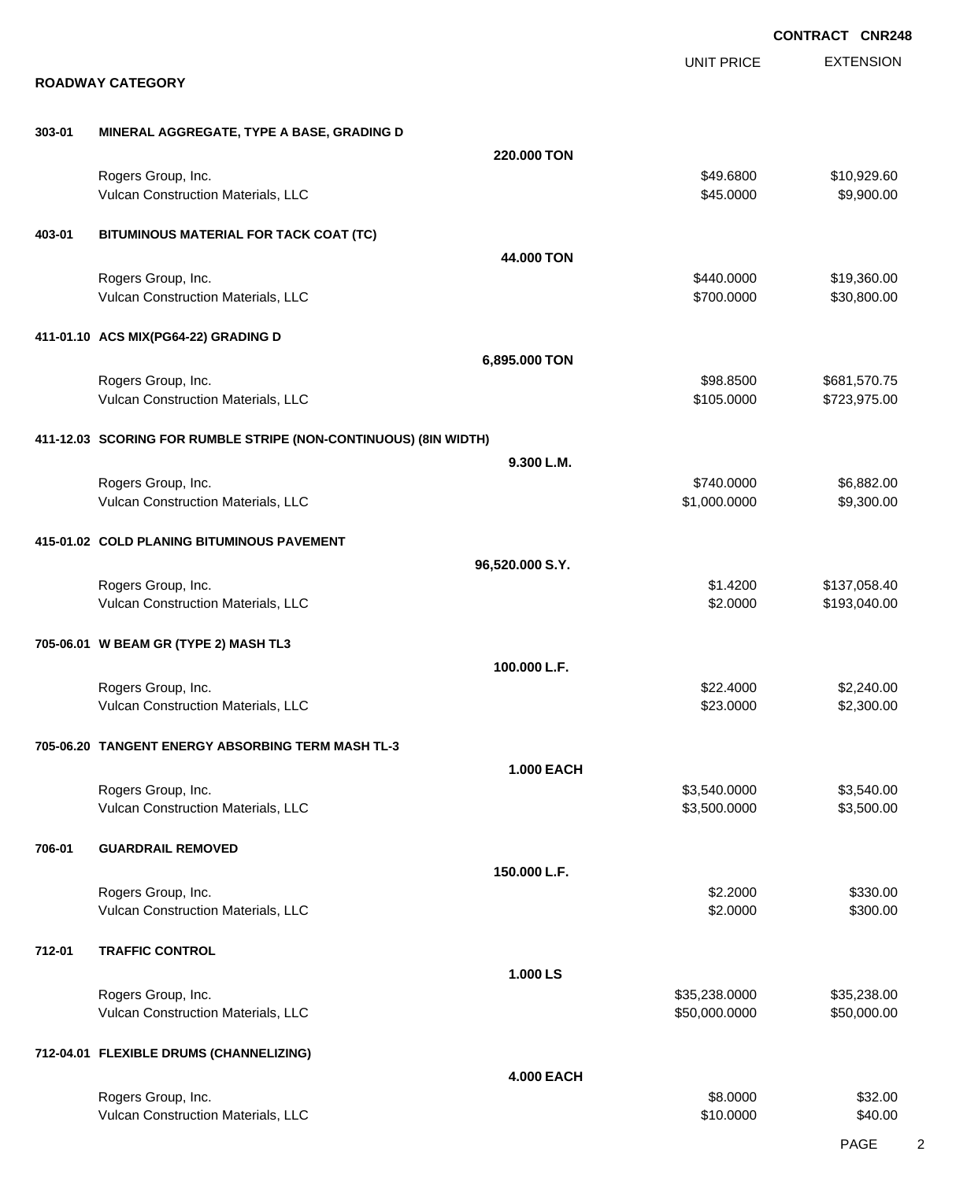CONTRACT CNR248

## ROADWAY CATEGORY

| | | | UNIT PRICE | EXTENSION |
|---|---|---|---|---|
| **303-01** | **MINERAL AGGREGATE, TYPE A BASE, GRADING D** | | | |
| | | **220.000 TON** | | |
| | Rogers Group, Inc. | | $49.6800 | $10,929.60 |
| | Vulcan Construction Materials, LLC | | $45.0000 | $9,900.00 |
| **403-01** | **BITUMINOUS MATERIAL FOR TACK COAT (TC)** | | | |
| | | **44.000 TON** | | |
| | Rogers Group, Inc. | | $440.0000 | $19,360.00 |
| | Vulcan Construction Materials, LLC | | $700.0000 | $30,800.00 |
| **411-01.10** | **ACS MIX(PG64-22) GRADING D** | | | |
| | | **6,895.000 TON** | | |
| | Rogers Group, Inc. | | $98.8500 | $681,570.75 |
| | Vulcan Construction Materials, LLC | | $105.0000 | $723,975.00 |
| **411-12.03** | **SCORING FOR RUMBLE STRIPE (NON-CONTINUOUS) (8IN WIDTH)** | | | |
| | | **9.300 L.M.** | | |
| | Rogers Group, Inc. | | $740.0000 | $6,882.00 |
| | Vulcan Construction Materials, LLC | | $1,000.0000 | $9,300.00 |
| **415-01.02** | **COLD PLANING BITUMINOUS PAVEMENT** | | | |
| | | **96,520.000 S.Y.** | | |
| | Rogers Group, Inc. | | $1.4200 | $137,058.40 |
| | Vulcan Construction Materials, LLC | | $2.0000 | $193,040.00 |
| **705-06.01** | **W BEAM GR (TYPE 2) MASH TL3** | | | |
| | | **100.000 L.F.** | | |
| | Rogers Group, Inc. | | $22.4000 | $2,240.00 |
| | Vulcan Construction Materials, LLC | | $23.0000 | $2,300.00 |
| **705-06.20** | **TANGENT ENERGY ABSORBING TERM MASH TL-3** | | | |
| | | **1.000 EACH** | | |
| | Rogers Group, Inc. | | $3,540.0000 | $3,540.00 |
| | Vulcan Construction Materials, LLC | | $3,500.0000 | $3,500.00 |
| **706-01** | **GUARDRAIL REMOVED** | | | |
| | | **150.000 L.F.** | | |
| | Rogers Group, Inc. | | $2.2000 | $330.00 |
| | Vulcan Construction Materials, LLC | | $2.0000 | $300.00 |
| **712-01** | **TRAFFIC CONTROL** | | | |
| | | **1.000 LS** | | |
| | Rogers Group, Inc. | | $35,238.0000 | $35,238.00 |
| | Vulcan Construction Materials, LLC | | $50,000.0000 | $50,000.00 |
| **712-04.01** | **FLEXIBLE DRUMS (CHANNELIZING)** | | | |
| | | **4.000 EACH** | | |
| | Rogers Group, Inc. | | $8.0000 | $32.00 |
| | Vulcan Construction Materials, LLC | | $10.0000 | $40.00 |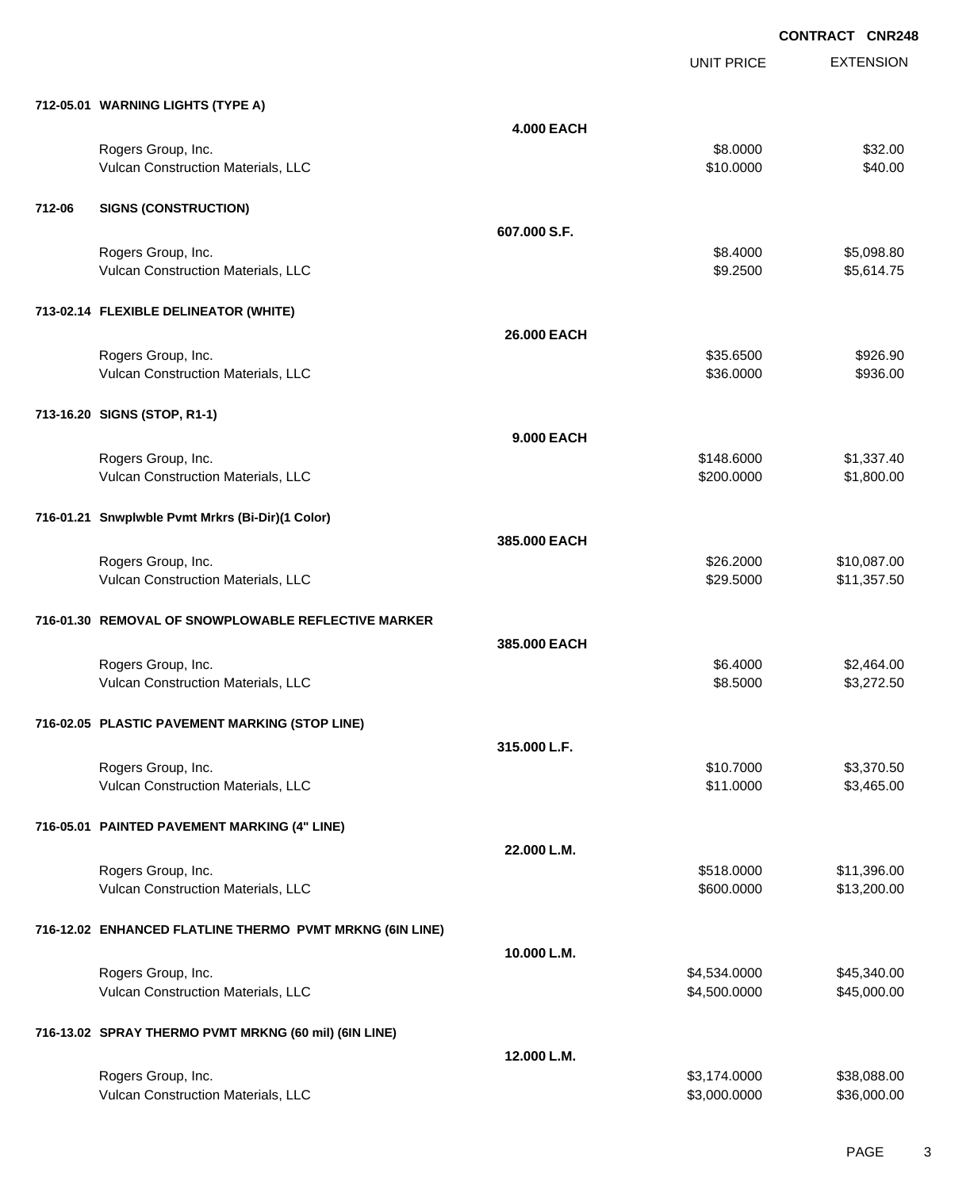**CONTRACT CNR248**

| | | UNIT PRICE | EXTENSION |
|---|---|---|---|
| **712-05.01 WARNING LIGHTS (TYPE A)** | | | |
| | **4.000 EACH** | | |
| Rogers Group, Inc. | | $8.0000 | $32.00 |
| Vulcan Construction Materials, LLC | | $10.0000 | $40.00 |
| **712-06 SIGNS (CONSTRUCTION)** | | | |
| | **607.000 S.F.** | | |
| Rogers Group, Inc. | | $8.4000 | $5,098.80 |
| Vulcan Construction Materials, LLC | | $9.2500 | $5,614.75 |
| **713-02.14 FLEXIBLE DELINEATOR (WHITE)** | | | |
| | **26.000 EACH** | | |
| Rogers Group, Inc. | | $35.6500 | $926.90 |
| Vulcan Construction Materials, LLC | | $36.0000 | $936.00 |
| **713-16.20 SIGNS (STOP, R1-1)** | | | |
| | **9.000 EACH** | | |
| Rogers Group, Inc. | | $148.6000 | $1,337.40 |
| Vulcan Construction Materials, LLC | | $200.0000 | $1,800.00 |
| **716-01.21 Snwplwble Pvmt Mrkrs (Bi-Dir)(1 Color)** | | | |
| | **385.000 EACH** | | |
| Rogers Group, Inc. | | $26.2000 | $10,087.00 |
| Vulcan Construction Materials, LLC | | $29.5000 | $11,357.50 |
| **716-01.30 REMOVAL OF SNOWPLOWABLE REFLECTIVE MARKER** | | | |
| | **385.000 EACH** | | |
| Rogers Group, Inc. | | $6.4000 | $2,464.00 |
| Vulcan Construction Materials, LLC | | $8.5000 | $3,272.50 |
| **716-02.05 PLASTIC PAVEMENT MARKING (STOP LINE)** | | | |
| | **315.000 L.F.** | | |
| Rogers Group, Inc. | | $10.7000 | $3,370.50 |
| Vulcan Construction Materials, LLC | | $11.0000 | $3,465.00 |
| **716-05.01 PAINTED PAVEMENT MARKING (4" LINE)** | | | |
| | **22.000 L.M.** | | |
| Rogers Group, Inc. | | $518.0000 | $11,396.00 |
| Vulcan Construction Materials, LLC | | $600.0000 | $13,200.00 |
| **716-12.02 ENHANCED FLATLINE THERMO PVMT MRKNG (6IN LINE)** | | | |
| | **10.000 L.M.** | | |
| Rogers Group, Inc. | | $4,534.0000 | $45,340.00 |
| Vulcan Construction Materials, LLC | | $4,500.0000 | $45,000.00 |
| **716-13.02 SPRAY THERMO PVMT MRKNG (60 mil) (6IN LINE)** | | | |
| | **12.000 L.M.** | | |
| Rogers Group, Inc. | | $3,174.0000 | $38,088.00 |
| Vulcan Construction Materials, LLC | | $3,000.0000 | $36,000.00 |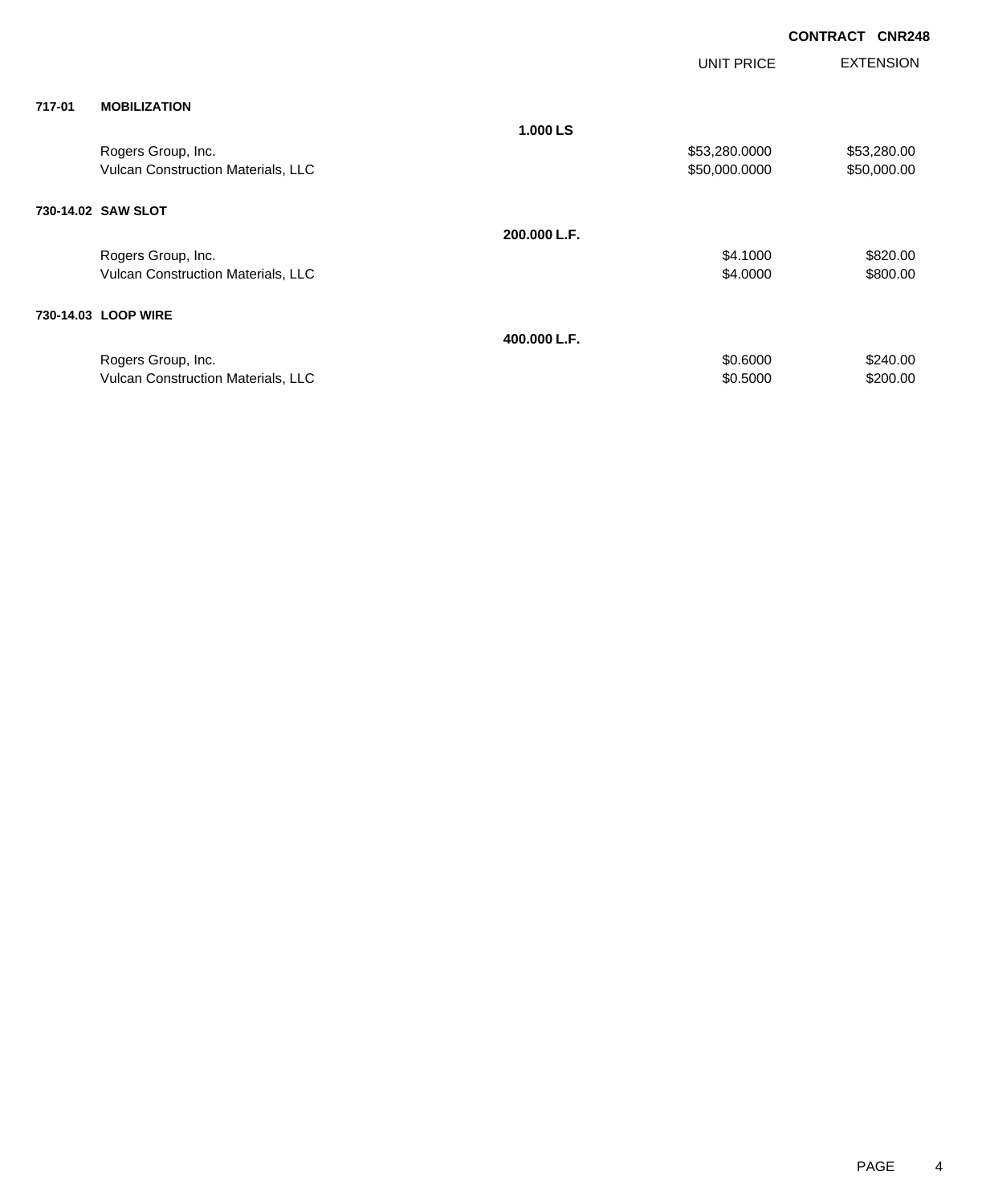**CONTRACT CNR248**

| | | | UNIT PRICE | EXTENSION |
|---|---|---|---|---|
| **717-01** | **MOBILIZATION** | | | |
| | | **1.000 LS** | | |
| | Rogers Group, Inc. | | $53,280.0000 | $53,280.00 |
| | Vulcan Construction Materials, LLC | | $50,000.0000 | $50,000.00 |
| **730-14.02** | **SAW SLOT** | | | |
| | | **200.000 L.F.** | | |
| | Rogers Group, Inc. | | $4.1000 | $820.00 |
| | Vulcan Construction Materials, LLC | | $4.0000 | $800.00 |
| **730-14.03** | **LOOP WIRE** | | | |
| | | **400.000 L.F.** | | |
| | Rogers Group, Inc. | | $0.6000 | $240.00 |
| | Vulcan Construction Materials, LLC | | $0.5000 | $200.00 |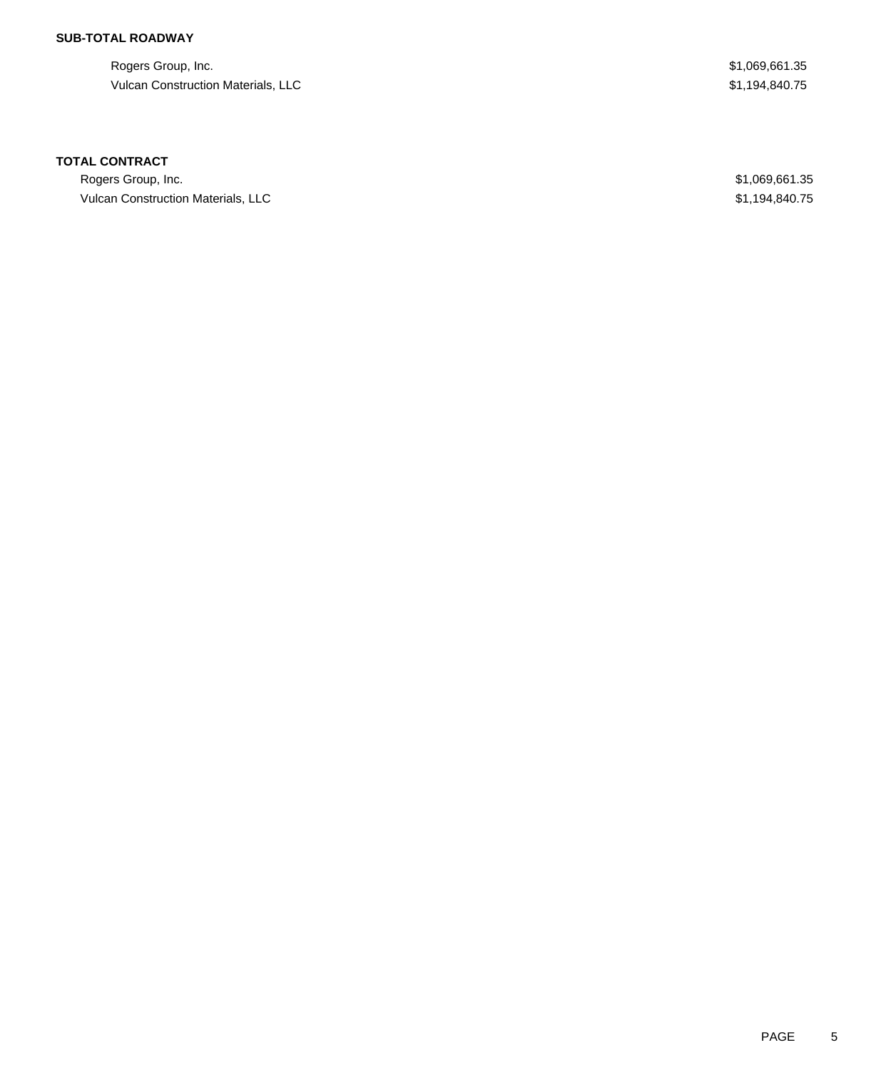**SUB-TOTAL ROADWAY**

| | |
|---|---|
| Rogers Group, Inc. | $1,069,661.35 |
| Vulcan Construction Materials, LLC | $1,194,840.75 |

**TOTAL CONTRACT**

| | |
|---|---|
| Rogers Group, Inc. | $1,069,661.35 |
| Vulcan Construction Materials, LLC | $1,194,840.75 |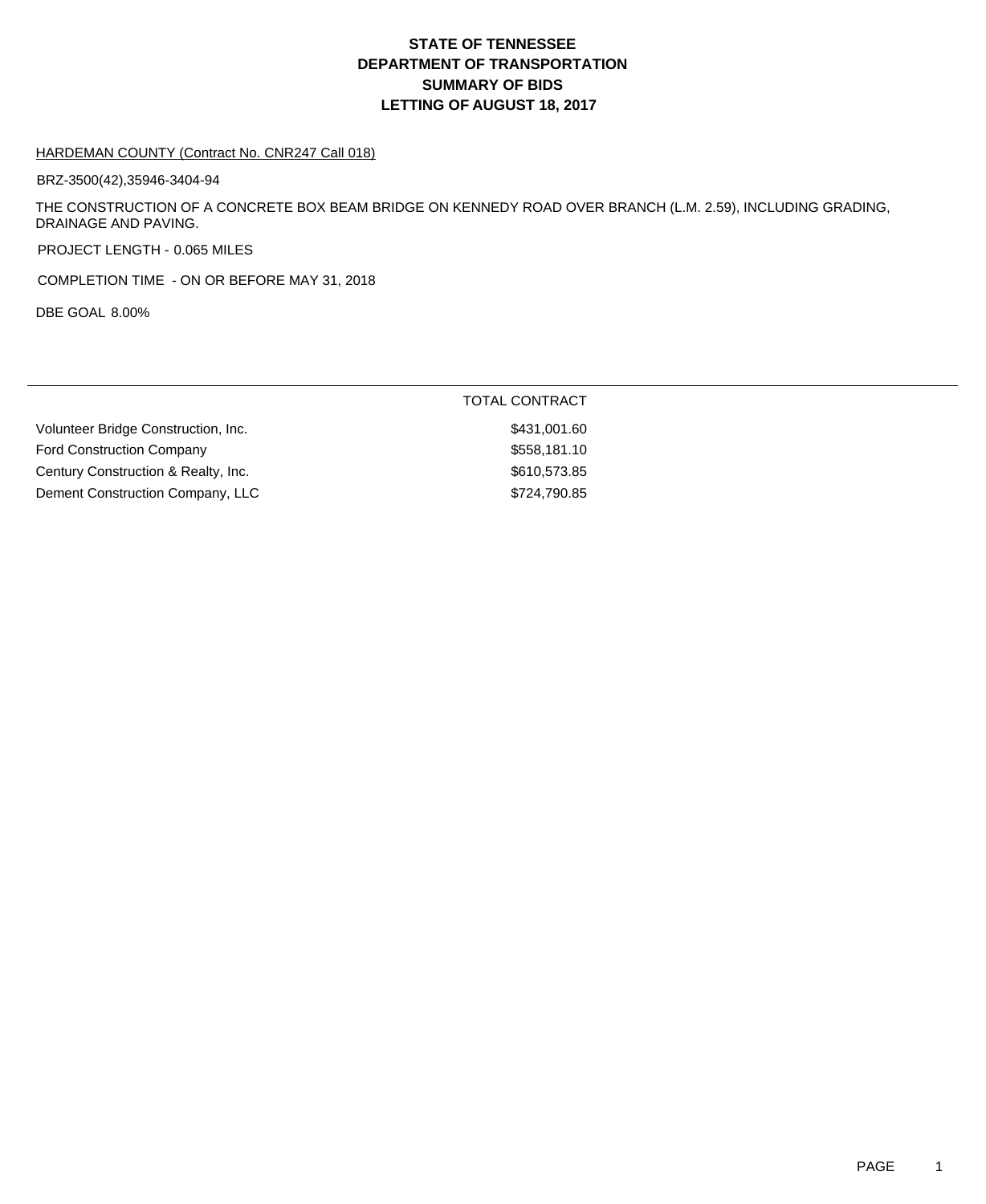# STATE OF TENNESSEE
# DEPARTMENT OF TRANSPORTATION
# SUMMARY OF BIDS
# LETTING OF AUGUST 18, 2017

HARDEMAN COUNTY (Contract No. CNR247 Call 018)

BRZ-3500(42),35946-3404-94

THE CONSTRUCTION OF A CONCRETE BOX BEAM BRIDGE ON KENNEDY ROAD OVER BRANCH (L.M. 2.59), INCLUDING GRADING, DRAINAGE AND PAVING.

PROJECT LENGTH - 0.065 MILES

COMPLETION TIME - ON OR BEFORE MAY 31, 2018

DBE GOAL 8.00%

| | TOTAL CONTRACT |
|---|---|
| Volunteer Bridge Construction, Inc. | $431,001.60 |
| Ford Construction Company | $558,181.10 |
| Century Construction & Realty, Inc. | $610,573.85 |
| Dement Construction Company, LLC | $724,790.85 |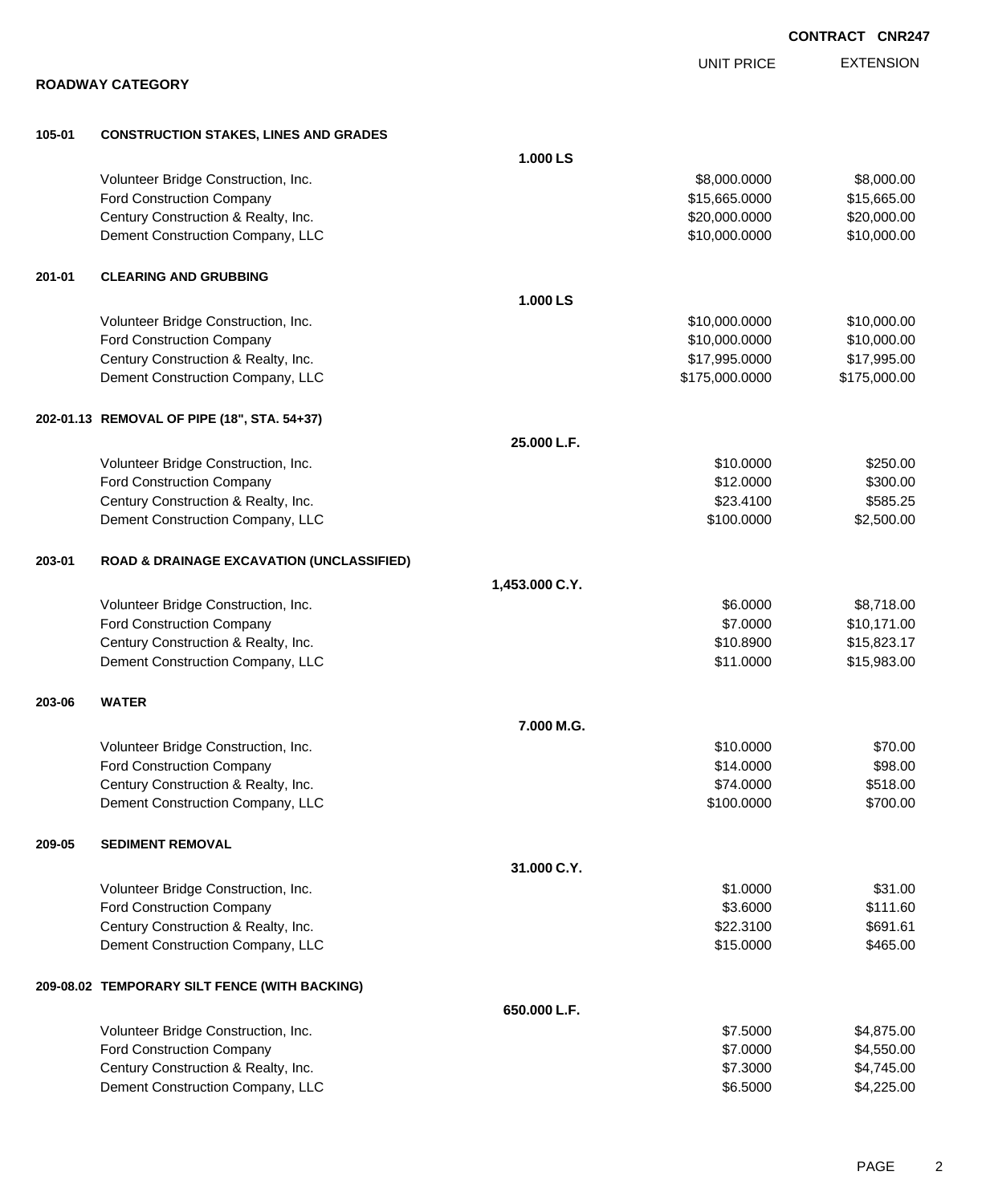**CONTRACT CNR247**

## ROADWAY CATEGORY

| | | UNIT PRICE | EXTENSION |
|---|---|---|---|
| **105-01** | **CONSTRUCTION STAKES, LINES AND GRADES** | | |
| | **1.000 LS** | | |
| | Volunteer Bridge Construction, Inc. | $8,000.0000 | $8,000.00 |
| | Ford Construction Company | $15,665.0000 | $15,665.00 |
| | Century Construction & Realty, Inc. | $20,000.0000 | $20,000.00 |
| | Dement Construction Company, LLC | $10,000.0000 | $10,000.00 |
| **201-01** | **CLEARING AND GRUBBING** | | |
| | **1.000 LS** | | |
| | Volunteer Bridge Construction, Inc. | $10,000.0000 | $10,000.00 |
| | Ford Construction Company | $10,000.0000 | $10,000.00 |
| | Century Construction & Realty, Inc. | $17,995.0000 | $17,995.00 |
| | Dement Construction Company, LLC | $175,000.0000 | $175,000.00 |
| **202-01.13** | **REMOVAL OF PIPE (18", STA. 54+37)** | | |
| | **25.000 L.F.** | | |
| | Volunteer Bridge Construction, Inc. | $10.0000 | $250.00 |
| | Ford Construction Company | $12.0000 | $300.00 |
| | Century Construction & Realty, Inc. | $23.4100 | $585.25 |
| | Dement Construction Company, LLC | $100.0000 | $2,500.00 |
| **203-01** | **ROAD & DRAINAGE EXCAVATION (UNCLASSIFIED)** | | |
| | **1,453.000 C.Y.** | | |
| | Volunteer Bridge Construction, Inc. | $6.0000 | $8,718.00 |
| | Ford Construction Company | $7.0000 | $10,171.00 |
| | Century Construction & Realty, Inc. | $10.8900 | $15,823.17 |
| | Dement Construction Company, LLC | $11.0000 | $15,983.00 |
| **203-06** | **WATER** | | |
| | **7.000 M.G.** | | |
| | Volunteer Bridge Construction, Inc. | $10.0000 | $70.00 |
| | Ford Construction Company | $14.0000 | $98.00 |
| | Century Construction & Realty, Inc. | $74.0000 | $518.00 |
| | Dement Construction Company, LLC | $100.0000 | $700.00 |
| **209-05** | **SEDIMENT REMOVAL** | | |
| | **31.000 C.Y.** | | |
| | Volunteer Bridge Construction, Inc. | $1.0000 | $31.00 |
| | Ford Construction Company | $3.6000 | $111.60 |
| | Century Construction & Realty, Inc. | $22.3100 | $691.61 |
| | Dement Construction Company, LLC | $15.0000 | $465.00 |
| **209-08.02** | **TEMPORARY SILT FENCE (WITH BACKING)** | | |
| | **650.000 L.F.** | | |
| | Volunteer Bridge Construction, Inc. | $7.5000 | $4,875.00 |
| | Ford Construction Company | $7.0000 | $4,550.00 |
| | Century Construction & Realty, Inc. | $7.3000 | $4,745.00 |
| | Dement Construction Company, LLC | $6.5000 | $4,225.00 |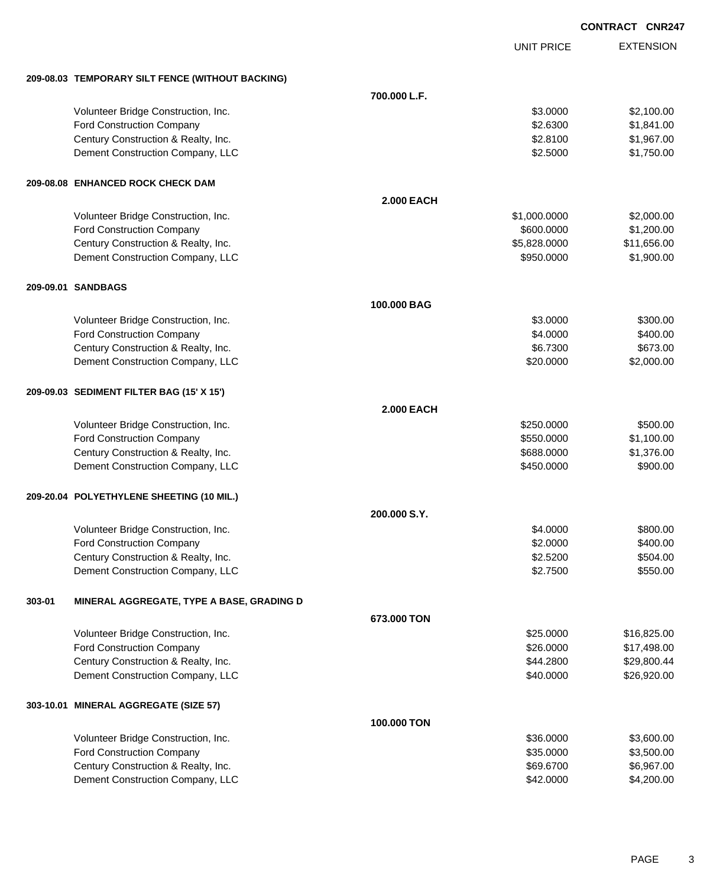**CONTRACT CNR247**

| | | UNIT PRICE | EXTENSION |
|---|---|---|---|
| **209-08.03 TEMPORARY SILT FENCE (WITHOUT BACKING)** | | | |
| | **700.000 L.F.** | | |
| Volunteer Bridge Construction, Inc. | | $3.0000 | $2,100.00 |
| Ford Construction Company | | $2.6300 | $1,841.00 |
| Century Construction & Realty, Inc. | | $2.8100 | $1,967.00 |
| Dement Construction Company, LLC | | $2.5000 | $1,750.00 |
| **209-08.08 ENHANCED ROCK CHECK DAM** | | | |
| | **2.000 EACH** | | |
| Volunteer Bridge Construction, Inc. | | $1,000.0000 | $2,000.00 |
| Ford Construction Company | | $600.0000 | $1,200.00 |
| Century Construction & Realty, Inc. | | $5,828.0000 | $11,656.00 |
| Dement Construction Company, LLC | | $950.0000 | $1,900.00 |
| **209-09.01 SANDBAGS** | | | |
| | **100.000 BAG** | | |
| Volunteer Bridge Construction, Inc. | | $3.0000 | $300.00 |
| Ford Construction Company | | $4.0000 | $400.00 |
| Century Construction & Realty, Inc. | | $6.7300 | $673.00 |
| Dement Construction Company, LLC | | $20.0000 | $2,000.00 |
| **209-09.03 SEDIMENT FILTER BAG (15' X 15')** | | | |
| | **2.000 EACH** | | |
| Volunteer Bridge Construction, Inc. | | $250.0000 | $500.00 |
| Ford Construction Company | | $550.0000 | $1,100.00 |
| Century Construction & Realty, Inc. | | $688.0000 | $1,376.00 |
| Dement Construction Company, LLC | | $450.0000 | $900.00 |
| **209-20.04 POLYETHYLENE SHEETING (10 MIL.)** | | | |
| | **200.000 S.Y.** | | |
| Volunteer Bridge Construction, Inc. | | $4.0000 | $800.00 |
| Ford Construction Company | | $2.0000 | $400.00 |
| Century Construction & Realty, Inc. | | $2.5200 | $504.00 |
| Dement Construction Company, LLC | | $2.7500 | $550.00 |
| **303-01 MINERAL AGGREGATE, TYPE A BASE, GRADING D** | | | |
| | **673.000 TON** | | |
| Volunteer Bridge Construction, Inc. | | $25.0000 | $16,825.00 |
| Ford Construction Company | | $26.0000 | $17,498.00 |
| Century Construction & Realty, Inc. | | $44.2800 | $29,800.44 |
| Dement Construction Company, LLC | | $40.0000 | $26,920.00 |
| **303-10.01 MINERAL AGGREGATE (SIZE 57)** | | | |
| | **100.000 TON** | | |
| Volunteer Bridge Construction, Inc. | | $36.0000 | $3,600.00 |
| Ford Construction Company | | $35.0000 | $3,500.00 |
| Century Construction & Realty, Inc. | | $69.6700 | $6,967.00 |
| Dement Construction Company, LLC | | $42.0000 | $4,200.00 |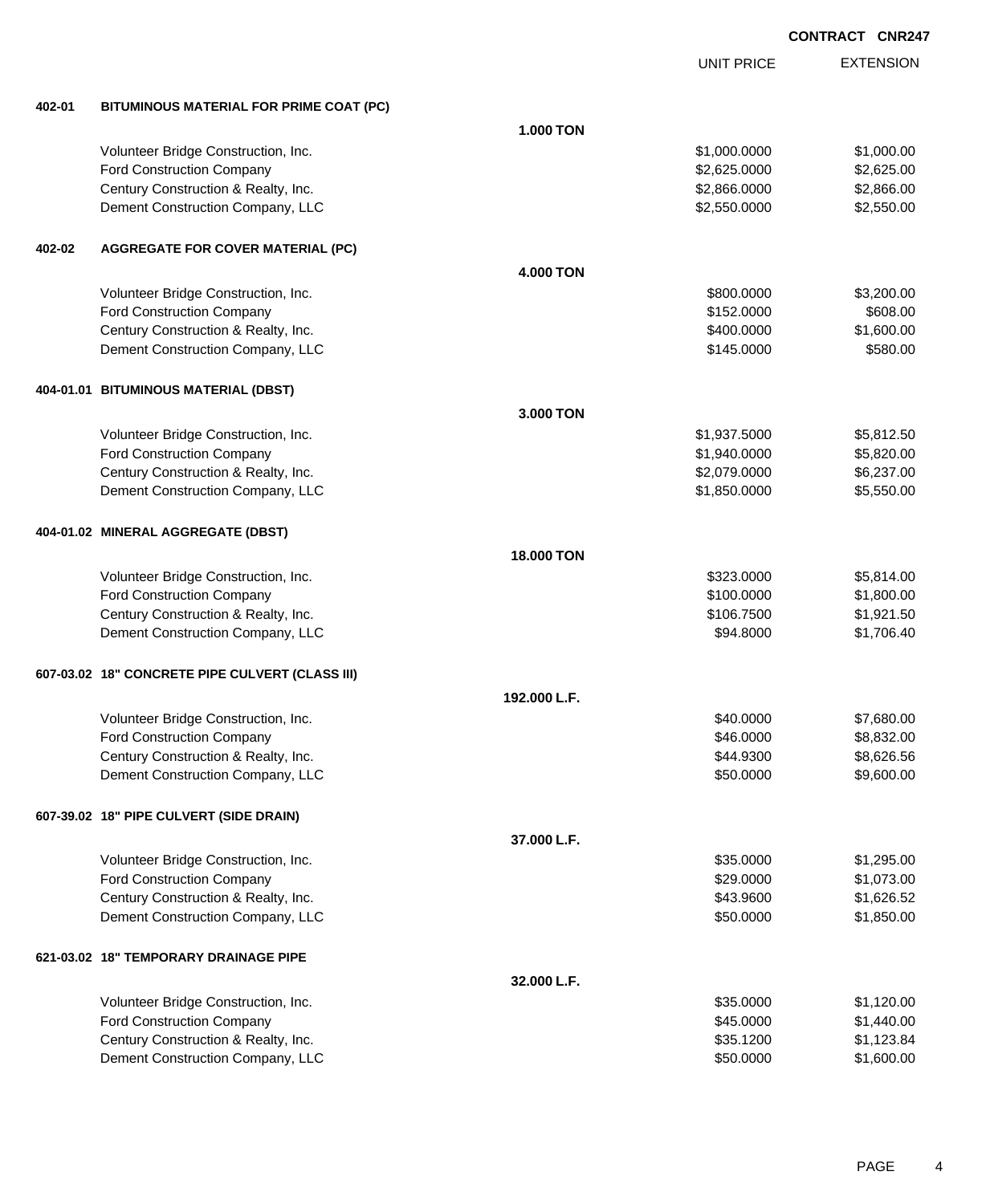**CONTRACT CNR247**

| | | | UNIT PRICE | EXTENSION |
|---|---|---|---|---|
| **402-01** | **BITUMINOUS MATERIAL FOR PRIME COAT (PC)** | | | |
| | | **1.000 TON** | | |
| | Volunteer Bridge Construction, Inc. | | $1,000.0000 | $1,000.00 |
| | Ford Construction Company | | $2,625.0000 | $2,625.00 |
| | Century Construction & Realty, Inc. | | $2,866.0000 | $2,866.00 |
| | Dement Construction Company, LLC | | $2,550.0000 | $2,550.00 |
| **402-02** | **AGGREGATE FOR COVER MATERIAL (PC)** | | | |
| | | **4.000 TON** | | |
| | Volunteer Bridge Construction, Inc. | | $800.0000 | $3,200.00 |
| | Ford Construction Company | | $152.0000 | $608.00 |
| | Century Construction & Realty, Inc. | | $400.0000 | $1,600.00 |
| | Dement Construction Company, LLC | | $145.0000 | $580.00 |
| **404-01.01** | **BITUMINOUS MATERIAL (DBST)** | | | |
| | | **3.000 TON** | | |
| | Volunteer Bridge Construction, Inc. | | $1,937.5000 | $5,812.50 |
| | Ford Construction Company | | $1,940.0000 | $5,820.00 |
| | Century Construction & Realty, Inc. | | $2,079.0000 | $6,237.00 |
| | Dement Construction Company, LLC | | $1,850.0000 | $5,550.00 |
| **404-01.02** | **MINERAL AGGREGATE (DBST)** | | | |
| | | **18.000 TON** | | |
| | Volunteer Bridge Construction, Inc. | | $323.0000 | $5,814.00 |
| | Ford Construction Company | | $100.0000 | $1,800.00 |
| | Century Construction & Realty, Inc. | | $106.7500 | $1,921.50 |
| | Dement Construction Company, LLC | | $94.8000 | $1,706.40 |
| **607-03.02** | **18" CONCRETE PIPE CULVERT (CLASS III)** | | | |
| | | **192.000 L.F.** | | |
| | Volunteer Bridge Construction, Inc. | | $40.0000 | $7,680.00 |
| | Ford Construction Company | | $46.0000 | $8,832.00 |
| | Century Construction & Realty, Inc. | | $44.9300 | $8,626.56 |
| | Dement Construction Company, LLC | | $50.0000 | $9,600.00 |
| **607-39.02** | **18" PIPE CULVERT (SIDE DRAIN)** | | | |
| | | **37.000 L.F.** | | |
| | Volunteer Bridge Construction, Inc. | | $35.0000 | $1,295.00 |
| | Ford Construction Company | | $29.0000 | $1,073.00 |
| | Century Construction & Realty, Inc. | | $43.9600 | $1,626.52 |
| | Dement Construction Company, LLC | | $50.0000 | $1,850.00 |
| **621-03.02** | **18" TEMPORARY DRAINAGE PIPE** | | | |
| | | **32.000 L.F.** | | |
| | Volunteer Bridge Construction, Inc. | | $35.0000 | $1,120.00 |
| | Ford Construction Company | | $45.0000 | $1,440.00 |
| | Century Construction & Realty, Inc. | | $35.1200 | $1,123.84 |
| | Dement Construction Company, LLC | | $50.0000 | $1,600.00 |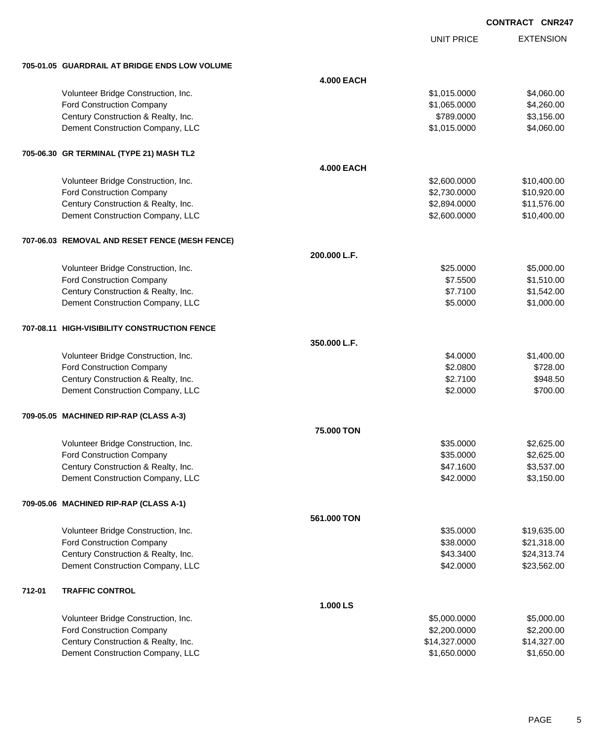**CONTRACT CNR247**

| | | UNIT PRICE | EXTENSION |
|---|---|---|---|
| **705-01.05 GUARDRAIL AT BRIDGE ENDS LOW VOLUME** | | | |
| | **4.000 EACH** | | |
| Volunteer Bridge Construction, Inc. | | $1,015.0000 | $4,060.00 |
| Ford Construction Company | | $1,065.0000 | $4,260.00 |
| Century Construction & Realty, Inc. | | $789.0000 | $3,156.00 |
| Dement Construction Company, LLC | | $1,015.0000 | $4,060.00 |
| **705-06.30 GR TERMINAL (TYPE 21) MASH TL2** | | | |
| | **4.000 EACH** | | |
| Volunteer Bridge Construction, Inc. | | $2,600.0000 | $10,400.00 |
| Ford Construction Company | | $2,730.0000 | $10,920.00 |
| Century Construction & Realty, Inc. | | $2,894.0000 | $11,576.00 |
| Dement Construction Company, LLC | | $2,600.0000 | $10,400.00 |
| **707-06.03 REMOVAL AND RESET FENCE (MESH FENCE)** | | | |
| | **200.000 L.F.** | | |
| Volunteer Bridge Construction, Inc. | | $25.0000 | $5,000.00 |
| Ford Construction Company | | $7.5500 | $1,510.00 |
| Century Construction & Realty, Inc. | | $7.7100 | $1,542.00 |
| Dement Construction Company, LLC | | $5.0000 | $1,000.00 |
| **707-08.11 HIGH-VISIBILITY CONSTRUCTION FENCE** | | | |
| | **350.000 L.F.** | | |
| Volunteer Bridge Construction, Inc. | | $4.0000 | $1,400.00 |
| Ford Construction Company | | $2.0800 | $728.00 |
| Century Construction & Realty, Inc. | | $2.7100 | $948.50 |
| Dement Construction Company, LLC | | $2.0000 | $700.00 |
| **709-05.05 MACHINED RIP-RAP (CLASS A-3)** | | | |
| | **75.000 TON** | | |
| Volunteer Bridge Construction, Inc. | | $35.0000 | $2,625.00 |
| Ford Construction Company | | $35.0000 | $2,625.00 |
| Century Construction & Realty, Inc. | | $47.1600 | $3,537.00 |
| Dement Construction Company, LLC | | $42.0000 | $3,150.00 |
| **709-05.06 MACHINED RIP-RAP (CLASS A-1)** | | | |
| | **561.000 TON** | | |
| Volunteer Bridge Construction, Inc. | | $35.0000 | $19,635.00 |
| Ford Construction Company | | $38.0000 | $21,318.00 |
| Century Construction & Realty, Inc. | | $43.3400 | $24,313.74 |
| Dement Construction Company, LLC | | $42.0000 | $23,562.00 |
| **712-01 TRAFFIC CONTROL** | | | |
| | **1.000 LS** | | |
| Volunteer Bridge Construction, Inc. | | $5,000.0000 | $5,000.00 |
| Ford Construction Company | | $2,200.0000 | $2,200.00 |
| Century Construction & Realty, Inc. | | $14,327.0000 | $14,327.00 |
| Dement Construction Company, LLC | | $1,650.0000 | $1,650.00 |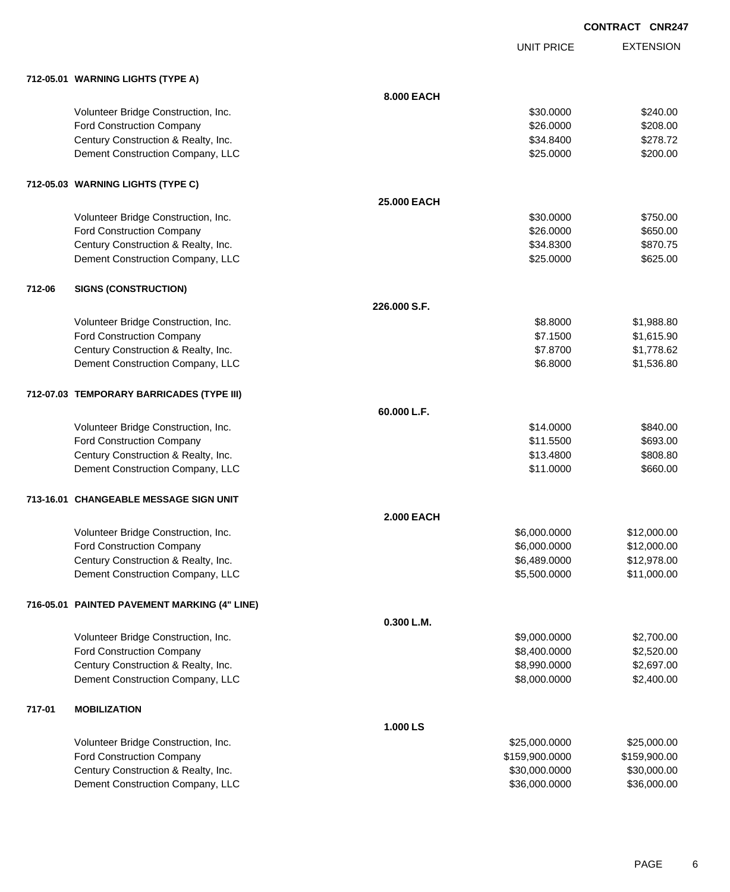**CONTRACT CNR247**

| | | UNIT PRICE | EXTENSION |
|---|---|---|---|
| **712-05.01 WARNING LIGHTS (TYPE A)** | | | |
| | **8.000 EACH** | | |
| Volunteer Bridge Construction, Inc. | | $30.0000 | $240.00 |
| Ford Construction Company | | $26.0000 | $208.00 |
| Century Construction & Realty, Inc. | | $34.8400 | $278.72 |
| Dement Construction Company, LLC | | $25.0000 | $200.00 |
| **712-05.03 WARNING LIGHTS (TYPE C)** | | | |
| | **25.000 EACH** | | |
| Volunteer Bridge Construction, Inc. | | $30.0000 | $750.00 |
| Ford Construction Company | | $26.0000 | $650.00 |
| Century Construction & Realty, Inc. | | $34.8300 | $870.75 |
| Dement Construction Company, LLC | | $25.0000 | $625.00 |
| **712-06 SIGNS (CONSTRUCTION)** | | | |
| | **226.000 S.F.** | | |
| Volunteer Bridge Construction, Inc. | | $8.8000 | $1,988.80 |
| Ford Construction Company | | $7.1500 | $1,615.90 |
| Century Construction & Realty, Inc. | | $7.8700 | $1,778.62 |
| Dement Construction Company, LLC | | $6.8000 | $1,536.80 |
| **712-07.03 TEMPORARY BARRICADES (TYPE III)** | | | |
| | **60.000 L.F.** | | |
| Volunteer Bridge Construction, Inc. | | $14.0000 | $840.00 |
| Ford Construction Company | | $11.5500 | $693.00 |
| Century Construction & Realty, Inc. | | $13.4800 | $808.80 |
| Dement Construction Company, LLC | | $11.0000 | $660.00 |
| **713-16.01 CHANGEABLE MESSAGE SIGN UNIT** | | | |
| | **2.000 EACH** | | |
| Volunteer Bridge Construction, Inc. | | $6,000.0000 | $12,000.00 |
| Ford Construction Company | | $6,000.0000 | $12,000.00 |
| Century Construction & Realty, Inc. | | $6,489.0000 | $12,978.00 |
| Dement Construction Company, LLC | | $5,500.0000 | $11,000.00 |
| **716-05.01 PAINTED PAVEMENT MARKING (4" LINE)** | | | |
| | **0.300 L.M.** | | |
| Volunteer Bridge Construction, Inc. | | $9,000.0000 | $2,700.00 |
| Ford Construction Company | | $8,400.0000 | $2,520.00 |
| Century Construction & Realty, Inc. | | $8,990.0000 | $2,697.00 |
| Dement Construction Company, LLC | | $8,000.0000 | $2,400.00 |
| **717-01 MOBILIZATION** | | | |
| | **1.000 LS** | | |
| Volunteer Bridge Construction, Inc. | | $25,000.0000 | $25,000.00 |
| Ford Construction Company | | $159,900.0000 | $159,900.00 |
| Century Construction & Realty, Inc. | | $30,000.0000 | $30,000.00 |
| Dement Construction Company, LLC | | $36,000.0000 | $36,000.00 |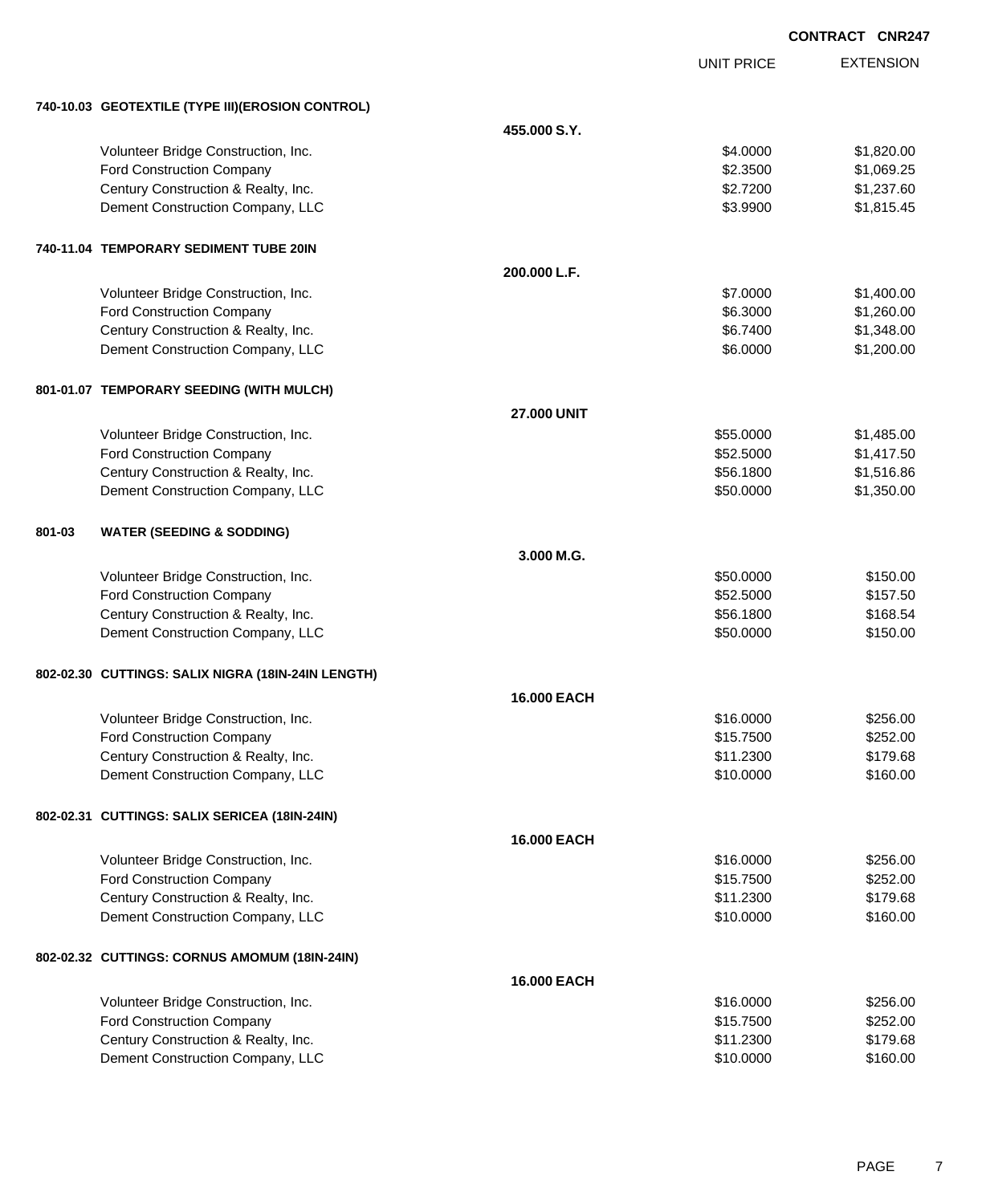**CONTRACT CNR247**

| | | UNIT PRICE | EXTENSION |
|---|---|---|---|
| **740-10.03 GEOTEXTILE (TYPE III)(EROSION CONTROL)** | | | |
| | **455.000 S.Y.** | | |
| Volunteer Bridge Construction, Inc. | | $4.0000 | $1,820.00 |
| Ford Construction Company | | $2.3500 | $1,069.25 |
| Century Construction & Realty, Inc. | | $2.7200 | $1,237.60 |
| Dement Construction Company, LLC | | $3.9900 | $1,815.45 |
| **740-11.04 TEMPORARY SEDIMENT TUBE 20IN** | | | |
| | **200.000 L.F.** | | |
| Volunteer Bridge Construction, Inc. | | $7.0000 | $1,400.00 |
| Ford Construction Company | | $6.3000 | $1,260.00 |
| Century Construction & Realty, Inc. | | $6.7400 | $1,348.00 |
| Dement Construction Company, LLC | | $6.0000 | $1,200.00 |
| **801-01.07 TEMPORARY SEEDING (WITH MULCH)** | | | |
| | **27.000 UNIT** | | |
| Volunteer Bridge Construction, Inc. | | $55.0000 | $1,485.00 |
| Ford Construction Company | | $52.5000 | $1,417.50 |
| Century Construction & Realty, Inc. | | $56.1800 | $1,516.86 |
| Dement Construction Company, LLC | | $50.0000 | $1,350.00 |
| **801-03 WATER (SEEDING & SODDING)** | | | |
| | **3.000 M.G.** | | |
| Volunteer Bridge Construction, Inc. | | $50.0000 | $150.00 |
| Ford Construction Company | | $52.5000 | $157.50 |
| Century Construction & Realty, Inc. | | $56.1800 | $168.54 |
| Dement Construction Company, LLC | | $50.0000 | $150.00 |
| **802-02.30 CUTTINGS: SALIX NIGRA (18IN-24IN LENGTH)** | | | |
| | **16.000 EACH** | | |
| Volunteer Bridge Construction, Inc. | | $16.0000 | $256.00 |
| Ford Construction Company | | $15.7500 | $252.00 |
| Century Construction & Realty, Inc. | | $11.2300 | $179.68 |
| Dement Construction Company, LLC | | $10.0000 | $160.00 |
| **802-02.31 CUTTINGS: SALIX SERICEA (18IN-24IN)** | | | |
| | **16.000 EACH** | | |
| Volunteer Bridge Construction, Inc. | | $16.0000 | $256.00 |
| Ford Construction Company | | $15.7500 | $252.00 |
| Century Construction & Realty, Inc. | | $11.2300 | $179.68 |
| Dement Construction Company, LLC | | $10.0000 | $160.00 |
| **802-02.32 CUTTINGS: CORNUS AMOMUM (18IN-24IN)** | | | |
| | **16.000 EACH** | | |
| Volunteer Bridge Construction, Inc. | | $16.0000 | $256.00 |
| Ford Construction Company | | $15.7500 | $252.00 |
| Century Construction & Realty, Inc. | | $11.2300 | $179.68 |
| Dement Construction Company, LLC | | $10.0000 | $160.00 |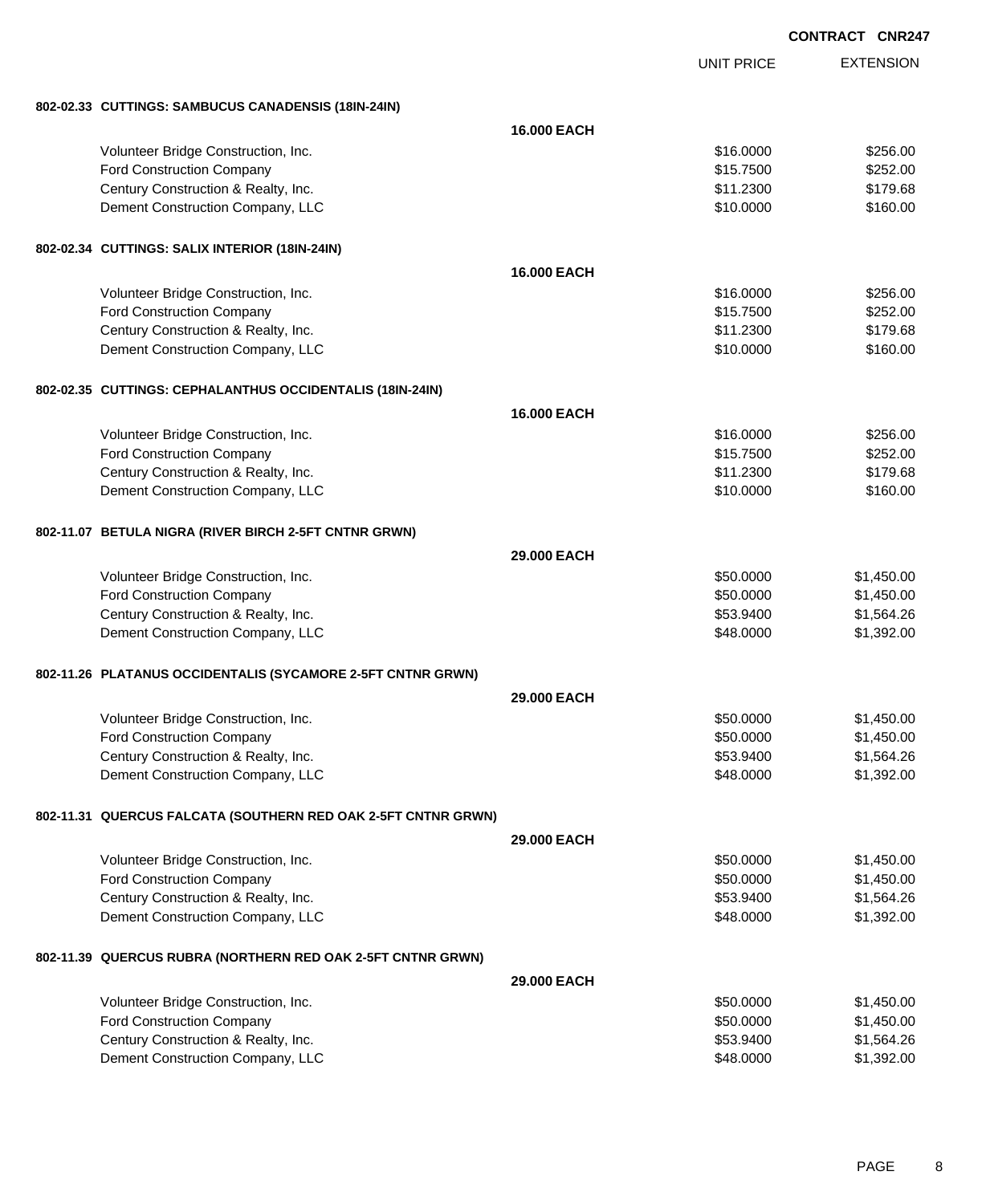**CONTRACT CNR247**

| | | UNIT PRICE | EXTENSION |
|---|---|---|---|
| **802-02.33 CUTTINGS: SAMBUCUS CANADENSIS (18IN-24IN)** | | | |
| | **16.000 EACH** | | |
| Volunteer Bridge Construction, Inc. | | $16.0000 | $256.00 |
| Ford Construction Company | | $15.7500 | $252.00 |
| Century Construction & Realty, Inc. | | $11.2300 | $179.68 |
| Dement Construction Company, LLC | | $10.0000 | $160.00 |
| **802-02.34 CUTTINGS: SALIX INTERIOR (18IN-24IN)** | | | |
| | **16.000 EACH** | | |
| Volunteer Bridge Construction, Inc. | | $16.0000 | $256.00 |
| Ford Construction Company | | $15.7500 | $252.00 |
| Century Construction & Realty, Inc. | | $11.2300 | $179.68 |
| Dement Construction Company, LLC | | $10.0000 | $160.00 |
| **802-02.35 CUTTINGS: CEPHALANTHUS OCCIDENTALIS (18IN-24IN)** | | | |
| | **16.000 EACH** | | |
| Volunteer Bridge Construction, Inc. | | $16.0000 | $256.00 |
| Ford Construction Company | | $15.7500 | $252.00 |
| Century Construction & Realty, Inc. | | $11.2300 | $179.68 |
| Dement Construction Company, LLC | | $10.0000 | $160.00 |
| **802-11.07 BETULA NIGRA (RIVER BIRCH 2-5FT CNTNR GRWN)** | | | |
| | **29.000 EACH** | | |
| Volunteer Bridge Construction, Inc. | | $50.0000 | $1,450.00 |
| Ford Construction Company | | $50.0000 | $1,450.00 |
| Century Construction & Realty, Inc. | | $53.9400 | $1,564.26 |
| Dement Construction Company, LLC | | $48.0000 | $1,392.00 |
| **802-11.26 PLATANUS OCCIDENTALIS (SYCAMORE 2-5FT CNTNR GRWN)** | | | |
| | **29.000 EACH** | | |
| Volunteer Bridge Construction, Inc. | | $50.0000 | $1,450.00 |
| Ford Construction Company | | $50.0000 | $1,450.00 |
| Century Construction & Realty, Inc. | | $53.9400 | $1,564.26 |
| Dement Construction Company, LLC | | $48.0000 | $1,392.00 |
| **802-11.31 QUERCUS FALCATA (SOUTHERN RED OAK 2-5FT CNTNR GRWN)** | | | |
| | **29.000 EACH** | | |
| Volunteer Bridge Construction, Inc. | | $50.0000 | $1,450.00 |
| Ford Construction Company | | $50.0000 | $1,450.00 |
| Century Construction & Realty, Inc. | | $53.9400 | $1,564.26 |
| Dement Construction Company, LLC | | $48.0000 | $1,392.00 |
| **802-11.39 QUERCUS RUBRA (NORTHERN RED OAK 2-5FT CNTNR GRWN)** | | | |
| | **29.000 EACH** | | |
| Volunteer Bridge Construction, Inc. | | $50.0000 | $1,450.00 |
| Ford Construction Company | | $50.0000 | $1,450.00 |
| Century Construction & Realty, Inc. | | $53.9400 | $1,564.26 |
| Dement Construction Company, LLC | | $48.0000 | $1,392.00 |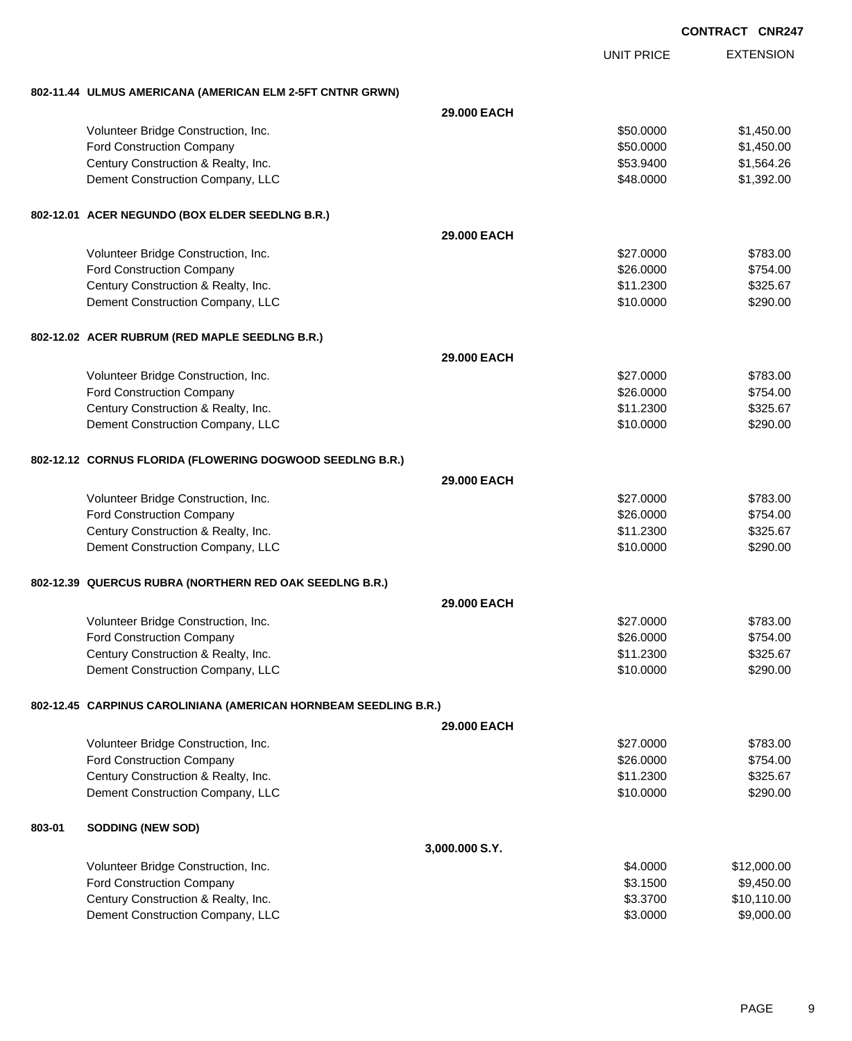**CONTRACT CNR247**

| | UNIT PRICE | EXTENSION |
|---|---|---|
| **802-11.44 ULMUS AMERICANA (AMERICAN ELM 2-5FT CNTNR GRWN)** | | |
| **29.000 EACH** | | |
| Volunteer Bridge Construction, Inc. | $50.0000 | $1,450.00 |
| Ford Construction Company | $50.0000 | $1,450.00 |
| Century Construction & Realty, Inc. | $53.9400 | $1,564.26 |
| Dement Construction Company, LLC | $48.0000 | $1,392.00 |
| **802-12.01 ACER NEGUNDO (BOX ELDER SEEDLNG B.R.)** | | |
| **29.000 EACH** | | |
| Volunteer Bridge Construction, Inc. | $27.0000 | $783.00 |
| Ford Construction Company | $26.0000 | $754.00 |
| Century Construction & Realty, Inc. | $11.2300 | $325.67 |
| Dement Construction Company, LLC | $10.0000 | $290.00 |
| **802-12.02 ACER RUBRUM (RED MAPLE SEEDLNG B.R.)** | | |
| **29.000 EACH** | | |
| Volunteer Bridge Construction, Inc. | $27.0000 | $783.00 |
| Ford Construction Company | $26.0000 | $754.00 |
| Century Construction & Realty, Inc. | $11.2300 | $325.67 |
| Dement Construction Company, LLC | $10.0000 | $290.00 |
| **802-12.12 CORNUS FLORIDA (FLOWERING DOGWOOD SEEDLNG B.R.)** | | |
| **29.000 EACH** | | |
| Volunteer Bridge Construction, Inc. | $27.0000 | $783.00 |
| Ford Construction Company | $26.0000 | $754.00 |
| Century Construction & Realty, Inc. | $11.2300 | $325.67 |
| Dement Construction Company, LLC | $10.0000 | $290.00 |
| **802-12.39 QUERCUS RUBRA (NORTHERN RED OAK SEEDLNG B.R.)** | | |
| **29.000 EACH** | | |
| Volunteer Bridge Construction, Inc. | $27.0000 | $783.00 |
| Ford Construction Company | $26.0000 | $754.00 |
| Century Construction & Realty, Inc. | $11.2300 | $325.67 |
| Dement Construction Company, LLC | $10.0000 | $290.00 |
| **802-12.45 CARPINUS CAROLINIANA (AMERICAN HORNBEAM SEEDLING B.R.)** | | |
| **29.000 EACH** | | |
| Volunteer Bridge Construction, Inc. | $27.0000 | $783.00 |
| Ford Construction Company | $26.0000 | $754.00 |
| Century Construction & Realty, Inc. | $11.2300 | $325.67 |
| Dement Construction Company, LLC | $10.0000 | $290.00 |
| **803-01 SODDING (NEW SOD)** | | |
| **3,000.000 S.Y.** | | |
| Volunteer Bridge Construction, Inc. | $4.0000 | $12,000.00 |
| Ford Construction Company | $3.1500 | $9,450.00 |
| Century Construction & Realty, Inc. | $3.3700 | $10,110.00 |
| Dement Construction Company, LLC | $3.0000 | $9,000.00 |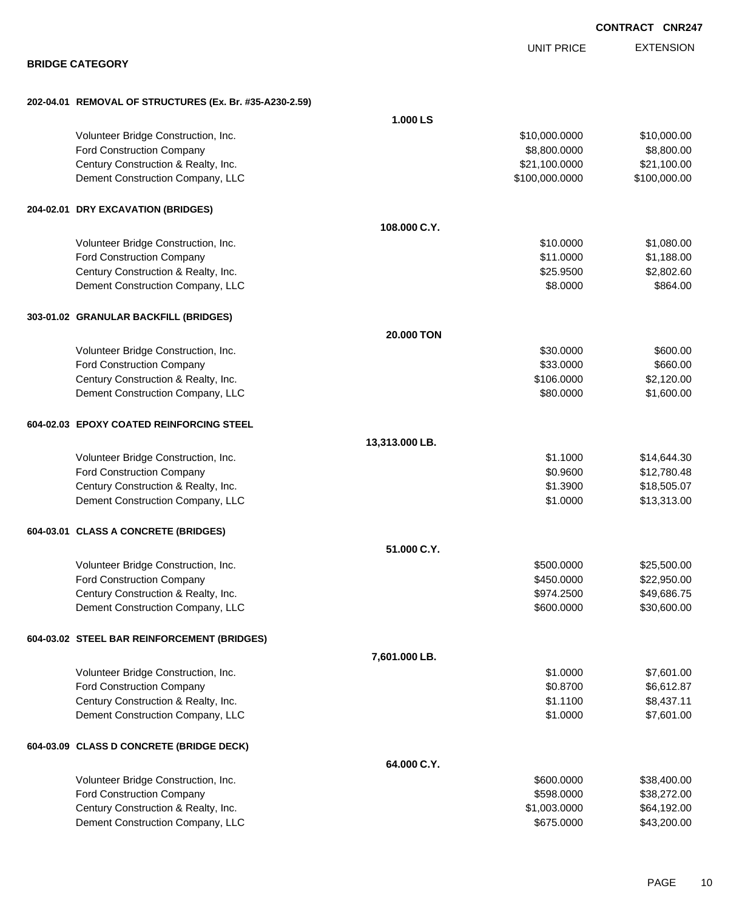**CONTRACT CNR247**

## BRIDGE CATEGORY

### 202-04.01 REMOVAL OF STRUCTURES (Ex. Br. #35-A230-2.59)

**1.000 LS**

| | UNIT PRICE | EXTENSION |
|---|---|---|
| Volunteer Bridge Construction, Inc. | $10,000.0000 | $10,000.00 |
| Ford Construction Company | $8,800.0000 | $8,800.00 |
| Century Construction & Realty, Inc. | $21,100.0000 | $21,100.00 |
| Dement Construction Company, LLC | $100,000.0000 | $100,000.00 |

### 204-02.01 DRY EXCAVATION (BRIDGES)

**108.000 C.Y.**

| | UNIT PRICE | EXTENSION |
|---|---|---|
| Volunteer Bridge Construction, Inc. | $10.0000 | $1,080.00 |
| Ford Construction Company | $11.0000 | $1,188.00 |
| Century Construction & Realty, Inc. | $25.9500 | $2,802.60 |
| Dement Construction Company, LLC | $8.0000 | $864.00 |

### 303-01.02 GRANULAR BACKFILL (BRIDGES)

**20.000 TON**

| | UNIT PRICE | EXTENSION |
|---|---|---|
| Volunteer Bridge Construction, Inc. | $30.0000 | $600.00 |
| Ford Construction Company | $33.0000 | $660.00 |
| Century Construction & Realty, Inc. | $106.0000 | $2,120.00 |
| Dement Construction Company, LLC | $80.0000 | $1,600.00 |

### 604-02.03 EPOXY COATED REINFORCING STEEL

**13,313.000 LB.**

| | UNIT PRICE | EXTENSION |
|---|---|---|
| Volunteer Bridge Construction, Inc. | $1.1000 | $14,644.30 |
| Ford Construction Company | $0.9600 | $12,780.48 |
| Century Construction & Realty, Inc. | $1.3900 | $18,505.07 |
| Dement Construction Company, LLC | $1.0000 | $13,313.00 |

### 604-03.01 CLASS A CONCRETE (BRIDGES)

**51.000 C.Y.**

| | UNIT PRICE | EXTENSION |
|---|---|---|
| Volunteer Bridge Construction, Inc. | $500.0000 | $25,500.00 |
| Ford Construction Company | $450.0000 | $22,950.00 |
| Century Construction & Realty, Inc. | $974.2500 | $49,686.75 |
| Dement Construction Company, LLC | $600.0000 | $30,600.00 |

### 604-03.02 STEEL BAR REINFORCEMENT (BRIDGES)

**7,601.000 LB.**

| | UNIT PRICE | EXTENSION |
|---|---|---|
| Volunteer Bridge Construction, Inc. | $1.0000 | $7,601.00 |
| Ford Construction Company | $0.8700 | $6,612.87 |
| Century Construction & Realty, Inc. | $1.1100 | $8,437.11 |
| Dement Construction Company, LLC | $1.0000 | $7,601.00 |

### 604-03.09 CLASS D CONCRETE (BRIDGE DECK)

**64.000 C.Y.**

| | UNIT PRICE | EXTENSION |
|---|---|---|
| Volunteer Bridge Construction, Inc. | $600.0000 | $38,400.00 |
| Ford Construction Company | $598.0000 | $38,272.00 |
| Century Construction & Realty, Inc. | $1,003.0000 | $64,192.00 |
| Dement Construction Company, LLC | $675.0000 | $43,200.00 |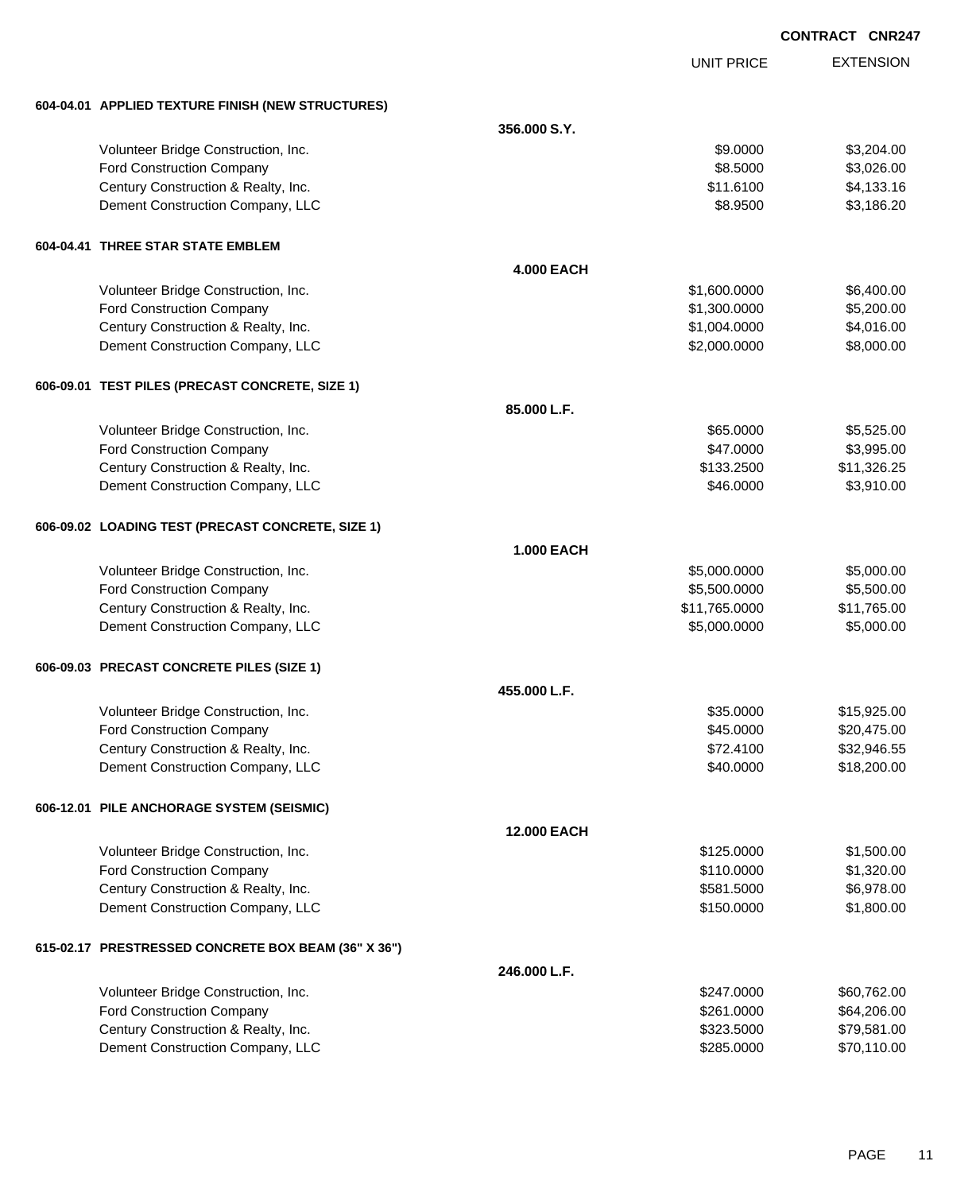CONTRACT CNR247

| | | UNIT PRICE | EXTENSION |
|---|---|---|---|
| **604-04.01 APPLIED TEXTURE FINISH (NEW STRUCTURES)** | | | |
| | **356.000 S.Y.** | | |
| Volunteer Bridge Construction, Inc. | | $9.0000 | $3,204.00 |
| Ford Construction Company | | $8.5000 | $3,026.00 |
| Century Construction & Realty, Inc. | | $11.6100 | $4,133.16 |
| Dement Construction Company, LLC | | $8.9500 | $3,186.20 |
| **604-04.41 THREE STAR STATE EMBLEM** | | | |
| | **4.000 EACH** | | |
| Volunteer Bridge Construction, Inc. | | $1,600.0000 | $6,400.00 |
| Ford Construction Company | | $1,300.0000 | $5,200.00 |
| Century Construction & Realty, Inc. | | $1,004.0000 | $4,016.00 |
| Dement Construction Company, LLC | | $2,000.0000 | $8,000.00 |
| **606-09.01 TEST PILES (PRECAST CONCRETE, SIZE 1)** | | | |
| | **85.000 L.F.** | | |
| Volunteer Bridge Construction, Inc. | | $65.0000 | $5,525.00 |
| Ford Construction Company | | $47.0000 | $3,995.00 |
| Century Construction & Realty, Inc. | | $133.2500 | $11,326.25 |
| Dement Construction Company, LLC | | $46.0000 | $3,910.00 |
| **606-09.02 LOADING TEST (PRECAST CONCRETE, SIZE 1)** | | | |
| | **1.000 EACH** | | |
| Volunteer Bridge Construction, Inc. | | $5,000.0000 | $5,000.00 |
| Ford Construction Company | | $5,500.0000 | $5,500.00 |
| Century Construction & Realty, Inc. | | $11,765.0000 | $11,765.00 |
| Dement Construction Company, LLC | | $5,000.0000 | $5,000.00 |
| **606-09.03 PRECAST CONCRETE PILES (SIZE 1)** | | | |
| | **455.000 L.F.** | | |
| Volunteer Bridge Construction, Inc. | | $35.0000 | $15,925.00 |
| Ford Construction Company | | $45.0000 | $20,475.00 |
| Century Construction & Realty, Inc. | | $72.4100 | $32,946.55 |
| Dement Construction Company, LLC | | $40.0000 | $18,200.00 |
| **606-12.01 PILE ANCHORAGE SYSTEM (SEISMIC)** | | | |
| | **12.000 EACH** | | |
| Volunteer Bridge Construction, Inc. | | $125.0000 | $1,500.00 |
| Ford Construction Company | | $110.0000 | $1,320.00 |
| Century Construction & Realty, Inc. | | $581.5000 | $6,978.00 |
| Dement Construction Company, LLC | | $150.0000 | $1,800.00 |
| **615-02.17 PRESTRESSED CONCRETE BOX BEAM (36" X 36")** | | | |
| | **246.000 L.F.** | | |
| Volunteer Bridge Construction, Inc. | | $247.0000 | $60,762.00 |
| Ford Construction Company | | $261.0000 | $64,206.00 |
| Century Construction & Realty, Inc. | | $323.5000 | $79,581.00 |
| Dement Construction Company, LLC | | $285.0000 | $70,110.00 |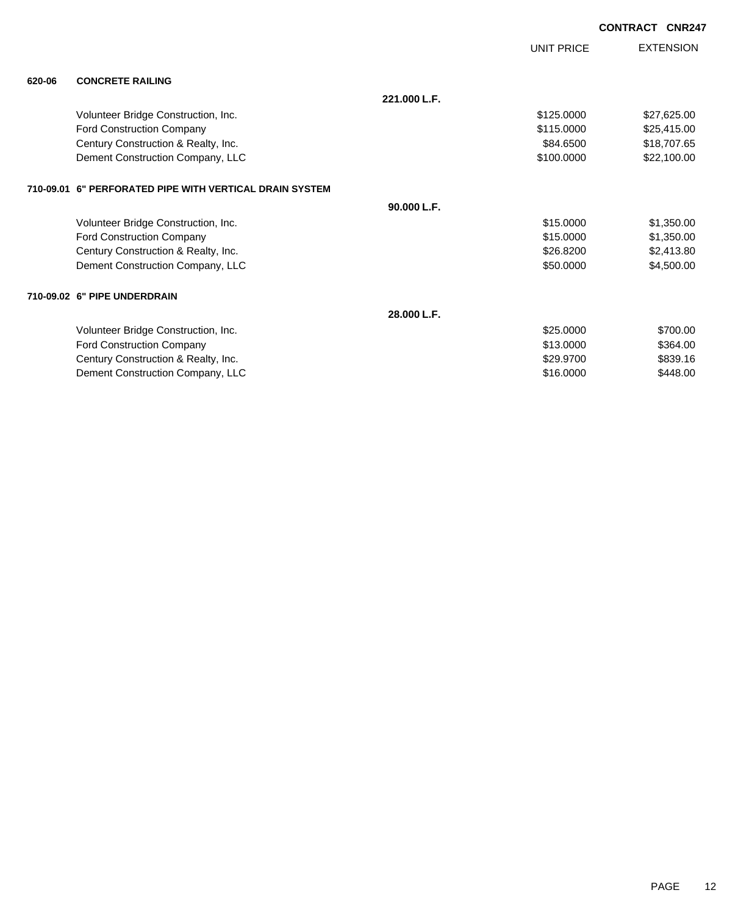**CONTRACT CNR247**

| | | UNIT PRICE | EXTENSION |
|---|---|---|---|
| **620-06** | **CONCRETE RAILING** | | |
| | **221.000 L.F.** | | |
| | Volunteer Bridge Construction, Inc. | $125.0000 | $27,625.00 |
| | Ford Construction Company | $115.0000 | $25,415.00 |
| | Century Construction & Realty, Inc. | $84.6500 | $18,707.65 |
| | Dement Construction Company, LLC | $100.0000 | $22,100.00 |
| **710-09.01** | **6" PERFORATED PIPE WITH VERTICAL DRAIN SYSTEM** | | |
| | **90.000 L.F.** | | |
| | Volunteer Bridge Construction, Inc. | $15.0000 | $1,350.00 |
| | Ford Construction Company | $15.0000 | $1,350.00 |
| | Century Construction & Realty, Inc. | $26.8200 | $2,413.80 |
| | Dement Construction Company, LLC | $50.0000 | $4,500.00 |
| **710-09.02** | **6" PIPE UNDERDRAIN** | | |
| | **28.000 L.F.** | | |
| | Volunteer Bridge Construction, Inc. | $25.0000 | $700.00 |
| | Ford Construction Company | $13.0000 | $364.00 |
| | Century Construction & Realty, Inc. | $29.9700 | $839.16 |
| | Dement Construction Company, LLC | $16.0000 | $448.00 |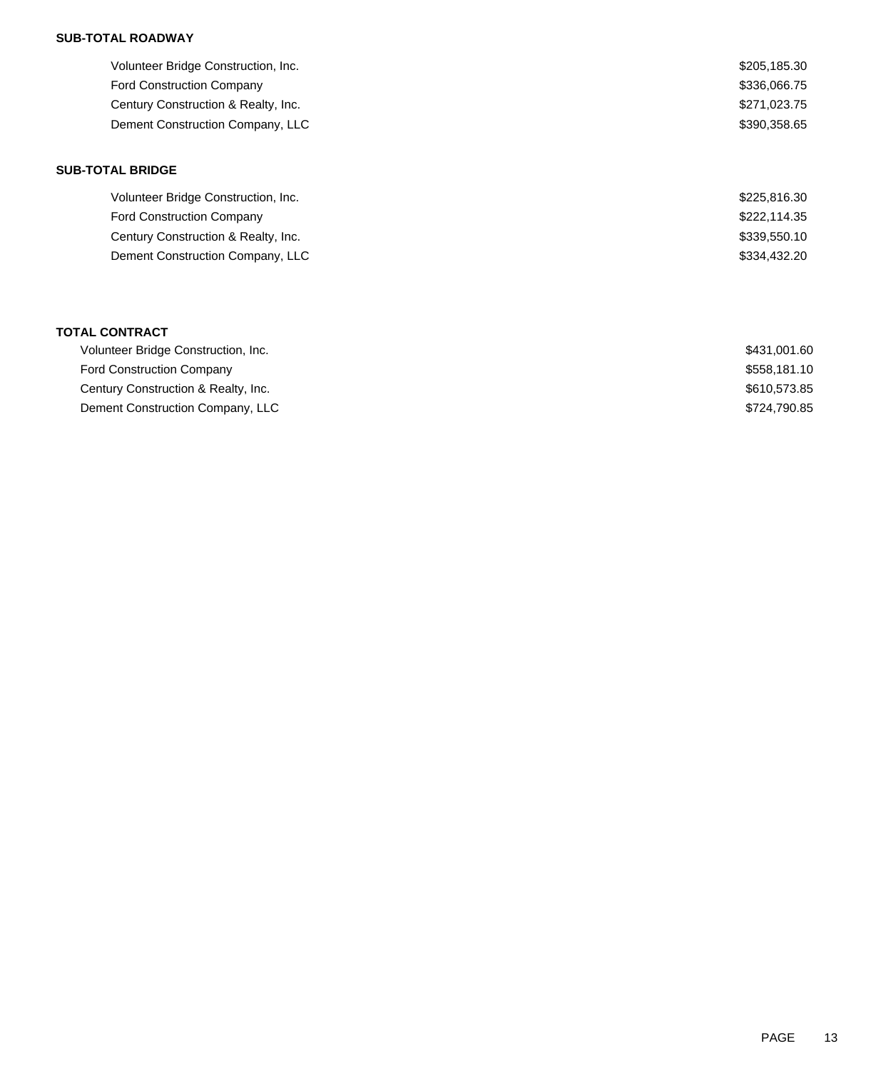**SUB-TOTAL ROADWAY**

| | |
|---|---|
| Volunteer Bridge Construction, Inc. | $205,185.30 |
| Ford Construction Company | $336,066.75 |
| Century Construction & Realty, Inc. | $271,023.75 |
| Dement Construction Company, LLC | $390,358.65 |

**SUB-TOTAL BRIDGE**

| | |
|---|---|
| Volunteer Bridge Construction, Inc. | $225,816.30 |
| Ford Construction Company | $222,114.35 |
| Century Construction & Realty, Inc. | $339,550.10 |
| Dement Construction Company, LLC | $334,432.20 |

**TOTAL CONTRACT**

| | |
|---|---|
| Volunteer Bridge Construction, Inc. | $431,001.60 |
| Ford Construction Company | $558,181.10 |
| Century Construction & Realty, Inc. | $610,573.85 |
| Dement Construction Company, LLC | $724,790.85 |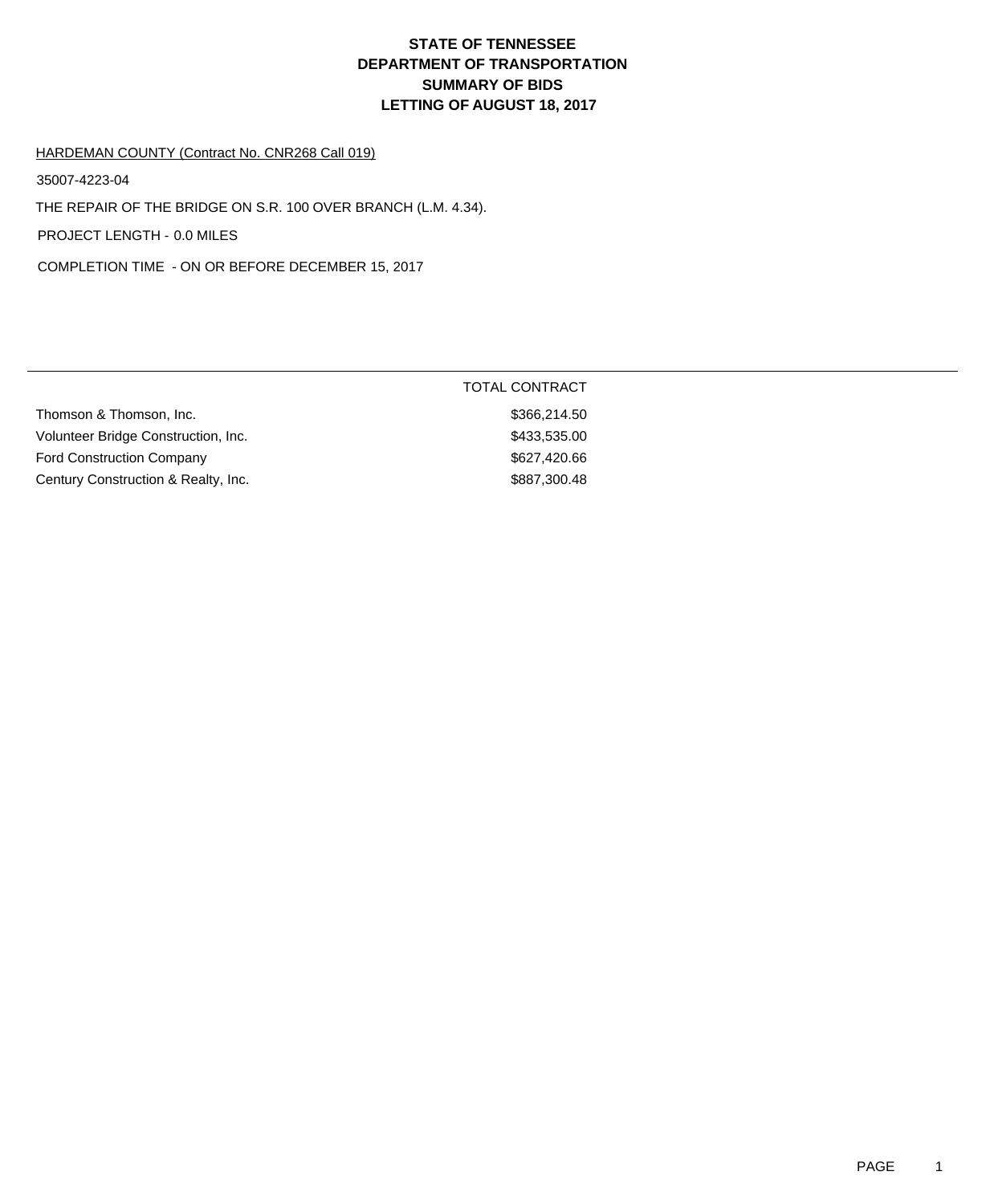# STATE OF TENNESSEE
# DEPARTMENT OF TRANSPORTATION
# SUMMARY OF BIDS
# LETTING OF AUGUST 18, 2017

HARDEMAN COUNTY (Contract No. CNR268 Call 019)

35007-4223-04

THE REPAIR OF THE BRIDGE ON S.R. 100 OVER BRANCH (L.M. 4.34).

PROJECT LENGTH - 0.0 MILES

COMPLETION TIME - ON OR BEFORE DECEMBER 15, 2017

| | TOTAL CONTRACT |
|---|---|
| Thomson & Thomson, Inc. | $366,214.50 |
| Volunteer Bridge Construction, Inc. | $433,535.00 |
| Ford Construction Company | $627,420.66 |
| Century Construction & Realty, Inc. | $887,300.48 |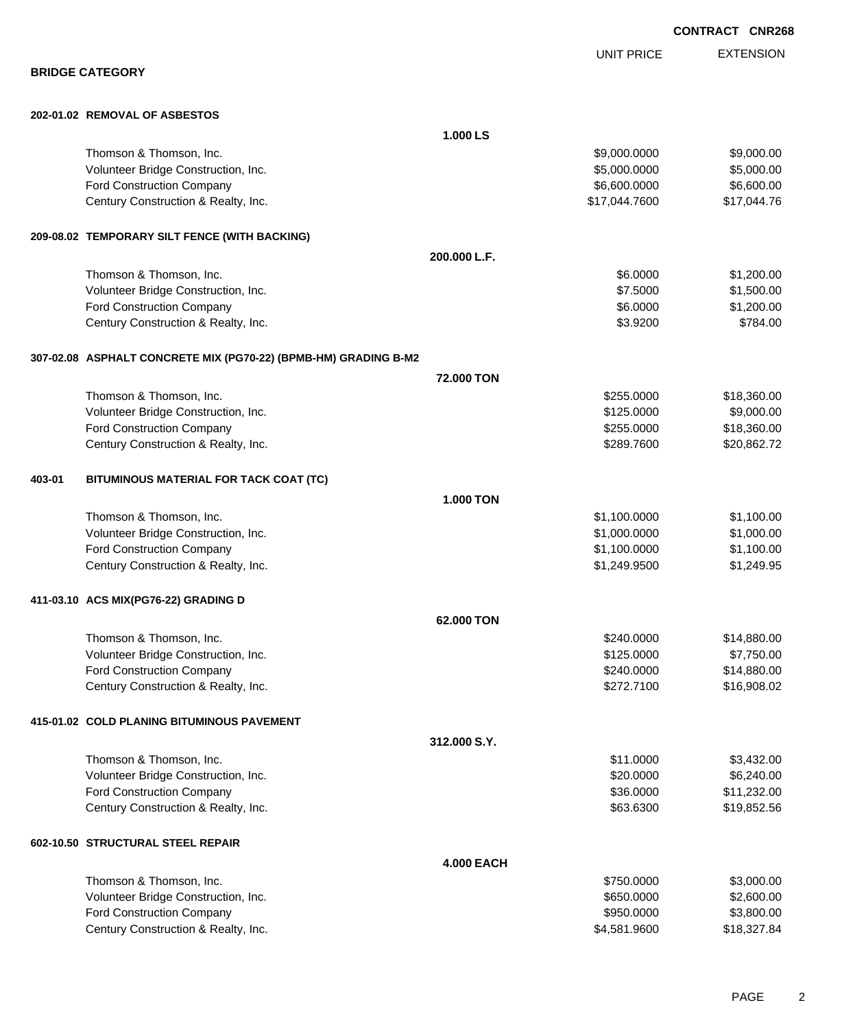**CONTRACT CNR268**

## BRIDGE CATEGORY

| | UNIT PRICE | EXTENSION |
|---|---|---|
| **202-01.02 REMOVAL OF ASBESTOS** | | |
| **1.000 LS** | | |
| Thomson & Thomson, Inc. | $9,000.0000 | $9,000.00 |
| Volunteer Bridge Construction, Inc. | $5,000.0000 | $5,000.00 |
| Ford Construction Company | $6,600.0000 | $6,600.00 |
| Century Construction & Realty, Inc. | $17,044.7600 | $17,044.76 |
| **209-08.02 TEMPORARY SILT FENCE (WITH BACKING)** | | |
| **200.000 L.F.** | | |
| Thomson & Thomson, Inc. | $6.0000 | $1,200.00 |
| Volunteer Bridge Construction, Inc. | $7.5000 | $1,500.00 |
| Ford Construction Company | $6.0000 | $1,200.00 |
| Century Construction & Realty, Inc. | $3.9200 | $784.00 |
| **307-02.08 ASPHALT CONCRETE MIX (PG70-22) (BPMB-HM) GRADING B-M2** | | |
| **72.000 TON** | | |
| Thomson & Thomson, Inc. | $255.0000 | $18,360.00 |
| Volunteer Bridge Construction, Inc. | $125.0000 | $9,000.00 |
| Ford Construction Company | $255.0000 | $18,360.00 |
| Century Construction & Realty, Inc. | $289.7600 | $20,862.72 |
| **403-01 BITUMINOUS MATERIAL FOR TACK COAT (TC)** | | |
| **1.000 TON** | | |
| Thomson & Thomson, Inc. | $1,100.0000 | $1,100.00 |
| Volunteer Bridge Construction, Inc. | $1,000.0000 | $1,000.00 |
| Ford Construction Company | $1,100.0000 | $1,100.00 |
| Century Construction & Realty, Inc. | $1,249.9500 | $1,249.95 |
| **411-03.10 ACS MIX(PG76-22) GRADING D** | | |
| **62.000 TON** | | |
| Thomson & Thomson, Inc. | $240.0000 | $14,880.00 |
| Volunteer Bridge Construction, Inc. | $125.0000 | $7,750.00 |
| Ford Construction Company | $240.0000 | $14,880.00 |
| Century Construction & Realty, Inc. | $272.7100 | $16,908.02 |
| **415-01.02 COLD PLANING BITUMINOUS PAVEMENT** | | |
| **312.000 S.Y.** | | |
| Thomson & Thomson, Inc. | $11.0000 | $3,432.00 |
| Volunteer Bridge Construction, Inc. | $20.0000 | $6,240.00 |
| Ford Construction Company | $36.0000 | $11,232.00 |
| Century Construction & Realty, Inc. | $63.6300 | $19,852.56 |
| **602-10.50 STRUCTURAL STEEL REPAIR** | | |
| **4.000 EACH** | | |
| Thomson & Thomson, Inc. | $750.0000 | $3,000.00 |
| Volunteer Bridge Construction, Inc. | $650.0000 | $2,600.00 |
| Ford Construction Company | $950.0000 | $3,800.00 |
| Century Construction & Realty, Inc. | $4,581.9600 | $18,327.84 |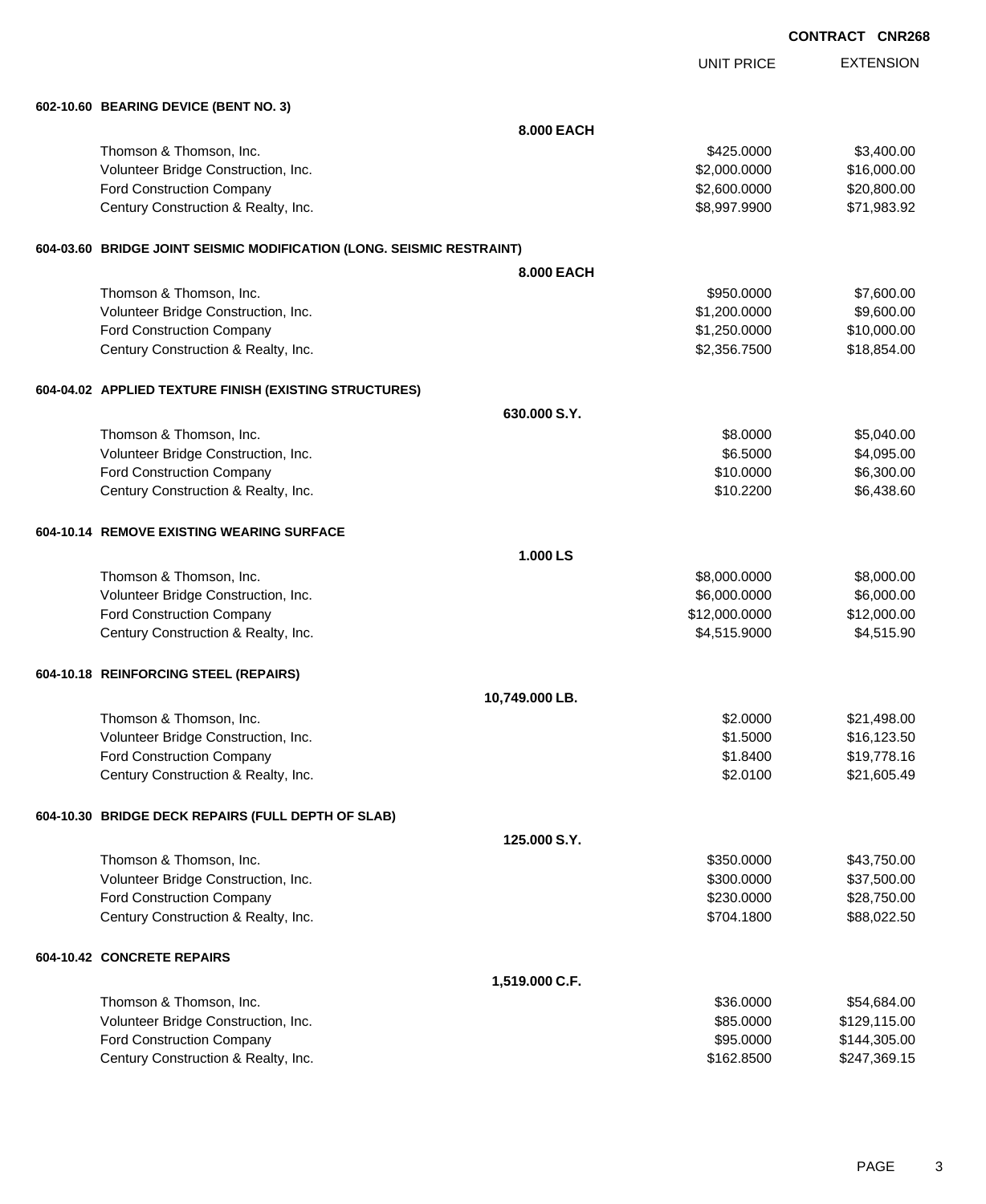**CONTRACT CNR268**

| | UNIT PRICE | EXTENSION |
|---|---|---|
| **602-10.60 BEARING DEVICE (BENT NO. 3)** | | |
| **8.000 EACH** | | |
| Thomson & Thomson, Inc. | $425.0000 | $3,400.00 |
| Volunteer Bridge Construction, Inc. | $2,000.0000 | $16,000.00 |
| Ford Construction Company | $2,600.0000 | $20,800.00 |
| Century Construction & Realty, Inc. | $8,997.9900 | $71,983.92 |
| **604-03.60 BRIDGE JOINT SEISMIC MODIFICATION (LONG. SEISMIC RESTRAINT)** | | |
| **8.000 EACH** | | |
| Thomson & Thomson, Inc. | $950.0000 | $7,600.00 |
| Volunteer Bridge Construction, Inc. | $1,200.0000 | $9,600.00 |
| Ford Construction Company | $1,250.0000 | $10,000.00 |
| Century Construction & Realty, Inc. | $2,356.7500 | $18,854.00 |
| **604-04.02 APPLIED TEXTURE FINISH (EXISTING STRUCTURES)** | | |
| **630.000 S.Y.** | | |
| Thomson & Thomson, Inc. | $8.0000 | $5,040.00 |
| Volunteer Bridge Construction, Inc. | $6.5000 | $4,095.00 |
| Ford Construction Company | $10.0000 | $6,300.00 |
| Century Construction & Realty, Inc. | $10.2200 | $6,438.60 |
| **604-10.14 REMOVE EXISTING WEARING SURFACE** | | |
| **1.000 LS** | | |
| Thomson & Thomson, Inc. | $8,000.0000 | $8,000.00 |
| Volunteer Bridge Construction, Inc. | $6,000.0000 | $6,000.00 |
| Ford Construction Company | $12,000.0000 | $12,000.00 |
| Century Construction & Realty, Inc. | $4,515.9000 | $4,515.90 |
| **604-10.18 REINFORCING STEEL (REPAIRS)** | | |
| **10,749.000 LB.** | | |
| Thomson & Thomson, Inc. | $2.0000 | $21,498.00 |
| Volunteer Bridge Construction, Inc. | $1.5000 | $16,123.50 |
| Ford Construction Company | $1.8400 | $19,778.16 |
| Century Construction & Realty, Inc. | $2.0100 | $21,605.49 |
| **604-10.30 BRIDGE DECK REPAIRS (FULL DEPTH OF SLAB)** | | |
| **125.000 S.Y.** | | |
| Thomson & Thomson, Inc. | $350.0000 | $43,750.00 |
| Volunteer Bridge Construction, Inc. | $300.0000 | $37,500.00 |
| Ford Construction Company | $230.0000 | $28,750.00 |
| Century Construction & Realty, Inc. | $704.1800 | $88,022.50 |
| **604-10.42 CONCRETE REPAIRS** | | |
| **1,519.000 C.F.** | | |
| Thomson & Thomson, Inc. | $36.0000 | $54,684.00 |
| Volunteer Bridge Construction, Inc. | $85.0000 | $129,115.00 |
| Ford Construction Company | $95.0000 | $144,305.00 |
| Century Construction & Realty, Inc. | $162.8500 | $247,369.15 |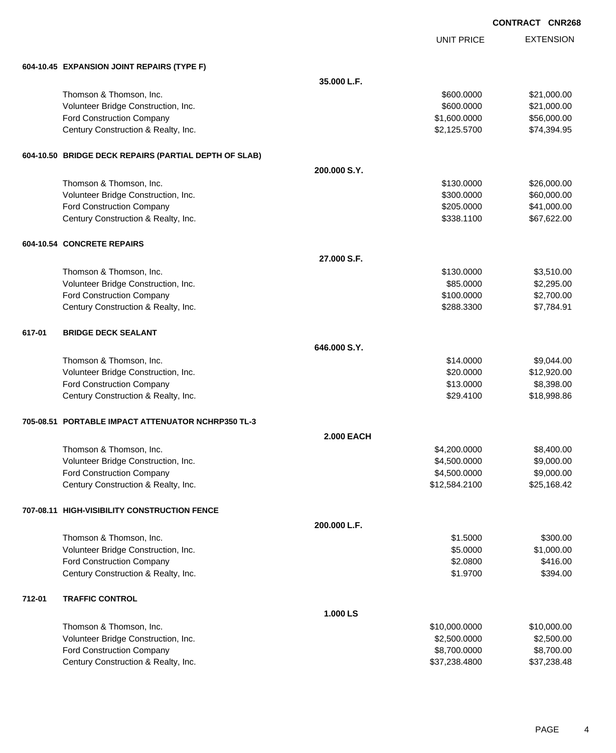**CONTRACT CNR268**

| | | UNIT PRICE | EXTENSION |
|---|---|---|---|
| **604-10.45 EXPANSION JOINT REPAIRS (TYPE F)** | | | |
| | **35.000 L.F.** | | |
| Thomson & Thomson, Inc. | | $600.0000 | $21,000.00 |
| Volunteer Bridge Construction, Inc. | | $600.0000 | $21,000.00 |
| Ford Construction Company | | $1,600.0000 | $56,000.00 |
| Century Construction & Realty, Inc. | | $2,125.5700 | $74,394.95 |
| **604-10.50 BRIDGE DECK REPAIRS (PARTIAL DEPTH OF SLAB)** | | | |
| | **200.000 S.Y.** | | |
| Thomson & Thomson, Inc. | | $130.0000 | $26,000.00 |
| Volunteer Bridge Construction, Inc. | | $300.0000 | $60,000.00 |
| Ford Construction Company | | $205.0000 | $41,000.00 |
| Century Construction & Realty, Inc. | | $338.1100 | $67,622.00 |
| **604-10.54 CONCRETE REPAIRS** | | | |
| | **27.000 S.F.** | | |
| Thomson & Thomson, Inc. | | $130.0000 | $3,510.00 |
| Volunteer Bridge Construction, Inc. | | $85.0000 | $2,295.00 |
| Ford Construction Company | | $100.0000 | $2,700.00 |
| Century Construction & Realty, Inc. | | $288.3300 | $7,784.91 |
| **617-01 BRIDGE DECK SEALANT** | | | |
| | **646.000 S.Y.** | | |
| Thomson & Thomson, Inc. | | $14.0000 | $9,044.00 |
| Volunteer Bridge Construction, Inc. | | $20.0000 | $12,920.00 |
| Ford Construction Company | | $13.0000 | $8,398.00 |
| Century Construction & Realty, Inc. | | $29.4100 | $18,998.86 |
| **705-08.51 PORTABLE IMPACT ATTENUATOR NCHRP350 TL-3** | | | |
| | **2.000 EACH** | | |
| Thomson & Thomson, Inc. | | $4,200.0000 | $8,400.00 |
| Volunteer Bridge Construction, Inc. | | $4,500.0000 | $9,000.00 |
| Ford Construction Company | | $4,500.0000 | $9,000.00 |
| Century Construction & Realty, Inc. | | $12,584.2100 | $25,168.42 |
| **707-08.11 HIGH-VISIBILITY CONSTRUCTION FENCE** | | | |
| | **200.000 L.F.** | | |
| Thomson & Thomson, Inc. | | $1.5000 | $300.00 |
| Volunteer Bridge Construction, Inc. | | $5.0000 | $1,000.00 |
| Ford Construction Company | | $2.0800 | $416.00 |
| Century Construction & Realty, Inc. | | $1.9700 | $394.00 |
| **712-01 TRAFFIC CONTROL** | | | |
| | **1.000 LS** | | |
| Thomson & Thomson, Inc. | | $10,000.0000 | $10,000.00 |
| Volunteer Bridge Construction, Inc. | | $2,500.0000 | $2,500.00 |
| Ford Construction Company | | $8,700.0000 | $8,700.00 |
| Century Construction & Realty, Inc. | | $37,238.4800 | $37,238.48 |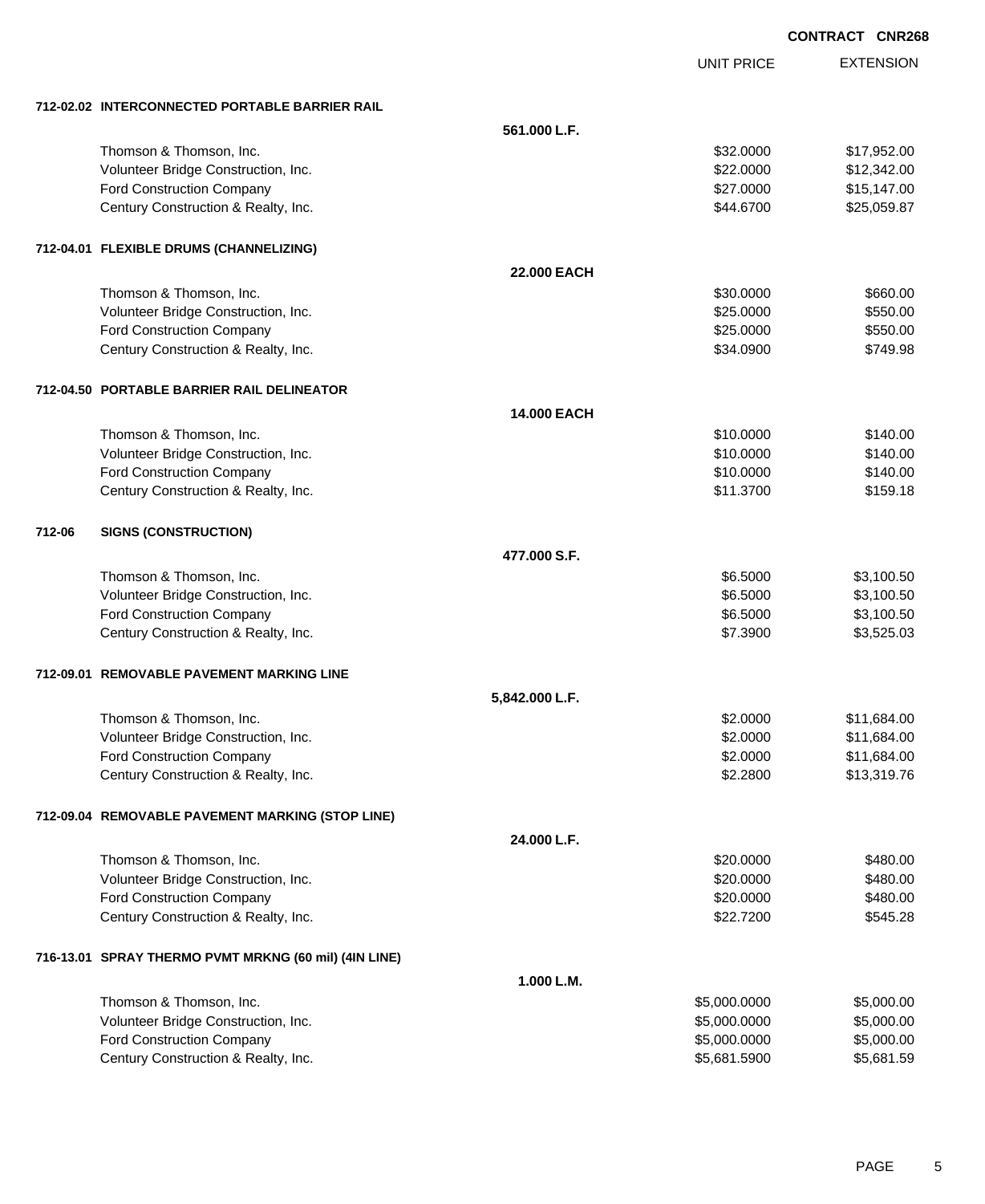**CONTRACT CNR268**

| | | UNIT PRICE | EXTENSION |
|---|---|---|---|
| **712-02.02 INTERCONNECTED PORTABLE BARRIER RAIL** | | | |
| | **561.000 L.F.** | | |
| Thomson & Thomson, Inc. | | $32.0000 | $17,952.00 |
| Volunteer Bridge Construction, Inc. | | $22.0000 | $12,342.00 |
| Ford Construction Company | | $27.0000 | $15,147.00 |
| Century Construction & Realty, Inc. | | $44.6700 | $25,059.87 |
| **712-04.01 FLEXIBLE DRUMS (CHANNELIZING)** | | | |
| | **22.000 EACH** | | |
| Thomson & Thomson, Inc. | | $30.0000 | $660.00 |
| Volunteer Bridge Construction, Inc. | | $25.0000 | $550.00 |
| Ford Construction Company | | $25.0000 | $550.00 |
| Century Construction & Realty, Inc. | | $34.0900 | $749.98 |
| **712-04.50 PORTABLE BARRIER RAIL DELINEATOR** | | | |
| | **14.000 EACH** | | |
| Thomson & Thomson, Inc. | | $10.0000 | $140.00 |
| Volunteer Bridge Construction, Inc. | | $10.0000 | $140.00 |
| Ford Construction Company | | $10.0000 | $140.00 |
| Century Construction & Realty, Inc. | | $11.3700 | $159.18 |
| **712-06 SIGNS (CONSTRUCTION)** | | | |
| | **477.000 S.F.** | | |
| Thomson & Thomson, Inc. | | $6.5000 | $3,100.50 |
| Volunteer Bridge Construction, Inc. | | $6.5000 | $3,100.50 |
| Ford Construction Company | | $6.5000 | $3,100.50 |
| Century Construction & Realty, Inc. | | $7.3900 | $3,525.03 |
| **712-09.01 REMOVABLE PAVEMENT MARKING LINE** | | | |
| | **5,842.000 L.F.** | | |
| Thomson & Thomson, Inc. | | $2.0000 | $11,684.00 |
| Volunteer Bridge Construction, Inc. | | $2.0000 | $11,684.00 |
| Ford Construction Company | | $2.0000 | $11,684.00 |
| Century Construction & Realty, Inc. | | $2.2800 | $13,319.76 |
| **712-09.04 REMOVABLE PAVEMENT MARKING (STOP LINE)** | | | |
| | **24.000 L.F.** | | |
| Thomson & Thomson, Inc. | | $20.0000 | $480.00 |
| Volunteer Bridge Construction, Inc. | | $20.0000 | $480.00 |
| Ford Construction Company | | $20.0000 | $480.00 |
| Century Construction & Realty, Inc. | | $22.7200 | $545.28 |
| **716-13.01 SPRAY THERMO PVMT MRKNG (60 mil) (4IN LINE)** | | | |
| | **1.000 L.M.** | | |
| Thomson & Thomson, Inc. | | $5,000.0000 | $5,000.00 |
| Volunteer Bridge Construction, Inc. | | $5,000.0000 | $5,000.00 |
| Ford Construction Company | | $5,000.0000 | $5,000.00 |
| Century Construction & Realty, Inc. | | $5,681.5900 | $5,681.59 |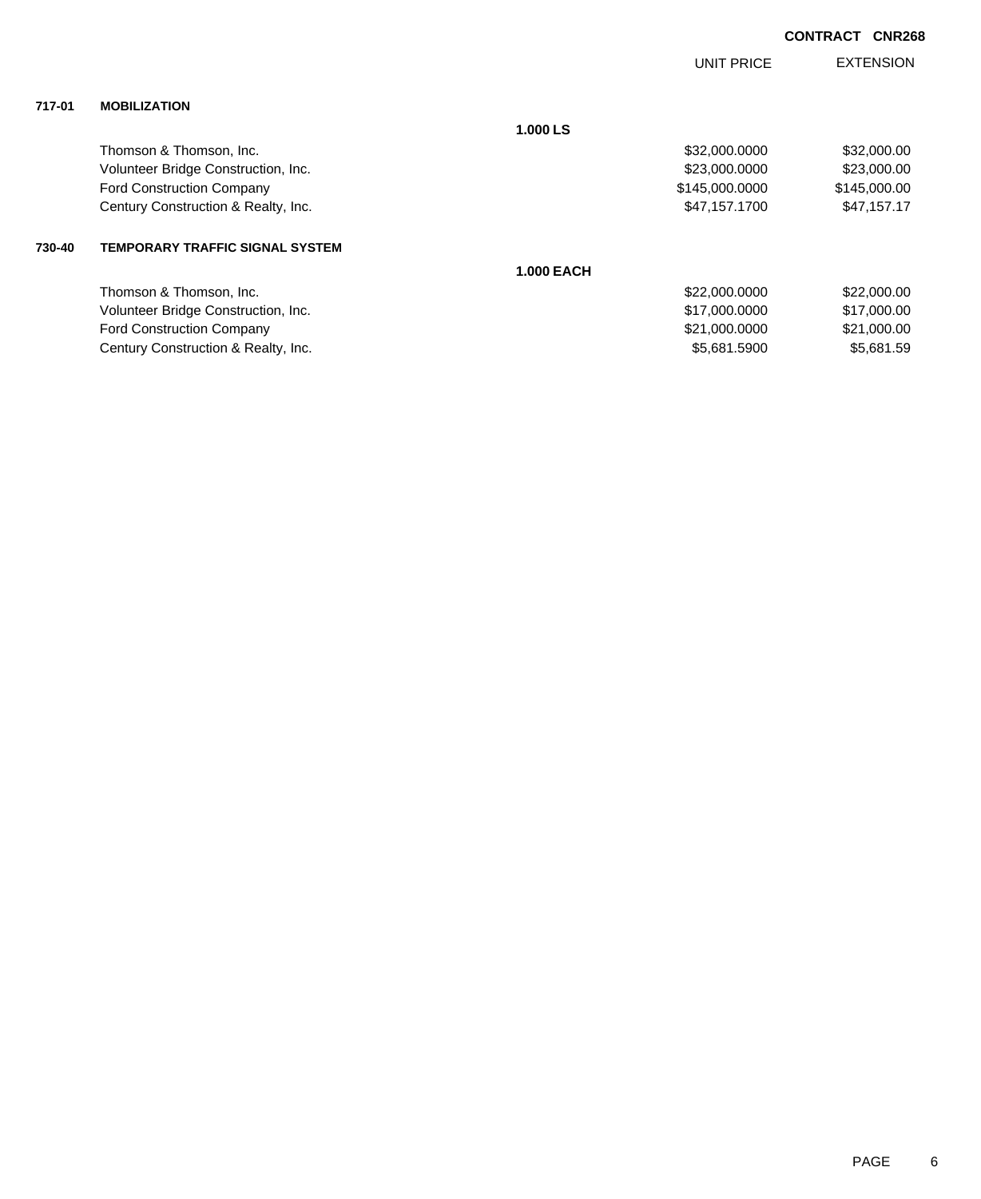**CONTRACT CNR268**

| | | | UNIT PRICE | EXTENSION |
|---|---|---|---|---|
| **717-01** | **MOBILIZATION** | | | |
| | | **1.000 LS** | | |
| | Thomson & Thomson, Inc. | | $32,000.0000 | $32,000.00 |
| | Volunteer Bridge Construction, Inc. | | $23,000.0000 | $23,000.00 |
| | Ford Construction Company | | $145,000.0000 | $145,000.00 |
| | Century Construction & Realty, Inc. | | $47,157.1700 | $47,157.17 |
| **730-40** | **TEMPORARY TRAFFIC SIGNAL SYSTEM** | | | |
| | | **1.000 EACH** | | |
| | Thomson & Thomson, Inc. | | $22,000.0000 | $22,000.00 |
| | Volunteer Bridge Construction, Inc. | | $17,000.0000 | $17,000.00 |
| | Ford Construction Company | | $21,000.0000 | $21,000.00 |
| | Century Construction & Realty, Inc. | | $5,681.5900 | $5,681.59 |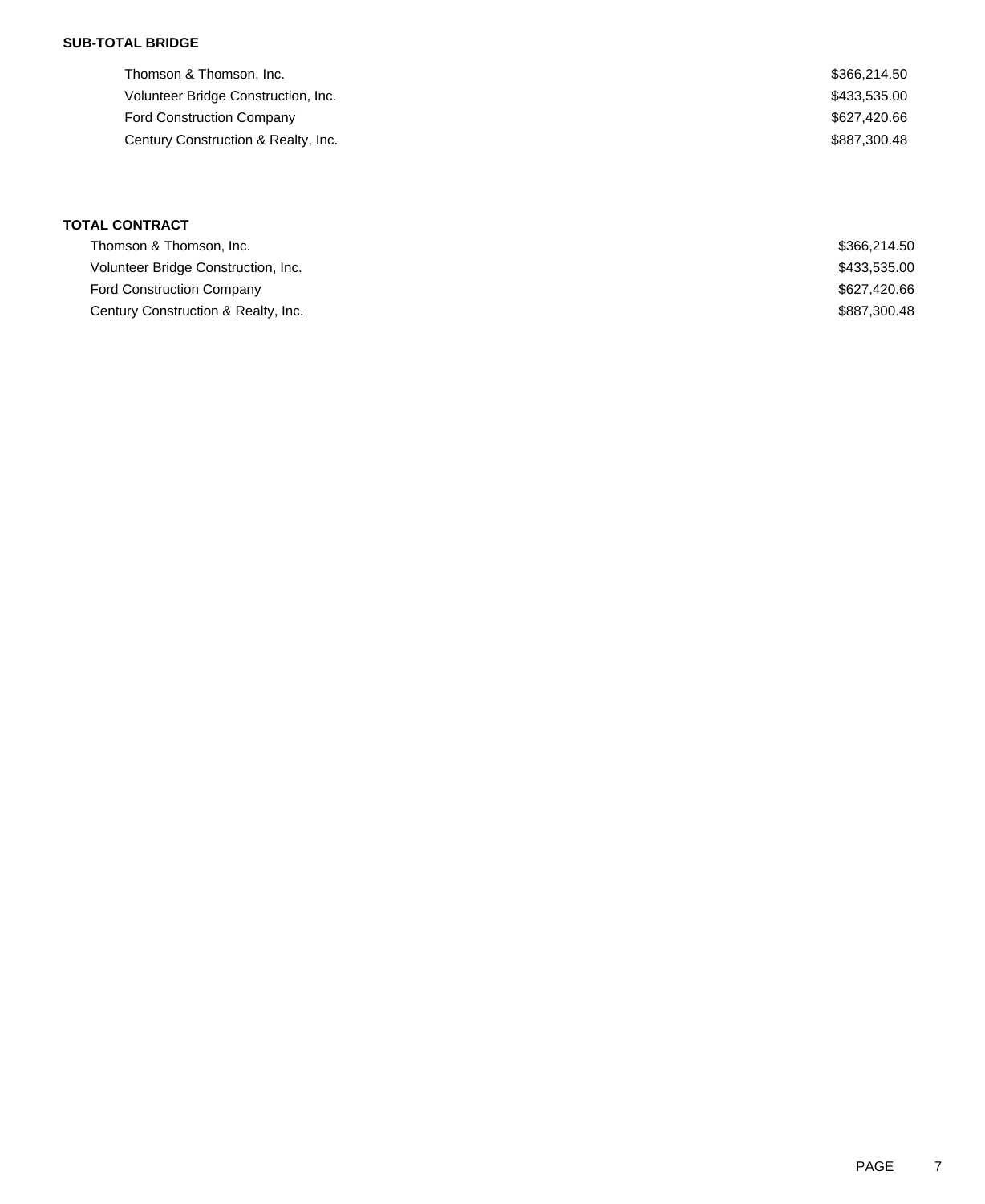**SUB-TOTAL BRIDGE**

| | |
|---|---|
| Thomson & Thomson, Inc. | $366,214.50 |
| Volunteer Bridge Construction, Inc. | $433,535.00 |
| Ford Construction Company | $627,420.66 |
| Century Construction & Realty, Inc. | $887,300.48 |

**TOTAL CONTRACT**

| | |
|---|---|
| Thomson & Thomson, Inc. | $366,214.50 |
| Volunteer Bridge Construction, Inc. | $433,535.00 |
| Ford Construction Company | $627,420.66 |
| Century Construction & Realty, Inc. | $887,300.48 |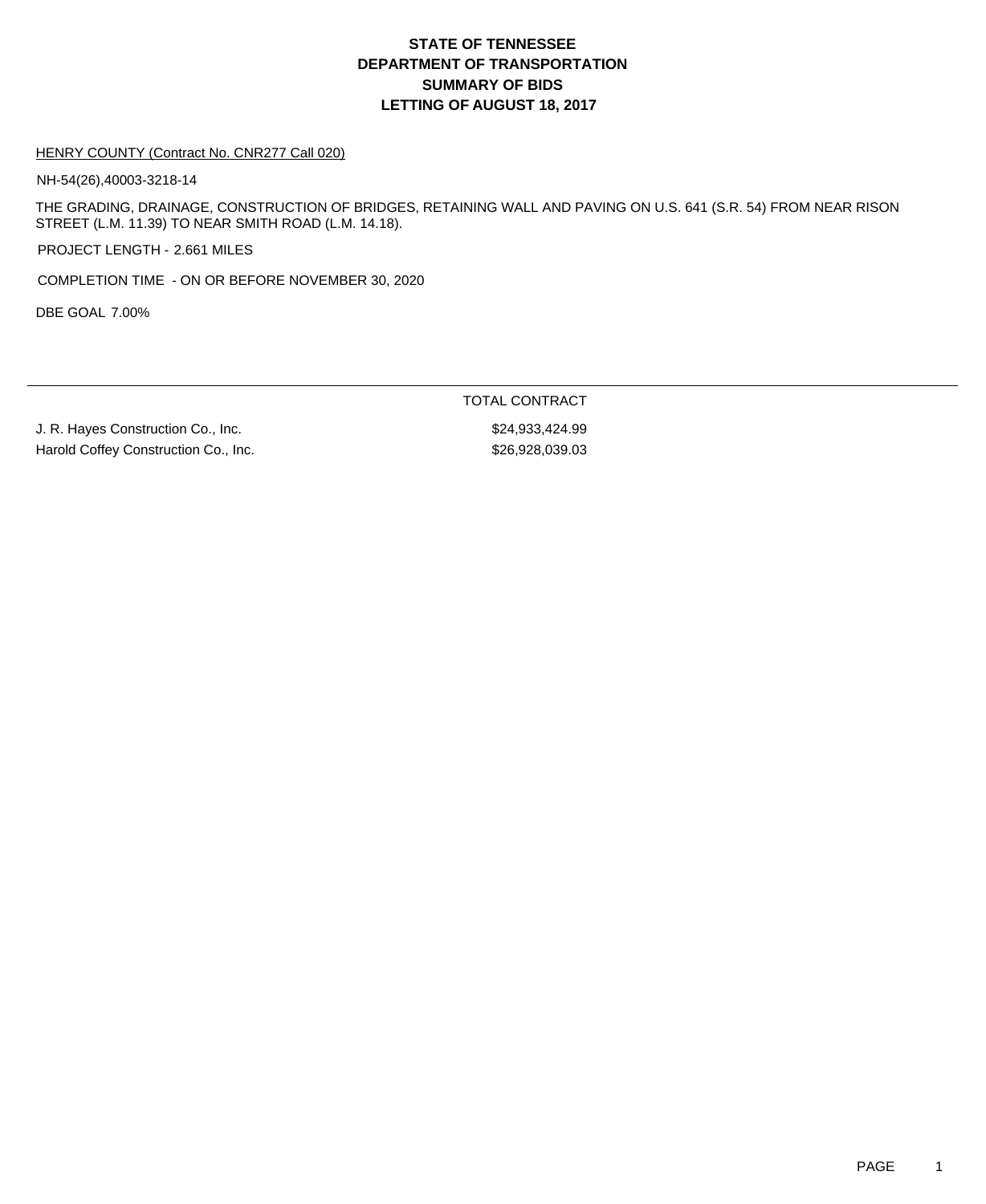# STATE OF TENNESSEE
# DEPARTMENT OF TRANSPORTATION
# SUMMARY OF BIDS
# LETTING OF AUGUST 18, 2017

HENRY COUNTY (Contract No. CNR277 Call 020)

NH-54(26),40003-3218-14

THE GRADING, DRAINAGE, CONSTRUCTION OF BRIDGES, RETAINING WALL AND PAVING ON U.S. 641 (S.R. 54) FROM NEAR RISON STREET (L.M. 11.39) TO NEAR SMITH ROAD (L.M. 14.18).

PROJECT LENGTH - 2.661 MILES

COMPLETION TIME - ON OR BEFORE NOVEMBER 30, 2020

DBE GOAL 7.00%

| | TOTAL CONTRACT |
|---|---|
| J. R. Hayes Construction Co., Inc. | $24,933,424.99 |
| Harold Coffey Construction Co., Inc. | $26,928,039.03 |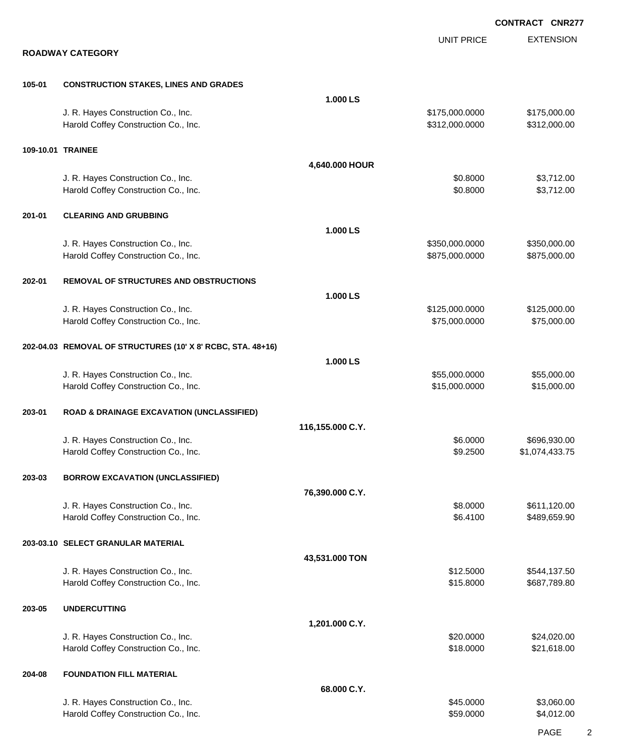**CONTRACT CNR277**

## ROADWAY CATEGORY

| | | | UNIT PRICE | EXTENSION |
|---|---|---|---|---|
| **105-01** | **CONSTRUCTION STAKES, LINES AND GRADES** | | | |
| | | **1.000 LS** | | |
| | J. R. Hayes Construction Co., Inc. | | $175,000.0000 | $175,000.00 |
| | Harold Coffey Construction Co., Inc. | | $312,000.0000 | $312,000.00 |
| **109-10.01** | **TRAINEE** | | | |
| | | **4,640.000 HOUR** | | |
| | J. R. Hayes Construction Co., Inc. | | $0.8000 | $3,712.00 |
| | Harold Coffey Construction Co., Inc. | | $0.8000 | $3,712.00 |
| **201-01** | **CLEARING AND GRUBBING** | | | |
| | | **1.000 LS** | | |
| | J. R. Hayes Construction Co., Inc. | | $350,000.0000 | $350,000.00 |
| | Harold Coffey Construction Co., Inc. | | $875,000.0000 | $875,000.00 |
| **202-01** | **REMOVAL OF STRUCTURES AND OBSTRUCTIONS** | | | |
| | | **1.000 LS** | | |
| | J. R. Hayes Construction Co., Inc. | | $125,000.0000 | $125,000.00 |
| | Harold Coffey Construction Co., Inc. | | $75,000.0000 | $75,000.00 |
| **202-04.03** | **REMOVAL OF STRUCTURES (10' X 8' RCBC, STA. 48+16)** | | | |
| | | **1.000 LS** | | |
| | J. R. Hayes Construction Co., Inc. | | $55,000.0000 | $55,000.00 |
| | Harold Coffey Construction Co., Inc. | | $15,000.0000 | $15,000.00 |
| **203-01** | **ROAD & DRAINAGE EXCAVATION (UNCLASSIFIED)** | | | |
| | | **116,155.000 C.Y.** | | |
| | J. R. Hayes Construction Co., Inc. | | $6.0000 | $696,930.00 |
| | Harold Coffey Construction Co., Inc. | | $9.2500 | $1,074,433.75 |
| **203-03** | **BORROW EXCAVATION (UNCLASSIFIED)** | | | |
| | | **76,390.000 C.Y.** | | |
| | J. R. Hayes Construction Co., Inc. | | $8.0000 | $611,120.00 |
| | Harold Coffey Construction Co., Inc. | | $6.4100 | $489,659.90 |
| **203-03.10** | **SELECT GRANULAR MATERIAL** | | | |
| | | **43,531.000 TON** | | |
| | J. R. Hayes Construction Co., Inc. | | $12.5000 | $544,137.50 |
| | Harold Coffey Construction Co., Inc. | | $15.8000 | $687,789.80 |
| **203-05** | **UNDERCUTTING** | | | |
| | | **1,201.000 C.Y.** | | |
| | J. R. Hayes Construction Co., Inc. | | $20.0000 | $24,020.00 |
| | Harold Coffey Construction Co., Inc. | | $18.0000 | $21,618.00 |
| **204-08** | **FOUNDATION FILL MATERIAL** | | | |
| | | **68.000 C.Y.** | | |
| | J. R. Hayes Construction Co., Inc. | | $45.0000 | $3,060.00 |
| | Harold Coffey Construction Co., Inc. | | $59.0000 | $4,012.00 |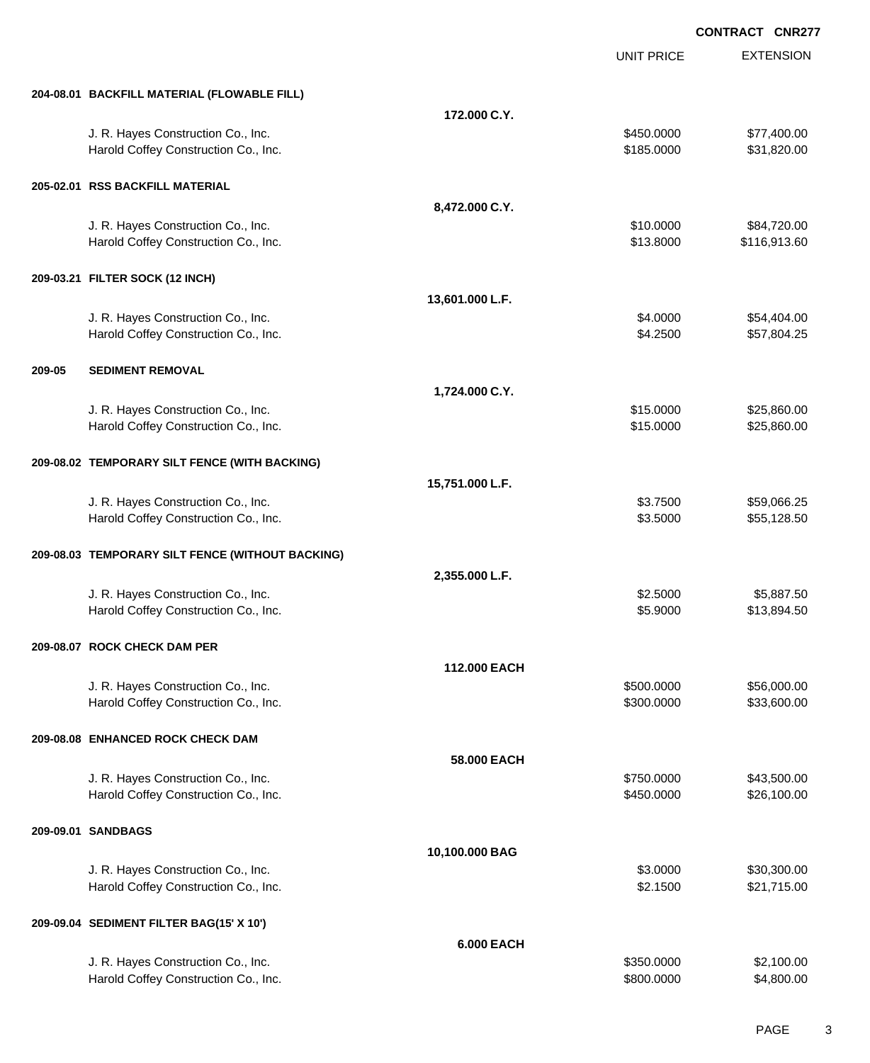**CONTRACT CNR277**

| | | UNIT PRICE | EXTENSION |
|---|---|---|---|
| **204-08.01 BACKFILL MATERIAL (FLOWABLE FILL)** | | | |
| | **172.000 C.Y.** | | |
| J. R. Hayes Construction Co., Inc. | | $450.0000 | $77,400.00 |
| Harold Coffey Construction Co., Inc. | | $185.0000 | $31,820.00 |
| **205-02.01 RSS BACKFILL MATERIAL** | | | |
| | **8,472.000 C.Y.** | | |
| J. R. Hayes Construction Co., Inc. | | $10.0000 | $84,720.00 |
| Harold Coffey Construction Co., Inc. | | $13.8000 | $116,913.60 |
| **209-03.21 FILTER SOCK (12 INCH)** | | | |
| | **13,601.000 L.F.** | | |
| J. R. Hayes Construction Co., Inc. | | $4.0000 | $54,404.00 |
| Harold Coffey Construction Co., Inc. | | $4.2500 | $57,804.25 |
| **209-05 SEDIMENT REMOVAL** | | | |
| | **1,724.000 C.Y.** | | |
| J. R. Hayes Construction Co., Inc. | | $15.0000 | $25,860.00 |
| Harold Coffey Construction Co., Inc. | | $15.0000 | $25,860.00 |
| **209-08.02 TEMPORARY SILT FENCE (WITH BACKING)** | | | |
| | **15,751.000 L.F.** | | |
| J. R. Hayes Construction Co., Inc. | | $3.7500 | $59,066.25 |
| Harold Coffey Construction Co., Inc. | | $3.5000 | $55,128.50 |
| **209-08.03 TEMPORARY SILT FENCE (WITHOUT BACKING)** | | | |
| | **2,355.000 L.F.** | | |
| J. R. Hayes Construction Co., Inc. | | $2.5000 | $5,887.50 |
| Harold Coffey Construction Co., Inc. | | $5.9000 | $13,894.50 |
| **209-08.07 ROCK CHECK DAM PER** | | | |
| | **112.000 EACH** | | |
| J. R. Hayes Construction Co., Inc. | | $500.0000 | $56,000.00 |
| Harold Coffey Construction Co., Inc. | | $300.0000 | $33,600.00 |
| **209-08.08 ENHANCED ROCK CHECK DAM** | | | |
| | **58.000 EACH** | | |
| J. R. Hayes Construction Co., Inc. | | $750.0000 | $43,500.00 |
| Harold Coffey Construction Co., Inc. | | $450.0000 | $26,100.00 |
| **209-09.01 SANDBAGS** | | | |
| | **10,100.000 BAG** | | |
| J. R. Hayes Construction Co., Inc. | | $3.0000 | $30,300.00 |
| Harold Coffey Construction Co., Inc. | | $2.1500 | $21,715.00 |
| **209-09.04 SEDIMENT FILTER BAG(15' X 10')** | | | |
| | **6.000 EACH** | | |
| J. R. Hayes Construction Co., Inc. | | $350.0000 | $2,100.00 |
| Harold Coffey Construction Co., Inc. | | $800.0000 | $4,800.00 |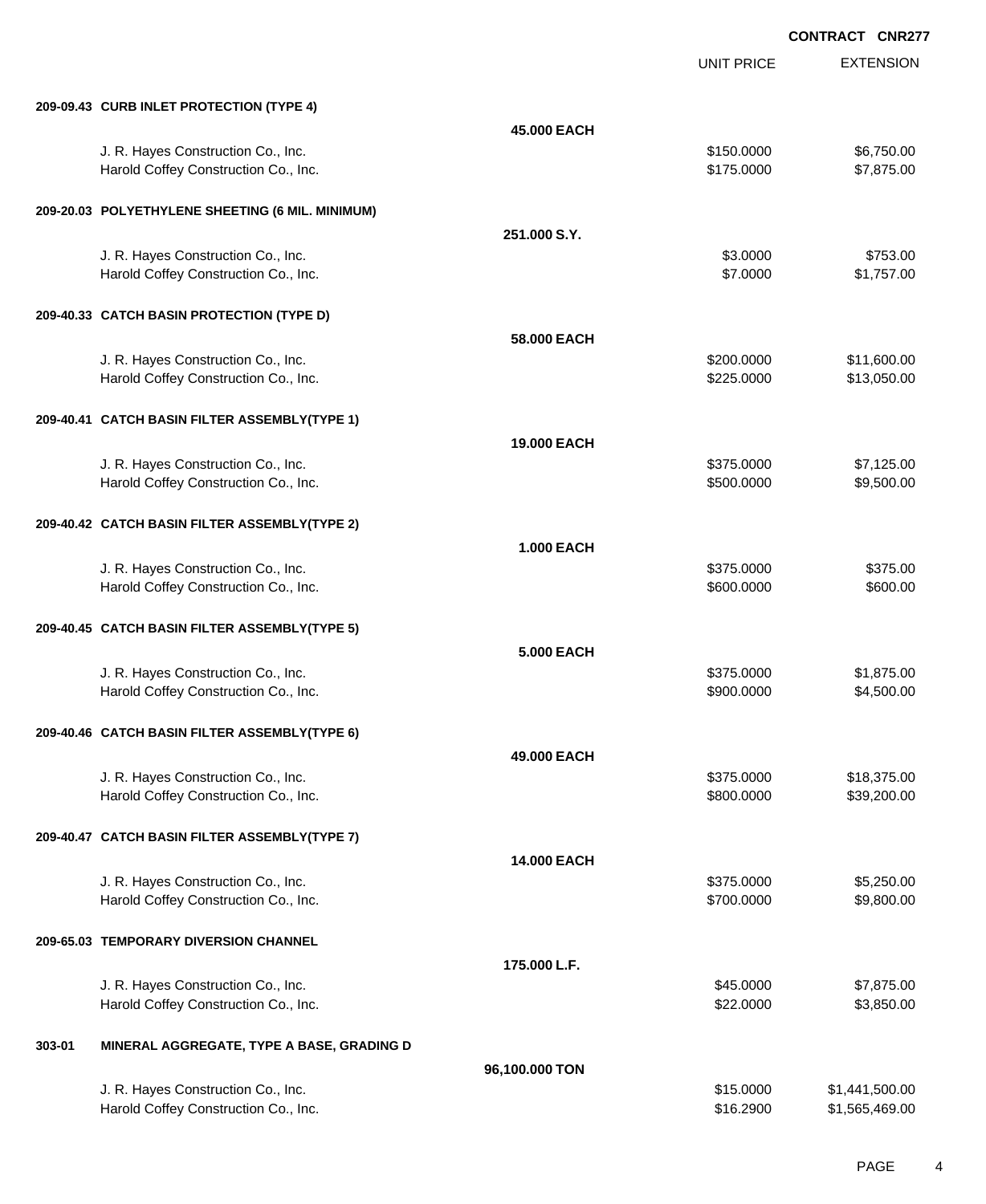**CONTRACT CNR277**

| | | UNIT PRICE | EXTENSION |
|---|---|---|---|
| **209-09.43 CURB INLET PROTECTION (TYPE 4)** | | | |
| | **45.000 EACH** | | |
| J. R. Hayes Construction Co., Inc. | | $150.0000 | $6,750.00 |
| Harold Coffey Construction Co., Inc. | | $175.0000 | $7,875.00 |
| **209-20.03 POLYETHYLENE SHEETING (6 MIL. MINIMUM)** | | | |
| | **251.000 S.Y.** | | |
| J. R. Hayes Construction Co., Inc. | | $3.0000 | $753.00 |
| Harold Coffey Construction Co., Inc. | | $7.0000 | $1,757.00 |
| **209-40.33 CATCH BASIN PROTECTION (TYPE D)** | | | |
| | **58.000 EACH** | | |
| J. R. Hayes Construction Co., Inc. | | $200.0000 | $11,600.00 |
| Harold Coffey Construction Co., Inc. | | $225.0000 | $13,050.00 |
| **209-40.41 CATCH BASIN FILTER ASSEMBLY(TYPE 1)** | | | |
| | **19.000 EACH** | | |
| J. R. Hayes Construction Co., Inc. | | $375.0000 | $7,125.00 |
| Harold Coffey Construction Co., Inc. | | $500.0000 | $9,500.00 |
| **209-40.42 CATCH BASIN FILTER ASSEMBLY(TYPE 2)** | | | |
| | **1.000 EACH** | | |
| J. R. Hayes Construction Co., Inc. | | $375.0000 | $375.00 |
| Harold Coffey Construction Co., Inc. | | $600.0000 | $600.00 |
| **209-40.45 CATCH BASIN FILTER ASSEMBLY(TYPE 5)** | | | |
| | **5.000 EACH** | | |
| J. R. Hayes Construction Co., Inc. | | $375.0000 | $1,875.00 |
| Harold Coffey Construction Co., Inc. | | $900.0000 | $4,500.00 |
| **209-40.46 CATCH BASIN FILTER ASSEMBLY(TYPE 6)** | | | |
| | **49.000 EACH** | | |
| J. R. Hayes Construction Co., Inc. | | $375.0000 | $18,375.00 |
| Harold Coffey Construction Co., Inc. | | $800.0000 | $39,200.00 |
| **209-40.47 CATCH BASIN FILTER ASSEMBLY(TYPE 7)** | | | |
| | **14.000 EACH** | | |
| J. R. Hayes Construction Co., Inc. | | $375.0000 | $5,250.00 |
| Harold Coffey Construction Co., Inc. | | $700.0000 | $9,800.00 |
| **209-65.03 TEMPORARY DIVERSION CHANNEL** | | | |
| | **175.000 L.F.** | | |
| J. R. Hayes Construction Co., Inc. | | $45.0000 | $7,875.00 |
| Harold Coffey Construction Co., Inc. | | $22.0000 | $3,850.00 |
| **303-01 MINERAL AGGREGATE, TYPE A BASE, GRADING D** | | | |
| | **96,100.000 TON** | | |
| J. R. Hayes Construction Co., Inc. | | $15.0000 | $1,441,500.00 |
| Harold Coffey Construction Co., Inc. | | $16.2900 | $1,565,469.00 |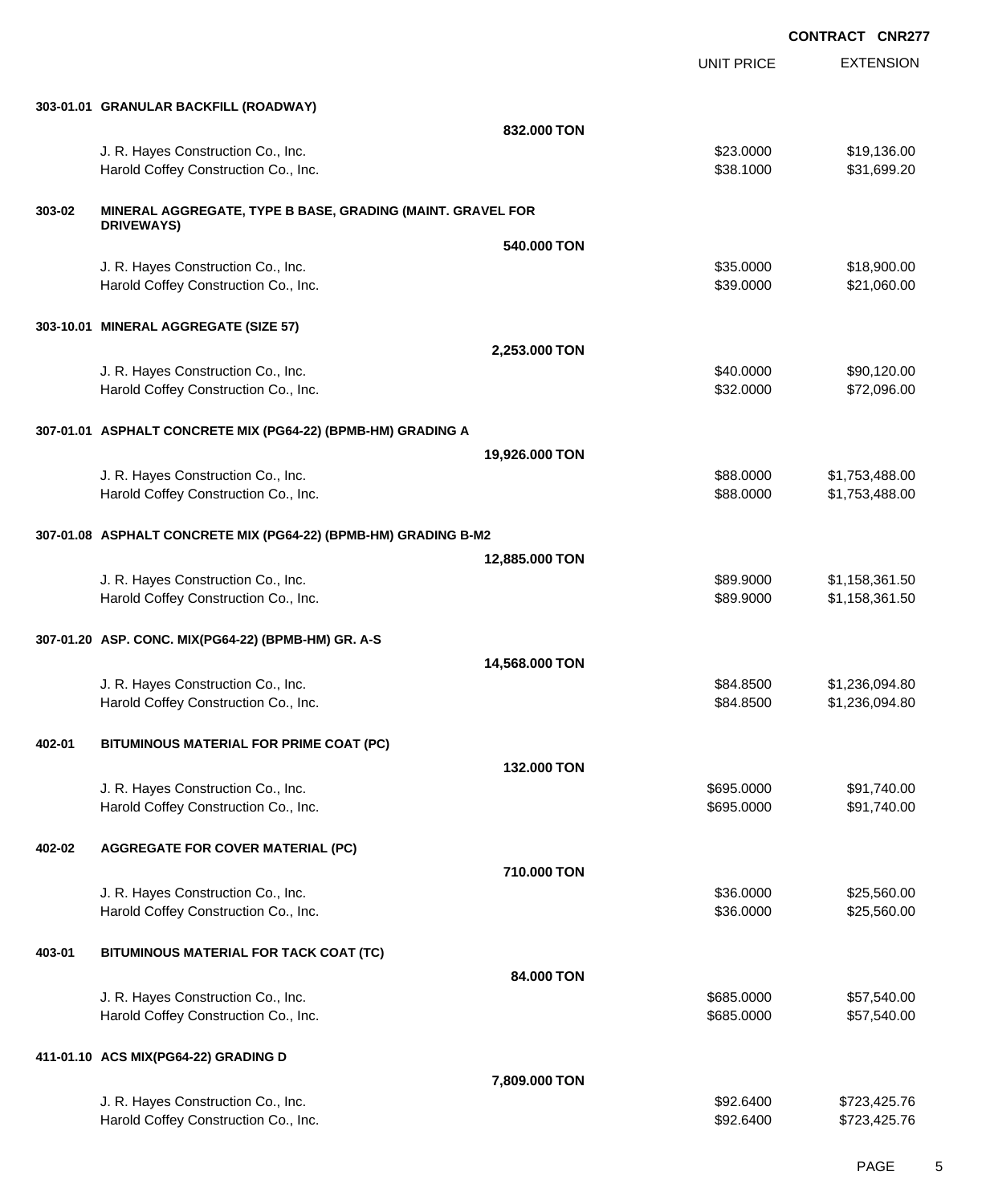**CONTRACT CNR277**

| | | UNIT PRICE | EXTENSION |
|---|---|---|---|
| **303-01.01** | **GRANULAR BACKFILL (ROADWAY)** | | |
| | **832.000 TON** | | |
| | J. R. Hayes Construction Co., Inc. | \$23.0000 | \$19,136.00 |
| | Harold Coffey Construction Co., Inc. | \$38.1000 | \$31,699.20 |
| **303-02** | **MINERAL AGGREGATE, TYPE B BASE, GRADING (MAINT. GRAVEL FOR DRIVEWAYS)** | | |
| | **540.000 TON** | | |
| | J. R. Hayes Construction Co., Inc. | \$35.0000 | \$18,900.00 |
| | Harold Coffey Construction Co., Inc. | \$39.0000 | \$21,060.00 |
| **303-10.01** | **MINERAL AGGREGATE (SIZE 57)** | | |
| | **2,253.000 TON** | | |
| | J. R. Hayes Construction Co., Inc. | \$40.0000 | \$90,120.00 |
| | Harold Coffey Construction Co., Inc. | \$32.0000 | \$72,096.00 |
| **307-01.01** | **ASPHALT CONCRETE MIX (PG64-22) (BPMB-HM) GRADING A** | | |
| | **19,926.000 TON** | | |
| | J. R. Hayes Construction Co., Inc. | \$88.0000 | \$1,753,488.00 |
| | Harold Coffey Construction Co., Inc. | \$88.0000 | \$1,753,488.00 |
| **307-01.08** | **ASPHALT CONCRETE MIX (PG64-22) (BPMB-HM) GRADING B-M2** | | |
| | **12,885.000 TON** | | |
| | J. R. Hayes Construction Co., Inc. | \$89.9000 | \$1,158,361.50 |
| | Harold Coffey Construction Co., Inc. | \$89.9000 | \$1,158,361.50 |
| **307-01.20** | **ASP. CONC. MIX(PG64-22) (BPMB-HM) GR. A-S** | | |
| | **14,568.000 TON** | | |
| | J. R. Hayes Construction Co., Inc. | \$84.8500 | \$1,236,094.80 |
| | Harold Coffey Construction Co., Inc. | \$84.8500 | \$1,236,094.80 |
| **402-01** | **BITUMINOUS MATERIAL FOR PRIME COAT (PC)** | | |
| | **132.000 TON** | | |
| | J. R. Hayes Construction Co., Inc. | \$695.0000 | \$91,740.00 |
| | Harold Coffey Construction Co., Inc. | \$695.0000 | \$91,740.00 |
| **402-02** | **AGGREGATE FOR COVER MATERIAL (PC)** | | |
| | **710.000 TON** | | |
| | J. R. Hayes Construction Co., Inc. | \$36.0000 | \$25,560.00 |
| | Harold Coffey Construction Co., Inc. | \$36.0000 | \$25,560.00 |
| **403-01** | **BITUMINOUS MATERIAL FOR TACK COAT (TC)** | | |
| | **84.000 TON** | | |
| | J. R. Hayes Construction Co., Inc. | \$685.0000 | \$57,540.00 |
| | Harold Coffey Construction Co., Inc. | \$685.0000 | \$57,540.00 |
| **411-01.10** | **ACS MIX(PG64-22) GRADING D** | | |
| | **7,809.000 TON** | | |
| | J. R. Hayes Construction Co., Inc. | \$92.6400 | \$723,425.76 |
| | Harold Coffey Construction Co., Inc. | \$92.6400 | \$723,425.76 |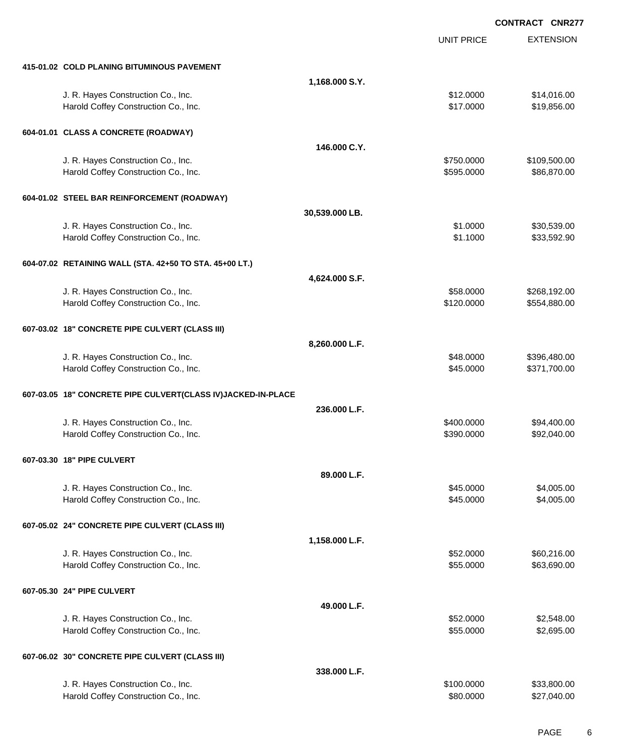**CONTRACT CNR277**

| | | UNIT PRICE | EXTENSION |
|---|---|---|---|
| **415-01.02 COLD PLANING BITUMINOUS PAVEMENT** | | | |
| | **1,168.000 S.Y.** | | |
| J. R. Hayes Construction Co., Inc. | | $12.0000 | $14,016.00 |
| Harold Coffey Construction Co., Inc. | | $17.0000 | $19,856.00 |
| **604-01.01 CLASS A CONCRETE (ROADWAY)** | | | |
| | **146.000 C.Y.** | | |
| J. R. Hayes Construction Co., Inc. | | $750.0000 | $109,500.00 |
| Harold Coffey Construction Co., Inc. | | $595.0000 | $86,870.00 |
| **604-01.02 STEEL BAR REINFORCEMENT (ROADWAY)** | | | |
| | **30,539.000 LB.** | | |
| J. R. Hayes Construction Co., Inc. | | $1.0000 | $30,539.00 |
| Harold Coffey Construction Co., Inc. | | $1.1000 | $33,592.90 |
| **604-07.02 RETAINING WALL (STA. 42+50 TO STA. 45+00 LT.)** | | | |
| | **4,624.000 S.F.** | | |
| J. R. Hayes Construction Co., Inc. | | $58.0000 | $268,192.00 |
| Harold Coffey Construction Co., Inc. | | $120.0000 | $554,880.00 |
| **607-03.02 18" CONCRETE PIPE CULVERT (CLASS III)** | | | |
| | **8,260.000 L.F.** | | |
| J. R. Hayes Construction Co., Inc. | | $48.0000 | $396,480.00 |
| Harold Coffey Construction Co., Inc. | | $45.0000 | $371,700.00 |
| **607-03.05 18" CONCRETE PIPE CULVERT(CLASS IV)JACKED-IN-PLACE** | | | |
| | **236.000 L.F.** | | |
| J. R. Hayes Construction Co., Inc. | | $400.0000 | $94,400.00 |
| Harold Coffey Construction Co., Inc. | | $390.0000 | $92,040.00 |
| **607-03.30 18" PIPE CULVERT** | | | |
| | **89.000 L.F.** | | |
| J. R. Hayes Construction Co., Inc. | | $45.0000 | $4,005.00 |
| Harold Coffey Construction Co., Inc. | | $45.0000 | $4,005.00 |
| **607-05.02 24" CONCRETE PIPE CULVERT (CLASS III)** | | | |
| | **1,158.000 L.F.** | | |
| J. R. Hayes Construction Co., Inc. | | $52.0000 | $60,216.00 |
| Harold Coffey Construction Co., Inc. | | $55.0000 | $63,690.00 |
| **607-05.30 24" PIPE CULVERT** | | | |
| | **49.000 L.F.** | | |
| J. R. Hayes Construction Co., Inc. | | $52.0000 | $2,548.00 |
| Harold Coffey Construction Co., Inc. | | $55.0000 | $2,695.00 |
| **607-06.02 30" CONCRETE PIPE CULVERT (CLASS III)** | | | |
| | **338.000 L.F.** | | |
| J. R. Hayes Construction Co., Inc. | | $100.0000 | $33,800.00 |
| Harold Coffey Construction Co., Inc. | | $80.0000 | $27,040.00 |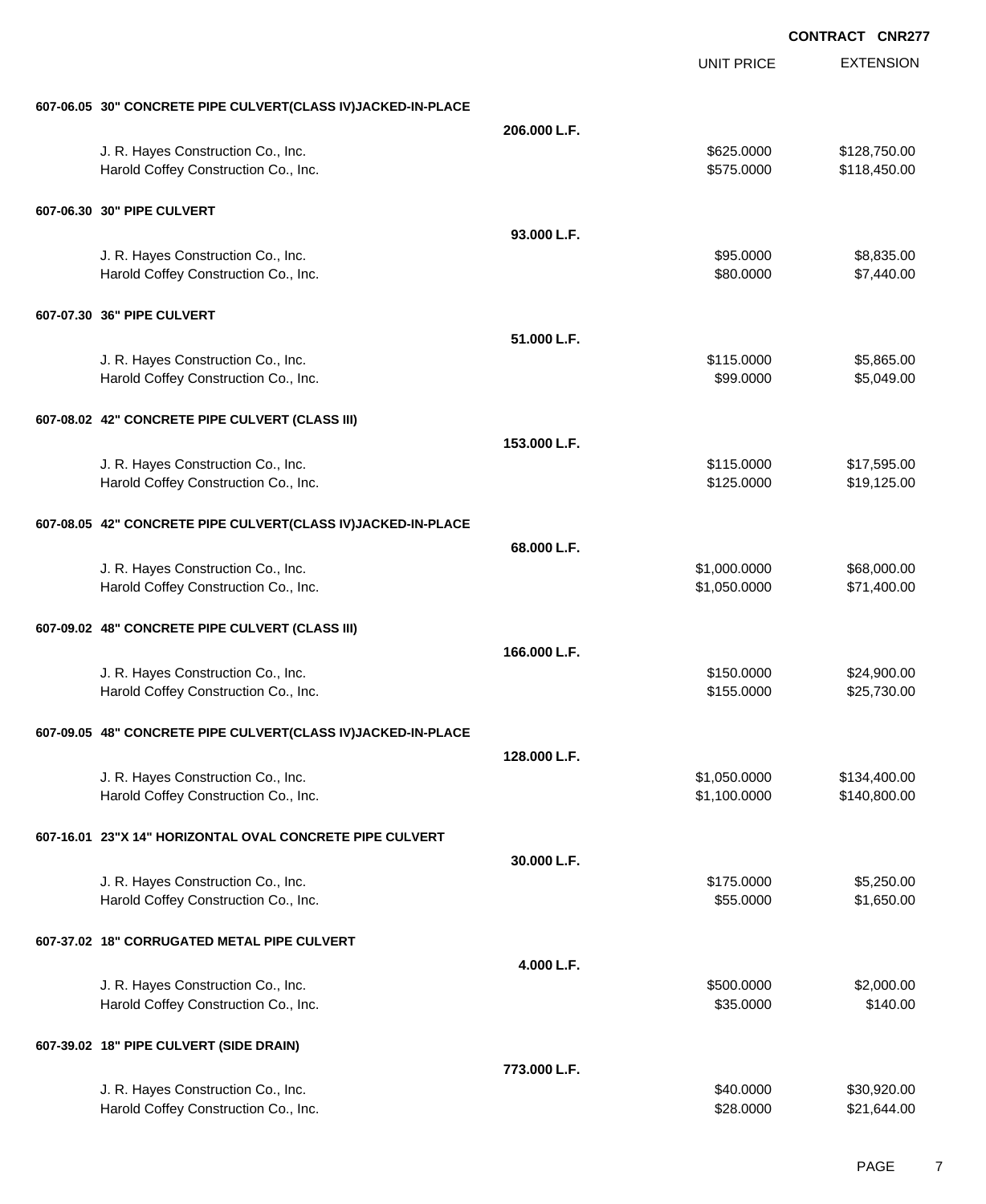**CONTRACT CNR277**

| | | UNIT PRICE | EXTENSION |
|---|---|---|---|
| **607-06.05 30" CONCRETE PIPE CULVERT(CLASS IV)JACKED-IN-PLACE** | | | |
| | **206.000 L.F.** | | |
| J. R. Hayes Construction Co., Inc. | | $625.0000 | $128,750.00 |
| Harold Coffey Construction Co., Inc. | | $575.0000 | $118,450.00 |
| **607-06.30 30" PIPE CULVERT** | | | |
| | **93.000 L.F.** | | |
| J. R. Hayes Construction Co., Inc. | | $95.0000 | $8,835.00 |
| Harold Coffey Construction Co., Inc. | | $80.0000 | $7,440.00 |
| **607-07.30 36" PIPE CULVERT** | | | |
| | **51.000 L.F.** | | |
| J. R. Hayes Construction Co., Inc. | | $115.0000 | $5,865.00 |
| Harold Coffey Construction Co., Inc. | | $99.0000 | $5,049.00 |
| **607-08.02 42" CONCRETE PIPE CULVERT (CLASS III)** | | | |
| | **153.000 L.F.** | | |
| J. R. Hayes Construction Co., Inc. | | $115.0000 | $17,595.00 |
| Harold Coffey Construction Co., Inc. | | $125.0000 | $19,125.00 |
| **607-08.05 42" CONCRETE PIPE CULVERT(CLASS IV)JACKED-IN-PLACE** | | | |
| | **68.000 L.F.** | | |
| J. R. Hayes Construction Co., Inc. | | $1,000.0000 | $68,000.00 |
| Harold Coffey Construction Co., Inc. | | $1,050.0000 | $71,400.00 |
| **607-09.02 48" CONCRETE PIPE CULVERT (CLASS III)** | | | |
| | **166.000 L.F.** | | |
| J. R. Hayes Construction Co., Inc. | | $150.0000 | $24,900.00 |
| Harold Coffey Construction Co., Inc. | | $155.0000 | $25,730.00 |
| **607-09.05 48" CONCRETE PIPE CULVERT(CLASS IV)JACKED-IN-PLACE** | | | |
| | **128.000 L.F.** | | |
| J. R. Hayes Construction Co., Inc. | | $1,050.0000 | $134,400.00 |
| Harold Coffey Construction Co., Inc. | | $1,100.0000 | $140,800.00 |
| **607-16.01 23"X 14" HORIZONTAL OVAL CONCRETE PIPE CULVERT** | | | |
| | **30.000 L.F.** | | |
| J. R. Hayes Construction Co., Inc. | | $175.0000 | $5,250.00 |
| Harold Coffey Construction Co., Inc. | | $55.0000 | $1,650.00 |
| **607-37.02 18" CORRUGATED METAL PIPE CULVERT** | | | |
| | **4.000 L.F.** | | |
| J. R. Hayes Construction Co., Inc. | | $500.0000 | $2,000.00 |
| Harold Coffey Construction Co., Inc. | | $35.0000 | $140.00 |
| **607-39.02 18" PIPE CULVERT (SIDE DRAIN)** | | | |
| | **773.000 L.F.** | | |
| J. R. Hayes Construction Co., Inc. | | $40.0000 | $30,920.00 |
| Harold Coffey Construction Co., Inc. | | $28.0000 | $21,644.00 |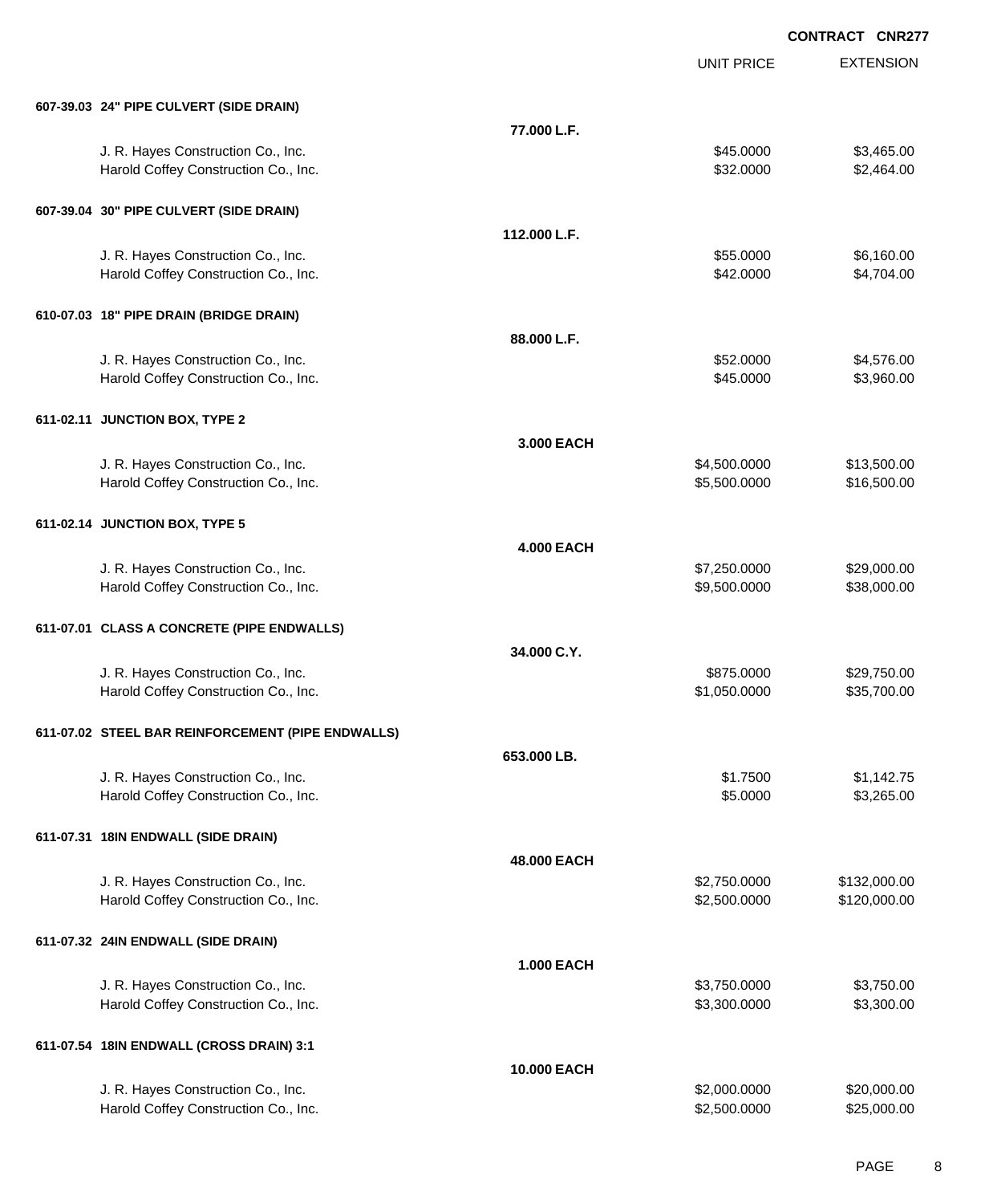**CONTRACT CNR277**

| | | UNIT PRICE | EXTENSION |
|---|---|---|---|
| **607-39.03 24" PIPE CULVERT (SIDE DRAIN)** | | | |
| | **77.000 L.F.** | | |
| J. R. Hayes Construction Co., Inc. | | $45.0000 | $3,465.00 |
| Harold Coffey Construction Co., Inc. | | $32.0000 | $2,464.00 |
| **607-39.04 30" PIPE CULVERT (SIDE DRAIN)** | | | |
| | **112.000 L.F.** | | |
| J. R. Hayes Construction Co., Inc. | | $55.0000 | $6,160.00 |
| Harold Coffey Construction Co., Inc. | | $42.0000 | $4,704.00 |
| **610-07.03 18" PIPE DRAIN (BRIDGE DRAIN)** | | | |
| | **88.000 L.F.** | | |
| J. R. Hayes Construction Co., Inc. | | $52.0000 | $4,576.00 |
| Harold Coffey Construction Co., Inc. | | $45.0000 | $3,960.00 |
| **611-02.11 JUNCTION BOX, TYPE 2** | | | |
| | **3.000 EACH** | | |
| J. R. Hayes Construction Co., Inc. | | $4,500.0000 | $13,500.00 |
| Harold Coffey Construction Co., Inc. | | $5,500.0000 | $16,500.00 |
| **611-02.14 JUNCTION BOX, TYPE 5** | | | |
| | **4.000 EACH** | | |
| J. R. Hayes Construction Co., Inc. | | $7,250.0000 | $29,000.00 |
| Harold Coffey Construction Co., Inc. | | $9,500.0000 | $38,000.00 |
| **611-07.01 CLASS A CONCRETE (PIPE ENDWALLS)** | | | |
| | **34.000 C.Y.** | | |
| J. R. Hayes Construction Co., Inc. | | $875.0000 | $29,750.00 |
| Harold Coffey Construction Co., Inc. | | $1,050.0000 | $35,700.00 |
| **611-07.02 STEEL BAR REINFORCEMENT (PIPE ENDWALLS)** | | | |
| | **653.000 LB.** | | |
| J. R. Hayes Construction Co., Inc. | | $1.7500 | $1,142.75 |
| Harold Coffey Construction Co., Inc. | | $5.0000 | $3,265.00 |
| **611-07.31 18IN ENDWALL (SIDE DRAIN)** | | | |
| | **48.000 EACH** | | |
| J. R. Hayes Construction Co., Inc. | | $2,750.0000 | $132,000.00 |
| Harold Coffey Construction Co., Inc. | | $2,500.0000 | $120,000.00 |
| **611-07.32 24IN ENDWALL (SIDE DRAIN)** | | | |
| | **1.000 EACH** | | |
| J. R. Hayes Construction Co., Inc. | | $3,750.0000 | $3,750.00 |
| Harold Coffey Construction Co., Inc. | | $3,300.0000 | $3,300.00 |
| **611-07.54 18IN ENDWALL (CROSS DRAIN) 3:1** | | | |
| | **10.000 EACH** | | |
| J. R. Hayes Construction Co., Inc. | | $2,000.0000 | $20,000.00 |
| Harold Coffey Construction Co., Inc. | | $2,500.0000 | $25,000.00 |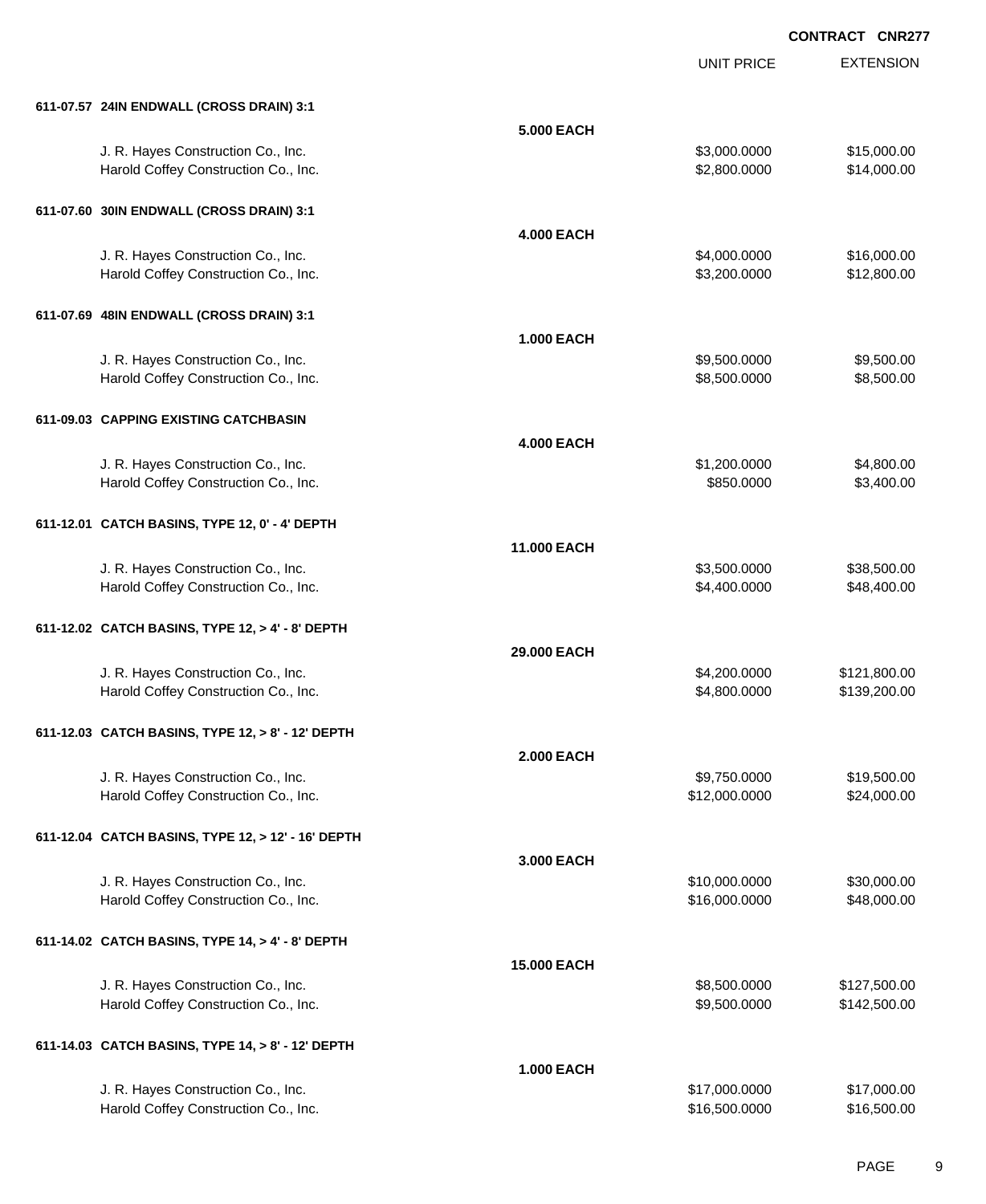**CONTRACT CNR277**

| | | UNIT PRICE | EXTENSION |
|---|---|---|---|
| **611-07.57 24IN ENDWALL (CROSS DRAIN) 3:1** | | | |
| | **5.000 EACH** | | |
| J. R. Hayes Construction Co., Inc. | | $3,000.0000 | $15,000.00 |
| Harold Coffey Construction Co., Inc. | | $2,800.0000 | $14,000.00 |
| **611-07.60 30IN ENDWALL (CROSS DRAIN) 3:1** | | | |
| | **4.000 EACH** | | |
| J. R. Hayes Construction Co., Inc. | | $4,000.0000 | $16,000.00 |
| Harold Coffey Construction Co., Inc. | | $3,200.0000 | $12,800.00 |
| **611-07.69 48IN ENDWALL (CROSS DRAIN) 3:1** | | | |
| | **1.000 EACH** | | |
| J. R. Hayes Construction Co., Inc. | | $9,500.0000 | $9,500.00 |
| Harold Coffey Construction Co., Inc. | | $8,500.0000 | $8,500.00 |
| **611-09.03 CAPPING EXISTING CATCHBASIN** | | | |
| | **4.000 EACH** | | |
| J. R. Hayes Construction Co., Inc. | | $1,200.0000 | $4,800.00 |
| Harold Coffey Construction Co., Inc. | | $850.0000 | $3,400.00 |
| **611-12.01 CATCH BASINS, TYPE 12, 0' - 4' DEPTH** | | | |
| | **11.000 EACH** | | |
| J. R. Hayes Construction Co., Inc. | | $3,500.0000 | $38,500.00 |
| Harold Coffey Construction Co., Inc. | | $4,400.0000 | $48,400.00 |
| **611-12.02 CATCH BASINS, TYPE 12, > 4' - 8' DEPTH** | | | |
| | **29.000 EACH** | | |
| J. R. Hayes Construction Co., Inc. | | $4,200.0000 | $121,800.00 |
| Harold Coffey Construction Co., Inc. | | $4,800.0000 | $139,200.00 |
| **611-12.03 CATCH BASINS, TYPE 12, > 8' - 12' DEPTH** | | | |
| | **2.000 EACH** | | |
| J. R. Hayes Construction Co., Inc. | | $9,750.0000 | $19,500.00 |
| Harold Coffey Construction Co., Inc. | | $12,000.0000 | $24,000.00 |
| **611-12.04 CATCH BASINS, TYPE 12, > 12' - 16' DEPTH** | | | |
| | **3.000 EACH** | | |
| J. R. Hayes Construction Co., Inc. | | $10,000.0000 | $30,000.00 |
| Harold Coffey Construction Co., Inc. | | $16,000.0000 | $48,000.00 |
| **611-14.02 CATCH BASINS, TYPE 14, > 4' - 8' DEPTH** | | | |
| | **15.000 EACH** | | |
| J. R. Hayes Construction Co., Inc. | | $8,500.0000 | $127,500.00 |
| Harold Coffey Construction Co., Inc. | | $9,500.0000 | $142,500.00 |
| **611-14.03 CATCH BASINS, TYPE 14, > 8' - 12' DEPTH** | | | |
| | **1.000 EACH** | | |
| J. R. Hayes Construction Co., Inc. | | $17,000.0000 | $17,000.00 |
| Harold Coffey Construction Co., Inc. | | $16,500.0000 | $16,500.00 |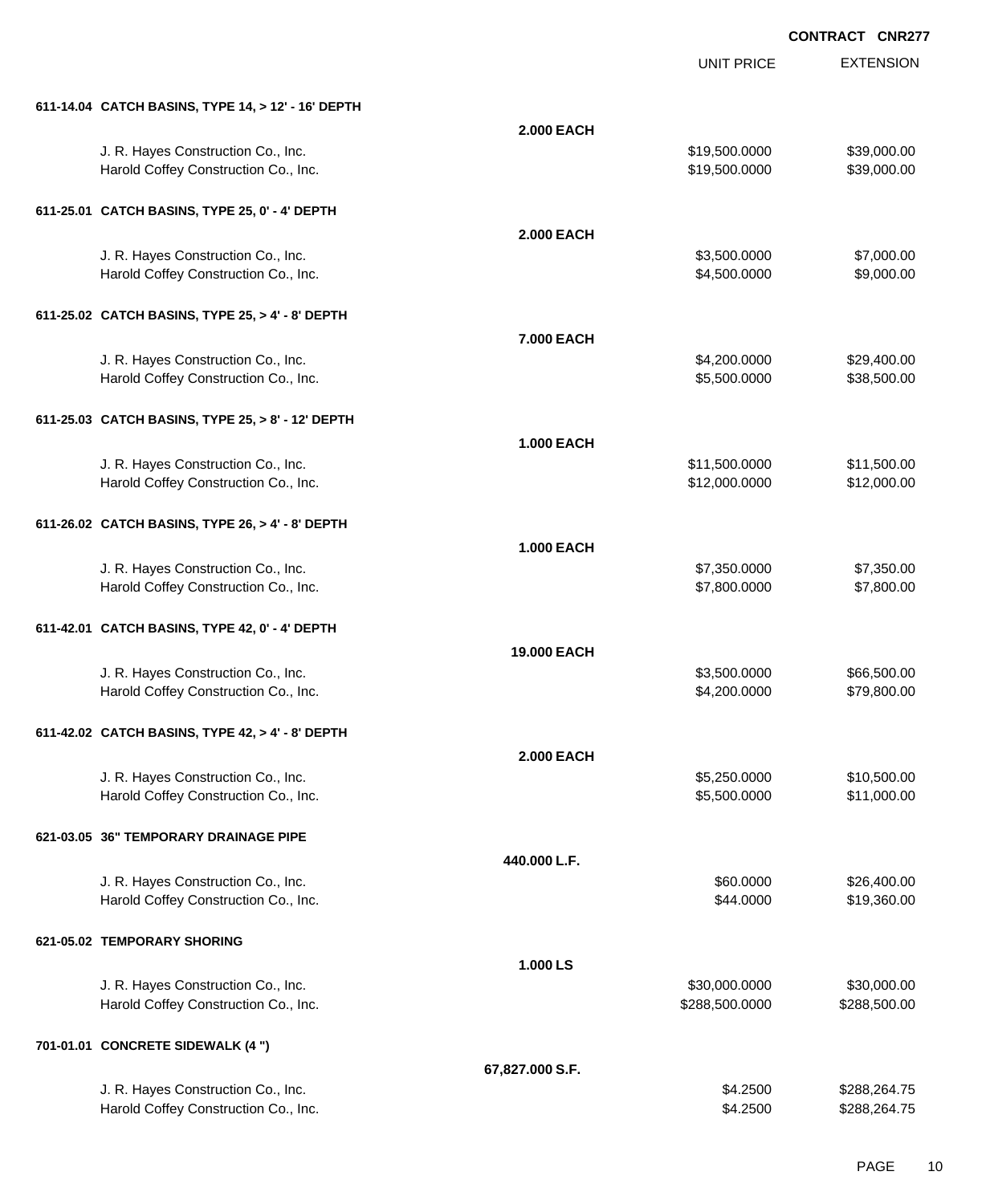**CONTRACT CNR277**

| | | UNIT PRICE | EXTENSION |
|---|---|---|---|
| **611-14.04 CATCH BASINS, TYPE 14, > 12' - 16' DEPTH** | | | |
| | **2.000 EACH** | | |
| J. R. Hayes Construction Co., Inc. | | $19,500.0000 | $39,000.00 |
| Harold Coffey Construction Co., Inc. | | $19,500.0000 | $39,000.00 |
| **611-25.01 CATCH BASINS, TYPE 25, 0' - 4' DEPTH** | | | |
| | **2.000 EACH** | | |
| J. R. Hayes Construction Co., Inc. | | $3,500.0000 | $7,000.00 |
| Harold Coffey Construction Co., Inc. | | $4,500.0000 | $9,000.00 |
| **611-25.02 CATCH BASINS, TYPE 25, > 4' - 8' DEPTH** | | | |
| | **7.000 EACH** | | |
| J. R. Hayes Construction Co., Inc. | | $4,200.0000 | $29,400.00 |
| Harold Coffey Construction Co., Inc. | | $5,500.0000 | $38,500.00 |
| **611-25.03 CATCH BASINS, TYPE 25, > 8' - 12' DEPTH** | | | |
| | **1.000 EACH** | | |
| J. R. Hayes Construction Co., Inc. | | $11,500.0000 | $11,500.00 |
| Harold Coffey Construction Co., Inc. | | $12,000.0000 | $12,000.00 |
| **611-26.02 CATCH BASINS, TYPE 26, > 4' - 8' DEPTH** | | | |
| | **1.000 EACH** | | |
| J. R. Hayes Construction Co., Inc. | | $7,350.0000 | $7,350.00 |
| Harold Coffey Construction Co., Inc. | | $7,800.0000 | $7,800.00 |
| **611-42.01 CATCH BASINS, TYPE 42, 0' - 4' DEPTH** | | | |
| | **19.000 EACH** | | |
| J. R. Hayes Construction Co., Inc. | | $3,500.0000 | $66,500.00 |
| Harold Coffey Construction Co., Inc. | | $4,200.0000 | $79,800.00 |
| **611-42.02 CATCH BASINS, TYPE 42, > 4' - 8' DEPTH** | | | |
| | **2.000 EACH** | | |
| J. R. Hayes Construction Co., Inc. | | $5,250.0000 | $10,500.00 |
| Harold Coffey Construction Co., Inc. | | $5,500.0000 | $11,000.00 |
| **621-03.05 36" TEMPORARY DRAINAGE PIPE** | | | |
| | **440.000 L.F.** | | |
| J. R. Hayes Construction Co., Inc. | | $60.0000 | $26,400.00 |
| Harold Coffey Construction Co., Inc. | | $44.0000 | $19,360.00 |
| **621-05.02 TEMPORARY SHORING** | | | |
| | **1.000 LS** | | |
| J. R. Hayes Construction Co., Inc. | | $30,000.0000 | $30,000.00 |
| Harold Coffey Construction Co., Inc. | | $288,500.0000 | $288,500.00 |
| **701-01.01 CONCRETE SIDEWALK (4 ")** | | | |
| | **67,827.000 S.F.** | | |
| J. R. Hayes Construction Co., Inc. | | $4.2500 | $288,264.75 |
| Harold Coffey Construction Co., Inc. | | $4.2500 | $288,264.75 |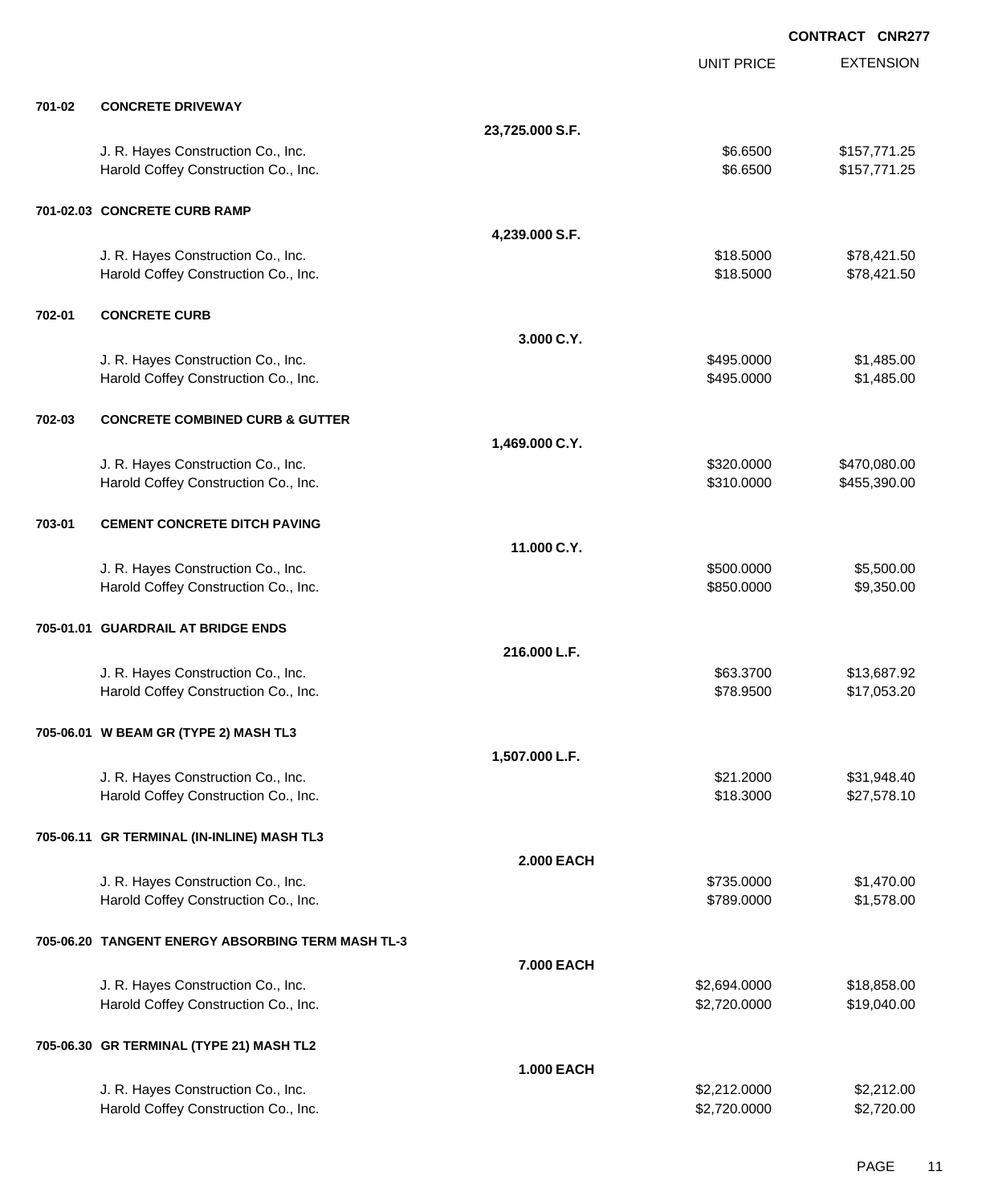**CONTRACT CNR277**

| | | | UNIT PRICE | EXTENSION |
|---|---|---|---|---|
| **701-02** | **CONCRETE DRIVEWAY** | | | |
| | | **23,725.000 S.F.** | | |
| | J. R. Hayes Construction Co., Inc. | | $6.6500 | $157,771.25 |
| | Harold Coffey Construction Co., Inc. | | $6.6500 | $157,771.25 |
| **701-02.03** | **CONCRETE CURB RAMP** | | | |
| | | **4,239.000 S.F.** | | |
| | J. R. Hayes Construction Co., Inc. | | $18.5000 | $78,421.50 |
| | Harold Coffey Construction Co., Inc. | | $18.5000 | $78,421.50 |
| **702-01** | **CONCRETE CURB** | | | |
| | | **3.000 C.Y.** | | |
| | J. R. Hayes Construction Co., Inc. | | $495.0000 | $1,485.00 |
| | Harold Coffey Construction Co., Inc. | | $495.0000 | $1,485.00 |
| **702-03** | **CONCRETE COMBINED CURB & GUTTER** | | | |
| | | **1,469.000 C.Y.** | | |
| | J. R. Hayes Construction Co., Inc. | | $320.0000 | $470,080.00 |
| | Harold Coffey Construction Co., Inc. | | $310.0000 | $455,390.00 |
| **703-01** | **CEMENT CONCRETE DITCH PAVING** | | | |
| | | **11.000 C.Y.** | | |
| | J. R. Hayes Construction Co., Inc. | | $500.0000 | $5,500.00 |
| | Harold Coffey Construction Co., Inc. | | $850.0000 | $9,350.00 |
| **705-01.01** | **GUARDRAIL AT BRIDGE ENDS** | | | |
| | | **216.000 L.F.** | | |
| | J. R. Hayes Construction Co., Inc. | | $63.3700 | $13,687.92 |
| | Harold Coffey Construction Co., Inc. | | $78.9500 | $17,053.20 |
| **705-06.01** | **W BEAM GR (TYPE 2) MASH TL3** | | | |
| | | **1,507.000 L.F.** | | |
| | J. R. Hayes Construction Co., Inc. | | $21.2000 | $31,948.40 |
| | Harold Coffey Construction Co., Inc. | | $18.3000 | $27,578.10 |
| **705-06.11** | **GR TERMINAL (IN-INLINE) MASH TL3** | | | |
| | | **2.000 EACH** | | |
| | J. R. Hayes Construction Co., Inc. | | $735.0000 | $1,470.00 |
| | Harold Coffey Construction Co., Inc. | | $789.0000 | $1,578.00 |
| **705-06.20** | **TANGENT ENERGY ABSORBING TERM MASH TL-3** | | | |
| | | **7.000 EACH** | | |
| | J. R. Hayes Construction Co., Inc. | | $2,694.0000 | $18,858.00 |
| | Harold Coffey Construction Co., Inc. | | $2,720.0000 | $19,040.00 |
| **705-06.30** | **GR TERMINAL (TYPE 21) MASH TL2** | | | |
| | | **1.000 EACH** | | |
| | J. R. Hayes Construction Co., Inc. | | $2,212.0000 | $2,212.00 |
| | Harold Coffey Construction Co., Inc. | | $2,720.0000 | $2,720.00 |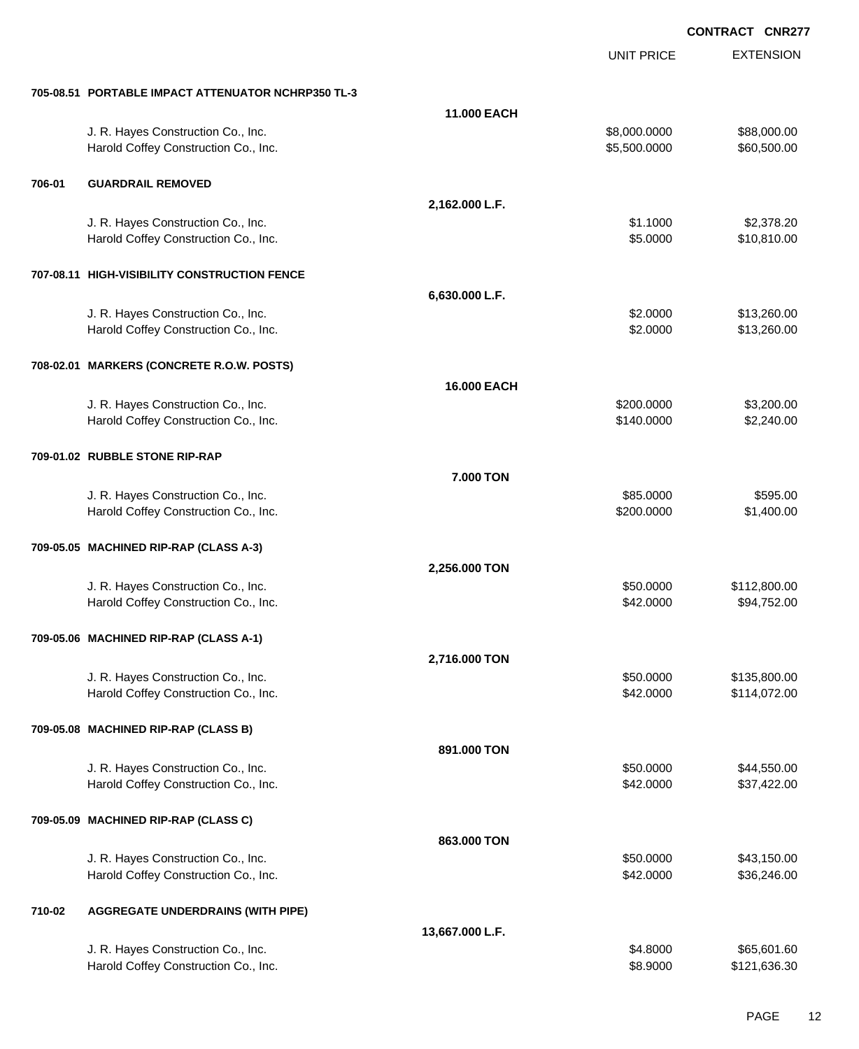**CONTRACT CNR277**

| | | | UNIT PRICE | EXTENSION |
|---|---|---|---|---|
| **705-08.51** | **PORTABLE IMPACT ATTENUATOR NCHRP350 TL-3** | | | |
| | | **11.000 EACH** | | |
| | J. R. Hayes Construction Co., Inc. | | $8,000.0000 | $88,000.00 |
| | Harold Coffey Construction Co., Inc. | | $5,500.0000 | $60,500.00 |
| **706-01** | **GUARDRAIL REMOVED** | | | |
| | | **2,162.000 L.F.** | | |
| | J. R. Hayes Construction Co., Inc. | | $1.1000 | $2,378.20 |
| | Harold Coffey Construction Co., Inc. | | $5.0000 | $10,810.00 |
| **707-08.11** | **HIGH-VISIBILITY CONSTRUCTION FENCE** | | | |
| | | **6,630.000 L.F.** | | |
| | J. R. Hayes Construction Co., Inc. | | $2.0000 | $13,260.00 |
| | Harold Coffey Construction Co., Inc. | | $2.0000 | $13,260.00 |
| **708-02.01** | **MARKERS (CONCRETE R.O.W. POSTS)** | | | |
| | | **16.000 EACH** | | |
| | J. R. Hayes Construction Co., Inc. | | $200.0000 | $3,200.00 |
| | Harold Coffey Construction Co., Inc. | | $140.0000 | $2,240.00 |
| **709-01.02** | **RUBBLE STONE RIP-RAP** | | | |
| | | **7.000 TON** | | |
| | J. R. Hayes Construction Co., Inc. | | $85.0000 | $595.00 |
| | Harold Coffey Construction Co., Inc. | | $200.0000 | $1,400.00 |
| **709-05.05** | **MACHINED RIP-RAP (CLASS A-3)** | | | |
| | | **2,256.000 TON** | | |
| | J. R. Hayes Construction Co., Inc. | | $50.0000 | $112,800.00 |
| | Harold Coffey Construction Co., Inc. | | $42.0000 | $94,752.00 |
| **709-05.06** | **MACHINED RIP-RAP (CLASS A-1)** | | | |
| | | **2,716.000 TON** | | |
| | J. R. Hayes Construction Co., Inc. | | $50.0000 | $135,800.00 |
| | Harold Coffey Construction Co., Inc. | | $42.0000 | $114,072.00 |
| **709-05.08** | **MACHINED RIP-RAP (CLASS B)** | | | |
| | | **891.000 TON** | | |
| | J. R. Hayes Construction Co., Inc. | | $50.0000 | $44,550.00 |
| | Harold Coffey Construction Co., Inc. | | $42.0000 | $37,422.00 |
| **709-05.09** | **MACHINED RIP-RAP (CLASS C)** | | | |
| | | **863.000 TON** | | |
| | J. R. Hayes Construction Co., Inc. | | $50.0000 | $43,150.00 |
| | Harold Coffey Construction Co., Inc. | | $42.0000 | $36,246.00 |
| **710-02** | **AGGREGATE UNDERDRAINS (WITH PIPE)** | | | |
| | | **13,667.000 L.F.** | | |
| | J. R. Hayes Construction Co., Inc. | | $4.8000 | $65,601.60 |
| | Harold Coffey Construction Co., Inc. | | $8.9000 | $121,636.30 |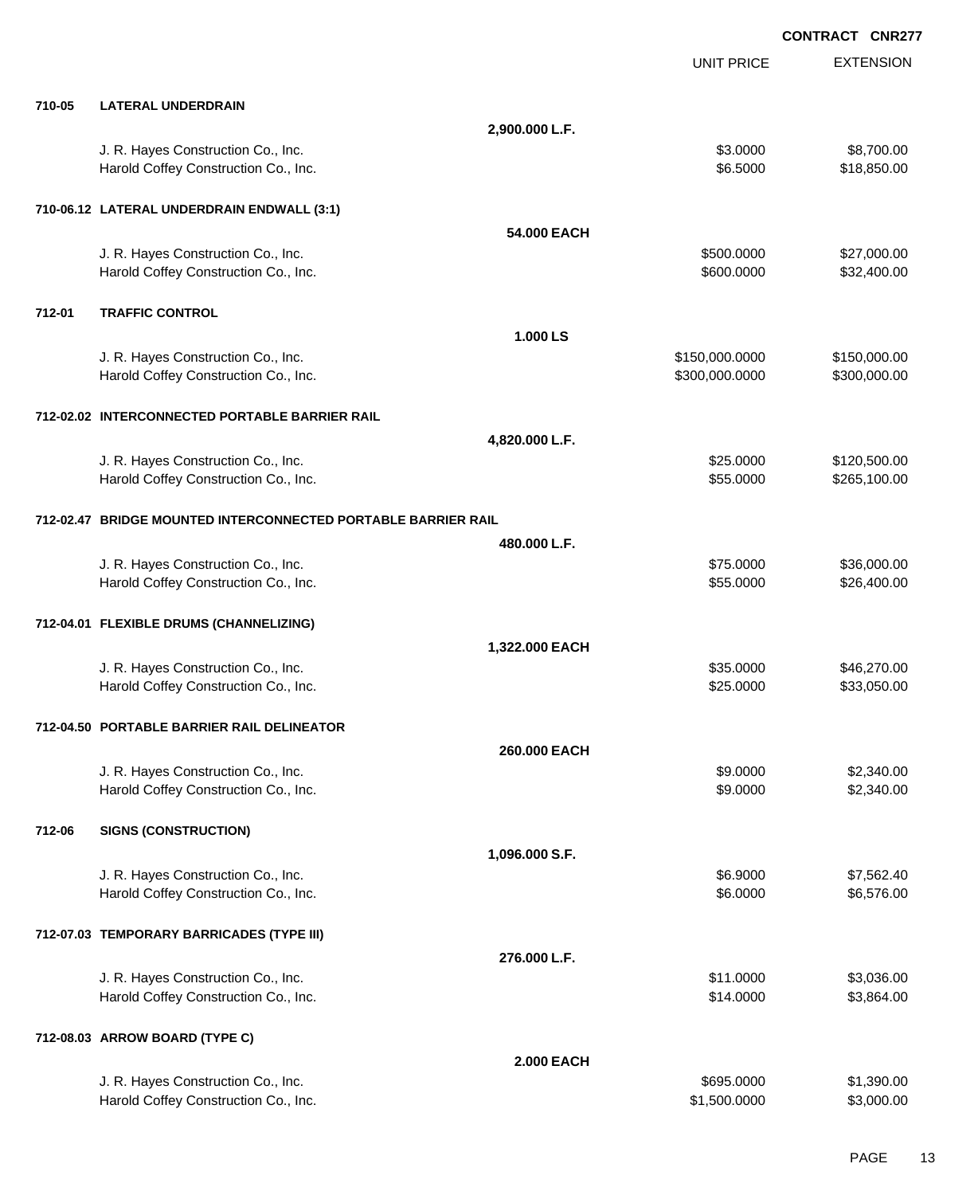**CONTRACT CNR277**

| | | | UNIT PRICE | EXTENSION |
|---|---|---|---|---|
| **710-05** | **LATERAL UNDERDRAIN** | | | |
| | | **2,900.000 L.F.** | | |
| | J. R. Hayes Construction Co., Inc. | | $3.0000 | $8,700.00 |
| | Harold Coffey Construction Co., Inc. | | $6.5000 | $18,850.00 |
| **710-06.12** | **LATERAL UNDERDRAIN ENDWALL (3:1)** | | | |
| | | **54.000 EACH** | | |
| | J. R. Hayes Construction Co., Inc. | | $500.0000 | $27,000.00 |
| | Harold Coffey Construction Co., Inc. | | $600.0000 | $32,400.00 |
| **712-01** | **TRAFFIC CONTROL** | | | |
| | | **1.000 LS** | | |
| | J. R. Hayes Construction Co., Inc. | | $150,000.0000 | $150,000.00 |
| | Harold Coffey Construction Co., Inc. | | $300,000.0000 | $300,000.00 |
| **712-02.02** | **INTERCONNECTED PORTABLE BARRIER RAIL** | | | |
| | | **4,820.000 L.F.** | | |
| | J. R. Hayes Construction Co., Inc. | | $25.0000 | $120,500.00 |
| | Harold Coffey Construction Co., Inc. | | $55.0000 | $265,100.00 |
| **712-02.47** | **BRIDGE MOUNTED INTERCONNECTED PORTABLE BARRIER RAIL** | | | |
| | | **480.000 L.F.** | | |
| | J. R. Hayes Construction Co., Inc. | | $75.0000 | $36,000.00 |
| | Harold Coffey Construction Co., Inc. | | $55.0000 | $26,400.00 |
| **712-04.01** | **FLEXIBLE DRUMS (CHANNELIZING)** | | | |
| | | **1,322.000 EACH** | | |
| | J. R. Hayes Construction Co., Inc. | | $35.0000 | $46,270.00 |
| | Harold Coffey Construction Co., Inc. | | $25.0000 | $33,050.00 |
| **712-04.50** | **PORTABLE BARRIER RAIL DELINEATOR** | | | |
| | | **260.000 EACH** | | |
| | J. R. Hayes Construction Co., Inc. | | $9.0000 | $2,340.00 |
| | Harold Coffey Construction Co., Inc. | | $9.0000 | $2,340.00 |
| **712-06** | **SIGNS (CONSTRUCTION)** | | | |
| | | **1,096.000 S.F.** | | |
| | J. R. Hayes Construction Co., Inc. | | $6.9000 | $7,562.40 |
| | Harold Coffey Construction Co., Inc. | | $6.0000 | $6,576.00 |
| **712-07.03** | **TEMPORARY BARRICADES (TYPE III)** | | | |
| | | **276.000 L.F.** | | |
| | J. R. Hayes Construction Co., Inc. | | $11.0000 | $3,036.00 |
| | Harold Coffey Construction Co., Inc. | | $14.0000 | $3,864.00 |
| **712-08.03** | **ARROW BOARD (TYPE C)** | | | |
| | | **2.000 EACH** | | |
| | J. R. Hayes Construction Co., Inc. | | $695.0000 | $1,390.00 |
| | Harold Coffey Construction Co., Inc. | | $1,500.0000 | $3,000.00 |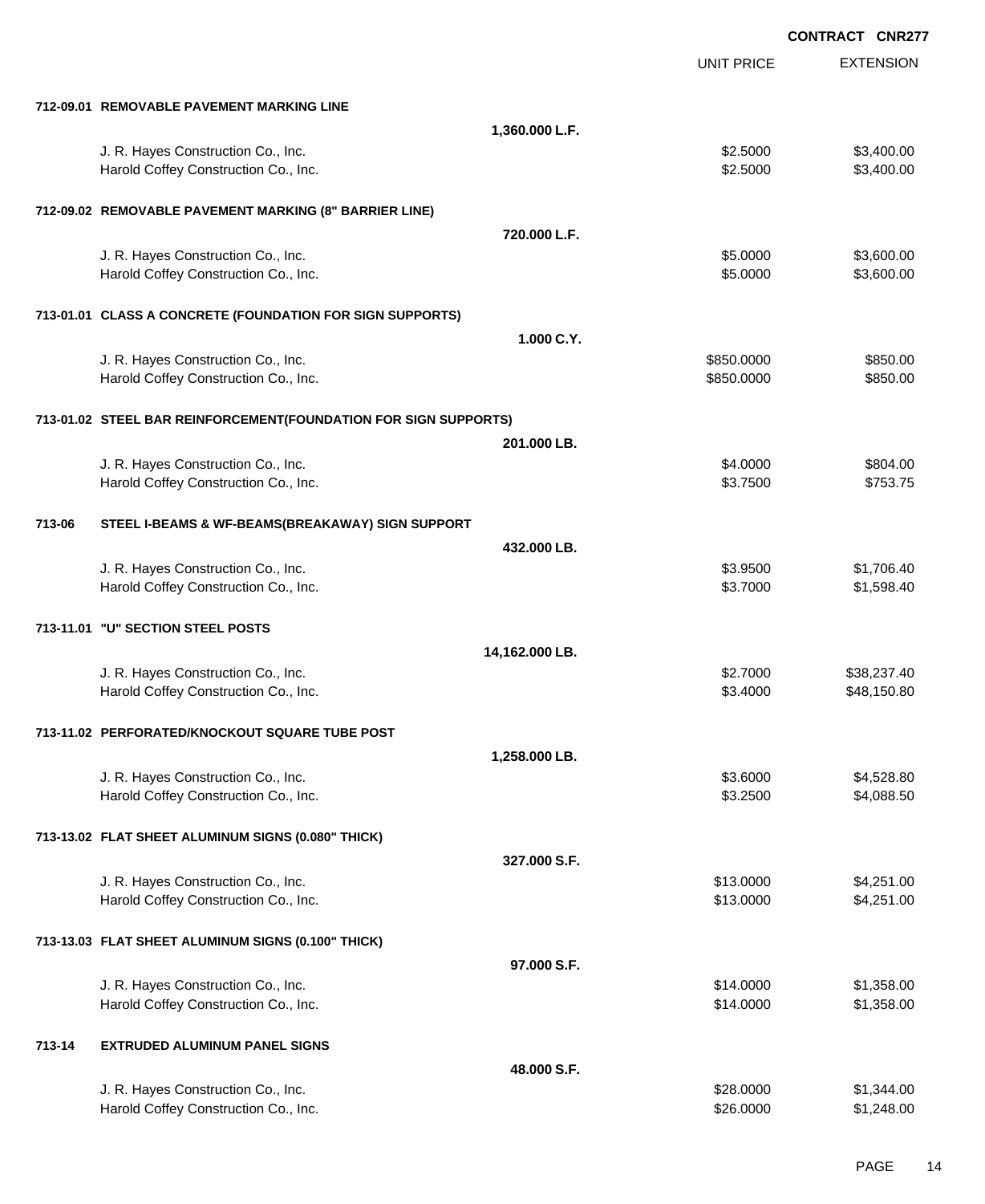**CONTRACT CNR277**

| | | UNIT PRICE | EXTENSION |
|---|---|---|---|
| **712-09.01 REMOVABLE PAVEMENT MARKING LINE** | | | |
| | **1,360.000 L.F.** | | |
| J. R. Hayes Construction Co., Inc. | | $2.5000 | $3,400.00 |
| Harold Coffey Construction Co., Inc. | | $2.5000 | $3,400.00 |
| **712-09.02 REMOVABLE PAVEMENT MARKING (8" BARRIER LINE)** | | | |
| | **720.000 L.F.** | | |
| J. R. Hayes Construction Co., Inc. | | $5.0000 | $3,600.00 |
| Harold Coffey Construction Co., Inc. | | $5.0000 | $3,600.00 |
| **713-01.01 CLASS A CONCRETE (FOUNDATION FOR SIGN SUPPORTS)** | | | |
| | **1.000 C.Y.** | | |
| J. R. Hayes Construction Co., Inc. | | $850.0000 | $850.00 |
| Harold Coffey Construction Co., Inc. | | $850.0000 | $850.00 |
| **713-01.02 STEEL BAR REINFORCEMENT(FOUNDATION FOR SIGN SUPPORTS)** | | | |
| | **201.000 LB.** | | |
| J. R. Hayes Construction Co., Inc. | | $4.0000 | $804.00 |
| Harold Coffey Construction Co., Inc. | | $3.7500 | $753.75 |
| **713-06 STEEL I-BEAMS & WF-BEAMS(BREAKAWAY) SIGN SUPPORT** | | | |
| | **432.000 LB.** | | |
| J. R. Hayes Construction Co., Inc. | | $3.9500 | $1,706.40 |
| Harold Coffey Construction Co., Inc. | | $3.7000 | $1,598.40 |
| **713-11.01 "U" SECTION STEEL POSTS** | | | |
| | **14,162.000 LB.** | | |
| J. R. Hayes Construction Co., Inc. | | $2.7000 | $38,237.40 |
| Harold Coffey Construction Co., Inc. | | $3.4000 | $48,150.80 |
| **713-11.02 PERFORATED/KNOCKOUT SQUARE TUBE POST** | | | |
| | **1,258.000 LB.** | | |
| J. R. Hayes Construction Co., Inc. | | $3.6000 | $4,528.80 |
| Harold Coffey Construction Co., Inc. | | $3.2500 | $4,088.50 |
| **713-13.02 FLAT SHEET ALUMINUM SIGNS (0.080" THICK)** | | | |
| | **327.000 S.F.** | | |
| J. R. Hayes Construction Co., Inc. | | $13.0000 | $4,251.00 |
| Harold Coffey Construction Co., Inc. | | $13.0000 | $4,251.00 |
| **713-13.03 FLAT SHEET ALUMINUM SIGNS (0.100" THICK)** | | | |
| | **97.000 S.F.** | | |
| J. R. Hayes Construction Co., Inc. | | $14.0000 | $1,358.00 |
| Harold Coffey Construction Co., Inc. | | $14.0000 | $1,358.00 |
| **713-14 EXTRUDED ALUMINUM PANEL SIGNS** | | | |
| | **48.000 S.F.** | | |
| J. R. Hayes Construction Co., Inc. | | $28.0000 | $1,344.00 |
| Harold Coffey Construction Co., Inc. | | $26.0000 | $1,248.00 |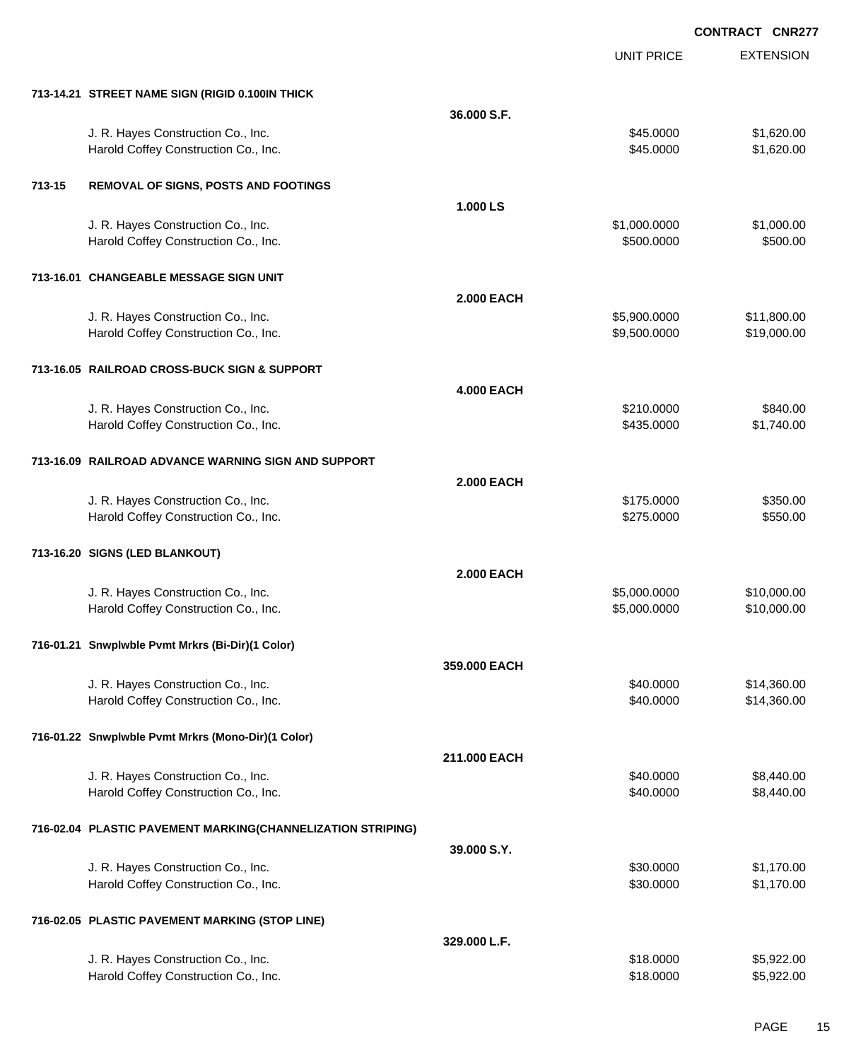**CONTRACT CNR277**

| | | | UNIT PRICE | EXTENSION |
|---|---|---|---|---|
| **713-14.21** | **STREET NAME SIGN (RIGID 0.100IN THICK** | | | |
| | | **36.000 S.F.** | | |
| | J. R. Hayes Construction Co., Inc. | | $45.0000 | $1,620.00 |
| | Harold Coffey Construction Co., Inc. | | $45.0000 | $1,620.00 |
| **713-15** | **REMOVAL OF SIGNS, POSTS AND FOOTINGS** | | | |
| | | **1.000 LS** | | |
| | J. R. Hayes Construction Co., Inc. | | $1,000.0000 | $1,000.00 |
| | Harold Coffey Construction Co., Inc. | | $500.0000 | $500.00 |
| **713-16.01** | **CHANGEABLE MESSAGE SIGN UNIT** | | | |
| | | **2.000 EACH** | | |
| | J. R. Hayes Construction Co., Inc. | | $5,900.0000 | $11,800.00 |
| | Harold Coffey Construction Co., Inc. | | $9,500.0000 | $19,000.00 |
| **713-16.05** | **RAILROAD CROSS-BUCK SIGN & SUPPORT** | | | |
| | | **4.000 EACH** | | |
| | J. R. Hayes Construction Co., Inc. | | $210.0000 | $840.00 |
| | Harold Coffey Construction Co., Inc. | | $435.0000 | $1,740.00 |
| **713-16.09** | **RAILROAD ADVANCE WARNING SIGN AND SUPPORT** | | | |
| | | **2.000 EACH** | | |
| | J. R. Hayes Construction Co., Inc. | | $175.0000 | $350.00 |
| | Harold Coffey Construction Co., Inc. | | $275.0000 | $550.00 |
| **713-16.20** | **SIGNS (LED BLANKOUT)** | | | |
| | | **2.000 EACH** | | |
| | J. R. Hayes Construction Co., Inc. | | $5,000.0000 | $10,000.00 |
| | Harold Coffey Construction Co., Inc. | | $5,000.0000 | $10,000.00 |
| **716-01.21** | **Snwplwble Pvmt Mrkrs (Bi-Dir)(1 Color)** | | | |
| | | **359.000 EACH** | | |
| | J. R. Hayes Construction Co., Inc. | | $40.0000 | $14,360.00 |
| | Harold Coffey Construction Co., Inc. | | $40.0000 | $14,360.00 |
| **716-01.22** | **Snwplwble Pvmt Mrkrs (Mono-Dir)(1 Color)** | | | |
| | | **211.000 EACH** | | |
| | J. R. Hayes Construction Co., Inc. | | $40.0000 | $8,440.00 |
| | Harold Coffey Construction Co., Inc. | | $40.0000 | $8,440.00 |
| **716-02.04** | **PLASTIC PAVEMENT MARKING(CHANNELIZATION STRIPING)** | | | |
| | | **39.000 S.Y.** | | |
| | J. R. Hayes Construction Co., Inc. | | $30.0000 | $1,170.00 |
| | Harold Coffey Construction Co., Inc. | | $30.0000 | $1,170.00 |
| **716-02.05** | **PLASTIC PAVEMENT MARKING (STOP LINE)** | | | |
| | | **329.000 L.F.** | | |
| | J. R. Hayes Construction Co., Inc. | | $18.0000 | $5,922.00 |
| | Harold Coffey Construction Co., Inc. | | $18.0000 | $5,922.00 |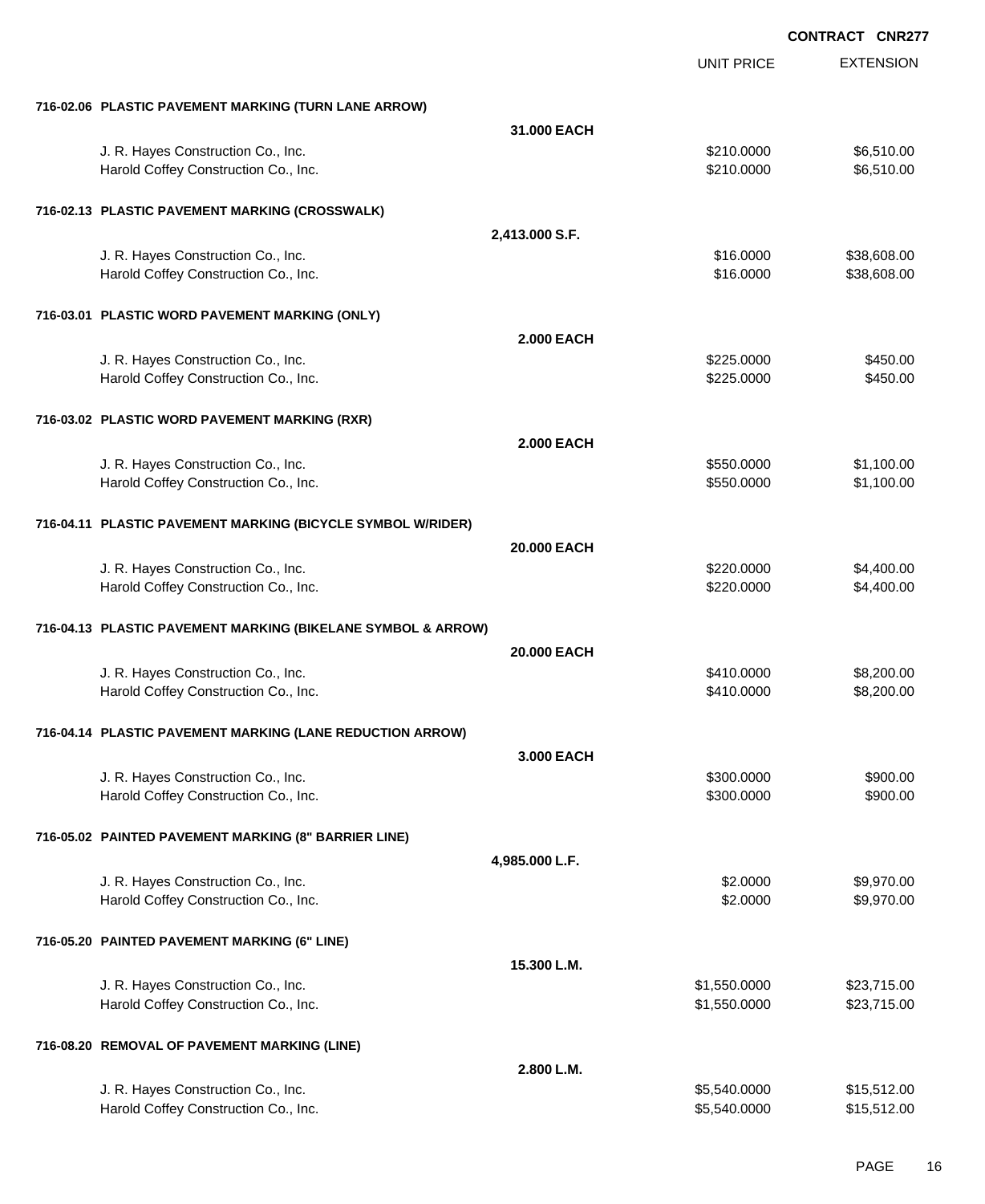**CONTRACT CNR277**

| | | UNIT PRICE | EXTENSION |
|---|---|---|---|
| **716-02.06 PLASTIC PAVEMENT MARKING (TURN LANE ARROW)** | | | |
| | **31.000 EACH** | | |
| J. R. Hayes Construction Co., Inc. | | $210.0000 | $6,510.00 |
| Harold Coffey Construction Co., Inc. | | $210.0000 | $6,510.00 |
| **716-02.13 PLASTIC PAVEMENT MARKING (CROSSWALK)** | | | |
| | **2,413.000 S.F.** | | |
| J. R. Hayes Construction Co., Inc. | | $16.0000 | $38,608.00 |
| Harold Coffey Construction Co., Inc. | | $16.0000 | $38,608.00 |
| **716-03.01 PLASTIC WORD PAVEMENT MARKING (ONLY)** | | | |
| | **2.000 EACH** | | |
| J. R. Hayes Construction Co., Inc. | | $225.0000 | $450.00 |
| Harold Coffey Construction Co., Inc. | | $225.0000 | $450.00 |
| **716-03.02 PLASTIC WORD PAVEMENT MARKING (RXR)** | | | |
| | **2.000 EACH** | | |
| J. R. Hayes Construction Co., Inc. | | $550.0000 | $1,100.00 |
| Harold Coffey Construction Co., Inc. | | $550.0000 | $1,100.00 |
| **716-04.11 PLASTIC PAVEMENT MARKING (BICYCLE SYMBOL W/RIDER)** | | | |
| | **20.000 EACH** | | |
| J. R. Hayes Construction Co., Inc. | | $220.0000 | $4,400.00 |
| Harold Coffey Construction Co., Inc. | | $220.0000 | $4,400.00 |
| **716-04.13 PLASTIC PAVEMENT MARKING (BIKELANE SYMBOL & ARROW)** | | | |
| | **20.000 EACH** | | |
| J. R. Hayes Construction Co., Inc. | | $410.0000 | $8,200.00 |
| Harold Coffey Construction Co., Inc. | | $410.0000 | $8,200.00 |
| **716-04.14 PLASTIC PAVEMENT MARKING (LANE REDUCTION ARROW)** | | | |
| | **3.000 EACH** | | |
| J. R. Hayes Construction Co., Inc. | | $300.0000 | $900.00 |
| Harold Coffey Construction Co., Inc. | | $300.0000 | $900.00 |
| **716-05.02 PAINTED PAVEMENT MARKING (8" BARRIER LINE)** | | | |
| | **4,985.000 L.F.** | | |
| J. R. Hayes Construction Co., Inc. | | $2.0000 | $9,970.00 |
| Harold Coffey Construction Co., Inc. | | $2.0000 | $9,970.00 |
| **716-05.20 PAINTED PAVEMENT MARKING (6" LINE)** | | | |
| | **15.300 L.M.** | | |
| J. R. Hayes Construction Co., Inc. | | $1,550.0000 | $23,715.00 |
| Harold Coffey Construction Co., Inc. | | $1,550.0000 | $23,715.00 |
| **716-08.20 REMOVAL OF PAVEMENT MARKING (LINE)** | | | |
| | **2.800 L.M.** | | |
| J. R. Hayes Construction Co., Inc. | | $5,540.0000 | $15,512.00 |
| Harold Coffey Construction Co., Inc. | | $5,540.0000 | $15,512.00 |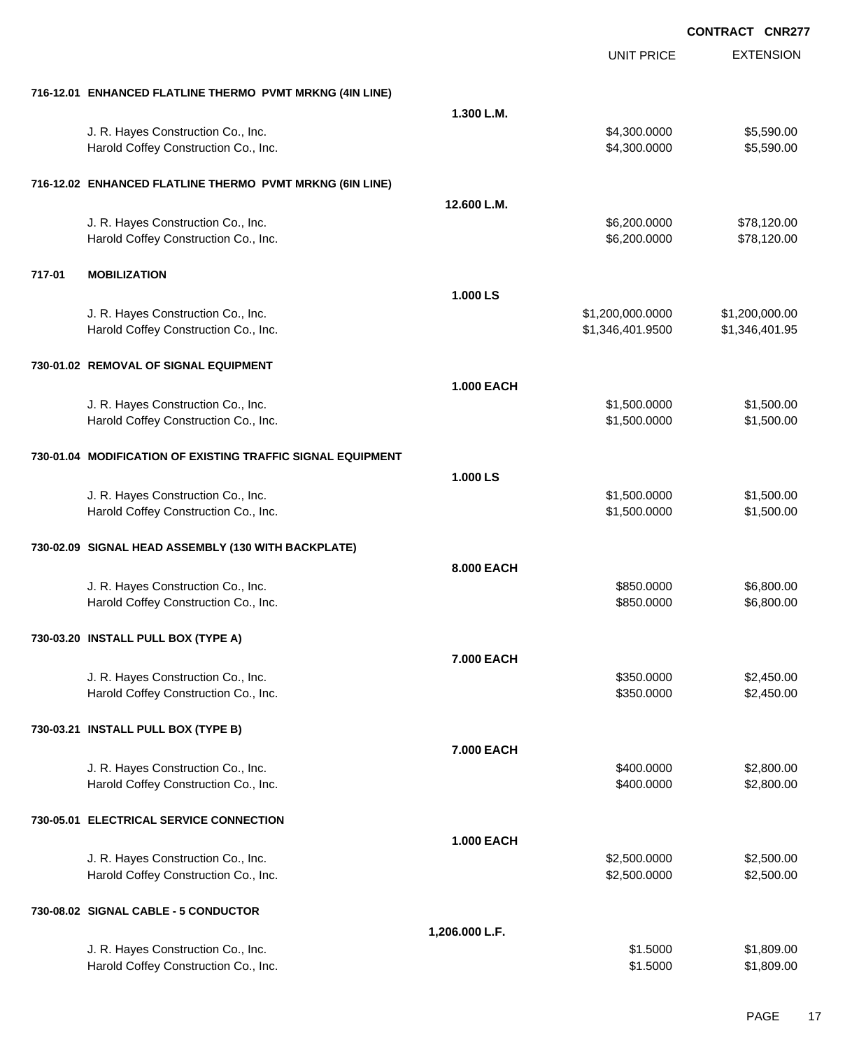**CONTRACT CNR277**

| | | UNIT PRICE | EXTENSION |
|---|---|---|---|
| **716-12.01 ENHANCED FLATLINE THERMO PVMT MRKNG (4IN LINE)** | | | |
| | **1.300 L.M.** | | |
| J. R. Hayes Construction Co., Inc. | | $4,300.0000 | $5,590.00 |
| Harold Coffey Construction Co., Inc. | | $4,300.0000 | $5,590.00 |
| **716-12.02 ENHANCED FLATLINE THERMO PVMT MRKNG (6IN LINE)** | | | |
| | **12.600 L.M.** | | |
| J. R. Hayes Construction Co., Inc. | | $6,200.0000 | $78,120.00 |
| Harold Coffey Construction Co., Inc. | | $6,200.0000 | $78,120.00 |
| **717-01 MOBILIZATION** | | | |
| | **1.000 LS** | | |
| J. R. Hayes Construction Co., Inc. | | $1,200,000.0000 | $1,200,000.00 |
| Harold Coffey Construction Co., Inc. | | $1,346,401.9500 | $1,346,401.95 |
| **730-01.02 REMOVAL OF SIGNAL EQUIPMENT** | | | |
| | **1.000 EACH** | | |
| J. R. Hayes Construction Co., Inc. | | $1,500.0000 | $1,500.00 |
| Harold Coffey Construction Co., Inc. | | $1,500.0000 | $1,500.00 |
| **730-01.04 MODIFICATION OF EXISTING TRAFFIC SIGNAL EQUIPMENT** | | | |
| | **1.000 LS** | | |
| J. R. Hayes Construction Co., Inc. | | $1,500.0000 | $1,500.00 |
| Harold Coffey Construction Co., Inc. | | $1,500.0000 | $1,500.00 |
| **730-02.09 SIGNAL HEAD ASSEMBLY (130 WITH BACKPLATE)** | | | |
| | **8.000 EACH** | | |
| J. R. Hayes Construction Co., Inc. | | $850.0000 | $6,800.00 |
| Harold Coffey Construction Co., Inc. | | $850.0000 | $6,800.00 |
| **730-03.20 INSTALL PULL BOX (TYPE A)** | | | |
| | **7.000 EACH** | | |
| J. R. Hayes Construction Co., Inc. | | $350.0000 | $2,450.00 |
| Harold Coffey Construction Co., Inc. | | $350.0000 | $2,450.00 |
| **730-03.21 INSTALL PULL BOX (TYPE B)** | | | |
| | **7.000 EACH** | | |
| J. R. Hayes Construction Co., Inc. | | $400.0000 | $2,800.00 |
| Harold Coffey Construction Co., Inc. | | $400.0000 | $2,800.00 |
| **730-05.01 ELECTRICAL SERVICE CONNECTION** | | | |
| | **1.000 EACH** | | |
| J. R. Hayes Construction Co., Inc. | | $2,500.0000 | $2,500.00 |
| Harold Coffey Construction Co., Inc. | | $2,500.0000 | $2,500.00 |
| **730-08.02 SIGNAL CABLE - 5 CONDUCTOR** | | | |
| | **1,206.000 L.F.** | | |
| J. R. Hayes Construction Co., Inc. | | $1.5000 | $1,809.00 |
| Harold Coffey Construction Co., Inc. | | $1.5000 | $1,809.00 |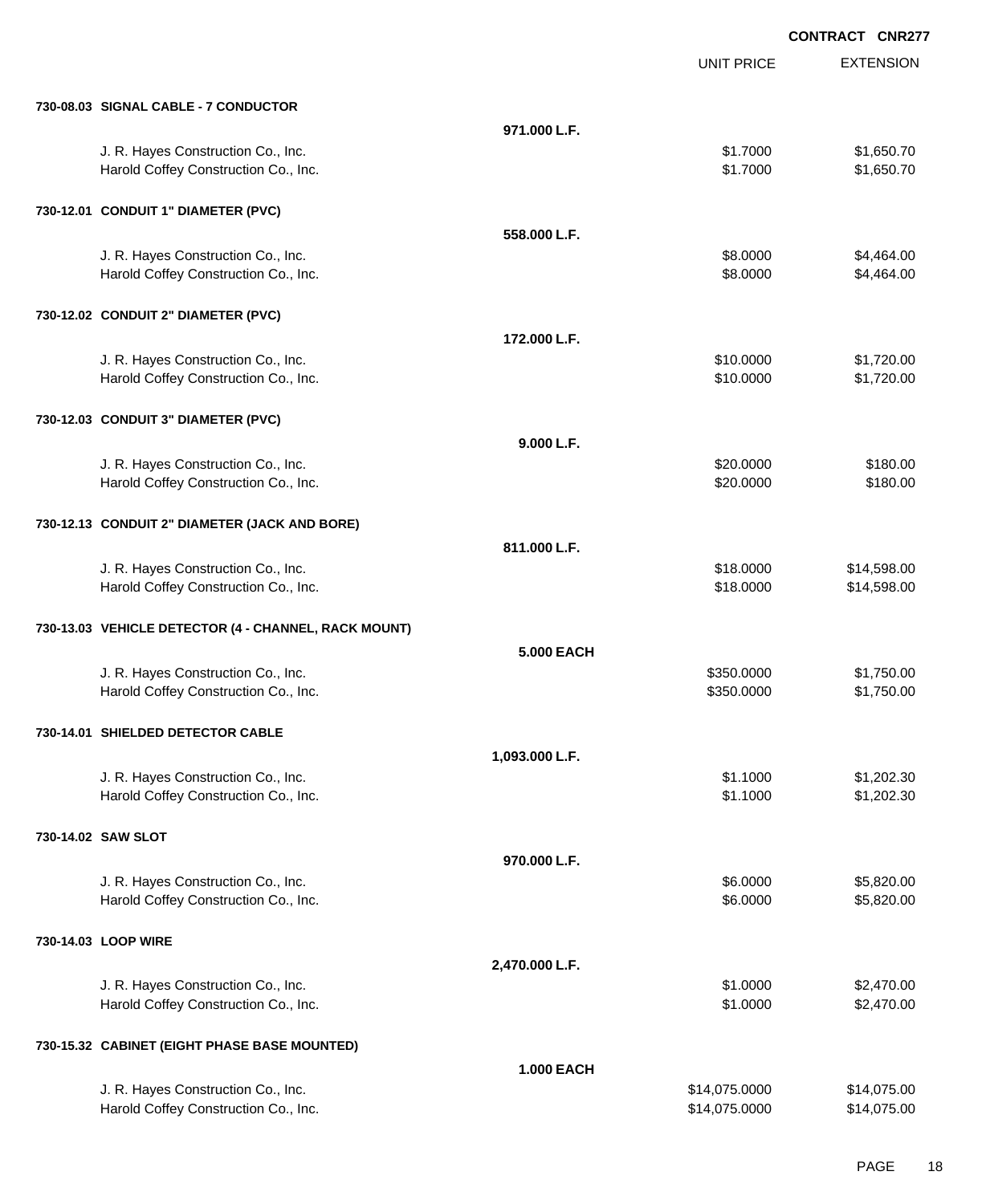**CONTRACT CNR277**

| | | UNIT PRICE | EXTENSION |
|---|---|---|---|
| **730-08.03 SIGNAL CABLE - 7 CONDUCTOR** | | | |
| | **971.000 L.F.** | | |
| J. R. Hayes Construction Co., Inc. | | $1.7000 | $1,650.70 |
| Harold Coffey Construction Co., Inc. | | $1.7000 | $1,650.70 |
| **730-12.01 CONDUIT 1" DIAMETER (PVC)** | | | |
| | **558.000 L.F.** | | |
| J. R. Hayes Construction Co., Inc. | | $8.0000 | $4,464.00 |
| Harold Coffey Construction Co., Inc. | | $8.0000 | $4,464.00 |
| **730-12.02 CONDUIT 2" DIAMETER (PVC)** | | | |
| | **172.000 L.F.** | | |
| J. R. Hayes Construction Co., Inc. | | $10.0000 | $1,720.00 |
| Harold Coffey Construction Co., Inc. | | $10.0000 | $1,720.00 |
| **730-12.03 CONDUIT 3" DIAMETER (PVC)** | | | |
| | **9.000 L.F.** | | |
| J. R. Hayes Construction Co., Inc. | | $20.0000 | $180.00 |
| Harold Coffey Construction Co., Inc. | | $20.0000 | $180.00 |
| **730-12.13 CONDUIT 2" DIAMETER (JACK AND BORE)** | | | |
| | **811.000 L.F.** | | |
| J. R. Hayes Construction Co., Inc. | | $18.0000 | $14,598.00 |
| Harold Coffey Construction Co., Inc. | | $18.0000 | $14,598.00 |
| **730-13.03 VEHICLE DETECTOR (4 - CHANNEL, RACK MOUNT)** | | | |
| | **5.000 EACH** | | |
| J. R. Hayes Construction Co., Inc. | | $350.0000 | $1,750.00 |
| Harold Coffey Construction Co., Inc. | | $350.0000 | $1,750.00 |
| **730-14.01 SHIELDED DETECTOR CABLE** | | | |
| | **1,093.000 L.F.** | | |
| J. R. Hayes Construction Co., Inc. | | $1.1000 | $1,202.30 |
| Harold Coffey Construction Co., Inc. | | $1.1000 | $1,202.30 |
| **730-14.02 SAW SLOT** | | | |
| | **970.000 L.F.** | | |
| J. R. Hayes Construction Co., Inc. | | $6.0000 | $5,820.00 |
| Harold Coffey Construction Co., Inc. | | $6.0000 | $5,820.00 |
| **730-14.03 LOOP WIRE** | | | |
| | **2,470.000 L.F.** | | |
| J. R. Hayes Construction Co., Inc. | | $1.0000 | $2,470.00 |
| Harold Coffey Construction Co., Inc. | | $1.0000 | $2,470.00 |
| **730-15.32 CABINET (EIGHT PHASE BASE MOUNTED)** | | | |
| | **1.000 EACH** | | |
| J. R. Hayes Construction Co., Inc. | | $14,075.0000 | $14,075.00 |
| Harold Coffey Construction Co., Inc. | | $14,075.0000 | $14,075.00 |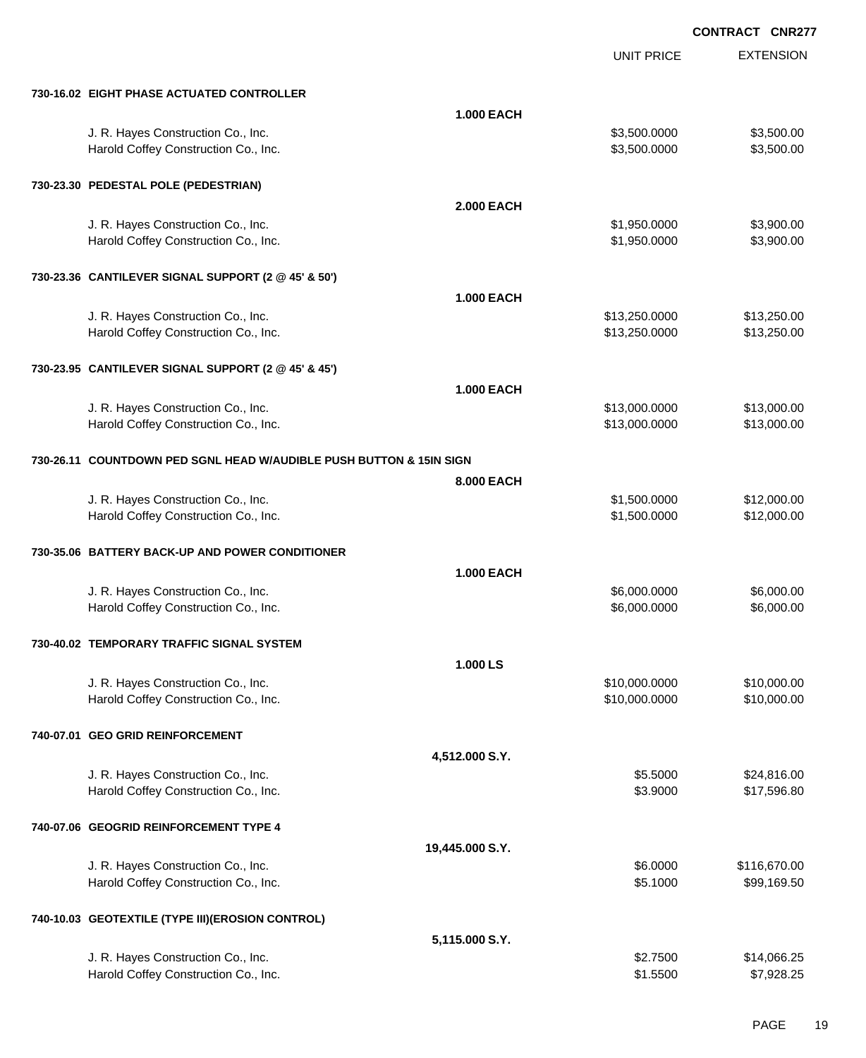**CONTRACT CNR277**

| | | UNIT PRICE | EXTENSION |
|---|---|---|---|
| **730-16.02 EIGHT PHASE ACTUATED CONTROLLER** | | | |
| | **1.000 EACH** | | |
| J. R. Hayes Construction Co., Inc. | | $3,500.0000 | $3,500.00 |
| Harold Coffey Construction Co., Inc. | | $3,500.0000 | $3,500.00 |
| **730-23.30 PEDESTAL POLE (PEDESTRIAN)** | | | |
| | **2.000 EACH** | | |
| J. R. Hayes Construction Co., Inc. | | $1,950.0000 | $3,900.00 |
| Harold Coffey Construction Co., Inc. | | $1,950.0000 | $3,900.00 |
| **730-23.36 CANTILEVER SIGNAL SUPPORT (2 @ 45' & 50')** | | | |
| | **1.000 EACH** | | |
| J. R. Hayes Construction Co., Inc. | | $13,250.0000 | $13,250.00 |
| Harold Coffey Construction Co., Inc. | | $13,250.0000 | $13,250.00 |
| **730-23.95 CANTILEVER SIGNAL SUPPORT (2 @ 45' & 45')** | | | |
| | **1.000 EACH** | | |
| J. R. Hayes Construction Co., Inc. | | $13,000.0000 | $13,000.00 |
| Harold Coffey Construction Co., Inc. | | $13,000.0000 | $13,000.00 |
| **730-26.11 COUNTDOWN PED SGNL HEAD W/AUDIBLE PUSH BUTTON & 15IN SIGN** | | | |
| | **8.000 EACH** | | |
| J. R. Hayes Construction Co., Inc. | | $1,500.0000 | $12,000.00 |
| Harold Coffey Construction Co., Inc. | | $1,500.0000 | $12,000.00 |
| **730-35.06 BATTERY BACK-UP AND POWER CONDITIONER** | | | |
| | **1.000 EACH** | | |
| J. R. Hayes Construction Co., Inc. | | $6,000.0000 | $6,000.00 |
| Harold Coffey Construction Co., Inc. | | $6,000.0000 | $6,000.00 |
| **730-40.02 TEMPORARY TRAFFIC SIGNAL SYSTEM** | | | |
| | **1.000 LS** | | |
| J. R. Hayes Construction Co., Inc. | | $10,000.0000 | $10,000.00 |
| Harold Coffey Construction Co., Inc. | | $10,000.0000 | $10,000.00 |
| **740-07.01 GEO GRID REINFORCEMENT** | | | |
| | **4,512.000 S.Y.** | | |
| J. R. Hayes Construction Co., Inc. | | $5.5000 | $24,816.00 |
| Harold Coffey Construction Co., Inc. | | $3.9000 | $17,596.80 |
| **740-07.06 GEOGRID REINFORCEMENT TYPE 4** | | | |
| | **19,445.000 S.Y.** | | |
| J. R. Hayes Construction Co., Inc. | | $6.0000 | $116,670.00 |
| Harold Coffey Construction Co., Inc. | | $5.1000 | $99,169.50 |
| **740-10.03 GEOTEXTILE (TYPE III)(EROSION CONTROL)** | | | |
| | **5,115.000 S.Y.** | | |
| J. R. Hayes Construction Co., Inc. | | $2.7500 | $14,066.25 |
| Harold Coffey Construction Co., Inc. | | $1.5500 | $7,928.25 |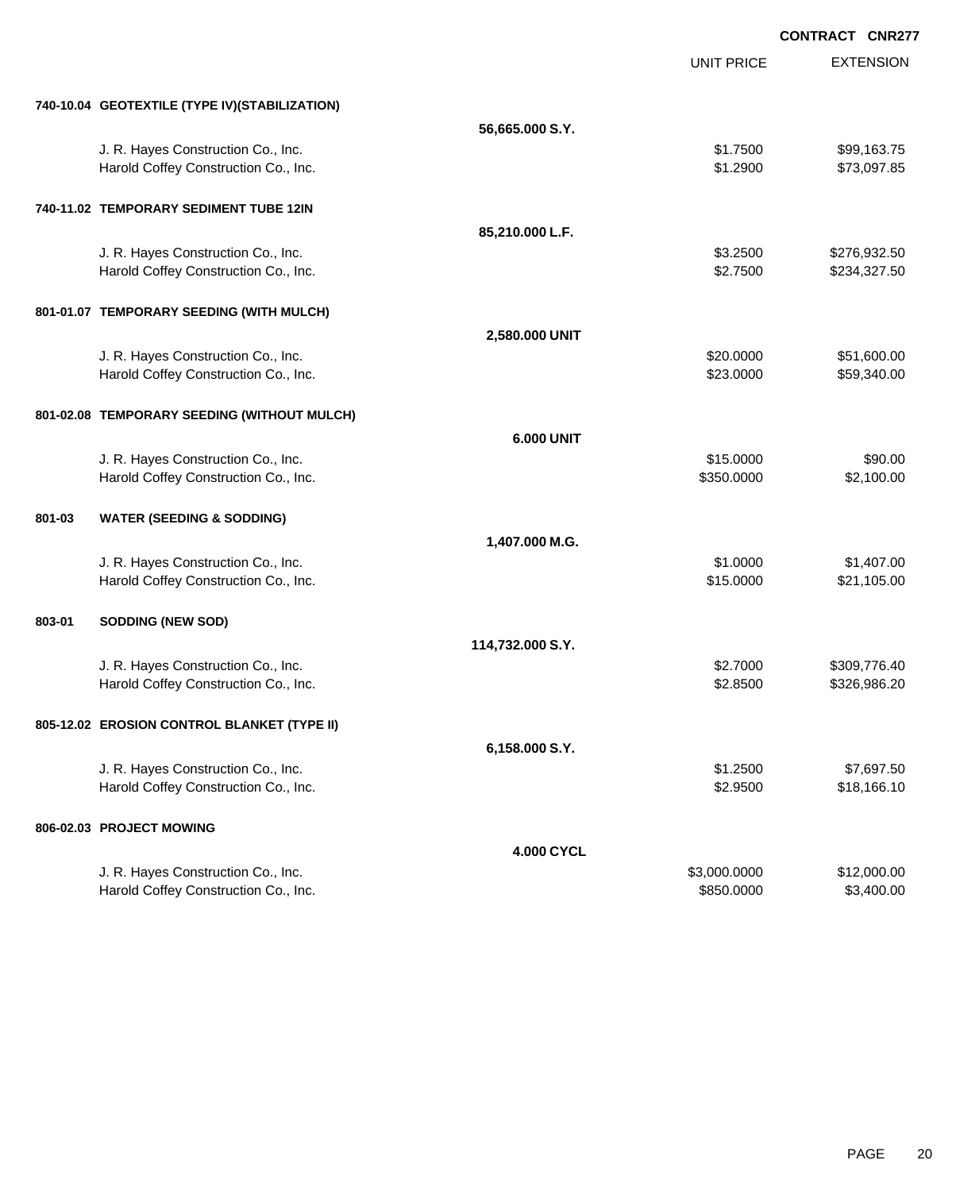**CONTRACT CNR277**

| | | UNIT PRICE | EXTENSION |
|---|---|---|---|
| **740-10.04 GEOTEXTILE (TYPE IV)(STABILIZATION)** | | | |
| | **56,665.000 S.Y.** | | |
| J. R. Hayes Construction Co., Inc. | | $1.7500 | $99,163.75 |
| Harold Coffey Construction Co., Inc. | | $1.2900 | $73,097.85 |
| **740-11.02 TEMPORARY SEDIMENT TUBE 12IN** | | | |
| | **85,210.000 L.F.** | | |
| J. R. Hayes Construction Co., Inc. | | $3.2500 | $276,932.50 |
| Harold Coffey Construction Co., Inc. | | $2.7500 | $234,327.50 |
| **801-01.07 TEMPORARY SEEDING (WITH MULCH)** | | | |
| | **2,580.000 UNIT** | | |
| J. R. Hayes Construction Co., Inc. | | $20.0000 | $51,600.00 |
| Harold Coffey Construction Co., Inc. | | $23.0000 | $59,340.00 |
| **801-02.08 TEMPORARY SEEDING (WITHOUT MULCH)** | | | |
| | **6.000 UNIT** | | |
| J. R. Hayes Construction Co., Inc. | | $15.0000 | $90.00 |
| Harold Coffey Construction Co., Inc. | | $350.0000 | $2,100.00 |
| **801-03 WATER (SEEDING & SODDING)** | | | |
| | **1,407.000 M.G.** | | |
| J. R. Hayes Construction Co., Inc. | | $1.0000 | $1,407.00 |
| Harold Coffey Construction Co., Inc. | | $15.0000 | $21,105.00 |
| **803-01 SODDING (NEW SOD)** | | | |
| | **114,732.000 S.Y.** | | |
| J. R. Hayes Construction Co., Inc. | | $2.7000 | $309,776.40 |
| Harold Coffey Construction Co., Inc. | | $2.8500 | $326,986.20 |
| **805-12.02 EROSION CONTROL BLANKET (TYPE II)** | | | |
| | **6,158.000 S.Y.** | | |
| J. R. Hayes Construction Co., Inc. | | $1.2500 | $7,697.50 |
| Harold Coffey Construction Co., Inc. | | $2.9500 | $18,166.10 |
| **806-02.03 PROJECT MOWING** | | | |
| | **4.000 CYCL** | | |
| J. R. Hayes Construction Co., Inc. | | $3,000.0000 | $12,000.00 |
| Harold Coffey Construction Co., Inc. | | $850.0000 | $3,400.00 |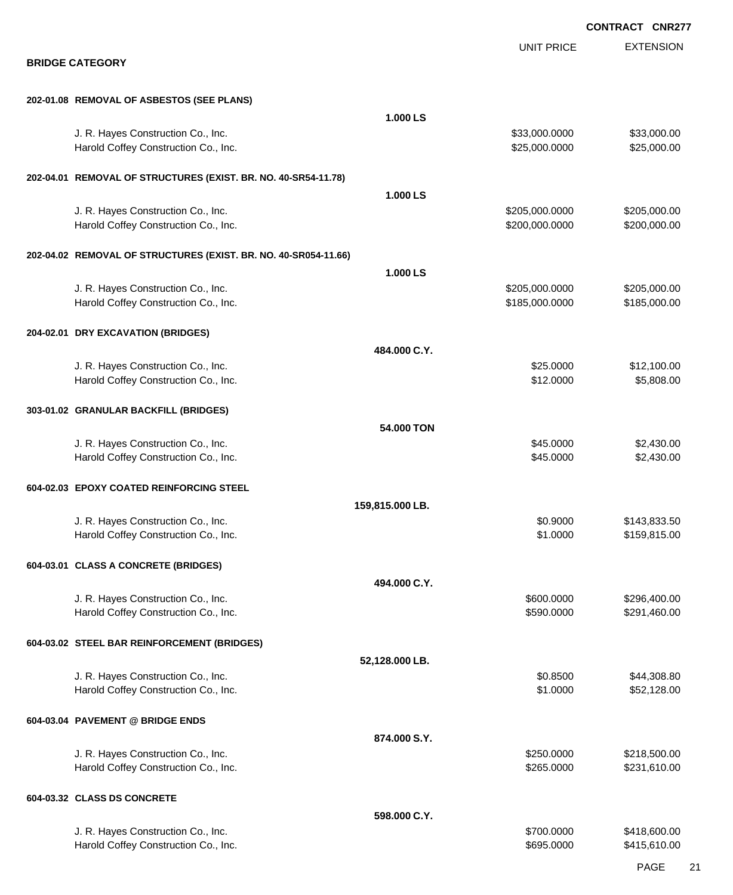**CONTRACT CNR277**

## BRIDGE CATEGORY

| | | UNIT PRICE | EXTENSION |
|---|---|---|---|
| **202-01.08 REMOVAL OF ASBESTOS (SEE PLANS)** | | | |
| | **1.000 LS** | | |
| J. R. Hayes Construction Co., Inc. | | $33,000.0000 | $33,000.00 |
| Harold Coffey Construction Co., Inc. | | $25,000.0000 | $25,000.00 |
| **202-04.01 REMOVAL OF STRUCTURES (EXIST. BR. NO. 40-SR54-11.78)** | | | |
| | **1.000 LS** | | |
| J. R. Hayes Construction Co., Inc. | | $205,000.0000 | $205,000.00 |
| Harold Coffey Construction Co., Inc. | | $200,000.0000 | $200,000.00 |
| **202-04.02 REMOVAL OF STRUCTURES (EXIST. BR. NO. 40-SR054-11.66)** | | | |
| | **1.000 LS** | | |
| J. R. Hayes Construction Co., Inc. | | $205,000.0000 | $205,000.00 |
| Harold Coffey Construction Co., Inc. | | $185,000.0000 | $185,000.00 |
| **204-02.01 DRY EXCAVATION (BRIDGES)** | | | |
| | **484.000 C.Y.** | | |
| J. R. Hayes Construction Co., Inc. | | $25.0000 | $12,100.00 |
| Harold Coffey Construction Co., Inc. | | $12.0000 | $5,808.00 |
| **303-01.02 GRANULAR BACKFILL (BRIDGES)** | | | |
| | **54.000 TON** | | |
| J. R. Hayes Construction Co., Inc. | | $45.0000 | $2,430.00 |
| Harold Coffey Construction Co., Inc. | | $45.0000 | $2,430.00 |
| **604-02.03 EPOXY COATED REINFORCING STEEL** | | | |
| | **159,815.000 LB.** | | |
| J. R. Hayes Construction Co., Inc. | | $0.9000 | $143,833.50 |
| Harold Coffey Construction Co., Inc. | | $1.0000 | $159,815.00 |
| **604-03.01 CLASS A CONCRETE (BRIDGES)** | | | |
| | **494.000 C.Y.** | | |
| J. R. Hayes Construction Co., Inc. | | $600.0000 | $296,400.00 |
| Harold Coffey Construction Co., Inc. | | $590.0000 | $291,460.00 |
| **604-03.02 STEEL BAR REINFORCEMENT (BRIDGES)** | | | |
| | **52,128.000 LB.** | | |
| J. R. Hayes Construction Co., Inc. | | $0.8500 | $44,308.80 |
| Harold Coffey Construction Co., Inc. | | $1.0000 | $52,128.00 |
| **604-03.04 PAVEMENT @ BRIDGE ENDS** | | | |
| | **874.000 S.Y.** | | |
| J. R. Hayes Construction Co., Inc. | | $250.0000 | $218,500.00 |
| Harold Coffey Construction Co., Inc. | | $265.0000 | $231,610.00 |
| **604-03.32 CLASS DS CONCRETE** | | | |
| | **598.000 C.Y.** | | |
| J. R. Hayes Construction Co., Inc. | | $700.0000 | $418,600.00 |
| Harold Coffey Construction Co., Inc. | | $695.0000 | $415,610.00 |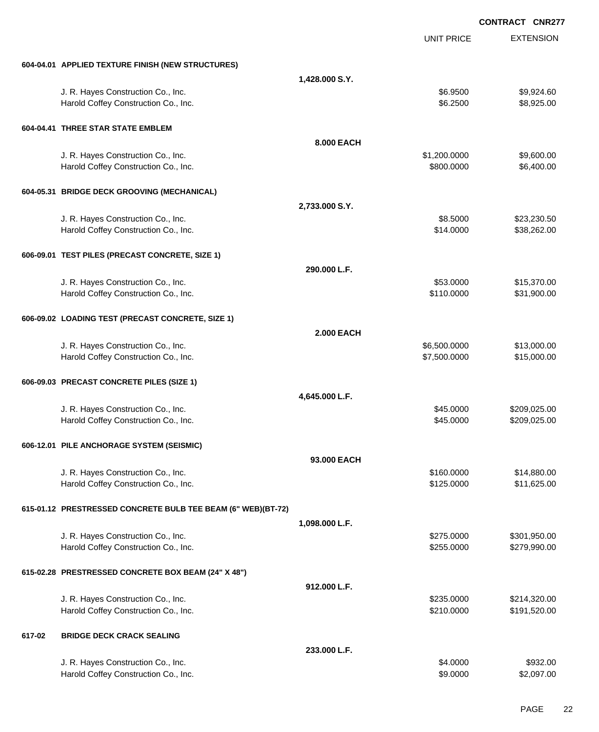**CONTRACT CNR277**

| | | UNIT PRICE | EXTENSION |
|---|---|---|---|
| **604-04.01 APPLIED TEXTURE FINISH (NEW STRUCTURES)** | | | |
| | **1,428.000 S.Y.** | | |
| J. R. Hayes Construction Co., Inc. | | $6.9500 | $9,924.60 |
| Harold Coffey Construction Co., Inc. | | $6.2500 | $8,925.00 |
| **604-04.41 THREE STAR STATE EMBLEM** | | | |
| | **8.000 EACH** | | |
| J. R. Hayes Construction Co., Inc. | | $1,200.0000 | $9,600.00 |
| Harold Coffey Construction Co., Inc. | | $800.0000 | $6,400.00 |
| **604-05.31 BRIDGE DECK GROOVING (MECHANICAL)** | | | |
| | **2,733.000 S.Y.** | | |
| J. R. Hayes Construction Co., Inc. | | $8.5000 | $23,230.50 |
| Harold Coffey Construction Co., Inc. | | $14.0000 | $38,262.00 |
| **606-09.01 TEST PILES (PRECAST CONCRETE, SIZE 1)** | | | |
| | **290.000 L.F.** | | |
| J. R. Hayes Construction Co., Inc. | | $53.0000 | $15,370.00 |
| Harold Coffey Construction Co., Inc. | | $110.0000 | $31,900.00 |
| **606-09.02 LOADING TEST (PRECAST CONCRETE, SIZE 1)** | | | |
| | **2.000 EACH** | | |
| J. R. Hayes Construction Co., Inc. | | $6,500.0000 | $13,000.00 |
| Harold Coffey Construction Co., Inc. | | $7,500.0000 | $15,000.00 |
| **606-09.03 PRECAST CONCRETE PILES (SIZE 1)** | | | |
| | **4,645.000 L.F.** | | |
| J. R. Hayes Construction Co., Inc. | | $45.0000 | $209,025.00 |
| Harold Coffey Construction Co., Inc. | | $45.0000 | $209,025.00 |
| **606-12.01 PILE ANCHORAGE SYSTEM (SEISMIC)** | | | |
| | **93.000 EACH** | | |
| J. R. Hayes Construction Co., Inc. | | $160.0000 | $14,880.00 |
| Harold Coffey Construction Co., Inc. | | $125.0000 | $11,625.00 |
| **615-01.12 PRESTRESSED CONCRETE BULB TEE BEAM (6" WEB)(BT-72)** | | | |
| | **1,098.000 L.F.** | | |
| J. R. Hayes Construction Co., Inc. | | $275.0000 | $301,950.00 |
| Harold Coffey Construction Co., Inc. | | $255.0000 | $279,990.00 |
| **615-02.28 PRESTRESSED CONCRETE BOX BEAM (24" X 48")** | | | |
| | **912.000 L.F.** | | |
| J. R. Hayes Construction Co., Inc. | | $235.0000 | $214,320.00 |
| Harold Coffey Construction Co., Inc. | | $210.0000 | $191,520.00 |
| **617-02 BRIDGE DECK CRACK SEALING** | | | |
| | **233.000 L.F.** | | |
| J. R. Hayes Construction Co., Inc. | | $4.0000 | $932.00 |
| Harold Coffey Construction Co., Inc. | | $9.0000 | $2,097.00 |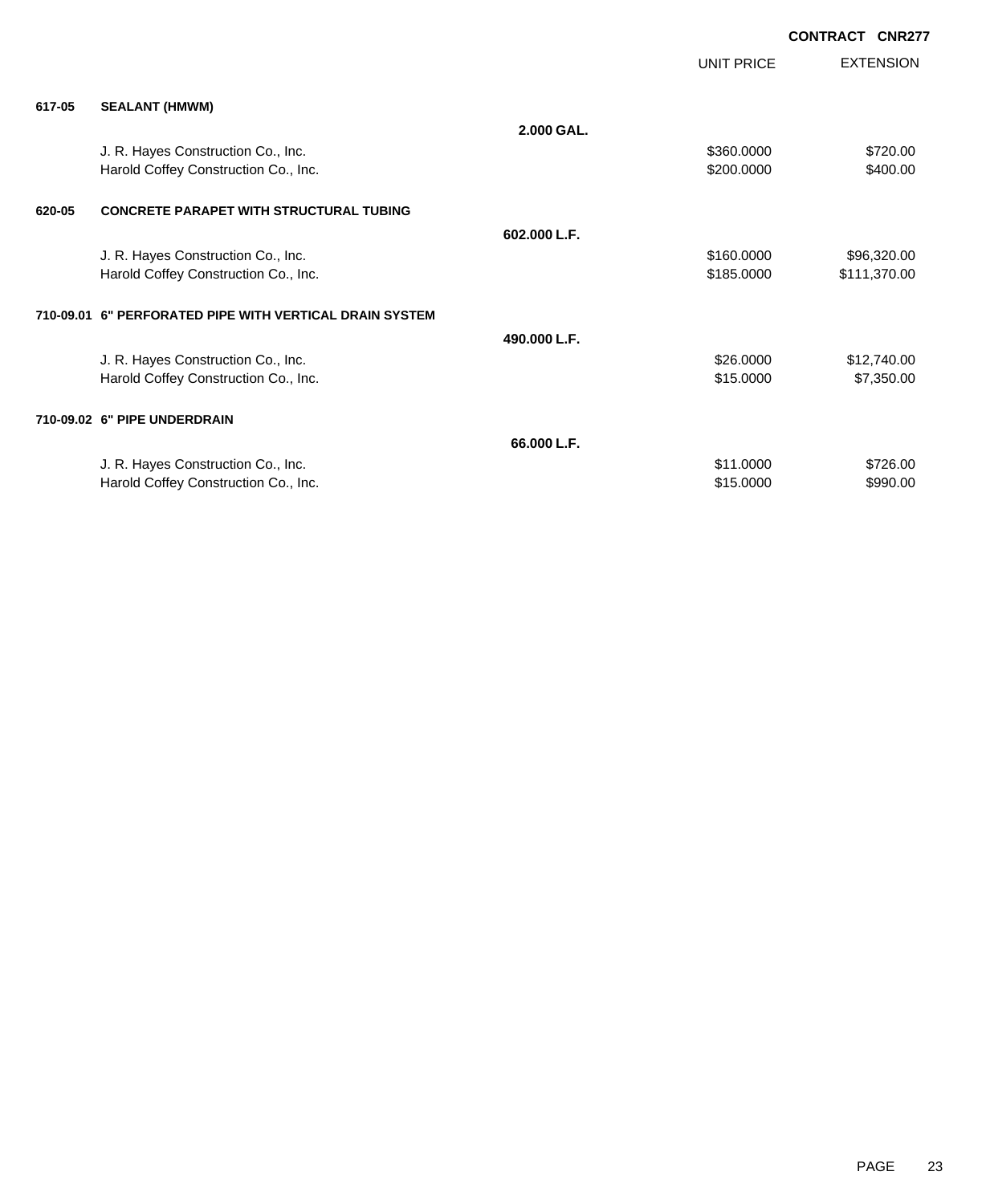**CONTRACT CNR277**

| | | | UNIT PRICE | EXTENSION |
|---|---|---|---|---|
| **617-05** | **SEALANT (HMWM)** | | | |
| | | **2.000 GAL.** | | |
| | J. R. Hayes Construction Co., Inc. | | $360.0000 | $720.00 |
| | Harold Coffey Construction Co., Inc. | | $200.0000 | $400.00 |
| **620-05** | **CONCRETE PARAPET WITH STRUCTURAL TUBING** | | | |
| | | **602.000 L.F.** | | |
| | J. R. Hayes Construction Co., Inc. | | $160.0000 | $96,320.00 |
| | Harold Coffey Construction Co., Inc. | | $185.0000 | $111,370.00 |
| **710-09.01** | **6" PERFORATED PIPE WITH VERTICAL DRAIN SYSTEM** | | | |
| | | **490.000 L.F.** | | |
| | J. R. Hayes Construction Co., Inc. | | $26.0000 | $12,740.00 |
| | Harold Coffey Construction Co., Inc. | | $15.0000 | $7,350.00 |
| **710-09.02** | **6" PIPE UNDERDRAIN** | | | |
| | | **66.000 L.F.** | | |
| | J. R. Hayes Construction Co., Inc. | | $11.0000 | $726.00 |
| | Harold Coffey Construction Co., Inc. | | $15.0000 | $990.00 |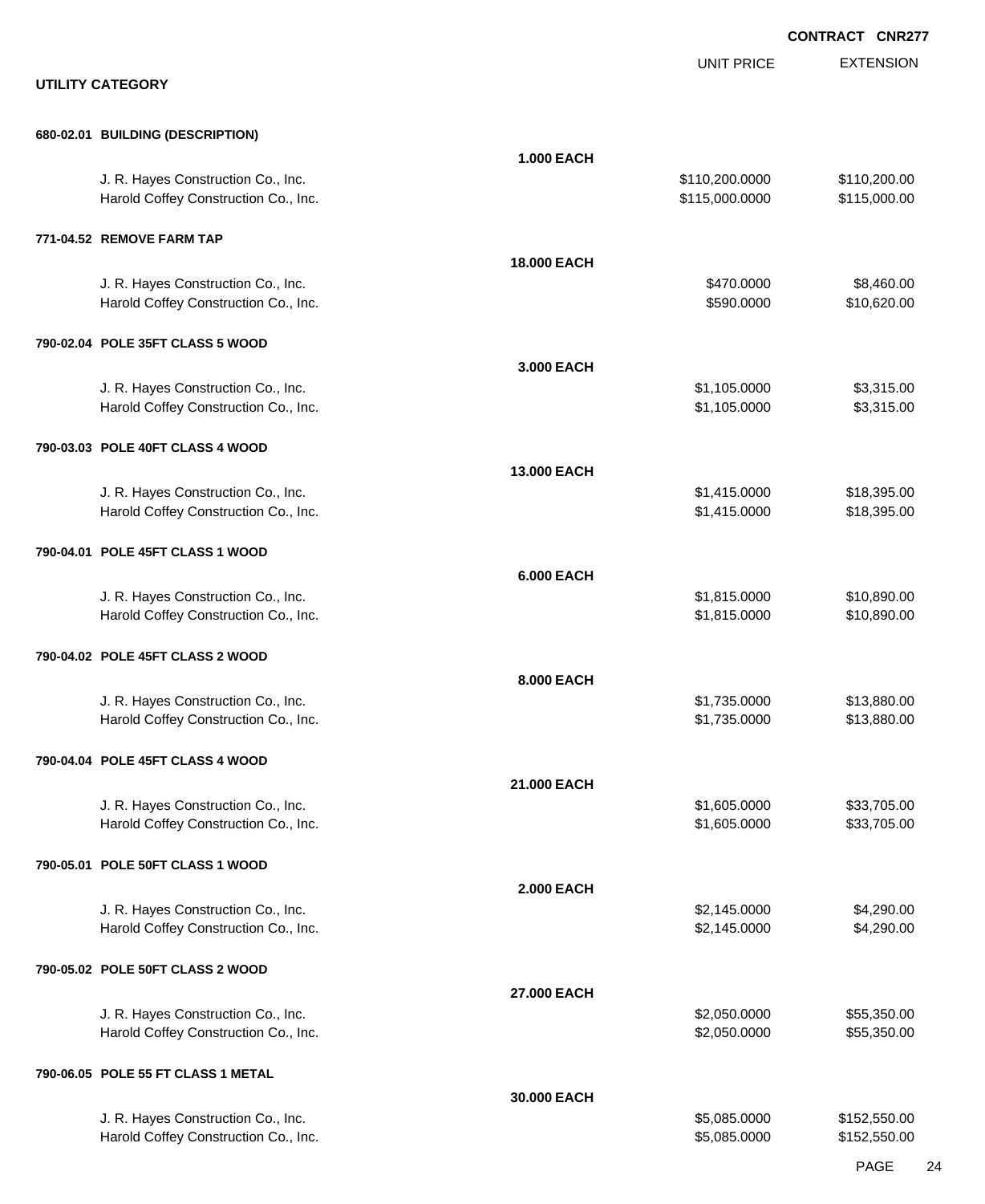**CONTRACT CNR277**

## UTILITY CATEGORY

| | | UNIT PRICE | EXTENSION |
|---|---|---|---|
| **680-02.01 BUILDING (DESCRIPTION)** | | | |
| | **1.000 EACH** | | |
| J. R. Hayes Construction Co., Inc. | | $110,200.0000 | $110,200.00 |
| Harold Coffey Construction Co., Inc. | | $115,000.0000 | $115,000.00 |
| **771-04.52 REMOVE FARM TAP** | | | |
| | **18.000 EACH** | | |
| J. R. Hayes Construction Co., Inc. | | $470.0000 | $8,460.00 |
| Harold Coffey Construction Co., Inc. | | $590.0000 | $10,620.00 |
| **790-02.04 POLE 35FT CLASS 5 WOOD** | | | |
| | **3.000 EACH** | | |
| J. R. Hayes Construction Co., Inc. | | $1,105.0000 | $3,315.00 |
| Harold Coffey Construction Co., Inc. | | $1,105.0000 | $3,315.00 |
| **790-03.03 POLE 40FT CLASS 4 WOOD** | | | |
| | **13.000 EACH** | | |
| J. R. Hayes Construction Co., Inc. | | $1,415.0000 | $18,395.00 |
| Harold Coffey Construction Co., Inc. | | $1,415.0000 | $18,395.00 |
| **790-04.01 POLE 45FT CLASS 1 WOOD** | | | |
| | **6.000 EACH** | | |
| J. R. Hayes Construction Co., Inc. | | $1,815.0000 | $10,890.00 |
| Harold Coffey Construction Co., Inc. | | $1,815.0000 | $10,890.00 |
| **790-04.02 POLE 45FT CLASS 2 WOOD** | | | |
| | **8.000 EACH** | | |
| J. R. Hayes Construction Co., Inc. | | $1,735.0000 | $13,880.00 |
| Harold Coffey Construction Co., Inc. | | $1,735.0000 | $13,880.00 |
| **790-04.04 POLE 45FT CLASS 4 WOOD** | | | |
| | **21.000 EACH** | | |
| J. R. Hayes Construction Co., Inc. | | $1,605.0000 | $33,705.00 |
| Harold Coffey Construction Co., Inc. | | $1,605.0000 | $33,705.00 |
| **790-05.01 POLE 50FT CLASS 1 WOOD** | | | |
| | **2.000 EACH** | | |
| J. R. Hayes Construction Co., Inc. | | $2,145.0000 | $4,290.00 |
| Harold Coffey Construction Co., Inc. | | $2,145.0000 | $4,290.00 |
| **790-05.02 POLE 50FT CLASS 2 WOOD** | | | |
| | **27.000 EACH** | | |
| J. R. Hayes Construction Co., Inc. | | $2,050.0000 | $55,350.00 |
| Harold Coffey Construction Co., Inc. | | $2,050.0000 | $55,350.00 |
| **790-06.05 POLE 55 FT CLASS 1 METAL** | | | |
| | **30.000 EACH** | | |
| J. R. Hayes Construction Co., Inc. | | $5,085.0000 | $152,550.00 |
| Harold Coffey Construction Co., Inc. | | $5,085.0000 | $152,550.00 |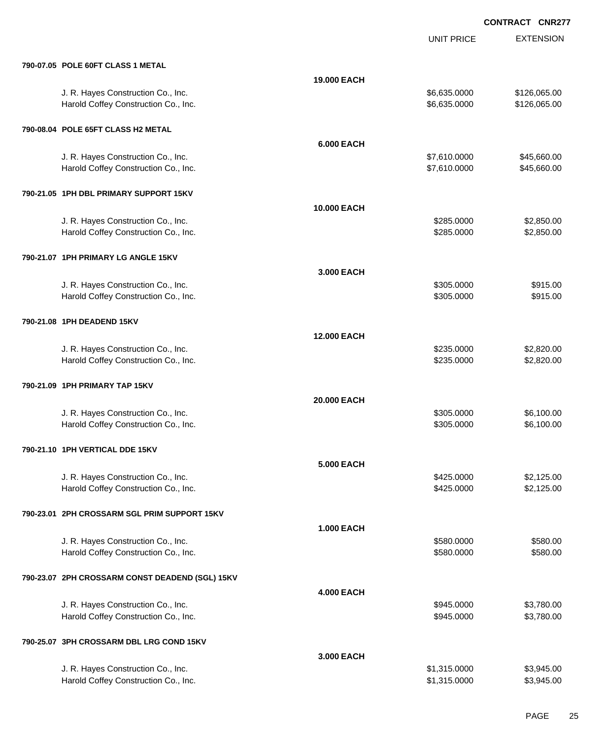**CONTRACT CNR277**

| | | UNIT PRICE | EXTENSION |
|---|---|---|---|
| **790-07.05 POLE 60FT CLASS 1 METAL** | | | |
| | **19.000 EACH** | | |
| J. R. Hayes Construction Co., Inc. | | $6,635.0000 | $126,065.00 |
| Harold Coffey Construction Co., Inc. | | $6,635.0000 | $126,065.00 |
| **790-08.04 POLE 65FT CLASS H2 METAL** | | | |
| | **6.000 EACH** | | |
| J. R. Hayes Construction Co., Inc. | | $7,610.0000 | $45,660.00 |
| Harold Coffey Construction Co., Inc. | | $7,610.0000 | $45,660.00 |
| **790-21.05 1PH DBL PRIMARY SUPPORT 15KV** | | | |
| | **10.000 EACH** | | |
| J. R. Hayes Construction Co., Inc. | | $285.0000 | $2,850.00 |
| Harold Coffey Construction Co., Inc. | | $285.0000 | $2,850.00 |
| **790-21.07 1PH PRIMARY LG ANGLE 15KV** | | | |
| | **3.000 EACH** | | |
| J. R. Hayes Construction Co., Inc. | | $305.0000 | $915.00 |
| Harold Coffey Construction Co., Inc. | | $305.0000 | $915.00 |
| **790-21.08 1PH DEADEND 15KV** | | | |
| | **12.000 EACH** | | |
| J. R. Hayes Construction Co., Inc. | | $235.0000 | $2,820.00 |
| Harold Coffey Construction Co., Inc. | | $235.0000 | $2,820.00 |
| **790-21.09 1PH PRIMARY TAP 15KV** | | | |
| | **20.000 EACH** | | |
| J. R. Hayes Construction Co., Inc. | | $305.0000 | $6,100.00 |
| Harold Coffey Construction Co., Inc. | | $305.0000 | $6,100.00 |
| **790-21.10 1PH VERTICAL DDE 15KV** | | | |
| | **5.000 EACH** | | |
| J. R. Hayes Construction Co., Inc. | | $425.0000 | $2,125.00 |
| Harold Coffey Construction Co., Inc. | | $425.0000 | $2,125.00 |
| **790-23.01 2PH CROSSARM SGL PRIM SUPPORT 15KV** | | | |
| | **1.000 EACH** | | |
| J. R. Hayes Construction Co., Inc. | | $580.0000 | $580.00 |
| Harold Coffey Construction Co., Inc. | | $580.0000 | $580.00 |
| **790-23.07 2PH CROSSARM CONST DEADEND (SGL) 15KV** | | | |
| | **4.000 EACH** | | |
| J. R. Hayes Construction Co., Inc. | | $945.0000 | $3,780.00 |
| Harold Coffey Construction Co., Inc. | | $945.0000 | $3,780.00 |
| **790-25.07 3PH CROSSARM DBL LRG COND 15KV** | | | |
| | **3.000 EACH** | | |
| J. R. Hayes Construction Co., Inc. | | $1,315.0000 | $3,945.00 |
| Harold Coffey Construction Co., Inc. | | $1,315.0000 | $3,945.00 |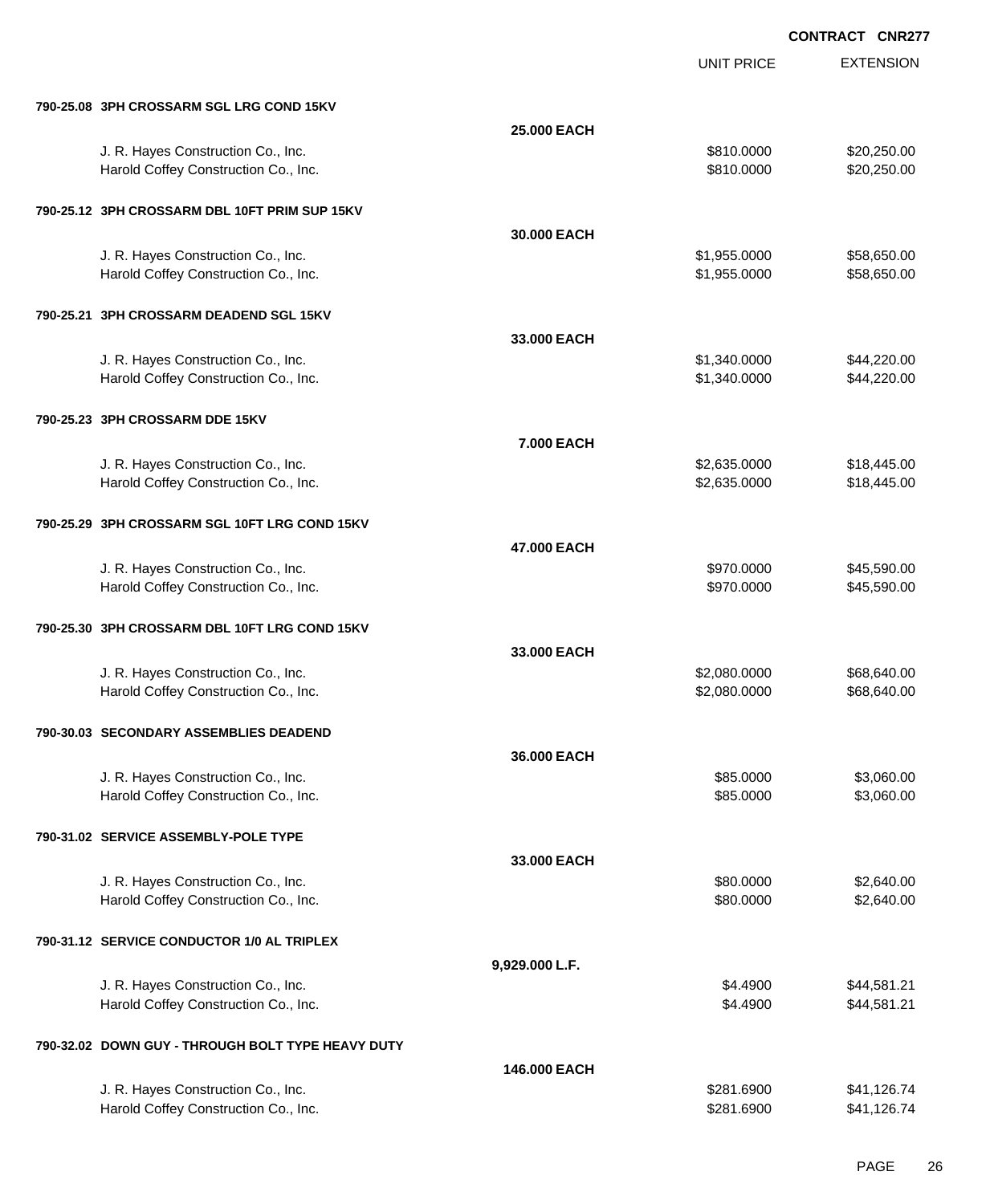**CONTRACT CNR277**

| | | UNIT PRICE | EXTENSION |
|---|---|---|---|
| **790-25.08 3PH CROSSARM SGL LRG COND 15KV** | | | |
| | **25.000 EACH** | | |
| J. R. Hayes Construction Co., Inc. | | $810.0000 | $20,250.00 |
| Harold Coffey Construction Co., Inc. | | $810.0000 | $20,250.00 |
| **790-25.12 3PH CROSSARM DBL 10FT PRIM SUP 15KV** | | | |
| | **30.000 EACH** | | |
| J. R. Hayes Construction Co., Inc. | | $1,955.0000 | $58,650.00 |
| Harold Coffey Construction Co., Inc. | | $1,955.0000 | $58,650.00 |
| **790-25.21 3PH CROSSARM DEADEND SGL 15KV** | | | |
| | **33.000 EACH** | | |
| J. R. Hayes Construction Co., Inc. | | $1,340.0000 | $44,220.00 |
| Harold Coffey Construction Co., Inc. | | $1,340.0000 | $44,220.00 |
| **790-25.23 3PH CROSSARM DDE 15KV** | | | |
| | **7.000 EACH** | | |
| J. R. Hayes Construction Co., Inc. | | $2,635.0000 | $18,445.00 |
| Harold Coffey Construction Co., Inc. | | $2,635.0000 | $18,445.00 |
| **790-25.29 3PH CROSSARM SGL 10FT LRG COND 15KV** | | | |
| | **47.000 EACH** | | |
| J. R. Hayes Construction Co., Inc. | | $970.0000 | $45,590.00 |
| Harold Coffey Construction Co., Inc. | | $970.0000 | $45,590.00 |
| **790-25.30 3PH CROSSARM DBL 10FT LRG COND 15KV** | | | |
| | **33.000 EACH** | | |
| J. R. Hayes Construction Co., Inc. | | $2,080.0000 | $68,640.00 |
| Harold Coffey Construction Co., Inc. | | $2,080.0000 | $68,640.00 |
| **790-30.03 SECONDARY ASSEMBLIES DEADEND** | | | |
| | **36.000 EACH** | | |
| J. R. Hayes Construction Co., Inc. | | $85.0000 | $3,060.00 |
| Harold Coffey Construction Co., Inc. | | $85.0000 | $3,060.00 |
| **790-31.02 SERVICE ASSEMBLY-POLE TYPE** | | | |
| | **33.000 EACH** | | |
| J. R. Hayes Construction Co., Inc. | | $80.0000 | $2,640.00 |
| Harold Coffey Construction Co., Inc. | | $80.0000 | $2,640.00 |
| **790-31.12 SERVICE CONDUCTOR 1/0 AL TRIPLEX** | | | |
| | **9,929.000 L.F.** | | |
| J. R. Hayes Construction Co., Inc. | | $4.4900 | $44,581.21 |
| Harold Coffey Construction Co., Inc. | | $4.4900 | $44,581.21 |
| **790-32.02 DOWN GUY - THROUGH BOLT TYPE HEAVY DUTY** | | | |
| | **146.000 EACH** | | |
| J. R. Hayes Construction Co., Inc. | | $281.6900 | $41,126.74 |
| Harold Coffey Construction Co., Inc. | | $281.6900 | $41,126.74 |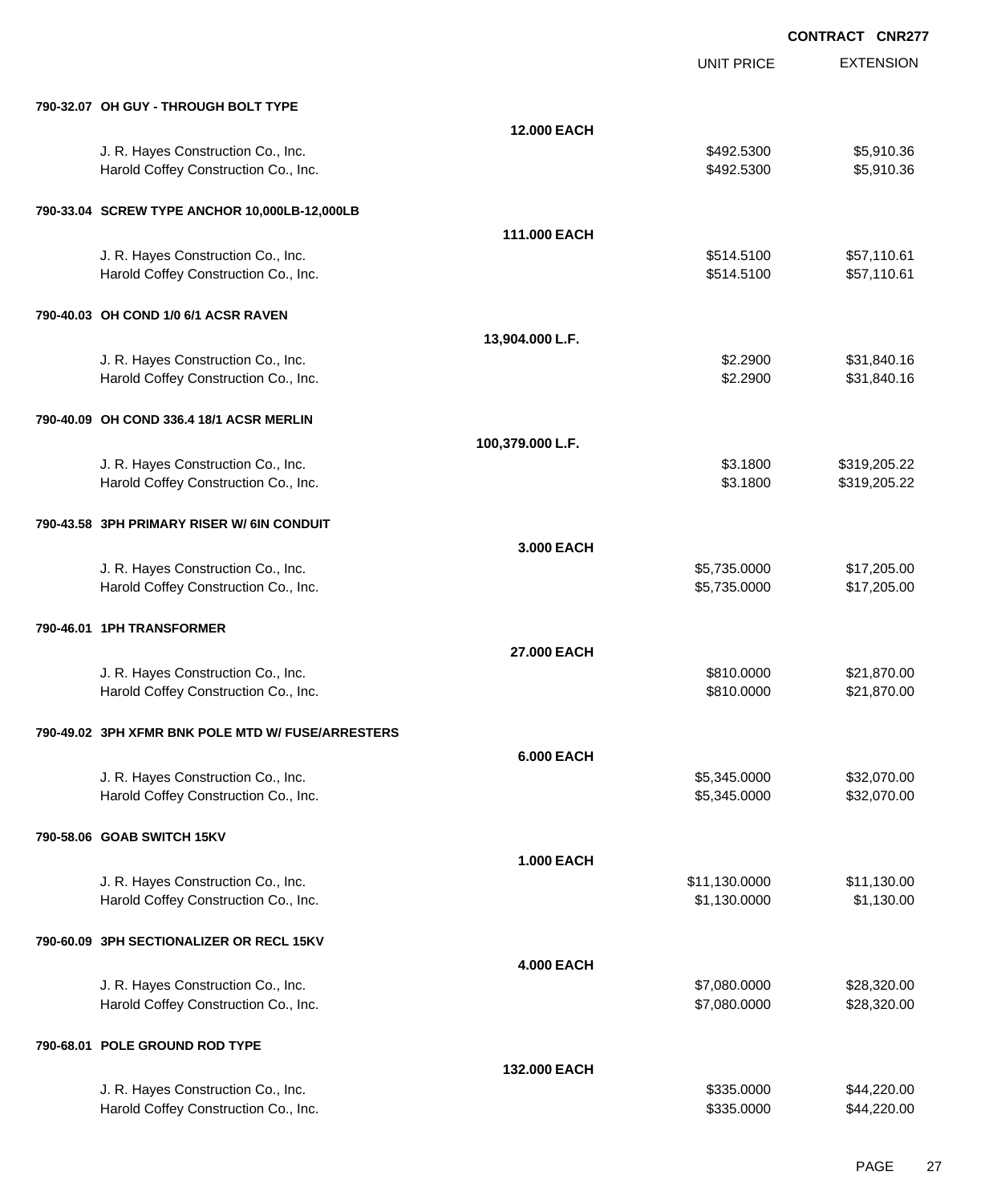**CONTRACT CNR277**

| | | UNIT PRICE | EXTENSION |
|---|---|---|---|
| **790-32.07 OH GUY - THROUGH BOLT TYPE** | | | |
| | **12.000 EACH** | | |
| J. R. Hayes Construction Co., Inc. | | $492.5300 | $5,910.36 |
| Harold Coffey Construction Co., Inc. | | $492.5300 | $5,910.36 |
| **790-33.04 SCREW TYPE ANCHOR 10,000LB-12,000LB** | | | |
| | **111.000 EACH** | | |
| J. R. Hayes Construction Co., Inc. | | $514.5100 | $57,110.61 |
| Harold Coffey Construction Co., Inc. | | $514.5100 | $57,110.61 |
| **790-40.03 OH COND 1/0 6/1 ACSR RAVEN** | | | |
| | **13,904.000 L.F.** | | |
| J. R. Hayes Construction Co., Inc. | | $2.2900 | $31,840.16 |
| Harold Coffey Construction Co., Inc. | | $2.2900 | $31,840.16 |
| **790-40.09 OH COND 336.4 18/1 ACSR MERLIN** | | | |
| | **100,379.000 L.F.** | | |
| J. R. Hayes Construction Co., Inc. | | $3.1800 | $319,205.22 |
| Harold Coffey Construction Co., Inc. | | $3.1800 | $319,205.22 |
| **790-43.58 3PH PRIMARY RISER W/ 6IN CONDUIT** | | | |
| | **3.000 EACH** | | |
| J. R. Hayes Construction Co., Inc. | | $5,735.0000 | $17,205.00 |
| Harold Coffey Construction Co., Inc. | | $5,735.0000 | $17,205.00 |
| **790-46.01 1PH TRANSFORMER** | | | |
| | **27.000 EACH** | | |
| J. R. Hayes Construction Co., Inc. | | $810.0000 | $21,870.00 |
| Harold Coffey Construction Co., Inc. | | $810.0000 | $21,870.00 |
| **790-49.02 3PH XFMR BNK POLE MTD W/ FUSE/ARRESTERS** | | | |
| | **6.000 EACH** | | |
| J. R. Hayes Construction Co., Inc. | | $5,345.0000 | $32,070.00 |
| Harold Coffey Construction Co., Inc. | | $5,345.0000 | $32,070.00 |
| **790-58.06 GOAB SWITCH 15KV** | | | |
| | **1.000 EACH** | | |
| J. R. Hayes Construction Co., Inc. | | $11,130.0000 | $11,130.00 |
| Harold Coffey Construction Co., Inc. | | $1,130.0000 | $1,130.00 |
| **790-60.09 3PH SECTIONALIZER OR RECL 15KV** | | | |
| | **4.000 EACH** | | |
| J. R. Hayes Construction Co., Inc. | | $7,080.0000 | $28,320.00 |
| Harold Coffey Construction Co., Inc. | | $7,080.0000 | $28,320.00 |
| **790-68.01 POLE GROUND ROD TYPE** | | | |
| | **132.000 EACH** | | |
| J. R. Hayes Construction Co., Inc. | | $335.0000 | $44,220.00 |
| Harold Coffey Construction Co., Inc. | | $335.0000 | $44,220.00 |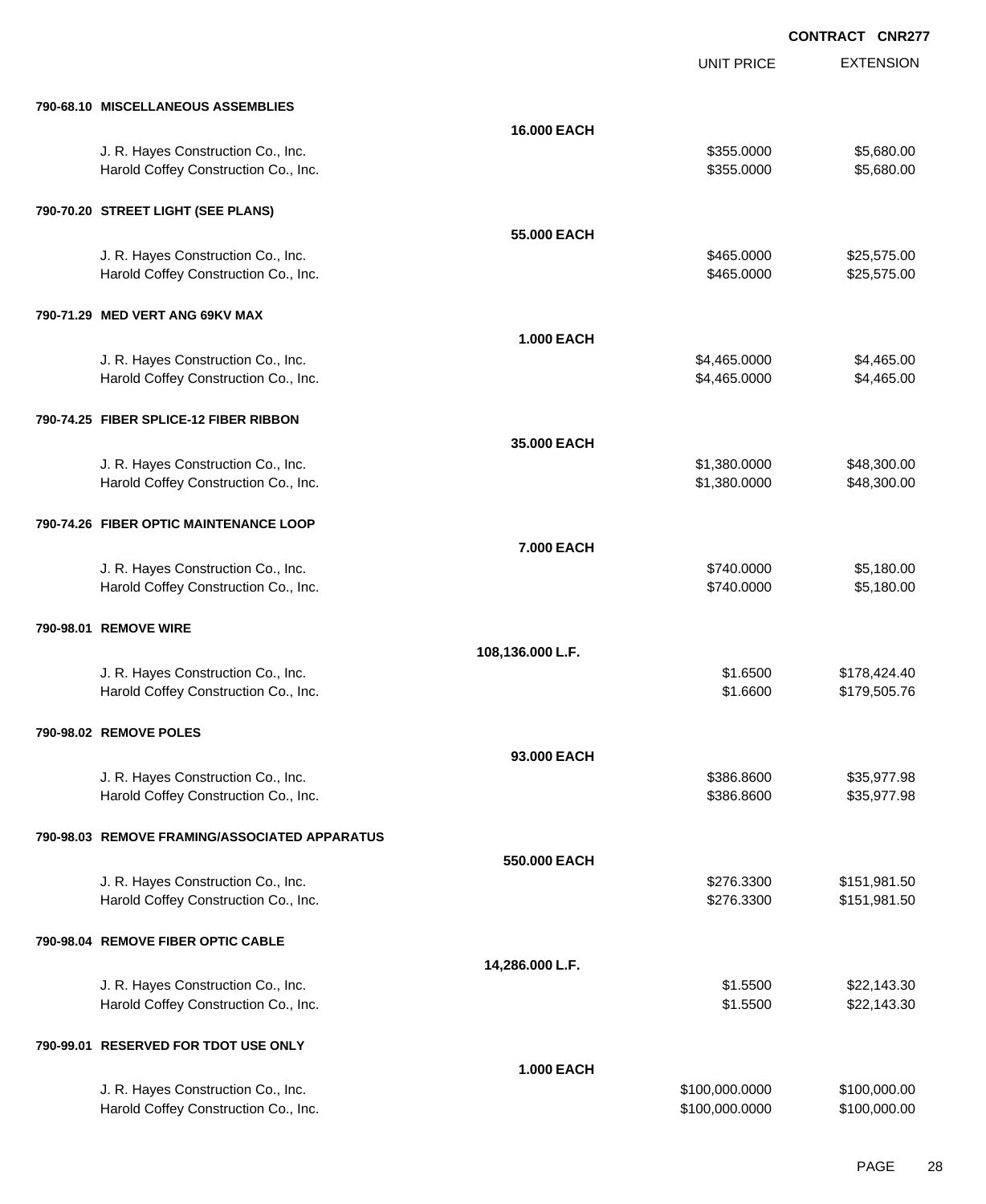**CONTRACT CNR277**

| | | UNIT PRICE | EXTENSION |
|---|---|---|---|
| **790-68.10 MISCELLANEOUS ASSEMBLIES** | | | |
| | **16.000 EACH** | | |
| J. R. Hayes Construction Co., Inc. | | $355.0000 | $5,680.00 |
| Harold Coffey Construction Co., Inc. | | $355.0000 | $5,680.00 |
| **790-70.20 STREET LIGHT (SEE PLANS)** | | | |
| | **55.000 EACH** | | |
| J. R. Hayes Construction Co., Inc. | | $465.0000 | $25,575.00 |
| Harold Coffey Construction Co., Inc. | | $465.0000 | $25,575.00 |
| **790-71.29 MED VERT ANG 69KV MAX** | | | |
| | **1.000 EACH** | | |
| J. R. Hayes Construction Co., Inc. | | $4,465.0000 | $4,465.00 |
| Harold Coffey Construction Co., Inc. | | $4,465.0000 | $4,465.00 |
| **790-74.25 FIBER SPLICE-12 FIBER RIBBON** | | | |
| | **35.000 EACH** | | |
| J. R. Hayes Construction Co., Inc. | | $1,380.0000 | $48,300.00 |
| Harold Coffey Construction Co., Inc. | | $1,380.0000 | $48,300.00 |
| **790-74.26 FIBER OPTIC MAINTENANCE LOOP** | | | |
| | **7.000 EACH** | | |
| J. R. Hayes Construction Co., Inc. | | $740.0000 | $5,180.00 |
| Harold Coffey Construction Co., Inc. | | $740.0000 | $5,180.00 |
| **790-98.01 REMOVE WIRE** | | | |
| | **108,136.000 L.F.** | | |
| J. R. Hayes Construction Co., Inc. | | $1.6500 | $178,424.40 |
| Harold Coffey Construction Co., Inc. | | $1.6600 | $179,505.76 |
| **790-98.02 REMOVE POLES** | | | |
| | **93.000 EACH** | | |
| J. R. Hayes Construction Co., Inc. | | $386.8600 | $35,977.98 |
| Harold Coffey Construction Co., Inc. | | $386.8600 | $35,977.98 |
| **790-98.03 REMOVE FRAMING/ASSOCIATED APPARATUS** | | | |
| | **550.000 EACH** | | |
| J. R. Hayes Construction Co., Inc. | | $276.3300 | $151,981.50 |
| Harold Coffey Construction Co., Inc. | | $276.3300 | $151,981.50 |
| **790-98.04 REMOVE FIBER OPTIC CABLE** | | | |
| | **14,286.000 L.F.** | | |
| J. R. Hayes Construction Co., Inc. | | $1.5500 | $22,143.30 |
| Harold Coffey Construction Co., Inc. | | $1.5500 | $22,143.30 |
| **790-99.01 RESERVED FOR TDOT USE ONLY** | | | |
| | **1.000 EACH** | | |
| J. R. Hayes Construction Co., Inc. | | $100,000.0000 | $100,000.00 |
| Harold Coffey Construction Co., Inc. | | $100,000.0000 | $100,000.00 |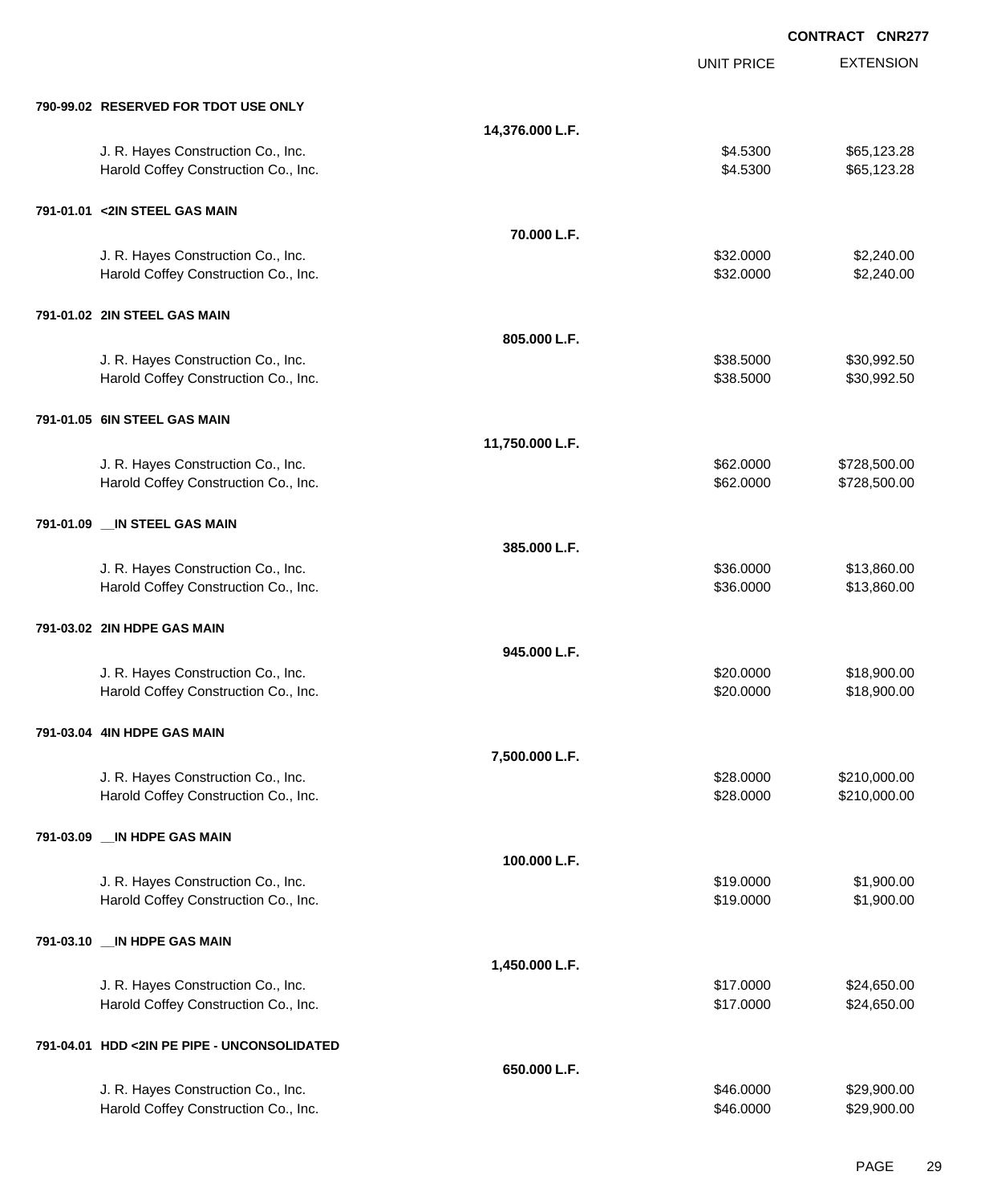**CONTRACT CNR277**

| | | UNIT PRICE | EXTENSION |
|---|---|---|---|
| **790-99.02 RESERVED FOR TDOT USE ONLY** | | | |
| | **14,376.000 L.F.** | | |
| J. R. Hayes Construction Co., Inc. | | $4.5300 | $65,123.28 |
| Harold Coffey Construction Co., Inc. | | $4.5300 | $65,123.28 |
| **791-01.01 <2IN STEEL GAS MAIN** | | | |
| | **70.000 L.F.** | | |
| J. R. Hayes Construction Co., Inc. | | $32.0000 | $2,240.00 |
| Harold Coffey Construction Co., Inc. | | $32.0000 | $2,240.00 |
| **791-01.02 2IN STEEL GAS MAIN** | | | |
| | **805.000 L.F.** | | |
| J. R. Hayes Construction Co., Inc. | | $38.5000 | $30,992.50 |
| Harold Coffey Construction Co., Inc. | | $38.5000 | $30,992.50 |
| **791-01.05 6IN STEEL GAS MAIN** | | | |
| | **11,750.000 L.F.** | | |
| J. R. Hayes Construction Co., Inc. | | $62.0000 | $728,500.00 |
| Harold Coffey Construction Co., Inc. | | $62.0000 | $728,500.00 |
| **791-01.09 __IN STEEL GAS MAIN** | | | |
| | **385.000 L.F.** | | |
| J. R. Hayes Construction Co., Inc. | | $36.0000 | $13,860.00 |
| Harold Coffey Construction Co., Inc. | | $36.0000 | $13,860.00 |
| **791-03.02 2IN HDPE GAS MAIN** | | | |
| | **945.000 L.F.** | | |
| J. R. Hayes Construction Co., Inc. | | $20.0000 | $18,900.00 |
| Harold Coffey Construction Co., Inc. | | $20.0000 | $18,900.00 |
| **791-03.04 4IN HDPE GAS MAIN** | | | |
| | **7,500.000 L.F.** | | |
| J. R. Hayes Construction Co., Inc. | | $28.0000 | $210,000.00 |
| Harold Coffey Construction Co., Inc. | | $28.0000 | $210,000.00 |
| **791-03.09 __IN HDPE GAS MAIN** | | | |
| | **100.000 L.F.** | | |
| J. R. Hayes Construction Co., Inc. | | $19.0000 | $1,900.00 |
| Harold Coffey Construction Co., Inc. | | $19.0000 | $1,900.00 |
| **791-03.10 __IN HDPE GAS MAIN** | | | |
| | **1,450.000 L.F.** | | |
| J. R. Hayes Construction Co., Inc. | | $17.0000 | $24,650.00 |
| Harold Coffey Construction Co., Inc. | | $17.0000 | $24,650.00 |
| **791-04.01 HDD <2IN PE PIPE - UNCONSOLIDATED** | | | |
| | **650.000 L.F.** | | |
| J. R. Hayes Construction Co., Inc. | | $46.0000 | $29,900.00 |
| Harold Coffey Construction Co., Inc. | | $46.0000 | $29,900.00 |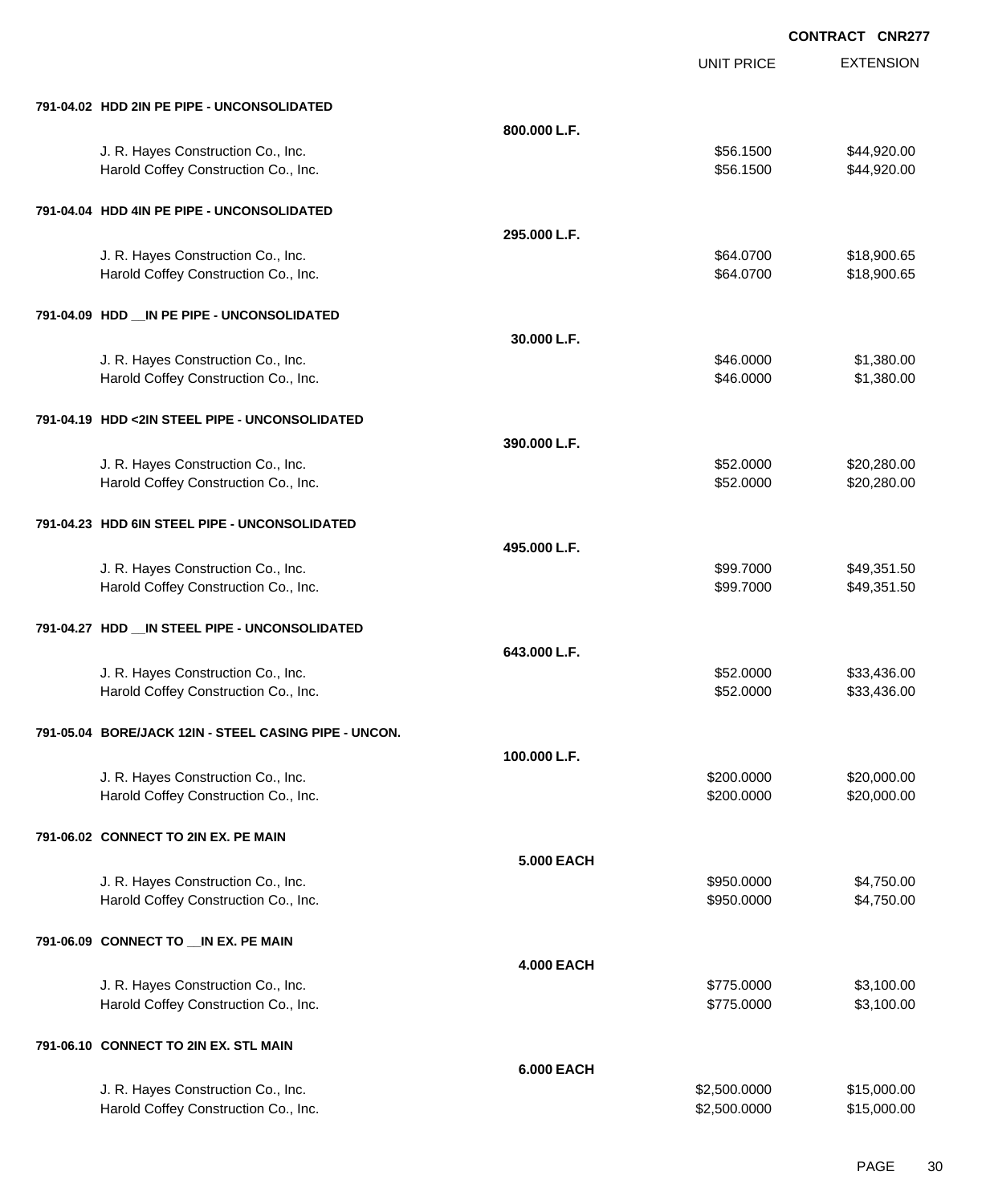CONTRACT CNR277

| | | UNIT PRICE | EXTENSION |
|---|---|---|---|
| **791-04.02 HDD 2IN PE PIPE - UNCONSOLIDATED** | | | |
| | **800.000 L.F.** | | |
| J. R. Hayes Construction Co., Inc. | | $56.1500 | $44,920.00 |
| Harold Coffey Construction Co., Inc. | | $56.1500 | $44,920.00 |
| **791-04.04 HDD 4IN PE PIPE - UNCONSOLIDATED** | | | |
| | **295.000 L.F.** | | |
| J. R. Hayes Construction Co., Inc. | | $64.0700 | $18,900.65 |
| Harold Coffey Construction Co., Inc. | | $64.0700 | $18,900.65 |
| **791-04.09 HDD __IN PE PIPE - UNCONSOLIDATED** | | | |
| | **30.000 L.F.** | | |
| J. R. Hayes Construction Co., Inc. | | $46.0000 | $1,380.00 |
| Harold Coffey Construction Co., Inc. | | $46.0000 | $1,380.00 |
| **791-04.19 HDD <2IN STEEL PIPE - UNCONSOLIDATED** | | | |
| | **390.000 L.F.** | | |
| J. R. Hayes Construction Co., Inc. | | $52.0000 | $20,280.00 |
| Harold Coffey Construction Co., Inc. | | $52.0000 | $20,280.00 |
| **791-04.23 HDD 6IN STEEL PIPE - UNCONSOLIDATED** | | | |
| | **495.000 L.F.** | | |
| J. R. Hayes Construction Co., Inc. | | $99.7000 | $49,351.50 |
| Harold Coffey Construction Co., Inc. | | $99.7000 | $49,351.50 |
| **791-04.27 HDD __IN STEEL PIPE - UNCONSOLIDATED** | | | |
| | **643.000 L.F.** | | |
| J. R. Hayes Construction Co., Inc. | | $52.0000 | $33,436.00 |
| Harold Coffey Construction Co., Inc. | | $52.0000 | $33,436.00 |
| **791-05.04 BORE/JACK 12IN - STEEL CASING PIPE - UNCON.** | | | |
| | **100.000 L.F.** | | |
| J. R. Hayes Construction Co., Inc. | | $200.0000 | $20,000.00 |
| Harold Coffey Construction Co., Inc. | | $200.0000 | $20,000.00 |
| **791-06.02 CONNECT TO 2IN EX. PE MAIN** | | | |
| | **5.000 EACH** | | |
| J. R. Hayes Construction Co., Inc. | | $950.0000 | $4,750.00 |
| Harold Coffey Construction Co., Inc. | | $950.0000 | $4,750.00 |
| **791-06.09 CONNECT TO __IN EX. PE MAIN** | | | |
| | **4.000 EACH** | | |
| J. R. Hayes Construction Co., Inc. | | $775.0000 | $3,100.00 |
| Harold Coffey Construction Co., Inc. | | $775.0000 | $3,100.00 |
| **791-06.10 CONNECT TO 2IN EX. STL MAIN** | | | |
| | **6.000 EACH** | | |
| J. R. Hayes Construction Co., Inc. | | $2,500.0000 | $15,000.00 |
| Harold Coffey Construction Co., Inc. | | $2,500.0000 | $15,000.00 |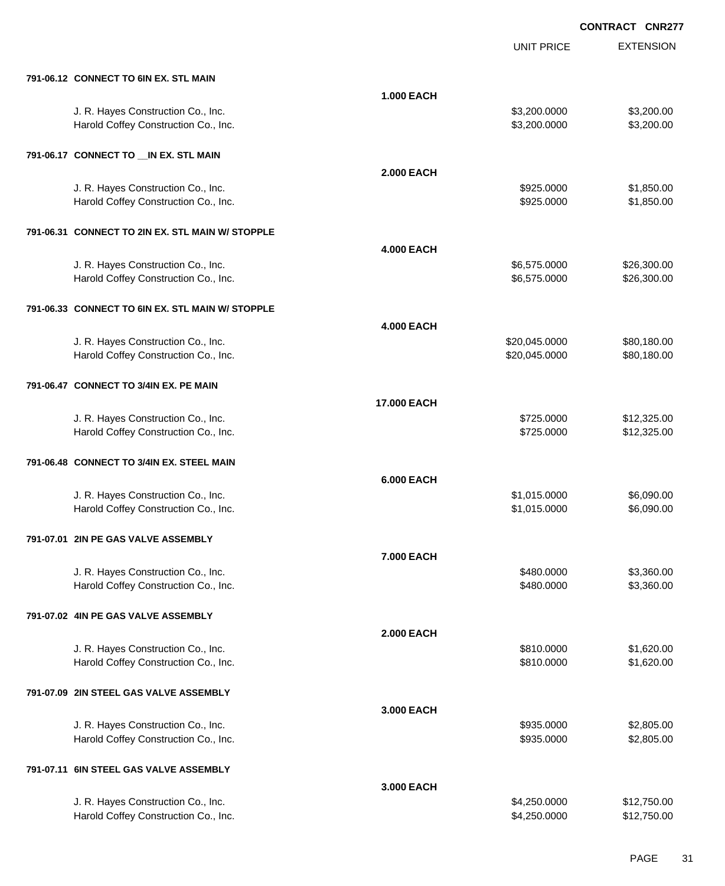**CONTRACT CNR277**

| | | UNIT PRICE | EXTENSION |
|---|---|---|---|
| **791-06.12 CONNECT TO 6IN EX. STL MAIN** | | | |
| | **1.000 EACH** | | |
| J. R. Hayes Construction Co., Inc. | | $3,200.0000 | $3,200.00 |
| Harold Coffey Construction Co., Inc. | | $3,200.0000 | $3,200.00 |
| **791-06.17 CONNECT TO __IN EX. STL MAIN** | | | |
| | **2.000 EACH** | | |
| J. R. Hayes Construction Co., Inc. | | $925.0000 | $1,850.00 |
| Harold Coffey Construction Co., Inc. | | $925.0000 | $1,850.00 |
| **791-06.31 CONNECT TO 2IN EX. STL MAIN W/ STOPPLE** | | | |
| | **4.000 EACH** | | |
| J. R. Hayes Construction Co., Inc. | | $6,575.0000 | $26,300.00 |
| Harold Coffey Construction Co., Inc. | | $6,575.0000 | $26,300.00 |
| **791-06.33 CONNECT TO 6IN EX. STL MAIN W/ STOPPLE** | | | |
| | **4.000 EACH** | | |
| J. R. Hayes Construction Co., Inc. | | $20,045.0000 | $80,180.00 |
| Harold Coffey Construction Co., Inc. | | $20,045.0000 | $80,180.00 |
| **791-06.47 CONNECT TO 3/4IN EX. PE MAIN** | | | |
| | **17.000 EACH** | | |
| J. R. Hayes Construction Co., Inc. | | $725.0000 | $12,325.00 |
| Harold Coffey Construction Co., Inc. | | $725.0000 | $12,325.00 |
| **791-06.48 CONNECT TO 3/4IN EX. STEEL MAIN** | | | |
| | **6.000 EACH** | | |
| J. R. Hayes Construction Co., Inc. | | $1,015.0000 | $6,090.00 |
| Harold Coffey Construction Co., Inc. | | $1,015.0000 | $6,090.00 |
| **791-07.01 2IN PE GAS VALVE ASSEMBLY** | | | |
| | **7.000 EACH** | | |
| J. R. Hayes Construction Co., Inc. | | $480.0000 | $3,360.00 |
| Harold Coffey Construction Co., Inc. | | $480.0000 | $3,360.00 |
| **791-07.02 4IN PE GAS VALVE ASSEMBLY** | | | |
| | **2.000 EACH** | | |
| J. R. Hayes Construction Co., Inc. | | $810.0000 | $1,620.00 |
| Harold Coffey Construction Co., Inc. | | $810.0000 | $1,620.00 |
| **791-07.09 2IN STEEL GAS VALVE ASSEMBLY** | | | |
| | **3.000 EACH** | | |
| J. R. Hayes Construction Co., Inc. | | $935.0000 | $2,805.00 |
| Harold Coffey Construction Co., Inc. | | $935.0000 | $2,805.00 |
| **791-07.11 6IN STEEL GAS VALVE ASSEMBLY** | | | |
| | **3.000 EACH** | | |
| J. R. Hayes Construction Co., Inc. | | $4,250.0000 | $12,750.00 |
| Harold Coffey Construction Co., Inc. | | $4,250.0000 | $12,750.00 |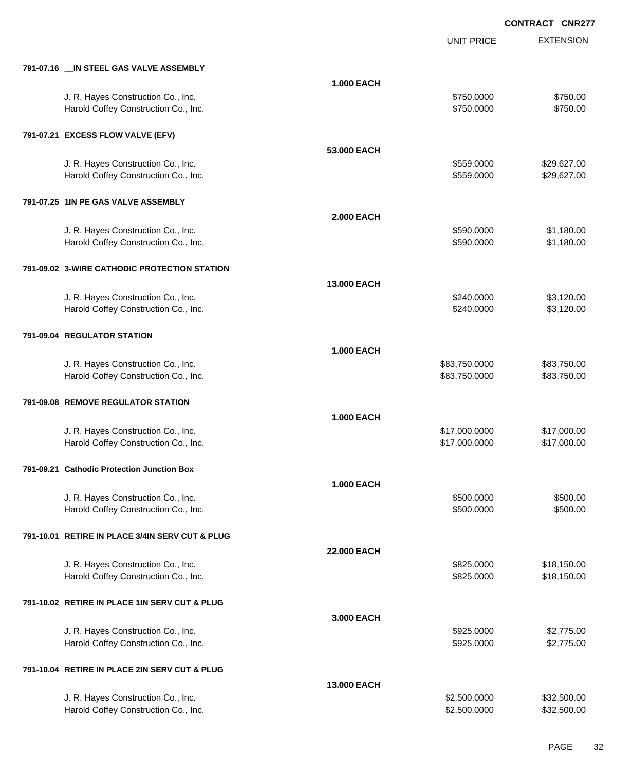**CONTRACT CNR277**

| | | UNIT PRICE | EXTENSION |
|---|---|---|---|
| **791-07.16 __IN STEEL GAS VALVE ASSEMBLY** | | | |
| | **1.000 EACH** | | |
| J. R. Hayes Construction Co., Inc. | | $750.0000 | $750.00 |
| Harold Coffey Construction Co., Inc. | | $750.0000 | $750.00 |
| **791-07.21 EXCESS FLOW VALVE (EFV)** | | | |
| | **53.000 EACH** | | |
| J. R. Hayes Construction Co., Inc. | | $559.0000 | $29,627.00 |
| Harold Coffey Construction Co., Inc. | | $559.0000 | $29,627.00 |
| **791-07.25 1IN PE GAS VALVE ASSEMBLY** | | | |
| | **2.000 EACH** | | |
| J. R. Hayes Construction Co., Inc. | | $590.0000 | $1,180.00 |
| Harold Coffey Construction Co., Inc. | | $590.0000 | $1,180.00 |
| **791-09.02 3-WIRE CATHODIC PROTECTION STATION** | | | |
| | **13.000 EACH** | | |
| J. R. Hayes Construction Co., Inc. | | $240.0000 | $3,120.00 |
| Harold Coffey Construction Co., Inc. | | $240.0000 | $3,120.00 |
| **791-09.04 REGULATOR STATION** | | | |
| | **1.000 EACH** | | |
| J. R. Hayes Construction Co., Inc. | | $83,750.0000 | $83,750.00 |
| Harold Coffey Construction Co., Inc. | | $83,750.0000 | $83,750.00 |
| **791-09.08 REMOVE REGULATOR STATION** | | | |
| | **1.000 EACH** | | |
| J. R. Hayes Construction Co., Inc. | | $17,000.0000 | $17,000.00 |
| Harold Coffey Construction Co., Inc. | | $17,000.0000 | $17,000.00 |
| **791-09.21 Cathodic Protection Junction Box** | | | |
| | **1.000 EACH** | | |
| J. R. Hayes Construction Co., Inc. | | $500.0000 | $500.00 |
| Harold Coffey Construction Co., Inc. | | $500.0000 | $500.00 |
| **791-10.01 RETIRE IN PLACE 3/4IN SERV CUT & PLUG** | | | |
| | **22.000 EACH** | | |
| J. R. Hayes Construction Co., Inc. | | $825.0000 | $18,150.00 |
| Harold Coffey Construction Co., Inc. | | $825.0000 | $18,150.00 |
| **791-10.02 RETIRE IN PLACE 1IN SERV CUT & PLUG** | | | |
| | **3.000 EACH** | | |
| J. R. Hayes Construction Co., Inc. | | $925.0000 | $2,775.00 |
| Harold Coffey Construction Co., Inc. | | $925.0000 | $2,775.00 |
| **791-10.04 RETIRE IN PLACE 2IN SERV CUT & PLUG** | | | |
| | **13.000 EACH** | | |
| J. R. Hayes Construction Co., Inc. | | $2,500.0000 | $32,500.00 |
| Harold Coffey Construction Co., Inc. | | $2,500.0000 | $32,500.00 |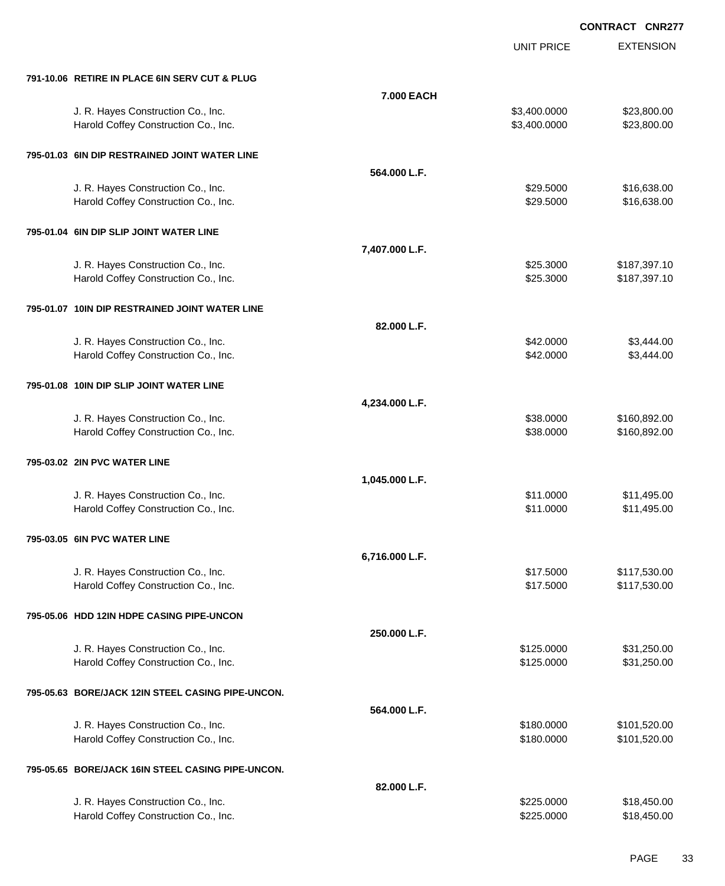**CONTRACT CNR277**

| | | UNIT PRICE | EXTENSION |
|---|---|---|---|
| **791-10.06 RETIRE IN PLACE 6IN SERV CUT & PLUG** | | | |
| | **7.000 EACH** | | |
| J. R. Hayes Construction Co., Inc. | | $3,400.0000 | $23,800.00 |
| Harold Coffey Construction Co., Inc. | | $3,400.0000 | $23,800.00 |
| **795-01.03 6IN DIP RESTRAINED JOINT WATER LINE** | | | |
| | **564.000 L.F.** | | |
| J. R. Hayes Construction Co., Inc. | | $29.5000 | $16,638.00 |
| Harold Coffey Construction Co., Inc. | | $29.5000 | $16,638.00 |
| **795-01.04 6IN DIP SLIP JOINT WATER LINE** | | | |
| | **7,407.000 L.F.** | | |
| J. R. Hayes Construction Co., Inc. | | $25.3000 | $187,397.10 |
| Harold Coffey Construction Co., Inc. | | $25.3000 | $187,397.10 |
| **795-01.07 10IN DIP RESTRAINED JOINT WATER LINE** | | | |
| | **82.000 L.F.** | | |
| J. R. Hayes Construction Co., Inc. | | $42.0000 | $3,444.00 |
| Harold Coffey Construction Co., Inc. | | $42.0000 | $3,444.00 |
| **795-01.08 10IN DIP SLIP JOINT WATER LINE** | | | |
| | **4,234.000 L.F.** | | |
| J. R. Hayes Construction Co., Inc. | | $38.0000 | $160,892.00 |
| Harold Coffey Construction Co., Inc. | | $38.0000 | $160,892.00 |
| **795-03.02 2IN PVC WATER LINE** | | | |
| | **1,045.000 L.F.** | | |
| J. R. Hayes Construction Co., Inc. | | $11.0000 | $11,495.00 |
| Harold Coffey Construction Co., Inc. | | $11.0000 | $11,495.00 |
| **795-03.05 6IN PVC WATER LINE** | | | |
| | **6,716.000 L.F.** | | |
| J. R. Hayes Construction Co., Inc. | | $17.5000 | $117,530.00 |
| Harold Coffey Construction Co., Inc. | | $17.5000 | $117,530.00 |
| **795-05.06 HDD 12IN HDPE CASING PIPE-UNCON** | | | |
| | **250.000 L.F.** | | |
| J. R. Hayes Construction Co., Inc. | | $125.0000 | $31,250.00 |
| Harold Coffey Construction Co., Inc. | | $125.0000 | $31,250.00 |
| **795-05.63 BORE/JACK 12IN STEEL CASING PIPE-UNCON.** | | | |
| | **564.000 L.F.** | | |
| J. R. Hayes Construction Co., Inc. | | $180.0000 | $101,520.00 |
| Harold Coffey Construction Co., Inc. | | $180.0000 | $101,520.00 |
| **795-05.65 BORE/JACK 16IN STEEL CASING PIPE-UNCON.** | | | |
| | **82.000 L.F.** | | |
| J. R. Hayes Construction Co., Inc. | | $225.0000 | $18,450.00 |
| Harold Coffey Construction Co., Inc. | | $225.0000 | $18,450.00 |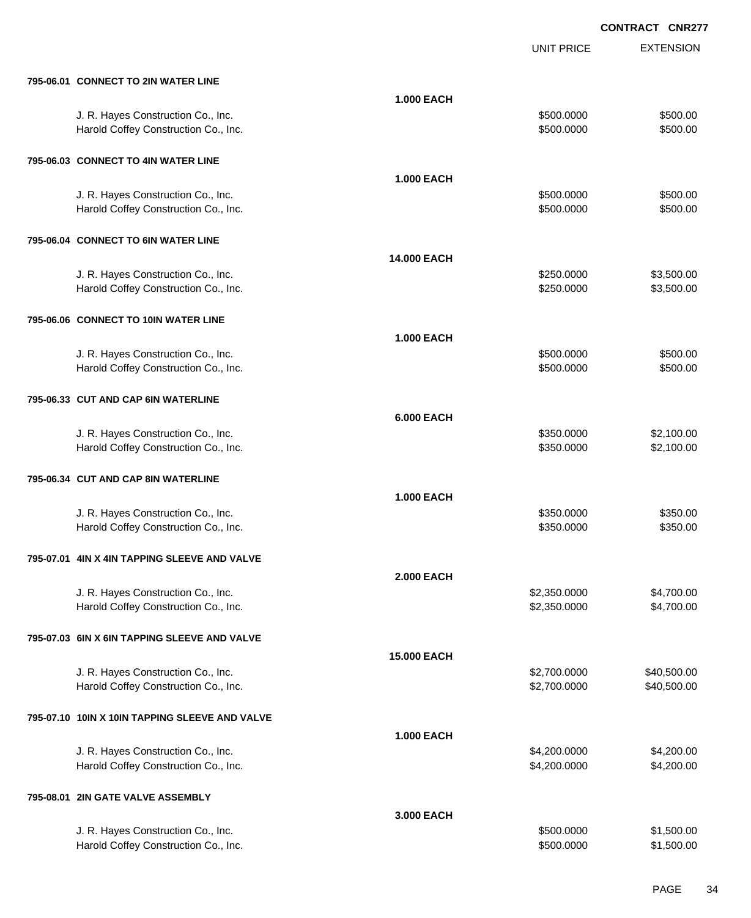**CONTRACT CNR277**

| | | UNIT PRICE | EXTENSION |
|---|---|---|---|
| **795-06.01 CONNECT TO 2IN WATER LINE** | | | |
| | **1.000 EACH** | | |
| J. R. Hayes Construction Co., Inc. | | $500.0000 | $500.00 |
| Harold Coffey Construction Co., Inc. | | $500.0000 | $500.00 |
| **795-06.03 CONNECT TO 4IN WATER LINE** | | | |
| | **1.000 EACH** | | |
| J. R. Hayes Construction Co., Inc. | | $500.0000 | $500.00 |
| Harold Coffey Construction Co., Inc. | | $500.0000 | $500.00 |
| **795-06.04 CONNECT TO 6IN WATER LINE** | | | |
| | **14.000 EACH** | | |
| J. R. Hayes Construction Co., Inc. | | $250.0000 | $3,500.00 |
| Harold Coffey Construction Co., Inc. | | $250.0000 | $3,500.00 |
| **795-06.06 CONNECT TO 10IN WATER LINE** | | | |
| | **1.000 EACH** | | |
| J. R. Hayes Construction Co., Inc. | | $500.0000 | $500.00 |
| Harold Coffey Construction Co., Inc. | | $500.0000 | $500.00 |
| **795-06.33 CUT AND CAP 6IN WATERLINE** | | | |
| | **6.000 EACH** | | |
| J. R. Hayes Construction Co., Inc. | | $350.0000 | $2,100.00 |
| Harold Coffey Construction Co., Inc. | | $350.0000 | $2,100.00 |
| **795-06.34 CUT AND CAP 8IN WATERLINE** | | | |
| | **1.000 EACH** | | |
| J. R. Hayes Construction Co., Inc. | | $350.0000 | $350.00 |
| Harold Coffey Construction Co., Inc. | | $350.0000 | $350.00 |
| **795-07.01 4IN X 4IN TAPPING SLEEVE AND VALVE** | | | |
| | **2.000 EACH** | | |
| J. R. Hayes Construction Co., Inc. | | $2,350.0000 | $4,700.00 |
| Harold Coffey Construction Co., Inc. | | $2,350.0000 | $4,700.00 |
| **795-07.03 6IN X 6IN TAPPING SLEEVE AND VALVE** | | | |
| | **15.000 EACH** | | |
| J. R. Hayes Construction Co., Inc. | | $2,700.0000 | $40,500.00 |
| Harold Coffey Construction Co., Inc. | | $2,700.0000 | $40,500.00 |
| **795-07.10 10IN X 10IN TAPPING SLEEVE AND VALVE** | | | |
| | **1.000 EACH** | | |
| J. R. Hayes Construction Co., Inc. | | $4,200.0000 | $4,200.00 |
| Harold Coffey Construction Co., Inc. | | $4,200.0000 | $4,200.00 |
| **795-08.01 2IN GATE VALVE ASSEMBLY** | | | |
| | **3.000 EACH** | | |
| J. R. Hayes Construction Co., Inc. | | $500.0000 | $1,500.00 |
| Harold Coffey Construction Co., Inc. | | $500.0000 | $1,500.00 |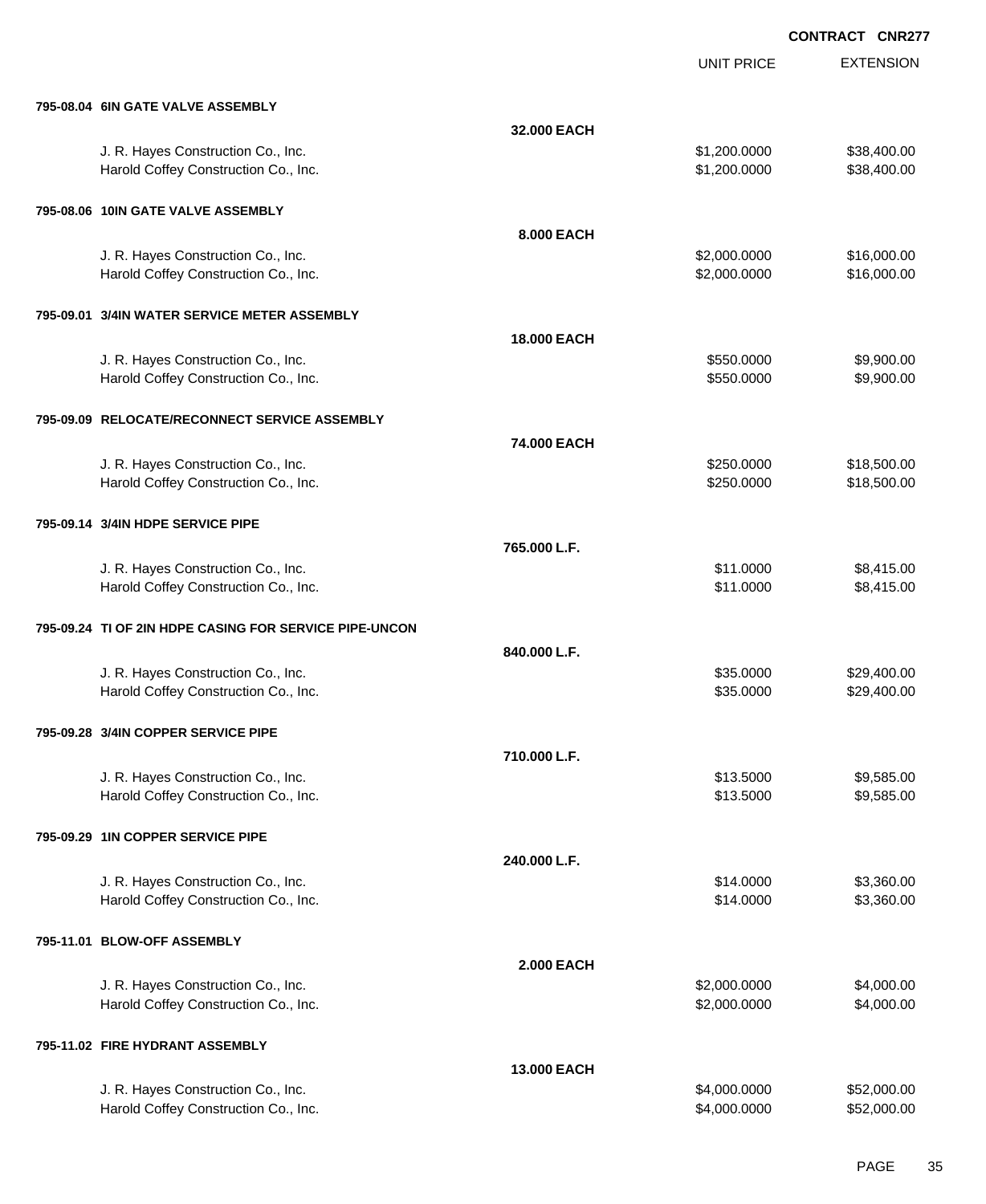**CONTRACT CNR277**

| | | UNIT PRICE | EXTENSION |
|---|---|---|---|
| **795-08.04 6IN GATE VALVE ASSEMBLY** | | | |
| | **32.000 EACH** | | |
| J. R. Hayes Construction Co., Inc. | | $1,200.0000 | $38,400.00 |
| Harold Coffey Construction Co., Inc. | | $1,200.0000 | $38,400.00 |
| **795-08.06 10IN GATE VALVE ASSEMBLY** | | | |
| | **8.000 EACH** | | |
| J. R. Hayes Construction Co., Inc. | | $2,000.0000 | $16,000.00 |
| Harold Coffey Construction Co., Inc. | | $2,000.0000 | $16,000.00 |
| **795-09.01 3/4IN WATER SERVICE METER ASSEMBLY** | | | |
| | **18.000 EACH** | | |
| J. R. Hayes Construction Co., Inc. | | $550.0000 | $9,900.00 |
| Harold Coffey Construction Co., Inc. | | $550.0000 | $9,900.00 |
| **795-09.09 RELOCATE/RECONNECT SERVICE ASSEMBLY** | | | |
| | **74.000 EACH** | | |
| J. R. Hayes Construction Co., Inc. | | $250.0000 | $18,500.00 |
| Harold Coffey Construction Co., Inc. | | $250.0000 | $18,500.00 |
| **795-09.14 3/4IN HDPE SERVICE PIPE** | | | |
| | **765.000 L.F.** | | |
| J. R. Hayes Construction Co., Inc. | | $11.0000 | $8,415.00 |
| Harold Coffey Construction Co., Inc. | | $11.0000 | $8,415.00 |
| **795-09.24 TI OF 2IN HDPE CASING FOR SERVICE PIPE-UNCON** | | | |
| | **840.000 L.F.** | | |
| J. R. Hayes Construction Co., Inc. | | $35.0000 | $29,400.00 |
| Harold Coffey Construction Co., Inc. | | $35.0000 | $29,400.00 |
| **795-09.28 3/4IN COPPER SERVICE PIPE** | | | |
| | **710.000 L.F.** | | |
| J. R. Hayes Construction Co., Inc. | | $13.5000 | $9,585.00 |
| Harold Coffey Construction Co., Inc. | | $13.5000 | $9,585.00 |
| **795-09.29 1IN COPPER SERVICE PIPE** | | | |
| | **240.000 L.F.** | | |
| J. R. Hayes Construction Co., Inc. | | $14.0000 | $3,360.00 |
| Harold Coffey Construction Co., Inc. | | $14.0000 | $3,360.00 |
| **795-11.01 BLOW-OFF ASSEMBLY** | | | |
| | **2.000 EACH** | | |
| J. R. Hayes Construction Co., Inc. | | $2,000.0000 | $4,000.00 |
| Harold Coffey Construction Co., Inc. | | $2,000.0000 | $4,000.00 |
| **795-11.02 FIRE HYDRANT ASSEMBLY** | | | |
| | **13.000 EACH** | | |
| J. R. Hayes Construction Co., Inc. | | $4,000.0000 | $52,000.00 |
| Harold Coffey Construction Co., Inc. | | $4,000.0000 | $52,000.00 |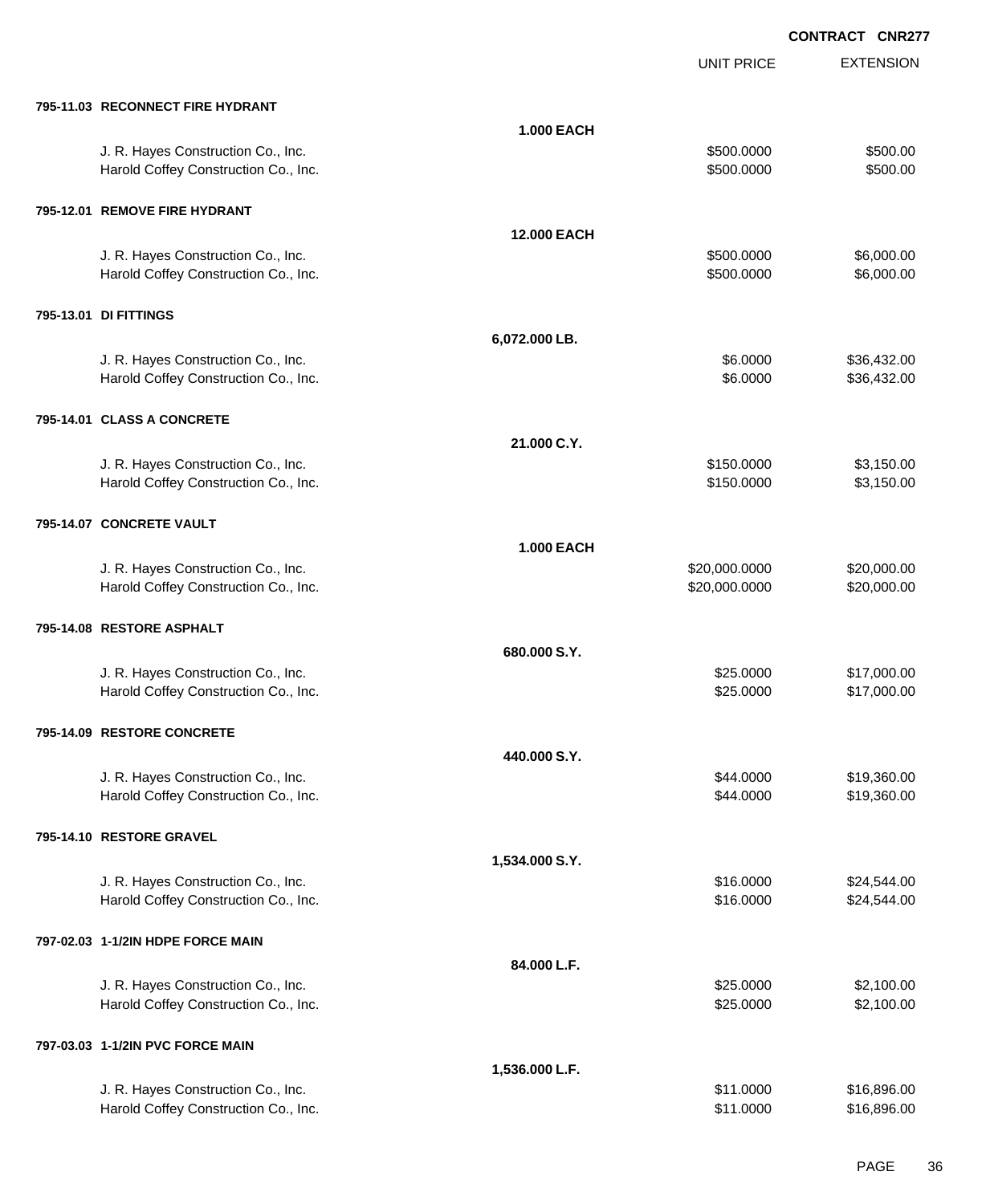**CONTRACT CNR277**

| | | UNIT PRICE | EXTENSION |
|---|---|---|---|
| **795-11.03 RECONNECT FIRE HYDRANT** | | | |
| | **1.000 EACH** | | |
| J. R. Hayes Construction Co., Inc. | | $500.0000 | $500.00 |
| Harold Coffey Construction Co., Inc. | | $500.0000 | $500.00 |
| **795-12.01 REMOVE FIRE HYDRANT** | | | |
| | **12.000 EACH** | | |
| J. R. Hayes Construction Co., Inc. | | $500.0000 | $6,000.00 |
| Harold Coffey Construction Co., Inc. | | $500.0000 | $6,000.00 |
| **795-13.01 DI FITTINGS** | | | |
| | **6,072.000 LB.** | | |
| J. R. Hayes Construction Co., Inc. | | $6.0000 | $36,432.00 |
| Harold Coffey Construction Co., Inc. | | $6.0000 | $36,432.00 |
| **795-14.01 CLASS A CONCRETE** | | | |
| | **21.000 C.Y.** | | |
| J. R. Hayes Construction Co., Inc. | | $150.0000 | $3,150.00 |
| Harold Coffey Construction Co., Inc. | | $150.0000 | $3,150.00 |
| **795-14.07 CONCRETE VAULT** | | | |
| | **1.000 EACH** | | |
| J. R. Hayes Construction Co., Inc. | | $20,000.0000 | $20,000.00 |
| Harold Coffey Construction Co., Inc. | | $20,000.0000 | $20,000.00 |
| **795-14.08 RESTORE ASPHALT** | | | |
| | **680.000 S.Y.** | | |
| J. R. Hayes Construction Co., Inc. | | $25.0000 | $17,000.00 |
| Harold Coffey Construction Co., Inc. | | $25.0000 | $17,000.00 |
| **795-14.09 RESTORE CONCRETE** | | | |
| | **440.000 S.Y.** | | |
| J. R. Hayes Construction Co., Inc. | | $44.0000 | $19,360.00 |
| Harold Coffey Construction Co., Inc. | | $44.0000 | $19,360.00 |
| **795-14.10 RESTORE GRAVEL** | | | |
| | **1,534.000 S.Y.** | | |
| J. R. Hayes Construction Co., Inc. | | $16.0000 | $24,544.00 |
| Harold Coffey Construction Co., Inc. | | $16.0000 | $24,544.00 |
| **797-02.03 1-1/2IN HDPE FORCE MAIN** | | | |
| | **84.000 L.F.** | | |
| J. R. Hayes Construction Co., Inc. | | $25.0000 | $2,100.00 |
| Harold Coffey Construction Co., Inc. | | $25.0000 | $2,100.00 |
| **797-03.03 1-1/2IN PVC FORCE MAIN** | | | |
| | **1,536.000 L.F.** | | |
| J. R. Hayes Construction Co., Inc. | | $11.0000 | $16,896.00 |
| Harold Coffey Construction Co., Inc. | | $11.0000 | $16,896.00 |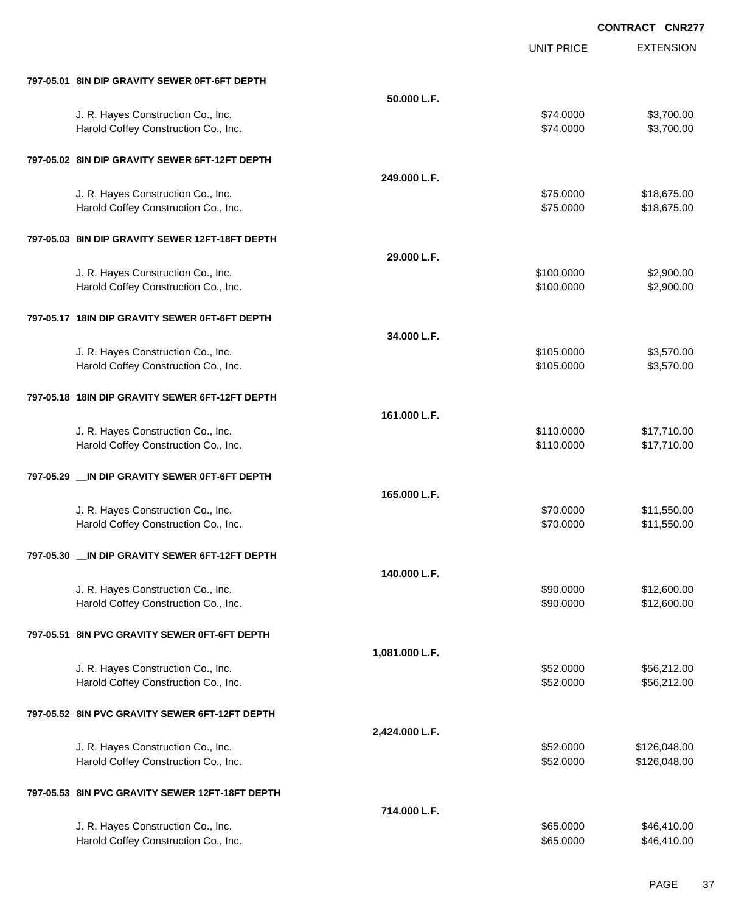**CONTRACT CNR277**

| | | UNIT PRICE | EXTENSION |
|---|---|---|---|
| **797-05.01 8IN DIP GRAVITY SEWER 0FT-6FT DEPTH** | | | |
| | **50.000 L.F.** | | |
| J. R. Hayes Construction Co., Inc. | | $74.0000 | $3,700.00 |
| Harold Coffey Construction Co., Inc. | | $74.0000 | $3,700.00 |
| **797-05.02 8IN DIP GRAVITY SEWER 6FT-12FT DEPTH** | | | |
| | **249.000 L.F.** | | |
| J. R. Hayes Construction Co., Inc. | | $75.0000 | $18,675.00 |
| Harold Coffey Construction Co., Inc. | | $75.0000 | $18,675.00 |
| **797-05.03 8IN DIP GRAVITY SEWER 12FT-18FT DEPTH** | | | |
| | **29.000 L.F.** | | |
| J. R. Hayes Construction Co., Inc. | | $100.0000 | $2,900.00 |
| Harold Coffey Construction Co., Inc. | | $100.0000 | $2,900.00 |
| **797-05.17 18IN DIP GRAVITY SEWER 0FT-6FT DEPTH** | | | |
| | **34.000 L.F.** | | |
| J. R. Hayes Construction Co., Inc. | | $105.0000 | $3,570.00 |
| Harold Coffey Construction Co., Inc. | | $105.0000 | $3,570.00 |
| **797-05.18 18IN DIP GRAVITY SEWER 6FT-12FT DEPTH** | | | |
| | **161.000 L.F.** | | |
| J. R. Hayes Construction Co., Inc. | | $110.0000 | $17,710.00 |
| Harold Coffey Construction Co., Inc. | | $110.0000 | $17,710.00 |
| **797-05.29 __IN DIP GRAVITY SEWER 0FT-6FT DEPTH** | | | |
| | **165.000 L.F.** | | |
| J. R. Hayes Construction Co., Inc. | | $70.0000 | $11,550.00 |
| Harold Coffey Construction Co., Inc. | | $70.0000 | $11,550.00 |
| **797-05.30 __IN DIP GRAVITY SEWER 6FT-12FT DEPTH** | | | |
| | **140.000 L.F.** | | |
| J. R. Hayes Construction Co., Inc. | | $90.0000 | $12,600.00 |
| Harold Coffey Construction Co., Inc. | | $90.0000 | $12,600.00 |
| **797-05.51 8IN PVC GRAVITY SEWER 0FT-6FT DEPTH** | | | |
| | **1,081.000 L.F.** | | |
| J. R. Hayes Construction Co., Inc. | | $52.0000 | $56,212.00 |
| Harold Coffey Construction Co., Inc. | | $52.0000 | $56,212.00 |
| **797-05.52 8IN PVC GRAVITY SEWER 6FT-12FT DEPTH** | | | |
| | **2,424.000 L.F.** | | |
| J. R. Hayes Construction Co., Inc. | | $52.0000 | $126,048.00 |
| Harold Coffey Construction Co., Inc. | | $52.0000 | $126,048.00 |
| **797-05.53 8IN PVC GRAVITY SEWER 12FT-18FT DEPTH** | | | |
| | **714.000 L.F.** | | |
| J. R. Hayes Construction Co., Inc. | | $65.0000 | $46,410.00 |
| Harold Coffey Construction Co., Inc. | | $65.0000 | $46,410.00 |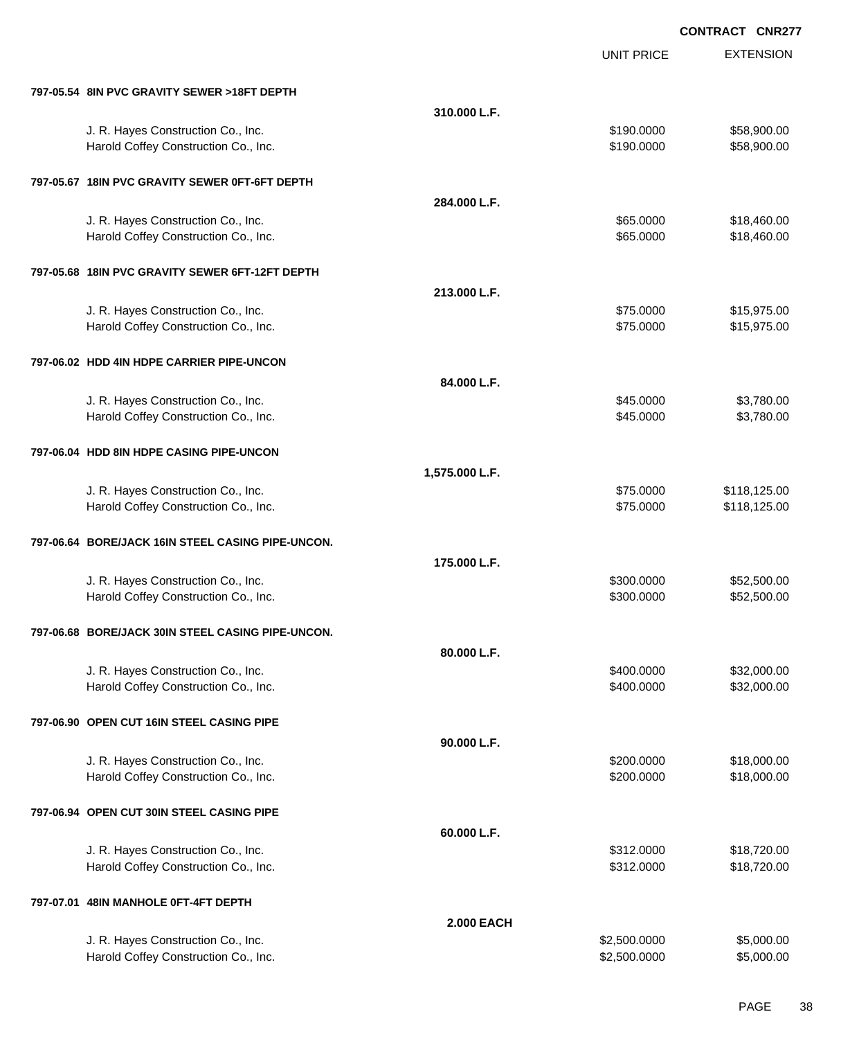**CONTRACT CNR277**

| | | UNIT PRICE | EXTENSION |
|---|---|---|---|
| **797-05.54 8IN PVC GRAVITY SEWER >18FT DEPTH** | | | |
| | **310.000 L.F.** | | |
| J. R. Hayes Construction Co., Inc. | | $190.0000 | $58,900.00 |
| Harold Coffey Construction Co., Inc. | | $190.0000 | $58,900.00 |
| **797-05.67 18IN PVC GRAVITY SEWER 0FT-6FT DEPTH** | | | |
| | **284.000 L.F.** | | |
| J. R. Hayes Construction Co., Inc. | | $65.0000 | $18,460.00 |
| Harold Coffey Construction Co., Inc. | | $65.0000 | $18,460.00 |
| **797-05.68 18IN PVC GRAVITY SEWER 6FT-12FT DEPTH** | | | |
| | **213.000 L.F.** | | |
| J. R. Hayes Construction Co., Inc. | | $75.0000 | $15,975.00 |
| Harold Coffey Construction Co., Inc. | | $75.0000 | $15,975.00 |
| **797-06.02 HDD 4IN HDPE CARRIER PIPE-UNCON** | | | |
| | **84.000 L.F.** | | |
| J. R. Hayes Construction Co., Inc. | | $45.0000 | $3,780.00 |
| Harold Coffey Construction Co., Inc. | | $45.0000 | $3,780.00 |
| **797-06.04 HDD 8IN HDPE CASING PIPE-UNCON** | | | |
| | **1,575.000 L.F.** | | |
| J. R. Hayes Construction Co., Inc. | | $75.0000 | $118,125.00 |
| Harold Coffey Construction Co., Inc. | | $75.0000 | $118,125.00 |
| **797-06.64 BORE/JACK 16IN STEEL CASING PIPE-UNCON.** | | | |
| | **175.000 L.F.** | | |
| J. R. Hayes Construction Co., Inc. | | $300.0000 | $52,500.00 |
| Harold Coffey Construction Co., Inc. | | $300.0000 | $52,500.00 |
| **797-06.68 BORE/JACK 30IN STEEL CASING PIPE-UNCON.** | | | |
| | **80.000 L.F.** | | |
| J. R. Hayes Construction Co., Inc. | | $400.0000 | $32,000.00 |
| Harold Coffey Construction Co., Inc. | | $400.0000 | $32,000.00 |
| **797-06.90 OPEN CUT 16IN STEEL CASING PIPE** | | | |
| | **90.000 L.F.** | | |
| J. R. Hayes Construction Co., Inc. | | $200.0000 | $18,000.00 |
| Harold Coffey Construction Co., Inc. | | $200.0000 | $18,000.00 |
| **797-06.94 OPEN CUT 30IN STEEL CASING PIPE** | | | |
| | **60.000 L.F.** | | |
| J. R. Hayes Construction Co., Inc. | | $312.0000 | $18,720.00 |
| Harold Coffey Construction Co., Inc. | | $312.0000 | $18,720.00 |
| **797-07.01 48IN MANHOLE 0FT-4FT DEPTH** | | | |
| | **2.000 EACH** | | |
| J. R. Hayes Construction Co., Inc. | | $2,500.0000 | $5,000.00 |
| Harold Coffey Construction Co., Inc. | | $2,500.0000 | $5,000.00 |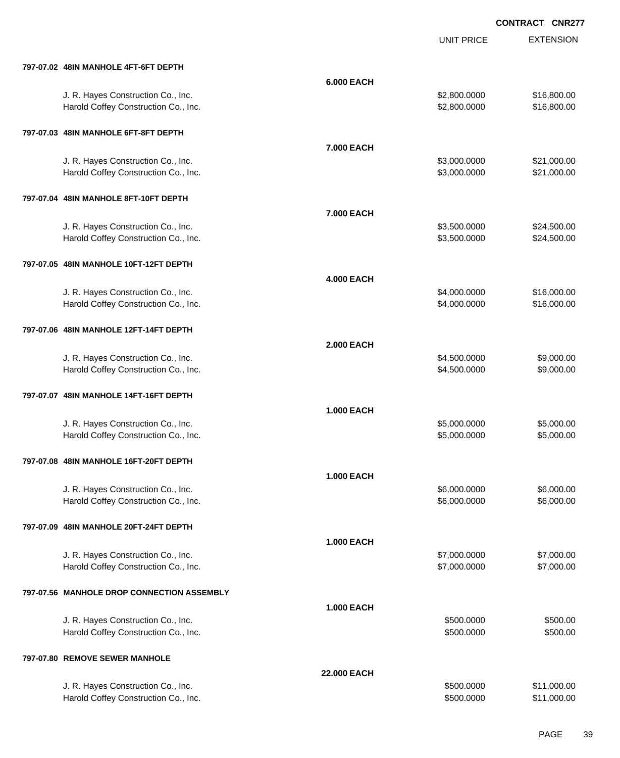CONTRACT CNR277

| | | UNIT PRICE | EXTENSION |
|---|---|---|---|
| **797-07.02 48IN MANHOLE 4FT-6FT DEPTH** | | | |
| | **6.000 EACH** | | |
| J. R. Hayes Construction Co., Inc. | | $2,800.0000 | $16,800.00 |
| Harold Coffey Construction Co., Inc. | | $2,800.0000 | $16,800.00 |
| **797-07.03 48IN MANHOLE 6FT-8FT DEPTH** | | | |
| | **7.000 EACH** | | |
| J. R. Hayes Construction Co., Inc. | | $3,000.0000 | $21,000.00 |
| Harold Coffey Construction Co., Inc. | | $3,000.0000 | $21,000.00 |
| **797-07.04 48IN MANHOLE 8FT-10FT DEPTH** | | | |
| | **7.000 EACH** | | |
| J. R. Hayes Construction Co., Inc. | | $3,500.0000 | $24,500.00 |
| Harold Coffey Construction Co., Inc. | | $3,500.0000 | $24,500.00 |
| **797-07.05 48IN MANHOLE 10FT-12FT DEPTH** | | | |
| | **4.000 EACH** | | |
| J. R. Hayes Construction Co., Inc. | | $4,000.0000 | $16,000.00 |
| Harold Coffey Construction Co., Inc. | | $4,000.0000 | $16,000.00 |
| **797-07.06 48IN MANHOLE 12FT-14FT DEPTH** | | | |
| | **2.000 EACH** | | |
| J. R. Hayes Construction Co., Inc. | | $4,500.0000 | $9,000.00 |
| Harold Coffey Construction Co., Inc. | | $4,500.0000 | $9,000.00 |
| **797-07.07 48IN MANHOLE 14FT-16FT DEPTH** | | | |
| | **1.000 EACH** | | |
| J. R. Hayes Construction Co., Inc. | | $5,000.0000 | $5,000.00 |
| Harold Coffey Construction Co., Inc. | | $5,000.0000 | $5,000.00 |
| **797-07.08 48IN MANHOLE 16FT-20FT DEPTH** | | | |
| | **1.000 EACH** | | |
| J. R. Hayes Construction Co., Inc. | | $6,000.0000 | $6,000.00 |
| Harold Coffey Construction Co., Inc. | | $6,000.0000 | $6,000.00 |
| **797-07.09 48IN MANHOLE 20FT-24FT DEPTH** | | | |
| | **1.000 EACH** | | |
| J. R. Hayes Construction Co., Inc. | | $7,000.0000 | $7,000.00 |
| Harold Coffey Construction Co., Inc. | | $7,000.0000 | $7,000.00 |
| **797-07.56 MANHOLE DROP CONNECTION ASSEMBLY** | | | |
| | **1.000 EACH** | | |
| J. R. Hayes Construction Co., Inc. | | $500.0000 | $500.00 |
| Harold Coffey Construction Co., Inc. | | $500.0000 | $500.00 |
| **797-07.80 REMOVE SEWER MANHOLE** | | | |
| | **22.000 EACH** | | |
| J. R. Hayes Construction Co., Inc. | | $500.0000 | $11,000.00 |
| Harold Coffey Construction Co., Inc. | | $500.0000 | $11,000.00 |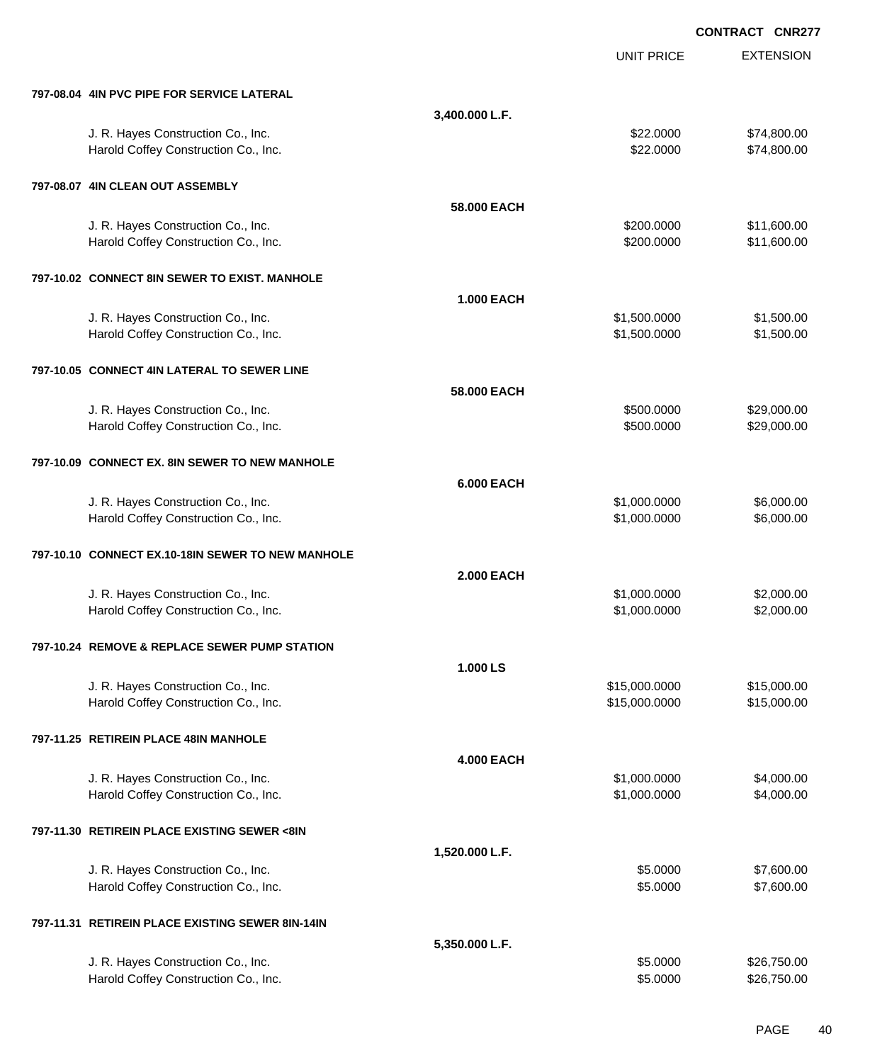**CONTRACT CNR277**

| | | UNIT PRICE | EXTENSION |
|---|---|---|---|
| **797-08.04 4IN PVC PIPE FOR SERVICE LATERAL** | | | |
| | **3,400.000 L.F.** | | |
| J. R. Hayes Construction Co., Inc. | | $22.0000 | $74,800.00 |
| Harold Coffey Construction Co., Inc. | | $22.0000 | $74,800.00 |
| **797-08.07 4IN CLEAN OUT ASSEMBLY** | | | |
| | **58.000 EACH** | | |
| J. R. Hayes Construction Co., Inc. | | $200.0000 | $11,600.00 |
| Harold Coffey Construction Co., Inc. | | $200.0000 | $11,600.00 |
| **797-10.02 CONNECT 8IN SEWER TO EXIST. MANHOLE** | | | |
| | **1.000 EACH** | | |
| J. R. Hayes Construction Co., Inc. | | $1,500.0000 | $1,500.00 |
| Harold Coffey Construction Co., Inc. | | $1,500.0000 | $1,500.00 |
| **797-10.05 CONNECT 4IN LATERAL TO SEWER LINE** | | | |
| | **58.000 EACH** | | |
| J. R. Hayes Construction Co., Inc. | | $500.0000 | $29,000.00 |
| Harold Coffey Construction Co., Inc. | | $500.0000 | $29,000.00 |
| **797-10.09 CONNECT EX. 8IN SEWER TO NEW MANHOLE** | | | |
| | **6.000 EACH** | | |
| J. R. Hayes Construction Co., Inc. | | $1,000.0000 | $6,000.00 |
| Harold Coffey Construction Co., Inc. | | $1,000.0000 | $6,000.00 |
| **797-10.10 CONNECT EX.10-18IN SEWER TO NEW MANHOLE** | | | |
| | **2.000 EACH** | | |
| J. R. Hayes Construction Co., Inc. | | $1,000.0000 | $2,000.00 |
| Harold Coffey Construction Co., Inc. | | $1,000.0000 | $2,000.00 |
| **797-10.24 REMOVE & REPLACE SEWER PUMP STATION** | | | |
| | **1.000 LS** | | |
| J. R. Hayes Construction Co., Inc. | | $15,000.0000 | $15,000.00 |
| Harold Coffey Construction Co., Inc. | | $15,000.0000 | $15,000.00 |
| **797-11.25 RETIREIN PLACE 48IN MANHOLE** | | | |
| | **4.000 EACH** | | |
| J. R. Hayes Construction Co., Inc. | | $1,000.0000 | $4,000.00 |
| Harold Coffey Construction Co., Inc. | | $1,000.0000 | $4,000.00 |
| **797-11.30 RETIREIN PLACE EXISTING SEWER <8IN** | | | |
| | **1,520.000 L.F.** | | |
| J. R. Hayes Construction Co., Inc. | | $5.0000 | $7,600.00 |
| Harold Coffey Construction Co., Inc. | | $5.0000 | $7,600.00 |
| **797-11.31 RETIREIN PLACE EXISTING SEWER 8IN-14IN** | | | |
| | **5,350.000 L.F.** | | |
| J. R. Hayes Construction Co., Inc. | | $5.0000 | $26,750.00 |
| Harold Coffey Construction Co., Inc. | | $5.0000 | $26,750.00 |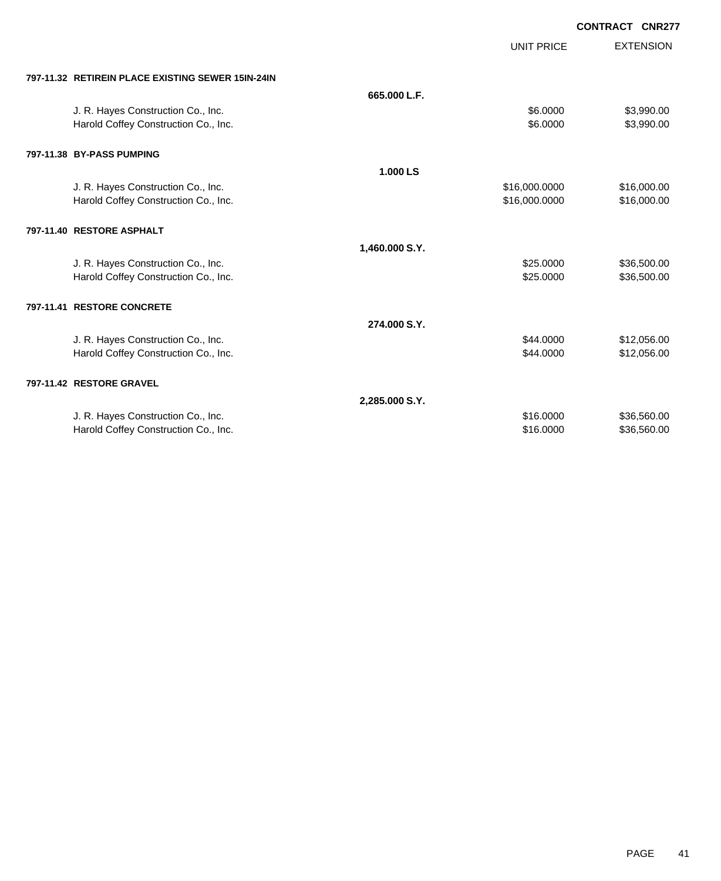**CONTRACT CNR277**

| | | UNIT PRICE | EXTENSION |
|---|---|---|---|
| **797-11.32 RETIREIN PLACE EXISTING SEWER 15IN-24IN** | | | |
| | **665.000 L.F.** | | |
| J. R. Hayes Construction Co., Inc. | | $6.0000 | $3,990.00 |
| Harold Coffey Construction Co., Inc. | | $6.0000 | $3,990.00 |
| **797-11.38 BY-PASS PUMPING** | | | |
| | **1.000 LS** | | |
| J. R. Hayes Construction Co., Inc. | | $16,000.0000 | $16,000.00 |
| Harold Coffey Construction Co., Inc. | | $16,000.0000 | $16,000.00 |
| **797-11.40 RESTORE ASPHALT** | | | |
| | **1,460.000 S.Y.** | | |
| J. R. Hayes Construction Co., Inc. | | $25.0000 | $36,500.00 |
| Harold Coffey Construction Co., Inc. | | $25.0000 | $36,500.00 |
| **797-11.41 RESTORE CONCRETE** | | | |
| | **274.000 S.Y.** | | |
| J. R. Hayes Construction Co., Inc. | | $44.0000 | $12,056.00 |
| Harold Coffey Construction Co., Inc. | | $44.0000 | $12,056.00 |
| **797-11.42 RESTORE GRAVEL** | | | |
| | **2,285.000 S.Y.** | | |
| J. R. Hayes Construction Co., Inc. | | $16.0000 | $36,560.00 |
| Harold Coffey Construction Co., Inc. | | $16.0000 | $36,560.00 |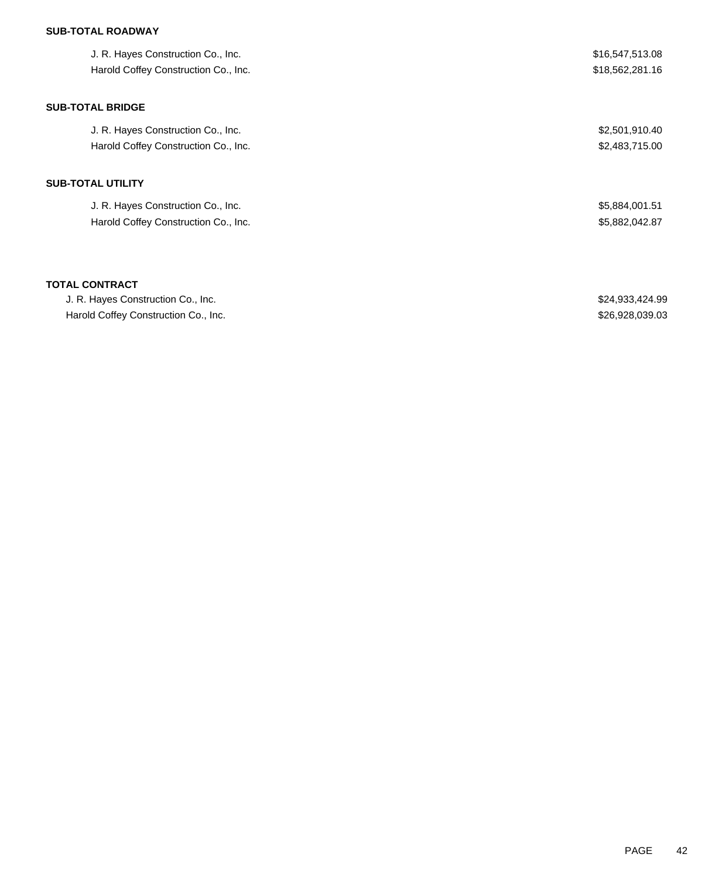**SUB-TOTAL ROADWAY**

| | |
|---|---|
| J. R. Hayes Construction Co., Inc. | $16,547,513.08 |
| Harold Coffey Construction Co., Inc. | $18,562,281.16 |

**SUB-TOTAL BRIDGE**

| | |
|---|---|
| J. R. Hayes Construction Co., Inc. | $2,501,910.40 |
| Harold Coffey Construction Co., Inc. | $2,483,715.00 |

**SUB-TOTAL UTILITY**

| | |
|---|---|
| J. R. Hayes Construction Co., Inc. | $5,884,001.51 |
| Harold Coffey Construction Co., Inc. | $5,882,042.87 |

**TOTAL CONTRACT**

| | |
|---|---|
| J. R. Hayes Construction Co., Inc. | $24,933,424.99 |
| Harold Coffey Construction Co., Inc. | $26,928,039.03 |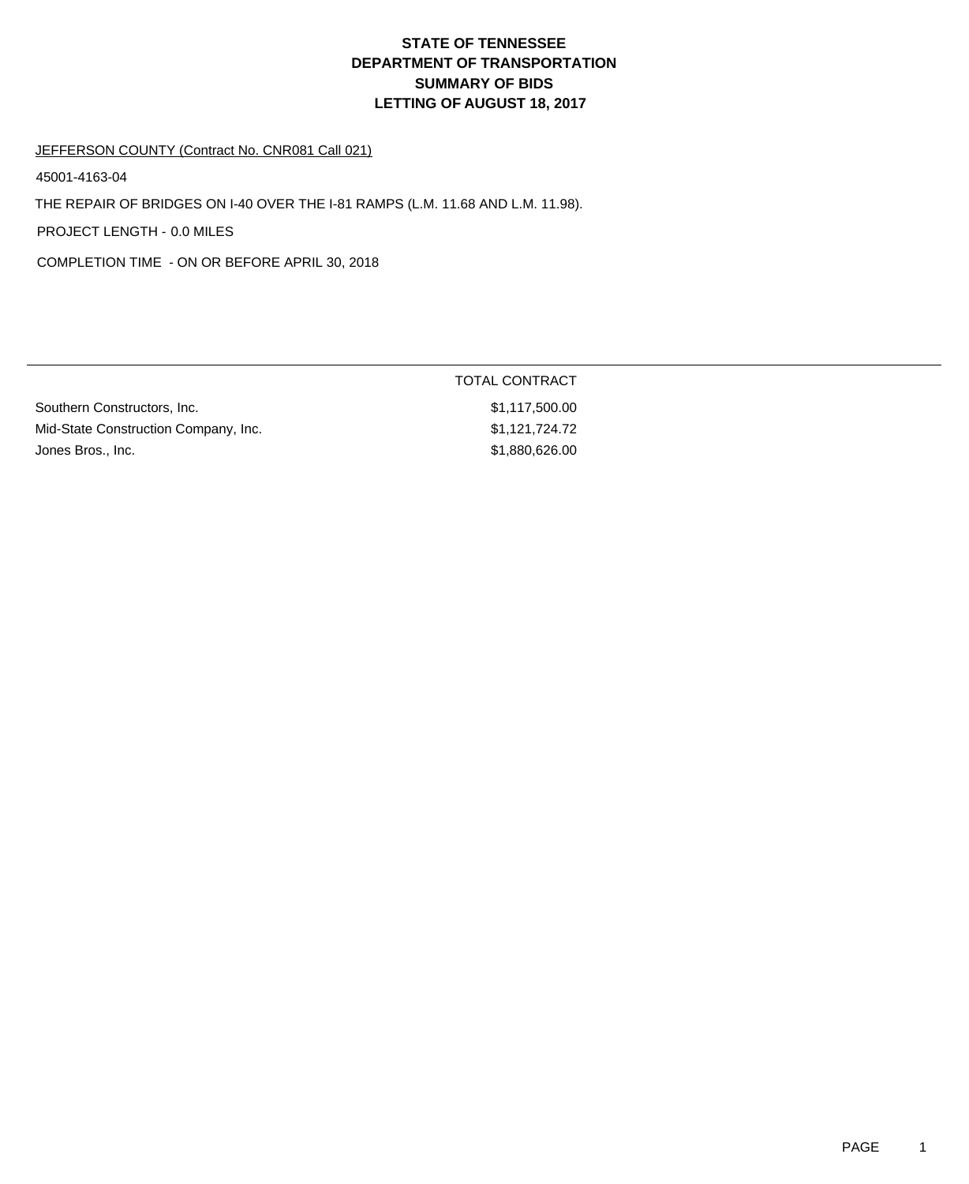# STATE OF TENNESSEE
# DEPARTMENT OF TRANSPORTATION
# SUMMARY OF BIDS
# LETTING OF AUGUST 18, 2017

JEFFERSON COUNTY (Contract No. CNR081 Call 021)

45001-4163-04

THE REPAIR OF BRIDGES ON I-40 OVER THE I-81 RAMPS (L.M. 11.68 AND L.M. 11.98).

PROJECT LENGTH - 0.0 MILES

COMPLETION TIME - ON OR BEFORE APRIL 30, 2018

| | TOTAL CONTRACT |
|---|---|
| Southern Constructors, Inc. | $1,117,500.00 |
| Mid-State Construction Company, Inc. | $1,121,724.72 |
| Jones Bros., Inc. | $1,880,626.00 |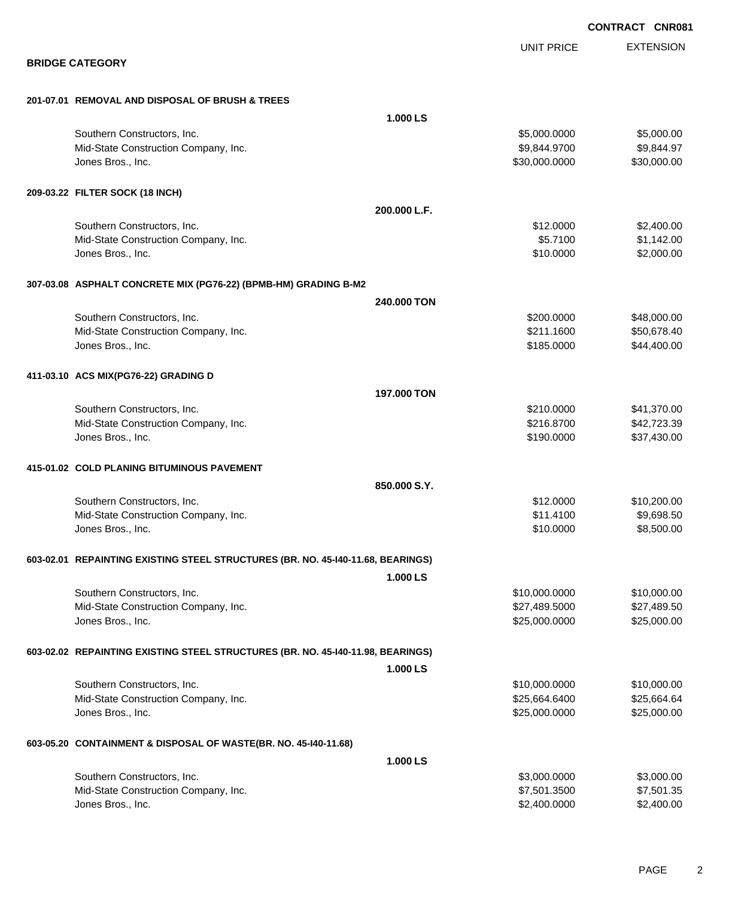**CONTRACT CNR081**

## BRIDGE CATEGORY

| | | UNIT PRICE | EXTENSION |
|---|---|---|---|
| **201-07.01 REMOVAL AND DISPOSAL OF BRUSH & TREES** | | | |
| | **1.000 LS** | | |
| Southern Constructors, Inc. | | $5,000.0000 | $5,000.00 |
| Mid-State Construction Company, Inc. | | $9,844.9700 | $9,844.97 |
| Jones Bros., Inc. | | $30,000.0000 | $30,000.00 |
| **209-03.22 FILTER SOCK (18 INCH)** | | | |
| | **200.000 L.F.** | | |
| Southern Constructors, Inc. | | $12.0000 | $2,400.00 |
| Mid-State Construction Company, Inc. | | $5.7100 | $1,142.00 |
| Jones Bros., Inc. | | $10.0000 | $2,000.00 |
| **307-03.08 ASPHALT CONCRETE MIX (PG76-22) (BPMB-HM) GRADING B-M2** | | | |
| | **240.000 TON** | | |
| Southern Constructors, Inc. | | $200.0000 | $48,000.00 |
| Mid-State Construction Company, Inc. | | $211.1600 | $50,678.40 |
| Jones Bros., Inc. | | $185.0000 | $44,400.00 |
| **411-03.10 ACS MIX(PG76-22) GRADING D** | | | |
| | **197.000 TON** | | |
| Southern Constructors, Inc. | | $210.0000 | $41,370.00 |
| Mid-State Construction Company, Inc. | | $216.8700 | $42,723.39 |
| Jones Bros., Inc. | | $190.0000 | $37,430.00 |
| **415-01.02 COLD PLANING BITUMINOUS PAVEMENT** | | | |
| | **850.000 S.Y.** | | |
| Southern Constructors, Inc. | | $12.0000 | $10,200.00 |
| Mid-State Construction Company, Inc. | | $11.4100 | $9,698.50 |
| Jones Bros., Inc. | | $10.0000 | $8,500.00 |
| **603-02.01 REPAINTING EXISTING STEEL STRUCTURES (BR. NO. 45-I40-11.68, BEARINGS)** | | | |
| | **1.000 LS** | | |
| Southern Constructors, Inc. | | $10,000.0000 | $10,000.00 |
| Mid-State Construction Company, Inc. | | $27,489.5000 | $27,489.50 |
| Jones Bros., Inc. | | $25,000.0000 | $25,000.00 |
| **603-02.02 REPAINTING EXISTING STEEL STRUCTURES (BR. NO. 45-I40-11.98, BEARINGS)** | | | |
| | **1.000 LS** | | |
| Southern Constructors, Inc. | | $10,000.0000 | $10,000.00 |
| Mid-State Construction Company, Inc. | | $25,664.6400 | $25,664.64 |
| Jones Bros., Inc. | | $25,000.0000 | $25,000.00 |
| **603-05.20 CONTAINMENT & DISPOSAL OF WASTE(BR. NO. 45-I40-11.68)** | | | |
| | **1.000 LS** | | |
| Southern Constructors, Inc. | | $3,000.0000 | $3,000.00 |
| Mid-State Construction Company, Inc. | | $7,501.3500 | $7,501.35 |
| Jones Bros., Inc. | | $2,400.0000 | $2,400.00 |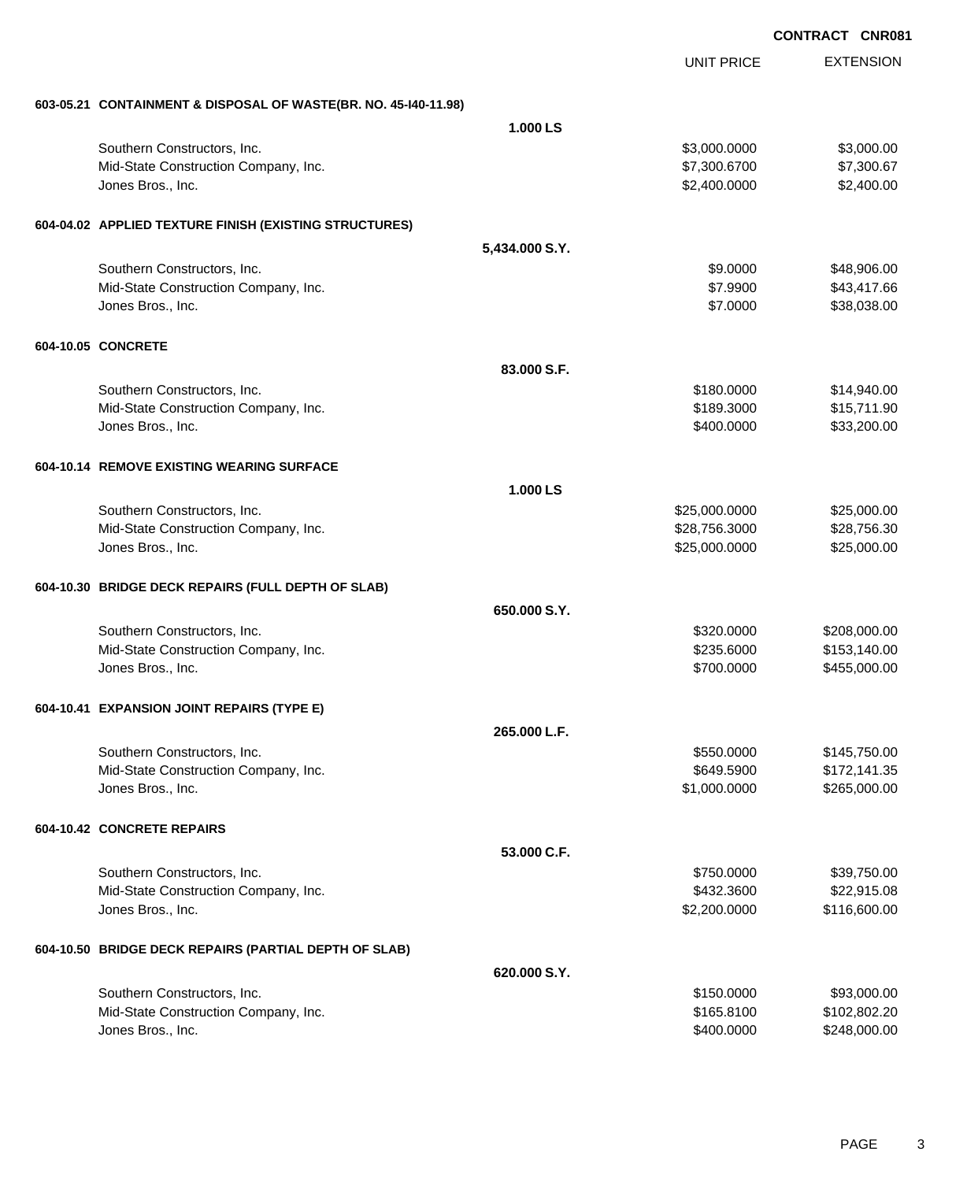**CONTRACT CNR081**

| | | UNIT PRICE | EXTENSION |
|---|---|---|---|
| **603-05.21 CONTAINMENT & DISPOSAL OF WASTE(BR. NO. 45-I40-11.98)** | | | |
| | **1.000 LS** | | |
| Southern Constructors, Inc. | | $3,000.0000 | $3,000.00 |
| Mid-State Construction Company, Inc. | | $7,300.6700 | $7,300.67 |
| Jones Bros., Inc. | | $2,400.0000 | $2,400.00 |
| **604-04.02 APPLIED TEXTURE FINISH (EXISTING STRUCTURES)** | | | |
| | **5,434.000 S.Y.** | | |
| Southern Constructors, Inc. | | $9.0000 | $48,906.00 |
| Mid-State Construction Company, Inc. | | $7.9900 | $43,417.66 |
| Jones Bros., Inc. | | $7.0000 | $38,038.00 |
| **604-10.05 CONCRETE** | | | |
| | **83.000 S.F.** | | |
| Southern Constructors, Inc. | | $180.0000 | $14,940.00 |
| Mid-State Construction Company, Inc. | | $189.3000 | $15,711.90 |
| Jones Bros., Inc. | | $400.0000 | $33,200.00 |
| **604-10.14 REMOVE EXISTING WEARING SURFACE** | | | |
| | **1.000 LS** | | |
| Southern Constructors, Inc. | | $25,000.0000 | $25,000.00 |
| Mid-State Construction Company, Inc. | | $28,756.3000 | $28,756.30 |
| Jones Bros., Inc. | | $25,000.0000 | $25,000.00 |
| **604-10.30 BRIDGE DECK REPAIRS (FULL DEPTH OF SLAB)** | | | |
| | **650.000 S.Y.** | | |
| Southern Constructors, Inc. | | $320.0000 | $208,000.00 |
| Mid-State Construction Company, Inc. | | $235.6000 | $153,140.00 |
| Jones Bros., Inc. | | $700.0000 | $455,000.00 |
| **604-10.41 EXPANSION JOINT REPAIRS (TYPE E)** | | | |
| | **265.000 L.F.** | | |
| Southern Constructors, Inc. | | $550.0000 | $145,750.00 |
| Mid-State Construction Company, Inc. | | $649.5900 | $172,141.35 |
| Jones Bros., Inc. | | $1,000.0000 | $265,000.00 |
| **604-10.42 CONCRETE REPAIRS** | | | |
| | **53.000 C.F.** | | |
| Southern Constructors, Inc. | | $750.0000 | $39,750.00 |
| Mid-State Construction Company, Inc. | | $432.3600 | $22,915.08 |
| Jones Bros., Inc. | | $2,200.0000 | $116,600.00 |
| **604-10.50 BRIDGE DECK REPAIRS (PARTIAL DEPTH OF SLAB)** | | | |
| | **620.000 S.Y.** | | |
| Southern Constructors, Inc. | | $150.0000 | $93,000.00 |
| Mid-State Construction Company, Inc. | | $165.8100 | $102,802.20 |
| Jones Bros., Inc. | | $400.0000 | $248,000.00 |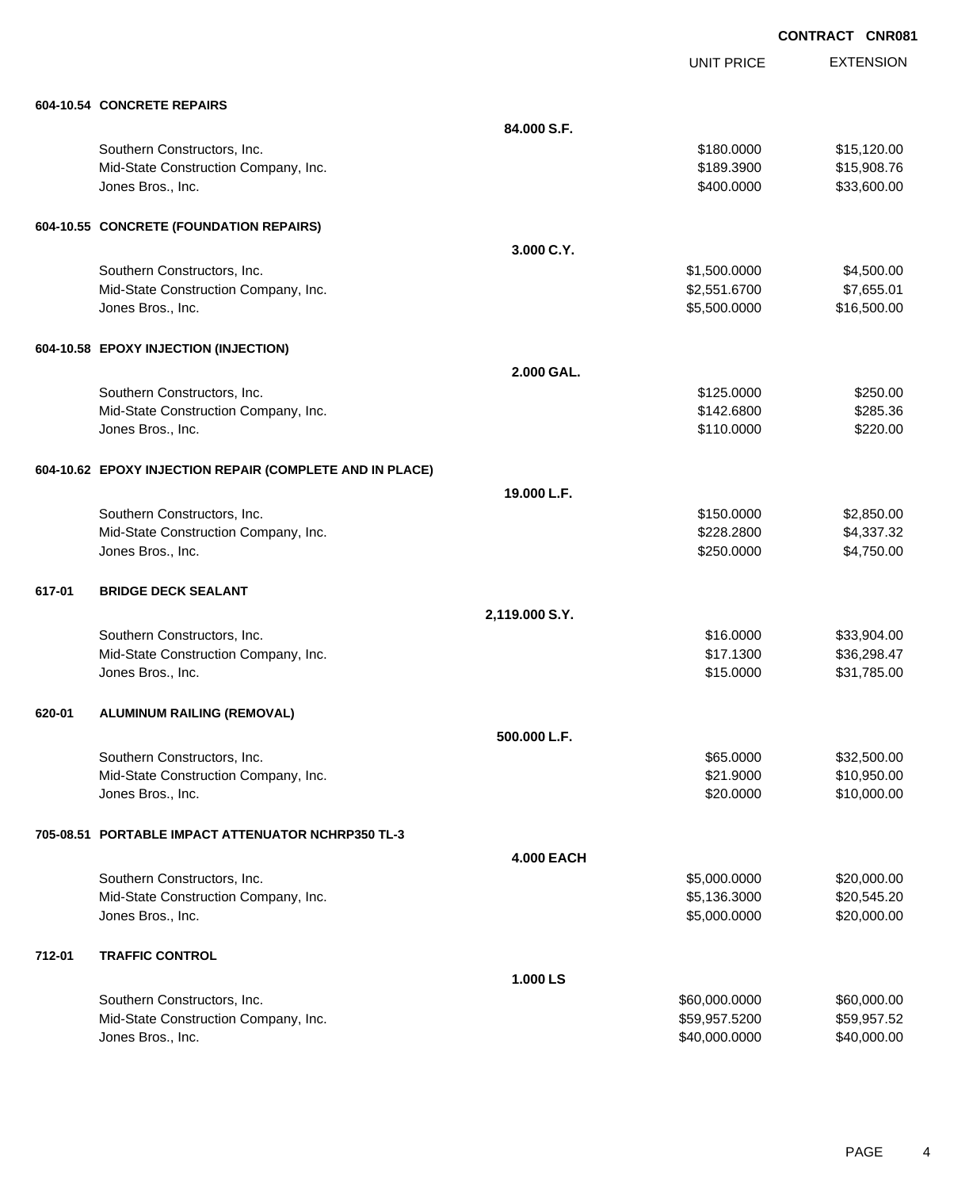**CONTRACT CNR081**

| | | | UNIT PRICE | EXTENSION |
|---|---|---|---|---|
| **604-10.54** | **CONCRETE REPAIRS** | | | |
| | | **84.000 S.F.** | | |
| | Southern Constructors, Inc. | | $180.0000 | $15,120.00 |
| | Mid-State Construction Company, Inc. | | $189.3900 | $15,908.76 |
| | Jones Bros., Inc. | | $400.0000 | $33,600.00 |
| **604-10.55** | **CONCRETE (FOUNDATION REPAIRS)** | | | |
| | | **3.000 C.Y.** | | |
| | Southern Constructors, Inc. | | $1,500.0000 | $4,500.00 |
| | Mid-State Construction Company, Inc. | | $2,551.6700 | $7,655.01 |
| | Jones Bros., Inc. | | $5,500.0000 | $16,500.00 |
| **604-10.58** | **EPOXY INJECTION (INJECTION)** | | | |
| | | **2.000 GAL.** | | |
| | Southern Constructors, Inc. | | $125.0000 | $250.00 |
| | Mid-State Construction Company, Inc. | | $142.6800 | $285.36 |
| | Jones Bros., Inc. | | $110.0000 | $220.00 |
| **604-10.62** | **EPOXY INJECTION REPAIR (COMPLETE AND IN PLACE)** | | | |
| | | **19.000 L.F.** | | |
| | Southern Constructors, Inc. | | $150.0000 | $2,850.00 |
| | Mid-State Construction Company, Inc. | | $228.2800 | $4,337.32 |
| | Jones Bros., Inc. | | $250.0000 | $4,750.00 |
| **617-01** | **BRIDGE DECK SEALANT** | | | |
| | | **2,119.000 S.Y.** | | |
| | Southern Constructors, Inc. | | $16.0000 | $33,904.00 |
| | Mid-State Construction Company, Inc. | | $17.1300 | $36,298.47 |
| | Jones Bros., Inc. | | $15.0000 | $31,785.00 |
| **620-01** | **ALUMINUM RAILING (REMOVAL)** | | | |
| | | **500.000 L.F.** | | |
| | Southern Constructors, Inc. | | $65.0000 | $32,500.00 |
| | Mid-State Construction Company, Inc. | | $21.9000 | $10,950.00 |
| | Jones Bros., Inc. | | $20.0000 | $10,000.00 |
| **705-08.51** | **PORTABLE IMPACT ATTENUATOR NCHRP350 TL-3** | | | |
| | | **4.000 EACH** | | |
| | Southern Constructors, Inc. | | $5,000.0000 | $20,000.00 |
| | Mid-State Construction Company, Inc. | | $5,136.3000 | $20,545.20 |
| | Jones Bros., Inc. | | $5,000.0000 | $20,000.00 |
| **712-01** | **TRAFFIC CONTROL** | | | |
| | | **1.000 LS** | | |
| | Southern Constructors, Inc. | | $60,000.0000 | $60,000.00 |
| | Mid-State Construction Company, Inc. | | $59,957.5200 | $59,957.52 |
| | Jones Bros., Inc. | | $40,000.0000 | $40,000.00 |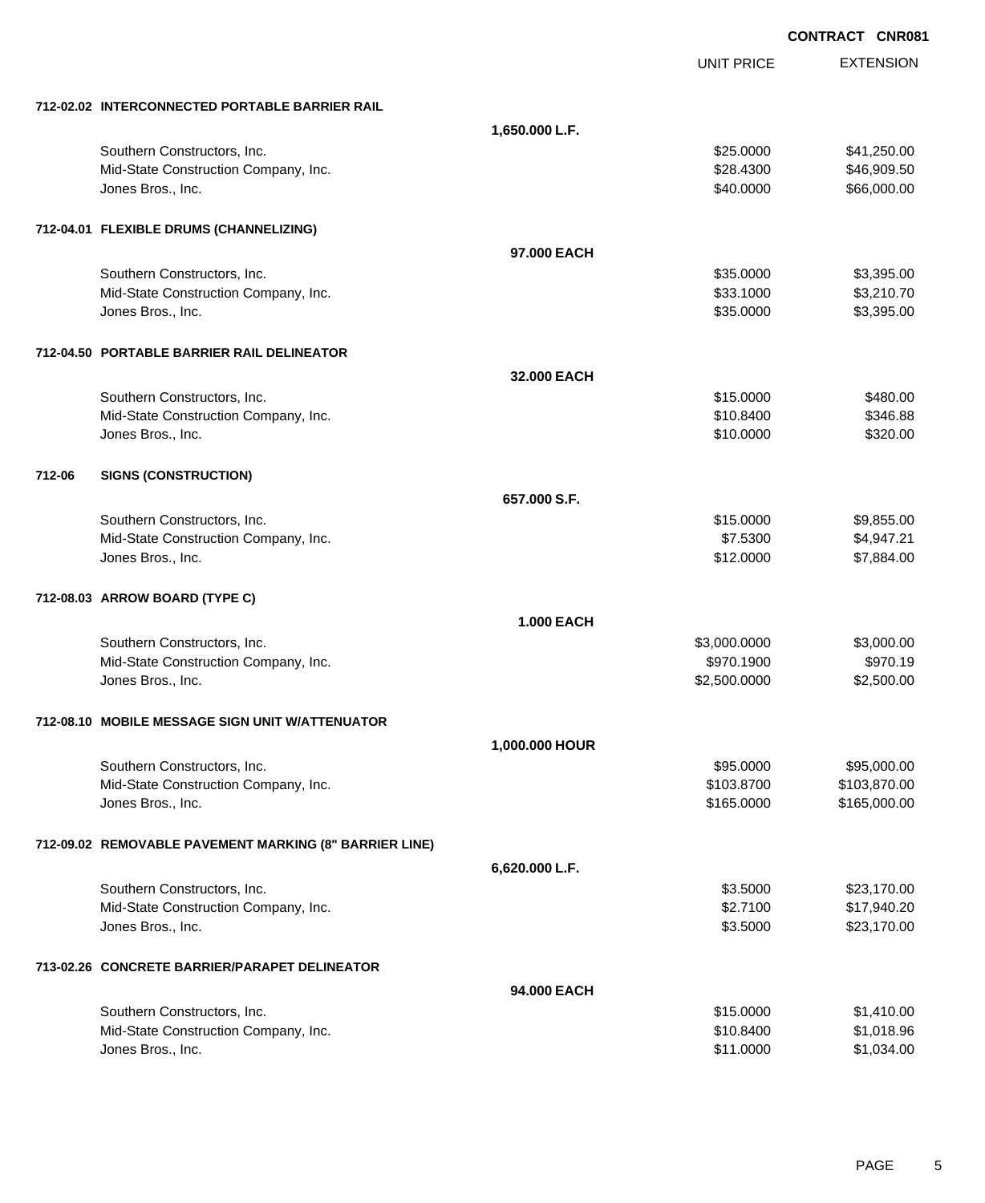**CONTRACT CNR081**

| | | UNIT PRICE | EXTENSION |
|---|---|---|---|
| **712-02.02 INTERCONNECTED PORTABLE BARRIER RAIL** | | | |
| | **1,650.000 L.F.** | | |
| Southern Constructors, Inc. | | $25.0000 | $41,250.00 |
| Mid-State Construction Company, Inc. | | $28.4300 | $46,909.50 |
| Jones Bros., Inc. | | $40.0000 | $66,000.00 |
| **712-04.01 FLEXIBLE DRUMS (CHANNELIZING)** | | | |
| | **97.000 EACH** | | |
| Southern Constructors, Inc. | | $35.0000 | $3,395.00 |
| Mid-State Construction Company, Inc. | | $33.1000 | $3,210.70 |
| Jones Bros., Inc. | | $35.0000 | $3,395.00 |
| **712-04.50 PORTABLE BARRIER RAIL DELINEATOR** | | | |
| | **32.000 EACH** | | |
| Southern Constructors, Inc. | | $15.0000 | $480.00 |
| Mid-State Construction Company, Inc. | | $10.8400 | $346.88 |
| Jones Bros., Inc. | | $10.0000 | $320.00 |
| **712-06 SIGNS (CONSTRUCTION)** | | | |
| | **657.000 S.F.** | | |
| Southern Constructors, Inc. | | $15.0000 | $9,855.00 |
| Mid-State Construction Company, Inc. | | $7.5300 | $4,947.21 |
| Jones Bros., Inc. | | $12.0000 | $7,884.00 |
| **712-08.03 ARROW BOARD (TYPE C)** | | | |
| | **1.000 EACH** | | |
| Southern Constructors, Inc. | | $3,000.0000 | $3,000.00 |
| Mid-State Construction Company, Inc. | | $970.1900 | $970.19 |
| Jones Bros., Inc. | | $2,500.0000 | $2,500.00 |
| **712-08.10 MOBILE MESSAGE SIGN UNIT W/ATTENUATOR** | | | |
| | **1,000.000 HOUR** | | |
| Southern Constructors, Inc. | | $95.0000 | $95,000.00 |
| Mid-State Construction Company, Inc. | | $103.8700 | $103,870.00 |
| Jones Bros., Inc. | | $165.0000 | $165,000.00 |
| **712-09.02 REMOVABLE PAVEMENT MARKING (8" BARRIER LINE)** | | | |
| | **6,620.000 L.F.** | | |
| Southern Constructors, Inc. | | $3.5000 | $23,170.00 |
| Mid-State Construction Company, Inc. | | $2.7100 | $17,940.20 |
| Jones Bros., Inc. | | $3.5000 | $23,170.00 |
| **713-02.26 CONCRETE BARRIER/PARAPET DELINEATOR** | | | |
| | **94.000 EACH** | | |
| Southern Constructors, Inc. | | $15.0000 | $1,410.00 |
| Mid-State Construction Company, Inc. | | $10.8400 | $1,018.96 |
| Jones Bros., Inc. | | $11.0000 | $1,034.00 |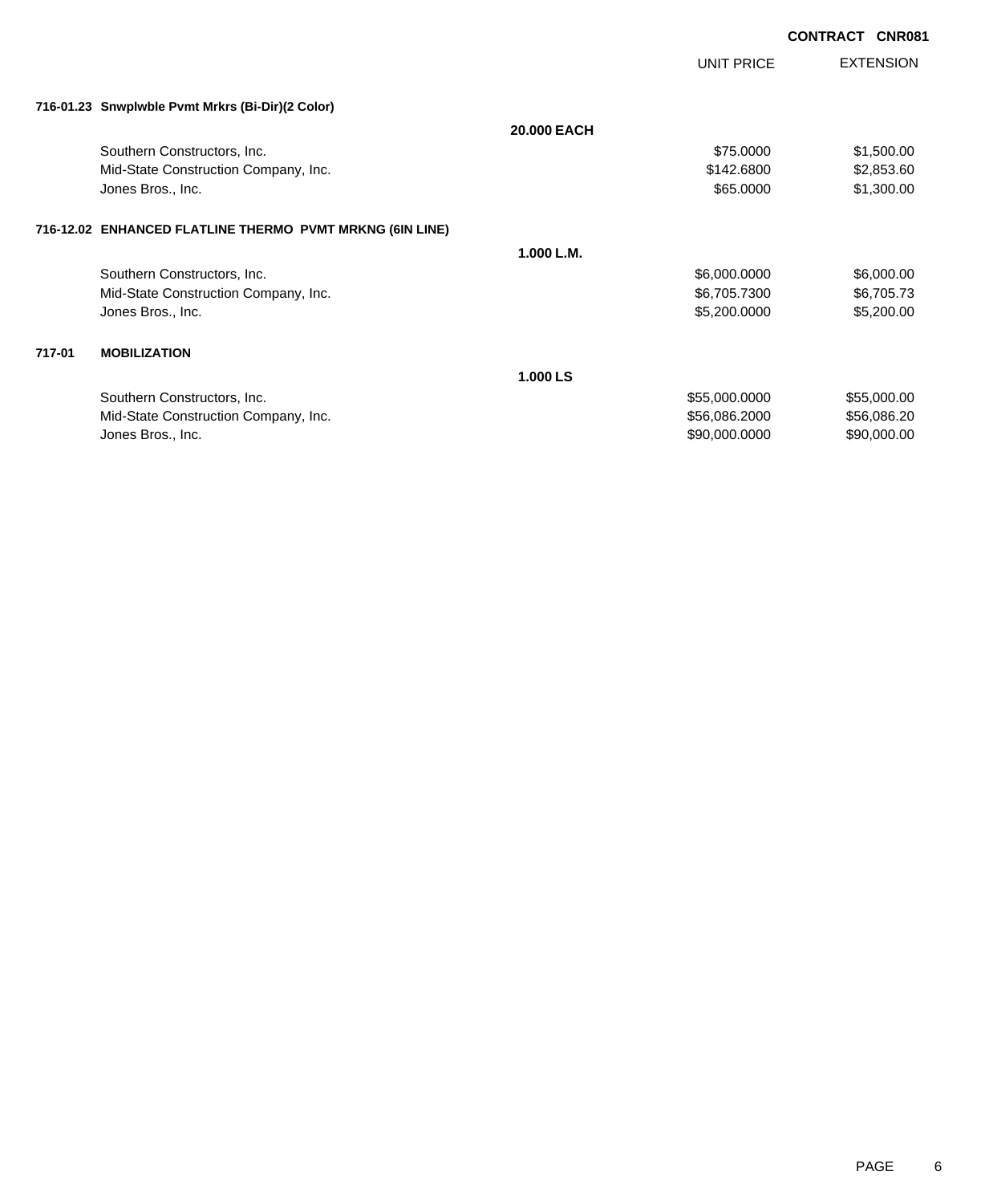**CONTRACT CNR081**

| | | UNIT PRICE | EXTENSION |
|---|---|---|---|
| **716-01.23 Snwplwble Pvmt Mrkrs (Bi-Dir)(2 Color)** | | | |
| | **20.000 EACH** | | |
| Southern Constructors, Inc. | | $75.0000 | $1,500.00 |
| Mid-State Construction Company, Inc. | | $142.6800 | $2,853.60 |
| Jones Bros., Inc. | | $65.0000 | $1,300.00 |
| **716-12.02 ENHANCED FLATLINE THERMO PVMT MRKNG (6IN LINE)** | | | |
| | **1.000 L.M.** | | |
| Southern Constructors, Inc. | | $6,000.0000 | $6,000.00 |
| Mid-State Construction Company, Inc. | | $6,705.7300 | $6,705.73 |
| Jones Bros., Inc. | | $5,200.0000 | $5,200.00 |
| **717-01 MOBILIZATION** | | | |
| | **1.000 LS** | | |
| Southern Constructors, Inc. | | $55,000.0000 | $55,000.00 |
| Mid-State Construction Company, Inc. | | $56,086.2000 | $56,086.20 |
| Jones Bros., Inc. | | $90,000.0000 | $90,000.00 |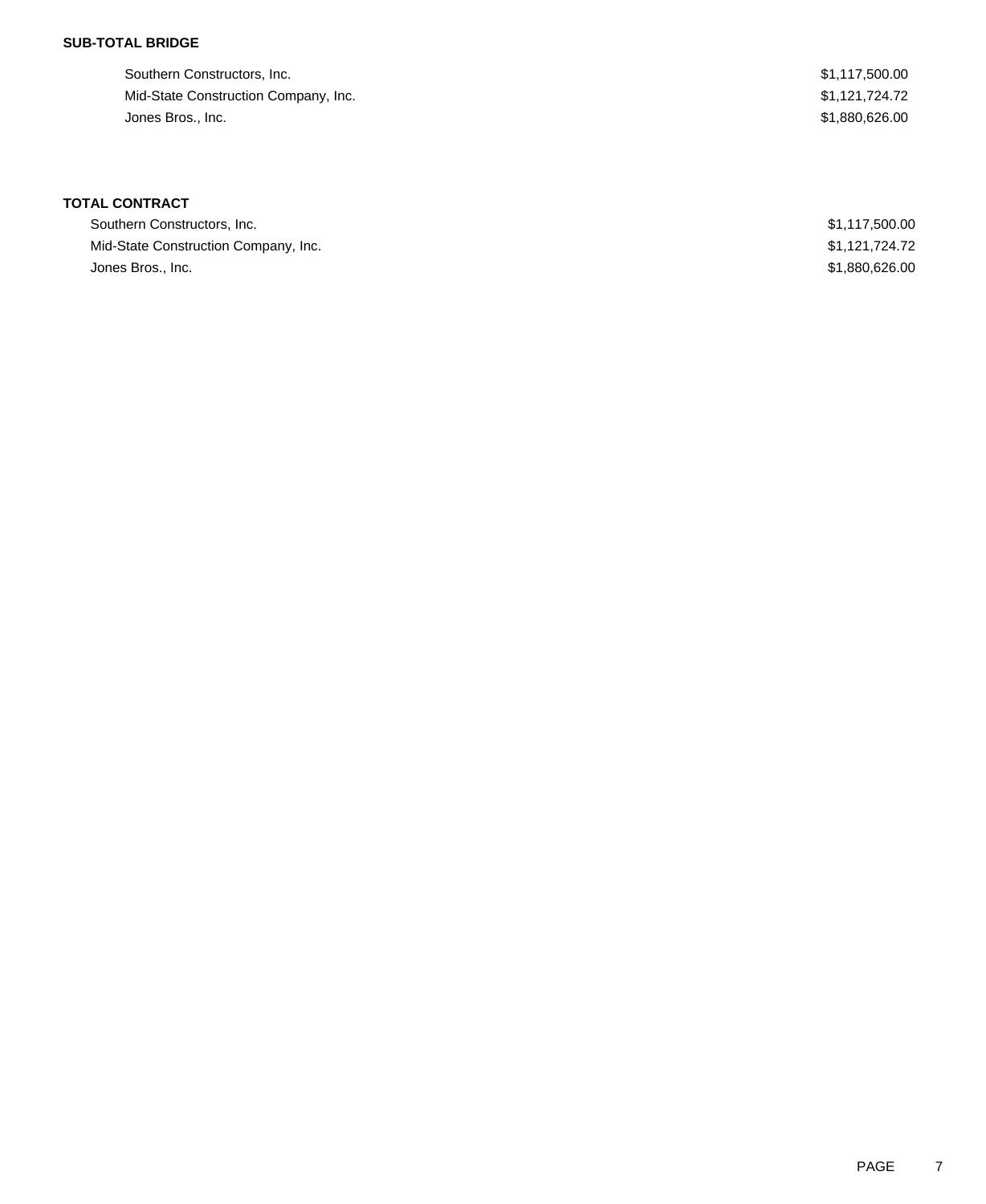**SUB-TOTAL BRIDGE**

| | |
|---|---|
| Southern Constructors, Inc. | $1,117,500.00 |
| Mid-State Construction Company, Inc. | $1,121,724.72 |
| Jones Bros., Inc. | $1,880,626.00 |

**TOTAL CONTRACT**

| | |
|---|---|
| Southern Constructors, Inc. | $1,117,500.00 |
| Mid-State Construction Company, Inc. | $1,121,724.72 |
| Jones Bros., Inc. | $1,880,626.00 |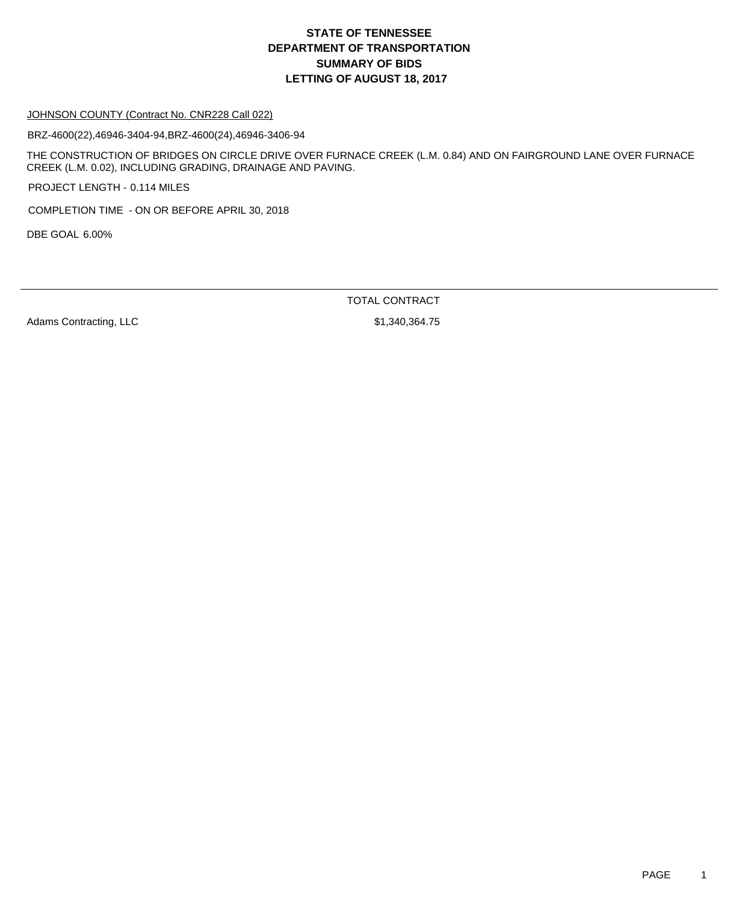# STATE OF TENNESSEE
# DEPARTMENT OF TRANSPORTATION
# SUMMARY OF BIDS
# LETTING OF AUGUST 18, 2017

JOHNSON COUNTY (Contract No. CNR228 Call 022)

BRZ-4600(22),46946-3404-94,BRZ-4600(24),46946-3406-94

THE CONSTRUCTION OF BRIDGES ON CIRCLE DRIVE OVER FURNACE CREEK (L.M. 0.84) AND ON FAIRGROUND LANE OVER FURNACE CREEK (L.M. 0.02), INCLUDING GRADING, DRAINAGE AND PAVING.

PROJECT LENGTH - 0.114 MILES

COMPLETION TIME - ON OR BEFORE APRIL 30, 2018

DBE GOAL 6.00%

| | TOTAL CONTRACT |
|---|---|
| Adams Contracting, LLC | $1,340,364.75 |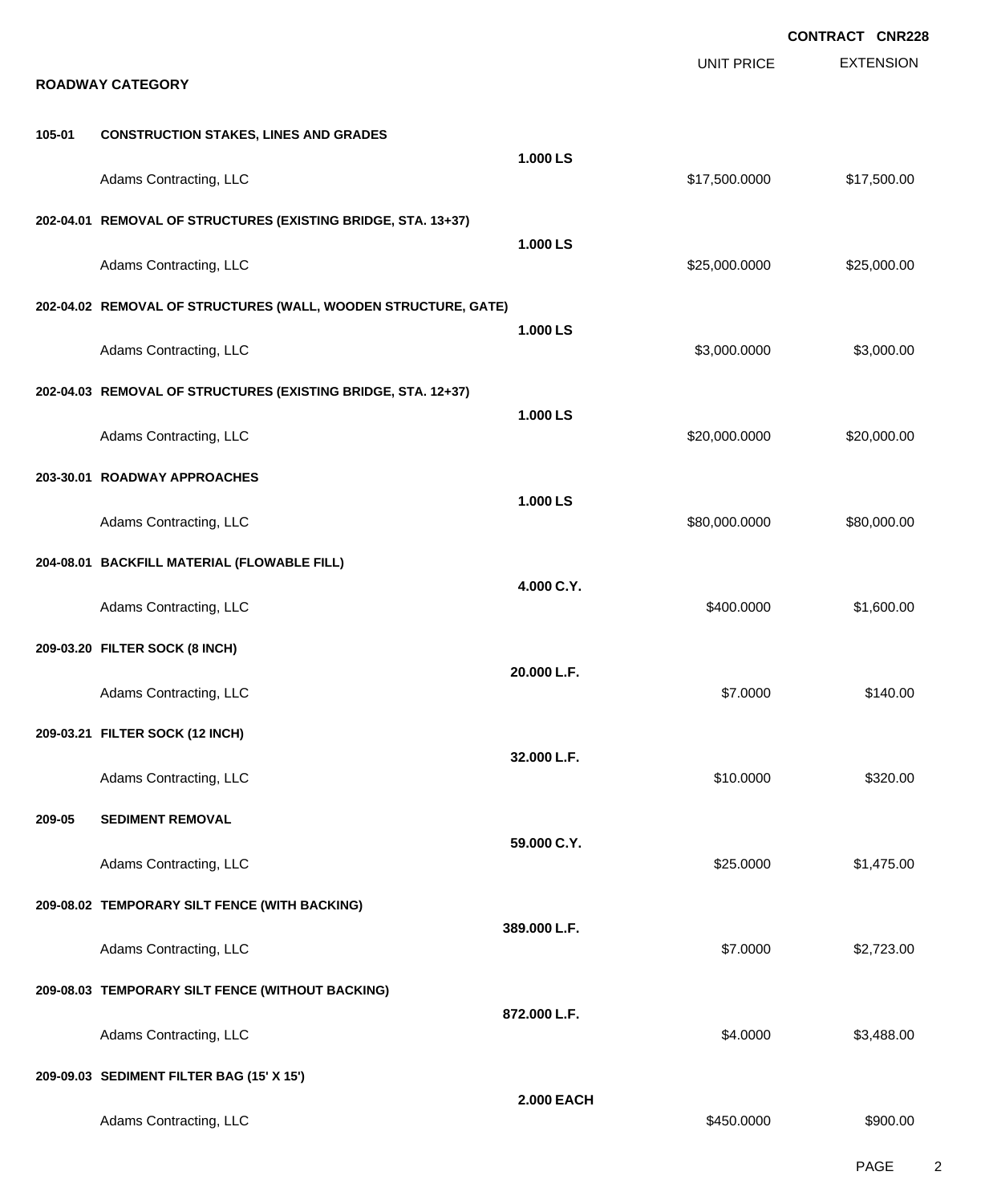**CONTRACT CNR228**

## ROADWAY CATEGORY

| | | | UNIT PRICE | EXTENSION |
|---|---|---|---|---|
| **105-01** | **CONSTRUCTION STAKES, LINES AND GRADES** | **1.000 LS** | | |
| | Adams Contracting, LLC | | $17,500.0000 | $17,500.00 |
| **202-04.01** | **REMOVAL OF STRUCTURES (EXISTING BRIDGE, STA. 13+37)** | **1.000 LS** | | |
| | Adams Contracting, LLC | | $25,000.0000 | $25,000.00 |
| **202-04.02** | **REMOVAL OF STRUCTURES (WALL, WOODEN STRUCTURE, GATE)** | **1.000 LS** | | |
| | Adams Contracting, LLC | | $3,000.0000 | $3,000.00 |
| **202-04.03** | **REMOVAL OF STRUCTURES (EXISTING BRIDGE, STA. 12+37)** | **1.000 LS** | | |
| | Adams Contracting, LLC | | $20,000.0000 | $20,000.00 |
| **203-30.01** | **ROADWAY APPROACHES** | **1.000 LS** | | |
| | Adams Contracting, LLC | | $80,000.0000 | $80,000.00 |
| **204-08.01** | **BACKFILL MATERIAL (FLOWABLE FILL)** | **4.000 C.Y.** | | |
| | Adams Contracting, LLC | | $400.0000 | $1,600.00 |
| **209-03.20** | **FILTER SOCK (8 INCH)** | **20.000 L.F.** | | |
| | Adams Contracting, LLC | | $7.0000 | $140.00 |
| **209-03.21** | **FILTER SOCK (12 INCH)** | **32.000 L.F.** | | |
| | Adams Contracting, LLC | | $10.0000 | $320.00 |
| **209-05** | **SEDIMENT REMOVAL** | **59.000 C.Y.** | | |
| | Adams Contracting, LLC | | $25.0000 | $1,475.00 |
| **209-08.02** | **TEMPORARY SILT FENCE (WITH BACKING)** | **389.000 L.F.** | | |
| | Adams Contracting, LLC | | $7.0000 | $2,723.00 |
| **209-08.03** | **TEMPORARY SILT FENCE (WITHOUT BACKING)** | **872.000 L.F.** | | |
| | Adams Contracting, LLC | | $4.0000 | $3,488.00 |
| **209-09.03** | **SEDIMENT FILTER BAG (15' X 15')** | **2.000 EACH** | | |
| | Adams Contracting, LLC | | $450.0000 | $900.00 |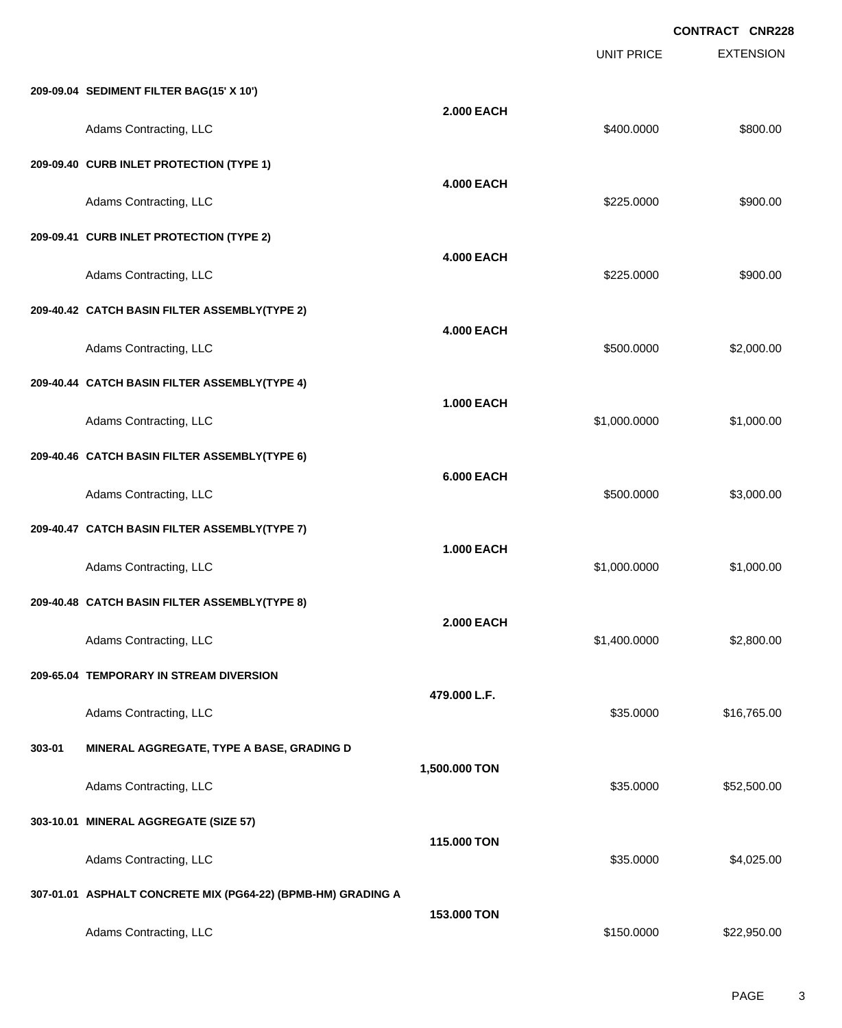**CONTRACT CNR228**

| | | UNIT PRICE | EXTENSION |
|---|---|---|---|
| **209-09.04 SEDIMENT FILTER BAG(15' X 10')** | **2.000 EACH** | | |
| Adams Contracting, LLC | | $400.0000 | $800.00 |
| **209-09.40 CURB INLET PROTECTION (TYPE 1)** | **4.000 EACH** | | |
| Adams Contracting, LLC | | $225.0000 | $900.00 |
| **209-09.41 CURB INLET PROTECTION (TYPE 2)** | **4.000 EACH** | | |
| Adams Contracting, LLC | | $225.0000 | $900.00 |
| **209-40.42 CATCH BASIN FILTER ASSEMBLY(TYPE 2)** | **4.000 EACH** | | |
| Adams Contracting, LLC | | $500.0000 | $2,000.00 |
| **209-40.44 CATCH BASIN FILTER ASSEMBLY(TYPE 4)** | **1.000 EACH** | | |
| Adams Contracting, LLC | | $1,000.0000 | $1,000.00 |
| **209-40.46 CATCH BASIN FILTER ASSEMBLY(TYPE 6)** | **6.000 EACH** | | |
| Adams Contracting, LLC | | $500.0000 | $3,000.00 |
| **209-40.47 CATCH BASIN FILTER ASSEMBLY(TYPE 7)** | **1.000 EACH** | | |
| Adams Contracting, LLC | | $1,000.0000 | $1,000.00 |
| **209-40.48 CATCH BASIN FILTER ASSEMBLY(TYPE 8)** | **2.000 EACH** | | |
| Adams Contracting, LLC | | $1,400.0000 | $2,800.00 |
| **209-65.04 TEMPORARY IN STREAM DIVERSION** | **479.000 L.F.** | | |
| Adams Contracting, LLC | | $35.0000 | $16,765.00 |
| **303-01 MINERAL AGGREGATE, TYPE A BASE, GRADING D** | **1,500.000 TON** | | |
| Adams Contracting, LLC | | $35.0000 | $52,500.00 |
| **303-10.01 MINERAL AGGREGATE (SIZE 57)** | **115.000 TON** | | |
| Adams Contracting, LLC | | $35.0000 | $4,025.00 |
| **307-01.01 ASPHALT CONCRETE MIX (PG64-22) (BPMB-HM) GRADING A** | **153.000 TON** | | |
| Adams Contracting, LLC | | $150.0000 | $22,950.00 |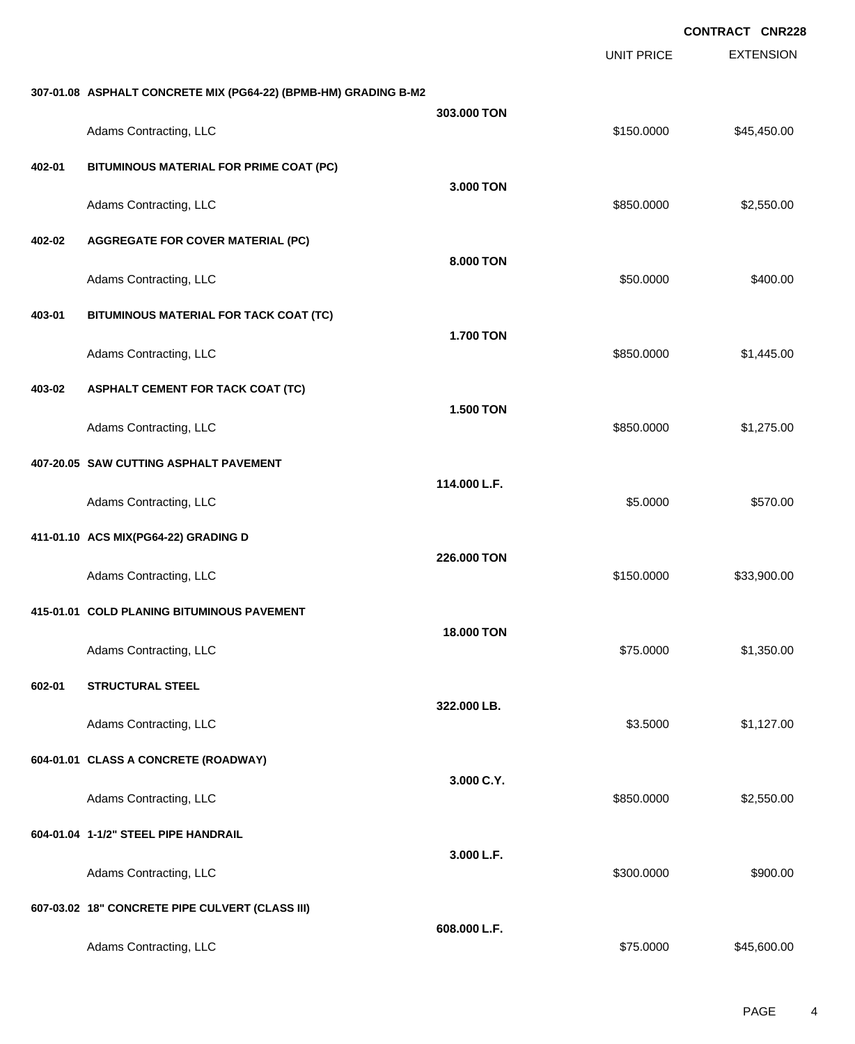**CONTRACT CNR228**

| | | | UNIT PRICE | EXTENSION |
|---|---|---|---|---|
| **307-01.08** | **ASPHALT CONCRETE MIX (PG64-22) (BPMB-HM) GRADING B-M2** | **303.000 TON** | | |
| | Adams Contracting, LLC | | $150.0000 | $45,450.00 |
| **402-01** | **BITUMINOUS MATERIAL FOR PRIME COAT (PC)** | **3.000 TON** | | |
| | Adams Contracting, LLC | | $850.0000 | $2,550.00 |
| **402-02** | **AGGREGATE FOR COVER MATERIAL (PC)** | **8.000 TON** | | |
| | Adams Contracting, LLC | | $50.0000 | $400.00 |
| **403-01** | **BITUMINOUS MATERIAL FOR TACK COAT (TC)** | **1.700 TON** | | |
| | Adams Contracting, LLC | | $850.0000 | $1,445.00 |
| **403-02** | **ASPHALT CEMENT FOR TACK COAT (TC)** | **1.500 TON** | | |
| | Adams Contracting, LLC | | $850.0000 | $1,275.00 |
| **407-20.05** | **SAW CUTTING ASPHALT PAVEMENT** | **114.000 L.F.** | | |
| | Adams Contracting, LLC | | $5.0000 | $570.00 |
| **411-01.10** | **ACS MIX(PG64-22) GRADING D** | **226.000 TON** | | |
| | Adams Contracting, LLC | | $150.0000 | $33,900.00 |
| **415-01.01** | **COLD PLANING BITUMINOUS PAVEMENT** | **18.000 TON** | | |
| | Adams Contracting, LLC | | $75.0000 | $1,350.00 |
| **602-01** | **STRUCTURAL STEEL** | **322.000 LB.** | | |
| | Adams Contracting, LLC | | $3.5000 | $1,127.00 |
| **604-01.01** | **CLASS A CONCRETE (ROADWAY)** | **3.000 C.Y.** | | |
| | Adams Contracting, LLC | | $850.0000 | $2,550.00 |
| **604-01.04** | **1-1/2" STEEL PIPE HANDRAIL** | **3.000 L.F.** | | |
| | Adams Contracting, LLC | | $300.0000 | $900.00 |
| **607-03.02** | **18" CONCRETE PIPE CULVERT (CLASS III)** | **608.000 L.F.** | | |
| | Adams Contracting, LLC | | $75.0000 | $45,600.00 |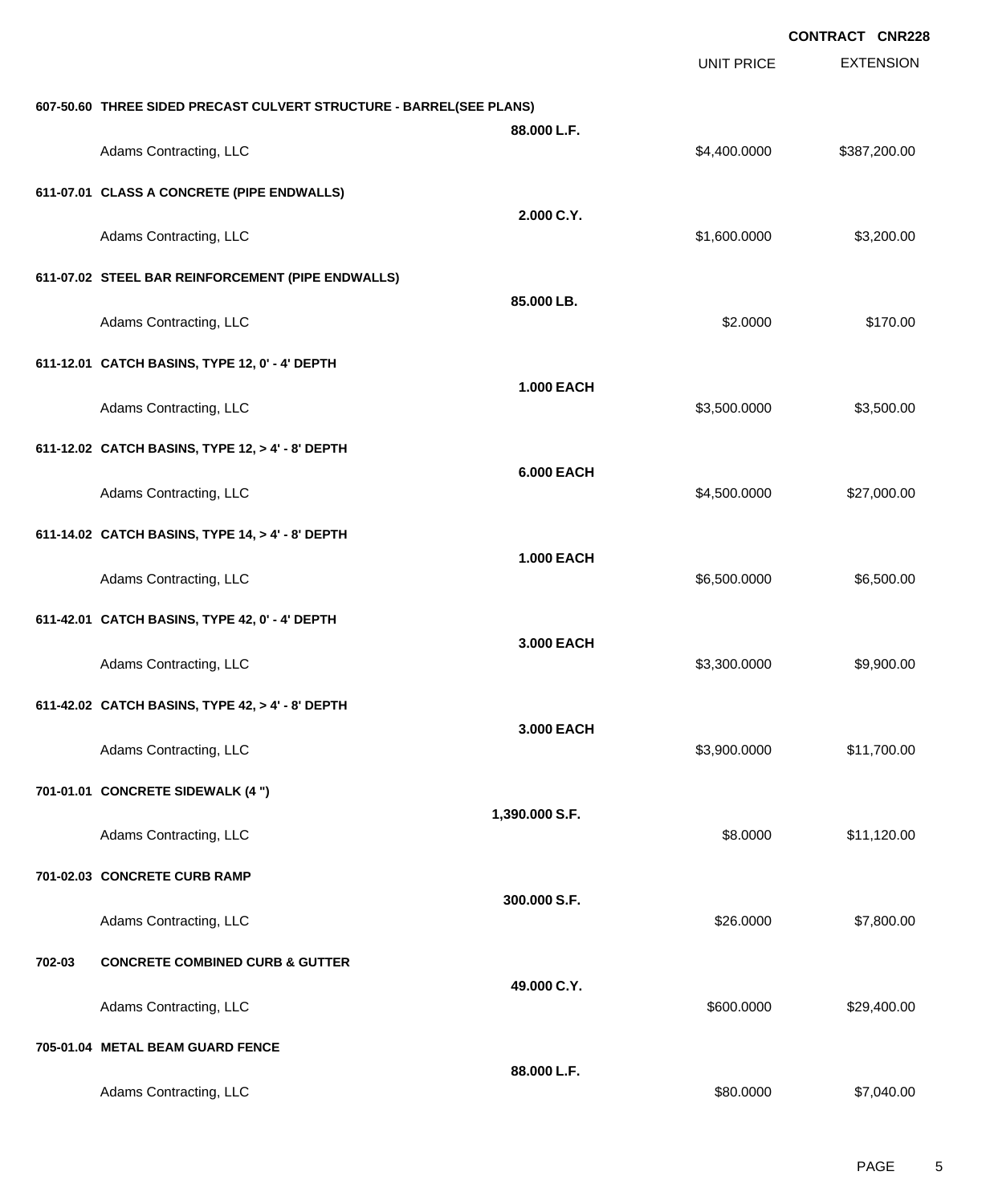**CONTRACT CNR228**

| | | UNIT PRICE | EXTENSION |
|---|---|---|---|
| **607-50.60 THREE SIDED PRECAST CULVERT STRUCTURE - BARREL(SEE PLANS)** | | | |
| | **88.000 L.F.** | | |
| Adams Contracting, LLC | | $4,400.0000 | $387,200.00 |
| **611-07.01 CLASS A CONCRETE (PIPE ENDWALLS)** | | | |
| | **2.000 C.Y.** | | |
| Adams Contracting, LLC | | $1,600.0000 | $3,200.00 |
| **611-07.02 STEEL BAR REINFORCEMENT (PIPE ENDWALLS)** | | | |
| | **85.000 LB.** | | |
| Adams Contracting, LLC | | $2.0000 | $170.00 |
| **611-12.01 CATCH BASINS, TYPE 12, 0' - 4' DEPTH** | | | |
| | **1.000 EACH** | | |
| Adams Contracting, LLC | | $3,500.0000 | $3,500.00 |
| **611-12.02 CATCH BASINS, TYPE 12, > 4' - 8' DEPTH** | | | |
| | **6.000 EACH** | | |
| Adams Contracting, LLC | | $4,500.0000 | $27,000.00 |
| **611-14.02 CATCH BASINS, TYPE 14, > 4' - 8' DEPTH** | | | |
| | **1.000 EACH** | | |
| Adams Contracting, LLC | | $6,500.0000 | $6,500.00 |
| **611-42.01 CATCH BASINS, TYPE 42, 0' - 4' DEPTH** | | | |
| | **3.000 EACH** | | |
| Adams Contracting, LLC | | $3,300.0000 | $9,900.00 |
| **611-42.02 CATCH BASINS, TYPE 42, > 4' - 8' DEPTH** | | | |
| | **3.000 EACH** | | |
| Adams Contracting, LLC | | $3,900.0000 | $11,700.00 |
| **701-01.01 CONCRETE SIDEWALK (4 ")** | | | |
| | **1,390.000 S.F.** | | |
| Adams Contracting, LLC | | $8.0000 | $11,120.00 |
| **701-02.03 CONCRETE CURB RAMP** | | | |
| | **300.000 S.F.** | | |
| Adams Contracting, LLC | | $26.0000 | $7,800.00 |
| **702-03 CONCRETE COMBINED CURB & GUTTER** | | | |
| | **49.000 C.Y.** | | |
| Adams Contracting, LLC | | $600.0000 | $29,400.00 |
| **705-01.04 METAL BEAM GUARD FENCE** | | | |
| | **88.000 L.F.** | | |
| Adams Contracting, LLC | | $80.0000 | $7,040.00 |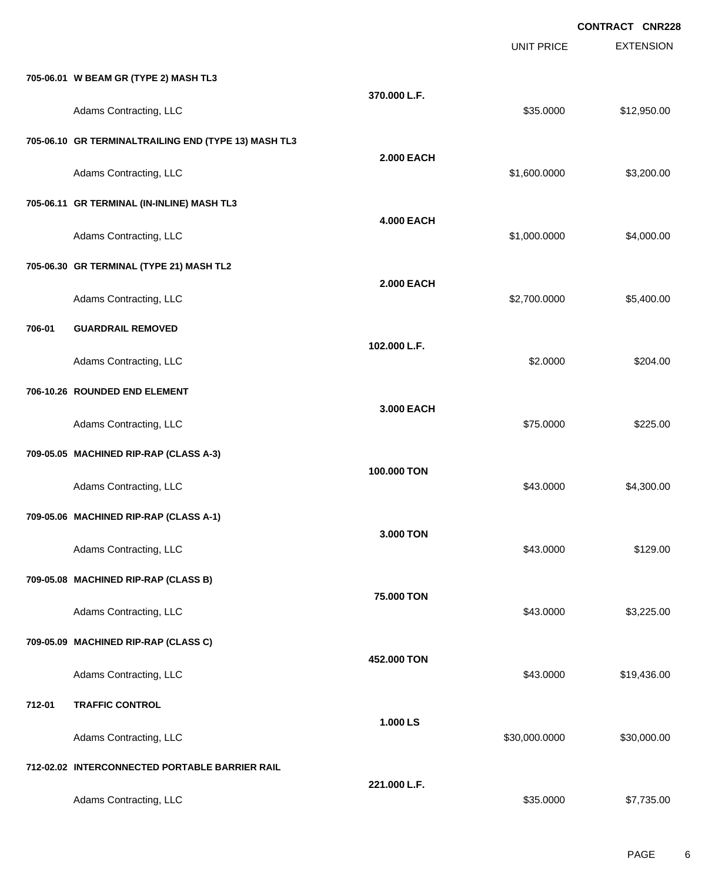CONTRACT CNR228

| | | UNIT PRICE | EXTENSION |
|---|---|---|---|
| **705-06.01 W BEAM GR (TYPE 2) MASH TL3** | | | |
| | **370.000 L.F.** | | |
| Adams Contracting, LLC | | $35.0000 | $12,950.00 |
| **705-06.10 GR TERMINALTRAILING END (TYPE 13) MASH TL3** | | | |
| | **2.000 EACH** | | |
| Adams Contracting, LLC | | $1,600.0000 | $3,200.00 |
| **705-06.11 GR TERMINAL (IN-INLINE) MASH TL3** | | | |
| | **4.000 EACH** | | |
| Adams Contracting, LLC | | $1,000.0000 | $4,000.00 |
| **705-06.30 GR TERMINAL (TYPE 21) MASH TL2** | | | |
| | **2.000 EACH** | | |
| Adams Contracting, LLC | | $2,700.0000 | $5,400.00 |
| **706-01 GUARDRAIL REMOVED** | | | |
| | **102.000 L.F.** | | |
| Adams Contracting, LLC | | $2.0000 | $204.00 |
| **706-10.26 ROUNDED END ELEMENT** | | | |
| | **3.000 EACH** | | |
| Adams Contracting, LLC | | $75.0000 | $225.00 |
| **709-05.05 MACHINED RIP-RAP (CLASS A-3)** | | | |
| | **100.000 TON** | | |
| Adams Contracting, LLC | | $43.0000 | $4,300.00 |
| **709-05.06 MACHINED RIP-RAP (CLASS A-1)** | | | |
| | **3.000 TON** | | |
| Adams Contracting, LLC | | $43.0000 | $129.00 |
| **709-05.08 MACHINED RIP-RAP (CLASS B)** | | | |
| | **75.000 TON** | | |
| Adams Contracting, LLC | | $43.0000 | $3,225.00 |
| **709-05.09 MACHINED RIP-RAP (CLASS C)** | | | |
| | **452.000 TON** | | |
| Adams Contracting, LLC | | $43.0000 | $19,436.00 |
| **712-01 TRAFFIC CONTROL** | | | |
| | **1.000 LS** | | |
| Adams Contracting, LLC | | $30,000.0000 | $30,000.00 |
| **712-02.02 INTERCONNECTED PORTABLE BARRIER RAIL** | | | |
| | **221.000 L.F.** | | |
| Adams Contracting, LLC | | $35.0000 | $7,735.00 |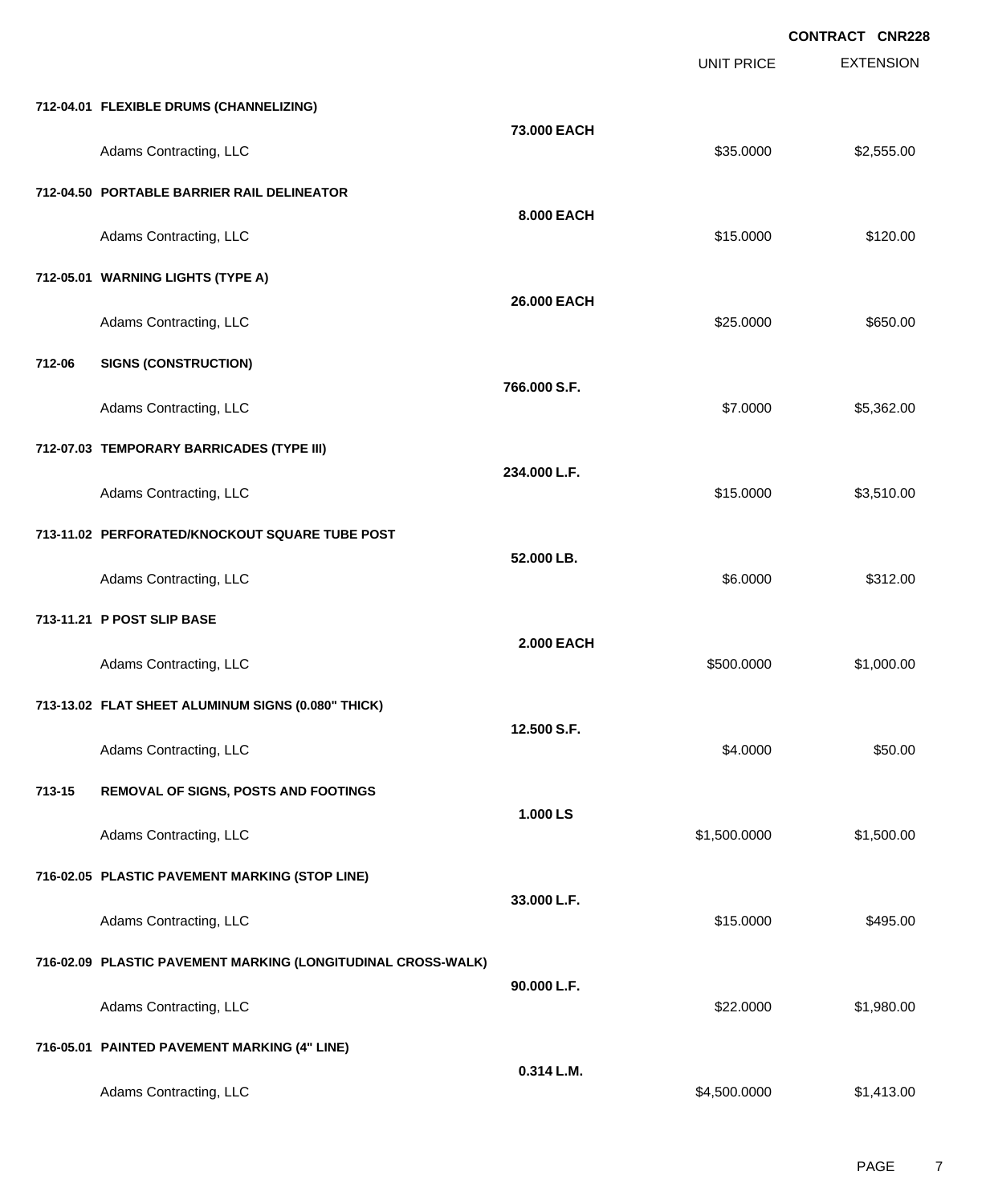**CONTRACT CNR228**

| | | UNIT PRICE | EXTENSION |
|---|---|---|---|
| **712-04.01 FLEXIBLE DRUMS (CHANNELIZING)** | **73.000 EACH** | | |
| Adams Contracting, LLC | | $35.0000 | $2,555.00 |
| **712-04.50 PORTABLE BARRIER RAIL DELINEATOR** | **8.000 EACH** | | |
| Adams Contracting, LLC | | $15.0000 | $120.00 |
| **712-05.01 WARNING LIGHTS (TYPE A)** | **26.000 EACH** | | |
| Adams Contracting, LLC | | $25.0000 | $650.00 |
| **712-06 SIGNS (CONSTRUCTION)** | **766.000 S.F.** | | |
| Adams Contracting, LLC | | $7.0000 | $5,362.00 |
| **712-07.03 TEMPORARY BARRICADES (TYPE III)** | **234.000 L.F.** | | |
| Adams Contracting, LLC | | $15.0000 | $3,510.00 |
| **713-11.02 PERFORATED/KNOCKOUT SQUARE TUBE POST** | **52.000 LB.** | | |
| Adams Contracting, LLC | | $6.0000 | $312.00 |
| **713-11.21 P POST SLIP BASE** | **2.000 EACH** | | |
| Adams Contracting, LLC | | $500.0000 | $1,000.00 |
| **713-13.02 FLAT SHEET ALUMINUM SIGNS (0.080" THICK)** | **12.500 S.F.** | | |
| Adams Contracting, LLC | | $4.0000 | $50.00 |
| **713-15 REMOVAL OF SIGNS, POSTS AND FOOTINGS** | **1.000 LS** | | |
| Adams Contracting, LLC | | $1,500.0000 | $1,500.00 |
| **716-02.05 PLASTIC PAVEMENT MARKING (STOP LINE)** | **33.000 L.F.** | | |
| Adams Contracting, LLC | | $15.0000 | $495.00 |
| **716-02.09 PLASTIC PAVEMENT MARKING (LONGITUDINAL CROSS-WALK)** | **90.000 L.F.** | | |
| Adams Contracting, LLC | | $22.0000 | $1,980.00 |
| **716-05.01 PAINTED PAVEMENT MARKING (4" LINE)** | **0.314 L.M.** | | |
| Adams Contracting, LLC | | $4,500.0000 | $1,413.00 |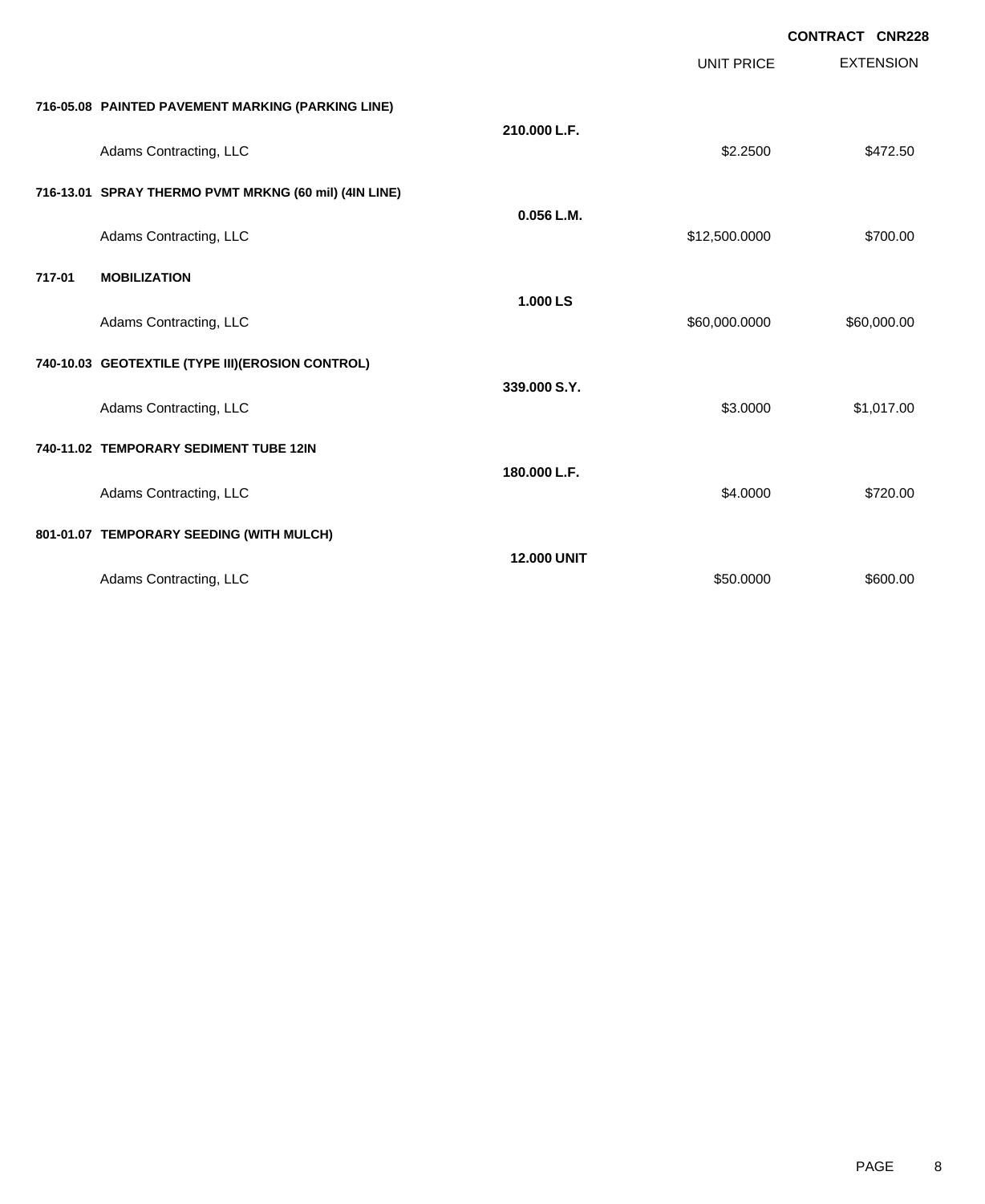**CONTRACT CNR228**

| | | UNIT PRICE | EXTENSION |
|---|---|---|---|
| **716-05.08 PAINTED PAVEMENT MARKING (PARKING LINE)** | | | |
| | **210.000 L.F.** | | |
| Adams Contracting, LLC | | $2.2500 | $472.50 |
| **716-13.01 SPRAY THERMO PVMT MRKNG (60 mil) (4IN LINE)** | | | |
| | **0.056 L.M.** | | |
| Adams Contracting, LLC | | $12,500.0000 | $700.00 |
| **717-01 MOBILIZATION** | | | |
| | **1.000 LS** | | |
| Adams Contracting, LLC | | $60,000.0000 | $60,000.00 |
| **740-10.03 GEOTEXTILE (TYPE III)(EROSION CONTROL)** | | | |
| | **339.000 S.Y.** | | |
| Adams Contracting, LLC | | $3.0000 | $1,017.00 |
| **740-11.02 TEMPORARY SEDIMENT TUBE 12IN** | | | |
| | **180.000 L.F.** | | |
| Adams Contracting, LLC | | $4.0000 | $720.00 |
| **801-01.07 TEMPORARY SEEDING (WITH MULCH)** | | | |
| | **12.000 UNIT** | | |
| Adams Contracting, LLC | | $50.0000 | $600.00 |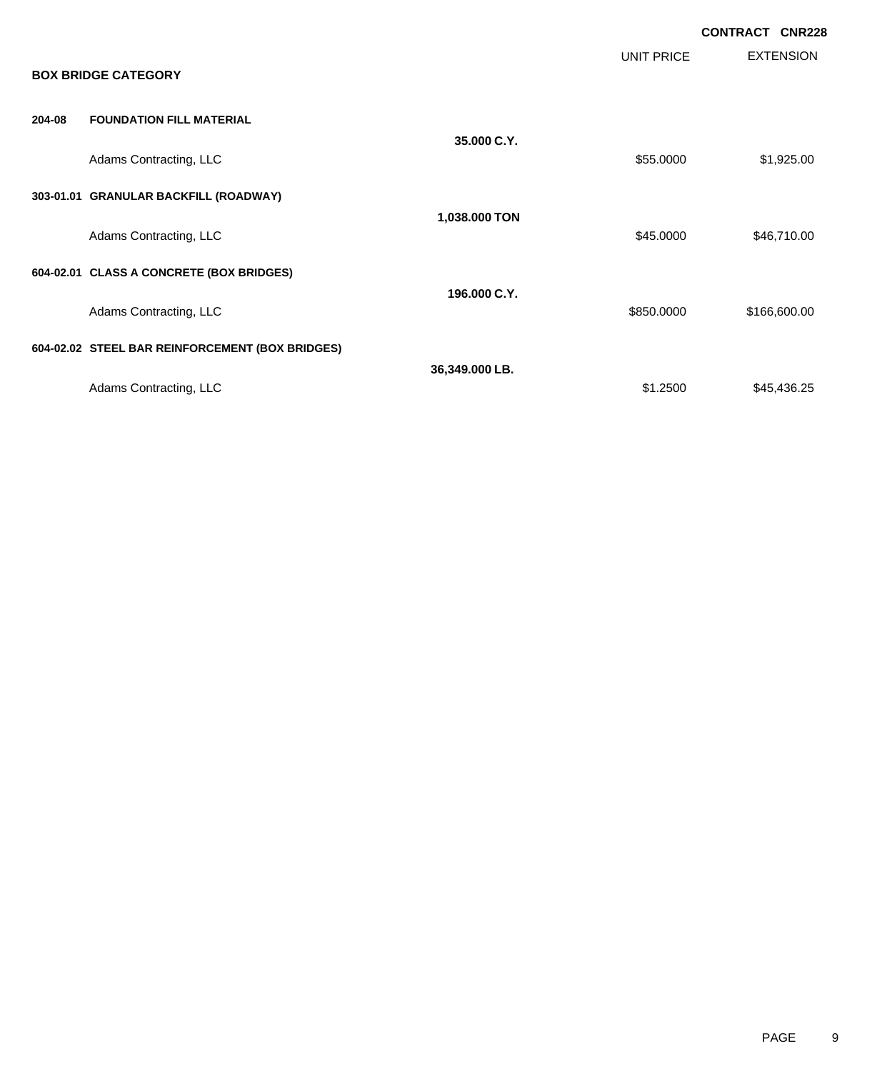**CONTRACT CNR228**

## BOX BRIDGE CATEGORY

| | | | UNIT PRICE | EXTENSION |
|---|---|---|---|---|
| **204-08** | **FOUNDATION FILL MATERIAL** | | | |
| | | **35.000 C.Y.** | | |
| | Adams Contracting, LLC | | $55.0000 | $1,925.00 |
| **303-01.01** | **GRANULAR BACKFILL (ROADWAY)** | | | |
| | | **1,038.000 TON** | | |
| | Adams Contracting, LLC | | $45.0000 | $46,710.00 |
| **604-02.01** | **CLASS A CONCRETE (BOX BRIDGES)** | | | |
| | | **196.000 C.Y.** | | |
| | Adams Contracting, LLC | | $850.0000 | $166,600.00 |
| **604-02.02** | **STEEL BAR REINFORCEMENT (BOX BRIDGES)** | | | |
| | | **36,349.000 LB.** | | |
| | Adams Contracting, LLC | | $1.2500 | $45,436.25 |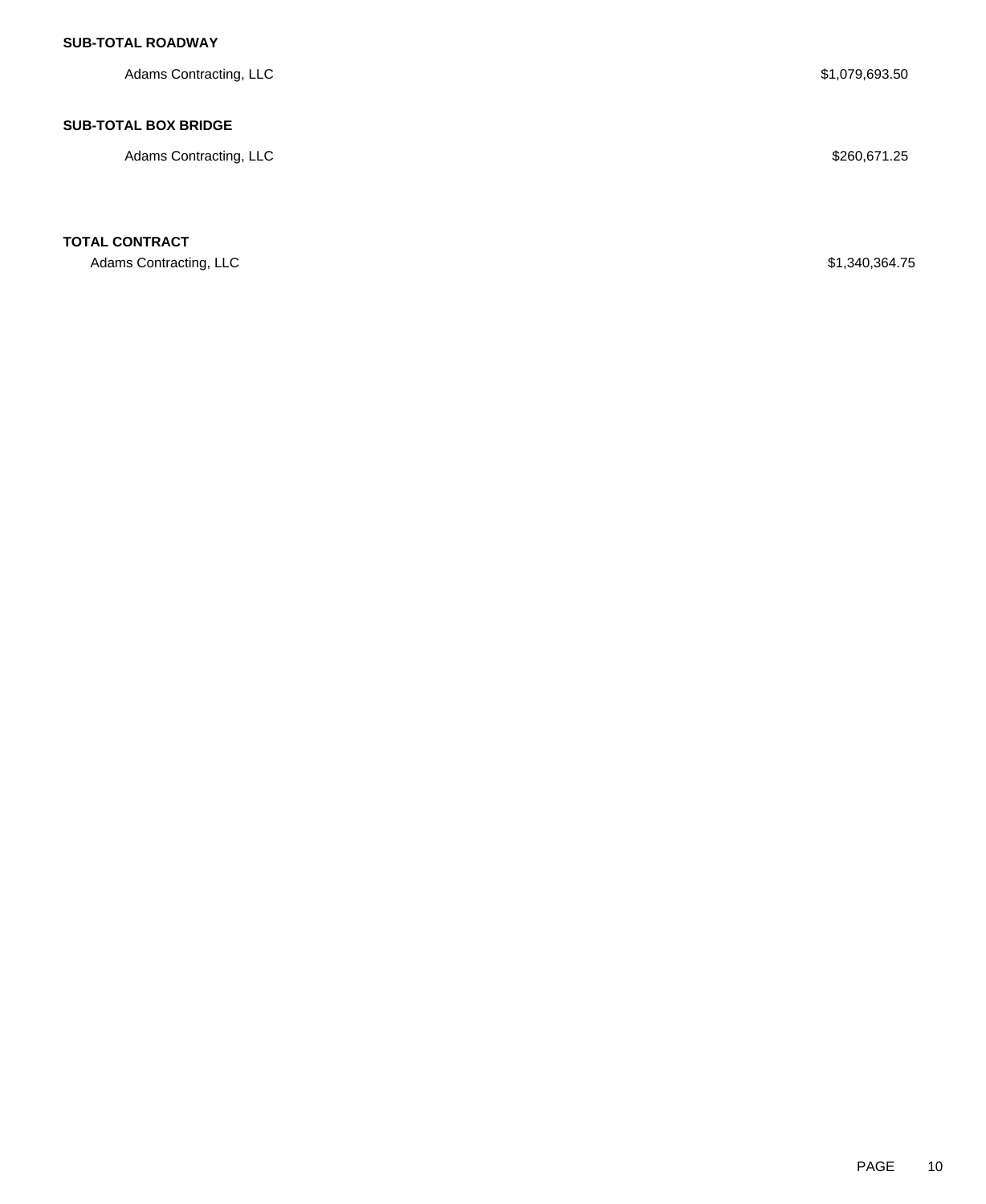**SUB-TOTAL ROADWAY**

| | |
|---|---|
| Adams Contracting, LLC | $1,079,693.50 |

**SUB-TOTAL BOX BRIDGE**

| | |
|---|---|
| Adams Contracting, LLC | $260,671.25 |

**TOTAL CONTRACT**

| | |
|---|---|
| Adams Contracting, LLC | $1,340,364.75 |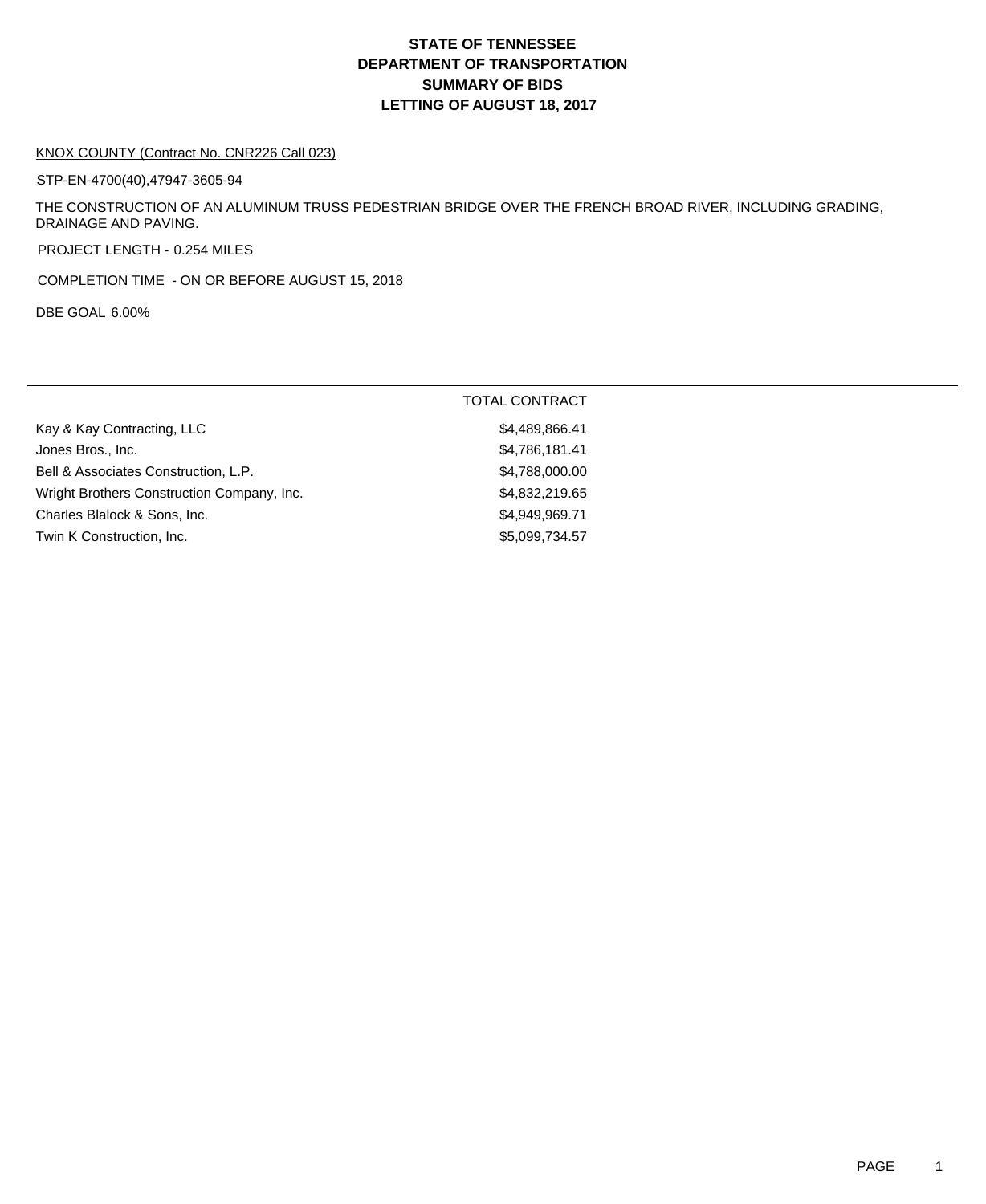# STATE OF TENNESSEE
# DEPARTMENT OF TRANSPORTATION
# SUMMARY OF BIDS
# LETTING OF AUGUST 18, 2017

KNOX COUNTY (Contract No. CNR226 Call 023)

STP-EN-4700(40),47947-3605-94

THE CONSTRUCTION OF AN ALUMINUM TRUSS PEDESTRIAN BRIDGE OVER THE FRENCH BROAD RIVER, INCLUDING GRADING, DRAINAGE AND PAVING.

PROJECT LENGTH - 0.254 MILES

COMPLETION TIME - ON OR BEFORE AUGUST 15, 2018

DBE GOAL 6.00%

| | TOTAL CONTRACT |
|---|---|
| Kay & Kay Contracting, LLC | $4,489,866.41 |
| Jones Bros., Inc. | $4,786,181.41 |
| Bell & Associates Construction, L.P. | $4,788,000.00 |
| Wright Brothers Construction Company, Inc. | $4,832,219.65 |
| Charles Blalock & Sons, Inc. | $4,949,969.71 |
| Twin K Construction, Inc. | $5,099,734.57 |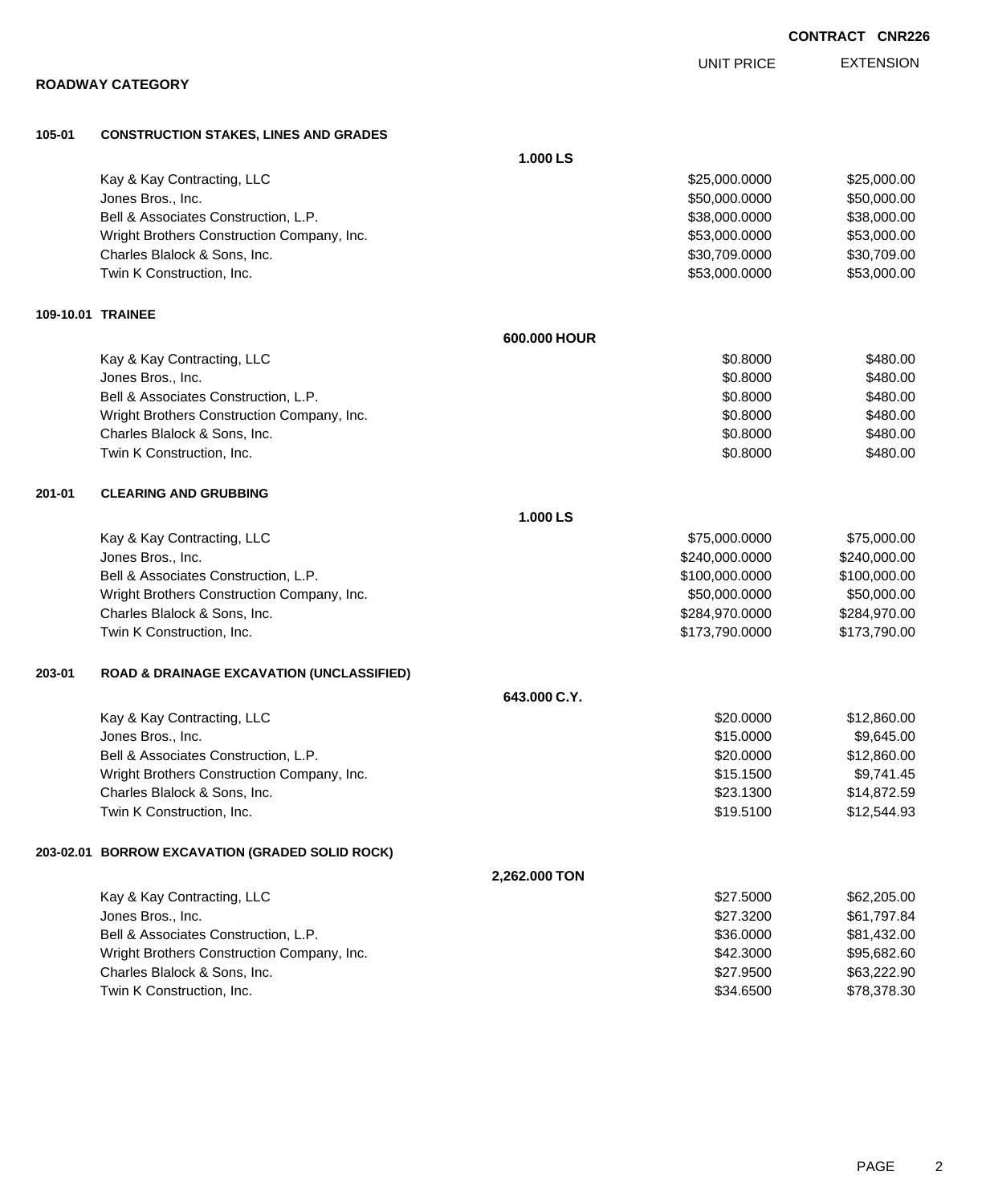**CONTRACT CNR226**

## ROADWAY CATEGORY

### 105-01 CONSTRUCTION STAKES, LINES AND GRADES

1.000 LS

| Bidder | UNIT PRICE | EXTENSION |
|---|---|---|
| Kay & Kay Contracting, LLC | $25,000.0000 | $25,000.00 |
| Jones Bros., Inc. | $50,000.0000 | $50,000.00 |
| Bell & Associates Construction, L.P. | $38,000.0000 | $38,000.00 |
| Wright Brothers Construction Company, Inc. | $53,000.0000 | $53,000.00 |
| Charles Blalock & Sons, Inc. | $30,709.0000 | $30,709.00 |
| Twin K Construction, Inc. | $53,000.0000 | $53,000.00 |

### 109-10.01 TRAINEE

600.000 HOUR

| Bidder | UNIT PRICE | EXTENSION |
|---|---|---|
| Kay & Kay Contracting, LLC | $0.8000 | $480.00 |
| Jones Bros., Inc. | $0.8000 | $480.00 |
| Bell & Associates Construction, L.P. | $0.8000 | $480.00 |
| Wright Brothers Construction Company, Inc. | $0.8000 | $480.00 |
| Charles Blalock & Sons, Inc. | $0.8000 | $480.00 |
| Twin K Construction, Inc. | $0.8000 | $480.00 |

### 201-01 CLEARING AND GRUBBING

1.000 LS

| Bidder | UNIT PRICE | EXTENSION |
|---|---|---|
| Kay & Kay Contracting, LLC | $75,000.0000 | $75,000.00 |
| Jones Bros., Inc. | $240,000.0000 | $240,000.00 |
| Bell & Associates Construction, L.P. | $100,000.0000 | $100,000.00 |
| Wright Brothers Construction Company, Inc. | $50,000.0000 | $50,000.00 |
| Charles Blalock & Sons, Inc. | $284,970.0000 | $284,970.00 |
| Twin K Construction, Inc. | $173,790.0000 | $173,790.00 |

### 203-01 ROAD & DRAINAGE EXCAVATION (UNCLASSIFIED)

643.000 C.Y.

| Bidder | UNIT PRICE | EXTENSION |
|---|---|---|
| Kay & Kay Contracting, LLC | $20.0000 | $12,860.00 |
| Jones Bros., Inc. | $15.0000 | $9,645.00 |
| Bell & Associates Construction, L.P. | $20.0000 | $12,860.00 |
| Wright Brothers Construction Company, Inc. | $15.1500 | $9,741.45 |
| Charles Blalock & Sons, Inc. | $23.1300 | $14,872.59 |
| Twin K Construction, Inc. | $19.5100 | $12,544.93 |

### 203-02.01 BORROW EXCAVATION (GRADED SOLID ROCK)

2,262.000 TON

| Bidder | UNIT PRICE | EXTENSION |
|---|---|---|
| Kay & Kay Contracting, LLC | $27.5000 | $62,205.00 |
| Jones Bros., Inc. | $27.3200 | $61,797.84 |
| Bell & Associates Construction, L.P. | $36.0000 | $81,432.00 |
| Wright Brothers Construction Company, Inc. | $42.3000 | $95,682.60 |
| Charles Blalock & Sons, Inc. | $27.9500 | $63,222.90 |
| Twin K Construction, Inc. | $34.6500 | $78,378.30 |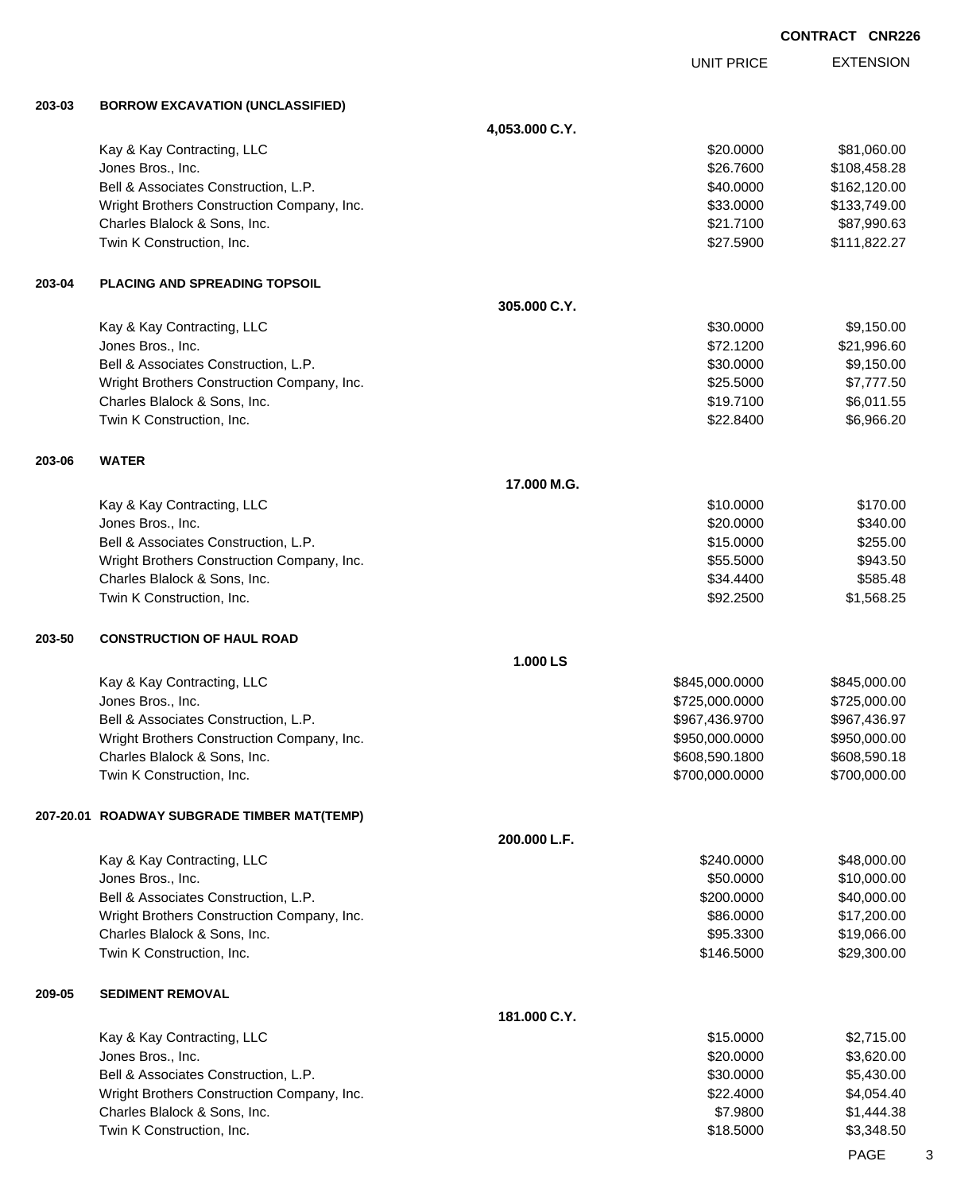**CONTRACT CNR226**

| | | UNIT PRICE | EXTENSION |
|---|---|---|---|
| **203-03** | **BORROW EXCAVATION (UNCLASSIFIED)** | | |
| | **4,053.000 C.Y.** | | |
| | Kay & Kay Contracting, LLC | $20.0000 | $81,060.00 |
| | Jones Bros., Inc. | $26.7600 | $108,458.28 |
| | Bell & Associates Construction, L.P. | $40.0000 | $162,120.00 |
| | Wright Brothers Construction Company, Inc. | $33.0000 | $133,749.00 |
| | Charles Blalock & Sons, Inc. | $21.7100 | $87,990.63 |
| | Twin K Construction, Inc. | $27.5900 | $111,822.27 |
| **203-04** | **PLACING AND SPREADING TOPSOIL** | | |
| | **305.000 C.Y.** | | |
| | Kay & Kay Contracting, LLC | $30.0000 | $9,150.00 |
| | Jones Bros., Inc. | $72.1200 | $21,996.60 |
| | Bell & Associates Construction, L.P. | $30.0000 | $9,150.00 |
| | Wright Brothers Construction Company, Inc. | $25.5000 | $7,777.50 |
| | Charles Blalock & Sons, Inc. | $19.7100 | $6,011.55 |
| | Twin K Construction, Inc. | $22.8400 | $6,966.20 |
| **203-06** | **WATER** | | |
| | **17.000 M.G.** | | |
| | Kay & Kay Contracting, LLC | $10.0000 | $170.00 |
| | Jones Bros., Inc. | $20.0000 | $340.00 |
| | Bell & Associates Construction, L.P. | $15.0000 | $255.00 |
| | Wright Brothers Construction Company, Inc. | $55.5000 | $943.50 |
| | Charles Blalock & Sons, Inc. | $34.4400 | $585.48 |
| | Twin K Construction, Inc. | $92.2500 | $1,568.25 |
| **203-50** | **CONSTRUCTION OF HAUL ROAD** | | |
| | **1.000 LS** | | |
| | Kay & Kay Contracting, LLC | $845,000.0000 | $845,000.00 |
| | Jones Bros., Inc. | $725,000.0000 | $725,000.00 |
| | Bell & Associates Construction, L.P. | $967,436.9700 | $967,436.97 |
| | Wright Brothers Construction Company, Inc. | $950,000.0000 | $950,000.00 |
| | Charles Blalock & Sons, Inc. | $608,590.1800 | $608,590.18 |
| | Twin K Construction, Inc. | $700,000.0000 | $700,000.00 |
| **207-20.01** | **ROADWAY SUBGRADE TIMBER MAT(TEMP)** | | |
| | **200.000 L.F.** | | |
| | Kay & Kay Contracting, LLC | $240.0000 | $48,000.00 |
| | Jones Bros., Inc. | $50.0000 | $10,000.00 |
| | Bell & Associates Construction, L.P. | $200.0000 | $40,000.00 |
| | Wright Brothers Construction Company, Inc. | $86.0000 | $17,200.00 |
| | Charles Blalock & Sons, Inc. | $95.3300 | $19,066.00 |
| | Twin K Construction, Inc. | $146.5000 | $29,300.00 |
| **209-05** | **SEDIMENT REMOVAL** | | |
| | **181.000 C.Y.** | | |
| | Kay & Kay Contracting, LLC | $15.0000 | $2,715.00 |
| | Jones Bros., Inc. | $20.0000 | $3,620.00 |
| | Bell & Associates Construction, L.P. | $30.0000 | $5,430.00 |
| | Wright Brothers Construction Company, Inc. | $22.4000 | $4,054.40 |
| | Charles Blalock & Sons, Inc. | $7.9800 | $1,444.38 |
| | Twin K Construction, Inc. | $18.5000 | $3,348.50 |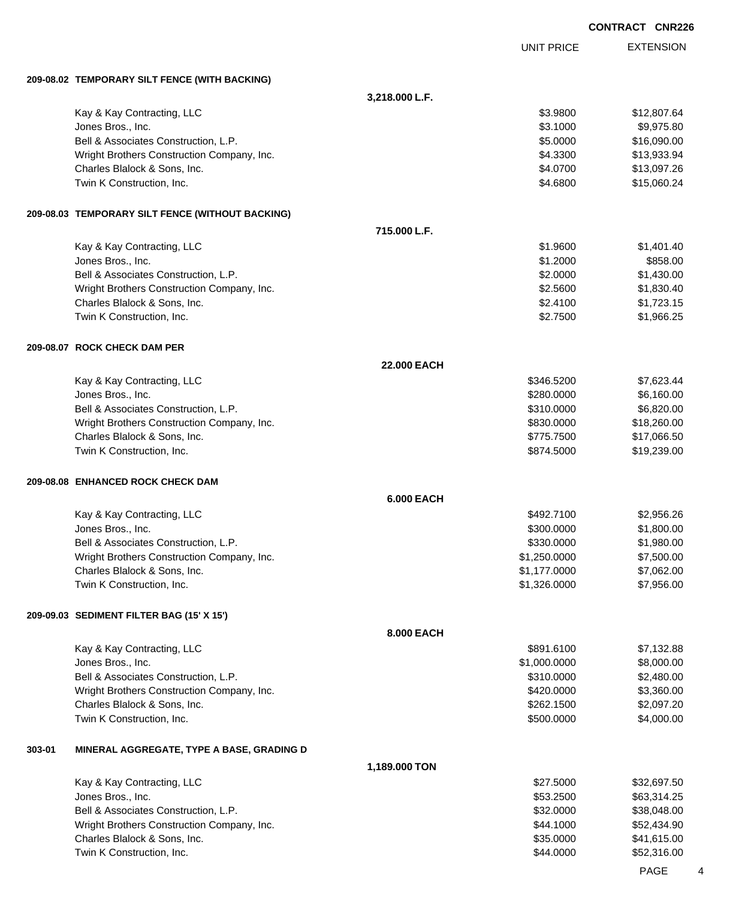**CONTRACT CNR226**

| | UNIT PRICE | EXTENSION |
|---|---|---|
| **209-08.02 TEMPORARY SILT FENCE (WITH BACKING)** | | |
| **3,218.000 L.F.** | | |
| Kay & Kay Contracting, LLC | $3.9800 | $12,807.64 |
| Jones Bros., Inc. | $3.1000 | $9,975.80 |
| Bell & Associates Construction, L.P. | $5.0000 | $16,090.00 |
| Wright Brothers Construction Company, Inc. | $4.3300 | $13,933.94 |
| Charles Blalock & Sons, Inc. | $4.0700 | $13,097.26 |
| Twin K Construction, Inc. | $4.6800 | $15,060.24 |
| **209-08.03 TEMPORARY SILT FENCE (WITHOUT BACKING)** | | |
| **715.000 L.F.** | | |
| Kay & Kay Contracting, LLC | $1.9600 | $1,401.40 |
| Jones Bros., Inc. | $1.2000 | $858.00 |
| Bell & Associates Construction, L.P. | $2.0000 | $1,430.00 |
| Wright Brothers Construction Company, Inc. | $2.5600 | $1,830.40 |
| Charles Blalock & Sons, Inc. | $2.4100 | $1,723.15 |
| Twin K Construction, Inc. | $2.7500 | $1,966.25 |
| **209-08.07 ROCK CHECK DAM PER** | | |
| **22.000 EACH** | | |
| Kay & Kay Contracting, LLC | $346.5200 | $7,623.44 |
| Jones Bros., Inc. | $280.0000 | $6,160.00 |
| Bell & Associates Construction, L.P. | $310.0000 | $6,820.00 |
| Wright Brothers Construction Company, Inc. | $830.0000 | $18,260.00 |
| Charles Blalock & Sons, Inc. | $775.7500 | $17,066.50 |
| Twin K Construction, Inc. | $874.5000 | $19,239.00 |
| **209-08.08 ENHANCED ROCK CHECK DAM** | | |
| **6.000 EACH** | | |
| Kay & Kay Contracting, LLC | $492.7100 | $2,956.26 |
| Jones Bros., Inc. | $300.0000 | $1,800.00 |
| Bell & Associates Construction, L.P. | $330.0000 | $1,980.00 |
| Wright Brothers Construction Company, Inc. | $1,250.0000 | $7,500.00 |
| Charles Blalock & Sons, Inc. | $1,177.0000 | $7,062.00 |
| Twin K Construction, Inc. | $1,326.0000 | $7,956.00 |
| **209-09.03 SEDIMENT FILTER BAG (15' X 15')** | | |
| **8.000 EACH** | | |
| Kay & Kay Contracting, LLC | $891.6100 | $7,132.88 |
| Jones Bros., Inc. | $1,000.0000 | $8,000.00 |
| Bell & Associates Construction, L.P. | $310.0000 | $2,480.00 |
| Wright Brothers Construction Company, Inc. | $420.0000 | $3,360.00 |
| Charles Blalock & Sons, Inc. | $262.1500 | $2,097.20 |
| Twin K Construction, Inc. | $500.0000 | $4,000.00 |
| **303-01 MINERAL AGGREGATE, TYPE A BASE, GRADING D** | | |
| **1,189.000 TON** | | |
| Kay & Kay Contracting, LLC | $27.5000 | $32,697.50 |
| Jones Bros., Inc. | $53.2500 | $63,314.25 |
| Bell & Associates Construction, L.P. | $32.0000 | $38,048.00 |
| Wright Brothers Construction Company, Inc. | $44.1000 | $52,434.90 |
| Charles Blalock & Sons, Inc. | $35.0000 | $41,615.00 |
| Twin K Construction, Inc. | $44.0000 | $52,316.00 |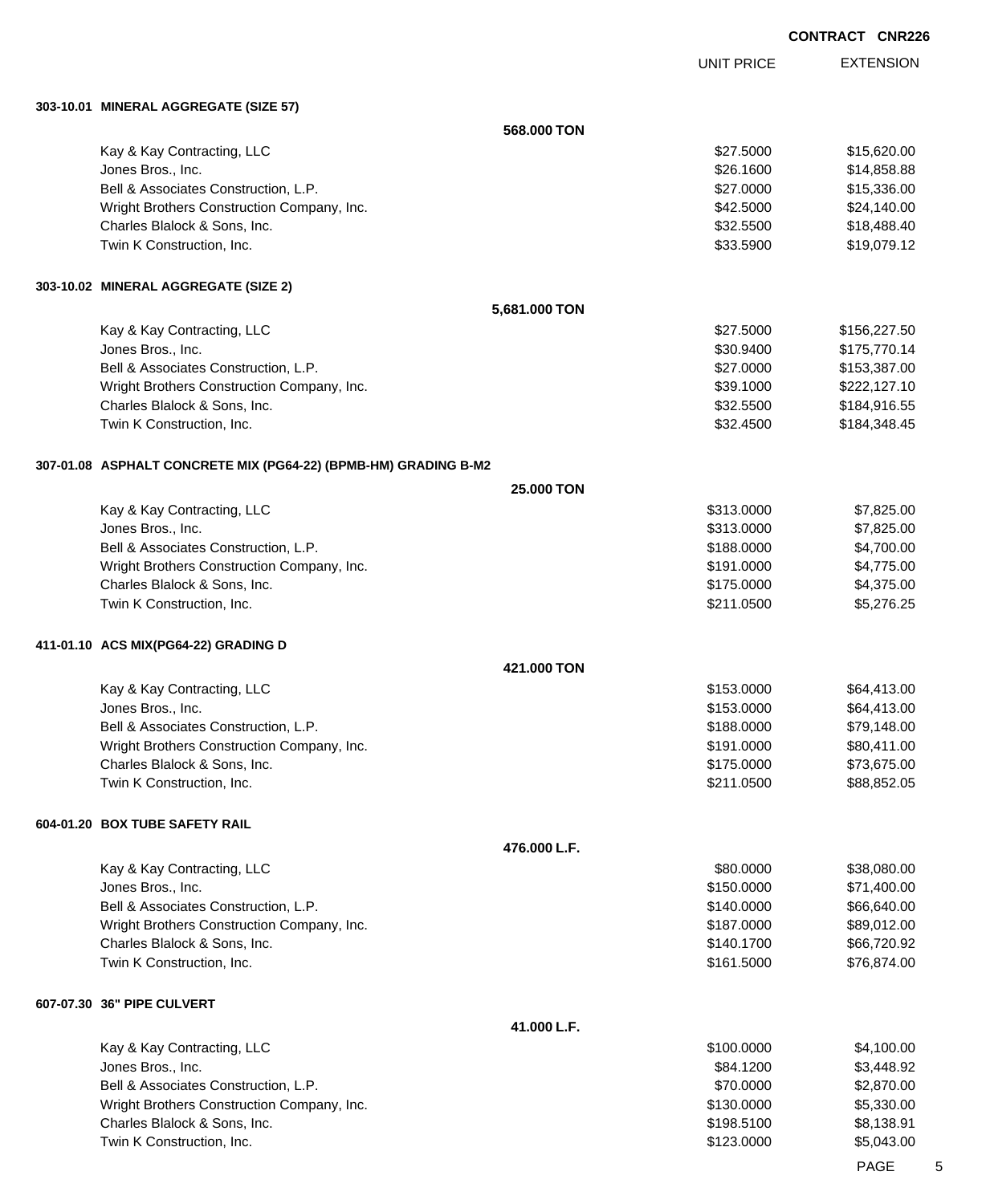**CONTRACT CNR226**

| | | UNIT PRICE | EXTENSION |
|---|---|---|---|
| **303-10.01 MINERAL AGGREGATE (SIZE 57)** | | | |
| | **568.000 TON** | | |
| Kay & Kay Contracting, LLC | | $27.5000 | $15,620.00 |
| Jones Bros., Inc. | | $26.1600 | $14,858.88 |
| Bell & Associates Construction, L.P. | | $27.0000 | $15,336.00 |
| Wright Brothers Construction Company, Inc. | | $42.5000 | $24,140.00 |
| Charles Blalock & Sons, Inc. | | $32.5500 | $18,488.40 |
| Twin K Construction, Inc. | | $33.5900 | $19,079.12 |
| **303-10.02 MINERAL AGGREGATE (SIZE 2)** | | | |
| | **5,681.000 TON** | | |
| Kay & Kay Contracting, LLC | | $27.5000 | $156,227.50 |
| Jones Bros., Inc. | | $30.9400 | $175,770.14 |
| Bell & Associates Construction, L.P. | | $27.0000 | $153,387.00 |
| Wright Brothers Construction Company, Inc. | | $39.1000 | $222,127.10 |
| Charles Blalock & Sons, Inc. | | $32.5500 | $184,916.55 |
| Twin K Construction, Inc. | | $32.4500 | $184,348.45 |
| **307-01.08 ASPHALT CONCRETE MIX (PG64-22) (BPMB-HM) GRADING B-M2** | | | |
| | **25.000 TON** | | |
| Kay & Kay Contracting, LLC | | $313.0000 | $7,825.00 |
| Jones Bros., Inc. | | $313.0000 | $7,825.00 |
| Bell & Associates Construction, L.P. | | $188.0000 | $4,700.00 |
| Wright Brothers Construction Company, Inc. | | $191.0000 | $4,775.00 |
| Charles Blalock & Sons, Inc. | | $175.0000 | $4,375.00 |
| Twin K Construction, Inc. | | $211.0500 | $5,276.25 |
| **411-01.10 ACS MIX(PG64-22) GRADING D** | | | |
| | **421.000 TON** | | |
| Kay & Kay Contracting, LLC | | $153.0000 | $64,413.00 |
| Jones Bros., Inc. | | $153.0000 | $64,413.00 |
| Bell & Associates Construction, L.P. | | $188.0000 | $79,148.00 |
| Wright Brothers Construction Company, Inc. | | $191.0000 | $80,411.00 |
| Charles Blalock & Sons, Inc. | | $175.0000 | $73,675.00 |
| Twin K Construction, Inc. | | $211.0500 | $88,852.05 |
| **604-01.20 BOX TUBE SAFETY RAIL** | | | |
| | **476.000 L.F.** | | |
| Kay & Kay Contracting, LLC | | $80.0000 | $38,080.00 |
| Jones Bros., Inc. | | $150.0000 | $71,400.00 |
| Bell & Associates Construction, L.P. | | $140.0000 | $66,640.00 |
| Wright Brothers Construction Company, Inc. | | $187.0000 | $89,012.00 |
| Charles Blalock & Sons, Inc. | | $140.1700 | $66,720.92 |
| Twin K Construction, Inc. | | $161.5000 | $76,874.00 |
| **607-07.30 36" PIPE CULVERT** | | | |
| | **41.000 L.F.** | | |
| Kay & Kay Contracting, LLC | | $100.0000 | $4,100.00 |
| Jones Bros., Inc. | | $84.1200 | $3,448.92 |
| Bell & Associates Construction, L.P. | | $70.0000 | $2,870.00 |
| Wright Brothers Construction Company, Inc. | | $130.0000 | $5,330.00 |
| Charles Blalock & Sons, Inc. | | $198.5100 | $8,138.91 |
| Twin K Construction, Inc. | | $123.0000 | $5,043.00 |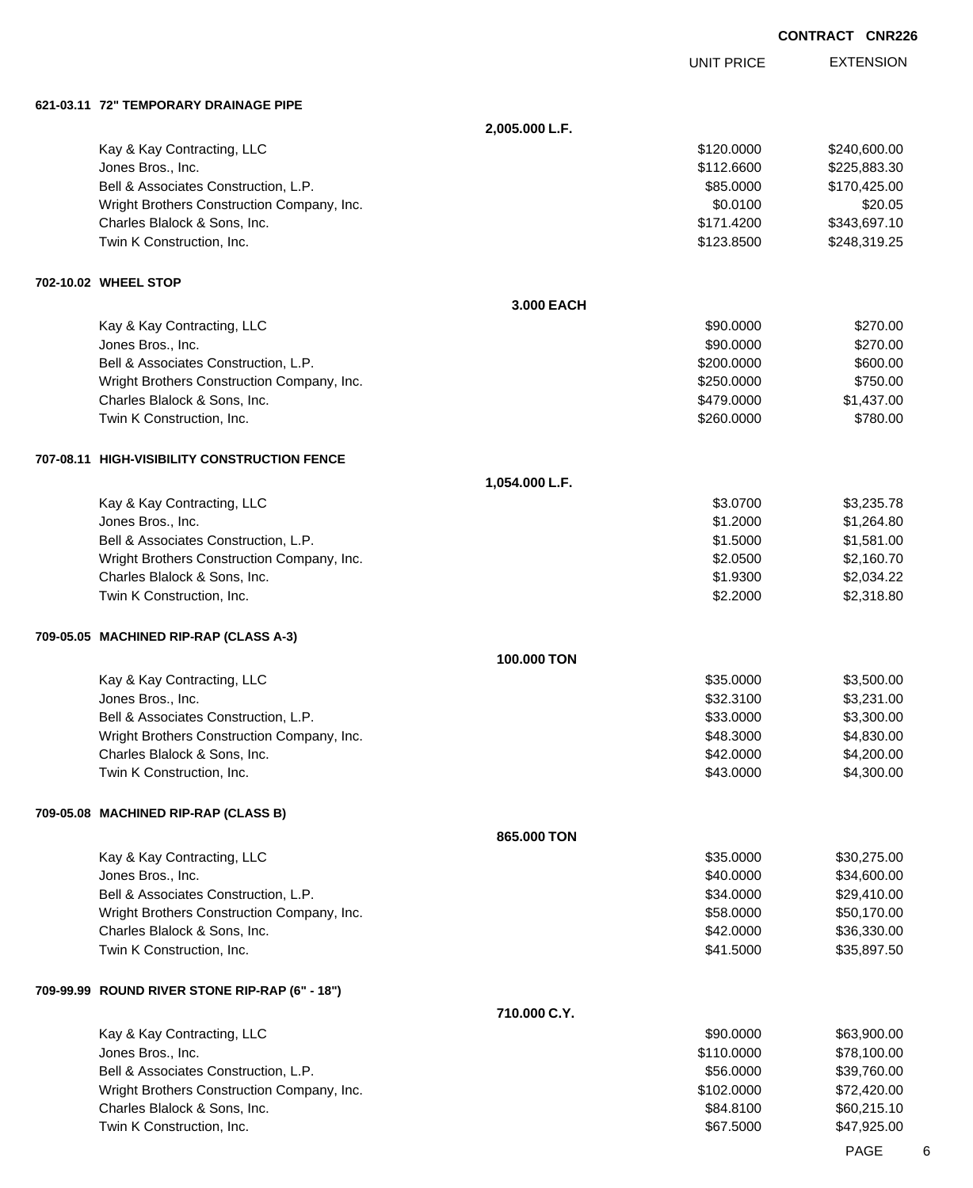**CONTRACT CNR226**

| | UNIT PRICE | EXTENSION |
|---|---|---|
| **621-03.11 72" TEMPORARY DRAINAGE PIPE** | | |
| **2,005.000 L.F.** | | |
| Kay & Kay Contracting, LLC | $120.0000 | $240,600.00 |
| Jones Bros., Inc. | $112.6600 | $225,883.30 |
| Bell & Associates Construction, L.P. | $85.0000 | $170,425.00 |
| Wright Brothers Construction Company, Inc. | $0.0100 | $20.05 |
| Charles Blalock & Sons, Inc. | $171.4200 | $343,697.10 |
| Twin K Construction, Inc. | $123.8500 | $248,319.25 |
| **702-10.02 WHEEL STOP** | | |
| **3.000 EACH** | | |
| Kay & Kay Contracting, LLC | $90.0000 | $270.00 |
| Jones Bros., Inc. | $90.0000 | $270.00 |
| Bell & Associates Construction, L.P. | $200.0000 | $600.00 |
| Wright Brothers Construction Company, Inc. | $250.0000 | $750.00 |
| Charles Blalock & Sons, Inc. | $479.0000 | $1,437.00 |
| Twin K Construction, Inc. | $260.0000 | $780.00 |
| **707-08.11 HIGH-VISIBILITY CONSTRUCTION FENCE** | | |
| **1,054.000 L.F.** | | |
| Kay & Kay Contracting, LLC | $3.0700 | $3,235.78 |
| Jones Bros., Inc. | $1.2000 | $1,264.80 |
| Bell & Associates Construction, L.P. | $1.5000 | $1,581.00 |
| Wright Brothers Construction Company, Inc. | $2.0500 | $2,160.70 |
| Charles Blalock & Sons, Inc. | $1.9300 | $2,034.22 |
| Twin K Construction, Inc. | $2.2000 | $2,318.80 |
| **709-05.05 MACHINED RIP-RAP (CLASS A-3)** | | |
| **100.000 TON** | | |
| Kay & Kay Contracting, LLC | $35.0000 | $3,500.00 |
| Jones Bros., Inc. | $32.3100 | $3,231.00 |
| Bell & Associates Construction, L.P. | $33.0000 | $3,300.00 |
| Wright Brothers Construction Company, Inc. | $48.3000 | $4,830.00 |
| Charles Blalock & Sons, Inc. | $42.0000 | $4,200.00 |
| Twin K Construction, Inc. | $43.0000 | $4,300.00 |
| **709-05.08 MACHINED RIP-RAP (CLASS B)** | | |
| **865.000 TON** | | |
| Kay & Kay Contracting, LLC | $35.0000 | $30,275.00 |
| Jones Bros., Inc. | $40.0000 | $34,600.00 |
| Bell & Associates Construction, L.P. | $34.0000 | $29,410.00 |
| Wright Brothers Construction Company, Inc. | $58.0000 | $50,170.00 |
| Charles Blalock & Sons, Inc. | $42.0000 | $36,330.00 |
| Twin K Construction, Inc. | $41.5000 | $35,897.50 |
| **709-99.99 ROUND RIVER STONE RIP-RAP (6" - 18")** | | |
| **710.000 C.Y.** | | |
| Kay & Kay Contracting, LLC | $90.0000 | $63,900.00 |
| Jones Bros., Inc. | $110.0000 | $78,100.00 |
| Bell & Associates Construction, L.P. | $56.0000 | $39,760.00 |
| Wright Brothers Construction Company, Inc. | $102.0000 | $72,420.00 |
| Charles Blalock & Sons, Inc. | $84.8100 | $60,215.10 |
| Twin K Construction, Inc. | $67.5000 | $47,925.00 |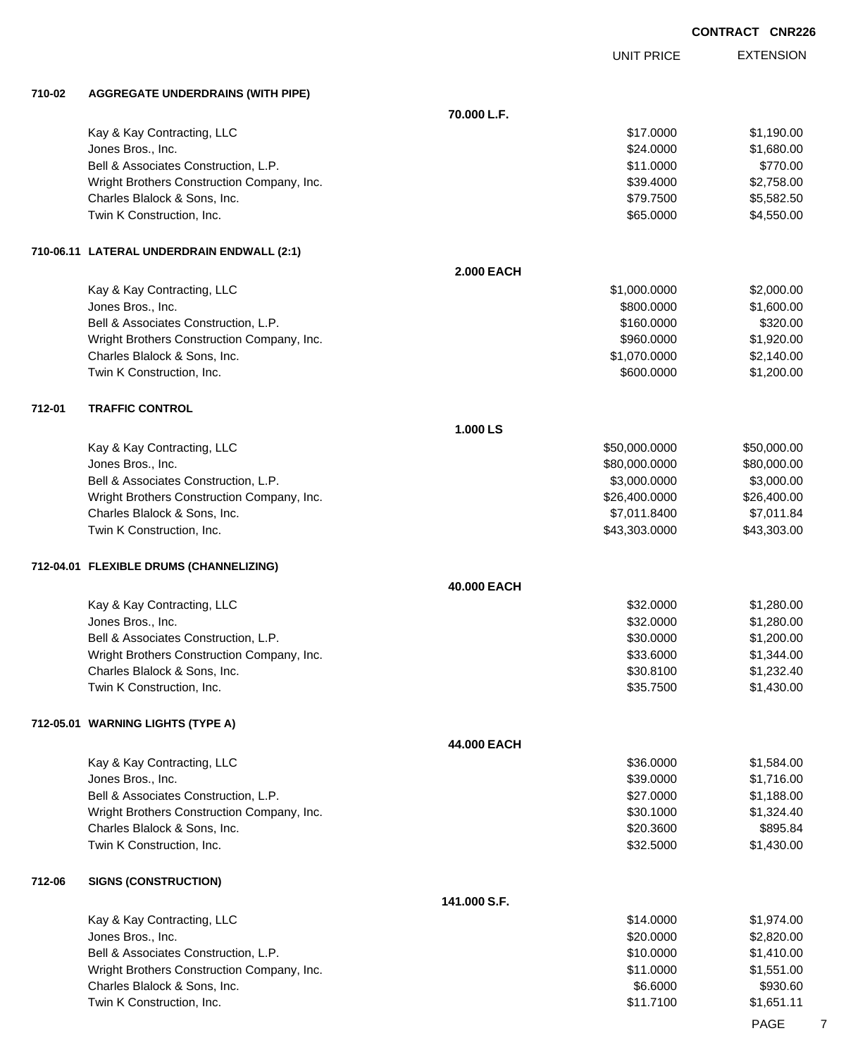**CONTRACT CNR226**

| | | UNIT PRICE | EXTENSION |
|---|---|---|---|
| **710-02** | **AGGREGATE UNDERDRAINS (WITH PIPE)** | | |
| | **70.000 L.F.** | | |
| | Kay & Kay Contracting, LLC | $17.0000 | $1,190.00 |
| | Jones Bros., Inc. | $24.0000 | $1,680.00 |
| | Bell & Associates Construction, L.P. | $11.0000 | $770.00 |
| | Wright Brothers Construction Company, Inc. | $39.4000 | $2,758.00 |
| | Charles Blalock & Sons, Inc. | $79.7500 | $5,582.50 |
| | Twin K Construction, Inc. | $65.0000 | $4,550.00 |
| **710-06.11** | **LATERAL UNDERDRAIN ENDWALL (2:1)** | | |
| | **2.000 EACH** | | |
| | Kay & Kay Contracting, LLC | $1,000.0000 | $2,000.00 |
| | Jones Bros., Inc. | $800.0000 | $1,600.00 |
| | Bell & Associates Construction, L.P. | $160.0000 | $320.00 |
| | Wright Brothers Construction Company, Inc. | $960.0000 | $1,920.00 |
| | Charles Blalock & Sons, Inc. | $1,070.0000 | $2,140.00 |
| | Twin K Construction, Inc. | $600.0000 | $1,200.00 |
| **712-01** | **TRAFFIC CONTROL** | | |
| | **1.000 LS** | | |
| | Kay & Kay Contracting, LLC | $50,000.0000 | $50,000.00 |
| | Jones Bros., Inc. | $80,000.0000 | $80,000.00 |
| | Bell & Associates Construction, L.P. | $3,000.0000 | $3,000.00 |
| | Wright Brothers Construction Company, Inc. | $26,400.0000 | $26,400.00 |
| | Charles Blalock & Sons, Inc. | $7,011.8400 | $7,011.84 |
| | Twin K Construction, Inc. | $43,303.0000 | $43,303.00 |
| **712-04.01** | **FLEXIBLE DRUMS (CHANNELIZING)** | | |
| | **40.000 EACH** | | |
| | Kay & Kay Contracting, LLC | $32.0000 | $1,280.00 |
| | Jones Bros., Inc. | $32.0000 | $1,280.00 |
| | Bell & Associates Construction, L.P. | $30.0000 | $1,200.00 |
| | Wright Brothers Construction Company, Inc. | $33.6000 | $1,344.00 |
| | Charles Blalock & Sons, Inc. | $30.8100 | $1,232.40 |
| | Twin K Construction, Inc. | $35.7500 | $1,430.00 |
| **712-05.01** | **WARNING LIGHTS (TYPE A)** | | |
| | **44.000 EACH** | | |
| | Kay & Kay Contracting, LLC | $36.0000 | $1,584.00 |
| | Jones Bros., Inc. | $39.0000 | $1,716.00 |
| | Bell & Associates Construction, L.P. | $27.0000 | $1,188.00 |
| | Wright Brothers Construction Company, Inc. | $30.1000 | $1,324.40 |
| | Charles Blalock & Sons, Inc. | $20.3600 | $895.84 |
| | Twin K Construction, Inc. | $32.5000 | $1,430.00 |
| **712-06** | **SIGNS (CONSTRUCTION)** | | |
| | **141.000 S.F.** | | |
| | Kay & Kay Contracting, LLC | $14.0000 | $1,974.00 |
| | Jones Bros., Inc. | $20.0000 | $2,820.00 |
| | Bell & Associates Construction, L.P. | $10.0000 | $1,410.00 |
| | Wright Brothers Construction Company, Inc. | $11.0000 | $1,551.00 |
| | Charles Blalock & Sons, Inc. | $6.6000 | $930.60 |
| | Twin K Construction, Inc. | $11.7100 | $1,651.11 |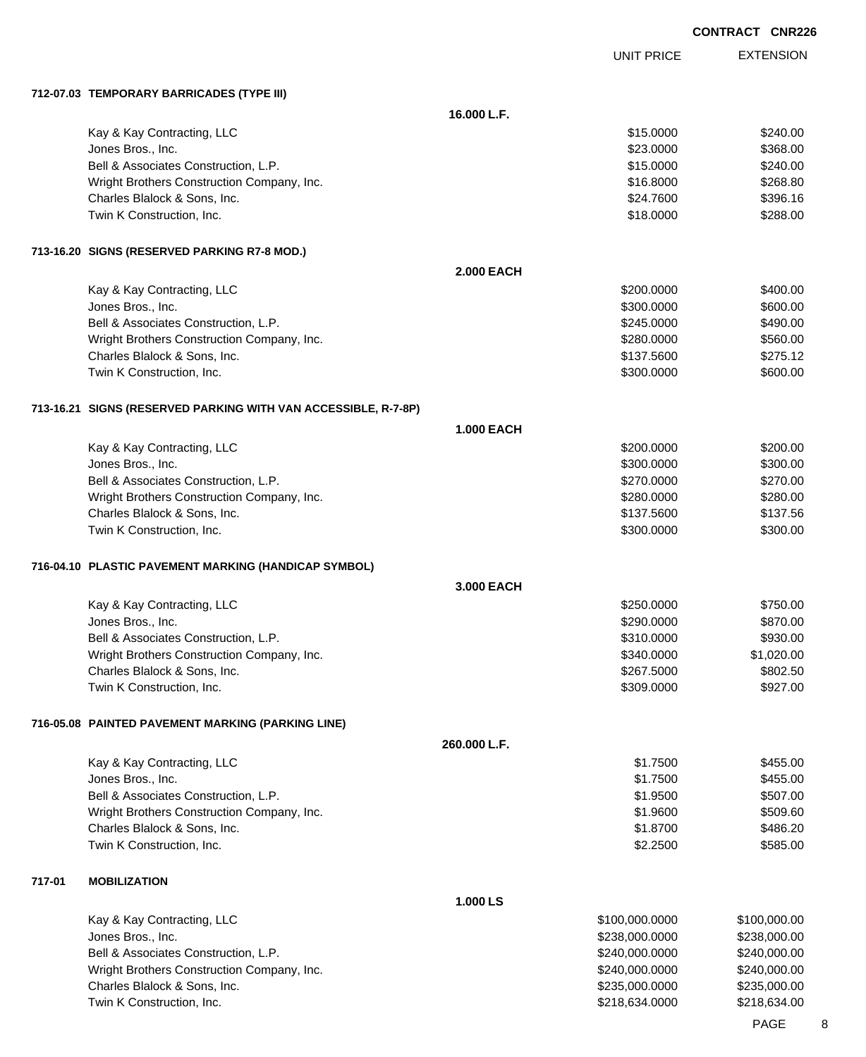**CONTRACT CNR226**

| | | UNIT PRICE | EXTENSION |
|---|---|---|---|
| **712-07.03 TEMPORARY BARRICADES (TYPE III)** | | | |
| | **16.000 L.F.** | | |
| Kay & Kay Contracting, LLC | | $15.0000 | $240.00 |
| Jones Bros., Inc. | | $23.0000 | $368.00 |
| Bell & Associates Construction, L.P. | | $15.0000 | $240.00 |
| Wright Brothers Construction Company, Inc. | | $16.8000 | $268.80 |
| Charles Blalock & Sons, Inc. | | $24.7600 | $396.16 |
| Twin K Construction, Inc. | | $18.0000 | $288.00 |
| **713-16.20 SIGNS (RESERVED PARKING R7-8 MOD.)** | | | |
| | **2.000 EACH** | | |
| Kay & Kay Contracting, LLC | | $200.0000 | $400.00 |
| Jones Bros., Inc. | | $300.0000 | $600.00 |
| Bell & Associates Construction, L.P. | | $245.0000 | $490.00 |
| Wright Brothers Construction Company, Inc. | | $280.0000 | $560.00 |
| Charles Blalock & Sons, Inc. | | $137.5600 | $275.12 |
| Twin K Construction, Inc. | | $300.0000 | $600.00 |
| **713-16.21 SIGNS (RESERVED PARKING WITH VAN ACCESSIBLE, R-7-8P)** | | | |
| | **1.000 EACH** | | |
| Kay & Kay Contracting, LLC | | $200.0000 | $200.00 |
| Jones Bros., Inc. | | $300.0000 | $300.00 |
| Bell & Associates Construction, L.P. | | $270.0000 | $270.00 |
| Wright Brothers Construction Company, Inc. | | $280.0000 | $280.00 |
| Charles Blalock & Sons, Inc. | | $137.5600 | $137.56 |
| Twin K Construction, Inc. | | $300.0000 | $300.00 |
| **716-04.10 PLASTIC PAVEMENT MARKING (HANDICAP SYMBOL)** | | | |
| | **3.000 EACH** | | |
| Kay & Kay Contracting, LLC | | $250.0000 | $750.00 |
| Jones Bros., Inc. | | $290.0000 | $870.00 |
| Bell & Associates Construction, L.P. | | $310.0000 | $930.00 |
| Wright Brothers Construction Company, Inc. | | $340.0000 | $1,020.00 |
| Charles Blalock & Sons, Inc. | | $267.5000 | $802.50 |
| Twin K Construction, Inc. | | $309.0000 | $927.00 |
| **716-05.08 PAINTED PAVEMENT MARKING (PARKING LINE)** | | | |
| | **260.000 L.F.** | | |
| Kay & Kay Contracting, LLC | | $1.7500 | $455.00 |
| Jones Bros., Inc. | | $1.7500 | $455.00 |
| Bell & Associates Construction, L.P. | | $1.9500 | $507.00 |
| Wright Brothers Construction Company, Inc. | | $1.9600 | $509.60 |
| Charles Blalock & Sons, Inc. | | $1.8700 | $486.20 |
| Twin K Construction, Inc. | | $2.2500 | $585.00 |
| **717-01 MOBILIZATION** | | | |
| | **1.000 LS** | | |
| Kay & Kay Contracting, LLC | | $100,000.0000 | $100,000.00 |
| Jones Bros., Inc. | | $238,000.0000 | $238,000.00 |
| Bell & Associates Construction, L.P. | | $240,000.0000 | $240,000.00 |
| Wright Brothers Construction Company, Inc. | | $240,000.0000 | $240,000.00 |
| Charles Blalock & Sons, Inc. | | $235,000.0000 | $235,000.00 |
| Twin K Construction, Inc. | | $218,634.0000 | $218,634.00 |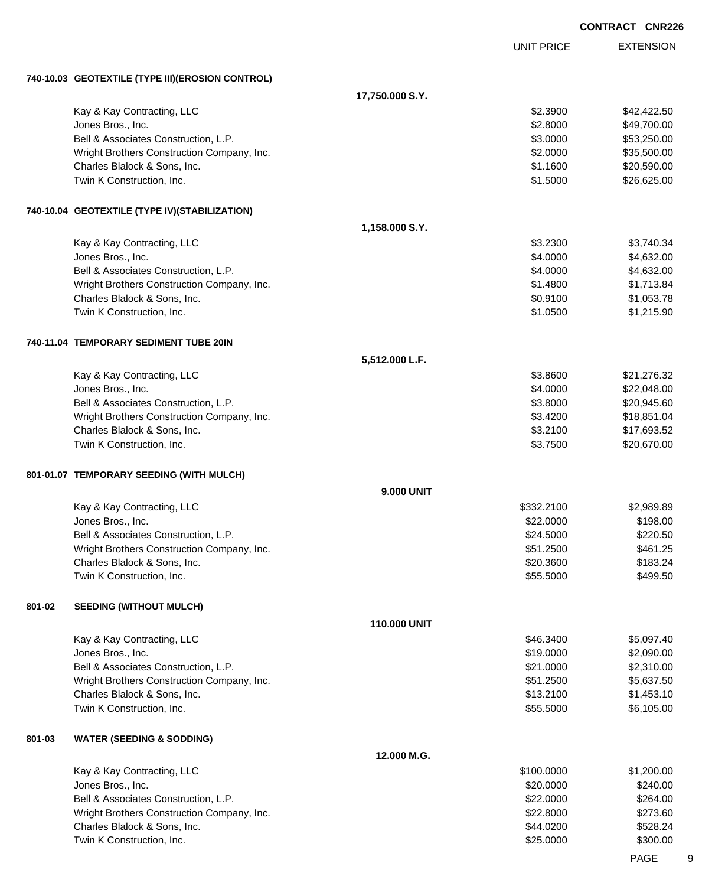**CONTRACT CNR226**

| | UNIT PRICE | EXTENSION |
|---|---|---|
| **740-10.03 GEOTEXTILE (TYPE III)(EROSION CONTROL)** | | |
| **17,750.000 S.Y.** | | |
| Kay & Kay Contracting, LLC | $2.3900 | $42,422.50 |
| Jones Bros., Inc. | $2.8000 | $49,700.00 |
| Bell & Associates Construction, L.P. | $3.0000 | $53,250.00 |
| Wright Brothers Construction Company, Inc. | $2.0000 | $35,500.00 |
| Charles Blalock & Sons, Inc. | $1.1600 | $20,590.00 |
| Twin K Construction, Inc. | $1.5000 | $26,625.00 |
| **740-10.04 GEOTEXTILE (TYPE IV)(STABILIZATION)** | | |
| **1,158.000 S.Y.** | | |
| Kay & Kay Contracting, LLC | $3.2300 | $3,740.34 |
| Jones Bros., Inc. | $4.0000 | $4,632.00 |
| Bell & Associates Construction, L.P. | $4.0000 | $4,632.00 |
| Wright Brothers Construction Company, Inc. | $1.4800 | $1,713.84 |
| Charles Blalock & Sons, Inc. | $0.9100 | $1,053.78 |
| Twin K Construction, Inc. | $1.0500 | $1,215.90 |
| **740-11.04 TEMPORARY SEDIMENT TUBE 20IN** | | |
| **5,512.000 L.F.** | | |
| Kay & Kay Contracting, LLC | $3.8600 | $21,276.32 |
| Jones Bros., Inc. | $4.0000 | $22,048.00 |
| Bell & Associates Construction, L.P. | $3.8000 | $20,945.60 |
| Wright Brothers Construction Company, Inc. | $3.4200 | $18,851.04 |
| Charles Blalock & Sons, Inc. | $3.2100 | $17,693.52 |
| Twin K Construction, Inc. | $3.7500 | $20,670.00 |
| **801-01.07 TEMPORARY SEEDING (WITH MULCH)** | | |
| **9.000 UNIT** | | |
| Kay & Kay Contracting, LLC | $332.2100 | $2,989.89 |
| Jones Bros., Inc. | $22.0000 | $198.00 |
| Bell & Associates Construction, L.P. | $24.5000 | $220.50 |
| Wright Brothers Construction Company, Inc. | $51.2500 | $461.25 |
| Charles Blalock & Sons, Inc. | $20.3600 | $183.24 |
| Twin K Construction, Inc. | $55.5000 | $499.50 |
| **801-02 SEEDING (WITHOUT MULCH)** | | |
| **110.000 UNIT** | | |
| Kay & Kay Contracting, LLC | $46.3400 | $5,097.40 |
| Jones Bros., Inc. | $19.0000 | $2,090.00 |
| Bell & Associates Construction, L.P. | $21.0000 | $2,310.00 |
| Wright Brothers Construction Company, Inc. | $51.2500 | $5,637.50 |
| Charles Blalock & Sons, Inc. | $13.2100 | $1,453.10 |
| Twin K Construction, Inc. | $55.5000 | $6,105.00 |
| **801-03 WATER (SEEDING & SODDING)** | | |
| **12.000 M.G.** | | |
| Kay & Kay Contracting, LLC | $100.0000 | $1,200.00 |
| Jones Bros., Inc. | $20.0000 | $240.00 |
| Bell & Associates Construction, L.P. | $22.0000 | $264.00 |
| Wright Brothers Construction Company, Inc. | $22.8000 | $273.60 |
| Charles Blalock & Sons, Inc. | $44.0200 | $528.24 |
| Twin K Construction, Inc. | $25.0000 | $300.00 |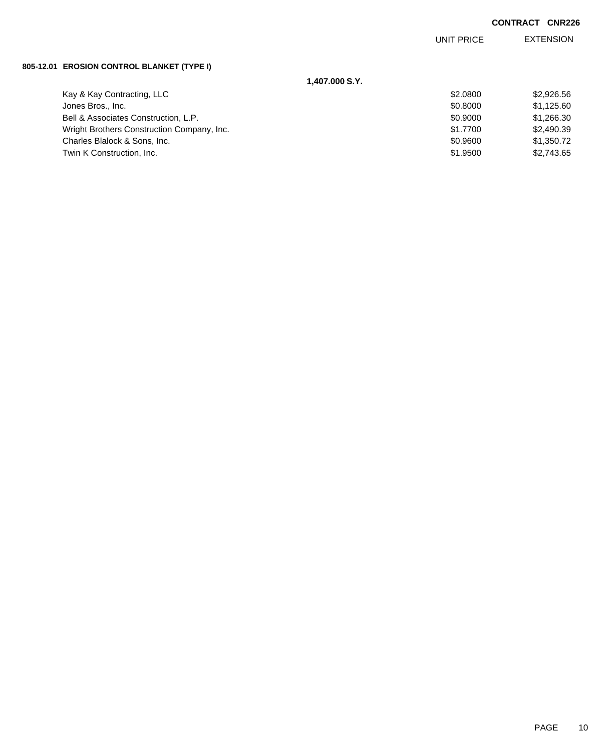CONTRACT CNR226

**805-12.01 EROSION CONTROL BLANKET (TYPE I)**

**1,407.000 S.Y.**

| | UNIT PRICE | EXTENSION |
|---|---|---|
| Kay & Kay Contracting, LLC | $2.0800 | $2,926.56 |
| Jones Bros., Inc. | $0.8000 | $1,125.60 |
| Bell & Associates Construction, L.P. | $0.9000 | $1,266.30 |
| Wright Brothers Construction Company, Inc. | $1.7700 | $2,490.39 |
| Charles Blalock & Sons, Inc. | $0.9600 | $1,350.72 |
| Twin K Construction, Inc. | $1.9500 | $2,743.65 |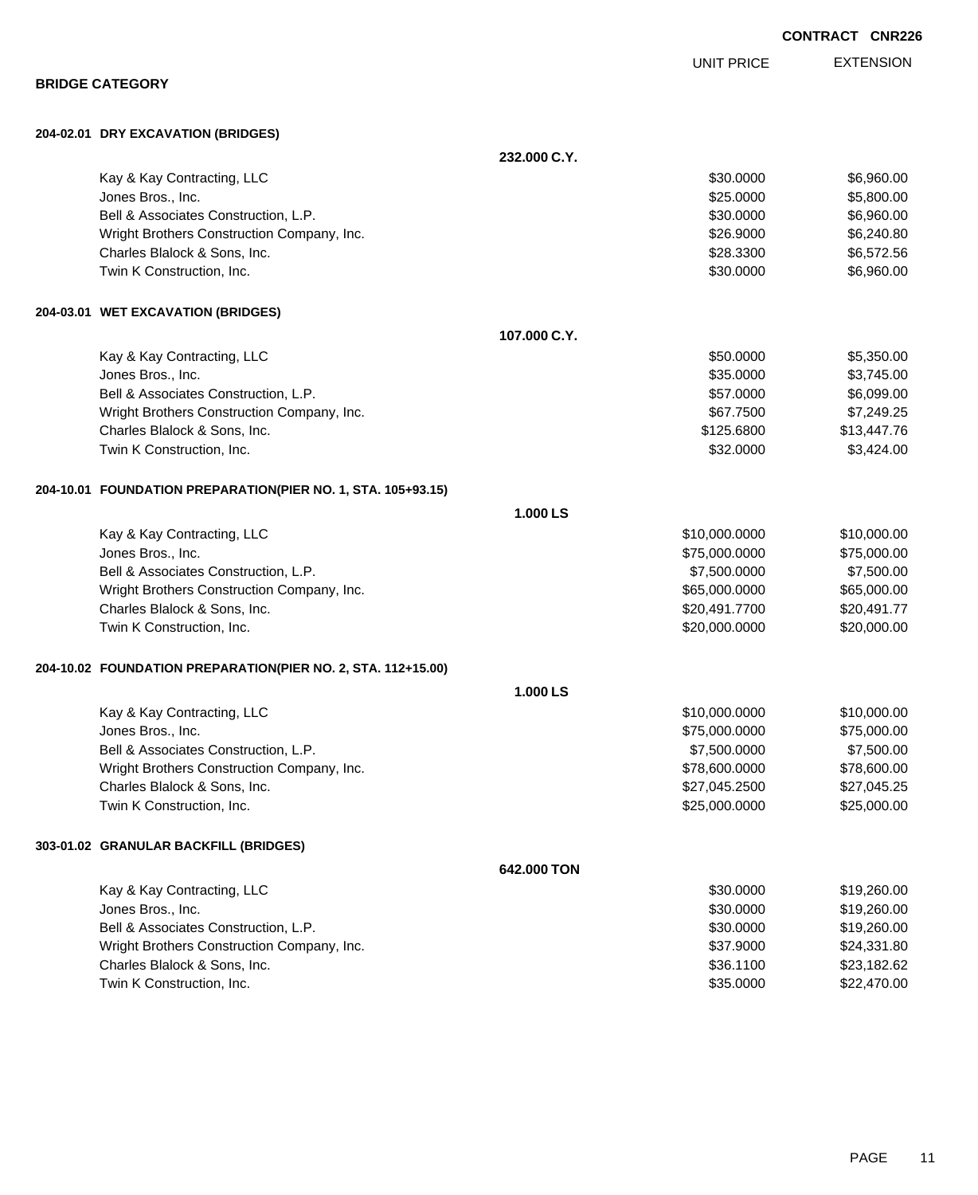**CONTRACT CNR226**

## BRIDGE CATEGORY

### 204-02.01 DRY EXCAVATION (BRIDGES)

232.000 C.Y.

| | UNIT PRICE | EXTENSION |
|---|---|---|
| Kay & Kay Contracting, LLC | $30.0000 | $6,960.00 |
| Jones Bros., Inc. | $25.0000 | $5,800.00 |
| Bell & Associates Construction, L.P. | $30.0000 | $6,960.00 |
| Wright Brothers Construction Company, Inc. | $26.9000 | $6,240.80 |
| Charles Blalock & Sons, Inc. | $28.3300 | $6,572.56 |
| Twin K Construction, Inc. | $30.0000 | $6,960.00 |

### 204-03.01 WET EXCAVATION (BRIDGES)

107.000 C.Y.

| | UNIT PRICE | EXTENSION |
|---|---|---|
| Kay & Kay Contracting, LLC | $50.0000 | $5,350.00 |
| Jones Bros., Inc. | $35.0000 | $3,745.00 |
| Bell & Associates Construction, L.P. | $57.0000 | $6,099.00 |
| Wright Brothers Construction Company, Inc. | $67.7500 | $7,249.25 |
| Charles Blalock & Sons, Inc. | $125.6800 | $13,447.76 |
| Twin K Construction, Inc. | $32.0000 | $3,424.00 |

### 204-10.01 FOUNDATION PREPARATION(PIER NO. 1, STA. 105+93.15)

1.000 LS

| | UNIT PRICE | EXTENSION |
|---|---|---|
| Kay & Kay Contracting, LLC | $10,000.0000 | $10,000.00 |
| Jones Bros., Inc. | $75,000.0000 | $75,000.00 |
| Bell & Associates Construction, L.P. | $7,500.0000 | $7,500.00 |
| Wright Brothers Construction Company, Inc. | $65,000.0000 | $65,000.00 |
| Charles Blalock & Sons, Inc. | $20,491.7700 | $20,491.77 |
| Twin K Construction, Inc. | $20,000.0000 | $20,000.00 |

### 204-10.02 FOUNDATION PREPARATION(PIER NO. 2, STA. 112+15.00)

1.000 LS

| | UNIT PRICE | EXTENSION |
|---|---|---|
| Kay & Kay Contracting, LLC | $10,000.0000 | $10,000.00 |
| Jones Bros., Inc. | $75,000.0000 | $75,000.00 |
| Bell & Associates Construction, L.P. | $7,500.0000 | $7,500.00 |
| Wright Brothers Construction Company, Inc. | $78,600.0000 | $78,600.00 |
| Charles Blalock & Sons, Inc. | $27,045.2500 | $27,045.25 |
| Twin K Construction, Inc. | $25,000.0000 | $25,000.00 |

### 303-01.02 GRANULAR BACKFILL (BRIDGES)

642.000 TON

| | UNIT PRICE | EXTENSION |
|---|---|---|
| Kay & Kay Contracting, LLC | $30.0000 | $19,260.00 |
| Jones Bros., Inc. | $30.0000 | $19,260.00 |
| Bell & Associates Construction, L.P. | $30.0000 | $19,260.00 |
| Wright Brothers Construction Company, Inc. | $37.9000 | $24,331.80 |
| Charles Blalock & Sons, Inc. | $36.1100 | $23,182.62 |
| Twin K Construction, Inc. | $35.0000 | $22,470.00 |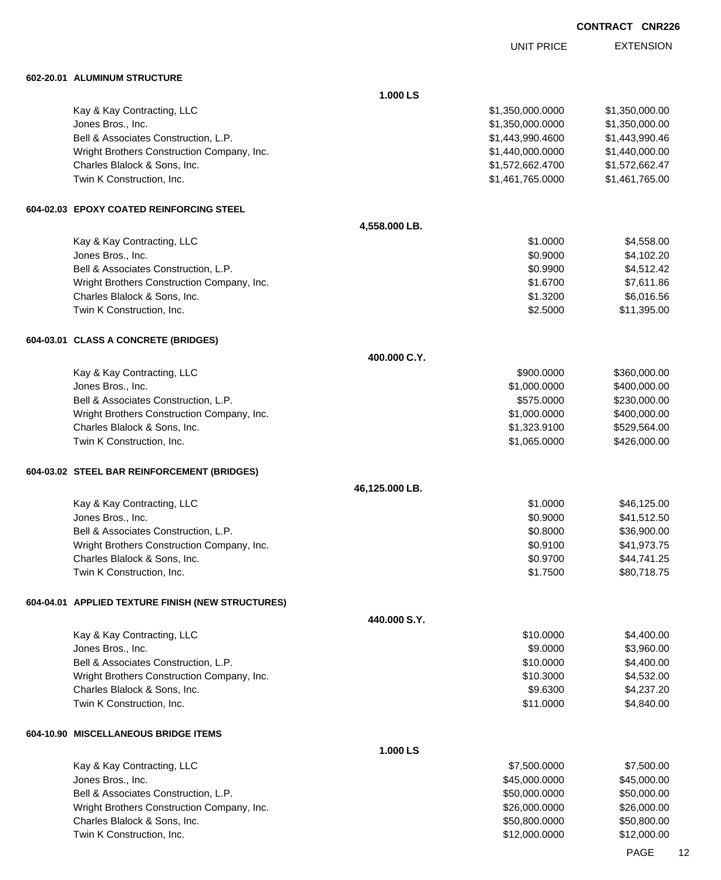**CONTRACT CNR226**

| | | UNIT PRICE | EXTENSION |
|---|---|---|---|
| **602-20.01 ALUMINUM STRUCTURE** | | | |
| | **1.000 LS** | | |
| Kay & Kay Contracting, LLC | | $1,350,000.0000 | $1,350,000.00 |
| Jones Bros., Inc. | | $1,350,000.0000 | $1,350,000.00 |
| Bell & Associates Construction, L.P. | | $1,443,990.4600 | $1,443,990.46 |
| Wright Brothers Construction Company, Inc. | | $1,440,000.0000 | $1,440,000.00 |
| Charles Blalock & Sons, Inc. | | $1,572,662.4700 | $1,572,662.47 |
| Twin K Construction, Inc. | | $1,461,765.0000 | $1,461,765.00 |
| **604-02.03 EPOXY COATED REINFORCING STEEL** | | | |
| | **4,558.000 LB.** | | |
| Kay & Kay Contracting, LLC | | $1.0000 | $4,558.00 |
| Jones Bros., Inc. | | $0.9000 | $4,102.20 |
| Bell & Associates Construction, L.P. | | $0.9900 | $4,512.42 |
| Wright Brothers Construction Company, Inc. | | $1.6700 | $7,611.86 |
| Charles Blalock & Sons, Inc. | | $1.3200 | $6,016.56 |
| Twin K Construction, Inc. | | $2.5000 | $11,395.00 |
| **604-03.01 CLASS A CONCRETE (BRIDGES)** | | | |
| | **400.000 C.Y.** | | |
| Kay & Kay Contracting, LLC | | $900.0000 | $360,000.00 |
| Jones Bros., Inc. | | $1,000.0000 | $400,000.00 |
| Bell & Associates Construction, L.P. | | $575.0000 | $230,000.00 |
| Wright Brothers Construction Company, Inc. | | $1,000.0000 | $400,000.00 |
| Charles Blalock & Sons, Inc. | | $1,323.9100 | $529,564.00 |
| Twin K Construction, Inc. | | $1,065.0000 | $426,000.00 |
| **604-03.02 STEEL BAR REINFORCEMENT (BRIDGES)** | | | |
| | **46,125.000 LB.** | | |
| Kay & Kay Contracting, LLC | | $1.0000 | $46,125.00 |
| Jones Bros., Inc. | | $0.9000 | $41,512.50 |
| Bell & Associates Construction, L.P. | | $0.8000 | $36,900.00 |
| Wright Brothers Construction Company, Inc. | | $0.9100 | $41,973.75 |
| Charles Blalock & Sons, Inc. | | $0.9700 | $44,741.25 |
| Twin K Construction, Inc. | | $1.7500 | $80,718.75 |
| **604-04.01 APPLIED TEXTURE FINISH (NEW STRUCTURES)** | | | |
| | **440.000 S.Y.** | | |
| Kay & Kay Contracting, LLC | | $10.0000 | $4,400.00 |
| Jones Bros., Inc. | | $9.0000 | $3,960.00 |
| Bell & Associates Construction, L.P. | | $10.0000 | $4,400.00 |
| Wright Brothers Construction Company, Inc. | | $10.3000 | $4,532.00 |
| Charles Blalock & Sons, Inc. | | $9.6300 | $4,237.20 |
| Twin K Construction, Inc. | | $11.0000 | $4,840.00 |
| **604-10.90 MISCELLANEOUS BRIDGE ITEMS** | | | |
| | **1.000 LS** | | |
| Kay & Kay Contracting, LLC | | $7,500.0000 | $7,500.00 |
| Jones Bros., Inc. | | $45,000.0000 | $45,000.00 |
| Bell & Associates Construction, L.P. | | $50,000.0000 | $50,000.00 |
| Wright Brothers Construction Company, Inc. | | $26,000.0000 | $26,000.00 |
| Charles Blalock & Sons, Inc. | | $50,800.0000 | $50,800.00 |
| Twin K Construction, Inc. | | $12,000.0000 | $12,000.00 |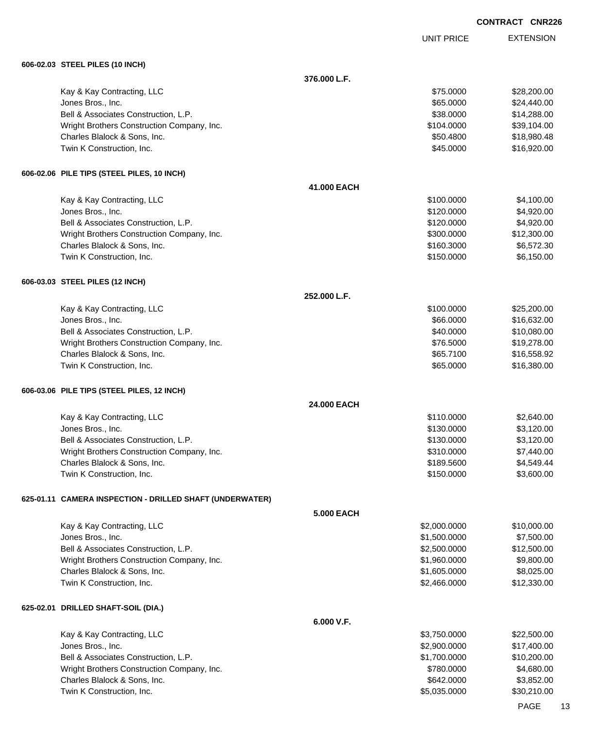**CONTRACT CNR226**

| | UNIT PRICE | EXTENSION |
|---|---|---|

**606-02.03 STEEL PILES (10 INCH)**

**376.000 L.F.**

| Bidder | UNIT PRICE | EXTENSION |
|---|---|---|
| Kay & Kay Contracting, LLC | $75.0000 | $28,200.00 |
| Jones Bros., Inc. | $65.0000 | $24,440.00 |
| Bell & Associates Construction, L.P. | $38.0000 | $14,288.00 |
| Wright Brothers Construction Company, Inc. | $104.0000 | $39,104.00 |
| Charles Blalock & Sons, Inc. | $50.4800 | $18,980.48 |
| Twin K Construction, Inc. | $45.0000 | $16,920.00 |

**606-02.06 PILE TIPS (STEEL PILES, 10 INCH)**

**41.000 EACH**

| Bidder | UNIT PRICE | EXTENSION |
|---|---|---|
| Kay & Kay Contracting, LLC | $100.0000 | $4,100.00 |
| Jones Bros., Inc. | $120.0000 | $4,920.00 |
| Bell & Associates Construction, L.P. | $120.0000 | $4,920.00 |
| Wright Brothers Construction Company, Inc. | $300.0000 | $12,300.00 |
| Charles Blalock & Sons, Inc. | $160.3000 | $6,572.30 |
| Twin K Construction, Inc. | $150.0000 | $6,150.00 |

**606-03.03 STEEL PILES (12 INCH)**

**252.000 L.F.**

| Bidder | UNIT PRICE | EXTENSION |
|---|---|---|
| Kay & Kay Contracting, LLC | $100.0000 | $25,200.00 |
| Jones Bros., Inc. | $66.0000 | $16,632.00 |
| Bell & Associates Construction, L.P. | $40.0000 | $10,080.00 |
| Wright Brothers Construction Company, Inc. | $76.5000 | $19,278.00 |
| Charles Blalock & Sons, Inc. | $65.7100 | $16,558.92 |
| Twin K Construction, Inc. | $65.0000 | $16,380.00 |

**606-03.06 PILE TIPS (STEEL PILES, 12 INCH)**

**24.000 EACH**

| Bidder | UNIT PRICE | EXTENSION |
|---|---|---|
| Kay & Kay Contracting, LLC | $110.0000 | $2,640.00 |
| Jones Bros., Inc. | $130.0000 | $3,120.00 |
| Bell & Associates Construction, L.P. | $130.0000 | $3,120.00 |
| Wright Brothers Construction Company, Inc. | $310.0000 | $7,440.00 |
| Charles Blalock & Sons, Inc. | $189.5600 | $4,549.44 |
| Twin K Construction, Inc. | $150.0000 | $3,600.00 |

**625-01.11 CAMERA INSPECTION - DRILLED SHAFT (UNDERWATER)**

**5.000 EACH**

| Bidder | UNIT PRICE | EXTENSION |
|---|---|---|
| Kay & Kay Contracting, LLC | $2,000.0000 | $10,000.00 |
| Jones Bros., Inc. | $1,500.0000 | $7,500.00 |
| Bell & Associates Construction, L.P. | $2,500.0000 | $12,500.00 |
| Wright Brothers Construction Company, Inc. | $1,960.0000 | $9,800.00 |
| Charles Blalock & Sons, Inc. | $1,605.0000 | $8,025.00 |
| Twin K Construction, Inc. | $2,466.0000 | $12,330.00 |

**625-02.01 DRILLED SHAFT-SOIL (DIA.)**

**6.000 V.F.**

| Bidder | UNIT PRICE | EXTENSION |
|---|---|---|
| Kay & Kay Contracting, LLC | $3,750.0000 | $22,500.00 |
| Jones Bros., Inc. | $2,900.0000 | $17,400.00 |
| Bell & Associates Construction, L.P. | $1,700.0000 | $10,200.00 |
| Wright Brothers Construction Company, Inc. | $780.0000 | $4,680.00 |
| Charles Blalock & Sons, Inc. | $642.0000 | $3,852.00 |
| Twin K Construction, Inc. | $5,035.0000 | $30,210.00 |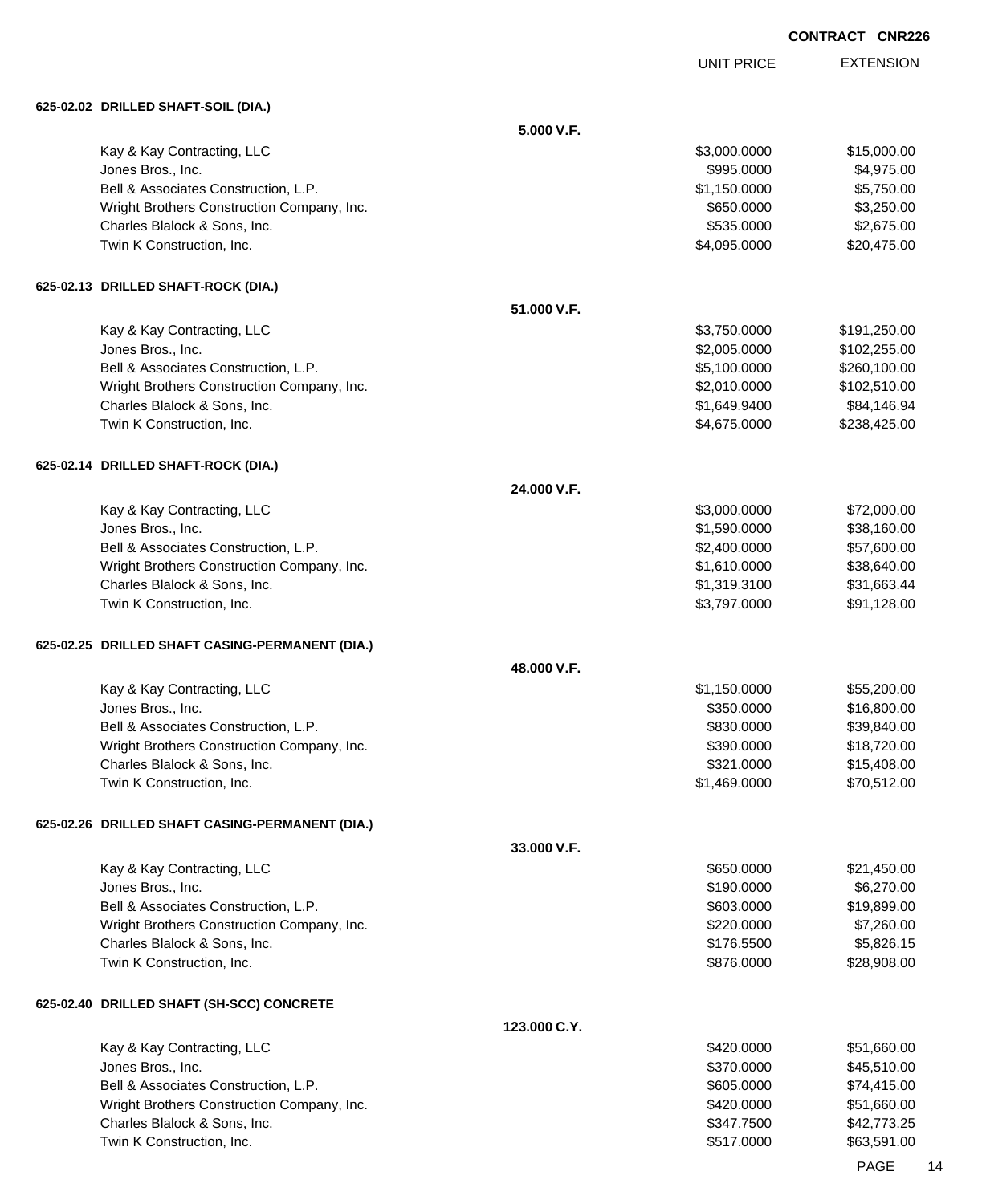**CONTRACT CNR226**

| | | UNIT PRICE | EXTENSION |
|---|---|---|---|
| **625-02.02 DRILLED SHAFT-SOIL (DIA.)** | | | |
| | **5.000 V.F.** | | |
| Kay & Kay Contracting, LLC | | $3,000.0000 | $15,000.00 |
| Jones Bros., Inc. | | $995.0000 | $4,975.00 |
| Bell & Associates Construction, L.P. | | $1,150.0000 | $5,750.00 |
| Wright Brothers Construction Company, Inc. | | $650.0000 | $3,250.00 |
| Charles Blalock & Sons, Inc. | | $535.0000 | $2,675.00 |
| Twin K Construction, Inc. | | $4,095.0000 | $20,475.00 |
| **625-02.13 DRILLED SHAFT-ROCK (DIA.)** | | | |
| | **51.000 V.F.** | | |
| Kay & Kay Contracting, LLC | | $3,750.0000 | $191,250.00 |
| Jones Bros., Inc. | | $2,005.0000 | $102,255.00 |
| Bell & Associates Construction, L.P. | | $5,100.0000 | $260,100.00 |
| Wright Brothers Construction Company, Inc. | | $2,010.0000 | $102,510.00 |
| Charles Blalock & Sons, Inc. | | $1,649.9400 | $84,146.94 |
| Twin K Construction, Inc. | | $4,675.0000 | $238,425.00 |
| **625-02.14 DRILLED SHAFT-ROCK (DIA.)** | | | |
| | **24.000 V.F.** | | |
| Kay & Kay Contracting, LLC | | $3,000.0000 | $72,000.00 |
| Jones Bros., Inc. | | $1,590.0000 | $38,160.00 |
| Bell & Associates Construction, L.P. | | $2,400.0000 | $57,600.00 |
| Wright Brothers Construction Company, Inc. | | $1,610.0000 | $38,640.00 |
| Charles Blalock & Sons, Inc. | | $1,319.3100 | $31,663.44 |
| Twin K Construction, Inc. | | $3,797.0000 | $91,128.00 |
| **625-02.25 DRILLED SHAFT CASING-PERMANENT (DIA.)** | | | |
| | **48.000 V.F.** | | |
| Kay & Kay Contracting, LLC | | $1,150.0000 | $55,200.00 |
| Jones Bros., Inc. | | $350.0000 | $16,800.00 |
| Bell & Associates Construction, L.P. | | $830.0000 | $39,840.00 |
| Wright Brothers Construction Company, Inc. | | $390.0000 | $18,720.00 |
| Charles Blalock & Sons, Inc. | | $321.0000 | $15,408.00 |
| Twin K Construction, Inc. | | $1,469.0000 | $70,512.00 |
| **625-02.26 DRILLED SHAFT CASING-PERMANENT (DIA.)** | | | |
| | **33.000 V.F.** | | |
| Kay & Kay Contracting, LLC | | $650.0000 | $21,450.00 |
| Jones Bros., Inc. | | $190.0000 | $6,270.00 |
| Bell & Associates Construction, L.P. | | $603.0000 | $19,899.00 |
| Wright Brothers Construction Company, Inc. | | $220.0000 | $7,260.00 |
| Charles Blalock & Sons, Inc. | | $176.5500 | $5,826.15 |
| Twin K Construction, Inc. | | $876.0000 | $28,908.00 |
| **625-02.40 DRILLED SHAFT (SH-SCC) CONCRETE** | | | |
| | **123.000 C.Y.** | | |
| Kay & Kay Contracting, LLC | | $420.0000 | $51,660.00 |
| Jones Bros., Inc. | | $370.0000 | $45,510.00 |
| Bell & Associates Construction, L.P. | | $605.0000 | $74,415.00 |
| Wright Brothers Construction Company, Inc. | | $420.0000 | $51,660.00 |
| Charles Blalock & Sons, Inc. | | $347.7500 | $42,773.25 |
| Twin K Construction, Inc. | | $517.0000 | $63,591.00 |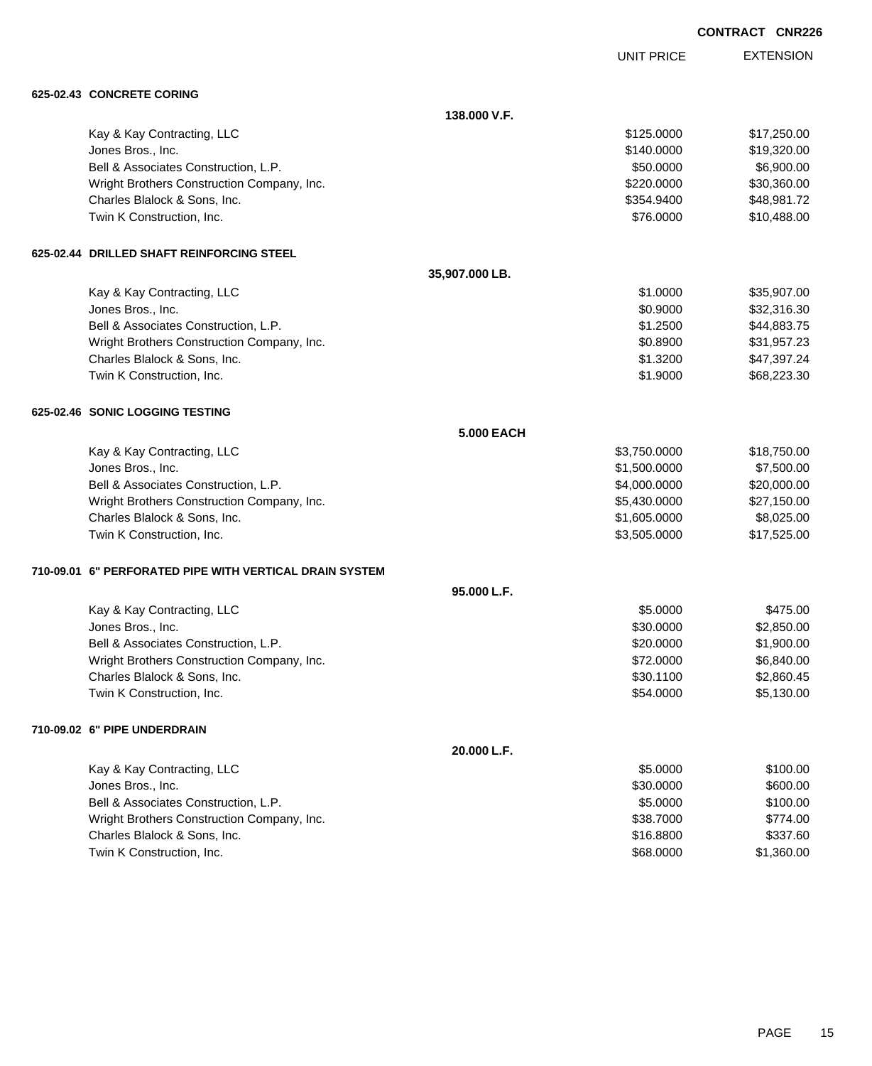CONTRACT CNR226

| | UNIT PRICE | EXTENSION |
|---|---|---|

**625-02.43 CONCRETE CORING**

**138.000 V.F.**

| Bidder | UNIT PRICE | EXTENSION |
|---|---|---|
| Kay & Kay Contracting, LLC | $125.0000 | $17,250.00 |
| Jones Bros., Inc. | $140.0000 | $19,320.00 |
| Bell & Associates Construction, L.P. | $50.0000 | $6,900.00 |
| Wright Brothers Construction Company, Inc. | $220.0000 | $30,360.00 |
| Charles Blalock & Sons, Inc. | $354.9400 | $48,981.72 |
| Twin K Construction, Inc. | $76.0000 | $10,488.00 |

**625-02.44 DRILLED SHAFT REINFORCING STEEL**

**35,907.000 LB.**

| Bidder | UNIT PRICE | EXTENSION |
|---|---|---|
| Kay & Kay Contracting, LLC | $1.0000 | $35,907.00 |
| Jones Bros., Inc. | $0.9000 | $32,316.30 |
| Bell & Associates Construction, L.P. | $1.2500 | $44,883.75 |
| Wright Brothers Construction Company, Inc. | $0.8900 | $31,957.23 |
| Charles Blalock & Sons, Inc. | $1.3200 | $47,397.24 |
| Twin K Construction, Inc. | $1.9000 | $68,223.30 |

**625-02.46 SONIC LOGGING TESTING**

**5.000 EACH**

| Bidder | UNIT PRICE | EXTENSION |
|---|---|---|
| Kay & Kay Contracting, LLC | $3,750.0000 | $18,750.00 |
| Jones Bros., Inc. | $1,500.0000 | $7,500.00 |
| Bell & Associates Construction, L.P. | $4,000.0000 | $20,000.00 |
| Wright Brothers Construction Company, Inc. | $5,430.0000 | $27,150.00 |
| Charles Blalock & Sons, Inc. | $1,605.0000 | $8,025.00 |
| Twin K Construction, Inc. | $3,505.0000 | $17,525.00 |

**710-09.01 6" PERFORATED PIPE WITH VERTICAL DRAIN SYSTEM**

**95.000 L.F.**

| Bidder | UNIT PRICE | EXTENSION |
|---|---|---|
| Kay & Kay Contracting, LLC | $5.0000 | $475.00 |
| Jones Bros., Inc. | $30.0000 | $2,850.00 |
| Bell & Associates Construction, L.P. | $20.0000 | $1,900.00 |
| Wright Brothers Construction Company, Inc. | $72.0000 | $6,840.00 |
| Charles Blalock & Sons, Inc. | $30.1100 | $2,860.45 |
| Twin K Construction, Inc. | $54.0000 | $5,130.00 |

**710-09.02 6" PIPE UNDERDRAIN**

**20.000 L.F.**

| Bidder | UNIT PRICE | EXTENSION |
|---|---|---|
| Kay & Kay Contracting, LLC | $5.0000 | $100.00 |
| Jones Bros., Inc. | $30.0000 | $600.00 |
| Bell & Associates Construction, L.P. | $5.0000 | $100.00 |
| Wright Brothers Construction Company, Inc. | $38.7000 | $774.00 |
| Charles Blalock & Sons, Inc. | $16.8800 | $337.60 |
| Twin K Construction, Inc. | $68.0000 | $1,360.00 |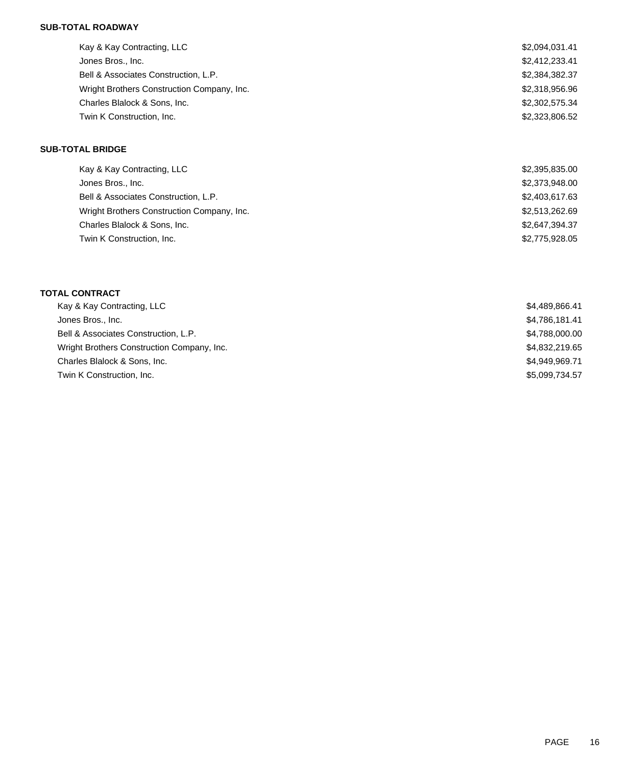**SUB-TOTAL ROADWAY**

| | |
|---|---|
| Kay & Kay Contracting, LLC | $2,094,031.41 |
| Jones Bros., Inc. | $2,412,233.41 |
| Bell & Associates Construction, L.P. | $2,384,382.37 |
| Wright Brothers Construction Company, Inc. | $2,318,956.96 |
| Charles Blalock & Sons, Inc. | $2,302,575.34 |
| Twin K Construction, Inc. | $2,323,806.52 |

**SUB-TOTAL BRIDGE**

| | |
|---|---|
| Kay & Kay Contracting, LLC | $2,395,835.00 |
| Jones Bros., Inc. | $2,373,948.00 |
| Bell & Associates Construction, L.P. | $2,403,617.63 |
| Wright Brothers Construction Company, Inc. | $2,513,262.69 |
| Charles Blalock & Sons, Inc. | $2,647,394.37 |
| Twin K Construction, Inc. | $2,775,928.05 |

**TOTAL CONTRACT**

| | |
|---|---|
| Kay & Kay Contracting, LLC | $4,489,866.41 |
| Jones Bros., Inc. | $4,786,181.41 |
| Bell & Associates Construction, L.P. | $4,788,000.00 |
| Wright Brothers Construction Company, Inc. | $4,832,219.65 |
| Charles Blalock & Sons, Inc. | $4,949,969.71 |
| Twin K Construction, Inc. | $5,099,734.57 |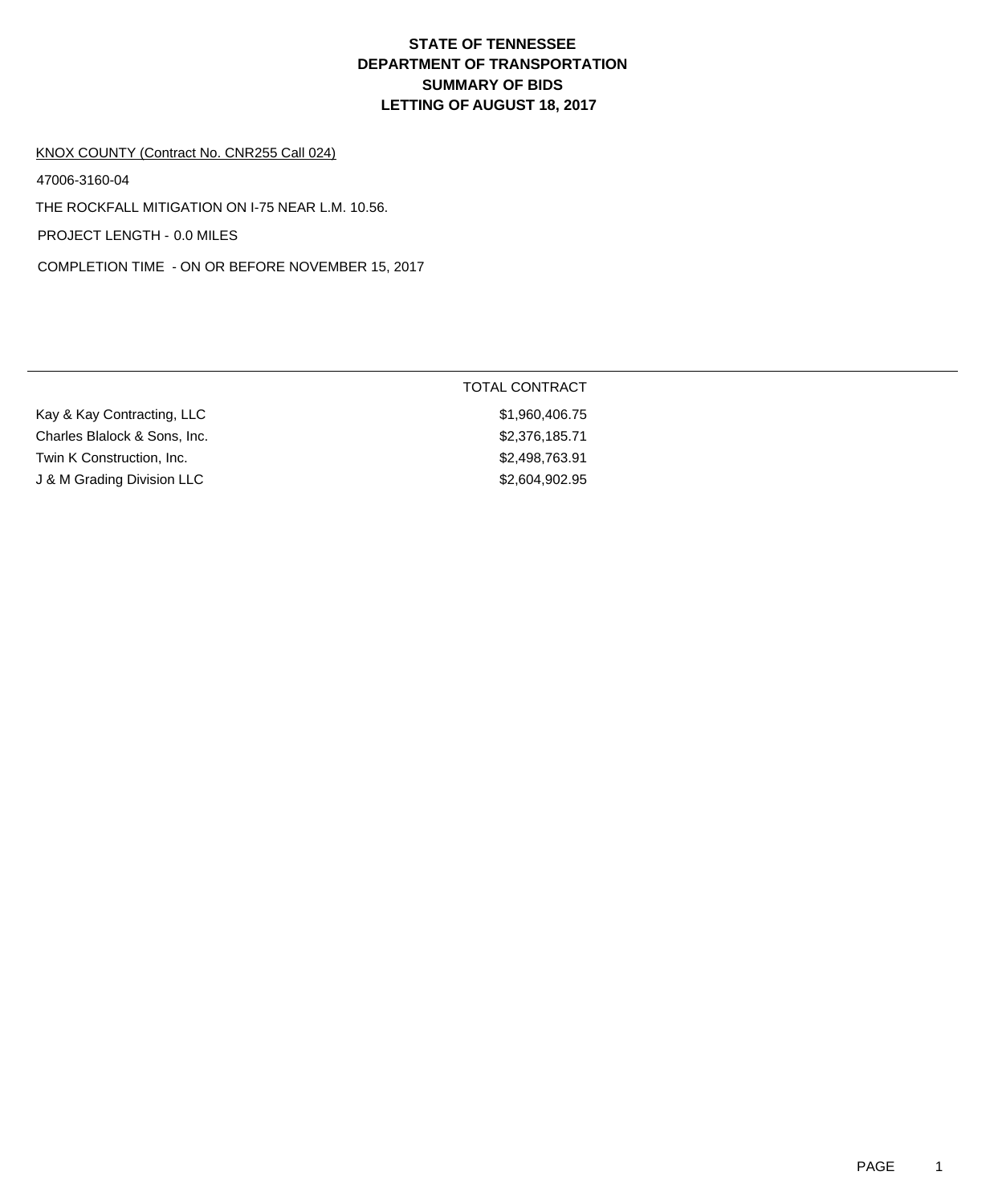# STATE OF TENNESSEE
# DEPARTMENT OF TRANSPORTATION
# SUMMARY OF BIDS
# LETTING OF AUGUST 18, 2017

KNOX COUNTY (Contract No. CNR255 Call 024)

47006-3160-04

THE ROCKFALL MITIGATION ON I-75 NEAR L.M. 10.56.

PROJECT LENGTH - 0.0 MILES

COMPLETION TIME - ON OR BEFORE NOVEMBER 15, 2017

| | TOTAL CONTRACT |
|---|---|
| Kay & Kay Contracting, LLC | $1,960,406.75 |
| Charles Blalock & Sons, Inc. | $2,376,185.71 |
| Twin K Construction, Inc. | $2,498,763.91 |
| J & M Grading Division LLC | $2,604,902.95 |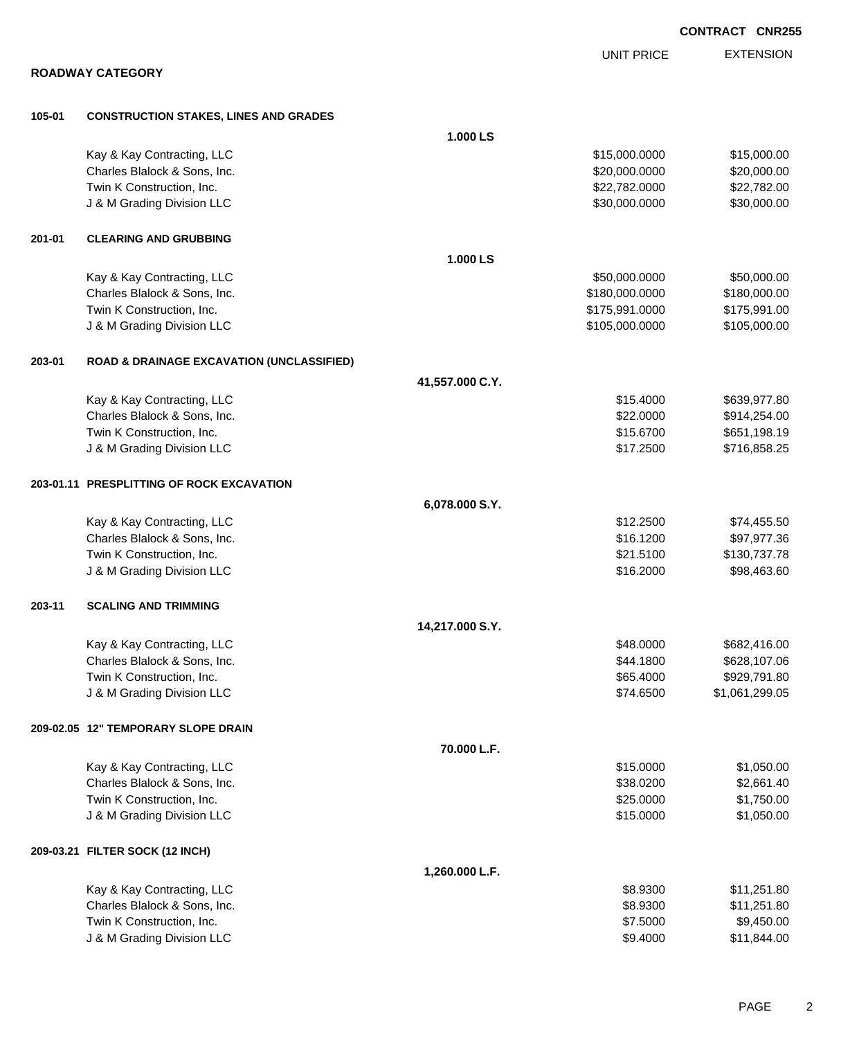CONTRACT CNR255

## ROADWAY CATEGORY

| | | | UNIT PRICE | EXTENSION |
|---|---|---|---|---|
| **105-01** | **CONSTRUCTION STAKES, LINES AND GRADES** | | | |
| | | **1.000 LS** | | |
| | Kay & Kay Contracting, LLC | | $15,000.0000 | $15,000.00 |
| | Charles Blalock & Sons, Inc. | | $20,000.0000 | $20,000.00 |
| | Twin K Construction, Inc. | | $22,782.0000 | $22,782.00 |
| | J & M Grading Division LLC | | $30,000.0000 | $30,000.00 |
| **201-01** | **CLEARING AND GRUBBING** | | | |
| | | **1.000 LS** | | |
| | Kay & Kay Contracting, LLC | | $50,000.0000 | $50,000.00 |
| | Charles Blalock & Sons, Inc. | | $180,000.0000 | $180,000.00 |
| | Twin K Construction, Inc. | | $175,991.0000 | $175,991.00 |
| | J & M Grading Division LLC | | $105,000.0000 | $105,000.00 |
| **203-01** | **ROAD & DRAINAGE EXCAVATION (UNCLASSIFIED)** | | | |
| | | **41,557.000 C.Y.** | | |
| | Kay & Kay Contracting, LLC | | $15.4000 | $639,977.80 |
| | Charles Blalock & Sons, Inc. | | $22.0000 | $914,254.00 |
| | Twin K Construction, Inc. | | $15.6700 | $651,198.19 |
| | J & M Grading Division LLC | | $17.2500 | $716,858.25 |
| **203-01.11** | **PRESPLITTING OF ROCK EXCAVATION** | | | |
| | | **6,078.000 S.Y.** | | |
| | Kay & Kay Contracting, LLC | | $12.2500 | $74,455.50 |
| | Charles Blalock & Sons, Inc. | | $16.1200 | $97,977.36 |
| | Twin K Construction, Inc. | | $21.5100 | $130,737.78 |
| | J & M Grading Division LLC | | $16.2000 | $98,463.60 |
| **203-11** | **SCALING AND TRIMMING** | | | |
| | | **14,217.000 S.Y.** | | |
| | Kay & Kay Contracting, LLC | | $48.0000 | $682,416.00 |
| | Charles Blalock & Sons, Inc. | | $44.1800 | $628,107.06 |
| | Twin K Construction, Inc. | | $65.4000 | $929,791.80 |
| | J & M Grading Division LLC | | $74.6500 | $1,061,299.05 |
| **209-02.05** | **12" TEMPORARY SLOPE DRAIN** | | | |
| | | **70.000 L.F.** | | |
| | Kay & Kay Contracting, LLC | | $15.0000 | $1,050.00 |
| | Charles Blalock & Sons, Inc. | | $38.0200 | $2,661.40 |
| | Twin K Construction, Inc. | | $25.0000 | $1,750.00 |
| | J & M Grading Division LLC | | $15.0000 | $1,050.00 |
| **209-03.21** | **FILTER SOCK (12 INCH)** | | | |
| | | **1,260.000 L.F.** | | |
| | Kay & Kay Contracting, LLC | | $8.9300 | $11,251.80 |
| | Charles Blalock & Sons, Inc. | | $8.9300 | $11,251.80 |
| | Twin K Construction, Inc. | | $7.5000 | $9,450.00 |
| | J & M Grading Division LLC | | $9.4000 | $11,844.00 |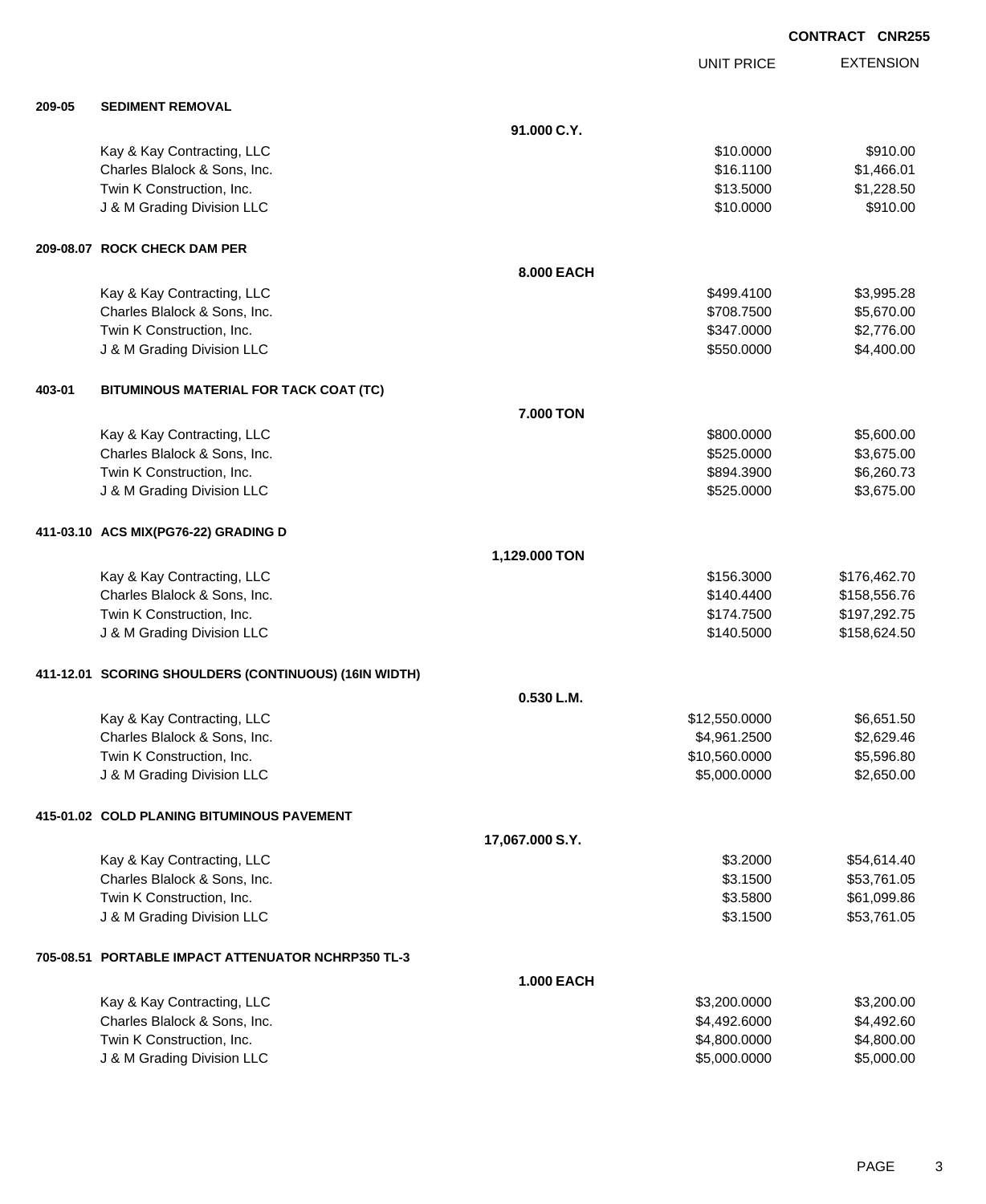**CONTRACT CNR255**

| | | UNIT PRICE | EXTENSION |
|---|---|---|---|
| **209-05** | **SEDIMENT REMOVAL** | | |
| | **91.000 C.Y.** | | |
| | Kay & Kay Contracting, LLC | $10.0000 | $910.00 |
| | Charles Blalock & Sons, Inc. | $16.1100 | $1,466.01 |
| | Twin K Construction, Inc. | $13.5000 | $1,228.50 |
| | J & M Grading Division LLC | $10.0000 | $910.00 |
| **209-08.07** | **ROCK CHECK DAM PER** | | |
| | **8.000 EACH** | | |
| | Kay & Kay Contracting, LLC | $499.4100 | $3,995.28 |
| | Charles Blalock & Sons, Inc. | $708.7500 | $5,670.00 |
| | Twin K Construction, Inc. | $347.0000 | $2,776.00 |
| | J & M Grading Division LLC | $550.0000 | $4,400.00 |
| **403-01** | **BITUMINOUS MATERIAL FOR TACK COAT (TC)** | | |
| | **7.000 TON** | | |
| | Kay & Kay Contracting, LLC | $800.0000 | $5,600.00 |
| | Charles Blalock & Sons, Inc. | $525.0000 | $3,675.00 |
| | Twin K Construction, Inc. | $894.3900 | $6,260.73 |
| | J & M Grading Division LLC | $525.0000 | $3,675.00 |
| **411-03.10** | **ACS MIX(PG76-22) GRADING D** | | |
| | **1,129.000 TON** | | |
| | Kay & Kay Contracting, LLC | $156.3000 | $176,462.70 |
| | Charles Blalock & Sons, Inc. | $140.4400 | $158,556.76 |
| | Twin K Construction, Inc. | $174.7500 | $197,292.75 |
| | J & M Grading Division LLC | $140.5000 | $158,624.50 |
| **411-12.01** | **SCORING SHOULDERS (CONTINUOUS) (16IN WIDTH)** | | |
| | **0.530 L.M.** | | |
| | Kay & Kay Contracting, LLC | $12,550.0000 | $6,651.50 |
| | Charles Blalock & Sons, Inc. | $4,961.2500 | $2,629.46 |
| | Twin K Construction, Inc. | $10,560.0000 | $5,596.80 |
| | J & M Grading Division LLC | $5,000.0000 | $2,650.00 |
| **415-01.02** | **COLD PLANING BITUMINOUS PAVEMENT** | | |
| | **17,067.000 S.Y.** | | |
| | Kay & Kay Contracting, LLC | $3.2000 | $54,614.40 |
| | Charles Blalock & Sons, Inc. | $3.1500 | $53,761.05 |
| | Twin K Construction, Inc. | $3.5800 | $61,099.86 |
| | J & M Grading Division LLC | $3.1500 | $53,761.05 |
| **705-08.51** | **PORTABLE IMPACT ATTENUATOR NCHRP350 TL-3** | | |
| | **1.000 EACH** | | |
| | Kay & Kay Contracting, LLC | $3,200.0000 | $3,200.00 |
| | Charles Blalock & Sons, Inc. | $4,492.6000 | $4,492.60 |
| | Twin K Construction, Inc. | $4,800.0000 | $4,800.00 |
| | J & M Grading Division LLC | $5,000.0000 | $5,000.00 |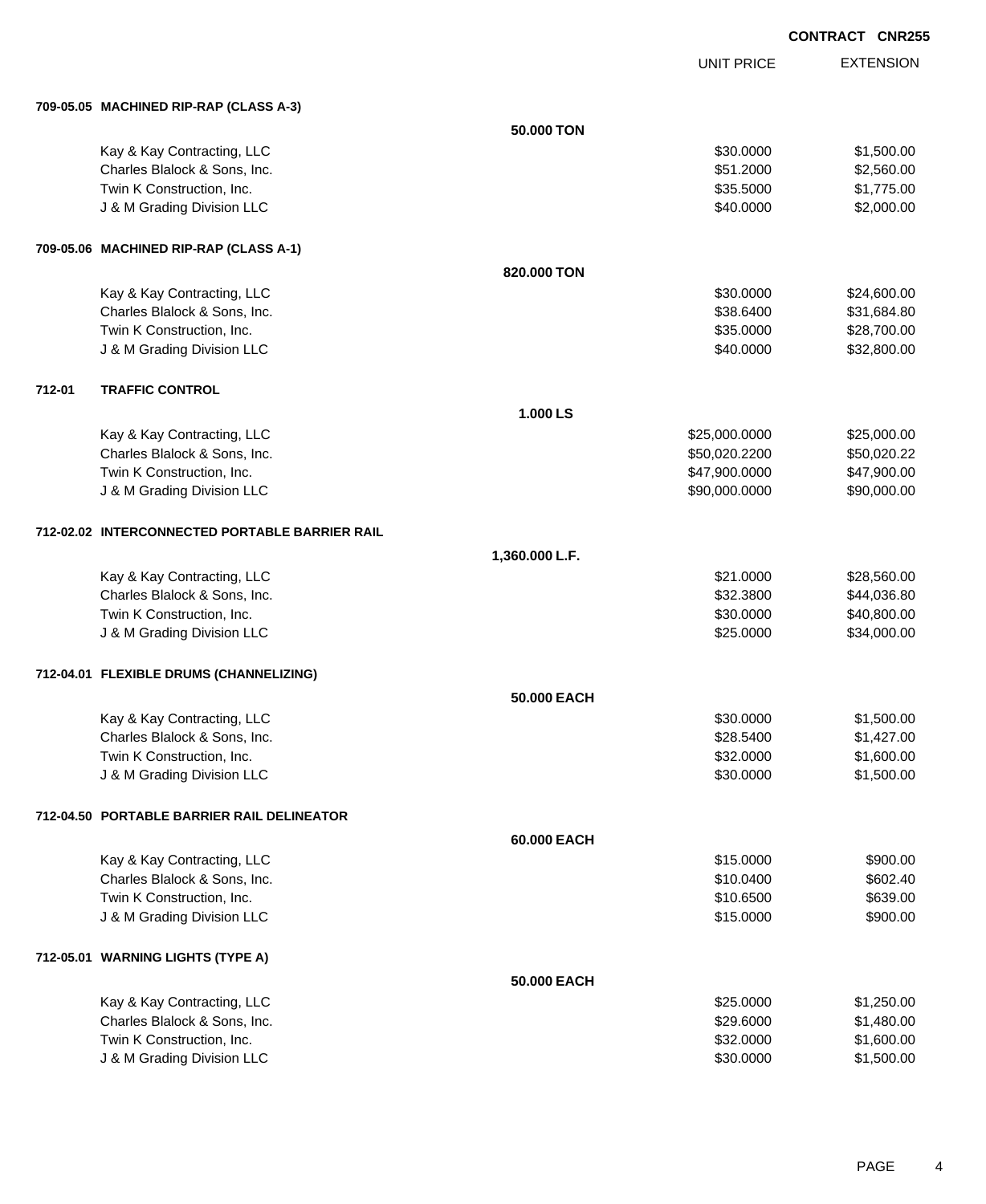CONTRACT CNR255

| | | UNIT PRICE | EXTENSION |
|---|---|---|---|
| **709-05.05 MACHINED RIP-RAP (CLASS A-3)** | | | |
| | **50.000 TON** | | |
| Kay & Kay Contracting, LLC | | $30.0000 | $1,500.00 |
| Charles Blalock & Sons, Inc. | | $51.2000 | $2,560.00 |
| Twin K Construction, Inc. | | $35.5000 | $1,775.00 |
| J & M Grading Division LLC | | $40.0000 | $2,000.00 |
| **709-05.06 MACHINED RIP-RAP (CLASS A-1)** | | | |
| | **820.000 TON** | | |
| Kay & Kay Contracting, LLC | | $30.0000 | $24,600.00 |
| Charles Blalock & Sons, Inc. | | $38.6400 | $31,684.80 |
| Twin K Construction, Inc. | | $35.0000 | $28,700.00 |
| J & M Grading Division LLC | | $40.0000 | $32,800.00 |
| **712-01 TRAFFIC CONTROL** | | | |
| | **1.000 LS** | | |
| Kay & Kay Contracting, LLC | | $25,000.0000 | $25,000.00 |
| Charles Blalock & Sons, Inc. | | $50,020.2200 | $50,020.22 |
| Twin K Construction, Inc. | | $47,900.0000 | $47,900.00 |
| J & M Grading Division LLC | | $90,000.0000 | $90,000.00 |
| **712-02.02 INTERCONNECTED PORTABLE BARRIER RAIL** | | | |
| | **1,360.000 L.F.** | | |
| Kay & Kay Contracting, LLC | | $21.0000 | $28,560.00 |
| Charles Blalock & Sons, Inc. | | $32.3800 | $44,036.80 |
| Twin K Construction, Inc. | | $30.0000 | $40,800.00 |
| J & M Grading Division LLC | | $25.0000 | $34,000.00 |
| **712-04.01 FLEXIBLE DRUMS (CHANNELIZING)** | | | |
| | **50.000 EACH** | | |
| Kay & Kay Contracting, LLC | | $30.0000 | $1,500.00 |
| Charles Blalock & Sons, Inc. | | $28.5400 | $1,427.00 |
| Twin K Construction, Inc. | | $32.0000 | $1,600.00 |
| J & M Grading Division LLC | | $30.0000 | $1,500.00 |
| **712-04.50 PORTABLE BARRIER RAIL DELINEATOR** | | | |
| | **60.000 EACH** | | |
| Kay & Kay Contracting, LLC | | $15.0000 | $900.00 |
| Charles Blalock & Sons, Inc. | | $10.0400 | $602.40 |
| Twin K Construction, Inc. | | $10.6500 | $639.00 |
| J & M Grading Division LLC | | $15.0000 | $900.00 |
| **712-05.01 WARNING LIGHTS (TYPE A)** | | | |
| | **50.000 EACH** | | |
| Kay & Kay Contracting, LLC | | $25.0000 | $1,250.00 |
| Charles Blalock & Sons, Inc. | | $29.6000 | $1,480.00 |
| Twin K Construction, Inc. | | $32.0000 | $1,600.00 |
| J & M Grading Division LLC | | $30.0000 | $1,500.00 |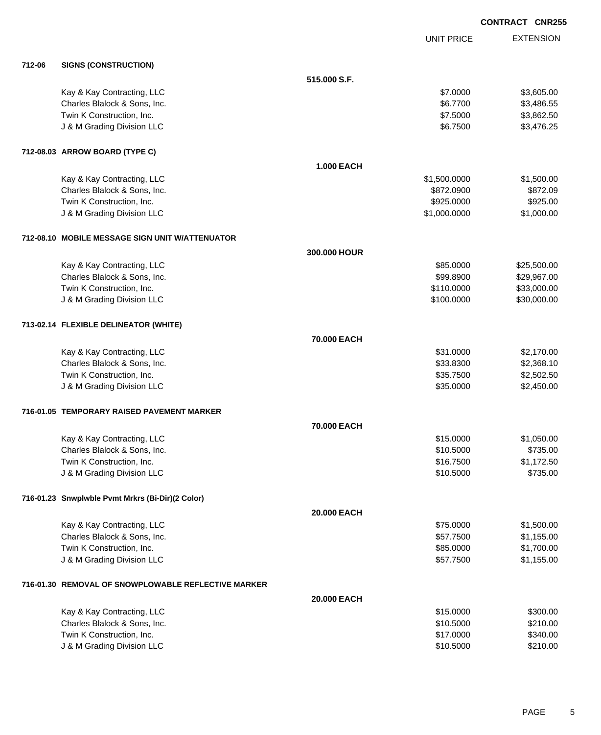**CONTRACT CNR255**

| | | UNIT PRICE | EXTENSION |
|---|---|---|---|
| **712-06** | **SIGNS (CONSTRUCTION)** | | |
| | **515.000 S.F.** | | |
| | Kay & Kay Contracting, LLC | $7.0000 | $3,605.00 |
| | Charles Blalock & Sons, Inc. | $6.7700 | $3,486.55 |
| | Twin K Construction, Inc. | $7.5000 | $3,862.50 |
| | J & M Grading Division LLC | $6.7500 | $3,476.25 |
| **712-08.03** | **ARROW BOARD (TYPE C)** | | |
| | **1.000 EACH** | | |
| | Kay & Kay Contracting, LLC | $1,500.0000 | $1,500.00 |
| | Charles Blalock & Sons, Inc. | $872.0900 | $872.09 |
| | Twin K Construction, Inc. | $925.0000 | $925.00 |
| | J & M Grading Division LLC | $1,000.0000 | $1,000.00 |
| **712-08.10** | **MOBILE MESSAGE SIGN UNIT W/ATTENUATOR** | | |
| | **300.000 HOUR** | | |
| | Kay & Kay Contracting, LLC | $85.0000 | $25,500.00 |
| | Charles Blalock & Sons, Inc. | $99.8900 | $29,967.00 |
| | Twin K Construction, Inc. | $110.0000 | $33,000.00 |
| | J & M Grading Division LLC | $100.0000 | $30,000.00 |
| **713-02.14** | **FLEXIBLE DELINEATOR (WHITE)** | | |
| | **70.000 EACH** | | |
| | Kay & Kay Contracting, LLC | $31.0000 | $2,170.00 |
| | Charles Blalock & Sons, Inc. | $33.8300 | $2,368.10 |
| | Twin K Construction, Inc. | $35.7500 | $2,502.50 |
| | J & M Grading Division LLC | $35.0000 | $2,450.00 |
| **716-01.05** | **TEMPORARY RAISED PAVEMENT MARKER** | | |
| | **70.000 EACH** | | |
| | Kay & Kay Contracting, LLC | $15.0000 | $1,050.00 |
| | Charles Blalock & Sons, Inc. | $10.5000 | $735.00 |
| | Twin K Construction, Inc. | $16.7500 | $1,172.50 |
| | J & M Grading Division LLC | $10.5000 | $735.00 |
| **716-01.23** | **Snwplwble Pvmt Mrkrs (Bi-Dir)(2 Color)** | | |
| | **20.000 EACH** | | |
| | Kay & Kay Contracting, LLC | $75.0000 | $1,500.00 |
| | Charles Blalock & Sons, Inc. | $57.7500 | $1,155.00 |
| | Twin K Construction, Inc. | $85.0000 | $1,700.00 |
| | J & M Grading Division LLC | $57.7500 | $1,155.00 |
| **716-01.30** | **REMOVAL OF SNOWPLOWABLE REFLECTIVE MARKER** | | |
| | **20.000 EACH** | | |
| | Kay & Kay Contracting, LLC | $15.0000 | $300.00 |
| | Charles Blalock & Sons, Inc. | $10.5000 | $210.00 |
| | Twin K Construction, Inc. | $17.0000 | $340.00 |
| | J & M Grading Division LLC | $10.5000 | $210.00 |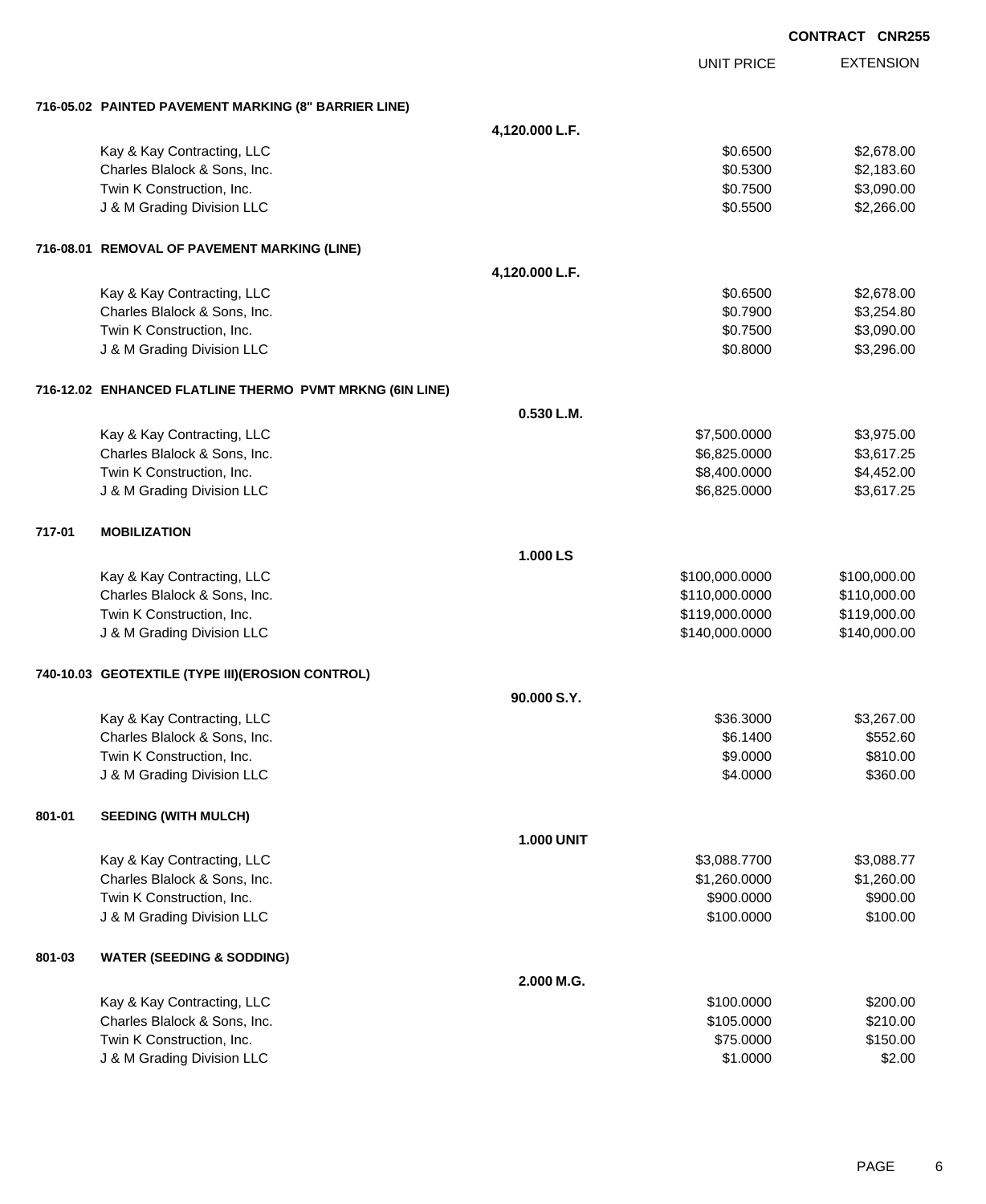CONTRACT CNR255

| | | UNIT PRICE | EXTENSION |
|---|---|---|---|
| **716-05.02 PAINTED PAVEMENT MARKING (8" BARRIER LINE)** | | | |
| | **4,120.000 L.F.** | | |
| Kay & Kay Contracting, LLC | | $0.6500 | $2,678.00 |
| Charles Blalock & Sons, Inc. | | $0.5300 | $2,183.60 |
| Twin K Construction, Inc. | | $0.7500 | $3,090.00 |
| J & M Grading Division LLC | | $0.5500 | $2,266.00 |
| **716-08.01 REMOVAL OF PAVEMENT MARKING (LINE)** | | | |
| | **4,120.000 L.F.** | | |
| Kay & Kay Contracting, LLC | | $0.6500 | $2,678.00 |
| Charles Blalock & Sons, Inc. | | $0.7900 | $3,254.80 |
| Twin K Construction, Inc. | | $0.7500 | $3,090.00 |
| J & M Grading Division LLC | | $0.8000 | $3,296.00 |
| **716-12.02 ENHANCED FLATLINE THERMO PVMT MRKNG (6IN LINE)** | | | |
| | **0.530 L.M.** | | |
| Kay & Kay Contracting, LLC | | $7,500.0000 | $3,975.00 |
| Charles Blalock & Sons, Inc. | | $6,825.0000 | $3,617.25 |
| Twin K Construction, Inc. | | $8,400.0000 | $4,452.00 |
| J & M Grading Division LLC | | $6,825.0000 | $3,617.25 |
| **717-01 MOBILIZATION** | | | |
| | **1.000 LS** | | |
| Kay & Kay Contracting, LLC | | $100,000.0000 | $100,000.00 |
| Charles Blalock & Sons, Inc. | | $110,000.0000 | $110,000.00 |
| Twin K Construction, Inc. | | $119,000.0000 | $119,000.00 |
| J & M Grading Division LLC | | $140,000.0000 | $140,000.00 |
| **740-10.03 GEOTEXTILE (TYPE III)(EROSION CONTROL)** | | | |
| | **90.000 S.Y.** | | |
| Kay & Kay Contracting, LLC | | $36.3000 | $3,267.00 |
| Charles Blalock & Sons, Inc. | | $6.1400 | $552.60 |
| Twin K Construction, Inc. | | $9.0000 | $810.00 |
| J & M Grading Division LLC | | $4.0000 | $360.00 |
| **801-01 SEEDING (WITH MULCH)** | | | |
| | **1.000 UNIT** | | |
| Kay & Kay Contracting, LLC | | $3,088.7700 | $3,088.77 |
| Charles Blalock & Sons, Inc. | | $1,260.0000 | $1,260.00 |
| Twin K Construction, Inc. | | $900.0000 | $900.00 |
| J & M Grading Division LLC | | $100.0000 | $100.00 |
| **801-03 WATER (SEEDING & SODDING)** | | | |
| | **2.000 M.G.** | | |
| Kay & Kay Contracting, LLC | | $100.0000 | $200.00 |
| Charles Blalock & Sons, Inc. | | $105.0000 | $210.00 |
| Twin K Construction, Inc. | | $75.0000 | $150.00 |
| J & M Grading Division LLC | | $1.0000 | $2.00 |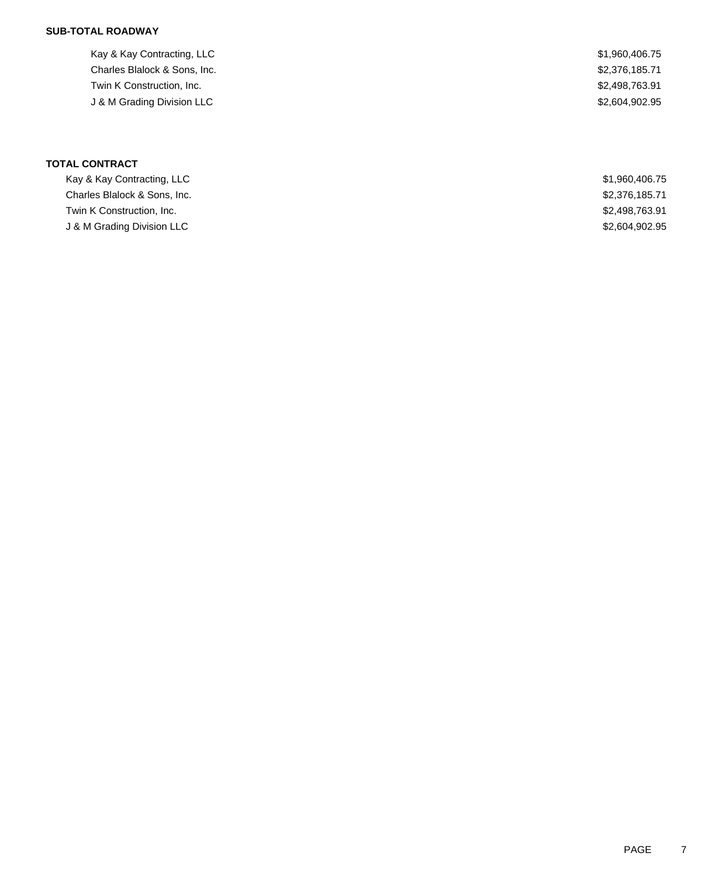**SUB-TOTAL ROADWAY**

| | |
|---|---|
| Kay & Kay Contracting, LLC | $1,960,406.75 |
| Charles Blalock & Sons, Inc. | $2,376,185.71 |
| Twin K Construction, Inc. | $2,498,763.91 |
| J & M Grading Division LLC | $2,604,902.95 |

**TOTAL CONTRACT**

| | |
|---|---|
| Kay & Kay Contracting, LLC | $1,960,406.75 |
| Charles Blalock & Sons, Inc. | $2,376,185.71 |
| Twin K Construction, Inc. | $2,498,763.91 |
| J & M Grading Division LLC | $2,604,902.95 |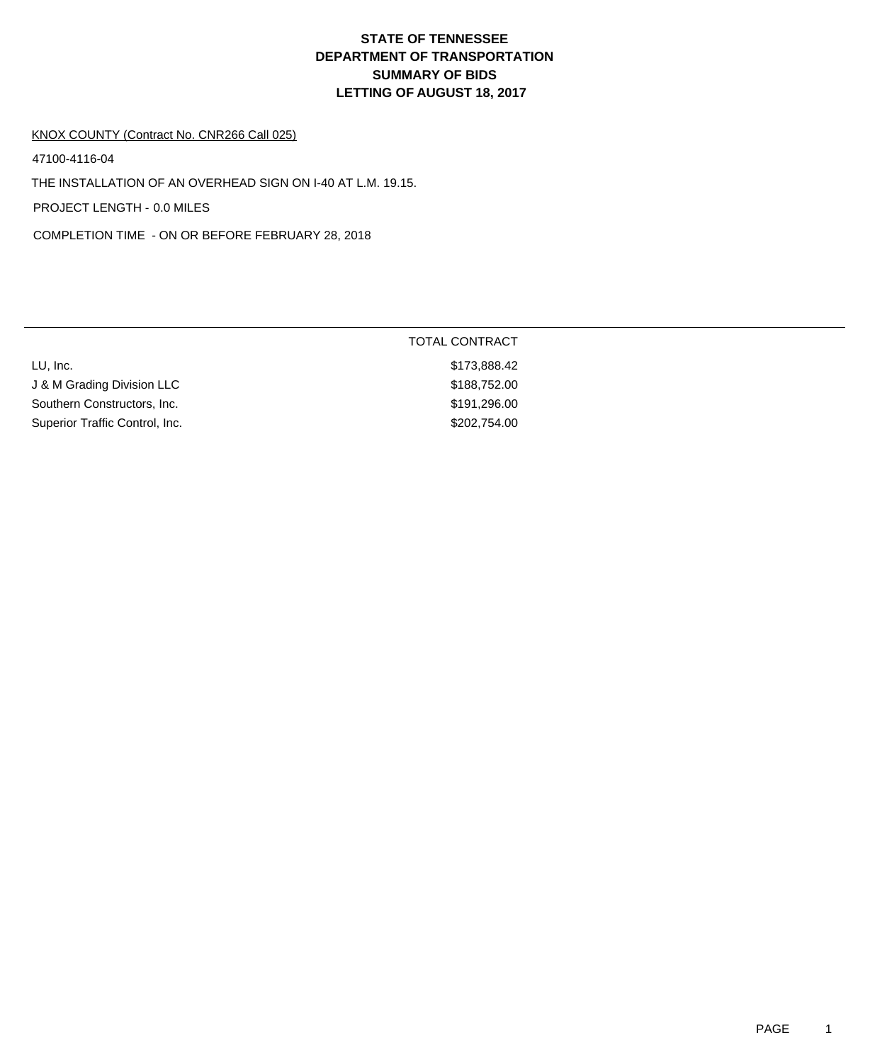# STATE OF TENNESSEE
# DEPARTMENT OF TRANSPORTATION
# SUMMARY OF BIDS
# LETTING OF AUGUST 18, 2017

KNOX COUNTY (Contract No. CNR266 Call 025)

47100-4116-04

THE INSTALLATION OF AN OVERHEAD SIGN ON I-40 AT L.M. 19.15.

PROJECT LENGTH - 0.0 MILES

COMPLETION TIME - ON OR BEFORE FEBRUARY 28, 2018

| | TOTAL CONTRACT |
|---|---|
| LU, Inc. | $173,888.42 |
| J & M Grading Division LLC | $188,752.00 |
| Southern Constructors, Inc. | $191,296.00 |
| Superior Traffic Control, Inc. | $202,754.00 |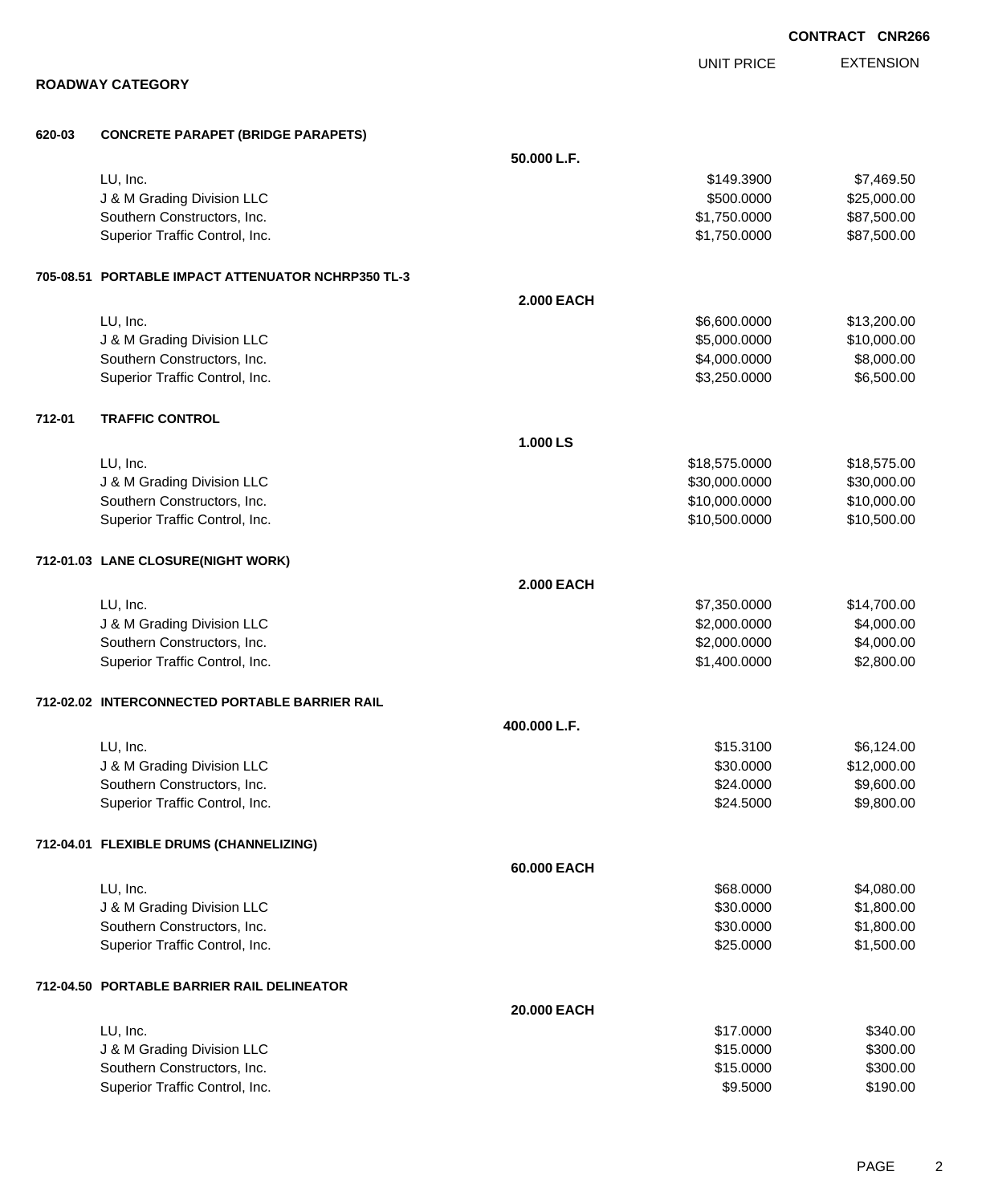**CONTRACT CNR266**

## ROADWAY CATEGORY

| | | | UNIT PRICE | EXTENSION |
|---|---|---|---|---|
| **620-03** | **CONCRETE PARAPET (BRIDGE PARAPETS)** | | | |
| | | **50.000 L.F.** | | |
| | LU, Inc. | | $149.3900 | $7,469.50 |
| | J & M Grading Division LLC | | $500.0000 | $25,000.00 |
| | Southern Constructors, Inc. | | $1,750.0000 | $87,500.00 |
| | Superior Traffic Control, Inc. | | $1,750.0000 | $87,500.00 |
| **705-08.51** | **PORTABLE IMPACT ATTENUATOR NCHRP350 TL-3** | | | |
| | | **2.000 EACH** | | |
| | LU, Inc. | | $6,600.0000 | $13,200.00 |
| | J & M Grading Division LLC | | $5,000.0000 | $10,000.00 |
| | Southern Constructors, Inc. | | $4,000.0000 | $8,000.00 |
| | Superior Traffic Control, Inc. | | $3,250.0000 | $6,500.00 |
| **712-01** | **TRAFFIC CONTROL** | | | |
| | | **1.000 LS** | | |
| | LU, Inc. | | $18,575.0000 | $18,575.00 |
| | J & M Grading Division LLC | | $30,000.0000 | $30,000.00 |
| | Southern Constructors, Inc. | | $10,000.0000 | $10,000.00 |
| | Superior Traffic Control, Inc. | | $10,500.0000 | $10,500.00 |
| **712-01.03** | **LANE CLOSURE(NIGHT WORK)** | | | |
| | | **2.000 EACH** | | |
| | LU, Inc. | | $7,350.0000 | $14,700.00 |
| | J & M Grading Division LLC | | $2,000.0000 | $4,000.00 |
| | Southern Constructors, Inc. | | $2,000.0000 | $4,000.00 |
| | Superior Traffic Control, Inc. | | $1,400.0000 | $2,800.00 |
| **712-02.02** | **INTERCONNECTED PORTABLE BARRIER RAIL** | | | |
| | | **400.000 L.F.** | | |
| | LU, Inc. | | $15.3100 | $6,124.00 |
| | J & M Grading Division LLC | | $30.0000 | $12,000.00 |
| | Southern Constructors, Inc. | | $24.0000 | $9,600.00 |
| | Superior Traffic Control, Inc. | | $24.5000 | $9,800.00 |
| **712-04.01** | **FLEXIBLE DRUMS (CHANNELIZING)** | | | |
| | | **60.000 EACH** | | |
| | LU, Inc. | | $68.0000 | $4,080.00 |
| | J & M Grading Division LLC | | $30.0000 | $1,800.00 |
| | Southern Constructors, Inc. | | $30.0000 | $1,800.00 |
| | Superior Traffic Control, Inc. | | $25.0000 | $1,500.00 |
| **712-04.50** | **PORTABLE BARRIER RAIL DELINEATOR** | | | |
| | | **20.000 EACH** | | |
| | LU, Inc. | | $17.0000 | $340.00 |
| | J & M Grading Division LLC | | $15.0000 | $300.00 |
| | Southern Constructors, Inc. | | $15.0000 | $300.00 |
| | Superior Traffic Control, Inc. | | $9.5000 | $190.00 |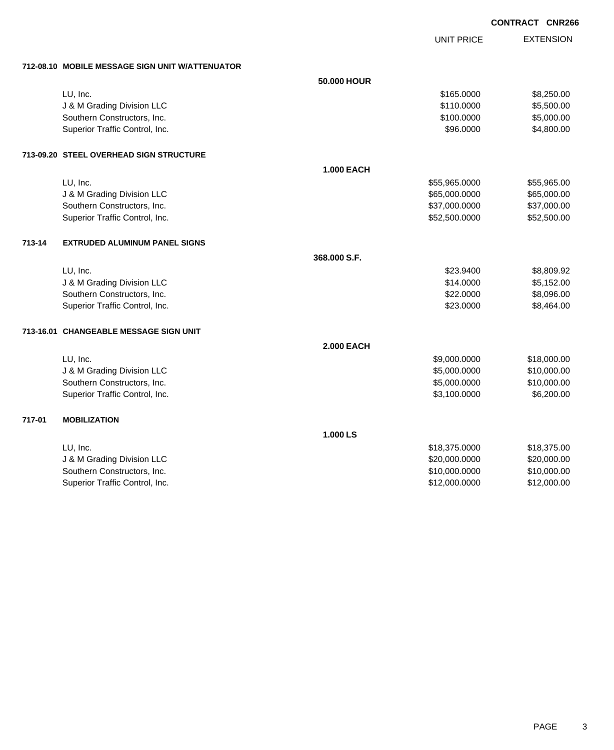**CONTRACT CNR266**

| | | | UNIT PRICE | EXTENSION |
|---|---|---|---|---|
| **712-08.10** | **MOBILE MESSAGE SIGN UNIT W/ATTENUATOR** | | | |
| | | **50.000 HOUR** | | |
| | LU, Inc. | | $165.0000 | $8,250.00 |
| | J & M Grading Division LLC | | $110.0000 | $5,500.00 |
| | Southern Constructors, Inc. | | $100.0000 | $5,000.00 |
| | Superior Traffic Control, Inc. | | $96.0000 | $4,800.00 |
| **713-09.20** | **STEEL OVERHEAD SIGN STRUCTURE** | | | |
| | | **1.000 EACH** | | |
| | LU, Inc. | | $55,965.0000 | $55,965.00 |
| | J & M Grading Division LLC | | $65,000.0000 | $65,000.00 |
| | Southern Constructors, Inc. | | $37,000.0000 | $37,000.00 |
| | Superior Traffic Control, Inc. | | $52,500.0000 | $52,500.00 |
| **713-14** | **EXTRUDED ALUMINUM PANEL SIGNS** | | | |
| | | **368.000 S.F.** | | |
| | LU, Inc. | | $23.9400 | $8,809.92 |
| | J & M Grading Division LLC | | $14.0000 | $5,152.00 |
| | Southern Constructors, Inc. | | $22.0000 | $8,096.00 |
| | Superior Traffic Control, Inc. | | $23.0000 | $8,464.00 |
| **713-16.01** | **CHANGEABLE MESSAGE SIGN UNIT** | | | |
| | | **2.000 EACH** | | |
| | LU, Inc. | | $9,000.0000 | $18,000.00 |
| | J & M Grading Division LLC | | $5,000.0000 | $10,000.00 |
| | Southern Constructors, Inc. | | $5,000.0000 | $10,000.00 |
| | Superior Traffic Control, Inc. | | $3,100.0000 | $6,200.00 |
| **717-01** | **MOBILIZATION** | | | |
| | | **1.000 LS** | | |
| | LU, Inc. | | $18,375.0000 | $18,375.00 |
| | J & M Grading Division LLC | | $20,000.0000 | $20,000.00 |
| | Southern Constructors, Inc. | | $10,000.0000 | $10,000.00 |
| | Superior Traffic Control, Inc. | | $12,000.0000 | $12,000.00 |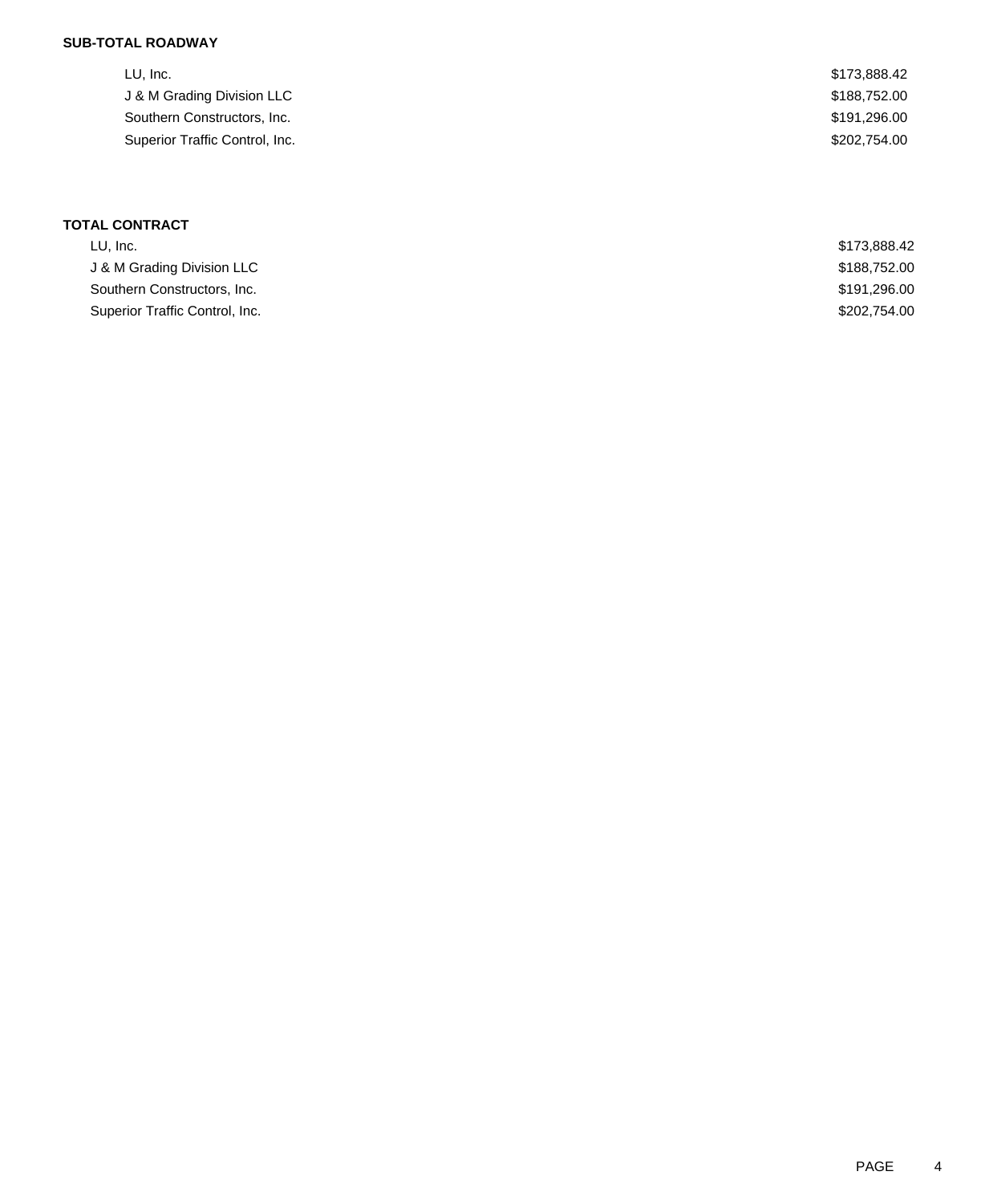**SUB-TOTAL ROADWAY**

| | |
|---|---|
| LU, Inc. | $173,888.42 |
| J & M Grading Division LLC | $188,752.00 |
| Southern Constructors, Inc. | $191,296.00 |
| Superior Traffic Control, Inc. | $202,754.00 |

**TOTAL CONTRACT**

| | |
|---|---|
| LU, Inc. | $173,888.42 |
| J & M Grading Division LLC | $188,752.00 |
| Southern Constructors, Inc. | $191,296.00 |
| Superior Traffic Control, Inc. | $202,754.00 |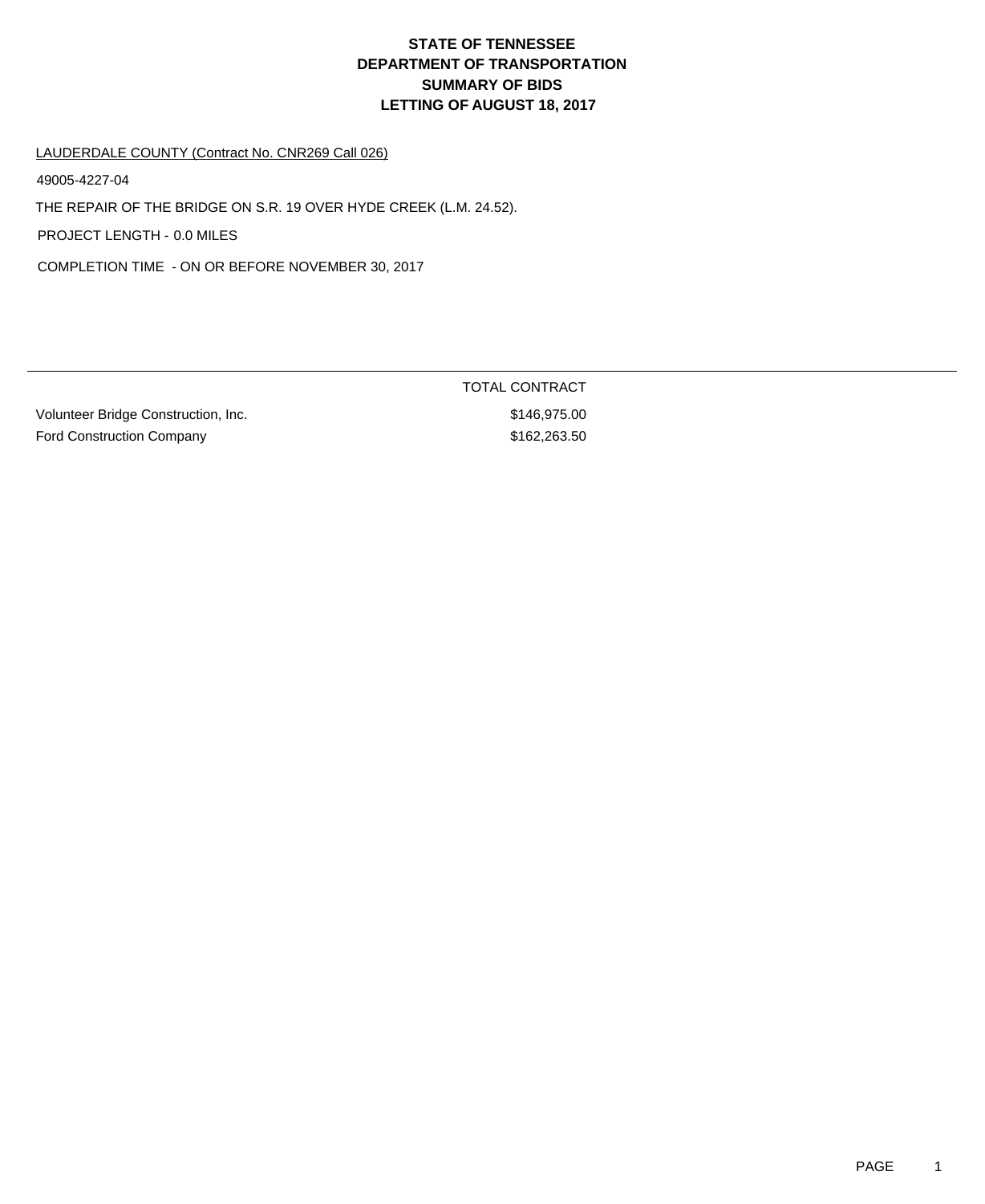# STATE OF TENNESSEE
# DEPARTMENT OF TRANSPORTATION
# SUMMARY OF BIDS
# LETTING OF AUGUST 18, 2017

LAUDERDALE COUNTY (Contract No. CNR269 Call 026)

49005-4227-04

THE REPAIR OF THE BRIDGE ON S.R. 19 OVER HYDE CREEK (L.M. 24.52).

PROJECT LENGTH - 0.0 MILES

COMPLETION TIME - ON OR BEFORE NOVEMBER 30, 2017

| | TOTAL CONTRACT |
|---|---|
| Volunteer Bridge Construction, Inc. | $146,975.00 |
| Ford Construction Company | $162,263.50 |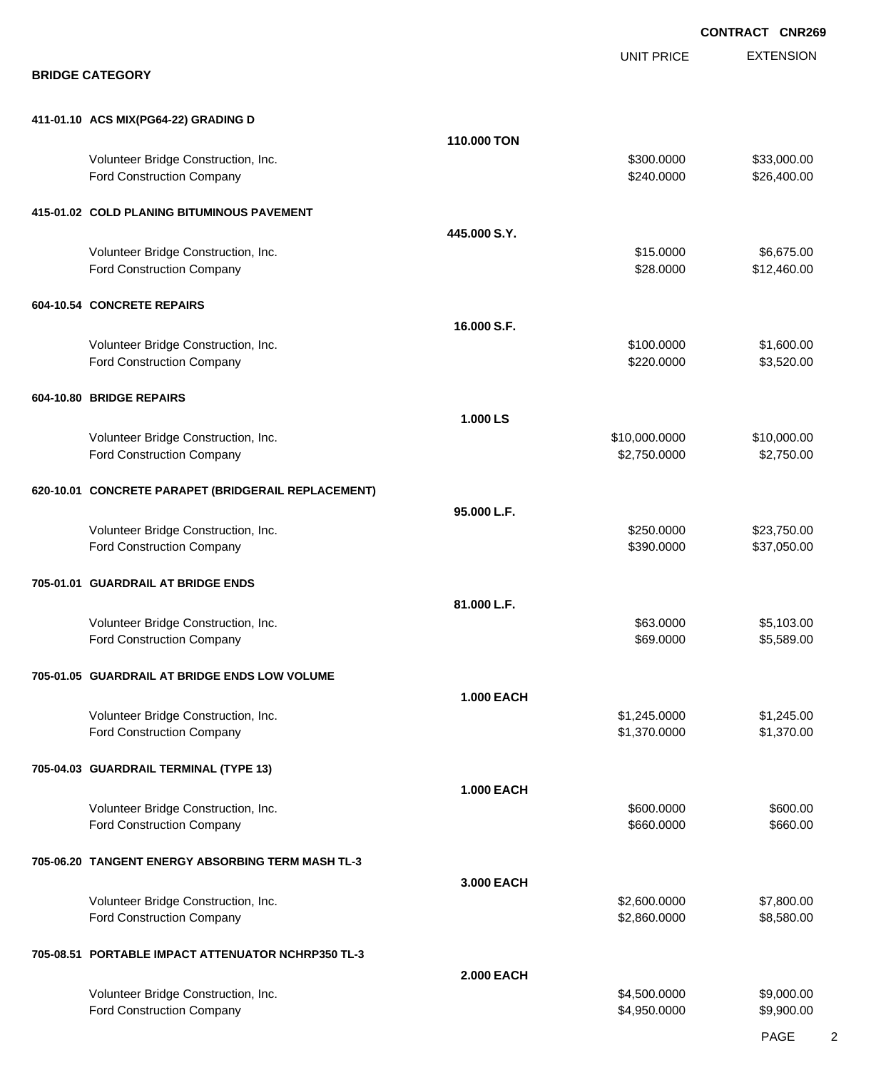**CONTRACT CNR269**

## BRIDGE CATEGORY

| | | UNIT PRICE | EXTENSION |
|---|---|---|---|
| **411-01.10 ACS MIX(PG64-22) GRADING D** | | | |
| | **110.000 TON** | | |
| Volunteer Bridge Construction, Inc. | | $300.0000 | $33,000.00 |
| Ford Construction Company | | $240.0000 | $26,400.00 |
| **415-01.02 COLD PLANING BITUMINOUS PAVEMENT** | | | |
| | **445.000 S.Y.** | | |
| Volunteer Bridge Construction, Inc. | | $15.0000 | $6,675.00 |
| Ford Construction Company | | $28.0000 | $12,460.00 |
| **604-10.54 CONCRETE REPAIRS** | | | |
| | **16.000 S.F.** | | |
| Volunteer Bridge Construction, Inc. | | $100.0000 | $1,600.00 |
| Ford Construction Company | | $220.0000 | $3,520.00 |
| **604-10.80 BRIDGE REPAIRS** | | | |
| | **1.000 LS** | | |
| Volunteer Bridge Construction, Inc. | | $10,000.0000 | $10,000.00 |
| Ford Construction Company | | $2,750.0000 | $2,750.00 |
| **620-10.01 CONCRETE PARAPET (BRIDGERAIL REPLACEMENT)** | | | |
| | **95.000 L.F.** | | |
| Volunteer Bridge Construction, Inc. | | $250.0000 | $23,750.00 |
| Ford Construction Company | | $390.0000 | $37,050.00 |
| **705-01.01 GUARDRAIL AT BRIDGE ENDS** | | | |
| | **81.000 L.F.** | | |
| Volunteer Bridge Construction, Inc. | | $63.0000 | $5,103.00 |
| Ford Construction Company | | $69.0000 | $5,589.00 |
| **705-01.05 GUARDRAIL AT BRIDGE ENDS LOW VOLUME** | | | |
| | **1.000 EACH** | | |
| Volunteer Bridge Construction, Inc. | | $1,245.0000 | $1,245.00 |
| Ford Construction Company | | $1,370.0000 | $1,370.00 |
| **705-04.03 GUARDRAIL TERMINAL (TYPE 13)** | | | |
| | **1.000 EACH** | | |
| Volunteer Bridge Construction, Inc. | | $600.0000 | $600.00 |
| Ford Construction Company | | $660.0000 | $660.00 |
| **705-06.20 TANGENT ENERGY ABSORBING TERM MASH TL-3** | | | |
| | **3.000 EACH** | | |
| Volunteer Bridge Construction, Inc. | | $2,600.0000 | $7,800.00 |
| Ford Construction Company | | $2,860.0000 | $8,580.00 |
| **705-08.51 PORTABLE IMPACT ATTENUATOR NCHRP350 TL-3** | | | |
| | **2.000 EACH** | | |
| Volunteer Bridge Construction, Inc. | | $4,500.0000 | $9,000.00 |
| Ford Construction Company | | $4,950.0000 | $9,900.00 |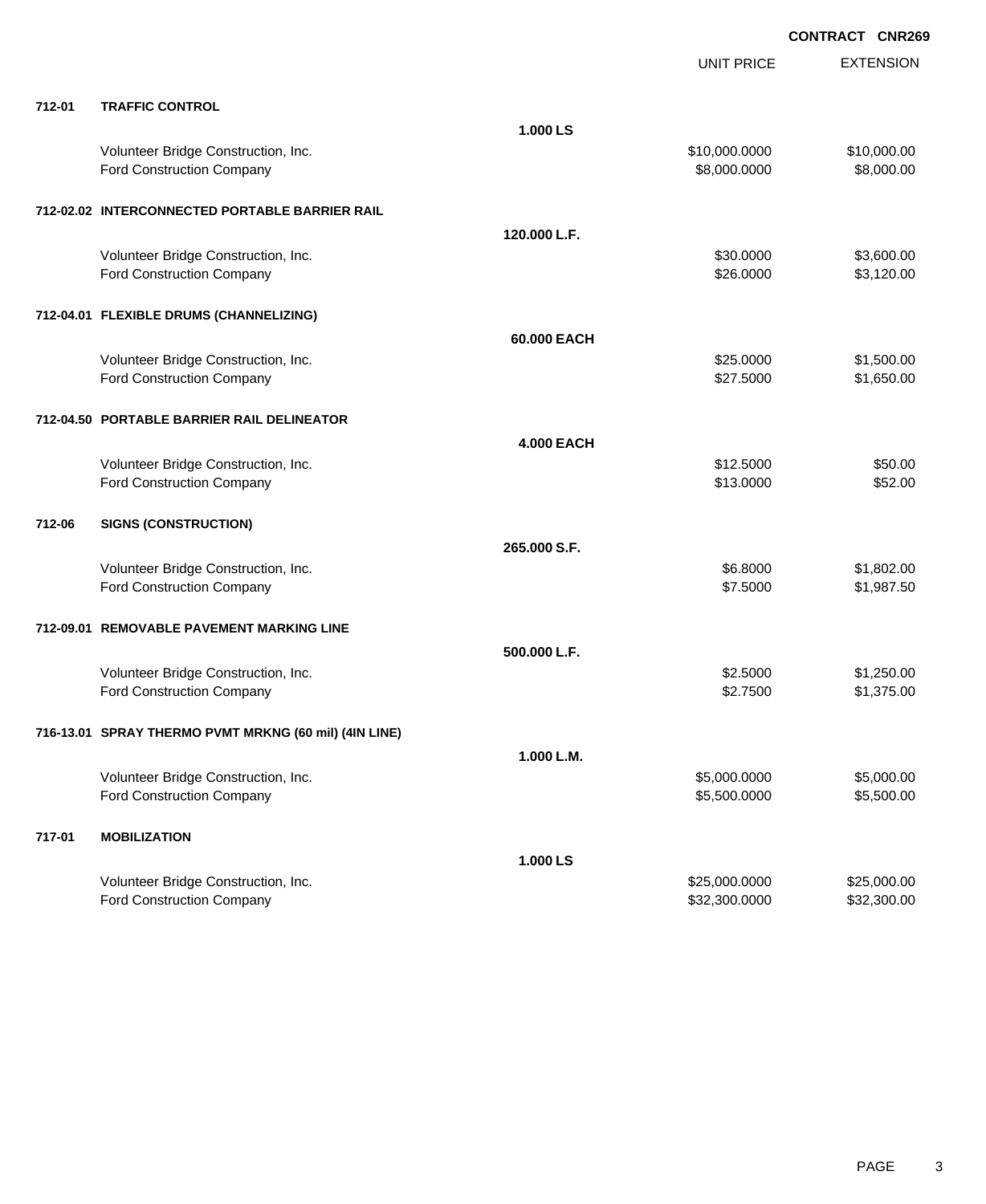**CONTRACT CNR269**

| | | | UNIT PRICE | EXTENSION |
|---|---|---|---|---|
| **712-01** | **TRAFFIC CONTROL** | | | |
| | | **1.000 LS** | | |
| | Volunteer Bridge Construction, Inc. | | $10,000.0000 | $10,000.00 |
| | Ford Construction Company | | $8,000.0000 | $8,000.00 |
| **712-02.02** | **INTERCONNECTED PORTABLE BARRIER RAIL** | | | |
| | | **120.000 L.F.** | | |
| | Volunteer Bridge Construction, Inc. | | $30.0000 | $3,600.00 |
| | Ford Construction Company | | $26.0000 | $3,120.00 |
| **712-04.01** | **FLEXIBLE DRUMS (CHANNELIZING)** | | | |
| | | **60.000 EACH** | | |
| | Volunteer Bridge Construction, Inc. | | $25.0000 | $1,500.00 |
| | Ford Construction Company | | $27.5000 | $1,650.00 |
| **712-04.50** | **PORTABLE BARRIER RAIL DELINEATOR** | | | |
| | | **4.000 EACH** | | |
| | Volunteer Bridge Construction, Inc. | | $12.5000 | $50.00 |
| | Ford Construction Company | | $13.0000 | $52.00 |
| **712-06** | **SIGNS (CONSTRUCTION)** | | | |
| | | **265.000 S.F.** | | |
| | Volunteer Bridge Construction, Inc. | | $6.8000 | $1,802.00 |
| | Ford Construction Company | | $7.5000 | $1,987.50 |
| **712-09.01** | **REMOVABLE PAVEMENT MARKING LINE** | | | |
| | | **500.000 L.F.** | | |
| | Volunteer Bridge Construction, Inc. | | $2.5000 | $1,250.00 |
| | Ford Construction Company | | $2.7500 | $1,375.00 |
| **716-13.01** | **SPRAY THERMO PVMT MRKNG (60 mil) (4IN LINE)** | | | |
| | | **1.000 L.M.** | | |
| | Volunteer Bridge Construction, Inc. | | $5,000.0000 | $5,000.00 |
| | Ford Construction Company | | $5,500.0000 | $5,500.00 |
| **717-01** | **MOBILIZATION** | | | |
| | | **1.000 LS** | | |
| | Volunteer Bridge Construction, Inc. | | $25,000.0000 | $25,000.00 |
| | Ford Construction Company | | $32,300.0000 | $32,300.00 |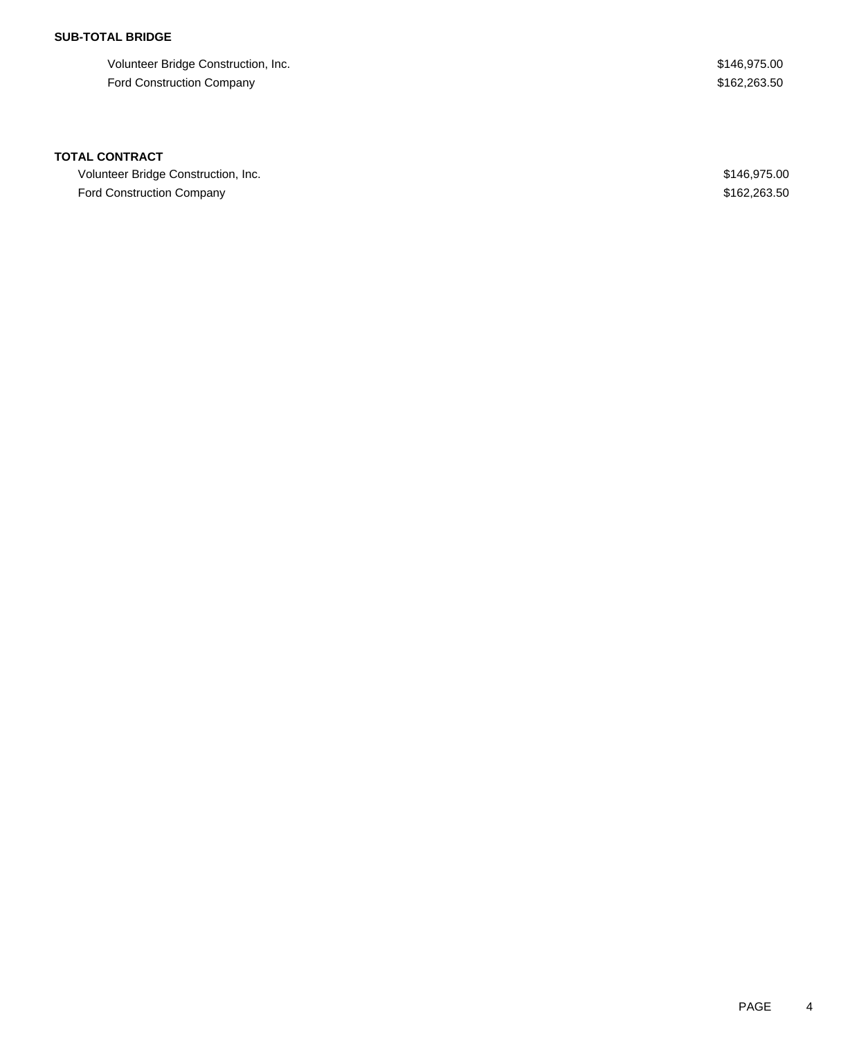**SUB-TOTAL BRIDGE**

| | |
|---|---|
| Volunteer Bridge Construction, Inc. | $146,975.00 |
| Ford Construction Company | $162,263.50 |

**TOTAL CONTRACT**

| | |
|---|---|
| Volunteer Bridge Construction, Inc. | $146,975.00 |
| Ford Construction Company | $162,263.50 |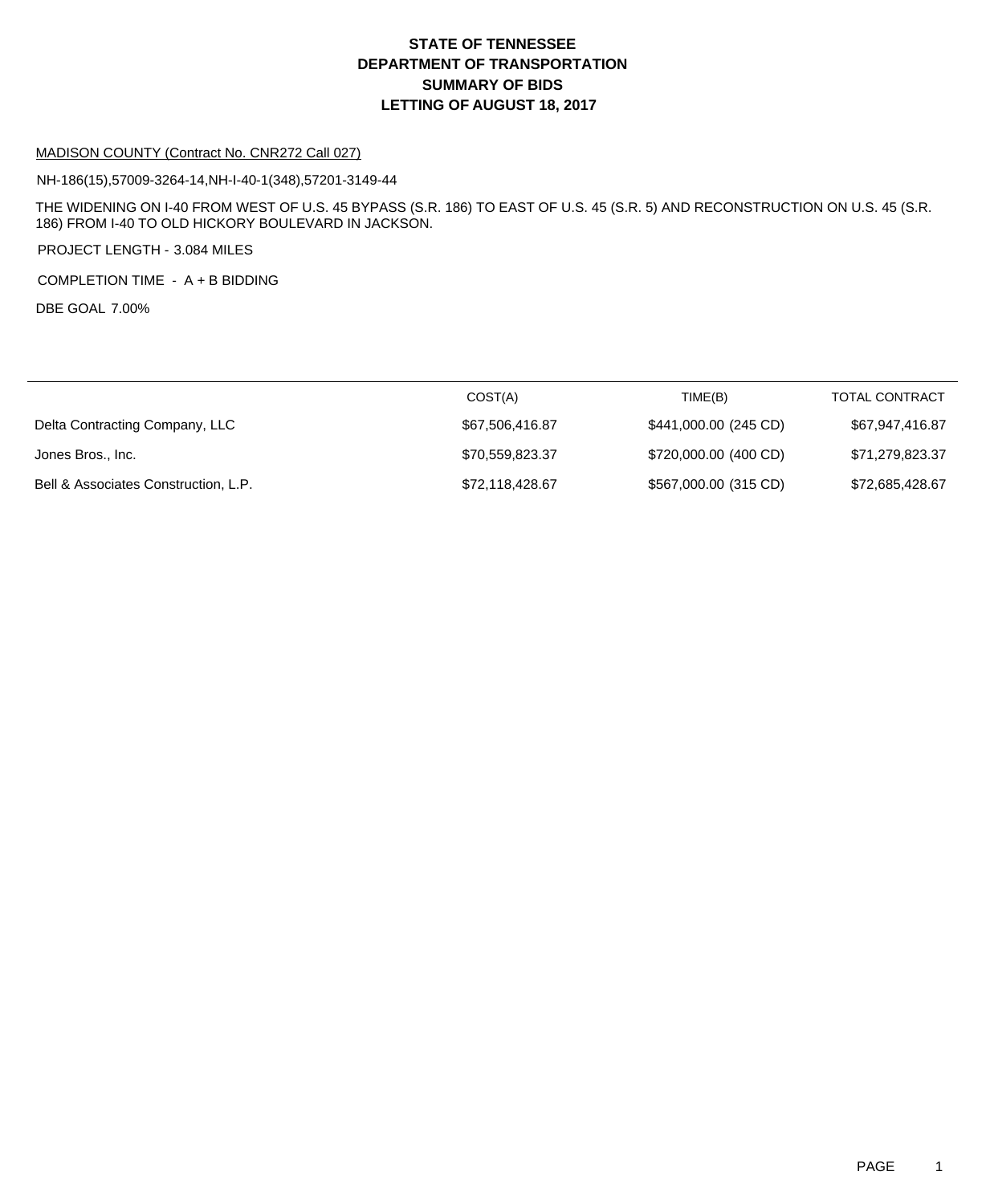# STATE OF TENNESSEE
# DEPARTMENT OF TRANSPORTATION
# SUMMARY OF BIDS
# LETTING OF AUGUST 18, 2017

MADISON COUNTY (Contract No. CNR272 Call 027)

NH-186(15),57009-3264-14,NH-I-40-1(348),57201-3149-44

THE WIDENING ON I-40 FROM WEST OF U.S. 45 BYPASS (S.R. 186) TO EAST OF U.S. 45 (S.R. 5) AND RECONSTRUCTION ON U.S. 45 (S.R. 186) FROM I-40 TO OLD HICKORY BOULEVARD IN JACKSON.

PROJECT LENGTH - 3.084 MILES

COMPLETION TIME - A + B BIDDING

DBE GOAL 7.00%

| | COST(A) | TIME(B) | TOTAL CONTRACT |
|---|---|---|---|
| Delta Contracting Company, LLC | $67,506,416.87 | $441,000.00 (245 CD) | $67,947,416.87 |
| Jones Bros., Inc. | $70,559,823.37 | $720,000.00 (400 CD) | $71,279,823.37 |
| Bell & Associates Construction, L.P. | $72,118,428.67 | $567,000.00 (315 CD) | $72,685,428.67 |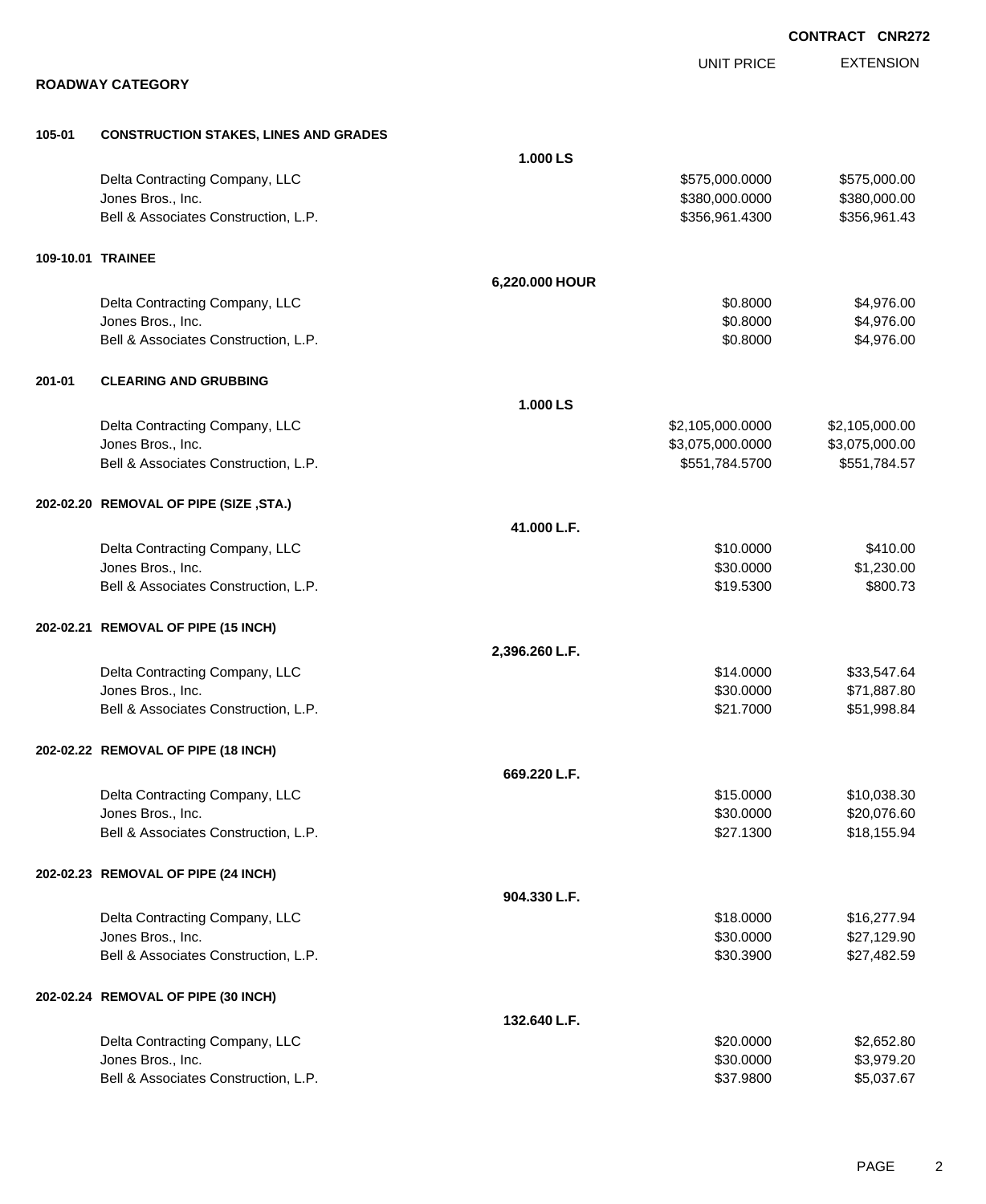**CONTRACT CNR272**

## ROADWAY CATEGORY

| | | | UNIT PRICE | EXTENSION |
|---|---|---|---|---|
| **105-01** | **CONSTRUCTION STAKES, LINES AND GRADES** | | | |
| | | **1.000 LS** | | |
| | Delta Contracting Company, LLC | | $575,000.0000 | $575,000.00 |
| | Jones Bros., Inc. | | $380,000.0000 | $380,000.00 |
| | Bell & Associates Construction, L.P. | | $356,961.4300 | $356,961.43 |
| **109-10.01** | **TRAINEE** | | | |
| | | **6,220.000 HOUR** | | |
| | Delta Contracting Company, LLC | | $0.8000 | $4,976.00 |
| | Jones Bros., Inc. | | $0.8000 | $4,976.00 |
| | Bell & Associates Construction, L.P. | | $0.8000 | $4,976.00 |
| **201-01** | **CLEARING AND GRUBBING** | | | |
| | | **1.000 LS** | | |
| | Delta Contracting Company, LLC | | $2,105,000.0000 | $2,105,000.00 |
| | Jones Bros., Inc. | | $3,075,000.0000 | $3,075,000.00 |
| | Bell & Associates Construction, L.P. | | $551,784.5700 | $551,784.57 |
| **202-02.20** | **REMOVAL OF PIPE (SIZE ,STA.)** | | | |
| | | **41.000 L.F.** | | |
| | Delta Contracting Company, LLC | | $10.0000 | $410.00 |
| | Jones Bros., Inc. | | $30.0000 | $1,230.00 |
| | Bell & Associates Construction, L.P. | | $19.5300 | $800.73 |
| **202-02.21** | **REMOVAL OF PIPE (15 INCH)** | | | |
| | | **2,396.260 L.F.** | | |
| | Delta Contracting Company, LLC | | $14.0000 | $33,547.64 |
| | Jones Bros., Inc. | | $30.0000 | $71,887.80 |
| | Bell & Associates Construction, L.P. | | $21.7000 | $51,998.84 |
| **202-02.22** | **REMOVAL OF PIPE (18 INCH)** | | | |
| | | **669.220 L.F.** | | |
| | Delta Contracting Company, LLC | | $15.0000 | $10,038.30 |
| | Jones Bros., Inc. | | $30.0000 | $20,076.60 |
| | Bell & Associates Construction, L.P. | | $27.1300 | $18,155.94 |
| **202-02.23** | **REMOVAL OF PIPE (24 INCH)** | | | |
| | | **904.330 L.F.** | | |
| | Delta Contracting Company, LLC | | $18.0000 | $16,277.94 |
| | Jones Bros., Inc. | | $30.0000 | $27,129.90 |
| | Bell & Associates Construction, L.P. | | $30.3900 | $27,482.59 |
| **202-02.24** | **REMOVAL OF PIPE (30 INCH)** | | | |
| | | **132.640 L.F.** | | |
| | Delta Contracting Company, LLC | | $20.0000 | $2,652.80 |
| | Jones Bros., Inc. | | $30.0000 | $3,979.20 |
| | Bell & Associates Construction, L.P. | | $37.9800 | $5,037.67 |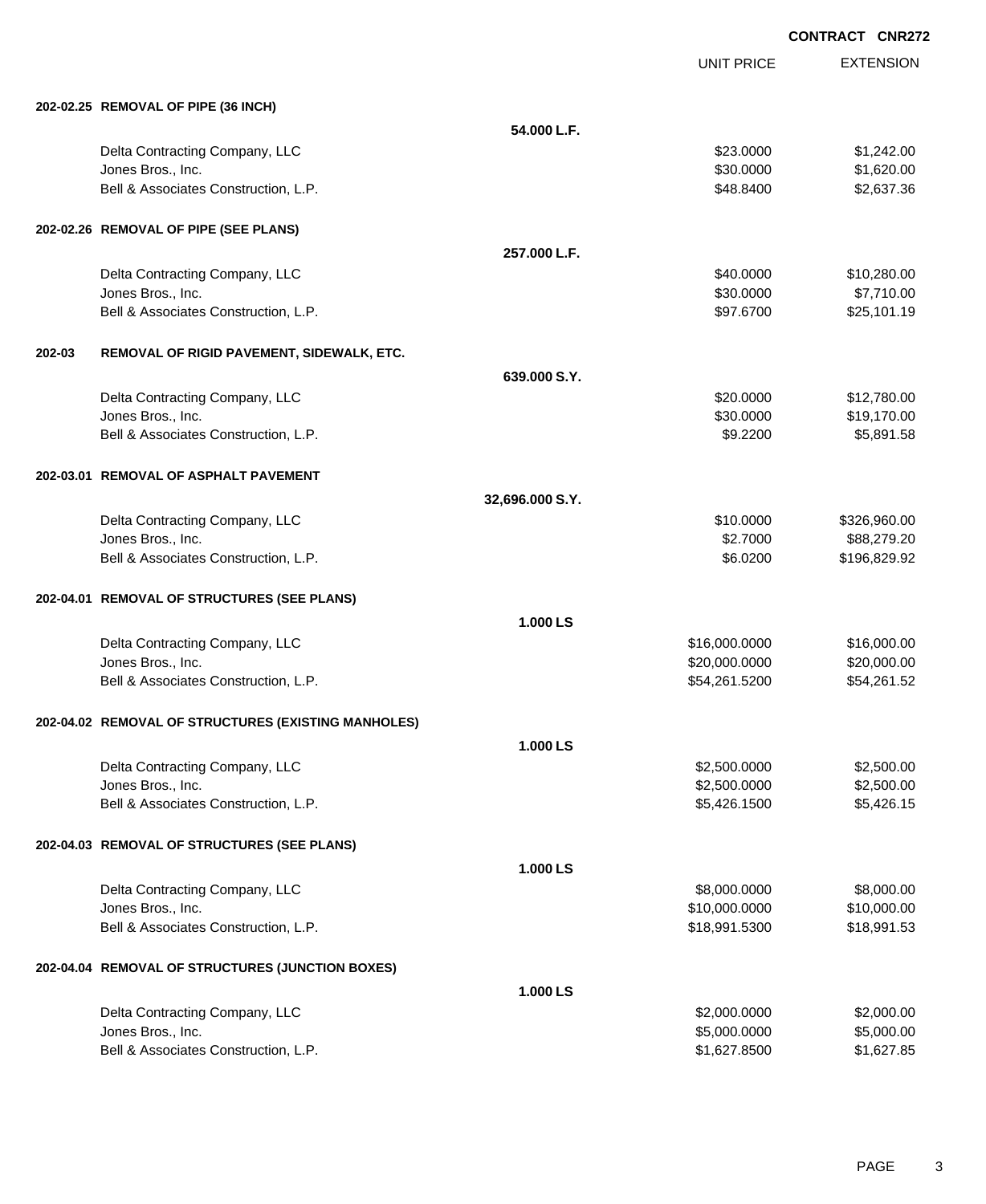**CONTRACT CNR272**

| | | UNIT PRICE | EXTENSION |
|---|---|---|---|
| **202-02.25 REMOVAL OF PIPE (36 INCH)** | | | |
| | **54.000 L.F.** | | |
| Delta Contracting Company, LLC | | $23.0000 | $1,242.00 |
| Jones Bros., Inc. | | $30.0000 | $1,620.00 |
| Bell & Associates Construction, L.P. | | $48.8400 | $2,637.36 |
| **202-02.26 REMOVAL OF PIPE (SEE PLANS)** | | | |
| | **257.000 L.F.** | | |
| Delta Contracting Company, LLC | | $40.0000 | $10,280.00 |
| Jones Bros., Inc. | | $30.0000 | $7,710.00 |
| Bell & Associates Construction, L.P. | | $97.6700 | $25,101.19 |
| **202-03 REMOVAL OF RIGID PAVEMENT, SIDEWALK, ETC.** | | | |
| | **639.000 S.Y.** | | |
| Delta Contracting Company, LLC | | $20.0000 | $12,780.00 |
| Jones Bros., Inc. | | $30.0000 | $19,170.00 |
| Bell & Associates Construction, L.P. | | $9.2200 | $5,891.58 |
| **202-03.01 REMOVAL OF ASPHALT PAVEMENT** | | | |
| | **32,696.000 S.Y.** | | |
| Delta Contracting Company, LLC | | $10.0000 | $326,960.00 |
| Jones Bros., Inc. | | $2.7000 | $88,279.20 |
| Bell & Associates Construction, L.P. | | $6.0200 | $196,829.92 |
| **202-04.01 REMOVAL OF STRUCTURES (SEE PLANS)** | | | |
| | **1.000 LS** | | |
| Delta Contracting Company, LLC | | $16,000.0000 | $16,000.00 |
| Jones Bros., Inc. | | $20,000.0000 | $20,000.00 |
| Bell & Associates Construction, L.P. | | $54,261.5200 | $54,261.52 |
| **202-04.02 REMOVAL OF STRUCTURES (EXISTING MANHOLES)** | | | |
| | **1.000 LS** | | |
| Delta Contracting Company, LLC | | $2,500.0000 | $2,500.00 |
| Jones Bros., Inc. | | $2,500.0000 | $2,500.00 |
| Bell & Associates Construction, L.P. | | $5,426.1500 | $5,426.15 |
| **202-04.03 REMOVAL OF STRUCTURES (SEE PLANS)** | | | |
| | **1.000 LS** | | |
| Delta Contracting Company, LLC | | $8,000.0000 | $8,000.00 |
| Jones Bros., Inc. | | $10,000.0000 | $10,000.00 |
| Bell & Associates Construction, L.P. | | $18,991.5300 | $18,991.53 |
| **202-04.04 REMOVAL OF STRUCTURES (JUNCTION BOXES)** | | | |
| | **1.000 LS** | | |
| Delta Contracting Company, LLC | | $2,000.0000 | $2,000.00 |
| Jones Bros., Inc. | | $5,000.0000 | $5,000.00 |
| Bell & Associates Construction, L.P. | | $1,627.8500 | $1,627.85 |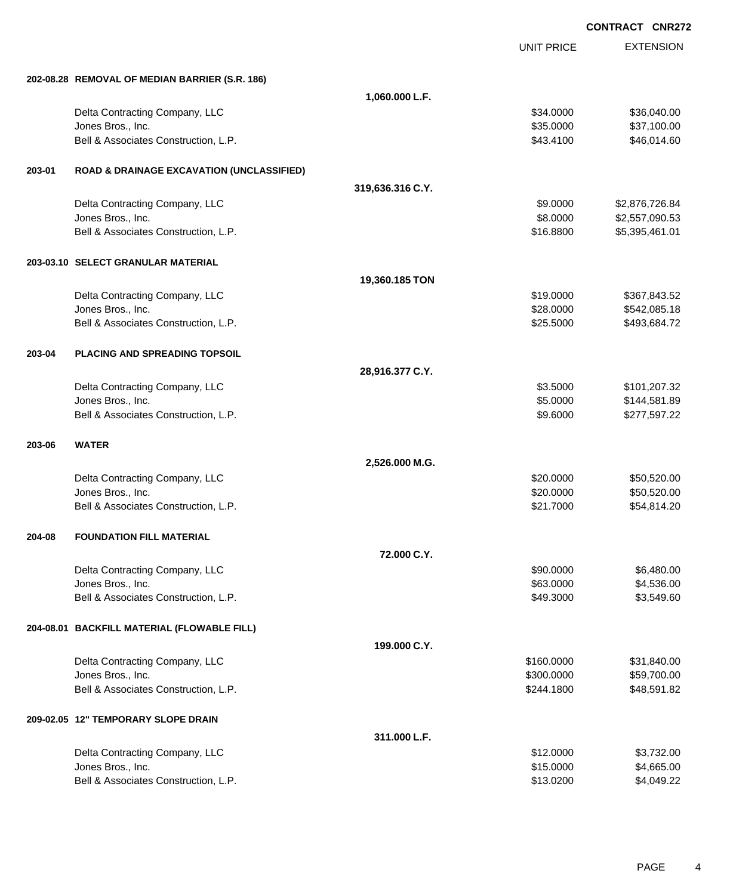**CONTRACT CNR272**

| | | | UNIT PRICE | EXTENSION |
|---|---|---|---|---|
| **202-08.28** | **REMOVAL OF MEDIAN BARRIER (S.R. 186)** | | | |
| | | **1,060.000 L.F.** | | |
| | Delta Contracting Company, LLC | | $34.0000 | $36,040.00 |
| | Jones Bros., Inc. | | $35.0000 | $37,100.00 |
| | Bell & Associates Construction, L.P. | | $43.4100 | $46,014.60 |
| **203-01** | **ROAD & DRAINAGE EXCAVATION (UNCLASSIFIED)** | | | |
| | | **319,636.316 C.Y.** | | |
| | Delta Contracting Company, LLC | | $9.0000 | $2,876,726.84 |
| | Jones Bros., Inc. | | $8.0000 | $2,557,090.53 |
| | Bell & Associates Construction, L.P. | | $16.8800 | $5,395,461.01 |
| **203-03.10** | **SELECT GRANULAR MATERIAL** | | | |
| | | **19,360.185 TON** | | |
| | Delta Contracting Company, LLC | | $19.0000 | $367,843.52 |
| | Jones Bros., Inc. | | $28.0000 | $542,085.18 |
| | Bell & Associates Construction, L.P. | | $25.5000 | $493,684.72 |
| **203-04** | **PLACING AND SPREADING TOPSOIL** | | | |
| | | **28,916.377 C.Y.** | | |
| | Delta Contracting Company, LLC | | $3.5000 | $101,207.32 |
| | Jones Bros., Inc. | | $5.0000 | $144,581.89 |
| | Bell & Associates Construction, L.P. | | $9.6000 | $277,597.22 |
| **203-06** | **WATER** | | | |
| | | **2,526.000 M.G.** | | |
| | Delta Contracting Company, LLC | | $20.0000 | $50,520.00 |
| | Jones Bros., Inc. | | $20.0000 | $50,520.00 |
| | Bell & Associates Construction, L.P. | | $21.7000 | $54,814.20 |
| **204-08** | **FOUNDATION FILL MATERIAL** | | | |
| | | **72.000 C.Y.** | | |
| | Delta Contracting Company, LLC | | $90.0000 | $6,480.00 |
| | Jones Bros., Inc. | | $63.0000 | $4,536.00 |
| | Bell & Associates Construction, L.P. | | $49.3000 | $3,549.60 |
| **204-08.01** | **BACKFILL MATERIAL (FLOWABLE FILL)** | | | |
| | | **199.000 C.Y.** | | |
| | Delta Contracting Company, LLC | | $160.0000 | $31,840.00 |
| | Jones Bros., Inc. | | $300.0000 | $59,700.00 |
| | Bell & Associates Construction, L.P. | | $244.1800 | $48,591.82 |
| **209-02.05** | **12" TEMPORARY SLOPE DRAIN** | | | |
| | | **311.000 L.F.** | | |
| | Delta Contracting Company, LLC | | $12.0000 | $3,732.00 |
| | Jones Bros., Inc. | | $15.0000 | $4,665.00 |
| | Bell & Associates Construction, L.P. | | $13.0200 | $4,049.22 |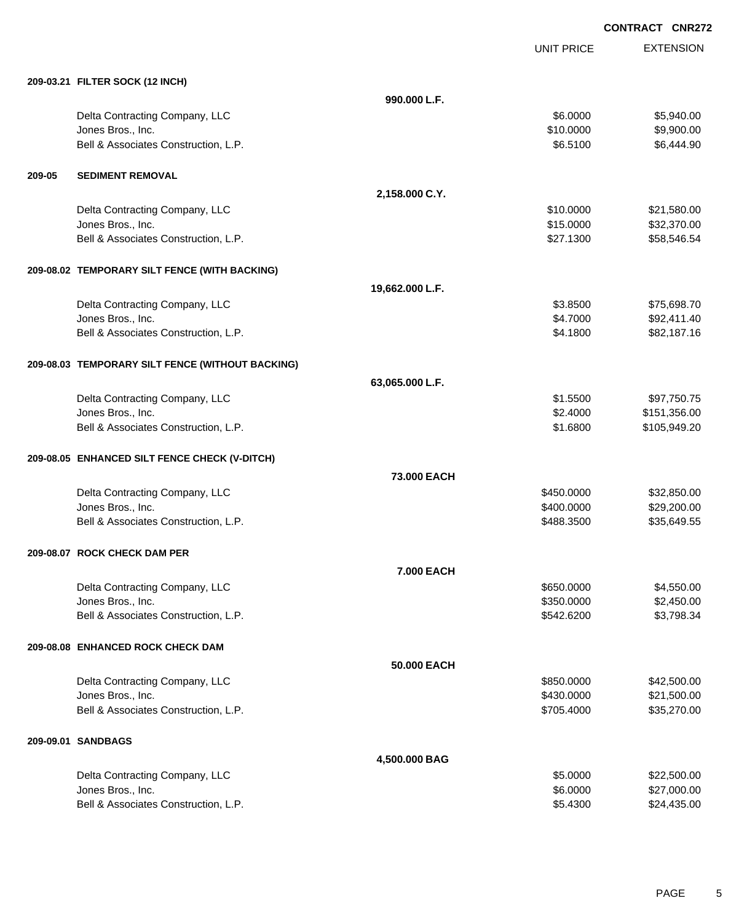**CONTRACT CNR272**

| | | UNIT PRICE | EXTENSION |
|---|---|---|---|
| **209-03.21 FILTER SOCK (12 INCH)** | | | |
| | **990.000 L.F.** | | |
| Delta Contracting Company, LLC | | $6.0000 | $5,940.00 |
| Jones Bros., Inc. | | $10.0000 | $9,900.00 |
| Bell & Associates Construction, L.P. | | $6.5100 | $6,444.90 |
| **209-05 SEDIMENT REMOVAL** | | | |
| | **2,158.000 C.Y.** | | |
| Delta Contracting Company, LLC | | $10.0000 | $21,580.00 |
| Jones Bros., Inc. | | $15.0000 | $32,370.00 |
| Bell & Associates Construction, L.P. | | $27.1300 | $58,546.54 |
| **209-08.02 TEMPORARY SILT FENCE (WITH BACKING)** | | | |
| | **19,662.000 L.F.** | | |
| Delta Contracting Company, LLC | | $3.8500 | $75,698.70 |
| Jones Bros., Inc. | | $4.7000 | $92,411.40 |
| Bell & Associates Construction, L.P. | | $4.1800 | $82,187.16 |
| **209-08.03 TEMPORARY SILT FENCE (WITHOUT BACKING)** | | | |
| | **63,065.000 L.F.** | | |
| Delta Contracting Company, LLC | | $1.5500 | $97,750.75 |
| Jones Bros., Inc. | | $2.4000 | $151,356.00 |
| Bell & Associates Construction, L.P. | | $1.6800 | $105,949.20 |
| **209-08.05 ENHANCED SILT FENCE CHECK (V-DITCH)** | | | |
| | **73.000 EACH** | | |
| Delta Contracting Company, LLC | | $450.0000 | $32,850.00 |
| Jones Bros., Inc. | | $400.0000 | $29,200.00 |
| Bell & Associates Construction, L.P. | | $488.3500 | $35,649.55 |
| **209-08.07 ROCK CHECK DAM PER** | | | |
| | **7.000 EACH** | | |
| Delta Contracting Company, LLC | | $650.0000 | $4,550.00 |
| Jones Bros., Inc. | | $350.0000 | $2,450.00 |
| Bell & Associates Construction, L.P. | | $542.6200 | $3,798.34 |
| **209-08.08 ENHANCED ROCK CHECK DAM** | | | |
| | **50.000 EACH** | | |
| Delta Contracting Company, LLC | | $850.0000 | $42,500.00 |
| Jones Bros., Inc. | | $430.0000 | $21,500.00 |
| Bell & Associates Construction, L.P. | | $705.4000 | $35,270.00 |
| **209-09.01 SANDBAGS** | | | |
| | **4,500.000 BAG** | | |
| Delta Contracting Company, LLC | | $5.0000 | $22,500.00 |
| Jones Bros., Inc. | | $6.0000 | $27,000.00 |
| Bell & Associates Construction, L.P. | | $5.4300 | $24,435.00 |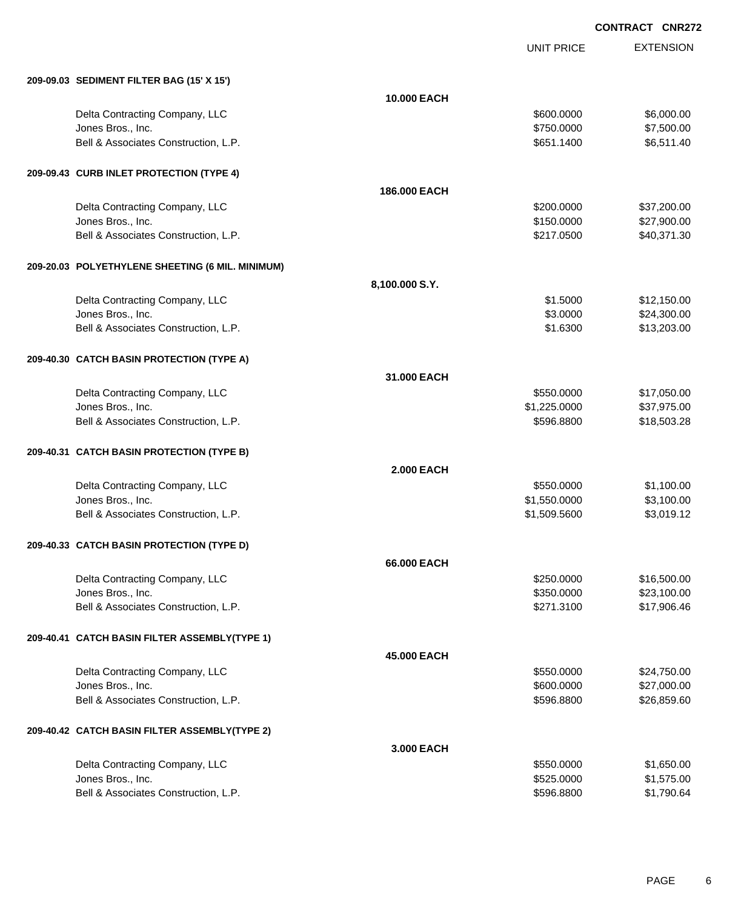CONTRACT CNR272

| | | UNIT PRICE | EXTENSION |
|---|---|---|---|
| **209-09.03 SEDIMENT FILTER BAG (15' X 15')** | | | |
| | **10.000 EACH** | | |
| Delta Contracting Company, LLC | | $600.0000 | $6,000.00 |
| Jones Bros., Inc. | | $750.0000 | $7,500.00 |
| Bell & Associates Construction, L.P. | | $651.1400 | $6,511.40 |
| **209-09.43 CURB INLET PROTECTION (TYPE 4)** | | | |
| | **186.000 EACH** | | |
| Delta Contracting Company, LLC | | $200.0000 | $37,200.00 |
| Jones Bros., Inc. | | $150.0000 | $27,900.00 |
| Bell & Associates Construction, L.P. | | $217.0500 | $40,371.30 |
| **209-20.03 POLYETHYLENE SHEETING (6 MIL. MINIMUM)** | | | |
| | **8,100.000 S.Y.** | | |
| Delta Contracting Company, LLC | | $1.5000 | $12,150.00 |
| Jones Bros., Inc. | | $3.0000 | $24,300.00 |
| Bell & Associates Construction, L.P. | | $1.6300 | $13,203.00 |
| **209-40.30 CATCH BASIN PROTECTION (TYPE A)** | | | |
| | **31.000 EACH** | | |
| Delta Contracting Company, LLC | | $550.0000 | $17,050.00 |
| Jones Bros., Inc. | | $1,225.0000 | $37,975.00 |
| Bell & Associates Construction, L.P. | | $596.8800 | $18,503.28 |
| **209-40.31 CATCH BASIN PROTECTION (TYPE B)** | | | |
| | **2.000 EACH** | | |
| Delta Contracting Company, LLC | | $550.0000 | $1,100.00 |
| Jones Bros., Inc. | | $1,550.0000 | $3,100.00 |
| Bell & Associates Construction, L.P. | | $1,509.5600 | $3,019.12 |
| **209-40.33 CATCH BASIN PROTECTION (TYPE D)** | | | |
| | **66.000 EACH** | | |
| Delta Contracting Company, LLC | | $250.0000 | $16,500.00 |
| Jones Bros., Inc. | | $350.0000 | $23,100.00 |
| Bell & Associates Construction, L.P. | | $271.3100 | $17,906.46 |
| **209-40.41 CATCH BASIN FILTER ASSEMBLY(TYPE 1)** | | | |
| | **45.000 EACH** | | |
| Delta Contracting Company, LLC | | $550.0000 | $24,750.00 |
| Jones Bros., Inc. | | $600.0000 | $27,000.00 |
| Bell & Associates Construction, L.P. | | $596.8800 | $26,859.60 |
| **209-40.42 CATCH BASIN FILTER ASSEMBLY(TYPE 2)** | | | |
| | **3.000 EACH** | | |
| Delta Contracting Company, LLC | | $550.0000 | $1,650.00 |
| Jones Bros., Inc. | | $525.0000 | $1,575.00 |
| Bell & Associates Construction, L.P. | | $596.8800 | $1,790.64 |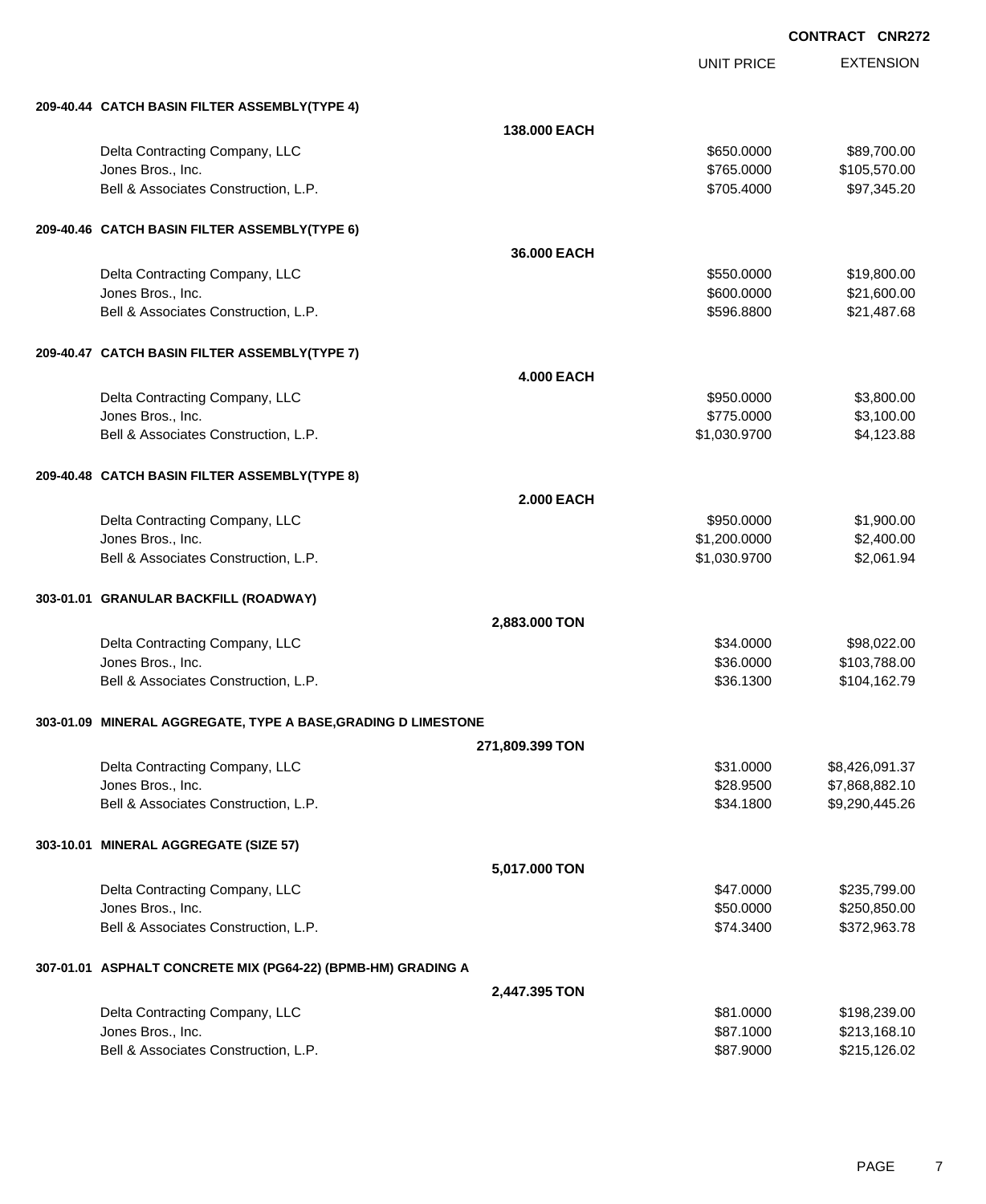CONTRACT CNR272

| | UNIT PRICE | EXTENSION |
|---|---|---|
| **209-40.44 CATCH BASIN FILTER ASSEMBLY(TYPE 4)** | | |
| **138.000 EACH** | | |
| Delta Contracting Company, LLC | $650.0000 | $89,700.00 |
| Jones Bros., Inc. | $765.0000 | $105,570.00 |
| Bell & Associates Construction, L.P. | $705.4000 | $97,345.20 |
| **209-40.46 CATCH BASIN FILTER ASSEMBLY(TYPE 6)** | | |
| **36.000 EACH** | | |
| Delta Contracting Company, LLC | $550.0000 | $19,800.00 |
| Jones Bros., Inc. | $600.0000 | $21,600.00 |
| Bell & Associates Construction, L.P. | $596.8800 | $21,487.68 |
| **209-40.47 CATCH BASIN FILTER ASSEMBLY(TYPE 7)** | | |
| **4.000 EACH** | | |
| Delta Contracting Company, LLC | $950.0000 | $3,800.00 |
| Jones Bros., Inc. | $775.0000 | $3,100.00 |
| Bell & Associates Construction, L.P. | $1,030.9700 | $4,123.88 |
| **209-40.48 CATCH BASIN FILTER ASSEMBLY(TYPE 8)** | | |
| **2.000 EACH** | | |
| Delta Contracting Company, LLC | $950.0000 | $1,900.00 |
| Jones Bros., Inc. | $1,200.0000 | $2,400.00 |
| Bell & Associates Construction, L.P. | $1,030.9700 | $2,061.94 |
| **303-01.01 GRANULAR BACKFILL (ROADWAY)** | | |
| **2,883.000 TON** | | |
| Delta Contracting Company, LLC | $34.0000 | $98,022.00 |
| Jones Bros., Inc. | $36.0000 | $103,788.00 |
| Bell & Associates Construction, L.P. | $36.1300 | $104,162.79 |
| **303-01.09 MINERAL AGGREGATE, TYPE A BASE,GRADING D LIMESTONE** | | |
| **271,809.399 TON** | | |
| Delta Contracting Company, LLC | $31.0000 | $8,426,091.37 |
| Jones Bros., Inc. | $28.9500 | $7,868,882.10 |
| Bell & Associates Construction, L.P. | $34.1800 | $9,290,445.26 |
| **303-10.01 MINERAL AGGREGATE (SIZE 57)** | | |
| **5,017.000 TON** | | |
| Delta Contracting Company, LLC | $47.0000 | $235,799.00 |
| Jones Bros., Inc. | $50.0000 | $250,850.00 |
| Bell & Associates Construction, L.P. | $74.3400 | $372,963.78 |
| **307-01.01 ASPHALT CONCRETE MIX (PG64-22) (BPMB-HM) GRADING A** | | |
| **2,447.395 TON** | | |
| Delta Contracting Company, LLC | $81.0000 | $198,239.00 |
| Jones Bros., Inc. | $87.1000 | $213,168.10 |
| Bell & Associates Construction, L.P. | $87.9000 | $215,126.02 |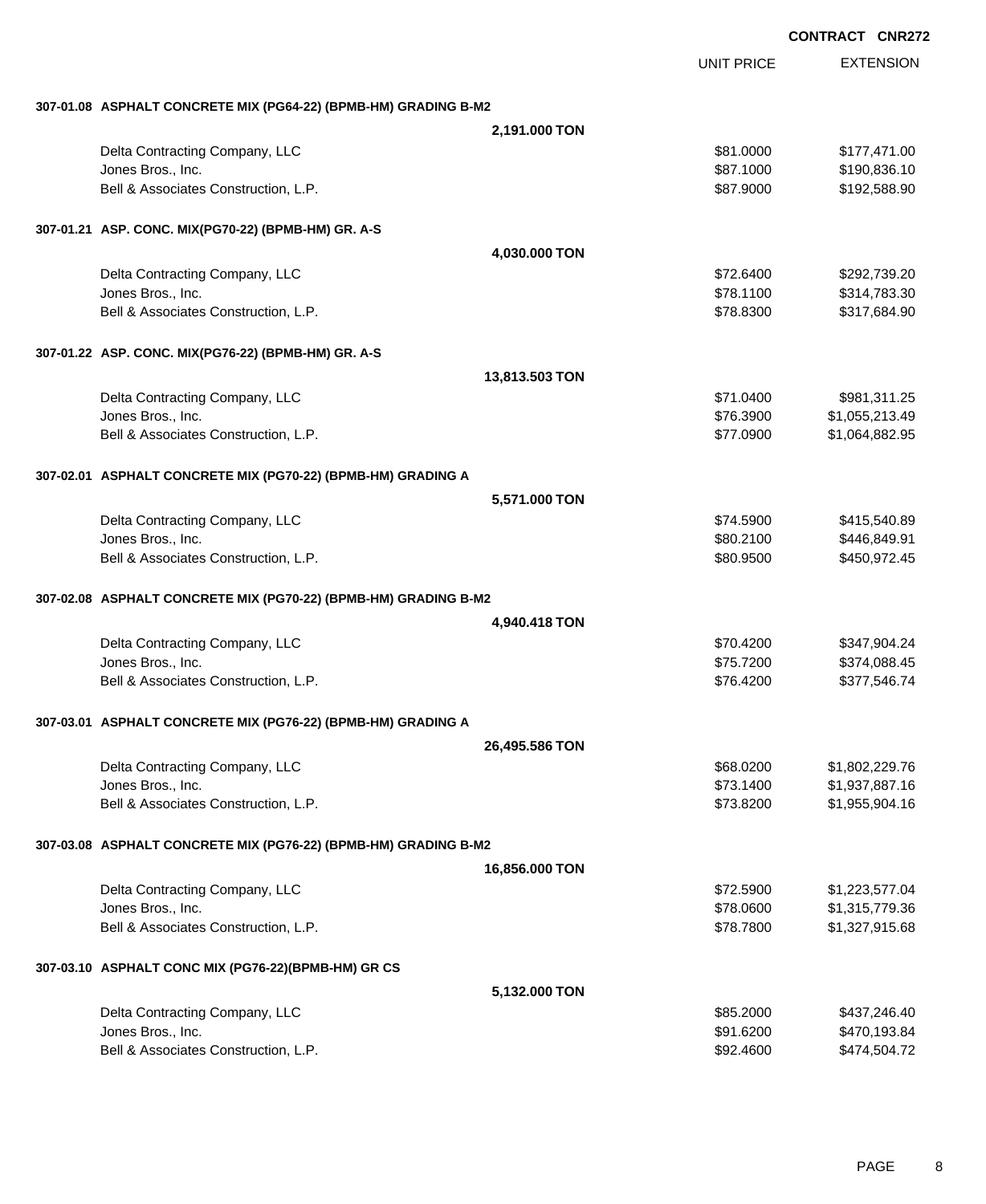**CONTRACT CNR272**

| | UNIT PRICE | EXTENSION |
|---|---|---|
| **307-01.08 ASPHALT CONCRETE MIX (PG64-22) (BPMB-HM) GRADING B-M2** | | |
| **2,191.000 TON** | | |
| Delta Contracting Company, LLC | $81.0000 | $177,471.00 |
| Jones Bros., Inc. | $87.1000 | $190,836.10 |
| Bell & Associates Construction, L.P. | $87.9000 | $192,588.90 |
| **307-01.21 ASP. CONC. MIX(PG70-22) (BPMB-HM) GR. A-S** | | |
| **4,030.000 TON** | | |
| Delta Contracting Company, LLC | $72.6400 | $292,739.20 |
| Jones Bros., Inc. | $78.1100 | $314,783.30 |
| Bell & Associates Construction, L.P. | $78.8300 | $317,684.90 |
| **307-01.22 ASP. CONC. MIX(PG76-22) (BPMB-HM) GR. A-S** | | |
| **13,813.503 TON** | | |
| Delta Contracting Company, LLC | $71.0400 | $981,311.25 |
| Jones Bros., Inc. | $76.3900 | $1,055,213.49 |
| Bell & Associates Construction, L.P. | $77.0900 | $1,064,882.95 |
| **307-02.01 ASPHALT CONCRETE MIX (PG70-22) (BPMB-HM) GRADING A** | | |
| **5,571.000 TON** | | |
| Delta Contracting Company, LLC | $74.5900 | $415,540.89 |
| Jones Bros., Inc. | $80.2100 | $446,849.91 |
| Bell & Associates Construction, L.P. | $80.9500 | $450,972.45 |
| **307-02.08 ASPHALT CONCRETE MIX (PG70-22) (BPMB-HM) GRADING B-M2** | | |
| **4,940.418 TON** | | |
| Delta Contracting Company, LLC | $70.4200 | $347,904.24 |
| Jones Bros., Inc. | $75.7200 | $374,088.45 |
| Bell & Associates Construction, L.P. | $76.4200 | $377,546.74 |
| **307-03.01 ASPHALT CONCRETE MIX (PG76-22) (BPMB-HM) GRADING A** | | |
| **26,495.586 TON** | | |
| Delta Contracting Company, LLC | $68.0200 | $1,802,229.76 |
| Jones Bros., Inc. | $73.1400 | $1,937,887.16 |
| Bell & Associates Construction, L.P. | $73.8200 | $1,955,904.16 |
| **307-03.08 ASPHALT CONCRETE MIX (PG76-22) (BPMB-HM) GRADING B-M2** | | |
| **16,856.000 TON** | | |
| Delta Contracting Company, LLC | $72.5900 | $1,223,577.04 |
| Jones Bros., Inc. | $78.0600 | $1,315,779.36 |
| Bell & Associates Construction, L.P. | $78.7800 | $1,327,915.68 |
| **307-03.10 ASPHALT CONC MIX (PG76-22)(BPMB-HM) GR CS** | | |
| **5,132.000 TON** | | |
| Delta Contracting Company, LLC | $85.2000 | $437,246.40 |
| Jones Bros., Inc. | $91.6200 | $470,193.84 |
| Bell & Associates Construction, L.P. | $92.4600 | $474,504.72 |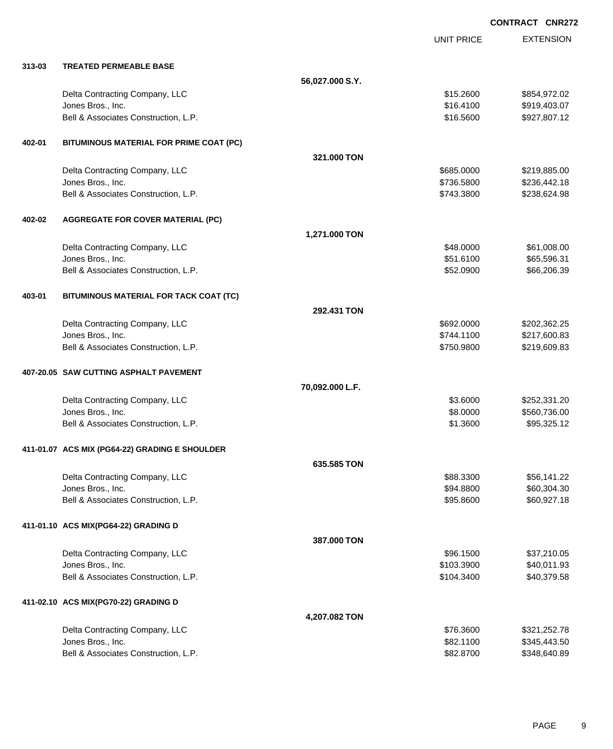**CONTRACT CNR272**

| | | | UNIT PRICE | EXTENSION |
|---|---|---|---|---|
| **313-03** | **TREATED PERMEABLE BASE** | | | |
| | | **56,027.000 S.Y.** | | |
| | Delta Contracting Company, LLC | | $15.2600 | $854,972.02 |
| | Jones Bros., Inc. | | $16.4100 | $919,403.07 |
| | Bell & Associates Construction, L.P. | | $16.5600 | $927,807.12 |
| **402-01** | **BITUMINOUS MATERIAL FOR PRIME COAT (PC)** | | | |
| | | **321.000 TON** | | |
| | Delta Contracting Company, LLC | | $685.0000 | $219,885.00 |
| | Jones Bros., Inc. | | $736.5800 | $236,442.18 |
| | Bell & Associates Construction, L.P. | | $743.3800 | $238,624.98 |
| **402-02** | **AGGREGATE FOR COVER MATERIAL (PC)** | | | |
| | | **1,271.000 TON** | | |
| | Delta Contracting Company, LLC | | $48.0000 | $61,008.00 |
| | Jones Bros., Inc. | | $51.6100 | $65,596.31 |
| | Bell & Associates Construction, L.P. | | $52.0900 | $66,206.39 |
| **403-01** | **BITUMINOUS MATERIAL FOR TACK COAT (TC)** | | | |
| | | **292.431 TON** | | |
| | Delta Contracting Company, LLC | | $692.0000 | $202,362.25 |
| | Jones Bros., Inc. | | $744.1100 | $217,600.83 |
| | Bell & Associates Construction, L.P. | | $750.9800 | $219,609.83 |
| **407-20.05** | **SAW CUTTING ASPHALT PAVEMENT** | | | |
| | | **70,092.000 L.F.** | | |
| | Delta Contracting Company, LLC | | $3.6000 | $252,331.20 |
| | Jones Bros., Inc. | | $8.0000 | $560,736.00 |
| | Bell & Associates Construction, L.P. | | $1.3600 | $95,325.12 |
| **411-01.07** | **ACS MIX (PG64-22) GRADING E SHOULDER** | | | |
| | | **635.585 TON** | | |
| | Delta Contracting Company, LLC | | $88.3300 | $56,141.22 |
| | Jones Bros., Inc. | | $94.8800 | $60,304.30 |
| | Bell & Associates Construction, L.P. | | $95.8600 | $60,927.18 |
| **411-01.10** | **ACS MIX(PG64-22) GRADING D** | | | |
| | | **387.000 TON** | | |
| | Delta Contracting Company, LLC | | $96.1500 | $37,210.05 |
| | Jones Bros., Inc. | | $103.3900 | $40,011.93 |
| | Bell & Associates Construction, L.P. | | $104.3400 | $40,379.58 |
| **411-02.10** | **ACS MIX(PG70-22) GRADING D** | | | |
| | | **4,207.082 TON** | | |
| | Delta Contracting Company, LLC | | $76.3600 | $321,252.78 |
| | Jones Bros., Inc. | | $82.1100 | $345,443.50 |
| | Bell & Associates Construction, L.P. | | $82.8700 | $348,640.89 |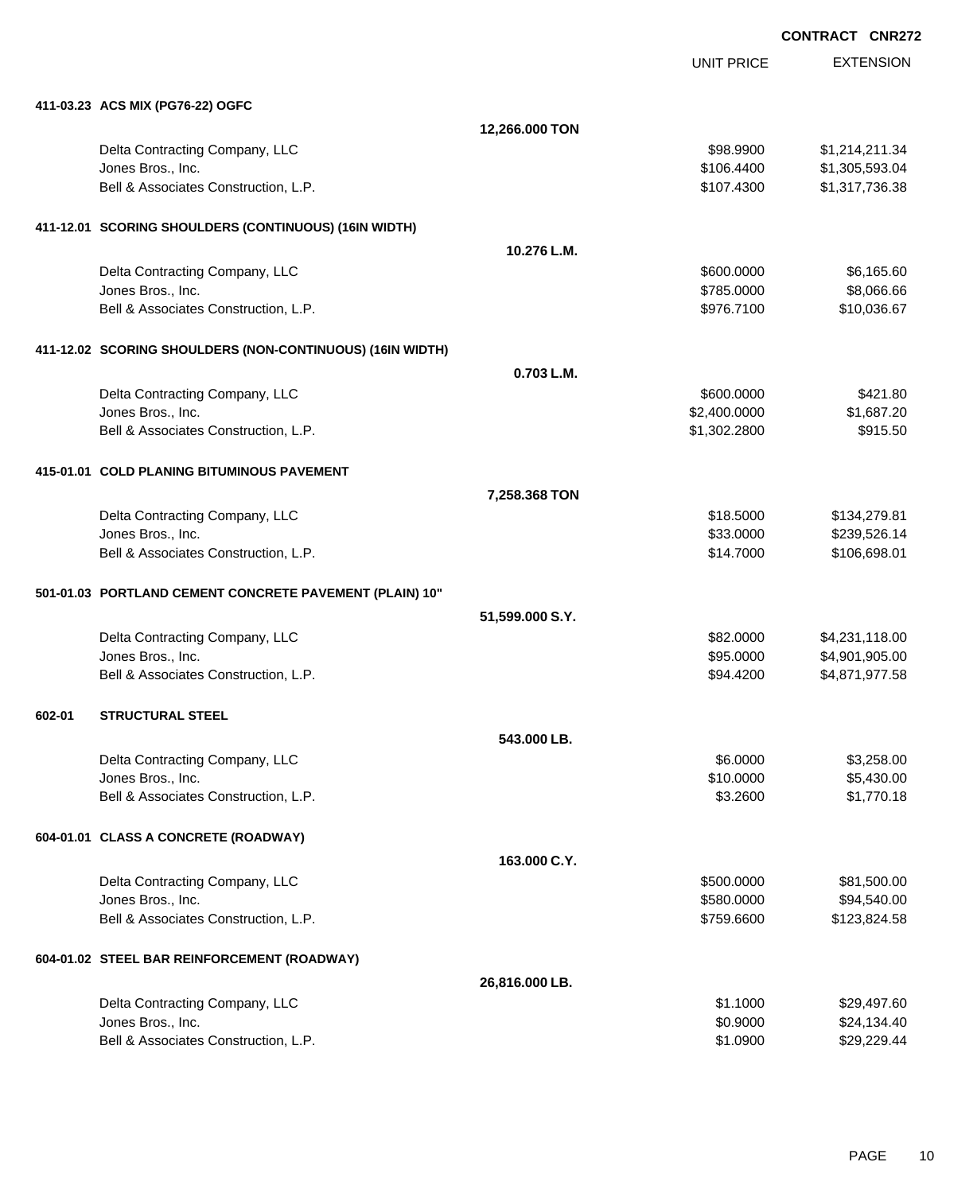**CONTRACT CNR272**

| | | UNIT PRICE | EXTENSION |
|---|---|---|---|
| **411-03.23 ACS MIX (PG76-22) OGFC** | | | |
| | **12,266.000 TON** | | |
| Delta Contracting Company, LLC | | $98.9900 | $1,214,211.34 |
| Jones Bros., Inc. | | $106.4400 | $1,305,593.04 |
| Bell & Associates Construction, L.P. | | $107.4300 | $1,317,736.38 |
| **411-12.01 SCORING SHOULDERS (CONTINUOUS) (16IN WIDTH)** | | | |
| | **10.276 L.M.** | | |
| Delta Contracting Company, LLC | | $600.0000 | $6,165.60 |
| Jones Bros., Inc. | | $785.0000 | $8,066.66 |
| Bell & Associates Construction, L.P. | | $976.7100 | $10,036.67 |
| **411-12.02 SCORING SHOULDERS (NON-CONTINUOUS) (16IN WIDTH)** | | | |
| | **0.703 L.M.** | | |
| Delta Contracting Company, LLC | | $600.0000 | $421.80 |
| Jones Bros., Inc. | | $2,400.0000 | $1,687.20 |
| Bell & Associates Construction, L.P. | | $1,302.2800 | $915.50 |
| **415-01.01 COLD PLANING BITUMINOUS PAVEMENT** | | | |
| | **7,258.368 TON** | | |
| Delta Contracting Company, LLC | | $18.5000 | $134,279.81 |
| Jones Bros., Inc. | | $33.0000 | $239,526.14 |
| Bell & Associates Construction, L.P. | | $14.7000 | $106,698.01 |
| **501-01.03 PORTLAND CEMENT CONCRETE PAVEMENT (PLAIN) 10"** | | | |
| | **51,599.000 S.Y.** | | |
| Delta Contracting Company, LLC | | $82.0000 | $4,231,118.00 |
| Jones Bros., Inc. | | $95.0000 | $4,901,905.00 |
| Bell & Associates Construction, L.P. | | $94.4200 | $4,871,977.58 |
| **602-01 STRUCTURAL STEEL** | | | |
| | **543.000 LB.** | | |
| Delta Contracting Company, LLC | | $6.0000 | $3,258.00 |
| Jones Bros., Inc. | | $10.0000 | $5,430.00 |
| Bell & Associates Construction, L.P. | | $3.2600 | $1,770.18 |
| **604-01.01 CLASS A CONCRETE (ROADWAY)** | | | |
| | **163.000 C.Y.** | | |
| Delta Contracting Company, LLC | | $500.0000 | $81,500.00 |
| Jones Bros., Inc. | | $580.0000 | $94,540.00 |
| Bell & Associates Construction, L.P. | | $759.6600 | $123,824.58 |
| **604-01.02 STEEL BAR REINFORCEMENT (ROADWAY)** | | | |
| | **26,816.000 LB.** | | |
| Delta Contracting Company, LLC | | $1.1000 | $29,497.60 |
| Jones Bros., Inc. | | $0.9000 | $24,134.40 |
| Bell & Associates Construction, L.P. | | $1.0900 | $29,229.44 |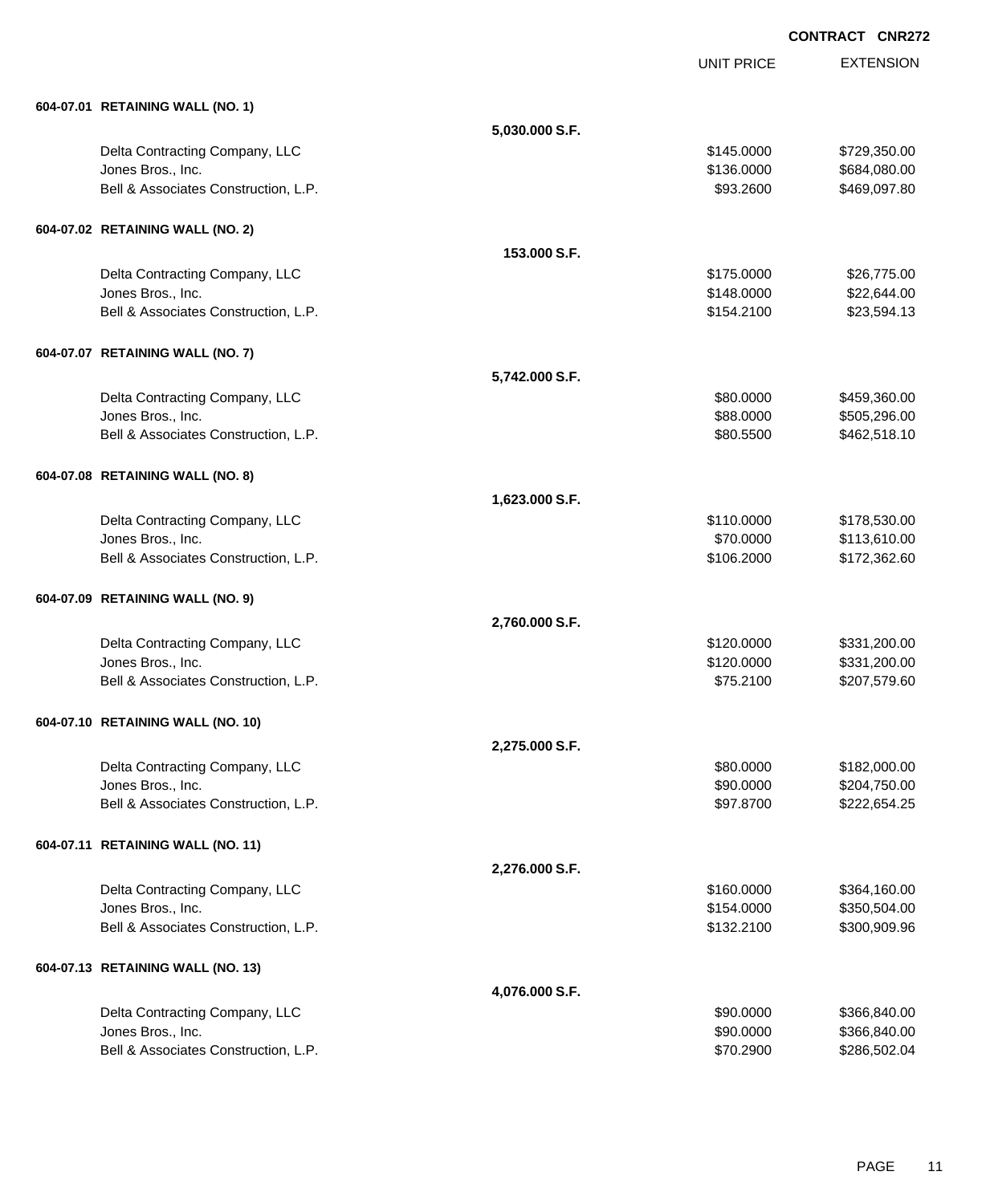**CONTRACT CNR272**

| | | UNIT PRICE | EXTENSION |
|---|---|---|---|
| **604-07.01 RETAINING WALL (NO. 1)** | | | |
| | **5,030.000 S.F.** | | |
| Delta Contracting Company, LLC | | $145.0000 | $729,350.00 |
| Jones Bros., Inc. | | $136.0000 | $684,080.00 |
| Bell & Associates Construction, L.P. | | $93.2600 | $469,097.80 |
| **604-07.02 RETAINING WALL (NO. 2)** | | | |
| | **153.000 S.F.** | | |
| Delta Contracting Company, LLC | | $175.0000 | $26,775.00 |
| Jones Bros., Inc. | | $148.0000 | $22,644.00 |
| Bell & Associates Construction, L.P. | | $154.2100 | $23,594.13 |
| **604-07.07 RETAINING WALL (NO. 7)** | | | |
| | **5,742.000 S.F.** | | |
| Delta Contracting Company, LLC | | $80.0000 | $459,360.00 |
| Jones Bros., Inc. | | $88.0000 | $505,296.00 |
| Bell & Associates Construction, L.P. | | $80.5500 | $462,518.10 |
| **604-07.08 RETAINING WALL (NO. 8)** | | | |
| | **1,623.000 S.F.** | | |
| Delta Contracting Company, LLC | | $110.0000 | $178,530.00 |
| Jones Bros., Inc. | | $70.0000 | $113,610.00 |
| Bell & Associates Construction, L.P. | | $106.2000 | $172,362.60 |
| **604-07.09 RETAINING WALL (NO. 9)** | | | |
| | **2,760.000 S.F.** | | |
| Delta Contracting Company, LLC | | $120.0000 | $331,200.00 |
| Jones Bros., Inc. | | $120.0000 | $331,200.00 |
| Bell & Associates Construction, L.P. | | $75.2100 | $207,579.60 |
| **604-07.10 RETAINING WALL (NO. 10)** | | | |
| | **2,275.000 S.F.** | | |
| Delta Contracting Company, LLC | | $80.0000 | $182,000.00 |
| Jones Bros., Inc. | | $90.0000 | $204,750.00 |
| Bell & Associates Construction, L.P. | | $97.8700 | $222,654.25 |
| **604-07.11 RETAINING WALL (NO. 11)** | | | |
| | **2,276.000 S.F.** | | |
| Delta Contracting Company, LLC | | $160.0000 | $364,160.00 |
| Jones Bros., Inc. | | $154.0000 | $350,504.00 |
| Bell & Associates Construction, L.P. | | $132.2100 | $300,909.96 |
| **604-07.13 RETAINING WALL (NO. 13)** | | | |
| | **4,076.000 S.F.** | | |
| Delta Contracting Company, LLC | | $90.0000 | $366,840.00 |
| Jones Bros., Inc. | | $90.0000 | $366,840.00 |
| Bell & Associates Construction, L.P. | | $70.2900 | $286,502.04 |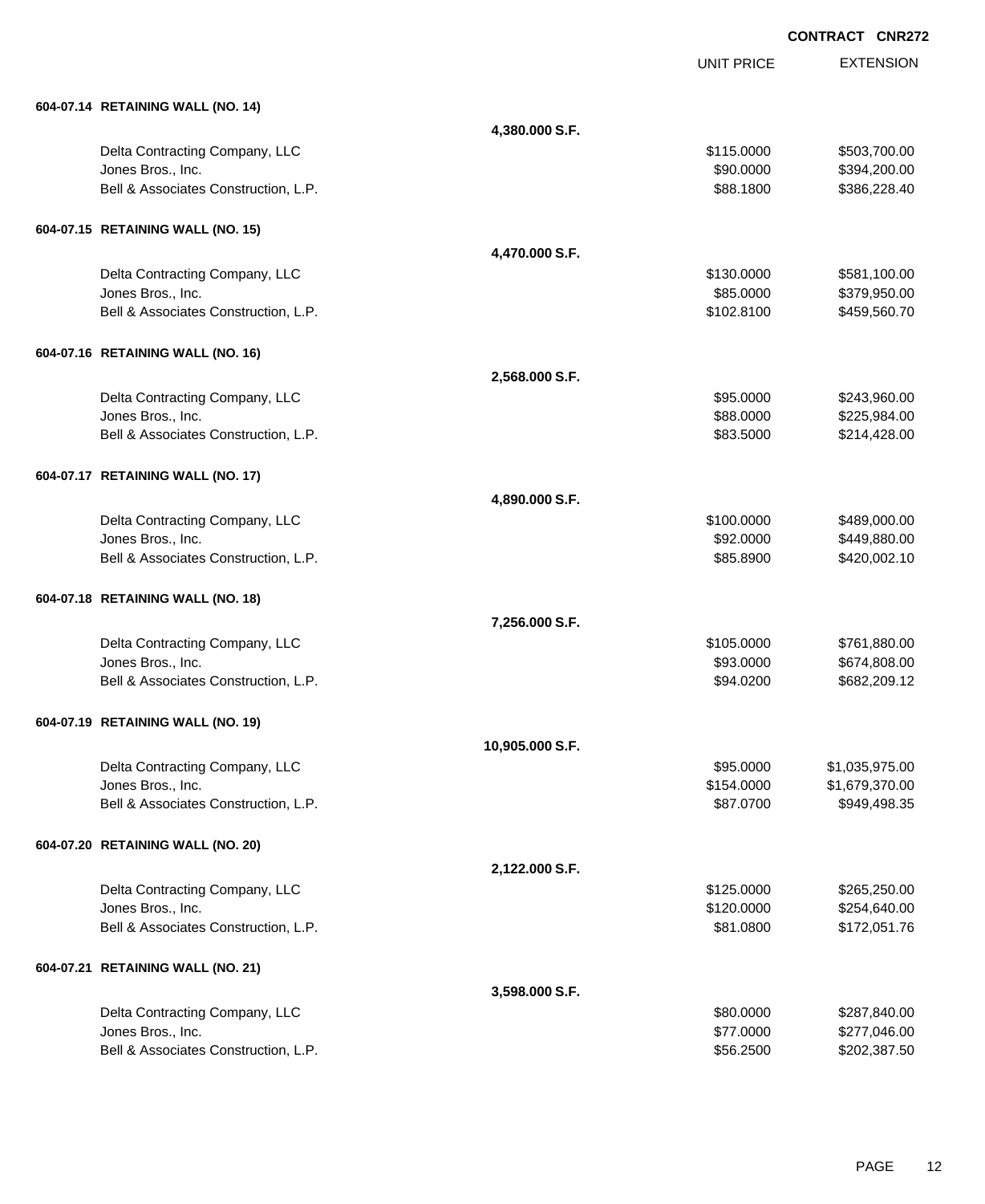**CONTRACT CNR272**

| | | UNIT PRICE | EXTENSION |
|---|---|---|---|
| **604-07.14 RETAINING WALL (NO. 14)** | | | |
| | **4,380.000 S.F.** | | |
| Delta Contracting Company, LLC | | $115.0000 | $503,700.00 |
| Jones Bros., Inc. | | $90.0000 | $394,200.00 |
| Bell & Associates Construction, L.P. | | $88.1800 | $386,228.40 |
| **604-07.15 RETAINING WALL (NO. 15)** | | | |
| | **4,470.000 S.F.** | | |
| Delta Contracting Company, LLC | | $130.0000 | $581,100.00 |
| Jones Bros., Inc. | | $85.0000 | $379,950.00 |
| Bell & Associates Construction, L.P. | | $102.8100 | $459,560.70 |
| **604-07.16 RETAINING WALL (NO. 16)** | | | |
| | **2,568.000 S.F.** | | |
| Delta Contracting Company, LLC | | $95.0000 | $243,960.00 |
| Jones Bros., Inc. | | $88.0000 | $225,984.00 |
| Bell & Associates Construction, L.P. | | $83.5000 | $214,428.00 |
| **604-07.17 RETAINING WALL (NO. 17)** | | | |
| | **4,890.000 S.F.** | | |
| Delta Contracting Company, LLC | | $100.0000 | $489,000.00 |
| Jones Bros., Inc. | | $92.0000 | $449,880.00 |
| Bell & Associates Construction, L.P. | | $85.8900 | $420,002.10 |
| **604-07.18 RETAINING WALL (NO. 18)** | | | |
| | **7,256.000 S.F.** | | |
| Delta Contracting Company, LLC | | $105.0000 | $761,880.00 |
| Jones Bros., Inc. | | $93.0000 | $674,808.00 |
| Bell & Associates Construction, L.P. | | $94.0200 | $682,209.12 |
| **604-07.19 RETAINING WALL (NO. 19)** | | | |
| | **10,905.000 S.F.** | | |
| Delta Contracting Company, LLC | | $95.0000 | $1,035,975.00 |
| Jones Bros., Inc. | | $154.0000 | $1,679,370.00 |
| Bell & Associates Construction, L.P. | | $87.0700 | $949,498.35 |
| **604-07.20 RETAINING WALL (NO. 20)** | | | |
| | **2,122.000 S.F.** | | |
| Delta Contracting Company, LLC | | $125.0000 | $265,250.00 |
| Jones Bros., Inc. | | $120.0000 | $254,640.00 |
| Bell & Associates Construction, L.P. | | $81.0800 | $172,051.76 |
| **604-07.21 RETAINING WALL (NO. 21)** | | | |
| | **3,598.000 S.F.** | | |
| Delta Contracting Company, LLC | | $80.0000 | $287,840.00 |
| Jones Bros., Inc. | | $77.0000 | $277,046.00 |
| Bell & Associates Construction, L.P. | | $56.2500 | $202,387.50 |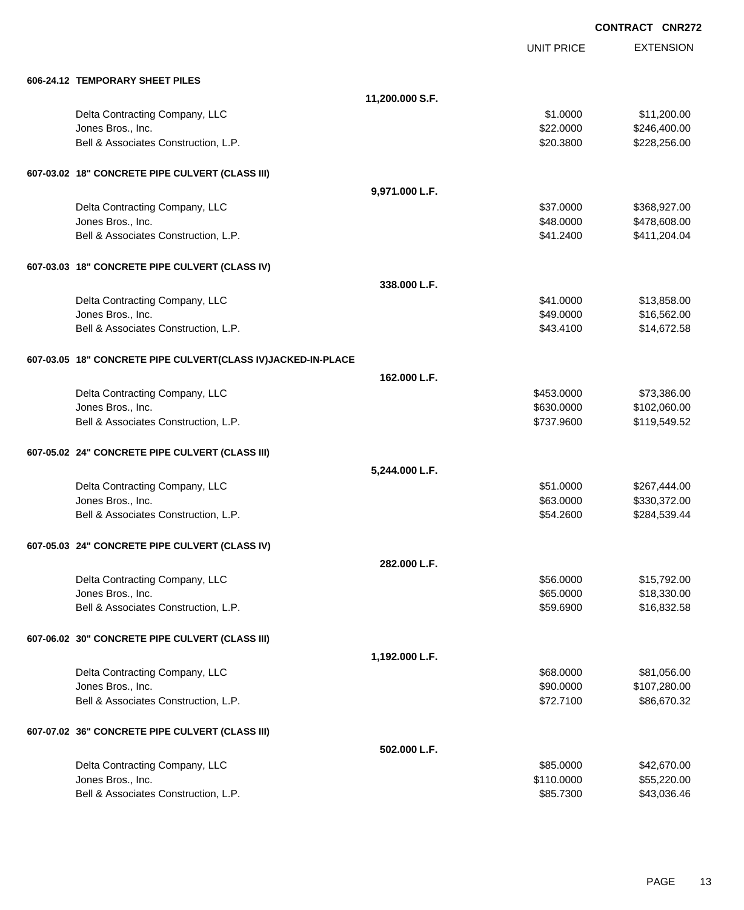CONTRACT CNR272

| | | UNIT PRICE | EXTENSION |
|---|---|---|---|
| **606-24.12 TEMPORARY SHEET PILES** | | | |
| | **11,200.000 S.F.** | | |
| Delta Contracting Company, LLC | | $1.0000 | $11,200.00 |
| Jones Bros., Inc. | | $22.0000 | $246,400.00 |
| Bell & Associates Construction, L.P. | | $20.3800 | $228,256.00 |
| **607-03.02 18" CONCRETE PIPE CULVERT (CLASS III)** | | | |
| | **9,971.000 L.F.** | | |
| Delta Contracting Company, LLC | | $37.0000 | $368,927.00 |
| Jones Bros., Inc. | | $48.0000 | $478,608.00 |
| Bell & Associates Construction, L.P. | | $41.2400 | $411,204.04 |
| **607-03.03 18" CONCRETE PIPE CULVERT (CLASS IV)** | | | |
| | **338.000 L.F.** | | |
| Delta Contracting Company, LLC | | $41.0000 | $13,858.00 |
| Jones Bros., Inc. | | $49.0000 | $16,562.00 |
| Bell & Associates Construction, L.P. | | $43.4100 | $14,672.58 |
| **607-03.05 18" CONCRETE PIPE CULVERT(CLASS IV)JACKED-IN-PLACE** | | | |
| | **162.000 L.F.** | | |
| Delta Contracting Company, LLC | | $453.0000 | $73,386.00 |
| Jones Bros., Inc. | | $630.0000 | $102,060.00 |
| Bell & Associates Construction, L.P. | | $737.9600 | $119,549.52 |
| **607-05.02 24" CONCRETE PIPE CULVERT (CLASS III)** | | | |
| | **5,244.000 L.F.** | | |
| Delta Contracting Company, LLC | | $51.0000 | $267,444.00 |
| Jones Bros., Inc. | | $63.0000 | $330,372.00 |
| Bell & Associates Construction, L.P. | | $54.2600 | $284,539.44 |
| **607-05.03 24" CONCRETE PIPE CULVERT (CLASS IV)** | | | |
| | **282.000 L.F.** | | |
| Delta Contracting Company, LLC | | $56.0000 | $15,792.00 |
| Jones Bros., Inc. | | $65.0000 | $18,330.00 |
| Bell & Associates Construction, L.P. | | $59.6900 | $16,832.58 |
| **607-06.02 30" CONCRETE PIPE CULVERT (CLASS III)** | | | |
| | **1,192.000 L.F.** | | |
| Delta Contracting Company, LLC | | $68.0000 | $81,056.00 |
| Jones Bros., Inc. | | $90.0000 | $107,280.00 |
| Bell & Associates Construction, L.P. | | $72.7100 | $86,670.32 |
| **607-07.02 36" CONCRETE PIPE CULVERT (CLASS III)** | | | |
| | **502.000 L.F.** | | |
| Delta Contracting Company, LLC | | $85.0000 | $42,670.00 |
| Jones Bros., Inc. | | $110.0000 | $55,220.00 |
| Bell & Associates Construction, L.P. | | $85.7300 | $43,036.46 |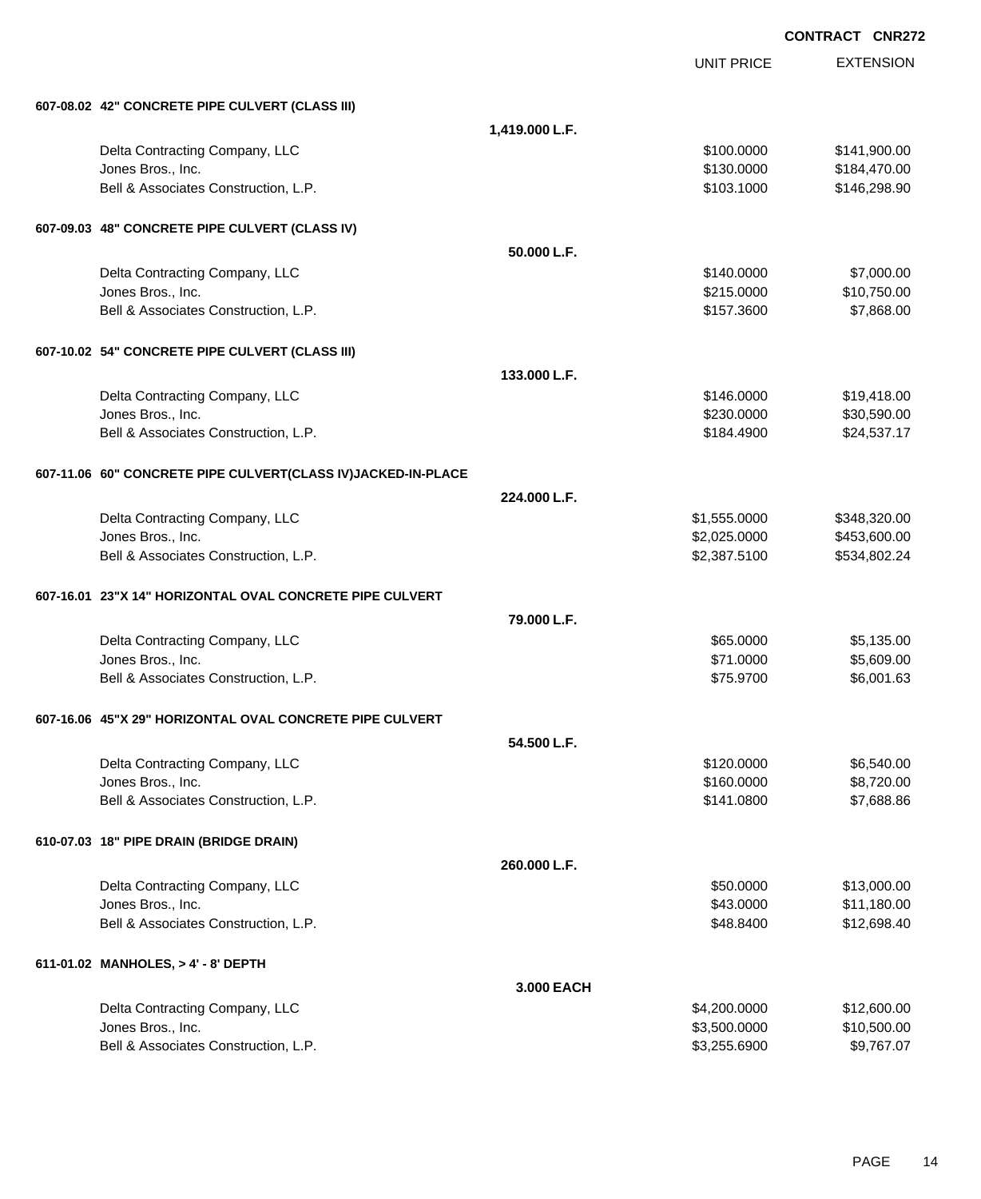**CONTRACT CNR272**

| | | UNIT PRICE | EXTENSION |
|---|---|---|---|
| **607-08.02 42" CONCRETE PIPE CULVERT (CLASS III)** | | | |
| | **1,419.000 L.F.** | | |
| Delta Contracting Company, LLC | | $100.0000 | $141,900.00 |
| Jones Bros., Inc. | | $130.0000 | $184,470.00 |
| Bell & Associates Construction, L.P. | | $103.1000 | $146,298.90 |
| **607-09.03 48" CONCRETE PIPE CULVERT (CLASS IV)** | | | |
| | **50.000 L.F.** | | |
| Delta Contracting Company, LLC | | $140.0000 | $7,000.00 |
| Jones Bros., Inc. | | $215.0000 | $10,750.00 |
| Bell & Associates Construction, L.P. | | $157.3600 | $7,868.00 |
| **607-10.02 54" CONCRETE PIPE CULVERT (CLASS III)** | | | |
| | **133.000 L.F.** | | |
| Delta Contracting Company, LLC | | $146.0000 | $19,418.00 |
| Jones Bros., Inc. | | $230.0000 | $30,590.00 |
| Bell & Associates Construction, L.P. | | $184.4900 | $24,537.17 |
| **607-11.06 60" CONCRETE PIPE CULVERT(CLASS IV)JACKED-IN-PLACE** | | | |
| | **224.000 L.F.** | | |
| Delta Contracting Company, LLC | | $1,555.0000 | $348,320.00 |
| Jones Bros., Inc. | | $2,025.0000 | $453,600.00 |
| Bell & Associates Construction, L.P. | | $2,387.5100 | $534,802.24 |
| **607-16.01 23"X 14" HORIZONTAL OVAL CONCRETE PIPE CULVERT** | | | |
| | **79.000 L.F.** | | |
| Delta Contracting Company, LLC | | $65.0000 | $5,135.00 |
| Jones Bros., Inc. | | $71.0000 | $5,609.00 |
| Bell & Associates Construction, L.P. | | $75.9700 | $6,001.63 |
| **607-16.06 45"X 29" HORIZONTAL OVAL CONCRETE PIPE CULVERT** | | | |
| | **54.500 L.F.** | | |
| Delta Contracting Company, LLC | | $120.0000 | $6,540.00 |
| Jones Bros., Inc. | | $160.0000 | $8,720.00 |
| Bell & Associates Construction, L.P. | | $141.0800 | $7,688.86 |
| **610-07.03 18" PIPE DRAIN (BRIDGE DRAIN)** | | | |
| | **260.000 L.F.** | | |
| Delta Contracting Company, LLC | | $50.0000 | $13,000.00 |
| Jones Bros., Inc. | | $43.0000 | $11,180.00 |
| Bell & Associates Construction, L.P. | | $48.8400 | $12,698.40 |
| **611-01.02 MANHOLES, > 4' - 8' DEPTH** | | | |
| | **3.000 EACH** | | |
| Delta Contracting Company, LLC | | $4,200.0000 | $12,600.00 |
| Jones Bros., Inc. | | $3,500.0000 | $10,500.00 |
| Bell & Associates Construction, L.P. | | $3,255.6900 | $9,767.07 |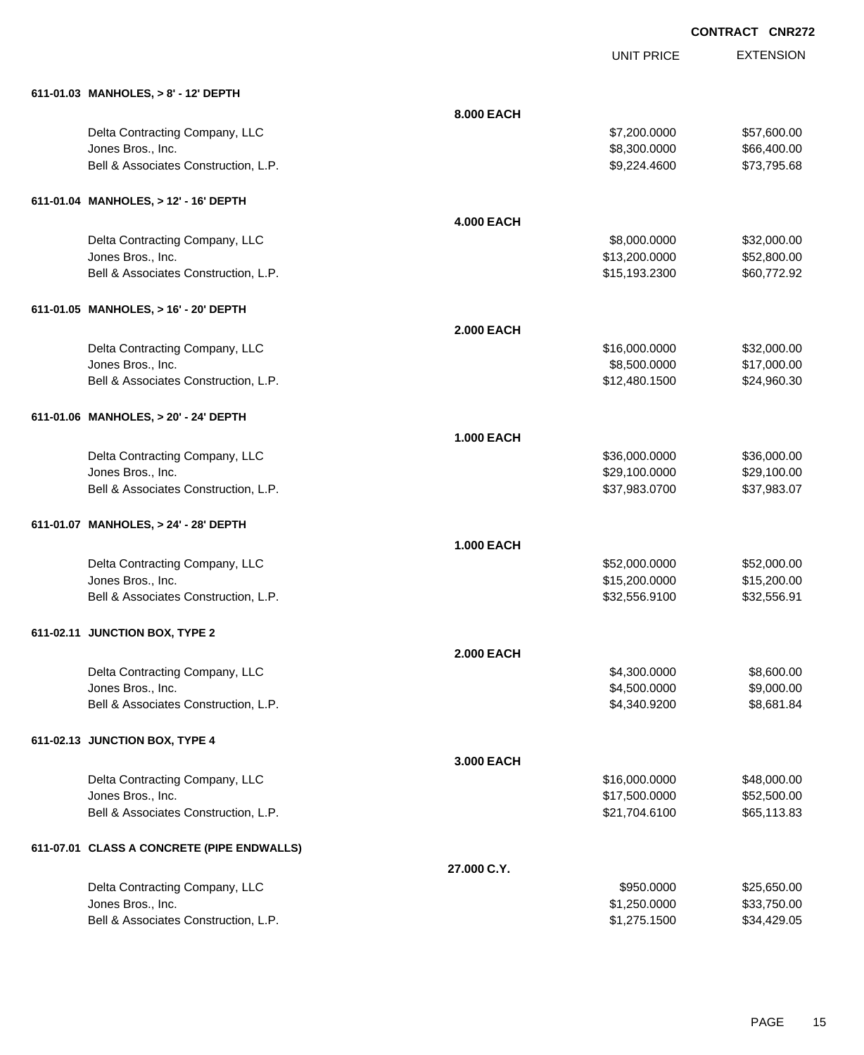**CONTRACT CNR272**

| | | UNIT PRICE | EXTENSION |
|---|---|---|---|
| **611-01.03 MANHOLES, > 8' - 12' DEPTH** | | | |
| | **8.000 EACH** | | |
| Delta Contracting Company, LLC | | $7,200.0000 | $57,600.00 |
| Jones Bros., Inc. | | $8,300.0000 | $66,400.00 |
| Bell & Associates Construction, L.P. | | $9,224.4600 | $73,795.68 |
| **611-01.04 MANHOLES, > 12' - 16' DEPTH** | | | |
| | **4.000 EACH** | | |
| Delta Contracting Company, LLC | | $8,000.0000 | $32,000.00 |
| Jones Bros., Inc. | | $13,200.0000 | $52,800.00 |
| Bell & Associates Construction, L.P. | | $15,193.2300 | $60,772.92 |
| **611-01.05 MANHOLES, > 16' - 20' DEPTH** | | | |
| | **2.000 EACH** | | |
| Delta Contracting Company, LLC | | $16,000.0000 | $32,000.00 |
| Jones Bros., Inc. | | $8,500.0000 | $17,000.00 |
| Bell & Associates Construction, L.P. | | $12,480.1500 | $24,960.30 |
| **611-01.06 MANHOLES, > 20' - 24' DEPTH** | | | |
| | **1.000 EACH** | | |
| Delta Contracting Company, LLC | | $36,000.0000 | $36,000.00 |
| Jones Bros., Inc. | | $29,100.0000 | $29,100.00 |
| Bell & Associates Construction, L.P. | | $37,983.0700 | $37,983.07 |
| **611-01.07 MANHOLES, > 24' - 28' DEPTH** | | | |
| | **1.000 EACH** | | |
| Delta Contracting Company, LLC | | $52,000.0000 | $52,000.00 |
| Jones Bros., Inc. | | $15,200.0000 | $15,200.00 |
| Bell & Associates Construction, L.P. | | $32,556.9100 | $32,556.91 |
| **611-02.11 JUNCTION BOX, TYPE 2** | | | |
| | **2.000 EACH** | | |
| Delta Contracting Company, LLC | | $4,300.0000 | $8,600.00 |
| Jones Bros., Inc. | | $4,500.0000 | $9,000.00 |
| Bell & Associates Construction, L.P. | | $4,340.9200 | $8,681.84 |
| **611-02.13 JUNCTION BOX, TYPE 4** | | | |
| | **3.000 EACH** | | |
| Delta Contracting Company, LLC | | $16,000.0000 | $48,000.00 |
| Jones Bros., Inc. | | $17,500.0000 | $52,500.00 |
| Bell & Associates Construction, L.P. | | $21,704.6100 | $65,113.83 |
| **611-07.01 CLASS A CONCRETE (PIPE ENDWALLS)** | | | |
| | **27.000 C.Y.** | | |
| Delta Contracting Company, LLC | | $950.0000 | $25,650.00 |
| Jones Bros., Inc. | | $1,250.0000 | $33,750.00 |
| Bell & Associates Construction, L.P. | | $1,275.1500 | $34,429.05 |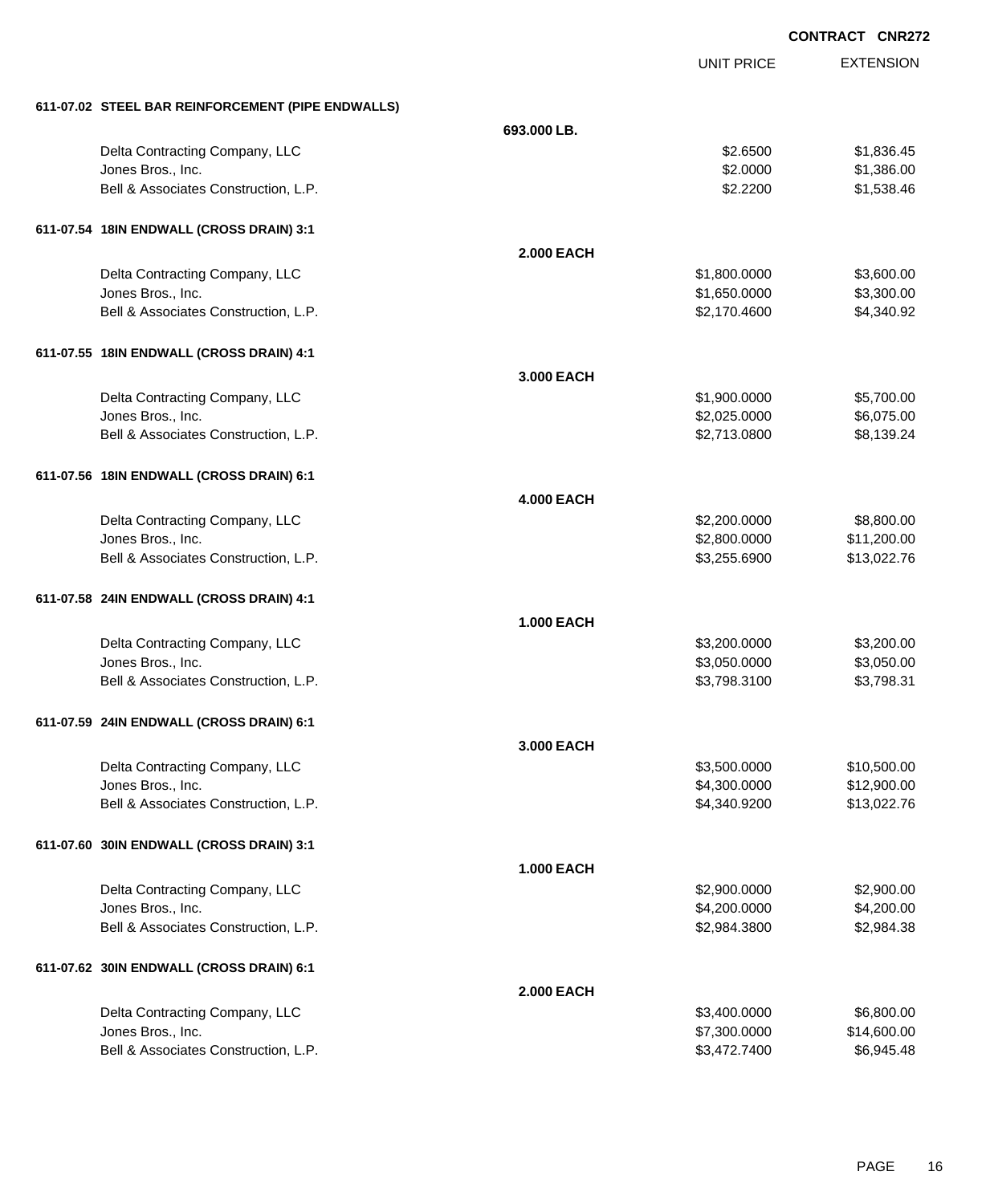CONTRACT CNR272

| | | UNIT PRICE | EXTENSION |
|---|---|---|---|
| **611-07.02 STEEL BAR REINFORCEMENT (PIPE ENDWALLS)** | | | |
| | **693.000 LB.** | | |
| Delta Contracting Company, LLC | | $2.6500 | $1,836.45 |
| Jones Bros., Inc. | | $2.0000 | $1,386.00 |
| Bell & Associates Construction, L.P. | | $2.2200 | $1,538.46 |
| **611-07.54 18IN ENDWALL (CROSS DRAIN) 3:1** | | | |
| | **2.000 EACH** | | |
| Delta Contracting Company, LLC | | $1,800.0000 | $3,600.00 |
| Jones Bros., Inc. | | $1,650.0000 | $3,300.00 |
| Bell & Associates Construction, L.P. | | $2,170.4600 | $4,340.92 |
| **611-07.55 18IN ENDWALL (CROSS DRAIN) 4:1** | | | |
| | **3.000 EACH** | | |
| Delta Contracting Company, LLC | | $1,900.0000 | $5,700.00 |
| Jones Bros., Inc. | | $2,025.0000 | $6,075.00 |
| Bell & Associates Construction, L.P. | | $2,713.0800 | $8,139.24 |
| **611-07.56 18IN ENDWALL (CROSS DRAIN) 6:1** | | | |
| | **4.000 EACH** | | |
| Delta Contracting Company, LLC | | $2,200.0000 | $8,800.00 |
| Jones Bros., Inc. | | $2,800.0000 | $11,200.00 |
| Bell & Associates Construction, L.P. | | $3,255.6900 | $13,022.76 |
| **611-07.58 24IN ENDWALL (CROSS DRAIN) 4:1** | | | |
| | **1.000 EACH** | | |
| Delta Contracting Company, LLC | | $3,200.0000 | $3,200.00 |
| Jones Bros., Inc. | | $3,050.0000 | $3,050.00 |
| Bell & Associates Construction, L.P. | | $3,798.3100 | $3,798.31 |
| **611-07.59 24IN ENDWALL (CROSS DRAIN) 6:1** | | | |
| | **3.000 EACH** | | |
| Delta Contracting Company, LLC | | $3,500.0000 | $10,500.00 |
| Jones Bros., Inc. | | $4,300.0000 | $12,900.00 |
| Bell & Associates Construction, L.P. | | $4,340.9200 | $13,022.76 |
| **611-07.60 30IN ENDWALL (CROSS DRAIN) 3:1** | | | |
| | **1.000 EACH** | | |
| Delta Contracting Company, LLC | | $2,900.0000 | $2,900.00 |
| Jones Bros., Inc. | | $4,200.0000 | $4,200.00 |
| Bell & Associates Construction, L.P. | | $2,984.3800 | $2,984.38 |
| **611-07.62 30IN ENDWALL (CROSS DRAIN) 6:1** | | | |
| | **2.000 EACH** | | |
| Delta Contracting Company, LLC | | $3,400.0000 | $6,800.00 |
| Jones Bros., Inc. | | $7,300.0000 | $14,600.00 |
| Bell & Associates Construction, L.P. | | $3,472.7400 | $6,945.48 |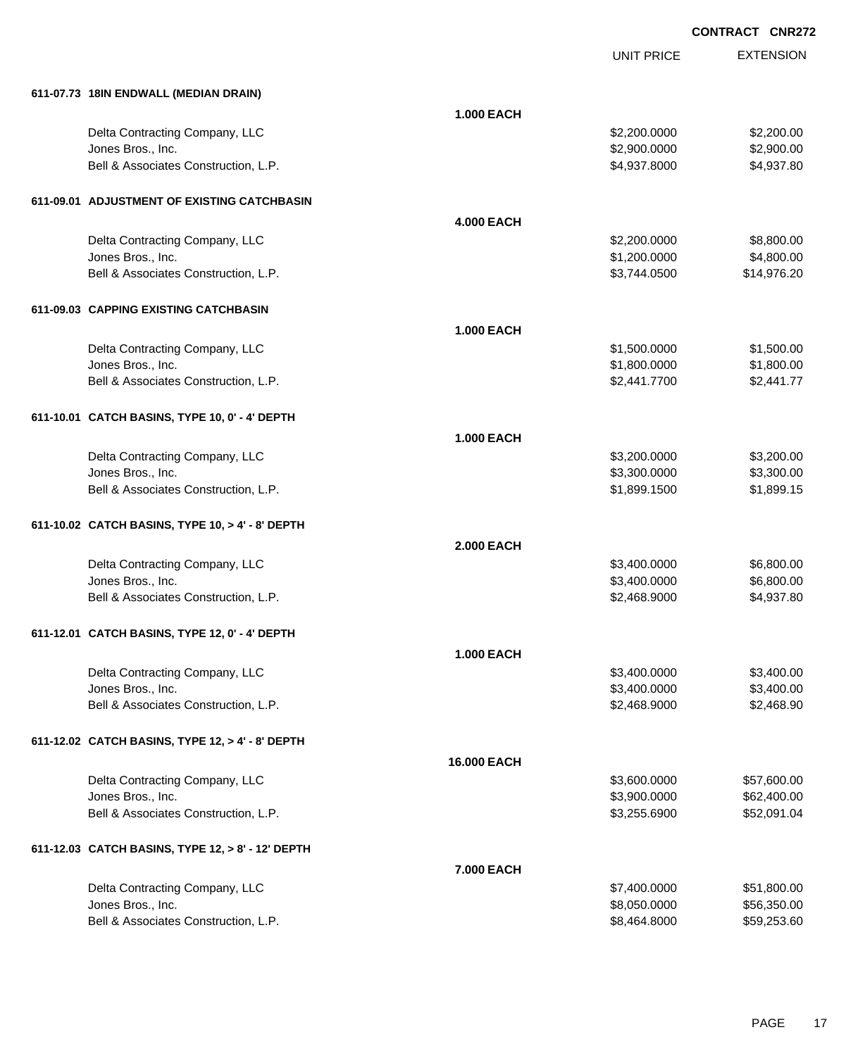CONTRACT CNR272

| | | UNIT PRICE | EXTENSION |
|---|---|---|---|
| **611-07.73 18IN ENDWALL (MEDIAN DRAIN)** | | | |
| | **1.000 EACH** | | |
| Delta Contracting Company, LLC | | $2,200.0000 | $2,200.00 |
| Jones Bros., Inc. | | $2,900.0000 | $2,900.00 |
| Bell & Associates Construction, L.P. | | $4,937.8000 | $4,937.80 |
| **611-09.01 ADJUSTMENT OF EXISTING CATCHBASIN** | | | |
| | **4.000 EACH** | | |
| Delta Contracting Company, LLC | | $2,200.0000 | $8,800.00 |
| Jones Bros., Inc. | | $1,200.0000 | $4,800.00 |
| Bell & Associates Construction, L.P. | | $3,744.0500 | $14,976.20 |
| **611-09.03 CAPPING EXISTING CATCHBASIN** | | | |
| | **1.000 EACH** | | |
| Delta Contracting Company, LLC | | $1,500.0000 | $1,500.00 |
| Jones Bros., Inc. | | $1,800.0000 | $1,800.00 |
| Bell & Associates Construction, L.P. | | $2,441.7700 | $2,441.77 |
| **611-10.01 CATCH BASINS, TYPE 10, 0' - 4' DEPTH** | | | |
| | **1.000 EACH** | | |
| Delta Contracting Company, LLC | | $3,200.0000 | $3,200.00 |
| Jones Bros., Inc. | | $3,300.0000 | $3,300.00 |
| Bell & Associates Construction, L.P. | | $1,899.1500 | $1,899.15 |
| **611-10.02 CATCH BASINS, TYPE 10, > 4' - 8' DEPTH** | | | |
| | **2.000 EACH** | | |
| Delta Contracting Company, LLC | | $3,400.0000 | $6,800.00 |
| Jones Bros., Inc. | | $3,400.0000 | $6,800.00 |
| Bell & Associates Construction, L.P. | | $2,468.9000 | $4,937.80 |
| **611-12.01 CATCH BASINS, TYPE 12, 0' - 4' DEPTH** | | | |
| | **1.000 EACH** | | |
| Delta Contracting Company, LLC | | $3,400.0000 | $3,400.00 |
| Jones Bros., Inc. | | $3,400.0000 | $3,400.00 |
| Bell & Associates Construction, L.P. | | $2,468.9000 | $2,468.90 |
| **611-12.02 CATCH BASINS, TYPE 12, > 4' - 8' DEPTH** | | | |
| | **16.000 EACH** | | |
| Delta Contracting Company, LLC | | $3,600.0000 | $57,600.00 |
| Jones Bros., Inc. | | $3,900.0000 | $62,400.00 |
| Bell & Associates Construction, L.P. | | $3,255.6900 | $52,091.04 |
| **611-12.03 CATCH BASINS, TYPE 12, > 8' - 12' DEPTH** | | | |
| | **7.000 EACH** | | |
| Delta Contracting Company, LLC | | $7,400.0000 | $51,800.00 |
| Jones Bros., Inc. | | $8,050.0000 | $56,350.00 |
| Bell & Associates Construction, L.P. | | $8,464.8000 | $59,253.60 |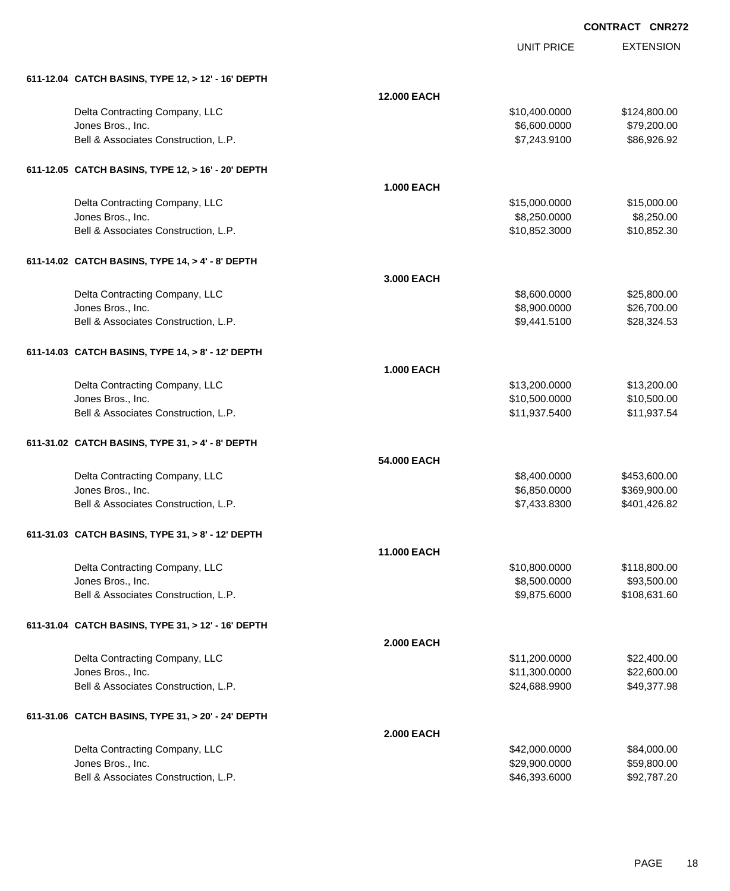**CONTRACT CNR272**

| | | UNIT PRICE | EXTENSION |
|---|---|---|---|
| **611-12.04 CATCH BASINS, TYPE 12, > 12' - 16' DEPTH** | | | |
| | **12.000 EACH** | | |
| Delta Contracting Company, LLC | | $10,400.0000 | $124,800.00 |
| Jones Bros., Inc. | | $6,600.0000 | $79,200.00 |
| Bell & Associates Construction, L.P. | | $7,243.9100 | $86,926.92 |
| **611-12.05 CATCH BASINS, TYPE 12, > 16' - 20' DEPTH** | | | |
| | **1.000 EACH** | | |
| Delta Contracting Company, LLC | | $15,000.0000 | $15,000.00 |
| Jones Bros., Inc. | | $8,250.0000 | $8,250.00 |
| Bell & Associates Construction, L.P. | | $10,852.3000 | $10,852.30 |
| **611-14.02 CATCH BASINS, TYPE 14, > 4' - 8' DEPTH** | | | |
| | **3.000 EACH** | | |
| Delta Contracting Company, LLC | | $8,600.0000 | $25,800.00 |
| Jones Bros., Inc. | | $8,900.0000 | $26,700.00 |
| Bell & Associates Construction, L.P. | | $9,441.5100 | $28,324.53 |
| **611-14.03 CATCH BASINS, TYPE 14, > 8' - 12' DEPTH** | | | |
| | **1.000 EACH** | | |
| Delta Contracting Company, LLC | | $13,200.0000 | $13,200.00 |
| Jones Bros., Inc. | | $10,500.0000 | $10,500.00 |
| Bell & Associates Construction, L.P. | | $11,937.5400 | $11,937.54 |
| **611-31.02 CATCH BASINS, TYPE 31, > 4' - 8' DEPTH** | | | |
| | **54.000 EACH** | | |
| Delta Contracting Company, LLC | | $8,400.0000 | $453,600.00 |
| Jones Bros., Inc. | | $6,850.0000 | $369,900.00 |
| Bell & Associates Construction, L.P. | | $7,433.8300 | $401,426.82 |
| **611-31.03 CATCH BASINS, TYPE 31, > 8' - 12' DEPTH** | | | |
| | **11.000 EACH** | | |
| Delta Contracting Company, LLC | | $10,800.0000 | $118,800.00 |
| Jones Bros., Inc. | | $8,500.0000 | $93,500.00 |
| Bell & Associates Construction, L.P. | | $9,875.6000 | $108,631.60 |
| **611-31.04 CATCH BASINS, TYPE 31, > 12' - 16' DEPTH** | | | |
| | **2.000 EACH** | | |
| Delta Contracting Company, LLC | | $11,200.0000 | $22,400.00 |
| Jones Bros., Inc. | | $11,300.0000 | $22,600.00 |
| Bell & Associates Construction, L.P. | | $24,688.9900 | $49,377.98 |
| **611-31.06 CATCH BASINS, TYPE 31, > 20' - 24' DEPTH** | | | |
| | **2.000 EACH** | | |
| Delta Contracting Company, LLC | | $42,000.0000 | $84,000.00 |
| Jones Bros., Inc. | | $29,900.0000 | $59,800.00 |
| Bell & Associates Construction, L.P. | | $46,393.6000 | $92,787.20 |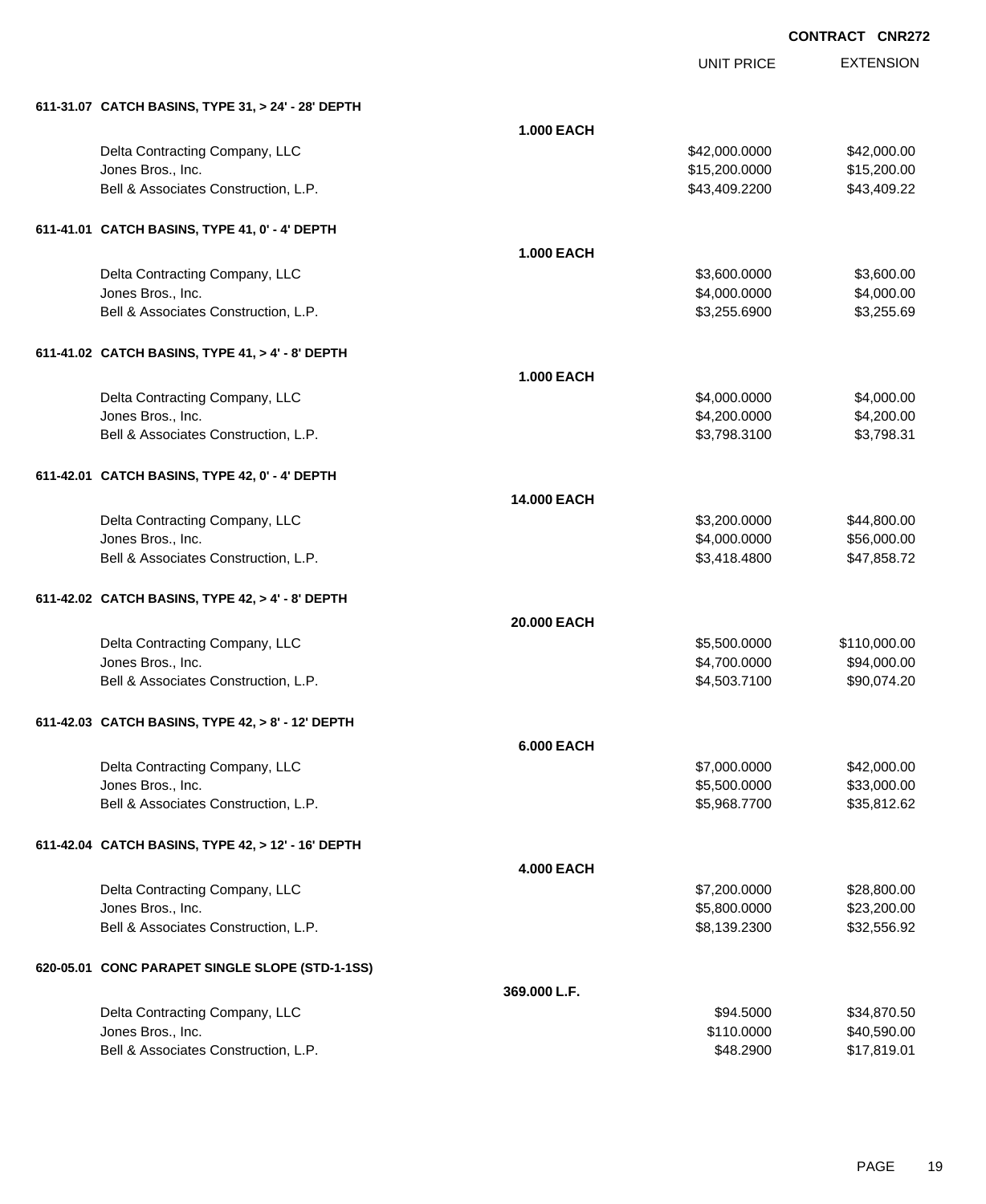**CONTRACT CNR272**

| | | UNIT PRICE | EXTENSION |
|---|---|---|---|
| **611-31.07 CATCH BASINS, TYPE 31, > 24' - 28' DEPTH** | | | |
| | **1.000 EACH** | | |
| Delta Contracting Company, LLC | | $42,000.0000 | $42,000.00 |
| Jones Bros., Inc. | | $15,200.0000 | $15,200.00 |
| Bell & Associates Construction, L.P. | | $43,409.2200 | $43,409.22 |
| **611-41.01 CATCH BASINS, TYPE 41, 0' - 4' DEPTH** | | | |
| | **1.000 EACH** | | |
| Delta Contracting Company, LLC | | $3,600.0000 | $3,600.00 |
| Jones Bros., Inc. | | $4,000.0000 | $4,000.00 |
| Bell & Associates Construction, L.P. | | $3,255.6900 | $3,255.69 |
| **611-41.02 CATCH BASINS, TYPE 41, > 4' - 8' DEPTH** | | | |
| | **1.000 EACH** | | |
| Delta Contracting Company, LLC | | $4,000.0000 | $4,000.00 |
| Jones Bros., Inc. | | $4,200.0000 | $4,200.00 |
| Bell & Associates Construction, L.P. | | $3,798.3100 | $3,798.31 |
| **611-42.01 CATCH BASINS, TYPE 42, 0' - 4' DEPTH** | | | |
| | **14.000 EACH** | | |
| Delta Contracting Company, LLC | | $3,200.0000 | $44,800.00 |
| Jones Bros., Inc. | | $4,000.0000 | $56,000.00 |
| Bell & Associates Construction, L.P. | | $3,418.4800 | $47,858.72 |
| **611-42.02 CATCH BASINS, TYPE 42, > 4' - 8' DEPTH** | | | |
| | **20.000 EACH** | | |
| Delta Contracting Company, LLC | | $5,500.0000 | $110,000.00 |
| Jones Bros., Inc. | | $4,700.0000 | $94,000.00 |
| Bell & Associates Construction, L.P. | | $4,503.7100 | $90,074.20 |
| **611-42.03 CATCH BASINS, TYPE 42, > 8' - 12' DEPTH** | | | |
| | **6.000 EACH** | | |
| Delta Contracting Company, LLC | | $7,000.0000 | $42,000.00 |
| Jones Bros., Inc. | | $5,500.0000 | $33,000.00 |
| Bell & Associates Construction, L.P. | | $5,968.7700 | $35,812.62 |
| **611-42.04 CATCH BASINS, TYPE 42, > 12' - 16' DEPTH** | | | |
| | **4.000 EACH** | | |
| Delta Contracting Company, LLC | | $7,200.0000 | $28,800.00 |
| Jones Bros., Inc. | | $5,800.0000 | $23,200.00 |
| Bell & Associates Construction, L.P. | | $8,139.2300 | $32,556.92 |
| **620-05.01 CONC PARAPET SINGLE SLOPE (STD-1-1SS)** | | | |
| | **369.000 L.F.** | | |
| Delta Contracting Company, LLC | | $94.5000 | $34,870.50 |
| Jones Bros., Inc. | | $110.0000 | $40,590.00 |
| Bell & Associates Construction, L.P. | | $48.2900 | $17,819.01 |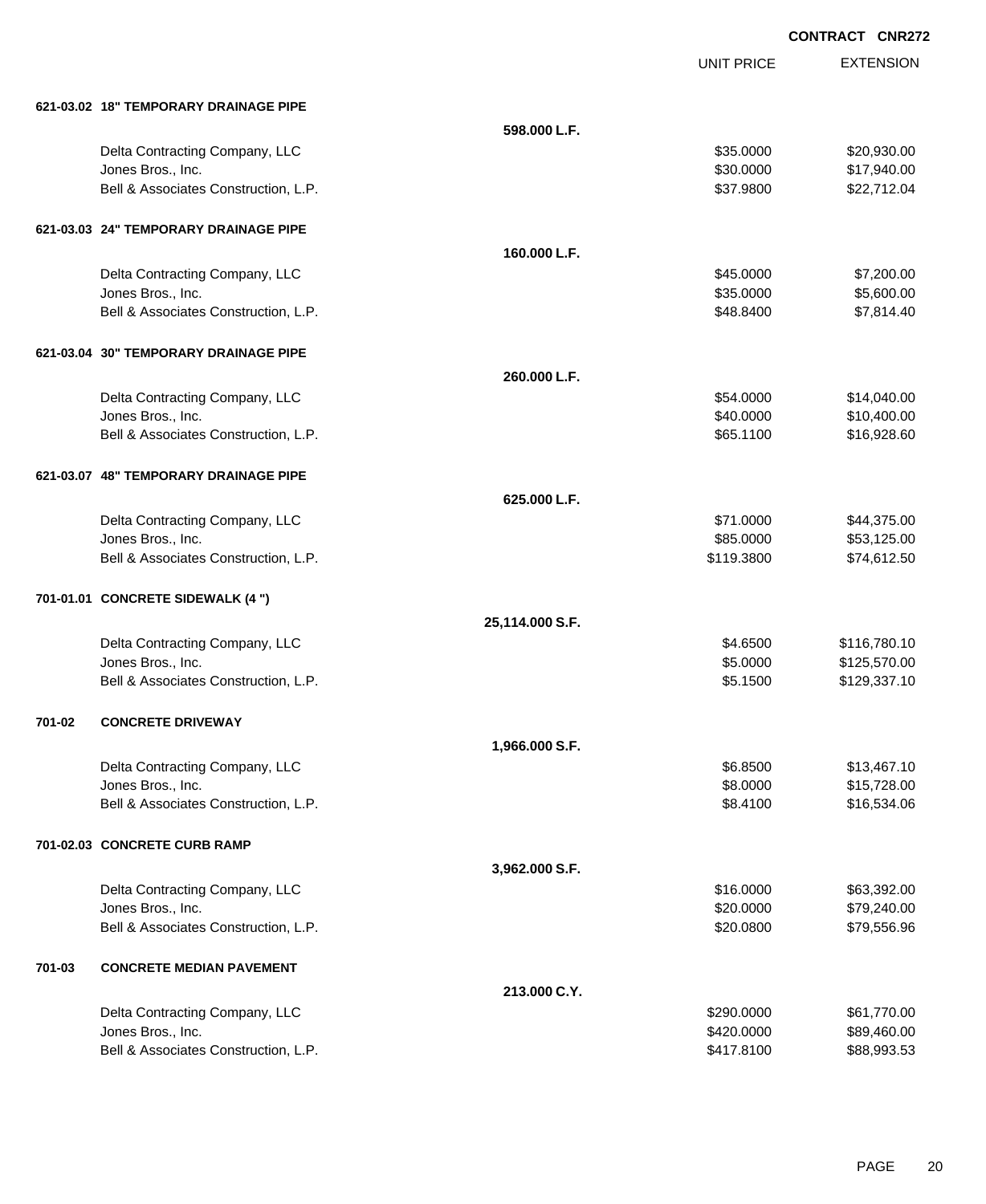CONTRACT CNR272

| | | UNIT PRICE | EXTENSION |
|---|---|---|---|
| **621-03.02 18" TEMPORARY DRAINAGE PIPE** | | | |
| | **598.000 L.F.** | | |
| Delta Contracting Company, LLC | | $35.0000 | $20,930.00 |
| Jones Bros., Inc. | | $30.0000 | $17,940.00 |
| Bell & Associates Construction, L.P. | | $37.9800 | $22,712.04 |
| **621-03.03 24" TEMPORARY DRAINAGE PIPE** | | | |
| | **160.000 L.F.** | | |
| Delta Contracting Company, LLC | | $45.0000 | $7,200.00 |
| Jones Bros., Inc. | | $35.0000 | $5,600.00 |
| Bell & Associates Construction, L.P. | | $48.8400 | $7,814.40 |
| **621-03.04 30" TEMPORARY DRAINAGE PIPE** | | | |
| | **260.000 L.F.** | | |
| Delta Contracting Company, LLC | | $54.0000 | $14,040.00 |
| Jones Bros., Inc. | | $40.0000 | $10,400.00 |
| Bell & Associates Construction, L.P. | | $65.1100 | $16,928.60 |
| **621-03.07 48" TEMPORARY DRAINAGE PIPE** | | | |
| | **625.000 L.F.** | | |
| Delta Contracting Company, LLC | | $71.0000 | $44,375.00 |
| Jones Bros., Inc. | | $85.0000 | $53,125.00 |
| Bell & Associates Construction, L.P. | | $119.3800 | $74,612.50 |
| **701-01.01 CONCRETE SIDEWALK (4 ")** | | | |
| | **25,114.000 S.F.** | | |
| Delta Contracting Company, LLC | | $4.6500 | $116,780.10 |
| Jones Bros., Inc. | | $5.0000 | $125,570.00 |
| Bell & Associates Construction, L.P. | | $5.1500 | $129,337.10 |
| **701-02 CONCRETE DRIVEWAY** | | | |
| | **1,966.000 S.F.** | | |
| Delta Contracting Company, LLC | | $6.8500 | $13,467.10 |
| Jones Bros., Inc. | | $8.0000 | $15,728.00 |
| Bell & Associates Construction, L.P. | | $8.4100 | $16,534.06 |
| **701-02.03 CONCRETE CURB RAMP** | | | |
| | **3,962.000 S.F.** | | |
| Delta Contracting Company, LLC | | $16.0000 | $63,392.00 |
| Jones Bros., Inc. | | $20.0000 | $79,240.00 |
| Bell & Associates Construction, L.P. | | $20.0800 | $79,556.96 |
| **701-03 CONCRETE MEDIAN PAVEMENT** | | | |
| | **213.000 C.Y.** | | |
| Delta Contracting Company, LLC | | $290.0000 | $61,770.00 |
| Jones Bros., Inc. | | $420.0000 | $89,460.00 |
| Bell & Associates Construction, L.P. | | $417.8100 | $88,993.53 |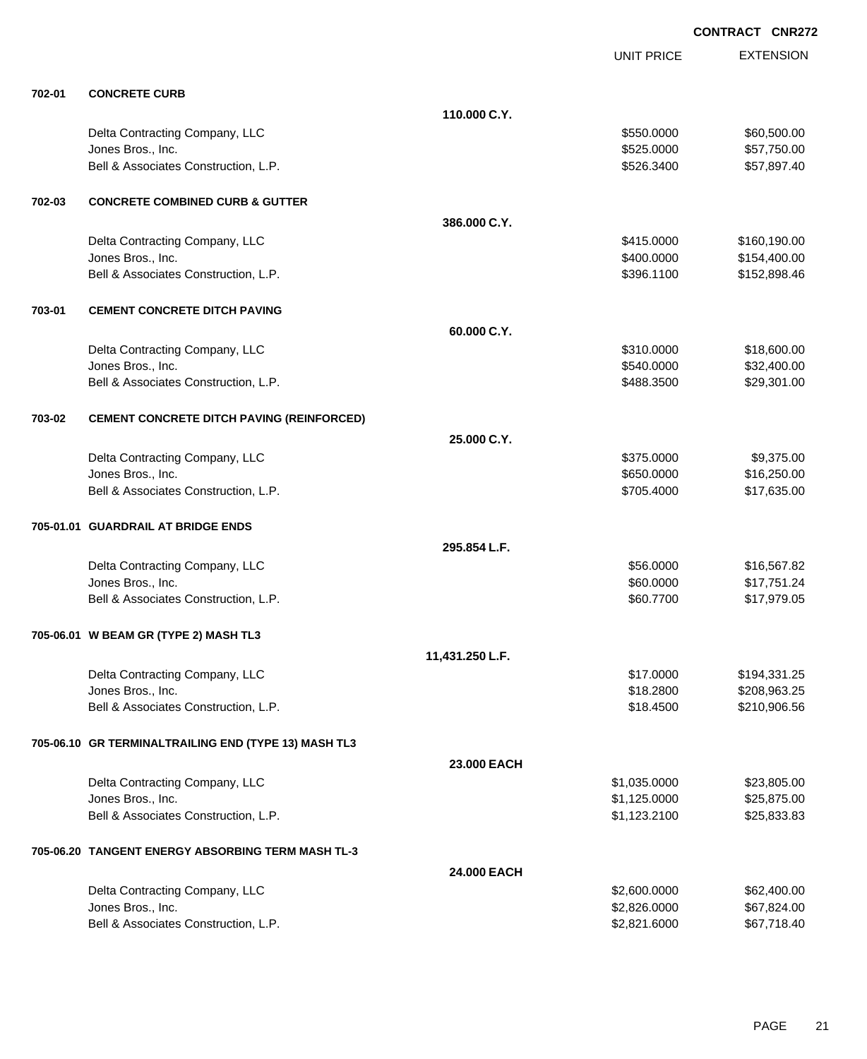**CONTRACT CNR272**

| | | | UNIT PRICE | EXTENSION |
|---|---|---|---|---|
| **702-01** | **CONCRETE CURB** | | | |
| | | **110.000 C.Y.** | | |
| | Delta Contracting Company, LLC | | $550.0000 | $60,500.00 |
| | Jones Bros., Inc. | | $525.0000 | $57,750.00 |
| | Bell & Associates Construction, L.P. | | $526.3400 | $57,897.40 |
| **702-03** | **CONCRETE COMBINED CURB & GUTTER** | | | |
| | | **386.000 C.Y.** | | |
| | Delta Contracting Company, LLC | | $415.0000 | $160,190.00 |
| | Jones Bros., Inc. | | $400.0000 | $154,400.00 |
| | Bell & Associates Construction, L.P. | | $396.1100 | $152,898.46 |
| **703-01** | **CEMENT CONCRETE DITCH PAVING** | | | |
| | | **60.000 C.Y.** | | |
| | Delta Contracting Company, LLC | | $310.0000 | $18,600.00 |
| | Jones Bros., Inc. | | $540.0000 | $32,400.00 |
| | Bell & Associates Construction, L.P. | | $488.3500 | $29,301.00 |
| **703-02** | **CEMENT CONCRETE DITCH PAVING (REINFORCED)** | | | |
| | | **25.000 C.Y.** | | |
| | Delta Contracting Company, LLC | | $375.0000 | $9,375.00 |
| | Jones Bros., Inc. | | $650.0000 | $16,250.00 |
| | Bell & Associates Construction, L.P. | | $705.4000 | $17,635.00 |
| **705-01.01** | **GUARDRAIL AT BRIDGE ENDS** | | | |
| | | **295.854 L.F.** | | |
| | Delta Contracting Company, LLC | | $56.0000 | $16,567.82 |
| | Jones Bros., Inc. | | $60.0000 | $17,751.24 |
| | Bell & Associates Construction, L.P. | | $60.7700 | $17,979.05 |
| **705-06.01** | **W BEAM GR (TYPE 2) MASH TL3** | | | |
| | | **11,431.250 L.F.** | | |
| | Delta Contracting Company, LLC | | $17.0000 | $194,331.25 |
| | Jones Bros., Inc. | | $18.2800 | $208,963.25 |
| | Bell & Associates Construction, L.P. | | $18.4500 | $210,906.56 |
| **705-06.10** | **GR TERMINALTRAILING END (TYPE 13) MASH TL3** | | | |
| | | **23.000 EACH** | | |
| | Delta Contracting Company, LLC | | $1,035.0000 | $23,805.00 |
| | Jones Bros., Inc. | | $1,125.0000 | $25,875.00 |
| | Bell & Associates Construction, L.P. | | $1,123.2100 | $25,833.83 |
| **705-06.20** | **TANGENT ENERGY ABSORBING TERM MASH TL-3** | | | |
| | | **24.000 EACH** | | |
| | Delta Contracting Company, LLC | | $2,600.0000 | $62,400.00 |
| | Jones Bros., Inc. | | $2,826.0000 | $67,824.00 |
| | Bell & Associates Construction, L.P. | | $2,821.6000 | $67,718.40 |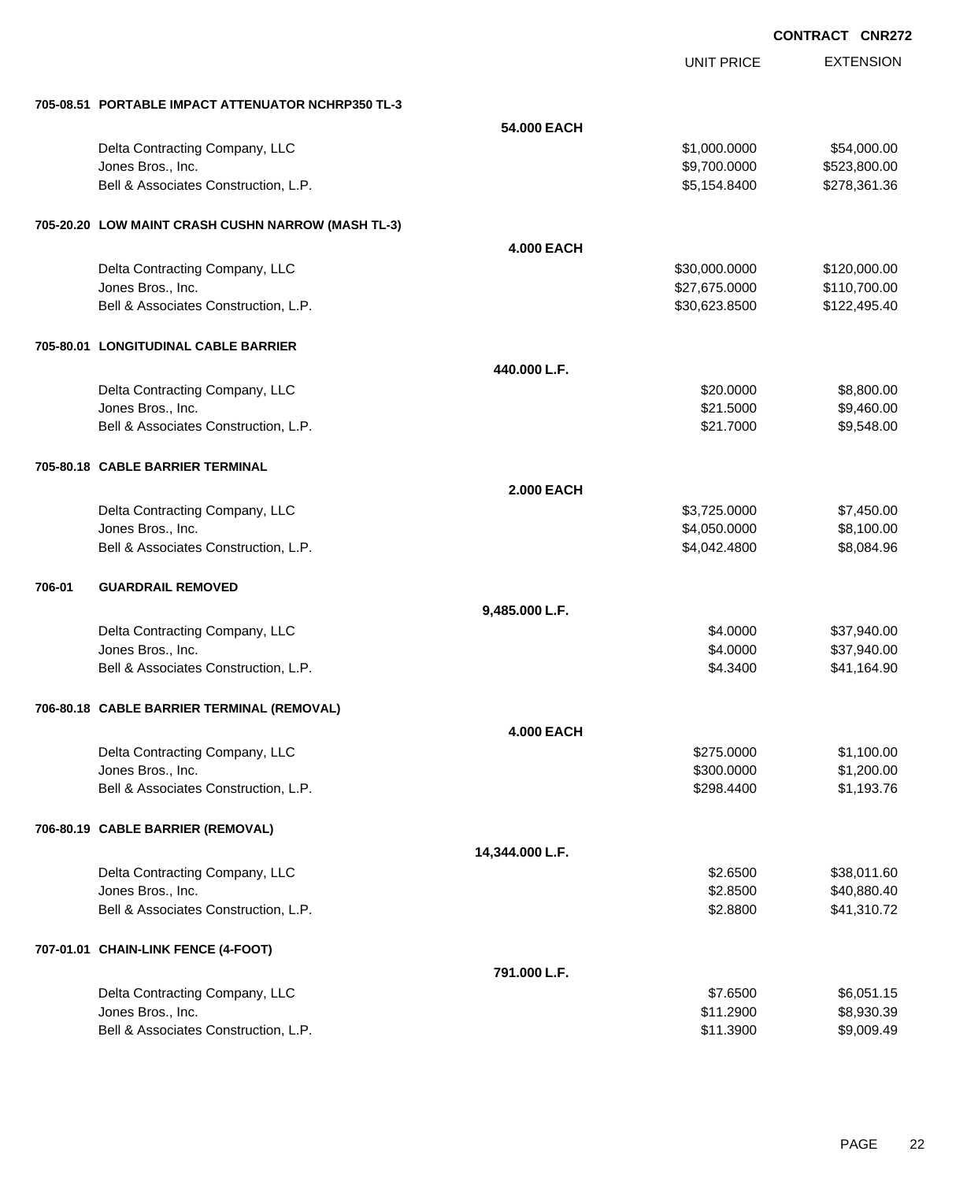CONTRACT CNR272

| | | UNIT PRICE | EXTENSION |
|---|---|---|---|
| **705-08.51 PORTABLE IMPACT ATTENUATOR NCHRP350 TL-3** | | | |
| | **54.000 EACH** | | |
| Delta Contracting Company, LLC | | $1,000.0000 | $54,000.00 |
| Jones Bros., Inc. | | $9,700.0000 | $523,800.00 |
| Bell & Associates Construction, L.P. | | $5,154.8400 | $278,361.36 |
| **705-20.20 LOW MAINT CRASH CUSHN NARROW (MASH TL-3)** | | | |
| | **4.000 EACH** | | |
| Delta Contracting Company, LLC | | $30,000.0000 | $120,000.00 |
| Jones Bros., Inc. | | $27,675.0000 | $110,700.00 |
| Bell & Associates Construction, L.P. | | $30,623.8500 | $122,495.40 |
| **705-80.01 LONGITUDINAL CABLE BARRIER** | | | |
| | **440.000 L.F.** | | |
| Delta Contracting Company, LLC | | $20.0000 | $8,800.00 |
| Jones Bros., Inc. | | $21.5000 | $9,460.00 |
| Bell & Associates Construction, L.P. | | $21.7000 | $9,548.00 |
| **705-80.18 CABLE BARRIER TERMINAL** | | | |
| | **2.000 EACH** | | |
| Delta Contracting Company, LLC | | $3,725.0000 | $7,450.00 |
| Jones Bros., Inc. | | $4,050.0000 | $8,100.00 |
| Bell & Associates Construction, L.P. | | $4,042.4800 | $8,084.96 |
| **706-01 GUARDRAIL REMOVED** | | | |
| | **9,485.000 L.F.** | | |
| Delta Contracting Company, LLC | | $4.0000 | $37,940.00 |
| Jones Bros., Inc. | | $4.0000 | $37,940.00 |
| Bell & Associates Construction, L.P. | | $4.3400 | $41,164.90 |
| **706-80.18 CABLE BARRIER TERMINAL (REMOVAL)** | | | |
| | **4.000 EACH** | | |
| Delta Contracting Company, LLC | | $275.0000 | $1,100.00 |
| Jones Bros., Inc. | | $300.0000 | $1,200.00 |
| Bell & Associates Construction, L.P. | | $298.4400 | $1,193.76 |
| **706-80.19 CABLE BARRIER (REMOVAL)** | | | |
| | **14,344.000 L.F.** | | |
| Delta Contracting Company, LLC | | $2.6500 | $38,011.60 |
| Jones Bros., Inc. | | $2.8500 | $40,880.40 |
| Bell & Associates Construction, L.P. | | $2.8800 | $41,310.72 |
| **707-01.01 CHAIN-LINK FENCE (4-FOOT)** | | | |
| | **791.000 L.F.** | | |
| Delta Contracting Company, LLC | | $7.6500 | $6,051.15 |
| Jones Bros., Inc. | | $11.2900 | $8,930.39 |
| Bell & Associates Construction, L.P. | | $11.3900 | $9,009.49 |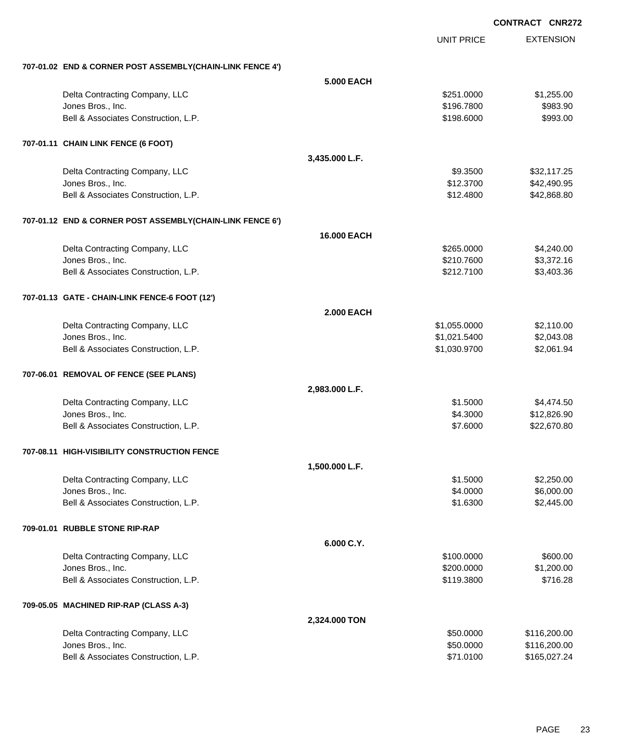CONTRACT CNR272

| | | UNIT PRICE | EXTENSION |
|---|---|---|---|
| **707-01.02 END & CORNER POST ASSEMBLY(CHAIN-LINK FENCE 4')** | | | |
| | **5.000 EACH** | | |
| Delta Contracting Company, LLC | | $251.0000 | $1,255.00 |
| Jones Bros., Inc. | | $196.7800 | $983.90 |
| Bell & Associates Construction, L.P. | | $198.6000 | $993.00 |
| **707-01.11 CHAIN LINK FENCE (6 FOOT)** | | | |
| | **3,435.000 L.F.** | | |
| Delta Contracting Company, LLC | | $9.3500 | $32,117.25 |
| Jones Bros., Inc. | | $12.3700 | $42,490.95 |
| Bell & Associates Construction, L.P. | | $12.4800 | $42,868.80 |
| **707-01.12 END & CORNER POST ASSEMBLY(CHAIN-LINK FENCE 6')** | | | |
| | **16.000 EACH** | | |
| Delta Contracting Company, LLC | | $265.0000 | $4,240.00 |
| Jones Bros., Inc. | | $210.7600 | $3,372.16 |
| Bell & Associates Construction, L.P. | | $212.7100 | $3,403.36 |
| **707-01.13 GATE - CHAIN-LINK FENCE-6 FOOT (12')** | | | |
| | **2.000 EACH** | | |
| Delta Contracting Company, LLC | | $1,055.0000 | $2,110.00 |
| Jones Bros., Inc. | | $1,021.5400 | $2,043.08 |
| Bell & Associates Construction, L.P. | | $1,030.9700 | $2,061.94 |
| **707-06.01 REMOVAL OF FENCE (SEE PLANS)** | | | |
| | **2,983.000 L.F.** | | |
| Delta Contracting Company, LLC | | $1.5000 | $4,474.50 |
| Jones Bros., Inc. | | $4.3000 | $12,826.90 |
| Bell & Associates Construction, L.P. | | $7.6000 | $22,670.80 |
| **707-08.11 HIGH-VISIBILITY CONSTRUCTION FENCE** | | | |
| | **1,500.000 L.F.** | | |
| Delta Contracting Company, LLC | | $1.5000 | $2,250.00 |
| Jones Bros., Inc. | | $4.0000 | $6,000.00 |
| Bell & Associates Construction, L.P. | | $1.6300 | $2,445.00 |
| **709-01.01 RUBBLE STONE RIP-RAP** | | | |
| | **6.000 C.Y.** | | |
| Delta Contracting Company, LLC | | $100.0000 | $600.00 |
| Jones Bros., Inc. | | $200.0000 | $1,200.00 |
| Bell & Associates Construction, L.P. | | $119.3800 | $716.28 |
| **709-05.05 MACHINED RIP-RAP (CLASS A-3)** | | | |
| | **2,324.000 TON** | | |
| Delta Contracting Company, LLC | | $50.0000 | $116,200.00 |
| Jones Bros., Inc. | | $50.0000 | $116,200.00 |
| Bell & Associates Construction, L.P. | | $71.0100 | $165,027.24 |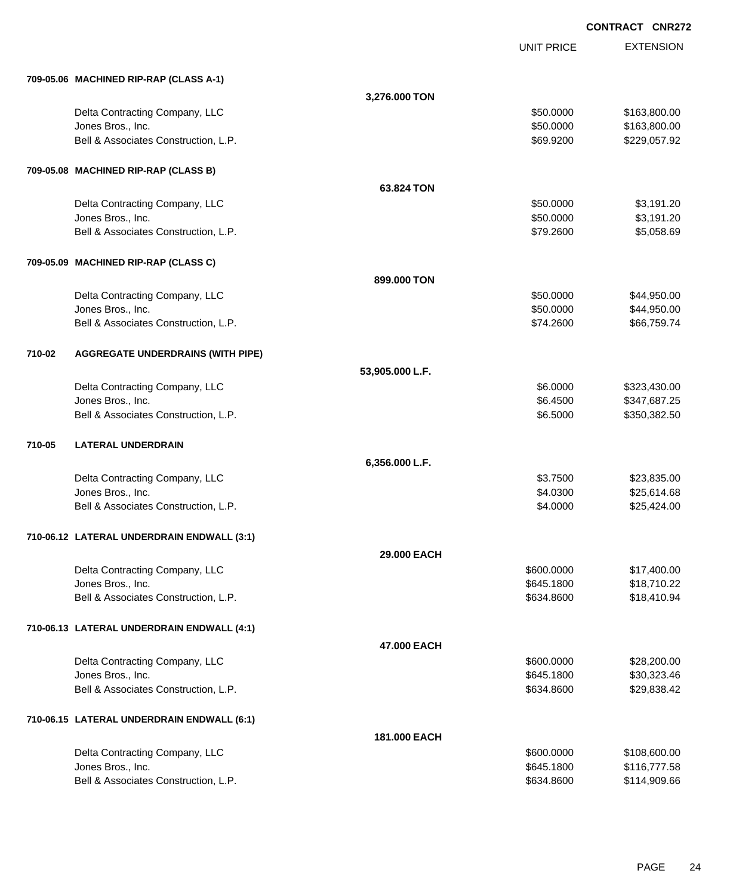**CONTRACT CNR272**

| | | UNIT PRICE | EXTENSION |
|---|---|---|---|
| **709-05.06 MACHINED RIP-RAP (CLASS A-1)** | | | |
| | **3,276.000 TON** | | |
| Delta Contracting Company, LLC | | $50.0000 | $163,800.00 |
| Jones Bros., Inc. | | $50.0000 | $163,800.00 |
| Bell & Associates Construction, L.P. | | $69.9200 | $229,057.92 |
| **709-05.08 MACHINED RIP-RAP (CLASS B)** | | | |
| | **63.824 TON** | | |
| Delta Contracting Company, LLC | | $50.0000 | $3,191.20 |
| Jones Bros., Inc. | | $50.0000 | $3,191.20 |
| Bell & Associates Construction, L.P. | | $79.2600 | $5,058.69 |
| **709-05.09 MACHINED RIP-RAP (CLASS C)** | | | |
| | **899.000 TON** | | |
| Delta Contracting Company, LLC | | $50.0000 | $44,950.00 |
| Jones Bros., Inc. | | $50.0000 | $44,950.00 |
| Bell & Associates Construction, L.P. | | $74.2600 | $66,759.74 |
| **710-02 AGGREGATE UNDERDRAINS (WITH PIPE)** | | | |
| | **53,905.000 L.F.** | | |
| Delta Contracting Company, LLC | | $6.0000 | $323,430.00 |
| Jones Bros., Inc. | | $6.4500 | $347,687.25 |
| Bell & Associates Construction, L.P. | | $6.5000 | $350,382.50 |
| **710-05 LATERAL UNDERDRAIN** | | | |
| | **6,356.000 L.F.** | | |
| Delta Contracting Company, LLC | | $3.7500 | $23,835.00 |
| Jones Bros., Inc. | | $4.0300 | $25,614.68 |
| Bell & Associates Construction, L.P. | | $4.0000 | $25,424.00 |
| **710-06.12 LATERAL UNDERDRAIN ENDWALL (3:1)** | | | |
| | **29.000 EACH** | | |
| Delta Contracting Company, LLC | | $600.0000 | $17,400.00 |
| Jones Bros., Inc. | | $645.1800 | $18,710.22 |
| Bell & Associates Construction, L.P. | | $634.8600 | $18,410.94 |
| **710-06.13 LATERAL UNDERDRAIN ENDWALL (4:1)** | | | |
| | **47.000 EACH** | | |
| Delta Contracting Company, LLC | | $600.0000 | $28,200.00 |
| Jones Bros., Inc. | | $645.1800 | $30,323.46 |
| Bell & Associates Construction, L.P. | | $634.8600 | $29,838.42 |
| **710-06.15 LATERAL UNDERDRAIN ENDWALL (6:1)** | | | |
| | **181.000 EACH** | | |
| Delta Contracting Company, LLC | | $600.0000 | $108,600.00 |
| Jones Bros., Inc. | | $645.1800 | $116,777.58 |
| Bell & Associates Construction, L.P. | | $634.8600 | $114,909.66 |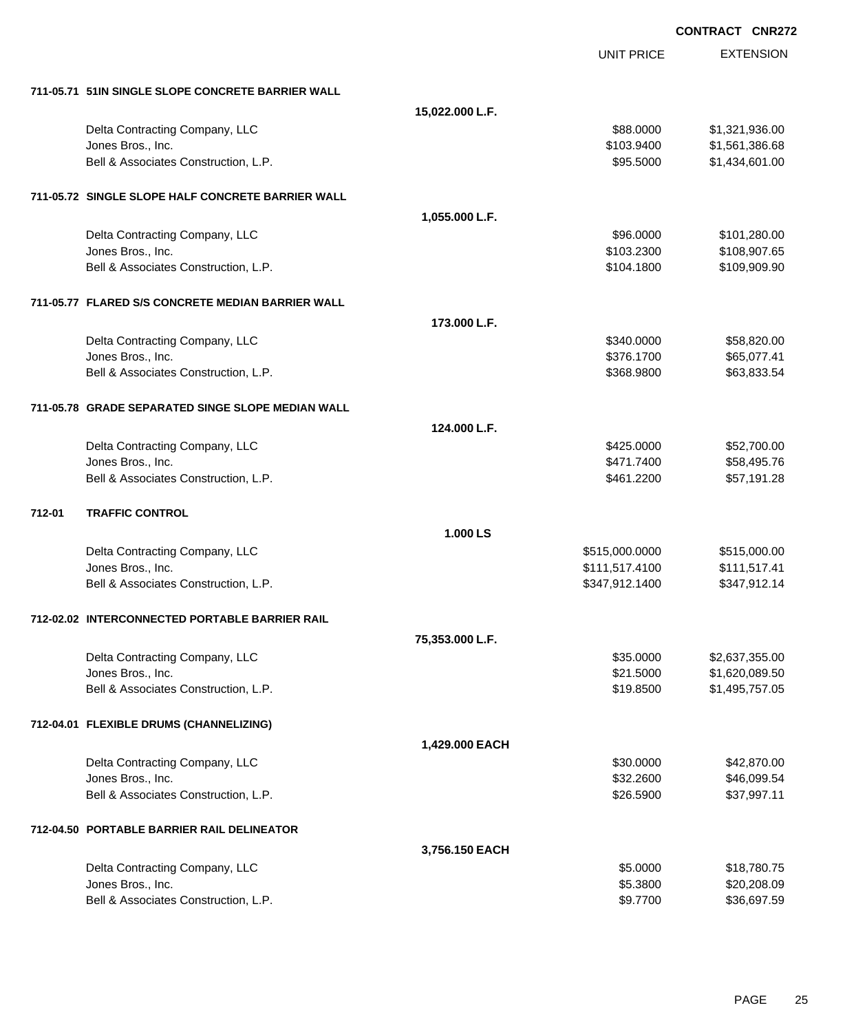CONTRACT CNR272

| | | UNIT PRICE | EXTENSION |
|---|---|---|---|
| **711-05.71 51IN SINGLE SLOPE CONCRETE BARRIER WALL** | | | |
| | **15,022.000 L.F.** | | |
| Delta Contracting Company, LLC | | $88.0000 | $1,321,936.00 |
| Jones Bros., Inc. | | $103.9400 | $1,561,386.68 |
| Bell & Associates Construction, L.P. | | $95.5000 | $1,434,601.00 |
| **711-05.72 SINGLE SLOPE HALF CONCRETE BARRIER WALL** | | | |
| | **1,055.000 L.F.** | | |
| Delta Contracting Company, LLC | | $96.0000 | $101,280.00 |
| Jones Bros., Inc. | | $103.2300 | $108,907.65 |
| Bell & Associates Construction, L.P. | | $104.1800 | $109,909.90 |
| **711-05.77 FLARED S/S CONCRETE MEDIAN BARRIER WALL** | | | |
| | **173.000 L.F.** | | |
| Delta Contracting Company, LLC | | $340.0000 | $58,820.00 |
| Jones Bros., Inc. | | $376.1700 | $65,077.41 |
| Bell & Associates Construction, L.P. | | $368.9800 | $63,833.54 |
| **711-05.78 GRADE SEPARATED SINGE SLOPE MEDIAN WALL** | | | |
| | **124.000 L.F.** | | |
| Delta Contracting Company, LLC | | $425.0000 | $52,700.00 |
| Jones Bros., Inc. | | $471.7400 | $58,495.76 |
| Bell & Associates Construction, L.P. | | $461.2200 | $57,191.28 |
| **712-01 TRAFFIC CONTROL** | | | |
| | **1.000 LS** | | |
| Delta Contracting Company, LLC | | $515,000.0000 | $515,000.00 |
| Jones Bros., Inc. | | $111,517.4100 | $111,517.41 |
| Bell & Associates Construction, L.P. | | $347,912.1400 | $347,912.14 |
| **712-02.02 INTERCONNECTED PORTABLE BARRIER RAIL** | | | |
| | **75,353.000 L.F.** | | |
| Delta Contracting Company, LLC | | $35.0000 | $2,637,355.00 |
| Jones Bros., Inc. | | $21.5000 | $1,620,089.50 |
| Bell & Associates Construction, L.P. | | $19.8500 | $1,495,757.05 |
| **712-04.01 FLEXIBLE DRUMS (CHANNELIZING)** | | | |
| | **1,429.000 EACH** | | |
| Delta Contracting Company, LLC | | $30.0000 | $42,870.00 |
| Jones Bros., Inc. | | $32.2600 | $46,099.54 |
| Bell & Associates Construction, L.P. | | $26.5900 | $37,997.11 |
| **712-04.50 PORTABLE BARRIER RAIL DELINEATOR** | | | |
| | **3,756.150 EACH** | | |
| Delta Contracting Company, LLC | | $5.0000 | $18,780.75 |
| Jones Bros., Inc. | | $5.3800 | $20,208.09 |
| Bell & Associates Construction, L.P. | | $9.7700 | $36,697.59 |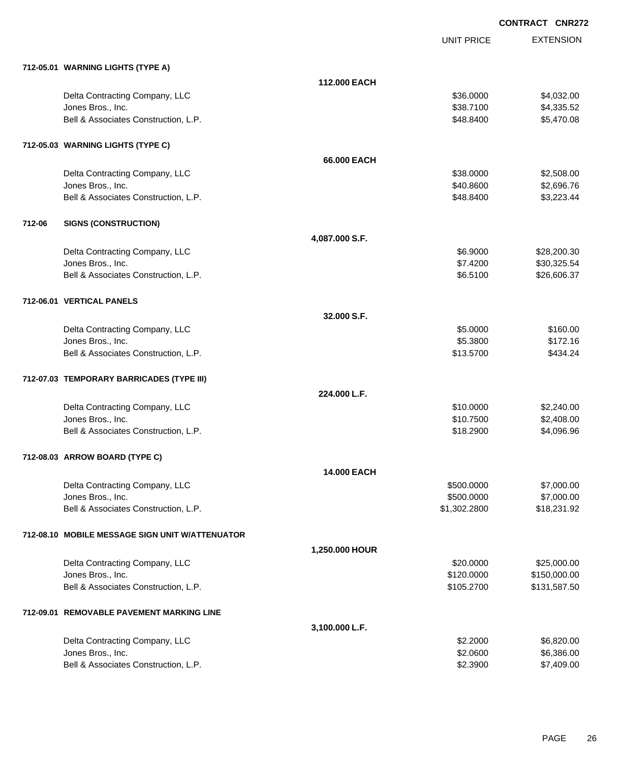**CONTRACT CNR272**

| | | UNIT PRICE | EXTENSION |
|---|---|---|---|
| **712-05.01 WARNING LIGHTS (TYPE A)** | | | |
| | **112.000 EACH** | | |
| Delta Contracting Company, LLC | | $36.0000 | $4,032.00 |
| Jones Bros., Inc. | | $38.7100 | $4,335.52 |
| Bell & Associates Construction, L.P. | | $48.8400 | $5,470.08 |
| **712-05.03 WARNING LIGHTS (TYPE C)** | | | |
| | **66.000 EACH** | | |
| Delta Contracting Company, LLC | | $38.0000 | $2,508.00 |
| Jones Bros., Inc. | | $40.8600 | $2,696.76 |
| Bell & Associates Construction, L.P. | | $48.8400 | $3,223.44 |
| **712-06 SIGNS (CONSTRUCTION)** | | | |
| | **4,087.000 S.F.** | | |
| Delta Contracting Company, LLC | | $6.9000 | $28,200.30 |
| Jones Bros., Inc. | | $7.4200 | $30,325.54 |
| Bell & Associates Construction, L.P. | | $6.5100 | $26,606.37 |
| **712-06.01 VERTICAL PANELS** | | | |
| | **32.000 S.F.** | | |
| Delta Contracting Company, LLC | | $5.0000 | $160.00 |
| Jones Bros., Inc. | | $5.3800 | $172.16 |
| Bell & Associates Construction, L.P. | | $13.5700 | $434.24 |
| **712-07.03 TEMPORARY BARRICADES (TYPE III)** | | | |
| | **224.000 L.F.** | | |
| Delta Contracting Company, LLC | | $10.0000 | $2,240.00 |
| Jones Bros., Inc. | | $10.7500 | $2,408.00 |
| Bell & Associates Construction, L.P. | | $18.2900 | $4,096.96 |
| **712-08.03 ARROW BOARD (TYPE C)** | | | |
| | **14.000 EACH** | | |
| Delta Contracting Company, LLC | | $500.0000 | $7,000.00 |
| Jones Bros., Inc. | | $500.0000 | $7,000.00 |
| Bell & Associates Construction, L.P. | | $1,302.2800 | $18,231.92 |
| **712-08.10 MOBILE MESSAGE SIGN UNIT W/ATTENUATOR** | | | |
| | **1,250.000 HOUR** | | |
| Delta Contracting Company, LLC | | $20.0000 | $25,000.00 |
| Jones Bros., Inc. | | $120.0000 | $150,000.00 |
| Bell & Associates Construction, L.P. | | $105.2700 | $131,587.50 |
| **712-09.01 REMOVABLE PAVEMENT MARKING LINE** | | | |
| | **3,100.000 L.F.** | | |
| Delta Contracting Company, LLC | | $2.2000 | $6,820.00 |
| Jones Bros., Inc. | | $2.0600 | $6,386.00 |
| Bell & Associates Construction, L.P. | | $2.3900 | $7,409.00 |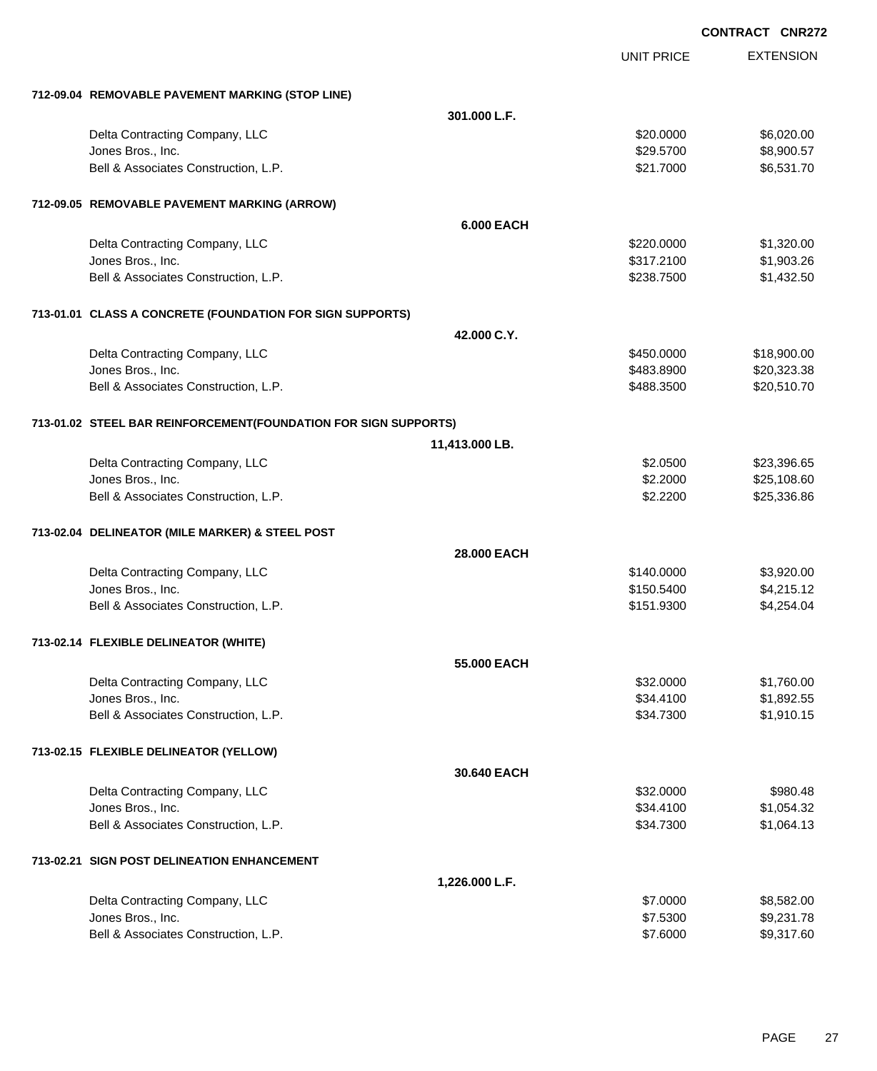**CONTRACT CNR272**

| | UNIT PRICE | EXTENSION |
|---|---|---|
| **712-09.04 REMOVABLE PAVEMENT MARKING (STOP LINE)** | | |
| **301.000 L.F.** | | |
| Delta Contracting Company, LLC | $20.0000 | $6,020.00 |
| Jones Bros., Inc. | $29.5700 | $8,900.57 |
| Bell & Associates Construction, L.P. | $21.7000 | $6,531.70 |
| **712-09.05 REMOVABLE PAVEMENT MARKING (ARROW)** | | |
| **6.000 EACH** | | |
| Delta Contracting Company, LLC | $220.0000 | $1,320.00 |
| Jones Bros., Inc. | $317.2100 | $1,903.26 |
| Bell & Associates Construction, L.P. | $238.7500 | $1,432.50 |
| **713-01.01 CLASS A CONCRETE (FOUNDATION FOR SIGN SUPPORTS)** | | |
| **42.000 C.Y.** | | |
| Delta Contracting Company, LLC | $450.0000 | $18,900.00 |
| Jones Bros., Inc. | $483.8900 | $20,323.38 |
| Bell & Associates Construction, L.P. | $488.3500 | $20,510.70 |
| **713-01.02 STEEL BAR REINFORCEMENT(FOUNDATION FOR SIGN SUPPORTS)** | | |
| **11,413.000 LB.** | | |
| Delta Contracting Company, LLC | $2.0500 | $23,396.65 |
| Jones Bros., Inc. | $2.2000 | $25,108.60 |
| Bell & Associates Construction, L.P. | $2.2200 | $25,336.86 |
| **713-02.04 DELINEATOR (MILE MARKER) & STEEL POST** | | |
| **28.000 EACH** | | |
| Delta Contracting Company, LLC | $140.0000 | $3,920.00 |
| Jones Bros., Inc. | $150.5400 | $4,215.12 |
| Bell & Associates Construction, L.P. | $151.9300 | $4,254.04 |
| **713-02.14 FLEXIBLE DELINEATOR (WHITE)** | | |
| **55.000 EACH** | | |
| Delta Contracting Company, LLC | $32.0000 | $1,760.00 |
| Jones Bros., Inc. | $34.4100 | $1,892.55 |
| Bell & Associates Construction, L.P. | $34.7300 | $1,910.15 |
| **713-02.15 FLEXIBLE DELINEATOR (YELLOW)** | | |
| **30.640 EACH** | | |
| Delta Contracting Company, LLC | $32.0000 | $980.48 |
| Jones Bros., Inc. | $34.4100 | $1,054.32 |
| Bell & Associates Construction, L.P. | $34.7300 | $1,064.13 |
| **713-02.21 SIGN POST DELINEATION ENHANCEMENT** | | |
| **1,226.000 L.F.** | | |
| Delta Contracting Company, LLC | $7.0000 | $8,582.00 |
| Jones Bros., Inc. | $7.5300 | $9,231.78 |
| Bell & Associates Construction, L.P. | $7.6000 | $9,317.60 |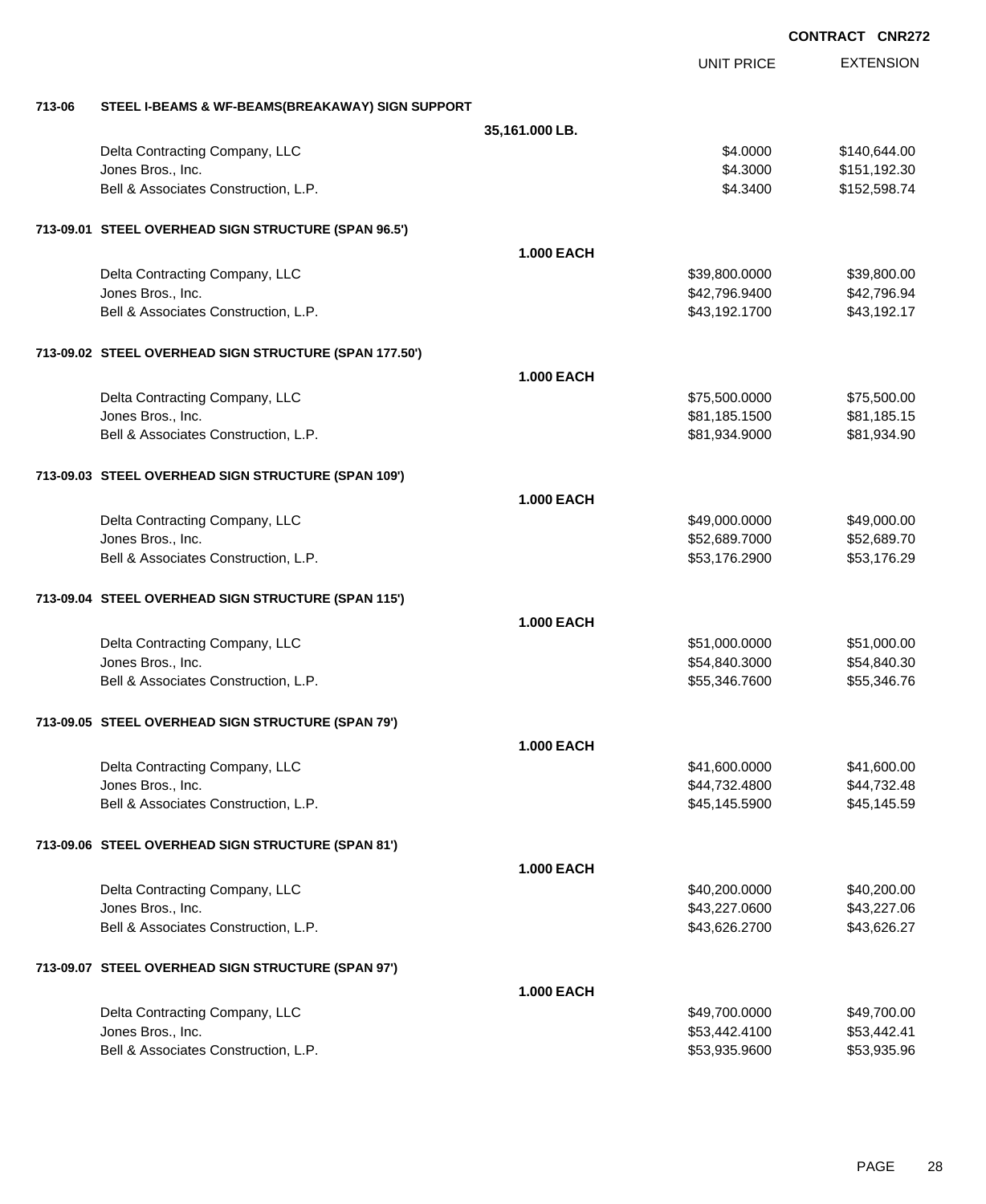**CONTRACT CNR272**

| | | | UNIT PRICE | EXTENSION |
|---|---|---|---|---|
| **713-06** | **STEEL I-BEAMS & WF-BEAMS(BREAKAWAY) SIGN SUPPORT** | | | |
| | | **35,161.000 LB.** | | |
| | Delta Contracting Company, LLC | | $4.0000 | $140,644.00 |
| | Jones Bros., Inc. | | $4.3000 | $151,192.30 |
| | Bell & Associates Construction, L.P. | | $4.3400 | $152,598.74 |
| **713-09.01** | **STEEL OVERHEAD SIGN STRUCTURE (SPAN 96.5')** | | | |
| | | **1.000 EACH** | | |
| | Delta Contracting Company, LLC | | $39,800.0000 | $39,800.00 |
| | Jones Bros., Inc. | | $42,796.9400 | $42,796.94 |
| | Bell & Associates Construction, L.P. | | $43,192.1700 | $43,192.17 |
| **713-09.02** | **STEEL OVERHEAD SIGN STRUCTURE (SPAN 177.50')** | | | |
| | | **1.000 EACH** | | |
| | Delta Contracting Company, LLC | | $75,500.0000 | $75,500.00 |
| | Jones Bros., Inc. | | $81,185.1500 | $81,185.15 |
| | Bell & Associates Construction, L.P. | | $81,934.9000 | $81,934.90 |
| **713-09.03** | **STEEL OVERHEAD SIGN STRUCTURE (SPAN 109')** | | | |
| | | **1.000 EACH** | | |
| | Delta Contracting Company, LLC | | $49,000.0000 | $49,000.00 |
| | Jones Bros., Inc. | | $52,689.7000 | $52,689.70 |
| | Bell & Associates Construction, L.P. | | $53,176.2900 | $53,176.29 |
| **713-09.04** | **STEEL OVERHEAD SIGN STRUCTURE (SPAN 115')** | | | |
| | | **1.000 EACH** | | |
| | Delta Contracting Company, LLC | | $51,000.0000 | $51,000.00 |
| | Jones Bros., Inc. | | $54,840.3000 | $54,840.30 |
| | Bell & Associates Construction, L.P. | | $55,346.7600 | $55,346.76 |
| **713-09.05** | **STEEL OVERHEAD SIGN STRUCTURE (SPAN 79')** | | | |
| | | **1.000 EACH** | | |
| | Delta Contracting Company, LLC | | $41,600.0000 | $41,600.00 |
| | Jones Bros., Inc. | | $44,732.4800 | $44,732.48 |
| | Bell & Associates Construction, L.P. | | $45,145.5900 | $45,145.59 |
| **713-09.06** | **STEEL OVERHEAD SIGN STRUCTURE (SPAN 81')** | | | |
| | | **1.000 EACH** | | |
| | Delta Contracting Company, LLC | | $40,200.0000 | $40,200.00 |
| | Jones Bros., Inc. | | $43,227.0600 | $43,227.06 |
| | Bell & Associates Construction, L.P. | | $43,626.2700 | $43,626.27 |
| **713-09.07** | **STEEL OVERHEAD SIGN STRUCTURE (SPAN 97')** | | | |
| | | **1.000 EACH** | | |
| | Delta Contracting Company, LLC | | $49,700.0000 | $49,700.00 |
| | Jones Bros., Inc. | | $53,442.4100 | $53,442.41 |
| | Bell & Associates Construction, L.P. | | $53,935.9600 | $53,935.96 |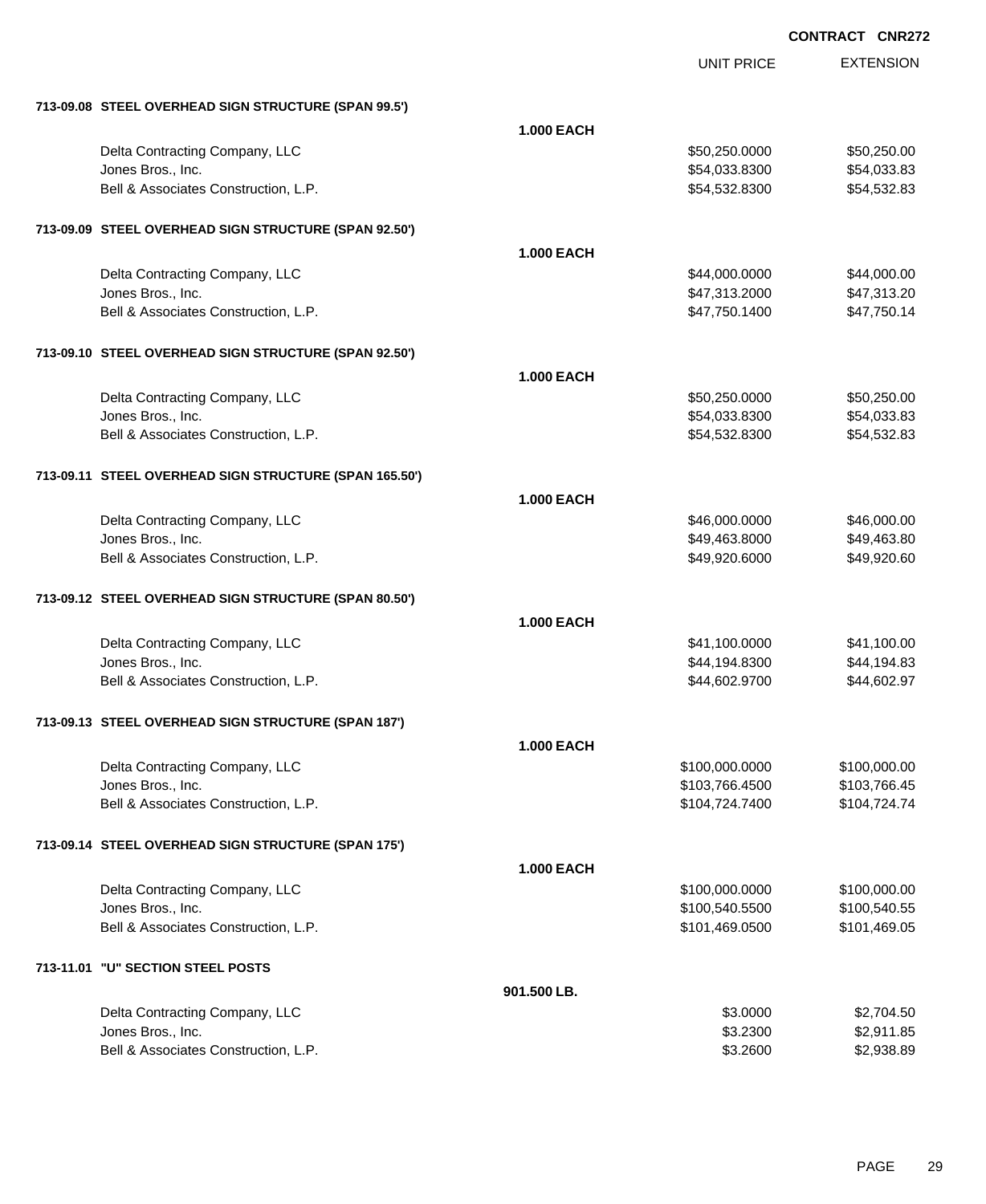**CONTRACT CNR272**

| | | UNIT PRICE | EXTENSION |
|---|---|---|---|
| **713-09.08 STEEL OVERHEAD SIGN STRUCTURE (SPAN 99.5')** | | | |
| | **1.000 EACH** | | |
| Delta Contracting Company, LLC | | $50,250.0000 | $50,250.00 |
| Jones Bros., Inc. | | $54,033.8300 | $54,033.83 |
| Bell & Associates Construction, L.P. | | $54,532.8300 | $54,532.83 |
| **713-09.09 STEEL OVERHEAD SIGN STRUCTURE (SPAN 92.50')** | | | |
| | **1.000 EACH** | | |
| Delta Contracting Company, LLC | | $44,000.0000 | $44,000.00 |
| Jones Bros., Inc. | | $47,313.2000 | $47,313.20 |
| Bell & Associates Construction, L.P. | | $47,750.1400 | $47,750.14 |
| **713-09.10 STEEL OVERHEAD SIGN STRUCTURE (SPAN 92.50')** | | | |
| | **1.000 EACH** | | |
| Delta Contracting Company, LLC | | $50,250.0000 | $50,250.00 |
| Jones Bros., Inc. | | $54,033.8300 | $54,033.83 |
| Bell & Associates Construction, L.P. | | $54,532.8300 | $54,532.83 |
| **713-09.11 STEEL OVERHEAD SIGN STRUCTURE (SPAN 165.50')** | | | |
| | **1.000 EACH** | | |
| Delta Contracting Company, LLC | | $46,000.0000 | $46,000.00 |
| Jones Bros., Inc. | | $49,463.8000 | $49,463.80 |
| Bell & Associates Construction, L.P. | | $49,920.6000 | $49,920.60 |
| **713-09.12 STEEL OVERHEAD SIGN STRUCTURE (SPAN 80.50')** | | | |
| | **1.000 EACH** | | |
| Delta Contracting Company, LLC | | $41,100.0000 | $41,100.00 |
| Jones Bros., Inc. | | $44,194.8300 | $44,194.83 |
| Bell & Associates Construction, L.P. | | $44,602.9700 | $44,602.97 |
| **713-09.13 STEEL OVERHEAD SIGN STRUCTURE (SPAN 187')** | | | |
| | **1.000 EACH** | | |
| Delta Contracting Company, LLC | | $100,000.0000 | $100,000.00 |
| Jones Bros., Inc. | | $103,766.4500 | $103,766.45 |
| Bell & Associates Construction, L.P. | | $104,724.7400 | $104,724.74 |
| **713-09.14 STEEL OVERHEAD SIGN STRUCTURE (SPAN 175')** | | | |
| | **1.000 EACH** | | |
| Delta Contracting Company, LLC | | $100,000.0000 | $100,000.00 |
| Jones Bros., Inc. | | $100,540.5500 | $100,540.55 |
| Bell & Associates Construction, L.P. | | $101,469.0500 | $101,469.05 |
| **713-11.01 "U" SECTION STEEL POSTS** | | | |
| | **901.500 LB.** | | |
| Delta Contracting Company, LLC | | $3.0000 | $2,704.50 |
| Jones Bros., Inc. | | $3.2300 | $2,911.85 |
| Bell & Associates Construction, L.P. | | $3.2600 | $2,938.89 |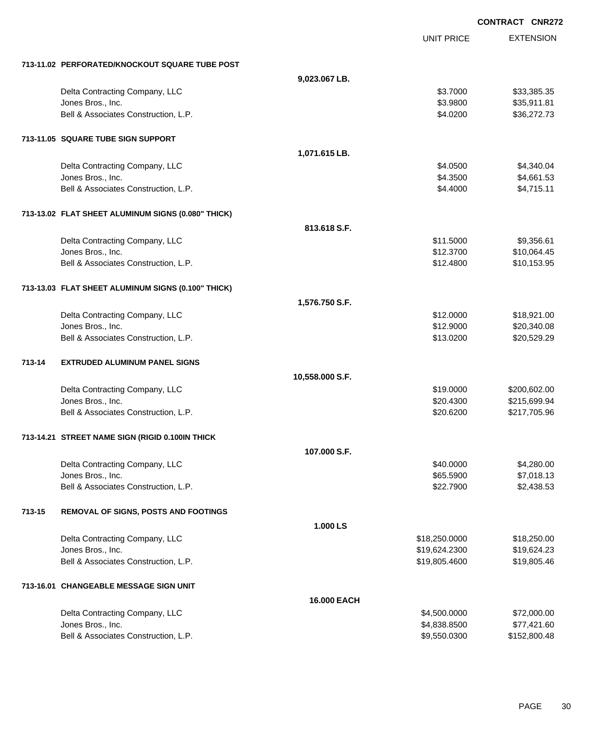**CONTRACT CNR272**

| | | UNIT PRICE | EXTENSION |
|---|---|---|---|
| **713-11.02 PERFORATED/KNOCKOUT SQUARE TUBE POST** | | | |
| | **9,023.067 LB.** | | |
| Delta Contracting Company, LLC | | $3.7000 | $33,385.35 |
| Jones Bros., Inc. | | $3.9800 | $35,911.81 |
| Bell & Associates Construction, L.P. | | $4.0200 | $36,272.73 |
| **713-11.05 SQUARE TUBE SIGN SUPPORT** | | | |
| | **1,071.615 LB.** | | |
| Delta Contracting Company, LLC | | $4.0500 | $4,340.04 |
| Jones Bros., Inc. | | $4.3500 | $4,661.53 |
| Bell & Associates Construction, L.P. | | $4.4000 | $4,715.11 |
| **713-13.02 FLAT SHEET ALUMINUM SIGNS (0.080" THICK)** | | | |
| | **813.618 S.F.** | | |
| Delta Contracting Company, LLC | | $11.5000 | $9,356.61 |
| Jones Bros., Inc. | | $12.3700 | $10,064.45 |
| Bell & Associates Construction, L.P. | | $12.4800 | $10,153.95 |
| **713-13.03 FLAT SHEET ALUMINUM SIGNS (0.100" THICK)** | | | |
| | **1,576.750 S.F.** | | |
| Delta Contracting Company, LLC | | $12.0000 | $18,921.00 |
| Jones Bros., Inc. | | $12.9000 | $20,340.08 |
| Bell & Associates Construction, L.P. | | $13.0200 | $20,529.29 |
| **713-14 EXTRUDED ALUMINUM PANEL SIGNS** | | | |
| | **10,558.000 S.F.** | | |
| Delta Contracting Company, LLC | | $19.0000 | $200,602.00 |
| Jones Bros., Inc. | | $20.4300 | $215,699.94 |
| Bell & Associates Construction, L.P. | | $20.6200 | $217,705.96 |
| **713-14.21 STREET NAME SIGN (RIGID 0.100IN THICK** | | | |
| | **107.000 S.F.** | | |
| Delta Contracting Company, LLC | | $40.0000 | $4,280.00 |
| Jones Bros., Inc. | | $65.5900 | $7,018.13 |
| Bell & Associates Construction, L.P. | | $22.7900 | $2,438.53 |
| **713-15 REMOVAL OF SIGNS, POSTS AND FOOTINGS** | | | |
| | **1.000 LS** | | |
| Delta Contracting Company, LLC | | $18,250.0000 | $18,250.00 |
| Jones Bros., Inc. | | $19,624.2300 | $19,624.23 |
| Bell & Associates Construction, L.P. | | $19,805.4600 | $19,805.46 |
| **713-16.01 CHANGEABLE MESSAGE SIGN UNIT** | | | |
| | **16.000 EACH** | | |
| Delta Contracting Company, LLC | | $4,500.0000 | $72,000.00 |
| Jones Bros., Inc. | | $4,838.8500 | $77,421.60 |
| Bell & Associates Construction, L.P. | | $9,550.0300 | $152,800.48 |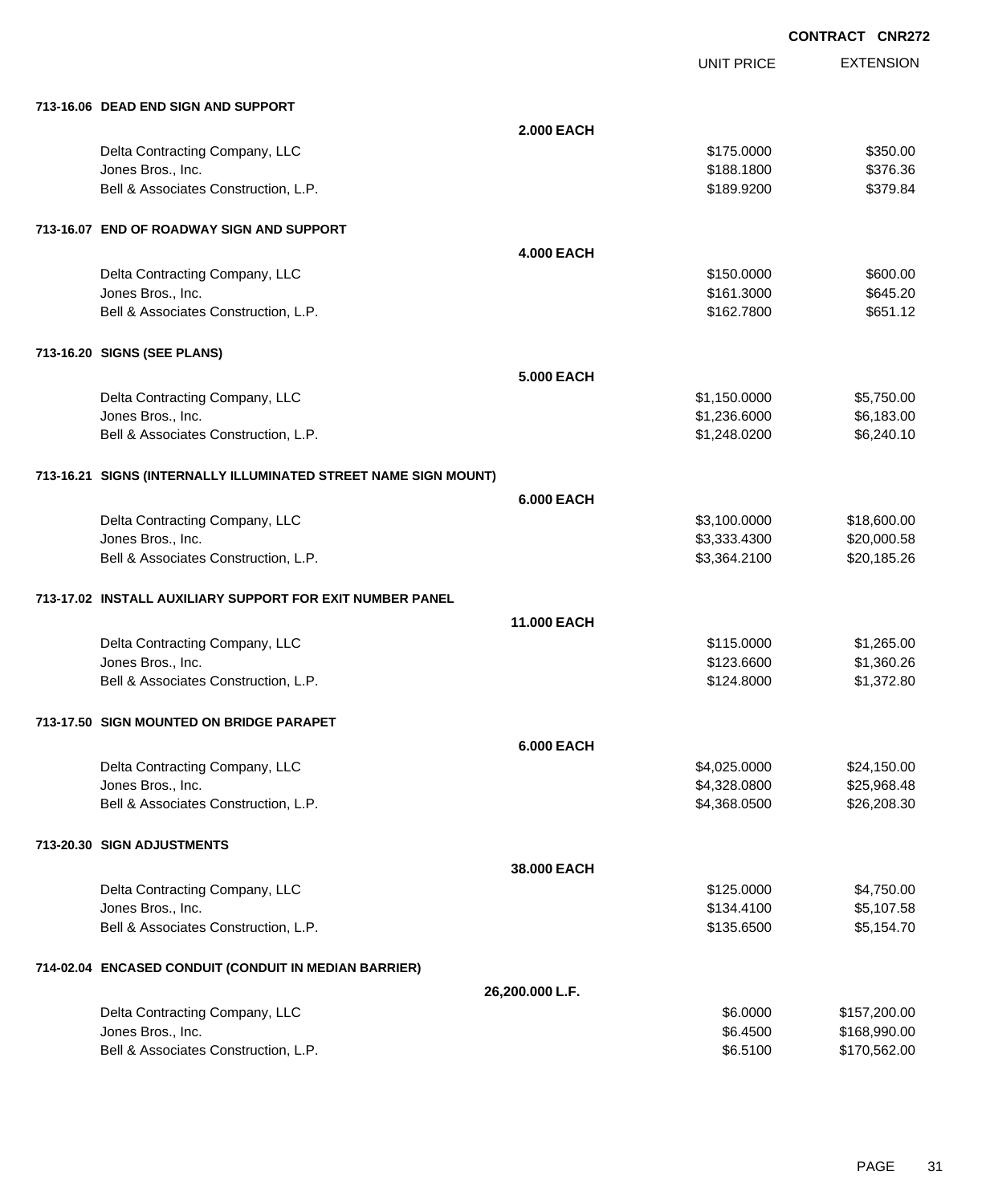**CONTRACT CNR272**

| | | UNIT PRICE | EXTENSION |
|---|---|---|---|
| **713-16.06 DEAD END SIGN AND SUPPORT** | | | |
| | **2.000 EACH** | | |
| Delta Contracting Company, LLC | | $175.0000 | $350.00 |
| Jones Bros., Inc. | | $188.1800 | $376.36 |
| Bell & Associates Construction, L.P. | | $189.9200 | $379.84 |
| **713-16.07 END OF ROADWAY SIGN AND SUPPORT** | | | |
| | **4.000 EACH** | | |
| Delta Contracting Company, LLC | | $150.0000 | $600.00 |
| Jones Bros., Inc. | | $161.3000 | $645.20 |
| Bell & Associates Construction, L.P. | | $162.7800 | $651.12 |
| **713-16.20 SIGNS (SEE PLANS)** | | | |
| | **5.000 EACH** | | |
| Delta Contracting Company, LLC | | $1,150.0000 | $5,750.00 |
| Jones Bros., Inc. | | $1,236.6000 | $6,183.00 |
| Bell & Associates Construction, L.P. | | $1,248.0200 | $6,240.10 |
| **713-16.21 SIGNS (INTERNALLY ILLUMINATED STREET NAME SIGN MOUNT)** | | | |
| | **6.000 EACH** | | |
| Delta Contracting Company, LLC | | $3,100.0000 | $18,600.00 |
| Jones Bros., Inc. | | $3,333.4300 | $20,000.58 |
| Bell & Associates Construction, L.P. | | $3,364.2100 | $20,185.26 |
| **713-17.02 INSTALL AUXILIARY SUPPORT FOR EXIT NUMBER PANEL** | | | |
| | **11.000 EACH** | | |
| Delta Contracting Company, LLC | | $115.0000 | $1,265.00 |
| Jones Bros., Inc. | | $123.6600 | $1,360.26 |
| Bell & Associates Construction, L.P. | | $124.8000 | $1,372.80 |
| **713-17.50 SIGN MOUNTED ON BRIDGE PARAPET** | | | |
| | **6.000 EACH** | | |
| Delta Contracting Company, LLC | | $4,025.0000 | $24,150.00 |
| Jones Bros., Inc. | | $4,328.0800 | $25,968.48 |
| Bell & Associates Construction, L.P. | | $4,368.0500 | $26,208.30 |
| **713-20.30 SIGN ADJUSTMENTS** | | | |
| | **38.000 EACH** | | |
| Delta Contracting Company, LLC | | $125.0000 | $4,750.00 |
| Jones Bros., Inc. | | $134.4100 | $5,107.58 |
| Bell & Associates Construction, L.P. | | $135.6500 | $5,154.70 |
| **714-02.04 ENCASED CONDUIT (CONDUIT IN MEDIAN BARRIER)** | | | |
| | **26,200.000 L.F.** | | |
| Delta Contracting Company, LLC | | $6.0000 | $157,200.00 |
| Jones Bros., Inc. | | $6.4500 | $168,990.00 |
| Bell & Associates Construction, L.P. | | $6.5100 | $170,562.00 |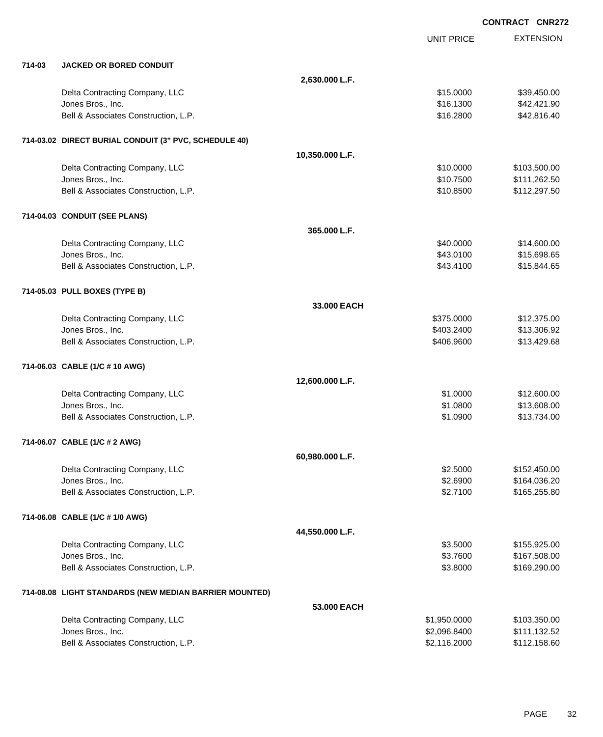CONTRACT CNR272

| | | | UNIT PRICE | EXTENSION |
|---|---|---|---|---|
| **714-03** | **JACKED OR BORED CONDUIT** | | | |
| | | **2,630.000 L.F.** | | |
| | Delta Contracting Company, LLC | | $15.0000 | $39,450.00 |
| | Jones Bros., Inc. | | $16.1300 | $42,421.90 |
| | Bell & Associates Construction, L.P. | | $16.2800 | $42,816.40 |
| **714-03.02** | **DIRECT BURIAL CONDUIT (3" PVC, SCHEDULE 40)** | | | |
| | | **10,350.000 L.F.** | | |
| | Delta Contracting Company, LLC | | $10.0000 | $103,500.00 |
| | Jones Bros., Inc. | | $10.7500 | $111,262.50 |
| | Bell & Associates Construction, L.P. | | $10.8500 | $112,297.50 |
| **714-04.03** | **CONDUIT (SEE PLANS)** | | | |
| | | **365.000 L.F.** | | |
| | Delta Contracting Company, LLC | | $40.0000 | $14,600.00 |
| | Jones Bros., Inc. | | $43.0100 | $15,698.65 |
| | Bell & Associates Construction, L.P. | | $43.4100 | $15,844.65 |
| **714-05.03** | **PULL BOXES (TYPE B)** | | | |
| | | **33.000 EACH** | | |
| | Delta Contracting Company, LLC | | $375.0000 | $12,375.00 |
| | Jones Bros., Inc. | | $403.2400 | $13,306.92 |
| | Bell & Associates Construction, L.P. | | $406.9600 | $13,429.68 |
| **714-06.03** | **CABLE (1/C # 10 AWG)** | | | |
| | | **12,600.000 L.F.** | | |
| | Delta Contracting Company, LLC | | $1.0000 | $12,600.00 |
| | Jones Bros., Inc. | | $1.0800 | $13,608.00 |
| | Bell & Associates Construction, L.P. | | $1.0900 | $13,734.00 |
| **714-06.07** | **CABLE (1/C # 2 AWG)** | | | |
| | | **60,980.000 L.F.** | | |
| | Delta Contracting Company, LLC | | $2.5000 | $152,450.00 |
| | Jones Bros., Inc. | | $2.6900 | $164,036.20 |
| | Bell & Associates Construction, L.P. | | $2.7100 | $165,255.80 |
| **714-06.08** | **CABLE (1/C # 1/0 AWG)** | | | |
| | | **44,550.000 L.F.** | | |
| | Delta Contracting Company, LLC | | $3.5000 | $155,925.00 |
| | Jones Bros., Inc. | | $3.7600 | $167,508.00 |
| | Bell & Associates Construction, L.P. | | $3.8000 | $169,290.00 |
| **714-08.08** | **LIGHT STANDARDS (NEW MEDIAN BARRIER MOUNTED)** | | | |
| | | **53.000 EACH** | | |
| | Delta Contracting Company, LLC | | $1,950.0000 | $103,350.00 |
| | Jones Bros., Inc. | | $2,096.8400 | $111,132.52 |
| | Bell & Associates Construction, L.P. | | $2,116.2000 | $112,158.60 |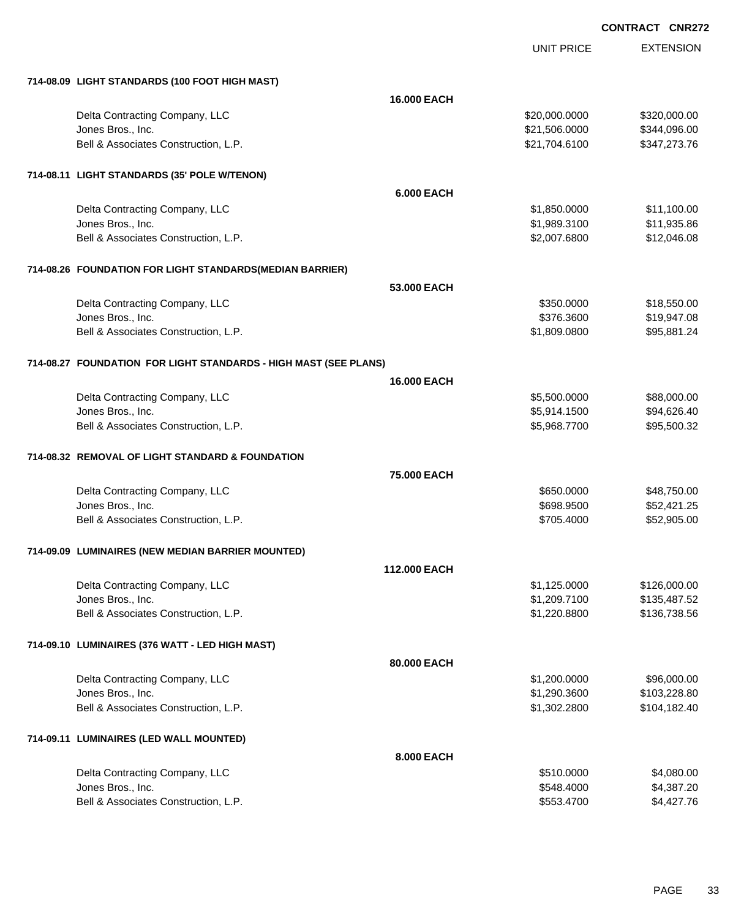**CONTRACT CNR272**

| | | UNIT PRICE | EXTENSION |
|---|---|---|---|
| **714-08.09 LIGHT STANDARDS (100 FOOT HIGH MAST)** | | | |
| | **16.000 EACH** | | |
| Delta Contracting Company, LLC | | $20,000.0000 | $320,000.00 |
| Jones Bros., Inc. | | $21,506.0000 | $344,096.00 |
| Bell & Associates Construction, L.P. | | $21,704.6100 | $347,273.76 |
| **714-08.11 LIGHT STANDARDS (35' POLE W/TENON)** | | | |
| | **6.000 EACH** | | |
| Delta Contracting Company, LLC | | $1,850.0000 | $11,100.00 |
| Jones Bros., Inc. | | $1,989.3100 | $11,935.86 |
| Bell & Associates Construction, L.P. | | $2,007.6800 | $12,046.08 |
| **714-08.26 FOUNDATION FOR LIGHT STANDARDS(MEDIAN BARRIER)** | | | |
| | **53.000 EACH** | | |
| Delta Contracting Company, LLC | | $350.0000 | $18,550.00 |
| Jones Bros., Inc. | | $376.3600 | $19,947.08 |
| Bell & Associates Construction, L.P. | | $1,809.0800 | $95,881.24 |
| **714-08.27 FOUNDATION FOR LIGHT STANDARDS - HIGH MAST (SEE PLANS)** | | | |
| | **16.000 EACH** | | |
| Delta Contracting Company, LLC | | $5,500.0000 | $88,000.00 |
| Jones Bros., Inc. | | $5,914.1500 | $94,626.40 |
| Bell & Associates Construction, L.P. | | $5,968.7700 | $95,500.32 |
| **714-08.32 REMOVAL OF LIGHT STANDARD & FOUNDATION** | | | |
| | **75.000 EACH** | | |
| Delta Contracting Company, LLC | | $650.0000 | $48,750.00 |
| Jones Bros., Inc. | | $698.9500 | $52,421.25 |
| Bell & Associates Construction, L.P. | | $705.4000 | $52,905.00 |
| **714-09.09 LUMINAIRES (NEW MEDIAN BARRIER MOUNTED)** | | | |
| | **112.000 EACH** | | |
| Delta Contracting Company, LLC | | $1,125.0000 | $126,000.00 |
| Jones Bros., Inc. | | $1,209.7100 | $135,487.52 |
| Bell & Associates Construction, L.P. | | $1,220.8800 | $136,738.56 |
| **714-09.10 LUMINAIRES (376 WATT - LED HIGH MAST)** | | | |
| | **80.000 EACH** | | |
| Delta Contracting Company, LLC | | $1,200.0000 | $96,000.00 |
| Jones Bros., Inc. | | $1,290.3600 | $103,228.80 |
| Bell & Associates Construction, L.P. | | $1,302.2800 | $104,182.40 |
| **714-09.11 LUMINAIRES (LED WALL MOUNTED)** | | | |
| | **8.000 EACH** | | |
| Delta Contracting Company, LLC | | $510.0000 | $4,080.00 |
| Jones Bros., Inc. | | $548.4000 | $4,387.20 |
| Bell & Associates Construction, L.P. | | $553.4700 | $4,427.76 |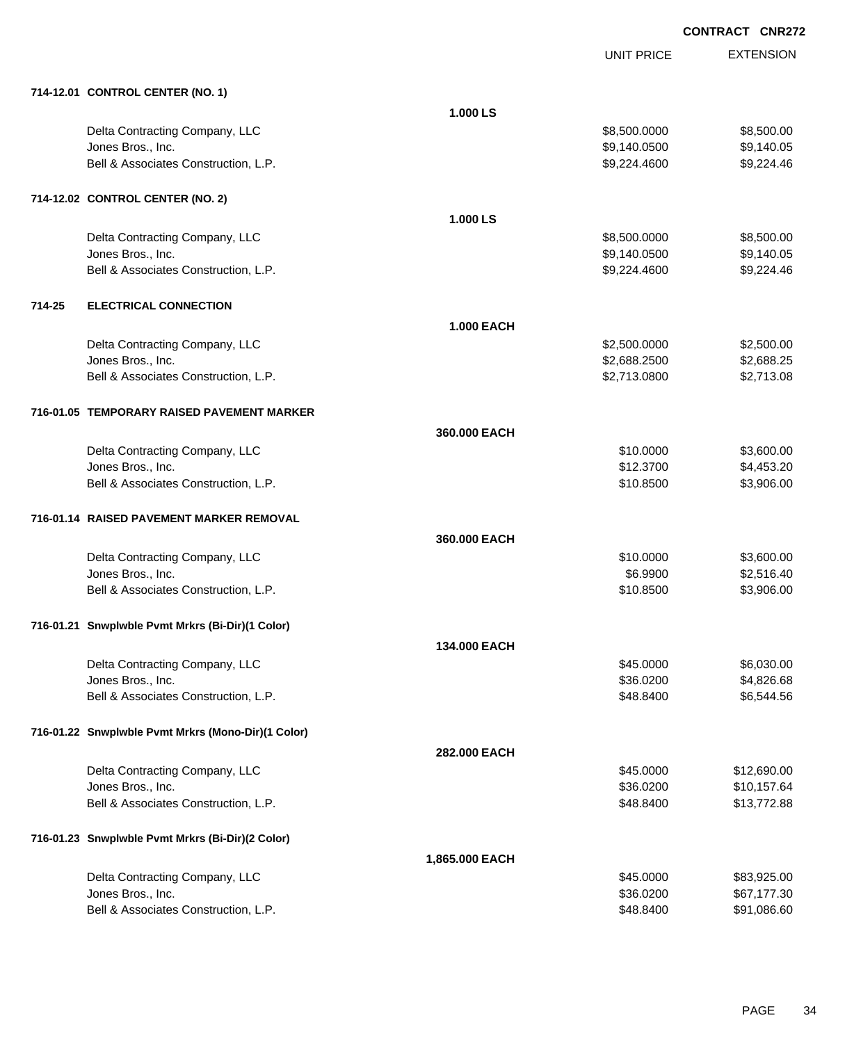**CONTRACT CNR272**

| | | UNIT PRICE | EXTENSION |
|---|---|---|---|
| **714-12.01 CONTROL CENTER (NO. 1)** | | | |
| | **1.000 LS** | | |
| Delta Contracting Company, LLC | | $8,500.0000 | $8,500.00 |
| Jones Bros., Inc. | | $9,140.0500 | $9,140.05 |
| Bell & Associates Construction, L.P. | | $9,224.4600 | $9,224.46 |
| **714-12.02 CONTROL CENTER (NO. 2)** | | | |
| | **1.000 LS** | | |
| Delta Contracting Company, LLC | | $8,500.0000 | $8,500.00 |
| Jones Bros., Inc. | | $9,140.0500 | $9,140.05 |
| Bell & Associates Construction, L.P. | | $9,224.4600 | $9,224.46 |
| **714-25 ELECTRICAL CONNECTION** | | | |
| | **1.000 EACH** | | |
| Delta Contracting Company, LLC | | $2,500.0000 | $2,500.00 |
| Jones Bros., Inc. | | $2,688.2500 | $2,688.25 |
| Bell & Associates Construction, L.P. | | $2,713.0800 | $2,713.08 |
| **716-01.05 TEMPORARY RAISED PAVEMENT MARKER** | | | |
| | **360.000 EACH** | | |
| Delta Contracting Company, LLC | | $10.0000 | $3,600.00 |
| Jones Bros., Inc. | | $12.3700 | $4,453.20 |
| Bell & Associates Construction, L.P. | | $10.8500 | $3,906.00 |
| **716-01.14 RAISED PAVEMENT MARKER REMOVAL** | | | |
| | **360.000 EACH** | | |
| Delta Contracting Company, LLC | | $10.0000 | $3,600.00 |
| Jones Bros., Inc. | | $6.9900 | $2,516.40 |
| Bell & Associates Construction, L.P. | | $10.8500 | $3,906.00 |
| **716-01.21 Snwplwble Pvmt Mrkrs (Bi-Dir)(1 Color)** | | | |
| | **134.000 EACH** | | |
| Delta Contracting Company, LLC | | $45.0000 | $6,030.00 |
| Jones Bros., Inc. | | $36.0200 | $4,826.68 |
| Bell & Associates Construction, L.P. | | $48.8400 | $6,544.56 |
| **716-01.22 Snwplwble Pvmt Mrkrs (Mono-Dir)(1 Color)** | | | |
| | **282.000 EACH** | | |
| Delta Contracting Company, LLC | | $45.0000 | $12,690.00 |
| Jones Bros., Inc. | | $36.0200 | $10,157.64 |
| Bell & Associates Construction, L.P. | | $48.8400 | $13,772.88 |
| **716-01.23 Snwplwble Pvmt Mrkrs (Bi-Dir)(2 Color)** | | | |
| | **1,865.000 EACH** | | |
| Delta Contracting Company, LLC | | $45.0000 | $83,925.00 |
| Jones Bros., Inc. | | $36.0200 | $67,177.30 |
| Bell & Associates Construction, L.P. | | $48.8400 | $91,086.60 |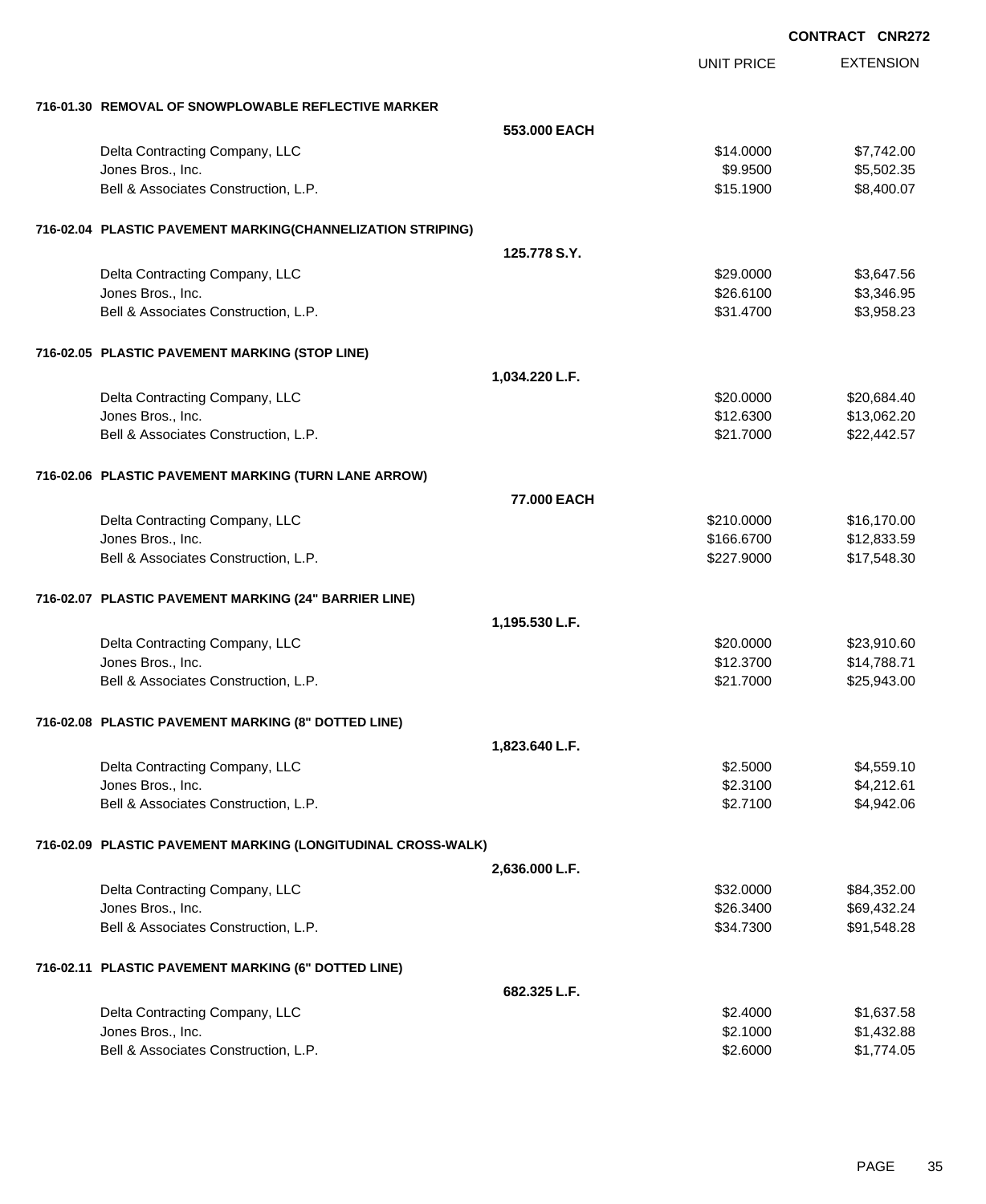**CONTRACT CNR272**

| | | UNIT PRICE | EXTENSION |
|---|---|---|---|
| **716-01.30 REMOVAL OF SNOWPLOWABLE REFLECTIVE MARKER** | | | |
| | **553.000 EACH** | | |
| Delta Contracting Company, LLC | | $14.0000 | $7,742.00 |
| Jones Bros., Inc. | | $9.9500 | $5,502.35 |
| Bell & Associates Construction, L.P. | | $15.1900 | $8,400.07 |
| **716-02.04 PLASTIC PAVEMENT MARKING(CHANNELIZATION STRIPING)** | | | |
| | **125.778 S.Y.** | | |
| Delta Contracting Company, LLC | | $29.0000 | $3,647.56 |
| Jones Bros., Inc. | | $26.6100 | $3,346.95 |
| Bell & Associates Construction, L.P. | | $31.4700 | $3,958.23 |
| **716-02.05 PLASTIC PAVEMENT MARKING (STOP LINE)** | | | |
| | **1,034.220 L.F.** | | |
| Delta Contracting Company, LLC | | $20.0000 | $20,684.40 |
| Jones Bros., Inc. | | $12.6300 | $13,062.20 |
| Bell & Associates Construction, L.P. | | $21.7000 | $22,442.57 |
| **716-02.06 PLASTIC PAVEMENT MARKING (TURN LANE ARROW)** | | | |
| | **77.000 EACH** | | |
| Delta Contracting Company, LLC | | $210.0000 | $16,170.00 |
| Jones Bros., Inc. | | $166.6700 | $12,833.59 |
| Bell & Associates Construction, L.P. | | $227.9000 | $17,548.30 |
| **716-02.07 PLASTIC PAVEMENT MARKING (24" BARRIER LINE)** | | | |
| | **1,195.530 L.F.** | | |
| Delta Contracting Company, LLC | | $20.0000 | $23,910.60 |
| Jones Bros., Inc. | | $12.3700 | $14,788.71 |
| Bell & Associates Construction, L.P. | | $21.7000 | $25,943.00 |
| **716-02.08 PLASTIC PAVEMENT MARKING (8" DOTTED LINE)** | | | |
| | **1,823.640 L.F.** | | |
| Delta Contracting Company, LLC | | $2.5000 | $4,559.10 |
| Jones Bros., Inc. | | $2.3100 | $4,212.61 |
| Bell & Associates Construction, L.P. | | $2.7100 | $4,942.06 |
| **716-02.09 PLASTIC PAVEMENT MARKING (LONGITUDINAL CROSS-WALK)** | | | |
| | **2,636.000 L.F.** | | |
| Delta Contracting Company, LLC | | $32.0000 | $84,352.00 |
| Jones Bros., Inc. | | $26.3400 | $69,432.24 |
| Bell & Associates Construction, L.P. | | $34.7300 | $91,548.28 |
| **716-02.11 PLASTIC PAVEMENT MARKING (6" DOTTED LINE)** | | | |
| | **682.325 L.F.** | | |
| Delta Contracting Company, LLC | | $2.4000 | $1,637.58 |
| Jones Bros., Inc. | | $2.1000 | $1,432.88 |
| Bell & Associates Construction, L.P. | | $2.6000 | $1,774.05 |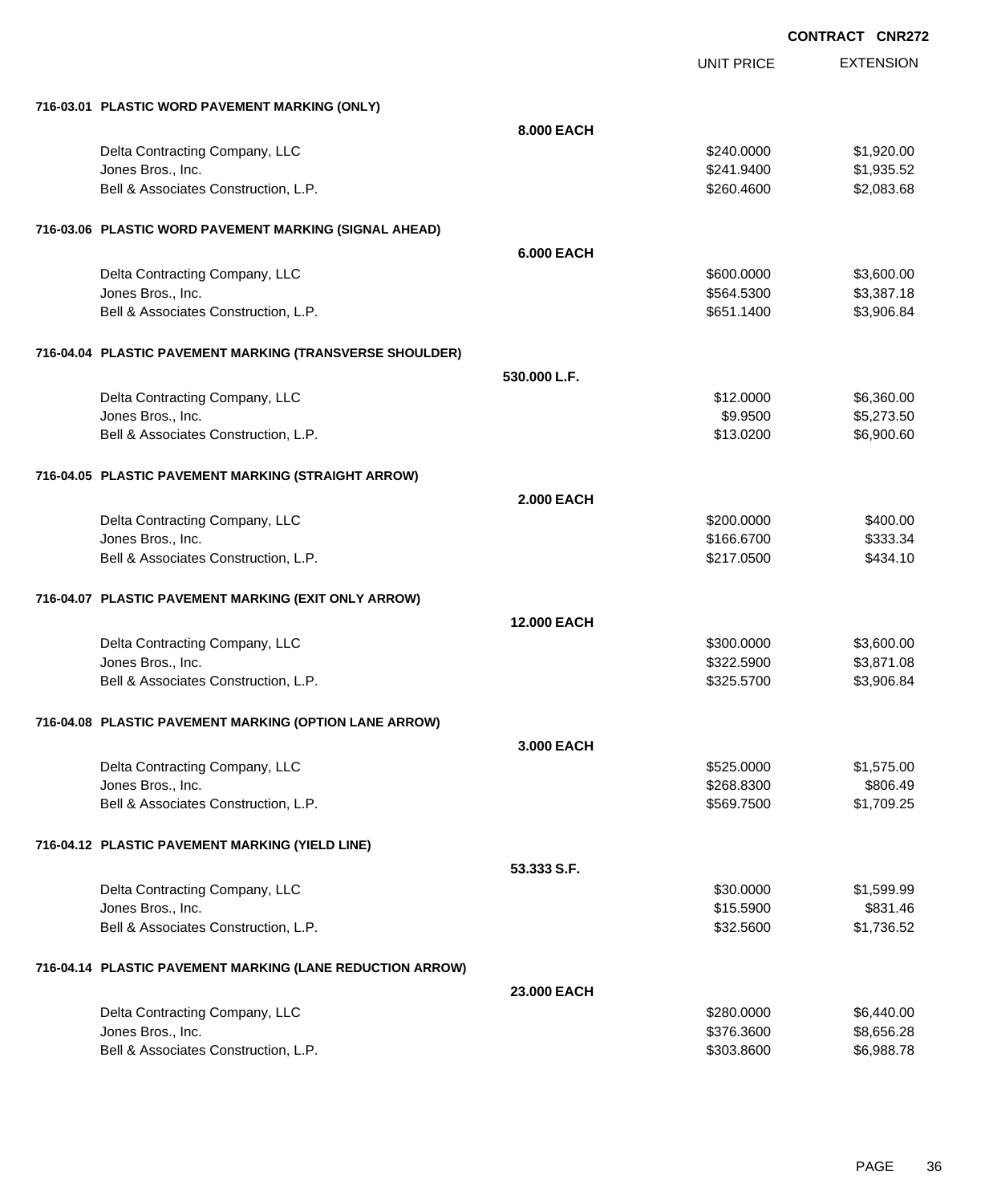**CONTRACT CNR272**

| | | UNIT PRICE | EXTENSION |
|---|---|---|---|
| **716-03.01 PLASTIC WORD PAVEMENT MARKING (ONLY)** | | | |
| | **8.000 EACH** | | |
| Delta Contracting Company, LLC | | $240.0000 | $1,920.00 |
| Jones Bros., Inc. | | $241.9400 | $1,935.52 |
| Bell & Associates Construction, L.P. | | $260.4600 | $2,083.68 |
| **716-03.06 PLASTIC WORD PAVEMENT MARKING (SIGNAL AHEAD)** | | | |
| | **6.000 EACH** | | |
| Delta Contracting Company, LLC | | $600.0000 | $3,600.00 |
| Jones Bros., Inc. | | $564.5300 | $3,387.18 |
| Bell & Associates Construction, L.P. | | $651.1400 | $3,906.84 |
| **716-04.04 PLASTIC PAVEMENT MARKING (TRANSVERSE SHOULDER)** | | | |
| | **530.000 L.F.** | | |
| Delta Contracting Company, LLC | | $12.0000 | $6,360.00 |
| Jones Bros., Inc. | | $9.9500 | $5,273.50 |
| Bell & Associates Construction, L.P. | | $13.0200 | $6,900.60 |
| **716-04.05 PLASTIC PAVEMENT MARKING (STRAIGHT ARROW)** | | | |
| | **2.000 EACH** | | |
| Delta Contracting Company, LLC | | $200.0000 | $400.00 |
| Jones Bros., Inc. | | $166.6700 | $333.34 |
| Bell & Associates Construction, L.P. | | $217.0500 | $434.10 |
| **716-04.07 PLASTIC PAVEMENT MARKING (EXIT ONLY ARROW)** | | | |
| | **12.000 EACH** | | |
| Delta Contracting Company, LLC | | $300.0000 | $3,600.00 |
| Jones Bros., Inc. | | $322.5900 | $3,871.08 |
| Bell & Associates Construction, L.P. | | $325.5700 | $3,906.84 |
| **716-04.08 PLASTIC PAVEMENT MARKING (OPTION LANE ARROW)** | | | |
| | **3.000 EACH** | | |
| Delta Contracting Company, LLC | | $525.0000 | $1,575.00 |
| Jones Bros., Inc. | | $268.8300 | $806.49 |
| Bell & Associates Construction, L.P. | | $569.7500 | $1,709.25 |
| **716-04.12 PLASTIC PAVEMENT MARKING (YIELD LINE)** | | | |
| | **53.333 S.F.** | | |
| Delta Contracting Company, LLC | | $30.0000 | $1,599.99 |
| Jones Bros., Inc. | | $15.5900 | $831.46 |
| Bell & Associates Construction, L.P. | | $32.5600 | $1,736.52 |
| **716-04.14 PLASTIC PAVEMENT MARKING (LANE REDUCTION ARROW)** | | | |
| | **23.000 EACH** | | |
| Delta Contracting Company, LLC | | $280.0000 | $6,440.00 |
| Jones Bros., Inc. | | $376.3600 | $8,656.28 |
| Bell & Associates Construction, L.P. | | $303.8600 | $6,988.78 |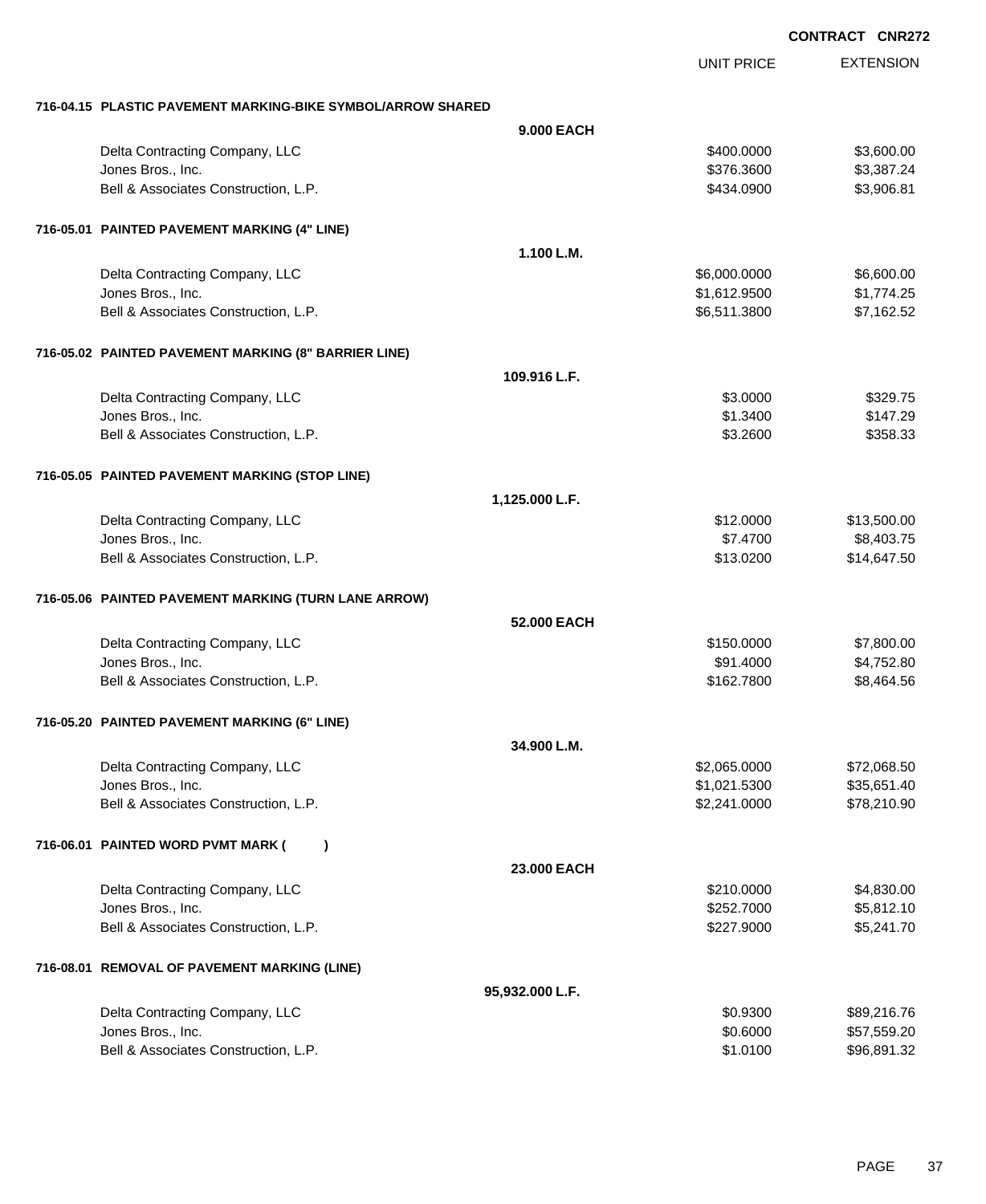**CONTRACT CNR272**

| | UNIT PRICE | EXTENSION |
|---|---|---|
| **716-04.15 PLASTIC PAVEMENT MARKING-BIKE SYMBOL/ARROW SHARED** | | |
| **9.000 EACH** | | |
| Delta Contracting Company, LLC | $400.0000 | $3,600.00 |
| Jones Bros., Inc. | $376.3600 | $3,387.24 |
| Bell & Associates Construction, L.P. | $434.0900 | $3,906.81 |
| **716-05.01 PAINTED PAVEMENT MARKING (4" LINE)** | | |
| **1.100 L.M.** | | |
| Delta Contracting Company, LLC | $6,000.0000 | $6,600.00 |
| Jones Bros., Inc. | $1,612.9500 | $1,774.25 |
| Bell & Associates Construction, L.P. | $6,511.3800 | $7,162.52 |
| **716-05.02 PAINTED PAVEMENT MARKING (8" BARRIER LINE)** | | |
| **109.916 L.F.** | | |
| Delta Contracting Company, LLC | $3.0000 | $329.75 |
| Jones Bros., Inc. | $1.3400 | $147.29 |
| Bell & Associates Construction, L.P. | $3.2600 | $358.33 |
| **716-05.05 PAINTED PAVEMENT MARKING (STOP LINE)** | | |
| **1,125.000 L.F.** | | |
| Delta Contracting Company, LLC | $12.0000 | $13,500.00 |
| Jones Bros., Inc. | $7.4700 | $8,403.75 |
| Bell & Associates Construction, L.P. | $13.0200 | $14,647.50 |
| **716-05.06 PAINTED PAVEMENT MARKING (TURN LANE ARROW)** | | |
| **52.000 EACH** | | |
| Delta Contracting Company, LLC | $150.0000 | $7,800.00 |
| Jones Bros., Inc. | $91.4000 | $4,752.80 |
| Bell & Associates Construction, L.P. | $162.7800 | $8,464.56 |
| **716-05.20 PAINTED PAVEMENT MARKING (6" LINE)** | | |
| **34.900 L.M.** | | |
| Delta Contracting Company, LLC | $2,065.0000 | $72,068.50 |
| Jones Bros., Inc. | $1,021.5300 | $35,651.40 |
| Bell & Associates Construction, L.P. | $2,241.0000 | $78,210.90 |
| **716-06.01 PAINTED WORD PVMT MARK ( )** | | |
| **23.000 EACH** | | |
| Delta Contracting Company, LLC | $210.0000 | $4,830.00 |
| Jones Bros., Inc. | $252.7000 | $5,812.10 |
| Bell & Associates Construction, L.P. | $227.9000 | $5,241.70 |
| **716-08.01 REMOVAL OF PAVEMENT MARKING (LINE)** | | |
| **95,932.000 L.F.** | | |
| Delta Contracting Company, LLC | $0.9300 | $89,216.76 |
| Jones Bros., Inc. | $0.6000 | $57,559.20 |
| Bell & Associates Construction, L.P. | $1.0100 | $96,891.32 |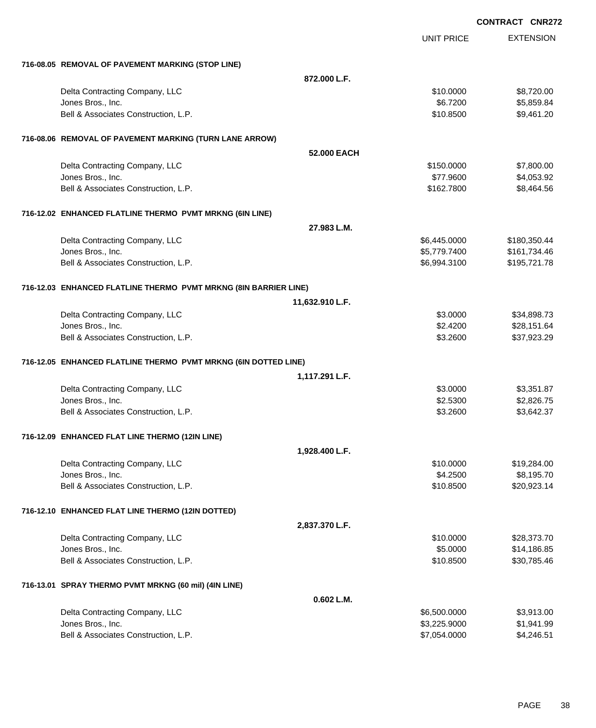**CONTRACT CNR272**

| | UNIT PRICE | EXTENSION |
|---|---|---|
| **716-08.05 REMOVAL OF PAVEMENT MARKING (STOP LINE)** | | |
| **872.000 L.F.** | | |
| Delta Contracting Company, LLC | $10.0000 | $8,720.00 |
| Jones Bros., Inc. | $6.7200 | $5,859.84 |
| Bell & Associates Construction, L.P. | $10.8500 | $9,461.20 |
| **716-08.06 REMOVAL OF PAVEMENT MARKING (TURN LANE ARROW)** | | |
| **52.000 EACH** | | |
| Delta Contracting Company, LLC | $150.0000 | $7,800.00 |
| Jones Bros., Inc. | $77.9600 | $4,053.92 |
| Bell & Associates Construction, L.P. | $162.7800 | $8,464.56 |
| **716-12.02 ENHANCED FLATLINE THERMO PVMT MRKNG (6IN LINE)** | | |
| **27.983 L.M.** | | |
| Delta Contracting Company, LLC | $6,445.0000 | $180,350.44 |
| Jones Bros., Inc. | $5,779.7400 | $161,734.46 |
| Bell & Associates Construction, L.P. | $6,994.3100 | $195,721.78 |
| **716-12.03 ENHANCED FLATLINE THERMO PVMT MRKNG (8IN BARRIER LINE)** | | |
| **11,632.910 L.F.** | | |
| Delta Contracting Company, LLC | $3.0000 | $34,898.73 |
| Jones Bros., Inc. | $2.4200 | $28,151.64 |
| Bell & Associates Construction, L.P. | $3.2600 | $37,923.29 |
| **716-12.05 ENHANCED FLATLINE THERMO PVMT MRKNG (6IN DOTTED LINE)** | | |
| **1,117.291 L.F.** | | |
| Delta Contracting Company, LLC | $3.0000 | $3,351.87 |
| Jones Bros., Inc. | $2.5300 | $2,826.75 |
| Bell & Associates Construction, L.P. | $3.2600 | $3,642.37 |
| **716-12.09 ENHANCED FLAT LINE THERMO (12IN LINE)** | | |
| **1,928.400 L.F.** | | |
| Delta Contracting Company, LLC | $10.0000 | $19,284.00 |
| Jones Bros., Inc. | $4.2500 | $8,195.70 |
| Bell & Associates Construction, L.P. | $10.8500 | $20,923.14 |
| **716-12.10 ENHANCED FLAT LINE THERMO (12IN DOTTED)** | | |
| **2,837.370 L.F.** | | |
| Delta Contracting Company, LLC | $10.0000 | $28,373.70 |
| Jones Bros., Inc. | $5.0000 | $14,186.85 |
| Bell & Associates Construction, L.P. | $10.8500 | $30,785.46 |
| **716-13.01 SPRAY THERMO PVMT MRKNG (60 mil) (4IN LINE)** | | |
| **0.602 L.M.** | | |
| Delta Contracting Company, LLC | $6,500.0000 | $3,913.00 |
| Jones Bros., Inc. | $3,225.9000 | $1,941.99 |
| Bell & Associates Construction, L.P. | $7,054.0000 | $4,246.51 |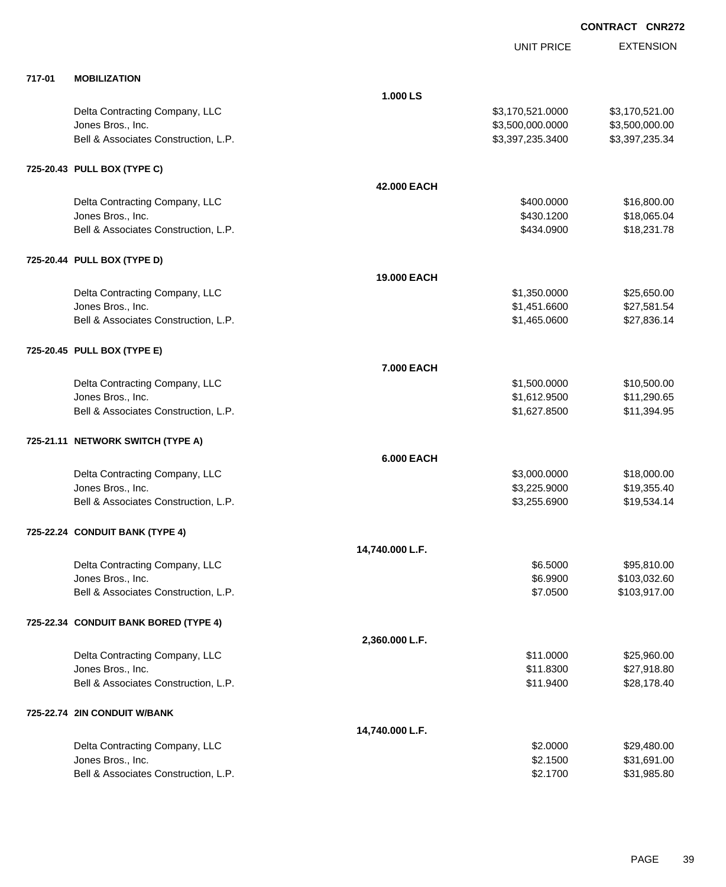**CONTRACT CNR272**

| | | | UNIT PRICE | EXTENSION |
|---|---|---|---|---|
| **717-01** | **MOBILIZATION** | | | |
| | | **1.000 LS** | | |
| | Delta Contracting Company, LLC | | $3,170,521.0000 | $3,170,521.00 |
| | Jones Bros., Inc. | | $3,500,000.0000 | $3,500,000.00 |
| | Bell & Associates Construction, L.P. | | $3,397,235.3400 | $3,397,235.34 |
| **725-20.43** | **PULL BOX (TYPE C)** | | | |
| | | **42.000 EACH** | | |
| | Delta Contracting Company, LLC | | $400.0000 | $16,800.00 |
| | Jones Bros., Inc. | | $430.1200 | $18,065.04 |
| | Bell & Associates Construction, L.P. | | $434.0900 | $18,231.78 |
| **725-20.44** | **PULL BOX (TYPE D)** | | | |
| | | **19.000 EACH** | | |
| | Delta Contracting Company, LLC | | $1,350.0000 | $25,650.00 |
| | Jones Bros., Inc. | | $1,451.6600 | $27,581.54 |
| | Bell & Associates Construction, L.P. | | $1,465.0600 | $27,836.14 |
| **725-20.45** | **PULL BOX (TYPE E)** | | | |
| | | **7.000 EACH** | | |
| | Delta Contracting Company, LLC | | $1,500.0000 | $10,500.00 |
| | Jones Bros., Inc. | | $1,612.9500 | $11,290.65 |
| | Bell & Associates Construction, L.P. | | $1,627.8500 | $11,394.95 |
| **725-21.11** | **NETWORK SWITCH (TYPE A)** | | | |
| | | **6.000 EACH** | | |
| | Delta Contracting Company, LLC | | $3,000.0000 | $18,000.00 |
| | Jones Bros., Inc. | | $3,225.9000 | $19,355.40 |
| | Bell & Associates Construction, L.P. | | $3,255.6900 | $19,534.14 |
| **725-22.24** | **CONDUIT BANK (TYPE 4)** | | | |
| | | **14,740.000 L.F.** | | |
| | Delta Contracting Company, LLC | | $6.5000 | $95,810.00 |
| | Jones Bros., Inc. | | $6.9900 | $103,032.60 |
| | Bell & Associates Construction, L.P. | | $7.0500 | $103,917.00 |
| **725-22.34** | **CONDUIT BANK BORED (TYPE 4)** | | | |
| | | **2,360.000 L.F.** | | |
| | Delta Contracting Company, LLC | | $11.0000 | $25,960.00 |
| | Jones Bros., Inc. | | $11.8300 | $27,918.80 |
| | Bell & Associates Construction, L.P. | | $11.9400 | $28,178.40 |
| **725-22.74** | **2IN CONDUIT W/BANK** | | | |
| | | **14,740.000 L.F.** | | |
| | Delta Contracting Company, LLC | | $2.0000 | $29,480.00 |
| | Jones Bros., Inc. | | $2.1500 | $31,691.00 |
| | Bell & Associates Construction, L.P. | | $2.1700 | $31,985.80 |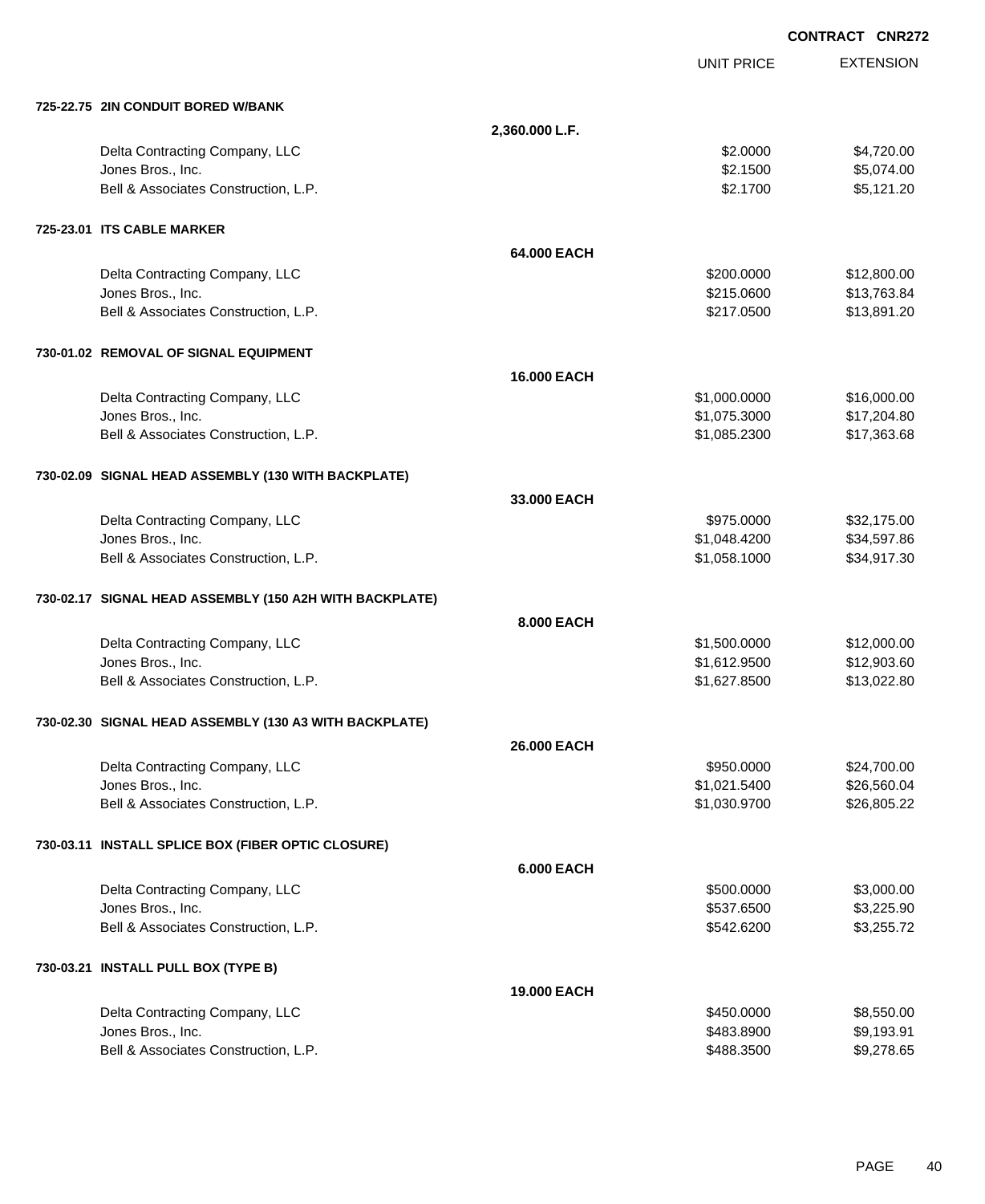**CONTRACT CNR272**

| | | UNIT PRICE | EXTENSION |
|---|---|---|---|
| **725-22.75 2IN CONDUIT BORED W/BANK** | | | |
| | **2,360.000 L.F.** | | |
| Delta Contracting Company, LLC | | $2.0000 | $4,720.00 |
| Jones Bros., Inc. | | $2.1500 | $5,074.00 |
| Bell & Associates Construction, L.P. | | $2.1700 | $5,121.20 |
| **725-23.01 ITS CABLE MARKER** | | | |
| | **64.000 EACH** | | |
| Delta Contracting Company, LLC | | $200.0000 | $12,800.00 |
| Jones Bros., Inc. | | $215.0600 | $13,763.84 |
| Bell & Associates Construction, L.P. | | $217.0500 | $13,891.20 |
| **730-01.02 REMOVAL OF SIGNAL EQUIPMENT** | | | |
| | **16.000 EACH** | | |
| Delta Contracting Company, LLC | | $1,000.0000 | $16,000.00 |
| Jones Bros., Inc. | | $1,075.3000 | $17,204.80 |
| Bell & Associates Construction, L.P. | | $1,085.2300 | $17,363.68 |
| **730-02.09 SIGNAL HEAD ASSEMBLY (130 WITH BACKPLATE)** | | | |
| | **33.000 EACH** | | |
| Delta Contracting Company, LLC | | $975.0000 | $32,175.00 |
| Jones Bros., Inc. | | $1,048.4200 | $34,597.86 |
| Bell & Associates Construction, L.P. | | $1,058.1000 | $34,917.30 |
| **730-02.17 SIGNAL HEAD ASSEMBLY (150 A2H WITH BACKPLATE)** | | | |
| | **8.000 EACH** | | |
| Delta Contracting Company, LLC | | $1,500.0000 | $12,000.00 |
| Jones Bros., Inc. | | $1,612.9500 | $12,903.60 |
| Bell & Associates Construction, L.P. | | $1,627.8500 | $13,022.80 |
| **730-02.30 SIGNAL HEAD ASSEMBLY (130 A3 WITH BACKPLATE)** | | | |
| | **26.000 EACH** | | |
| Delta Contracting Company, LLC | | $950.0000 | $24,700.00 |
| Jones Bros., Inc. | | $1,021.5400 | $26,560.04 |
| Bell & Associates Construction, L.P. | | $1,030.9700 | $26,805.22 |
| **730-03.11 INSTALL SPLICE BOX (FIBER OPTIC CLOSURE)** | | | |
| | **6.000 EACH** | | |
| Delta Contracting Company, LLC | | $500.0000 | $3,000.00 |
| Jones Bros., Inc. | | $537.6500 | $3,225.90 |
| Bell & Associates Construction, L.P. | | $542.6200 | $3,255.72 |
| **730-03.21 INSTALL PULL BOX (TYPE B)** | | | |
| | **19.000 EACH** | | |
| Delta Contracting Company, LLC | | $450.0000 | $8,550.00 |
| Jones Bros., Inc. | | $483.8900 | $9,193.91 |
| Bell & Associates Construction, L.P. | | $488.3500 | $9,278.65 |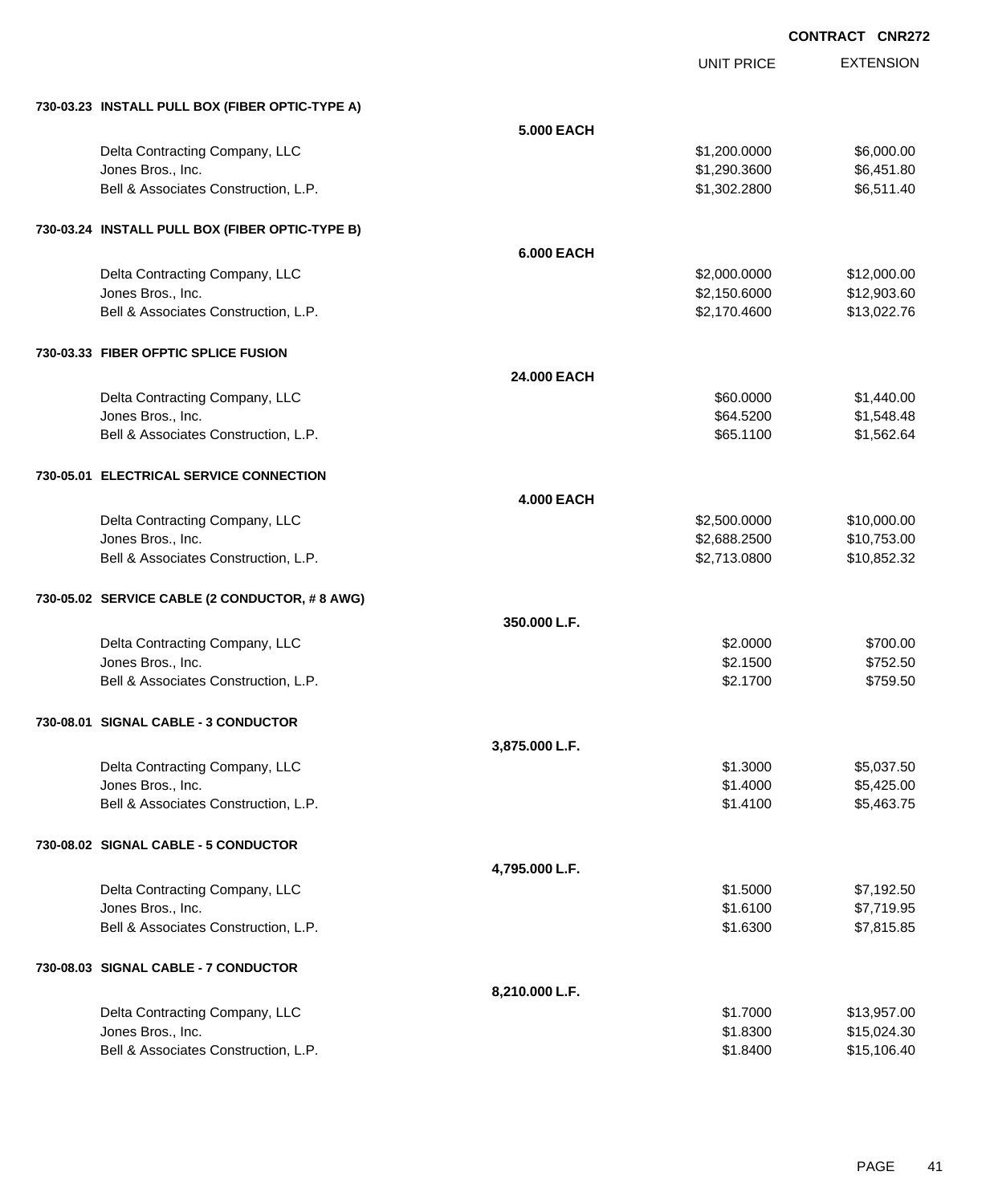**CONTRACT CNR272**

| | | UNIT PRICE | EXTENSION |
|---|---|---|---|
| **730-03.23 INSTALL PULL BOX (FIBER OPTIC-TYPE A)** | | | |
| | **5.000 EACH** | | |
| Delta Contracting Company, LLC | | $1,200.0000 | $6,000.00 |
| Jones Bros., Inc. | | $1,290.3600 | $6,451.80 |
| Bell & Associates Construction, L.P. | | $1,302.2800 | $6,511.40 |
| **730-03.24 INSTALL PULL BOX (FIBER OPTIC-TYPE B)** | | | |
| | **6.000 EACH** | | |
| Delta Contracting Company, LLC | | $2,000.0000 | $12,000.00 |
| Jones Bros., Inc. | | $2,150.6000 | $12,903.60 |
| Bell & Associates Construction, L.P. | | $2,170.4600 | $13,022.76 |
| **730-03.33 FIBER OFPTIC SPLICE FUSION** | | | |
| | **24.000 EACH** | | |
| Delta Contracting Company, LLC | | $60.0000 | $1,440.00 |
| Jones Bros., Inc. | | $64.5200 | $1,548.48 |
| Bell & Associates Construction, L.P. | | $65.1100 | $1,562.64 |
| **730-05.01 ELECTRICAL SERVICE CONNECTION** | | | |
| | **4.000 EACH** | | |
| Delta Contracting Company, LLC | | $2,500.0000 | $10,000.00 |
| Jones Bros., Inc. | | $2,688.2500 | $10,753.00 |
| Bell & Associates Construction, L.P. | | $2,713.0800 | $10,852.32 |
| **730-05.02 SERVICE CABLE (2 CONDUCTOR, # 8 AWG)** | | | |
| | **350.000 L.F.** | | |
| Delta Contracting Company, LLC | | $2.0000 | $700.00 |
| Jones Bros., Inc. | | $2.1500 | $752.50 |
| Bell & Associates Construction, L.P. | | $2.1700 | $759.50 |
| **730-08.01 SIGNAL CABLE - 3 CONDUCTOR** | | | |
| | **3,875.000 L.F.** | | |
| Delta Contracting Company, LLC | | $1.3000 | $5,037.50 |
| Jones Bros., Inc. | | $1.4000 | $5,425.00 |
| Bell & Associates Construction, L.P. | | $1.4100 | $5,463.75 |
| **730-08.02 SIGNAL CABLE - 5 CONDUCTOR** | | | |
| | **4,795.000 L.F.** | | |
| Delta Contracting Company, LLC | | $1.5000 | $7,192.50 |
| Jones Bros., Inc. | | $1.6100 | $7,719.95 |
| Bell & Associates Construction, L.P. | | $1.6300 | $7,815.85 |
| **730-08.03 SIGNAL CABLE - 7 CONDUCTOR** | | | |
| | **8,210.000 L.F.** | | |
| Delta Contracting Company, LLC | | $1.7000 | $13,957.00 |
| Jones Bros., Inc. | | $1.8300 | $15,024.30 |
| Bell & Associates Construction, L.P. | | $1.8400 | $15,106.40 |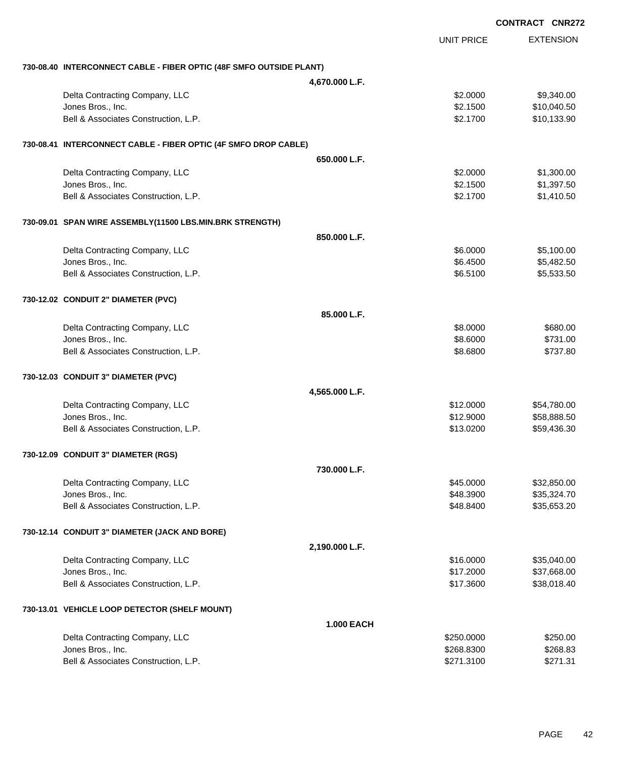**CONTRACT CNR272**

| | | UNIT PRICE | EXTENSION |
|---|---|---|---|
| **730-08.40 INTERCONNECT CABLE - FIBER OPTIC (48F SMFO OUTSIDE PLANT)** | | | |
| | **4,670.000 L.F.** | | |
| Delta Contracting Company, LLC | | $2.0000 | $9,340.00 |
| Jones Bros., Inc. | | $2.1500 | $10,040.50 |
| Bell & Associates Construction, L.P. | | $2.1700 | $10,133.90 |
| **730-08.41 INTERCONNECT CABLE - FIBER OPTIC (4F SMFO DROP CABLE)** | | | |
| | **650.000 L.F.** | | |
| Delta Contracting Company, LLC | | $2.0000 | $1,300.00 |
| Jones Bros., Inc. | | $2.1500 | $1,397.50 |
| Bell & Associates Construction, L.P. | | $2.1700 | $1,410.50 |
| **730-09.01 SPAN WIRE ASSEMBLY(11500 LBS.MIN.BRK STRENGTH)** | | | |
| | **850.000 L.F.** | | |
| Delta Contracting Company, LLC | | $6.0000 | $5,100.00 |
| Jones Bros., Inc. | | $6.4500 | $5,482.50 |
| Bell & Associates Construction, L.P. | | $6.5100 | $5,533.50 |
| **730-12.02 CONDUIT 2" DIAMETER (PVC)** | | | |
| | **85.000 L.F.** | | |
| Delta Contracting Company, LLC | | $8.0000 | $680.00 |
| Jones Bros., Inc. | | $8.6000 | $731.00 |
| Bell & Associates Construction, L.P. | | $8.6800 | $737.80 |
| **730-12.03 CONDUIT 3" DIAMETER (PVC)** | | | |
| | **4,565.000 L.F.** | | |
| Delta Contracting Company, LLC | | $12.0000 | $54,780.00 |
| Jones Bros., Inc. | | $12.9000 | $58,888.50 |
| Bell & Associates Construction, L.P. | | $13.0200 | $59,436.30 |
| **730-12.09 CONDUIT 3" DIAMETER (RGS)** | | | |
| | **730.000 L.F.** | | |
| Delta Contracting Company, LLC | | $45.0000 | $32,850.00 |
| Jones Bros., Inc. | | $48.3900 | $35,324.70 |
| Bell & Associates Construction, L.P. | | $48.8400 | $35,653.20 |
| **730-12.14 CONDUIT 3" DIAMETER (JACK AND BORE)** | | | |
| | **2,190.000 L.F.** | | |
| Delta Contracting Company, LLC | | $16.0000 | $35,040.00 |
| Jones Bros., Inc. | | $17.2000 | $37,668.00 |
| Bell & Associates Construction, L.P. | | $17.3600 | $38,018.40 |
| **730-13.01 VEHICLE LOOP DETECTOR (SHELF MOUNT)** | | | |
| | **1.000 EACH** | | |
| Delta Contracting Company, LLC | | $250.0000 | $250.00 |
| Jones Bros., Inc. | | $268.8300 | $268.83 |
| Bell & Associates Construction, L.P. | | $271.3100 | $271.31 |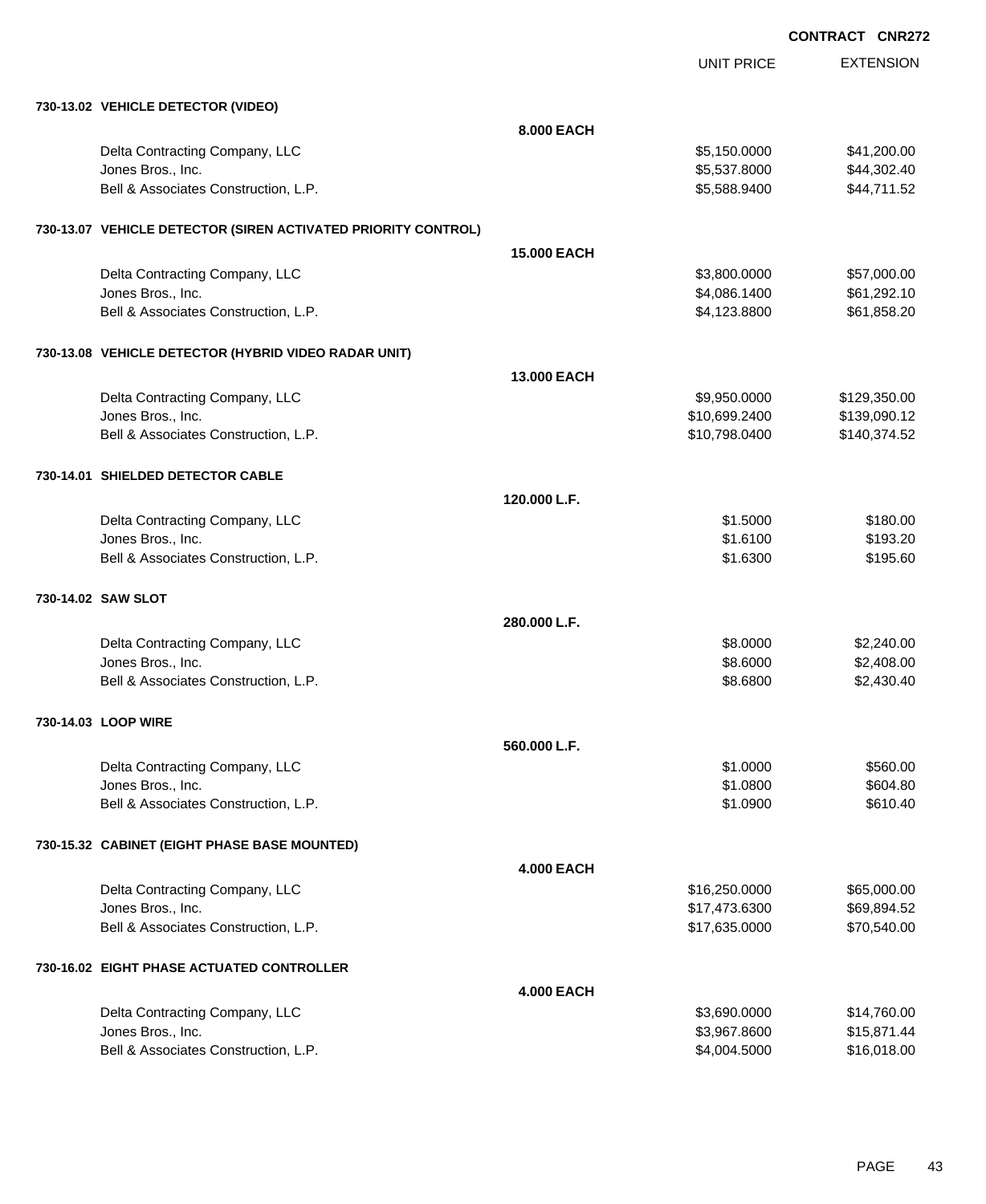**CONTRACT CNR272**

| | | UNIT PRICE | EXTENSION |
|---|---|---|---|
| **730-13.02 VEHICLE DETECTOR (VIDEO)** | | | |
| | **8.000 EACH** | | |
| Delta Contracting Company, LLC | | $5,150.0000 | $41,200.00 |
| Jones Bros., Inc. | | $5,537.8000 | $44,302.40 |
| Bell & Associates Construction, L.P. | | $5,588.9400 | $44,711.52 |
| **730-13.07 VEHICLE DETECTOR (SIREN ACTIVATED PRIORITY CONTROL)** | | | |
| | **15.000 EACH** | | |
| Delta Contracting Company, LLC | | $3,800.0000 | $57,000.00 |
| Jones Bros., Inc. | | $4,086.1400 | $61,292.10 |
| Bell & Associates Construction, L.P. | | $4,123.8800 | $61,858.20 |
| **730-13.08 VEHICLE DETECTOR (HYBRID VIDEO RADAR UNIT)** | | | |
| | **13.000 EACH** | | |
| Delta Contracting Company, LLC | | $9,950.0000 | $129,350.00 |
| Jones Bros., Inc. | | $10,699.2400 | $139,090.12 |
| Bell & Associates Construction, L.P. | | $10,798.0400 | $140,374.52 |
| **730-14.01 SHIELDED DETECTOR CABLE** | | | |
| | **120.000 L.F.** | | |
| Delta Contracting Company, LLC | | $1.5000 | $180.00 |
| Jones Bros., Inc. | | $1.6100 | $193.20 |
| Bell & Associates Construction, L.P. | | $1.6300 | $195.60 |
| **730-14.02 SAW SLOT** | | | |
| | **280.000 L.F.** | | |
| Delta Contracting Company, LLC | | $8.0000 | $2,240.00 |
| Jones Bros., Inc. | | $8.6000 | $2,408.00 |
| Bell & Associates Construction, L.P. | | $8.6800 | $2,430.40 |
| **730-14.03 LOOP WIRE** | | | |
| | **560.000 L.F.** | | |
| Delta Contracting Company, LLC | | $1.0000 | $560.00 |
| Jones Bros., Inc. | | $1.0800 | $604.80 |
| Bell & Associates Construction, L.P. | | $1.0900 | $610.40 |
| **730-15.32 CABINET (EIGHT PHASE BASE MOUNTED)** | | | |
| | **4.000 EACH** | | |
| Delta Contracting Company, LLC | | $16,250.0000 | $65,000.00 |
| Jones Bros., Inc. | | $17,473.6300 | $69,894.52 |
| Bell & Associates Construction, L.P. | | $17,635.0000 | $70,540.00 |
| **730-16.02 EIGHT PHASE ACTUATED CONTROLLER** | | | |
| | **4.000 EACH** | | |
| Delta Contracting Company, LLC | | $3,690.0000 | $14,760.00 |
| Jones Bros., Inc. | | $3,967.8600 | $15,871.44 |
| Bell & Associates Construction, L.P. | | $4,004.5000 | $16,018.00 |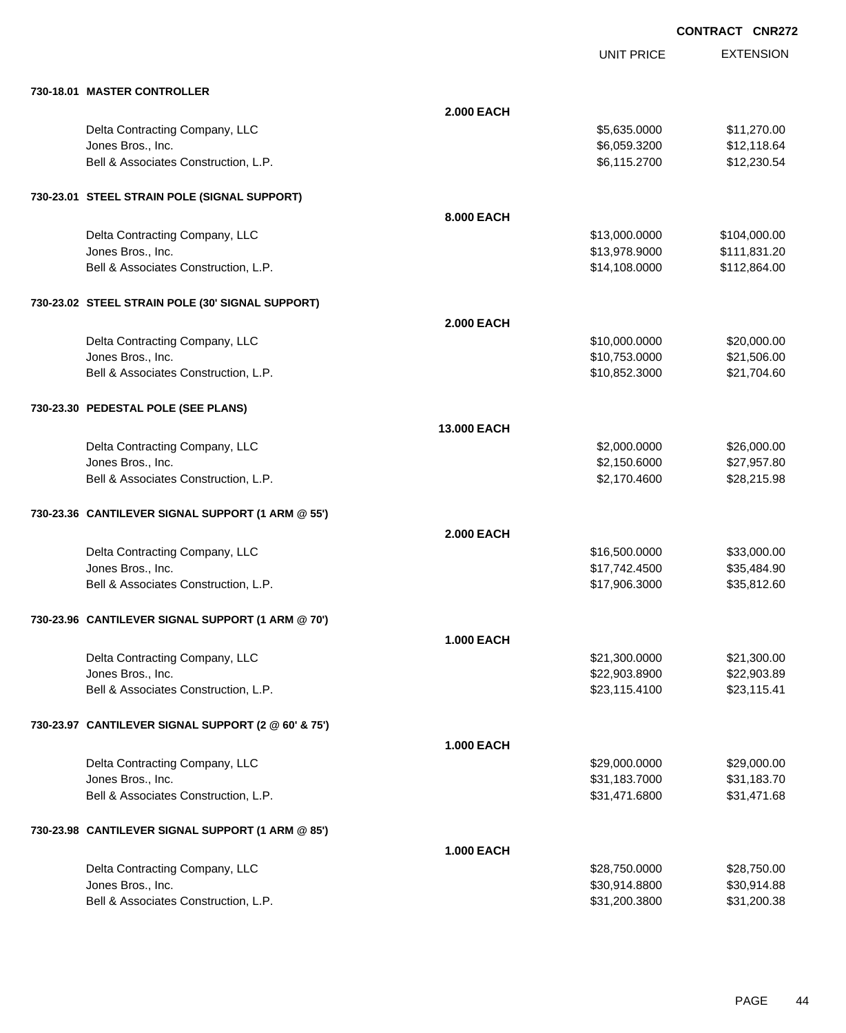CONTRACT CNR272

| | | UNIT PRICE | EXTENSION |
|---|---|---|---|
| **730-18.01 MASTER CONTROLLER** | | | |
| | **2.000 EACH** | | |
| Delta Contracting Company, LLC | | $5,635.0000 | $11,270.00 |
| Jones Bros., Inc. | | $6,059.3200 | $12,118.64 |
| Bell & Associates Construction, L.P. | | $6,115.2700 | $12,230.54 |
| **730-23.01 STEEL STRAIN POLE (SIGNAL SUPPORT)** | | | |
| | **8.000 EACH** | | |
| Delta Contracting Company, LLC | | $13,000.0000 | $104,000.00 |
| Jones Bros., Inc. | | $13,978.9000 | $111,831.20 |
| Bell & Associates Construction, L.P. | | $14,108.0000 | $112,864.00 |
| **730-23.02 STEEL STRAIN POLE (30' SIGNAL SUPPORT)** | | | |
| | **2.000 EACH** | | |
| Delta Contracting Company, LLC | | $10,000.0000 | $20,000.00 |
| Jones Bros., Inc. | | $10,753.0000 | $21,506.00 |
| Bell & Associates Construction, L.P. | | $10,852.3000 | $21,704.60 |
| **730-23.30 PEDESTAL POLE (SEE PLANS)** | | | |
| | **13.000 EACH** | | |
| Delta Contracting Company, LLC | | $2,000.0000 | $26,000.00 |
| Jones Bros., Inc. | | $2,150.6000 | $27,957.80 |
| Bell & Associates Construction, L.P. | | $2,170.4600 | $28,215.98 |
| **730-23.36 CANTILEVER SIGNAL SUPPORT (1 ARM @ 55')** | | | |
| | **2.000 EACH** | | |
| Delta Contracting Company, LLC | | $16,500.0000 | $33,000.00 |
| Jones Bros., Inc. | | $17,742.4500 | $35,484.90 |
| Bell & Associates Construction, L.P. | | $17,906.3000 | $35,812.60 |
| **730-23.96 CANTILEVER SIGNAL SUPPORT (1 ARM @ 70')** | | | |
| | **1.000 EACH** | | |
| Delta Contracting Company, LLC | | $21,300.0000 | $21,300.00 |
| Jones Bros., Inc. | | $22,903.8900 | $22,903.89 |
| Bell & Associates Construction, L.P. | | $23,115.4100 | $23,115.41 |
| **730-23.97 CANTILEVER SIGNAL SUPPORT (2 @ 60' & 75')** | | | |
| | **1.000 EACH** | | |
| Delta Contracting Company, LLC | | $29,000.0000 | $29,000.00 |
| Jones Bros., Inc. | | $31,183.7000 | $31,183.70 |
| Bell & Associates Construction, L.P. | | $31,471.6800 | $31,471.68 |
| **730-23.98 CANTILEVER SIGNAL SUPPORT (1 ARM @ 85')** | | | |
| | **1.000 EACH** | | |
| Delta Contracting Company, LLC | | $28,750.0000 | $28,750.00 |
| Jones Bros., Inc. | | $30,914.8800 | $30,914.88 |
| Bell & Associates Construction, L.P. | | $31,200.3800 | $31,200.38 |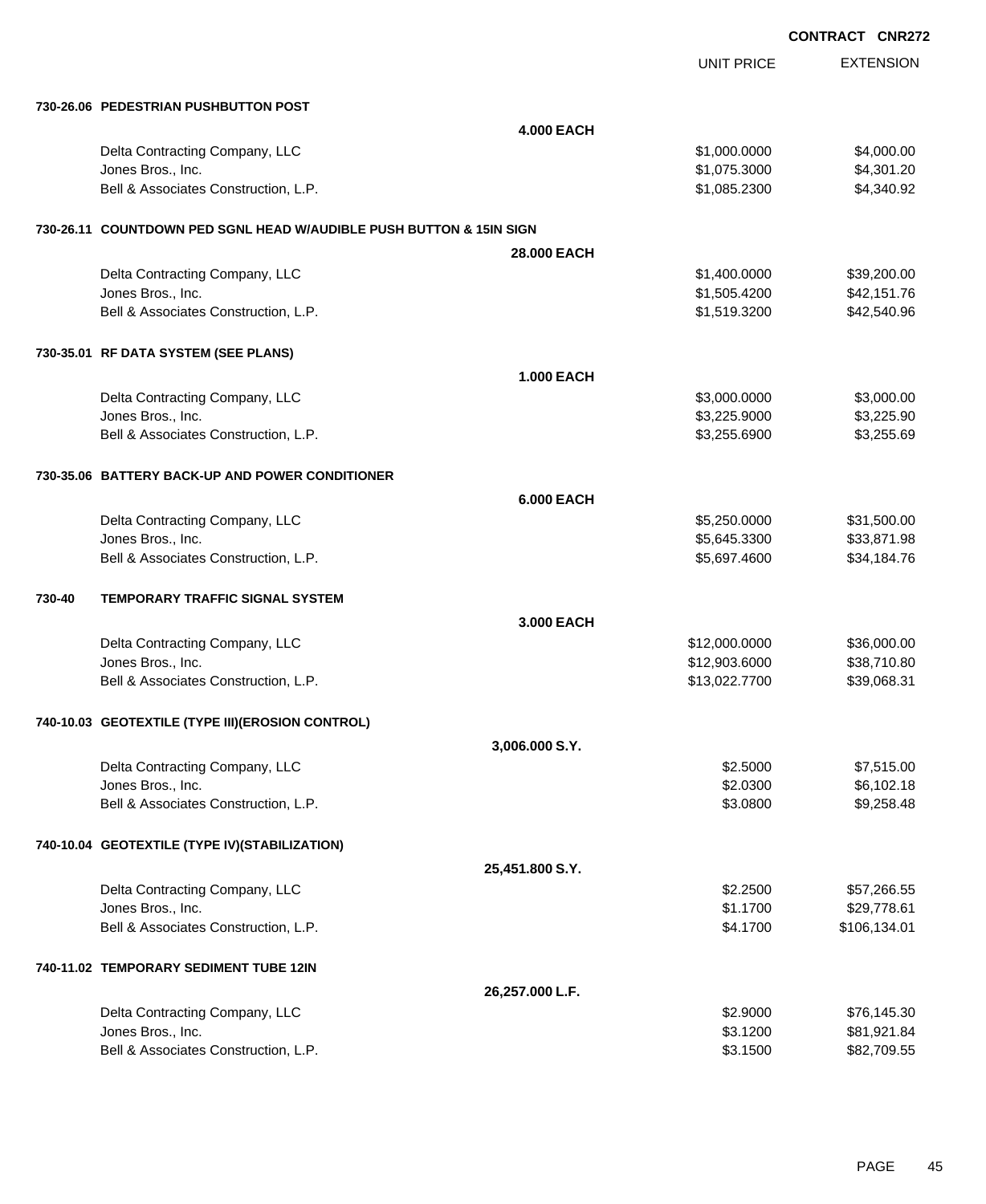CONTRACT CNR272

| | | UNIT PRICE | EXTENSION |
|---|---|---|---|
| **730-26.06 PEDESTRIAN PUSHBUTTON POST** | | | |
| | **4.000 EACH** | | |
| Delta Contracting Company, LLC | | $1,000.0000 | $4,000.00 |
| Jones Bros., Inc. | | $1,075.3000 | $4,301.20 |
| Bell & Associates Construction, L.P. | | $1,085.2300 | $4,340.92 |
| **730-26.11 COUNTDOWN PED SGNL HEAD W/AUDIBLE PUSH BUTTON & 15IN SIGN** | | | |
| | **28.000 EACH** | | |
| Delta Contracting Company, LLC | | $1,400.0000 | $39,200.00 |
| Jones Bros., Inc. | | $1,505.4200 | $42,151.76 |
| Bell & Associates Construction, L.P. | | $1,519.3200 | $42,540.96 |
| **730-35.01 RF DATA SYSTEM (SEE PLANS)** | | | |
| | **1.000 EACH** | | |
| Delta Contracting Company, LLC | | $3,000.0000 | $3,000.00 |
| Jones Bros., Inc. | | $3,225.9000 | $3,225.90 |
| Bell & Associates Construction, L.P. | | $3,255.6900 | $3,255.69 |
| **730-35.06 BATTERY BACK-UP AND POWER CONDITIONER** | | | |
| | **6.000 EACH** | | |
| Delta Contracting Company, LLC | | $5,250.0000 | $31,500.00 |
| Jones Bros., Inc. | | $5,645.3300 | $33,871.98 |
| Bell & Associates Construction, L.P. | | $5,697.4600 | $34,184.76 |
| **730-40 TEMPORARY TRAFFIC SIGNAL SYSTEM** | | | |
| | **3.000 EACH** | | |
| Delta Contracting Company, LLC | | $12,000.0000 | $36,000.00 |
| Jones Bros., Inc. | | $12,903.6000 | $38,710.80 |
| Bell & Associates Construction, L.P. | | $13,022.7700 | $39,068.31 |
| **740-10.03 GEOTEXTILE (TYPE III)(EROSION CONTROL)** | | | |
| | **3,006.000 S.Y.** | | |
| Delta Contracting Company, LLC | | $2.5000 | $7,515.00 |
| Jones Bros., Inc. | | $2.0300 | $6,102.18 |
| Bell & Associates Construction, L.P. | | $3.0800 | $9,258.48 |
| **740-10.04 GEOTEXTILE (TYPE IV)(STABILIZATION)** | | | |
| | **25,451.800 S.Y.** | | |
| Delta Contracting Company, LLC | | $2.2500 | $57,266.55 |
| Jones Bros., Inc. | | $1.1700 | $29,778.61 |
| Bell & Associates Construction, L.P. | | $4.1700 | $106,134.01 |
| **740-11.02 TEMPORARY SEDIMENT TUBE 12IN** | | | |
| | **26,257.000 L.F.** | | |
| Delta Contracting Company, LLC | | $2.9000 | $76,145.30 |
| Jones Bros., Inc. | | $3.1200 | $81,921.84 |
| Bell & Associates Construction, L.P. | | $3.1500 | $82,709.55 |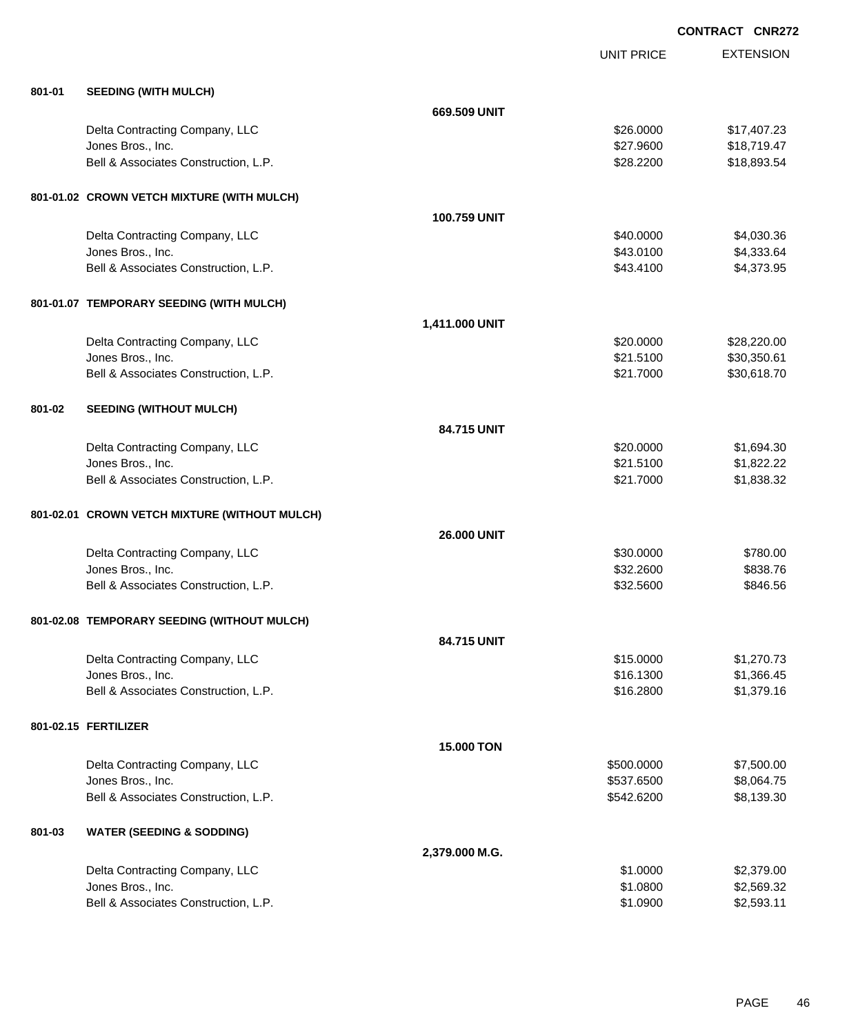**CONTRACT CNR272**

| | | | UNIT PRICE | EXTENSION |
|---|---|---|---|---|
| **801-01** | **SEEDING (WITH MULCH)** | | | |
| | | **669.509 UNIT** | | |
| | Delta Contracting Company, LLC | | $26.0000 | $17,407.23 |
| | Jones Bros., Inc. | | $27.9600 | $18,719.47 |
| | Bell & Associates Construction, L.P. | | $28.2200 | $18,893.54 |
| **801-01.02** | **CROWN VETCH MIXTURE (WITH MULCH)** | | | |
| | | **100.759 UNIT** | | |
| | Delta Contracting Company, LLC | | $40.0000 | $4,030.36 |
| | Jones Bros., Inc. | | $43.0100 | $4,333.64 |
| | Bell & Associates Construction, L.P. | | $43.4100 | $4,373.95 |
| **801-01.07** | **TEMPORARY SEEDING (WITH MULCH)** | | | |
| | | **1,411.000 UNIT** | | |
| | Delta Contracting Company, LLC | | $20.0000 | $28,220.00 |
| | Jones Bros., Inc. | | $21.5100 | $30,350.61 |
| | Bell & Associates Construction, L.P. | | $21.7000 | $30,618.70 |
| **801-02** | **SEEDING (WITHOUT MULCH)** | | | |
| | | **84.715 UNIT** | | |
| | Delta Contracting Company, LLC | | $20.0000 | $1,694.30 |
| | Jones Bros., Inc. | | $21.5100 | $1,822.22 |
| | Bell & Associates Construction, L.P. | | $21.7000 | $1,838.32 |
| **801-02.01** | **CROWN VETCH MIXTURE (WITHOUT MULCH)** | | | |
| | | **26.000 UNIT** | | |
| | Delta Contracting Company, LLC | | $30.0000 | $780.00 |
| | Jones Bros., Inc. | | $32.2600 | $838.76 |
| | Bell & Associates Construction, L.P. | | $32.5600 | $846.56 |
| **801-02.08** | **TEMPORARY SEEDING (WITHOUT MULCH)** | | | |
| | | **84.715 UNIT** | | |
| | Delta Contracting Company, LLC | | $15.0000 | $1,270.73 |
| | Jones Bros., Inc. | | $16.1300 | $1,366.45 |
| | Bell & Associates Construction, L.P. | | $16.2800 | $1,379.16 |
| **801-02.15** | **FERTILIZER** | | | |
| | | **15.000 TON** | | |
| | Delta Contracting Company, LLC | | $500.0000 | $7,500.00 |
| | Jones Bros., Inc. | | $537.6500 | $8,064.75 |
| | Bell & Associates Construction, L.P. | | $542.6200 | $8,139.30 |
| **801-03** | **WATER (SEEDING & SODDING)** | | | |
| | | **2,379.000 M.G.** | | |
| | Delta Contracting Company, LLC | | $1.0000 | $2,379.00 |
| | Jones Bros., Inc. | | $1.0800 | $2,569.32 |
| | Bell & Associates Construction, L.P. | | $1.0900 | $2,593.11 |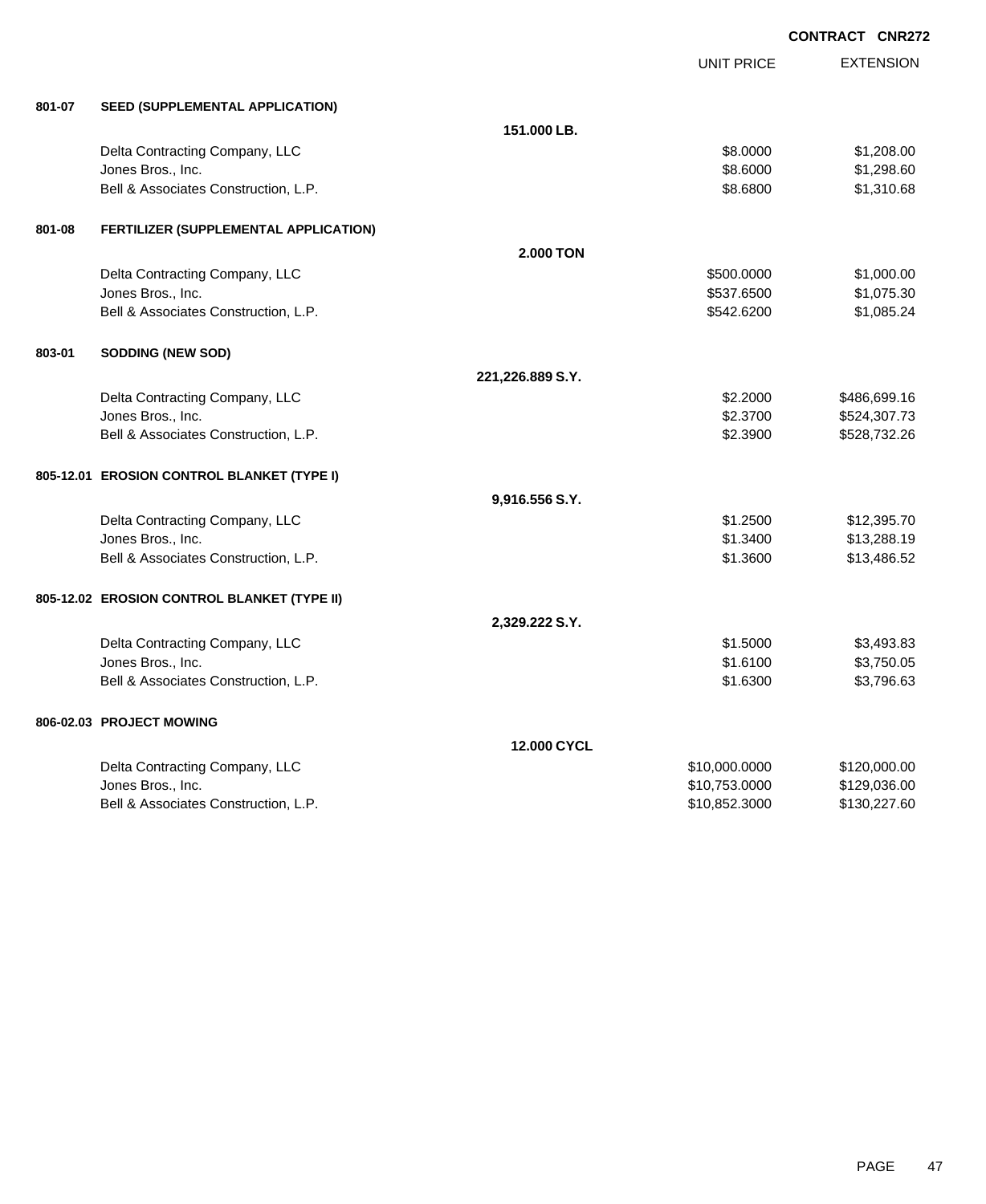CONTRACT CNR272

| | | UNIT PRICE | EXTENSION |
|---|---|---|---|
| **801-07** | **SEED (SUPPLEMENTAL APPLICATION)** | | |
| | **151.000 LB.** | | |
| | Delta Contracting Company, LLC | $8.0000 | $1,208.00 |
| | Jones Bros., Inc. | $8.6000 | $1,298.60 |
| | Bell & Associates Construction, L.P. | $8.6800 | $1,310.68 |
| **801-08** | **FERTILIZER (SUPPLEMENTAL APPLICATION)** | | |
| | **2.000 TON** | | |
| | Delta Contracting Company, LLC | $500.0000 | $1,000.00 |
| | Jones Bros., Inc. | $537.6500 | $1,075.30 |
| | Bell & Associates Construction, L.P. | $542.6200 | $1,085.24 |
| **803-01** | **SODDING (NEW SOD)** | | |
| | **221,226.889 S.Y.** | | |
| | Delta Contracting Company, LLC | $2.2000 | $486,699.16 |
| | Jones Bros., Inc. | $2.3700 | $524,307.73 |
| | Bell & Associates Construction, L.P. | $2.3900 | $528,732.26 |
| **805-12.01** | **EROSION CONTROL BLANKET (TYPE I)** | | |
| | **9,916.556 S.Y.** | | |
| | Delta Contracting Company, LLC | $1.2500 | $12,395.70 |
| | Jones Bros., Inc. | $1.3400 | $13,288.19 |
| | Bell & Associates Construction, L.P. | $1.3600 | $13,486.52 |
| **805-12.02** | **EROSION CONTROL BLANKET (TYPE II)** | | |
| | **2,329.222 S.Y.** | | |
| | Delta Contracting Company, LLC | $1.5000 | $3,493.83 |
| | Jones Bros., Inc. | $1.6100 | $3,750.05 |
| | Bell & Associates Construction, L.P. | $1.6300 | $3,796.63 |
| **806-02.03** | **PROJECT MOWING** | | |
| | **12.000 CYCL** | | |
| | Delta Contracting Company, LLC | $10,000.0000 | $120,000.00 |
| | Jones Bros., Inc. | $10,753.0000 | $129,036.00 |
| | Bell & Associates Construction, L.P. | $10,852.3000 | $130,227.60 |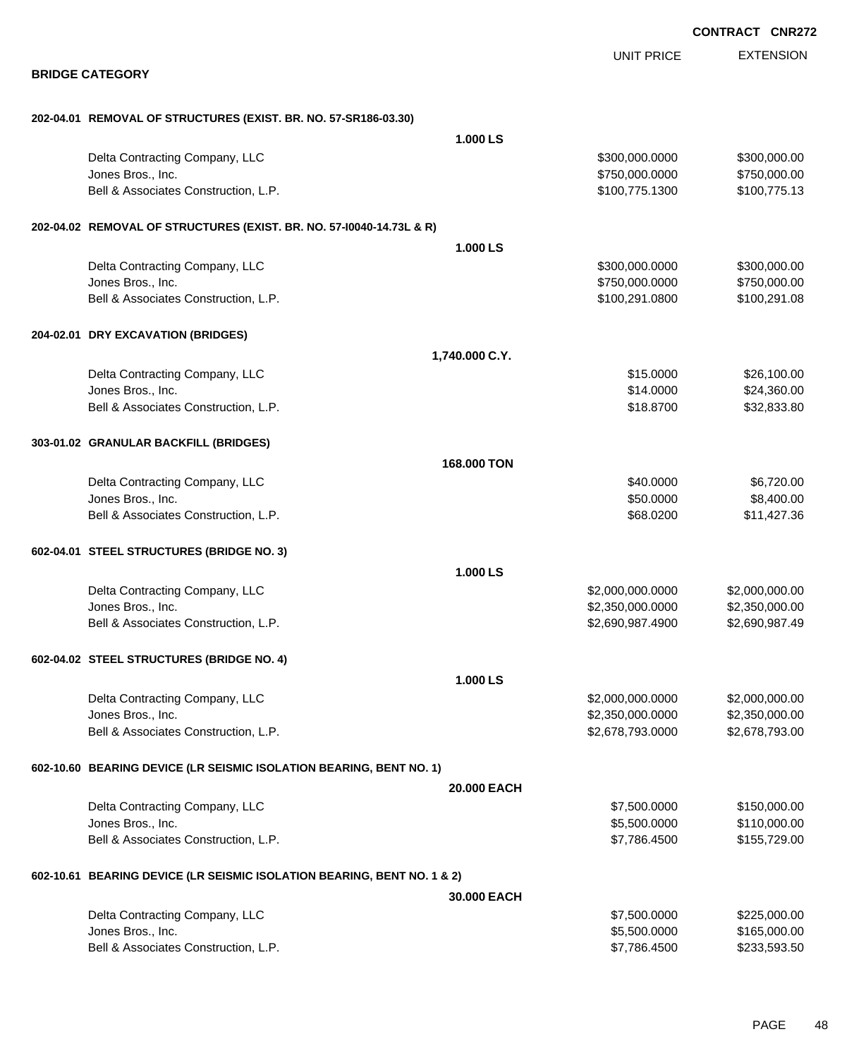**CONTRACT CNR272**

## BRIDGE CATEGORY

| | UNIT PRICE | EXTENSION |
|---|---|---|
| **202-04.01 REMOVAL OF STRUCTURES (EXIST. BR. NO. 57-SR186-03.30)** | | |
| **1.000 LS** | | |
| Delta Contracting Company, LLC | $300,000.0000 | $300,000.00 |
| Jones Bros., Inc. | $750,000.0000 | $750,000.00 |
| Bell & Associates Construction, L.P. | $100,775.1300 | $100,775.13 |
| **202-04.02 REMOVAL OF STRUCTURES (EXIST. BR. NO. 57-I0040-14.73L & R)** | | |
| **1.000 LS** | | |
| Delta Contracting Company, LLC | $300,000.0000 | $300,000.00 |
| Jones Bros., Inc. | $750,000.0000 | $750,000.00 |
| Bell & Associates Construction, L.P. | $100,291.0800 | $100,291.08 |
| **204-02.01 DRY EXCAVATION (BRIDGES)** | | |
| **1,740.000 C.Y.** | | |
| Delta Contracting Company, LLC | $15.0000 | $26,100.00 |
| Jones Bros., Inc. | $14.0000 | $24,360.00 |
| Bell & Associates Construction, L.P. | $18.8700 | $32,833.80 |
| **303-01.02 GRANULAR BACKFILL (BRIDGES)** | | |
| **168.000 TON** | | |
| Delta Contracting Company, LLC | $40.0000 | $6,720.00 |
| Jones Bros., Inc. | $50.0000 | $8,400.00 |
| Bell & Associates Construction, L.P. | $68.0200 | $11,427.36 |
| **602-04.01 STEEL STRUCTURES (BRIDGE NO. 3)** | | |
| **1.000 LS** | | |
| Delta Contracting Company, LLC | $2,000,000.0000 | $2,000,000.00 |
| Jones Bros., Inc. | $2,350,000.0000 | $2,350,000.00 |
| Bell & Associates Construction, L.P. | $2,690,987.4900 | $2,690,987.49 |
| **602-04.02 STEEL STRUCTURES (BRIDGE NO. 4)** | | |
| **1.000 LS** | | |
| Delta Contracting Company, LLC | $2,000,000.0000 | $2,000,000.00 |
| Jones Bros., Inc. | $2,350,000.0000 | $2,350,000.00 |
| Bell & Associates Construction, L.P. | $2,678,793.0000 | $2,678,793.00 |
| **602-10.60 BEARING DEVICE (LR SEISMIC ISOLATION BEARING, BENT NO. 1)** | | |
| **20.000 EACH** | | |
| Delta Contracting Company, LLC | $7,500.0000 | $150,000.00 |
| Jones Bros., Inc. | $5,500.0000 | $110,000.00 |
| Bell & Associates Construction, L.P. | $7,786.4500 | $155,729.00 |
| **602-10.61 BEARING DEVICE (LR SEISMIC ISOLATION BEARING, BENT NO. 1 & 2)** | | |
| **30.000 EACH** | | |
| Delta Contracting Company, LLC | $7,500.0000 | $225,000.00 |
| Jones Bros., Inc. | $5,500.0000 | $165,000.00 |
| Bell & Associates Construction, L.P. | $7,786.4500 | $233,593.50 |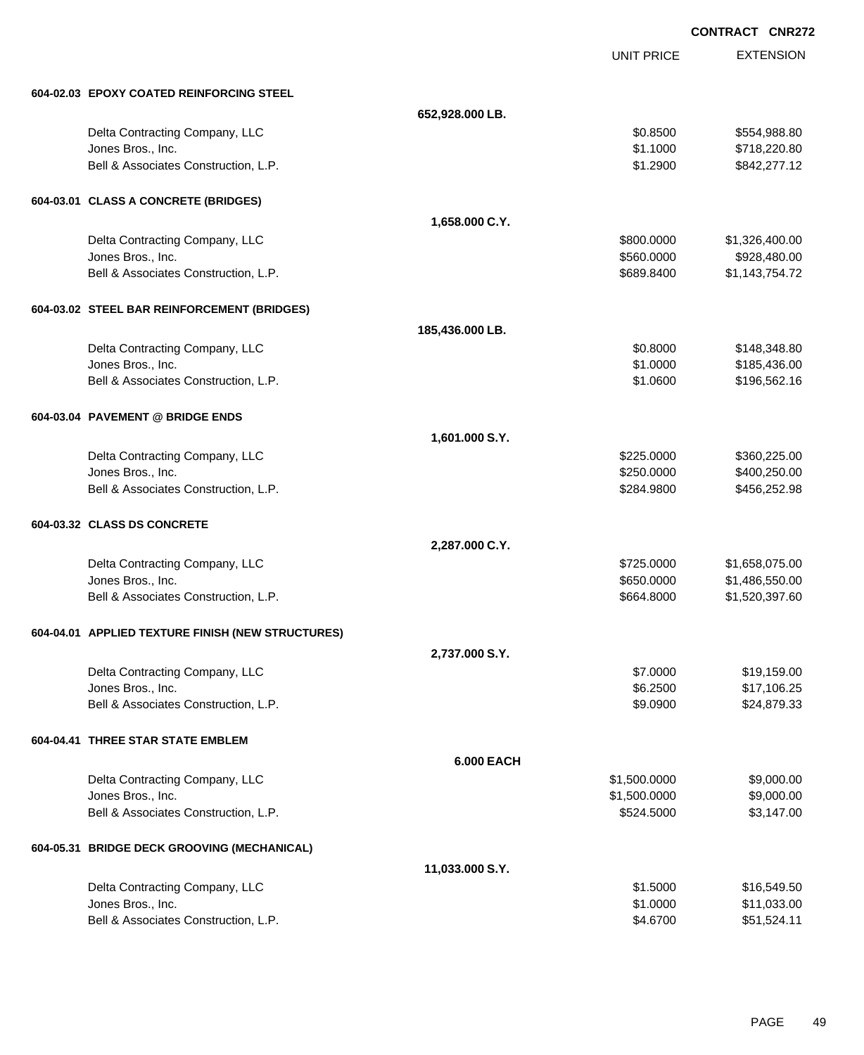**CONTRACT CNR272**

| | UNIT PRICE | EXTENSION |
|---|---|---|
| **604-02.03 EPOXY COATED REINFORCING STEEL** | | |
| **652,928.000 LB.** | | |
| Delta Contracting Company, LLC | $0.8500 | $554,988.80 |
| Jones Bros., Inc. | $1.1000 | $718,220.80 |
| Bell & Associates Construction, L.P. | $1.2900 | $842,277.12 |
| **604-03.01 CLASS A CONCRETE (BRIDGES)** | | |
| **1,658.000 C.Y.** | | |
| Delta Contracting Company, LLC | $800.0000 | $1,326,400.00 |
| Jones Bros., Inc. | $560.0000 | $928,480.00 |
| Bell & Associates Construction, L.P. | $689.8400 | $1,143,754.72 |
| **604-03.02 STEEL BAR REINFORCEMENT (BRIDGES)** | | |
| **185,436.000 LB.** | | |
| Delta Contracting Company, LLC | $0.8000 | $148,348.80 |
| Jones Bros., Inc. | $1.0000 | $185,436.00 |
| Bell & Associates Construction, L.P. | $1.0600 | $196,562.16 |
| **604-03.04 PAVEMENT @ BRIDGE ENDS** | | |
| **1,601.000 S.Y.** | | |
| Delta Contracting Company, LLC | $225.0000 | $360,225.00 |
| Jones Bros., Inc. | $250.0000 | $400,250.00 |
| Bell & Associates Construction, L.P. | $284.9800 | $456,252.98 |
| **604-03.32 CLASS DS CONCRETE** | | |
| **2,287.000 C.Y.** | | |
| Delta Contracting Company, LLC | $725.0000 | $1,658,075.00 |
| Jones Bros., Inc. | $650.0000 | $1,486,550.00 |
| Bell & Associates Construction, L.P. | $664.8000 | $1,520,397.60 |
| **604-04.01 APPLIED TEXTURE FINISH (NEW STRUCTURES)** | | |
| **2,737.000 S.Y.** | | |
| Delta Contracting Company, LLC | $7.0000 | $19,159.00 |
| Jones Bros., Inc. | $6.2500 | $17,106.25 |
| Bell & Associates Construction, L.P. | $9.0900 | $24,879.33 |
| **604-04.41 THREE STAR STATE EMBLEM** | | |
| **6.000 EACH** | | |
| Delta Contracting Company, LLC | $1,500.0000 | $9,000.00 |
| Jones Bros., Inc. | $1,500.0000 | $9,000.00 |
| Bell & Associates Construction, L.P. | $524.5000 | $3,147.00 |
| **604-05.31 BRIDGE DECK GROOVING (MECHANICAL)** | | |
| **11,033.000 S.Y.** | | |
| Delta Contracting Company, LLC | $1.5000 | $16,549.50 |
| Jones Bros., Inc. | $1.0000 | $11,033.00 |
| Bell & Associates Construction, L.P. | $4.6700 | $51,524.11 |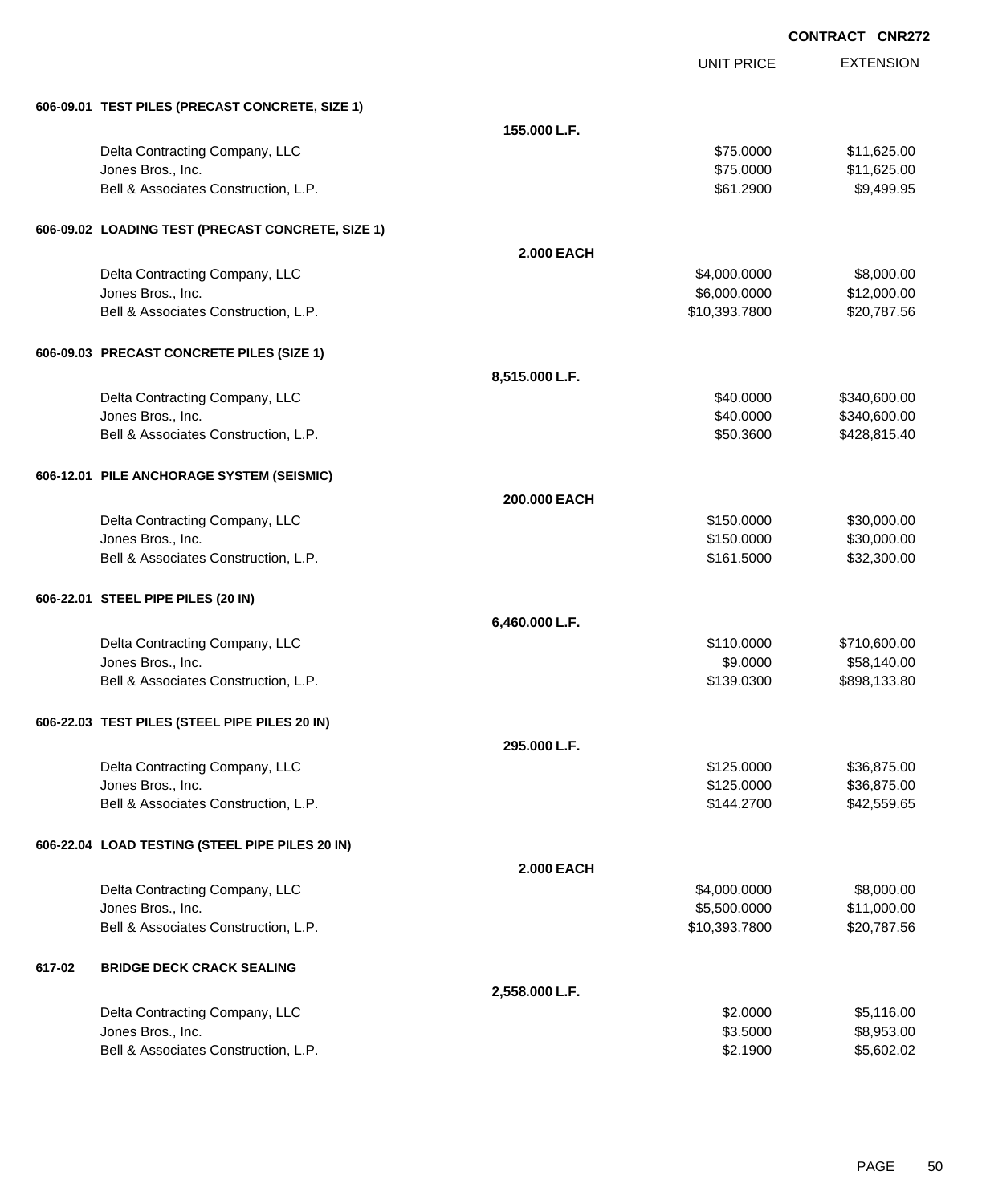CONTRACT CNR272

| | | UNIT PRICE | EXTENSION |
|---|---|---|---|
| **606-09.01 TEST PILES (PRECAST CONCRETE, SIZE 1)** | | | |
| | **155.000 L.F.** | | |
| Delta Contracting Company, LLC | | $75.0000 | $11,625.00 |
| Jones Bros., Inc. | | $75.0000 | $11,625.00 |
| Bell & Associates Construction, L.P. | | $61.2900 | $9,499.95 |
| **606-09.02 LOADING TEST (PRECAST CONCRETE, SIZE 1)** | | | |
| | **2.000 EACH** | | |
| Delta Contracting Company, LLC | | $4,000.0000 | $8,000.00 |
| Jones Bros., Inc. | | $6,000.0000 | $12,000.00 |
| Bell & Associates Construction, L.P. | | $10,393.7800 | $20,787.56 |
| **606-09.03 PRECAST CONCRETE PILES (SIZE 1)** | | | |
| | **8,515.000 L.F.** | | |
| Delta Contracting Company, LLC | | $40.0000 | $340,600.00 |
| Jones Bros., Inc. | | $40.0000 | $340,600.00 |
| Bell & Associates Construction, L.P. | | $50.3600 | $428,815.40 |
| **606-12.01 PILE ANCHORAGE SYSTEM (SEISMIC)** | | | |
| | **200.000 EACH** | | |
| Delta Contracting Company, LLC | | $150.0000 | $30,000.00 |
| Jones Bros., Inc. | | $150.0000 | $30,000.00 |
| Bell & Associates Construction, L.P. | | $161.5000 | $32,300.00 |
| **606-22.01 STEEL PIPE PILES (20 IN)** | | | |
| | **6,460.000 L.F.** | | |
| Delta Contracting Company, LLC | | $110.0000 | $710,600.00 |
| Jones Bros., Inc. | | $9.0000 | $58,140.00 |
| Bell & Associates Construction, L.P. | | $139.0300 | $898,133.80 |
| **606-22.03 TEST PILES (STEEL PIPE PILES 20 IN)** | | | |
| | **295.000 L.F.** | | |
| Delta Contracting Company, LLC | | $125.0000 | $36,875.00 |
| Jones Bros., Inc. | | $125.0000 | $36,875.00 |
| Bell & Associates Construction, L.P. | | $144.2700 | $42,559.65 |
| **606-22.04 LOAD TESTING (STEEL PIPE PILES 20 IN)** | | | |
| | **2.000 EACH** | | |
| Delta Contracting Company, LLC | | $4,000.0000 | $8,000.00 |
| Jones Bros., Inc. | | $5,500.0000 | $11,000.00 |
| Bell & Associates Construction, L.P. | | $10,393.7800 | $20,787.56 |
| **617-02 BRIDGE DECK CRACK SEALING** | | | |
| | **2,558.000 L.F.** | | |
| Delta Contracting Company, LLC | | $2.0000 | $5,116.00 |
| Jones Bros., Inc. | | $3.5000 | $8,953.00 |
| Bell & Associates Construction, L.P. | | $2.1900 | $5,602.02 |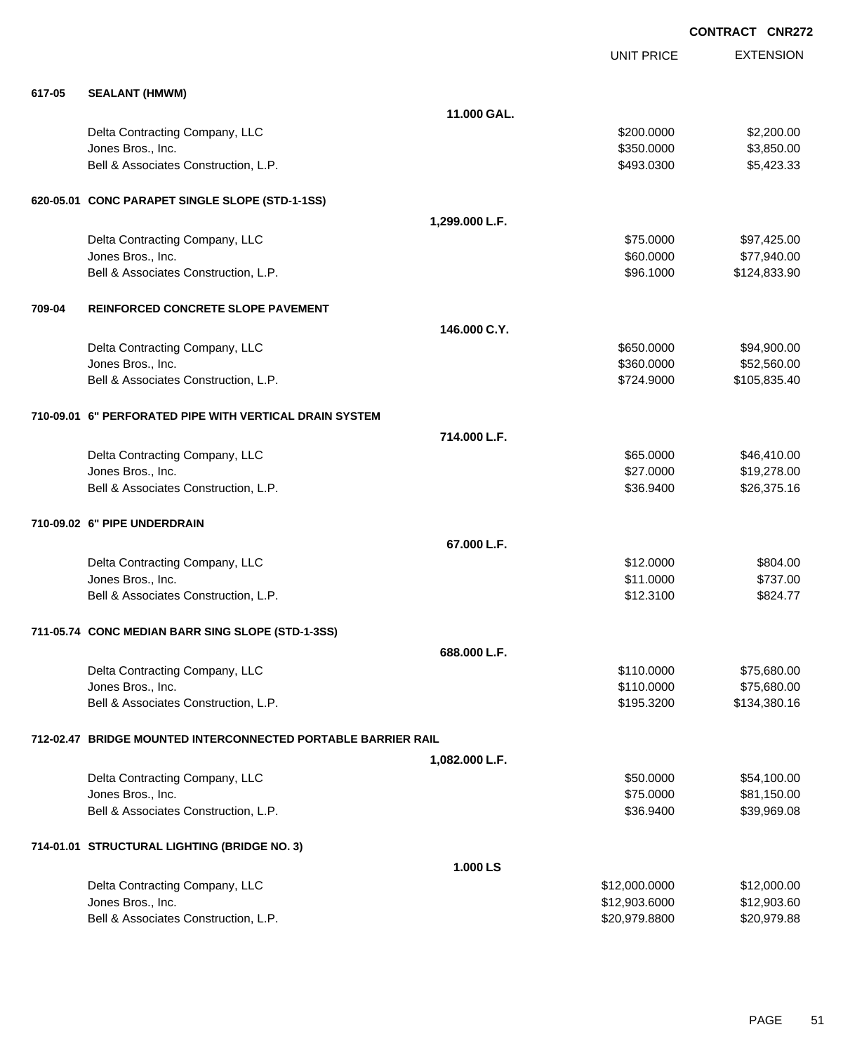**CONTRACT CNR272**

| | | | UNIT PRICE | EXTENSION |
|---|---|---|---|---|
| **617-05** | **SEALANT (HMWM)** | | | |
| | | **11.000 GAL.** | | |
| | Delta Contracting Company, LLC | | $200.0000 | $2,200.00 |
| | Jones Bros., Inc. | | $350.0000 | $3,850.00 |
| | Bell & Associates Construction, L.P. | | $493.0300 | $5,423.33 |
| **620-05.01** | **CONC PARAPET SINGLE SLOPE (STD-1-1SS)** | | | |
| | | **1,299.000 L.F.** | | |
| | Delta Contracting Company, LLC | | $75.0000 | $97,425.00 |
| | Jones Bros., Inc. | | $60.0000 | $77,940.00 |
| | Bell & Associates Construction, L.P. | | $96.1000 | $124,833.90 |
| **709-04** | **REINFORCED CONCRETE SLOPE PAVEMENT** | | | |
| | | **146.000 C.Y.** | | |
| | Delta Contracting Company, LLC | | $650.0000 | $94,900.00 |
| | Jones Bros., Inc. | | $360.0000 | $52,560.00 |
| | Bell & Associates Construction, L.P. | | $724.9000 | $105,835.40 |
| **710-09.01** | **6" PERFORATED PIPE WITH VERTICAL DRAIN SYSTEM** | | | |
| | | **714.000 L.F.** | | |
| | Delta Contracting Company, LLC | | $65.0000 | $46,410.00 |
| | Jones Bros., Inc. | | $27.0000 | $19,278.00 |
| | Bell & Associates Construction, L.P. | | $36.9400 | $26,375.16 |
| **710-09.02** | **6" PIPE UNDERDRAIN** | | | |
| | | **67.000 L.F.** | | |
| | Delta Contracting Company, LLC | | $12.0000 | $804.00 |
| | Jones Bros., Inc. | | $11.0000 | $737.00 |
| | Bell & Associates Construction, L.P. | | $12.3100 | $824.77 |
| **711-05.74** | **CONC MEDIAN BARR SING SLOPE (STD-1-3SS)** | | | |
| | | **688.000 L.F.** | | |
| | Delta Contracting Company, LLC | | $110.0000 | $75,680.00 |
| | Jones Bros., Inc. | | $110.0000 | $75,680.00 |
| | Bell & Associates Construction, L.P. | | $195.3200 | $134,380.16 |
| **712-02.47** | **BRIDGE MOUNTED INTERCONNECTED PORTABLE BARRIER RAIL** | | | |
| | | **1,082.000 L.F.** | | |
| | Delta Contracting Company, LLC | | $50.0000 | $54,100.00 |
| | Jones Bros., Inc. | | $75.0000 | $81,150.00 |
| | Bell & Associates Construction, L.P. | | $36.9400 | $39,969.08 |
| **714-01.01** | **STRUCTURAL LIGHTING (BRIDGE NO. 3)** | | | |
| | | **1.000 LS** | | |
| | Delta Contracting Company, LLC | | $12,000.0000 | $12,000.00 |
| | Jones Bros., Inc. | | $12,903.6000 | $12,903.60 |
| | Bell & Associates Construction, L.P. | | $20,979.8800 | $20,979.88 |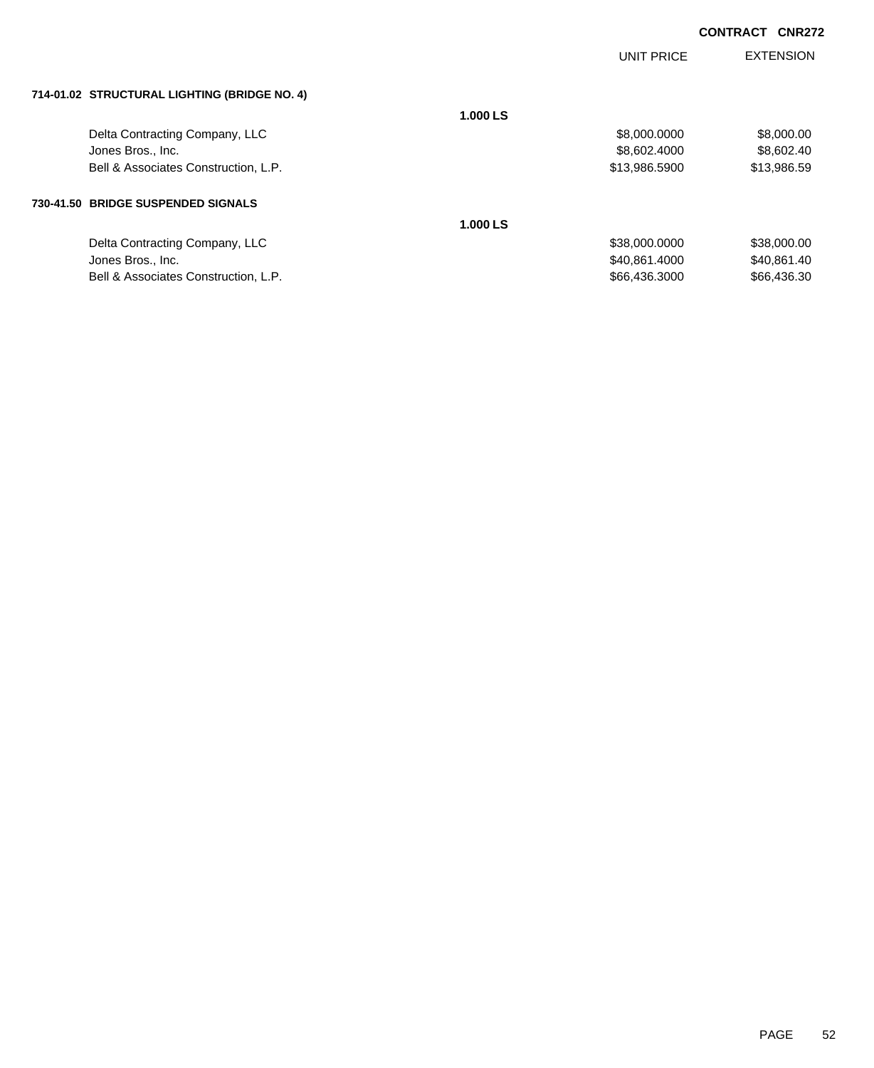**CONTRACT CNR272**

| | | UNIT PRICE | EXTENSION |
|---|---|---|---|
| **714-01.02 STRUCTURAL LIGHTING (BRIDGE NO. 4)** | | | |
| | **1.000 LS** | | |
| Delta Contracting Company, LLC | | $8,000.0000 | $8,000.00 |
| Jones Bros., Inc. | | $8,602.4000 | $8,602.40 |
| Bell & Associates Construction, L.P. | | $13,986.5900 | $13,986.59 |
| **730-41.50 BRIDGE SUSPENDED SIGNALS** | | | |
| | **1.000 LS** | | |
| Delta Contracting Company, LLC | | $38,000.0000 | $38,000.00 |
| Jones Bros., Inc. | | $40,861.4000 | $40,861.40 |
| Bell & Associates Construction, L.P. | | $66,436.3000 | $66,436.30 |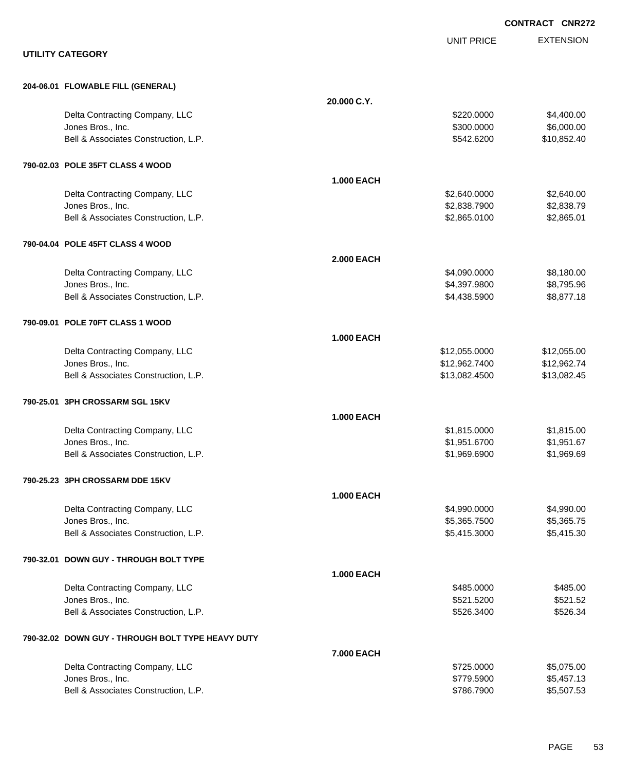**CONTRACT CNR272**

## UTILITY CATEGORY

| | | UNIT PRICE | EXTENSION |
|---|---|---|---|
| **204-06.01 FLOWABLE FILL (GENERAL)** | | | |
| | **20.000 C.Y.** | | |
| Delta Contracting Company, LLC | | $220.0000 | $4,400.00 |
| Jones Bros., Inc. | | $300.0000 | $6,000.00 |
| Bell & Associates Construction, L.P. | | $542.6200 | $10,852.40 |
| **790-02.03 POLE 35FT CLASS 4 WOOD** | | | |
| | **1.000 EACH** | | |
| Delta Contracting Company, LLC | | $2,640.0000 | $2,640.00 |
| Jones Bros., Inc. | | $2,838.7900 | $2,838.79 |
| Bell & Associates Construction, L.P. | | $2,865.0100 | $2,865.01 |
| **790-04.04 POLE 45FT CLASS 4 WOOD** | | | |
| | **2.000 EACH** | | |
| Delta Contracting Company, LLC | | $4,090.0000 | $8,180.00 |
| Jones Bros., Inc. | | $4,397.9800 | $8,795.96 |
| Bell & Associates Construction, L.P. | | $4,438.5900 | $8,877.18 |
| **790-09.01 POLE 70FT CLASS 1 WOOD** | | | |
| | **1.000 EACH** | | |
| Delta Contracting Company, LLC | | $12,055.0000 | $12,055.00 |
| Jones Bros., Inc. | | $12,962.7400 | $12,962.74 |
| Bell & Associates Construction, L.P. | | $13,082.4500 | $13,082.45 |
| **790-25.01 3PH CROSSARM SGL 15KV** | | | |
| | **1.000 EACH** | | |
| Delta Contracting Company, LLC | | $1,815.0000 | $1,815.00 |
| Jones Bros., Inc. | | $1,951.6700 | $1,951.67 |
| Bell & Associates Construction, L.P. | | $1,969.6900 | $1,969.69 |
| **790-25.23 3PH CROSSARM DDE 15KV** | | | |
| | **1.000 EACH** | | |
| Delta Contracting Company, LLC | | $4,990.0000 | $4,990.00 |
| Jones Bros., Inc. | | $5,365.7500 | $5,365.75 |
| Bell & Associates Construction, L.P. | | $5,415.3000 | $5,415.30 |
| **790-32.01 DOWN GUY - THROUGH BOLT TYPE** | | | |
| | **1.000 EACH** | | |
| Delta Contracting Company, LLC | | $485.0000 | $485.00 |
| Jones Bros., Inc. | | $521.5200 | $521.52 |
| Bell & Associates Construction, L.P. | | $526.3400 | $526.34 |
| **790-32.02 DOWN GUY - THROUGH BOLT TYPE HEAVY DUTY** | | | |
| | **7.000 EACH** | | |
| Delta Contracting Company, LLC | | $725.0000 | $5,075.00 |
| Jones Bros., Inc. | | $779.5900 | $5,457.13 |
| Bell & Associates Construction, L.P. | | $786.7900 | $5,507.53 |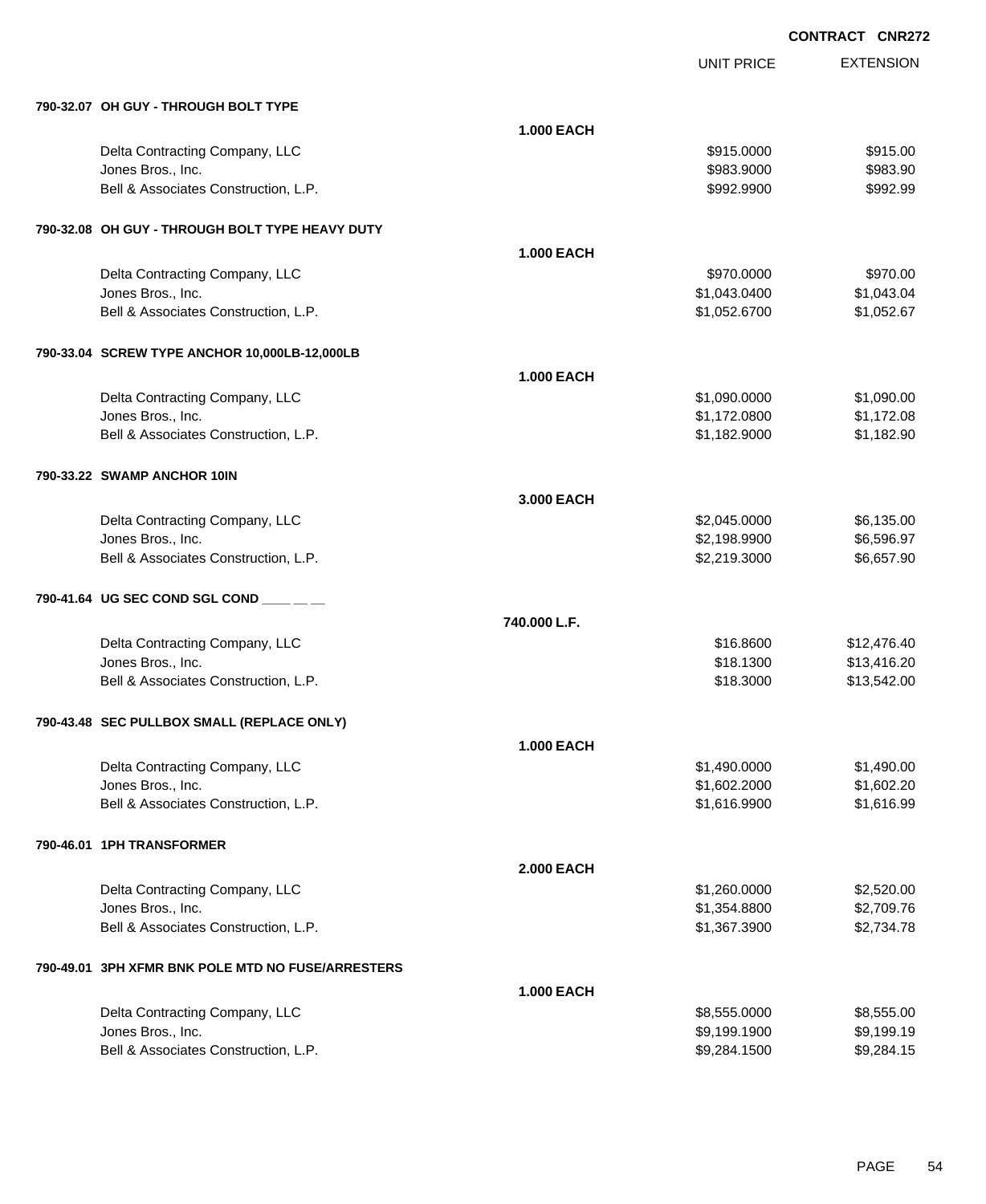CONTRACT CNR272

| | | UNIT PRICE | EXTENSION |
|---|---|---|---|
| **790-32.07 OH GUY - THROUGH BOLT TYPE** | | | |
| | **1.000 EACH** | | |
| Delta Contracting Company, LLC | | $915.0000 | $915.00 |
| Jones Bros., Inc. | | $983.9000 | $983.90 |
| Bell & Associates Construction, L.P. | | $992.9900 | $992.99 |
| **790-32.08 OH GUY - THROUGH BOLT TYPE HEAVY DUTY** | | | |
| | **1.000 EACH** | | |
| Delta Contracting Company, LLC | | $970.0000 | $970.00 |
| Jones Bros., Inc. | | $1,043.0400 | $1,043.04 |
| Bell & Associates Construction, L.P. | | $1,052.6700 | $1,052.67 |
| **790-33.04 SCREW TYPE ANCHOR 10,000LB-12,000LB** | | | |
| | **1.000 EACH** | | |
| Delta Contracting Company, LLC | | $1,090.0000 | $1,090.00 |
| Jones Bros., Inc. | | $1,172.0800 | $1,172.08 |
| Bell & Associates Construction, L.P. | | $1,182.9000 | $1,182.90 |
| **790-33.22 SWAMP ANCHOR 10IN** | | | |
| | **3.000 EACH** | | |
| Delta Contracting Company, LLC | | $2,045.0000 | $6,135.00 |
| Jones Bros., Inc. | | $2,198.9900 | $6,596.97 |
| Bell & Associates Construction, L.P. | | $2,219.3000 | $6,657.90 |
| **790-41.64 UG SEC COND SGL COND ____ __ __** | | | |
| | **740.000 L.F.** | | |
| Delta Contracting Company, LLC | | $16.8600 | $12,476.40 |
| Jones Bros., Inc. | | $18.1300 | $13,416.20 |
| Bell & Associates Construction, L.P. | | $18.3000 | $13,542.00 |
| **790-43.48 SEC PULLBOX SMALL (REPLACE ONLY)** | | | |
| | **1.000 EACH** | | |
| Delta Contracting Company, LLC | | $1,490.0000 | $1,490.00 |
| Jones Bros., Inc. | | $1,602.2000 | $1,602.20 |
| Bell & Associates Construction, L.P. | | $1,616.9900 | $1,616.99 |
| **790-46.01 1PH TRANSFORMER** | | | |
| | **2.000 EACH** | | |
| Delta Contracting Company, LLC | | $1,260.0000 | $2,520.00 |
| Jones Bros., Inc. | | $1,354.8800 | $2,709.76 |
| Bell & Associates Construction, L.P. | | $1,367.3900 | $2,734.78 |
| **790-49.01 3PH XFMR BNK POLE MTD NO FUSE/ARRESTERS** | | | |
| | **1.000 EACH** | | |
| Delta Contracting Company, LLC | | $8,555.0000 | $8,555.00 |
| Jones Bros., Inc. | | $9,199.1900 | $9,199.19 |
| Bell & Associates Construction, L.P. | | $9,284.1500 | $9,284.15 |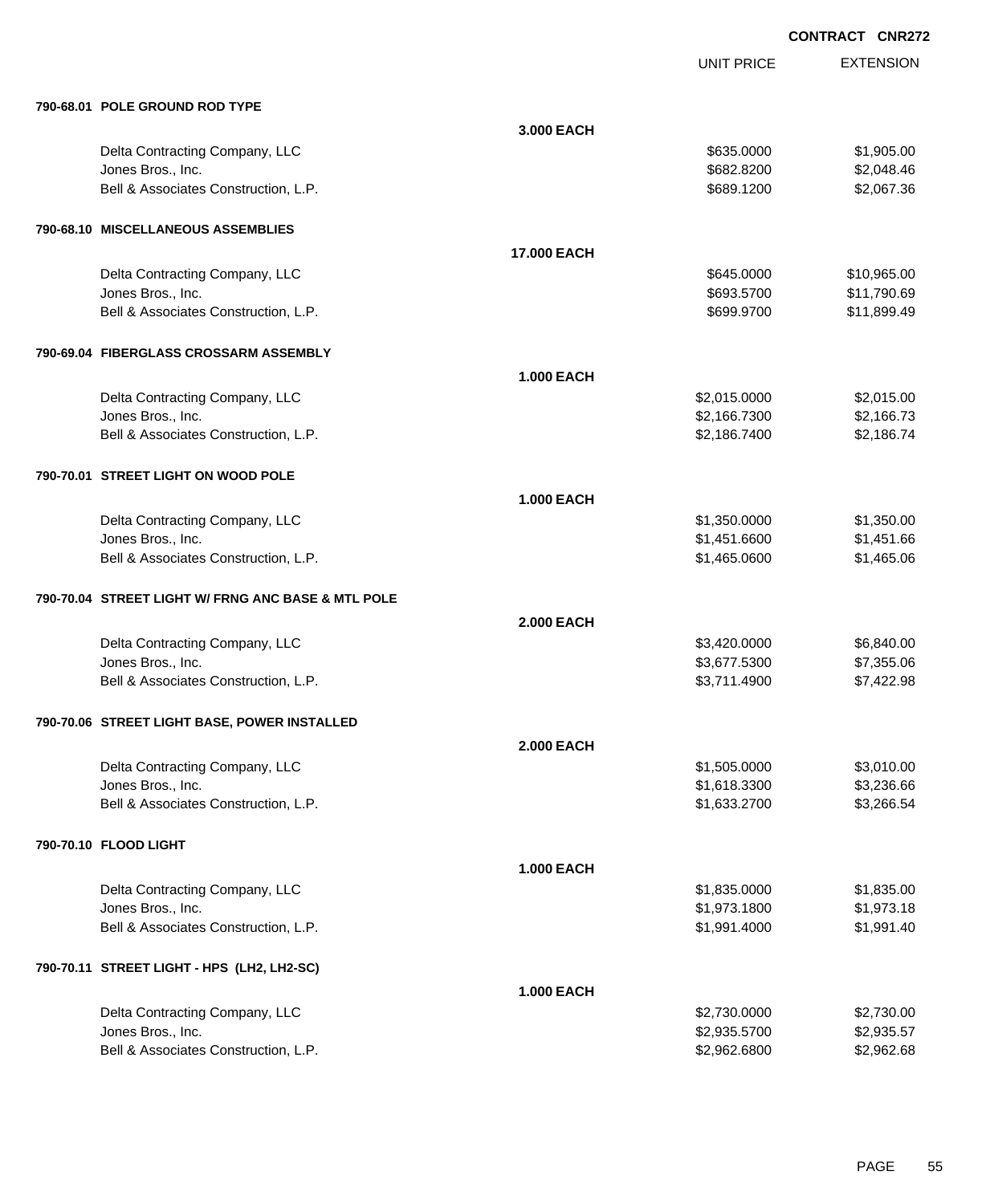**CONTRACT CNR272**

| | | UNIT PRICE | EXTENSION |
|---|---|---|---|
| **790-68.01 POLE GROUND ROD TYPE** | | | |
| | **3.000 EACH** | | |
| Delta Contracting Company, LLC | | $635.0000 | $1,905.00 |
| Jones Bros., Inc. | | $682.8200 | $2,048.46 |
| Bell & Associates Construction, L.P. | | $689.1200 | $2,067.36 |
| **790-68.10 MISCELLANEOUS ASSEMBLIES** | | | |
| | **17.000 EACH** | | |
| Delta Contracting Company, LLC | | $645.0000 | $10,965.00 |
| Jones Bros., Inc. | | $693.5700 | $11,790.69 |
| Bell & Associates Construction, L.P. | | $699.9700 | $11,899.49 |
| **790-69.04 FIBERGLASS CROSSARM ASSEMBLY** | | | |
| | **1.000 EACH** | | |
| Delta Contracting Company, LLC | | $2,015.0000 | $2,015.00 |
| Jones Bros., Inc. | | $2,166.7300 | $2,166.73 |
| Bell & Associates Construction, L.P. | | $2,186.7400 | $2,186.74 |
| **790-70.01 STREET LIGHT ON WOOD POLE** | | | |
| | **1.000 EACH** | | |
| Delta Contracting Company, LLC | | $1,350.0000 | $1,350.00 |
| Jones Bros., Inc. | | $1,451.6600 | $1,451.66 |
| Bell & Associates Construction, L.P. | | $1,465.0600 | $1,465.06 |
| **790-70.04 STREET LIGHT W/ FRNG ANC BASE & MTL POLE** | | | |
| | **2.000 EACH** | | |
| Delta Contracting Company, LLC | | $3,420.0000 | $6,840.00 |
| Jones Bros., Inc. | | $3,677.5300 | $7,355.06 |
| Bell & Associates Construction, L.P. | | $3,711.4900 | $7,422.98 |
| **790-70.06 STREET LIGHT BASE, POWER INSTALLED** | | | |
| | **2.000 EACH** | | |
| Delta Contracting Company, LLC | | $1,505.0000 | $3,010.00 |
| Jones Bros., Inc. | | $1,618.3300 | $3,236.66 |
| Bell & Associates Construction, L.P. | | $1,633.2700 | $3,266.54 |
| **790-70.10 FLOOD LIGHT** | | | |
| | **1.000 EACH** | | |
| Delta Contracting Company, LLC | | $1,835.0000 | $1,835.00 |
| Jones Bros., Inc. | | $1,973.1800 | $1,973.18 |
| Bell & Associates Construction, L.P. | | $1,991.4000 | $1,991.40 |
| **790-70.11 STREET LIGHT - HPS (LH2, LH2-SC)** | | | |
| | **1.000 EACH** | | |
| Delta Contracting Company, LLC | | $2,730.0000 | $2,730.00 |
| Jones Bros., Inc. | | $2,935.5700 | $2,935.57 |
| Bell & Associates Construction, L.P. | | $2,962.6800 | $2,962.68 |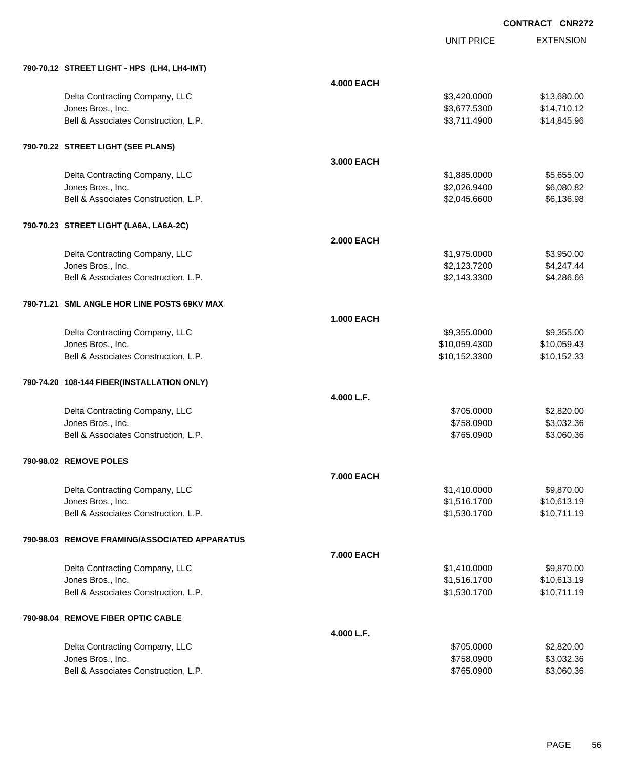CONTRACT CNR272

| | | UNIT PRICE | EXTENSION |
|---|---|---|---|
| **790-70.12 STREET LIGHT - HPS (LH4, LH4-IMT)** | | | |
| | **4.000 EACH** | | |
| Delta Contracting Company, LLC | | $3,420.0000 | $13,680.00 |
| Jones Bros., Inc. | | $3,677.5300 | $14,710.12 |
| Bell & Associates Construction, L.P. | | $3,711.4900 | $14,845.96 |
| **790-70.22 STREET LIGHT (SEE PLANS)** | | | |
| | **3.000 EACH** | | |
| Delta Contracting Company, LLC | | $1,885.0000 | $5,655.00 |
| Jones Bros., Inc. | | $2,026.9400 | $6,080.82 |
| Bell & Associates Construction, L.P. | | $2,045.6600 | $6,136.98 |
| **790-70.23 STREET LIGHT (LA6A, LA6A-2C)** | | | |
| | **2.000 EACH** | | |
| Delta Contracting Company, LLC | | $1,975.0000 | $3,950.00 |
| Jones Bros., Inc. | | $2,123.7200 | $4,247.44 |
| Bell & Associates Construction, L.P. | | $2,143.3300 | $4,286.66 |
| **790-71.21 SML ANGLE HOR LINE POSTS 69KV MAX** | | | |
| | **1.000 EACH** | | |
| Delta Contracting Company, LLC | | $9,355.0000 | $9,355.00 |
| Jones Bros., Inc. | | $10,059.4300 | $10,059.43 |
| Bell & Associates Construction, L.P. | | $10,152.3300 | $10,152.33 |
| **790-74.20 108-144 FIBER(INSTALLATION ONLY)** | | | |
| | **4.000 L.F.** | | |
| Delta Contracting Company, LLC | | $705.0000 | $2,820.00 |
| Jones Bros., Inc. | | $758.0900 | $3,032.36 |
| Bell & Associates Construction, L.P. | | $765.0900 | $3,060.36 |
| **790-98.02 REMOVE POLES** | | | |
| | **7.000 EACH** | | |
| Delta Contracting Company, LLC | | $1,410.0000 | $9,870.00 |
| Jones Bros., Inc. | | $1,516.1700 | $10,613.19 |
| Bell & Associates Construction, L.P. | | $1,530.1700 | $10,711.19 |
| **790-98.03 REMOVE FRAMING/ASSOCIATED APPARATUS** | | | |
| | **7.000 EACH** | | |
| Delta Contracting Company, LLC | | $1,410.0000 | $9,870.00 |
| Jones Bros., Inc. | | $1,516.1700 | $10,613.19 |
| Bell & Associates Construction, L.P. | | $1,530.1700 | $10,711.19 |
| **790-98.04 REMOVE FIBER OPTIC CABLE** | | | |
| | **4.000 L.F.** | | |
| Delta Contracting Company, LLC | | $705.0000 | $2,820.00 |
| Jones Bros., Inc. | | $758.0900 | $3,032.36 |
| Bell & Associates Construction, L.P. | | $765.0900 | $3,060.36 |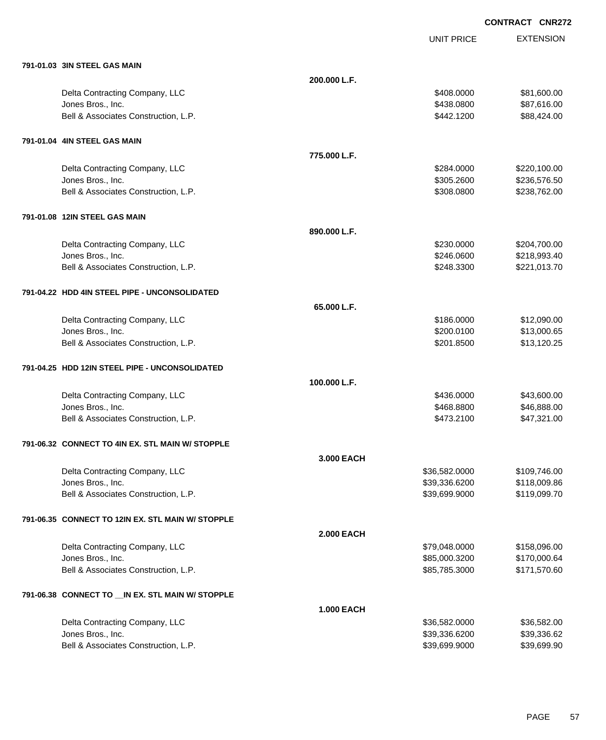CONTRACT CNR272

| | | UNIT PRICE | EXTENSION |
|---|---|---|---|
| **791-01.03 3IN STEEL GAS MAIN** | | | |
| | **200.000 L.F.** | | |
| Delta Contracting Company, LLC | | $408.0000 | $81,600.00 |
| Jones Bros., Inc. | | $438.0800 | $87,616.00 |
| Bell & Associates Construction, L.P. | | $442.1200 | $88,424.00 |
| **791-01.04 4IN STEEL GAS MAIN** | | | |
| | **775.000 L.F.** | | |
| Delta Contracting Company, LLC | | $284.0000 | $220,100.00 |
| Jones Bros., Inc. | | $305.2600 | $236,576.50 |
| Bell & Associates Construction, L.P. | | $308.0800 | $238,762.00 |
| **791-01.08 12IN STEEL GAS MAIN** | | | |
| | **890.000 L.F.** | | |
| Delta Contracting Company, LLC | | $230.0000 | $204,700.00 |
| Jones Bros., Inc. | | $246.0600 | $218,993.40 |
| Bell & Associates Construction, L.P. | | $248.3300 | $221,013.70 |
| **791-04.22 HDD 4IN STEEL PIPE - UNCONSOLIDATED** | | | |
| | **65.000 L.F.** | | |
| Delta Contracting Company, LLC | | $186.0000 | $12,090.00 |
| Jones Bros., Inc. | | $200.0100 | $13,000.65 |
| Bell & Associates Construction, L.P. | | $201.8500 | $13,120.25 |
| **791-04.25 HDD 12IN STEEL PIPE - UNCONSOLIDATED** | | | |
| | **100.000 L.F.** | | |
| Delta Contracting Company, LLC | | $436.0000 | $43,600.00 |
| Jones Bros., Inc. | | $468.8800 | $46,888.00 |
| Bell & Associates Construction, L.P. | | $473.2100 | $47,321.00 |
| **791-06.32 CONNECT TO 4IN EX. STL MAIN W/ STOPPLE** | | | |
| | **3.000 EACH** | | |
| Delta Contracting Company, LLC | | $36,582.0000 | $109,746.00 |
| Jones Bros., Inc. | | $39,336.6200 | $118,009.86 |
| Bell & Associates Construction, L.P. | | $39,699.9000 | $119,099.70 |
| **791-06.35 CONNECT TO 12IN EX. STL MAIN W/ STOPPLE** | | | |
| | **2.000 EACH** | | |
| Delta Contracting Company, LLC | | $79,048.0000 | $158,096.00 |
| Jones Bros., Inc. | | $85,000.3200 | $170,000.64 |
| Bell & Associates Construction, L.P. | | $85,785.3000 | $171,570.60 |
| **791-06.38 CONNECT TO __IN EX. STL MAIN W/ STOPPLE** | | | |
| | **1.000 EACH** | | |
| Delta Contracting Company, LLC | | $36,582.0000 | $36,582.00 |
| Jones Bros., Inc. | | $39,336.6200 | $39,336.62 |
| Bell & Associates Construction, L.P. | | $39,699.9000 | $39,699.90 |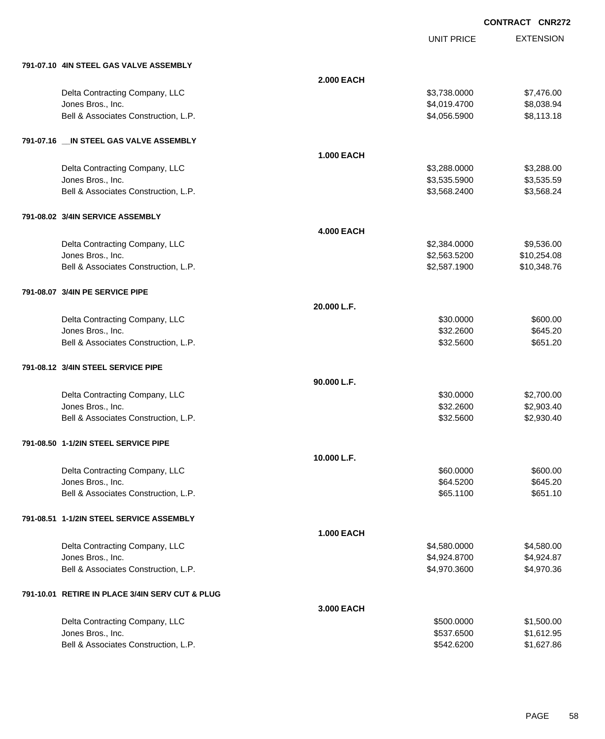**CONTRACT CNR272**

| | | UNIT PRICE | EXTENSION |
|---|---|---|---|
| **791-07.10 4IN STEEL GAS VALVE ASSEMBLY** | | | |
| | **2.000 EACH** | | |
| Delta Contracting Company, LLC | | $3,738.0000 | $7,476.00 |
| Jones Bros., Inc. | | $4,019.4700 | $8,038.94 |
| Bell & Associates Construction, L.P. | | $4,056.5900 | $8,113.18 |
| **791-07.16 __IN STEEL GAS VALVE ASSEMBLY** | | | |
| | **1.000 EACH** | | |
| Delta Contracting Company, LLC | | $3,288.0000 | $3,288.00 |
| Jones Bros., Inc. | | $3,535.5900 | $3,535.59 |
| Bell & Associates Construction, L.P. | | $3,568.2400 | $3,568.24 |
| **791-08.02 3/4IN SERVICE ASSEMBLY** | | | |
| | **4.000 EACH** | | |
| Delta Contracting Company, LLC | | $2,384.0000 | $9,536.00 |
| Jones Bros., Inc. | | $2,563.5200 | $10,254.08 |
| Bell & Associates Construction, L.P. | | $2,587.1900 | $10,348.76 |
| **791-08.07 3/4IN PE SERVICE PIPE** | | | |
| | **20.000 L.F.** | | |
| Delta Contracting Company, LLC | | $30.0000 | $600.00 |
| Jones Bros., Inc. | | $32.2600 | $645.20 |
| Bell & Associates Construction, L.P. | | $32.5600 | $651.20 |
| **791-08.12 3/4IN STEEL SERVICE PIPE** | | | |
| | **90.000 L.F.** | | |
| Delta Contracting Company, LLC | | $30.0000 | $2,700.00 |
| Jones Bros., Inc. | | $32.2600 | $2,903.40 |
| Bell & Associates Construction, L.P. | | $32.5600 | $2,930.40 |
| **791-08.50 1-1/2IN STEEL SERVICE PIPE** | | | |
| | **10.000 L.F.** | | |
| Delta Contracting Company, LLC | | $60.0000 | $600.00 |
| Jones Bros., Inc. | | $64.5200 | $645.20 |
| Bell & Associates Construction, L.P. | | $65.1100 | $651.10 |
| **791-08.51 1-1/2IN STEEL SERVICE ASSEMBLY** | | | |
| | **1.000 EACH** | | |
| Delta Contracting Company, LLC | | $4,580.0000 | $4,580.00 |
| Jones Bros., Inc. | | $4,924.8700 | $4,924.87 |
| Bell & Associates Construction, L.P. | | $4,970.3600 | $4,970.36 |
| **791-10.01 RETIRE IN PLACE 3/4IN SERV CUT & PLUG** | | | |
| | **3.000 EACH** | | |
| Delta Contracting Company, LLC | | $500.0000 | $1,500.00 |
| Jones Bros., Inc. | | $537.6500 | $1,612.95 |
| Bell & Associates Construction, L.P. | | $542.6200 | $1,627.86 |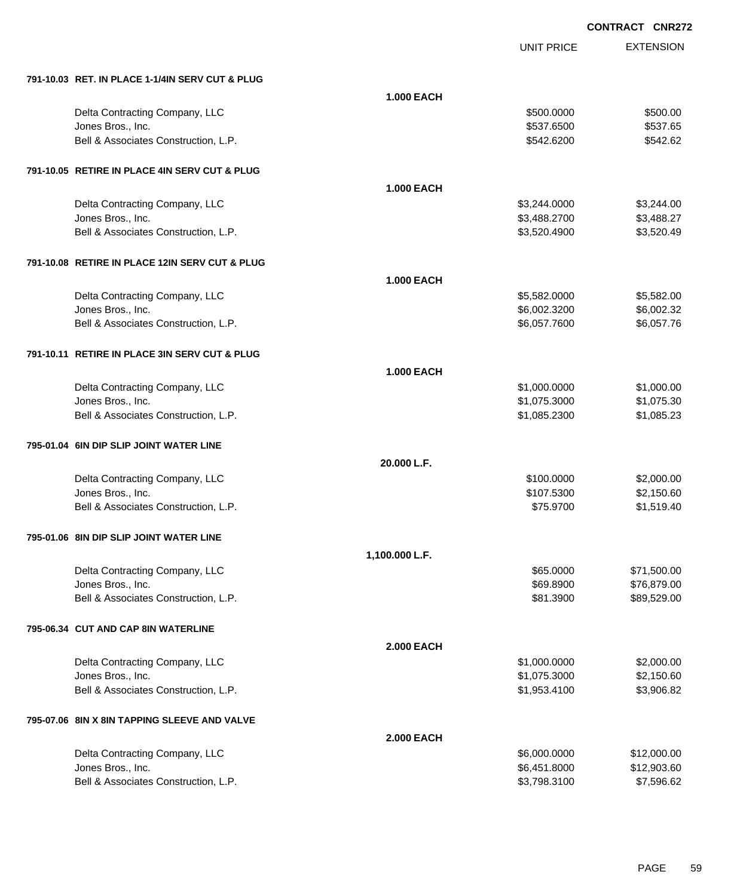**CONTRACT CNR272**

| | | UNIT PRICE | EXTENSION |
|---|---|---|---|
| **791-10.03 RET. IN PLACE 1-1/4IN SERV CUT & PLUG** | | | |
| | **1.000 EACH** | | |
| Delta Contracting Company, LLC | | $500.0000 | $500.00 |
| Jones Bros., Inc. | | $537.6500 | $537.65 |
| Bell & Associates Construction, L.P. | | $542.6200 | $542.62 |
| **791-10.05 RETIRE IN PLACE 4IN SERV CUT & PLUG** | | | |
| | **1.000 EACH** | | |
| Delta Contracting Company, LLC | | $3,244.0000 | $3,244.00 |
| Jones Bros., Inc. | | $3,488.2700 | $3,488.27 |
| Bell & Associates Construction, L.P. | | $3,520.4900 | $3,520.49 |
| **791-10.08 RETIRE IN PLACE 12IN SERV CUT & PLUG** | | | |
| | **1.000 EACH** | | |
| Delta Contracting Company, LLC | | $5,582.0000 | $5,582.00 |
| Jones Bros., Inc. | | $6,002.3200 | $6,002.32 |
| Bell & Associates Construction, L.P. | | $6,057.7600 | $6,057.76 |
| **791-10.11 RETIRE IN PLACE 3IN SERV CUT & PLUG** | | | |
| | **1.000 EACH** | | |
| Delta Contracting Company, LLC | | $1,000.0000 | $1,000.00 |
| Jones Bros., Inc. | | $1,075.3000 | $1,075.30 |
| Bell & Associates Construction, L.P. | | $1,085.2300 | $1,085.23 |
| **795-01.04 6IN DIP SLIP JOINT WATER LINE** | | | |
| | **20.000 L.F.** | | |
| Delta Contracting Company, LLC | | $100.0000 | $2,000.00 |
| Jones Bros., Inc. | | $107.5300 | $2,150.60 |
| Bell & Associates Construction, L.P. | | $75.9700 | $1,519.40 |
| **795-01.06 8IN DIP SLIP JOINT WATER LINE** | | | |
| | **1,100.000 L.F.** | | |
| Delta Contracting Company, LLC | | $65.0000 | $71,500.00 |
| Jones Bros., Inc. | | $69.8900 | $76,879.00 |
| Bell & Associates Construction, L.P. | | $81.3900 | $89,529.00 |
| **795-06.34 CUT AND CAP 8IN WATERLINE** | | | |
| | **2.000 EACH** | | |
| Delta Contracting Company, LLC | | $1,000.0000 | $2,000.00 |
| Jones Bros., Inc. | | $1,075.3000 | $2,150.60 |
| Bell & Associates Construction, L.P. | | $1,953.4100 | $3,906.82 |
| **795-07.06 8IN X 8IN TAPPING SLEEVE AND VALVE** | | | |
| | **2.000 EACH** | | |
| Delta Contracting Company, LLC | | $6,000.0000 | $12,000.00 |
| Jones Bros., Inc. | | $6,451.8000 | $12,903.60 |
| Bell & Associates Construction, L.P. | | $3,798.3100 | $7,596.62 |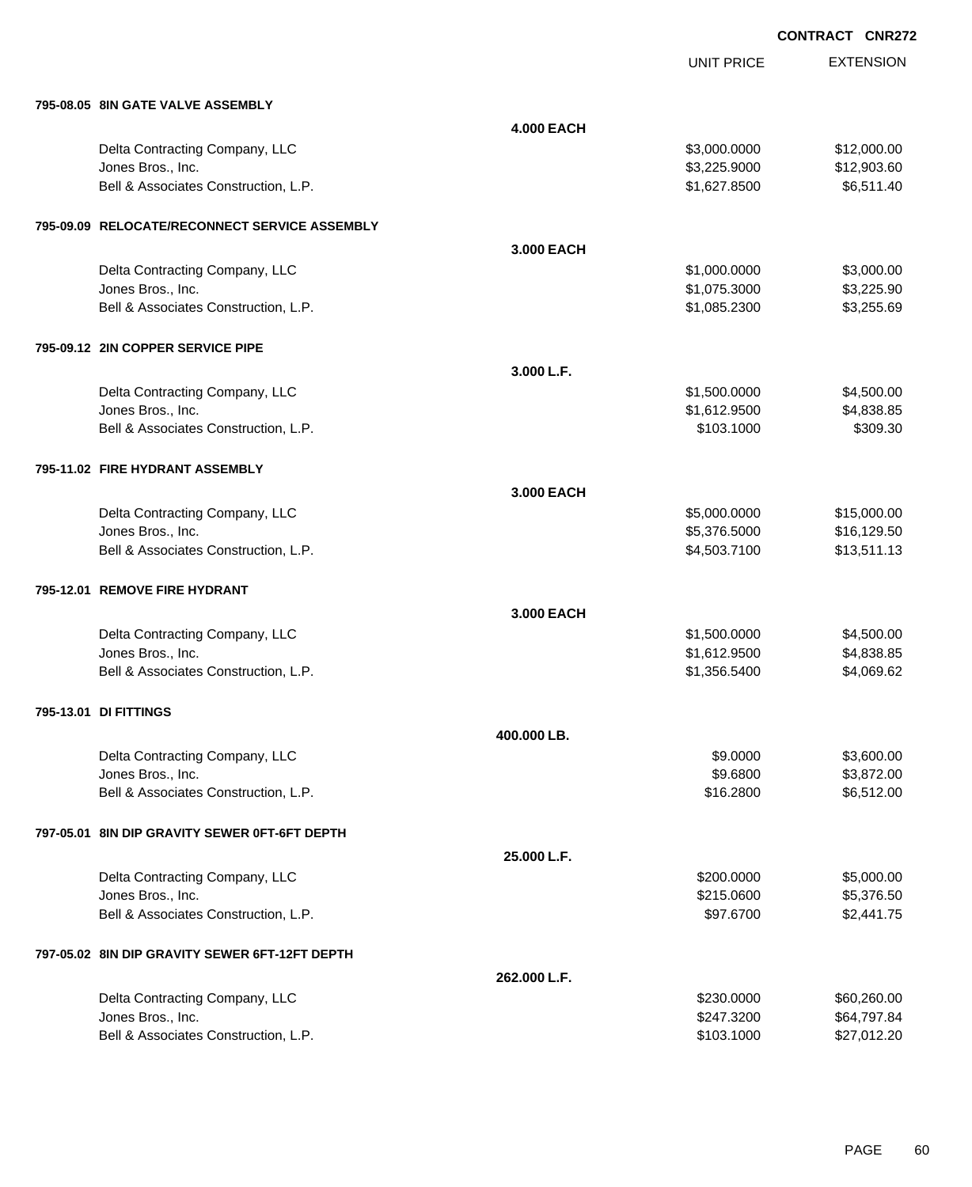**CONTRACT CNR272**

| | | UNIT PRICE | EXTENSION |
|---|---|---|---|
| **795-08.05 8IN GATE VALVE ASSEMBLY** | | | |
| | **4.000 EACH** | | |
| Delta Contracting Company, LLC | | $3,000.0000 | $12,000.00 |
| Jones Bros., Inc. | | $3,225.9000 | $12,903.60 |
| Bell & Associates Construction, L.P. | | $1,627.8500 | $6,511.40 |
| **795-09.09 RELOCATE/RECONNECT SERVICE ASSEMBLY** | | | |
| | **3.000 EACH** | | |
| Delta Contracting Company, LLC | | $1,000.0000 | $3,000.00 |
| Jones Bros., Inc. | | $1,075.3000 | $3,225.90 |
| Bell & Associates Construction, L.P. | | $1,085.2300 | $3,255.69 |
| **795-09.12 2IN COPPER SERVICE PIPE** | | | |
| | **3.000 L.F.** | | |
| Delta Contracting Company, LLC | | $1,500.0000 | $4,500.00 |
| Jones Bros., Inc. | | $1,612.9500 | $4,838.85 |
| Bell & Associates Construction, L.P. | | $103.1000 | $309.30 |
| **795-11.02 FIRE HYDRANT ASSEMBLY** | | | |
| | **3.000 EACH** | | |
| Delta Contracting Company, LLC | | $5,000.0000 | $15,000.00 |
| Jones Bros., Inc. | | $5,376.5000 | $16,129.50 |
| Bell & Associates Construction, L.P. | | $4,503.7100 | $13,511.13 |
| **795-12.01 REMOVE FIRE HYDRANT** | | | |
| | **3.000 EACH** | | |
| Delta Contracting Company, LLC | | $1,500.0000 | $4,500.00 |
| Jones Bros., Inc. | | $1,612.9500 | $4,838.85 |
| Bell & Associates Construction, L.P. | | $1,356.5400 | $4,069.62 |
| **795-13.01 DI FITTINGS** | | | |
| | **400.000 LB.** | | |
| Delta Contracting Company, LLC | | $9.0000 | $3,600.00 |
| Jones Bros., Inc. | | $9.6800 | $3,872.00 |
| Bell & Associates Construction, L.P. | | $16.2800 | $6,512.00 |
| **797-05.01 8IN DIP GRAVITY SEWER 0FT-6FT DEPTH** | | | |
| | **25.000 L.F.** | | |
| Delta Contracting Company, LLC | | $200.0000 | $5,000.00 |
| Jones Bros., Inc. | | $215.0600 | $5,376.50 |
| Bell & Associates Construction, L.P. | | $97.6700 | $2,441.75 |
| **797-05.02 8IN DIP GRAVITY SEWER 6FT-12FT DEPTH** | | | |
| | **262.000 L.F.** | | |
| Delta Contracting Company, LLC | | $230.0000 | $60,260.00 |
| Jones Bros., Inc. | | $247.3200 | $64,797.84 |
| Bell & Associates Construction, L.P. | | $103.1000 | $27,012.20 |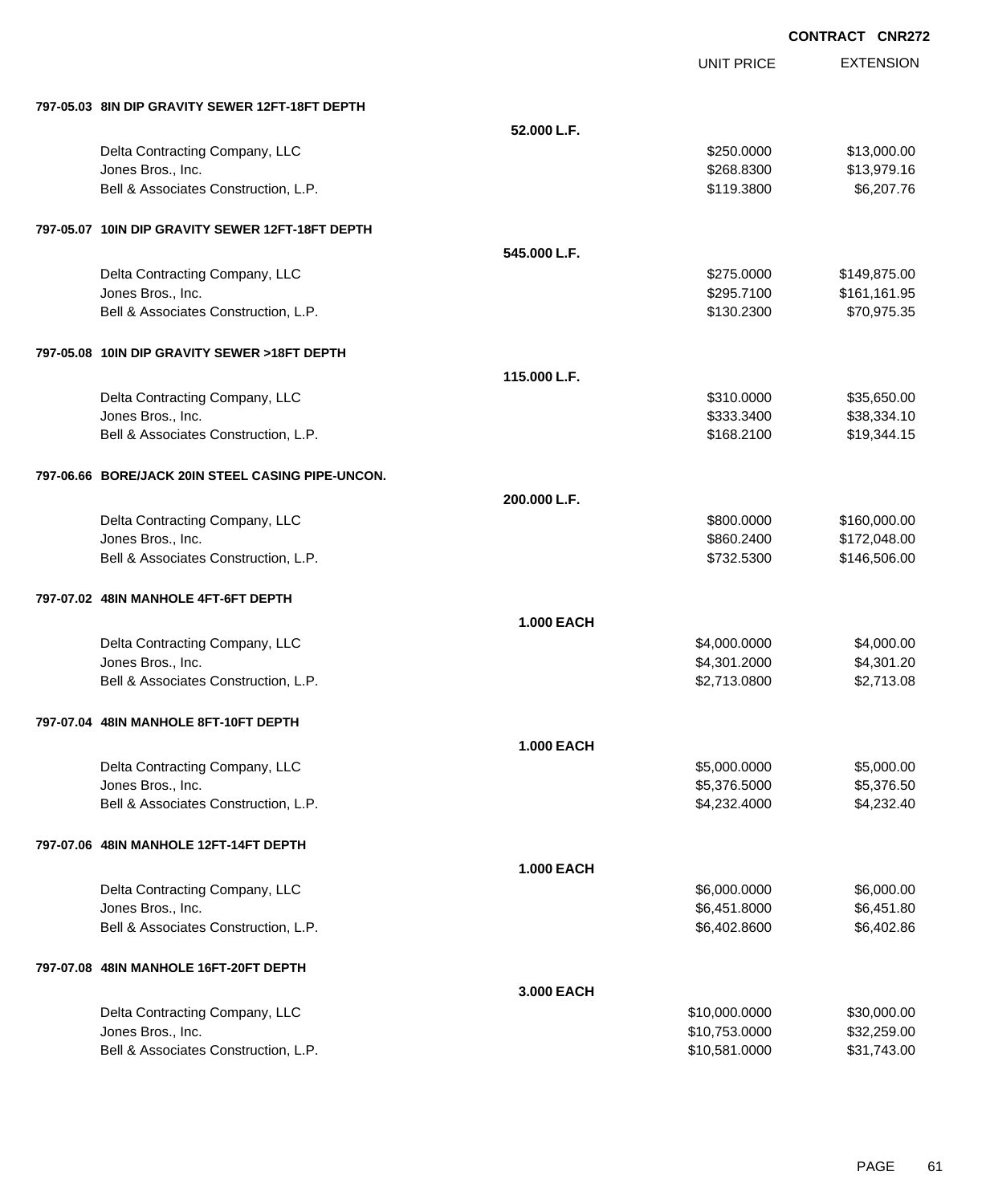**CONTRACT CNR272**

| | | UNIT PRICE | EXTENSION |
|---|---|---|---|
| **797-05.03 8IN DIP GRAVITY SEWER 12FT-18FT DEPTH** | | | |
| | **52.000 L.F.** | | |
| Delta Contracting Company, LLC | | $250.0000 | $13,000.00 |
| Jones Bros., Inc. | | $268.8300 | $13,979.16 |
| Bell & Associates Construction, L.P. | | $119.3800 | $6,207.76 |
| **797-05.07 10IN DIP GRAVITY SEWER 12FT-18FT DEPTH** | | | |
| | **545.000 L.F.** | | |
| Delta Contracting Company, LLC | | $275.0000 | $149,875.00 |
| Jones Bros., Inc. | | $295.7100 | $161,161.95 |
| Bell & Associates Construction, L.P. | | $130.2300 | $70,975.35 |
| **797-05.08 10IN DIP GRAVITY SEWER >18FT DEPTH** | | | |
| | **115.000 L.F.** | | |
| Delta Contracting Company, LLC | | $310.0000 | $35,650.00 |
| Jones Bros., Inc. | | $333.3400 | $38,334.10 |
| Bell & Associates Construction, L.P. | | $168.2100 | $19,344.15 |
| **797-06.66 BORE/JACK 20IN STEEL CASING PIPE-UNCON.** | | | |
| | **200.000 L.F.** | | |
| Delta Contracting Company, LLC | | $800.0000 | $160,000.00 |
| Jones Bros., Inc. | | $860.2400 | $172,048.00 |
| Bell & Associates Construction, L.P. | | $732.5300 | $146,506.00 |
| **797-07.02 48IN MANHOLE 4FT-6FT DEPTH** | | | |
| | **1.000 EACH** | | |
| Delta Contracting Company, LLC | | $4,000.0000 | $4,000.00 |
| Jones Bros., Inc. | | $4,301.2000 | $4,301.20 |
| Bell & Associates Construction, L.P. | | $2,713.0800 | $2,713.08 |
| **797-07.04 48IN MANHOLE 8FT-10FT DEPTH** | | | |
| | **1.000 EACH** | | |
| Delta Contracting Company, LLC | | $5,000.0000 | $5,000.00 |
| Jones Bros., Inc. | | $5,376.5000 | $5,376.50 |
| Bell & Associates Construction, L.P. | | $4,232.4000 | $4,232.40 |
| **797-07.06 48IN MANHOLE 12FT-14FT DEPTH** | | | |
| | **1.000 EACH** | | |
| Delta Contracting Company, LLC | | $6,000.0000 | $6,000.00 |
| Jones Bros., Inc. | | $6,451.8000 | $6,451.80 |
| Bell & Associates Construction, L.P. | | $6,402.8600 | $6,402.86 |
| **797-07.08 48IN MANHOLE 16FT-20FT DEPTH** | | | |
| | **3.000 EACH** | | |
| Delta Contracting Company, LLC | | $10,000.0000 | $30,000.00 |
| Jones Bros., Inc. | | $10,753.0000 | $32,259.00 |
| Bell & Associates Construction, L.P. | | $10,581.0000 | $31,743.00 |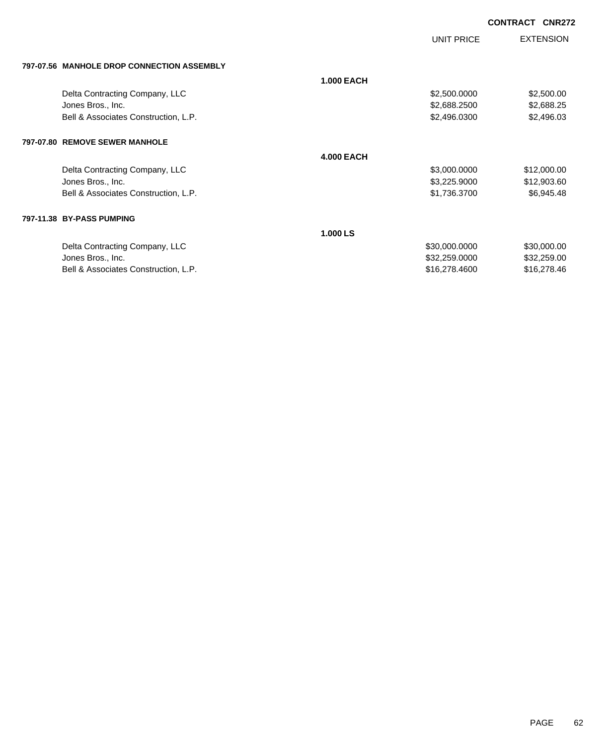CONTRACT CNR272

| | | UNIT PRICE | EXTENSION |
|---|---|---|---|
| **797-07.56 MANHOLE DROP CONNECTION ASSEMBLY** | | | |
| | **1.000 EACH** | | |
| Delta Contracting Company, LLC | | $2,500.0000 | $2,500.00 |
| Jones Bros., Inc. | | $2,688.2500 | $2,688.25 |
| Bell & Associates Construction, L.P. | | $2,496.0300 | $2,496.03 |
| **797-07.80 REMOVE SEWER MANHOLE** | | | |
| | **4.000 EACH** | | |
| Delta Contracting Company, LLC | | $3,000.0000 | $12,000.00 |
| Jones Bros., Inc. | | $3,225.9000 | $12,903.60 |
| Bell & Associates Construction, L.P. | | $1,736.3700 | $6,945.48 |
| **797-11.38 BY-PASS PUMPING** | | | |
| | **1.000 LS** | | |
| Delta Contracting Company, LLC | | $30,000.0000 | $30,000.00 |
| Jones Bros., Inc. | | $32,259.0000 | $32,259.00 |
| Bell & Associates Construction, L.P. | | $16,278.4600 | $16,278.46 |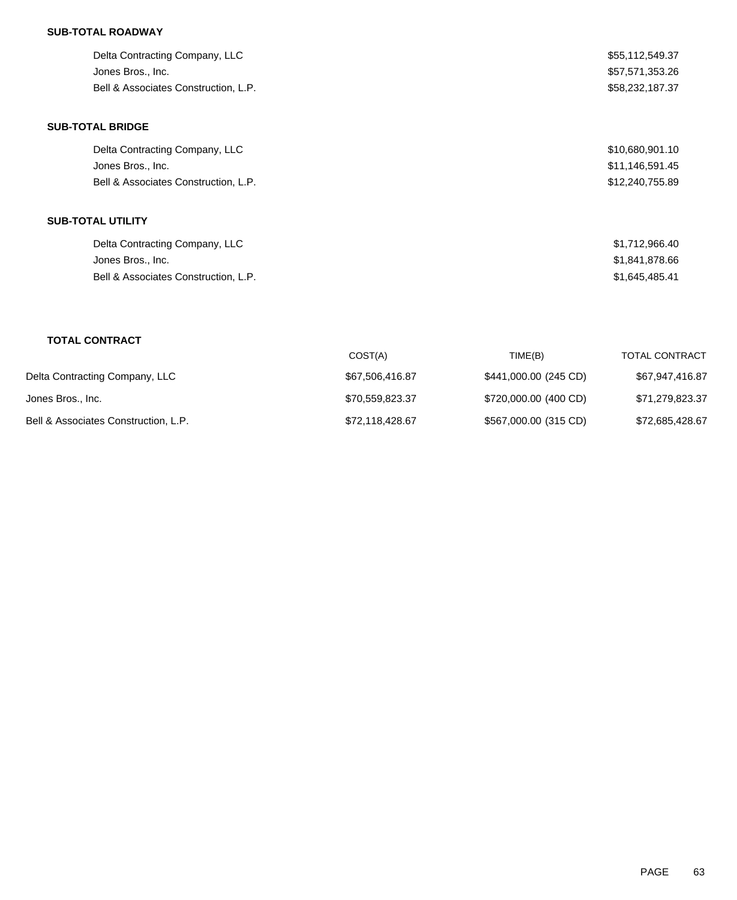**SUB-TOTAL ROADWAY**

| | |
|---|---|
| Delta Contracting Company, LLC | $55,112,549.37 |
| Jones Bros., Inc. | $57,571,353.26 |
| Bell & Associates Construction, L.P. | $58,232,187.37 |

**SUB-TOTAL BRIDGE**

| | |
|---|---|
| Delta Contracting Company, LLC | $10,680,901.10 |
| Jones Bros., Inc. | $11,146,591.45 |
| Bell & Associates Construction, L.P. | $12,240,755.89 |

**SUB-TOTAL UTILITY**

| | |
|---|---|
| Delta Contracting Company, LLC | $1,712,966.40 |
| Jones Bros., Inc. | $1,841,878.66 |
| Bell & Associates Construction, L.P. | $1,645,485.41 |

**TOTAL CONTRACT**

| | COST(A) | TIME(B) | TOTAL CONTRACT |
|---|---|---|---|
| Delta Contracting Company, LLC | $67,506,416.87 | $441,000.00 (245 CD) | $67,947,416.87 |
| Jones Bros., Inc. | $70,559,823.37 | $720,000.00 (400 CD) | $71,279,823.37 |
| Bell & Associates Construction, L.P. | $72,118,428.67 | $567,000.00 (315 CD) | $72,685,428.67 |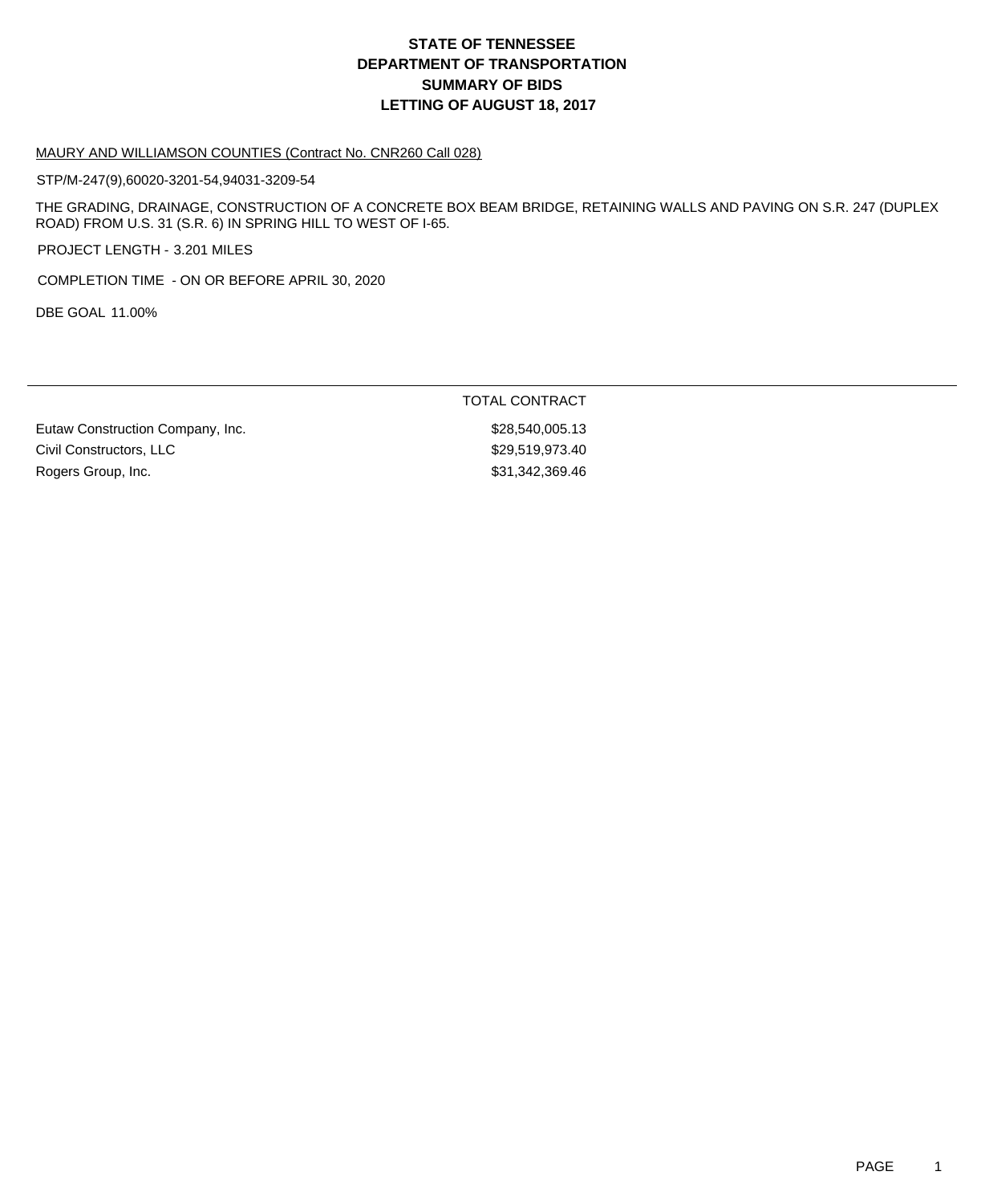# STATE OF TENNESSEE
# DEPARTMENT OF TRANSPORTATION
# SUMMARY OF BIDS
# LETTING OF AUGUST 18, 2017

MAURY AND WILLIAMSON COUNTIES (Contract No. CNR260 Call 028)

STP/M-247(9),60020-3201-54,94031-3209-54

THE GRADING, DRAINAGE, CONSTRUCTION OF A CONCRETE BOX BEAM BRIDGE, RETAINING WALLS AND PAVING ON S.R. 247 (DUPLEX ROAD) FROM U.S. 31 (S.R. 6) IN SPRING HILL TO WEST OF I-65.

PROJECT LENGTH - 3.201 MILES

COMPLETION TIME - ON OR BEFORE APRIL 30, 2020

DBE GOAL 11.00%

| | TOTAL CONTRACT |
|---|---|
| Eutaw Construction Company, Inc. | $28,540,005.13 |
| Civil Constructors, LLC | $29,519,973.40 |
| Rogers Group, Inc. | $31,342,369.46 |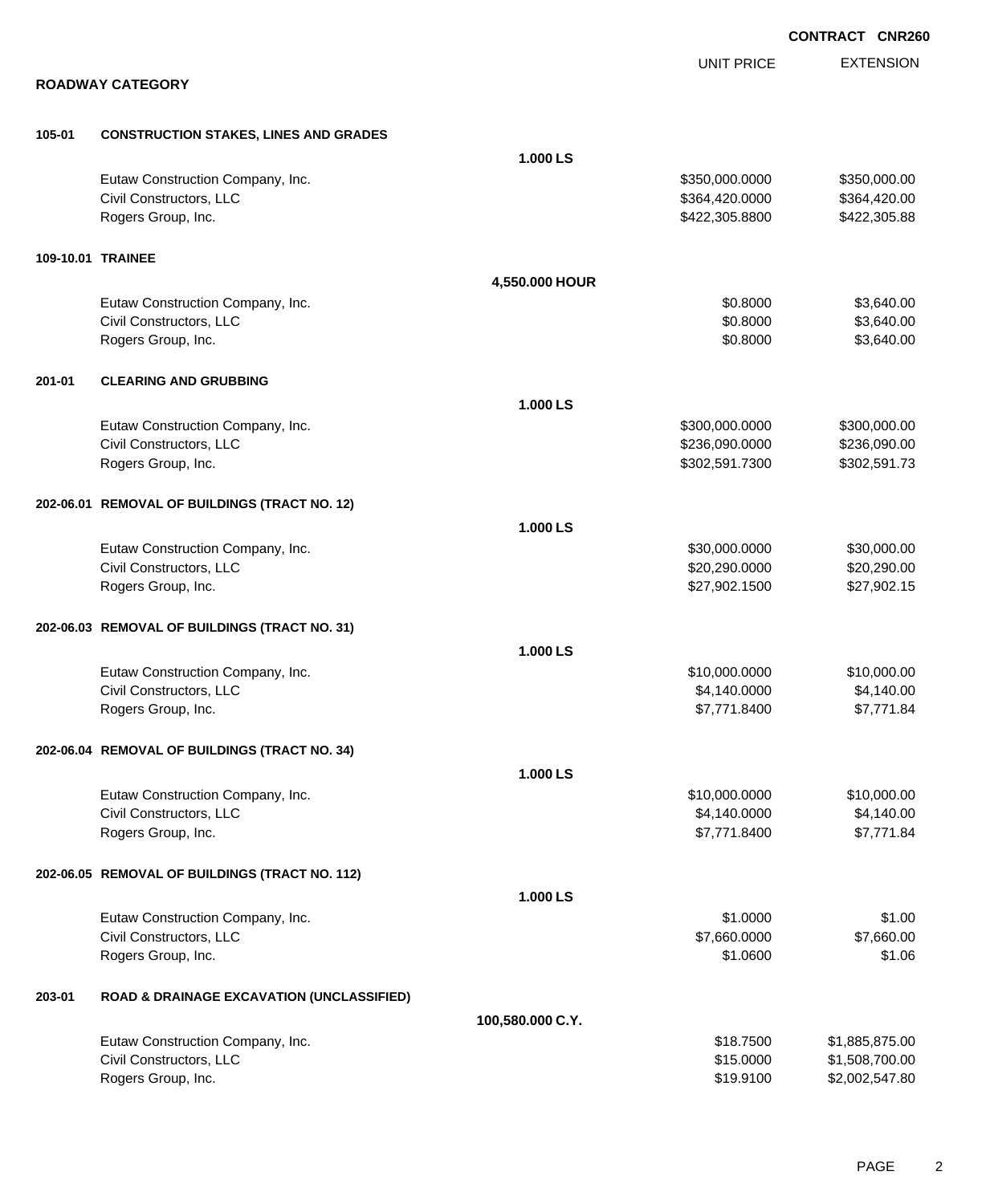**CONTRACT CNR260**

## ROADWAY CATEGORY

| | | | UNIT PRICE | EXTENSION |
|---|---|---|---|---|
| **105-01** | **CONSTRUCTION STAKES, LINES AND GRADES** | | | |
| | | **1.000 LS** | | |
| | Eutaw Construction Company, Inc. | | $350,000.0000 | $350,000.00 |
| | Civil Constructors, LLC | | $364,420.0000 | $364,420.00 |
| | Rogers Group, Inc. | | $422,305.8800 | $422,305.88 |
| **109-10.01** | **TRAINEE** | | | |
| | | **4,550.000 HOUR** | | |
| | Eutaw Construction Company, Inc. | | $0.8000 | $3,640.00 |
| | Civil Constructors, LLC | | $0.8000 | $3,640.00 |
| | Rogers Group, Inc. | | $0.8000 | $3,640.00 |
| **201-01** | **CLEARING AND GRUBBING** | | | |
| | | **1.000 LS** | | |
| | Eutaw Construction Company, Inc. | | $300,000.0000 | $300,000.00 |
| | Civil Constructors, LLC | | $236,090.0000 | $236,090.00 |
| | Rogers Group, Inc. | | $302,591.7300 | $302,591.73 |
| **202-06.01** | **REMOVAL OF BUILDINGS (TRACT NO. 12)** | | | |
| | | **1.000 LS** | | |
| | Eutaw Construction Company, Inc. | | $30,000.0000 | $30,000.00 |
| | Civil Constructors, LLC | | $20,290.0000 | $20,290.00 |
| | Rogers Group, Inc. | | $27,902.1500 | $27,902.15 |
| **202-06.03** | **REMOVAL OF BUILDINGS (TRACT NO. 31)** | | | |
| | | **1.000 LS** | | |
| | Eutaw Construction Company, Inc. | | $10,000.0000 | $10,000.00 |
| | Civil Constructors, LLC | | $4,140.0000 | $4,140.00 |
| | Rogers Group, Inc. | | $7,771.8400 | $7,771.84 |
| **202-06.04** | **REMOVAL OF BUILDINGS (TRACT NO. 34)** | | | |
| | | **1.000 LS** | | |
| | Eutaw Construction Company, Inc. | | $10,000.0000 | $10,000.00 |
| | Civil Constructors, LLC | | $4,140.0000 | $4,140.00 |
| | Rogers Group, Inc. | | $7,771.8400 | $7,771.84 |
| **202-06.05** | **REMOVAL OF BUILDINGS (TRACT NO. 112)** | | | |
| | | **1.000 LS** | | |
| | Eutaw Construction Company, Inc. | | $1.0000 | $1.00 |
| | Civil Constructors, LLC | | $7,660.0000 | $7,660.00 |
| | Rogers Group, Inc. | | $1.0600 | $1.06 |
| **203-01** | **ROAD & DRAINAGE EXCAVATION (UNCLASSIFIED)** | | | |
| | | **100,580.000 C.Y.** | | |
| | Eutaw Construction Company, Inc. | | $18.7500 | $1,885,875.00 |
| | Civil Constructors, LLC | | $15.0000 | $1,508,700.00 |
| | Rogers Group, Inc. | | $19.9100 | $2,002,547.80 |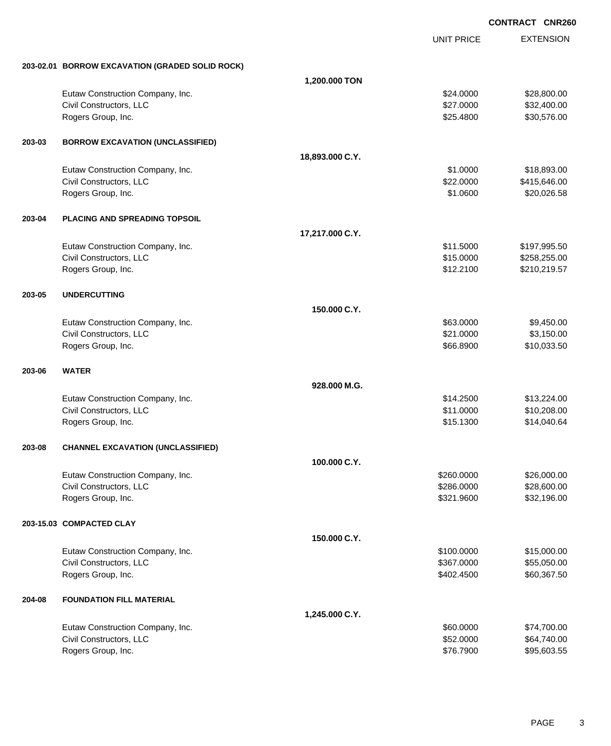**CONTRACT CNR260**

| | | | UNIT PRICE | EXTENSION |
|---|---|---|---|---|
| **203-02.01** | **BORROW EXCAVATION (GRADED SOLID ROCK)** | | | |
| | | **1,200.000 TON** | | |
| | Eutaw Construction Company, Inc. | | $24.0000 | $28,800.00 |
| | Civil Constructors, LLC | | $27.0000 | $32,400.00 |
| | Rogers Group, Inc. | | $25.4800 | $30,576.00 |
| **203-03** | **BORROW EXCAVATION (UNCLASSIFIED)** | | | |
| | | **18,893.000 C.Y.** | | |
| | Eutaw Construction Company, Inc. | | $1.0000 | $18,893.00 |
| | Civil Constructors, LLC | | $22.0000 | $415,646.00 |
| | Rogers Group, Inc. | | $1.0600 | $20,026.58 |
| **203-04** | **PLACING AND SPREADING TOPSOIL** | | | |
| | | **17,217.000 C.Y.** | | |
| | Eutaw Construction Company, Inc. | | $11.5000 | $197,995.50 |
| | Civil Constructors, LLC | | $15.0000 | $258,255.00 |
| | Rogers Group, Inc. | | $12.2100 | $210,219.57 |
| **203-05** | **UNDERCUTTING** | | | |
| | | **150.000 C.Y.** | | |
| | Eutaw Construction Company, Inc. | | $63.0000 | $9,450.00 |
| | Civil Constructors, LLC | | $21.0000 | $3,150.00 |
| | Rogers Group, Inc. | | $66.8900 | $10,033.50 |
| **203-06** | **WATER** | | | |
| | | **928.000 M.G.** | | |
| | Eutaw Construction Company, Inc. | | $14.2500 | $13,224.00 |
| | Civil Constructors, LLC | | $11.0000 | $10,208.00 |
| | Rogers Group, Inc. | | $15.1300 | $14,040.64 |
| **203-08** | **CHANNEL EXCAVATION (UNCLASSIFIED)** | | | |
| | | **100.000 C.Y.** | | |
| | Eutaw Construction Company, Inc. | | $260.0000 | $26,000.00 |
| | Civil Constructors, LLC | | $286.0000 | $28,600.00 |
| | Rogers Group, Inc. | | $321.9600 | $32,196.00 |
| **203-15.03** | **COMPACTED CLAY** | | | |
| | | **150.000 C.Y.** | | |
| | Eutaw Construction Company, Inc. | | $100.0000 | $15,000.00 |
| | Civil Constructors, LLC | | $367.0000 | $55,050.00 |
| | Rogers Group, Inc. | | $402.4500 | $60,367.50 |
| **204-08** | **FOUNDATION FILL MATERIAL** | | | |
| | | **1,245.000 C.Y.** | | |
| | Eutaw Construction Company, Inc. | | $60.0000 | $74,700.00 |
| | Civil Constructors, LLC | | $52.0000 | $64,740.00 |
| | Rogers Group, Inc. | | $76.7900 | $95,603.55 |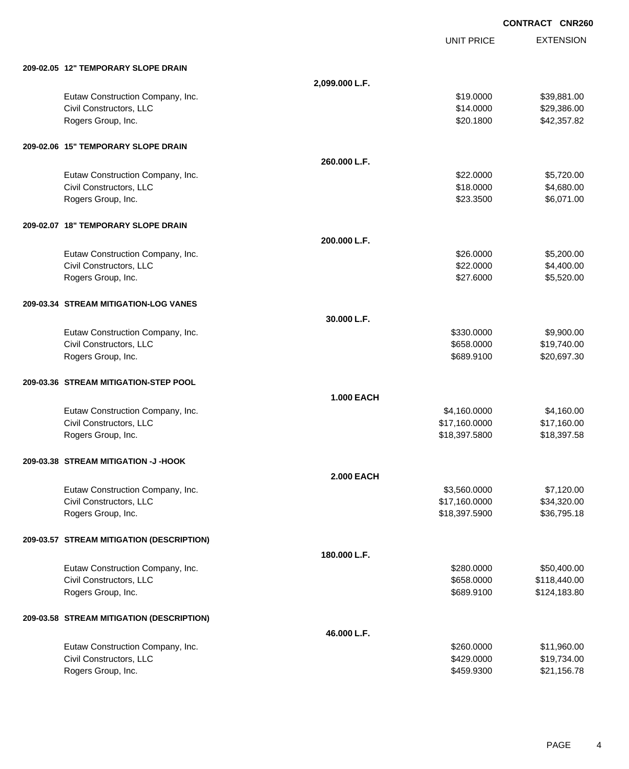**CONTRACT CNR260**

| | | UNIT PRICE | EXTENSION |
|---|---|---|---|
| **209-02.05 12" TEMPORARY SLOPE DRAIN** | | | |
| | **2,099.000 L.F.** | | |
| Eutaw Construction Company, Inc. | | $19.0000 | $39,881.00 |
| Civil Constructors, LLC | | $14.0000 | $29,386.00 |
| Rogers Group, Inc. | | $20.1800 | $42,357.82 |
| **209-02.06 15" TEMPORARY SLOPE DRAIN** | | | |
| | **260.000 L.F.** | | |
| Eutaw Construction Company, Inc. | | $22.0000 | $5,720.00 |
| Civil Constructors, LLC | | $18.0000 | $4,680.00 |
| Rogers Group, Inc. | | $23.3500 | $6,071.00 |
| **209-02.07 18" TEMPORARY SLOPE DRAIN** | | | |
| | **200.000 L.F.** | | |
| Eutaw Construction Company, Inc. | | $26.0000 | $5,200.00 |
| Civil Constructors, LLC | | $22.0000 | $4,400.00 |
| Rogers Group, Inc. | | $27.6000 | $5,520.00 |
| **209-03.34 STREAM MITIGATION-LOG VANES** | | | |
| | **30.000 L.F.** | | |
| Eutaw Construction Company, Inc. | | $330.0000 | $9,900.00 |
| Civil Constructors, LLC | | $658.0000 | $19,740.00 |
| Rogers Group, Inc. | | $689.9100 | $20,697.30 |
| **209-03.36 STREAM MITIGATION-STEP POOL** | | | |
| | **1.000 EACH** | | |
| Eutaw Construction Company, Inc. | | $4,160.0000 | $4,160.00 |
| Civil Constructors, LLC | | $17,160.0000 | $17,160.00 |
| Rogers Group, Inc. | | $18,397.5800 | $18,397.58 |
| **209-03.38 STREAM MITIGATION -J -HOOK** | | | |
| | **2.000 EACH** | | |
| Eutaw Construction Company, Inc. | | $3,560.0000 | $7,120.00 |
| Civil Constructors, LLC | | $17,160.0000 | $34,320.00 |
| Rogers Group, Inc. | | $18,397.5900 | $36,795.18 |
| **209-03.57 STREAM MITIGATION (DESCRIPTION)** | | | |
| | **180.000 L.F.** | | |
| Eutaw Construction Company, Inc. | | $280.0000 | $50,400.00 |
| Civil Constructors, LLC | | $658.0000 | $118,440.00 |
| Rogers Group, Inc. | | $689.9100 | $124,183.80 |
| **209-03.58 STREAM MITIGATION (DESCRIPTION)** | | | |
| | **46.000 L.F.** | | |
| Eutaw Construction Company, Inc. | | $260.0000 | $11,960.00 |
| Civil Constructors, LLC | | $429.0000 | $19,734.00 |
| Rogers Group, Inc. | | $459.9300 | $21,156.78 |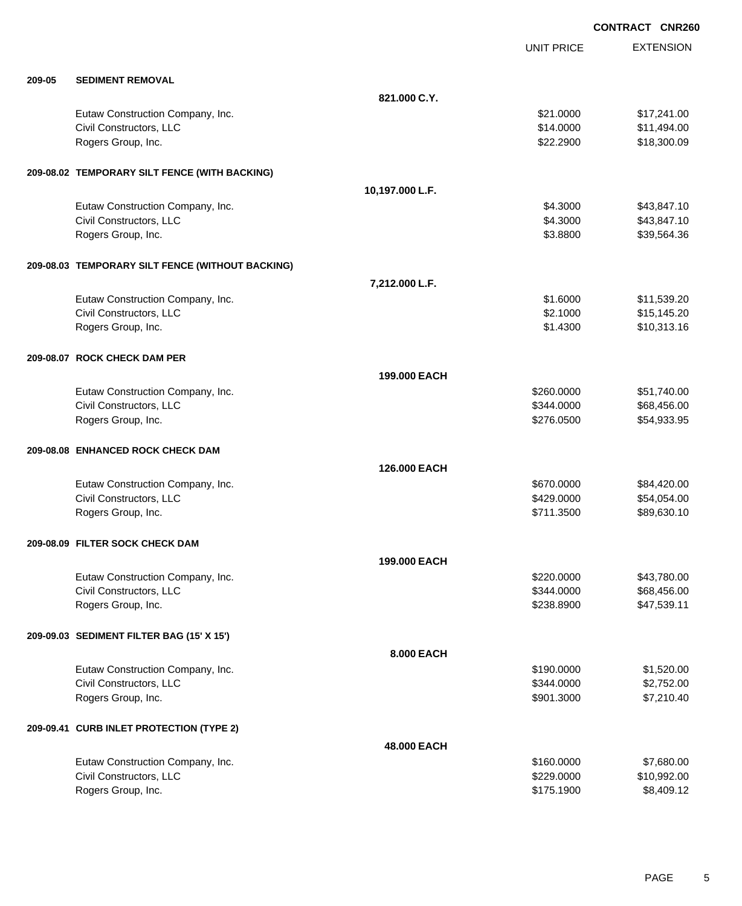**CONTRACT CNR260**

| | | | UNIT PRICE | EXTENSION |
|---|---|---|---|---|
| **209-05** | **SEDIMENT REMOVAL** | | | |
| | | **821.000 C.Y.** | | |
| | Eutaw Construction Company, Inc. | | $21.0000 | $17,241.00 |
| | Civil Constructors, LLC | | $14.0000 | $11,494.00 |
| | Rogers Group, Inc. | | $22.2900 | $18,300.09 |
| **209-08.02** | **TEMPORARY SILT FENCE (WITH BACKING)** | | | |
| | | **10,197.000 L.F.** | | |
| | Eutaw Construction Company, Inc. | | $4.3000 | $43,847.10 |
| | Civil Constructors, LLC | | $4.3000 | $43,847.10 |
| | Rogers Group, Inc. | | $3.8800 | $39,564.36 |
| **209-08.03** | **TEMPORARY SILT FENCE (WITHOUT BACKING)** | | | |
| | | **7,212.000 L.F.** | | |
| | Eutaw Construction Company, Inc. | | $1.6000 | $11,539.20 |
| | Civil Constructors, LLC | | $2.1000 | $15,145.20 |
| | Rogers Group, Inc. | | $1.4300 | $10,313.16 |
| **209-08.07** | **ROCK CHECK DAM PER** | | | |
| | | **199.000 EACH** | | |
| | Eutaw Construction Company, Inc. | | $260.0000 | $51,740.00 |
| | Civil Constructors, LLC | | $344.0000 | $68,456.00 |
| | Rogers Group, Inc. | | $276.0500 | $54,933.95 |
| **209-08.08** | **ENHANCED ROCK CHECK DAM** | | | |
| | | **126.000 EACH** | | |
| | Eutaw Construction Company, Inc. | | $670.0000 | $84,420.00 |
| | Civil Constructors, LLC | | $429.0000 | $54,054.00 |
| | Rogers Group, Inc. | | $711.3500 | $89,630.10 |
| **209-08.09** | **FILTER SOCK CHECK DAM** | | | |
| | | **199.000 EACH** | | |
| | Eutaw Construction Company, Inc. | | $220.0000 | $43,780.00 |
| | Civil Constructors, LLC | | $344.0000 | $68,456.00 |
| | Rogers Group, Inc. | | $238.8900 | $47,539.11 |
| **209-09.03** | **SEDIMENT FILTER BAG (15' X 15')** | | | |
| | | **8.000 EACH** | | |
| | Eutaw Construction Company, Inc. | | $190.0000 | $1,520.00 |
| | Civil Constructors, LLC | | $344.0000 | $2,752.00 |
| | Rogers Group, Inc. | | $901.3000 | $7,210.40 |
| **209-09.41** | **CURB INLET PROTECTION (TYPE 2)** | | | |
| | | **48.000 EACH** | | |
| | Eutaw Construction Company, Inc. | | $160.0000 | $7,680.00 |
| | Civil Constructors, LLC | | $229.0000 | $10,992.00 |
| | Rogers Group, Inc. | | $175.1900 | $8,409.12 |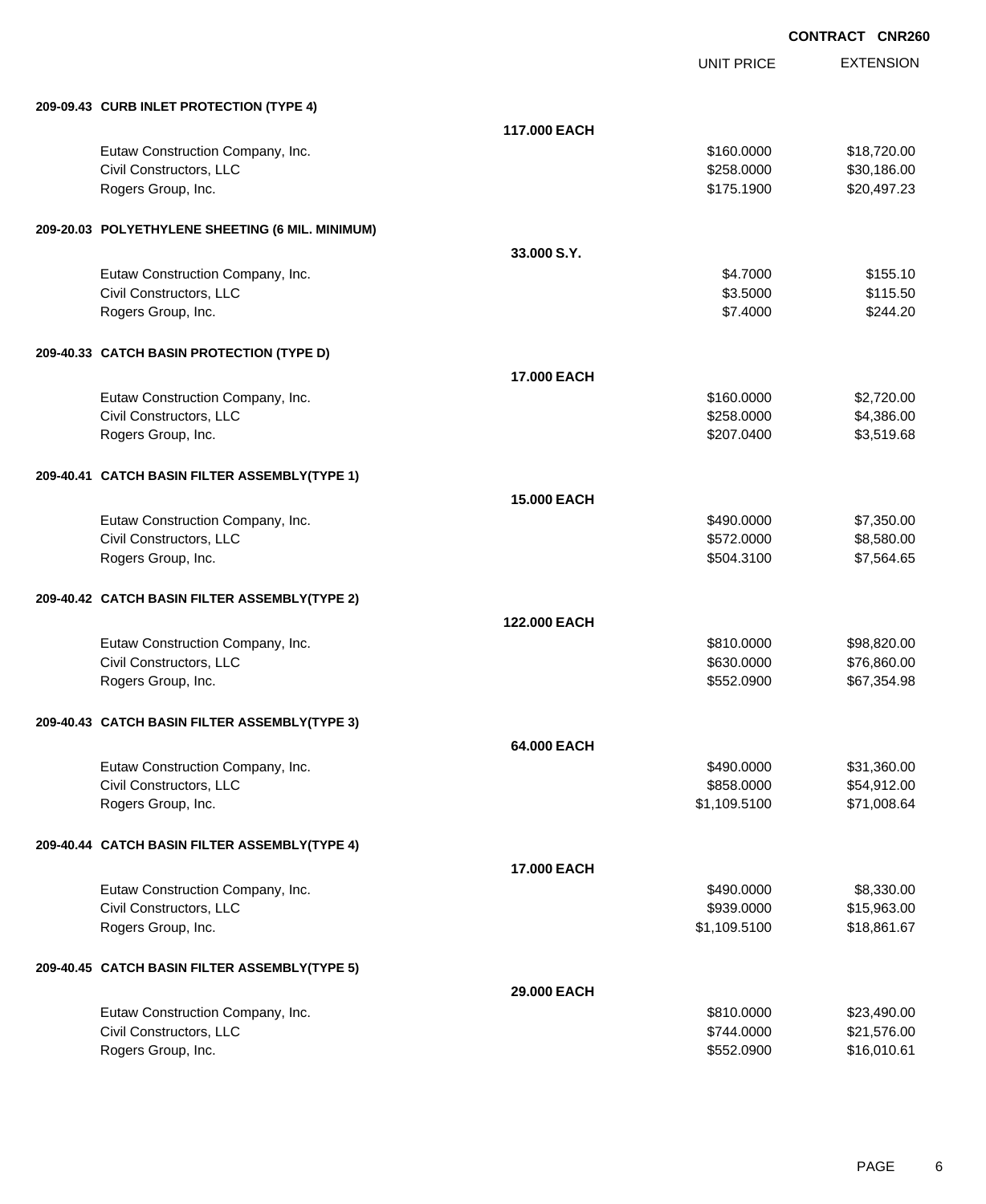**CONTRACT CNR260**

| | | UNIT PRICE | EXTENSION |
|---|---|---|---|
| **209-09.43 CURB INLET PROTECTION (TYPE 4)** | | | |
| | **117.000 EACH** | | |
| Eutaw Construction Company, Inc. | | $160.0000 | $18,720.00 |
| Civil Constructors, LLC | | $258.0000 | $30,186.00 |
| Rogers Group, Inc. | | $175.1900 | $20,497.23 |
| **209-20.03 POLYETHYLENE SHEETING (6 MIL. MINIMUM)** | | | |
| | **33.000 S.Y.** | | |
| Eutaw Construction Company, Inc. | | $4.7000 | $155.10 |
| Civil Constructors, LLC | | $3.5000 | $115.50 |
| Rogers Group, Inc. | | $7.4000 | $244.20 |
| **209-40.33 CATCH BASIN PROTECTION (TYPE D)** | | | |
| | **17.000 EACH** | | |
| Eutaw Construction Company, Inc. | | $160.0000 | $2,720.00 |
| Civil Constructors, LLC | | $258.0000 | $4,386.00 |
| Rogers Group, Inc. | | $207.0400 | $3,519.68 |
| **209-40.41 CATCH BASIN FILTER ASSEMBLY(TYPE 1)** | | | |
| | **15.000 EACH** | | |
| Eutaw Construction Company, Inc. | | $490.0000 | $7,350.00 |
| Civil Constructors, LLC | | $572.0000 | $8,580.00 |
| Rogers Group, Inc. | | $504.3100 | $7,564.65 |
| **209-40.42 CATCH BASIN FILTER ASSEMBLY(TYPE 2)** | | | |
| | **122.000 EACH** | | |
| Eutaw Construction Company, Inc. | | $810.0000 | $98,820.00 |
| Civil Constructors, LLC | | $630.0000 | $76,860.00 |
| Rogers Group, Inc. | | $552.0900 | $67,354.98 |
| **209-40.43 CATCH BASIN FILTER ASSEMBLY(TYPE 3)** | | | |
| | **64.000 EACH** | | |
| Eutaw Construction Company, Inc. | | $490.0000 | $31,360.00 |
| Civil Constructors, LLC | | $858.0000 | $54,912.00 |
| Rogers Group, Inc. | | $1,109.5100 | $71,008.64 |
| **209-40.44 CATCH BASIN FILTER ASSEMBLY(TYPE 4)** | | | |
| | **17.000 EACH** | | |
| Eutaw Construction Company, Inc. | | $490.0000 | $8,330.00 |
| Civil Constructors, LLC | | $939.0000 | $15,963.00 |
| Rogers Group, Inc. | | $1,109.5100 | $18,861.67 |
| **209-40.45 CATCH BASIN FILTER ASSEMBLY(TYPE 5)** | | | |
| | **29.000 EACH** | | |
| Eutaw Construction Company, Inc. | | $810.0000 | $23,490.00 |
| Civil Constructors, LLC | | $744.0000 | $21,576.00 |
| Rogers Group, Inc. | | $552.0900 | $16,010.61 |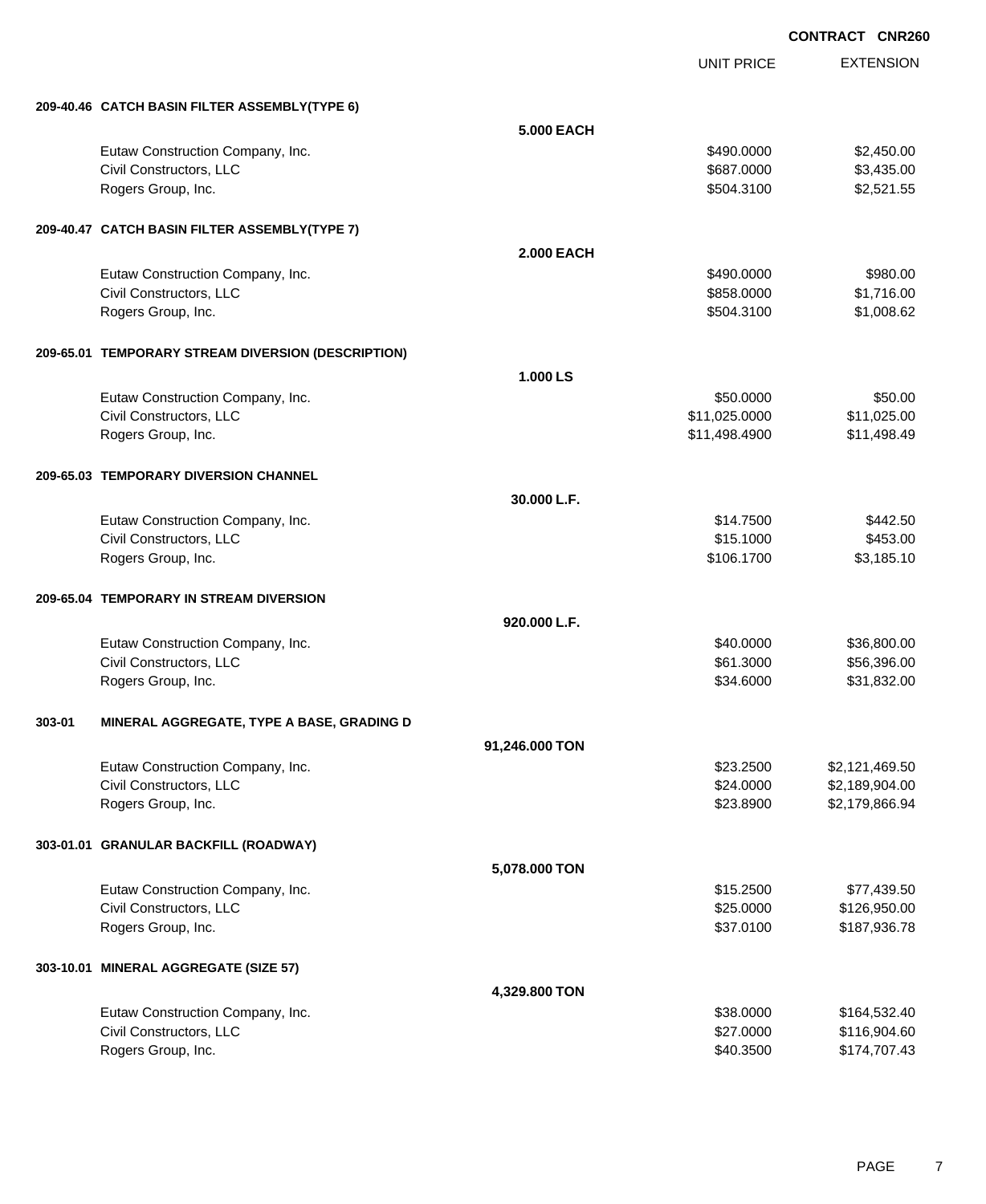CONTRACT CNR260

| | | UNIT PRICE | EXTENSION |
|---|---|---|---|
| **209-40.46 CATCH BASIN FILTER ASSEMBLY(TYPE 6)** | | | |
| | **5.000 EACH** | | |
| Eutaw Construction Company, Inc. | | $490.0000 | $2,450.00 |
| Civil Constructors, LLC | | $687.0000 | $3,435.00 |
| Rogers Group, Inc. | | $504.3100 | $2,521.55 |
| **209-40.47 CATCH BASIN FILTER ASSEMBLY(TYPE 7)** | | | |
| | **2.000 EACH** | | |
| Eutaw Construction Company, Inc. | | $490.0000 | $980.00 |
| Civil Constructors, LLC | | $858.0000 | $1,716.00 |
| Rogers Group, Inc. | | $504.3100 | $1,008.62 |
| **209-65.01 TEMPORARY STREAM DIVERSION (DESCRIPTION)** | | | |
| | **1.000 LS** | | |
| Eutaw Construction Company, Inc. | | $50.0000 | $50.00 |
| Civil Constructors, LLC | | $11,025.0000 | $11,025.00 |
| Rogers Group, Inc. | | $11,498.4900 | $11,498.49 |
| **209-65.03 TEMPORARY DIVERSION CHANNEL** | | | |
| | **30.000 L.F.** | | |
| Eutaw Construction Company, Inc. | | $14.7500 | $442.50 |
| Civil Constructors, LLC | | $15.1000 | $453.00 |
| Rogers Group, Inc. | | $106.1700 | $3,185.10 |
| **209-65.04 TEMPORARY IN STREAM DIVERSION** | | | |
| | **920.000 L.F.** | | |
| Eutaw Construction Company, Inc. | | $40.0000 | $36,800.00 |
| Civil Constructors, LLC | | $61.3000 | $56,396.00 |
| Rogers Group, Inc. | | $34.6000 | $31,832.00 |
| **303-01 MINERAL AGGREGATE, TYPE A BASE, GRADING D** | | | |
| | **91,246.000 TON** | | |
| Eutaw Construction Company, Inc. | | $23.2500 | $2,121,469.50 |
| Civil Constructors, LLC | | $24.0000 | $2,189,904.00 |
| Rogers Group, Inc. | | $23.8900 | $2,179,866.94 |
| **303-01.01 GRANULAR BACKFILL (ROADWAY)** | | | |
| | **5,078.000 TON** | | |
| Eutaw Construction Company, Inc. | | $15.2500 | $77,439.50 |
| Civil Constructors, LLC | | $25.0000 | $126,950.00 |
| Rogers Group, Inc. | | $37.0100 | $187,936.78 |
| **303-10.01 MINERAL AGGREGATE (SIZE 57)** | | | |
| | **4,329.800 TON** | | |
| Eutaw Construction Company, Inc. | | $38.0000 | $164,532.40 |
| Civil Constructors, LLC | | $27.0000 | $116,904.60 |
| Rogers Group, Inc. | | $40.3500 | $174,707.43 |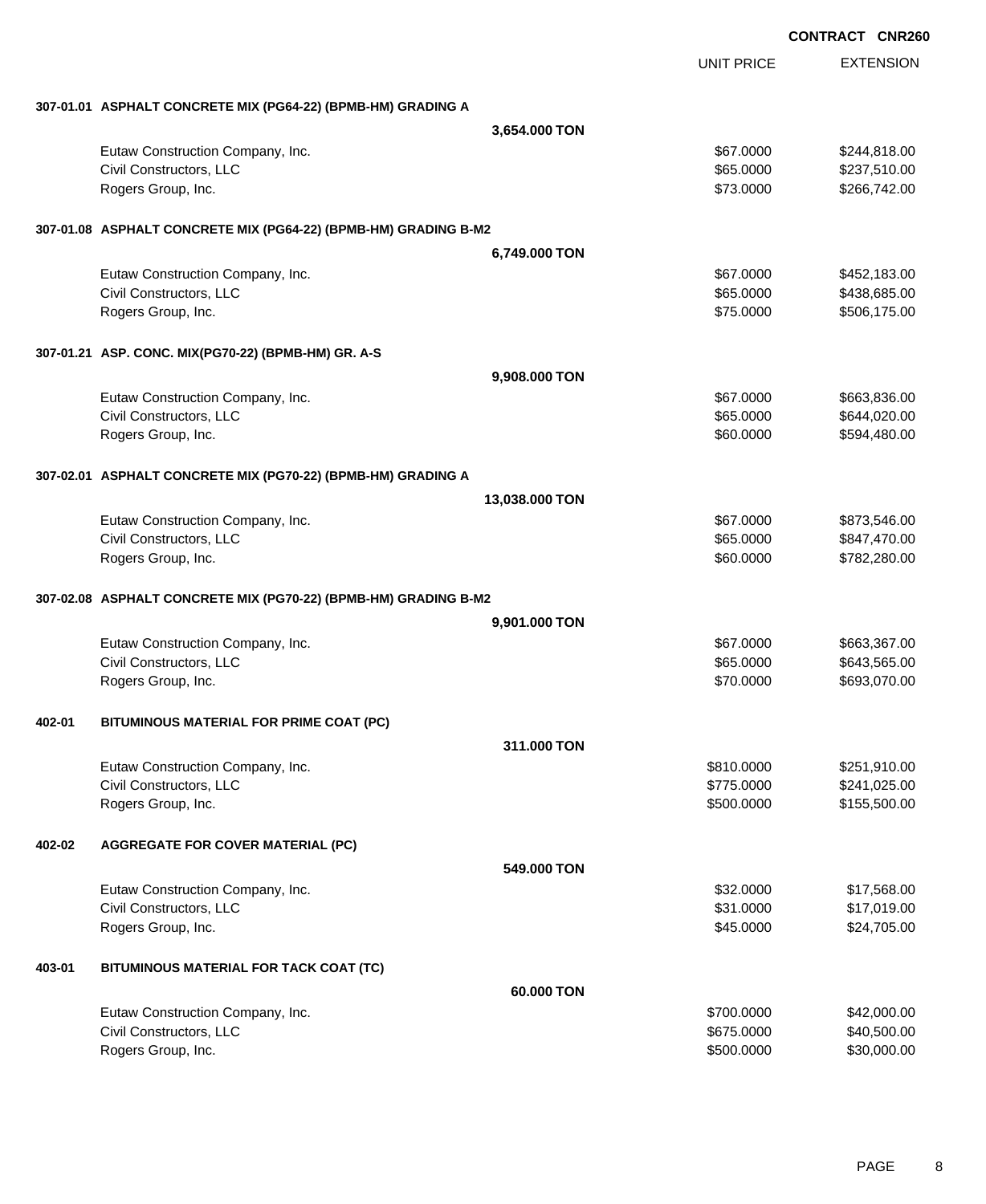**CONTRACT CNR260**

| | | UNIT PRICE | EXTENSION |
|---|---|---|---|
| **307-01.01** | **ASPHALT CONCRETE MIX (PG64-22) (BPMB-HM) GRADING A** | | |
| | **3,654.000 TON** | | |
| | Eutaw Construction Company, Inc. | $67.0000 | $244,818.00 |
| | Civil Constructors, LLC | $65.0000 | $237,510.00 |
| | Rogers Group, Inc. | $73.0000 | $266,742.00 |
| **307-01.08** | **ASPHALT CONCRETE MIX (PG64-22) (BPMB-HM) GRADING B-M2** | | |
| | **6,749.000 TON** | | |
| | Eutaw Construction Company, Inc. | $67.0000 | $452,183.00 |
| | Civil Constructors, LLC | $65.0000 | $438,685.00 |
| | Rogers Group, Inc. | $75.0000 | $506,175.00 |
| **307-01.21** | **ASP. CONC. MIX(PG70-22) (BPMB-HM) GR. A-S** | | |
| | **9,908.000 TON** | | |
| | Eutaw Construction Company, Inc. | $67.0000 | $663,836.00 |
| | Civil Constructors, LLC | $65.0000 | $644,020.00 |
| | Rogers Group, Inc. | $60.0000 | $594,480.00 |
| **307-02.01** | **ASPHALT CONCRETE MIX (PG70-22) (BPMB-HM) GRADING A** | | |
| | **13,038.000 TON** | | |
| | Eutaw Construction Company, Inc. | $67.0000 | $873,546.00 |
| | Civil Constructors, LLC | $65.0000 | $847,470.00 |
| | Rogers Group, Inc. | $60.0000 | $782,280.00 |
| **307-02.08** | **ASPHALT CONCRETE MIX (PG70-22) (BPMB-HM) GRADING B-M2** | | |
| | **9,901.000 TON** | | |
| | Eutaw Construction Company, Inc. | $67.0000 | $663,367.00 |
| | Civil Constructors, LLC | $65.0000 | $643,565.00 |
| | Rogers Group, Inc. | $70.0000 | $693,070.00 |
| **402-01** | **BITUMINOUS MATERIAL FOR PRIME COAT (PC)** | | |
| | **311.000 TON** | | |
| | Eutaw Construction Company, Inc. | $810.0000 | $251,910.00 |
| | Civil Constructors, LLC | $775.0000 | $241,025.00 |
| | Rogers Group, Inc. | $500.0000 | $155,500.00 |
| **402-02** | **AGGREGATE FOR COVER MATERIAL (PC)** | | |
| | **549.000 TON** | | |
| | Eutaw Construction Company, Inc. | $32.0000 | $17,568.00 |
| | Civil Constructors, LLC | $31.0000 | $17,019.00 |
| | Rogers Group, Inc. | $45.0000 | $24,705.00 |
| **403-01** | **BITUMINOUS MATERIAL FOR TACK COAT (TC)** | | |
| | **60.000 TON** | | |
| | Eutaw Construction Company, Inc. | $700.0000 | $42,000.00 |
| | Civil Constructors, LLC | $675.0000 | $40,500.00 |
| | Rogers Group, Inc. | $500.0000 | $30,000.00 |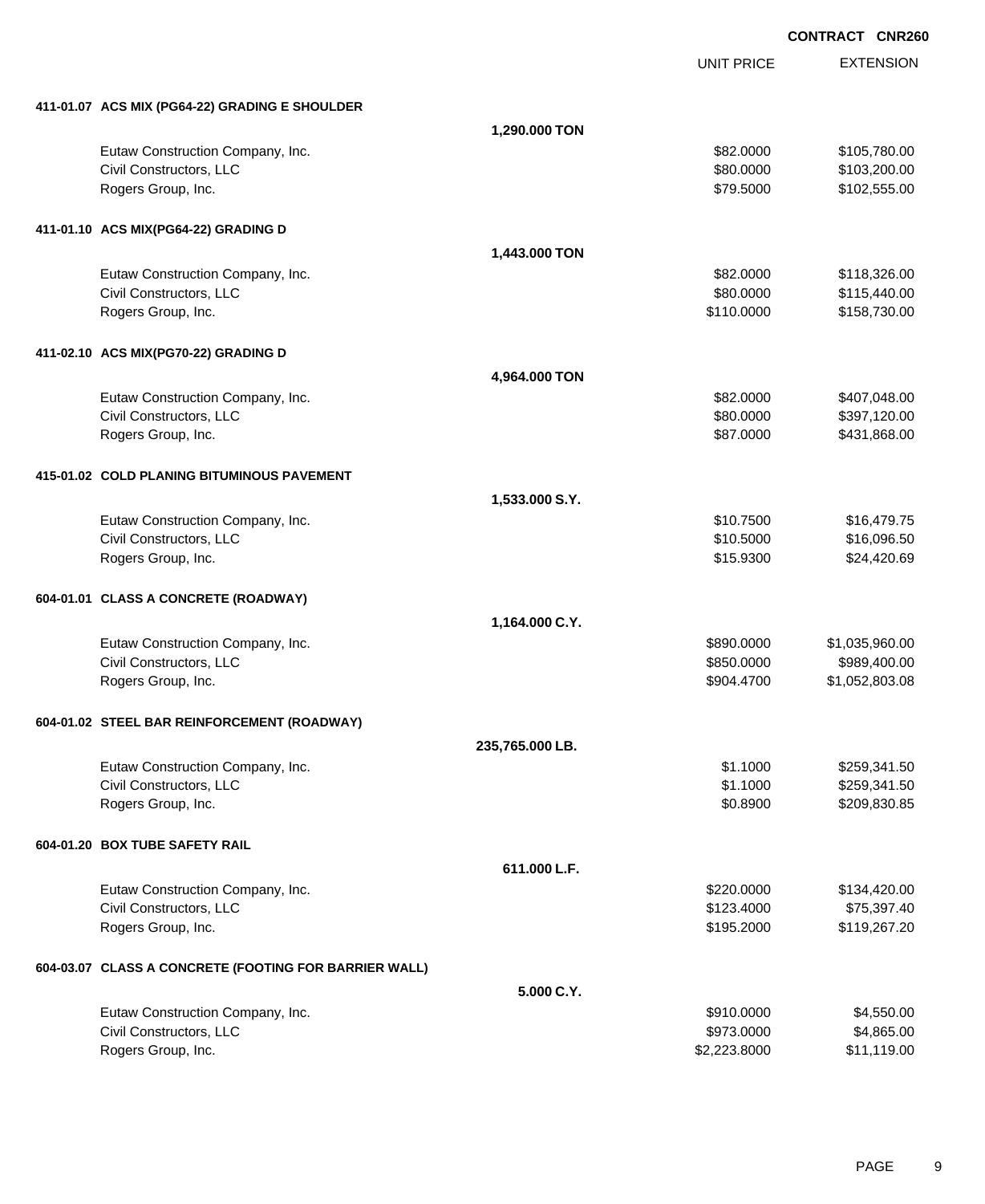**CONTRACT CNR260**

| | | UNIT PRICE | EXTENSION |
|---|---|---|---|
| **411-01.07 ACS MIX (PG64-22) GRADING E SHOULDER** | | | |
| | **1,290.000 TON** | | |
| Eutaw Construction Company, Inc. | | $82.0000 | $105,780.00 |
| Civil Constructors, LLC | | $80.0000 | $103,200.00 |
| Rogers Group, Inc. | | $79.5000 | $102,555.00 |
| **411-01.10 ACS MIX(PG64-22) GRADING D** | | | |
| | **1,443.000 TON** | | |
| Eutaw Construction Company, Inc. | | $82.0000 | $118,326.00 |
| Civil Constructors, LLC | | $80.0000 | $115,440.00 |
| Rogers Group, Inc. | | $110.0000 | $158,730.00 |
| **411-02.10 ACS MIX(PG70-22) GRADING D** | | | |
| | **4,964.000 TON** | | |
| Eutaw Construction Company, Inc. | | $82.0000 | $407,048.00 |
| Civil Constructors, LLC | | $80.0000 | $397,120.00 |
| Rogers Group, Inc. | | $87.0000 | $431,868.00 |
| **415-01.02 COLD PLANING BITUMINOUS PAVEMENT** | | | |
| | **1,533.000 S.Y.** | | |
| Eutaw Construction Company, Inc. | | $10.7500 | $16,479.75 |
| Civil Constructors, LLC | | $10.5000 | $16,096.50 |
| Rogers Group, Inc. | | $15.9300 | $24,420.69 |
| **604-01.01 CLASS A CONCRETE (ROADWAY)** | | | |
| | **1,164.000 C.Y.** | | |
| Eutaw Construction Company, Inc. | | $890.0000 | $1,035,960.00 |
| Civil Constructors, LLC | | $850.0000 | $989,400.00 |
| Rogers Group, Inc. | | $904.4700 | $1,052,803.08 |
| **604-01.02 STEEL BAR REINFORCEMENT (ROADWAY)** | | | |
| | **235,765.000 LB.** | | |
| Eutaw Construction Company, Inc. | | $1.1000 | $259,341.50 |
| Civil Constructors, LLC | | $1.1000 | $259,341.50 |
| Rogers Group, Inc. | | $0.8900 | $209,830.85 |
| **604-01.20 BOX TUBE SAFETY RAIL** | | | |
| | **611.000 L.F.** | | |
| Eutaw Construction Company, Inc. | | $220.0000 | $134,420.00 |
| Civil Constructors, LLC | | $123.4000 | $75,397.40 |
| Rogers Group, Inc. | | $195.2000 | $119,267.20 |
| **604-03.07 CLASS A CONCRETE (FOOTING FOR BARRIER WALL)** | | | |
| | **5.000 C.Y.** | | |
| Eutaw Construction Company, Inc. | | $910.0000 | $4,550.00 |
| Civil Constructors, LLC | | $973.0000 | $4,865.00 |
| Rogers Group, Inc. | | $2,223.8000 | $11,119.00 |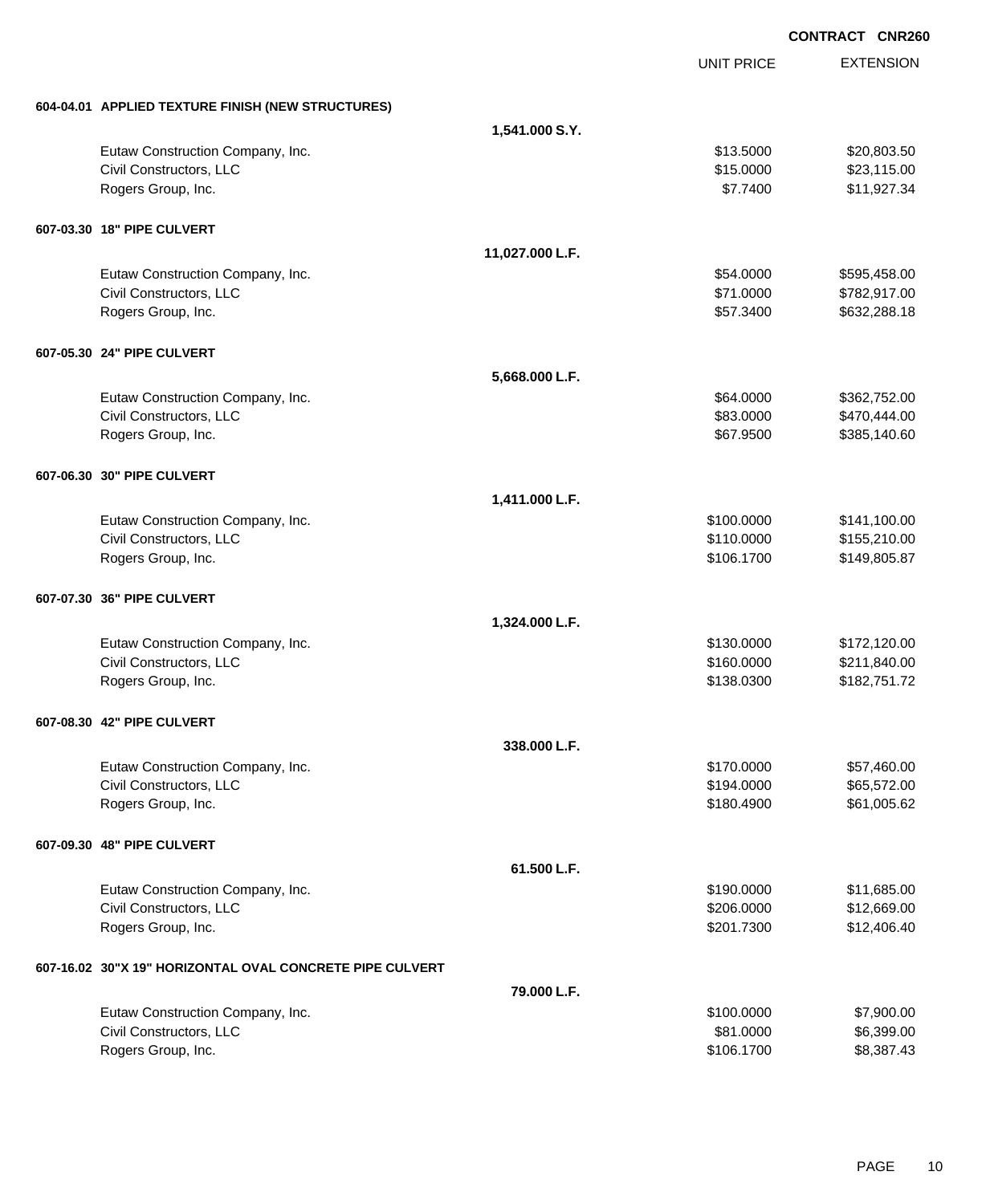**CONTRACT CNR260**

| | | UNIT PRICE | EXTENSION |
|---|---|---|---|
| **604-04.01 APPLIED TEXTURE FINISH (NEW STRUCTURES)** | | | |
| | **1,541.000 S.Y.** | | |
| Eutaw Construction Company, Inc. | | $13.5000 | $20,803.50 |
| Civil Constructors, LLC | | $15.0000 | $23,115.00 |
| Rogers Group, Inc. | | $7.7400 | $11,927.34 |
| **607-03.30 18" PIPE CULVERT** | | | |
| | **11,027.000 L.F.** | | |
| Eutaw Construction Company, Inc. | | $54.0000 | $595,458.00 |
| Civil Constructors, LLC | | $71.0000 | $782,917.00 |
| Rogers Group, Inc. | | $57.3400 | $632,288.18 |
| **607-05.30 24" PIPE CULVERT** | | | |
| | **5,668.000 L.F.** | | |
| Eutaw Construction Company, Inc. | | $64.0000 | $362,752.00 |
| Civil Constructors, LLC | | $83.0000 | $470,444.00 |
| Rogers Group, Inc. | | $67.9500 | $385,140.60 |
| **607-06.30 30" PIPE CULVERT** | | | |
| | **1,411.000 L.F.** | | |
| Eutaw Construction Company, Inc. | | $100.0000 | $141,100.00 |
| Civil Constructors, LLC | | $110.0000 | $155,210.00 |
| Rogers Group, Inc. | | $106.1700 | $149,805.87 |
| **607-07.30 36" PIPE CULVERT** | | | |
| | **1,324.000 L.F.** | | |
| Eutaw Construction Company, Inc. | | $130.0000 | $172,120.00 |
| Civil Constructors, LLC | | $160.0000 | $211,840.00 |
| Rogers Group, Inc. | | $138.0300 | $182,751.72 |
| **607-08.30 42" PIPE CULVERT** | | | |
| | **338.000 L.F.** | | |
| Eutaw Construction Company, Inc. | | $170.0000 | $57,460.00 |
| Civil Constructors, LLC | | $194.0000 | $65,572.00 |
| Rogers Group, Inc. | | $180.4900 | $61,005.62 |
| **607-09.30 48" PIPE CULVERT** | | | |
| | **61.500 L.F.** | | |
| Eutaw Construction Company, Inc. | | $190.0000 | $11,685.00 |
| Civil Constructors, LLC | | $206.0000 | $12,669.00 |
| Rogers Group, Inc. | | $201.7300 | $12,406.40 |
| **607-16.02 30"X 19" HORIZONTAL OVAL CONCRETE PIPE CULVERT** | | | |
| | **79.000 L.F.** | | |
| Eutaw Construction Company, Inc. | | $100.0000 | $7,900.00 |
| Civil Constructors, LLC | | $81.0000 | $6,399.00 |
| Rogers Group, Inc. | | $106.1700 | $8,387.43 |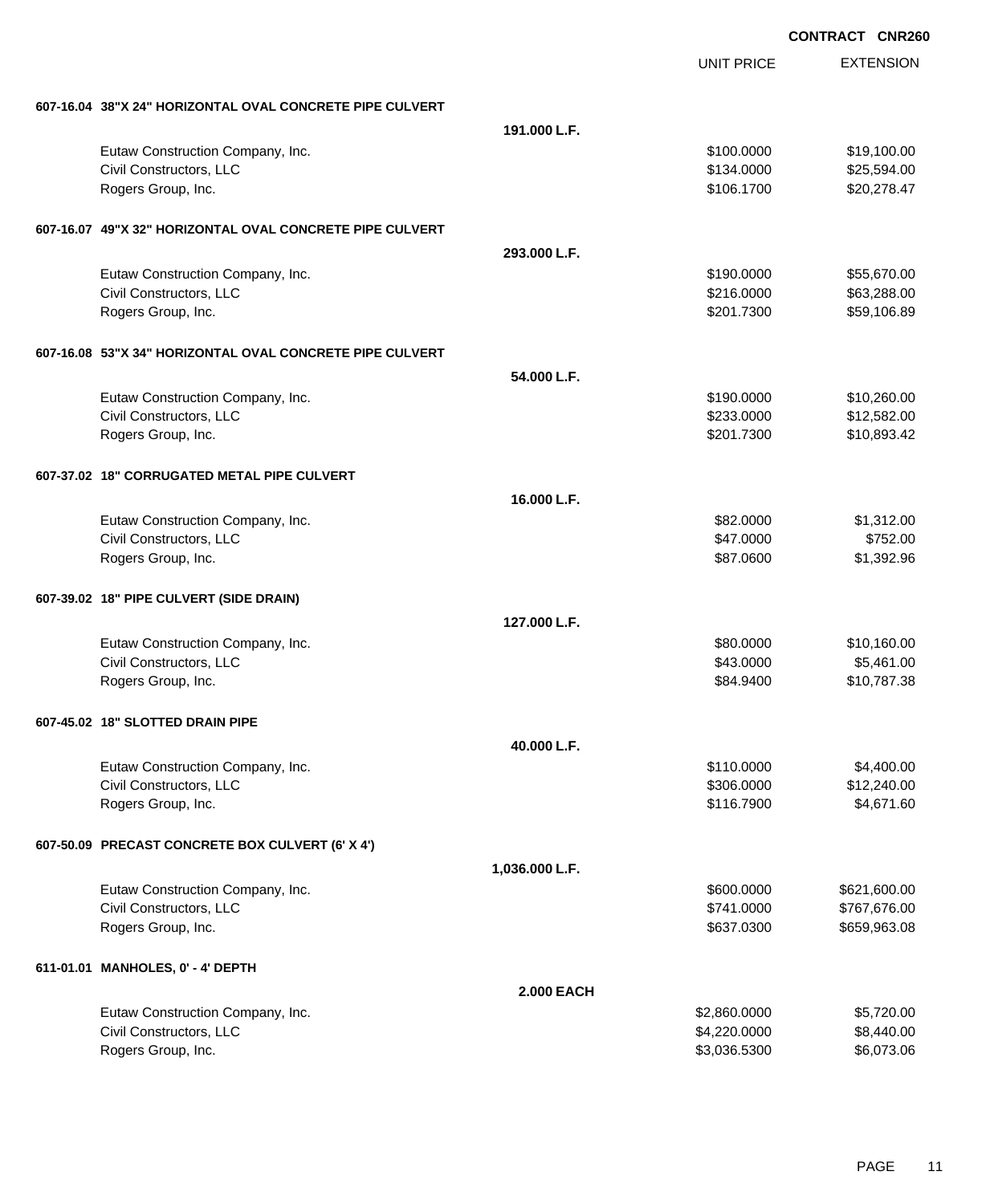**CONTRACT CNR260**

| | | UNIT PRICE | EXTENSION |
|---|---|---|---|
| **607-16.04 38"X 24" HORIZONTAL OVAL CONCRETE PIPE CULVERT** | | | |
| | **191.000 L.F.** | | |
| Eutaw Construction Company, Inc. | | $100.0000 | $19,100.00 |
| Civil Constructors, LLC | | $134.0000 | $25,594.00 |
| Rogers Group, Inc. | | $106.1700 | $20,278.47 |
| **607-16.07 49"X 32" HORIZONTAL OVAL CONCRETE PIPE CULVERT** | | | |
| | **293.000 L.F.** | | |
| Eutaw Construction Company, Inc. | | $190.0000 | $55,670.00 |
| Civil Constructors, LLC | | $216.0000 | $63,288.00 |
| Rogers Group, Inc. | | $201.7300 | $59,106.89 |
| **607-16.08 53"X 34" HORIZONTAL OVAL CONCRETE PIPE CULVERT** | | | |
| | **54.000 L.F.** | | |
| Eutaw Construction Company, Inc. | | $190.0000 | $10,260.00 |
| Civil Constructors, LLC | | $233.0000 | $12,582.00 |
| Rogers Group, Inc. | | $201.7300 | $10,893.42 |
| **607-37.02 18" CORRUGATED METAL PIPE CULVERT** | | | |
| | **16.000 L.F.** | | |
| Eutaw Construction Company, Inc. | | $82.0000 | $1,312.00 |
| Civil Constructors, LLC | | $47.0000 | $752.00 |
| Rogers Group, Inc. | | $87.0600 | $1,392.96 |
| **607-39.02 18" PIPE CULVERT (SIDE DRAIN)** | | | |
| | **127.000 L.F.** | | |
| Eutaw Construction Company, Inc. | | $80.0000 | $10,160.00 |
| Civil Constructors, LLC | | $43.0000 | $5,461.00 |
| Rogers Group, Inc. | | $84.9400 | $10,787.38 |
| **607-45.02 18" SLOTTED DRAIN PIPE** | | | |
| | **40.000 L.F.** | | |
| Eutaw Construction Company, Inc. | | $110.0000 | $4,400.00 |
| Civil Constructors, LLC | | $306.0000 | $12,240.00 |
| Rogers Group, Inc. | | $116.7900 | $4,671.60 |
| **607-50.09 PRECAST CONCRETE BOX CULVERT (6' X 4')** | | | |
| | **1,036.000 L.F.** | | |
| Eutaw Construction Company, Inc. | | $600.0000 | $621,600.00 |
| Civil Constructors, LLC | | $741.0000 | $767,676.00 |
| Rogers Group, Inc. | | $637.0300 | $659,963.08 |
| **611-01.01 MANHOLES, 0' - 4' DEPTH** | | | |
| | **2.000 EACH** | | |
| Eutaw Construction Company, Inc. | | $2,860.0000 | $5,720.00 |
| Civil Constructors, LLC | | $4,220.0000 | $8,440.00 |
| Rogers Group, Inc. | | $3,036.5300 | $6,073.06 |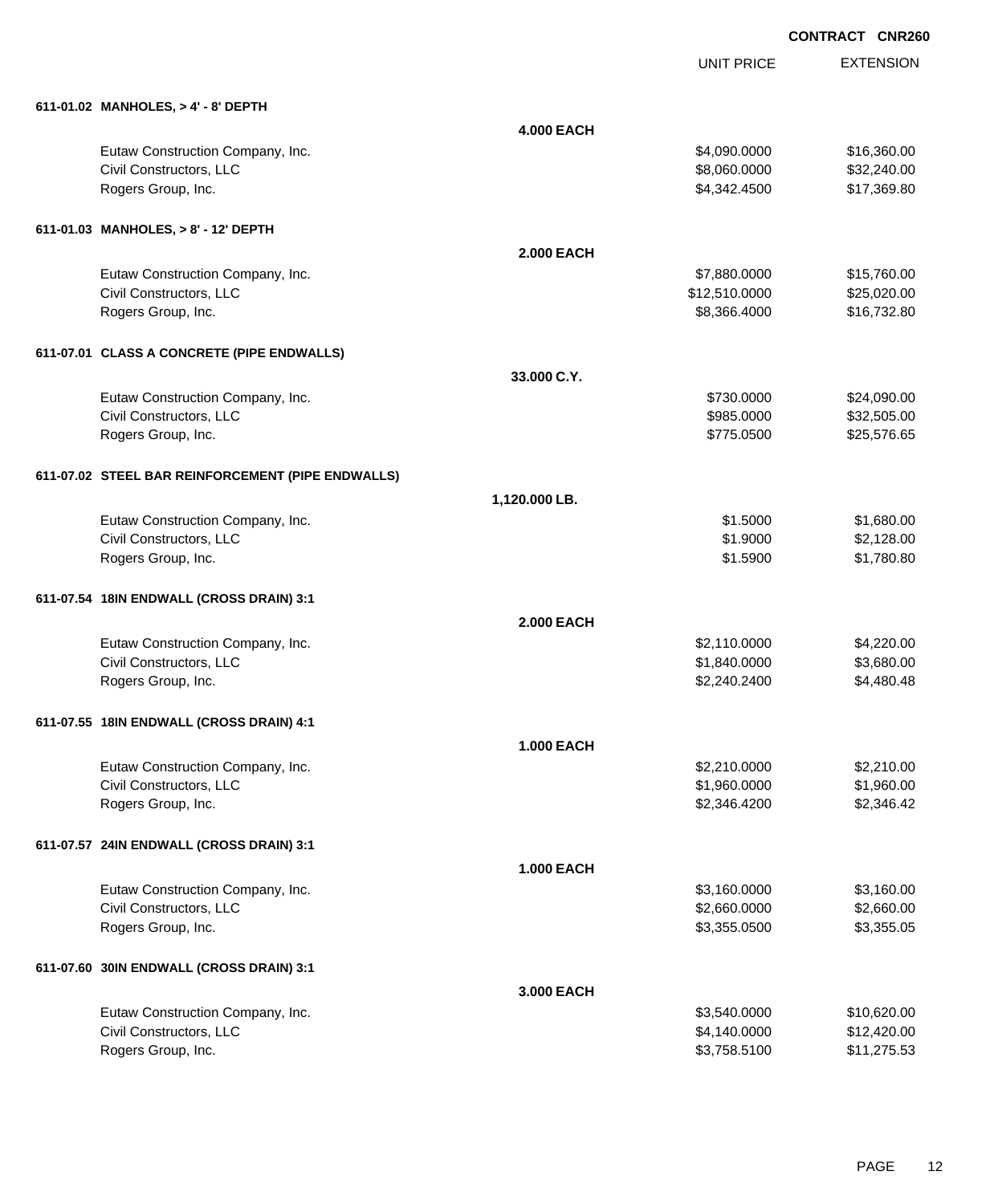**CONTRACT CNR260**

| | | UNIT PRICE | EXTENSION |
|---|---|---|---|
| **611-01.02 MANHOLES, > 4' - 8' DEPTH** | | | |
| | **4.000 EACH** | | |
| Eutaw Construction Company, Inc. | | $4,090.0000 | $16,360.00 |
| Civil Constructors, LLC | | $8,060.0000 | $32,240.00 |
| Rogers Group, Inc. | | $4,342.4500 | $17,369.80 |
| **611-01.03 MANHOLES, > 8' - 12' DEPTH** | | | |
| | **2.000 EACH** | | |
| Eutaw Construction Company, Inc. | | $7,880.0000 | $15,760.00 |
| Civil Constructors, LLC | | $12,510.0000 | $25,020.00 |
| Rogers Group, Inc. | | $8,366.4000 | $16,732.80 |
| **611-07.01 CLASS A CONCRETE (PIPE ENDWALLS)** | | | |
| | **33.000 C.Y.** | | |
| Eutaw Construction Company, Inc. | | $730.0000 | $24,090.00 |
| Civil Constructors, LLC | | $985.0000 | $32,505.00 |
| Rogers Group, Inc. | | $775.0500 | $25,576.65 |
| **611-07.02 STEEL BAR REINFORCEMENT (PIPE ENDWALLS)** | | | |
| | **1,120.000 LB.** | | |
| Eutaw Construction Company, Inc. | | $1.5000 | $1,680.00 |
| Civil Constructors, LLC | | $1.9000 | $2,128.00 |
| Rogers Group, Inc. | | $1.5900 | $1,780.80 |
| **611-07.54 18IN ENDWALL (CROSS DRAIN) 3:1** | | | |
| | **2.000 EACH** | | |
| Eutaw Construction Company, Inc. | | $2,110.0000 | $4,220.00 |
| Civil Constructors, LLC | | $1,840.0000 | $3,680.00 |
| Rogers Group, Inc. | | $2,240.2400 | $4,480.48 |
| **611-07.55 18IN ENDWALL (CROSS DRAIN) 4:1** | | | |
| | **1.000 EACH** | | |
| Eutaw Construction Company, Inc. | | $2,210.0000 | $2,210.00 |
| Civil Constructors, LLC | | $1,960.0000 | $1,960.00 |
| Rogers Group, Inc. | | $2,346.4200 | $2,346.42 |
| **611-07.57 24IN ENDWALL (CROSS DRAIN) 3:1** | | | |
| | **1.000 EACH** | | |
| Eutaw Construction Company, Inc. | | $3,160.0000 | $3,160.00 |
| Civil Constructors, LLC | | $2,660.0000 | $2,660.00 |
| Rogers Group, Inc. | | $3,355.0500 | $3,355.05 |
| **611-07.60 30IN ENDWALL (CROSS DRAIN) 3:1** | | | |
| | **3.000 EACH** | | |
| Eutaw Construction Company, Inc. | | $3,540.0000 | $10,620.00 |
| Civil Constructors, LLC | | $4,140.0000 | $12,420.00 |
| Rogers Group, Inc. | | $3,758.5100 | $11,275.53 |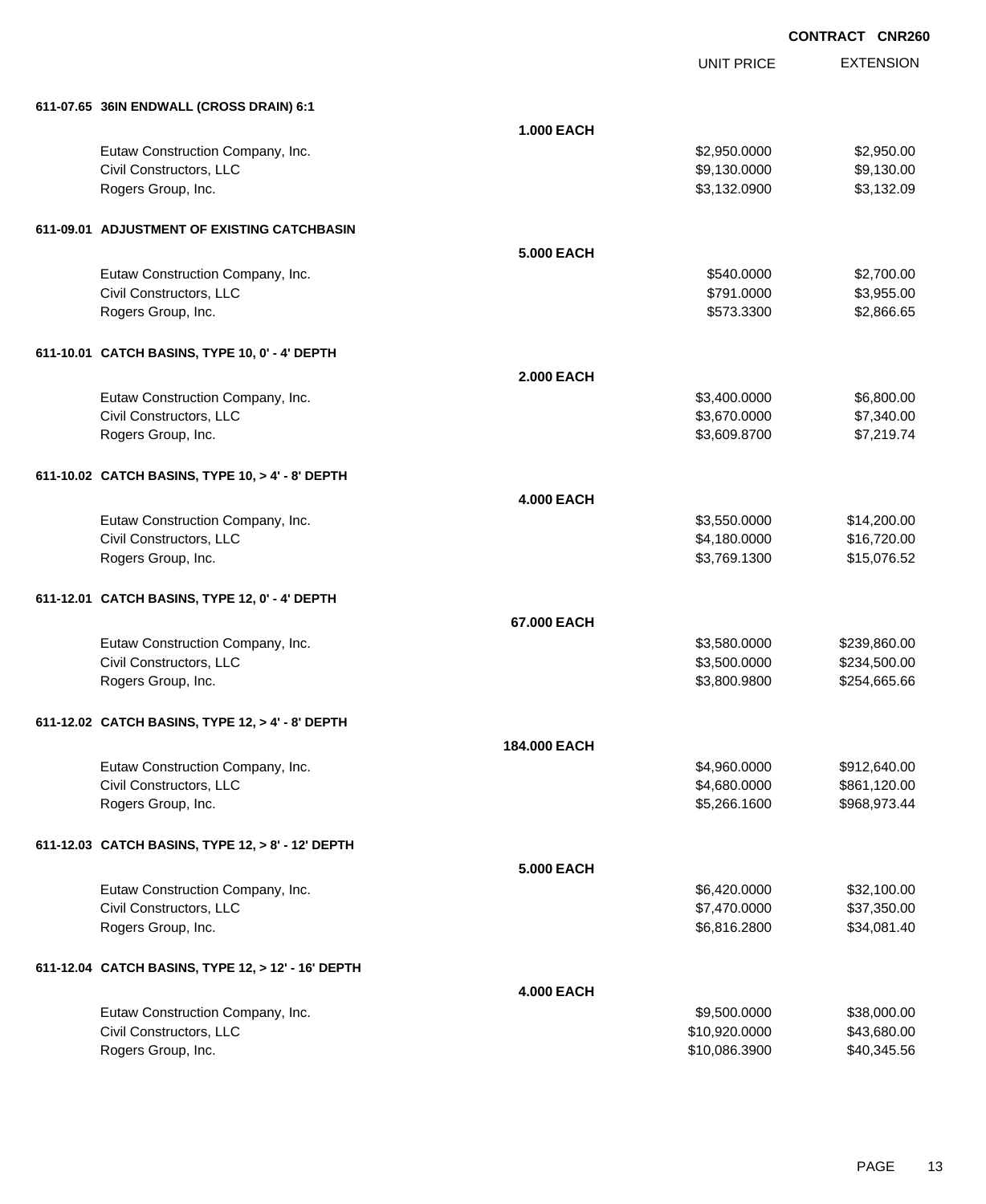CONTRACT CNR260

| | | UNIT PRICE | EXTENSION |
|---|---|---|---|
| **611-07.65 36IN ENDWALL (CROSS DRAIN) 6:1** | | | |
| | **1.000 EACH** | | |
| Eutaw Construction Company, Inc. | | $2,950.0000 | $2,950.00 |
| Civil Constructors, LLC | | $9,130.0000 | $9,130.00 |
| Rogers Group, Inc. | | $3,132.0900 | $3,132.09 |
| **611-09.01 ADJUSTMENT OF EXISTING CATCHBASIN** | | | |
| | **5.000 EACH** | | |
| Eutaw Construction Company, Inc. | | $540.0000 | $2,700.00 |
| Civil Constructors, LLC | | $791.0000 | $3,955.00 |
| Rogers Group, Inc. | | $573.3300 | $2,866.65 |
| **611-10.01 CATCH BASINS, TYPE 10, 0' - 4' DEPTH** | | | |
| | **2.000 EACH** | | |
| Eutaw Construction Company, Inc. | | $3,400.0000 | $6,800.00 |
| Civil Constructors, LLC | | $3,670.0000 | $7,340.00 |
| Rogers Group, Inc. | | $3,609.8700 | $7,219.74 |
| **611-10.02 CATCH BASINS, TYPE 10, > 4' - 8' DEPTH** | | | |
| | **4.000 EACH** | | |
| Eutaw Construction Company, Inc. | | $3,550.0000 | $14,200.00 |
| Civil Constructors, LLC | | $4,180.0000 | $16,720.00 |
| Rogers Group, Inc. | | $3,769.1300 | $15,076.52 |
| **611-12.01 CATCH BASINS, TYPE 12, 0' - 4' DEPTH** | | | |
| | **67.000 EACH** | | |
| Eutaw Construction Company, Inc. | | $3,580.0000 | $239,860.00 |
| Civil Constructors, LLC | | $3,500.0000 | $234,500.00 |
| Rogers Group, Inc. | | $3,800.9800 | $254,665.66 |
| **611-12.02 CATCH BASINS, TYPE 12, > 4' - 8' DEPTH** | | | |
| | **184.000 EACH** | | |
| Eutaw Construction Company, Inc. | | $4,960.0000 | $912,640.00 |
| Civil Constructors, LLC | | $4,680.0000 | $861,120.00 |
| Rogers Group, Inc. | | $5,266.1600 | $968,973.44 |
| **611-12.03 CATCH BASINS, TYPE 12, > 8' - 12' DEPTH** | | | |
| | **5.000 EACH** | | |
| Eutaw Construction Company, Inc. | | $6,420.0000 | $32,100.00 |
| Civil Constructors, LLC | | $7,470.0000 | $37,350.00 |
| Rogers Group, Inc. | | $6,816.2800 | $34,081.40 |
| **611-12.04 CATCH BASINS, TYPE 12, > 12' - 16' DEPTH** | | | |
| | **4.000 EACH** | | |
| Eutaw Construction Company, Inc. | | $9,500.0000 | $38,000.00 |
| Civil Constructors, LLC | | $10,920.0000 | $43,680.00 |
| Rogers Group, Inc. | | $10,086.3900 | $40,345.56 |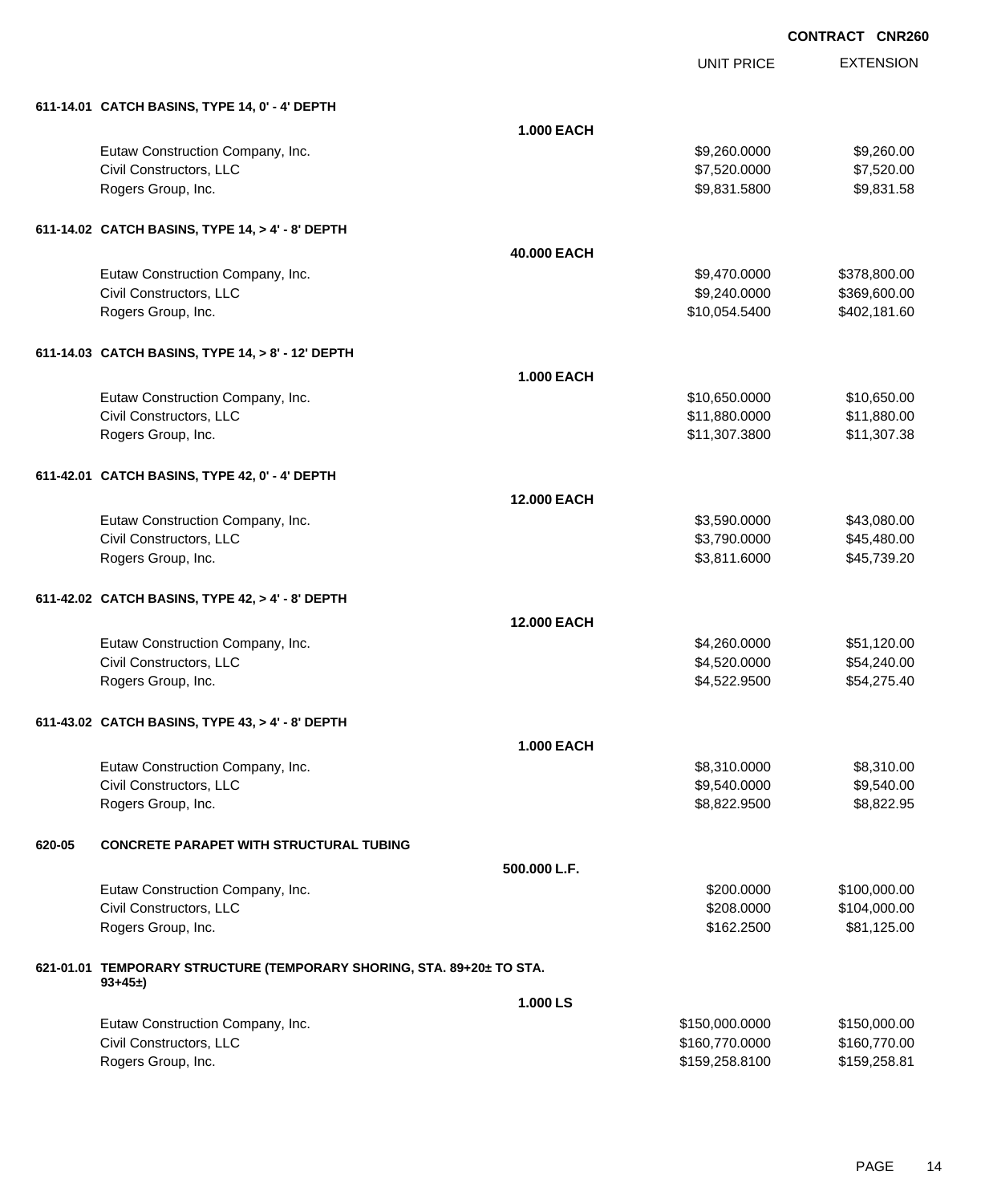CONTRACT CNR260

| | UNIT PRICE | EXTENSION |
|---|---|---|
| **611-14.01 CATCH BASINS, TYPE 14, 0' - 4' DEPTH** | | |
| **1.000 EACH** | | |
| Eutaw Construction Company, Inc. | $9,260.0000 | $9,260.00 |
| Civil Constructors, LLC | $7,520.0000 | $7,520.00 |
| Rogers Group, Inc. | $9,831.5800 | $9,831.58 |
| **611-14.02 CATCH BASINS, TYPE 14, > 4' - 8' DEPTH** | | |
| **40.000 EACH** | | |
| Eutaw Construction Company, Inc. | $9,470.0000 | $378,800.00 |
| Civil Constructors, LLC | $9,240.0000 | $369,600.00 |
| Rogers Group, Inc. | $10,054.5400 | $402,181.60 |
| **611-14.03 CATCH BASINS, TYPE 14, > 8' - 12' DEPTH** | | |
| **1.000 EACH** | | |
| Eutaw Construction Company, Inc. | $10,650.0000 | $10,650.00 |
| Civil Constructors, LLC | $11,880.0000 | $11,880.00 |
| Rogers Group, Inc. | $11,307.3800 | $11,307.38 |
| **611-42.01 CATCH BASINS, TYPE 42, 0' - 4' DEPTH** | | |
| **12.000 EACH** | | |
| Eutaw Construction Company, Inc. | $3,590.0000 | $43,080.00 |
| Civil Constructors, LLC | $3,790.0000 | $45,480.00 |
| Rogers Group, Inc. | $3,811.6000 | $45,739.20 |
| **611-42.02 CATCH BASINS, TYPE 42, > 4' - 8' DEPTH** | | |
| **12.000 EACH** | | |
| Eutaw Construction Company, Inc. | $4,260.0000 | $51,120.00 |
| Civil Constructors, LLC | $4,520.0000 | $54,240.00 |
| Rogers Group, Inc. | $4,522.9500 | $54,275.40 |
| **611-43.02 CATCH BASINS, TYPE 43, > 4' - 8' DEPTH** | | |
| **1.000 EACH** | | |
| Eutaw Construction Company, Inc. | $8,310.0000 | $8,310.00 |
| Civil Constructors, LLC | $9,540.0000 | $9,540.00 |
| Rogers Group, Inc. | $8,822.9500 | $8,822.95 |
| **620-05 CONCRETE PARAPET WITH STRUCTURAL TUBING** | | |
| **500.000 L.F.** | | |
| Eutaw Construction Company, Inc. | $200.0000 | $100,000.00 |
| Civil Constructors, LLC | $208.0000 | $104,000.00 |
| Rogers Group, Inc. | $162.2500 | $81,125.00 |
| **621-01.01 TEMPORARY STRUCTURE (TEMPORARY SHORING, STA. 89+20± TO STA. 93+45±)** | | |
| **1.000 LS** | | |
| Eutaw Construction Company, Inc. | $150,000.0000 | $150,000.00 |
| Civil Constructors, LLC | $160,770.0000 | $160,770.00 |
| Rogers Group, Inc. | $159,258.8100 | $159,258.81 |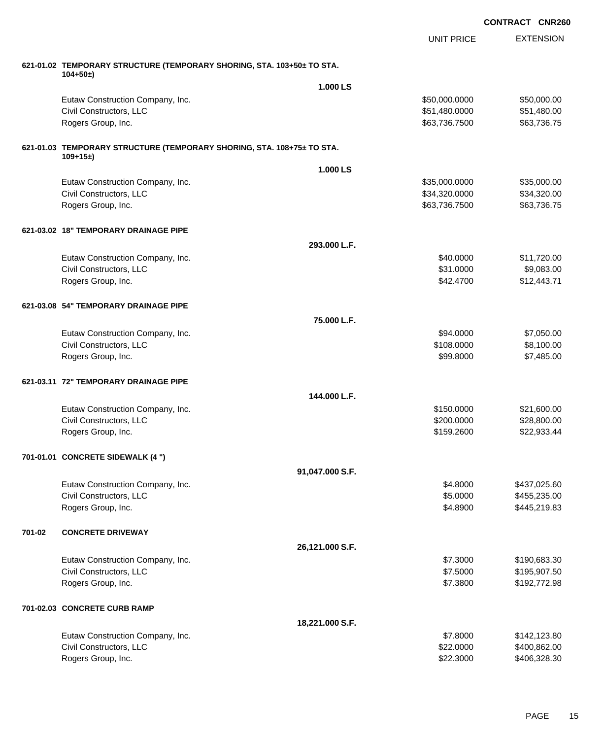**CONTRACT CNR260**

| | | UNIT PRICE | EXTENSION |
|---|---|---|---|
| **621-01.02** | **TEMPORARY STRUCTURE (TEMPORARY SHORING, STA. 103+50± TO STA. 104+50±)** | | |
| | **1.000 LS** | | |
| | Eutaw Construction Company, Inc. | $50,000.0000 | $50,000.00 |
| | Civil Constructors, LLC | $51,480.0000 | $51,480.00 |
| | Rogers Group, Inc. | $63,736.7500 | $63,736.75 |
| **621-01.03** | **TEMPORARY STRUCTURE (TEMPORARY SHORING, STA. 108+75± TO STA. 109+15±)** | | |
| | **1.000 LS** | | |
| | Eutaw Construction Company, Inc. | $35,000.0000 | $35,000.00 |
| | Civil Constructors, LLC | $34,320.0000 | $34,320.00 |
| | Rogers Group, Inc. | $63,736.7500 | $63,736.75 |
| **621-03.02** | **18" TEMPORARY DRAINAGE PIPE** | | |
| | **293.000 L.F.** | | |
| | Eutaw Construction Company, Inc. | $40.0000 | $11,720.00 |
| | Civil Constructors, LLC | $31.0000 | $9,083.00 |
| | Rogers Group, Inc. | $42.4700 | $12,443.71 |
| **621-03.08** | **54" TEMPORARY DRAINAGE PIPE** | | |
| | **75.000 L.F.** | | |
| | Eutaw Construction Company, Inc. | $94.0000 | $7,050.00 |
| | Civil Constructors, LLC | $108.0000 | $8,100.00 |
| | Rogers Group, Inc. | $99.8000 | $7,485.00 |
| **621-03.11** | **72" TEMPORARY DRAINAGE PIPE** | | |
| | **144.000 L.F.** | | |
| | Eutaw Construction Company, Inc. | $150.0000 | $21,600.00 |
| | Civil Constructors, LLC | $200.0000 | $28,800.00 |
| | Rogers Group, Inc. | $159.2600 | $22,933.44 |
| **701-01.01** | **CONCRETE SIDEWALK (4 ")** | | |
| | **91,047.000 S.F.** | | |
| | Eutaw Construction Company, Inc. | $4.8000 | $437,025.60 |
| | Civil Constructors, LLC | $5.0000 | $455,235.00 |
| | Rogers Group, Inc. | $4.8900 | $445,219.83 |
| **701-02** | **CONCRETE DRIVEWAY** | | |
| | **26,121.000 S.F.** | | |
| | Eutaw Construction Company, Inc. | $7.3000 | $190,683.30 |
| | Civil Constructors, LLC | $7.5000 | $195,907.50 |
| | Rogers Group, Inc. | $7.3800 | $192,772.98 |
| **701-02.03** | **CONCRETE CURB RAMP** | | |
| | **18,221.000 S.F.** | | |
| | Eutaw Construction Company, Inc. | $7.8000 | $142,123.80 |
| | Civil Constructors, LLC | $22.0000 | $400,862.00 |
| | Rogers Group, Inc. | $22.3000 | $406,328.30 |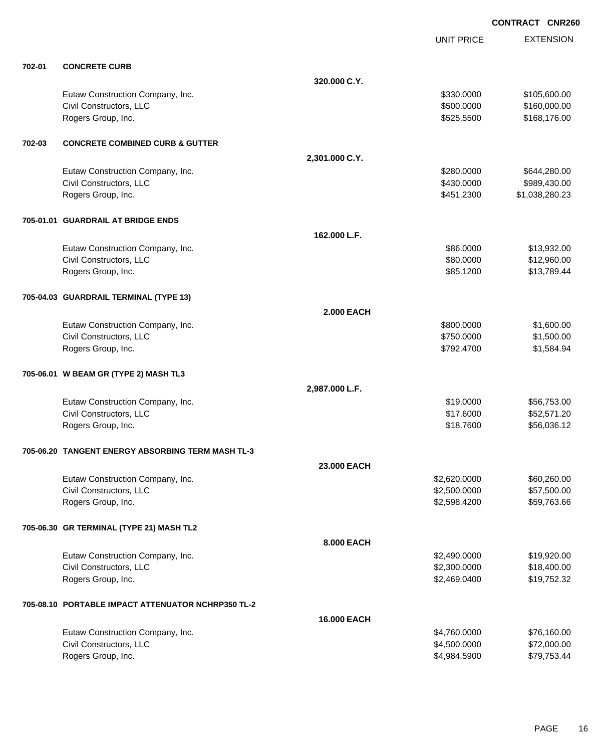**CONTRACT CNR260**

| | | | UNIT PRICE | EXTENSION |
|---|---|---|---|---|
| **702-01** | **CONCRETE CURB** | | | |
| | | **320.000 C.Y.** | | |
| | Eutaw Construction Company, Inc. | | $330.0000 | $105,600.00 |
| | Civil Constructors, LLC | | $500.0000 | $160,000.00 |
| | Rogers Group, Inc. | | $525.5500 | $168,176.00 |
| **702-03** | **CONCRETE COMBINED CURB & GUTTER** | | | |
| | | **2,301.000 C.Y.** | | |
| | Eutaw Construction Company, Inc. | | $280.0000 | $644,280.00 |
| | Civil Constructors, LLC | | $430.0000 | $989,430.00 |
| | Rogers Group, Inc. | | $451.2300 | $1,038,280.23 |
| **705-01.01** | **GUARDRAIL AT BRIDGE ENDS** | | | |
| | | **162.000 L.F.** | | |
| | Eutaw Construction Company, Inc. | | $86.0000 | $13,932.00 |
| | Civil Constructors, LLC | | $80.0000 | $12,960.00 |
| | Rogers Group, Inc. | | $85.1200 | $13,789.44 |
| **705-04.03** | **GUARDRAIL TERMINAL (TYPE 13)** | | | |
| | | **2.000 EACH** | | |
| | Eutaw Construction Company, Inc. | | $800.0000 | $1,600.00 |
| | Civil Constructors, LLC | | $750.0000 | $1,500.00 |
| | Rogers Group, Inc. | | $792.4700 | $1,584.94 |
| **705-06.01** | **W BEAM GR (TYPE 2) MASH TL3** | | | |
| | | **2,987.000 L.F.** | | |
| | Eutaw Construction Company, Inc. | | $19.0000 | $56,753.00 |
| | Civil Constructors, LLC | | $17.6000 | $52,571.20 |
| | Rogers Group, Inc. | | $18.7600 | $56,036.12 |
| **705-06.20** | **TANGENT ENERGY ABSORBING TERM MASH TL-3** | | | |
| | | **23.000 EACH** | | |
| | Eutaw Construction Company, Inc. | | $2,620.0000 | $60,260.00 |
| | Civil Constructors, LLC | | $2,500.0000 | $57,500.00 |
| | Rogers Group, Inc. | | $2,598.4200 | $59,763.66 |
| **705-06.30** | **GR TERMINAL (TYPE 21) MASH TL2** | | | |
| | | **8.000 EACH** | | |
| | Eutaw Construction Company, Inc. | | $2,490.0000 | $19,920.00 |
| | Civil Constructors, LLC | | $2,300.0000 | $18,400.00 |
| | Rogers Group, Inc. | | $2,469.0400 | $19,752.32 |
| **705-08.10** | **PORTABLE IMPACT ATTENUATOR NCHRP350 TL-2** | | | |
| | | **16.000 EACH** | | |
| | Eutaw Construction Company, Inc. | | $4,760.0000 | $76,160.00 |
| | Civil Constructors, LLC | | $4,500.0000 | $72,000.00 |
| | Rogers Group, Inc. | | $4,984.5900 | $79,753.44 |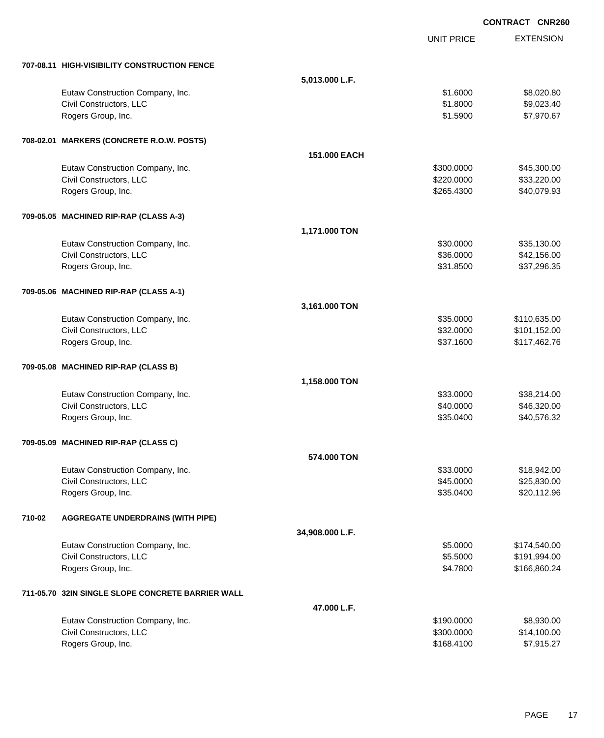CONTRACT CNR260

| | | UNIT PRICE | EXTENSION |
|---|---|---|---|
| **707-08.11 HIGH-VISIBILITY CONSTRUCTION FENCE** | | | |
| | **5,013.000 L.F.** | | |
| Eutaw Construction Company, Inc. | | $1.6000 | $8,020.80 |
| Civil Constructors, LLC | | $1.8000 | $9,023.40 |
| Rogers Group, Inc. | | $1.5900 | $7,970.67 |
| **708-02.01 MARKERS (CONCRETE R.O.W. POSTS)** | | | |
| | **151.000 EACH** | | |
| Eutaw Construction Company, Inc. | | $300.0000 | $45,300.00 |
| Civil Constructors, LLC | | $220.0000 | $33,220.00 |
| Rogers Group, Inc. | | $265.4300 | $40,079.93 |
| **709-05.05 MACHINED RIP-RAP (CLASS A-3)** | | | |
| | **1,171.000 TON** | | |
| Eutaw Construction Company, Inc. | | $30.0000 | $35,130.00 |
| Civil Constructors, LLC | | $36.0000 | $42,156.00 |
| Rogers Group, Inc. | | $31.8500 | $37,296.35 |
| **709-05.06 MACHINED RIP-RAP (CLASS A-1)** | | | |
| | **3,161.000 TON** | | |
| Eutaw Construction Company, Inc. | | $35.0000 | $110,635.00 |
| Civil Constructors, LLC | | $32.0000 | $101,152.00 |
| Rogers Group, Inc. | | $37.1600 | $117,462.76 |
| **709-05.08 MACHINED RIP-RAP (CLASS B)** | | | |
| | **1,158.000 TON** | | |
| Eutaw Construction Company, Inc. | | $33.0000 | $38,214.00 |
| Civil Constructors, LLC | | $40.0000 | $46,320.00 |
| Rogers Group, Inc. | | $35.0400 | $40,576.32 |
| **709-05.09 MACHINED RIP-RAP (CLASS C)** | | | |
| | **574.000 TON** | | |
| Eutaw Construction Company, Inc. | | $33.0000 | $18,942.00 |
| Civil Constructors, LLC | | $45.0000 | $25,830.00 |
| Rogers Group, Inc. | | $35.0400 | $20,112.96 |
| **710-02 AGGREGATE UNDERDRAINS (WITH PIPE)** | | | |
| | **34,908.000 L.F.** | | |
| Eutaw Construction Company, Inc. | | $5.0000 | $174,540.00 |
| Civil Constructors, LLC | | $5.5000 | $191,994.00 |
| Rogers Group, Inc. | | $4.7800 | $166,860.24 |
| **711-05.70 32IN SINGLE SLOPE CONCRETE BARRIER WALL** | | | |
| | **47.000 L.F.** | | |
| Eutaw Construction Company, Inc. | | $190.0000 | $8,930.00 |
| Civil Constructors, LLC | | $300.0000 | $14,100.00 |
| Rogers Group, Inc. | | $168.4100 | $7,915.27 |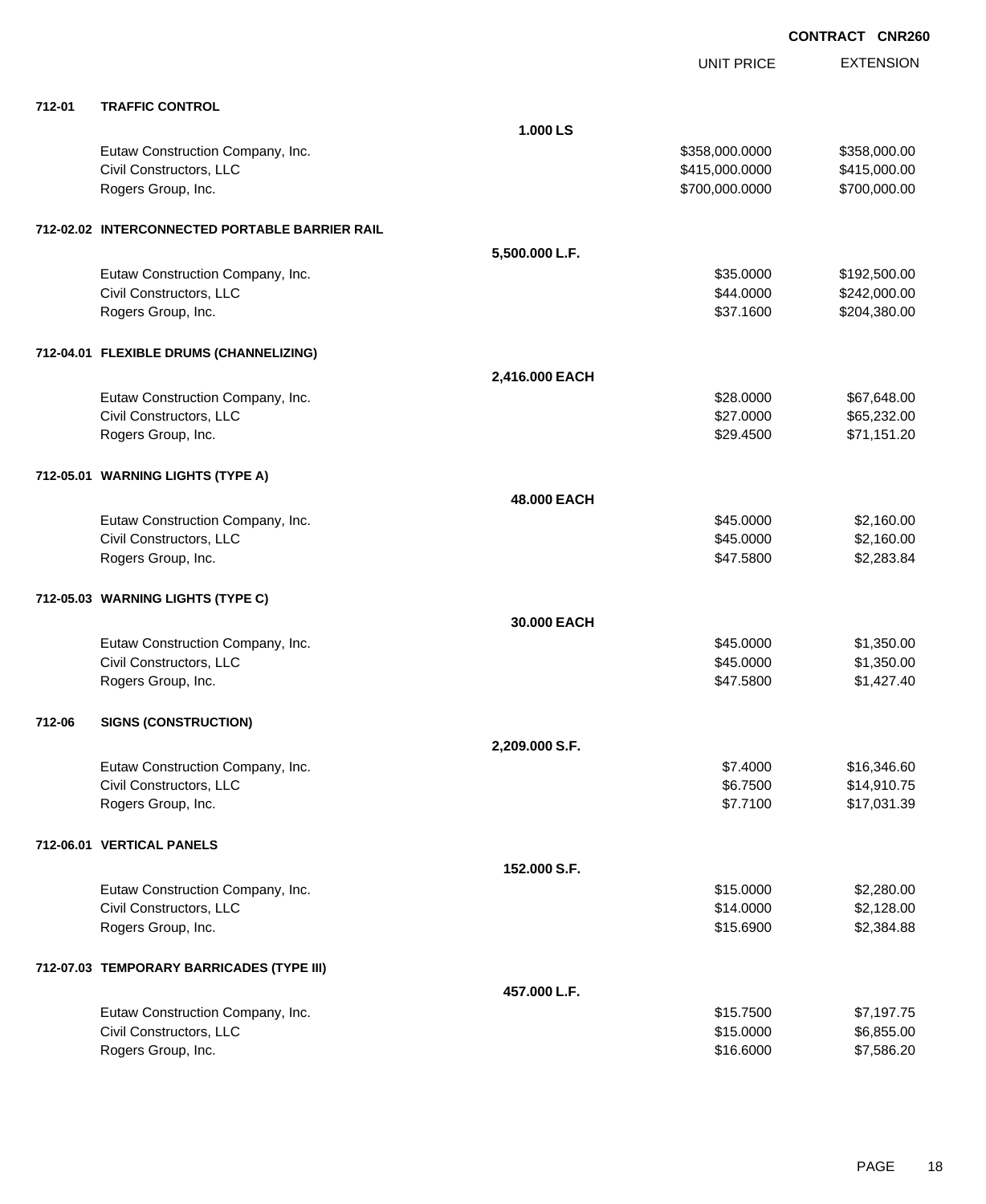**CONTRACT CNR260**

| | | | UNIT PRICE | EXTENSION |
|---|---|---|---|---|
| **712-01** | **TRAFFIC CONTROL** | | | |
| | | **1.000 LS** | | |
| | Eutaw Construction Company, Inc. | | $358,000.0000 | $358,000.00 |
| | Civil Constructors, LLC | | $415,000.0000 | $415,000.00 |
| | Rogers Group, Inc. | | $700,000.0000 | $700,000.00 |
| **712-02.02** | **INTERCONNECTED PORTABLE BARRIER RAIL** | | | |
| | | **5,500.000 L.F.** | | |
| | Eutaw Construction Company, Inc. | | $35.0000 | $192,500.00 |
| | Civil Constructors, LLC | | $44.0000 | $242,000.00 |
| | Rogers Group, Inc. | | $37.1600 | $204,380.00 |
| **712-04.01** | **FLEXIBLE DRUMS (CHANNELIZING)** | | | |
| | | **2,416.000 EACH** | | |
| | Eutaw Construction Company, Inc. | | $28.0000 | $67,648.00 |
| | Civil Constructors, LLC | | $27.0000 | $65,232.00 |
| | Rogers Group, Inc. | | $29.4500 | $71,151.20 |
| **712-05.01** | **WARNING LIGHTS (TYPE A)** | | | |
| | | **48.000 EACH** | | |
| | Eutaw Construction Company, Inc. | | $45.0000 | $2,160.00 |
| | Civil Constructors, LLC | | $45.0000 | $2,160.00 |
| | Rogers Group, Inc. | | $47.5800 | $2,283.84 |
| **712-05.03** | **WARNING LIGHTS (TYPE C)** | | | |
| | | **30.000 EACH** | | |
| | Eutaw Construction Company, Inc. | | $45.0000 | $1,350.00 |
| | Civil Constructors, LLC | | $45.0000 | $1,350.00 |
| | Rogers Group, Inc. | | $47.5800 | $1,427.40 |
| **712-06** | **SIGNS (CONSTRUCTION)** | | | |
| | | **2,209.000 S.F.** | | |
| | Eutaw Construction Company, Inc. | | $7.4000 | $16,346.60 |
| | Civil Constructors, LLC | | $6.7500 | $14,910.75 |
| | Rogers Group, Inc. | | $7.7100 | $17,031.39 |
| **712-06.01** | **VERTICAL PANELS** | | | |
| | | **152.000 S.F.** | | |
| | Eutaw Construction Company, Inc. | | $15.0000 | $2,280.00 |
| | Civil Constructors, LLC | | $14.0000 | $2,128.00 |
| | Rogers Group, Inc. | | $15.6900 | $2,384.88 |
| **712-07.03** | **TEMPORARY BARRICADES (TYPE III)** | | | |
| | | **457.000 L.F.** | | |
| | Eutaw Construction Company, Inc. | | $15.7500 | $7,197.75 |
| | Civil Constructors, LLC | | $15.0000 | $6,855.00 |
| | Rogers Group, Inc. | | $16.6000 | $7,586.20 |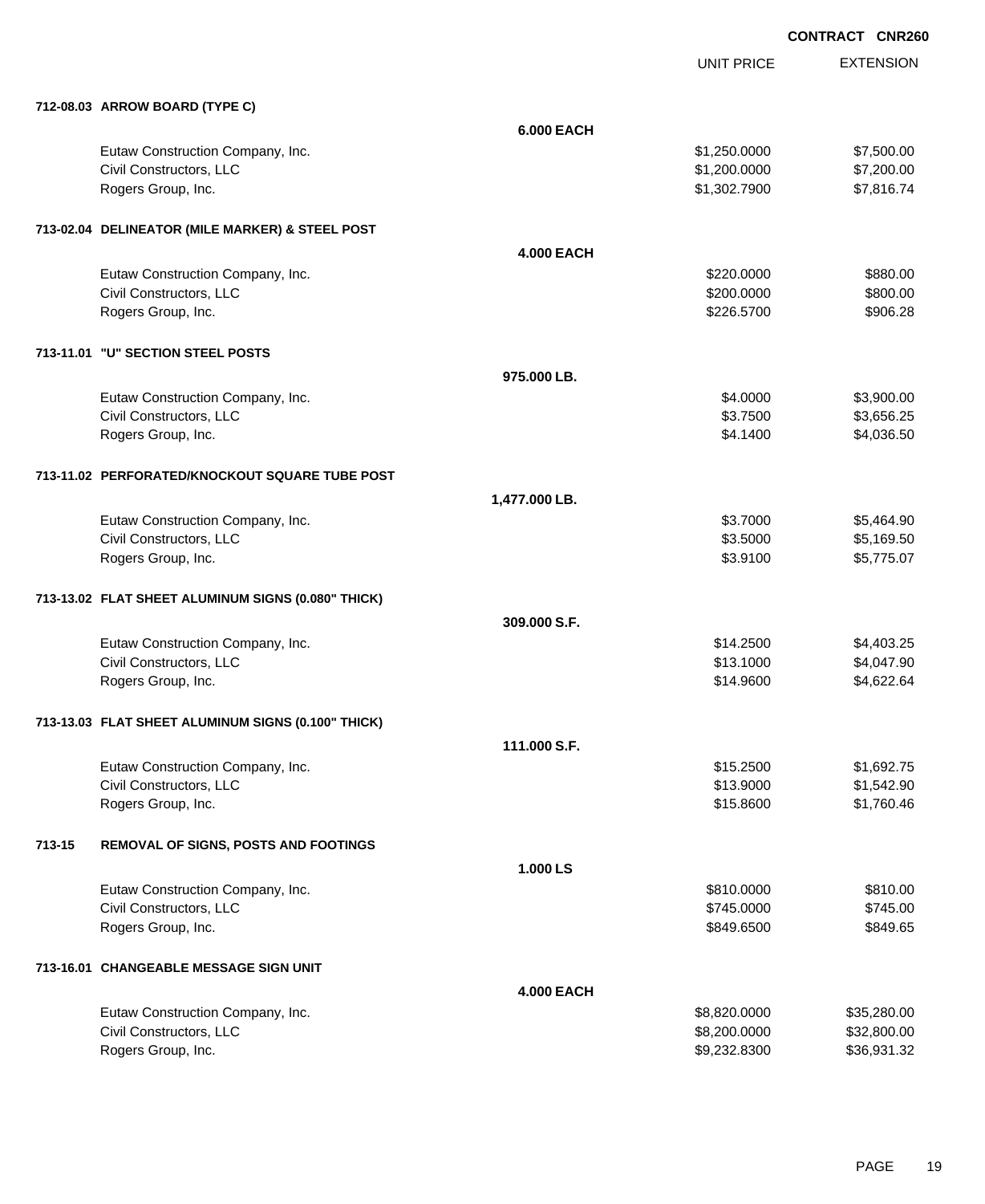**CONTRACT CNR260**

| | | UNIT PRICE | EXTENSION |
|---|---|---|---|
| **712-08.03 ARROW BOARD (TYPE C)** | | | |
| | **6.000 EACH** | | |
| Eutaw Construction Company, Inc. | | $1,250.0000 | $7,500.00 |
| Civil Constructors, LLC | | $1,200.0000 | $7,200.00 |
| Rogers Group, Inc. | | $1,302.7900 | $7,816.74 |
| **713-02.04 DELINEATOR (MILE MARKER) & STEEL POST** | | | |
| | **4.000 EACH** | | |
| Eutaw Construction Company, Inc. | | $220.0000 | $880.00 |
| Civil Constructors, LLC | | $200.0000 | $800.00 |
| Rogers Group, Inc. | | $226.5700 | $906.28 |
| **713-11.01 "U" SECTION STEEL POSTS** | | | |
| | **975.000 LB.** | | |
| Eutaw Construction Company, Inc. | | $4.0000 | $3,900.00 |
| Civil Constructors, LLC | | $3.7500 | $3,656.25 |
| Rogers Group, Inc. | | $4.1400 | $4,036.50 |
| **713-11.02 PERFORATED/KNOCKOUT SQUARE TUBE POST** | | | |
| | **1,477.000 LB.** | | |
| Eutaw Construction Company, Inc. | | $3.7000 | $5,464.90 |
| Civil Constructors, LLC | | $3.5000 | $5,169.50 |
| Rogers Group, Inc. | | $3.9100 | $5,775.07 |
| **713-13.02 FLAT SHEET ALUMINUM SIGNS (0.080" THICK)** | | | |
| | **309.000 S.F.** | | |
| Eutaw Construction Company, Inc. | | $14.2500 | $4,403.25 |
| Civil Constructors, LLC | | $13.1000 | $4,047.90 |
| Rogers Group, Inc. | | $14.9600 | $4,622.64 |
| **713-13.03 FLAT SHEET ALUMINUM SIGNS (0.100" THICK)** | | | |
| | **111.000 S.F.** | | |
| Eutaw Construction Company, Inc. | | $15.2500 | $1,692.75 |
| Civil Constructors, LLC | | $13.9000 | $1,542.90 |
| Rogers Group, Inc. | | $15.8600 | $1,760.46 |
| **713-15 REMOVAL OF SIGNS, POSTS AND FOOTINGS** | | | |
| | **1.000 LS** | | |
| Eutaw Construction Company, Inc. | | $810.0000 | $810.00 |
| Civil Constructors, LLC | | $745.0000 | $745.00 |
| Rogers Group, Inc. | | $849.6500 | $849.65 |
| **713-16.01 CHANGEABLE MESSAGE SIGN UNIT** | | | |
| | **4.000 EACH** | | |
| Eutaw Construction Company, Inc. | | $8,820.0000 | $35,280.00 |
| Civil Constructors, LLC | | $8,200.0000 | $32,800.00 |
| Rogers Group, Inc. | | $9,232.8300 | $36,931.32 |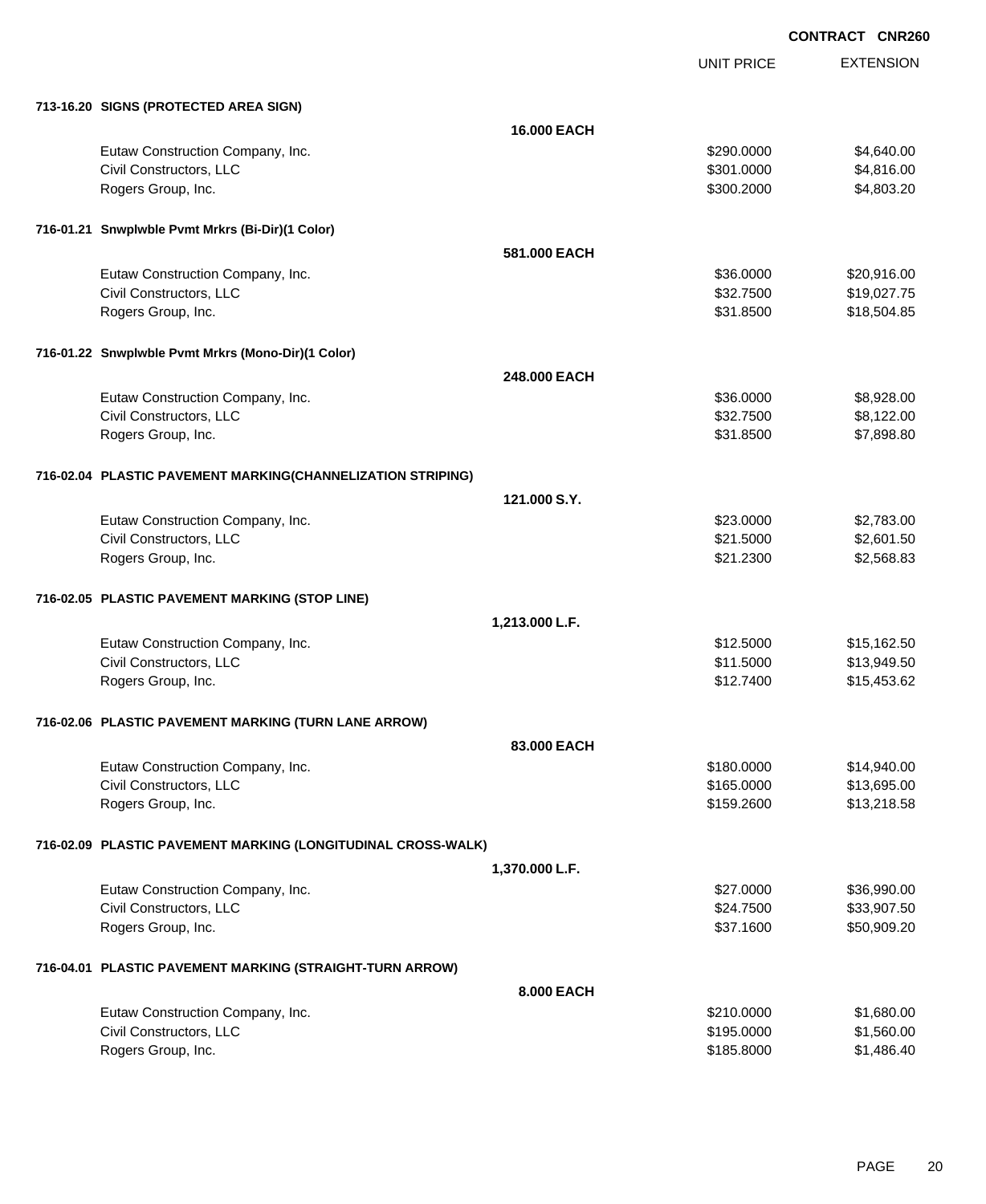**CONTRACT CNR260**

| | | UNIT PRICE | EXTENSION |
|---|---|---|---|
| **713-16.20 SIGNS (PROTECTED AREA SIGN)** | | | |
| | **16.000 EACH** | | |
| Eutaw Construction Company, Inc. | | $290.0000 | $4,640.00 |
| Civil Constructors, LLC | | $301.0000 | $4,816.00 |
| Rogers Group, Inc. | | $300.2000 | $4,803.20 |
| **716-01.21 Snwplwble Pvmt Mrkrs (Bi-Dir)(1 Color)** | | | |
| | **581.000 EACH** | | |
| Eutaw Construction Company, Inc. | | $36.0000 | $20,916.00 |
| Civil Constructors, LLC | | $32.7500 | $19,027.75 |
| Rogers Group, Inc. | | $31.8500 | $18,504.85 |
| **716-01.22 Snwplwble Pvmt Mrkrs (Mono-Dir)(1 Color)** | | | |
| | **248.000 EACH** | | |
| Eutaw Construction Company, Inc. | | $36.0000 | $8,928.00 |
| Civil Constructors, LLC | | $32.7500 | $8,122.00 |
| Rogers Group, Inc. | | $31.8500 | $7,898.80 |
| **716-02.04 PLASTIC PAVEMENT MARKING(CHANNELIZATION STRIPING)** | | | |
| | **121.000 S.Y.** | | |
| Eutaw Construction Company, Inc. | | $23.0000 | $2,783.00 |
| Civil Constructors, LLC | | $21.5000 | $2,601.50 |
| Rogers Group, Inc. | | $21.2300 | $2,568.83 |
| **716-02.05 PLASTIC PAVEMENT MARKING (STOP LINE)** | | | |
| | **1,213.000 L.F.** | | |
| Eutaw Construction Company, Inc. | | $12.5000 | $15,162.50 |
| Civil Constructors, LLC | | $11.5000 | $13,949.50 |
| Rogers Group, Inc. | | $12.7400 | $15,453.62 |
| **716-02.06 PLASTIC PAVEMENT MARKING (TURN LANE ARROW)** | | | |
| | **83.000 EACH** | | |
| Eutaw Construction Company, Inc. | | $180.0000 | $14,940.00 |
| Civil Constructors, LLC | | $165.0000 | $13,695.00 |
| Rogers Group, Inc. | | $159.2600 | $13,218.58 |
| **716-02.09 PLASTIC PAVEMENT MARKING (LONGITUDINAL CROSS-WALK)** | | | |
| | **1,370.000 L.F.** | | |
| Eutaw Construction Company, Inc. | | $27.0000 | $36,990.00 |
| Civil Constructors, LLC | | $24.7500 | $33,907.50 |
| Rogers Group, Inc. | | $37.1600 | $50,909.20 |
| **716-04.01 PLASTIC PAVEMENT MARKING (STRAIGHT-TURN ARROW)** | | | |
| | **8.000 EACH** | | |
| Eutaw Construction Company, Inc. | | $210.0000 | $1,680.00 |
| Civil Constructors, LLC | | $195.0000 | $1,560.00 |
| Rogers Group, Inc. | | $185.8000 | $1,486.40 |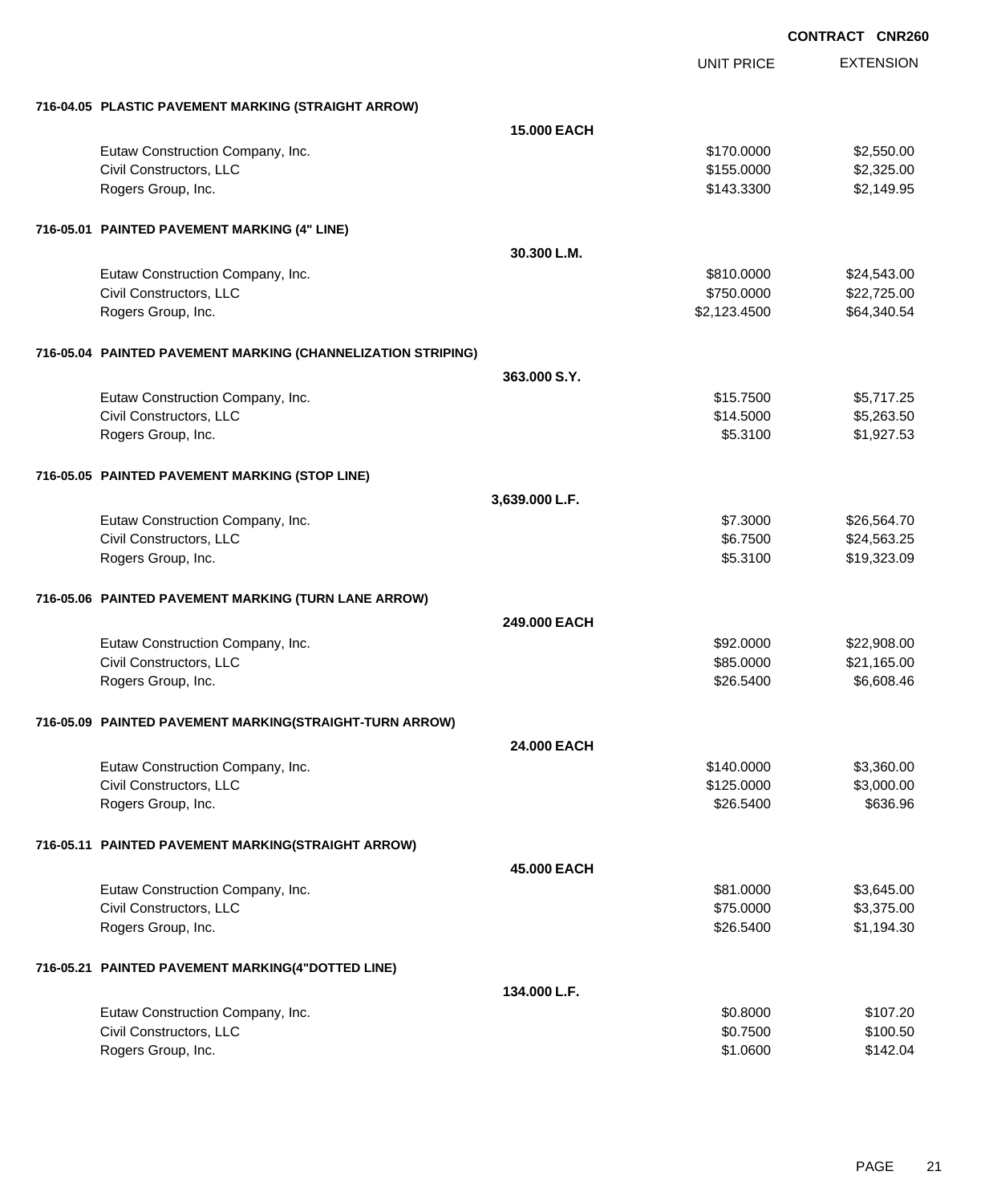**CONTRACT CNR260**

| | | UNIT PRICE | EXTENSION |
|---|---|---|---|
| **716-04.05 PLASTIC PAVEMENT MARKING (STRAIGHT ARROW)** | | | |
| | **15.000 EACH** | | |
| Eutaw Construction Company, Inc. | | $170.0000 | $2,550.00 |
| Civil Constructors, LLC | | $155.0000 | $2,325.00 |
| Rogers Group, Inc. | | $143.3300 | $2,149.95 |
| **716-05.01 PAINTED PAVEMENT MARKING (4" LINE)** | | | |
| | **30.300 L.M.** | | |
| Eutaw Construction Company, Inc. | | $810.0000 | $24,543.00 |
| Civil Constructors, LLC | | $750.0000 | $22,725.00 |
| Rogers Group, Inc. | | $2,123.4500 | $64,340.54 |
| **716-05.04 PAINTED PAVEMENT MARKING (CHANNELIZATION STRIPING)** | | | |
| | **363.000 S.Y.** | | |
| Eutaw Construction Company, Inc. | | $15.7500 | $5,717.25 |
| Civil Constructors, LLC | | $14.5000 | $5,263.50 |
| Rogers Group, Inc. | | $5.3100 | $1,927.53 |
| **716-05.05 PAINTED PAVEMENT MARKING (STOP LINE)** | | | |
| | **3,639.000 L.F.** | | |
| Eutaw Construction Company, Inc. | | $7.3000 | $26,564.70 |
| Civil Constructors, LLC | | $6.7500 | $24,563.25 |
| Rogers Group, Inc. | | $5.3100 | $19,323.09 |
| **716-05.06 PAINTED PAVEMENT MARKING (TURN LANE ARROW)** | | | |
| | **249.000 EACH** | | |
| Eutaw Construction Company, Inc. | | $92.0000 | $22,908.00 |
| Civil Constructors, LLC | | $85.0000 | $21,165.00 |
| Rogers Group, Inc. | | $26.5400 | $6,608.46 |
| **716-05.09 PAINTED PAVEMENT MARKING(STRAIGHT-TURN ARROW)** | | | |
| | **24.000 EACH** | | |
| Eutaw Construction Company, Inc. | | $140.0000 | $3,360.00 |
| Civil Constructors, LLC | | $125.0000 | $3,000.00 |
| Rogers Group, Inc. | | $26.5400 | $636.96 |
| **716-05.11 PAINTED PAVEMENT MARKING(STRAIGHT ARROW)** | | | |
| | **45.000 EACH** | | |
| Eutaw Construction Company, Inc. | | $81.0000 | $3,645.00 |
| Civil Constructors, LLC | | $75.0000 | $3,375.00 |
| Rogers Group, Inc. | | $26.5400 | $1,194.30 |
| **716-05.21 PAINTED PAVEMENT MARKING(4"DOTTED LINE)** | | | |
| | **134.000 L.F.** | | |
| Eutaw Construction Company, Inc. | | $0.8000 | $107.20 |
| Civil Constructors, LLC | | $0.7500 | $100.50 |
| Rogers Group, Inc. | | $1.0600 | $142.04 |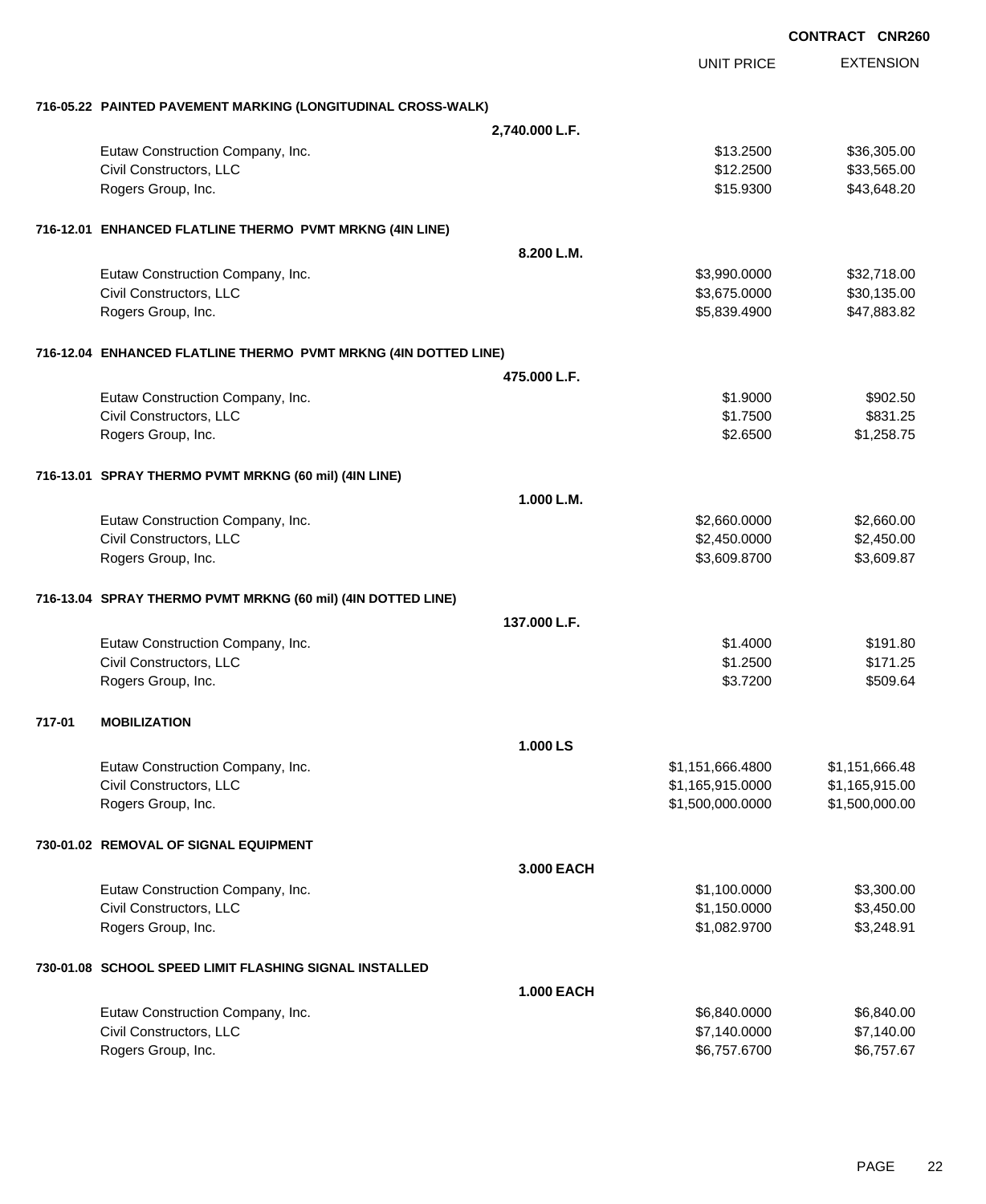**CONTRACT CNR260**

| | | UNIT PRICE | EXTENSION |
|---|---|---|---|
| **716-05.22 PAINTED PAVEMENT MARKING (LONGITUDINAL CROSS-WALK)** | | | |
| | **2,740.000 L.F.** | | |
| Eutaw Construction Company, Inc. | | $13.2500 | $36,305.00 |
| Civil Constructors, LLC | | $12.2500 | $33,565.00 |
| Rogers Group, Inc. | | $15.9300 | $43,648.20 |
| **716-12.01 ENHANCED FLATLINE THERMO PVMT MRKNG (4IN LINE)** | | | |
| | **8.200 L.M.** | | |
| Eutaw Construction Company, Inc. | | $3,990.0000 | $32,718.00 |
| Civil Constructors, LLC | | $3,675.0000 | $30,135.00 |
| Rogers Group, Inc. | | $5,839.4900 | $47,883.82 |
| **716-12.04 ENHANCED FLATLINE THERMO PVMT MRKNG (4IN DOTTED LINE)** | | | |
| | **475.000 L.F.** | | |
| Eutaw Construction Company, Inc. | | $1.9000 | $902.50 |
| Civil Constructors, LLC | | $1.7500 | $831.25 |
| Rogers Group, Inc. | | $2.6500 | $1,258.75 |
| **716-13.01 SPRAY THERMO PVMT MRKNG (60 mil) (4IN LINE)** | | | |
| | **1.000 L.M.** | | |
| Eutaw Construction Company, Inc. | | $2,660.0000 | $2,660.00 |
| Civil Constructors, LLC | | $2,450.0000 | $2,450.00 |
| Rogers Group, Inc. | | $3,609.8700 | $3,609.87 |
| **716-13.04 SPRAY THERMO PVMT MRKNG (60 mil) (4IN DOTTED LINE)** | | | |
| | **137.000 L.F.** | | |
| Eutaw Construction Company, Inc. | | $1.4000 | $191.80 |
| Civil Constructors, LLC | | $1.2500 | $171.25 |
| Rogers Group, Inc. | | $3.7200 | $509.64 |
| **717-01 MOBILIZATION** | | | |
| | **1.000 LS** | | |
| Eutaw Construction Company, Inc. | | $1,151,666.4800 | $1,151,666.48 |
| Civil Constructors, LLC | | $1,165,915.0000 | $1,165,915.00 |
| Rogers Group, Inc. | | $1,500,000.0000 | $1,500,000.00 |
| **730-01.02 REMOVAL OF SIGNAL EQUIPMENT** | | | |
| | **3.000 EACH** | | |
| Eutaw Construction Company, Inc. | | $1,100.0000 | $3,300.00 |
| Civil Constructors, LLC | | $1,150.0000 | $3,450.00 |
| Rogers Group, Inc. | | $1,082.9700 | $3,248.91 |
| **730-01.08 SCHOOL SPEED LIMIT FLASHING SIGNAL INSTALLED** | | | |
| | **1.000 EACH** | | |
| Eutaw Construction Company, Inc. | | $6,840.0000 | $6,840.00 |
| Civil Constructors, LLC | | $7,140.0000 | $7,140.00 |
| Rogers Group, Inc. | | $6,757.6700 | $6,757.67 |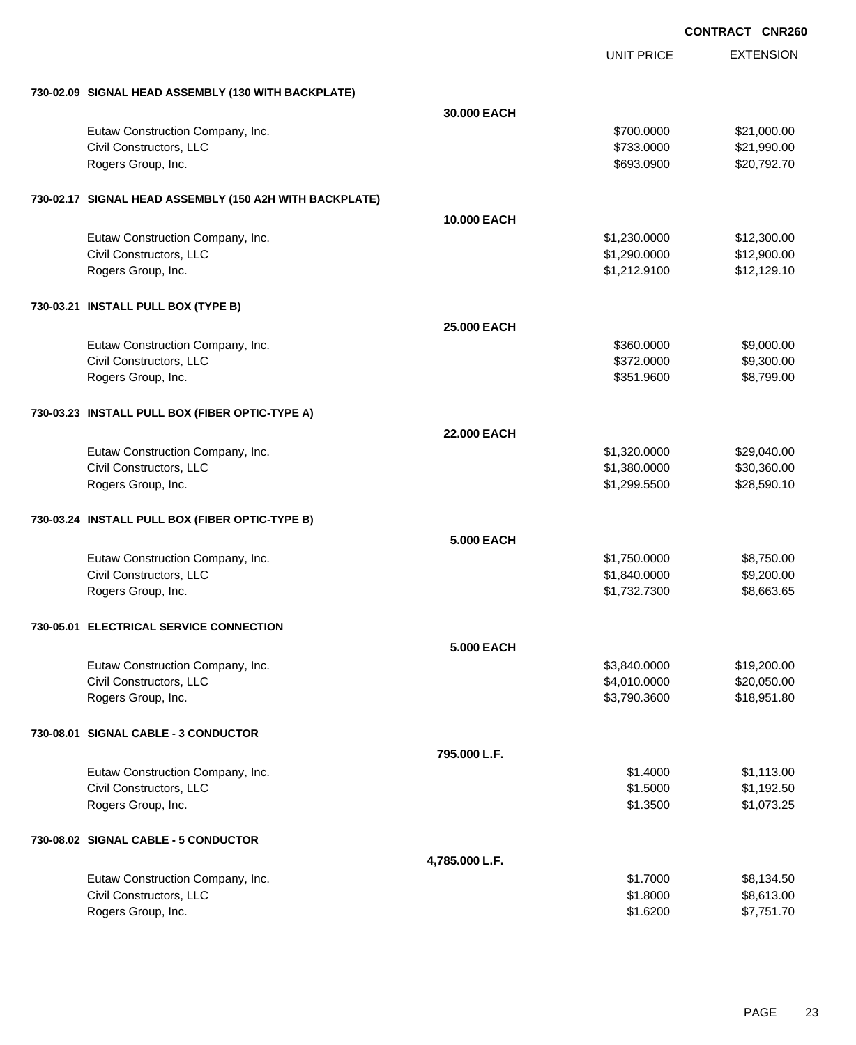**CONTRACT CNR260**

| | | UNIT PRICE | EXTENSION |
|---|---|---|---|
| **730-02.09 SIGNAL HEAD ASSEMBLY (130 WITH BACKPLATE)** | | | |
| | **30.000 EACH** | | |
| Eutaw Construction Company, Inc. | | $700.0000 | $21,000.00 |
| Civil Constructors, LLC | | $733.0000 | $21,990.00 |
| Rogers Group, Inc. | | $693.0900 | $20,792.70 |
| **730-02.17 SIGNAL HEAD ASSEMBLY (150 A2H WITH BACKPLATE)** | | | |
| | **10.000 EACH** | | |
| Eutaw Construction Company, Inc. | | $1,230.0000 | $12,300.00 |
| Civil Constructors, LLC | | $1,290.0000 | $12,900.00 |
| Rogers Group, Inc. | | $1,212.9100 | $12,129.10 |
| **730-03.21 INSTALL PULL BOX (TYPE B)** | | | |
| | **25.000 EACH** | | |
| Eutaw Construction Company, Inc. | | $360.0000 | $9,000.00 |
| Civil Constructors, LLC | | $372.0000 | $9,300.00 |
| Rogers Group, Inc. | | $351.9600 | $8,799.00 |
| **730-03.23 INSTALL PULL BOX (FIBER OPTIC-TYPE A)** | | | |
| | **22.000 EACH** | | |
| Eutaw Construction Company, Inc. | | $1,320.0000 | $29,040.00 |
| Civil Constructors, LLC | | $1,380.0000 | $30,360.00 |
| Rogers Group, Inc. | | $1,299.5500 | $28,590.10 |
| **730-03.24 INSTALL PULL BOX (FIBER OPTIC-TYPE B)** | | | |
| | **5.000 EACH** | | |
| Eutaw Construction Company, Inc. | | $1,750.0000 | $8,750.00 |
| Civil Constructors, LLC | | $1,840.0000 | $9,200.00 |
| Rogers Group, Inc. | | $1,732.7300 | $8,663.65 |
| **730-05.01 ELECTRICAL SERVICE CONNECTION** | | | |
| | **5.000 EACH** | | |
| Eutaw Construction Company, Inc. | | $3,840.0000 | $19,200.00 |
| Civil Constructors, LLC | | $4,010.0000 | $20,050.00 |
| Rogers Group, Inc. | | $3,790.3600 | $18,951.80 |
| **730-08.01 SIGNAL CABLE - 3 CONDUCTOR** | | | |
| | **795.000 L.F.** | | |
| Eutaw Construction Company, Inc. | | $1.4000 | $1,113.00 |
| Civil Constructors, LLC | | $1.5000 | $1,192.50 |
| Rogers Group, Inc. | | $1.3500 | $1,073.25 |
| **730-08.02 SIGNAL CABLE - 5 CONDUCTOR** | | | |
| | **4,785.000 L.F.** | | |
| Eutaw Construction Company, Inc. | | $1.7000 | $8,134.50 |
| Civil Constructors, LLC | | $1.8000 | $8,613.00 |
| Rogers Group, Inc. | | $1.6200 | $7,751.70 |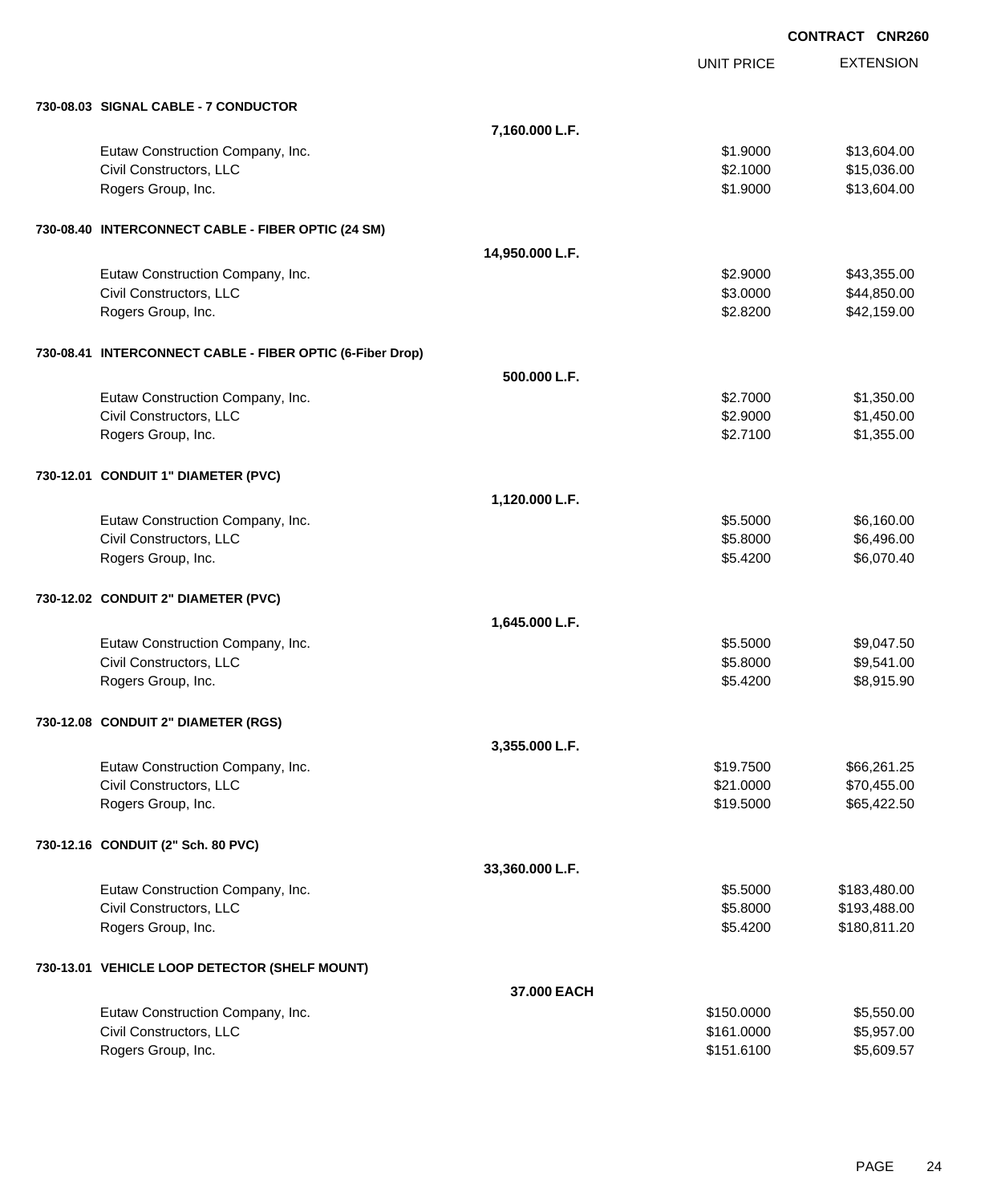**CONTRACT CNR260**

| | | UNIT PRICE | EXTENSION |
|---|---|---|---|
| **730-08.03 SIGNAL CABLE - 7 CONDUCTOR** | | | |
| | **7,160.000 L.F.** | | |
| Eutaw Construction Company, Inc. | | $1.9000 | $13,604.00 |
| Civil Constructors, LLC | | $2.1000 | $15,036.00 |
| Rogers Group, Inc. | | $1.9000 | $13,604.00 |
| **730-08.40 INTERCONNECT CABLE - FIBER OPTIC (24 SM)** | | | |
| | **14,950.000 L.F.** | | |
| Eutaw Construction Company, Inc. | | $2.9000 | $43,355.00 |
| Civil Constructors, LLC | | $3.0000 | $44,850.00 |
| Rogers Group, Inc. | | $2.8200 | $42,159.00 |
| **730-08.41 INTERCONNECT CABLE - FIBER OPTIC (6-Fiber Drop)** | | | |
| | **500.000 L.F.** | | |
| Eutaw Construction Company, Inc. | | $2.7000 | $1,350.00 |
| Civil Constructors, LLC | | $2.9000 | $1,450.00 |
| Rogers Group, Inc. | | $2.7100 | $1,355.00 |
| **730-12.01 CONDUIT 1" DIAMETER (PVC)** | | | |
| | **1,120.000 L.F.** | | |
| Eutaw Construction Company, Inc. | | $5.5000 | $6,160.00 |
| Civil Constructors, LLC | | $5.8000 | $6,496.00 |
| Rogers Group, Inc. | | $5.4200 | $6,070.40 |
| **730-12.02 CONDUIT 2" DIAMETER (PVC)** | | | |
| | **1,645.000 L.F.** | | |
| Eutaw Construction Company, Inc. | | $5.5000 | $9,047.50 |
| Civil Constructors, LLC | | $5.8000 | $9,541.00 |
| Rogers Group, Inc. | | $5.4200 | $8,915.90 |
| **730-12.08 CONDUIT 2" DIAMETER (RGS)** | | | |
| | **3,355.000 L.F.** | | |
| Eutaw Construction Company, Inc. | | $19.7500 | $66,261.25 |
| Civil Constructors, LLC | | $21.0000 | $70,455.00 |
| Rogers Group, Inc. | | $19.5000 | $65,422.50 |
| **730-12.16 CONDUIT (2" Sch. 80 PVC)** | | | |
| | **33,360.000 L.F.** | | |
| Eutaw Construction Company, Inc. | | $5.5000 | $183,480.00 |
| Civil Constructors, LLC | | $5.8000 | $193,488.00 |
| Rogers Group, Inc. | | $5.4200 | $180,811.20 |
| **730-13.01 VEHICLE LOOP DETECTOR (SHELF MOUNT)** | | | |
| | **37.000 EACH** | | |
| Eutaw Construction Company, Inc. | | $150.0000 | $5,550.00 |
| Civil Constructors, LLC | | $161.0000 | $5,957.00 |
| Rogers Group, Inc. | | $151.6100 | $5,609.57 |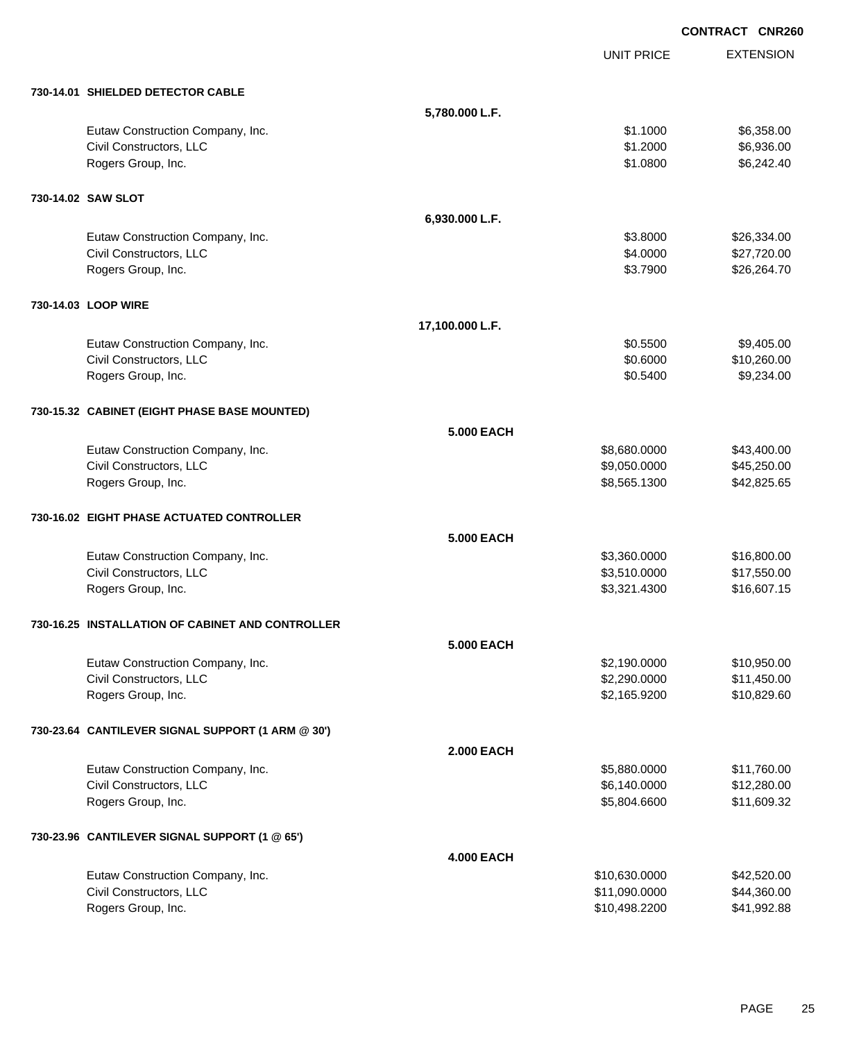**CONTRACT CNR260**

| | | UNIT PRICE | EXTENSION |
|---|---|---|---|
| **730-14.01 SHIELDED DETECTOR CABLE** | | | |
| | **5,780.000 L.F.** | | |
| Eutaw Construction Company, Inc. | | $1.1000 | $6,358.00 |
| Civil Constructors, LLC | | $1.2000 | $6,936.00 |
| Rogers Group, Inc. | | $1.0800 | $6,242.40 |
| **730-14.02 SAW SLOT** | | | |
| | **6,930.000 L.F.** | | |
| Eutaw Construction Company, Inc. | | $3.8000 | $26,334.00 |
| Civil Constructors, LLC | | $4.0000 | $27,720.00 |
| Rogers Group, Inc. | | $3.7900 | $26,264.70 |
| **730-14.03 LOOP WIRE** | | | |
| | **17,100.000 L.F.** | | |
| Eutaw Construction Company, Inc. | | $0.5500 | $9,405.00 |
| Civil Constructors, LLC | | $0.6000 | $10,260.00 |
| Rogers Group, Inc. | | $0.5400 | $9,234.00 |
| **730-15.32 CABINET (EIGHT PHASE BASE MOUNTED)** | | | |
| | **5.000 EACH** | | |
| Eutaw Construction Company, Inc. | | $8,680.0000 | $43,400.00 |
| Civil Constructors, LLC | | $9,050.0000 | $45,250.00 |
| Rogers Group, Inc. | | $8,565.1300 | $42,825.65 |
| **730-16.02 EIGHT PHASE ACTUATED CONTROLLER** | | | |
| | **5.000 EACH** | | |
| Eutaw Construction Company, Inc. | | $3,360.0000 | $16,800.00 |
| Civil Constructors, LLC | | $3,510.0000 | $17,550.00 |
| Rogers Group, Inc. | | $3,321.4300 | $16,607.15 |
| **730-16.25 INSTALLATION OF CABINET AND CONTROLLER** | | | |
| | **5.000 EACH** | | |
| Eutaw Construction Company, Inc. | | $2,190.0000 | $10,950.00 |
| Civil Constructors, LLC | | $2,290.0000 | $11,450.00 |
| Rogers Group, Inc. | | $2,165.9200 | $10,829.60 |
| **730-23.64 CANTILEVER SIGNAL SUPPORT (1 ARM @ 30')** | | | |
| | **2.000 EACH** | | |
| Eutaw Construction Company, Inc. | | $5,880.0000 | $11,760.00 |
| Civil Constructors, LLC | | $6,140.0000 | $12,280.00 |
| Rogers Group, Inc. | | $5,804.6600 | $11,609.32 |
| **730-23.96 CANTILEVER SIGNAL SUPPORT (1 @ 65')** | | | |
| | **4.000 EACH** | | |
| Eutaw Construction Company, Inc. | | $10,630.0000 | $42,520.00 |
| Civil Constructors, LLC | | $11,090.0000 | $44,360.00 |
| Rogers Group, Inc. | | $10,498.2200 | $41,992.88 |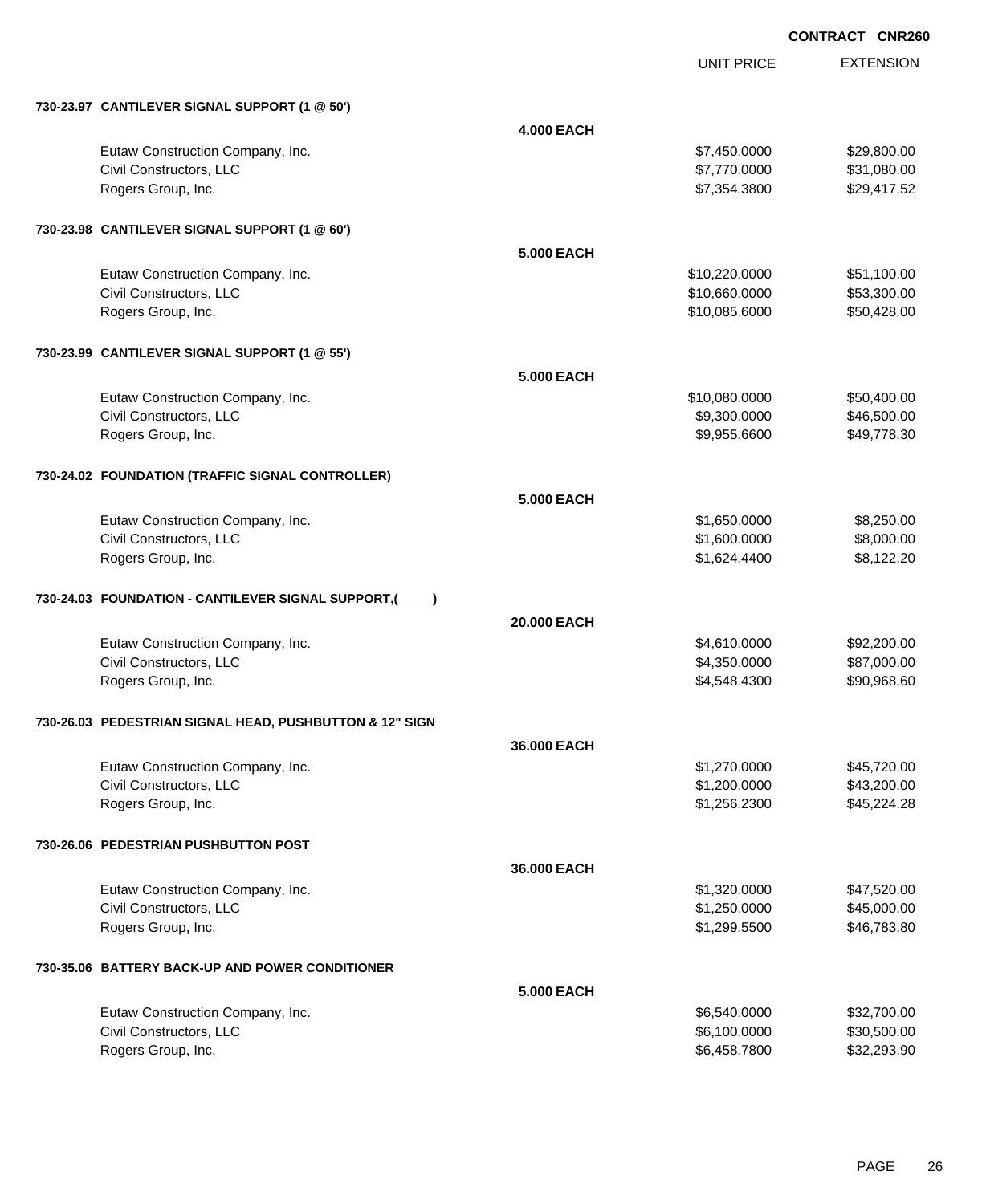CONTRACT CNR260

| | | UNIT PRICE | EXTENSION |
|---|---|---|---|
| **730-23.97 CANTILEVER SIGNAL SUPPORT (1 @ 50')** | | | |
| | **4.000 EACH** | | |
| Eutaw Construction Company, Inc. | | $7,450.0000 | $29,800.00 |
| Civil Constructors, LLC | | $7,770.0000 | $31,080.00 |
| Rogers Group, Inc. | | $7,354.3800 | $29,417.52 |
| **730-23.98 CANTILEVER SIGNAL SUPPORT (1 @ 60')** | | | |
| | **5.000 EACH** | | |
| Eutaw Construction Company, Inc. | | $10,220.0000 | $51,100.00 |
| Civil Constructors, LLC | | $10,660.0000 | $53,300.00 |
| Rogers Group, Inc. | | $10,085.6000 | $50,428.00 |
| **730-23.99 CANTILEVER SIGNAL SUPPORT (1 @ 55')** | | | |
| | **5.000 EACH** | | |
| Eutaw Construction Company, Inc. | | $10,080.0000 | $50,400.00 |
| Civil Constructors, LLC | | $9,300.0000 | $46,500.00 |
| Rogers Group, Inc. | | $9,955.6600 | $49,778.30 |
| **730-24.02 FOUNDATION (TRAFFIC SIGNAL CONTROLLER)** | | | |
| | **5.000 EACH** | | |
| Eutaw Construction Company, Inc. | | $1,650.0000 | $8,250.00 |
| Civil Constructors, LLC | | $1,600.0000 | $8,000.00 |
| Rogers Group, Inc. | | $1,624.4400 | $8,122.20 |
| **730-24.03 FOUNDATION - CANTILEVER SIGNAL SUPPORT,(_____)** | | | |
| | **20.000 EACH** | | |
| Eutaw Construction Company, Inc. | | $4,610.0000 | $92,200.00 |
| Civil Constructors, LLC | | $4,350.0000 | $87,000.00 |
| Rogers Group, Inc. | | $4,548.4300 | $90,968.60 |
| **730-26.03 PEDESTRIAN SIGNAL HEAD, PUSHBUTTON & 12" SIGN** | | | |
| | **36.000 EACH** | | |
| Eutaw Construction Company, Inc. | | $1,270.0000 | $45,720.00 |
| Civil Constructors, LLC | | $1,200.0000 | $43,200.00 |
| Rogers Group, Inc. | | $1,256.2300 | $45,224.28 |
| **730-26.06 PEDESTRIAN PUSHBUTTON POST** | | | |
| | **36.000 EACH** | | |
| Eutaw Construction Company, Inc. | | $1,320.0000 | $47,520.00 |
| Civil Constructors, LLC | | $1,250.0000 | $45,000.00 |
| Rogers Group, Inc. | | $1,299.5500 | $46,783.80 |
| **730-35.06 BATTERY BACK-UP AND POWER CONDITIONER** | | | |
| | **5.000 EACH** | | |
| Eutaw Construction Company, Inc. | | $6,540.0000 | $32,700.00 |
| Civil Constructors, LLC | | $6,100.0000 | $30,500.00 |
| Rogers Group, Inc. | | $6,458.7800 | $32,293.90 |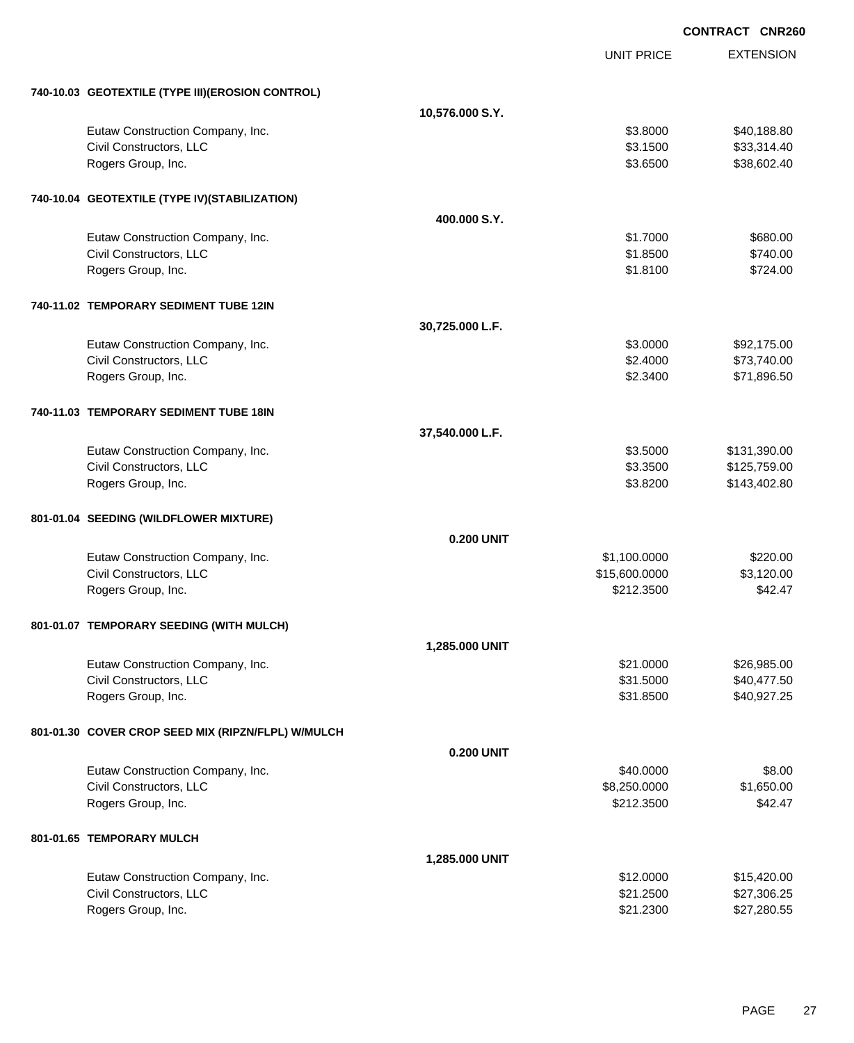CONTRACT CNR260

| | | UNIT PRICE | EXTENSION |
|---|---|---|---|
| **740-10.03 GEOTEXTILE (TYPE III)(EROSION CONTROL)** | | | |
| | **10,576.000 S.Y.** | | |
| Eutaw Construction Company, Inc. | | $3.8000 | $40,188.80 |
| Civil Constructors, LLC | | $3.1500 | $33,314.40 |
| Rogers Group, Inc. | | $3.6500 | $38,602.40 |
| **740-10.04 GEOTEXTILE (TYPE IV)(STABILIZATION)** | | | |
| | **400.000 S.Y.** | | |
| Eutaw Construction Company, Inc. | | $1.7000 | $680.00 |
| Civil Constructors, LLC | | $1.8500 | $740.00 |
| Rogers Group, Inc. | | $1.8100 | $724.00 |
| **740-11.02 TEMPORARY SEDIMENT TUBE 12IN** | | | |
| | **30,725.000 L.F.** | | |
| Eutaw Construction Company, Inc. | | $3.0000 | $92,175.00 |
| Civil Constructors, LLC | | $2.4000 | $73,740.00 |
| Rogers Group, Inc. | | $2.3400 | $71,896.50 |
| **740-11.03 TEMPORARY SEDIMENT TUBE 18IN** | | | |
| | **37,540.000 L.F.** | | |
| Eutaw Construction Company, Inc. | | $3.5000 | $131,390.00 |
| Civil Constructors, LLC | | $3.3500 | $125,759.00 |
| Rogers Group, Inc. | | $3.8200 | $143,402.80 |
| **801-01.04 SEEDING (WILDFLOWER MIXTURE)** | | | |
| | **0.200 UNIT** | | |
| Eutaw Construction Company, Inc. | | $1,100.0000 | $220.00 |
| Civil Constructors, LLC | | $15,600.0000 | $3,120.00 |
| Rogers Group, Inc. | | $212.3500 | $42.47 |
| **801-01.07 TEMPORARY SEEDING (WITH MULCH)** | | | |
| | **1,285.000 UNIT** | | |
| Eutaw Construction Company, Inc. | | $21.0000 | $26,985.00 |
| Civil Constructors, LLC | | $31.5000 | $40,477.50 |
| Rogers Group, Inc. | | $31.8500 | $40,927.25 |
| **801-01.30 COVER CROP SEED MIX (RIPZN/FLPL) W/MULCH** | | | |
| | **0.200 UNIT** | | |
| Eutaw Construction Company, Inc. | | $40.0000 | $8.00 |
| Civil Constructors, LLC | | $8,250.0000 | $1,650.00 |
| Rogers Group, Inc. | | $212.3500 | $42.47 |
| **801-01.65 TEMPORARY MULCH** | | | |
| | **1,285.000 UNIT** | | |
| Eutaw Construction Company, Inc. | | $12.0000 | $15,420.00 |
| Civil Constructors, LLC | | $21.2500 | $27,306.25 |
| Rogers Group, Inc. | | $21.2300 | $27,280.55 |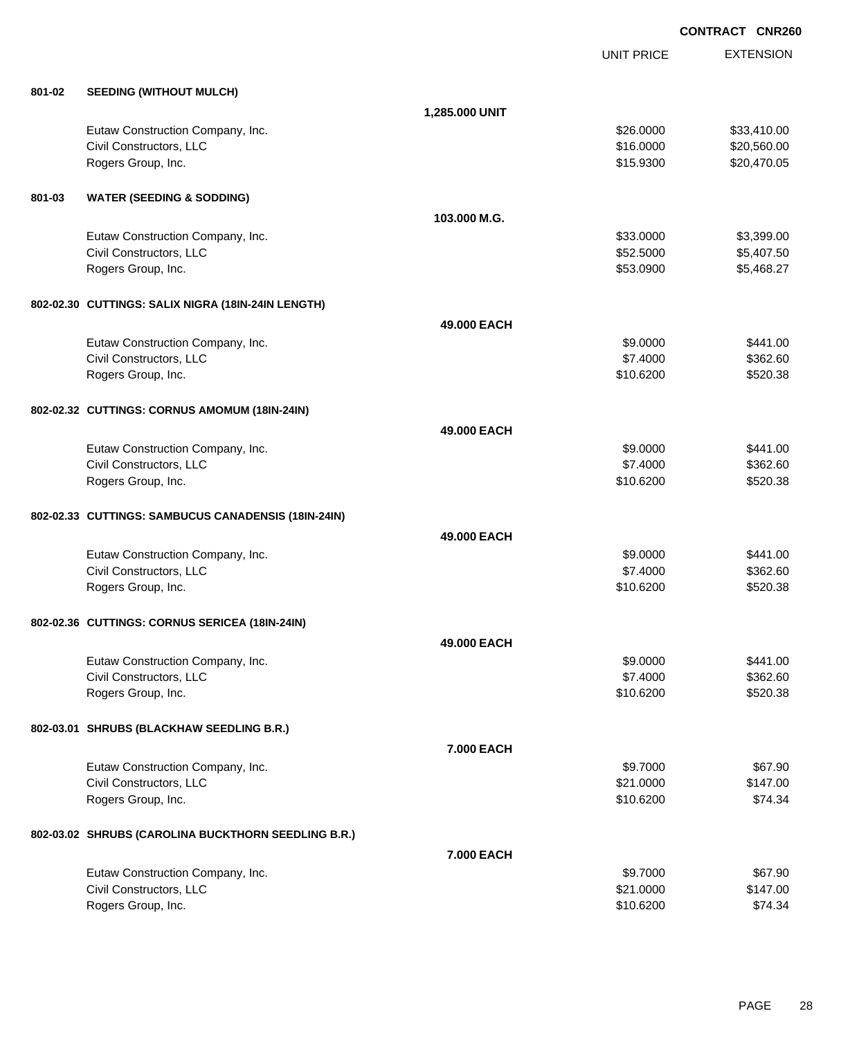**CONTRACT CNR260**

| | | | UNIT PRICE | EXTENSION |
|---|---|---|---|---|
| **801-02** | **SEEDING (WITHOUT MULCH)** | | | |
| | | **1,285.000 UNIT** | | |
| | Eutaw Construction Company, Inc. | | $26.0000 | $33,410.00 |
| | Civil Constructors, LLC | | $16.0000 | $20,560.00 |
| | Rogers Group, Inc. | | $15.9300 | $20,470.05 |
| **801-03** | **WATER (SEEDING & SODDING)** | | | |
| | | **103.000 M.G.** | | |
| | Eutaw Construction Company, Inc. | | $33.0000 | $3,399.00 |
| | Civil Constructors, LLC | | $52.5000 | $5,407.50 |
| | Rogers Group, Inc. | | $53.0900 | $5,468.27 |
| **802-02.30** | **CUTTINGS: SALIX NIGRA (18IN-24IN LENGTH)** | | | |
| | | **49.000 EACH** | | |
| | Eutaw Construction Company, Inc. | | $9.0000 | $441.00 |
| | Civil Constructors, LLC | | $7.4000 | $362.60 |
| | Rogers Group, Inc. | | $10.6200 | $520.38 |
| **802-02.32** | **CUTTINGS: CORNUS AMOMUM (18IN-24IN)** | | | |
| | | **49.000 EACH** | | |
| | Eutaw Construction Company, Inc. | | $9.0000 | $441.00 |
| | Civil Constructors, LLC | | $7.4000 | $362.60 |
| | Rogers Group, Inc. | | $10.6200 | $520.38 |
| **802-02.33** | **CUTTINGS: SAMBUCUS CANADENSIS (18IN-24IN)** | | | |
| | | **49.000 EACH** | | |
| | Eutaw Construction Company, Inc. | | $9.0000 | $441.00 |
| | Civil Constructors, LLC | | $7.4000 | $362.60 |
| | Rogers Group, Inc. | | $10.6200 | $520.38 |
| **802-02.36** | **CUTTINGS: CORNUS SERICEA (18IN-24IN)** | | | |
| | | **49.000 EACH** | | |
| | Eutaw Construction Company, Inc. | | $9.0000 | $441.00 |
| | Civil Constructors, LLC | | $7.4000 | $362.60 |
| | Rogers Group, Inc. | | $10.6200 | $520.38 |
| **802-03.01** | **SHRUBS (BLACKHAW SEEDLING B.R.)** | | | |
| | | **7.000 EACH** | | |
| | Eutaw Construction Company, Inc. | | $9.7000 | $67.90 |
| | Civil Constructors, LLC | | $21.0000 | $147.00 |
| | Rogers Group, Inc. | | $10.6200 | $74.34 |
| **802-03.02** | **SHRUBS (CAROLINA BUCKTHORN SEEDLING B.R.)** | | | |
| | | **7.000 EACH** | | |
| | Eutaw Construction Company, Inc. | | $9.7000 | $67.90 |
| | Civil Constructors, LLC | | $21.0000 | $147.00 |
| | Rogers Group, Inc. | | $10.6200 | $74.34 |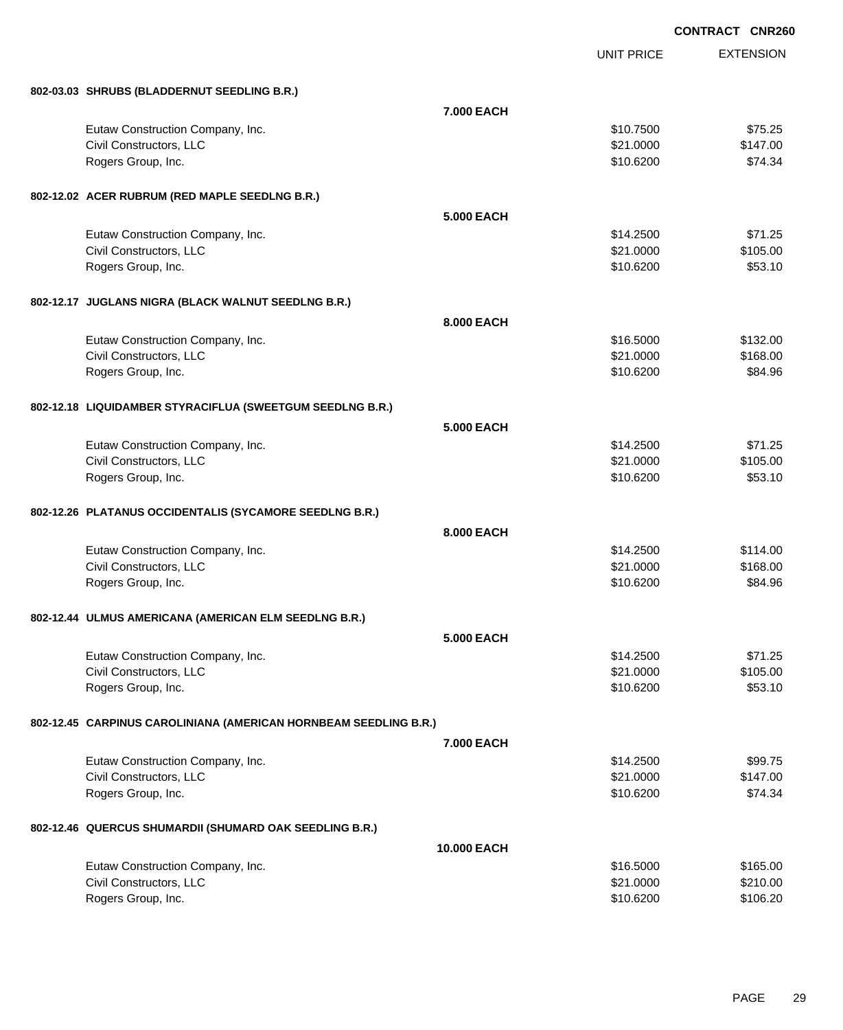**CONTRACT CNR260**

| | | UNIT PRICE | EXTENSION |
|---|---|---|---|
| **802-03.03 SHRUBS (BLADDERNUT SEEDLING B.R.)** | | | |
| | **7.000 EACH** | | |
| Eutaw Construction Company, Inc. | | $10.7500 | $75.25 |
| Civil Constructors, LLC | | $21.0000 | $147.00 |
| Rogers Group, Inc. | | $10.6200 | $74.34 |
| **802-12.02 ACER RUBRUM (RED MAPLE SEEDLNG B.R.)** | | | |
| | **5.000 EACH** | | |
| Eutaw Construction Company, Inc. | | $14.2500 | $71.25 |
| Civil Constructors, LLC | | $21.0000 | $105.00 |
| Rogers Group, Inc. | | $10.6200 | $53.10 |
| **802-12.17 JUGLANS NIGRA (BLACK WALNUT SEEDLNG B.R.)** | | | |
| | **8.000 EACH** | | |
| Eutaw Construction Company, Inc. | | $16.5000 | $132.00 |
| Civil Constructors, LLC | | $21.0000 | $168.00 |
| Rogers Group, Inc. | | $10.6200 | $84.96 |
| **802-12.18 LIQUIDAMBER STYRACIFLUA (SWEETGUM SEEDLNG B.R.)** | | | |
| | **5.000 EACH** | | |
| Eutaw Construction Company, Inc. | | $14.2500 | $71.25 |
| Civil Constructors, LLC | | $21.0000 | $105.00 |
| Rogers Group, Inc. | | $10.6200 | $53.10 |
| **802-12.26 PLATANUS OCCIDENTALIS (SYCAMORE SEEDLNG B.R.)** | | | |
| | **8.000 EACH** | | |
| Eutaw Construction Company, Inc. | | $14.2500 | $114.00 |
| Civil Constructors, LLC | | $21.0000 | $168.00 |
| Rogers Group, Inc. | | $10.6200 | $84.96 |
| **802-12.44 ULMUS AMERICANA (AMERICAN ELM SEEDLNG B.R.)** | | | |
| | **5.000 EACH** | | |
| Eutaw Construction Company, Inc. | | $14.2500 | $71.25 |
| Civil Constructors, LLC | | $21.0000 | $105.00 |
| Rogers Group, Inc. | | $10.6200 | $53.10 |
| **802-12.45 CARPINUS CAROLINIANA (AMERICAN HORNBEAM SEEDLING B.R.)** | | | |
| | **7.000 EACH** | | |
| Eutaw Construction Company, Inc. | | $14.2500 | $99.75 |
| Civil Constructors, LLC | | $21.0000 | $147.00 |
| Rogers Group, Inc. | | $10.6200 | $74.34 |
| **802-12.46 QUERCUS SHUMARDII (SHUMARD OAK SEEDLING B.R.)** | | | |
| | **10.000 EACH** | | |
| Eutaw Construction Company, Inc. | | $16.5000 | $165.00 |
| Civil Constructors, LLC | | $21.0000 | $210.00 |
| Rogers Group, Inc. | | $10.6200 | $106.20 |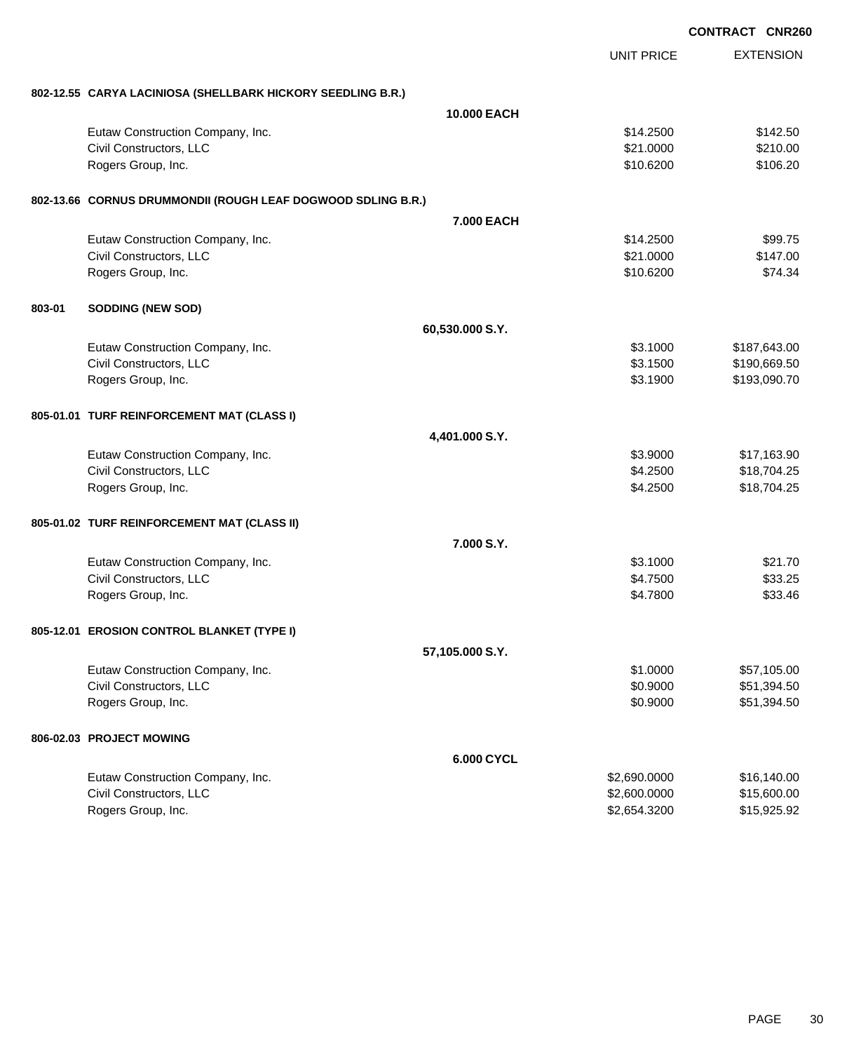**CONTRACT CNR260**

| | UNIT PRICE | EXTENSION |
|---|---|---|
| **802-12.55 CARYA LACINIOSA (SHELLBARK HICKORY SEEDLING B.R.)** | | |
| **10.000 EACH** | | |
| Eutaw Construction Company, Inc. | $14.2500 | $142.50 |
| Civil Constructors, LLC | $21.0000 | $210.00 |
| Rogers Group, Inc. | $10.6200 | $106.20 |
| **802-13.66 CORNUS DRUMMONDII (ROUGH LEAF DOGWOOD SDLING B.R.)** | | |
| **7.000 EACH** | | |
| Eutaw Construction Company, Inc. | $14.2500 | $99.75 |
| Civil Constructors, LLC | $21.0000 | $147.00 |
| Rogers Group, Inc. | $10.6200 | $74.34 |
| **803-01 SODDING (NEW SOD)** | | |
| **60,530.000 S.Y.** | | |
| Eutaw Construction Company, Inc. | $3.1000 | $187,643.00 |
| Civil Constructors, LLC | $3.1500 | $190,669.50 |
| Rogers Group, Inc. | $3.1900 | $193,090.70 |
| **805-01.01 TURF REINFORCEMENT MAT (CLASS I)** | | |
| **4,401.000 S.Y.** | | |
| Eutaw Construction Company, Inc. | $3.9000 | $17,163.90 |
| Civil Constructors, LLC | $4.2500 | $18,704.25 |
| Rogers Group, Inc. | $4.2500 | $18,704.25 |
| **805-01.02 TURF REINFORCEMENT MAT (CLASS II)** | | |
| **7.000 S.Y.** | | |
| Eutaw Construction Company, Inc. | $3.1000 | $21.70 |
| Civil Constructors, LLC | $4.7500 | $33.25 |
| Rogers Group, Inc. | $4.7800 | $33.46 |
| **805-12.01 EROSION CONTROL BLANKET (TYPE I)** | | |
| **57,105.000 S.Y.** | | |
| Eutaw Construction Company, Inc. | $1.0000 | $57,105.00 |
| Civil Constructors, LLC | $0.9000 | $51,394.50 |
| Rogers Group, Inc. | $0.9000 | $51,394.50 |
| **806-02.03 PROJECT MOWING** | | |
| **6.000 CYCL** | | |
| Eutaw Construction Company, Inc. | $2,690.0000 | $16,140.00 |
| Civil Constructors, LLC | $2,600.0000 | $15,600.00 |
| Rogers Group, Inc. | $2,654.3200 | $15,925.92 |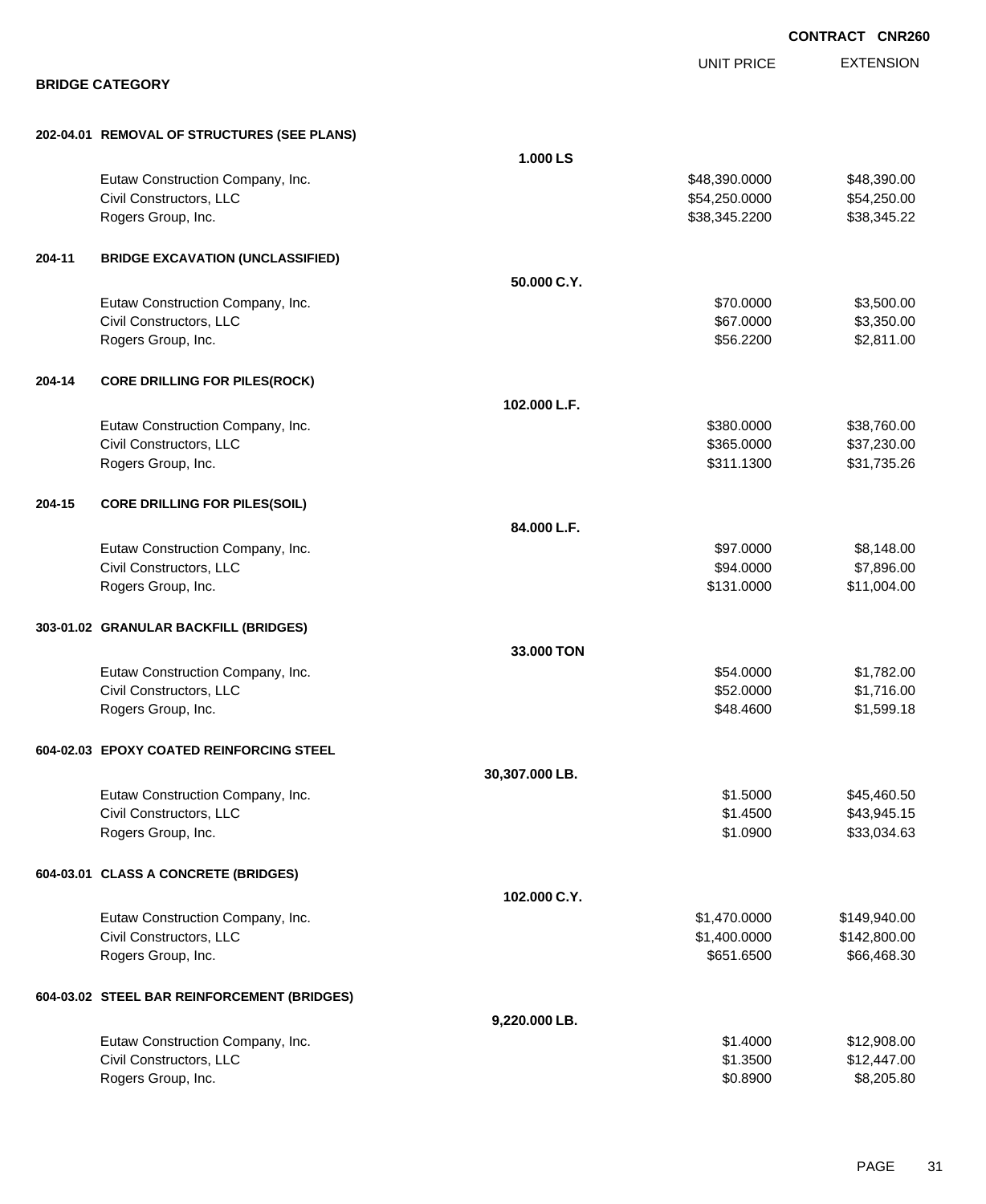**CONTRACT CNR260**

## BRIDGE CATEGORY

| | | UNIT PRICE | EXTENSION |
|---|---|---|---|
| **202-04.01** | **REMOVAL OF STRUCTURES (SEE PLANS)** | | |
| | **1.000 LS** | | |
| | Eutaw Construction Company, Inc. | $48,390.0000 | $48,390.00 |
| | Civil Constructors, LLC | $54,250.0000 | $54,250.00 |
| | Rogers Group, Inc. | $38,345.2200 | $38,345.22 |
| **204-11** | **BRIDGE EXCAVATION (UNCLASSIFIED)** | | |
| | **50.000 C.Y.** | | |
| | Eutaw Construction Company, Inc. | $70.0000 | $3,500.00 |
| | Civil Constructors, LLC | $67.0000 | $3,350.00 |
| | Rogers Group, Inc. | $56.2200 | $2,811.00 |
| **204-14** | **CORE DRILLING FOR PILES(ROCK)** | | |
| | **102.000 L.F.** | | |
| | Eutaw Construction Company, Inc. | $380.0000 | $38,760.00 |
| | Civil Constructors, LLC | $365.0000 | $37,230.00 |
| | Rogers Group, Inc. | $311.1300 | $31,735.26 |
| **204-15** | **CORE DRILLING FOR PILES(SOIL)** | | |
| | **84.000 L.F.** | | |
| | Eutaw Construction Company, Inc. | $97.0000 | $8,148.00 |
| | Civil Constructors, LLC | $94.0000 | $7,896.00 |
| | Rogers Group, Inc. | $131.0000 | $11,004.00 |
| **303-01.02** | **GRANULAR BACKFILL (BRIDGES)** | | |
| | **33.000 TON** | | |
| | Eutaw Construction Company, Inc. | $54.0000 | $1,782.00 |
| | Civil Constructors, LLC | $52.0000 | $1,716.00 |
| | Rogers Group, Inc. | $48.4600 | $1,599.18 |
| **604-02.03** | **EPOXY COATED REINFORCING STEEL** | | |
| | **30,307.000 LB.** | | |
| | Eutaw Construction Company, Inc. | $1.5000 | $45,460.50 |
| | Civil Constructors, LLC | $1.4500 | $43,945.15 |
| | Rogers Group, Inc. | $1.0900 | $33,034.63 |
| **604-03.01** | **CLASS A CONCRETE (BRIDGES)** | | |
| | **102.000 C.Y.** | | |
| | Eutaw Construction Company, Inc. | $1,470.0000 | $149,940.00 |
| | Civil Constructors, LLC | $1,400.0000 | $142,800.00 |
| | Rogers Group, Inc. | $651.6500 | $66,468.30 |
| **604-03.02** | **STEEL BAR REINFORCEMENT (BRIDGES)** | | |
| | **9,220.000 LB.** | | |
| | Eutaw Construction Company, Inc. | $1.4000 | $12,908.00 |
| | Civil Constructors, LLC | $1.3500 | $12,447.00 |
| | Rogers Group, Inc. | $0.8900 | $8,205.80 |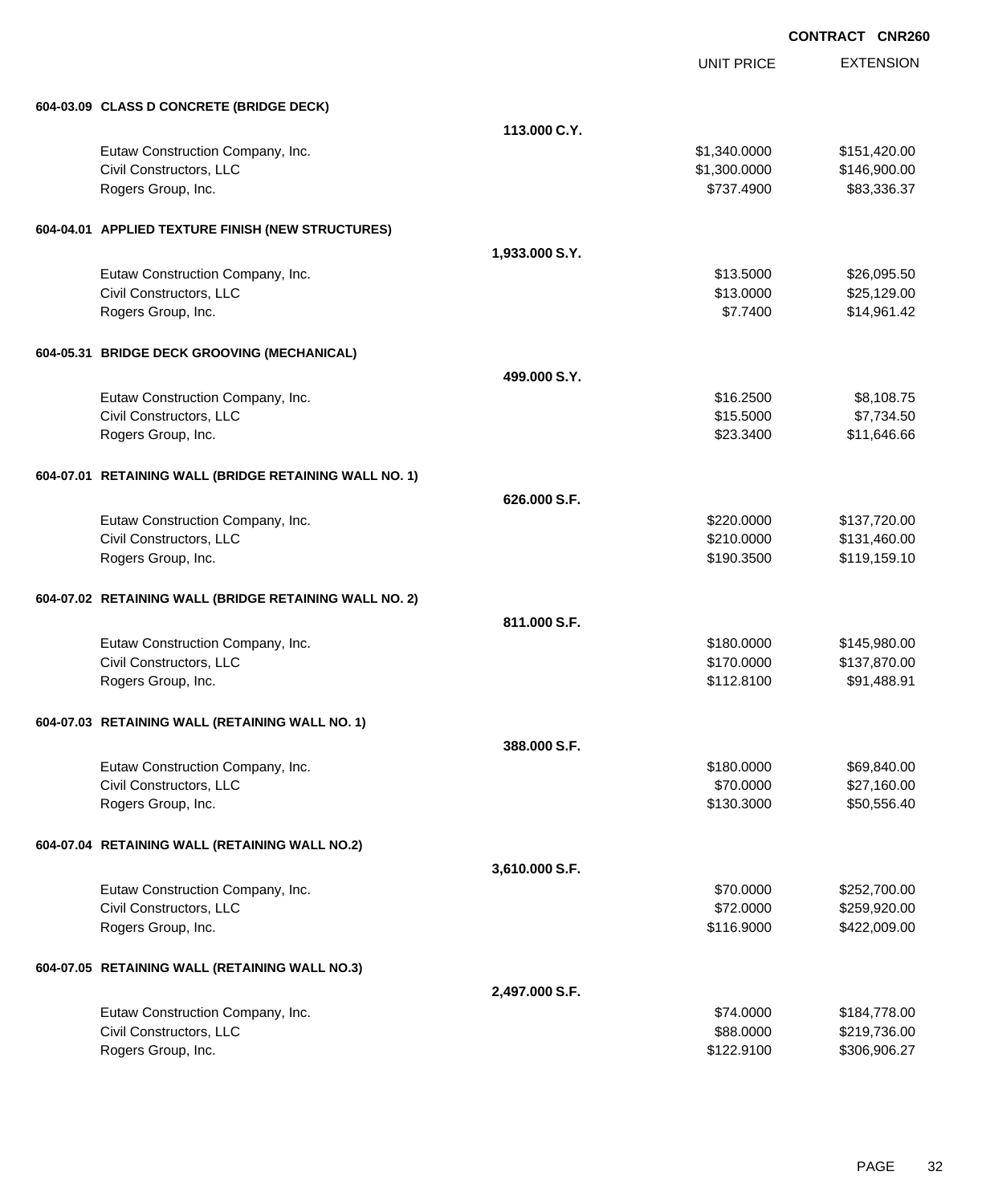**CONTRACT CNR260**

| | | UNIT PRICE | EXTENSION |
|---|---|---|---|
| **604-03.09 CLASS D CONCRETE (BRIDGE DECK)** | | | |
| | **113.000 C.Y.** | | |
| Eutaw Construction Company, Inc. | | $1,340.0000 | $151,420.00 |
| Civil Constructors, LLC | | $1,300.0000 | $146,900.00 |
| Rogers Group, Inc. | | $737.4900 | $83,336.37 |
| **604-04.01 APPLIED TEXTURE FINISH (NEW STRUCTURES)** | | | |
| | **1,933.000 S.Y.** | | |
| Eutaw Construction Company, Inc. | | $13.5000 | $26,095.50 |
| Civil Constructors, LLC | | $13.0000 | $25,129.00 |
| Rogers Group, Inc. | | $7.7400 | $14,961.42 |
| **604-05.31 BRIDGE DECK GROOVING (MECHANICAL)** | | | |
| | **499.000 S.Y.** | | |
| Eutaw Construction Company, Inc. | | $16.2500 | $8,108.75 |
| Civil Constructors, LLC | | $15.5000 | $7,734.50 |
| Rogers Group, Inc. | | $23.3400 | $11,646.66 |
| **604-07.01 RETAINING WALL (BRIDGE RETAINING WALL NO. 1)** | | | |
| | **626.000 S.F.** | | |
| Eutaw Construction Company, Inc. | | $220.0000 | $137,720.00 |
| Civil Constructors, LLC | | $210.0000 | $131,460.00 |
| Rogers Group, Inc. | | $190.3500 | $119,159.10 |
| **604-07.02 RETAINING WALL (BRIDGE RETAINING WALL NO. 2)** | | | |
| | **811.000 S.F.** | | |
| Eutaw Construction Company, Inc. | | $180.0000 | $145,980.00 |
| Civil Constructors, LLC | | $170.0000 | $137,870.00 |
| Rogers Group, Inc. | | $112.8100 | $91,488.91 |
| **604-07.03 RETAINING WALL (RETAINING WALL NO. 1)** | | | |
| | **388.000 S.F.** | | |
| Eutaw Construction Company, Inc. | | $180.0000 | $69,840.00 |
| Civil Constructors, LLC | | $70.0000 | $27,160.00 |
| Rogers Group, Inc. | | $130.3000 | $50,556.40 |
| **604-07.04 RETAINING WALL (RETAINING WALL NO.2)** | | | |
| | **3,610.000 S.F.** | | |
| Eutaw Construction Company, Inc. | | $70.0000 | $252,700.00 |
| Civil Constructors, LLC | | $72.0000 | $259,920.00 |
| Rogers Group, Inc. | | $116.9000 | $422,009.00 |
| **604-07.05 RETAINING WALL (RETAINING WALL NO.3)** | | | |
| | **2,497.000 S.F.** | | |
| Eutaw Construction Company, Inc. | | $74.0000 | $184,778.00 |
| Civil Constructors, LLC | | $88.0000 | $219,736.00 |
| Rogers Group, Inc. | | $122.9100 | $306,906.27 |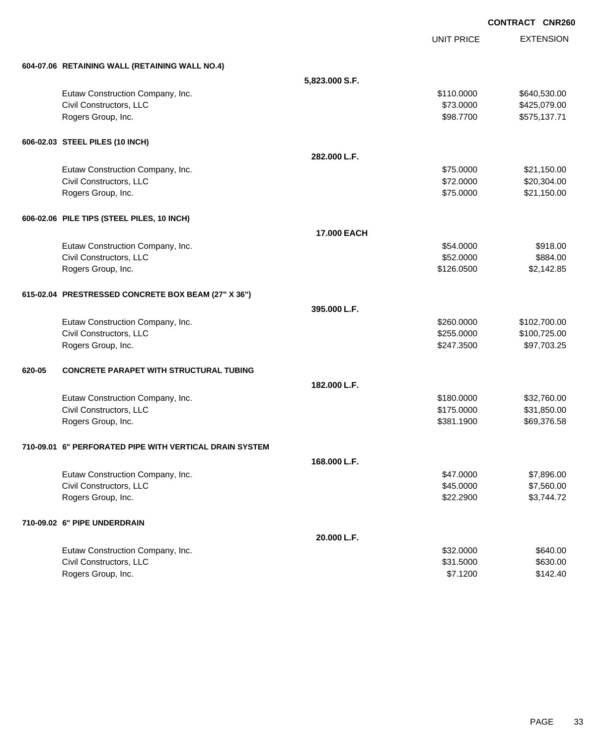**CONTRACT CNR260**

| | | UNIT PRICE | EXTENSION |
|---|---|---|---|
| **604-07.06 RETAINING WALL (RETAINING WALL NO.4)** | | | |
| | **5,823.000 S.F.** | | |
| Eutaw Construction Company, Inc. | | $110.0000 | $640,530.00 |
| Civil Constructors, LLC | | $73.0000 | $425,079.00 |
| Rogers Group, Inc. | | $98.7700 | $575,137.71 |
| **606-02.03 STEEL PILES (10 INCH)** | | | |
| | **282.000 L.F.** | | |
| Eutaw Construction Company, Inc. | | $75.0000 | $21,150.00 |
| Civil Constructors, LLC | | $72.0000 | $20,304.00 |
| Rogers Group, Inc. | | $75.0000 | $21,150.00 |
| **606-02.06 PILE TIPS (STEEL PILES, 10 INCH)** | | | |
| | **17.000 EACH** | | |
| Eutaw Construction Company, Inc. | | $54.0000 | $918.00 |
| Civil Constructors, LLC | | $52.0000 | $884.00 |
| Rogers Group, Inc. | | $126.0500 | $2,142.85 |
| **615-02.04 PRESTRESSED CONCRETE BOX BEAM (27" X 36")** | | | |
| | **395.000 L.F.** | | |
| Eutaw Construction Company, Inc. | | $260.0000 | $102,700.00 |
| Civil Constructors, LLC | | $255.0000 | $100,725.00 |
| Rogers Group, Inc. | | $247.3500 | $97,703.25 |
| **620-05 CONCRETE PARAPET WITH STRUCTURAL TUBING** | | | |
| | **182.000 L.F.** | | |
| Eutaw Construction Company, Inc. | | $180.0000 | $32,760.00 |
| Civil Constructors, LLC | | $175.0000 | $31,850.00 |
| Rogers Group, Inc. | | $381.1900 | $69,376.58 |
| **710-09.01 6" PERFORATED PIPE WITH VERTICAL DRAIN SYSTEM** | | | |
| | **168.000 L.F.** | | |
| Eutaw Construction Company, Inc. | | $47.0000 | $7,896.00 |
| Civil Constructors, LLC | | $45.0000 | $7,560.00 |
| Rogers Group, Inc. | | $22.2900 | $3,744.72 |
| **710-09.02 6" PIPE UNDERDRAIN** | | | |
| | **20.000 L.F.** | | |
| Eutaw Construction Company, Inc. | | $32.0000 | $640.00 |
| Civil Constructors, LLC | | $31.5000 | $630.00 |
| Rogers Group, Inc. | | $7.1200 | $142.40 |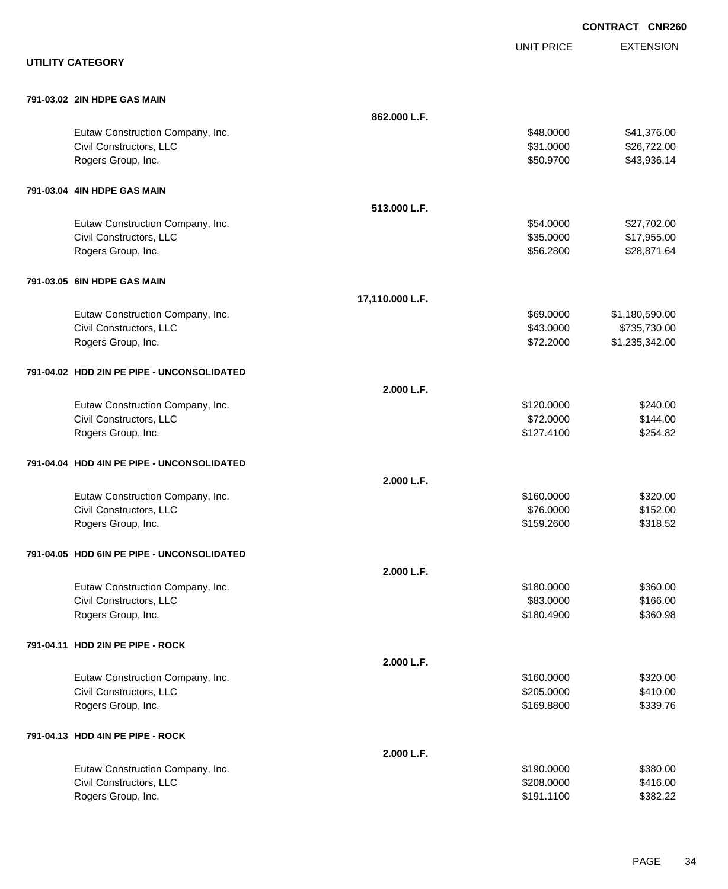CONTRACT CNR260

## UTILITY CATEGORY

| | | UNIT PRICE | EXTENSION |
|---|---|---|---|
| **791-03.02 2IN HDPE GAS MAIN** | | | |
| | **862.000 L.F.** | | |
| Eutaw Construction Company, Inc. | | $48.0000 | $41,376.00 |
| Civil Constructors, LLC | | $31.0000 | $26,722.00 |
| Rogers Group, Inc. | | $50.9700 | $43,936.14 |
| **791-03.04 4IN HDPE GAS MAIN** | | | |
| | **513.000 L.F.** | | |
| Eutaw Construction Company, Inc. | | $54.0000 | $27,702.00 |
| Civil Constructors, LLC | | $35.0000 | $17,955.00 |
| Rogers Group, Inc. | | $56.2800 | $28,871.64 |
| **791-03.05 6IN HDPE GAS MAIN** | | | |
| | **17,110.000 L.F.** | | |
| Eutaw Construction Company, Inc. | | $69.0000 | $1,180,590.00 |
| Civil Constructors, LLC | | $43.0000 | $735,730.00 |
| Rogers Group, Inc. | | $72.2000 | $1,235,342.00 |
| **791-04.02 HDD 2IN PE PIPE - UNCONSOLIDATED** | | | |
| | **2.000 L.F.** | | |
| Eutaw Construction Company, Inc. | | $120.0000 | $240.00 |
| Civil Constructors, LLC | | $72.0000 | $144.00 |
| Rogers Group, Inc. | | $127.4100 | $254.82 |
| **791-04.04 HDD 4IN PE PIPE - UNCONSOLIDATED** | | | |
| | **2.000 L.F.** | | |
| Eutaw Construction Company, Inc. | | $160.0000 | $320.00 |
| Civil Constructors, LLC | | $76.0000 | $152.00 |
| Rogers Group, Inc. | | $159.2600 | $318.52 |
| **791-04.05 HDD 6IN PE PIPE - UNCONSOLIDATED** | | | |
| | **2.000 L.F.** | | |
| Eutaw Construction Company, Inc. | | $180.0000 | $360.00 |
| Civil Constructors, LLC | | $83.0000 | $166.00 |
| Rogers Group, Inc. | | $180.4900 | $360.98 |
| **791-04.11 HDD 2IN PE PIPE - ROCK** | | | |
| | **2.000 L.F.** | | |
| Eutaw Construction Company, Inc. | | $160.0000 | $320.00 |
| Civil Constructors, LLC | | $205.0000 | $410.00 |
| Rogers Group, Inc. | | $169.8800 | $339.76 |
| **791-04.13 HDD 4IN PE PIPE - ROCK** | | | |
| | **2.000 L.F.** | | |
| Eutaw Construction Company, Inc. | | $190.0000 | $380.00 |
| Civil Constructors, LLC | | $208.0000 | $416.00 |
| Rogers Group, Inc. | | $191.1100 | $382.22 |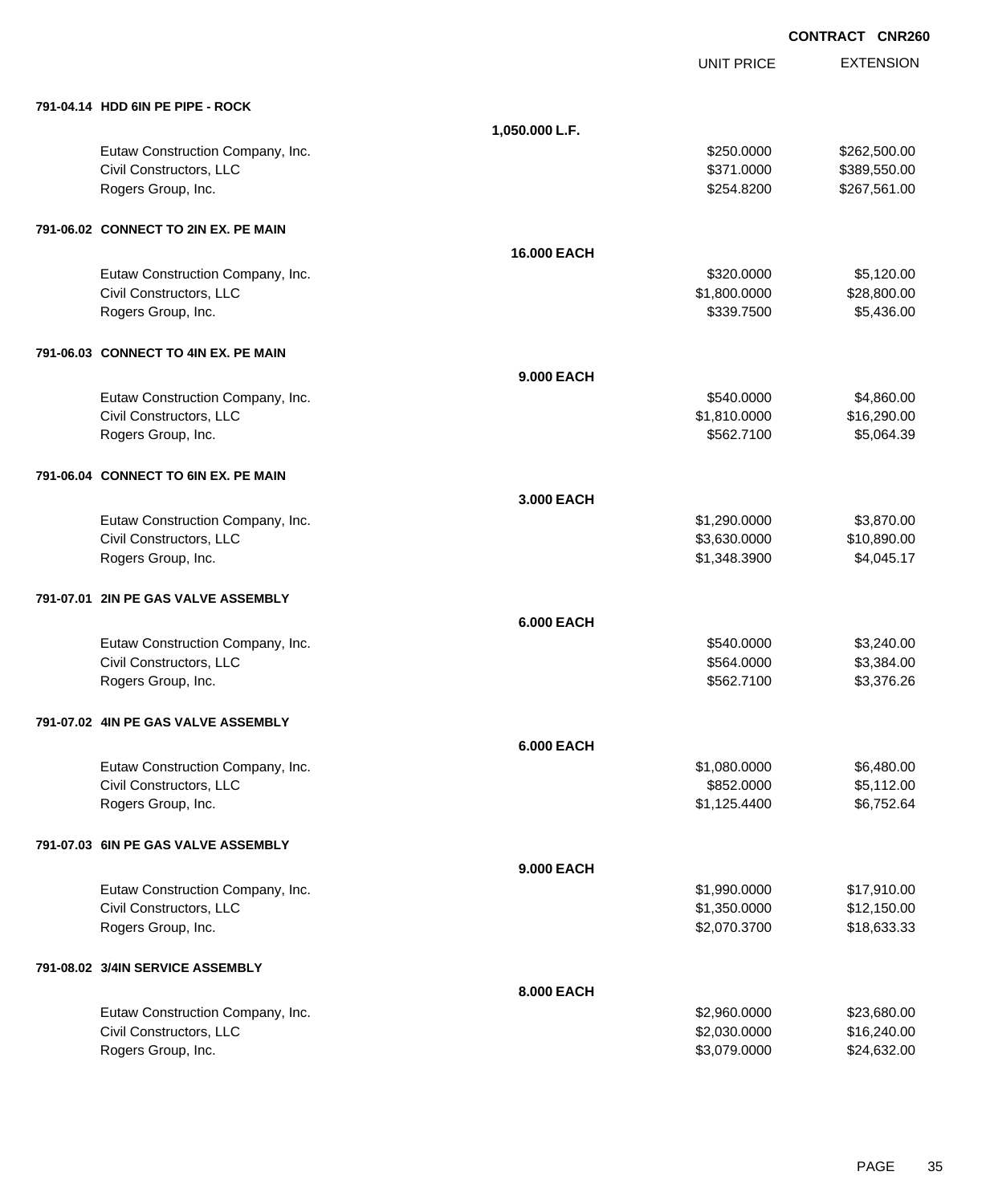**CONTRACT CNR260**

| | | UNIT PRICE | EXTENSION |
|---|---|---|---|
| **791-04.14 HDD 6IN PE PIPE - ROCK** | | | |
| | **1,050.000 L.F.** | | |
| Eutaw Construction Company, Inc. | | $250.0000 | $262,500.00 |
| Civil Constructors, LLC | | $371.0000 | $389,550.00 |
| Rogers Group, Inc. | | $254.8200 | $267,561.00 |
| **791-06.02 CONNECT TO 2IN EX. PE MAIN** | | | |
| | **16.000 EACH** | | |
| Eutaw Construction Company, Inc. | | $320.0000 | $5,120.00 |
| Civil Constructors, LLC | | $1,800.0000 | $28,800.00 |
| Rogers Group, Inc. | | $339.7500 | $5,436.00 |
| **791-06.03 CONNECT TO 4IN EX. PE MAIN** | | | |
| | **9.000 EACH** | | |
| Eutaw Construction Company, Inc. | | $540.0000 | $4,860.00 |
| Civil Constructors, LLC | | $1,810.0000 | $16,290.00 |
| Rogers Group, Inc. | | $562.7100 | $5,064.39 |
| **791-06.04 CONNECT TO 6IN EX. PE MAIN** | | | |
| | **3.000 EACH** | | |
| Eutaw Construction Company, Inc. | | $1,290.0000 | $3,870.00 |
| Civil Constructors, LLC | | $3,630.0000 | $10,890.00 |
| Rogers Group, Inc. | | $1,348.3900 | $4,045.17 |
| **791-07.01 2IN PE GAS VALVE ASSEMBLY** | | | |
| | **6.000 EACH** | | |
| Eutaw Construction Company, Inc. | | $540.0000 | $3,240.00 |
| Civil Constructors, LLC | | $564.0000 | $3,384.00 |
| Rogers Group, Inc. | | $562.7100 | $3,376.26 |
| **791-07.02 4IN PE GAS VALVE ASSEMBLY** | | | |
| | **6.000 EACH** | | |
| Eutaw Construction Company, Inc. | | $1,080.0000 | $6,480.00 |
| Civil Constructors, LLC | | $852.0000 | $5,112.00 |
| Rogers Group, Inc. | | $1,125.4400 | $6,752.64 |
| **791-07.03 6IN PE GAS VALVE ASSEMBLY** | | | |
| | **9.000 EACH** | | |
| Eutaw Construction Company, Inc. | | $1,990.0000 | $17,910.00 |
| Civil Constructors, LLC | | $1,350.0000 | $12,150.00 |
| Rogers Group, Inc. | | $2,070.3700 | $18,633.33 |
| **791-08.02 3/4IN SERVICE ASSEMBLY** | | | |
| | **8.000 EACH** | | |
| Eutaw Construction Company, Inc. | | $2,960.0000 | $23,680.00 |
| Civil Constructors, LLC | | $2,030.0000 | $16,240.00 |
| Rogers Group, Inc. | | $3,079.0000 | $24,632.00 |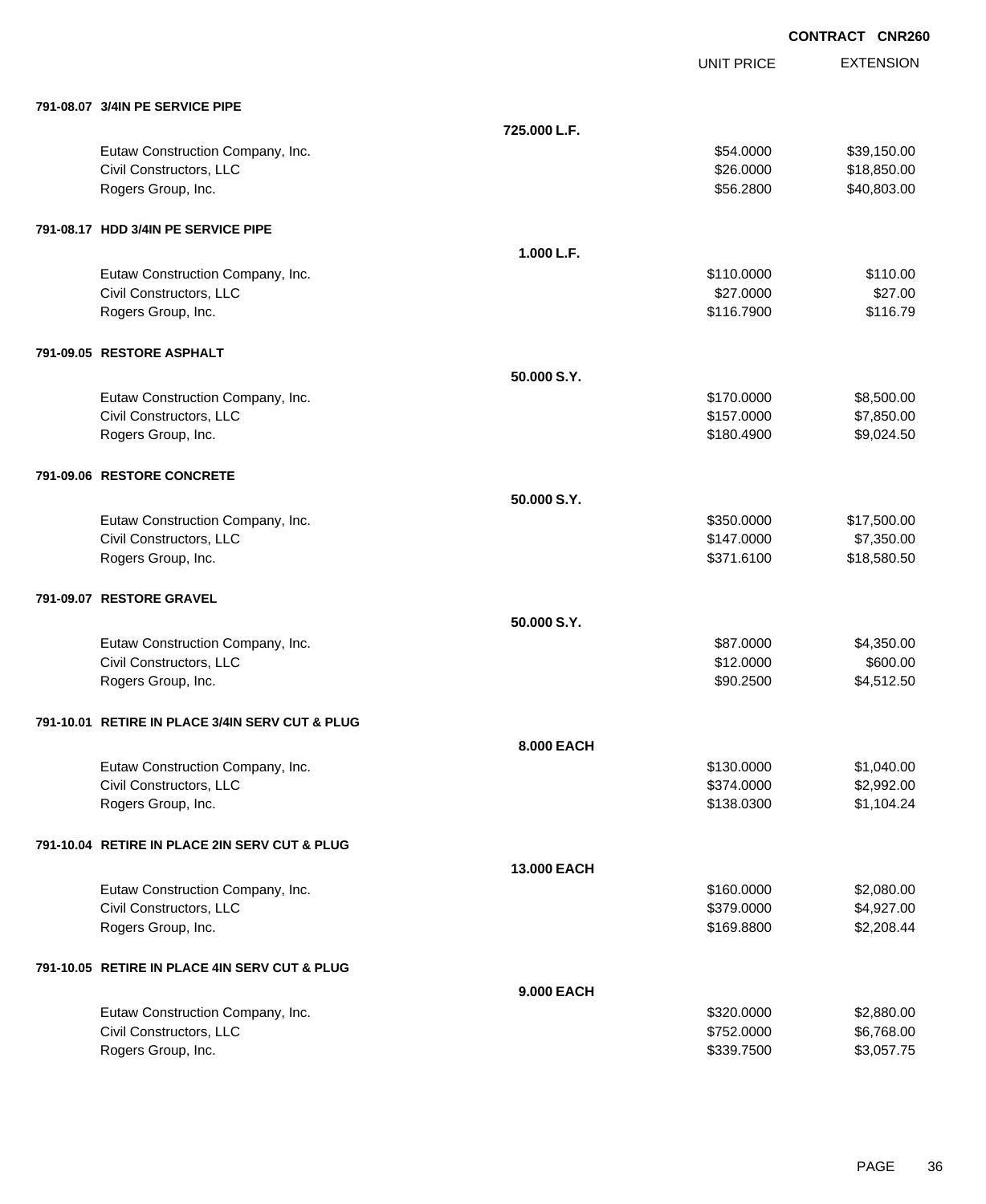**CONTRACT CNR260**

| | | UNIT PRICE | EXTENSION |
|---|---|---|---|
| **791-08.07 3/4IN PE SERVICE PIPE** | | | |
| | **725.000 L.F.** | | |
| Eutaw Construction Company, Inc. | | $54.0000 | $39,150.00 |
| Civil Constructors, LLC | | $26.0000 | $18,850.00 |
| Rogers Group, Inc. | | $56.2800 | $40,803.00 |
| **791-08.17 HDD 3/4IN PE SERVICE PIPE** | | | |
| | **1.000 L.F.** | | |
| Eutaw Construction Company, Inc. | | $110.0000 | $110.00 |
| Civil Constructors, LLC | | $27.0000 | $27.00 |
| Rogers Group, Inc. | | $116.7900 | $116.79 |
| **791-09.05 RESTORE ASPHALT** | | | |
| | **50.000 S.Y.** | | |
| Eutaw Construction Company, Inc. | | $170.0000 | $8,500.00 |
| Civil Constructors, LLC | | $157.0000 | $7,850.00 |
| Rogers Group, Inc. | | $180.4900 | $9,024.50 |
| **791-09.06 RESTORE CONCRETE** | | | |
| | **50.000 S.Y.** | | |
| Eutaw Construction Company, Inc. | | $350.0000 | $17,500.00 |
| Civil Constructors, LLC | | $147.0000 | $7,350.00 |
| Rogers Group, Inc. | | $371.6100 | $18,580.50 |
| **791-09.07 RESTORE GRAVEL** | | | |
| | **50.000 S.Y.** | | |
| Eutaw Construction Company, Inc. | | $87.0000 | $4,350.00 |
| Civil Constructors, LLC | | $12.0000 | $600.00 |
| Rogers Group, Inc. | | $90.2500 | $4,512.50 |
| **791-10.01 RETIRE IN PLACE 3/4IN SERV CUT & PLUG** | | | |
| | **8.000 EACH** | | |
| Eutaw Construction Company, Inc. | | $130.0000 | $1,040.00 |
| Civil Constructors, LLC | | $374.0000 | $2,992.00 |
| Rogers Group, Inc. | | $138.0300 | $1,104.24 |
| **791-10.04 RETIRE IN PLACE 2IN SERV CUT & PLUG** | | | |
| | **13.000 EACH** | | |
| Eutaw Construction Company, Inc. | | $160.0000 | $2,080.00 |
| Civil Constructors, LLC | | $379.0000 | $4,927.00 |
| Rogers Group, Inc. | | $169.8800 | $2,208.44 |
| **791-10.05 RETIRE IN PLACE 4IN SERV CUT & PLUG** | | | |
| | **9.000 EACH** | | |
| Eutaw Construction Company, Inc. | | $320.0000 | $2,880.00 |
| Civil Constructors, LLC | | $752.0000 | $6,768.00 |
| Rogers Group, Inc. | | $339.7500 | $3,057.75 |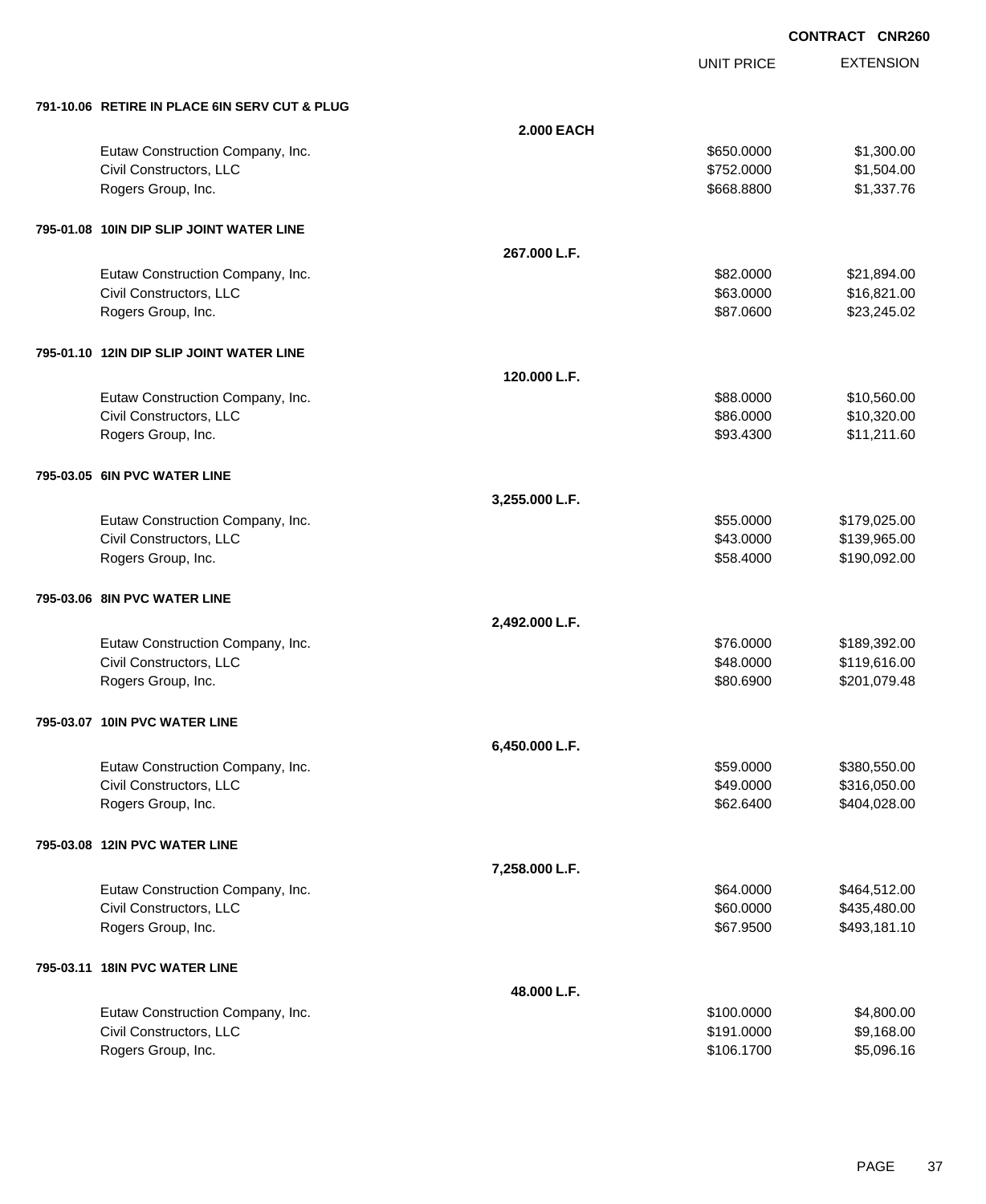CONTRACT CNR260

| | | UNIT PRICE | EXTENSION |
|---|---|---|---|
| **791-10.06 RETIRE IN PLACE 6IN SERV CUT & PLUG** | | | |
| | **2.000 EACH** | | |
| Eutaw Construction Company, Inc. | | $650.0000 | $1,300.00 |
| Civil Constructors, LLC | | $752.0000 | $1,504.00 |
| Rogers Group, Inc. | | $668.8800 | $1,337.76 |
| **795-01.08 10IN DIP SLIP JOINT WATER LINE** | | | |
| | **267.000 L.F.** | | |
| Eutaw Construction Company, Inc. | | $82.0000 | $21,894.00 |
| Civil Constructors, LLC | | $63.0000 | $16,821.00 |
| Rogers Group, Inc. | | $87.0600 | $23,245.02 |
| **795-01.10 12IN DIP SLIP JOINT WATER LINE** | | | |
| | **120.000 L.F.** | | |
| Eutaw Construction Company, Inc. | | $88.0000 | $10,560.00 |
| Civil Constructors, LLC | | $86.0000 | $10,320.00 |
| Rogers Group, Inc. | | $93.4300 | $11,211.60 |
| **795-03.05 6IN PVC WATER LINE** | | | |
| | **3,255.000 L.F.** | | |
| Eutaw Construction Company, Inc. | | $55.0000 | $179,025.00 |
| Civil Constructors, LLC | | $43.0000 | $139,965.00 |
| Rogers Group, Inc. | | $58.4000 | $190,092.00 |
| **795-03.06 8IN PVC WATER LINE** | | | |
| | **2,492.000 L.F.** | | |
| Eutaw Construction Company, Inc. | | $76.0000 | $189,392.00 |
| Civil Constructors, LLC | | $48.0000 | $119,616.00 |
| Rogers Group, Inc. | | $80.6900 | $201,079.48 |
| **795-03.07 10IN PVC WATER LINE** | | | |
| | **6,450.000 L.F.** | | |
| Eutaw Construction Company, Inc. | | $59.0000 | $380,550.00 |
| Civil Constructors, LLC | | $49.0000 | $316,050.00 |
| Rogers Group, Inc. | | $62.6400 | $404,028.00 |
| **795-03.08 12IN PVC WATER LINE** | | | |
| | **7,258.000 L.F.** | | |
| Eutaw Construction Company, Inc. | | $64.0000 | $464,512.00 |
| Civil Constructors, LLC | | $60.0000 | $435,480.00 |
| Rogers Group, Inc. | | $67.9500 | $493,181.10 |
| **795-03.11 18IN PVC WATER LINE** | | | |
| | **48.000 L.F.** | | |
| Eutaw Construction Company, Inc. | | $100.0000 | $4,800.00 |
| Civil Constructors, LLC | | $191.0000 | $9,168.00 |
| Rogers Group, Inc. | | $106.1700 | $5,096.16 |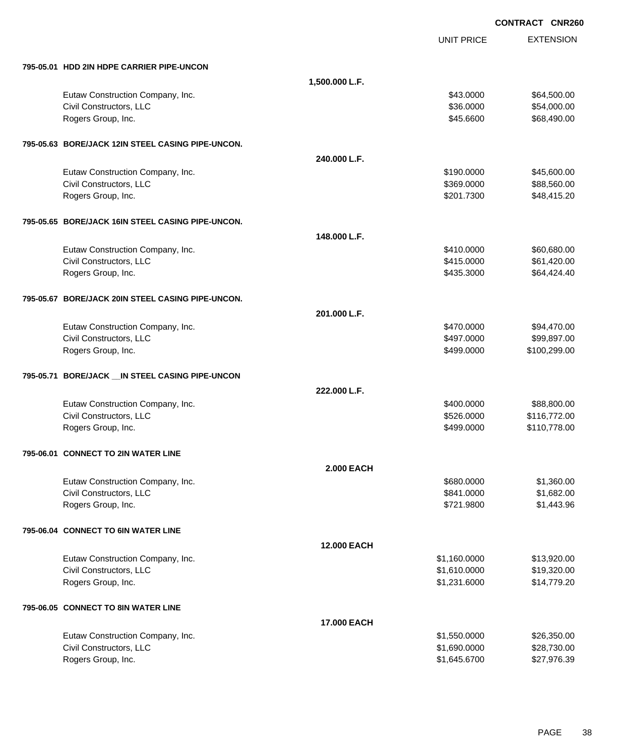**CONTRACT CNR260**

| | | UNIT PRICE | EXTENSION |
|---|---|---|---|
| **795-05.01 HDD 2IN HDPE CARRIER PIPE-UNCON** | | | |
| | **1,500.000 L.F.** | | |
| Eutaw Construction Company, Inc. | | $43.0000 | $64,500.00 |
| Civil Constructors, LLC | | $36.0000 | $54,000.00 |
| Rogers Group, Inc. | | $45.6600 | $68,490.00 |
| **795-05.63 BORE/JACK 12IN STEEL CASING PIPE-UNCON.** | | | |
| | **240.000 L.F.** | | |
| Eutaw Construction Company, Inc. | | $190.0000 | $45,600.00 |
| Civil Constructors, LLC | | $369.0000 | $88,560.00 |
| Rogers Group, Inc. | | $201.7300 | $48,415.20 |
| **795-05.65 BORE/JACK 16IN STEEL CASING PIPE-UNCON.** | | | |
| | **148.000 L.F.** | | |
| Eutaw Construction Company, Inc. | | $410.0000 | $60,680.00 |
| Civil Constructors, LLC | | $415.0000 | $61,420.00 |
| Rogers Group, Inc. | | $435.3000 | $64,424.40 |
| **795-05.67 BORE/JACK 20IN STEEL CASING PIPE-UNCON.** | | | |
| | **201.000 L.F.** | | |
| Eutaw Construction Company, Inc. | | $470.0000 | $94,470.00 |
| Civil Constructors, LLC | | $497.0000 | $99,897.00 |
| Rogers Group, Inc. | | $499.0000 | $100,299.00 |
| **795-05.71 BORE/JACK __IN STEEL CASING PIPE-UNCON** | | | |
| | **222.000 L.F.** | | |
| Eutaw Construction Company, Inc. | | $400.0000 | $88,800.00 |
| Civil Constructors, LLC | | $526.0000 | $116,772.00 |
| Rogers Group, Inc. | | $499.0000 | $110,778.00 |
| **795-06.01 CONNECT TO 2IN WATER LINE** | | | |
| | **2.000 EACH** | | |
| Eutaw Construction Company, Inc. | | $680.0000 | $1,360.00 |
| Civil Constructors, LLC | | $841.0000 | $1,682.00 |
| Rogers Group, Inc. | | $721.9800 | $1,443.96 |
| **795-06.04 CONNECT TO 6IN WATER LINE** | | | |
| | **12.000 EACH** | | |
| Eutaw Construction Company, Inc. | | $1,160.0000 | $13,920.00 |
| Civil Constructors, LLC | | $1,610.0000 | $19,320.00 |
| Rogers Group, Inc. | | $1,231.6000 | $14,779.20 |
| **795-06.05 CONNECT TO 8IN WATER LINE** | | | |
| | **17.000 EACH** | | |
| Eutaw Construction Company, Inc. | | $1,550.0000 | $26,350.00 |
| Civil Constructors, LLC | | $1,690.0000 | $28,730.00 |
| Rogers Group, Inc. | | $1,645.6700 | $27,976.39 |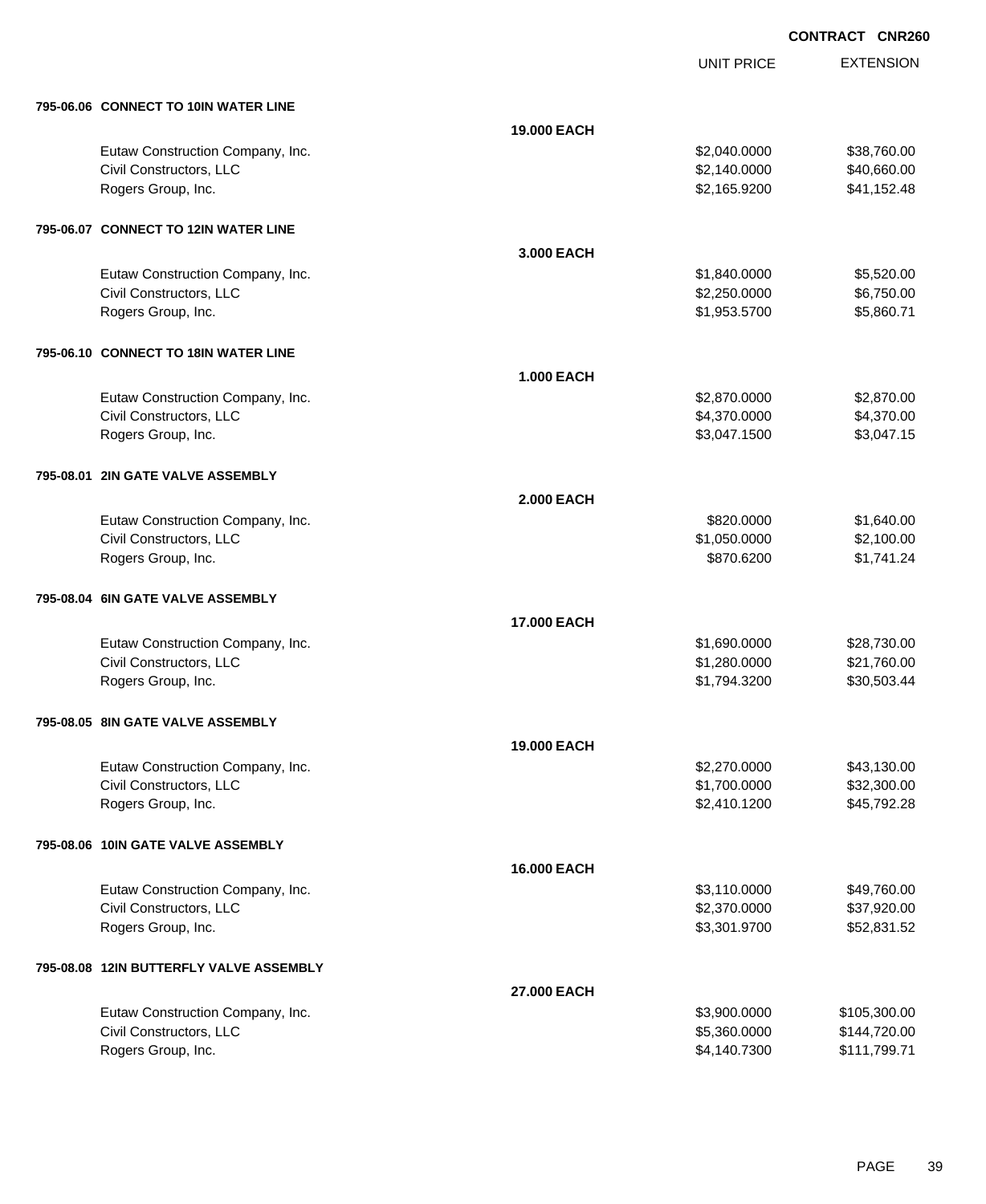**CONTRACT CNR260**

| | | UNIT PRICE | EXTENSION |
|---|---|---|---|
| **795-06.06 CONNECT TO 10IN WATER LINE** | | | |
| | **19.000 EACH** | | |
| Eutaw Construction Company, Inc. | | $2,040.0000 | $38,760.00 |
| Civil Constructors, LLC | | $2,140.0000 | $40,660.00 |
| Rogers Group, Inc. | | $2,165.9200 | $41,152.48 |
| **795-06.07 CONNECT TO 12IN WATER LINE** | | | |
| | **3.000 EACH** | | |
| Eutaw Construction Company, Inc. | | $1,840.0000 | $5,520.00 |
| Civil Constructors, LLC | | $2,250.0000 | $6,750.00 |
| Rogers Group, Inc. | | $1,953.5700 | $5,860.71 |
| **795-06.10 CONNECT TO 18IN WATER LINE** | | | |
| | **1.000 EACH** | | |
| Eutaw Construction Company, Inc. | | $2,870.0000 | $2,870.00 |
| Civil Constructors, LLC | | $4,370.0000 | $4,370.00 |
| Rogers Group, Inc. | | $3,047.1500 | $3,047.15 |
| **795-08.01 2IN GATE VALVE ASSEMBLY** | | | |
| | **2.000 EACH** | | |
| Eutaw Construction Company, Inc. | | $820.0000 | $1,640.00 |
| Civil Constructors, LLC | | $1,050.0000 | $2,100.00 |
| Rogers Group, Inc. | | $870.6200 | $1,741.24 |
| **795-08.04 6IN GATE VALVE ASSEMBLY** | | | |
| | **17.000 EACH** | | |
| Eutaw Construction Company, Inc. | | $1,690.0000 | $28,730.00 |
| Civil Constructors, LLC | | $1,280.0000 | $21,760.00 |
| Rogers Group, Inc. | | $1,794.3200 | $30,503.44 |
| **795-08.05 8IN GATE VALVE ASSEMBLY** | | | |
| | **19.000 EACH** | | |
| Eutaw Construction Company, Inc. | | $2,270.0000 | $43,130.00 |
| Civil Constructors, LLC | | $1,700.0000 | $32,300.00 |
| Rogers Group, Inc. | | $2,410.1200 | $45,792.28 |
| **795-08.06 10IN GATE VALVE ASSEMBLY** | | | |
| | **16.000 EACH** | | |
| Eutaw Construction Company, Inc. | | $3,110.0000 | $49,760.00 |
| Civil Constructors, LLC | | $2,370.0000 | $37,920.00 |
| Rogers Group, Inc. | | $3,301.9700 | $52,831.52 |
| **795-08.08 12IN BUTTERFLY VALVE ASSEMBLY** | | | |
| | **27.000 EACH** | | |
| Eutaw Construction Company, Inc. | | $3,900.0000 | $105,300.00 |
| Civil Constructors, LLC | | $5,360.0000 | $144,720.00 |
| Rogers Group, Inc. | | $4,140.7300 | $111,799.71 |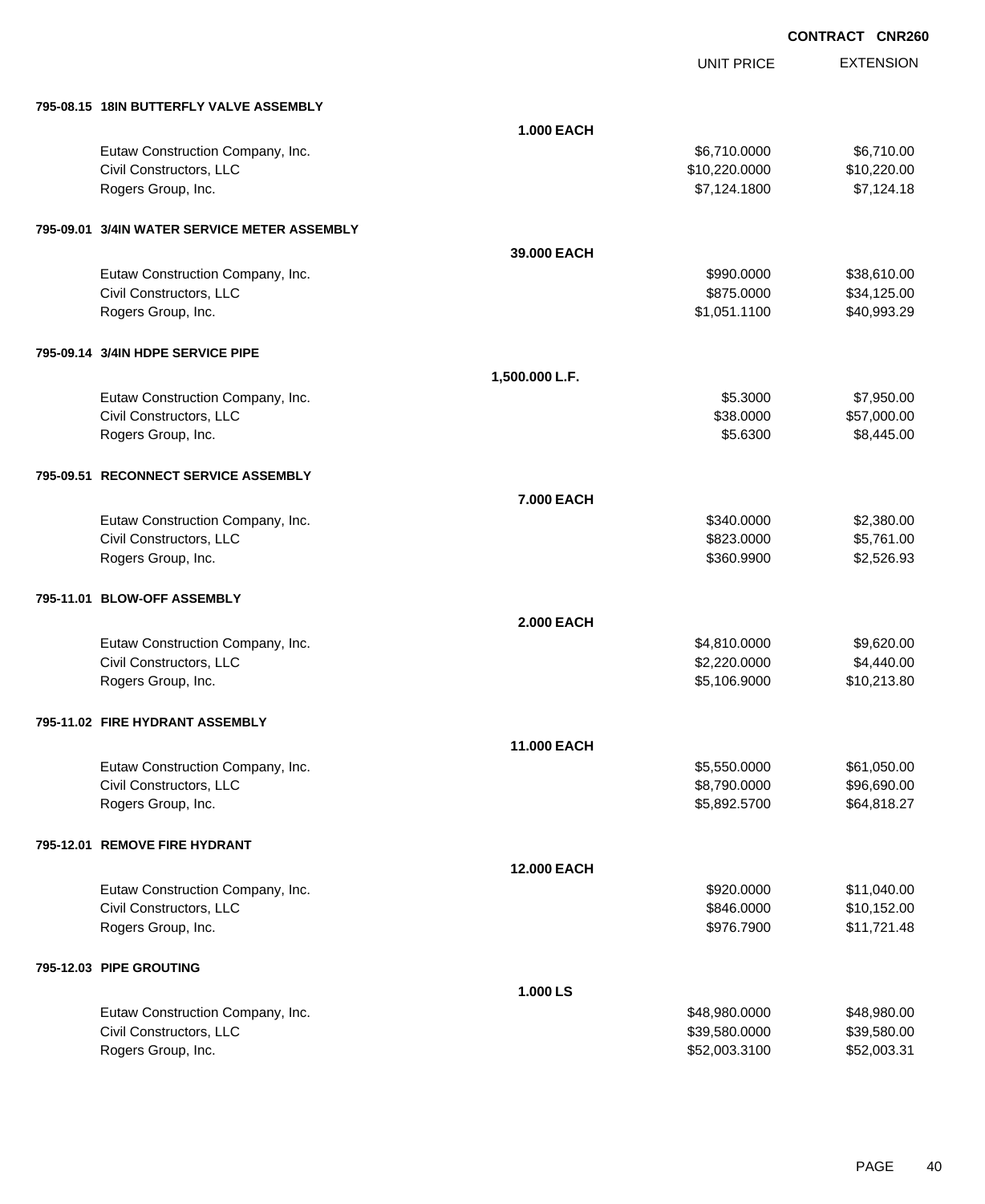CONTRACT CNR260

| | | UNIT PRICE | EXTENSION |
|---|---|---|---|
| **795-08.15 18IN BUTTERFLY VALVE ASSEMBLY** | | | |
| | **1.000 EACH** | | |
| Eutaw Construction Company, Inc. | | $6,710.0000 | $6,710.00 |
| Civil Constructors, LLC | | $10,220.0000 | $10,220.00 |
| Rogers Group, Inc. | | $7,124.1800 | $7,124.18 |
| **795-09.01 3/4IN WATER SERVICE METER ASSEMBLY** | | | |
| | **39.000 EACH** | | |
| Eutaw Construction Company, Inc. | | $990.0000 | $38,610.00 |
| Civil Constructors, LLC | | $875.0000 | $34,125.00 |
| Rogers Group, Inc. | | $1,051.1100 | $40,993.29 |
| **795-09.14 3/4IN HDPE SERVICE PIPE** | | | |
| | **1,500.000 L.F.** | | |
| Eutaw Construction Company, Inc. | | $5.3000 | $7,950.00 |
| Civil Constructors, LLC | | $38.0000 | $57,000.00 |
| Rogers Group, Inc. | | $5.6300 | $8,445.00 |
| **795-09.51 RECONNECT SERVICE ASSEMBLY** | | | |
| | **7.000 EACH** | | |
| Eutaw Construction Company, Inc. | | $340.0000 | $2,380.00 |
| Civil Constructors, LLC | | $823.0000 | $5,761.00 |
| Rogers Group, Inc. | | $360.9900 | $2,526.93 |
| **795-11.01 BLOW-OFF ASSEMBLY** | | | |
| | **2.000 EACH** | | |
| Eutaw Construction Company, Inc. | | $4,810.0000 | $9,620.00 |
| Civil Constructors, LLC | | $2,220.0000 | $4,440.00 |
| Rogers Group, Inc. | | $5,106.9000 | $10,213.80 |
| **795-11.02 FIRE HYDRANT ASSEMBLY** | | | |
| | **11.000 EACH** | | |
| Eutaw Construction Company, Inc. | | $5,550.0000 | $61,050.00 |
| Civil Constructors, LLC | | $8,790.0000 | $96,690.00 |
| Rogers Group, Inc. | | $5,892.5700 | $64,818.27 |
| **795-12.01 REMOVE FIRE HYDRANT** | | | |
| | **12.000 EACH** | | |
| Eutaw Construction Company, Inc. | | $920.0000 | $11,040.00 |
| Civil Constructors, LLC | | $846.0000 | $10,152.00 |
| Rogers Group, Inc. | | $976.7900 | $11,721.48 |
| **795-12.03 PIPE GROUTING** | | | |
| | **1.000 LS** | | |
| Eutaw Construction Company, Inc. | | $48,980.0000 | $48,980.00 |
| Civil Constructors, LLC | | $39,580.0000 | $39,580.00 |
| Rogers Group, Inc. | | $52,003.3100 | $52,003.31 |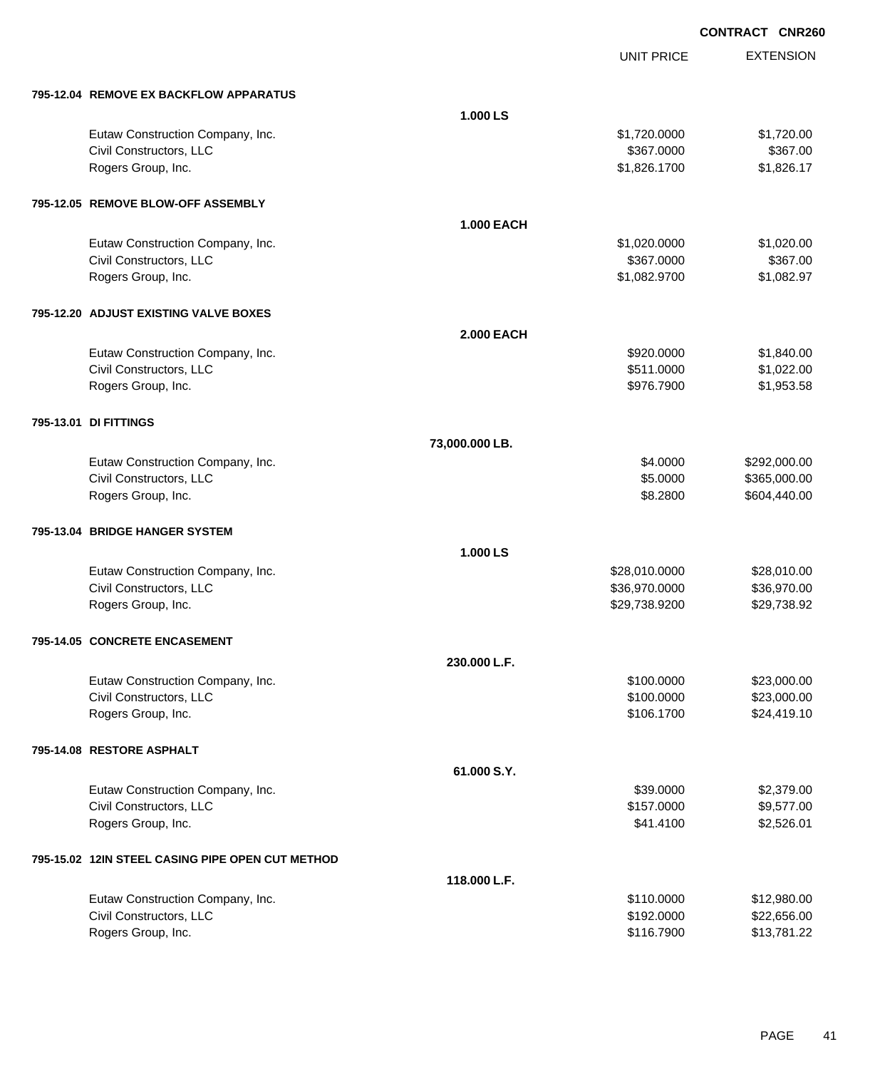**CONTRACT CNR260**

| | | UNIT PRICE | EXTENSION |
|---|---|---|---|
| **795-12.04 REMOVE EX BACKFLOW APPARATUS** | | | |
| | **1.000 LS** | | |
| Eutaw Construction Company, Inc. | | $1,720.0000 | $1,720.00 |
| Civil Constructors, LLC | | $367.0000 | $367.00 |
| Rogers Group, Inc. | | $1,826.1700 | $1,826.17 |
| **795-12.05 REMOVE BLOW-OFF ASSEMBLY** | | | |
| | **1.000 EACH** | | |
| Eutaw Construction Company, Inc. | | $1,020.0000 | $1,020.00 |
| Civil Constructors, LLC | | $367.0000 | $367.00 |
| Rogers Group, Inc. | | $1,082.9700 | $1,082.97 |
| **795-12.20 ADJUST EXISTING VALVE BOXES** | | | |
| | **2.000 EACH** | | |
| Eutaw Construction Company, Inc. | | $920.0000 | $1,840.00 |
| Civil Constructors, LLC | | $511.0000 | $1,022.00 |
| Rogers Group, Inc. | | $976.7900 | $1,953.58 |
| **795-13.01 DI FITTINGS** | | | |
| | **73,000.000 LB.** | | |
| Eutaw Construction Company, Inc. | | $4.0000 | $292,000.00 |
| Civil Constructors, LLC | | $5.0000 | $365,000.00 |
| Rogers Group, Inc. | | $8.2800 | $604,440.00 |
| **795-13.04 BRIDGE HANGER SYSTEM** | | | |
| | **1.000 LS** | | |
| Eutaw Construction Company, Inc. | | $28,010.0000 | $28,010.00 |
| Civil Constructors, LLC | | $36,970.0000 | $36,970.00 |
| Rogers Group, Inc. | | $29,738.9200 | $29,738.92 |
| **795-14.05 CONCRETE ENCASEMENT** | | | |
| | **230.000 L.F.** | | |
| Eutaw Construction Company, Inc. | | $100.0000 | $23,000.00 |
| Civil Constructors, LLC | | $100.0000 | $23,000.00 |
| Rogers Group, Inc. | | $106.1700 | $24,419.10 |
| **795-14.08 RESTORE ASPHALT** | | | |
| | **61.000 S.Y.** | | |
| Eutaw Construction Company, Inc. | | $39.0000 | $2,379.00 |
| Civil Constructors, LLC | | $157.0000 | $9,577.00 |
| Rogers Group, Inc. | | $41.4100 | $2,526.01 |
| **795-15.02 12IN STEEL CASING PIPE OPEN CUT METHOD** | | | |
| | **118.000 L.F.** | | |
| Eutaw Construction Company, Inc. | | $110.0000 | $12,980.00 |
| Civil Constructors, LLC | | $192.0000 | $22,656.00 |
| Rogers Group, Inc. | | $116.7900 | $13,781.22 |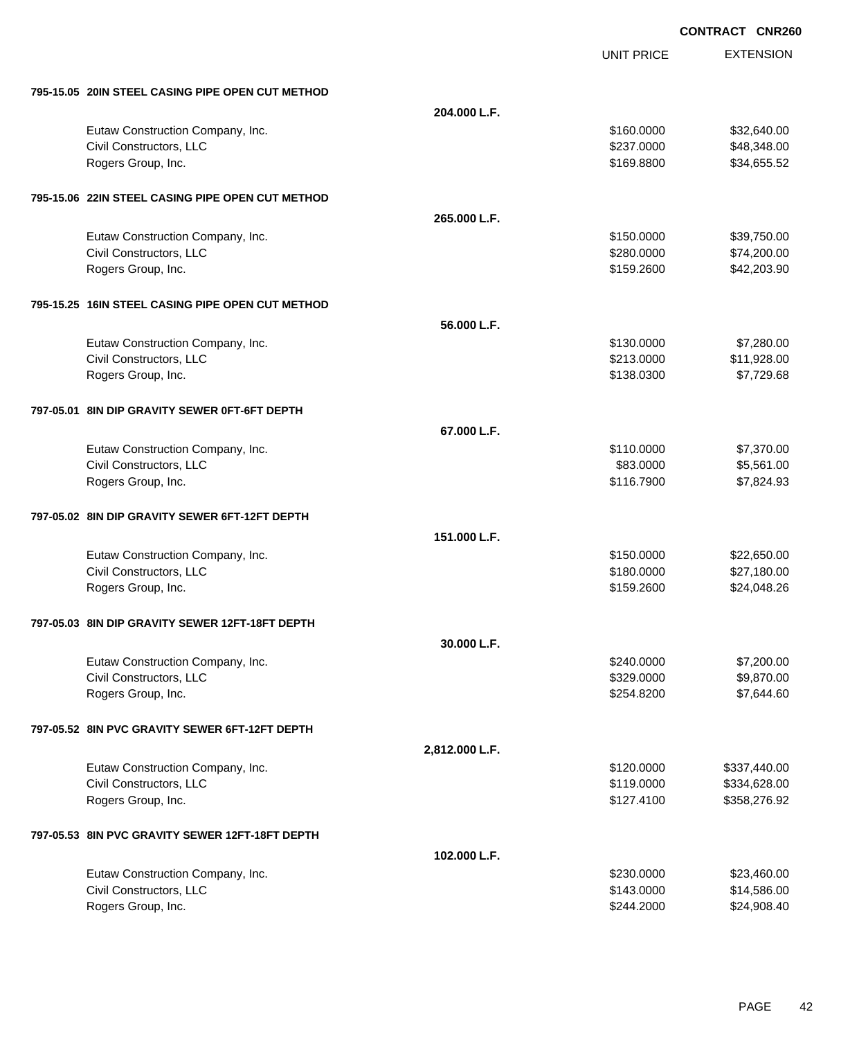**CONTRACT CNR260**

| | | UNIT PRICE | EXTENSION |
|---|---|---|---|
| **795-15.05 20IN STEEL CASING PIPE OPEN CUT METHOD** | | | |
| | **204.000 L.F.** | | |
| Eutaw Construction Company, Inc. | | $160.0000 | $32,640.00 |
| Civil Constructors, LLC | | $237.0000 | $48,348.00 |
| Rogers Group, Inc. | | $169.8800 | $34,655.52 |
| **795-15.06 22IN STEEL CASING PIPE OPEN CUT METHOD** | | | |
| | **265.000 L.F.** | | |
| Eutaw Construction Company, Inc. | | $150.0000 | $39,750.00 |
| Civil Constructors, LLC | | $280.0000 | $74,200.00 |
| Rogers Group, Inc. | | $159.2600 | $42,203.90 |
| **795-15.25 16IN STEEL CASING PIPE OPEN CUT METHOD** | | | |
| | **56.000 L.F.** | | |
| Eutaw Construction Company, Inc. | | $130.0000 | $7,280.00 |
| Civil Constructors, LLC | | $213.0000 | $11,928.00 |
| Rogers Group, Inc. | | $138.0300 | $7,729.68 |
| **797-05.01 8IN DIP GRAVITY SEWER 0FT-6FT DEPTH** | | | |
| | **67.000 L.F.** | | |
| Eutaw Construction Company, Inc. | | $110.0000 | $7,370.00 |
| Civil Constructors, LLC | | $83.0000 | $5,561.00 |
| Rogers Group, Inc. | | $116.7900 | $7,824.93 |
| **797-05.02 8IN DIP GRAVITY SEWER 6FT-12FT DEPTH** | | | |
| | **151.000 L.F.** | | |
| Eutaw Construction Company, Inc. | | $150.0000 | $22,650.00 |
| Civil Constructors, LLC | | $180.0000 | $27,180.00 |
| Rogers Group, Inc. | | $159.2600 | $24,048.26 |
| **797-05.03 8IN DIP GRAVITY SEWER 12FT-18FT DEPTH** | | | |
| | **30.000 L.F.** | | |
| Eutaw Construction Company, Inc. | | $240.0000 | $7,200.00 |
| Civil Constructors, LLC | | $329.0000 | $9,870.00 |
| Rogers Group, Inc. | | $254.8200 | $7,644.60 |
| **797-05.52 8IN PVC GRAVITY SEWER 6FT-12FT DEPTH** | | | |
| | **2,812.000 L.F.** | | |
| Eutaw Construction Company, Inc. | | $120.0000 | $337,440.00 |
| Civil Constructors, LLC | | $119.0000 | $334,628.00 |
| Rogers Group, Inc. | | $127.4100 | $358,276.92 |
| **797-05.53 8IN PVC GRAVITY SEWER 12FT-18FT DEPTH** | | | |
| | **102.000 L.F.** | | |
| Eutaw Construction Company, Inc. | | $230.0000 | $23,460.00 |
| Civil Constructors, LLC | | $143.0000 | $14,586.00 |
| Rogers Group, Inc. | | $244.2000 | $24,908.40 |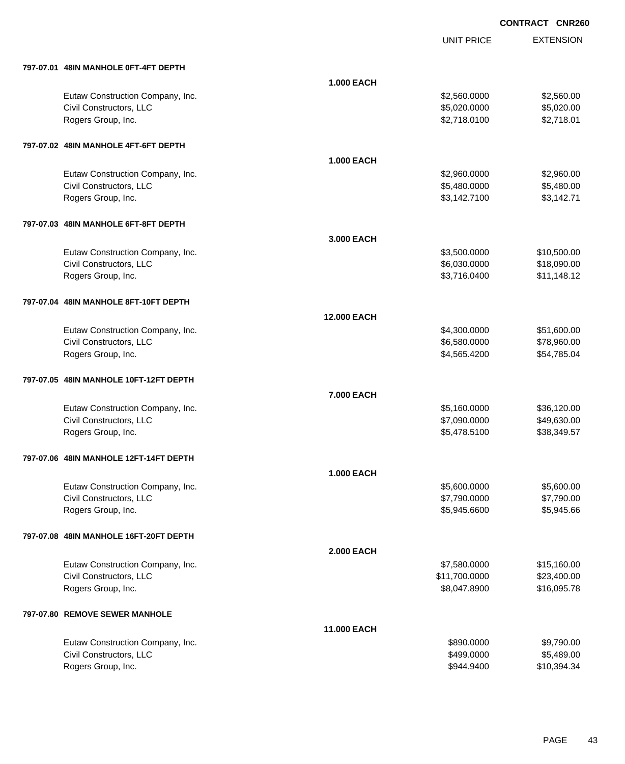**CONTRACT CNR260**

| | | UNIT PRICE | EXTENSION |
|---|---|---|---|
| **797-07.01 48IN MANHOLE 0FT-4FT DEPTH** | | | |
| | **1.000 EACH** | | |
| Eutaw Construction Company, Inc. | | $2,560.0000 | $2,560.00 |
| Civil Constructors, LLC | | $5,020.0000 | $5,020.00 |
| Rogers Group, Inc. | | $2,718.0100 | $2,718.01 |
| **797-07.02 48IN MANHOLE 4FT-6FT DEPTH** | | | |
| | **1.000 EACH** | | |
| Eutaw Construction Company, Inc. | | $2,960.0000 | $2,960.00 |
| Civil Constructors, LLC | | $5,480.0000 | $5,480.00 |
| Rogers Group, Inc. | | $3,142.7100 | $3,142.71 |
| **797-07.03 48IN MANHOLE 6FT-8FT DEPTH** | | | |
| | **3.000 EACH** | | |
| Eutaw Construction Company, Inc. | | $3,500.0000 | $10,500.00 |
| Civil Constructors, LLC | | $6,030.0000 | $18,090.00 |
| Rogers Group, Inc. | | $3,716.0400 | $11,148.12 |
| **797-07.04 48IN MANHOLE 8FT-10FT DEPTH** | | | |
| | **12.000 EACH** | | |
| Eutaw Construction Company, Inc. | | $4,300.0000 | $51,600.00 |
| Civil Constructors, LLC | | $6,580.0000 | $78,960.00 |
| Rogers Group, Inc. | | $4,565.4200 | $54,785.04 |
| **797-07.05 48IN MANHOLE 10FT-12FT DEPTH** | | | |
| | **7.000 EACH** | | |
| Eutaw Construction Company, Inc. | | $5,160.0000 | $36,120.00 |
| Civil Constructors, LLC | | $7,090.0000 | $49,630.00 |
| Rogers Group, Inc. | | $5,478.5100 | $38,349.57 |
| **797-07.06 48IN MANHOLE 12FT-14FT DEPTH** | | | |
| | **1.000 EACH** | | |
| Eutaw Construction Company, Inc. | | $5,600.0000 | $5,600.00 |
| Civil Constructors, LLC | | $7,790.0000 | $7,790.00 |
| Rogers Group, Inc. | | $5,945.6600 | $5,945.66 |
| **797-07.08 48IN MANHOLE 16FT-20FT DEPTH** | | | |
| | **2.000 EACH** | | |
| Eutaw Construction Company, Inc. | | $7,580.0000 | $15,160.00 |
| Civil Constructors, LLC | | $11,700.0000 | $23,400.00 |
| Rogers Group, Inc. | | $8,047.8900 | $16,095.78 |
| **797-07.80 REMOVE SEWER MANHOLE** | | | |
| | **11.000 EACH** | | |
| Eutaw Construction Company, Inc. | | $890.0000 | $9,790.00 |
| Civil Constructors, LLC | | $499.0000 | $5,489.00 |
| Rogers Group, Inc. | | $944.9400 | $10,394.34 |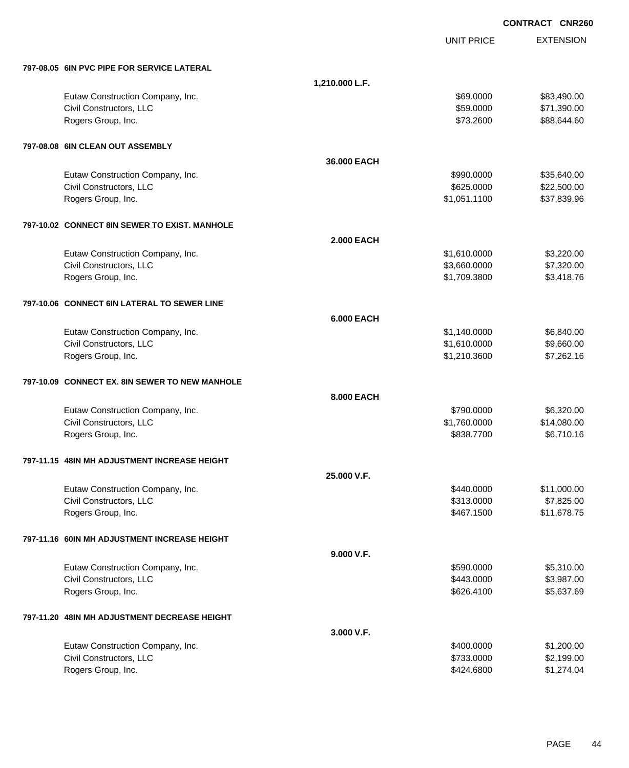**CONTRACT CNR260**

| | | UNIT PRICE | EXTENSION |
|---|---|---|---|
| **797-08.05 6IN PVC PIPE FOR SERVICE LATERAL** | | | |
| | **1,210.000 L.F.** | | |
| Eutaw Construction Company, Inc. | | $69.0000 | $83,490.00 |
| Civil Constructors, LLC | | $59.0000 | $71,390.00 |
| Rogers Group, Inc. | | $73.2600 | $88,644.60 |
| **797-08.08 6IN CLEAN OUT ASSEMBLY** | | | |
| | **36.000 EACH** | | |
| Eutaw Construction Company, Inc. | | $990.0000 | $35,640.00 |
| Civil Constructors, LLC | | $625.0000 | $22,500.00 |
| Rogers Group, Inc. | | $1,051.1100 | $37,839.96 |
| **797-10.02 CONNECT 8IN SEWER TO EXIST. MANHOLE** | | | |
| | **2.000 EACH** | | |
| Eutaw Construction Company, Inc. | | $1,610.0000 | $3,220.00 |
| Civil Constructors, LLC | | $3,660.0000 | $7,320.00 |
| Rogers Group, Inc. | | $1,709.3800 | $3,418.76 |
| **797-10.06 CONNECT 6IN LATERAL TO SEWER LINE** | | | |
| | **6.000 EACH** | | |
| Eutaw Construction Company, Inc. | | $1,140.0000 | $6,840.00 |
| Civil Constructors, LLC | | $1,610.0000 | $9,660.00 |
| Rogers Group, Inc. | | $1,210.3600 | $7,262.16 |
| **797-10.09 CONNECT EX. 8IN SEWER TO NEW MANHOLE** | | | |
| | **8.000 EACH** | | |
| Eutaw Construction Company, Inc. | | $790.0000 | $6,320.00 |
| Civil Constructors, LLC | | $1,760.0000 | $14,080.00 |
| Rogers Group, Inc. | | $838.7700 | $6,710.16 |
| **797-11.15 48IN MH ADJUSTMENT INCREASE HEIGHT** | | | |
| | **25.000 V.F.** | | |
| Eutaw Construction Company, Inc. | | $440.0000 | $11,000.00 |
| Civil Constructors, LLC | | $313.0000 | $7,825.00 |
| Rogers Group, Inc. | | $467.1500 | $11,678.75 |
| **797-11.16 60IN MH ADJUSTMENT INCREASE HEIGHT** | | | |
| | **9.000 V.F.** | | |
| Eutaw Construction Company, Inc. | | $590.0000 | $5,310.00 |
| Civil Constructors, LLC | | $443.0000 | $3,987.00 |
| Rogers Group, Inc. | | $626.4100 | $5,637.69 |
| **797-11.20 48IN MH ADJUSTMENT DECREASE HEIGHT** | | | |
| | **3.000 V.F.** | | |
| Eutaw Construction Company, Inc. | | $400.0000 | $1,200.00 |
| Civil Constructors, LLC | | $733.0000 | $2,199.00 |
| Rogers Group, Inc. | | $424.6800 | $1,274.04 |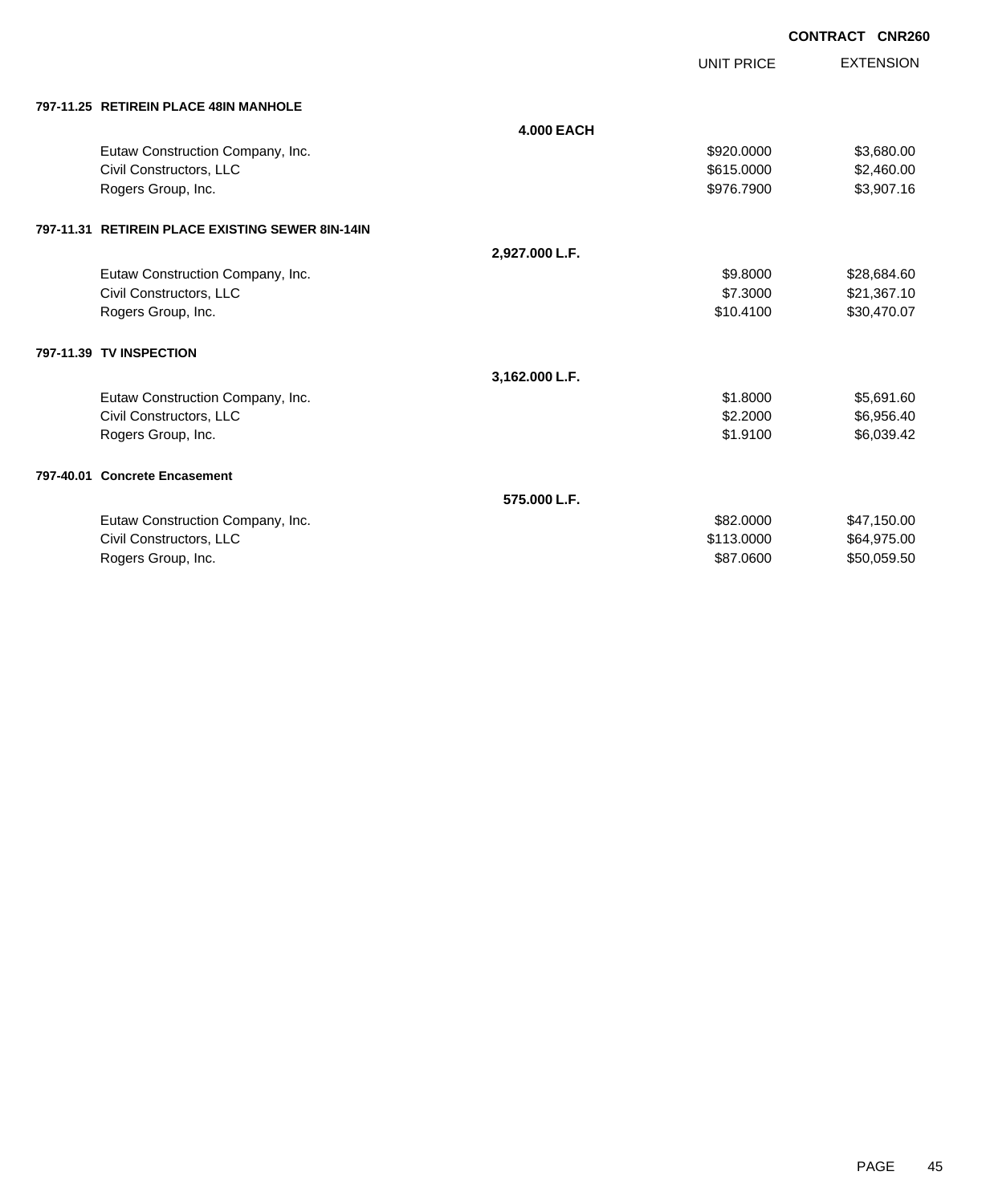**CONTRACT CNR260**

| | UNIT PRICE | EXTENSION |
|---|---|---|
| **797-11.25 RETIREIN PLACE 48IN MANHOLE** | | |
| **4.000 EACH** | | |
| Eutaw Construction Company, Inc. | $920.0000 | $3,680.00 |
| Civil Constructors, LLC | $615.0000 | $2,460.00 |
| Rogers Group, Inc. | $976.7900 | $3,907.16 |
| **797-11.31 RETIREIN PLACE EXISTING SEWER 8IN-14IN** | | |
| **2,927.000 L.F.** | | |
| Eutaw Construction Company, Inc. | $9.8000 | $28,684.60 |
| Civil Constructors, LLC | $7.3000 | $21,367.10 |
| Rogers Group, Inc. | $10.4100 | $30,470.07 |
| **797-11.39 TV INSPECTION** | | |
| **3,162.000 L.F.** | | |
| Eutaw Construction Company, Inc. | $1.8000 | $5,691.60 |
| Civil Constructors, LLC | $2.2000 | $6,956.40 |
| Rogers Group, Inc. | $1.9100 | $6,039.42 |
| **797-40.01 Concrete Encasement** | | |
| **575.000 L.F.** | | |
| Eutaw Construction Company, Inc. | $82.0000 | $47,150.00 |
| Civil Constructors, LLC | $113.0000 | $64,975.00 |
| Rogers Group, Inc. | $87.0600 | $50,059.50 |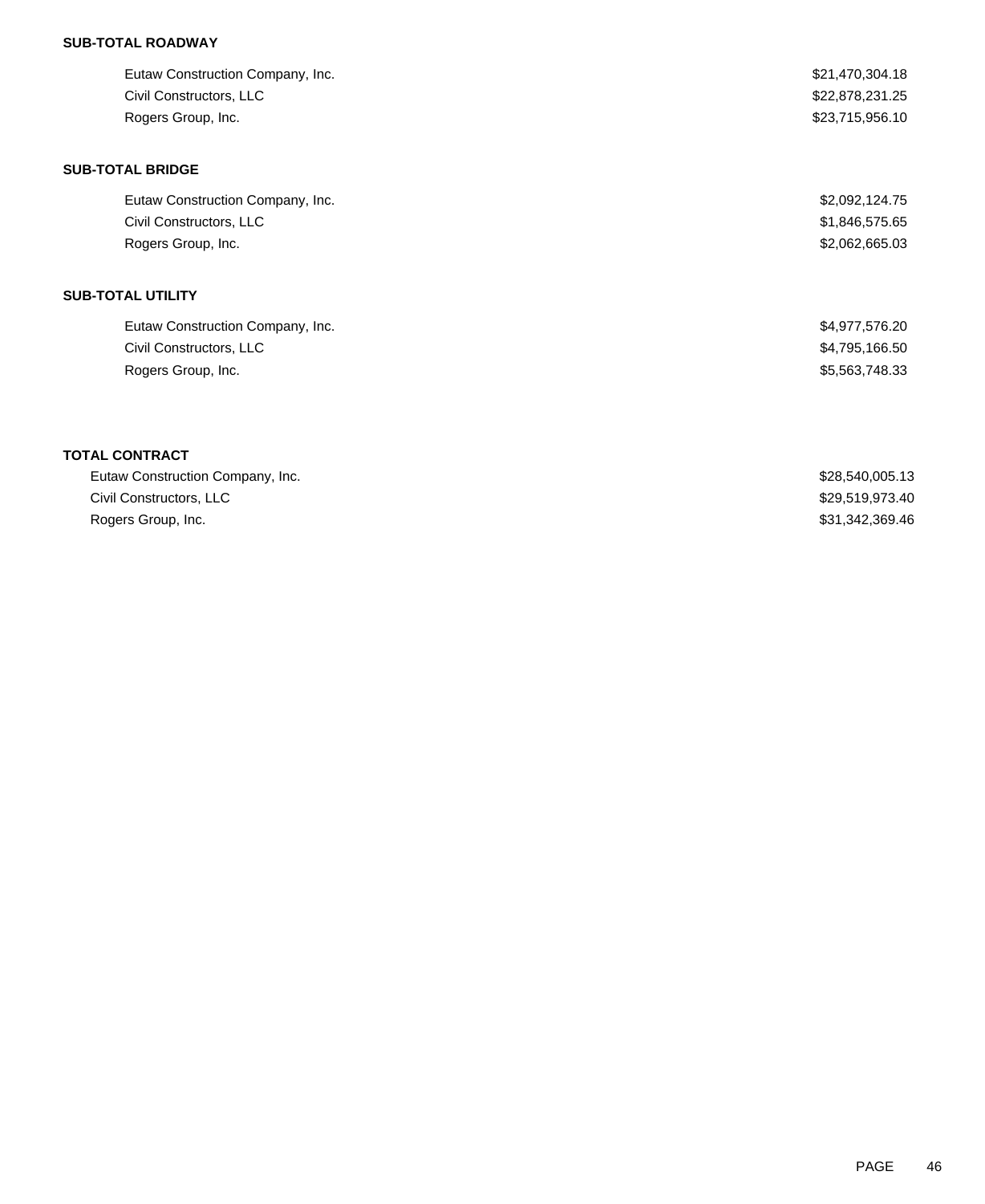**SUB-TOTAL ROADWAY**

| | |
|---|---|
| Eutaw Construction Company, Inc. | $21,470,304.18 |
| Civil Constructors, LLC | $22,878,231.25 |
| Rogers Group, Inc. | $23,715,956.10 |

**SUB-TOTAL BRIDGE**

| | |
|---|---|
| Eutaw Construction Company, Inc. | $2,092,124.75 |
| Civil Constructors, LLC | $1,846,575.65 |
| Rogers Group, Inc. | $2,062,665.03 |

**SUB-TOTAL UTILITY**

| | |
|---|---|
| Eutaw Construction Company, Inc. | $4,977,576.20 |
| Civil Constructors, LLC | $4,795,166.50 |
| Rogers Group, Inc. | $5,563,748.33 |

**TOTAL CONTRACT**

| | |
|---|---|
| Eutaw Construction Company, Inc. | $28,540,005.13 |
| Civil Constructors, LLC | $29,519,973.40 |
| Rogers Group, Inc. | $31,342,369.46 |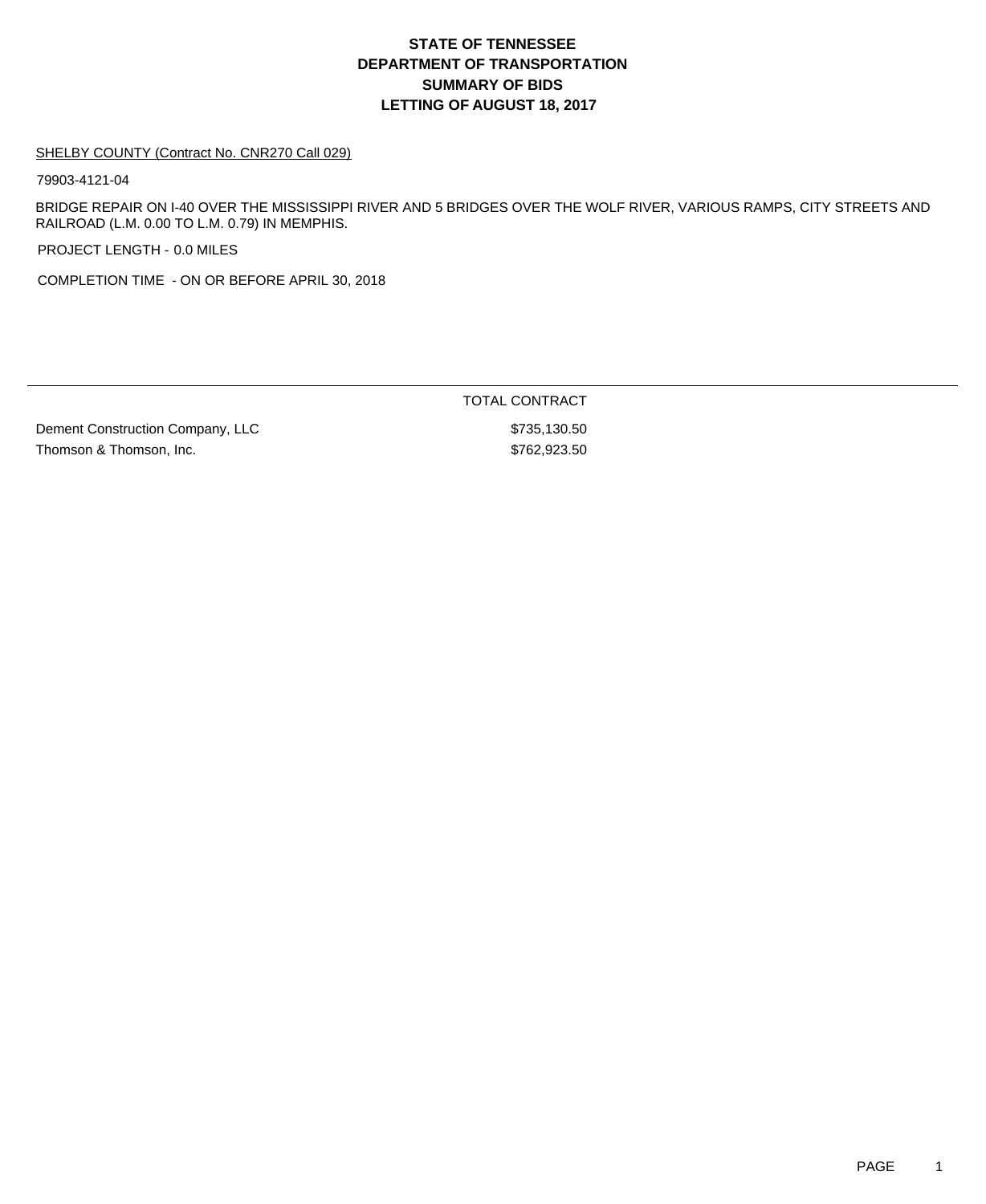# STATE OF TENNESSEE
# DEPARTMENT OF TRANSPORTATION
# SUMMARY OF BIDS
# LETTING OF AUGUST 18, 2017

SHELBY COUNTY (Contract No. CNR270 Call 029)

79903-4121-04

BRIDGE REPAIR ON I-40 OVER THE MISSISSIPPI RIVER AND 5 BRIDGES OVER THE WOLF RIVER, VARIOUS RAMPS, CITY STREETS AND RAILROAD (L.M. 0.00 TO L.M. 0.79) IN MEMPHIS.

PROJECT LENGTH - 0.0 MILES

COMPLETION TIME - ON OR BEFORE APRIL 30, 2018

| | TOTAL CONTRACT |
|---|---|
| Dement Construction Company, LLC | $735,130.50 |
| Thomson & Thomson, Inc. | $762,923.50 |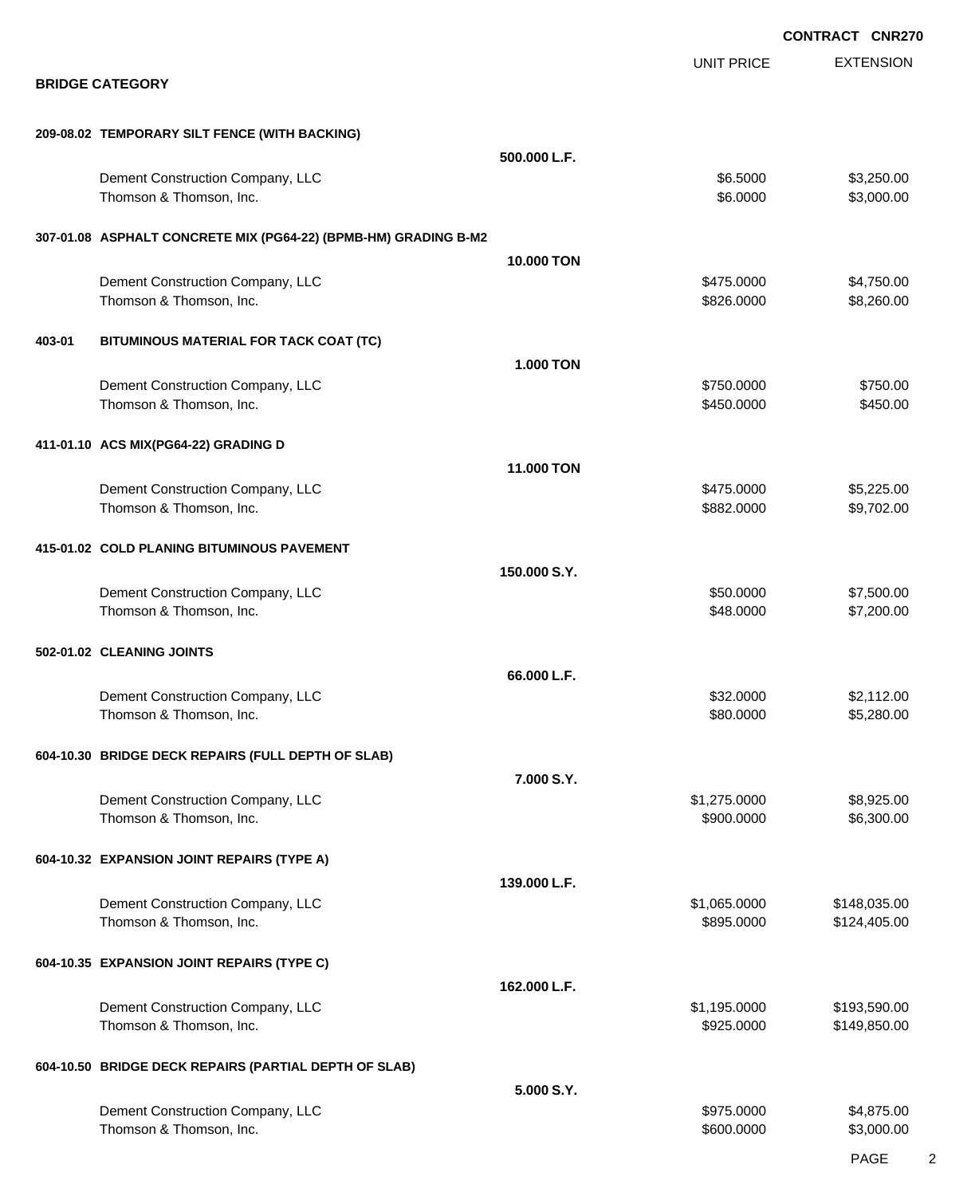**CONTRACT CNR270**

## BRIDGE CATEGORY

| | UNIT PRICE | EXTENSION |
|---|---|---|
| **209-08.02 TEMPORARY SILT FENCE (WITH BACKING)** | | |
| **500.000 L.F.** | | |
| Dement Construction Company, LLC | $6.5000 | $3,250.00 |
| Thomson & Thomson, Inc. | $6.0000 | $3,000.00 |
| **307-01.08 ASPHALT CONCRETE MIX (PG64-22) (BPMB-HM) GRADING B-M2** | | |
| **10.000 TON** | | |
| Dement Construction Company, LLC | $475.0000 | $4,750.00 |
| Thomson & Thomson, Inc. | $826.0000 | $8,260.00 |
| **403-01 BITUMINOUS MATERIAL FOR TACK COAT (TC)** | | |
| **1.000 TON** | | |
| Dement Construction Company, LLC | $750.0000 | $750.00 |
| Thomson & Thomson, Inc. | $450.0000 | $450.00 |
| **411-01.10 ACS MIX(PG64-22) GRADING D** | | |
| **11.000 TON** | | |
| Dement Construction Company, LLC | $475.0000 | $5,225.00 |
| Thomson & Thomson, Inc. | $882.0000 | $9,702.00 |
| **415-01.02 COLD PLANING BITUMINOUS PAVEMENT** | | |
| **150.000 S.Y.** | | |
| Dement Construction Company, LLC | $50.0000 | $7,500.00 |
| Thomson & Thomson, Inc. | $48.0000 | $7,200.00 |
| **502-01.02 CLEANING JOINTS** | | |
| **66.000 L.F.** | | |
| Dement Construction Company, LLC | $32.0000 | $2,112.00 |
| Thomson & Thomson, Inc. | $80.0000 | $5,280.00 |
| **604-10.30 BRIDGE DECK REPAIRS (FULL DEPTH OF SLAB)** | | |
| **7.000 S.Y.** | | |
| Dement Construction Company, LLC | $1,275.0000 | $8,925.00 |
| Thomson & Thomson, Inc. | $900.0000 | $6,300.00 |
| **604-10.32 EXPANSION JOINT REPAIRS (TYPE A)** | | |
| **139.000 L.F.** | | |
| Dement Construction Company, LLC | $1,065.0000 | $148,035.00 |
| Thomson & Thomson, Inc. | $895.0000 | $124,405.00 |
| **604-10.35 EXPANSION JOINT REPAIRS (TYPE C)** | | |
| **162.000 L.F.** | | |
| Dement Construction Company, LLC | $1,195.0000 | $193,590.00 |
| Thomson & Thomson, Inc. | $925.0000 | $149,850.00 |
| **604-10.50 BRIDGE DECK REPAIRS (PARTIAL DEPTH OF SLAB)** | | |
| **5.000 S.Y.** | | |
| Dement Construction Company, LLC | $975.0000 | $4,875.00 |
| Thomson & Thomson, Inc. | $600.0000 | $3,000.00 |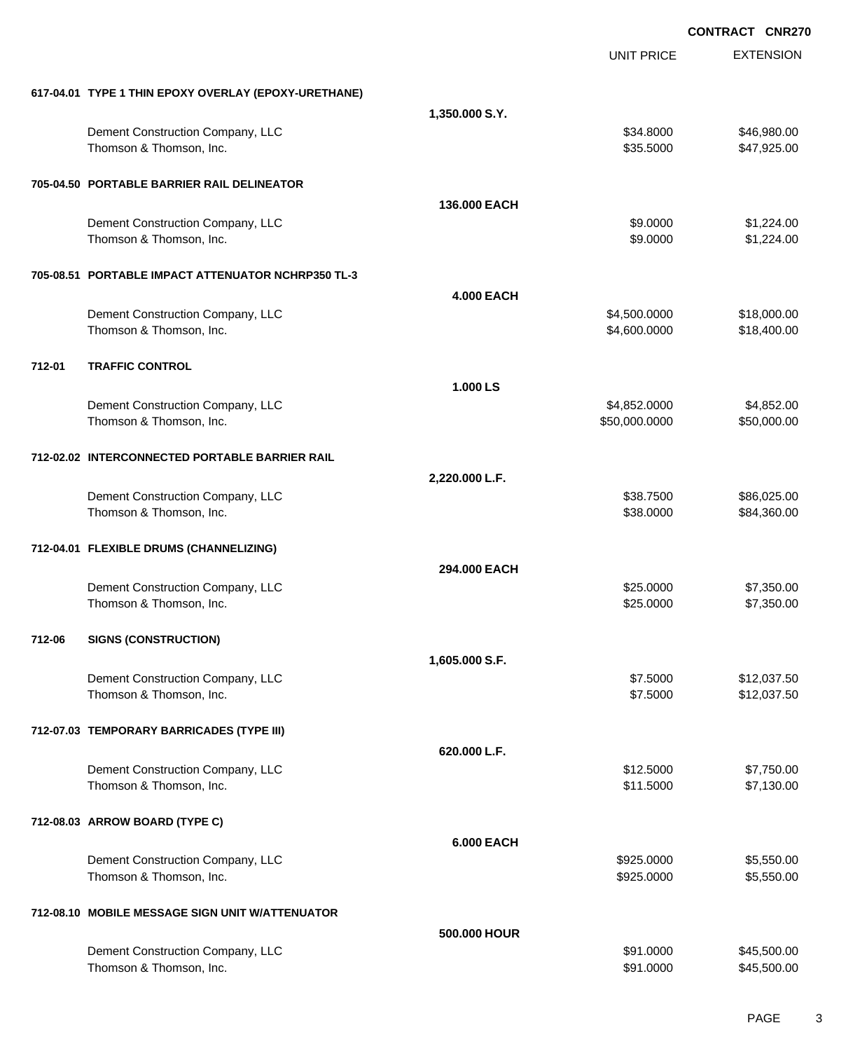**CONTRACT CNR270**

| | | UNIT PRICE | EXTENSION |
|---|---|---|---|
| **617-04.01 TYPE 1 THIN EPOXY OVERLAY (EPOXY-URETHANE)** | **1,350.000 S.Y.** | | |
| Dement Construction Company, LLC | | $34.8000 | $46,980.00 |
| Thomson & Thomson, Inc. | | $35.5000 | $47,925.00 |
| **705-04.50 PORTABLE BARRIER RAIL DELINEATOR** | **136.000 EACH** | | |
| Dement Construction Company, LLC | | $9.0000 | $1,224.00 |
| Thomson & Thomson, Inc. | | $9.0000 | $1,224.00 |
| **705-08.51 PORTABLE IMPACT ATTENUATOR NCHRP350 TL-3** | **4.000 EACH** | | |
| Dement Construction Company, LLC | | $4,500.0000 | $18,000.00 |
| Thomson & Thomson, Inc. | | $4,600.0000 | $18,400.00 |
| **712-01 TRAFFIC CONTROL** | **1.000 LS** | | |
| Dement Construction Company, LLC | | $4,852.0000 | $4,852.00 |
| Thomson & Thomson, Inc. | | $50,000.0000 | $50,000.00 |
| **712-02.02 INTERCONNECTED PORTABLE BARRIER RAIL** | **2,220.000 L.F.** | | |
| Dement Construction Company, LLC | | $38.7500 | $86,025.00 |
| Thomson & Thomson, Inc. | | $38.0000 | $84,360.00 |
| **712-04.01 FLEXIBLE DRUMS (CHANNELIZING)** | **294.000 EACH** | | |
| Dement Construction Company, LLC | | $25.0000 | $7,350.00 |
| Thomson & Thomson, Inc. | | $25.0000 | $7,350.00 |
| **712-06 SIGNS (CONSTRUCTION)** | **1,605.000 S.F.** | | |
| Dement Construction Company, LLC | | $7.5000 | $12,037.50 |
| Thomson & Thomson, Inc. | | $7.5000 | $12,037.50 |
| **712-07.03 TEMPORARY BARRICADES (TYPE III)** | **620.000 L.F.** | | |
| Dement Construction Company, LLC | | $12.5000 | $7,750.00 |
| Thomson & Thomson, Inc. | | $11.5000 | $7,130.00 |
| **712-08.03 ARROW BOARD (TYPE C)** | **6.000 EACH** | | |
| Dement Construction Company, LLC | | $925.0000 | $5,550.00 |
| Thomson & Thomson, Inc. | | $925.0000 | $5,550.00 |
| **712-08.10 MOBILE MESSAGE SIGN UNIT W/ATTENUATOR** | **500.000 HOUR** | | |
| Dement Construction Company, LLC | | $91.0000 | $45,500.00 |
| Thomson & Thomson, Inc. | | $91.0000 | $45,500.00 |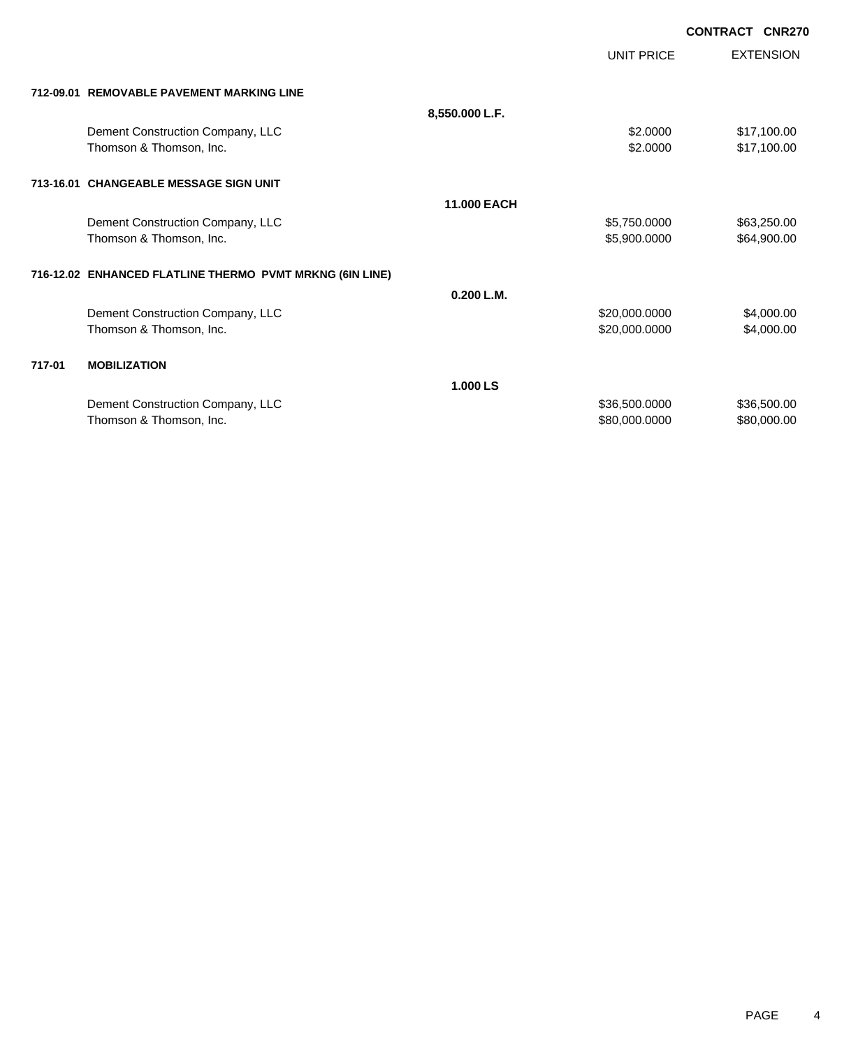**CONTRACT CNR270**

| | | UNIT PRICE | EXTENSION |
|---|---|---|---|
| **712-09.01 REMOVABLE PAVEMENT MARKING LINE** | | | |
| | **8,550.000 L.F.** | | |
| Dement Construction Company, LLC | | $2.0000 | $17,100.00 |
| Thomson & Thomson, Inc. | | $2.0000 | $17,100.00 |
| **713-16.01 CHANGEABLE MESSAGE SIGN UNIT** | | | |
| | **11.000 EACH** | | |
| Dement Construction Company, LLC | | $5,750.0000 | $63,250.00 |
| Thomson & Thomson, Inc. | | $5,900.0000 | $64,900.00 |
| **716-12.02 ENHANCED FLATLINE THERMO PVMT MRKNG (6IN LINE)** | | | |
| | **0.200 L.M.** | | |
| Dement Construction Company, LLC | | $20,000.0000 | $4,000.00 |
| Thomson & Thomson, Inc. | | $20,000.0000 | $4,000.00 |
| **717-01 MOBILIZATION** | | | |
| | **1.000 LS** | | |
| Dement Construction Company, LLC | | $36,500.0000 | $36,500.00 |
| Thomson & Thomson, Inc. | | $80,000.0000 | $80,000.00 |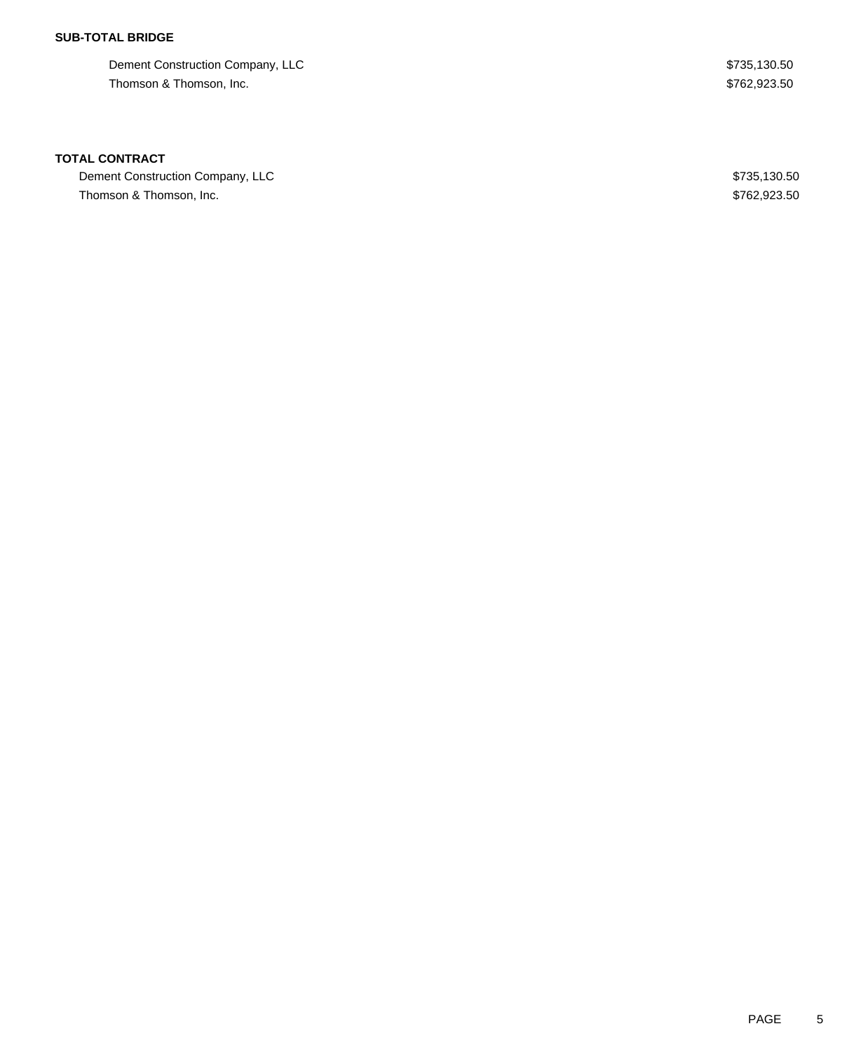**SUB-TOTAL BRIDGE**

| | |
|---|---|
| Dement Construction Company, LLC | $735,130.50 |
| Thomson & Thomson, Inc. | $762,923.50 |

**TOTAL CONTRACT**

| | |
|---|---|
| Dement Construction Company, LLC | $735,130.50 |
| Thomson & Thomson, Inc. | $762,923.50 |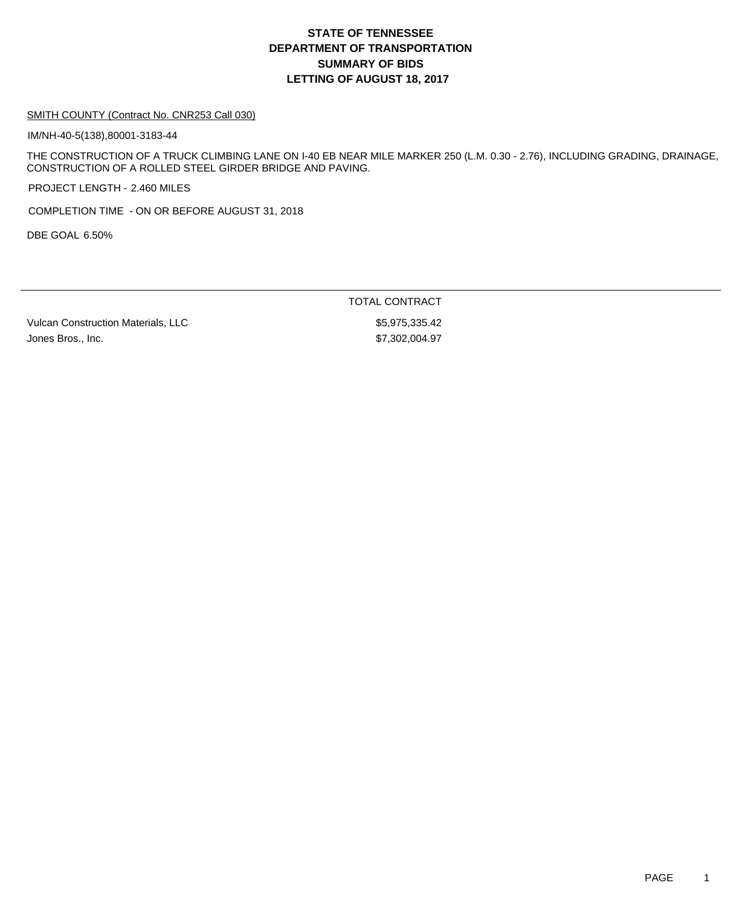# STATE OF TENNESSEE
# DEPARTMENT OF TRANSPORTATION
# SUMMARY OF BIDS
# LETTING OF AUGUST 18, 2017

SMITH COUNTY (Contract No. CNR253 Call 030)

IM/NH-40-5(138),80001-3183-44

THE CONSTRUCTION OF A TRUCK CLIMBING LANE ON I-40 EB NEAR MILE MARKER 250 (L.M. 0.30 - 2.76), INCLUDING GRADING, DRAINAGE, CONSTRUCTION OF A ROLLED STEEL GIRDER BRIDGE AND PAVING.

PROJECT LENGTH - 2.460 MILES

COMPLETION TIME - ON OR BEFORE AUGUST 31, 2018

DBE GOAL 6.50%

| | TOTAL CONTRACT |
|---|---|
| Vulcan Construction Materials, LLC | $5,975,335.42 |
| Jones Bros., Inc. | $7,302,004.97 |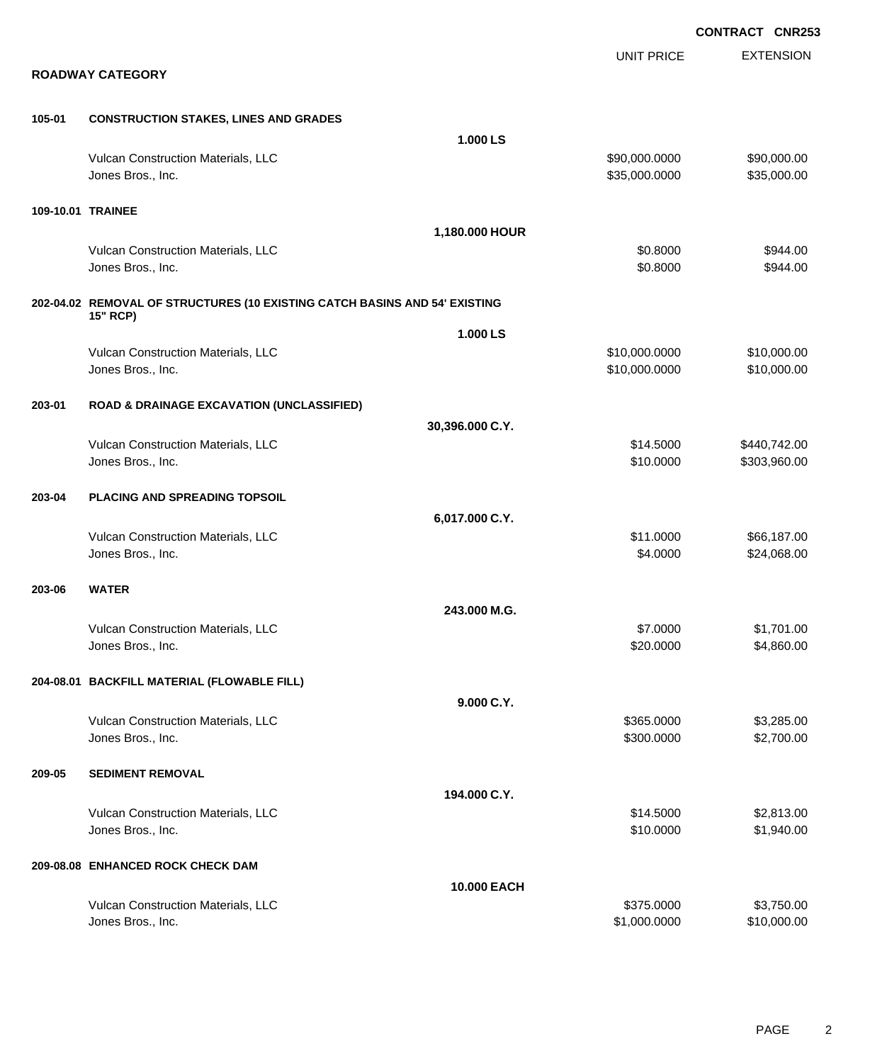**CONTRACT CNR253**

## ROADWAY CATEGORY

| | | | UNIT PRICE | EXTENSION |
|---|---|---|---|---|
| **105-01** | **CONSTRUCTION STAKES, LINES AND GRADES** | | | |
| | | **1.000 LS** | | |
| | Vulcan Construction Materials, LLC | | $90,000.0000 | $90,000.00 |
| | Jones Bros., Inc. | | $35,000.0000 | $35,000.00 |
| **109-10.01** | **TRAINEE** | | | |
| | | **1,180.000 HOUR** | | |
| | Vulcan Construction Materials, LLC | | $0.8000 | $944.00 |
| | Jones Bros., Inc. | | $0.8000 | $944.00 |
| **202-04.02** | **REMOVAL OF STRUCTURES (10 EXISTING CATCH BASINS AND 54' EXISTING 15" RCP)** | | | |
| | | **1.000 LS** | | |
| | Vulcan Construction Materials, LLC | | $10,000.0000 | $10,000.00 |
| | Jones Bros., Inc. | | $10,000.0000 | $10,000.00 |
| **203-01** | **ROAD & DRAINAGE EXCAVATION (UNCLASSIFIED)** | | | |
| | | **30,396.000 C.Y.** | | |
| | Vulcan Construction Materials, LLC | | $14.5000 | $440,742.00 |
| | Jones Bros., Inc. | | $10.0000 | $303,960.00 |
| **203-04** | **PLACING AND SPREADING TOPSOIL** | | | |
| | | **6,017.000 C.Y.** | | |
| | Vulcan Construction Materials, LLC | | $11.0000 | $66,187.00 |
| | Jones Bros., Inc. | | $4.0000 | $24,068.00 |
| **203-06** | **WATER** | | | |
| | | **243.000 M.G.** | | |
| | Vulcan Construction Materials, LLC | | $7.0000 | $1,701.00 |
| | Jones Bros., Inc. | | $20.0000 | $4,860.00 |
| **204-08.01** | **BACKFILL MATERIAL (FLOWABLE FILL)** | | | |
| | | **9.000 C.Y.** | | |
| | Vulcan Construction Materials, LLC | | $365.0000 | $3,285.00 |
| | Jones Bros., Inc. | | $300.0000 | $2,700.00 |
| **209-05** | **SEDIMENT REMOVAL** | | | |
| | | **194.000 C.Y.** | | |
| | Vulcan Construction Materials, LLC | | $14.5000 | $2,813.00 |
| | Jones Bros., Inc. | | $10.0000 | $1,940.00 |
| **209-08.08** | **ENHANCED ROCK CHECK DAM** | | | |
| | | **10.000 EACH** | | |
| | Vulcan Construction Materials, LLC | | $375.0000 | $3,750.00 |
| | Jones Bros., Inc. | | $1,000.0000 | $10,000.00 |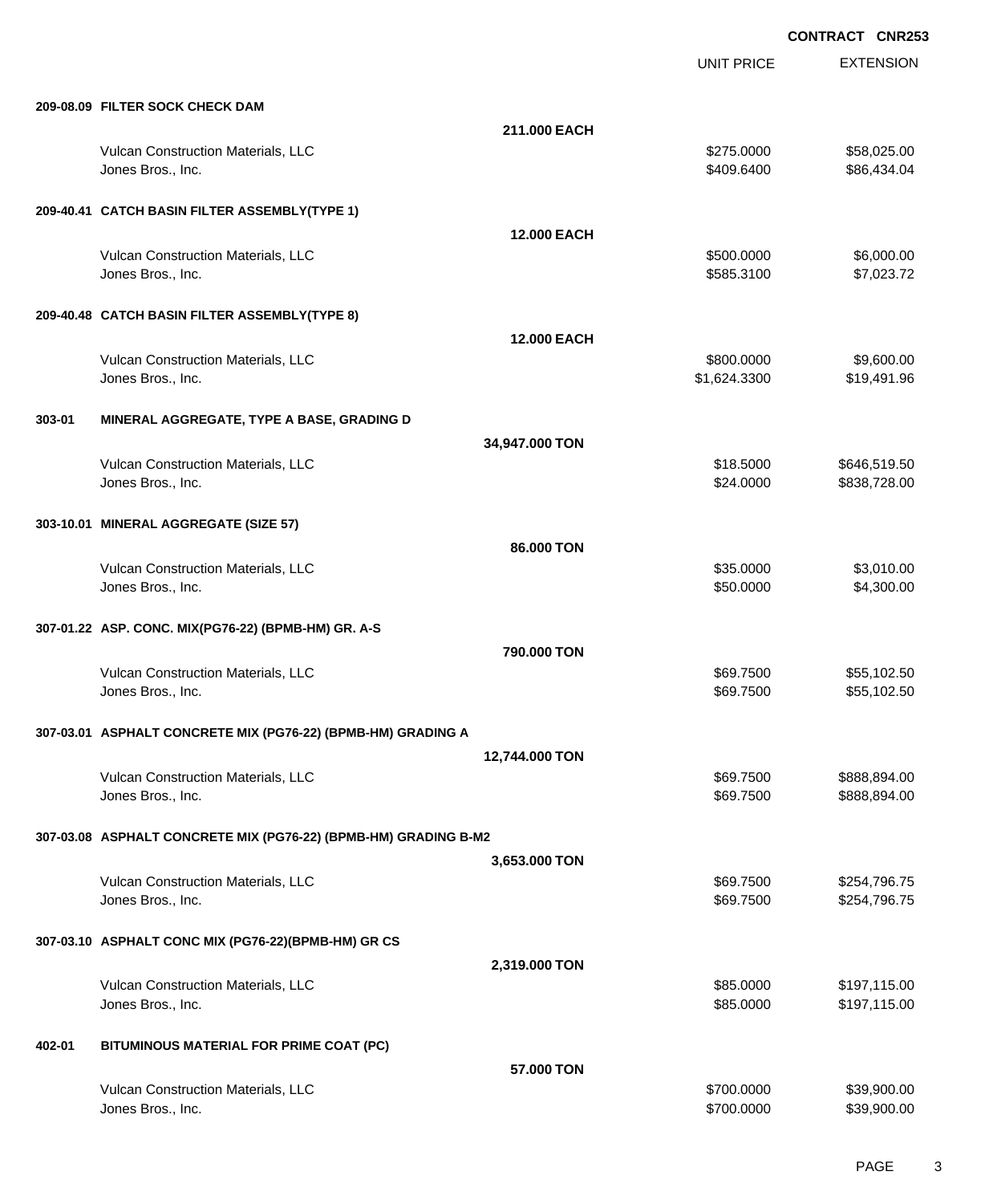**CONTRACT CNR253**

| | | UNIT PRICE | EXTENSION |
|---|---|---|---|
| **209-08.09 FILTER SOCK CHECK DAM** | | | |
| | **211.000 EACH** | | |
| Vulcan Construction Materials, LLC | | $275.0000 | $58,025.00 |
| Jones Bros., Inc. | | $409.6400 | $86,434.04 |
| **209-40.41 CATCH BASIN FILTER ASSEMBLY(TYPE 1)** | | | |
| | **12.000 EACH** | | |
| Vulcan Construction Materials, LLC | | $500.0000 | $6,000.00 |
| Jones Bros., Inc. | | $585.3100 | $7,023.72 |
| **209-40.48 CATCH BASIN FILTER ASSEMBLY(TYPE 8)** | | | |
| | **12.000 EACH** | | |
| Vulcan Construction Materials, LLC | | $800.0000 | $9,600.00 |
| Jones Bros., Inc. | | $1,624.3300 | $19,491.96 |
| **303-01 MINERAL AGGREGATE, TYPE A BASE, GRADING D** | | | |
| | **34,947.000 TON** | | |
| Vulcan Construction Materials, LLC | | $18.5000 | $646,519.50 |
| Jones Bros., Inc. | | $24.0000 | $838,728.00 |
| **303-10.01 MINERAL AGGREGATE (SIZE 57)** | | | |
| | **86.000 TON** | | |
| Vulcan Construction Materials, LLC | | $35.0000 | $3,010.00 |
| Jones Bros., Inc. | | $50.0000 | $4,300.00 |
| **307-01.22 ASP. CONC. MIX(PG76-22) (BPMB-HM) GR. A-S** | | | |
| | **790.000 TON** | | |
| Vulcan Construction Materials, LLC | | $69.7500 | $55,102.50 |
| Jones Bros., Inc. | | $69.7500 | $55,102.50 |
| **307-03.01 ASPHALT CONCRETE MIX (PG76-22) (BPMB-HM) GRADING A** | | | |
| | **12,744.000 TON** | | |
| Vulcan Construction Materials, LLC | | $69.7500 | $888,894.00 |
| Jones Bros., Inc. | | $69.7500 | $888,894.00 |
| **307-03.08 ASPHALT CONCRETE MIX (PG76-22) (BPMB-HM) GRADING B-M2** | | | |
| | **3,653.000 TON** | | |
| Vulcan Construction Materials, LLC | | $69.7500 | $254,796.75 |
| Jones Bros., Inc. | | $69.7500 | $254,796.75 |
| **307-03.10 ASPHALT CONC MIX (PG76-22)(BPMB-HM) GR CS** | | | |
| | **2,319.000 TON** | | |
| Vulcan Construction Materials, LLC | | $85.0000 | $197,115.00 |
| Jones Bros., Inc. | | $85.0000 | $197,115.00 |
| **402-01 BITUMINOUS MATERIAL FOR PRIME COAT (PC)** | | | |
| | **57.000 TON** | | |
| Vulcan Construction Materials, LLC | | $700.0000 | $39,900.00 |
| Jones Bros., Inc. | | $700.0000 | $39,900.00 |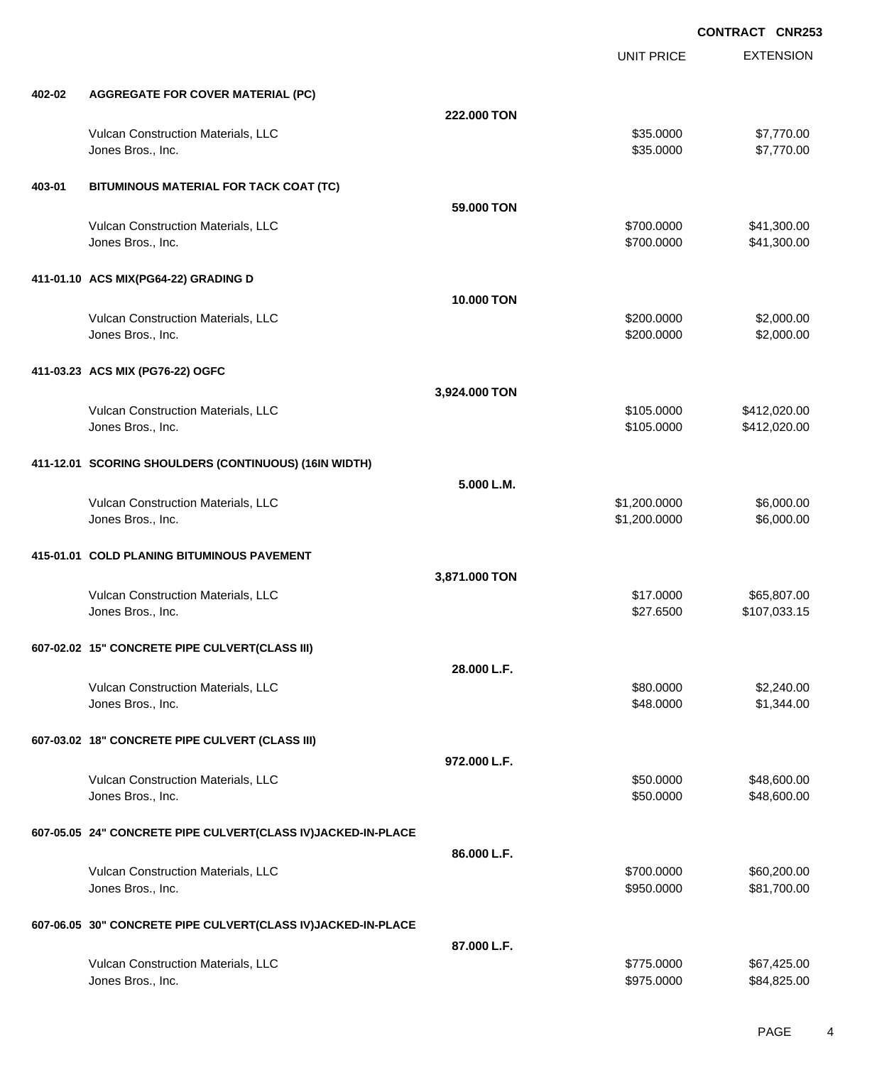**CONTRACT CNR253**

| | | | UNIT PRICE | EXTENSION |
|---|---|---|---|---|
| **402-02** | **AGGREGATE FOR COVER MATERIAL (PC)** | | | |
| | | **222.000 TON** | | |
| | Vulcan Construction Materials, LLC | | $35.0000 | $7,770.00 |
| | Jones Bros., Inc. | | $35.0000 | $7,770.00 |
| **403-01** | **BITUMINOUS MATERIAL FOR TACK COAT (TC)** | | | |
| | | **59.000 TON** | | |
| | Vulcan Construction Materials, LLC | | $700.0000 | $41,300.00 |
| | Jones Bros., Inc. | | $700.0000 | $41,300.00 |
| **411-01.10** | **ACS MIX(PG64-22) GRADING D** | | | |
| | | **10.000 TON** | | |
| | Vulcan Construction Materials, LLC | | $200.0000 | $2,000.00 |
| | Jones Bros., Inc. | | $200.0000 | $2,000.00 |
| **411-03.23** | **ACS MIX (PG76-22) OGFC** | | | |
| | | **3,924.000 TON** | | |
| | Vulcan Construction Materials, LLC | | $105.0000 | $412,020.00 |
| | Jones Bros., Inc. | | $105.0000 | $412,020.00 |
| **411-12.01** | **SCORING SHOULDERS (CONTINUOUS) (16IN WIDTH)** | | | |
| | | **5.000 L.M.** | | |
| | Vulcan Construction Materials, LLC | | $1,200.0000 | $6,000.00 |
| | Jones Bros., Inc. | | $1,200.0000 | $6,000.00 |
| **415-01.01** | **COLD PLANING BITUMINOUS PAVEMENT** | | | |
| | | **3,871.000 TON** | | |
| | Vulcan Construction Materials, LLC | | $17.0000 | $65,807.00 |
| | Jones Bros., Inc. | | $27.6500 | $107,033.15 |
| **607-02.02** | **15" CONCRETE PIPE CULVERT(CLASS III)** | | | |
| | | **28.000 L.F.** | | |
| | Vulcan Construction Materials, LLC | | $80.0000 | $2,240.00 |
| | Jones Bros., Inc. | | $48.0000 | $1,344.00 |
| **607-03.02** | **18" CONCRETE PIPE CULVERT (CLASS III)** | | | |
| | | **972.000 L.F.** | | |
| | Vulcan Construction Materials, LLC | | $50.0000 | $48,600.00 |
| | Jones Bros., Inc. | | $50.0000 | $48,600.00 |
| **607-05.05** | **24" CONCRETE PIPE CULVERT(CLASS IV)JACKED-IN-PLACE** | | | |
| | | **86.000 L.F.** | | |
| | Vulcan Construction Materials, LLC | | $700.0000 | $60,200.00 |
| | Jones Bros., Inc. | | $950.0000 | $81,700.00 |
| **607-06.05** | **30" CONCRETE PIPE CULVERT(CLASS IV)JACKED-IN-PLACE** | | | |
| | | **87.000 L.F.** | | |
| | Vulcan Construction Materials, LLC | | $775.0000 | $67,425.00 |
| | Jones Bros., Inc. | | $975.0000 | $84,825.00 |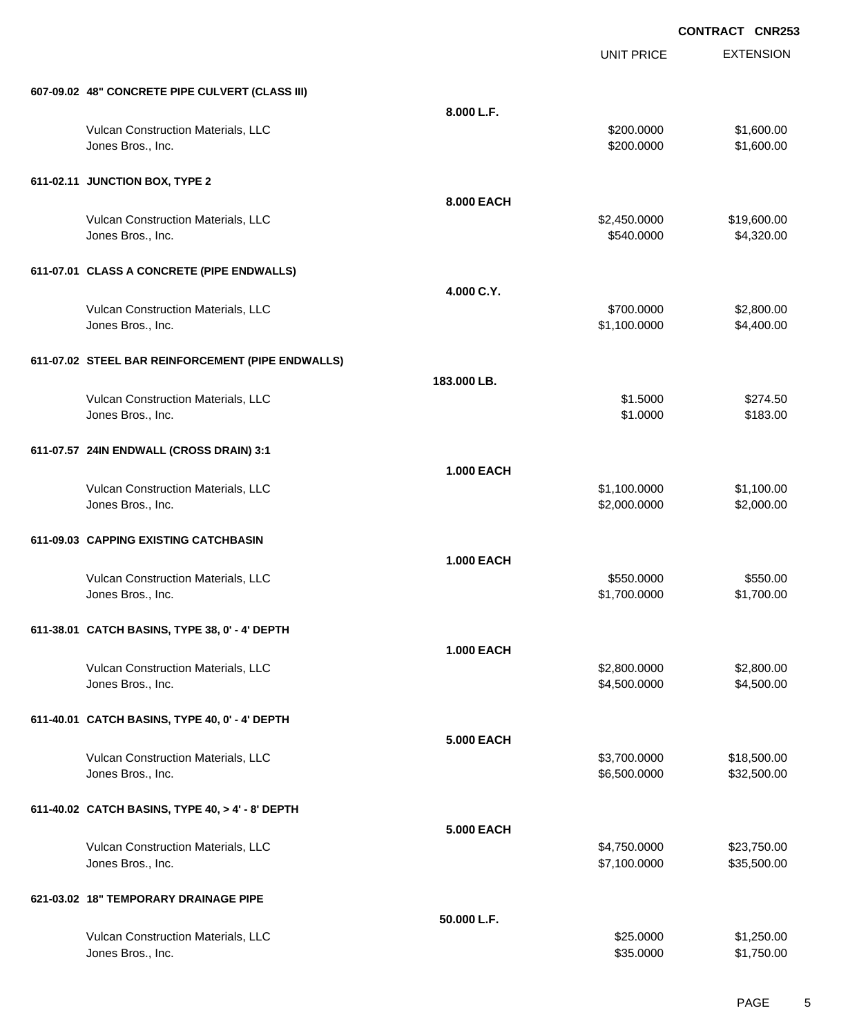**CONTRACT CNR253**

| | | UNIT PRICE | EXTENSION |
|---|---|---|---|
| **607-09.02 48" CONCRETE PIPE CULVERT (CLASS III)** | | | |
| | **8.000 L.F.** | | |
| Vulcan Construction Materials, LLC | | $200.0000 | $1,600.00 |
| Jones Bros., Inc. | | $200.0000 | $1,600.00 |
| **611-02.11 JUNCTION BOX, TYPE 2** | | | |
| | **8.000 EACH** | | |
| Vulcan Construction Materials, LLC | | $2,450.0000 | $19,600.00 |
| Jones Bros., Inc. | | $540.0000 | $4,320.00 |
| **611-07.01 CLASS A CONCRETE (PIPE ENDWALLS)** | | | |
| | **4.000 C.Y.** | | |
| Vulcan Construction Materials, LLC | | $700.0000 | $2,800.00 |
| Jones Bros., Inc. | | $1,100.0000 | $4,400.00 |
| **611-07.02 STEEL BAR REINFORCEMENT (PIPE ENDWALLS)** | | | |
| | **183.000 LB.** | | |
| Vulcan Construction Materials, LLC | | $1.5000 | $274.50 |
| Jones Bros., Inc. | | $1.0000 | $183.00 |
| **611-07.57 24IN ENDWALL (CROSS DRAIN) 3:1** | | | |
| | **1.000 EACH** | | |
| Vulcan Construction Materials, LLC | | $1,100.0000 | $1,100.00 |
| Jones Bros., Inc. | | $2,000.0000 | $2,000.00 |
| **611-09.03 CAPPING EXISTING CATCHBASIN** | | | |
| | **1.000 EACH** | | |
| Vulcan Construction Materials, LLC | | $550.0000 | $550.00 |
| Jones Bros., Inc. | | $1,700.0000 | $1,700.00 |
| **611-38.01 CATCH BASINS, TYPE 38, 0' - 4' DEPTH** | | | |
| | **1.000 EACH** | | |
| Vulcan Construction Materials, LLC | | $2,800.0000 | $2,800.00 |
| Jones Bros., Inc. | | $4,500.0000 | $4,500.00 |
| **611-40.01 CATCH BASINS, TYPE 40, 0' - 4' DEPTH** | | | |
| | **5.000 EACH** | | |
| Vulcan Construction Materials, LLC | | $3,700.0000 | $18,500.00 |
| Jones Bros., Inc. | | $6,500.0000 | $32,500.00 |
| **611-40.02 CATCH BASINS, TYPE 40, > 4' - 8' DEPTH** | | | |
| | **5.000 EACH** | | |
| Vulcan Construction Materials, LLC | | $4,750.0000 | $23,750.00 |
| Jones Bros., Inc. | | $7,100.0000 | $35,500.00 |
| **621-03.02 18" TEMPORARY DRAINAGE PIPE** | | | |
| | **50.000 L.F.** | | |
| Vulcan Construction Materials, LLC | | $25.0000 | $1,250.00 |
| Jones Bros., Inc. | | $35.0000 | $1,750.00 |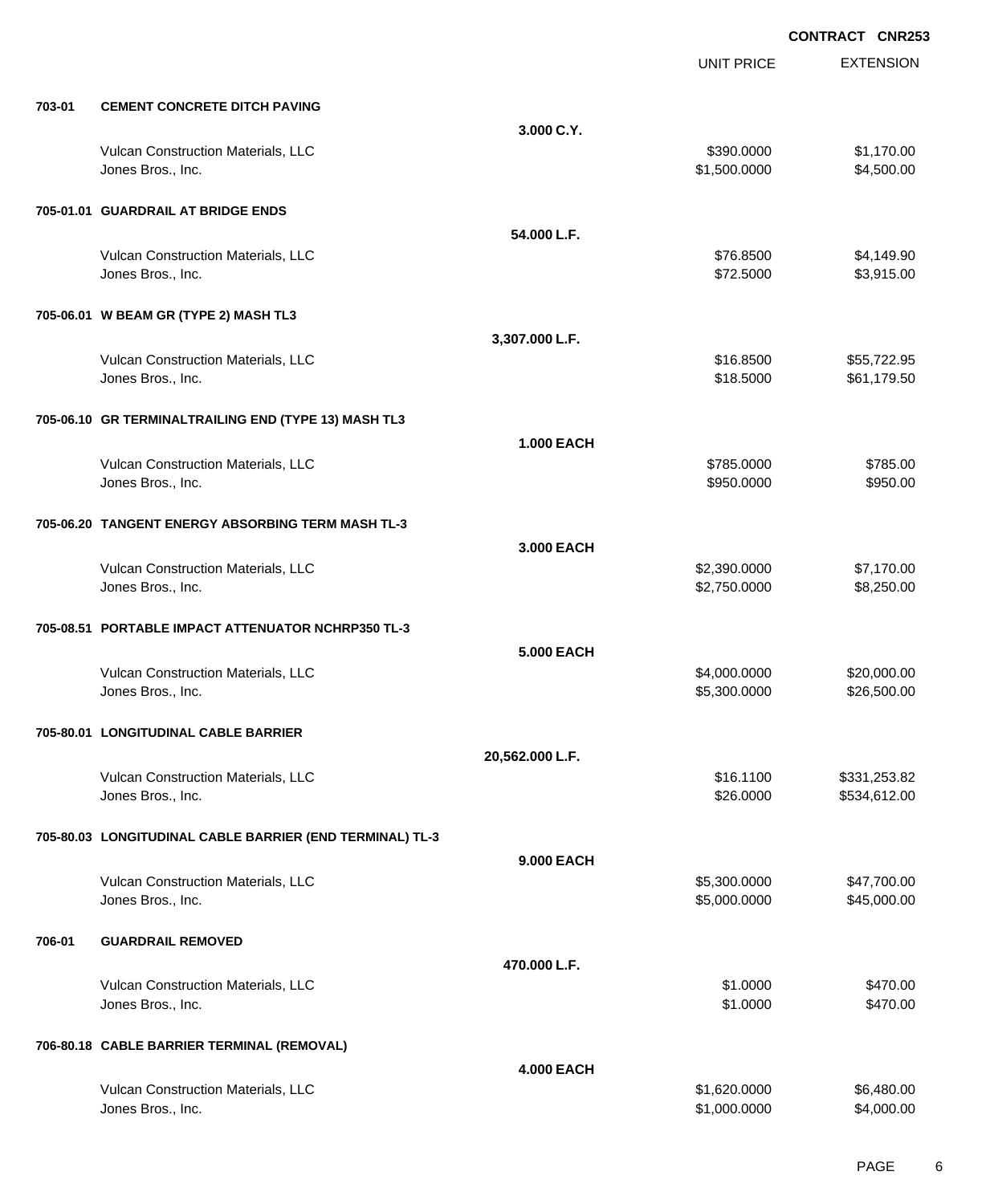**CONTRACT CNR253**

| | | UNIT PRICE | EXTENSION |
|---|---|---|---|
| **703-01** | **CEMENT CONCRETE DITCH PAVING** | | |
| | **3.000 C.Y.** | | |
| | Vulcan Construction Materials, LLC | $390.0000 | $1,170.00 |
| | Jones Bros., Inc. | $1,500.0000 | $4,500.00 |
| **705-01.01** | **GUARDRAIL AT BRIDGE ENDS** | | |
| | **54.000 L.F.** | | |
| | Vulcan Construction Materials, LLC | $76.8500 | $4,149.90 |
| | Jones Bros., Inc. | $72.5000 | $3,915.00 |
| **705-06.01** | **W BEAM GR (TYPE 2) MASH TL3** | | |
| | **3,307.000 L.F.** | | |
| | Vulcan Construction Materials, LLC | $16.8500 | $55,722.95 |
| | Jones Bros., Inc. | $18.5000 | $61,179.50 |
| **705-06.10** | **GR TERMINALTRAILING END (TYPE 13) MASH TL3** | | |
| | **1.000 EACH** | | |
| | Vulcan Construction Materials, LLC | $785.0000 | $785.00 |
| | Jones Bros., Inc. | $950.0000 | $950.00 |
| **705-06.20** | **TANGENT ENERGY ABSORBING TERM MASH TL-3** | | |
| | **3.000 EACH** | | |
| | Vulcan Construction Materials, LLC | $2,390.0000 | $7,170.00 |
| | Jones Bros., Inc. | $2,750.0000 | $8,250.00 |
| **705-08.51** | **PORTABLE IMPACT ATTENUATOR NCHRP350 TL-3** | | |
| | **5.000 EACH** | | |
| | Vulcan Construction Materials, LLC | $4,000.0000 | $20,000.00 |
| | Jones Bros., Inc. | $5,300.0000 | $26,500.00 |
| **705-80.01** | **LONGITUDINAL CABLE BARRIER** | | |
| | **20,562.000 L.F.** | | |
| | Vulcan Construction Materials, LLC | $16.1100 | $331,253.82 |
| | Jones Bros., Inc. | $26.0000 | $534,612.00 |
| **705-80.03** | **LONGITUDINAL CABLE BARRIER (END TERMINAL) TL-3** | | |
| | **9.000 EACH** | | |
| | Vulcan Construction Materials, LLC | $5,300.0000 | $47,700.00 |
| | Jones Bros., Inc. | $5,000.0000 | $45,000.00 |
| **706-01** | **GUARDRAIL REMOVED** | | |
| | **470.000 L.F.** | | |
| | Vulcan Construction Materials, LLC | $1.0000 | $470.00 |
| | Jones Bros., Inc. | $1.0000 | $470.00 |
| **706-80.18** | **CABLE BARRIER TERMINAL (REMOVAL)** | | |
| | **4.000 EACH** | | |
| | Vulcan Construction Materials, LLC | $1,620.0000 | $6,480.00 |
| | Jones Bros., Inc. | $1,000.0000 | $4,000.00 |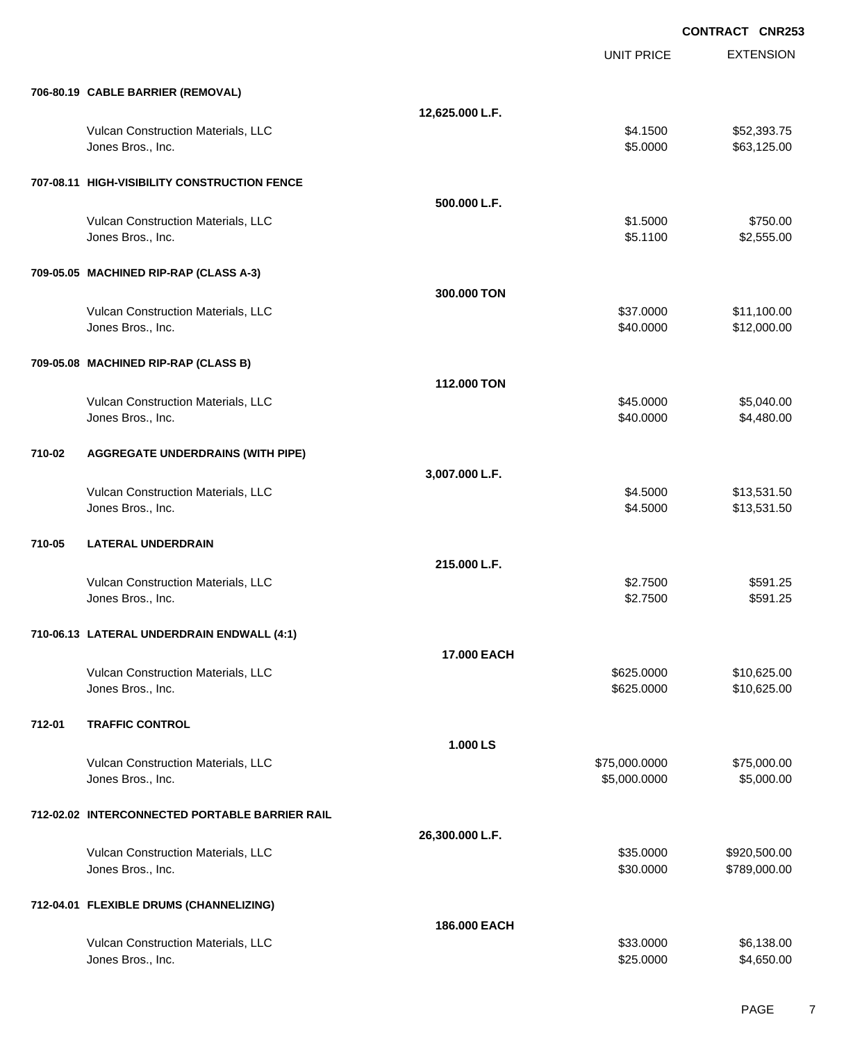**CONTRACT CNR253**

| | | UNIT PRICE | EXTENSION |
|---|---|---|---|
| **706-80.19 CABLE BARRIER (REMOVAL)** | | | |
| | **12,625.000 L.F.** | | |
| Vulcan Construction Materials, LLC | | $4.1500 | $52,393.75 |
| Jones Bros., Inc. | | $5.0000 | $63,125.00 |
| **707-08.11 HIGH-VISIBILITY CONSTRUCTION FENCE** | | | |
| | **500.000 L.F.** | | |
| Vulcan Construction Materials, LLC | | $1.5000 | $750.00 |
| Jones Bros., Inc. | | $5.1100 | $2,555.00 |
| **709-05.05 MACHINED RIP-RAP (CLASS A-3)** | | | |
| | **300.000 TON** | | |
| Vulcan Construction Materials, LLC | | $37.0000 | $11,100.00 |
| Jones Bros., Inc. | | $40.0000 | $12,000.00 |
| **709-05.08 MACHINED RIP-RAP (CLASS B)** | | | |
| | **112.000 TON** | | |
| Vulcan Construction Materials, LLC | | $45.0000 | $5,040.00 |
| Jones Bros., Inc. | | $40.0000 | $4,480.00 |
| **710-02 AGGREGATE UNDERDRAINS (WITH PIPE)** | | | |
| | **3,007.000 L.F.** | | |
| Vulcan Construction Materials, LLC | | $4.5000 | $13,531.50 |
| Jones Bros., Inc. | | $4.5000 | $13,531.50 |
| **710-05 LATERAL UNDERDRAIN** | | | |
| | **215.000 L.F.** | | |
| Vulcan Construction Materials, LLC | | $2.7500 | $591.25 |
| Jones Bros., Inc. | | $2.7500 | $591.25 |
| **710-06.13 LATERAL UNDERDRAIN ENDWALL (4:1)** | | | |
| | **17.000 EACH** | | |
| Vulcan Construction Materials, LLC | | $625.0000 | $10,625.00 |
| Jones Bros., Inc. | | $625.0000 | $10,625.00 |
| **712-01 TRAFFIC CONTROL** | | | |
| | **1.000 LS** | | |
| Vulcan Construction Materials, LLC | | $75,000.0000 | $75,000.00 |
| Jones Bros., Inc. | | $5,000.0000 | $5,000.00 |
| **712-02.02 INTERCONNECTED PORTABLE BARRIER RAIL** | | | |
| | **26,300.000 L.F.** | | |
| Vulcan Construction Materials, LLC | | $35.0000 | $920,500.00 |
| Jones Bros., Inc. | | $30.0000 | $789,000.00 |
| **712-04.01 FLEXIBLE DRUMS (CHANNELIZING)** | | | |
| | **186.000 EACH** | | |
| Vulcan Construction Materials, LLC | | $33.0000 | $6,138.00 |
| Jones Bros., Inc. | | $25.0000 | $4,650.00 |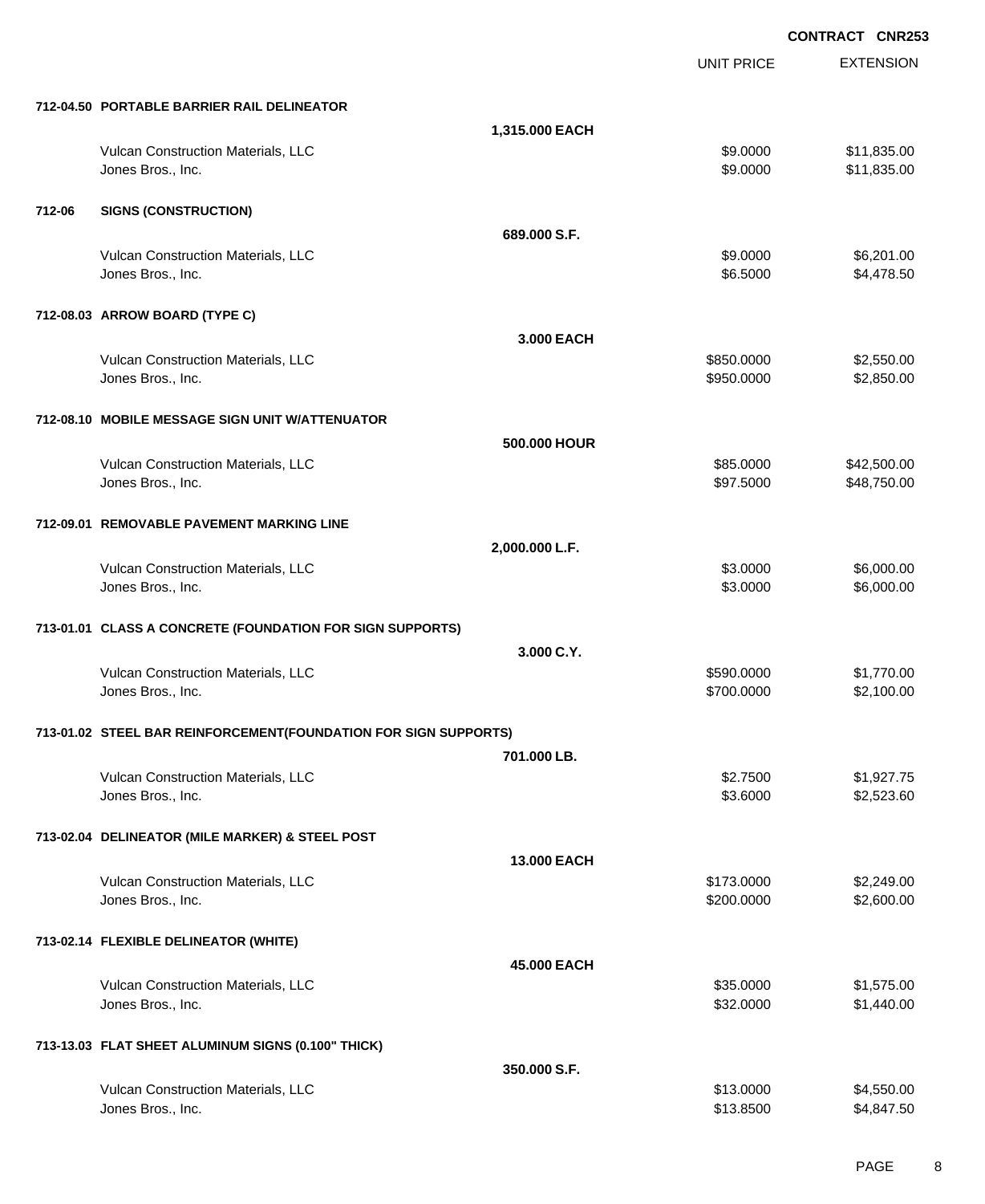**CONTRACT CNR253**

| | | UNIT PRICE | EXTENSION |
|---|---|---|---|
| **712-04.50 PORTABLE BARRIER RAIL DELINEATOR** | | | |
| | **1,315.000 EACH** | | |
| Vulcan Construction Materials, LLC | | $9.0000 | $11,835.00 |
| Jones Bros., Inc. | | $9.0000 | $11,835.00 |
| **712-06 SIGNS (CONSTRUCTION)** | | | |
| | **689.000 S.F.** | | |
| Vulcan Construction Materials, LLC | | $9.0000 | $6,201.00 |
| Jones Bros., Inc. | | $6.5000 | $4,478.50 |
| **712-08.03 ARROW BOARD (TYPE C)** | | | |
| | **3.000 EACH** | | |
| Vulcan Construction Materials, LLC | | $850.0000 | $2,550.00 |
| Jones Bros., Inc. | | $950.0000 | $2,850.00 |
| **712-08.10 MOBILE MESSAGE SIGN UNIT W/ATTENUATOR** | | | |
| | **500.000 HOUR** | | |
| Vulcan Construction Materials, LLC | | $85.0000 | $42,500.00 |
| Jones Bros., Inc. | | $97.5000 | $48,750.00 |
| **712-09.01 REMOVABLE PAVEMENT MARKING LINE** | | | |
| | **2,000.000 L.F.** | | |
| Vulcan Construction Materials, LLC | | $3.0000 | $6,000.00 |
| Jones Bros., Inc. | | $3.0000 | $6,000.00 |
| **713-01.01 CLASS A CONCRETE (FOUNDATION FOR SIGN SUPPORTS)** | | | |
| | **3.000 C.Y.** | | |
| Vulcan Construction Materials, LLC | | $590.0000 | $1,770.00 |
| Jones Bros., Inc. | | $700.0000 | $2,100.00 |
| **713-01.02 STEEL BAR REINFORCEMENT(FOUNDATION FOR SIGN SUPPORTS)** | | | |
| | **701.000 LB.** | | |
| Vulcan Construction Materials, LLC | | $2.7500 | $1,927.75 |
| Jones Bros., Inc. | | $3.6000 | $2,523.60 |
| **713-02.04 DELINEATOR (MILE MARKER) & STEEL POST** | | | |
| | **13.000 EACH** | | |
| Vulcan Construction Materials, LLC | | $173.0000 | $2,249.00 |
| Jones Bros., Inc. | | $200.0000 | $2,600.00 |
| **713-02.14 FLEXIBLE DELINEATOR (WHITE)** | | | |
| | **45.000 EACH** | | |
| Vulcan Construction Materials, LLC | | $35.0000 | $1,575.00 |
| Jones Bros., Inc. | | $32.0000 | $1,440.00 |
| **713-13.03 FLAT SHEET ALUMINUM SIGNS (0.100" THICK)** | | | |
| | **350.000 S.F.** | | |
| Vulcan Construction Materials, LLC | | $13.0000 | $4,550.00 |
| Jones Bros., Inc. | | $13.8500 | $4,847.50 |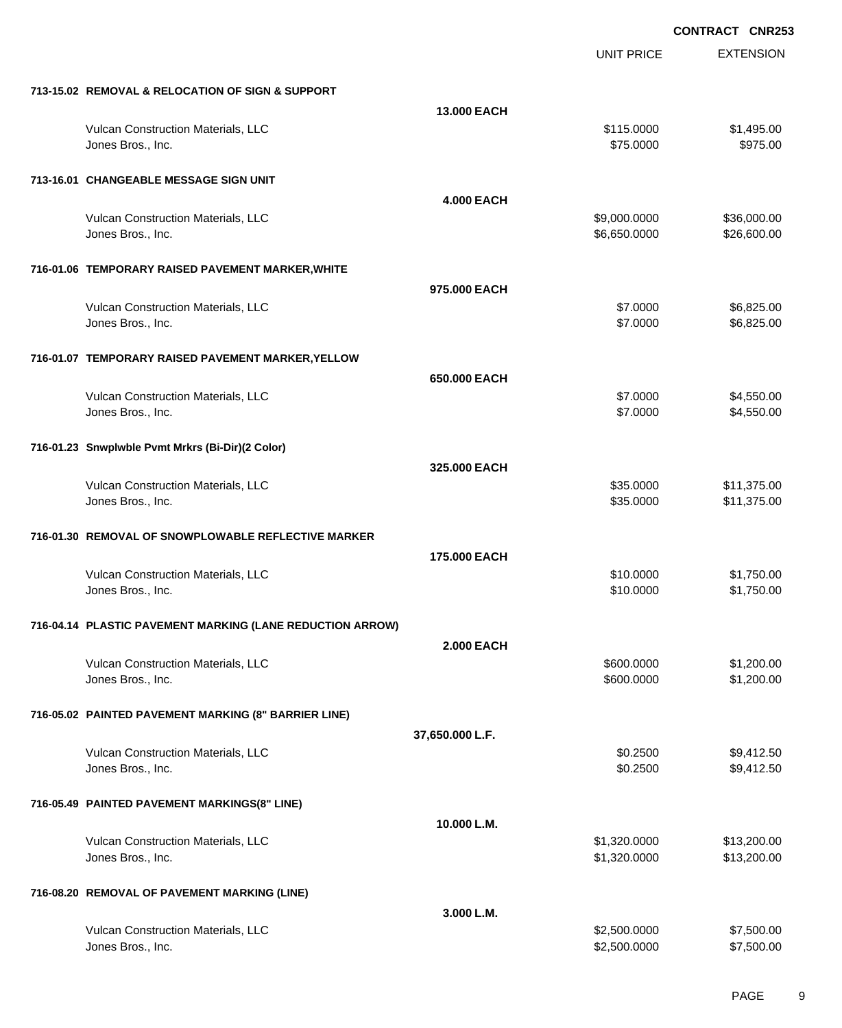**CONTRACT CNR253**

| | | UNIT PRICE | EXTENSION |
|---|---|---|---|
| **713-15.02 REMOVAL & RELOCATION OF SIGN & SUPPORT** | | | |
| | **13.000 EACH** | | |
| Vulcan Construction Materials, LLC | | $115.0000 | $1,495.00 |
| Jones Bros., Inc. | | $75.0000 | $975.00 |
| **713-16.01 CHANGEABLE MESSAGE SIGN UNIT** | | | |
| | **4.000 EACH** | | |
| Vulcan Construction Materials, LLC | | $9,000.0000 | $36,000.00 |
| Jones Bros., Inc. | | $6,650.0000 | $26,600.00 |
| **716-01.06 TEMPORARY RAISED PAVEMENT MARKER,WHITE** | | | |
| | **975.000 EACH** | | |
| Vulcan Construction Materials, LLC | | $7.0000 | $6,825.00 |
| Jones Bros., Inc. | | $7.0000 | $6,825.00 |
| **716-01.07 TEMPORARY RAISED PAVEMENT MARKER,YELLOW** | | | |
| | **650.000 EACH** | | |
| Vulcan Construction Materials, LLC | | $7.0000 | $4,550.00 |
| Jones Bros., Inc. | | $7.0000 | $4,550.00 |
| **716-01.23 Snwplwble Pvmt Mrkrs (Bi-Dir)(2 Color)** | | | |
| | **325.000 EACH** | | |
| Vulcan Construction Materials, LLC | | $35.0000 | $11,375.00 |
| Jones Bros., Inc. | | $35.0000 | $11,375.00 |
| **716-01.30 REMOVAL OF SNOWPLOWABLE REFLECTIVE MARKER** | | | |
| | **175.000 EACH** | | |
| Vulcan Construction Materials, LLC | | $10.0000 | $1,750.00 |
| Jones Bros., Inc. | | $10.0000 | $1,750.00 |
| **716-04.14 PLASTIC PAVEMENT MARKING (LANE REDUCTION ARROW)** | | | |
| | **2.000 EACH** | | |
| Vulcan Construction Materials, LLC | | $600.0000 | $1,200.00 |
| Jones Bros., Inc. | | $600.0000 | $1,200.00 |
| **716-05.02 PAINTED PAVEMENT MARKING (8" BARRIER LINE)** | | | |
| | **37,650.000 L.F.** | | |
| Vulcan Construction Materials, LLC | | $0.2500 | $9,412.50 |
| Jones Bros., Inc. | | $0.2500 | $9,412.50 |
| **716-05.49 PAINTED PAVEMENT MARKINGS(8" LINE)** | | | |
| | **10.000 L.M.** | | |
| Vulcan Construction Materials, LLC | | $1,320.0000 | $13,200.00 |
| Jones Bros., Inc. | | $1,320.0000 | $13,200.00 |
| **716-08.20 REMOVAL OF PAVEMENT MARKING (LINE)** | | | |
| | **3.000 L.M.** | | |
| Vulcan Construction Materials, LLC | | $2,500.0000 | $7,500.00 |
| Jones Bros., Inc. | | $2,500.0000 | $7,500.00 |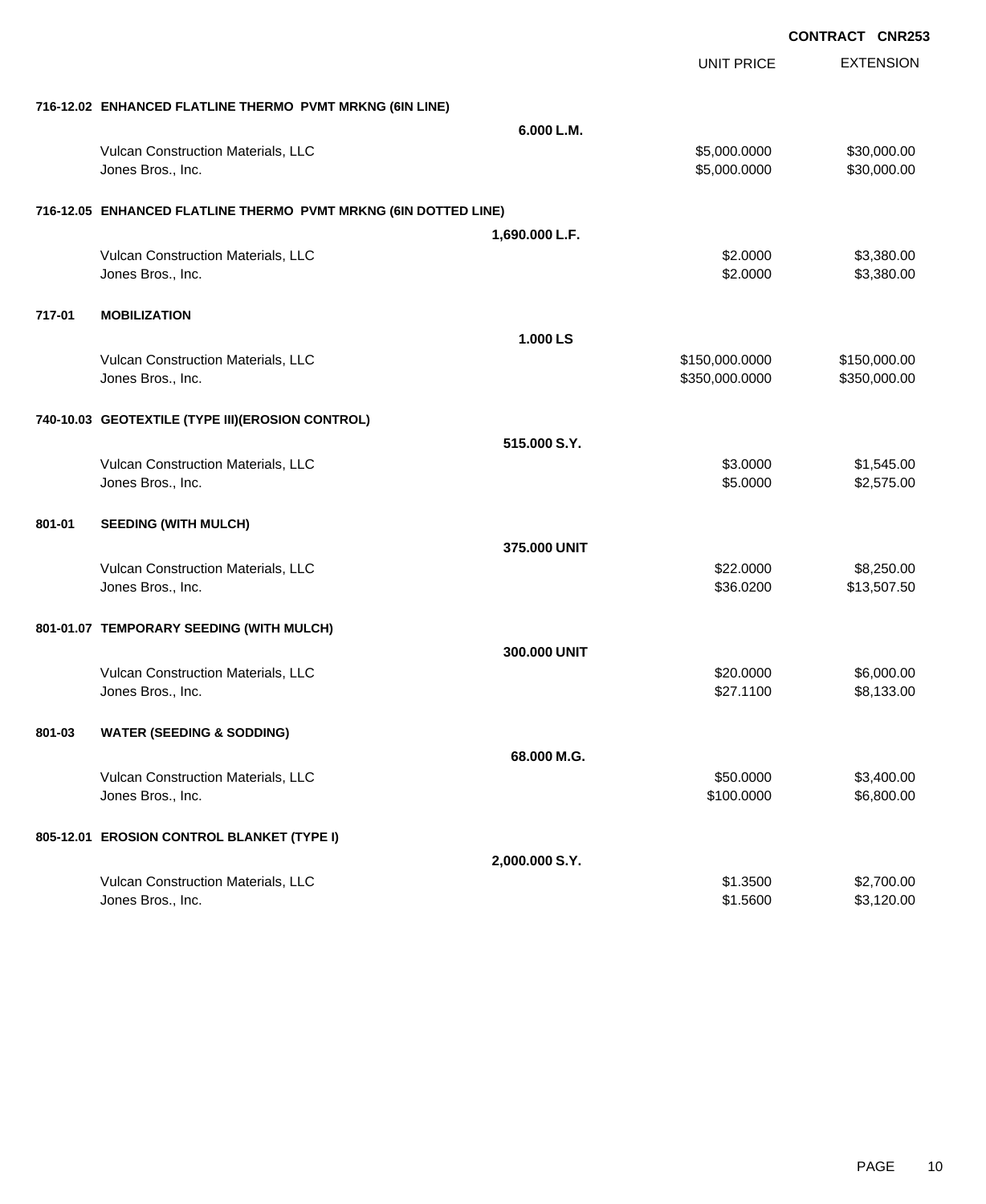CONTRACT CNR253

| | | | UNIT PRICE | EXTENSION |
|---|---|---|---|---|
| **716-12.02** | **ENHANCED FLATLINE THERMO PVMT MRKNG (6IN LINE)** | | | |
| | | **6.000 L.M.** | | |
| | Vulcan Construction Materials, LLC | | $5,000.0000 | $30,000.00 |
| | Jones Bros., Inc. | | $5,000.0000 | $30,000.00 |
| **716-12.05** | **ENHANCED FLATLINE THERMO PVMT MRKNG (6IN DOTTED LINE)** | | | |
| | | **1,690.000 L.F.** | | |
| | Vulcan Construction Materials, LLC | | $2.0000 | $3,380.00 |
| | Jones Bros., Inc. | | $2.0000 | $3,380.00 |
| **717-01** | **MOBILIZATION** | | | |
| | | **1.000 LS** | | |
| | Vulcan Construction Materials, LLC | | $150,000.0000 | $150,000.00 |
| | Jones Bros., Inc. | | $350,000.0000 | $350,000.00 |
| **740-10.03** | **GEOTEXTILE (TYPE III)(EROSION CONTROL)** | | | |
| | | **515.000 S.Y.** | | |
| | Vulcan Construction Materials, LLC | | $3.0000 | $1,545.00 |
| | Jones Bros., Inc. | | $5.0000 | $2,575.00 |
| **801-01** | **SEEDING (WITH MULCH)** | | | |
| | | **375.000 UNIT** | | |
| | Vulcan Construction Materials, LLC | | $22.0000 | $8,250.00 |
| | Jones Bros., Inc. | | $36.0200 | $13,507.50 |
| **801-01.07** | **TEMPORARY SEEDING (WITH MULCH)** | | | |
| | | **300.000 UNIT** | | |
| | Vulcan Construction Materials, LLC | | $20.0000 | $6,000.00 |
| | Jones Bros., Inc. | | $27.1100 | $8,133.00 |
| **801-03** | **WATER (SEEDING & SODDING)** | | | |
| | | **68.000 M.G.** | | |
| | Vulcan Construction Materials, LLC | | $50.0000 | $3,400.00 |
| | Jones Bros., Inc. | | $100.0000 | $6,800.00 |
| **805-12.01** | **EROSION CONTROL BLANKET (TYPE I)** | | | |
| | | **2,000.000 S.Y.** | | |
| | Vulcan Construction Materials, LLC | | $1.3500 | $2,700.00 |
| | Jones Bros., Inc. | | $1.5600 | $3,120.00 |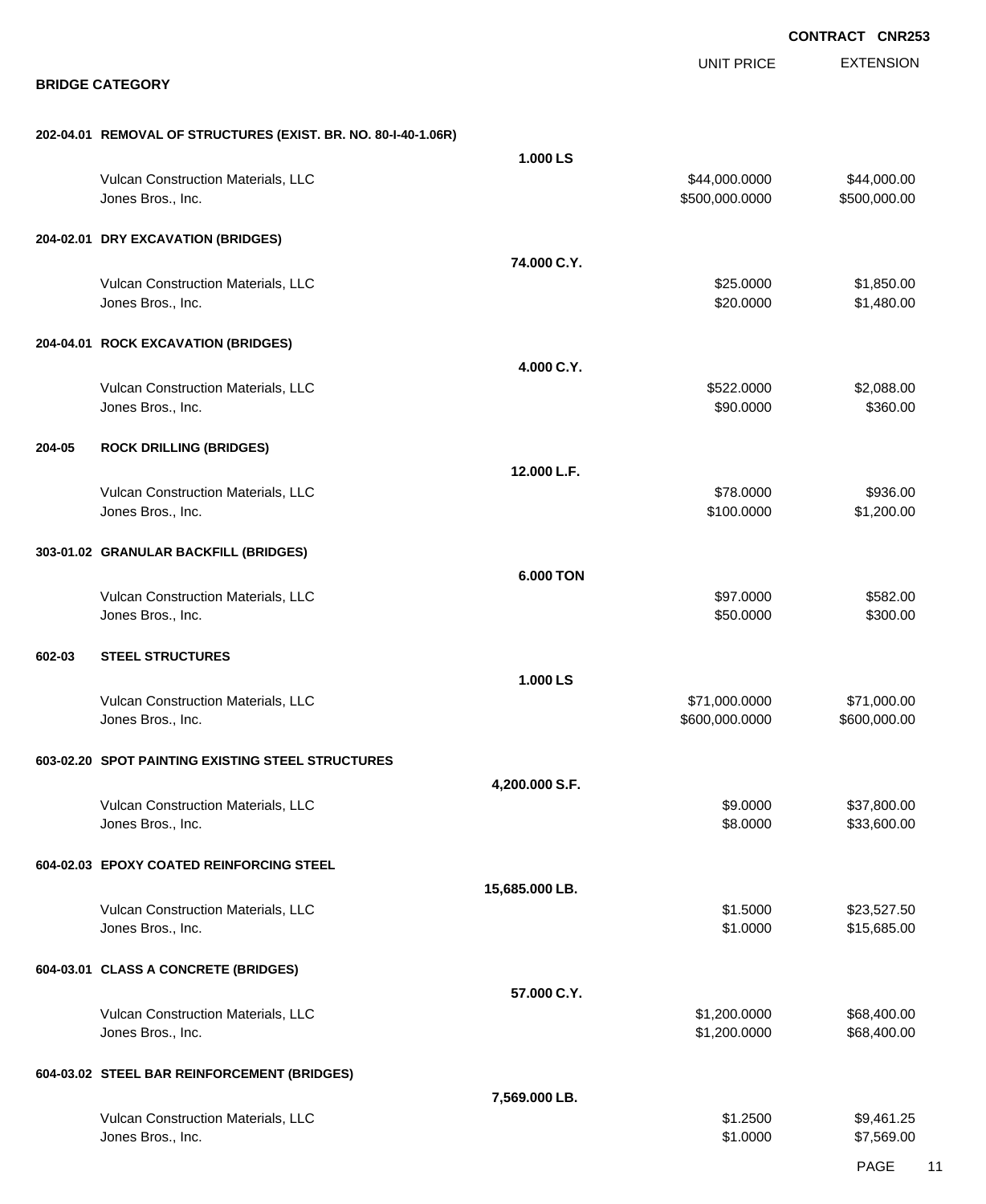**CONTRACT CNR253**

## BRIDGE CATEGORY

| | | | UNIT PRICE | EXTENSION |
|---|---|---|---|---|
| **202-04.01** | **REMOVAL OF STRUCTURES (EXIST. BR. NO. 80-I-40-1.06R)** | **1.000 LS** | | |
| | Vulcan Construction Materials, LLC | | $44,000.0000 | $44,000.00 |
| | Jones Bros., Inc. | | $500,000.0000 | $500,000.00 |
| **204-02.01** | **DRY EXCAVATION (BRIDGES)** | **74.000 C.Y.** | | |
| | Vulcan Construction Materials, LLC | | $25.0000 | $1,850.00 |
| | Jones Bros., Inc. | | $20.0000 | $1,480.00 |
| **204-04.01** | **ROCK EXCAVATION (BRIDGES)** | **4.000 C.Y.** | | |
| | Vulcan Construction Materials, LLC | | $522.0000 | $2,088.00 |
| | Jones Bros., Inc. | | $90.0000 | $360.00 |
| **204-05** | **ROCK DRILLING (BRIDGES)** | **12.000 L.F.** | | |
| | Vulcan Construction Materials, LLC | | $78.0000 | $936.00 |
| | Jones Bros., Inc. | | $100.0000 | $1,200.00 |
| **303-01.02** | **GRANULAR BACKFILL (BRIDGES)** | **6.000 TON** | | |
| | Vulcan Construction Materials, LLC | | $97.0000 | $582.00 |
| | Jones Bros., Inc. | | $50.0000 | $300.00 |
| **602-03** | **STEEL STRUCTURES** | **1.000 LS** | | |
| | Vulcan Construction Materials, LLC | | $71,000.0000 | $71,000.00 |
| | Jones Bros., Inc. | | $600,000.0000 | $600,000.00 |
| **603-02.20** | **SPOT PAINTING EXISTING STEEL STRUCTURES** | **4,200.000 S.F.** | | |
| | Vulcan Construction Materials, LLC | | $9.0000 | $37,800.00 |
| | Jones Bros., Inc. | | $8.0000 | $33,600.00 |
| **604-02.03** | **EPOXY COATED REINFORCING STEEL** | **15,685.000 LB.** | | |
| | Vulcan Construction Materials, LLC | | $1.5000 | $23,527.50 |
| | Jones Bros., Inc. | | $1.0000 | $15,685.00 |
| **604-03.01** | **CLASS A CONCRETE (BRIDGES)** | **57.000 C.Y.** | | |
| | Vulcan Construction Materials, LLC | | $1,200.0000 | $68,400.00 |
| | Jones Bros., Inc. | | $1,200.0000 | $68,400.00 |
| **604-03.02** | **STEEL BAR REINFORCEMENT (BRIDGES)** | **7,569.000 LB.** | | |
| | Vulcan Construction Materials, LLC | | $1.2500 | $9,461.25 |
| | Jones Bros., Inc. | | $1.0000 | $7,569.00 |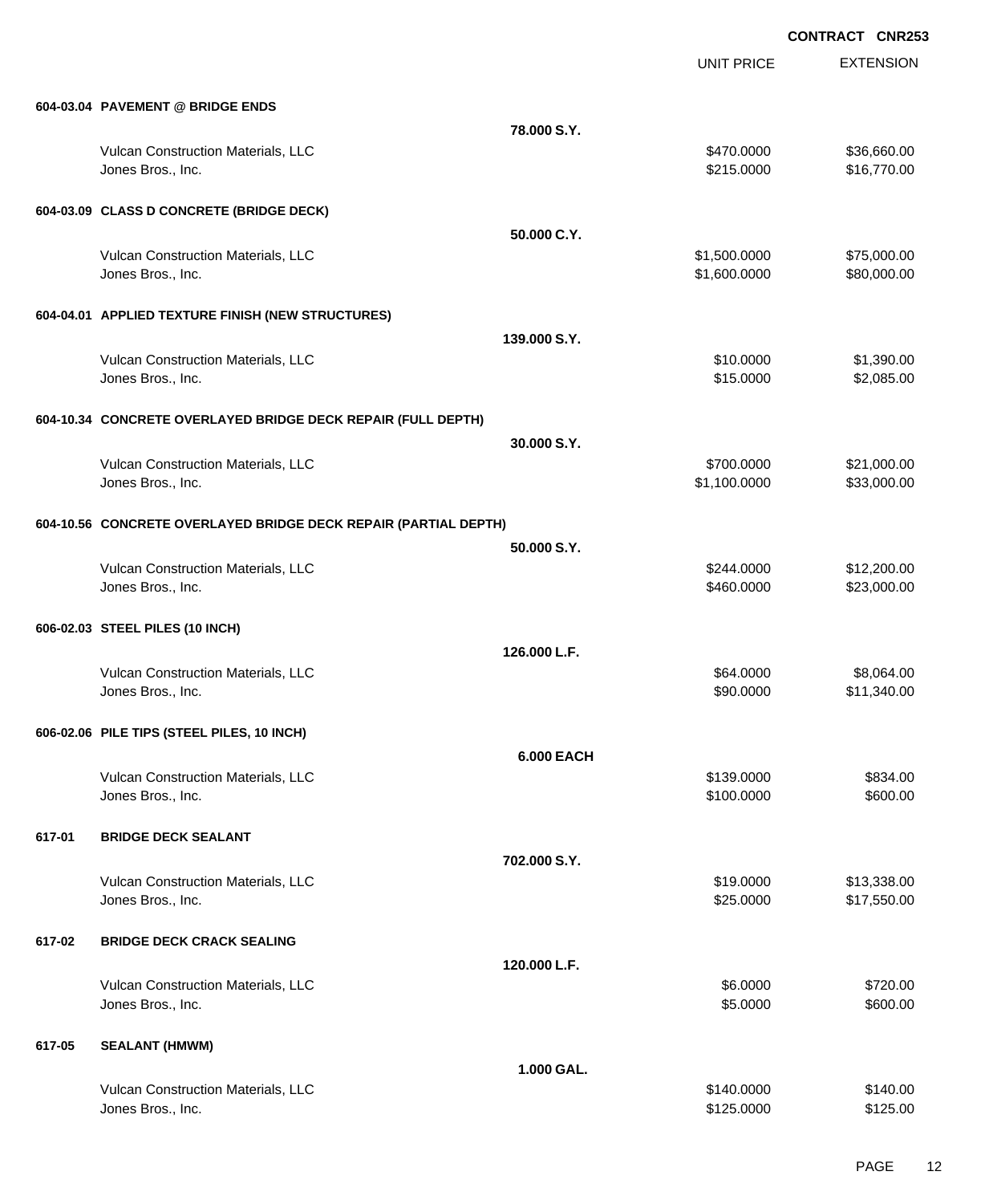**CONTRACT CNR253**

| | | UNIT PRICE | EXTENSION |
|---|---|---|---|
| **604-03.04 PAVEMENT @ BRIDGE ENDS** | | | |
| | **78.000 S.Y.** | | |
| Vulcan Construction Materials, LLC | | $470.0000 | $36,660.00 |
| Jones Bros., Inc. | | $215.0000 | $16,770.00 |
| **604-03.09 CLASS D CONCRETE (BRIDGE DECK)** | | | |
| | **50.000 C.Y.** | | |
| Vulcan Construction Materials, LLC | | $1,500.0000 | $75,000.00 |
| Jones Bros., Inc. | | $1,600.0000 | $80,000.00 |
| **604-04.01 APPLIED TEXTURE FINISH (NEW STRUCTURES)** | | | |
| | **139.000 S.Y.** | | |
| Vulcan Construction Materials, LLC | | $10.0000 | $1,390.00 |
| Jones Bros., Inc. | | $15.0000 | $2,085.00 |
| **604-10.34 CONCRETE OVERLAYED BRIDGE DECK REPAIR (FULL DEPTH)** | | | |
| | **30.000 S.Y.** | | |
| Vulcan Construction Materials, LLC | | $700.0000 | $21,000.00 |
| Jones Bros., Inc. | | $1,100.0000 | $33,000.00 |
| **604-10.56 CONCRETE OVERLAYED BRIDGE DECK REPAIR (PARTIAL DEPTH)** | | | |
| | **50.000 S.Y.** | | |
| Vulcan Construction Materials, LLC | | $244.0000 | $12,200.00 |
| Jones Bros., Inc. | | $460.0000 | $23,000.00 |
| **606-02.03 STEEL PILES (10 INCH)** | | | |
| | **126.000 L.F.** | | |
| Vulcan Construction Materials, LLC | | $64.0000 | $8,064.00 |
| Jones Bros., Inc. | | $90.0000 | $11,340.00 |
| **606-02.06 PILE TIPS (STEEL PILES, 10 INCH)** | | | |
| | **6.000 EACH** | | |
| Vulcan Construction Materials, LLC | | $139.0000 | $834.00 |
| Jones Bros., Inc. | | $100.0000 | $600.00 |
| **617-01 BRIDGE DECK SEALANT** | | | |
| | **702.000 S.Y.** | | |
| Vulcan Construction Materials, LLC | | $19.0000 | $13,338.00 |
| Jones Bros., Inc. | | $25.0000 | $17,550.00 |
| **617-02 BRIDGE DECK CRACK SEALING** | | | |
| | **120.000 L.F.** | | |
| Vulcan Construction Materials, LLC | | $6.0000 | $720.00 |
| Jones Bros., Inc. | | $5.0000 | $600.00 |
| **617-05 SEALANT (HMWM)** | | | |
| | **1.000 GAL.** | | |
| Vulcan Construction Materials, LLC | | $140.0000 | $140.00 |
| Jones Bros., Inc. | | $125.0000 | $125.00 |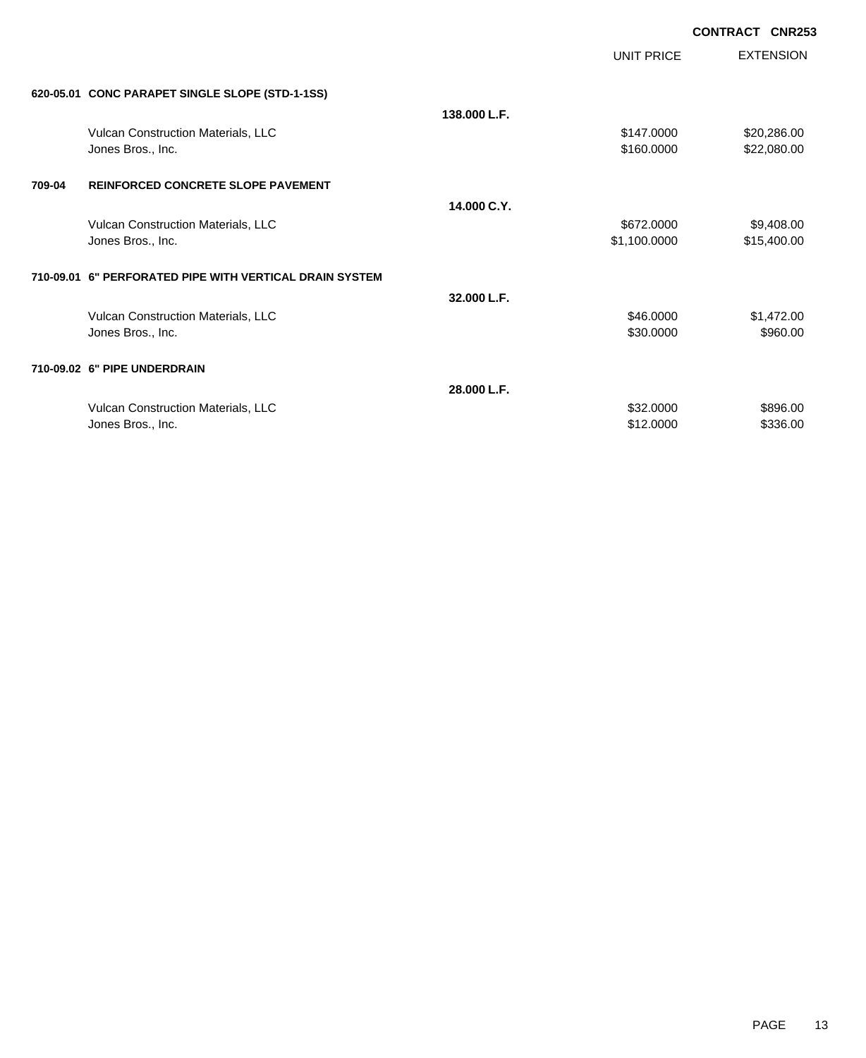**CONTRACT CNR253**

| | | | UNIT PRICE | EXTENSION |
|---|---|---|---|---|
| **620-05.01** | **CONC PARAPET SINGLE SLOPE (STD-1-1SS)** | | | |
| | | **138.000 L.F.** | | |
| | Vulcan Construction Materials, LLC | | $147.0000 | $20,286.00 |
| | Jones Bros., Inc. | | $160.0000 | $22,080.00 |
| **709-04** | **REINFORCED CONCRETE SLOPE PAVEMENT** | | | |
| | | **14.000 C.Y.** | | |
| | Vulcan Construction Materials, LLC | | $672.0000 | $9,408.00 |
| | Jones Bros., Inc. | | $1,100.0000 | $15,400.00 |
| **710-09.01** | **6" PERFORATED PIPE WITH VERTICAL DRAIN SYSTEM** | | | |
| | | **32.000 L.F.** | | |
| | Vulcan Construction Materials, LLC | | $46.0000 | $1,472.00 |
| | Jones Bros., Inc. | | $30.0000 | $960.00 |
| **710-09.02** | **6" PIPE UNDERDRAIN** | | | |
| | | **28.000 L.F.** | | |
| | Vulcan Construction Materials, LLC | | $32.0000 | $896.00 |
| | Jones Bros., Inc. | | $12.0000 | $336.00 |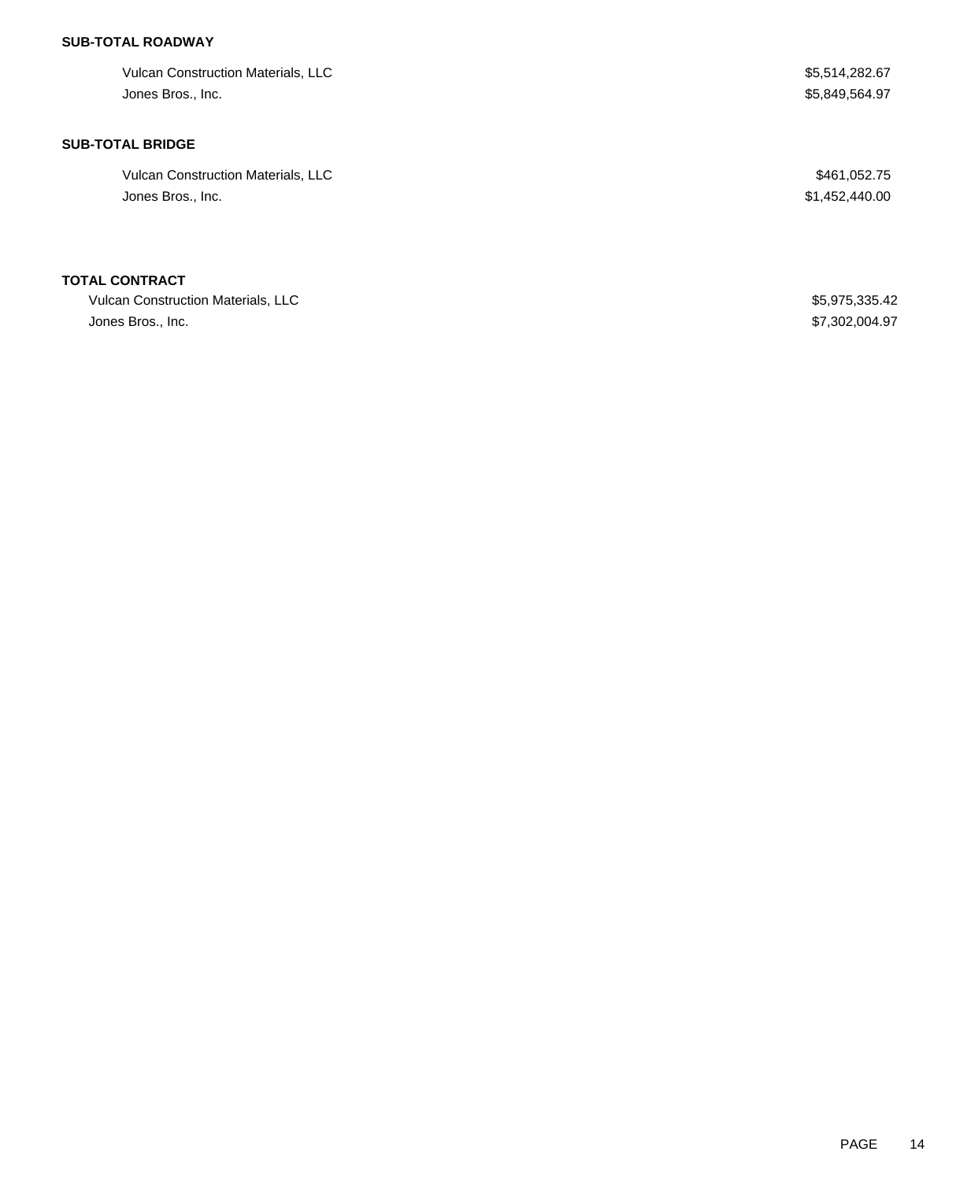**SUB-TOTAL ROADWAY**

| | |
|---|---|
| Vulcan Construction Materials, LLC | $5,514,282.67 |
| Jones Bros., Inc. | $5,849,564.97 |

**SUB-TOTAL BRIDGE**

| | |
|---|---|
| Vulcan Construction Materials, LLC | $461,052.75 |
| Jones Bros., Inc. | $1,452,440.00 |

**TOTAL CONTRACT**

| | |
|---|---|
| Vulcan Construction Materials, LLC | $5,975,335.42 |
| Jones Bros., Inc. | $7,302,004.97 |